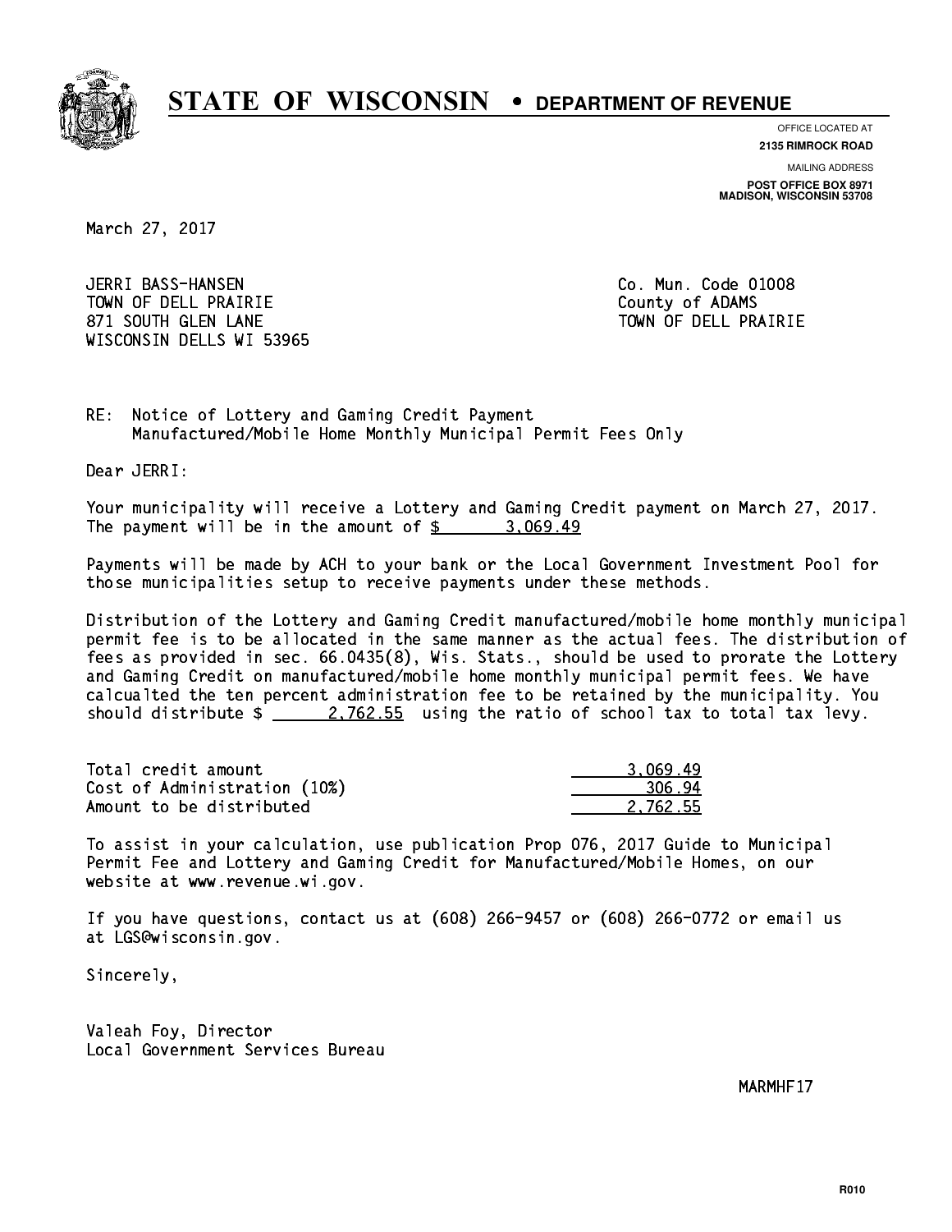# STATE OF WISCONSIN • DEPARTMENT OF REVENUE

OFFICE LOCATED AT
**2135 RIMROCK ROAD**

MAILING ADDRESS
**POST OFFICE BOX 8971**
**MADISON, WISCONSIN 53708**

March 27, 2017

JERRI BASS-HANSEN
TOWN OF DELL PRAIRIE
871 SOUTH GLEN LANE
WISCONSIN DELLS WI 53965

Co. Mun. Code 01008
County of ADAMS
TOWN OF DELL PRAIRIE

RE: Notice of Lottery and Gaming Credit Payment
Manufactured/Mobile Home Monthly Municipal Permit Fees Only

Dear JERRI:

Your municipality will receive a Lottery and Gaming Credit payment on March 27, 2017. The payment will be in the amount of $ 3,069.49

Payments will be made by ACH to your bank or the Local Government Investment Pool for those municipalities setup to receive payments under these methods.

Distribution of the Lottery and Gaming Credit manufactured/mobile home monthly municipal permit fee is to be allocated in the same manner as the actual fees. The distribution of fees as provided in sec. 66.0435(8), Wis. Stats., should be used to prorate the Lottery and Gaming Credit on manufactured/mobile home monthly municipal permit fees. We have calcualted the ten percent administration fee to be retained by the municipality. You should distribute $ 2,762.55 using the ratio of school tax to total tax levy.

| | |
|---|---|
| Total credit amount | 3,069.49 |
| Cost of Administration (10%) | 306.94 |
| Amount to be distributed | 2,762.55 |

To assist in your calculation, use publication Prop 076, 2017 Guide to Municipal Permit Fee and Lottery and Gaming Credit for Manufactured/Mobile Homes, on our website at www.revenue.wi.gov.

If you have questions, contact us at (608) 266-9457 or (608) 266-0772 or email us at LGS@wisconsin.gov.

Sincerely,

Valeah Foy, Director
Local Government Services Bureau

MARMHF17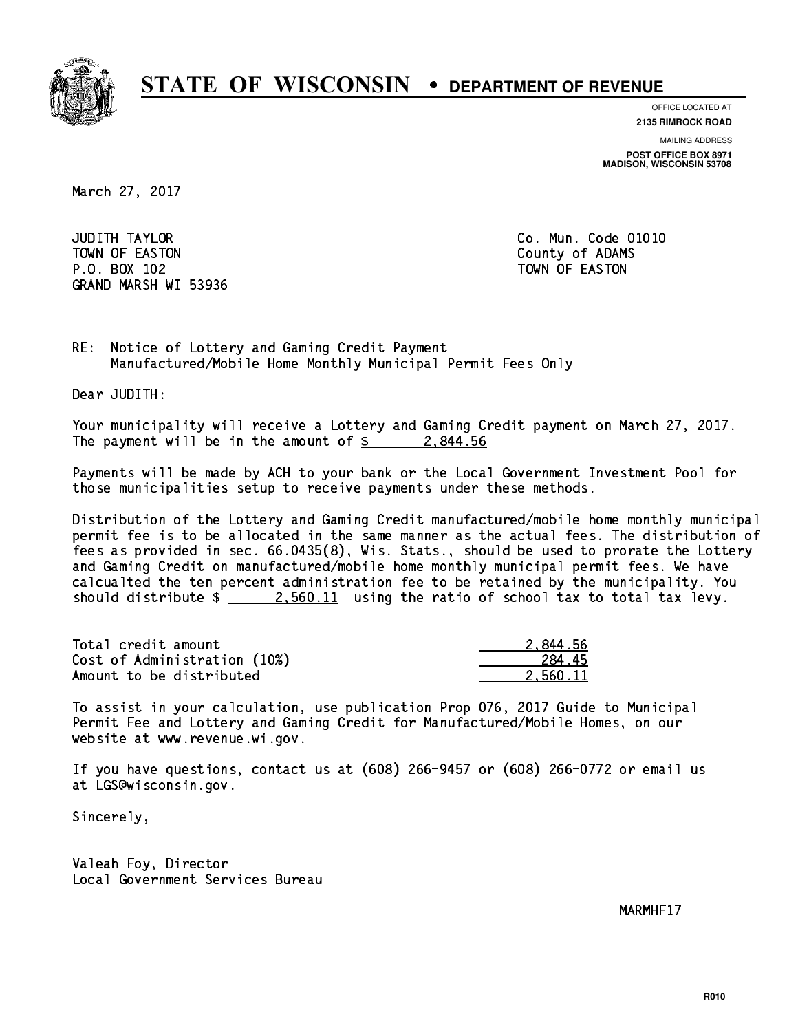# STATE OF WISCONSIN • DEPARTMENT OF REVENUE

OFFICE LOCATED AT
**2135 RIMROCK ROAD**

MAILING ADDRESS
**POST OFFICE BOX 8971**
**MADISON, WISCONSIN 53708**

March 27, 2017

JUDITH TAYLOR
TOWN OF EASTON
P.O. BOX 102
GRAND MARSH WI 53936

Co. Mun. Code 01010
County of ADAMS
TOWN OF EASTON

RE: Notice of Lottery and Gaming Credit Payment
Manufactured/Mobile Home Monthly Municipal Permit Fees Only

Dear JUDITH:

Your municipality will receive a Lottery and Gaming Credit payment on March 27, 2017. The payment will be in the amount of $ 2,844.56

Payments will be made by ACH to your bank or the Local Government Investment Pool for those municipalities setup to receive payments under these methods.

Distribution of the Lottery and Gaming Credit manufactured/mobile home monthly municipal permit fee is to be allocated in the same manner as the actual fees. The distribution of fees as provided in sec. 66.0435(8), Wis. Stats., should be used to prorate the Lottery and Gaming Credit on manufactured/mobile home monthly municipal permit fees. We have calcualted the ten percent administration fee to be retained by the municipality. You should distribute $ 2,560.11 using the ratio of school tax to total tax levy.

| | |
|---|---|
| Total credit amount | 2,844.56 |
| Cost of Administration (10%) | 284.45 |
| Amount to be distributed | 2,560.11 |

To assist in your calculation, use publication Prop 076, 2017 Guide to Municipal Permit Fee and Lottery and Gaming Credit for Manufactured/Mobile Homes, on our website at www.revenue.wi.gov.

If you have questions, contact us at (608) 266-9457 or (608) 266-0772 or email us at LGS@wisconsin.gov.

Sincerely,

Valeah Foy, Director
Local Government Services Bureau

MARMHF17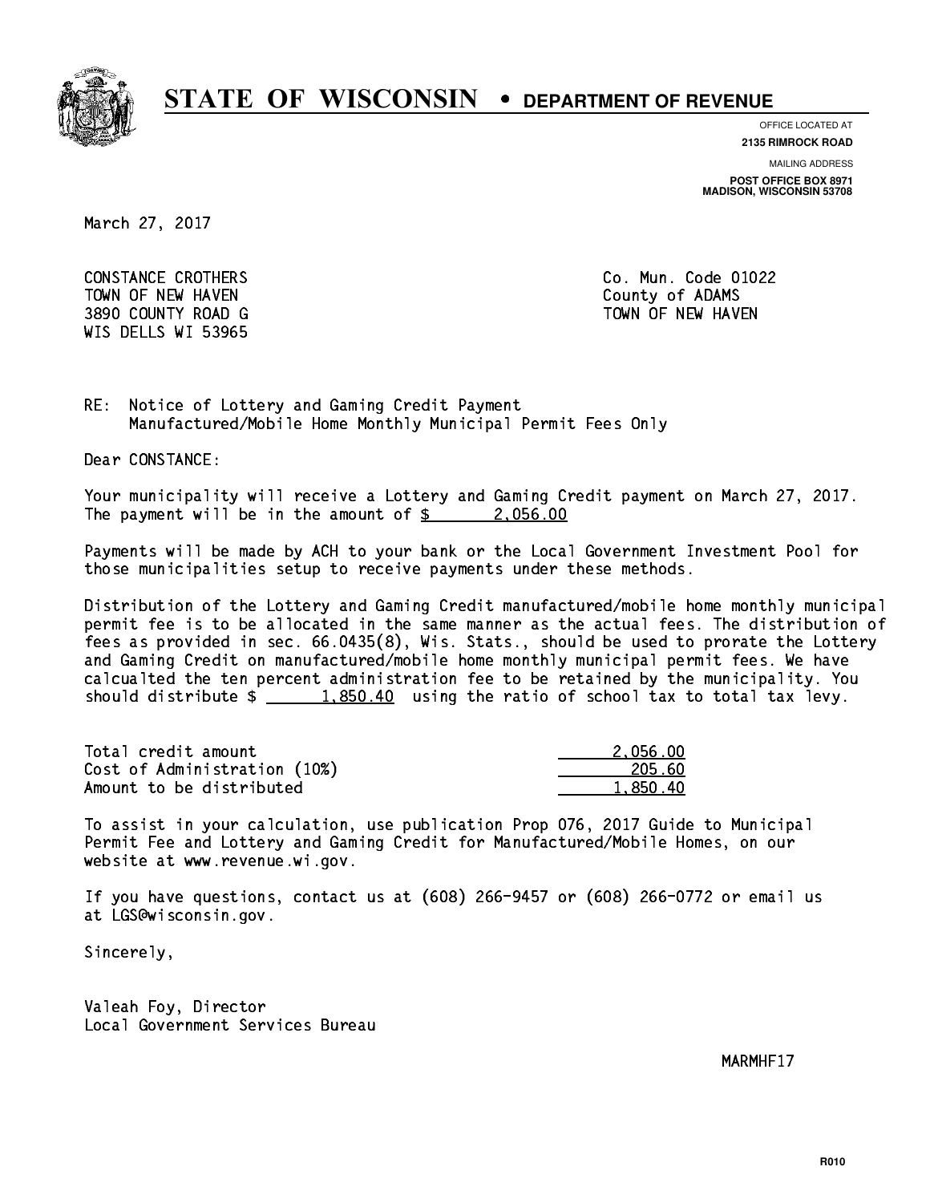# STATE OF WISCONSIN • DEPARTMENT OF REVENUE

OFFICE LOCATED AT
**2135 RIMROCK ROAD**

MAILING ADDRESS
**POST OFFICE BOX 8971**
**MADISON, WISCONSIN 53708**

March 27, 2017

CONSTANCE CROTHERS
TOWN OF NEW HAVEN
3890 COUNTY ROAD G
WIS DELLS WI 53965

Co. Mun. Code 01022
County of ADAMS
TOWN OF NEW HAVEN

RE: Notice of Lottery and Gaming Credit Payment
Manufactured/Mobile Home Monthly Municipal Permit Fees Only

Dear CONSTANCE:

Your municipality will receive a Lottery and Gaming Credit payment on March 27, 2017. The payment will be in the amount of $ 2,056.00

Payments will be made by ACH to your bank or the Local Government Investment Pool for those municipalities setup to receive payments under these methods.

Distribution of the Lottery and Gaming Credit manufactured/mobile home monthly municipal permit fee is to be allocated in the same manner as the actual fees. The distribution of fees as provided in sec. 66.0435(8), Wis. Stats., should be used to prorate the Lottery and Gaming Credit on manufactured/mobile home monthly municipal permit fees. We have calcualted the ten percent administration fee to be retained by the municipality. You should distribute $ 1,850.40 using the ratio of school tax to total tax levy.

| | |
|---|---|
| Total credit amount | 2,056.00 |
| Cost of Administration (10%) | 205.60 |
| Amount to be distributed | 1,850.40 |

To assist in your calculation, use publication Prop 076, 2017 Guide to Municipal Permit Fee and Lottery and Gaming Credit for Manufactured/Mobile Homes, on our website at www.revenue.wi.gov.

If you have questions, contact us at (608) 266-9457 or (608) 266-0772 or email us at LGS@wisconsin.gov.

Sincerely,

Valeah Foy, Director
Local Government Services Bureau

MARMHF17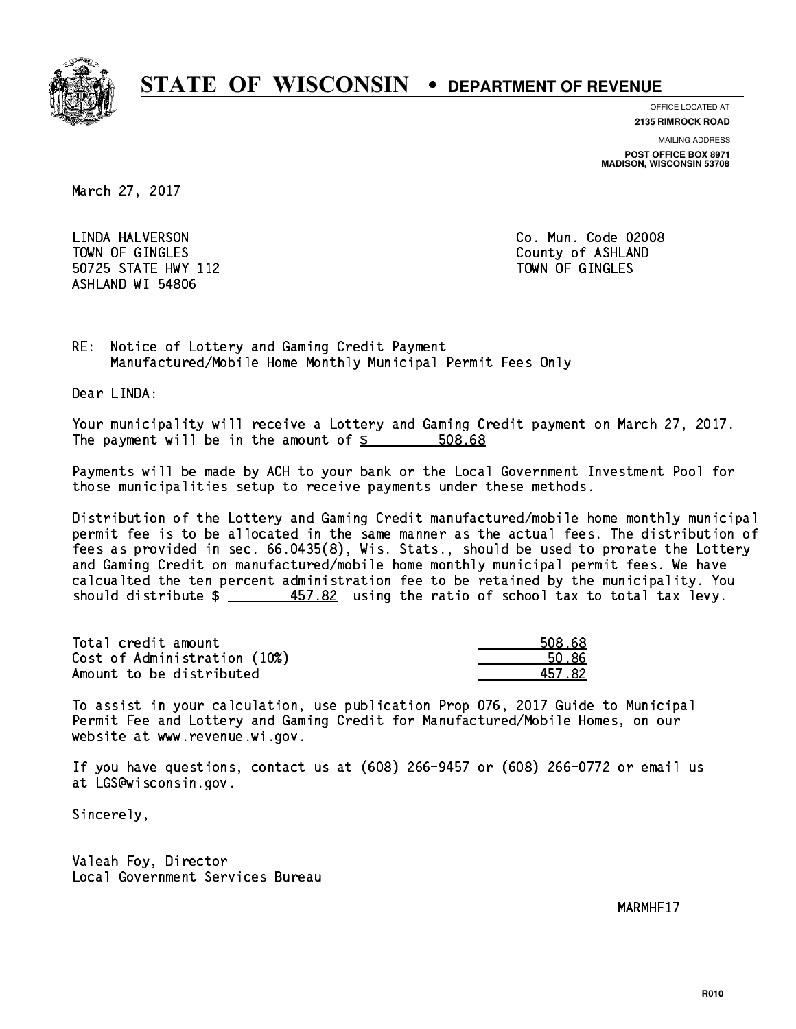# STATE OF WISCONSIN • DEPARTMENT OF REVENUE

OFFICE LOCATED AT
**2135 RIMROCK ROAD**

MAILING ADDRESS
**POST OFFICE BOX 8971**
**MADISON, WISCONSIN 53708**

March 27, 2017

LINDA HALVERSON
TOWN OF GINGLES
50725 STATE HWY 112
ASHLAND WI 54806

Co. Mun. Code 02008
County of ASHLAND
TOWN OF GINGLES

RE: Notice of Lottery and Gaming Credit Payment
Manufactured/Mobile Home Monthly Municipal Permit Fees Only

Dear LINDA:

Your municipality will receive a Lottery and Gaming Credit payment on March 27, 2017. The payment will be in the amount of $ 508.68

Payments will be made by ACH to your bank or the Local Government Investment Pool for those municipalities setup to receive payments under these methods.

Distribution of the Lottery and Gaming Credit manufactured/mobile home monthly municipal permit fee is to be allocated in the same manner as the actual fees. The distribution of fees as provided in sec. 66.0435(8), Wis. Stats., should be used to prorate the Lottery and Gaming Credit on manufactured/mobile home monthly municipal permit fees. We have calcualted the ten percent administration fee to be retained by the municipality. You should distribute $ 457.82 using the ratio of school tax to total tax levy.

| | |
|---|---|
| Total credit amount | 508.68 |
| Cost of Administration (10%) | 50.86 |
| Amount to be distributed | 457.82 |

To assist in your calculation, use publication Prop 076, 2017 Guide to Municipal Permit Fee and Lottery and Gaming Credit for Manufactured/Mobile Homes, on our website at www.revenue.wi.gov.

If you have questions, contact us at (608) 266-9457 or (608) 266-0772 or email us at LGS@wisconsin.gov.

Sincerely,

Valeah Foy, Director
Local Government Services Bureau

MARMHF17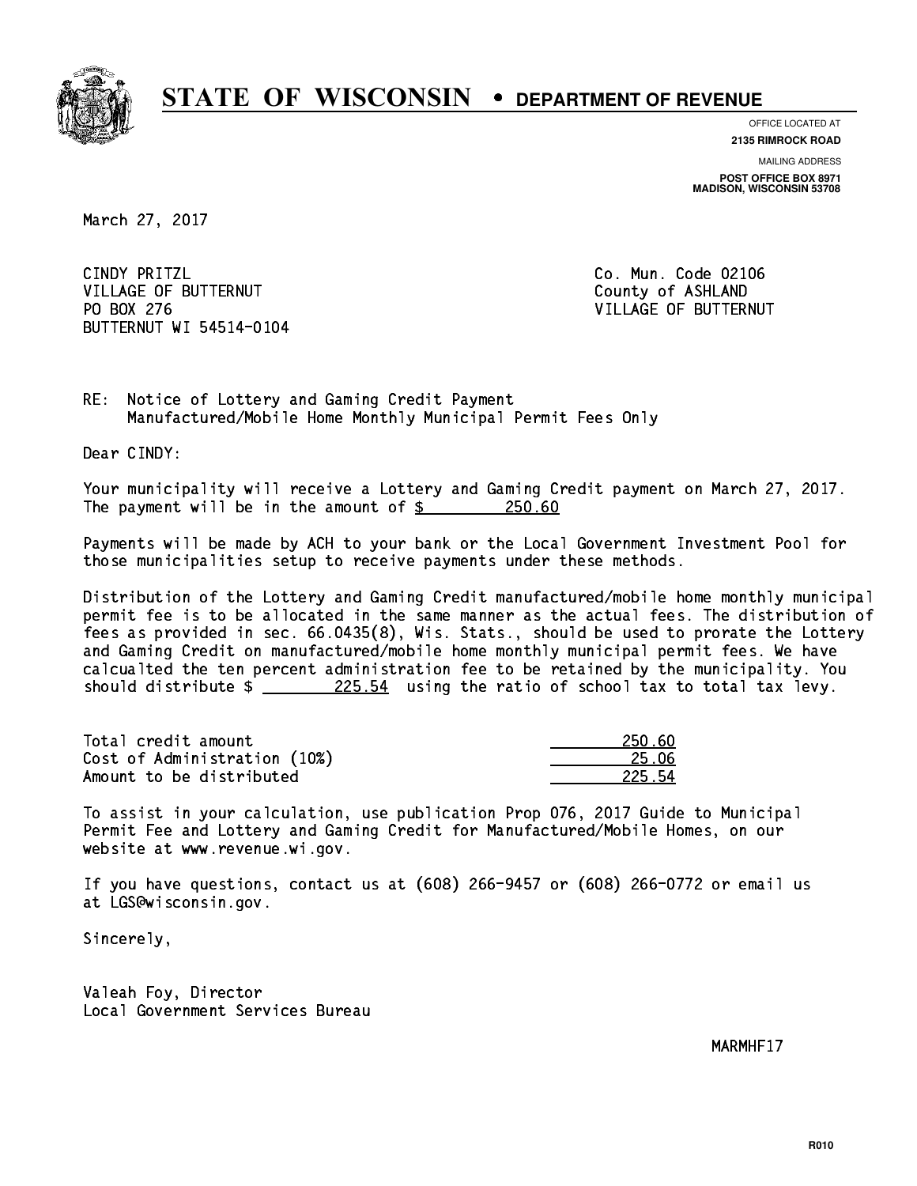# STATE OF WISCONSIN • DEPARTMENT OF REVENUE

OFFICE LOCATED AT
**2135 RIMROCK ROAD**

MAILING ADDRESS
**POST OFFICE BOX 8971**
**MADISON, WISCONSIN 53708**

March 27, 2017

CINDY PRITZL
VILLAGE OF BUTTERNUT
PO BOX 276
BUTTERNUT WI 54514-0104

Co. Mun. Code 02106
County of ASHLAND
VILLAGE OF BUTTERNUT

RE: Notice of Lottery and Gaming Credit Payment
Manufactured/Mobile Home Monthly Municipal Permit Fees Only

Dear CINDY:

Your municipality will receive a Lottery and Gaming Credit payment on March 27, 2017. The payment will be in the amount of $ 250.60

Payments will be made by ACH to your bank or the Local Government Investment Pool for those municipalities setup to receive payments under these methods.

Distribution of the Lottery and Gaming Credit manufactured/mobile home monthly municipal permit fee is to be allocated in the same manner as the actual fees. The distribution of fees as provided in sec. 66.0435(8), Wis. Stats., should be used to prorate the Lottery and Gaming Credit on manufactured/mobile home monthly municipal permit fees. We have calcualted the ten percent administration fee to be retained by the municipality. You should distribute $ 225.54 using the ratio of school tax to total tax levy.

| | |
|---|---|
| Total credit amount | 250.60 |
| Cost of Administration (10%) | 25.06 |
| Amount to be distributed | 225.54 |

To assist in your calculation, use publication Prop 076, 2017 Guide to Municipal Permit Fee and Lottery and Gaming Credit for Manufactured/Mobile Homes, on our website at www.revenue.wi.gov.

If you have questions, contact us at (608) 266-9457 or (608) 266-0772 or email us at LGS@wisconsin.gov.

Sincerely,

Valeah Foy, Director
Local Government Services Bureau

MARMHF17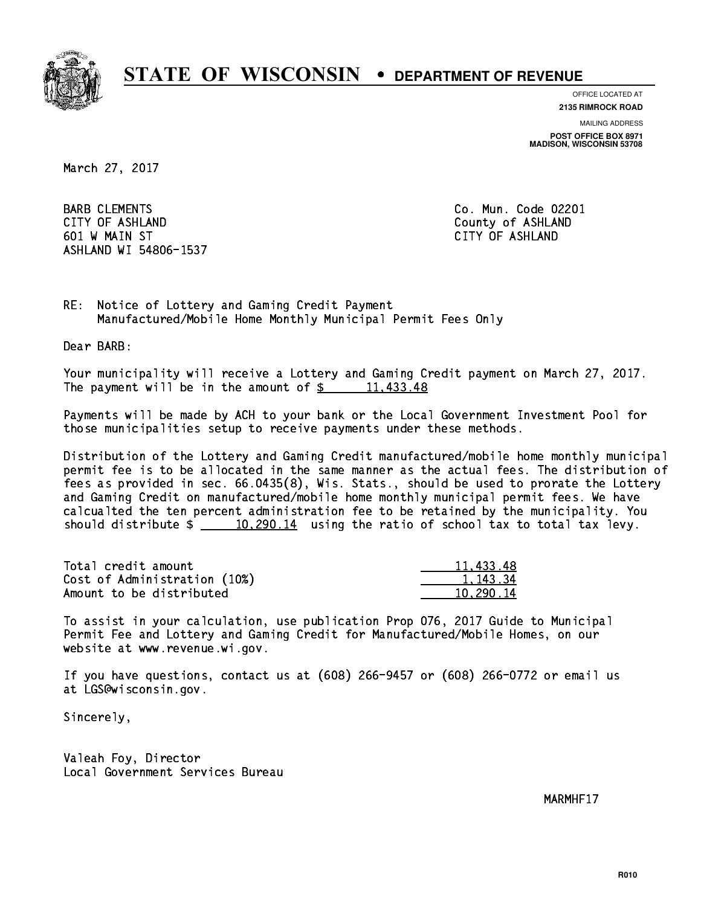# STATE OF WISCONSIN • DEPARTMENT OF REVENUE

OFFICE LOCATED AT
**2135 RIMROCK ROAD**

MAILING ADDRESS
**POST OFFICE BOX 8971**
**MADISON, WISCONSIN 53708**

March 27, 2017

BARB CLEMENTS
CITY OF ASHLAND
601 W MAIN ST
ASHLAND WI 54806-1537

Co. Mun. Code 02201
County of ASHLAND
CITY OF ASHLAND

RE: Notice of Lottery and Gaming Credit Payment
Manufactured/Mobile Home Monthly Municipal Permit Fees Only

Dear BARB:

Your municipality will receive a Lottery and Gaming Credit payment on March 27, 2017. The payment will be in the amount of $ 11,433.48

Payments will be made by ACH to your bank or the Local Government Investment Pool for those municipalities setup to receive payments under these methods.

Distribution of the Lottery and Gaming Credit manufactured/mobile home monthly municipal permit fee is to be allocated in the same manner as the actual fees. The distribution of fees as provided in sec. 66.0435(8), Wis. Stats., should be used to prorate the Lottery and Gaming Credit on manufactured/mobile home monthly municipal permit fees. We have calcualted the ten percent administration fee to be retained by the municipality. You should distribute $ 10,290.14 using the ratio of school tax to total tax levy.

| | |
|---|---|
| Total credit amount | 11,433.48 |
| Cost of Administration (10%) | 1,143.34 |
| Amount to be distributed | 10,290.14 |

To assist in your calculation, use publication Prop 076, 2017 Guide to Municipal Permit Fee and Lottery and Gaming Credit for Manufactured/Mobile Homes, on our website at www.revenue.wi.gov.

If you have questions, contact us at (608) 266-9457 or (608) 266-0772 or email us at LGS@wisconsin.gov.

Sincerely,

Valeah Foy, Director
Local Government Services Bureau

MARMHF17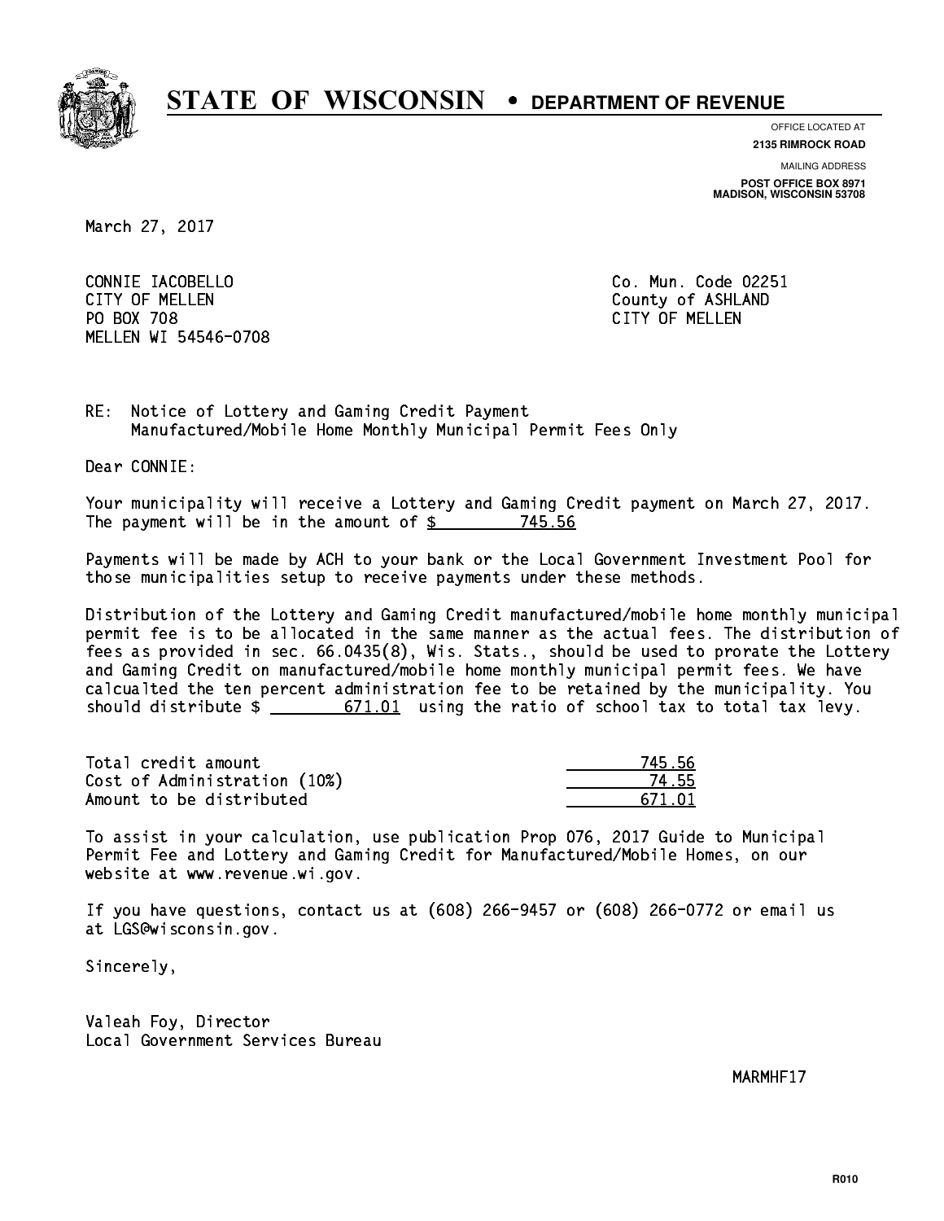# STATE OF WISCONSIN • DEPARTMENT OF REVENUE

OFFICE LOCATED AT
**2135 RIMROCK ROAD**

MAILING ADDRESS
**POST OFFICE BOX 8971**
**MADISON, WISCONSIN 53708**

March 27, 2017

CONNIE IACOBELLO
CITY OF MELLEN
PO BOX 708
MELLEN WI 54546-0708

Co. Mun. Code 02251
County of ASHLAND
CITY OF MELLEN

RE: Notice of Lottery and Gaming Credit Payment
Manufactured/Mobile Home Monthly Municipal Permit Fees Only

Dear CONNIE:

Your municipality will receive a Lottery and Gaming Credit payment on March 27, 2017. The payment will be in the amount of $ 745.56

Payments will be made by ACH to your bank or the Local Government Investment Pool for those municipalities setup to receive payments under these methods.

Distribution of the Lottery and Gaming Credit manufactured/mobile home monthly municipal permit fee is to be allocated in the same manner as the actual fees. The distribution of fees as provided in sec. 66.0435(8), Wis. Stats., should be used to prorate the Lottery and Gaming Credit on manufactured/mobile home monthly municipal permit fees. We have calcualted the ten percent administration fee to be retained by the municipality. You should distribute $ 671.01 using the ratio of school tax to total tax levy.

| | |
|---|---|
| Total credit amount | 745.56 |
| Cost of Administration (10%) | 74.55 |
| Amount to be distributed | 671.01 |

To assist in your calculation, use publication Prop 076, 2017 Guide to Municipal Permit Fee and Lottery and Gaming Credit for Manufactured/Mobile Homes, on our website at www.revenue.wi.gov.

If you have questions, contact us at (608) 266-9457 or (608) 266-0772 or email us at LGS@wisconsin.gov.

Sincerely,

Valeah Foy, Director
Local Government Services Bureau

MARMHF17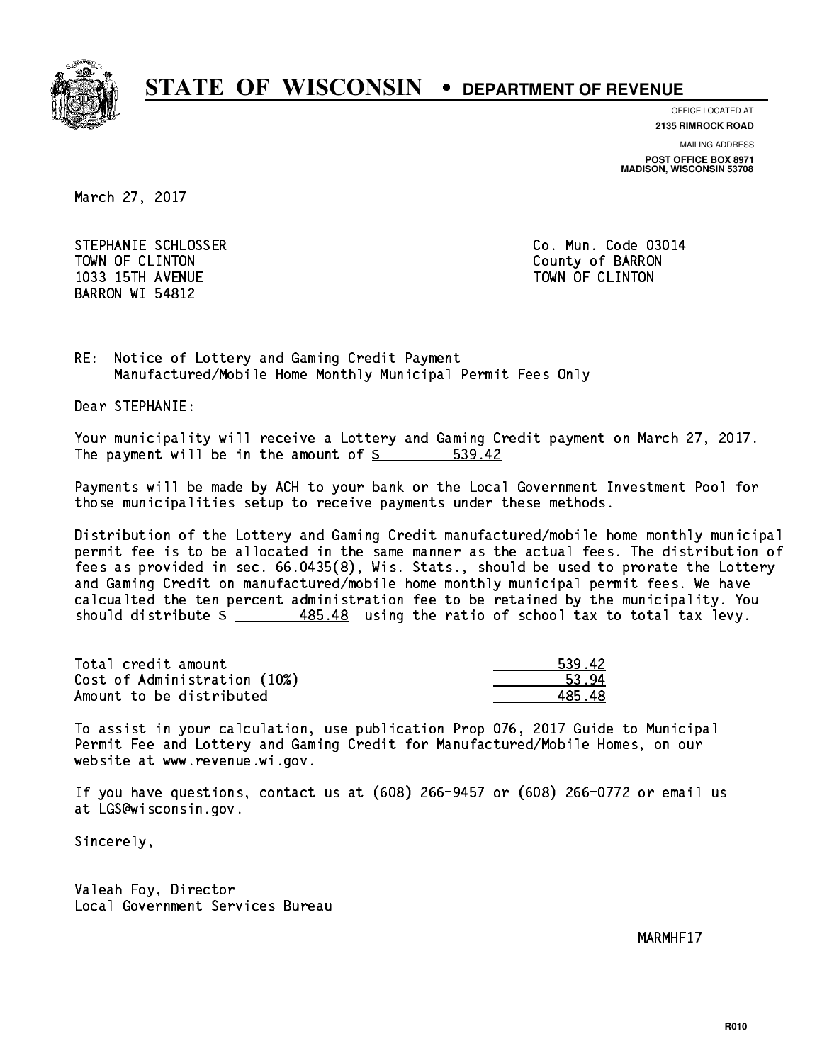# STATE OF WISCONSIN • DEPARTMENT OF REVENUE

OFFICE LOCATED AT
**2135 RIMROCK ROAD**

MAILING ADDRESS
**POST OFFICE BOX 8971**
**MADISON, WISCONSIN 53708**

March 27, 2017

STEPHANIE SCHLOSSER
TOWN OF CLINTON
1033 15TH AVENUE
BARRON WI 54812

Co. Mun. Code 03014
County of BARRON
TOWN OF CLINTON

RE: Notice of Lottery and Gaming Credit Payment
Manufactured/Mobile Home Monthly Municipal Permit Fees Only

Dear STEPHANIE:

Your municipality will receive a Lottery and Gaming Credit payment on March 27, 2017. The payment will be in the amount of $ 539.42

Payments will be made by ACH to your bank or the Local Government Investment Pool for those municipalities setup to receive payments under these methods.

Distribution of the Lottery and Gaming Credit manufactured/mobile home monthly municipal permit fee is to be allocated in the same manner as the actual fees. The distribution of fees as provided in sec. 66.0435(8), Wis. Stats., should be used to prorate the Lottery and Gaming Credit on manufactured/mobile home monthly municipal permit fees. We have calcualted the ten percent administration fee to be retained by the municipality. You should distribute $ 485.48 using the ratio of school tax to total tax levy.

| | |
|---|---|
| Total credit amount | 539.42 |
| Cost of Administration (10%) | 53.94 |
| Amount to be distributed | 485.48 |

To assist in your calculation, use publication Prop 076, 2017 Guide to Municipal Permit Fee and Lottery and Gaming Credit for Manufactured/Mobile Homes, on our website at www.revenue.wi.gov.

If you have questions, contact us at (608) 266-9457 or (608) 266-0772 or email us at LGS@wisconsin.gov.

Sincerely,

Valeah Foy, Director
Local Government Services Bureau

MARMHF17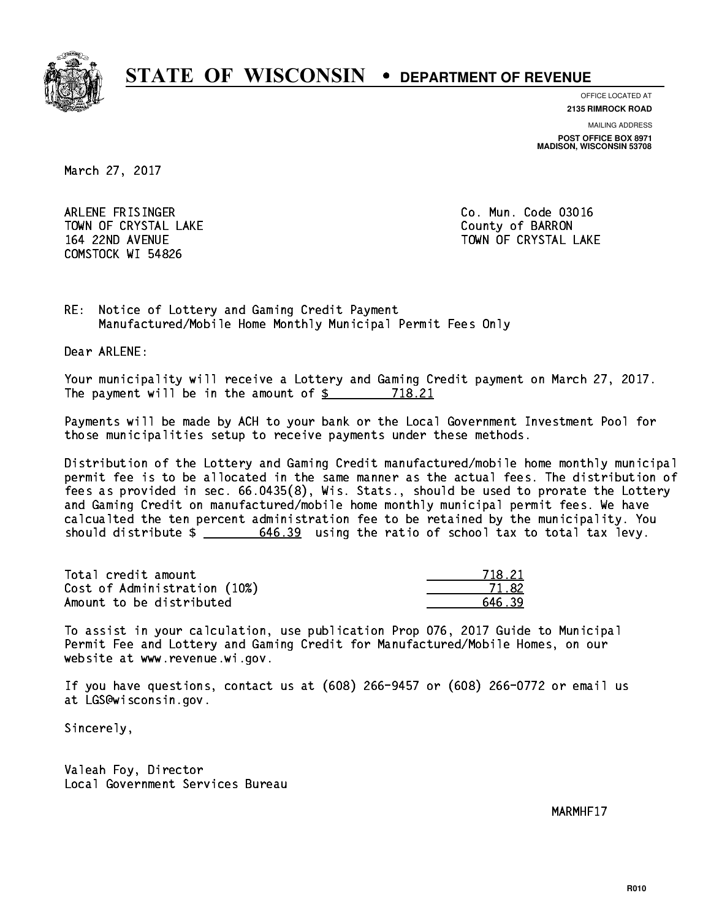# STATE OF WISCONSIN • DEPARTMENT OF REVENUE

OFFICE LOCATED AT
**2135 RIMROCK ROAD**

MAILING ADDRESS
**POST OFFICE BOX 8971**
**MADISON, WISCONSIN 53708**

March 27, 2017

ARLENE FRISINGER
TOWN OF CRYSTAL LAKE
164 22ND AVENUE
COMSTOCK WI 54826

Co. Mun. Code 03016
County of BARRON
TOWN OF CRYSTAL LAKE

RE: Notice of Lottery and Gaming Credit Payment
Manufactured/Mobile Home Monthly Municipal Permit Fees Only

Dear ARLENE:

Your municipality will receive a Lottery and Gaming Credit payment on March 27, 2017. The payment will be in the amount of $ 718.21

Payments will be made by ACH to your bank or the Local Government Investment Pool for those municipalities setup to receive payments under these methods.

Distribution of the Lottery and Gaming Credit manufactured/mobile home monthly municipal permit fee is to be allocated in the same manner as the actual fees. The distribution of fees as provided in sec. 66.0435(8), Wis. Stats., should be used to prorate the Lottery and Gaming Credit on manufactured/mobile home monthly municipal permit fees. We have calcualted the ten percent administration fee to be retained by the municipality. You should distribute $ 646.39 using the ratio of school tax to total tax levy.

| | |
|---|---|
| Total credit amount | 718.21 |
| Cost of Administration (10%) | 71.82 |
| Amount to be distributed | 646.39 |

To assist in your calculation, use publication Prop 076, 2017 Guide to Municipal Permit Fee and Lottery and Gaming Credit for Manufactured/Mobile Homes, on our website at www.revenue.wi.gov.

If you have questions, contact us at (608) 266-9457 or (608) 266-0772 or email us at LGS@wisconsin.gov.

Sincerely,

Valeah Foy, Director
Local Government Services Bureau

MARMHF17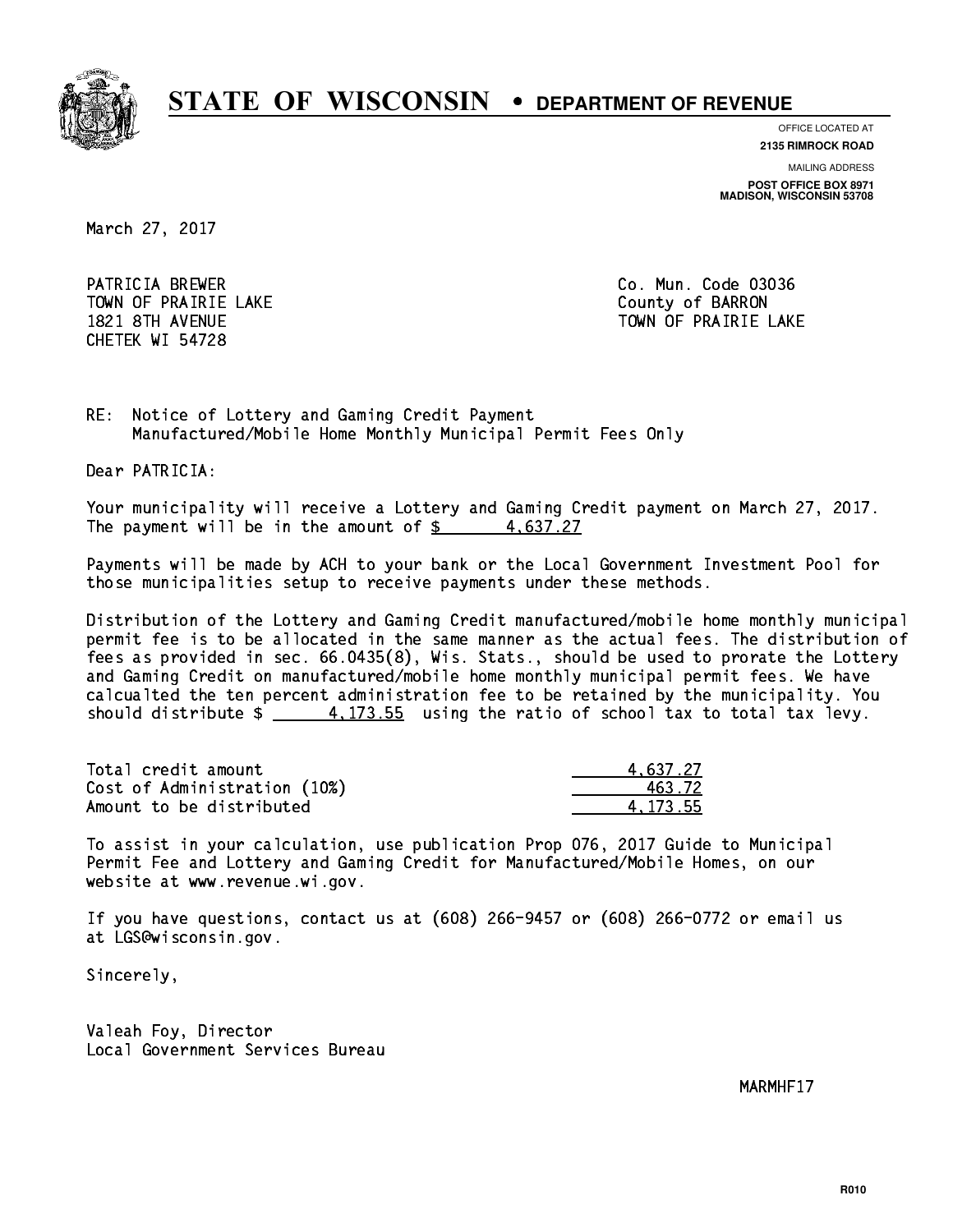# STATE OF WISCONSIN • DEPARTMENT OF REVENUE

OFFICE LOCATED AT
**2135 RIMROCK ROAD**

MAILING ADDRESS
**POST OFFICE BOX 8971**
**MADISON, WISCONSIN 53708**

March 27, 2017

PATRICIA BREWER
TOWN OF PRAIRIE LAKE
1821 8TH AVENUE
CHETEK WI 54728

Co. Mun. Code 03036
County of BARRON
TOWN OF PRAIRIE LAKE

RE: Notice of Lottery and Gaming Credit Payment
Manufactured/Mobile Home Monthly Municipal Permit Fees Only

Dear PATRICIA:

Your municipality will receive a Lottery and Gaming Credit payment on March 27, 2017. The payment will be in the amount of $ 4,637.27

Payments will be made by ACH to your bank or the Local Government Investment Pool for those municipalities setup to receive payments under these methods.

Distribution of the Lottery and Gaming Credit manufactured/mobile home monthly municipal permit fee is to be allocated in the same manner as the actual fees. The distribution of fees as provided in sec. 66.0435(8), Wis. Stats., should be used to prorate the Lottery and Gaming Credit on manufactured/mobile home monthly municipal permit fees. We have calcualted the ten percent administration fee to be retained by the municipality. You should distribute $ 4,173.55 using the ratio of school tax to total tax levy.

| | |
|---|---|
| Total credit amount | 4,637.27 |
| Cost of Administration (10%) | 463.72 |
| Amount to be distributed | 4,173.55 |

To assist in your calculation, use publication Prop 076, 2017 Guide to Municipal Permit Fee and Lottery and Gaming Credit for Manufactured/Mobile Homes, on our website at www.revenue.wi.gov.

If you have questions, contact us at (608) 266-9457 or (608) 266-0772 or email us at LGS@wisconsin.gov.

Sincerely,

Valeah Foy, Director
Local Government Services Bureau

MARMHF17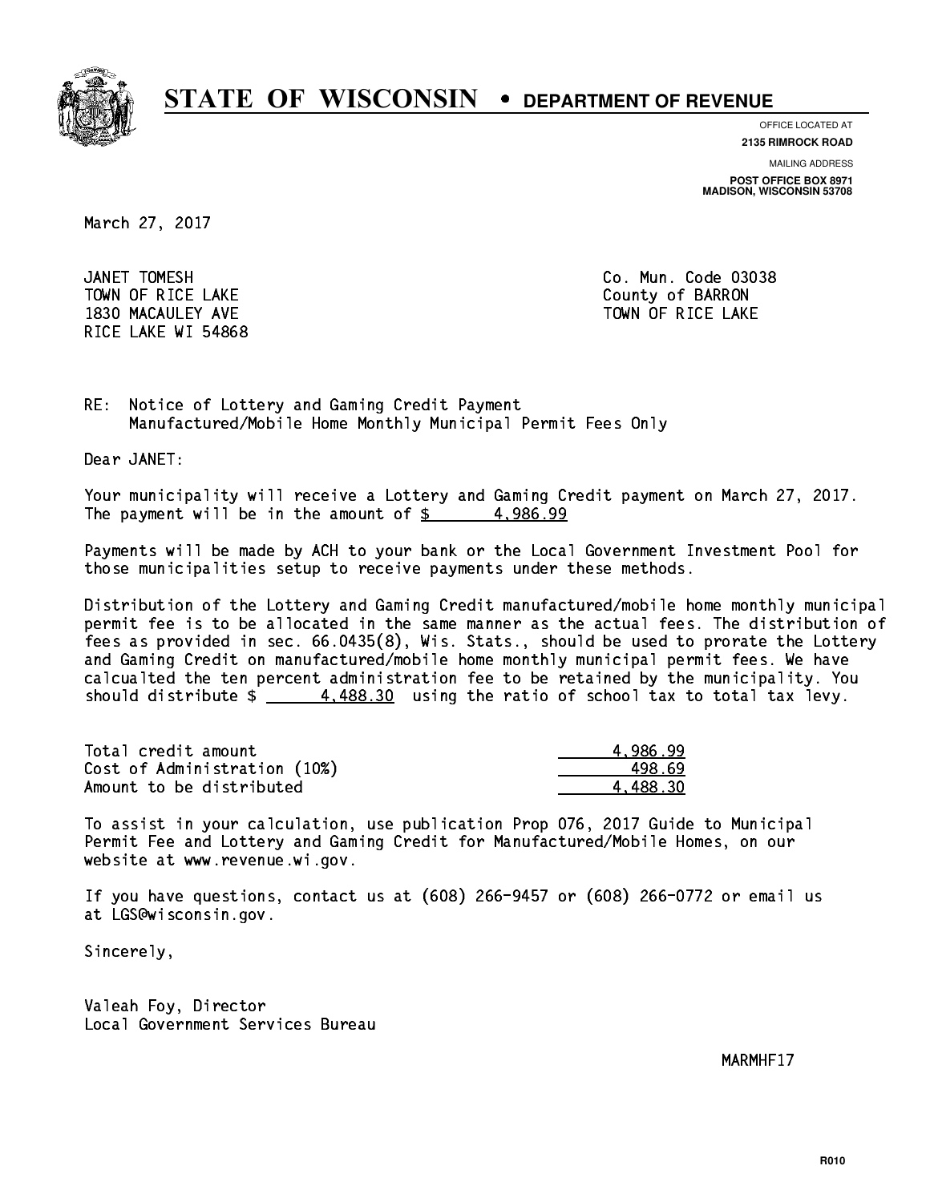# STATE OF WISCONSIN • DEPARTMENT OF REVENUE

OFFICE LOCATED AT
**2135 RIMROCK ROAD**

MAILING ADDRESS
**POST OFFICE BOX 8971**
**MADISON, WISCONSIN 53708**

March 27, 2017

JANET TOMESH
TOWN OF RICE LAKE
1830 MACAULEY AVE
RICE LAKE WI 54868

Co. Mun. Code 03038
County of BARRON
TOWN OF RICE LAKE

RE: Notice of Lottery and Gaming Credit Payment
Manufactured/Mobile Home Monthly Municipal Permit Fees Only

Dear JANET:

Your municipality will receive a Lottery and Gaming Credit payment on March 27, 2017. The payment will be in the amount of $ 4,986.99

Payments will be made by ACH to your bank or the Local Government Investment Pool for those municipalities setup to receive payments under these methods.

Distribution of the Lottery and Gaming Credit manufactured/mobile home monthly municipal permit fee is to be allocated in the same manner as the actual fees. The distribution of fees as provided in sec. 66.0435(8), Wis. Stats., should be used to prorate the Lottery and Gaming Credit on manufactured/mobile home monthly municipal permit fees. We have calcualted the ten percent administration fee to be retained by the municipality. You should distribute $ 4,488.30 using the ratio of school tax to total tax levy.

| | |
|---|---|
| Total credit amount | 4,986.99 |
| Cost of Administration (10%) | 498.69 |
| Amount to be distributed | 4,488.30 |

To assist in your calculation, use publication Prop 076, 2017 Guide to Municipal Permit Fee and Lottery and Gaming Credit for Manufactured/Mobile Homes, on our website at www.revenue.wi.gov.

If you have questions, contact us at (608) 266-9457 or (608) 266-0772 or email us at LGS@wisconsin.gov.

Sincerely,

Valeah Foy, Director
Local Government Services Bureau

MARMHF17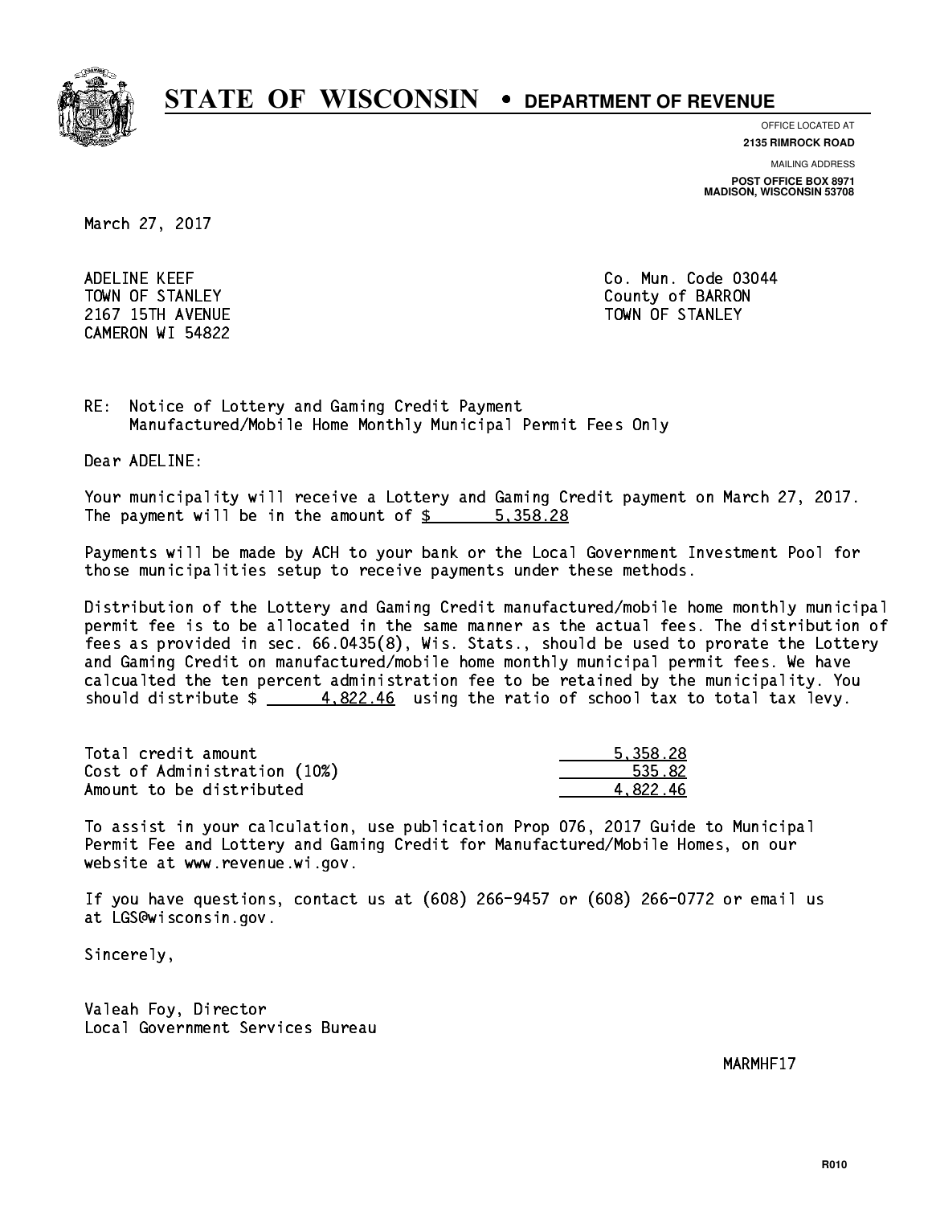# STATE OF WISCONSIN • DEPARTMENT OF REVENUE

OFFICE LOCATED AT
**2135 RIMROCK ROAD**

MAILING ADDRESS
**POST OFFICE BOX 8971**
**MADISON, WISCONSIN 53708**

March 27, 2017

ADELINE KEEF
TOWN OF STANLEY
2167 15TH AVENUE
CAMERON WI 54822

Co. Mun. Code 03044
County of BARRON
TOWN OF STANLEY

RE: Notice of Lottery and Gaming Credit Payment
Manufactured/Mobile Home Monthly Municipal Permit Fees Only

Dear ADELINE:

Your municipality will receive a Lottery and Gaming Credit payment on March 27, 2017. The payment will be in the amount of $ 5,358.28

Payments will be made by ACH to your bank or the Local Government Investment Pool for those municipalities setup to receive payments under these methods.

Distribution of the Lottery and Gaming Credit manufactured/mobile home monthly municipal permit fee is to be allocated in the same manner as the actual fees. The distribution of fees as provided in sec. 66.0435(8), Wis. Stats., should be used to prorate the Lottery and Gaming Credit on manufactured/mobile home monthly municipal permit fees. We have calcualted the ten percent administration fee to be retained by the municipality. You should distribute $ 4,822.46 using the ratio of school tax to total tax levy.

| | |
|---|---|
| Total credit amount | 5,358.28 |
| Cost of Administration (10%) | 535.82 |
| Amount to be distributed | 4,822.46 |

To assist in your calculation, use publication Prop 076, 2017 Guide to Municipal Permit Fee and Lottery and Gaming Credit for Manufactured/Mobile Homes, on our website at www.revenue.wi.gov.

If you have questions, contact us at (608) 266-9457 or (608) 266-0772 or email us at LGS@wisconsin.gov.

Sincerely,

Valeah Foy, Director
Local Government Services Bureau

MARMHF17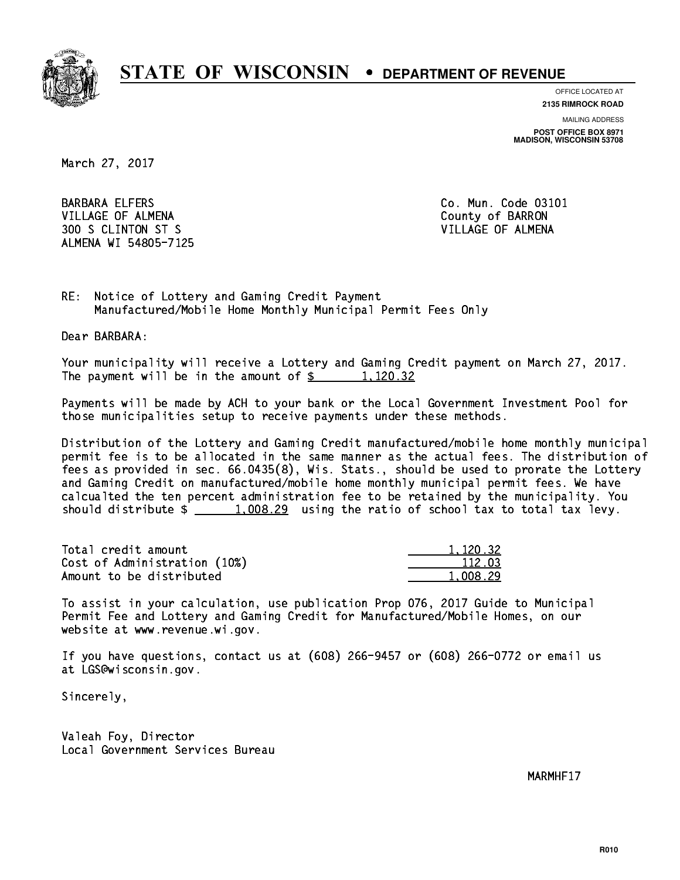# STATE OF WISCONSIN • DEPARTMENT OF REVENUE

OFFICE LOCATED AT
**2135 RIMROCK ROAD**

MAILING ADDRESS
**POST OFFICE BOX 8971**
**MADISON, WISCONSIN 53708**

March 27, 2017

BARBARA ELFERS
VILLAGE OF ALMENA
300 S CLINTON ST S
ALMENA WI 54805-7125

Co. Mun. Code 03101
County of BARRON
VILLAGE OF ALMENA

RE: Notice of Lottery and Gaming Credit Payment
Manufactured/Mobile Home Monthly Municipal Permit Fees Only

Dear BARBARA:

Your municipality will receive a Lottery and Gaming Credit payment on March 27, 2017. The payment will be in the amount of $ 1,120.32

Payments will be made by ACH to your bank or the Local Government Investment Pool for those municipalities setup to receive payments under these methods.

Distribution of the Lottery and Gaming Credit manufactured/mobile home monthly municipal permit fee is to be allocated in the same manner as the actual fees. The distribution of fees as provided in sec. 66.0435(8), Wis. Stats., should be used to prorate the Lottery and Gaming Credit on manufactured/mobile home monthly municipal permit fees. We have calcualted the ten percent administration fee to be retained by the municipality. You should distribute $ 1,008.29 using the ratio of school tax to total tax levy.

| | |
|---|---|
| Total credit amount | 1,120.32 |
| Cost of Administration (10%) | 112.03 |
| Amount to be distributed | 1,008.29 |

To assist in your calculation, use publication Prop 076, 2017 Guide to Municipal Permit Fee and Lottery and Gaming Credit for Manufactured/Mobile Homes, on our website at www.revenue.wi.gov.

If you have questions, contact us at (608) 266-9457 or (608) 266-0772 or email us at LGS@wisconsin.gov.

Sincerely,

Valeah Foy, Director
Local Government Services Bureau

MARMHF17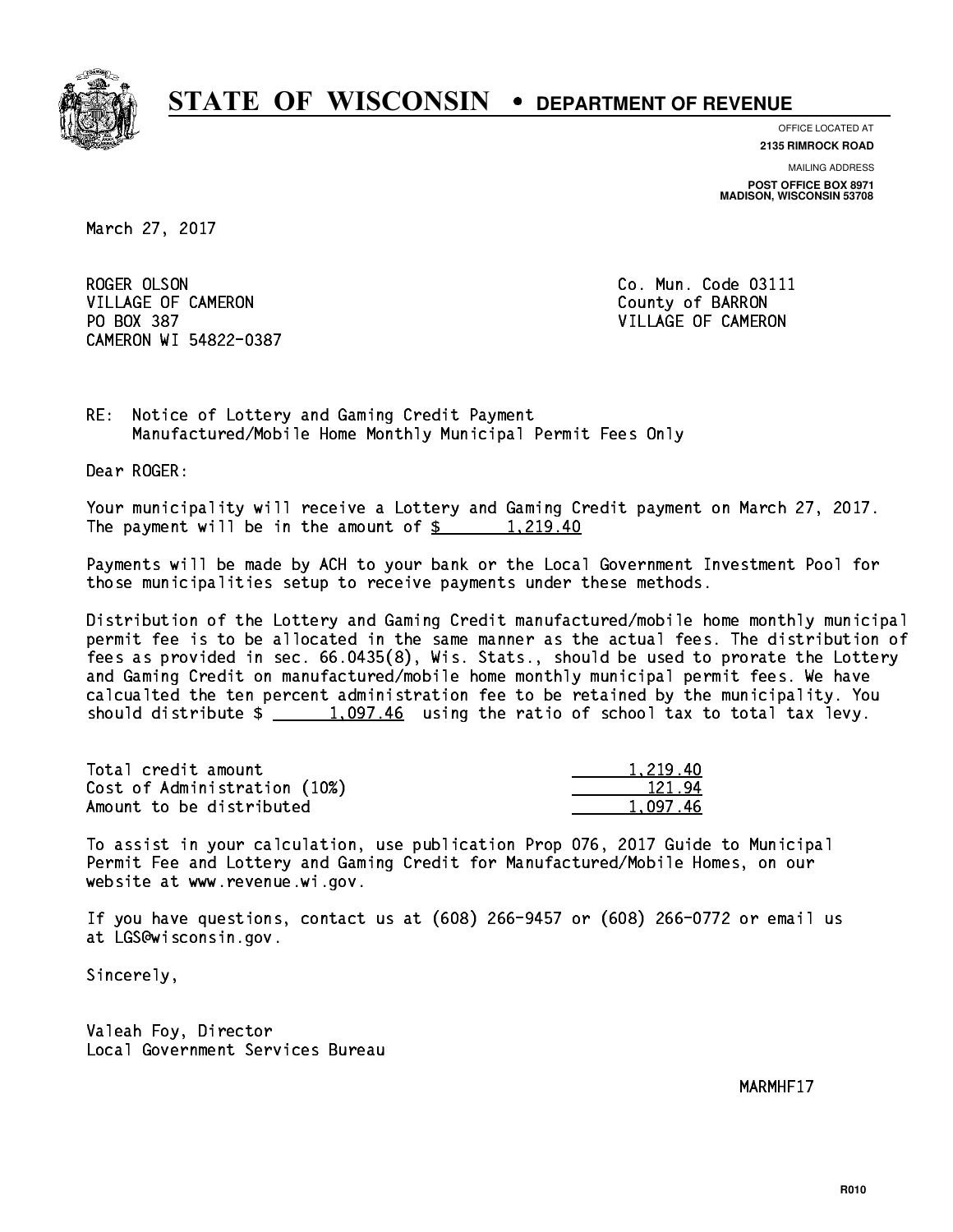# STATE OF WISCONSIN • DEPARTMENT OF REVENUE

OFFICE LOCATED AT
**2135 RIMROCK ROAD**

MAILING ADDRESS
**POST OFFICE BOX 8971**
**MADISON, WISCONSIN 53708**

March 27, 2017

ROGER OLSON
VILLAGE OF CAMERON
PO BOX 387
CAMERON WI 54822-0387

Co. Mun. Code 03111
County of BARRON
VILLAGE OF CAMERON

RE: Notice of Lottery and Gaming Credit Payment
Manufactured/Mobile Home Monthly Municipal Permit Fees Only

Dear ROGER:

Your municipality will receive a Lottery and Gaming Credit payment on March 27, 2017. The payment will be in the amount of $ 1,219.40

Payments will be made by ACH to your bank or the Local Government Investment Pool for those municipalities setup to receive payments under these methods.

Distribution of the Lottery and Gaming Credit manufactured/mobile home monthly municipal permit fee is to be allocated in the same manner as the actual fees. The distribution of fees as provided in sec. 66.0435(8), Wis. Stats., should be used to prorate the Lottery and Gaming Credit on manufactured/mobile home monthly municipal permit fees. We have calcualted the ten percent administration fee to be retained by the municipality. You should distribute $ 1,097.46 using the ratio of school tax to total tax levy.

| | |
|---|---|
| Total credit amount | 1,219.40 |
| Cost of Administration (10%) | 121.94 |
| Amount to be distributed | 1,097.46 |

To assist in your calculation, use publication Prop 076, 2017 Guide to Municipal Permit Fee and Lottery and Gaming Credit for Manufactured/Mobile Homes, on our website at www.revenue.wi.gov.

If you have questions, contact us at (608) 266-9457 or (608) 266-0772 or email us at LGS@wisconsin.gov.

Sincerely,

Valeah Foy, Director
Local Government Services Bureau

MARMHF17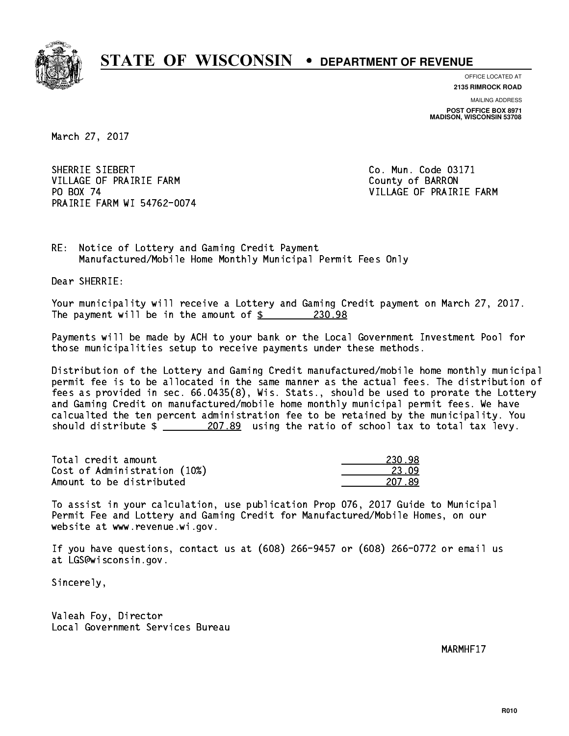# STATE OF WISCONSIN • DEPARTMENT OF REVENUE

OFFICE LOCATED AT
**2135 RIMROCK ROAD**

MAILING ADDRESS
**POST OFFICE BOX 8971**
**MADISON, WISCONSIN 53708**

March 27, 2017

SHERRIE SIEBERT
VILLAGE OF PRAIRIE FARM
PO BOX 74
PRAIRIE FARM WI 54762-0074

Co. Mun. Code 03171
County of BARRON
VILLAGE OF PRAIRIE FARM

RE: Notice of Lottery and Gaming Credit Payment
Manufactured/Mobile Home Monthly Municipal Permit Fees Only

Dear SHERRIE:

Your municipality will receive a Lottery and Gaming Credit payment on March 27, 2017. The payment will be in the amount of $ 230.98

Payments will be made by ACH to your bank or the Local Government Investment Pool for those municipalities setup to receive payments under these methods.

Distribution of the Lottery and Gaming Credit manufactured/mobile home monthly municipal permit fee is to be allocated in the same manner as the actual fees. The distribution of fees as provided in sec. 66.0435(8), Wis. Stats., should be used to prorate the Lottery and Gaming Credit on manufactured/mobile home monthly municipal permit fees. We have calcualted the ten percent administration fee to be retained by the municipality. You should distribute $ 207.89 using the ratio of school tax to total tax levy.

| | |
|---|---|
| Total credit amount | 230.98 |
| Cost of Administration (10%) | 23.09 |
| Amount to be distributed | 207.89 |

To assist in your calculation, use publication Prop 076, 2017 Guide to Municipal Permit Fee and Lottery and Gaming Credit for Manufactured/Mobile Homes, on our website at www.revenue.wi.gov.

If you have questions, contact us at (608) 266-9457 or (608) 266-0772 or email us at LGS@wisconsin.gov.

Sincerely,

Valeah Foy, Director
Local Government Services Bureau

MARMHF17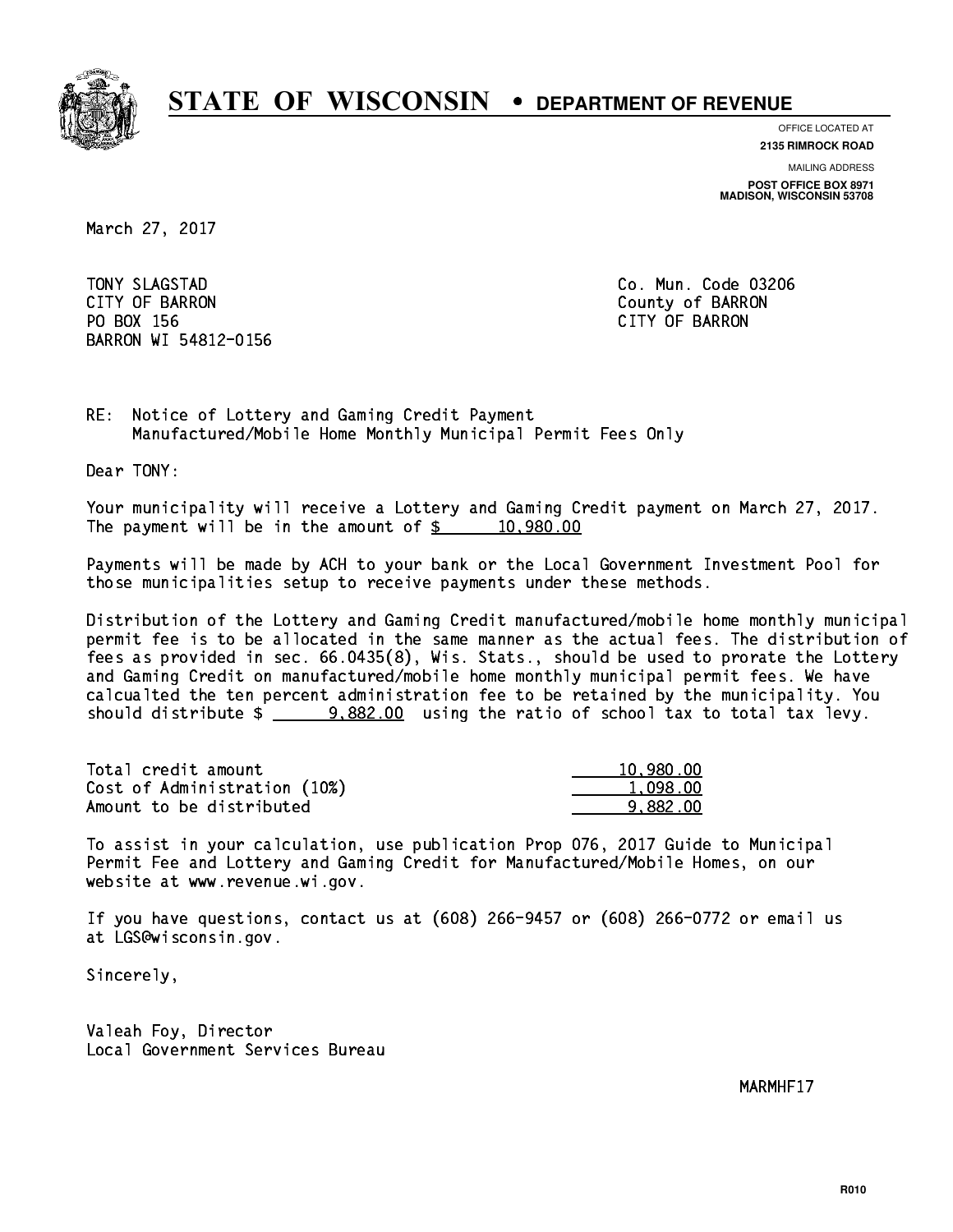# STATE OF WISCONSIN • DEPARTMENT OF REVENUE

OFFICE LOCATED AT
**2135 RIMROCK ROAD**

MAILING ADDRESS
**POST OFFICE BOX 8971**
**MADISON, WISCONSIN 53708**

March 27, 2017

TONY SLAGSTAD
CITY OF BARRON
PO BOX 156
BARRON WI 54812-0156

Co. Mun. Code 03206
County of BARRON
CITY OF BARRON

RE: Notice of Lottery and Gaming Credit Payment
Manufactured/Mobile Home Monthly Municipal Permit Fees Only

Dear TONY:

Your municipality will receive a Lottery and Gaming Credit payment on March 27, 2017. The payment will be in the amount of $ 10,980.00

Payments will be made by ACH to your bank or the Local Government Investment Pool for those municipalities setup to receive payments under these methods.

Distribution of the Lottery and Gaming Credit manufactured/mobile home monthly municipal permit fee is to be allocated in the same manner as the actual fees. The distribution of fees as provided in sec. 66.0435(8), Wis. Stats., should be used to prorate the Lottery and Gaming Credit on manufactured/mobile home monthly municipal permit fees. We have calcualted the ten percent administration fee to be retained by the municipality. You should distribute $ 9,882.00 using the ratio of school tax to total tax levy.

| | |
|---|---|
| Total credit amount | 10,980.00 |
| Cost of Administration (10%) | 1,098.00 |
| Amount to be distributed | 9,882.00 |

To assist in your calculation, use publication Prop 076, 2017 Guide to Municipal Permit Fee and Lottery and Gaming Credit for Manufactured/Mobile Homes, on our website at www.revenue.wi.gov.

If you have questions, contact us at (608) 266-9457 or (608) 266-0772 or email us at LGS@wisconsin.gov.

Sincerely,

Valeah Foy, Director
Local Government Services Bureau

MARMHF17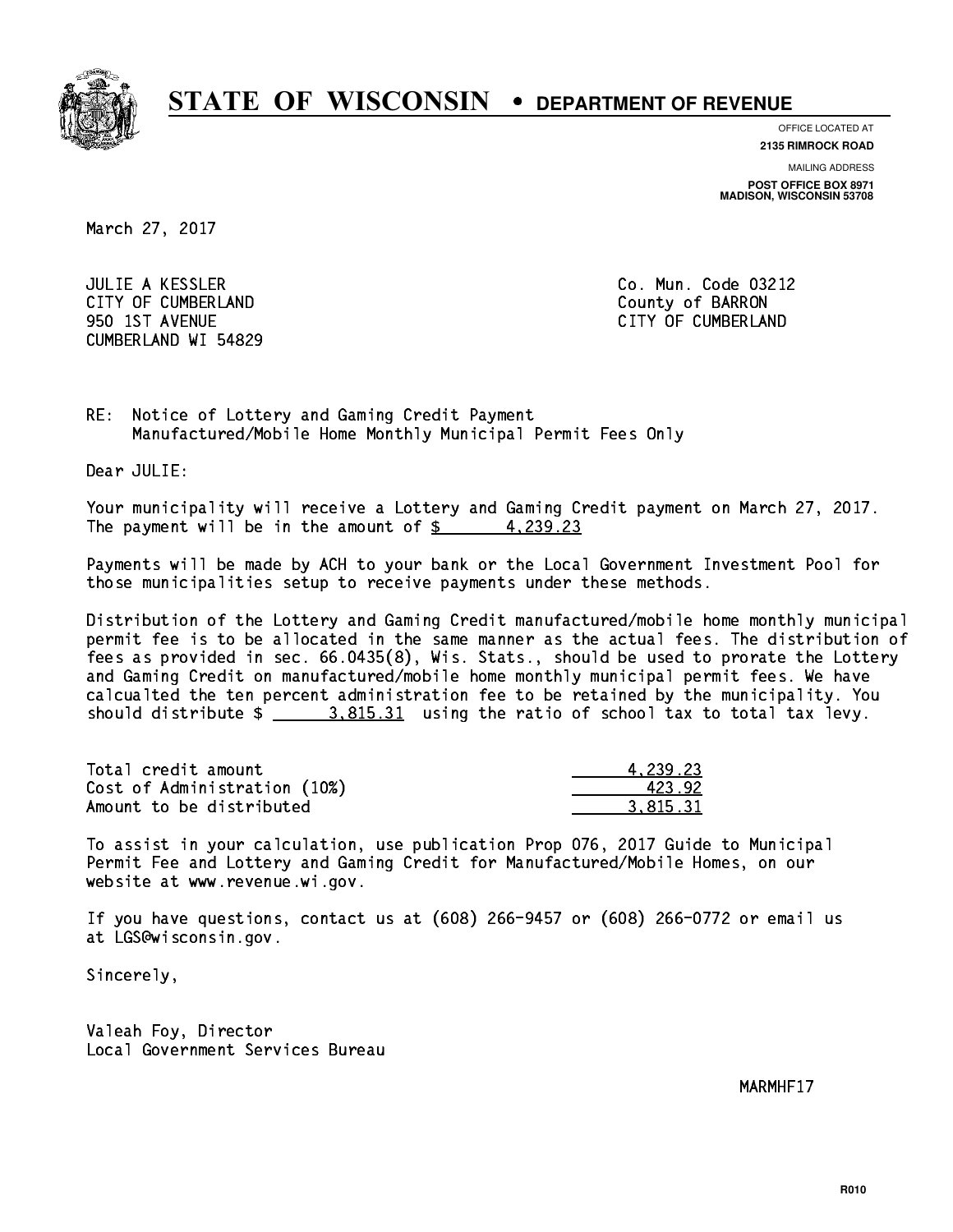# STATE OF WISCONSIN • DEPARTMENT OF REVENUE

OFFICE LOCATED AT
**2135 RIMROCK ROAD**

MAILING ADDRESS
**POST OFFICE BOX 8971**
**MADISON, WISCONSIN 53708**

March 27, 2017

JULIE A KESSLER
CITY OF CUMBERLAND
950 1ST AVENUE
CUMBERLAND WI 54829

Co. Mun. Code 03212
County of BARRON
CITY OF CUMBERLAND

RE: Notice of Lottery and Gaming Credit Payment
Manufactured/Mobile Home Monthly Municipal Permit Fees Only

Dear JULIE:

Your municipality will receive a Lottery and Gaming Credit payment on March 27, 2017. The payment will be in the amount of $ 4,239.23

Payments will be made by ACH to your bank or the Local Government Investment Pool for those municipalities setup to receive payments under these methods.

Distribution of the Lottery and Gaming Credit manufactured/mobile home monthly municipal permit fee is to be allocated in the same manner as the actual fees. The distribution of fees as provided in sec. 66.0435(8), Wis. Stats., should be used to prorate the Lottery and Gaming Credit on manufactured/mobile home monthly municipal permit fees. We have calcualted the ten percent administration fee to be retained by the municipality. You should distribute $ 3,815.31 using the ratio of school tax to total tax levy.

| | |
|---|---|
| Total credit amount | 4,239.23 |
| Cost of Administration (10%) | 423.92 |
| Amount to be distributed | 3,815.31 |

To assist in your calculation, use publication Prop 076, 2017 Guide to Municipal Permit Fee and Lottery and Gaming Credit for Manufactured/Mobile Homes, on our website at www.revenue.wi.gov.

If you have questions, contact us at (608) 266-9457 or (608) 266-0772 or email us at LGS@wisconsin.gov.

Sincerely,

Valeah Foy, Director
Local Government Services Bureau

MARMHF17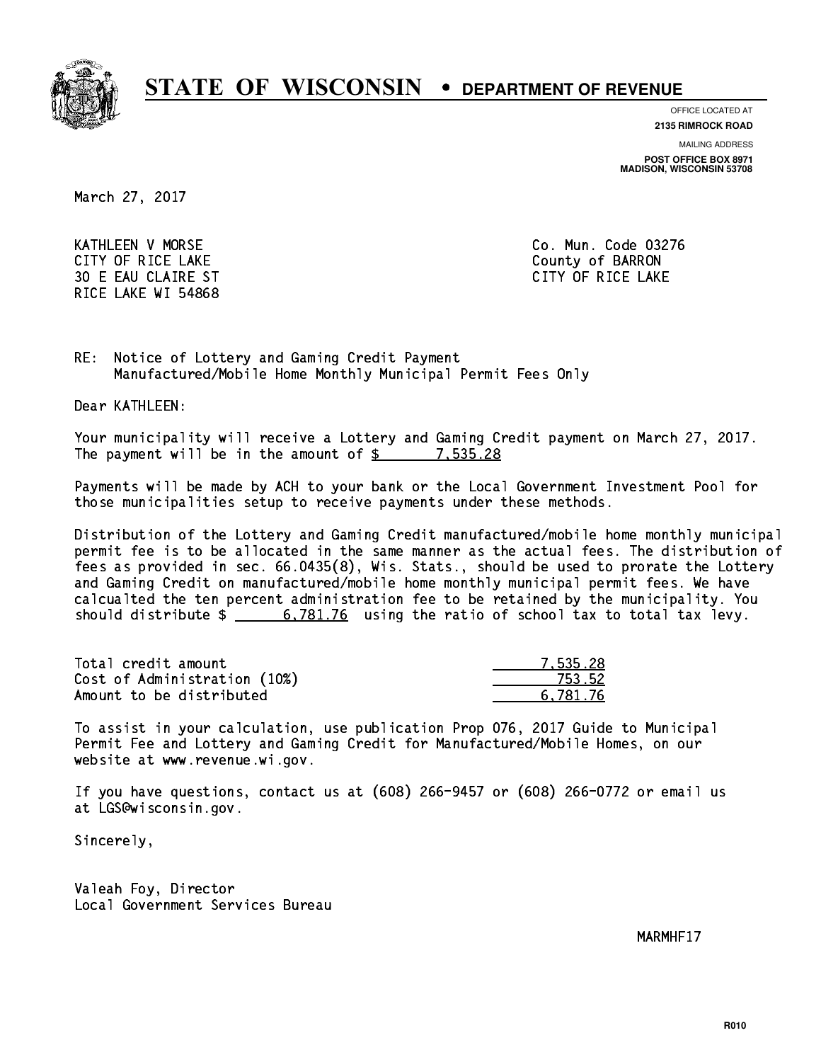# STATE OF WISCONSIN • DEPARTMENT OF REVENUE

OFFICE LOCATED AT
**2135 RIMROCK ROAD**

MAILING ADDRESS
**POST OFFICE BOX 8971**
**MADISON, WISCONSIN 53708**

March 27, 2017

KATHLEEN V MORSE
CITY OF RICE LAKE
30 E EAU CLAIRE ST
RICE LAKE WI 54868

Co. Mun. Code 03276
County of BARRON
CITY OF RICE LAKE

RE: Notice of Lottery and Gaming Credit Payment
Manufactured/Mobile Home Monthly Municipal Permit Fees Only

Dear KATHLEEN:

Your municipality will receive a Lottery and Gaming Credit payment on March 27, 2017. The payment will be in the amount of $ 7,535.28

Payments will be made by ACH to your bank or the Local Government Investment Pool for those municipalities setup to receive payments under these methods.

Distribution of the Lottery and Gaming Credit manufactured/mobile home monthly municipal permit fee is to be allocated in the same manner as the actual fees. The distribution of fees as provided in sec. 66.0435(8), Wis. Stats., should be used to prorate the Lottery and Gaming Credit on manufactured/mobile home monthly municipal permit fees. We have calcualted the ten percent administration fee to be retained by the municipality. You should distribute $ 6,781.76 using the ratio of school tax to total tax levy.

| | |
|---|---:|
| Total credit amount | 7,535.28 |
| Cost of Administration (10%) | 753.52 |
| Amount to be distributed | 6,781.76 |

To assist in your calculation, use publication Prop 076, 2017 Guide to Municipal Permit Fee and Lottery and Gaming Credit for Manufactured/Mobile Homes, on our website at www.revenue.wi.gov.

If you have questions, contact us at (608) 266-9457 or (608) 266-0772 or email us at LGS@wisconsin.gov.

Sincerely,

Valeah Foy, Director
Local Government Services Bureau

MARMHF17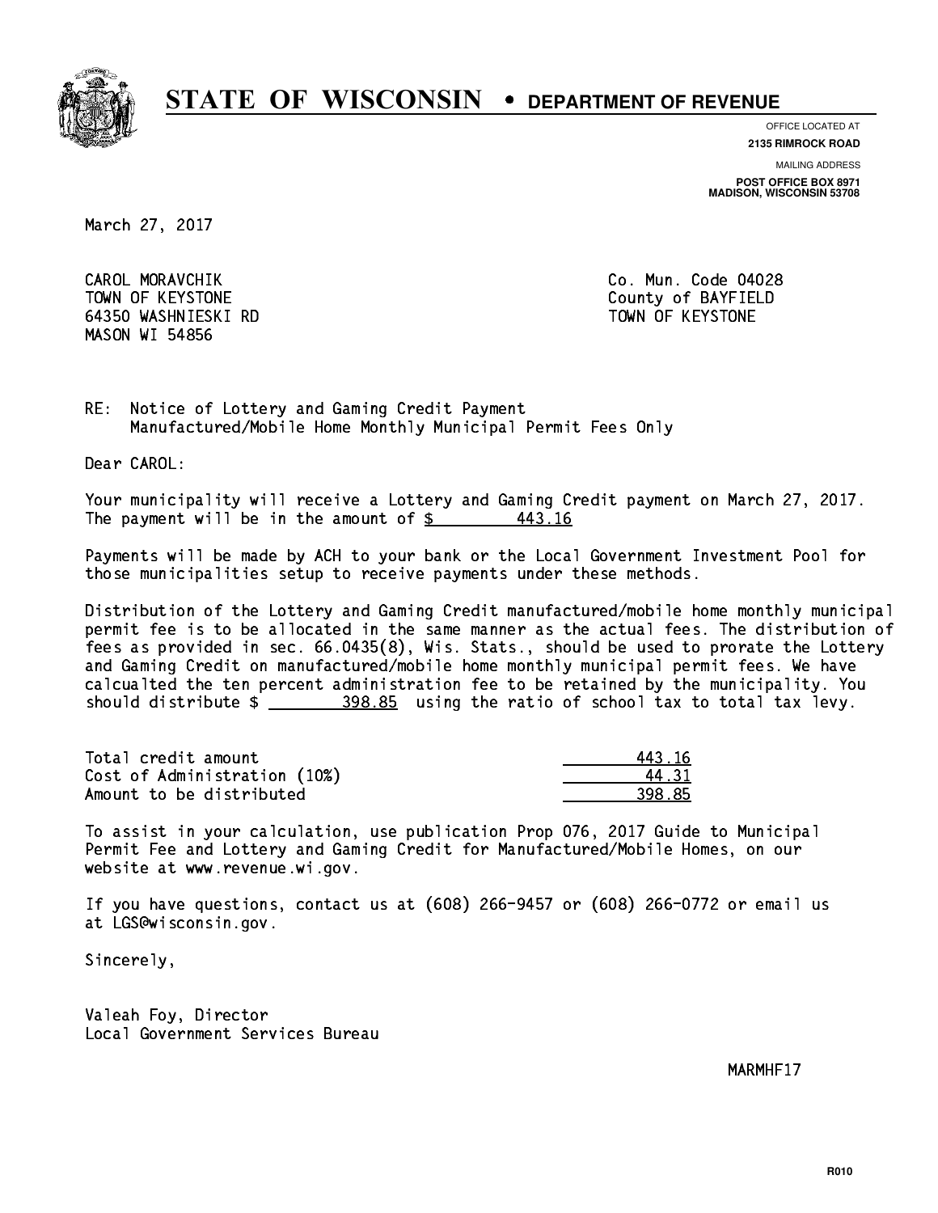# STATE OF WISCONSIN • DEPARTMENT OF REVENUE

OFFICE LOCATED AT
**2135 RIMROCK ROAD**

MAILING ADDRESS
**POST OFFICE BOX 8971**
**MADISON, WISCONSIN 53708**

March 27, 2017

CAROL MORAVCHIK
TOWN OF KEYSTONE
64350 WASHNIESKI RD
MASON WI 54856

Co. Mun. Code 04028
County of BAYFIELD
TOWN OF KEYSTONE

RE: Notice of Lottery and Gaming Credit Payment
Manufactured/Mobile Home Monthly Municipal Permit Fees Only

Dear CAROL:

Your municipality will receive a Lottery and Gaming Credit payment on March 27, 2017. The payment will be in the amount of $ 443.16

Payments will be made by ACH to your bank or the Local Government Investment Pool for those municipalities setup to receive payments under these methods.

Distribution of the Lottery and Gaming Credit manufactured/mobile home monthly municipal permit fee is to be allocated in the same manner as the actual fees. The distribution of fees as provided in sec. 66.0435(8), Wis. Stats., should be used to prorate the Lottery and Gaming Credit on manufactured/mobile home monthly municipal permit fees. We have calcualted the ten percent administration fee to be retained by the municipality. You should distribute $ 398.85 using the ratio of school tax to total tax levy.

| | |
|---|---|
| Total credit amount | 443.16 |
| Cost of Administration (10%) | 44.31 |
| Amount to be distributed | 398.85 |

To assist in your calculation, use publication Prop 076, 2017 Guide to Municipal Permit Fee and Lottery and Gaming Credit for Manufactured/Mobile Homes, on our website at www.revenue.wi.gov.

If you have questions, contact us at (608) 266-9457 or (608) 266-0772 or email us at LGS@wisconsin.gov.

Sincerely,

Valeah Foy, Director
Local Government Services Bureau

MARMHF17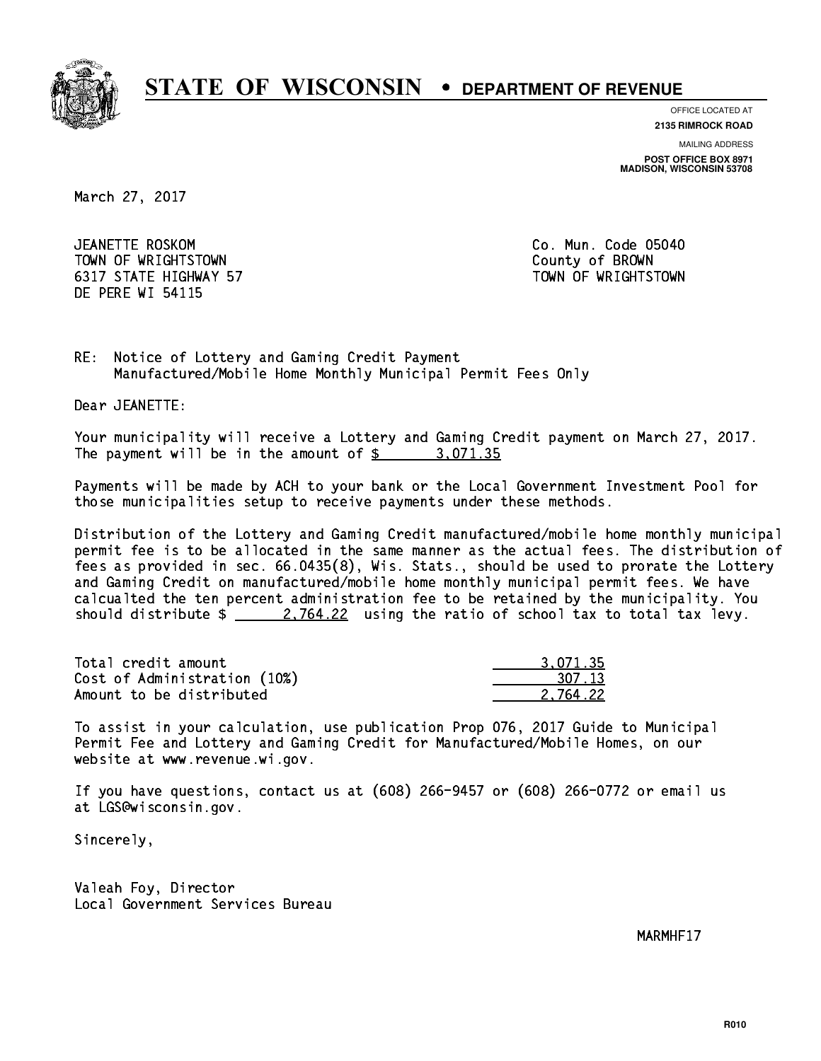# STATE OF WISCONSIN • DEPARTMENT OF REVENUE

OFFICE LOCATED AT
**2135 RIMROCK ROAD**

MAILING ADDRESS
**POST OFFICE BOX 8971**
**MADISON, WISCONSIN 53708**

March 27, 2017

JEANETTE ROSKOM
TOWN OF WRIGHTSTOWN
6317 STATE HIGHWAY 57
DE PERE WI 54115

Co. Mun. Code 05040
County of BROWN
TOWN OF WRIGHTSTOWN

RE: Notice of Lottery and Gaming Credit Payment
Manufactured/Mobile Home Monthly Municipal Permit Fees Only

Dear JEANETTE:

Your municipality will receive a Lottery and Gaming Credit payment on March 27, 2017. The payment will be in the amount of $ 3,071.35

Payments will be made by ACH to your bank or the Local Government Investment Pool for those municipalities setup to receive payments under these methods.

Distribution of the Lottery and Gaming Credit manufactured/mobile home monthly municipal permit fee is to be allocated in the same manner as the actual fees. The distribution of fees as provided in sec. 66.0435(8), Wis. Stats., should be used to prorate the Lottery and Gaming Credit on manufactured/mobile home monthly municipal permit fees. We have calcualted the ten percent administration fee to be retained by the municipality. You should distribute $ 2,764.22 using the ratio of school tax to total tax levy.

| | |
|---|---|
| Total credit amount | 3,071.35 |
| Cost of Administration (10%) | 307.13 |
| Amount to be distributed | 2,764.22 |

To assist in your calculation, use publication Prop 076, 2017 Guide to Municipal Permit Fee and Lottery and Gaming Credit for Manufactured/Mobile Homes, on our website at www.revenue.wi.gov.

If you have questions, contact us at (608) 266-9457 or (608) 266-0772 or email us at LGS@wisconsin.gov.

Sincerely,

Valeah Foy, Director
Local Government Services Bureau

MARMHF17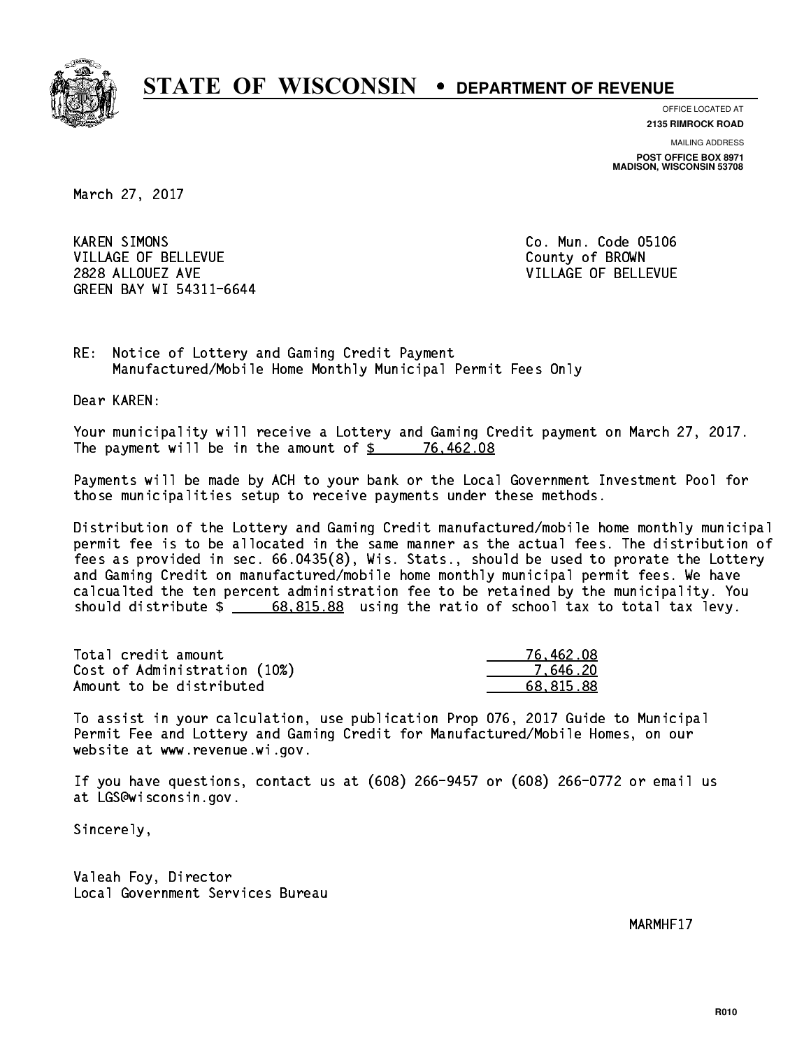# STATE OF WISCONSIN • DEPARTMENT OF REVENUE

OFFICE LOCATED AT
**2135 RIMROCK ROAD**

MAILING ADDRESS
**POST OFFICE BOX 8971**
**MADISON, WISCONSIN 53708**

March 27, 2017

KAREN SIMONS
VILLAGE OF BELLEVUE
2828 ALLOUEZ AVE
GREEN BAY WI 54311-6644

Co. Mun. Code 05106
County of BROWN
VILLAGE OF BELLEVUE

RE: Notice of Lottery and Gaming Credit Payment
Manufactured/Mobile Home Monthly Municipal Permit Fees Only

Dear KAREN:

Your municipality will receive a Lottery and Gaming Credit payment on March 27, 2017. The payment will be in the amount of $ 76,462.08

Payments will be made by ACH to your bank or the Local Government Investment Pool for those municipalities setup to receive payments under these methods.

Distribution of the Lottery and Gaming Credit manufactured/mobile home monthly municipal permit fee is to be allocated in the same manner as the actual fees. The distribution of fees as provided in sec. 66.0435(8), Wis. Stats., should be used to prorate the Lottery and Gaming Credit on manufactured/mobile home monthly municipal permit fees. We have calcualted the ten percent administration fee to be retained by the municipality. You should distribute $ 68,815.88 using the ratio of school tax to total tax levy.

| | |
|---|---|
| Total credit amount | 76,462.08 |
| Cost of Administration (10%) | 7,646.20 |
| Amount to be distributed | 68,815.88 |

To assist in your calculation, use publication Prop 076, 2017 Guide to Municipal Permit Fee and Lottery and Gaming Credit for Manufactured/Mobile Homes, on our website at www.revenue.wi.gov.

If you have questions, contact us at (608) 266-9457 or (608) 266-0772 or email us at LGS@wisconsin.gov.

Sincerely,

Valeah Foy, Director
Local Government Services Bureau

MARMHF17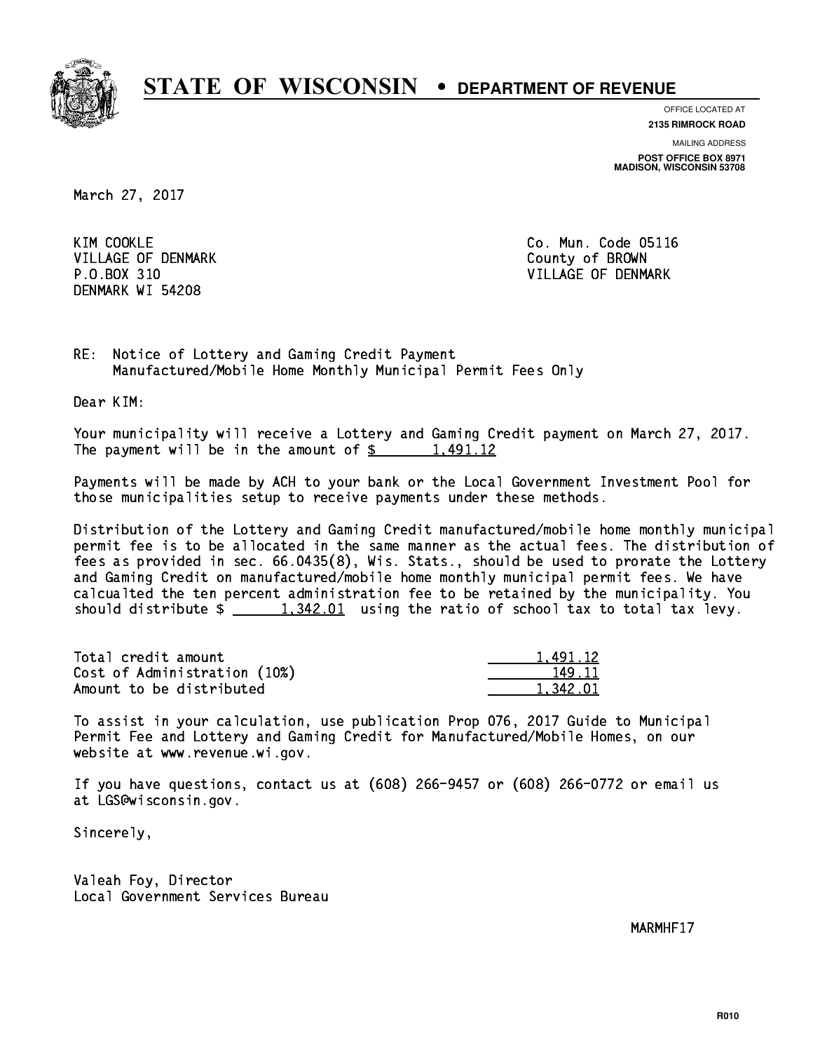# STATE OF WISCONSIN • DEPARTMENT OF REVENUE

OFFICE LOCATED AT
**2135 RIMROCK ROAD**

MAILING ADDRESS
**POST OFFICE BOX 8971**
**MADISON, WISCONSIN 53708**

March 27, 2017

KIM COOKLE
VILLAGE OF DENMARK
P.O.BOX 310
DENMARK WI 54208

Co. Mun. Code 05116
County of BROWN
VILLAGE OF DENMARK

RE: Notice of Lottery and Gaming Credit Payment
Manufactured/Mobile Home Monthly Municipal Permit Fees Only

Dear KIM:

Your municipality will receive a Lottery and Gaming Credit payment on March 27, 2017. The payment will be in the amount of $ 1,491.12

Payments will be made by ACH to your bank or the Local Government Investment Pool for those municipalities setup to receive payments under these methods.

Distribution of the Lottery and Gaming Credit manufactured/mobile home monthly municipal permit fee is to be allocated in the same manner as the actual fees. The distribution of fees as provided in sec. 66.0435(8), Wis. Stats., should be used to prorate the Lottery and Gaming Credit on manufactured/mobile home monthly municipal permit fees. We have calcualted the ten percent administration fee to be retained by the municipality. You should distribute $ 1,342.01 using the ratio of school tax to total tax levy.

| | |
|---|---|
| Total credit amount | 1,491.12 |
| Cost of Administration (10%) | 149.11 |
| Amount to be distributed | 1,342.01 |

To assist in your calculation, use publication Prop 076, 2017 Guide to Municipal Permit Fee and Lottery and Gaming Credit for Manufactured/Mobile Homes, on our website at www.revenue.wi.gov.

If you have questions, contact us at (608) 266-9457 or (608) 266-0772 or email us at LGS@wisconsin.gov.

Sincerely,

Valeah Foy, Director
Local Government Services Bureau

MARMHF17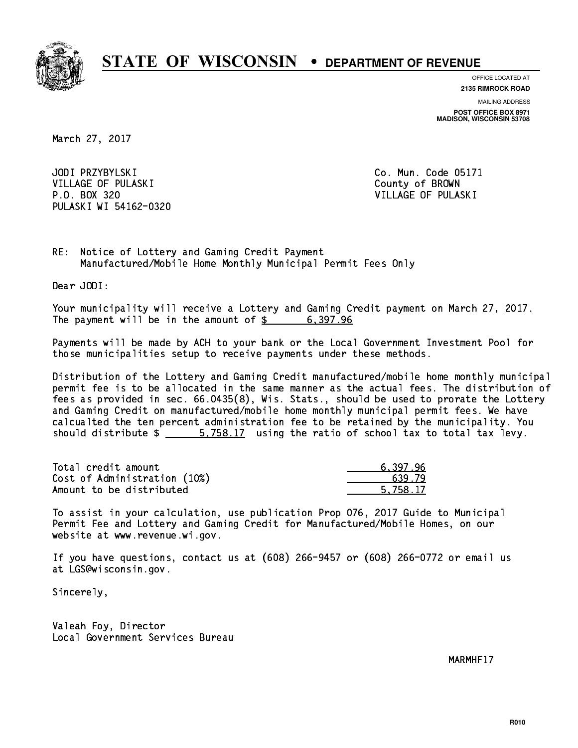# STATE OF WISCONSIN • DEPARTMENT OF REVENUE

OFFICE LOCATED AT
**2135 RIMROCK ROAD**

MAILING ADDRESS
**POST OFFICE BOX 8971**
**MADISON, WISCONSIN 53708**

March 27, 2017

JODI PRZYBYLSKI
VILLAGE OF PULASKI
P.O. BOX 320
PULASKI WI 54162-0320

Co. Mun. Code 05171
County of BROWN
VILLAGE OF PULASKI

RE: Notice of Lottery and Gaming Credit Payment
Manufactured/Mobile Home Monthly Municipal Permit Fees Only

Dear JODI:

Your municipality will receive a Lottery and Gaming Credit payment on March 27, 2017. The payment will be in the amount of $ 6,397.96

Payments will be made by ACH to your bank or the Local Government Investment Pool for those municipalities setup to receive payments under these methods.

Distribution of the Lottery and Gaming Credit manufactured/mobile home monthly municipal permit fee is to be allocated in the same manner as the actual fees. The distribution of fees as provided in sec. 66.0435(8), Wis. Stats., should be used to prorate the Lottery and Gaming Credit on manufactured/mobile home monthly municipal permit fees. We have calcualted the ten percent administration fee to be retained by the municipality. You should distribute $ 5,758.17 using the ratio of school tax to total tax levy.

| | |
|---|---|
| Total credit amount | 6,397.96 |
| Cost of Administration (10%) | 639.79 |
| Amount to be distributed | 5,758.17 |

To assist in your calculation, use publication Prop 076, 2017 Guide to Municipal Permit Fee and Lottery and Gaming Credit for Manufactured/Mobile Homes, on our website at www.revenue.wi.gov.

If you have questions, contact us at (608) 266-9457 or (608) 266-0772 or email us at LGS@wisconsin.gov.

Sincerely,

Valeah Foy, Director
Local Government Services Bureau

MARMHF17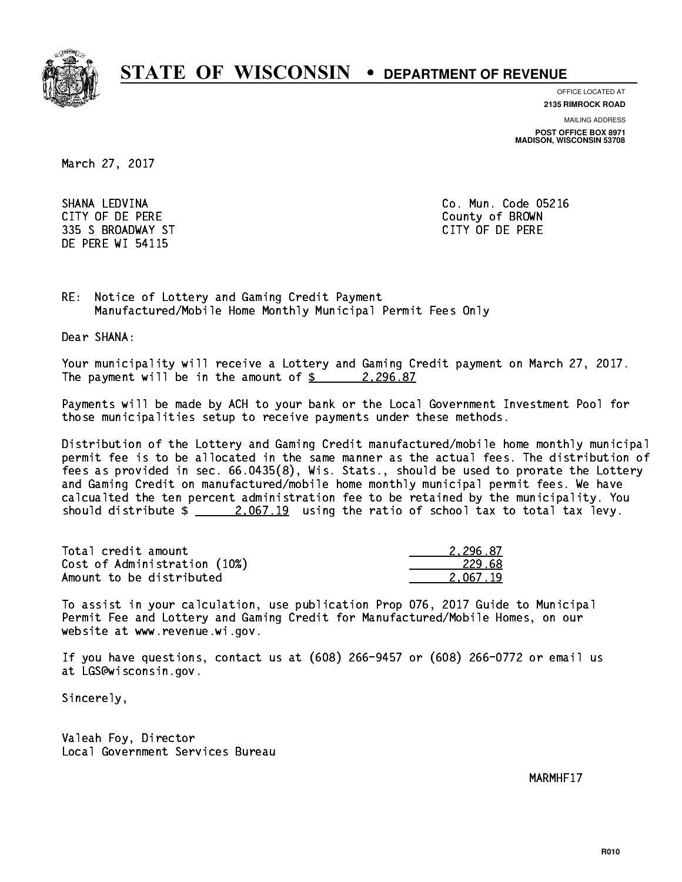# STATE OF WISCONSIN • DEPARTMENT OF REVENUE

OFFICE LOCATED AT
**2135 RIMROCK ROAD**

MAILING ADDRESS
**POST OFFICE BOX 8971**
**MADISON, WISCONSIN 53708**

March 27, 2017

SHANA LEDVINA
CITY OF DE PERE
335 S BROADWAY ST
DE PERE WI 54115

Co. Mun. Code 05216
County of BROWN
CITY OF DE PERE

RE: Notice of Lottery and Gaming Credit Payment
Manufactured/Mobile Home Monthly Municipal Permit Fees Only

Dear SHANA:

Your municipality will receive a Lottery and Gaming Credit payment on March 27, 2017. The payment will be in the amount of $ 2,296.87

Payments will be made by ACH to your bank or the Local Government Investment Pool for those municipalities setup to receive payments under these methods.

Distribution of the Lottery and Gaming Credit manufactured/mobile home monthly municipal permit fee is to be allocated in the same manner as the actual fees. The distribution of fees as provided in sec. 66.0435(8), Wis. Stats., should be used to prorate the Lottery and Gaming Credit on manufactured/mobile home monthly municipal permit fees. We have calcualted the ten percent administration fee to be retained by the municipality. You should distribute $ 2,067.19 using the ratio of school tax to total tax levy.

| | |
|---|---|
| Total credit amount | 2,296.87 |
| Cost of Administration (10%) | 229.68 |
| Amount to be distributed | 2,067.19 |

To assist in your calculation, use publication Prop 076, 2017 Guide to Municipal Permit Fee and Lottery and Gaming Credit for Manufactured/Mobile Homes, on our website at www.revenue.wi.gov.

If you have questions, contact us at (608) 266-9457 or (608) 266-0772 or email us at LGS@wisconsin.gov.

Sincerely,

Valeah Foy, Director
Local Government Services Bureau

MARMHF17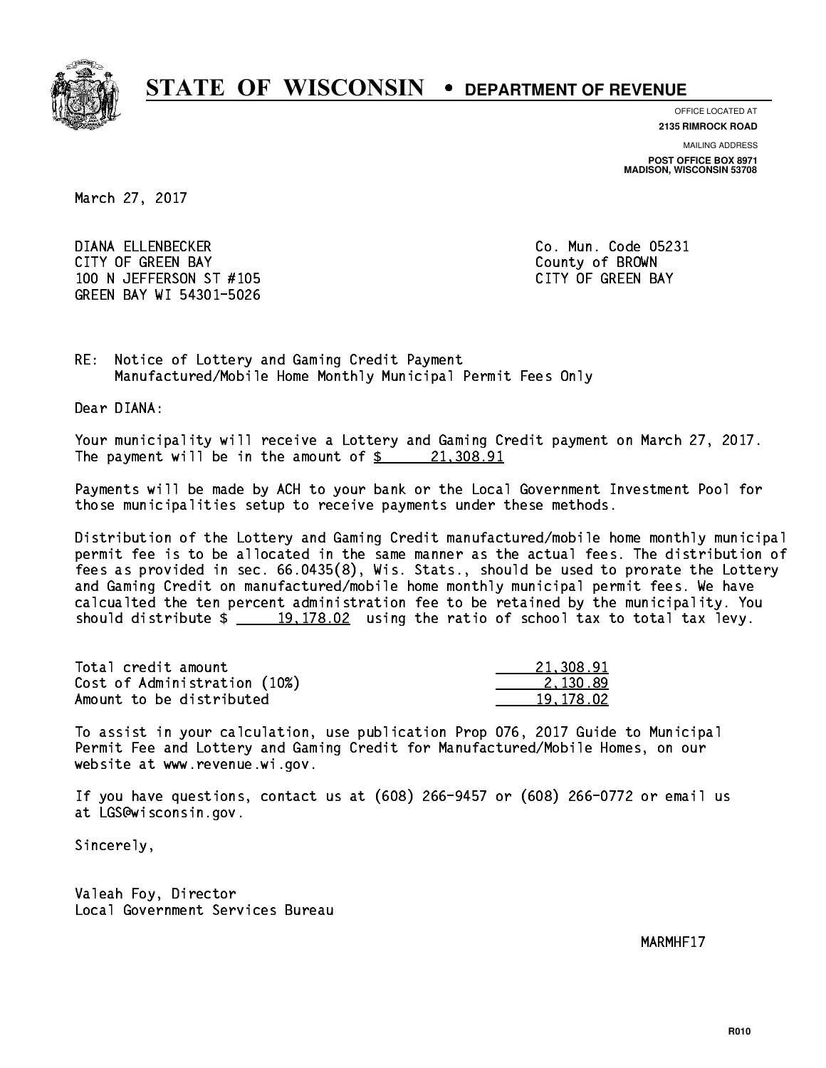# STATE OF WISCONSIN • DEPARTMENT OF REVENUE

OFFICE LOCATED AT
**2135 RIMROCK ROAD**

MAILING ADDRESS
**POST OFFICE BOX 8971**
**MADISON, WISCONSIN 53708**

March 27, 2017

DIANA ELLENBECKER
CITY OF GREEN BAY
100 N JEFFERSON ST #105
GREEN BAY WI 54301-5026

Co. Mun. Code 05231
County of BROWN
CITY OF GREEN BAY

RE: Notice of Lottery and Gaming Credit Payment
Manufactured/Mobile Home Monthly Municipal Permit Fees Only

Dear DIANA:

Your municipality will receive a Lottery and Gaming Credit payment on March 27, 2017. The payment will be in the amount of $ 21,308.91

Payments will be made by ACH to your bank or the Local Government Investment Pool for those municipalities setup to receive payments under these methods.

Distribution of the Lottery and Gaming Credit manufactured/mobile home monthly municipal permit fee is to be allocated in the same manner as the actual fees. The distribution of fees as provided in sec. 66.0435(8), Wis. Stats., should be used to prorate the Lottery and Gaming Credit on manufactured/mobile home monthly municipal permit fees. We have calcualted the ten percent administration fee to be retained by the municipality. You should distribute $ 19,178.02 using the ratio of school tax to total tax levy.

| | |
|---|---|
| Total credit amount | 21,308.91 |
| Cost of Administration (10%) | 2,130.89 |
| Amount to be distributed | 19,178.02 |

To assist in your calculation, use publication Prop 076, 2017 Guide to Municipal Permit Fee and Lottery and Gaming Credit for Manufactured/Mobile Homes, on our website at www.revenue.wi.gov.

If you have questions, contact us at (608) 266-9457 or (608) 266-0772 or email us at LGS@wisconsin.gov.

Sincerely,

Valeah Foy, Director
Local Government Services Bureau

MARMHF17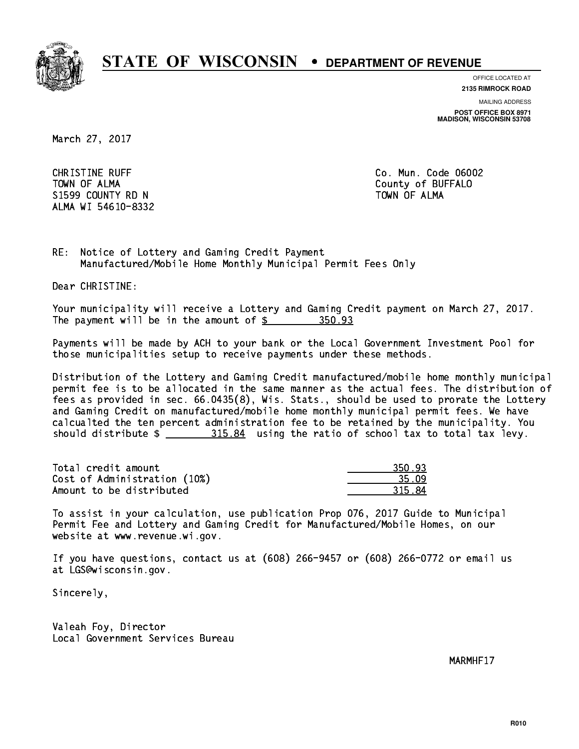# STATE OF WISCONSIN • DEPARTMENT OF REVENUE

OFFICE LOCATED AT
**2135 RIMROCK ROAD**

MAILING ADDRESS
**POST OFFICE BOX 8971**
**MADISON, WISCONSIN 53708**

March 27, 2017

CHRISTINE RUFF
TOWN OF ALMA
S1599 COUNTY RD N
ALMA WI 54610-8332

Co. Mun. Code 06002
County of BUFFALO
TOWN OF ALMA

RE: Notice of Lottery and Gaming Credit Payment
Manufactured/Mobile Home Monthly Municipal Permit Fees Only

Dear CHRISTINE:

Your municipality will receive a Lottery and Gaming Credit payment on March 27, 2017. The payment will be in the amount of $ 350.93

Payments will be made by ACH to your bank or the Local Government Investment Pool for those municipalities setup to receive payments under these methods.

Distribution of the Lottery and Gaming Credit manufactured/mobile home monthly municipal permit fee is to be allocated in the same manner as the actual fees. The distribution of fees as provided in sec. 66.0435(8), Wis. Stats., should be used to prorate the Lottery and Gaming Credit on manufactured/mobile home monthly municipal permit fees. We have calcualted the ten percent administration fee to be retained by the municipality. You should distribute $ 315.84 using the ratio of school tax to total tax levy.

| | |
|---|---|
| Total credit amount | 350.93 |
| Cost of Administration (10%) | 35.09 |
| Amount to be distributed | 315.84 |

To assist in your calculation, use publication Prop 076, 2017 Guide to Municipal Permit Fee and Lottery and Gaming Credit for Manufactured/Mobile Homes, on our website at www.revenue.wi.gov.

If you have questions, contact us at (608) 266-9457 or (608) 266-0772 or email us at LGS@wisconsin.gov.

Sincerely,

Valeah Foy, Director
Local Government Services Bureau

MARMHF17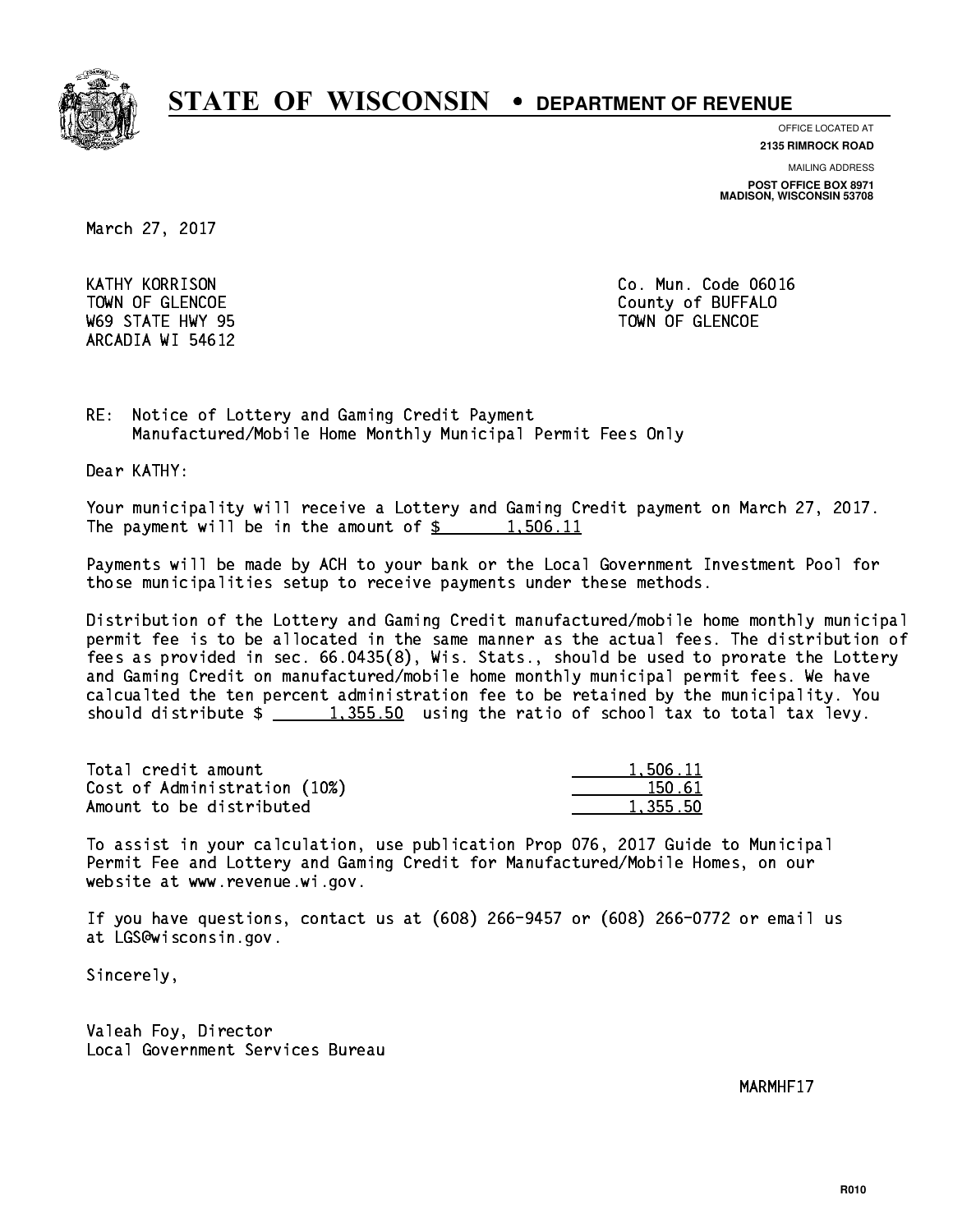# STATE OF WISCONSIN • DEPARTMENT OF REVENUE

OFFICE LOCATED AT
**2135 RIMROCK ROAD**

MAILING ADDRESS
**POST OFFICE BOX 8971**
**MADISON, WISCONSIN 53708**

March 27, 2017

KATHY KORRISON
TOWN OF GLENCOE
W69 STATE HWY 95
ARCADIA WI 54612

Co. Mun. Code 06016
County of BUFFALO
TOWN OF GLENCOE

RE: Notice of Lottery and Gaming Credit Payment
Manufactured/Mobile Home Monthly Municipal Permit Fees Only

Dear KATHY:

Your municipality will receive a Lottery and Gaming Credit payment on March 27, 2017. The payment will be in the amount of $ 1,506.11

Payments will be made by ACH to your bank or the Local Government Investment Pool for those municipalities setup to receive payments under these methods.

Distribution of the Lottery and Gaming Credit manufactured/mobile home monthly municipal permit fee is to be allocated in the same manner as the actual fees. The distribution of fees as provided in sec. 66.0435(8), Wis. Stats., should be used to prorate the Lottery and Gaming Credit on manufactured/mobile home monthly municipal permit fees. We have calcualted the ten percent administration fee to be retained by the municipality. You should distribute $ 1,355.50 using the ratio of school tax to total tax levy.

| | |
|---|---|
| Total credit amount | 1,506.11 |
| Cost of Administration (10%) | 150.61 |
| Amount to be distributed | 1,355.50 |

To assist in your calculation, use publication Prop 076, 2017 Guide to Municipal Permit Fee and Lottery and Gaming Credit for Manufactured/Mobile Homes, on our website at www.revenue.wi.gov.

If you have questions, contact us at (608) 266-9457 or (608) 266-0772 or email us at LGS@wisconsin.gov.

Sincerely,

Valeah Foy, Director
Local Government Services Bureau

MARMHF17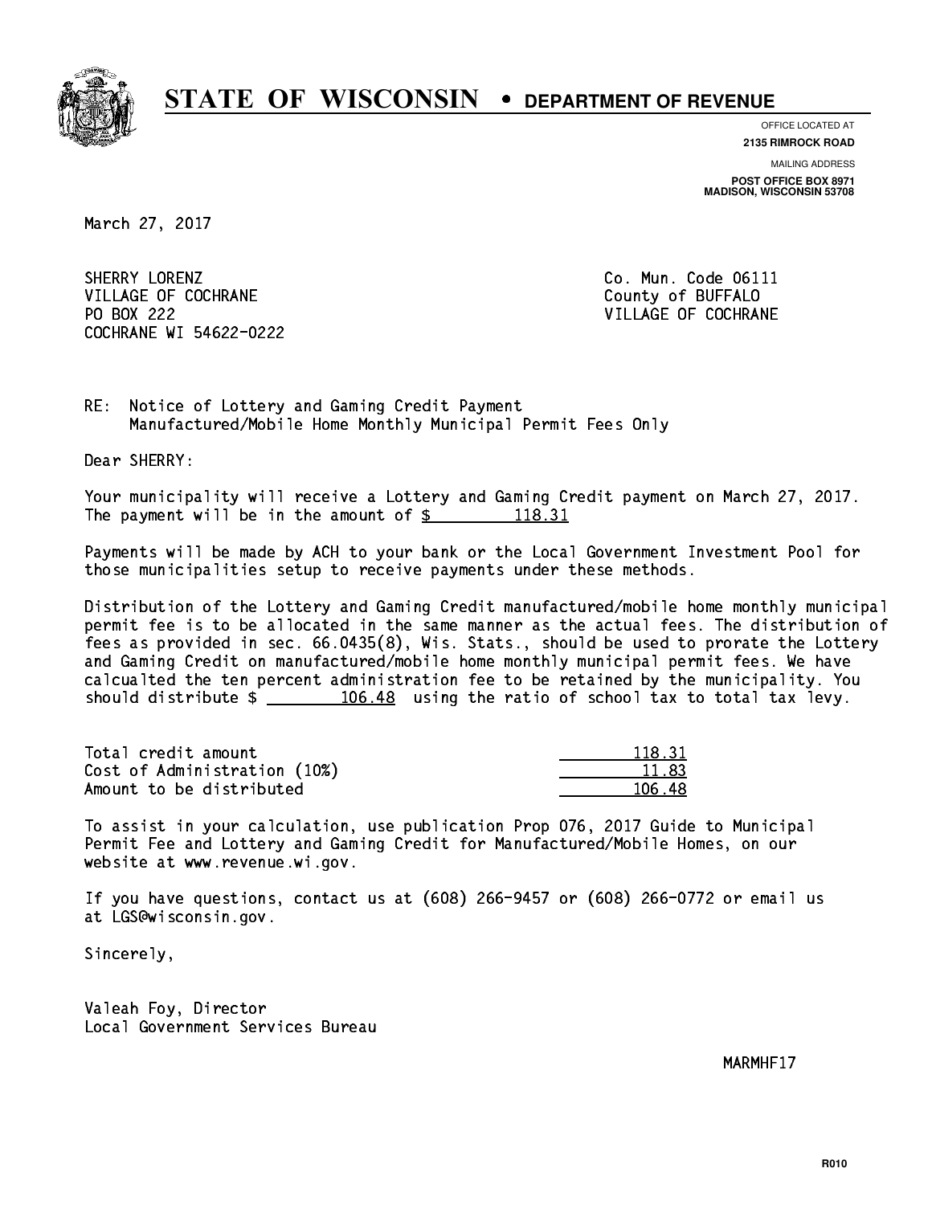# STATE OF WISCONSIN • DEPARTMENT OF REVENUE

OFFICE LOCATED AT
**2135 RIMROCK ROAD**

MAILING ADDRESS
**POST OFFICE BOX 8971**
**MADISON, WISCONSIN 53708**

March 27, 2017

SHERRY LORENZ
VILLAGE OF COCHRANE
PO BOX 222
COCHRANE WI 54622-0222

Co. Mun. Code 06111
County of BUFFALO
VILLAGE OF COCHRANE

RE: Notice of Lottery and Gaming Credit Payment
Manufactured/Mobile Home Monthly Municipal Permit Fees Only

Dear SHERRY:

Your municipality will receive a Lottery and Gaming Credit payment on March 27, 2017. The payment will be in the amount of $ 118.31

Payments will be made by ACH to your bank or the Local Government Investment Pool for those municipalities setup to receive payments under these methods.

Distribution of the Lottery and Gaming Credit manufactured/mobile home monthly municipal permit fee is to be allocated in the same manner as the actual fees. The distribution of fees as provided in sec. 66.0435(8), Wis. Stats., should be used to prorate the Lottery and Gaming Credit on manufactured/mobile home monthly municipal permit fees. We have calcualted the ten percent administration fee to be retained by the municipality. You should distribute $ 106.48 using the ratio of school tax to total tax levy.

| | |
|---|---|
| Total credit amount | 118.31 |
| Cost of Administration (10%) | 11.83 |
| Amount to be distributed | 106.48 |

To assist in your calculation, use publication Prop 076, 2017 Guide to Municipal Permit Fee and Lottery and Gaming Credit for Manufactured/Mobile Homes, on our website at www.revenue.wi.gov.

If you have questions, contact us at (608) 266-9457 or (608) 266-0772 or email us at LGS@wisconsin.gov.

Sincerely,

Valeah Foy, Director
Local Government Services Bureau

MARMHF17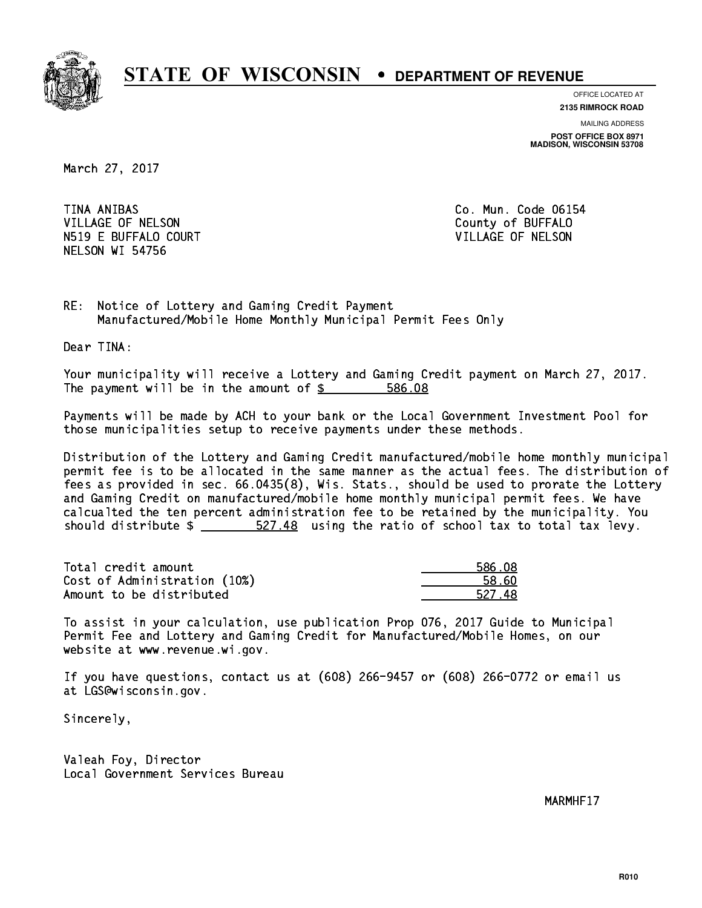# STATE OF WISCONSIN • DEPARTMENT OF REVENUE

OFFICE LOCATED AT
**2135 RIMROCK ROAD**

MAILING ADDRESS
**POST OFFICE BOX 8971**
**MADISON, WISCONSIN 53708**

March 27, 2017

TINA ANIBAS
VILLAGE OF NELSON
N519 E BUFFALO COURT
NELSON WI 54756

Co. Mun. Code 06154
County of BUFFALO
VILLAGE OF NELSON

RE: Notice of Lottery and Gaming Credit Payment
Manufactured/Mobile Home Monthly Municipal Permit Fees Only

Dear TINA:

Your municipality will receive a Lottery and Gaming Credit payment on March 27, 2017. The payment will be in the amount of $ 586.08

Payments will be made by ACH to your bank or the Local Government Investment Pool for those municipalities setup to receive payments under these methods.

Distribution of the Lottery and Gaming Credit manufactured/mobile home monthly municipal permit fee is to be allocated in the same manner as the actual fees. The distribution of fees as provided in sec. 66.0435(8), Wis. Stats., should be used to prorate the Lottery and Gaming Credit on manufactured/mobile home monthly municipal permit fees. We have calcualted the ten percent administration fee to be retained by the municipality. You should distribute $ 527.48 using the ratio of school tax to total tax levy.

| | |
|---|---|
| Total credit amount | 586.08 |
| Cost of Administration (10%) | 58.60 |
| Amount to be distributed | 527.48 |

To assist in your calculation, use publication Prop 076, 2017 Guide to Municipal Permit Fee and Lottery and Gaming Credit for Manufactured/Mobile Homes, on our website at www.revenue.wi.gov.

If you have questions, contact us at (608) 266-9457 or (608) 266-0772 or email us at LGS@wisconsin.gov.

Sincerely,

Valeah Foy, Director
Local Government Services Bureau

MARMHF17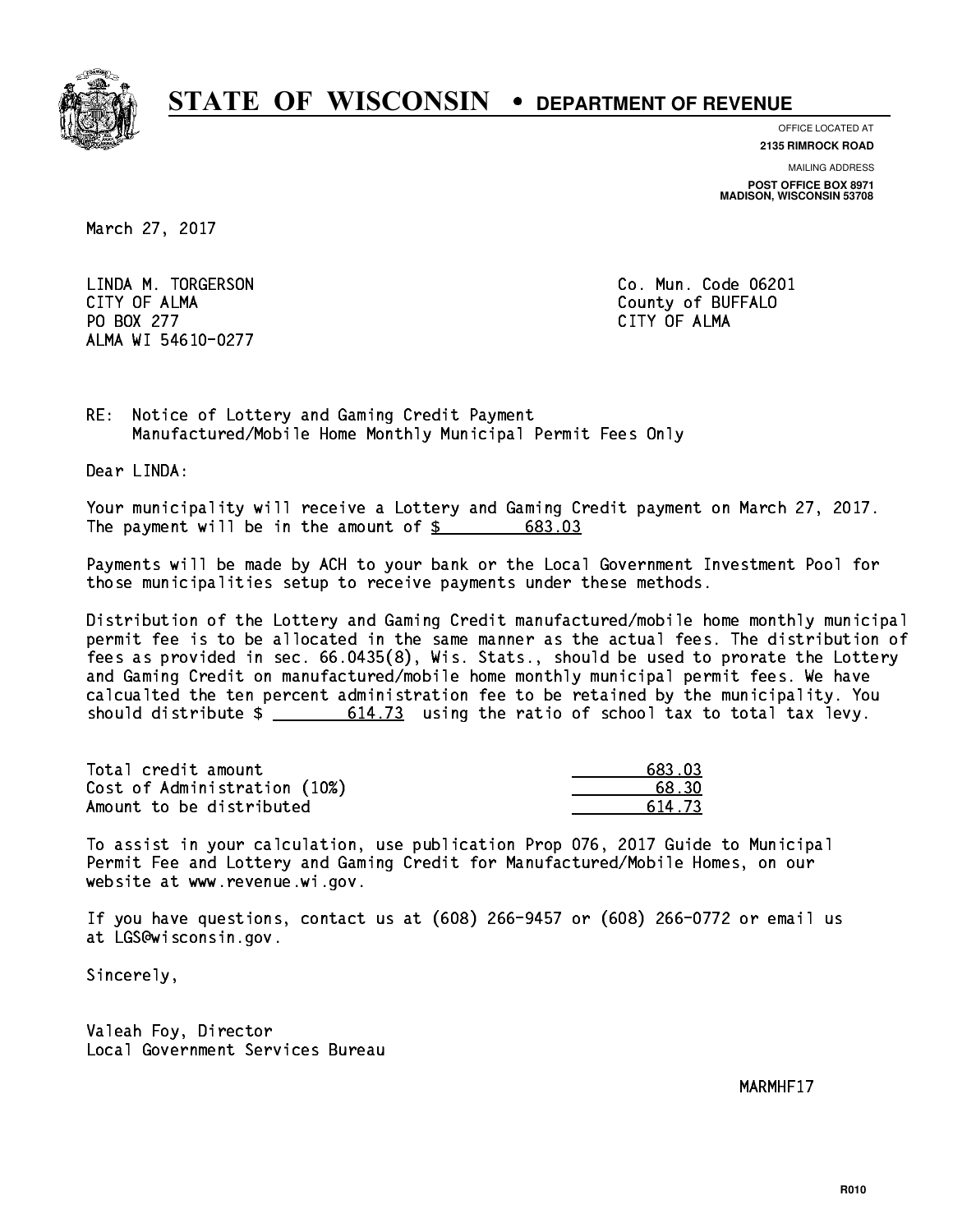# STATE OF WISCONSIN • DEPARTMENT OF REVENUE

OFFICE LOCATED AT
**2135 RIMROCK ROAD**

MAILING ADDRESS
**POST OFFICE BOX 8971**
**MADISON, WISCONSIN 53708**

March 27, 2017

LINDA M. TORGERSON
CITY OF ALMA
PO BOX 277
ALMA WI 54610-0277

Co. Mun. Code 06201
County of BUFFALO
CITY OF ALMA

RE: Notice of Lottery and Gaming Credit Payment
Manufactured/Mobile Home Monthly Municipal Permit Fees Only

Dear LINDA:

Your municipality will receive a Lottery and Gaming Credit payment on March 27, 2017. The payment will be in the amount of $ 683.03

Payments will be made by ACH to your bank or the Local Government Investment Pool for those municipalities setup to receive payments under these methods.

Distribution of the Lottery and Gaming Credit manufactured/mobile home monthly municipal permit fee is to be allocated in the same manner as the actual fees. The distribution of fees as provided in sec. 66.0435(8), Wis. Stats., should be used to prorate the Lottery and Gaming Credit on manufactured/mobile home monthly municipal permit fees. We have calcualted the ten percent administration fee to be retained by the municipality. You should distribute $ 614.73 using the ratio of school tax to total tax levy.

| | |
|---|---|
| Total credit amount | 683.03 |
| Cost of Administration (10%) | 68.30 |
| Amount to be distributed | 614.73 |

To assist in your calculation, use publication Prop 076, 2017 Guide to Municipal Permit Fee and Lottery and Gaming Credit for Manufactured/Mobile Homes, on our website at www.revenue.wi.gov.

If you have questions, contact us at (608) 266-9457 or (608) 266-0772 or email us at LGS@wisconsin.gov.

Sincerely,

Valeah Foy, Director
Local Government Services Bureau

MARMHF17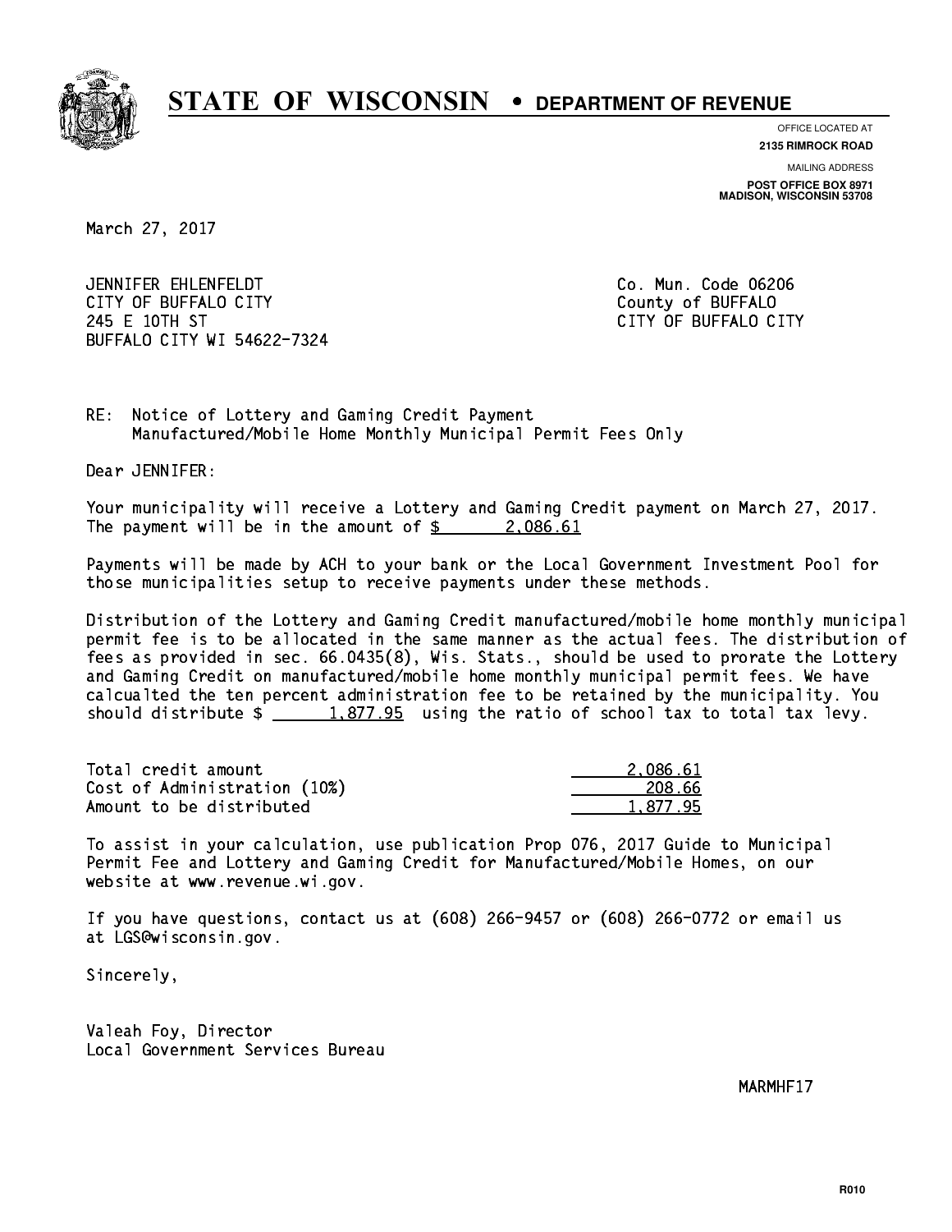# STATE OF WISCONSIN • DEPARTMENT OF REVENUE

OFFICE LOCATED AT
**2135 RIMROCK ROAD**

MAILING ADDRESS
**POST OFFICE BOX 8971**
**MADISON, WISCONSIN 53708**

March 27, 2017

JENNIFER EHLENFELDT
CITY OF BUFFALO CITY
245 E 10TH ST
BUFFALO CITY WI 54622-7324

Co. Mun. Code 06206
County of BUFFALO
CITY OF BUFFALO CITY

RE: Notice of Lottery and Gaming Credit Payment
Manufactured/Mobile Home Monthly Municipal Permit Fees Only

Dear JENNIFER:

Your municipality will receive a Lottery and Gaming Credit payment on March 27, 2017. The payment will be in the amount of $ 2,086.61

Payments will be made by ACH to your bank or the Local Government Investment Pool for those municipalities setup to receive payments under these methods.

Distribution of the Lottery and Gaming Credit manufactured/mobile home monthly municipal permit fee is to be allocated in the same manner as the actual fees. The distribution of fees as provided in sec. 66.0435(8), Wis. Stats., should be used to prorate the Lottery and Gaming Credit on manufactured/mobile home monthly municipal permit fees. We have calcualted the ten percent administration fee to be retained by the municipality. You should distribute $ 1,877.95 using the ratio of school tax to total tax levy.

| | |
|---|---|
| Total credit amount | 2,086.61 |
| Cost of Administration (10%) | 208.66 |
| Amount to be distributed | 1,877.95 |

To assist in your calculation, use publication Prop 076, 2017 Guide to Municipal Permit Fee and Lottery and Gaming Credit for Manufactured/Mobile Homes, on our website at www.revenue.wi.gov.

If you have questions, contact us at (608) 266-9457 or (608) 266-0772 or email us at LGS@wisconsin.gov.

Sincerely,

Valeah Foy, Director
Local Government Services Bureau

MARMHF17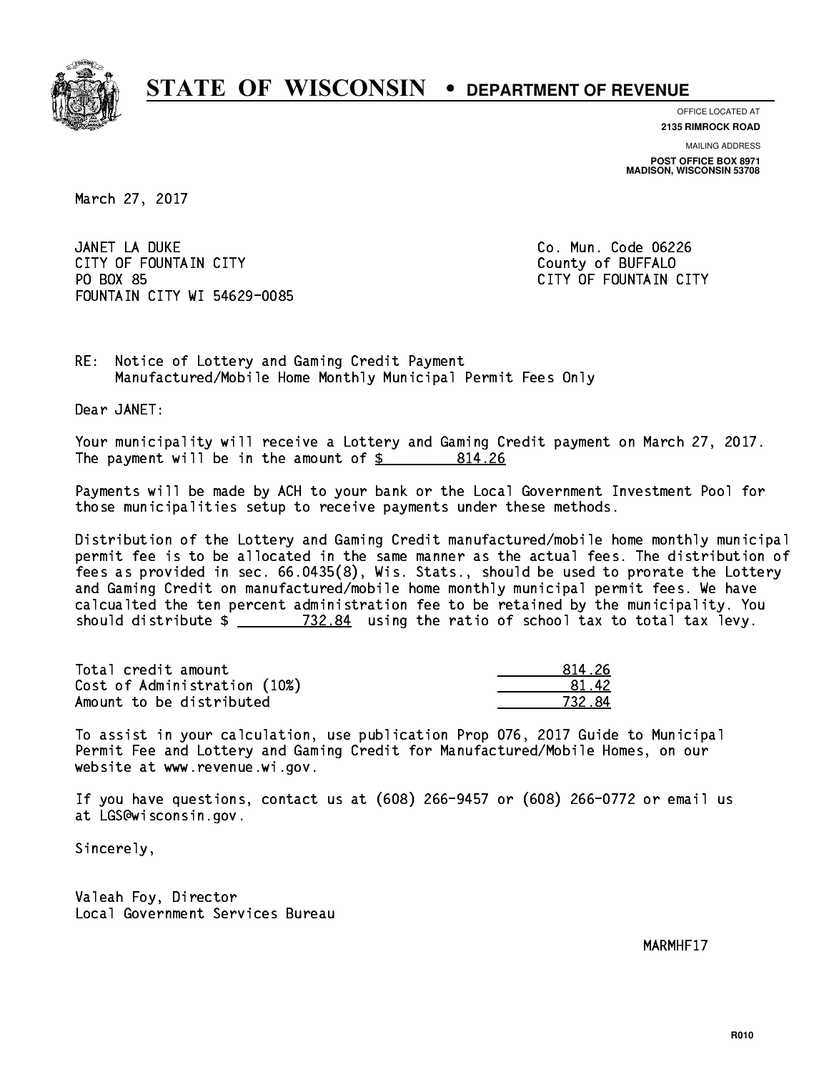# STATE OF WISCONSIN • DEPARTMENT OF REVENUE

OFFICE LOCATED AT
**2135 RIMROCK ROAD**

MAILING ADDRESS
**POST OFFICE BOX 8971**
**MADISON, WISCONSIN 53708**

March 27, 2017

JANET LA DUKE
CITY OF FOUNTAIN CITY
PO BOX 85
FOUNTAIN CITY WI 54629-0085

Co. Mun. Code 06226
County of BUFFALO
CITY OF FOUNTAIN CITY

RE: Notice of Lottery and Gaming Credit Payment
Manufactured/Mobile Home Monthly Municipal Permit Fees Only

Dear JANET:

Your municipality will receive a Lottery and Gaming Credit payment on March 27, 2017. The payment will be in the amount of $ 814.26

Payments will be made by ACH to your bank or the Local Government Investment Pool for those municipalities setup to receive payments under these methods.

Distribution of the Lottery and Gaming Credit manufactured/mobile home monthly municipal permit fee is to be allocated in the same manner as the actual fees. The distribution of fees as provided in sec. 66.0435(8), Wis. Stats., should be used to prorate the Lottery and Gaming Credit on manufactured/mobile home monthly municipal permit fees. We have calcualted the ten percent administration fee to be retained by the municipality. You should distribute $ 732.84 using the ratio of school tax to total tax levy.

| | |
|---|---|
| Total credit amount | 814.26 |
| Cost of Administration (10%) | 81.42 |
| Amount to be distributed | 732.84 |

To assist in your calculation, use publication Prop 076, 2017 Guide to Municipal Permit Fee and Lottery and Gaming Credit for Manufactured/Mobile Homes, on our website at www.revenue.wi.gov.

If you have questions, contact us at (608) 266-9457 or (608) 266-0772 or email us at LGS@wisconsin.gov.

Sincerely,

Valeah Foy, Director
Local Government Services Bureau

MARMHF17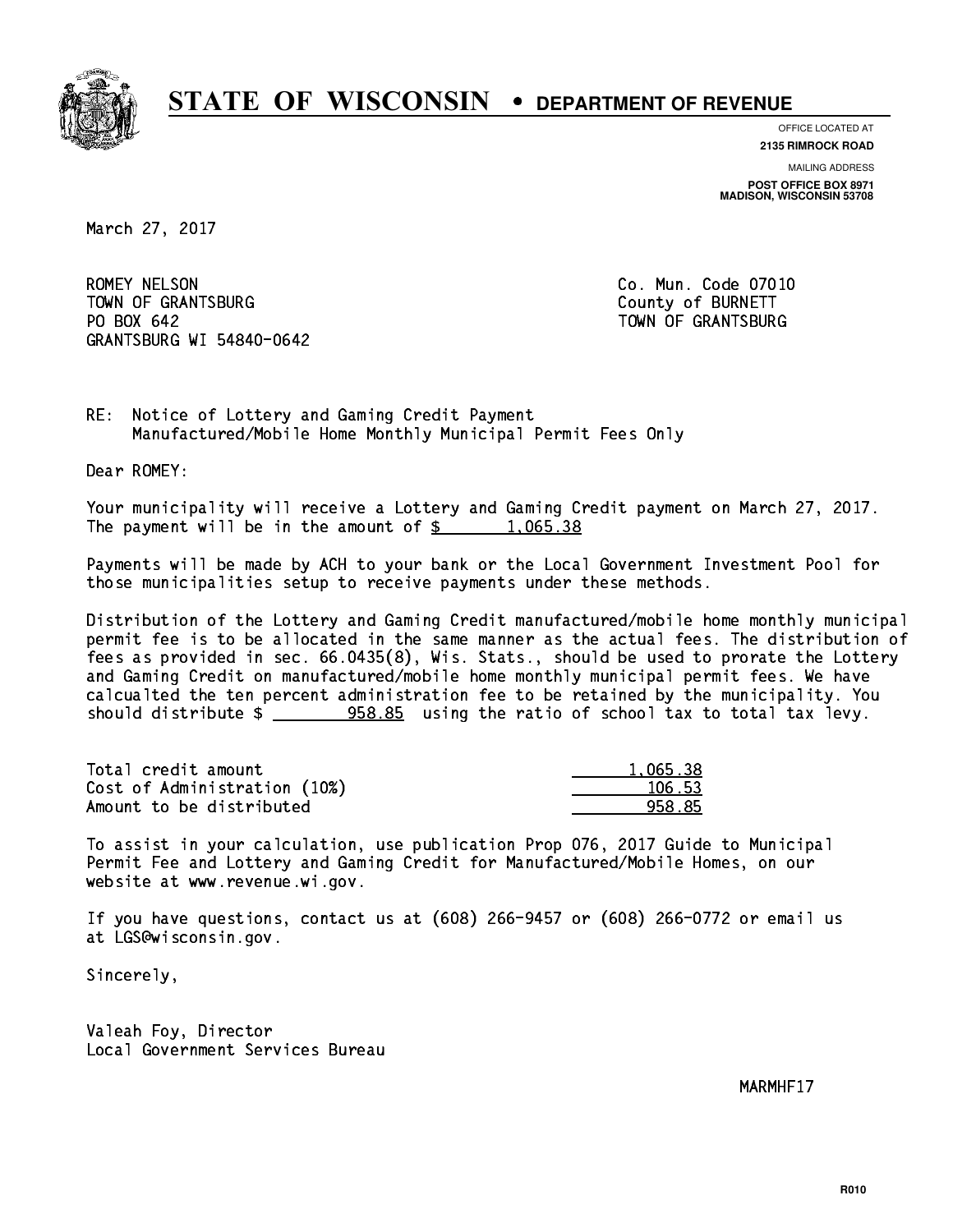# STATE OF WISCONSIN • DEPARTMENT OF REVENUE

OFFICE LOCATED AT
**2135 RIMROCK ROAD**

MAILING ADDRESS
**POST OFFICE BOX 8971**
**MADISON, WISCONSIN 53708**

March 27, 2017

ROMEY NELSON
TOWN OF GRANTSBURG
PO BOX 642
GRANTSBURG WI 54840-0642

Co. Mun. Code 07010
County of BURNETT
TOWN OF GRANTSBURG

RE: Notice of Lottery and Gaming Credit Payment
Manufactured/Mobile Home Monthly Municipal Permit Fees Only

Dear ROMEY:

Your municipality will receive a Lottery and Gaming Credit payment on March 27, 2017. The payment will be in the amount of $ 1,065.38

Payments will be made by ACH to your bank or the Local Government Investment Pool for those municipalities setup to receive payments under these methods.

Distribution of the Lottery and Gaming Credit manufactured/mobile home monthly municipal permit fee is to be allocated in the same manner as the actual fees. The distribution of fees as provided in sec. 66.0435(8), Wis. Stats., should be used to prorate the Lottery and Gaming Credit on manufactured/mobile home monthly municipal permit fees. We have calcualted the ten percent administration fee to be retained by the municipality. You should distribute $ 958.85 using the ratio of school tax to total tax levy.

| | |
|---|---|
| Total credit amount | 1,065.38 |
| Cost of Administration (10%) | 106.53 |
| Amount to be distributed | 958.85 |

To assist in your calculation, use publication Prop 076, 2017 Guide to Municipal Permit Fee and Lottery and Gaming Credit for Manufactured/Mobile Homes, on our website at www.revenue.wi.gov.

If you have questions, contact us at (608) 266-9457 or (608) 266-0772 or email us at LGS@wisconsin.gov.

Sincerely,

Valeah Foy, Director
Local Government Services Bureau

MARMHF17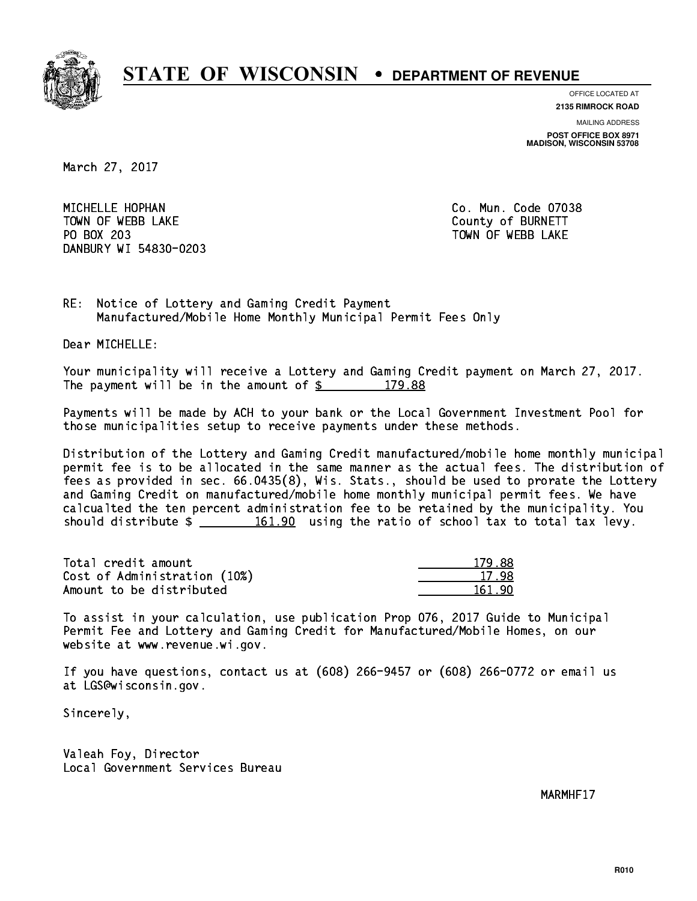# STATE OF WISCONSIN • DEPARTMENT OF REVENUE

OFFICE LOCATED AT
**2135 RIMROCK ROAD**

MAILING ADDRESS
**POST OFFICE BOX 8971**
**MADISON, WISCONSIN 53708**

March 27, 2017

MICHELLE HOPHAN
TOWN OF WEBB LAKE
PO BOX 203
DANBURY WI 54830-0203

Co. Mun. Code 07038
County of BURNETT
TOWN OF WEBB LAKE

RE: Notice of Lottery and Gaming Credit Payment
Manufactured/Mobile Home Monthly Municipal Permit Fees Only

Dear MICHELLE:

Your municipality will receive a Lottery and Gaming Credit payment on March 27, 2017. The payment will be in the amount of $ 179.88

Payments will be made by ACH to your bank or the Local Government Investment Pool for those municipalities setup to receive payments under these methods.

Distribution of the Lottery and Gaming Credit manufactured/mobile home monthly municipal permit fee is to be allocated in the same manner as the actual fees. The distribution of fees as provided in sec. 66.0435(8), Wis. Stats., should be used to prorate the Lottery and Gaming Credit on manufactured/mobile home monthly municipal permit fees. We have calcualted the ten percent administration fee to be retained by the municipality. You should distribute $ 161.90 using the ratio of school tax to total tax levy.

| | |
|---|---|
| Total credit amount | 179.88 |
| Cost of Administration (10%) | 17.98 |
| Amount to be distributed | 161.90 |

To assist in your calculation, use publication Prop 076, 2017 Guide to Municipal Permit Fee and Lottery and Gaming Credit for Manufactured/Mobile Homes, on our website at www.revenue.wi.gov.

If you have questions, contact us at (608) 266-9457 or (608) 266-0772 or email us at LGS@wisconsin.gov.

Sincerely,

Valeah Foy, Director
Local Government Services Bureau

MARMHF17

R010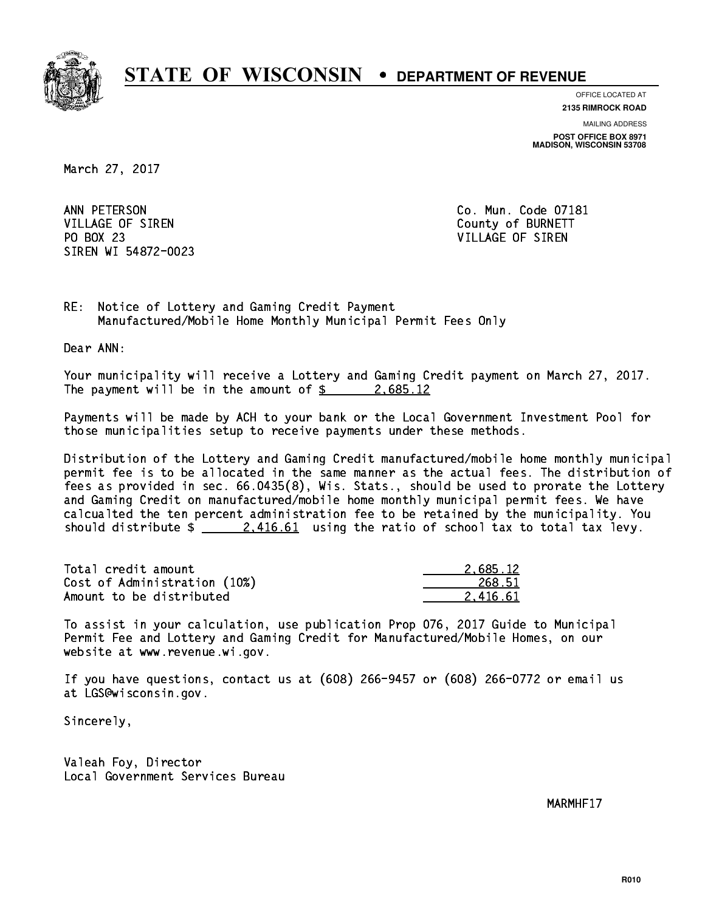# STATE OF WISCONSIN • DEPARTMENT OF REVENUE

OFFICE LOCATED AT
**2135 RIMROCK ROAD**

MAILING ADDRESS
**POST OFFICE BOX 8971**
**MADISON, WISCONSIN 53708**

March 27, 2017

ANN PETERSON
VILLAGE OF SIREN
PO BOX 23
SIREN WI 54872-0023

Co. Mun. Code 07181
County of BURNETT
VILLAGE OF SIREN

RE: Notice of Lottery and Gaming Credit Payment
Manufactured/Mobile Home Monthly Municipal Permit Fees Only

Dear ANN:

Your municipality will receive a Lottery and Gaming Credit payment on March 27, 2017. The payment will be in the amount of $ 2,685.12

Payments will be made by ACH to your bank or the Local Government Investment Pool for those municipalities setup to receive payments under these methods.

Distribution of the Lottery and Gaming Credit manufactured/mobile home monthly municipal permit fee is to be allocated in the same manner as the actual fees. The distribution of fees as provided in sec. 66.0435(8), Wis. Stats., should be used to prorate the Lottery and Gaming Credit on manufactured/mobile home monthly municipal permit fees. We have calcualted the ten percent administration fee to be retained by the municipality. You should distribute $ 2,416.61 using the ratio of school tax to total tax levy.

| | |
|---|---|
| Total credit amount | 2,685.12 |
| Cost of Administration (10%) | 268.51 |
| Amount to be distributed | 2,416.61 |

To assist in your calculation, use publication Prop 076, 2017 Guide to Municipal Permit Fee and Lottery and Gaming Credit for Manufactured/Mobile Homes, on our website at www.revenue.wi.gov.

If you have questions, contact us at (608) 266-9457 or (608) 266-0772 or email us at LGS@wisconsin.gov.

Sincerely,

Valeah Foy, Director
Local Government Services Bureau

MARMHF17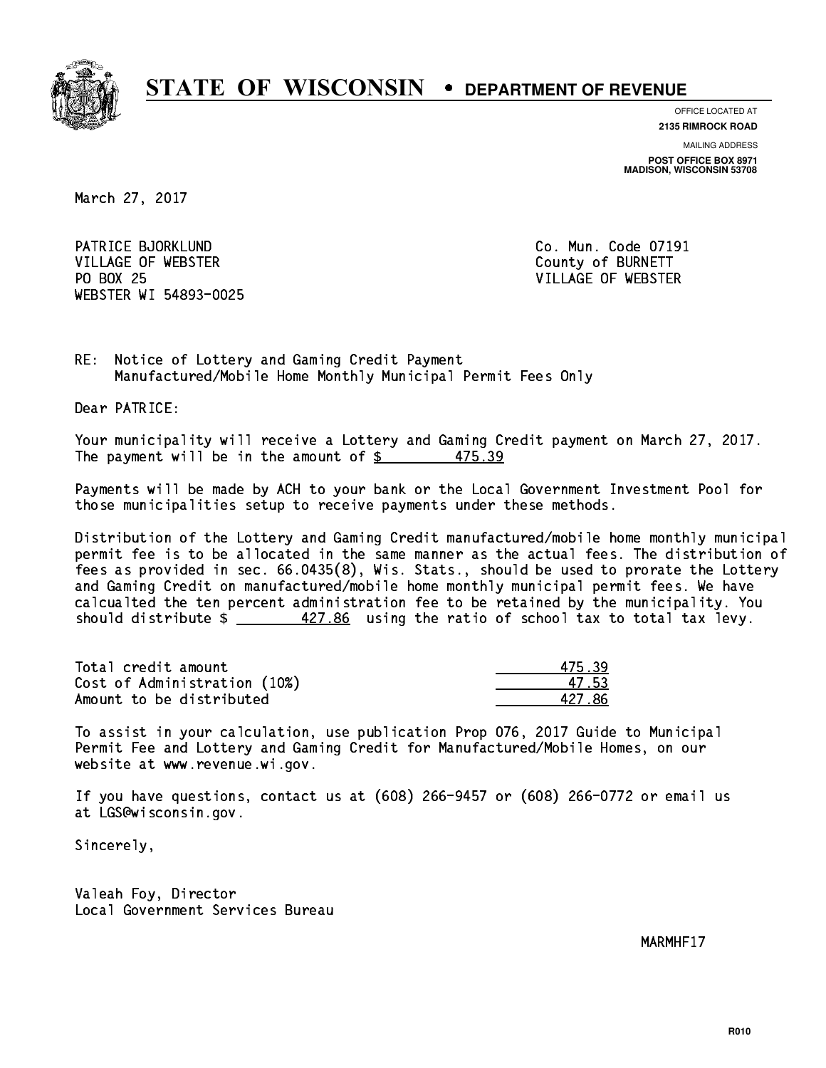# STATE OF WISCONSIN • DEPARTMENT OF REVENUE

OFFICE LOCATED AT
**2135 RIMROCK ROAD**

MAILING ADDRESS
**POST OFFICE BOX 8971**
**MADISON, WISCONSIN 53708**

March 27, 2017

PATRICE BJORKLUND
VILLAGE OF WEBSTER
PO BOX 25
WEBSTER WI 54893-0025

Co. Mun. Code 07191
County of BURNETT
VILLAGE OF WEBSTER

RE: Notice of Lottery and Gaming Credit Payment
Manufactured/Mobile Home Monthly Municipal Permit Fees Only

Dear PATRICE:

Your municipality will receive a Lottery and Gaming Credit payment on March 27, 2017. The payment will be in the amount of $ 475.39

Payments will be made by ACH to your bank or the Local Government Investment Pool for those municipalities setup to receive payments under these methods.

Distribution of the Lottery and Gaming Credit manufactured/mobile home monthly municipal permit fee is to be allocated in the same manner as the actual fees. The distribution of fees as provided in sec. 66.0435(8), Wis. Stats., should be used to prorate the Lottery and Gaming Credit on manufactured/mobile home monthly municipal permit fees. We have calcualted the ten percent administration fee to be retained by the municipality. You should distribute $ 427.86 using the ratio of school tax to total tax levy.

| | |
|---|---|
| Total credit amount | 475.39 |
| Cost of Administration (10%) | 47.53 |
| Amount to be distributed | 427.86 |

To assist in your calculation, use publication Prop 076, 2017 Guide to Municipal Permit Fee and Lottery and Gaming Credit for Manufactured/Mobile Homes, on our website at www.revenue.wi.gov.

If you have questions, contact us at (608) 266-9457 or (608) 266-0772 or email us at LGS@wisconsin.gov.

Sincerely,

Valeah Foy, Director
Local Government Services Bureau

MARMHF17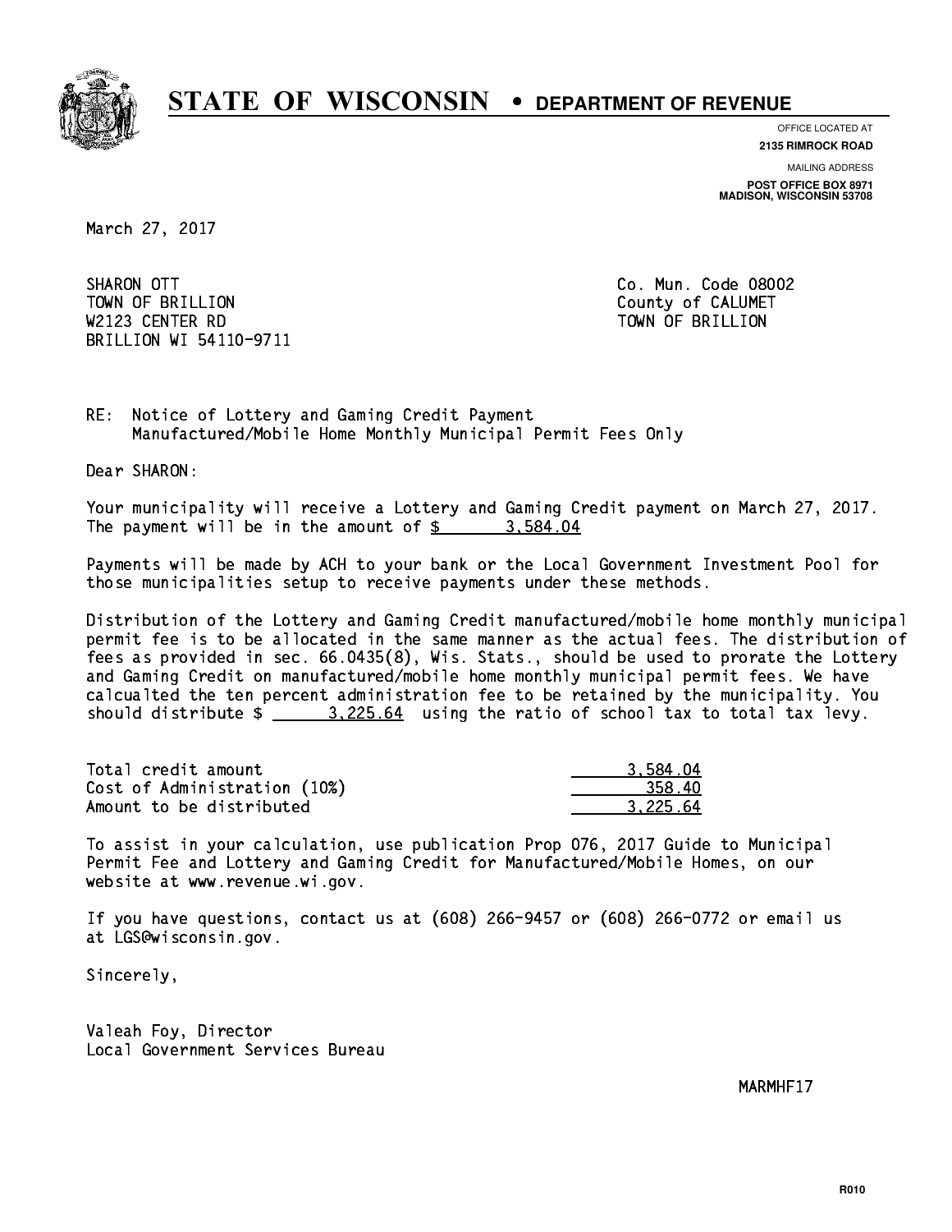# STATE OF WISCONSIN • DEPARTMENT OF REVENUE

OFFICE LOCATED AT
**2135 RIMROCK ROAD**

MAILING ADDRESS
**POST OFFICE BOX 8971**
**MADISON, WISCONSIN 53708**

March 27, 2017

SHARON OTT
TOWN OF BRILLION
W2123 CENTER RD
BRILLION WI 54110-9711

Co. Mun. Code 08002
County of CALUMET
TOWN OF BRILLION

RE: Notice of Lottery and Gaming Credit Payment
Manufactured/Mobile Home Monthly Municipal Permit Fees Only

Dear SHARON:

Your municipality will receive a Lottery and Gaming Credit payment on March 27, 2017. The payment will be in the amount of $ 3,584.04

Payments will be made by ACH to your bank or the Local Government Investment Pool for those municipalities setup to receive payments under these methods.

Distribution of the Lottery and Gaming Credit manufactured/mobile home monthly municipal permit fee is to be allocated in the same manner as the actual fees. The distribution of fees as provided in sec. 66.0435(8), Wis. Stats., should be used to prorate the Lottery and Gaming Credit on manufactured/mobile home monthly municipal permit fees. We have calcualted the ten percent administration fee to be retained by the municipality. You should distribute $ 3,225.64 using the ratio of school tax to total tax levy.

| | |
|---|---|
| Total credit amount | 3,584.04 |
| Cost of Administration (10%) | 358.40 |
| Amount to be distributed | 3,225.64 |

To assist in your calculation, use publication Prop 076, 2017 Guide to Municipal Permit Fee and Lottery and Gaming Credit for Manufactured/Mobile Homes, on our website at www.revenue.wi.gov.

If you have questions, contact us at (608) 266-9457 or (608) 266-0772 or email us at LGS@wisconsin.gov.

Sincerely,

Valeah Foy, Director
Local Government Services Bureau

MARMHF17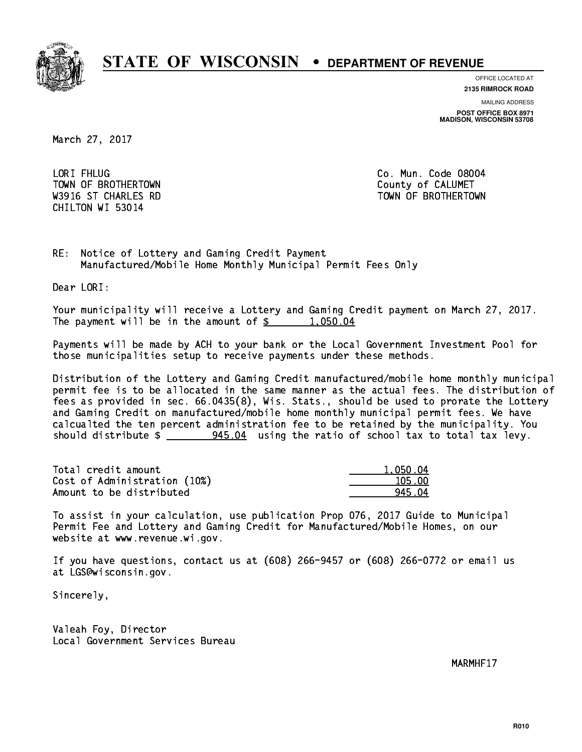# STATE OF WISCONSIN • DEPARTMENT OF REVENUE

OFFICE LOCATED AT
**2135 RIMROCK ROAD**

MAILING ADDRESS
**POST OFFICE BOX 8971**
**MADISON, WISCONSIN 53708**

March 27, 2017

LORI FHLUG
TOWN OF BROTHERTOWN
W3916 ST CHARLES RD
CHILTON WI 53014

Co. Mun. Code 08004
County of CALUMET
TOWN OF BROTHERTOWN

RE: Notice of Lottery and Gaming Credit Payment
Manufactured/Mobile Home Monthly Municipal Permit Fees Only

Dear LORI:

Your municipality will receive a Lottery and Gaming Credit payment on March 27, 2017. The payment will be in the amount of $ 1,050.04

Payments will be made by ACH to your bank or the Local Government Investment Pool for those municipalities setup to receive payments under these methods.

Distribution of the Lottery and Gaming Credit manufactured/mobile home monthly municipal permit fee is to be allocated in the same manner as the actual fees. The distribution of fees as provided in sec. 66.0435(8), Wis. Stats., should be used to prorate the Lottery and Gaming Credit on manufactured/mobile home monthly municipal permit fees. We have calcualted the ten percent administration fee to be retained by the municipality. You should distribute $ 945.04 using the ratio of school tax to total tax levy.

| | |
|---|---|
| Total credit amount | 1,050.04 |
| Cost of Administration (10%) | 105.00 |
| Amount to be distributed | 945.04 |

To assist in your calculation, use publication Prop 076, 2017 Guide to Municipal Permit Fee and Lottery and Gaming Credit for Manufactured/Mobile Homes, on our website at www.revenue.wi.gov.

If you have questions, contact us at (608) 266-9457 or (608) 266-0772 or email us at LGS@wisconsin.gov.

Sincerely,

Valeah Foy, Director
Local Government Services Bureau

MARMHF17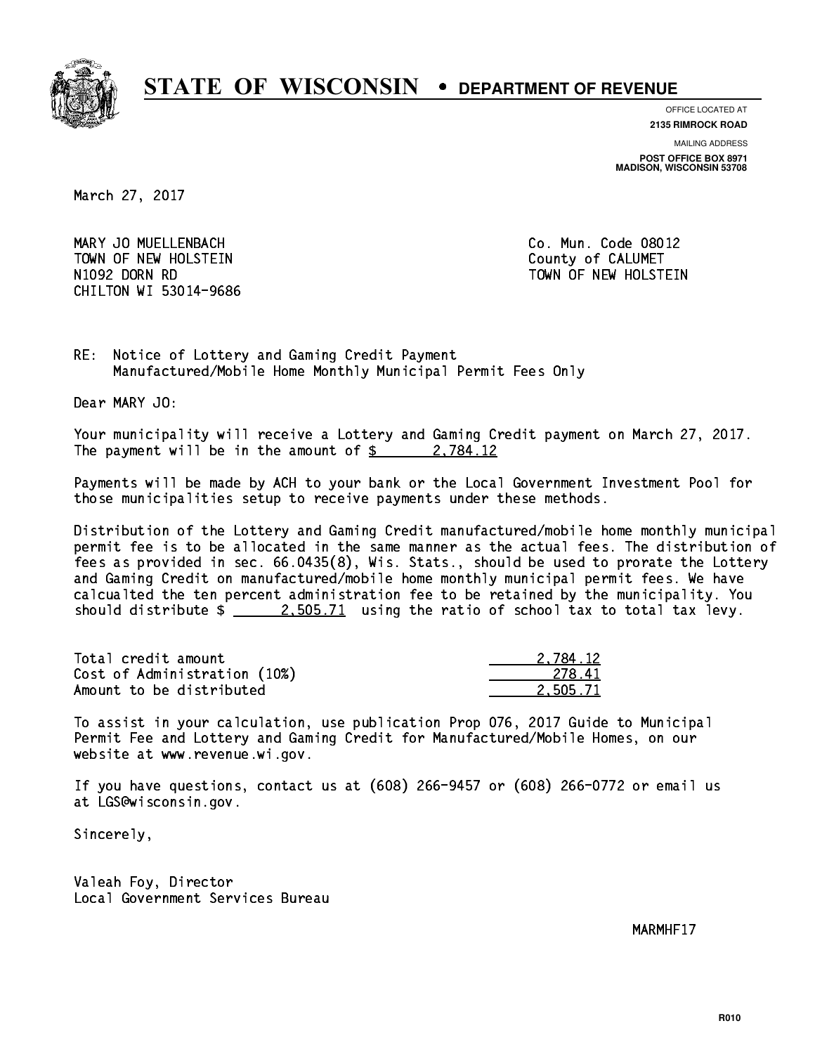# STATE OF WISCONSIN • DEPARTMENT OF REVENUE

OFFICE LOCATED AT
**2135 RIMROCK ROAD**

MAILING ADDRESS
**POST OFFICE BOX 8971**
**MADISON, WISCONSIN 53708**

March 27, 2017

MARY JO MUELLENBACH
TOWN OF NEW HOLSTEIN
N1092 DORN RD
CHILTON WI 53014-9686

Co. Mun. Code 08012
County of CALUMET
TOWN OF NEW HOLSTEIN

RE: Notice of Lottery and Gaming Credit Payment
Manufactured/Mobile Home Monthly Municipal Permit Fees Only

Dear MARY JO:

Your municipality will receive a Lottery and Gaming Credit payment on March 27, 2017. The payment will be in the amount of $ 2,784.12

Payments will be made by ACH to your bank or the Local Government Investment Pool for those municipalities setup to receive payments under these methods.

Distribution of the Lottery and Gaming Credit manufactured/mobile home monthly municipal permit fee is to be allocated in the same manner as the actual fees. The distribution of fees as provided in sec. 66.0435(8), Wis. Stats., should be used to prorate the Lottery and Gaming Credit on manufactured/mobile home monthly municipal permit fees. We have calcualted the ten percent administration fee to be retained by the municipality. You should distribute $ 2,505.71 using the ratio of school tax to total tax levy.

| | |
|---|---|
| Total credit amount | 2,784.12 |
| Cost of Administration (10%) | 278.41 |
| Amount to be distributed | 2,505.71 |

To assist in your calculation, use publication Prop 076, 2017 Guide to Municipal Permit Fee and Lottery and Gaming Credit for Manufactured/Mobile Homes, on our website at www.revenue.wi.gov.

If you have questions, contact us at (608) 266-9457 or (608) 266-0772 or email us at LGS@wisconsin.gov.

Sincerely,

Valeah Foy, Director
Local Government Services Bureau

MARMHF17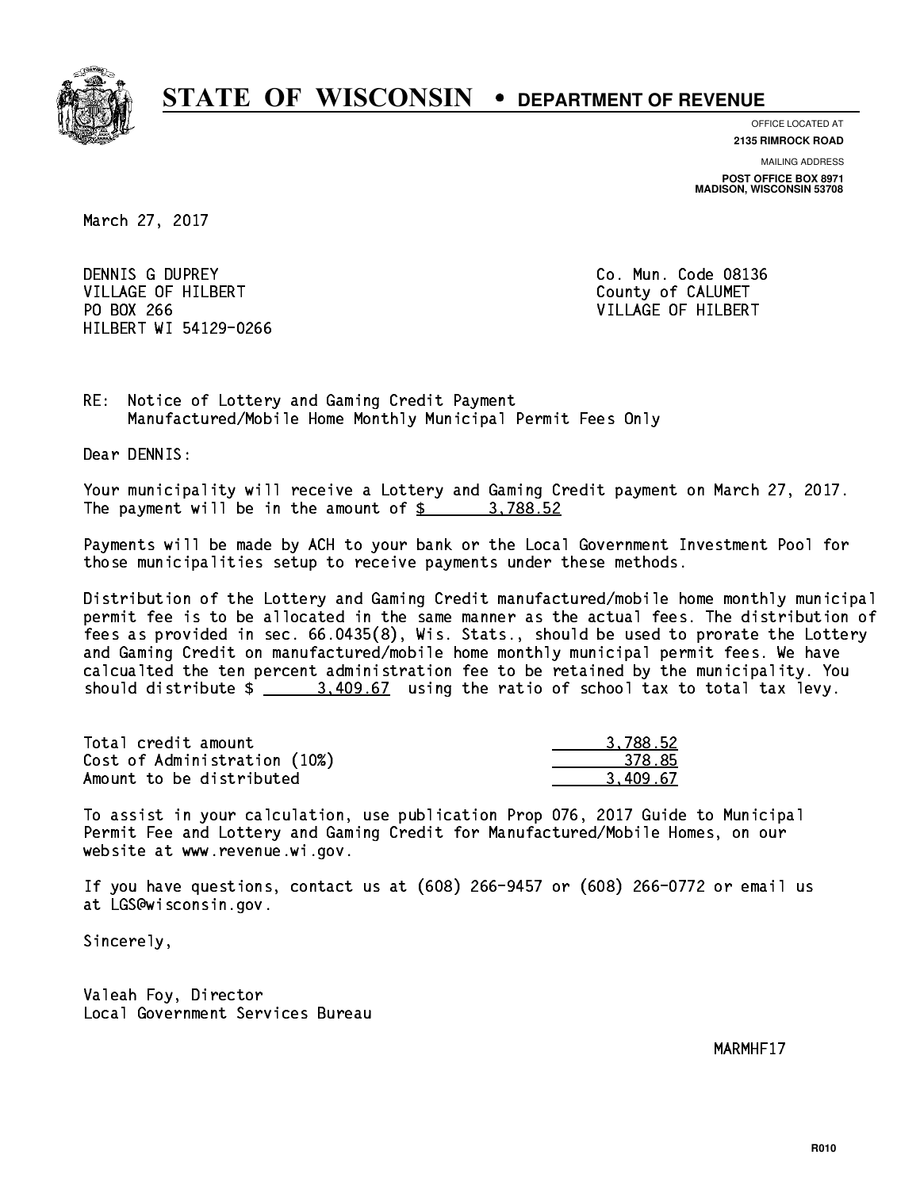# STATE OF WISCONSIN • DEPARTMENT OF REVENUE

OFFICE LOCATED AT
**2135 RIMROCK ROAD**

MAILING ADDRESS
**POST OFFICE BOX 8971**
**MADISON, WISCONSIN 53708**

March 27, 2017

DENNIS G DUPREY
VILLAGE OF HILBERT
PO BOX 266
HILBERT WI 54129-0266

Co. Mun. Code 08136
County of CALUMET
VILLAGE OF HILBERT

RE: Notice of Lottery and Gaming Credit Payment
Manufactured/Mobile Home Monthly Municipal Permit Fees Only

Dear DENNIS:

Your municipality will receive a Lottery and Gaming Credit payment on March 27, 2017. The payment will be in the amount of $ 3,788.52

Payments will be made by ACH to your bank or the Local Government Investment Pool for those municipalities setup to receive payments under these methods.

Distribution of the Lottery and Gaming Credit manufactured/mobile home monthly municipal permit fee is to be allocated in the same manner as the actual fees. The distribution of fees as provided in sec. 66.0435(8), Wis. Stats., should be used to prorate the Lottery and Gaming Credit on manufactured/mobile home monthly municipal permit fees. We have calcualted the ten percent administration fee to be retained by the municipality. You should distribute $ 3,409.67 using the ratio of school tax to total tax levy.

| | |
|---|---|
| Total credit amount | 3,788.52 |
| Cost of Administration (10%) | 378.85 |
| Amount to be distributed | 3,409.67 |

To assist in your calculation, use publication Prop 076, 2017 Guide to Municipal Permit Fee and Lottery and Gaming Credit for Manufactured/Mobile Homes, on our website at www.revenue.wi.gov.

If you have questions, contact us at (608) 266-9457 or (608) 266-0772 or email us at LGS@wisconsin.gov.

Sincerely,

Valeah Foy, Director
Local Government Services Bureau

MARMHF17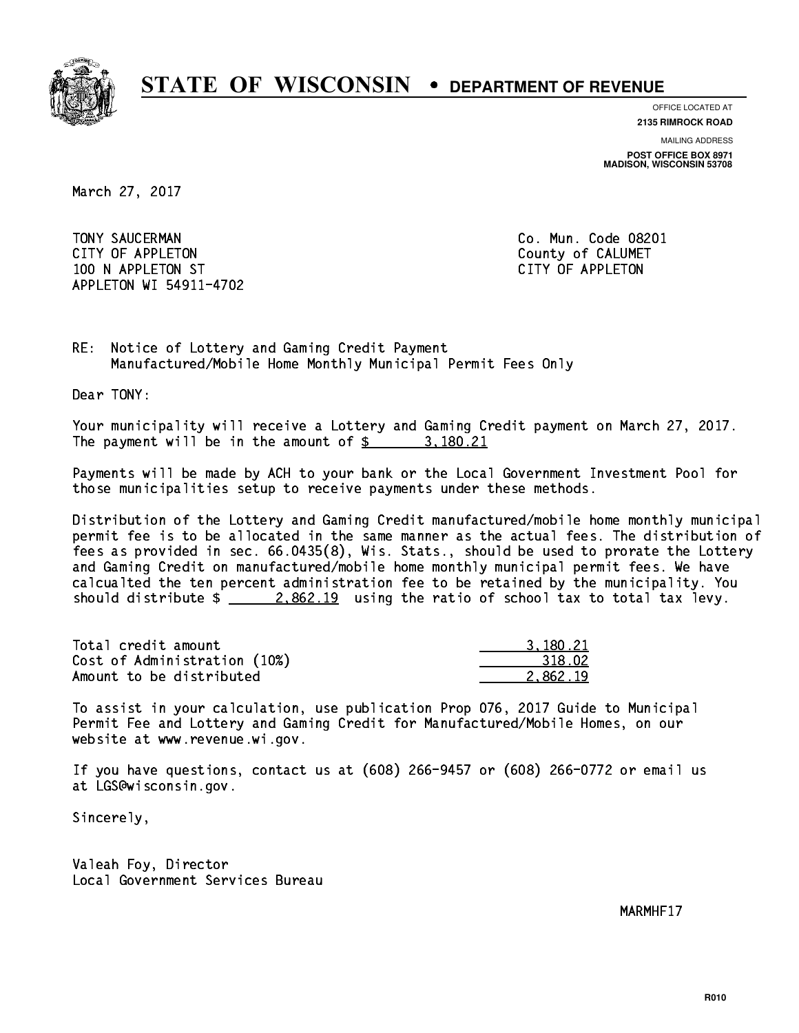# STATE OF WISCONSIN • DEPARTMENT OF REVENUE

OFFICE LOCATED AT
**2135 RIMROCK ROAD**

MAILING ADDRESS
**POST OFFICE BOX 8971**
**MADISON, WISCONSIN 53708**

March 27, 2017

TONY SAUCERMAN
CITY OF APPLETON
100 N APPLETON ST
APPLETON WI 54911-4702

Co. Mun. Code 08201
County of CALUMET
CITY OF APPLETON

RE: Notice of Lottery and Gaming Credit Payment
Manufactured/Mobile Home Monthly Municipal Permit Fees Only

Dear TONY:

Your municipality will receive a Lottery and Gaming Credit payment on March 27, 2017. The payment will be in the amount of $ 3,180.21

Payments will be made by ACH to your bank or the Local Government Investment Pool for those municipalities setup to receive payments under these methods.

Distribution of the Lottery and Gaming Credit manufactured/mobile home monthly municipal permit fee is to be allocated in the same manner as the actual fees. The distribution of fees as provided in sec. 66.0435(8), Wis. Stats., should be used to prorate the Lottery and Gaming Credit on manufactured/mobile home monthly municipal permit fees. We have calcualted the ten percent administration fee to be retained by the municipality. You should distribute $ 2,862.19 using the ratio of school tax to total tax levy.

| | |
|---|---|
| Total credit amount | 3,180.21 |
| Cost of Administration (10%) | 318.02 |
| Amount to be distributed | 2,862.19 |

To assist in your calculation, use publication Prop 076, 2017 Guide to Municipal Permit Fee and Lottery and Gaming Credit for Manufactured/Mobile Homes, on our website at www.revenue.wi.gov.

If you have questions, contact us at (608) 266-9457 or (608) 266-0772 or email us at LGS@wisconsin.gov.

Sincerely,

Valeah Foy, Director
Local Government Services Bureau

MARMHF17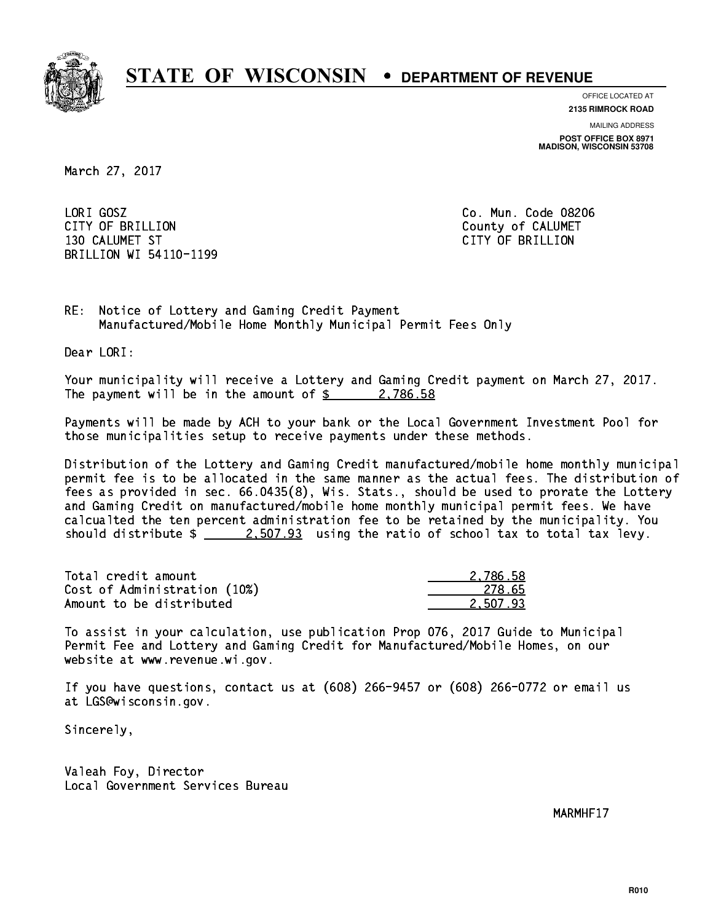# STATE OF WISCONSIN • DEPARTMENT OF REVENUE

OFFICE LOCATED AT
**2135 RIMROCK ROAD**

MAILING ADDRESS
**POST OFFICE BOX 8971**
**MADISON, WISCONSIN 53708**

March 27, 2017

LORI GOSZ
CITY OF BRILLION
130 CALUMET ST
BRILLION WI 54110-1199

Co. Mun. Code 08206
County of CALUMET
CITY OF BRILLION

RE: Notice of Lottery and Gaming Credit Payment
Manufactured/Mobile Home Monthly Municipal Permit Fees Only

Dear LORI:

Your municipality will receive a Lottery and Gaming Credit payment on March 27, 2017. The payment will be in the amount of $ 2,786.58

Payments will be made by ACH to your bank or the Local Government Investment Pool for those municipalities setup to receive payments under these methods.

Distribution of the Lottery and Gaming Credit manufactured/mobile home monthly municipal permit fee is to be allocated in the same manner as the actual fees. The distribution of fees as provided in sec. 66.0435(8), Wis. Stats., should be used to prorate the Lottery and Gaming Credit on manufactured/mobile home monthly municipal permit fees. We have calcualted the ten percent administration fee to be retained by the municipality. You should distribute $ 2,507.93 using the ratio of school tax to total tax levy.

| | |
|---|---|
| Total credit amount | 2,786.58 |
| Cost of Administration (10%) | 278.65 |
| Amount to be distributed | 2,507.93 |

To assist in your calculation, use publication Prop 076, 2017 Guide to Municipal Permit Fee and Lottery and Gaming Credit for Manufactured/Mobile Homes, on our website at www.revenue.wi.gov.

If you have questions, contact us at (608) 266-9457 or (608) 266-0772 or email us at LGS@wisconsin.gov.

Sincerely,

Valeah Foy, Director
Local Government Services Bureau

MARMHF17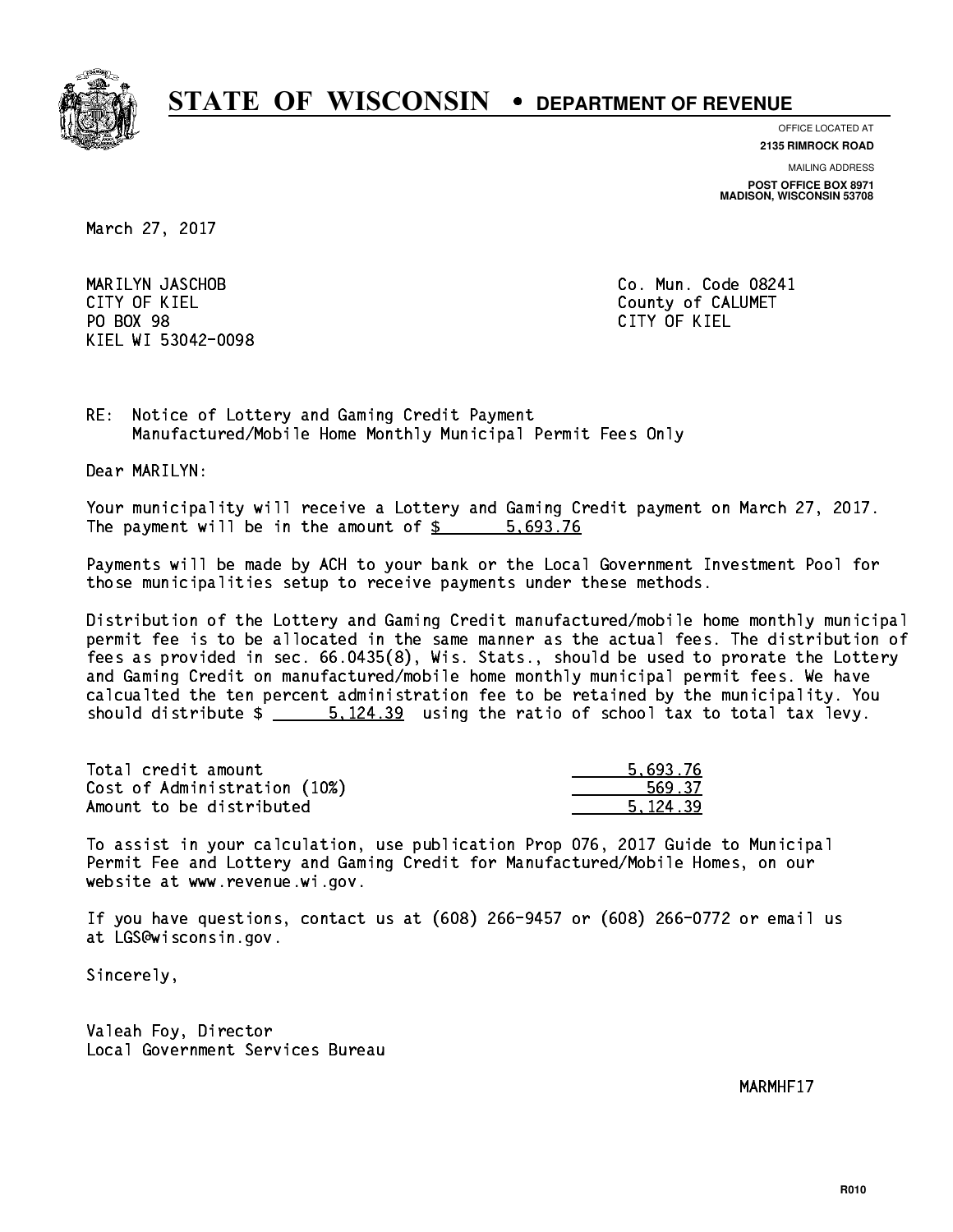# STATE OF WISCONSIN • DEPARTMENT OF REVENUE

OFFICE LOCATED AT
**2135 RIMROCK ROAD**

MAILING ADDRESS
**POST OFFICE BOX 8971**
**MADISON, WISCONSIN 53708**

March 27, 2017

MARILYN JASCHOB
CITY OF KIEL
PO BOX 98
KIEL WI 53042-0098

Co. Mun. Code 08241
County of CALUMET
CITY OF KIEL

RE: Notice of Lottery and Gaming Credit Payment
Manufactured/Mobile Home Monthly Municipal Permit Fees Only

Dear MARILYN:

Your municipality will receive a Lottery and Gaming Credit payment on March 27, 2017. The payment will be in the amount of $ 5,693.76

Payments will be made by ACH to your bank or the Local Government Investment Pool for those municipalities setup to receive payments under these methods.

Distribution of the Lottery and Gaming Credit manufactured/mobile home monthly municipal permit fee is to be allocated in the same manner as the actual fees. The distribution of fees as provided in sec. 66.0435(8), Wis. Stats., should be used to prorate the Lottery and Gaming Credit on manufactured/mobile home monthly municipal permit fees. We have calcualted the ten percent administration fee to be retained by the municipality. You should distribute $ 5,124.39 using the ratio of school tax to total tax levy.

| | |
|---|---|
| Total credit amount | 5,693.76 |
| Cost of Administration (10%) | 569.37 |
| Amount to be distributed | 5,124.39 |

To assist in your calculation, use publication Prop 076, 2017 Guide to Municipal Permit Fee and Lottery and Gaming Credit for Manufactured/Mobile Homes, on our website at www.revenue.wi.gov.

If you have questions, contact us at (608) 266-9457 or (608) 266-0772 or email us at LGS@wisconsin.gov.

Sincerely,

Valeah Foy, Director
Local Government Services Bureau

MARMHF17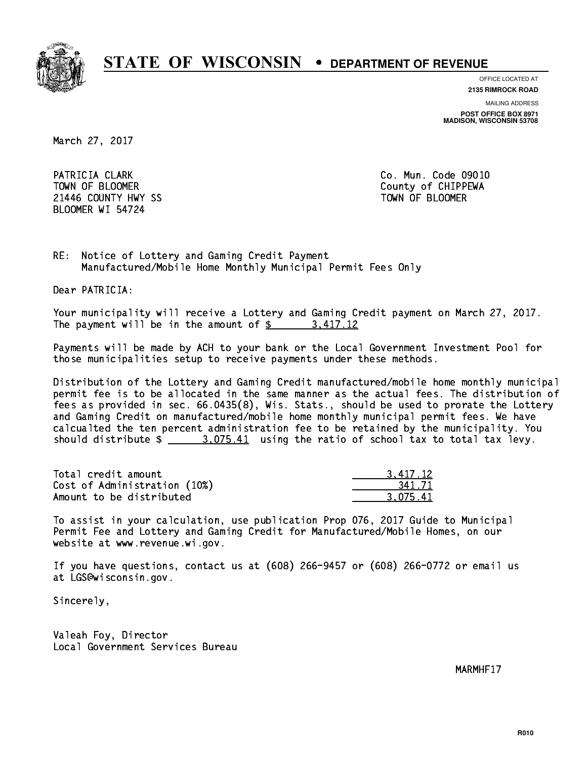# STATE OF WISCONSIN • DEPARTMENT OF REVENUE

OFFICE LOCATED AT
**2135 RIMROCK ROAD**

MAILING ADDRESS
**POST OFFICE BOX 8971**
**MADISON, WISCONSIN 53708**

March 27, 2017

PATRICIA CLARK
TOWN OF BLOOMER
21446 COUNTY HWY SS
BLOOMER WI 54724

Co. Mun. Code 09010
County of CHIPPEWA
TOWN OF BLOOMER

RE: Notice of Lottery and Gaming Credit Payment
Manufactured/Mobile Home Monthly Municipal Permit Fees Only

Dear PATRICIA:

Your municipality will receive a Lottery and Gaming Credit payment on March 27, 2017. The payment will be in the amount of $ 3,417.12

Payments will be made by ACH to your bank or the Local Government Investment Pool for those municipalities setup to receive payments under these methods.

Distribution of the Lottery and Gaming Credit manufactured/mobile home monthly municipal permit fee is to be allocated in the same manner as the actual fees. The distribution of fees as provided in sec. 66.0435(8), Wis. Stats., should be used to prorate the Lottery and Gaming Credit on manufactured/mobile home monthly municipal permit fees. We have calcualted the ten percent administration fee to be retained by the municipality. You should distribute $ 3,075.41 using the ratio of school tax to total tax levy.

| | |
|---|---|
| Total credit amount | 3,417.12 |
| Cost of Administration (10%) | 341.71 |
| Amount to be distributed | 3,075.41 |

To assist in your calculation, use publication Prop 076, 2017 Guide to Municipal Permit Fee and Lottery and Gaming Credit for Manufactured/Mobile Homes, on our website at www.revenue.wi.gov.

If you have questions, contact us at (608) 266-9457 or (608) 266-0772 or email us at LGS@wisconsin.gov.

Sincerely,

Valeah Foy, Director
Local Government Services Bureau

MARMHF17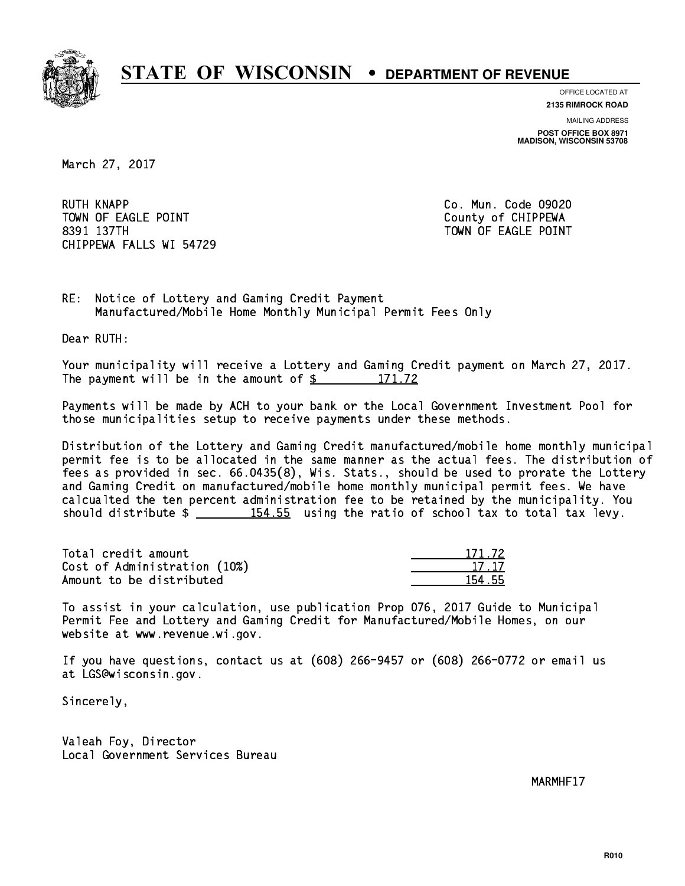# STATE OF WISCONSIN • DEPARTMENT OF REVENUE

OFFICE LOCATED AT
**2135 RIMROCK ROAD**

MAILING ADDRESS
**POST OFFICE BOX 8971**
**MADISON, WISCONSIN 53708**

March 27, 2017

RUTH KNAPP
TOWN OF EAGLE POINT
8391 137TH
CHIPPEWA FALLS WI 54729

Co. Mun. Code 09020
County of CHIPPEWA
TOWN OF EAGLE POINT

RE: Notice of Lottery and Gaming Credit Payment
Manufactured/Mobile Home Monthly Municipal Permit Fees Only

Dear RUTH:

Your municipality will receive a Lottery and Gaming Credit payment on March 27, 2017. The payment will be in the amount of $ 171.72

Payments will be made by ACH to your bank or the Local Government Investment Pool for those municipalities setup to receive payments under these methods.

Distribution of the Lottery and Gaming Credit manufactured/mobile home monthly municipal permit fee is to be allocated in the same manner as the actual fees. The distribution of fees as provided in sec. 66.0435(8), Wis. Stats., should be used to prorate the Lottery and Gaming Credit on manufactured/mobile home monthly municipal permit fees. We have calcualted the ten percent administration fee to be retained by the municipality. You should distribute $ 154.55 using the ratio of school tax to total tax levy.

| | |
|---|---|
| Total credit amount | 171.72 |
| Cost of Administration (10%) | 17.17 |
| Amount to be distributed | 154.55 |

To assist in your calculation, use publication Prop 076, 2017 Guide to Municipal Permit Fee and Lottery and Gaming Credit for Manufactured/Mobile Homes, on our website at www.revenue.wi.gov.

If you have questions, contact us at (608) 266-9457 or (608) 266-0772 or email us at LGS@wisconsin.gov.

Sincerely,

Valeah Foy, Director
Local Government Services Bureau

MARMHF17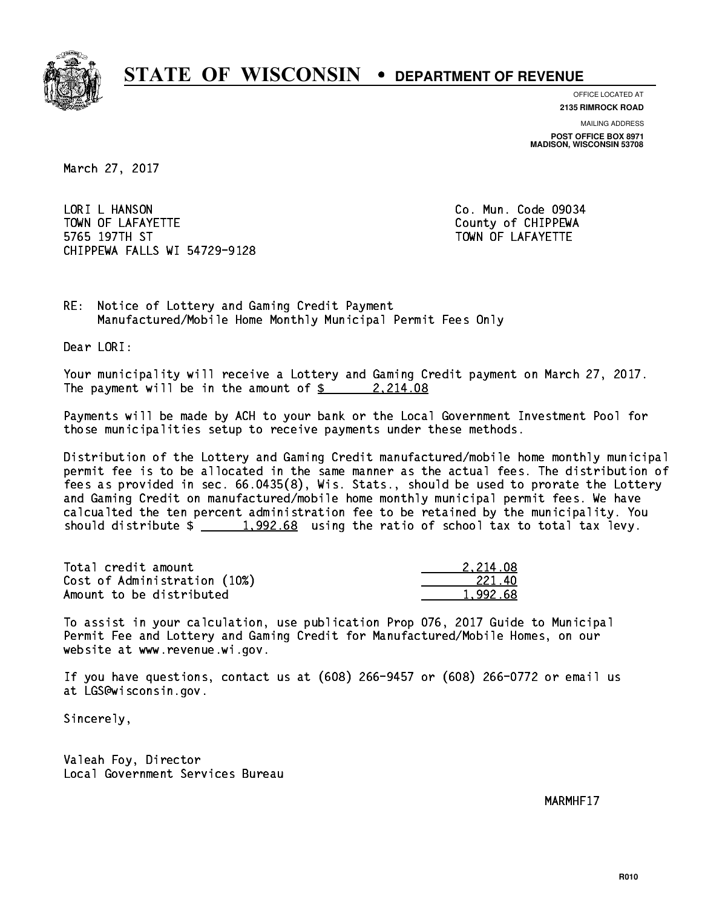# STATE OF WISCONSIN • DEPARTMENT OF REVENUE

OFFICE LOCATED AT
**2135 RIMROCK ROAD**

MAILING ADDRESS
**POST OFFICE BOX 8971**
**MADISON, WISCONSIN 53708**

March 27, 2017

LORI L HANSON
TOWN OF LAFAYETTE
5765 197TH ST
CHIPPEWA FALLS WI 54729-9128

Co. Mun. Code 09034
County of CHIPPEWA
TOWN OF LAFAYETTE

RE: Notice of Lottery and Gaming Credit Payment
Manufactured/Mobile Home Monthly Municipal Permit Fees Only

Dear LORI:

Your municipality will receive a Lottery and Gaming Credit payment on March 27, 2017. The payment will be in the amount of $ 2,214.08

Payments will be made by ACH to your bank or the Local Government Investment Pool for those municipalities setup to receive payments under these methods.

Distribution of the Lottery and Gaming Credit manufactured/mobile home monthly municipal permit fee is to be allocated in the same manner as the actual fees. The distribution of fees as provided in sec. 66.0435(8), Wis. Stats., should be used to prorate the Lottery and Gaming Credit on manufactured/mobile home monthly municipal permit fees. We have calcualted the ten percent administration fee to be retained by the municipality. You should distribute $ 1,992.68 using the ratio of school tax to total tax levy.

| | |
|---|---|
| Total credit amount | 2,214.08 |
| Cost of Administration (10%) | 221.40 |
| Amount to be distributed | 1,992.68 |

To assist in your calculation, use publication Prop 076, 2017 Guide to Municipal Permit Fee and Lottery and Gaming Credit for Manufactured/Mobile Homes, on our website at www.revenue.wi.gov.

If you have questions, contact us at (608) 266-9457 or (608) 266-0772 or email us at LGS@wisconsin.gov.

Sincerely,

Valeah Foy, Director
Local Government Services Bureau

MARMHF17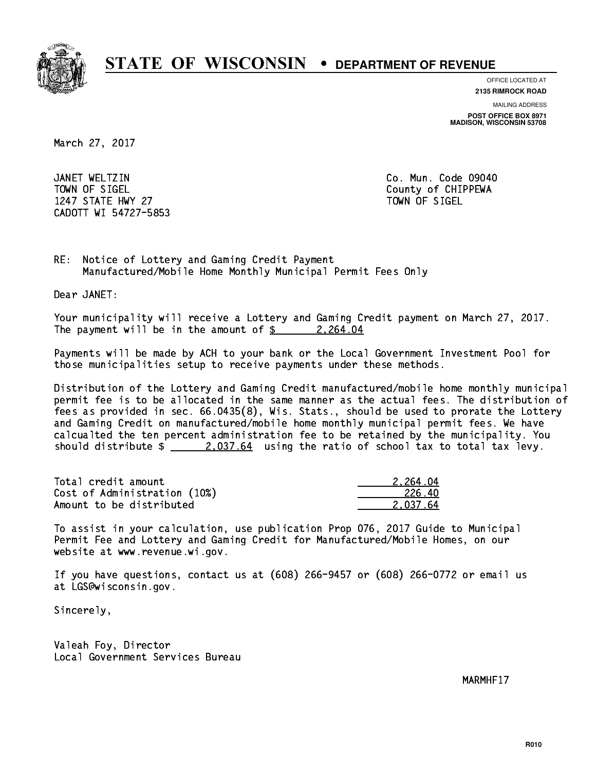# STATE OF WISCONSIN • DEPARTMENT OF REVENUE

OFFICE LOCATED AT
**2135 RIMROCK ROAD**

MAILING ADDRESS
**POST OFFICE BOX 8971**
**MADISON, WISCONSIN 53708**

March 27, 2017

JANET WELTZIN
TOWN OF SIGEL
1247 STATE HWY 27
CADOTT WI 54727-5853

Co. Mun. Code 09040
County of CHIPPEWA
TOWN OF SIGEL

RE: Notice of Lottery and Gaming Credit Payment
Manufactured/Mobile Home Monthly Municipal Permit Fees Only

Dear JANET:

Your municipality will receive a Lottery and Gaming Credit payment on March 27, 2017. The payment will be in the amount of $ 2,264.04

Payments will be made by ACH to your bank or the Local Government Investment Pool for those municipalities setup to receive payments under these methods.

Distribution of the Lottery and Gaming Credit manufactured/mobile home monthly municipal permit fee is to be allocated in the same manner as the actual fees. The distribution of fees as provided in sec. 66.0435(8), Wis. Stats., should be used to prorate the Lottery and Gaming Credit on manufactured/mobile home monthly municipal permit fees. We have calcualted the ten percent administration fee to be retained by the municipality. You should distribute $ 2,037.64 using the ratio of school tax to total tax levy.

| | |
|---|---|
| Total credit amount | 2,264.04 |
| Cost of Administration (10%) | 226.40 |
| Amount to be distributed | 2,037.64 |

To assist in your calculation, use publication Prop 076, 2017 Guide to Municipal Permit Fee and Lottery and Gaming Credit for Manufactured/Mobile Homes, on our website at www.revenue.wi.gov.

If you have questions, contact us at (608) 266-9457 or (608) 266-0772 or email us at LGS@wisconsin.gov.

Sincerely,

Valeah Foy, Director
Local Government Services Bureau

MARMHF17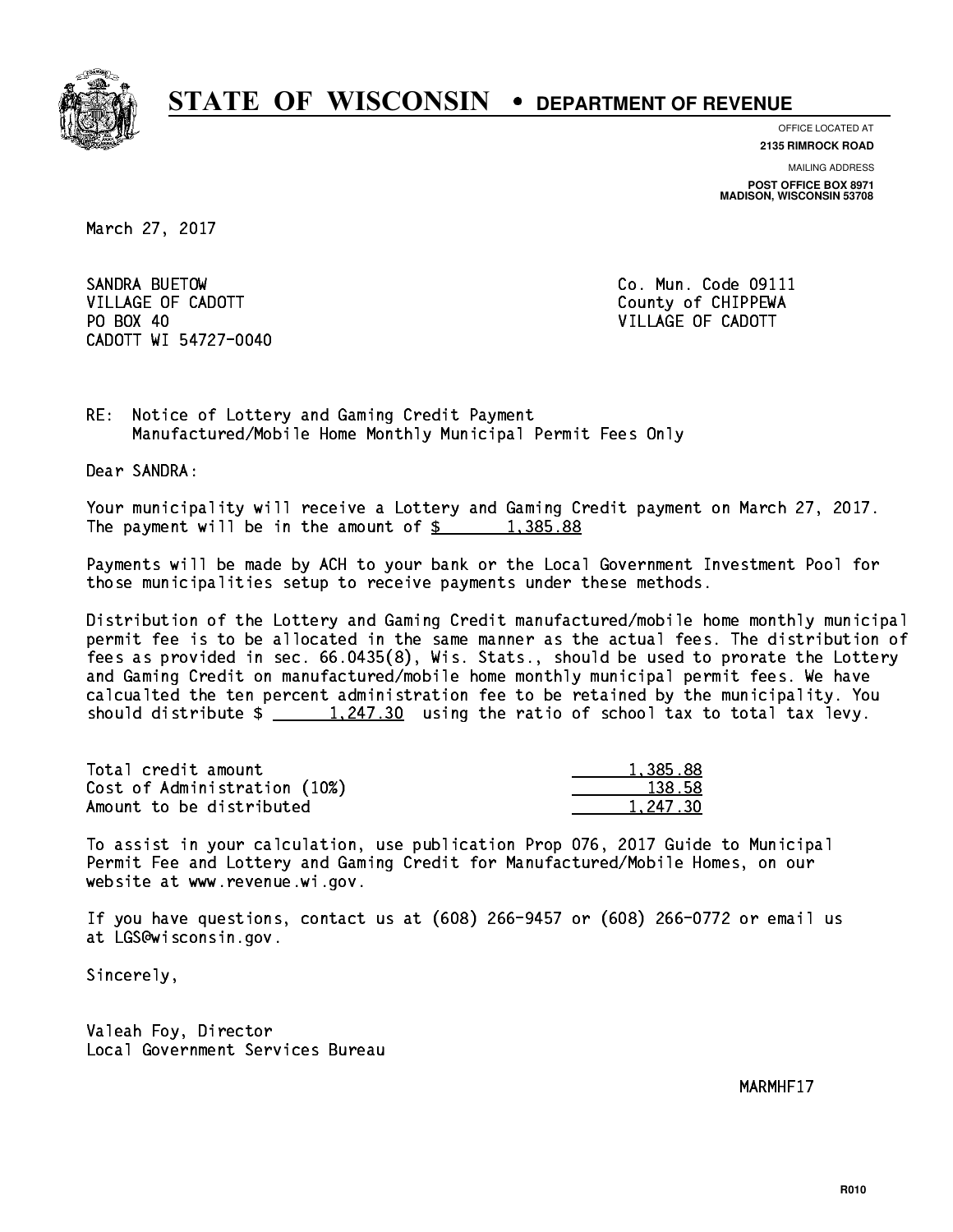# STATE OF WISCONSIN • DEPARTMENT OF REVENUE

OFFICE LOCATED AT
**2135 RIMROCK ROAD**

MAILING ADDRESS
**POST OFFICE BOX 8971**
**MADISON, WISCONSIN 53708**

March 27, 2017

SANDRA BUETOW
VILLAGE OF CADOTT
PO BOX 40
CADOTT WI 54727-0040

Co. Mun. Code 09111
County of CHIPPEWA
VILLAGE OF CADOTT

RE: Notice of Lottery and Gaming Credit Payment
Manufactured/Mobile Home Monthly Municipal Permit Fees Only

Dear SANDRA:

Your municipality will receive a Lottery and Gaming Credit payment on March 27, 2017. The payment will be in the amount of $ 1,385.88

Payments will be made by ACH to your bank or the Local Government Investment Pool for those municipalities setup to receive payments under these methods.

Distribution of the Lottery and Gaming Credit manufactured/mobile home monthly municipal permit fee is to be allocated in the same manner as the actual fees. The distribution of fees as provided in sec. 66.0435(8), Wis. Stats., should be used to prorate the Lottery and Gaming Credit on manufactured/mobile home monthly municipal permit fees. We have calcualted the ten percent administration fee to be retained by the municipality. You should distribute $ 1,247.30 using the ratio of school tax to total tax levy.

| | |
|---|---|
| Total credit amount | 1,385.88 |
| Cost of Administration (10%) | 138.58 |
| Amount to be distributed | 1,247.30 |

To assist in your calculation, use publication Prop 076, 2017 Guide to Municipal Permit Fee and Lottery and Gaming Credit for Manufactured/Mobile Homes, on our website at www.revenue.wi.gov.

If you have questions, contact us at (608) 266-9457 or (608) 266-0772 or email us at LGS@wisconsin.gov.

Sincerely,

Valeah Foy, Director
Local Government Services Bureau

MARMHF17

R010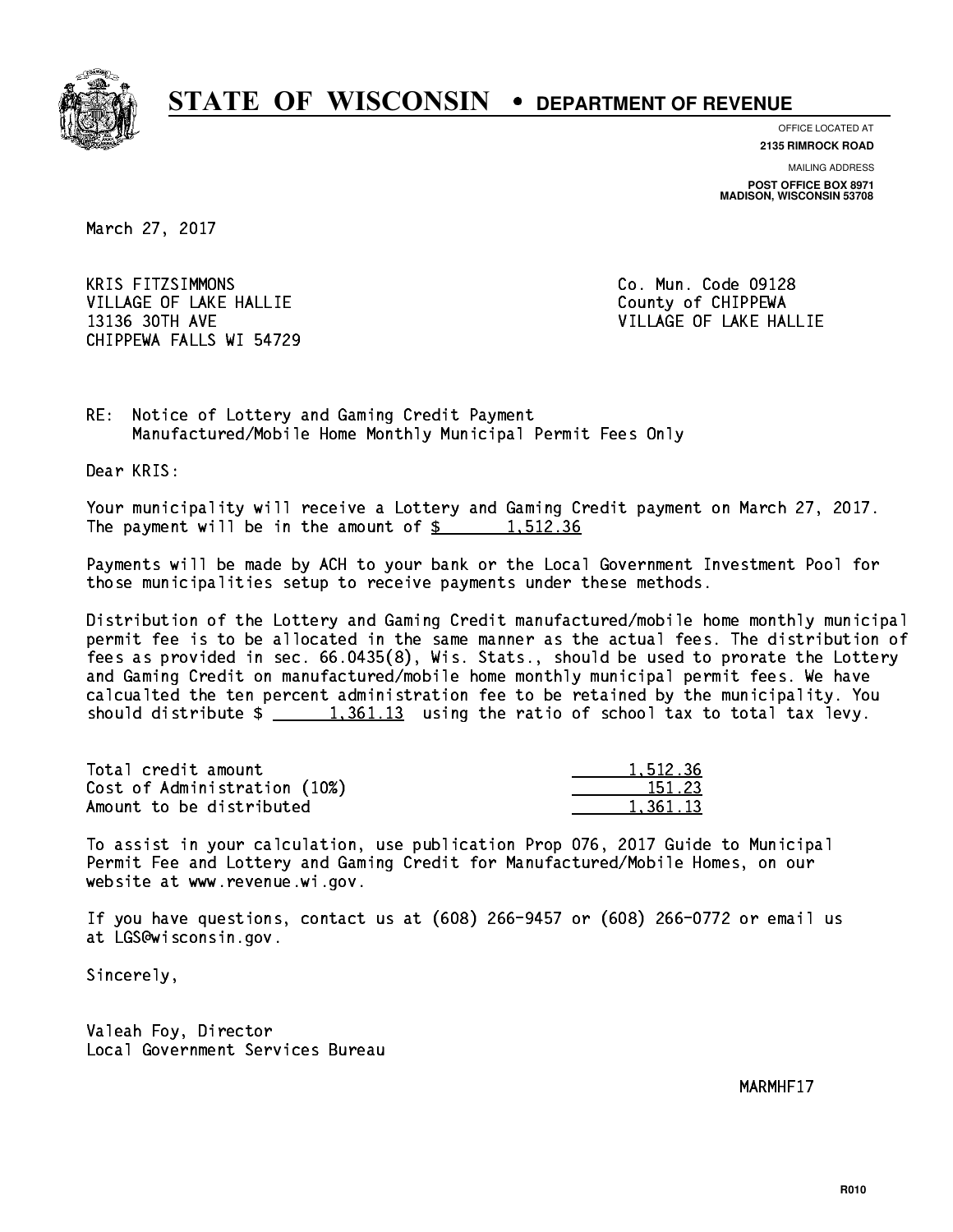# STATE OF WISCONSIN • DEPARTMENT OF REVENUE

OFFICE LOCATED AT
**2135 RIMROCK ROAD**

MAILING ADDRESS
**POST OFFICE BOX 8971**
**MADISON, WISCONSIN 53708**

March 27, 2017

KRIS FITZSIMMONS
VILLAGE OF LAKE HALLIE
13136 30TH AVE
CHIPPEWA FALLS WI 54729

Co. Mun. Code 09128
County of CHIPPEWA
VILLAGE OF LAKE HALLIE

RE: Notice of Lottery and Gaming Credit Payment
Manufactured/Mobile Home Monthly Municipal Permit Fees Only

Dear KRIS:

Your municipality will receive a Lottery and Gaming Credit payment on March 27, 2017. The payment will be in the amount of $ 1,512.36

Payments will be made by ACH to your bank or the Local Government Investment Pool for those municipalities setup to receive payments under these methods.

Distribution of the Lottery and Gaming Credit manufactured/mobile home monthly municipal permit fee is to be allocated in the same manner as the actual fees. The distribution of fees as provided in sec. 66.0435(8), Wis. Stats., should be used to prorate the Lottery and Gaming Credit on manufactured/mobile home monthly municipal permit fees. We have calcualted the ten percent administration fee to be retained by the municipality. You should distribute $ 1,361.13 using the ratio of school tax to total tax levy.

| | |
|---|---|
| Total credit amount | 1,512.36 |
| Cost of Administration (10%) | 151.23 |
| Amount to be distributed | 1,361.13 |

To assist in your calculation, use publication Prop 076, 2017 Guide to Municipal Permit Fee and Lottery and Gaming Credit for Manufactured/Mobile Homes, on our website at www.revenue.wi.gov.

If you have questions, contact us at (608) 266-9457 or (608) 266-0772 or email us at LGS@wisconsin.gov.

Sincerely,

Valeah Foy, Director
Local Government Services Bureau

MARMHF17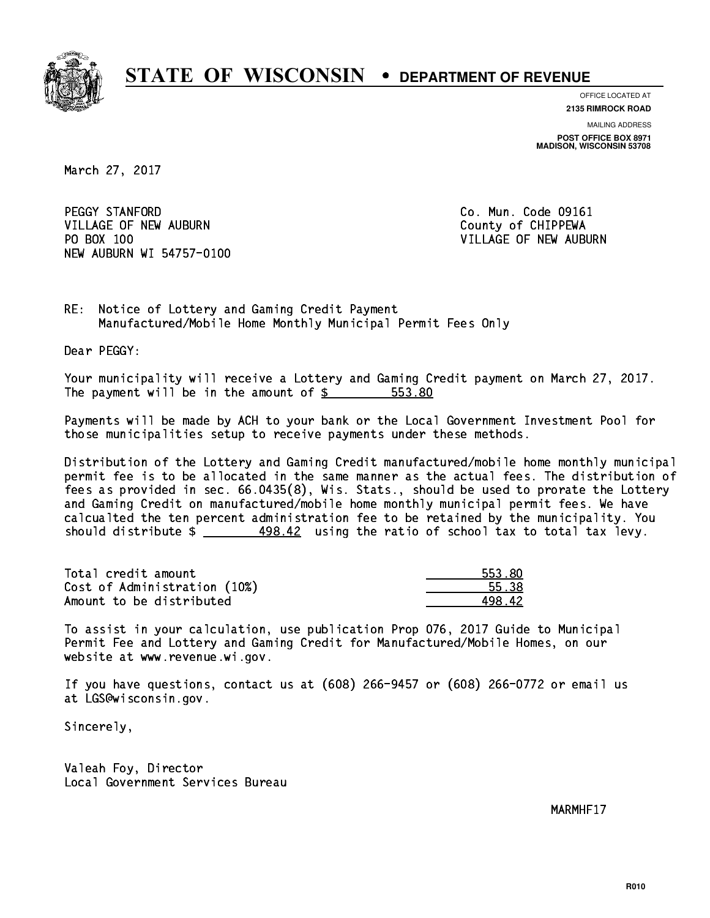# STATE OF WISCONSIN • DEPARTMENT OF REVENUE

OFFICE LOCATED AT
**2135 RIMROCK ROAD**

MAILING ADDRESS
**POST OFFICE BOX 8971**
**MADISON, WISCONSIN 53708**

March 27, 2017

PEGGY STANFORD
VILLAGE OF NEW AUBURN
PO BOX 100
NEW AUBURN WI 54757-0100

Co. Mun. Code 09161
County of CHIPPEWA
VILLAGE OF NEW AUBURN

RE: Notice of Lottery and Gaming Credit Payment
Manufactured/Mobile Home Monthly Municipal Permit Fees Only

Dear PEGGY:

Your municipality will receive a Lottery and Gaming Credit payment on March 27, 2017. The payment will be in the amount of $ 553.80

Payments will be made by ACH to your bank or the Local Government Investment Pool for those municipalities setup to receive payments under these methods.

Distribution of the Lottery and Gaming Credit manufactured/mobile home monthly municipal permit fee is to be allocated in the same manner as the actual fees. The distribution of fees as provided in sec. 66.0435(8), Wis. Stats., should be used to prorate the Lottery and Gaming Credit on manufactured/mobile home monthly municipal permit fees. We have calcualted the ten percent administration fee to be retained by the municipality. You should distribute $ 498.42 using the ratio of school tax to total tax levy.

| | |
|---|---|
| Total credit amount | 553.80 |
| Cost of Administration (10%) | 55.38 |
| Amount to be distributed | 498.42 |

To assist in your calculation, use publication Prop 076, 2017 Guide to Municipal Permit Fee and Lottery and Gaming Credit for Manufactured/Mobile Homes, on our website at www.revenue.wi.gov.

If you have questions, contact us at (608) 266-9457 or (608) 266-0772 or email us at LGS@wisconsin.gov.

Sincerely,

Valeah Foy, Director
Local Government Services Bureau

MARMHF17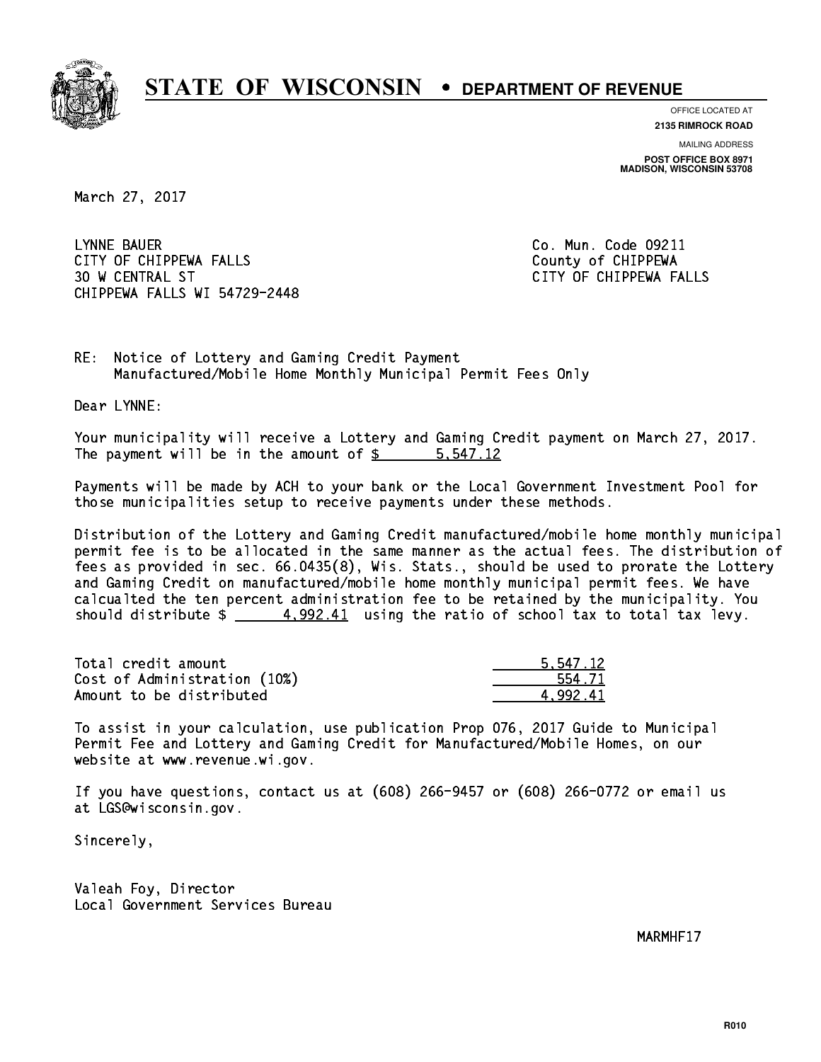# STATE OF WISCONSIN • DEPARTMENT OF REVENUE

OFFICE LOCATED AT
**2135 RIMROCK ROAD**

MAILING ADDRESS
**POST OFFICE BOX 8971**
**MADISON, WISCONSIN 53708**

March 27, 2017

LYNNE BAUER
CITY OF CHIPPEWA FALLS
30 W CENTRAL ST
CHIPPEWA FALLS WI 54729-2448

Co. Mun. Code 09211
County of CHIPPEWA
CITY OF CHIPPEWA FALLS

RE: Notice of Lottery and Gaming Credit Payment
Manufactured/Mobile Home Monthly Municipal Permit Fees Only

Dear LYNNE:

Your municipality will receive a Lottery and Gaming Credit payment on March 27, 2017. The payment will be in the amount of $ 5,547.12

Payments will be made by ACH to your bank or the Local Government Investment Pool for those municipalities setup to receive payments under these methods.

Distribution of the Lottery and Gaming Credit manufactured/mobile home monthly municipal permit fee is to be allocated in the same manner as the actual fees. The distribution of fees as provided in sec. 66.0435(8), Wis. Stats., should be used to prorate the Lottery and Gaming Credit on manufactured/mobile home monthly municipal permit fees. We have calcualted the ten percent administration fee to be retained by the municipality. You should distribute $ 4,992.41 using the ratio of school tax to total tax levy.

| | |
|---|---|
| Total credit amount | 5,547.12 |
| Cost of Administration (10%) | 554.71 |
| Amount to be distributed | 4,992.41 |

To assist in your calculation, use publication Prop 076, 2017 Guide to Municipal Permit Fee and Lottery and Gaming Credit for Manufactured/Mobile Homes, on our website at www.revenue.wi.gov.

If you have questions, contact us at (608) 266-9457 or (608) 266-0772 or email us at LGS@wisconsin.gov.

Sincerely,

Valeah Foy, Director
Local Government Services Bureau

MARMHF17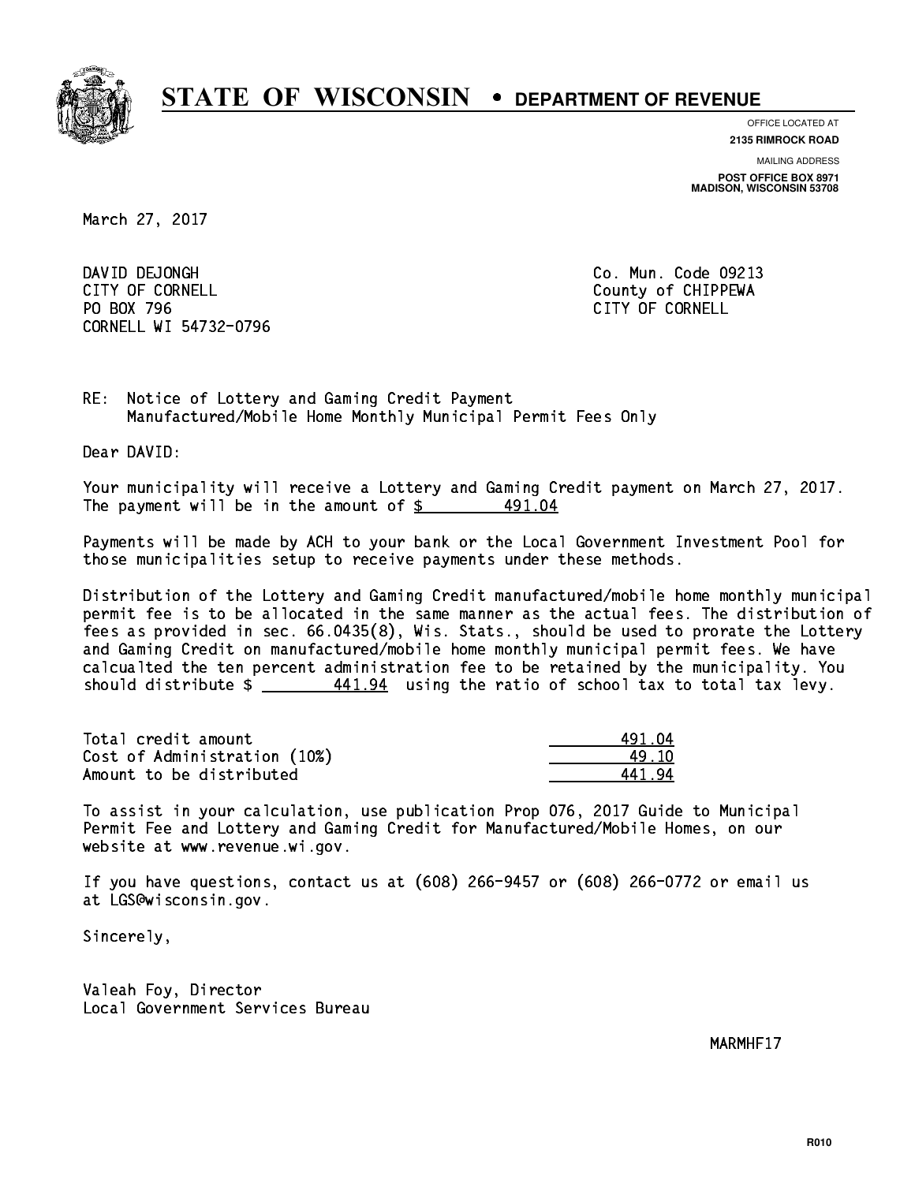# STATE OF WISCONSIN • DEPARTMENT OF REVENUE

OFFICE LOCATED AT
**2135 RIMROCK ROAD**

MAILING ADDRESS
**POST OFFICE BOX 8971**
**MADISON, WISCONSIN 53708**

March 27, 2017

DAVID DEJONGH
CITY OF CORNELL
PO BOX 796
CORNELL WI 54732-0796

Co. Mun. Code 09213
County of CHIPPEWA
CITY OF CORNELL

RE: Notice of Lottery and Gaming Credit Payment
Manufactured/Mobile Home Monthly Municipal Permit Fees Only

Dear DAVID:

Your municipality will receive a Lottery and Gaming Credit payment on March 27, 2017. The payment will be in the amount of $ 491.04

Payments will be made by ACH to your bank or the Local Government Investment Pool for those municipalities setup to receive payments under these methods.

Distribution of the Lottery and Gaming Credit manufactured/mobile home monthly municipal permit fee is to be allocated in the same manner as the actual fees. The distribution of fees as provided in sec. 66.0435(8), Wis. Stats., should be used to prorate the Lottery and Gaming Credit on manufactured/mobile home monthly municipal permit fees. We have calcualted the ten percent administration fee to be retained by the municipality. You should distribute $ 441.94 using the ratio of school tax to total tax levy.

| | |
|---|---|
| Total credit amount | 491.04 |
| Cost of Administration (10%) | 49.10 |
| Amount to be distributed | 441.94 |

To assist in your calculation, use publication Prop 076, 2017 Guide to Municipal Permit Fee and Lottery and Gaming Credit for Manufactured/Mobile Homes, on our website at www.revenue.wi.gov.

If you have questions, contact us at (608) 266-9457 or (608) 266-0772 or email us at LGS@wisconsin.gov.

Sincerely,

Valeah Foy, Director
Local Government Services Bureau

MARMHF17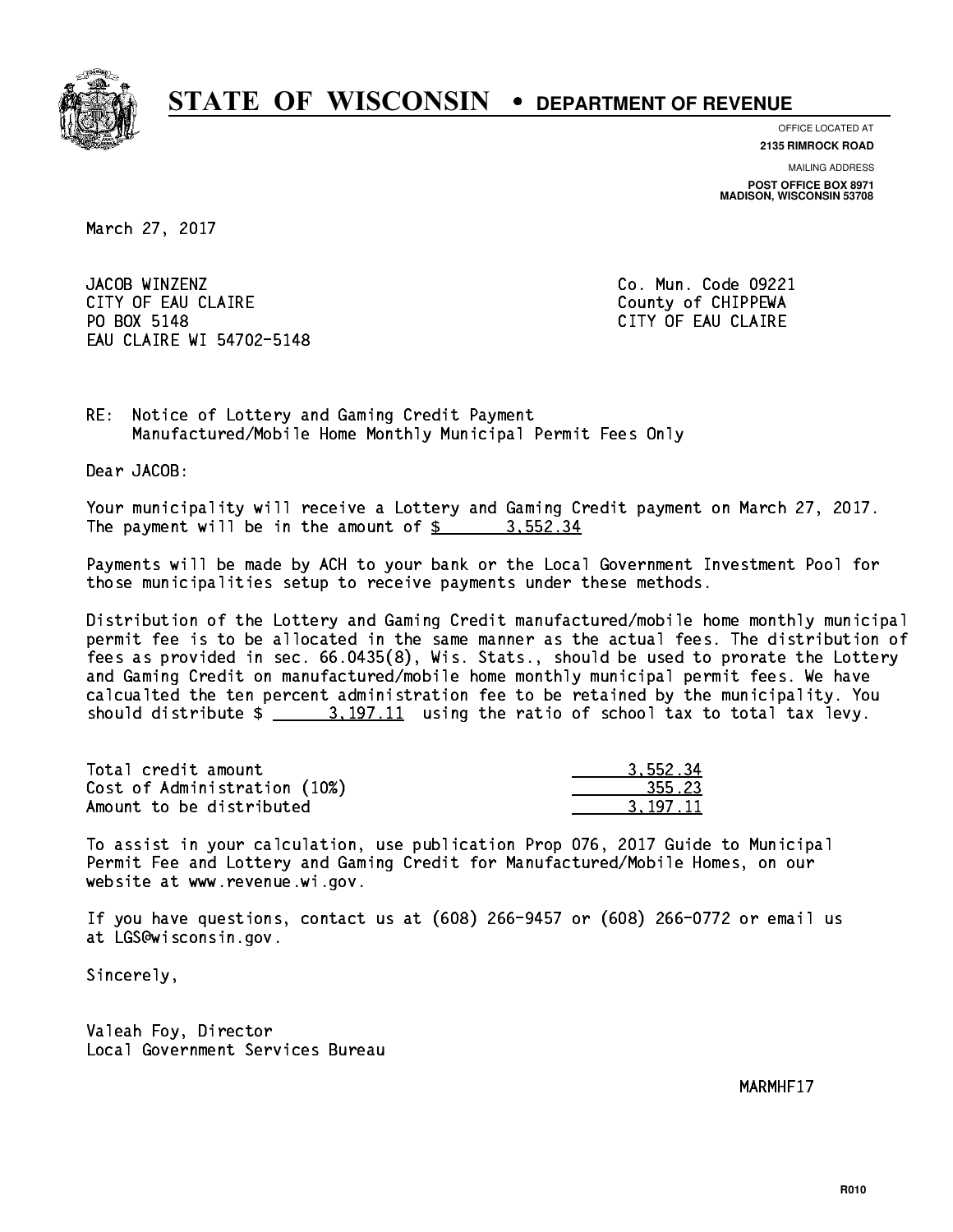# STATE OF WISCONSIN • DEPARTMENT OF REVENUE

OFFICE LOCATED AT
**2135 RIMROCK ROAD**

MAILING ADDRESS
**POST OFFICE BOX 8971**
**MADISON, WISCONSIN 53708**

March 27, 2017

JACOB WINZENZ
CITY OF EAU CLAIRE
PO BOX 5148
EAU CLAIRE WI 54702-5148

Co. Mun. Code 09221
County of CHIPPEWA
CITY OF EAU CLAIRE

RE: Notice of Lottery and Gaming Credit Payment
Manufactured/Mobile Home Monthly Municipal Permit Fees Only

Dear JACOB:

Your municipality will receive a Lottery and Gaming Credit payment on March 27, 2017. The payment will be in the amount of $ 3,552.34

Payments will be made by ACH to your bank or the Local Government Investment Pool for those municipalities setup to receive payments under these methods.

Distribution of the Lottery and Gaming Credit manufactured/mobile home monthly municipal permit fee is to be allocated in the same manner as the actual fees. The distribution of fees as provided in sec. 66.0435(8), Wis. Stats., should be used to prorate the Lottery and Gaming Credit on manufactured/mobile home monthly municipal permit fees. We have calcualted the ten percent administration fee to be retained by the municipality. You should distribute $ 3,197.11 using the ratio of school tax to total tax levy.

| | |
|---|---|
| Total credit amount | 3,552.34 |
| Cost of Administration (10%) | 355.23 |
| Amount to be distributed | 3,197.11 |

To assist in your calculation, use publication Prop 076, 2017 Guide to Municipal Permit Fee and Lottery and Gaming Credit for Manufactured/Mobile Homes, on our website at www.revenue.wi.gov.

If you have questions, contact us at (608) 266-9457 or (608) 266-0772 or email us at LGS@wisconsin.gov.

Sincerely,

Valeah Foy, Director
Local Government Services Bureau

MARMHF17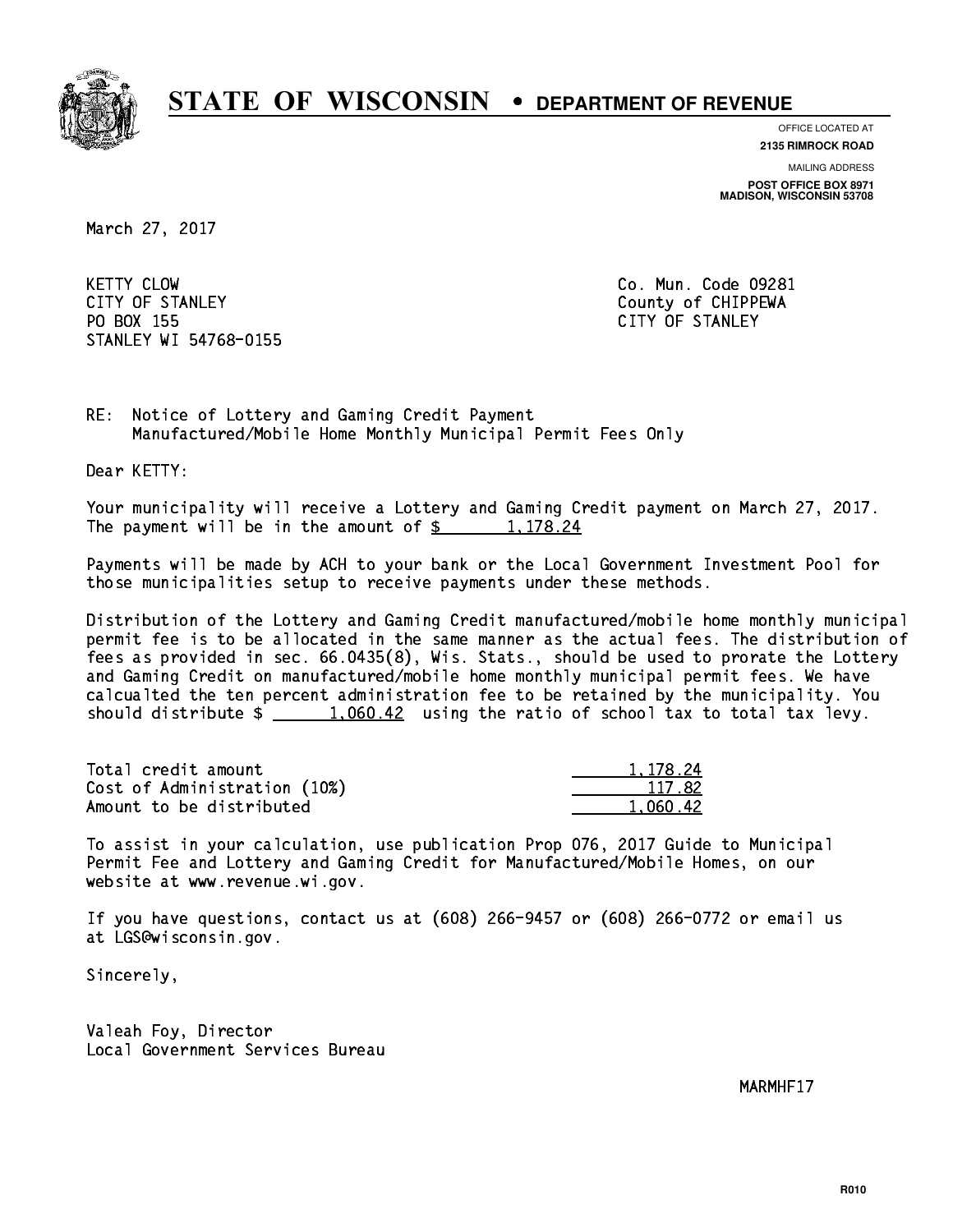# STATE OF WISCONSIN • DEPARTMENT OF REVENUE

OFFICE LOCATED AT
**2135 RIMROCK ROAD**

MAILING ADDRESS
**POST OFFICE BOX 8971**
**MADISON, WISCONSIN 53708**

March 27, 2017

KETTY CLOW
CITY OF STANLEY
PO BOX 155
STANLEY WI 54768-0155

Co. Mun. Code 09281
County of CHIPPEWA
CITY OF STANLEY

RE: Notice of Lottery and Gaming Credit Payment
Manufactured/Mobile Home Monthly Municipal Permit Fees Only

Dear KETTY:

Your municipality will receive a Lottery and Gaming Credit payment on March 27, 2017. The payment will be in the amount of $ 1,178.24

Payments will be made by ACH to your bank or the Local Government Investment Pool for those municipalities setup to receive payments under these methods.

Distribution of the Lottery and Gaming Credit manufactured/mobile home monthly municipal permit fee is to be allocated in the same manner as the actual fees. The distribution of fees as provided in sec. 66.0435(8), Wis. Stats., should be used to prorate the Lottery and Gaming Credit on manufactured/mobile home monthly municipal permit fees. We have calcualted the ten percent administration fee to be retained by the municipality. You should distribute $ 1,060.42 using the ratio of school tax to total tax levy.

| | |
|---|---|
| Total credit amount | 1,178.24 |
| Cost of Administration (10%) | 117.82 |
| Amount to be distributed | 1,060.42 |

To assist in your calculation, use publication Prop 076, 2017 Guide to Municipal Permit Fee and Lottery and Gaming Credit for Manufactured/Mobile Homes, on our website at www.revenue.wi.gov.

If you have questions, contact us at (608) 266-9457 or (608) 266-0772 or email us at LGS@wisconsin.gov.

Sincerely,

Valeah Foy, Director
Local Government Services Bureau

MARMHF17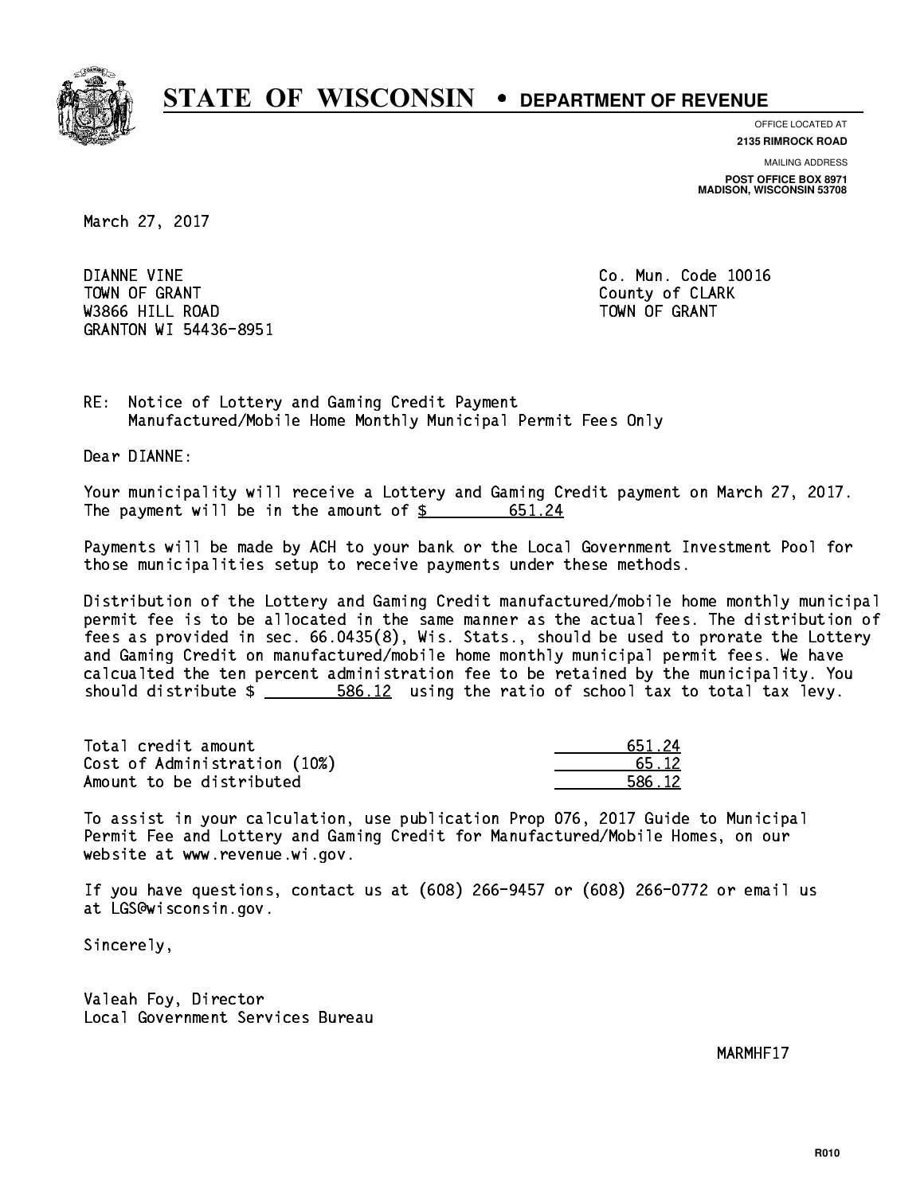# STATE OF WISCONSIN • DEPARTMENT OF REVENUE

OFFICE LOCATED AT
**2135 RIMROCK ROAD**

MAILING ADDRESS
**POST OFFICE BOX 8971**
**MADISON, WISCONSIN 53708**

March 27, 2017

DIANNE VINE
TOWN OF GRANT
W3866 HILL ROAD
GRANTON WI 54436-8951

Co. Mun. Code 10016
County of CLARK
TOWN OF GRANT

RE: Notice of Lottery and Gaming Credit Payment
Manufactured/Mobile Home Monthly Municipal Permit Fees Only

Dear DIANNE:

Your municipality will receive a Lottery and Gaming Credit payment on March 27, 2017. The payment will be in the amount of $ 651.24

Payments will be made by ACH to your bank or the Local Government Investment Pool for those municipalities setup to receive payments under these methods.

Distribution of the Lottery and Gaming Credit manufactured/mobile home monthly municipal permit fee is to be allocated in the same manner as the actual fees. The distribution of fees as provided in sec. 66.0435(8), Wis. Stats., should be used to prorate the Lottery and Gaming Credit on manufactured/mobile home monthly municipal permit fees. We have calcualted the ten percent administration fee to be retained by the municipality. You should distribute $ 586.12 using the ratio of school tax to total tax levy.

| | |
|---|---|
| Total credit amount | 651.24 |
| Cost of Administration (10%) | 65.12 |
| Amount to be distributed | 586.12 |

To assist in your calculation, use publication Prop 076, 2017 Guide to Municipal Permit Fee and Lottery and Gaming Credit for Manufactured/Mobile Homes, on our website at www.revenue.wi.gov.

If you have questions, contact us at (608) 266-9457 or (608) 266-0772 or email us at LGS@wisconsin.gov.

Sincerely,

Valeah Foy, Director
Local Government Services Bureau

MARMHF17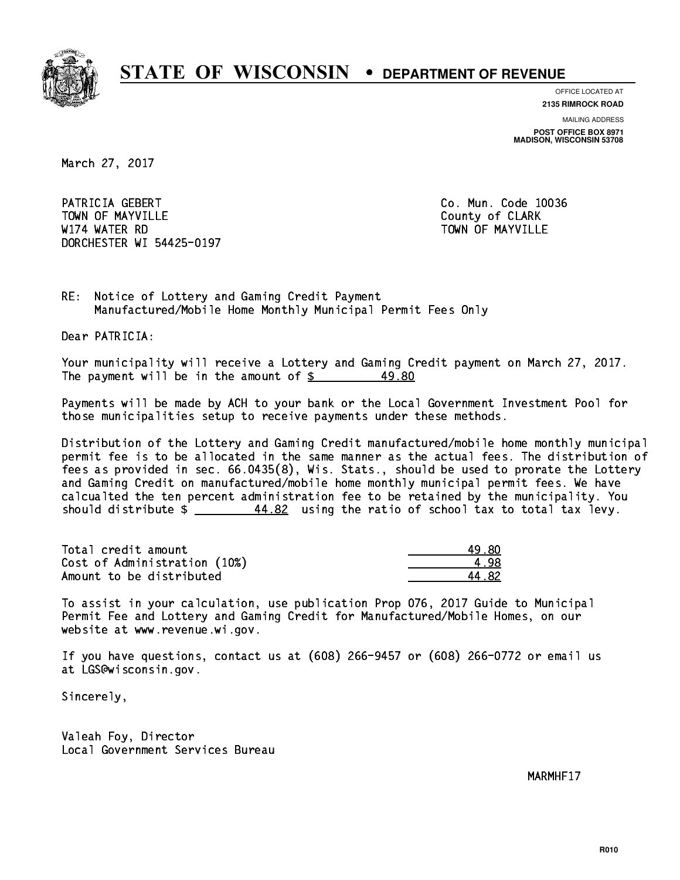# STATE OF WISCONSIN • DEPARTMENT OF REVENUE

OFFICE LOCATED AT
**2135 RIMROCK ROAD**

MAILING ADDRESS
**POST OFFICE BOX 8971**
**MADISON, WISCONSIN 53708**

March 27, 2017

PATRICIA GEBERT
TOWN OF MAYVILLE
W174 WATER RD
DORCHESTER WI 54425-0197

Co. Mun. Code 10036
County of CLARK
TOWN OF MAYVILLE

RE: Notice of Lottery and Gaming Credit Payment
Manufactured/Mobile Home Monthly Municipal Permit Fees Only

Dear PATRICIA:

Your municipality will receive a Lottery and Gaming Credit payment on March 27, 2017. The payment will be in the amount of $ 49.80

Payments will be made by ACH to your bank or the Local Government Investment Pool for those municipalities setup to receive payments under these methods.

Distribution of the Lottery and Gaming Credit manufactured/mobile home monthly municipal permit fee is to be allocated in the same manner as the actual fees. The distribution of fees as provided in sec. 66.0435(8), Wis. Stats., should be used to prorate the Lottery and Gaming Credit on manufactured/mobile home monthly municipal permit fees. We have calcualted the ten percent administration fee to be retained by the municipality. You should distribute $ 44.82 using the ratio of school tax to total tax levy.

| | |
|---|---|
| Total credit amount | 49.80 |
| Cost of Administration (10%) | 4.98 |
| Amount to be distributed | 44.82 |

To assist in your calculation, use publication Prop 076, 2017 Guide to Municipal Permit Fee and Lottery and Gaming Credit for Manufactured/Mobile Homes, on our website at www.revenue.wi.gov.

If you have questions, contact us at (608) 266-9457 or (608) 266-0772 or email us at LGS@wisconsin.gov.

Sincerely,

Valeah Foy, Director
Local Government Services Bureau

MARMHF17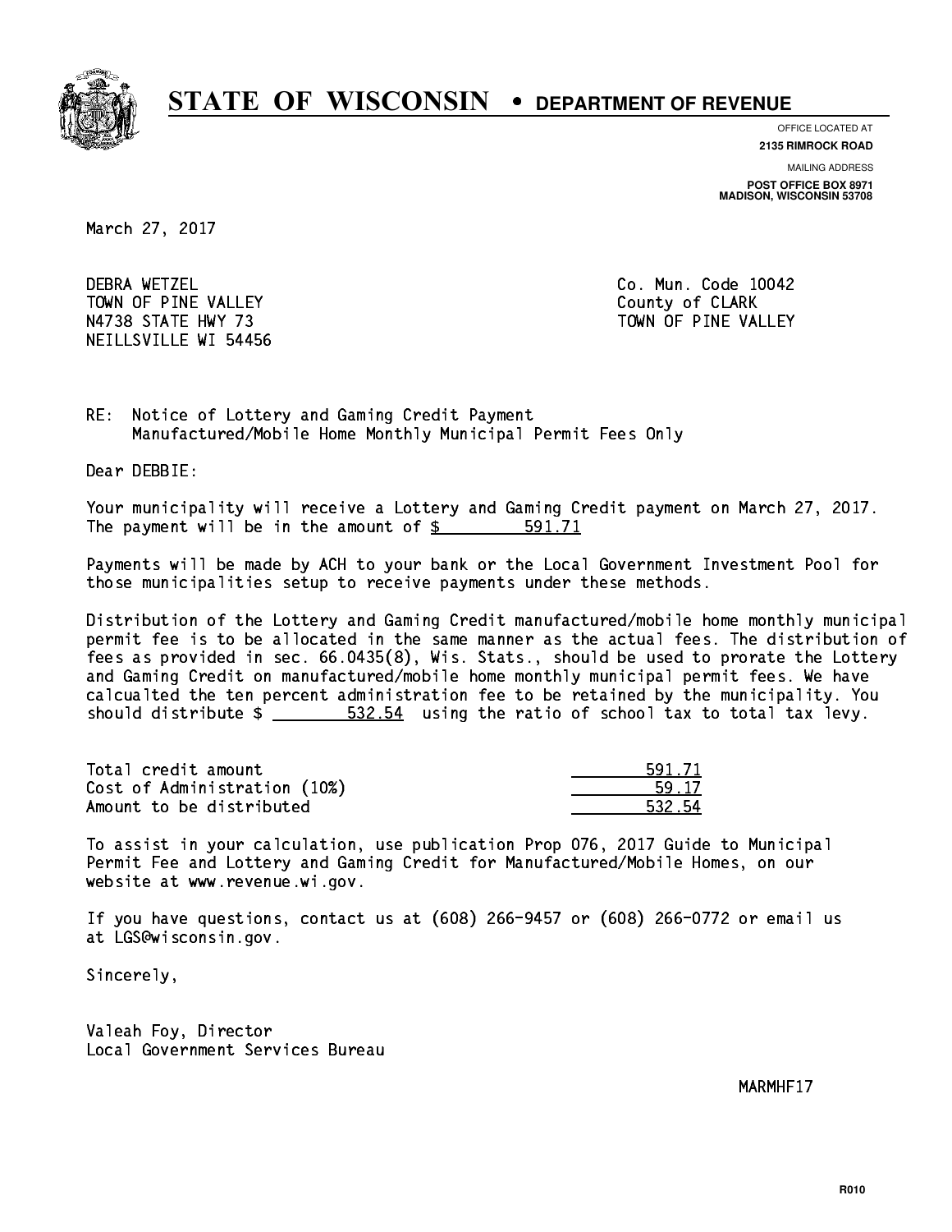# STATE OF WISCONSIN • DEPARTMENT OF REVENUE

OFFICE LOCATED AT
**2135 RIMROCK ROAD**

MAILING ADDRESS
**POST OFFICE BOX 8971**
**MADISON, WISCONSIN 53708**

March 27, 2017

DEBRA WETZEL
TOWN OF PINE VALLEY
N4738 STATE HWY 73
NEILLSVILLE WI 54456

Co. Mun. Code 10042
County of CLARK
TOWN OF PINE VALLEY

RE: Notice of Lottery and Gaming Credit Payment
Manufactured/Mobile Home Monthly Municipal Permit Fees Only

Dear DEBBIE:

Your municipality will receive a Lottery and Gaming Credit payment on March 27, 2017. The payment will be in the amount of $ 591.71

Payments will be made by ACH to your bank or the Local Government Investment Pool for those municipalities setup to receive payments under these methods.

Distribution of the Lottery and Gaming Credit manufactured/mobile home monthly municipal permit fee is to be allocated in the same manner as the actual fees. The distribution of fees as provided in sec. 66.0435(8), Wis. Stats., should be used to prorate the Lottery and Gaming Credit on manufactured/mobile home monthly municipal permit fees. We have calcualted the ten percent administration fee to be retained by the municipality. You should distribute $ 532.54 using the ratio of school tax to total tax levy.

| | |
|---|---|
| Total credit amount | 591.71 |
| Cost of Administration (10%) | 59.17 |
| Amount to be distributed | 532.54 |

To assist in your calculation, use publication Prop 076, 2017 Guide to Municipal Permit Fee and Lottery and Gaming Credit for Manufactured/Mobile Homes, on our website at www.revenue.wi.gov.

If you have questions, contact us at (608) 266-9457 or (608) 266-0772 or email us at LGS@wisconsin.gov.

Sincerely,

Valeah Foy, Director
Local Government Services Bureau

MARMHF17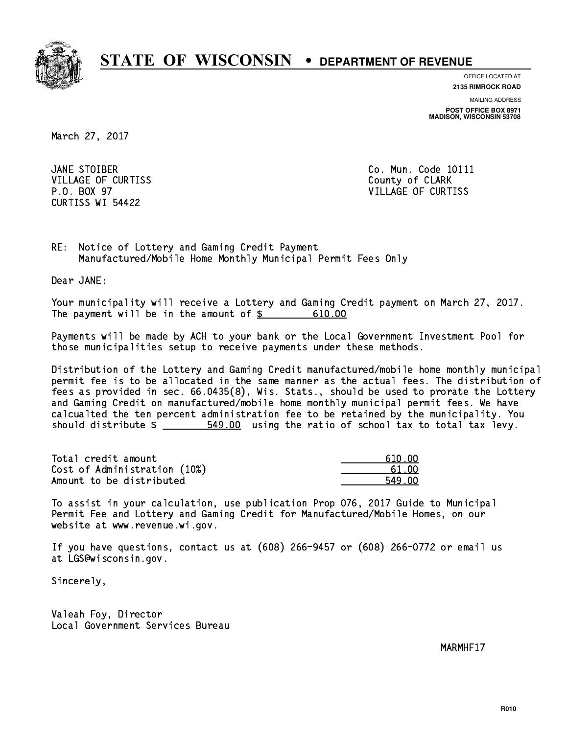# STATE OF WISCONSIN • DEPARTMENT OF REVENUE

OFFICE LOCATED AT
**2135 RIMROCK ROAD**

MAILING ADDRESS
**POST OFFICE BOX 8971**
**MADISON, WISCONSIN 53708**

March 27, 2017

JANE STOIBER
VILLAGE OF CURTISS
P.O. BOX 97
CURTISS WI 54422

Co. Mun. Code 10111
County of CLARK
VILLAGE OF CURTISS

RE: Notice of Lottery and Gaming Credit Payment
Manufactured/Mobile Home Monthly Municipal Permit Fees Only

Dear JANE:

Your municipality will receive a Lottery and Gaming Credit payment on March 27, 2017. The payment will be in the amount of $ 610.00

Payments will be made by ACH to your bank or the Local Government Investment Pool for those municipalities setup to receive payments under these methods.

Distribution of the Lottery and Gaming Credit manufactured/mobile home monthly municipal permit fee is to be allocated in the same manner as the actual fees. The distribution of fees as provided in sec. 66.0435(8), Wis. Stats., should be used to prorate the Lottery and Gaming Credit on manufactured/mobile home monthly municipal permit fees. We have calcualted the ten percent administration fee to be retained by the municipality. You should distribute $ 549.00 using the ratio of school tax to total tax levy.

| | |
|---|---|
| Total credit amount | 610.00 |
| Cost of Administration (10%) | 61.00 |
| Amount to be distributed | 549.00 |

To assist in your calculation, use publication Prop 076, 2017 Guide to Municipal Permit Fee and Lottery and Gaming Credit for Manufactured/Mobile Homes, on our website at www.revenue.wi.gov.

If you have questions, contact us at (608) 266-9457 or (608) 266-0772 or email us at LGS@wisconsin.gov.

Sincerely,

Valeah Foy, Director
Local Government Services Bureau

MARMHF17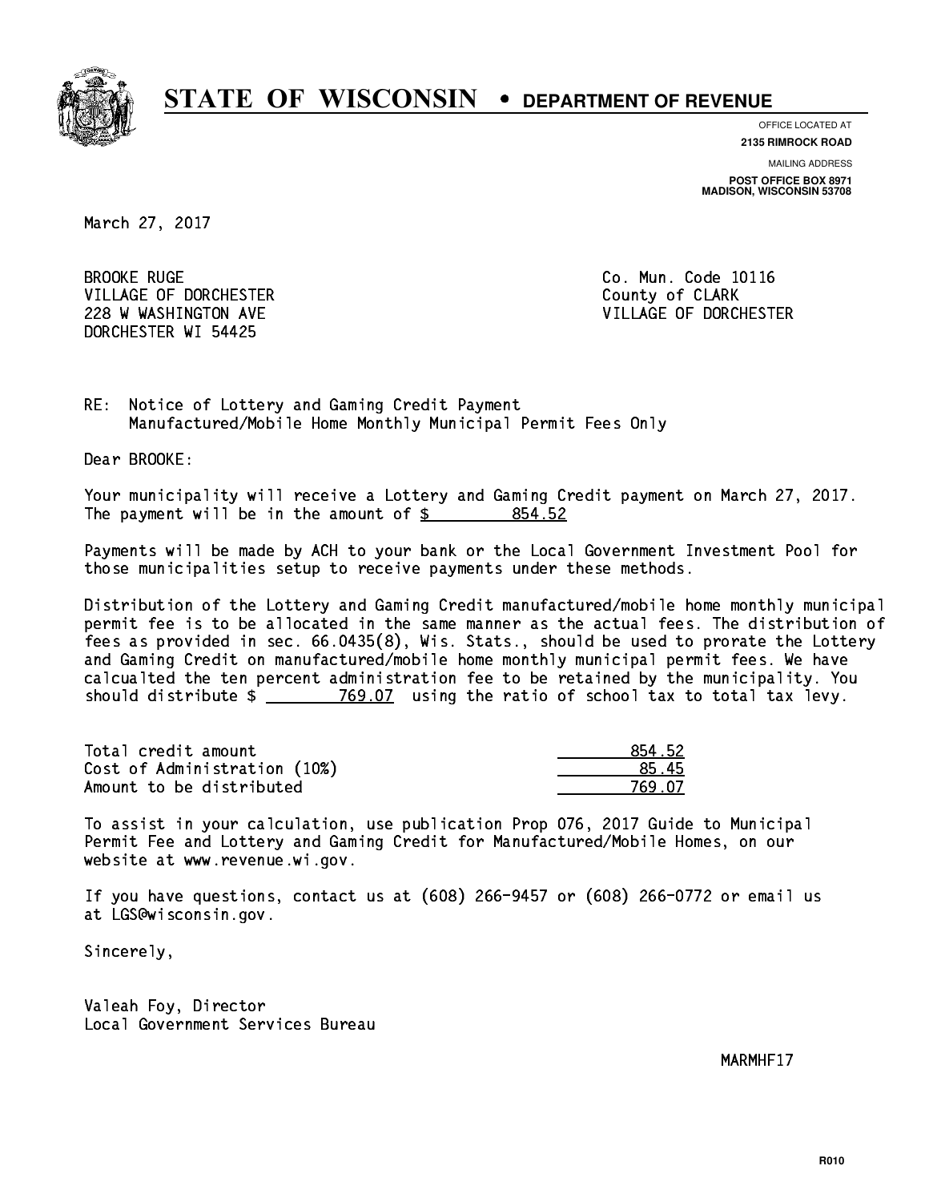# STATE OF WISCONSIN • DEPARTMENT OF REVENUE

OFFICE LOCATED AT
**2135 RIMROCK ROAD**

MAILING ADDRESS
**POST OFFICE BOX 8971**
**MADISON, WISCONSIN 53708**

March 27, 2017

BROOKE RUGE
VILLAGE OF DORCHESTER
228 W WASHINGTON AVE
DORCHESTER WI 54425

Co. Mun. Code 10116
County of CLARK
VILLAGE OF DORCHESTER

RE: Notice of Lottery and Gaming Credit Payment
Manufactured/Mobile Home Monthly Municipal Permit Fees Only

Dear BROOKE:

Your municipality will receive a Lottery and Gaming Credit payment on March 27, 2017. The payment will be in the amount of $ 854.52

Payments will be made by ACH to your bank or the Local Government Investment Pool for those municipalities setup to receive payments under these methods.

Distribution of the Lottery and Gaming Credit manufactured/mobile home monthly municipal permit fee is to be allocated in the same manner as the actual fees. The distribution of fees as provided in sec. 66.0435(8), Wis. Stats., should be used to prorate the Lottery and Gaming Credit on manufactured/mobile home monthly municipal permit fees. We have calcualted the ten percent administration fee to be retained by the municipality. You should distribute $ 769.07 using the ratio of school tax to total tax levy.

| | |
|---|---|
| Total credit amount | 854.52 |
| Cost of Administration (10%) | 85.45 |
| Amount to be distributed | 769.07 |

To assist in your calculation, use publication Prop 076, 2017 Guide to Municipal Permit Fee and Lottery and Gaming Credit for Manufactured/Mobile Homes, on our website at www.revenue.wi.gov.

If you have questions, contact us at (608) 266-9457 or (608) 266-0772 or email us at LGS@wisconsin.gov.

Sincerely,

Valeah Foy, Director
Local Government Services Bureau

MARMHF17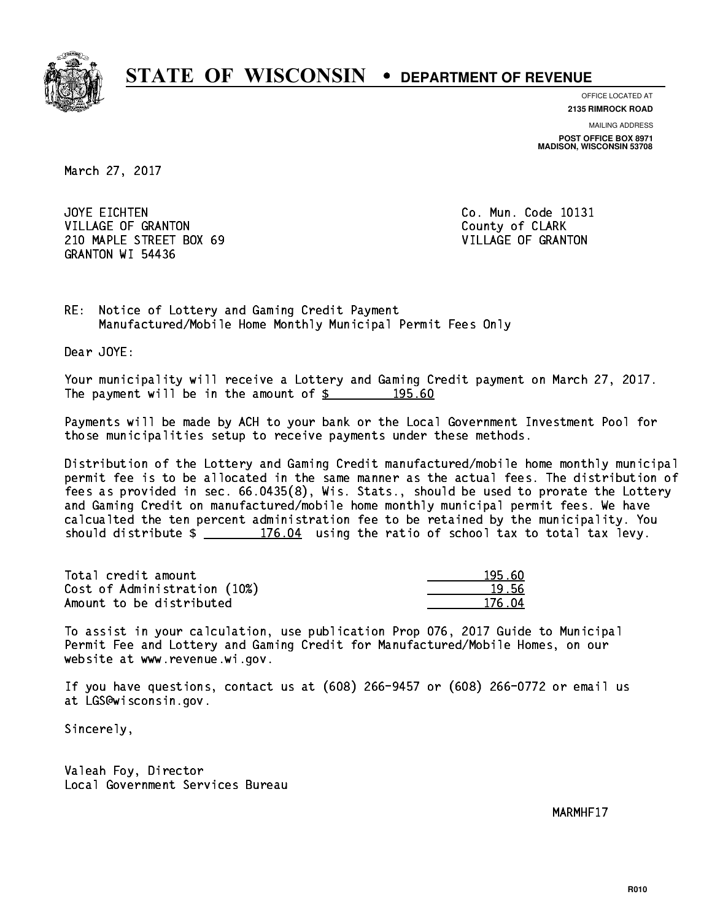# STATE OF WISCONSIN • DEPARTMENT OF REVENUE

OFFICE LOCATED AT
**2135 RIMROCK ROAD**

MAILING ADDRESS
**POST OFFICE BOX 8971**
**MADISON, WISCONSIN 53708**

March 27, 2017

JOYE EICHTEN
VILLAGE OF GRANTON
210 MAPLE STREET BOX 69
GRANTON WI 54436

Co. Mun. Code 10131
County of CLARK
VILLAGE OF GRANTON

RE: Notice of Lottery and Gaming Credit Payment
Manufactured/Mobile Home Monthly Municipal Permit Fees Only

Dear JOYE:

Your municipality will receive a Lottery and Gaming Credit payment on March 27, 2017. The payment will be in the amount of $ 195.60

Payments will be made by ACH to your bank or the Local Government Investment Pool for those municipalities setup to receive payments under these methods.

Distribution of the Lottery and Gaming Credit manufactured/mobile home monthly municipal permit fee is to be allocated in the same manner as the actual fees. The distribution of fees as provided in sec. 66.0435(8), Wis. Stats., should be used to prorate the Lottery and Gaming Credit on manufactured/mobile home monthly municipal permit fees. We have calcualted the ten percent administration fee to be retained by the municipality. You should distribute $ 176.04 using the ratio of school tax to total tax levy.

| | |
|---|---|
| Total credit amount | 195.60 |
| Cost of Administration (10%) | 19.56 |
| Amount to be distributed | 176.04 |

To assist in your calculation, use publication Prop 076, 2017 Guide to Municipal Permit Fee and Lottery and Gaming Credit for Manufactured/Mobile Homes, on our website at www.revenue.wi.gov.

If you have questions, contact us at (608) 266-9457 or (608) 266-0772 or email us at LGS@wisconsin.gov.

Sincerely,

Valeah Foy, Director
Local Government Services Bureau

MARMHF17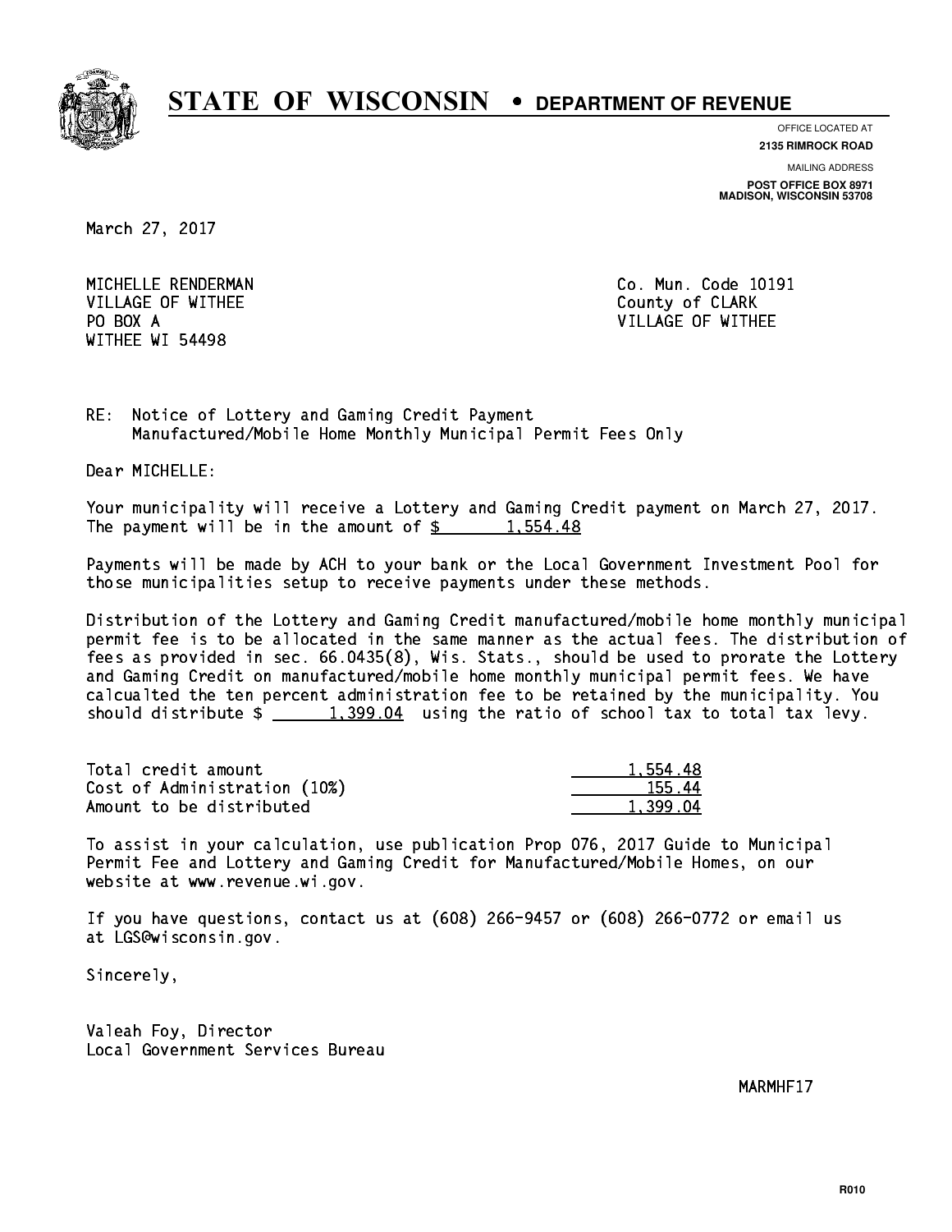# STATE OF WISCONSIN • DEPARTMENT OF REVENUE

OFFICE LOCATED AT
**2135 RIMROCK ROAD**

MAILING ADDRESS
**POST OFFICE BOX 8971**
**MADISON, WISCONSIN 53708**

March 27, 2017

MICHELLE RENDERMAN
VILLAGE OF WITHEE
PO BOX A
WITHEE WI 54498

Co. Mun. Code 10191
County of CLARK
VILLAGE OF WITHEE

RE: Notice of Lottery and Gaming Credit Payment
Manufactured/Mobile Home Monthly Municipal Permit Fees Only

Dear MICHELLE:

Your municipality will receive a Lottery and Gaming Credit payment on March 27, 2017. The payment will be in the amount of $ 1,554.48

Payments will be made by ACH to your bank or the Local Government Investment Pool for those municipalities setup to receive payments under these methods.

Distribution of the Lottery and Gaming Credit manufactured/mobile home monthly municipal permit fee is to be allocated in the same manner as the actual fees. The distribution of fees as provided in sec. 66.0435(8), Wis. Stats., should be used to prorate the Lottery and Gaming Credit on manufactured/mobile home monthly municipal permit fees. We have calcualted the ten percent administration fee to be retained by the municipality. You should distribute $ 1,399.04 using the ratio of school tax to total tax levy.

| | |
|---|---|
| Total credit amount | 1,554.48 |
| Cost of Administration (10%) | 155.44 |
| Amount to be distributed | 1,399.04 |

To assist in your calculation, use publication Prop 076, 2017 Guide to Municipal Permit Fee and Lottery and Gaming Credit for Manufactured/Mobile Homes, on our website at www.revenue.wi.gov.

If you have questions, contact us at (608) 266-9457 or (608) 266-0772 or email us at LGS@wisconsin.gov.

Sincerely,

Valeah Foy, Director
Local Government Services Bureau

MARMHF17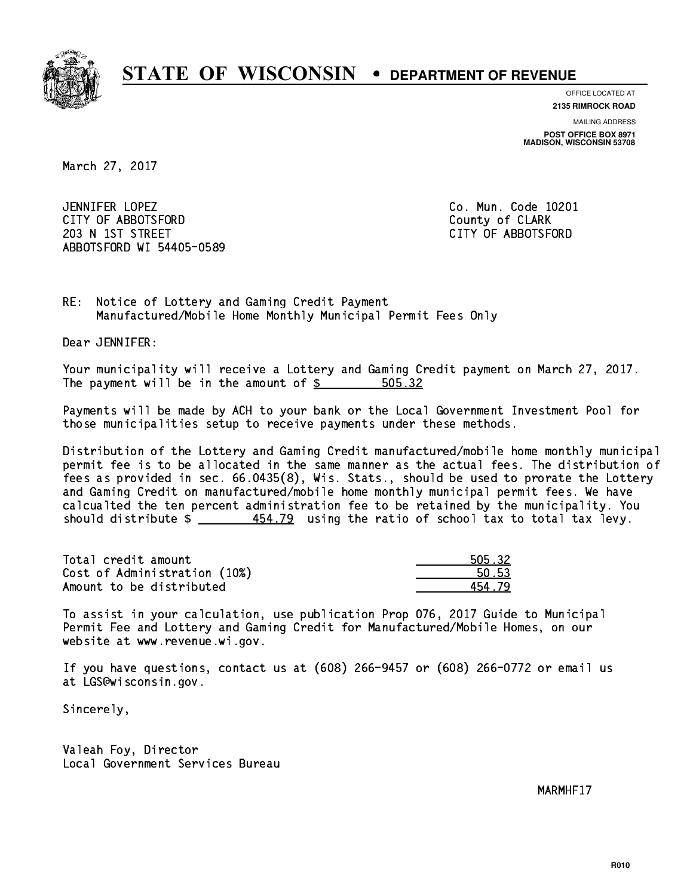# STATE OF WISCONSIN • DEPARTMENT OF REVENUE

OFFICE LOCATED AT
**2135 RIMROCK ROAD**

MAILING ADDRESS
**POST OFFICE BOX 8971**
**MADISON, WISCONSIN 53708**

March 27, 2017

JENNIFER LOPEZ
CITY OF ABBOTSFORD
203 N 1ST STREET
ABBOTSFORD WI 54405-0589

Co. Mun. Code 10201
County of CLARK
CITY OF ABBOTSFORD

RE: Notice of Lottery and Gaming Credit Payment
Manufactured/Mobile Home Monthly Municipal Permit Fees Only

Dear JENNIFER:

Your municipality will receive a Lottery and Gaming Credit payment on March 27, 2017. The payment will be in the amount of $ 505.32

Payments will be made by ACH to your bank or the Local Government Investment Pool for those municipalities setup to receive payments under these methods.

Distribution of the Lottery and Gaming Credit manufactured/mobile home monthly municipal permit fee is to be allocated in the same manner as the actual fees. The distribution of fees as provided in sec. 66.0435(8), Wis. Stats., should be used to prorate the Lottery and Gaming Credit on manufactured/mobile home monthly municipal permit fees. We have calcualted the ten percent administration fee to be retained by the municipality. You should distribute $ 454.79 using the ratio of school tax to total tax levy.

| | |
|---|---|
| Total credit amount | 505.32 |
| Cost of Administration (10%) | 50.53 |
| Amount to be distributed | 454.79 |

To assist in your calculation, use publication Prop 076, 2017 Guide to Municipal Permit Fee and Lottery and Gaming Credit for Manufactured/Mobile Homes, on our website at www.revenue.wi.gov.

If you have questions, contact us at (608) 266-9457 or (608) 266-0772 or email us at LGS@wisconsin.gov.

Sincerely,

Valeah Foy, Director
Local Government Services Bureau

MARMHF17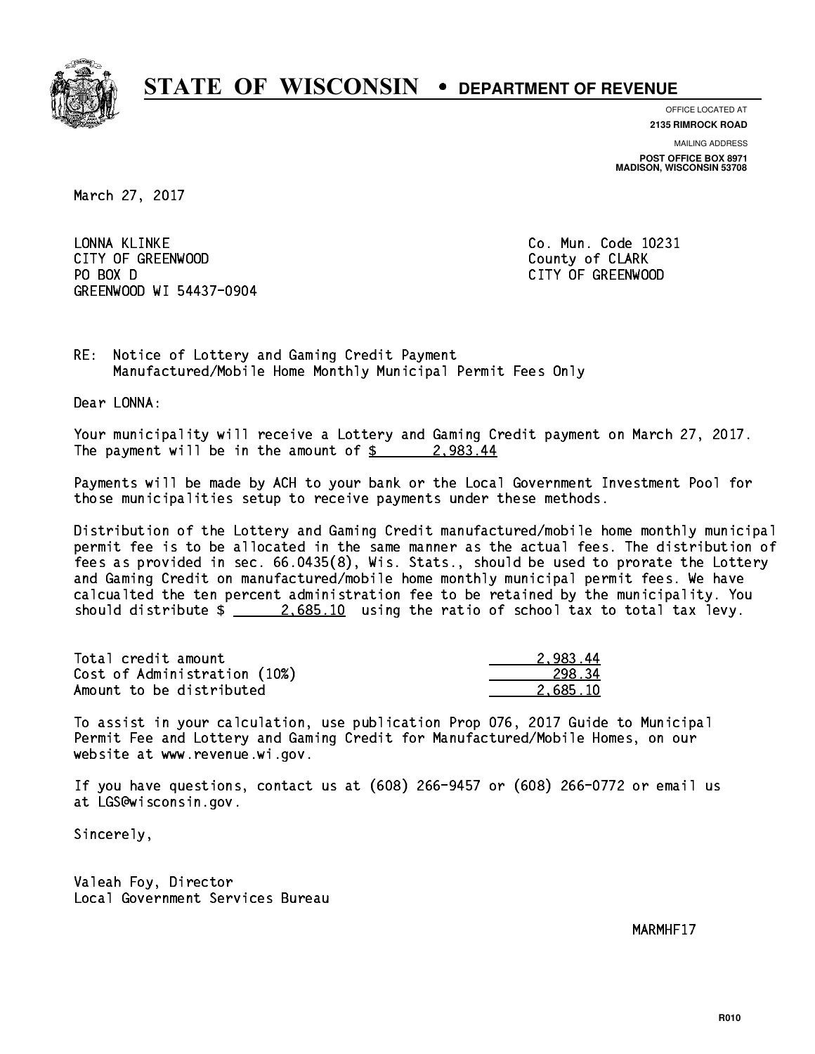# STATE OF WISCONSIN • DEPARTMENT OF REVENUE

OFFICE LOCATED AT
**2135 RIMROCK ROAD**

MAILING ADDRESS
**POST OFFICE BOX 8971**
**MADISON, WISCONSIN 53708**

March 27, 2017

LONNA KLINKE
CITY OF GREENWOOD
PO BOX D
GREENWOOD WI 54437-0904

Co. Mun. Code 10231
County of CLARK
CITY OF GREENWOOD

RE: Notice of Lottery and Gaming Credit Payment
Manufactured/Mobile Home Monthly Municipal Permit Fees Only

Dear LONNA:

Your municipality will receive a Lottery and Gaming Credit payment on March 27, 2017. The payment will be in the amount of $ 2,983.44

Payments will be made by ACH to your bank or the Local Government Investment Pool for those municipalities setup to receive payments under these methods.

Distribution of the Lottery and Gaming Credit manufactured/mobile home monthly municipal permit fee is to be allocated in the same manner as the actual fees. The distribution of fees as provided in sec. 66.0435(8), Wis. Stats., should be used to prorate the Lottery and Gaming Credit on manufactured/mobile home monthly municipal permit fees. We have calcualted the ten percent administration fee to be retained by the municipality. You should distribute $ 2,685.10 using the ratio of school tax to total tax levy.

| | |
|---|---|
| Total credit amount | 2,983.44 |
| Cost of Administration (10%) | 298.34 |
| Amount to be distributed | 2,685.10 |

To assist in your calculation, use publication Prop 076, 2017 Guide to Municipal Permit Fee and Lottery and Gaming Credit for Manufactured/Mobile Homes, on our website at www.revenue.wi.gov.

If you have questions, contact us at (608) 266-9457 or (608) 266-0772 or email us at LGS@wisconsin.gov.

Sincerely,

Valeah Foy, Director
Local Government Services Bureau

MARMHF17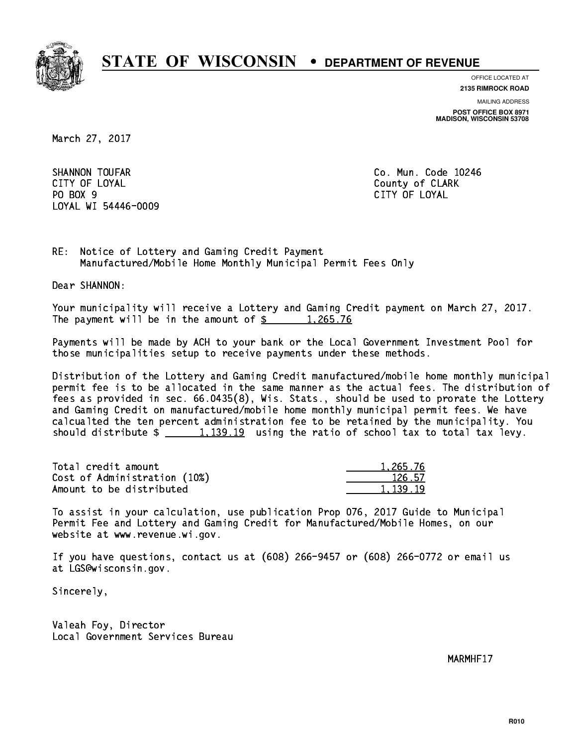# STATE OF WISCONSIN • DEPARTMENT OF REVENUE

OFFICE LOCATED AT
**2135 RIMROCK ROAD**

MAILING ADDRESS
**POST OFFICE BOX 8971**
**MADISON, WISCONSIN 53708**

March 27, 2017

SHANNON TOUFAR
CITY OF LOYAL
PO BOX 9
LOYAL WI 54446-0009

Co. Mun. Code 10246
County of CLARK
CITY OF LOYAL

RE: Notice of Lottery and Gaming Credit Payment
Manufactured/Mobile Home Monthly Municipal Permit Fees Only

Dear SHANNON:

Your municipality will receive a Lottery and Gaming Credit payment on March 27, 2017. The payment will be in the amount of $ 1,265.76

Payments will be made by ACH to your bank or the Local Government Investment Pool for those municipalities setup to receive payments under these methods.

Distribution of the Lottery and Gaming Credit manufactured/mobile home monthly municipal permit fee is to be allocated in the same manner as the actual fees. The distribution of fees as provided in sec. 66.0435(8), Wis. Stats., should be used to prorate the Lottery and Gaming Credit on manufactured/mobile home monthly municipal permit fees. We have calcualted the ten percent administration fee to be retained by the municipality. You should distribute $ 1,139.19 using the ratio of school tax to total tax levy.

| | |
|---|---|
| Total credit amount | 1,265.76 |
| Cost of Administration (10%) | 126.57 |
| Amount to be distributed | 1,139.19 |

To assist in your calculation, use publication Prop 076, 2017 Guide to Municipal Permit Fee and Lottery and Gaming Credit for Manufactured/Mobile Homes, on our website at www.revenue.wi.gov.

If you have questions, contact us at (608) 266-9457 or (608) 266-0772 or email us at LGS@wisconsin.gov.

Sincerely,

Valeah Foy, Director
Local Government Services Bureau

MARMHF17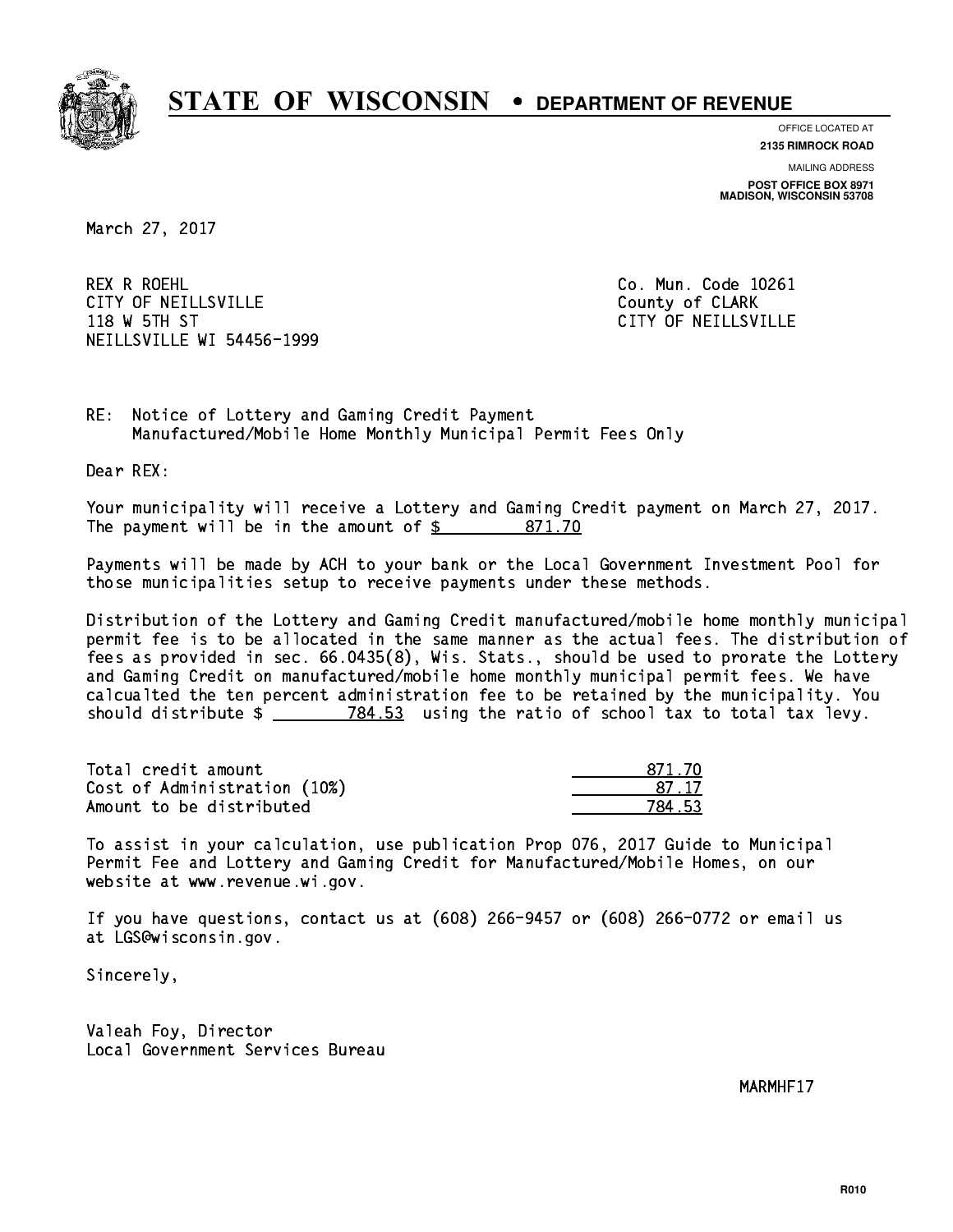# STATE OF WISCONSIN • DEPARTMENT OF REVENUE

OFFICE LOCATED AT
**2135 RIMROCK ROAD**

MAILING ADDRESS
**POST OFFICE BOX 8971**
**MADISON, WISCONSIN 53708**

March 27, 2017

REX R ROEHL
CITY OF NEILLSVILLE
118 W 5TH ST
NEILLSVILLE WI 54456-1999

Co. Mun. Code 10261
County of CLARK
CITY OF NEILLSVILLE

RE: Notice of Lottery and Gaming Credit Payment
Manufactured/Mobile Home Monthly Municipal Permit Fees Only

Dear REX:

Your municipality will receive a Lottery and Gaming Credit payment on March 27, 2017. The payment will be in the amount of $ 871.70

Payments will be made by ACH to your bank or the Local Government Investment Pool for those municipalities setup to receive payments under these methods.

Distribution of the Lottery and Gaming Credit manufactured/mobile home monthly municipal permit fee is to be allocated in the same manner as the actual fees. The distribution of fees as provided in sec. 66.0435(8), Wis. Stats., should be used to prorate the Lottery and Gaming Credit on manufactured/mobile home monthly municipal permit fees. We have calcualted the ten percent administration fee to be retained by the municipality. You should distribute $ 784.53 using the ratio of school tax to total tax levy.

| | |
|---|---|
| Total credit amount | 871.70 |
| Cost of Administration (10%) | 87.17 |
| Amount to be distributed | 784.53 |

To assist in your calculation, use publication Prop 076, 2017 Guide to Municipal Permit Fee and Lottery and Gaming Credit for Manufactured/Mobile Homes, on our website at www.revenue.wi.gov.

If you have questions, contact us at (608) 266-9457 or (608) 266-0772 or email us at LGS@wisconsin.gov.

Sincerely,

Valeah Foy, Director
Local Government Services Bureau

MARMHF17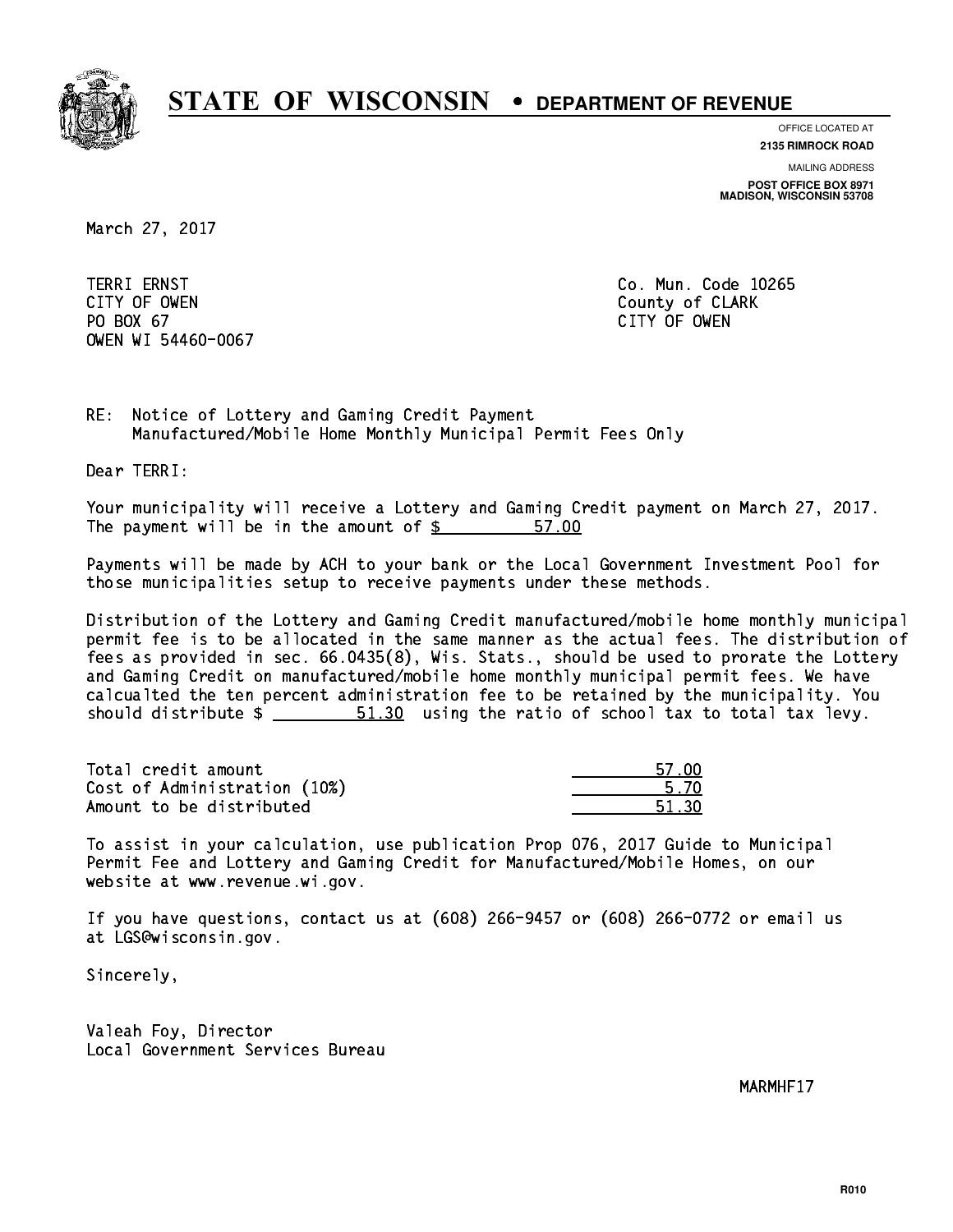# STATE OF WISCONSIN • DEPARTMENT OF REVENUE

OFFICE LOCATED AT
**2135 RIMROCK ROAD**

MAILING ADDRESS
**POST OFFICE BOX 8971**
**MADISON, WISCONSIN 53708**

March 27, 2017

TERRI ERNST
CITY OF OWEN
PO BOX 67
OWEN WI 54460-0067

Co. Mun. Code 10265
County of CLARK
CITY OF OWEN

RE: Notice of Lottery and Gaming Credit Payment
Manufactured/Mobile Home Monthly Municipal Permit Fees Only

Dear TERRI:

Your municipality will receive a Lottery and Gaming Credit payment on March 27, 2017. The payment will be in the amount of $ 57.00

Payments will be made by ACH to your bank or the Local Government Investment Pool for those municipalities setup to receive payments under these methods.

Distribution of the Lottery and Gaming Credit manufactured/mobile home monthly municipal permit fee is to be allocated in the same manner as the actual fees. The distribution of fees as provided in sec. 66.0435(8), Wis. Stats., should be used to prorate the Lottery and Gaming Credit on manufactured/mobile home monthly municipal permit fees. We have calcualted the ten percent administration fee to be retained by the municipality. You should distribute $ 51.30 using the ratio of school tax to total tax levy.

| | |
|---|---|
| Total credit amount | 57.00 |
| Cost of Administration (10%) | 5.70 |
| Amount to be distributed | 51.30 |

To assist in your calculation, use publication Prop 076, 2017 Guide to Municipal Permit Fee and Lottery and Gaming Credit for Manufactured/Mobile Homes, on our website at www.revenue.wi.gov.

If you have questions, contact us at (608) 266-9457 or (608) 266-0772 or email us at LGS@wisconsin.gov.

Sincerely,

Valeah Foy, Director
Local Government Services Bureau

MARMHF17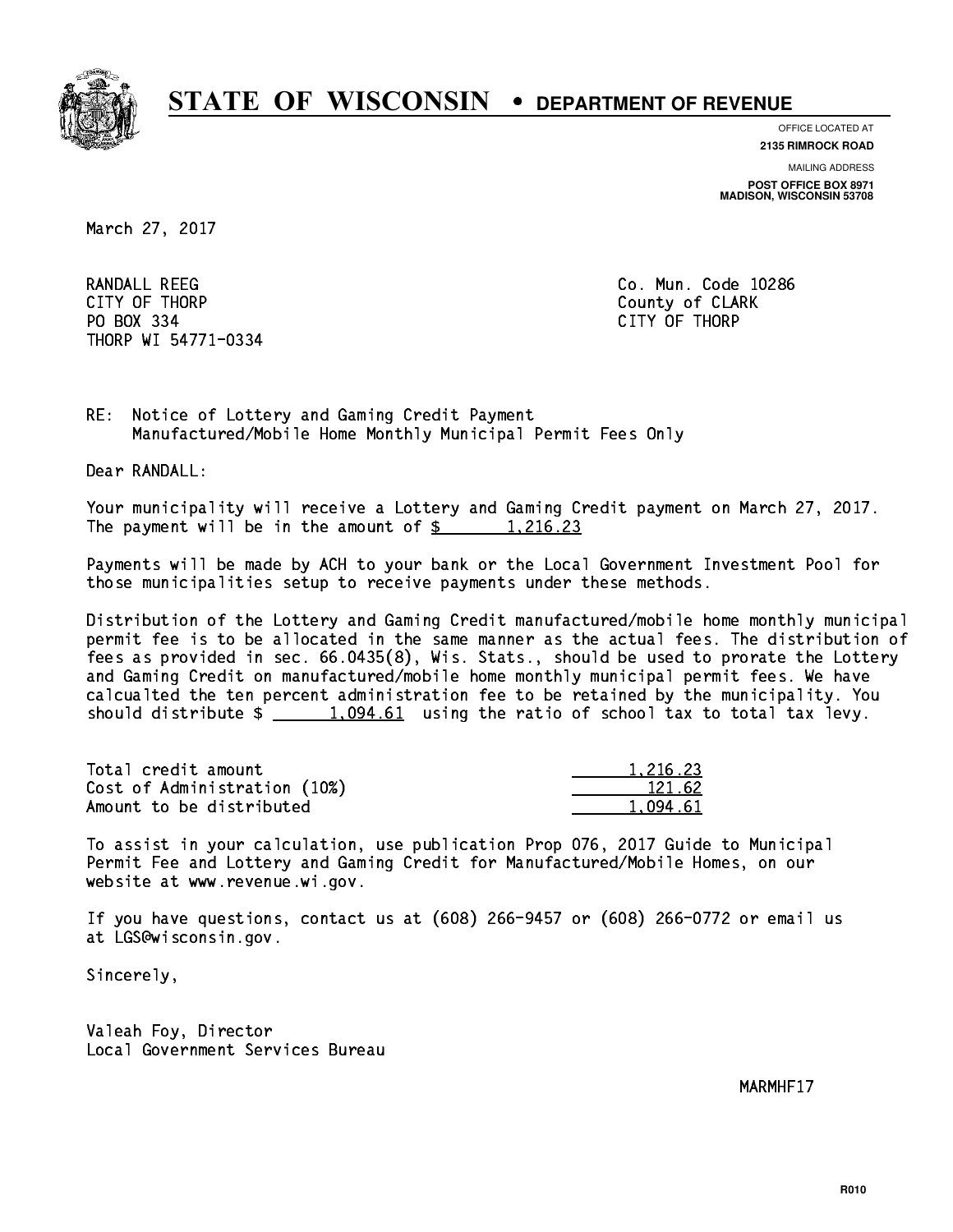# STATE OF WISCONSIN • DEPARTMENT OF REVENUE

OFFICE LOCATED AT
**2135 RIMROCK ROAD**

MAILING ADDRESS
**POST OFFICE BOX 8971**
**MADISON, WISCONSIN 53708**

March 27, 2017

RANDALL REEG
CITY OF THORP
PO BOX 334
THORP WI 54771-0334

Co. Mun. Code 10286
County of CLARK
CITY OF THORP

RE: Notice of Lottery and Gaming Credit Payment
Manufactured/Mobile Home Monthly Municipal Permit Fees Only

Dear RANDALL:

Your municipality will receive a Lottery and Gaming Credit payment on March 27, 2017. The payment will be in the amount of $ 1,216.23

Payments will be made by ACH to your bank or the Local Government Investment Pool for those municipalities setup to receive payments under these methods.

Distribution of the Lottery and Gaming Credit manufactured/mobile home monthly municipal permit fee is to be allocated in the same manner as the actual fees. The distribution of fees as provided in sec. 66.0435(8), Wis. Stats., should be used to prorate the Lottery and Gaming Credit on manufactured/mobile home monthly municipal permit fees. We have calcualted the ten percent administration fee to be retained by the municipality. You should distribute $ 1,094.61 using the ratio of school tax to total tax levy.

| | |
|---|---|
| Total credit amount | 1,216.23 |
| Cost of Administration (10%) | 121.62 |
| Amount to be distributed | 1,094.61 |

To assist in your calculation, use publication Prop 076, 2017 Guide to Municipal Permit Fee and Lottery and Gaming Credit for Manufactured/Mobile Homes, on our website at www.revenue.wi.gov.

If you have questions, contact us at (608) 266-9457 or (608) 266-0772 or email us at LGS@wisconsin.gov.

Sincerely,

Valeah Foy, Director
Local Government Services Bureau

MARMHF17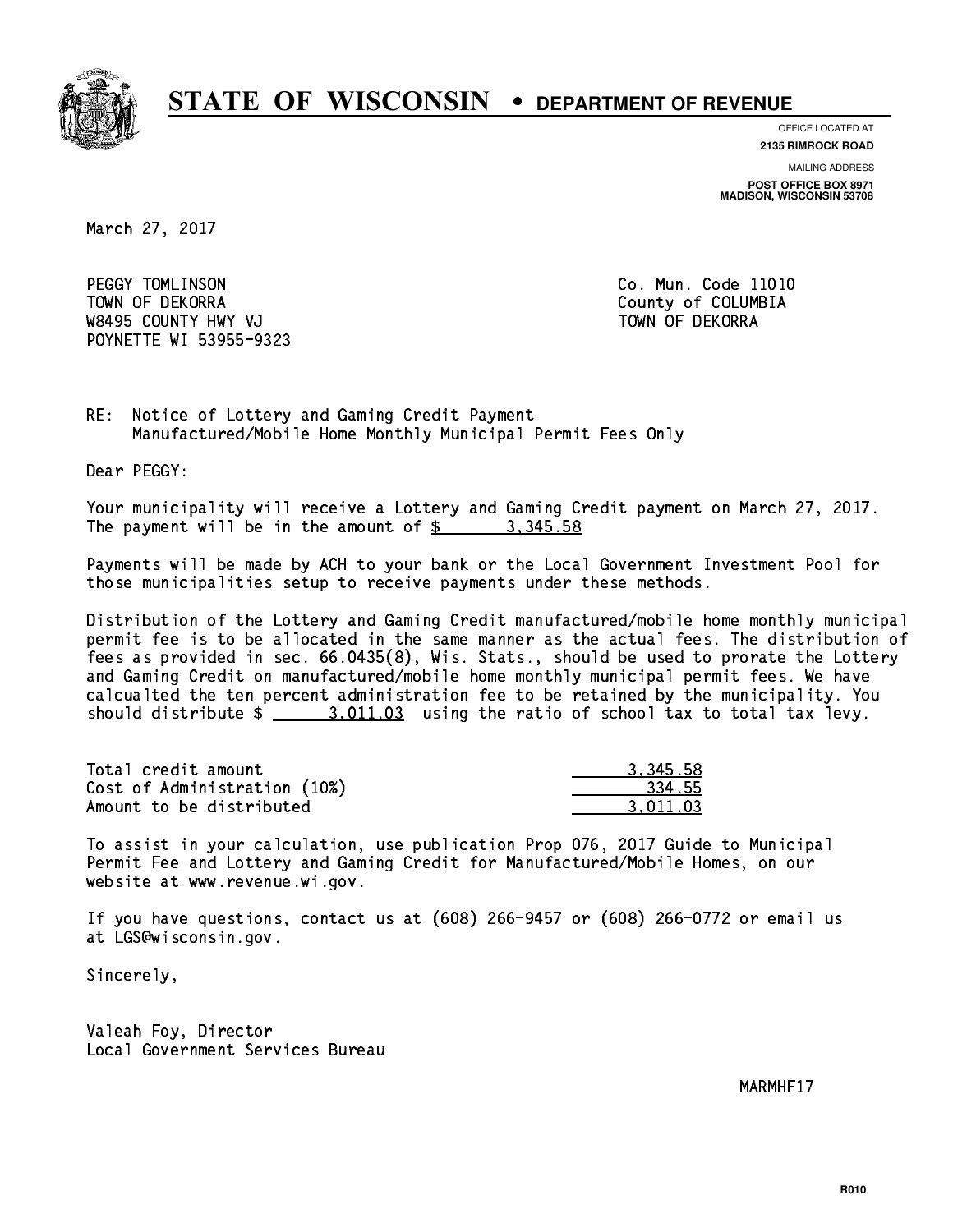# STATE OF WISCONSIN • DEPARTMENT OF REVENUE

OFFICE LOCATED AT
**2135 RIMROCK ROAD**

MAILING ADDRESS
**POST OFFICE BOX 8971**
**MADISON, WISCONSIN 53708**

March 27, 2017

PEGGY TOMLINSON
TOWN OF DEKORRA
W8495 COUNTY HWY VJ
POYNETTE WI 53955-9323

Co. Mun. Code 11010
County of COLUMBIA
TOWN OF DEKORRA

RE: Notice of Lottery and Gaming Credit Payment
Manufactured/Mobile Home Monthly Municipal Permit Fees Only

Dear PEGGY:

Your municipality will receive a Lottery and Gaming Credit payment on March 27, 2017. The payment will be in the amount of $ 3,345.58

Payments will be made by ACH to your bank or the Local Government Investment Pool for those municipalities setup to receive payments under these methods.

Distribution of the Lottery and Gaming Credit manufactured/mobile home monthly municipal permit fee is to be allocated in the same manner as the actual fees. The distribution of fees as provided in sec. 66.0435(8), Wis. Stats., should be used to prorate the Lottery and Gaming Credit on manufactured/mobile home monthly municipal permit fees. We have calcualted the ten percent administration fee to be retained by the municipality. You should distribute $ 3,011.03 using the ratio of school tax to total tax levy.

| | |
|---|---|
| Total credit amount | 3,345.58 |
| Cost of Administration (10%) | 334.55 |
| Amount to be distributed | 3,011.03 |

To assist in your calculation, use publication Prop 076, 2017 Guide to Municipal Permit Fee and Lottery and Gaming Credit for Manufactured/Mobile Homes, on our website at www.revenue.wi.gov.

If you have questions, contact us at (608) 266-9457 or (608) 266-0772 or email us at LGS@wisconsin.gov.

Sincerely,

Valeah Foy, Director
Local Government Services Bureau

MARMHF17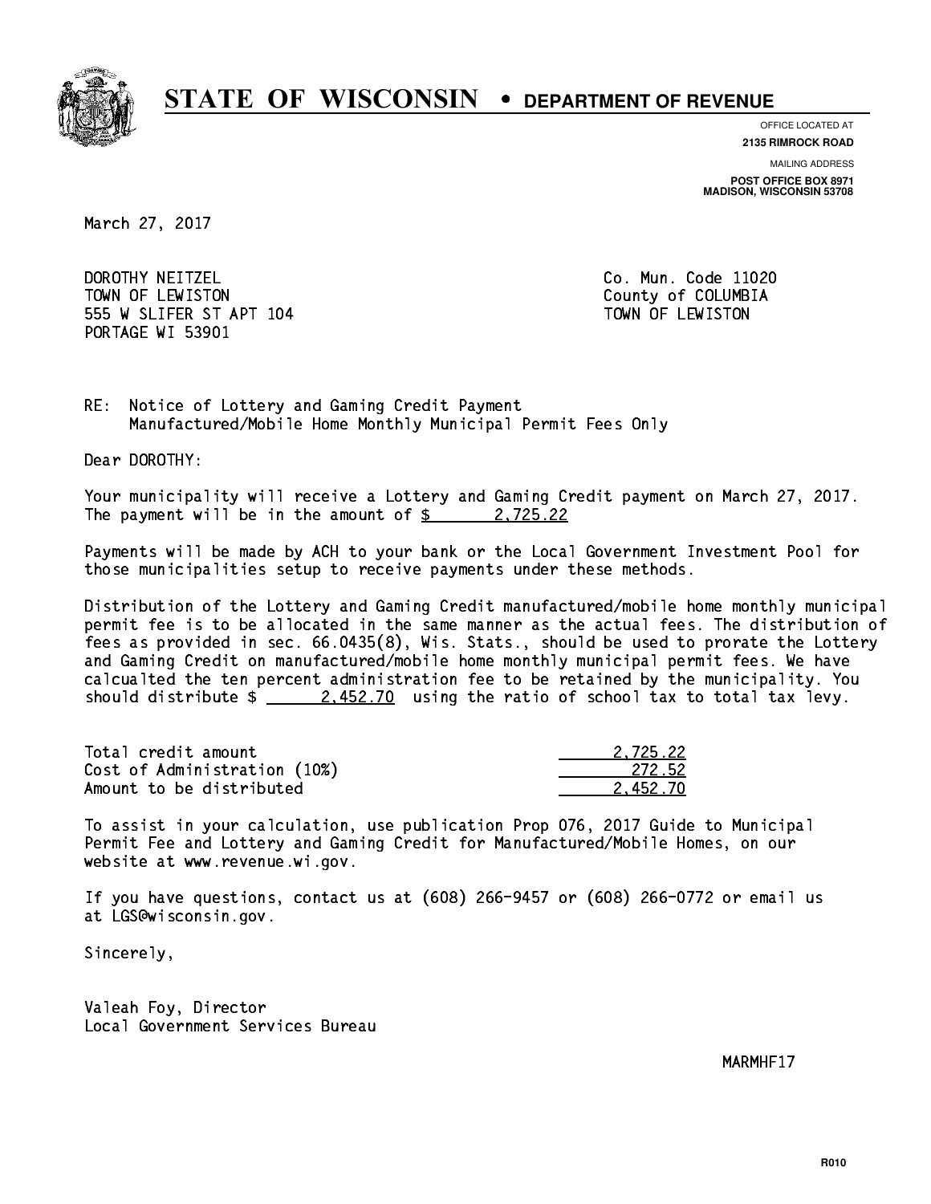# STATE OF WISCONSIN • DEPARTMENT OF REVENUE

OFFICE LOCATED AT
**2135 RIMROCK ROAD**

MAILING ADDRESS
**POST OFFICE BOX 8971**
**MADISON, WISCONSIN 53708**

March 27, 2017

DOROTHY NEITZEL
TOWN OF LEWISTON
555 W SLIFER ST APT 104
PORTAGE WI 53901

Co. Mun. Code 11020
County of COLUMBIA
TOWN OF LEWISTON

RE: Notice of Lottery and Gaming Credit Payment
Manufactured/Mobile Home Monthly Municipal Permit Fees Only

Dear DOROTHY:

Your municipality will receive a Lottery and Gaming Credit payment on March 27, 2017. The payment will be in the amount of $ 2,725.22

Payments will be made by ACH to your bank or the Local Government Investment Pool for those municipalities setup to receive payments under these methods.

Distribution of the Lottery and Gaming Credit manufactured/mobile home monthly municipal permit fee is to be allocated in the same manner as the actual fees. The distribution of fees as provided in sec. 66.0435(8), Wis. Stats., should be used to prorate the Lottery and Gaming Credit on manufactured/mobile home monthly municipal permit fees. We have calcualted the ten percent administration fee to be retained by the municipality. You should distribute $ 2,452.70 using the ratio of school tax to total tax levy.

| | |
|---|---|
| Total credit amount | 2,725.22 |
| Cost of Administration (10%) | 272.52 |
| Amount to be distributed | 2,452.70 |

To assist in your calculation, use publication Prop 076, 2017 Guide to Municipal Permit Fee and Lottery and Gaming Credit for Manufactured/Mobile Homes, on our website at www.revenue.wi.gov.

If you have questions, contact us at (608) 266-9457 or (608) 266-0772 or email us at LGS@wisconsin.gov.

Sincerely,

Valeah Foy, Director
Local Government Services Bureau

MARMHF17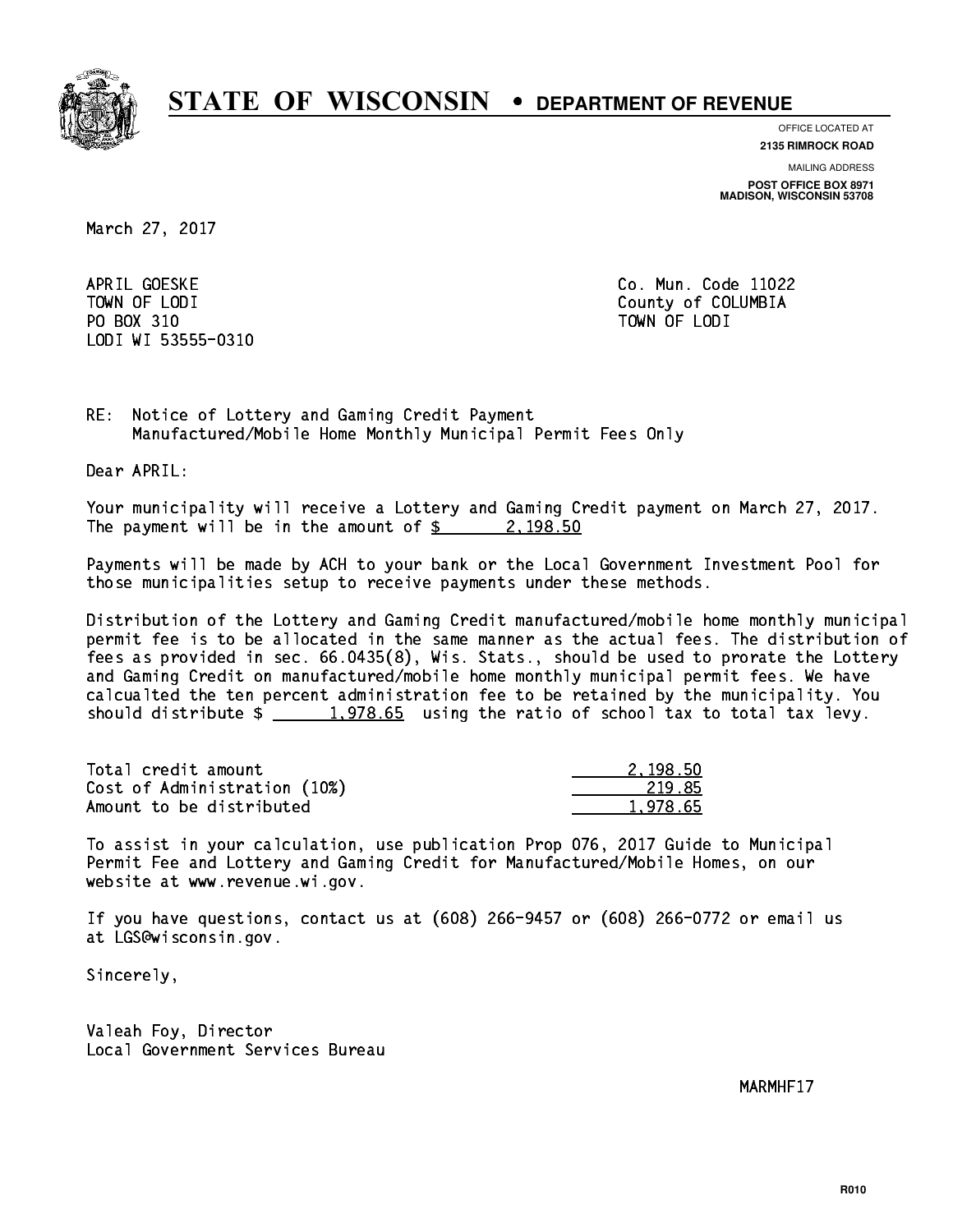# STATE OF WISCONSIN • DEPARTMENT OF REVENUE

OFFICE LOCATED AT
**2135 RIMROCK ROAD**

MAILING ADDRESS
**POST OFFICE BOX 8971**
**MADISON, WISCONSIN 53708**

March 27, 2017

APRIL GOESKE
TOWN OF LODI
PO BOX 310
LODI WI 53555-0310

Co. Mun. Code 11022
County of COLUMBIA
TOWN OF LODI

RE: Notice of Lottery and Gaming Credit Payment
Manufactured/Mobile Home Monthly Municipal Permit Fees Only

Dear APRIL:

Your municipality will receive a Lottery and Gaming Credit payment on March 27, 2017. The payment will be in the amount of $ 2,198.50

Payments will be made by ACH to your bank or the Local Government Investment Pool for those municipalities setup to receive payments under these methods.

Distribution of the Lottery and Gaming Credit manufactured/mobile home monthly municipal permit fee is to be allocated in the same manner as the actual fees. The distribution of fees as provided in sec. 66.0435(8), Wis. Stats., should be used to prorate the Lottery and Gaming Credit on manufactured/mobile home monthly municipal permit fees. We have calcualted the ten percent administration fee to be retained by the municipality. You should distribute $ 1,978.65 using the ratio of school tax to total tax levy.

| | |
|---|---|
| Total credit amount | 2,198.50 |
| Cost of Administration (10%) | 219.85 |
| Amount to be distributed | 1,978.65 |

To assist in your calculation, use publication Prop 076, 2017 Guide to Municipal Permit Fee and Lottery and Gaming Credit for Manufactured/Mobile Homes, on our website at www.revenue.wi.gov.

If you have questions, contact us at (608) 266-9457 or (608) 266-0772 or email us at LGS@wisconsin.gov.

Sincerely,

Valeah Foy, Director
Local Government Services Bureau

MARMHF17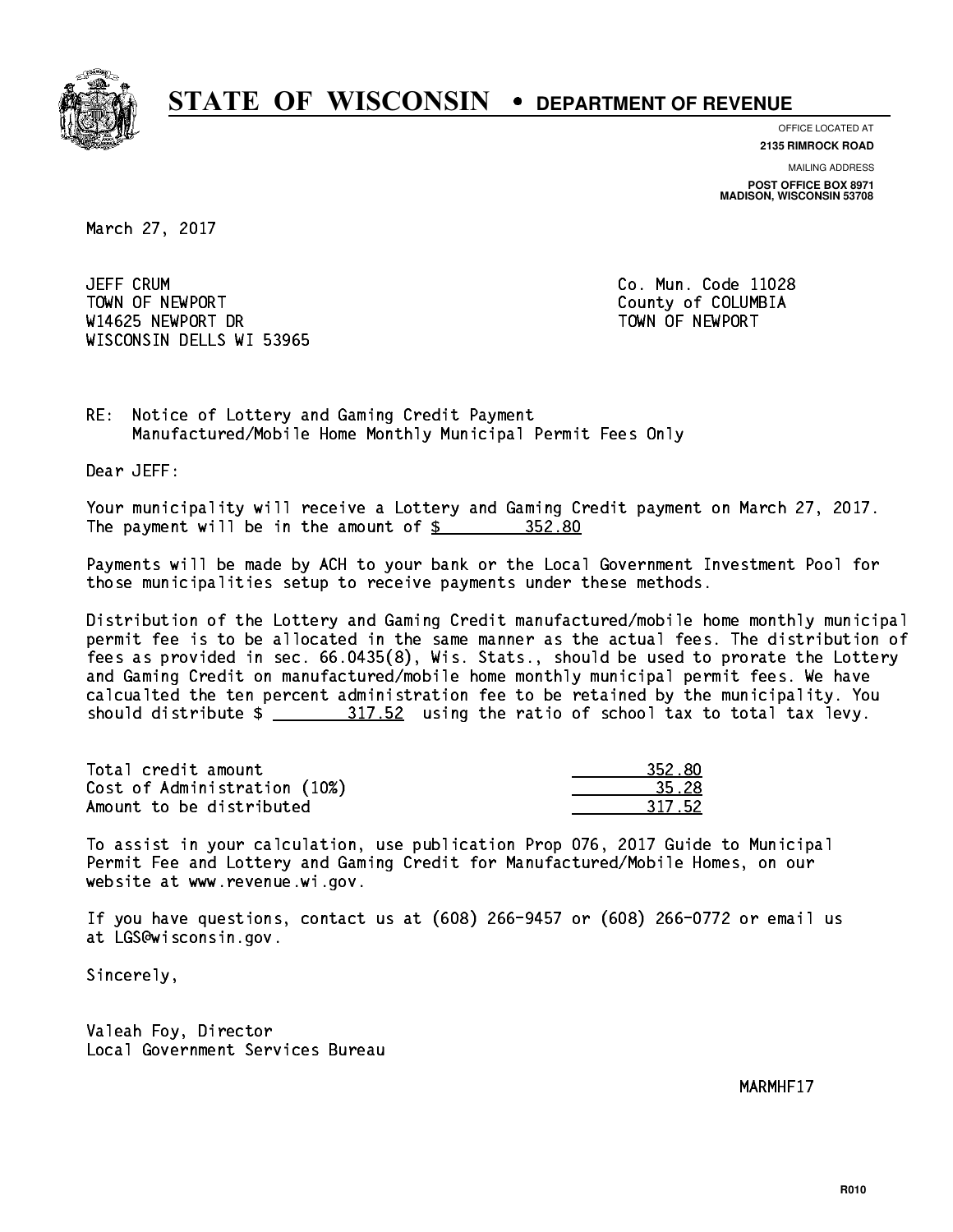# STATE OF WISCONSIN • DEPARTMENT OF REVENUE

OFFICE LOCATED AT
**2135 RIMROCK ROAD**

MAILING ADDRESS
**POST OFFICE BOX 8971**
**MADISON, WISCONSIN 53708**

March 27, 2017

JEFF CRUM
TOWN OF NEWPORT
W14625 NEWPORT DR
WISCONSIN DELLS WI 53965

Co. Mun. Code 11028
County of COLUMBIA
TOWN OF NEWPORT

RE: Notice of Lottery and Gaming Credit Payment
Manufactured/Mobile Home Monthly Municipal Permit Fees Only

Dear JEFF:

Your municipality will receive a Lottery and Gaming Credit payment on March 27, 2017. The payment will be in the amount of $ 352.80

Payments will be made by ACH to your bank or the Local Government Investment Pool for those municipalities setup to receive payments under these methods.

Distribution of the Lottery and Gaming Credit manufactured/mobile home monthly municipal permit fee is to be allocated in the same manner as the actual fees. The distribution of fees as provided in sec. 66.0435(8), Wis. Stats., should be used to prorate the Lottery and Gaming Credit on manufactured/mobile home monthly municipal permit fees. We have calcualted the ten percent administration fee to be retained by the municipality. You should distribute $ 317.52 using the ratio of school tax to total tax levy.

| | |
|---|---|
| Total credit amount | 352.80 |
| Cost of Administration (10%) | 35.28 |
| Amount to be distributed | 317.52 |

To assist in your calculation, use publication Prop 076, 2017 Guide to Municipal Permit Fee and Lottery and Gaming Credit for Manufactured/Mobile Homes, on our website at www.revenue.wi.gov.

If you have questions, contact us at (608) 266-9457 or (608) 266-0772 or email us at LGS@wisconsin.gov.

Sincerely,

Valeah Foy, Director
Local Government Services Bureau

MARMHF17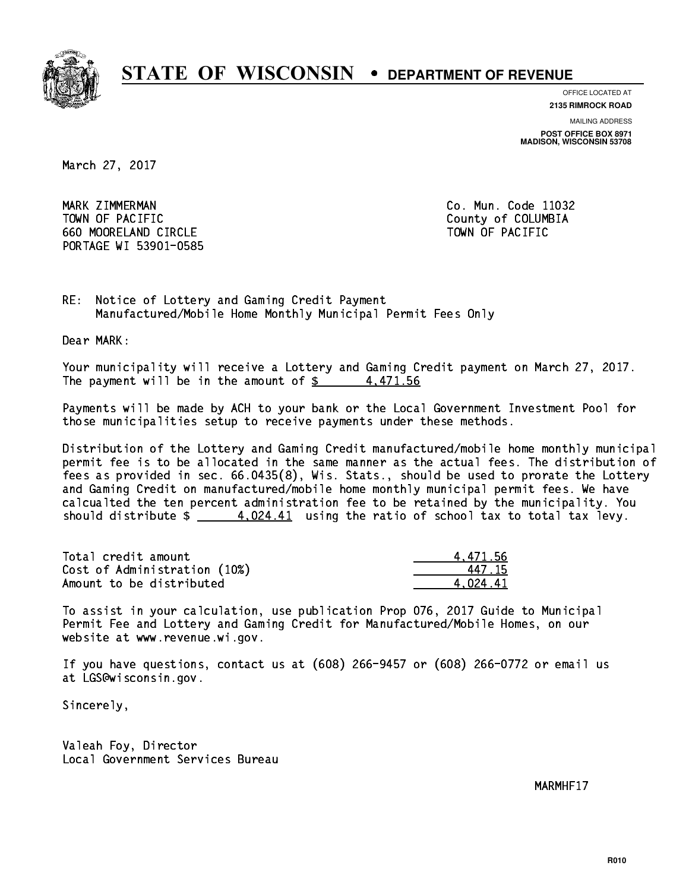# STATE OF WISCONSIN • DEPARTMENT OF REVENUE

OFFICE LOCATED AT
**2135 RIMROCK ROAD**

MAILING ADDRESS
**POST OFFICE BOX 8971**
**MADISON, WISCONSIN 53708**

March 27, 2017

MARK ZIMMERMAN
TOWN OF PACIFIC
660 MOORELAND CIRCLE
PORTAGE WI 53901-0585

Co. Mun. Code 11032
County of COLUMBIA
TOWN OF PACIFIC

RE: Notice of Lottery and Gaming Credit Payment
Manufactured/Mobile Home Monthly Municipal Permit Fees Only

Dear MARK:

Your municipality will receive a Lottery and Gaming Credit payment on March 27, 2017. The payment will be in the amount of $ 4,471.56

Payments will be made by ACH to your bank or the Local Government Investment Pool for those municipalities setup to receive payments under these methods.

Distribution of the Lottery and Gaming Credit manufactured/mobile home monthly municipal permit fee is to be allocated in the same manner as the actual fees. The distribution of fees as provided in sec. 66.0435(8), Wis. Stats., should be used to prorate the Lottery and Gaming Credit on manufactured/mobile home monthly municipal permit fees. We have calcualted the ten percent administration fee to be retained by the municipality. You should distribute $ 4,024.41 using the ratio of school tax to total tax levy.

| | |
|---|---|
| Total credit amount | 4,471.56 |
| Cost of Administration (10%) | 447.15 |
| Amount to be distributed | 4,024.41 |

To assist in your calculation, use publication Prop 076, 2017 Guide to Municipal Permit Fee and Lottery and Gaming Credit for Manufactured/Mobile Homes, on our website at www.revenue.wi.gov.

If you have questions, contact us at (608) 266-9457 or (608) 266-0772 or email us at LGS@wisconsin.gov.

Sincerely,

Valeah Foy, Director
Local Government Services Bureau

MARMHF17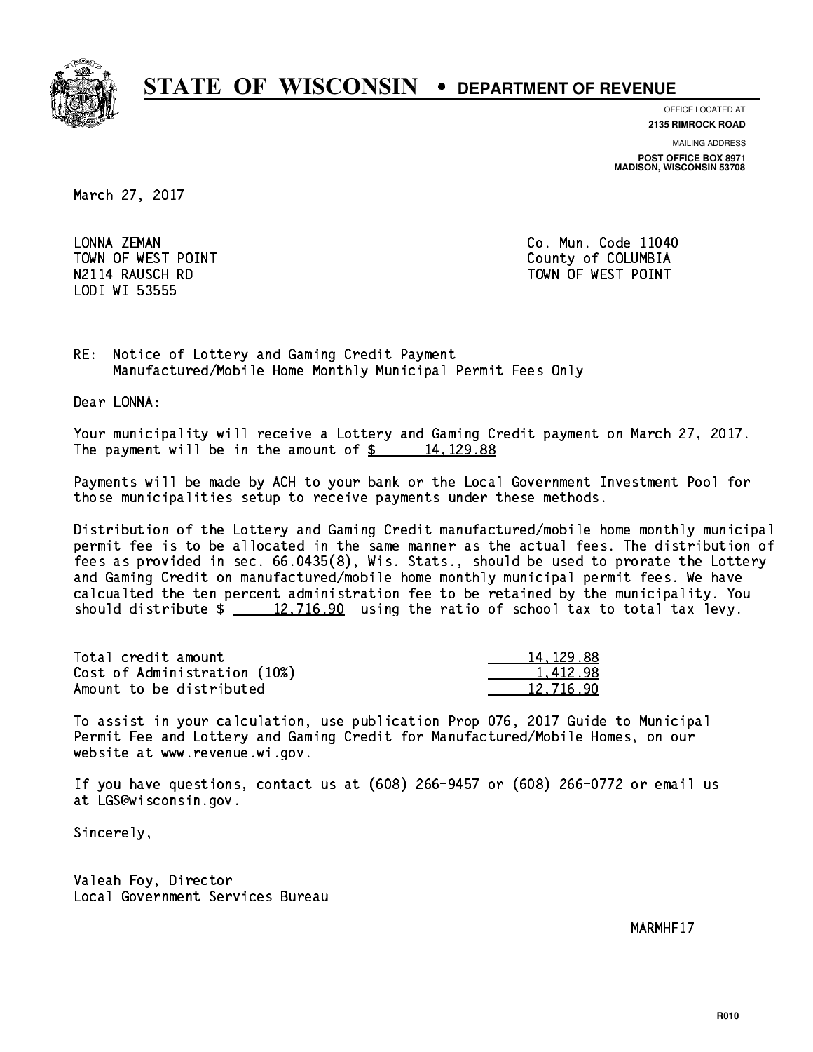# STATE OF WISCONSIN • DEPARTMENT OF REVENUE

OFFICE LOCATED AT
**2135 RIMROCK ROAD**

MAILING ADDRESS
**POST OFFICE BOX 8971**
**MADISON, WISCONSIN 53708**

March 27, 2017

LONNA ZEMAN
TOWN OF WEST POINT
N2114 RAUSCH RD
LODI WI 53555

Co. Mun. Code 11040
County of COLUMBIA
TOWN OF WEST POINT

RE: Notice of Lottery and Gaming Credit Payment
Manufactured/Mobile Home Monthly Municipal Permit Fees Only

Dear LONNA:

Your municipality will receive a Lottery and Gaming Credit payment on March 27, 2017. The payment will be in the amount of $ 14,129.88

Payments will be made by ACH to your bank or the Local Government Investment Pool for those municipalities setup to receive payments under these methods.

Distribution of the Lottery and Gaming Credit manufactured/mobile home monthly municipal permit fee is to be allocated in the same manner as the actual fees. The distribution of fees as provided in sec. 66.0435(8), Wis. Stats., should be used to prorate the Lottery and Gaming Credit on manufactured/mobile home monthly municipal permit fees. We have calcualted the ten percent administration fee to be retained by the municipality. You should distribute $ 12,716.90 using the ratio of school tax to total tax levy.

| | |
|---|---|
| Total credit amount | 14,129.88 |
| Cost of Administration (10%) | 1,412.98 |
| Amount to be distributed | 12,716.90 |

To assist in your calculation, use publication Prop 076, 2017 Guide to Municipal Permit Fee and Lottery and Gaming Credit for Manufactured/Mobile Homes, on our website at www.revenue.wi.gov.

If you have questions, contact us at (608) 266-9457 or (608) 266-0772 or email us at LGS@wisconsin.gov.

Sincerely,

Valeah Foy, Director
Local Government Services Bureau

MARMHF17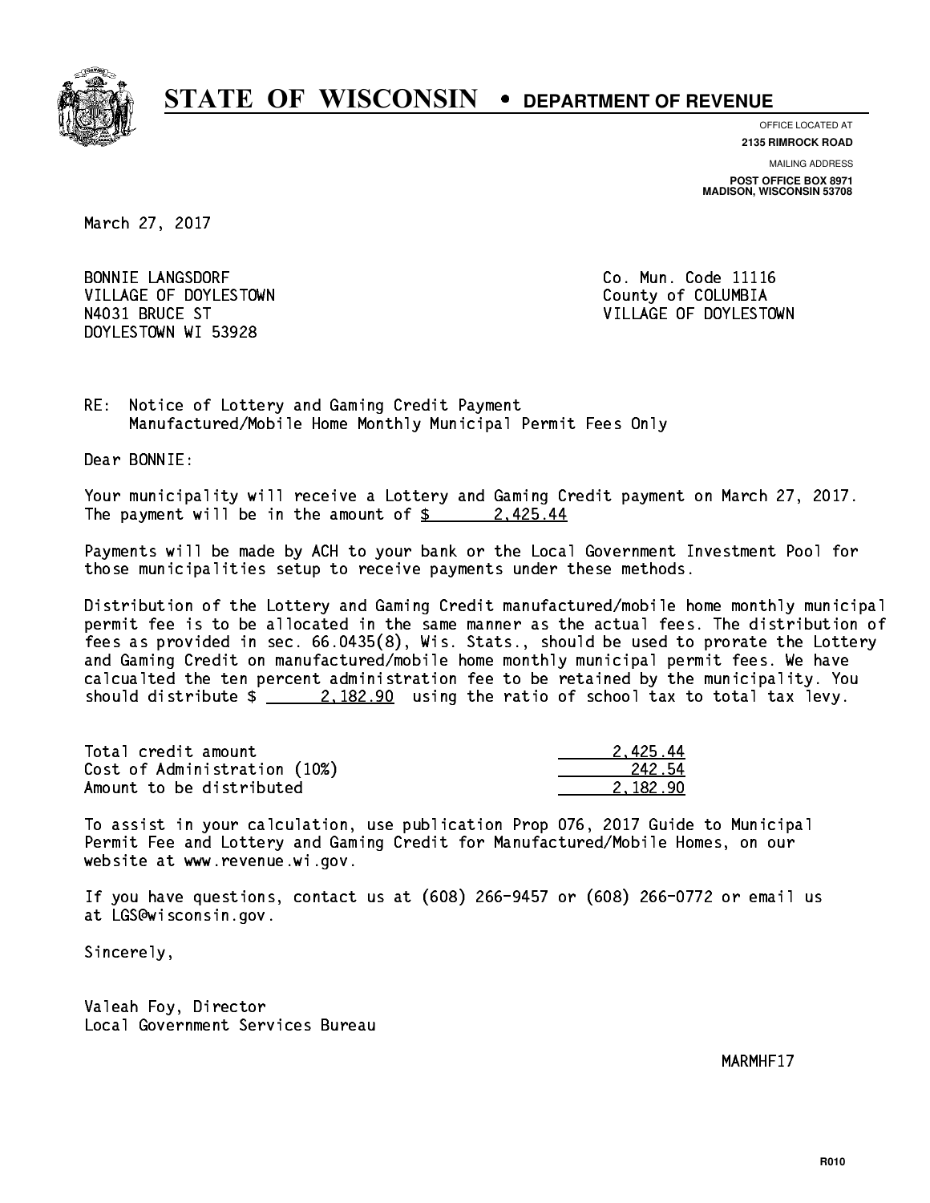# STATE OF WISCONSIN • DEPARTMENT OF REVENUE

OFFICE LOCATED AT
**2135 RIMROCK ROAD**

MAILING ADDRESS
**POST OFFICE BOX 8971**
**MADISON, WISCONSIN 53708**

March 27, 2017

BONNIE LANGSDORF
VILLAGE OF DOYLESTOWN
N4031 BRUCE ST
DOYLESTOWN WI 53928

Co. Mun. Code 11116
County of COLUMBIA
VILLAGE OF DOYLESTOWN

RE: Notice of Lottery and Gaming Credit Payment
Manufactured/Mobile Home Monthly Municipal Permit Fees Only

Dear BONNIE:

Your municipality will receive a Lottery and Gaming Credit payment on March 27, 2017. The payment will be in the amount of $ 2,425.44

Payments will be made by ACH to your bank or the Local Government Investment Pool for those municipalities setup to receive payments under these methods.

Distribution of the Lottery and Gaming Credit manufactured/mobile home monthly municipal permit fee is to be allocated in the same manner as the actual fees. The distribution of fees as provided in sec. 66.0435(8), Wis. Stats., should be used to prorate the Lottery and Gaming Credit on manufactured/mobile home monthly municipal permit fees. We have calcualted the ten percent administration fee to be retained by the municipality. You should distribute $ 2,182.90 using the ratio of school tax to total tax levy.

| | |
|---|---|
| Total credit amount | 2,425.44 |
| Cost of Administration (10%) | 242.54 |
| Amount to be distributed | 2,182.90 |

To assist in your calculation, use publication Prop 076, 2017 Guide to Municipal Permit Fee and Lottery and Gaming Credit for Manufactured/Mobile Homes, on our website at www.revenue.wi.gov.

If you have questions, contact us at (608) 266-9457 or (608) 266-0772 or email us at LGS@wisconsin.gov.

Sincerely,

Valeah Foy, Director
Local Government Services Bureau

MARMHF17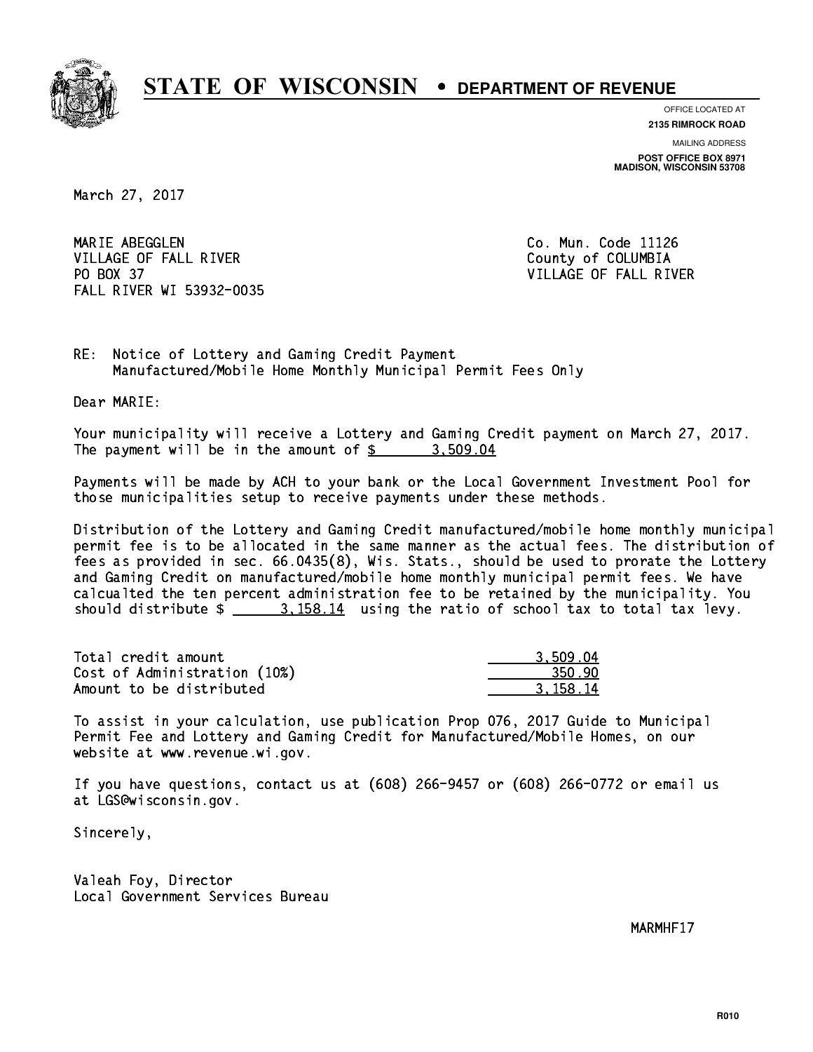# STATE OF WISCONSIN • DEPARTMENT OF REVENUE

OFFICE LOCATED AT
**2135 RIMROCK ROAD**

MAILING ADDRESS
**POST OFFICE BOX 8971**
**MADISON, WISCONSIN 53708**

March 27, 2017

MARIE ABEGGLEN
VILLAGE OF FALL RIVER
PO BOX 37
FALL RIVER WI 53932-0035

Co. Mun. Code 11126
County of COLUMBIA
VILLAGE OF FALL RIVER

RE: Notice of Lottery and Gaming Credit Payment
Manufactured/Mobile Home Monthly Municipal Permit Fees Only

Dear MARIE:

Your municipality will receive a Lottery and Gaming Credit payment on March 27, 2017. The payment will be in the amount of $ 3,509.04

Payments will be made by ACH to your bank or the Local Government Investment Pool for those municipalities setup to receive payments under these methods.

Distribution of the Lottery and Gaming Credit manufactured/mobile home monthly municipal permit fee is to be allocated in the same manner as the actual fees. The distribution of fees as provided in sec. 66.0435(8), Wis. Stats., should be used to prorate the Lottery and Gaming Credit on manufactured/mobile home monthly municipal permit fees. We have calcualted the ten percent administration fee to be retained by the municipality. You should distribute $ 3,158.14 using the ratio of school tax to total tax levy.

| | |
|---|---:|
| Total credit amount | 3,509.04 |
| Cost of Administration (10%) | 350.90 |
| Amount to be distributed | 3,158.14 |

To assist in your calculation, use publication Prop 076, 2017 Guide to Municipal Permit Fee and Lottery and Gaming Credit for Manufactured/Mobile Homes, on our website at www.revenue.wi.gov.

If you have questions, contact us at (608) 266-9457 or (608) 266-0772 or email us at LGS@wisconsin.gov.

Sincerely,

Valeah Foy, Director
Local Government Services Bureau

MARMHF17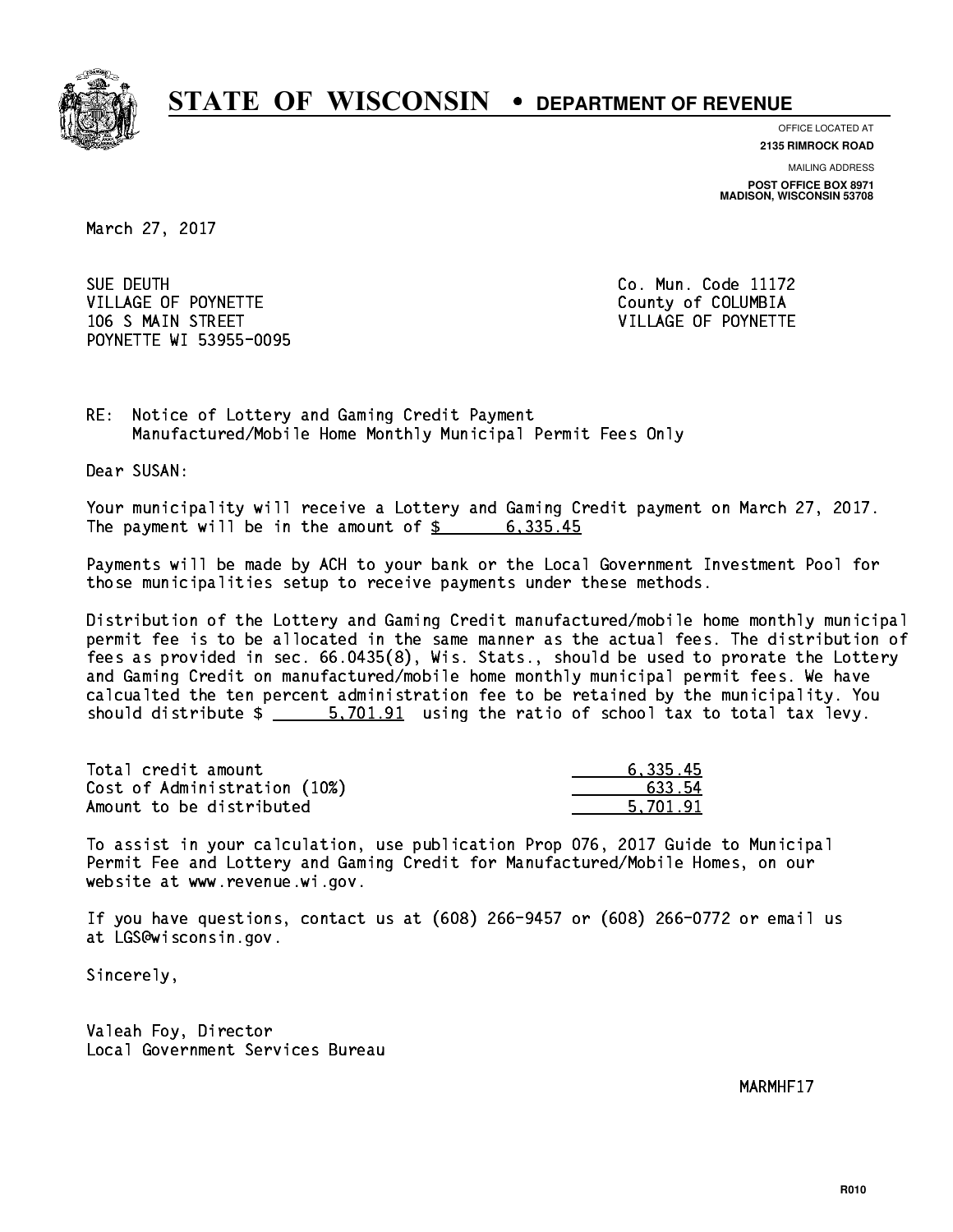# STATE OF WISCONSIN • DEPARTMENT OF REVENUE

OFFICE LOCATED AT
**2135 RIMROCK ROAD**

MAILING ADDRESS
**POST OFFICE BOX 8971**
**MADISON, WISCONSIN 53708**

March 27, 2017

SUE DEUTH
VILLAGE OF POYNETTE
106 S MAIN STREET
POYNETTE WI 53955-0095

Co. Mun. Code 11172
County of COLUMBIA
VILLAGE OF POYNETTE

RE: Notice of Lottery and Gaming Credit Payment
Manufactured/Mobile Home Monthly Municipal Permit Fees Only

Dear SUSAN:

Your municipality will receive a Lottery and Gaming Credit payment on March 27, 2017. The payment will be in the amount of $ 6,335.45

Payments will be made by ACH to your bank or the Local Government Investment Pool for those municipalities setup to receive payments under these methods.

Distribution of the Lottery and Gaming Credit manufactured/mobile home monthly municipal permit fee is to be allocated in the same manner as the actual fees. The distribution of fees as provided in sec. 66.0435(8), Wis. Stats., should be used to prorate the Lottery and Gaming Credit on manufactured/mobile home monthly municipal permit fees. We have calcualted the ten percent administration fee to be retained by the municipality. You should distribute $ 5,701.91 using the ratio of school tax to total tax levy.

| | |
|---|---|
| Total credit amount | 6,335.45 |
| Cost of Administration (10%) | 633.54 |
| Amount to be distributed | 5,701.91 |

To assist in your calculation, use publication Prop 076, 2017 Guide to Municipal Permit Fee and Lottery and Gaming Credit for Manufactured/Mobile Homes, on our website at www.revenue.wi.gov.

If you have questions, contact us at (608) 266-9457 or (608) 266-0772 or email us at LGS@wisconsin.gov.

Sincerely,

Valeah Foy, Director
Local Government Services Bureau

MARMHF17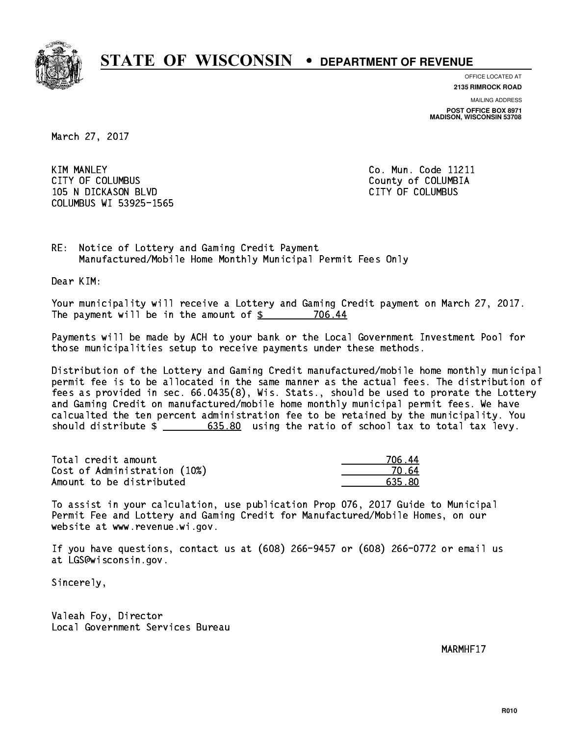# STATE OF WISCONSIN • DEPARTMENT OF REVENUE

OFFICE LOCATED AT
**2135 RIMROCK ROAD**

MAILING ADDRESS
**POST OFFICE BOX 8971**
**MADISON, WISCONSIN 53708**

March 27, 2017

KIM MANLEY
CITY OF COLUMBUS
105 N DICKASON BLVD
COLUMBUS WI 53925-1565

Co. Mun. Code 11211
County of COLUMBIA
CITY OF COLUMBUS

RE: Notice of Lottery and Gaming Credit Payment
Manufactured/Mobile Home Monthly Municipal Permit Fees Only

Dear KIM:

Your municipality will receive a Lottery and Gaming Credit payment on March 27, 2017. The payment will be in the amount of $ 706.44

Payments will be made by ACH to your bank or the Local Government Investment Pool for those municipalities setup to receive payments under these methods.

Distribution of the Lottery and Gaming Credit manufactured/mobile home monthly municipal permit fee is to be allocated in the same manner as the actual fees. The distribution of fees as provided in sec. 66.0435(8), Wis. Stats., should be used to prorate the Lottery and Gaming Credit on manufactured/mobile home monthly municipal permit fees. We have calcualted the ten percent administration fee to be retained by the municipality. You should distribute $ 635.80 using the ratio of school tax to total tax levy.

| | |
|---|---|
| Total credit amount | 706.44 |
| Cost of Administration (10%) | 70.64 |
| Amount to be distributed | 635.80 |

To assist in your calculation, use publication Prop 076, 2017 Guide to Municipal Permit Fee and Lottery and Gaming Credit for Manufactured/Mobile Homes, on our website at www.revenue.wi.gov.

If you have questions, contact us at (608) 266-9457 or (608) 266-0772 or email us at LGS@wisconsin.gov.

Sincerely,

Valeah Foy, Director
Local Government Services Bureau

MARMHF17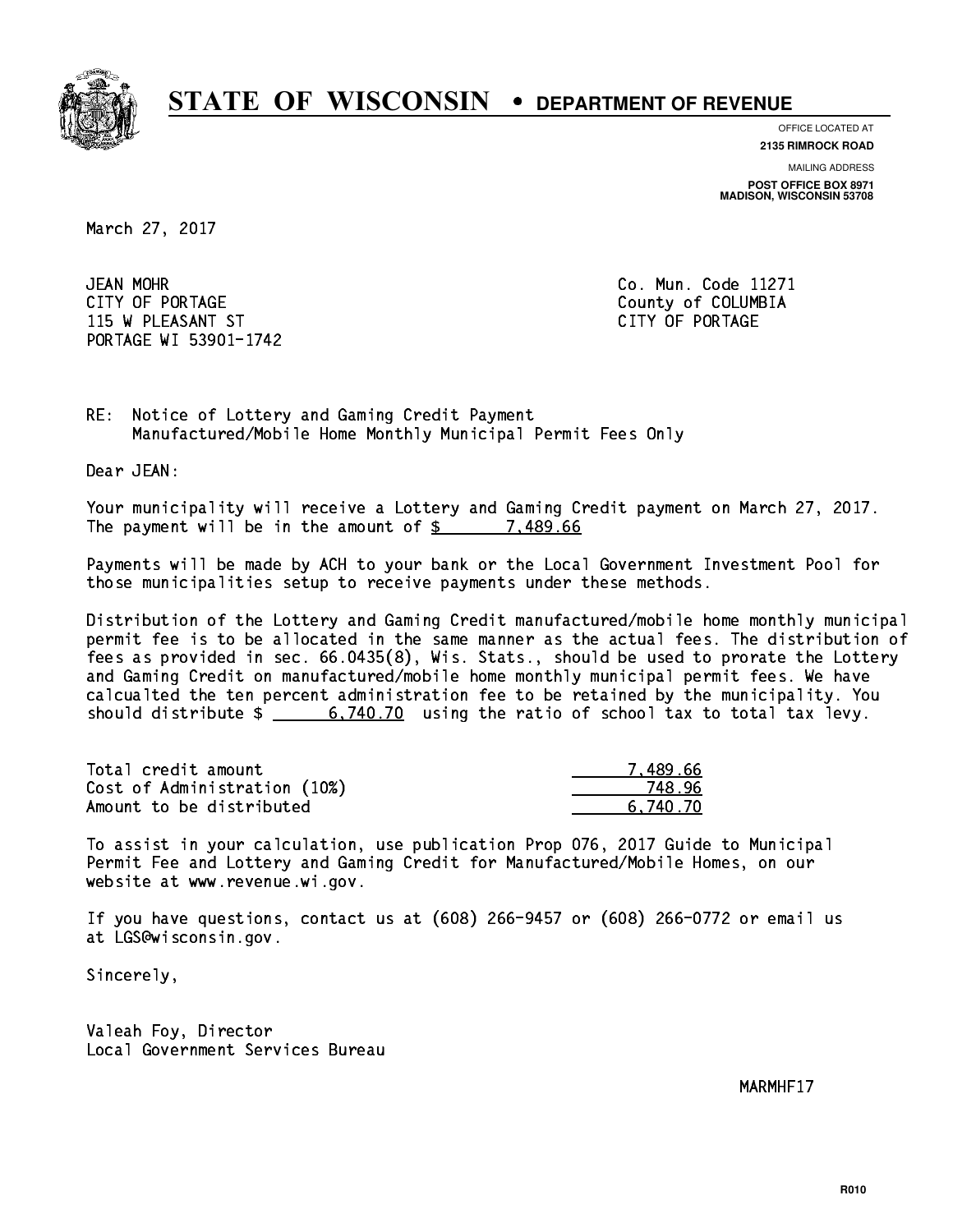# STATE OF WISCONSIN • DEPARTMENT OF REVENUE

OFFICE LOCATED AT
**2135 RIMROCK ROAD**

MAILING ADDRESS
**POST OFFICE BOX 8971**
**MADISON, WISCONSIN 53708**

March 27, 2017

JEAN MOHR
CITY OF PORTAGE
115 W PLEASANT ST
PORTAGE WI 53901-1742

Co. Mun. Code 11271
County of COLUMBIA
CITY OF PORTAGE

RE: Notice of Lottery and Gaming Credit Payment
Manufactured/Mobile Home Monthly Municipal Permit Fees Only

Dear JEAN:

Your municipality will receive a Lottery and Gaming Credit payment on March 27, 2017. The payment will be in the amount of $ 7,489.66

Payments will be made by ACH to your bank or the Local Government Investment Pool for those municipalities setup to receive payments under these methods.

Distribution of the Lottery and Gaming Credit manufactured/mobile home monthly municipal permit fee is to be allocated in the same manner as the actual fees. The distribution of fees as provided in sec. 66.0435(8), Wis. Stats., should be used to prorate the Lottery and Gaming Credit on manufactured/mobile home monthly municipal permit fees. We have calcualted the ten percent administration fee to be retained by the municipality. You should distribute $ 6,740.70 using the ratio of school tax to total tax levy.

| | |
|---|---|
| Total credit amount | 7,489.66 |
| Cost of Administration (10%) | 748.96 |
| Amount to be distributed | 6,740.70 |

To assist in your calculation, use publication Prop 076, 2017 Guide to Municipal Permit Fee and Lottery and Gaming Credit for Manufactured/Mobile Homes, on our website at www.revenue.wi.gov.

If you have questions, contact us at (608) 266-9457 or (608) 266-0772 or email us at LGS@wisconsin.gov.

Sincerely,

Valeah Foy, Director
Local Government Services Bureau

MARMHF17

R010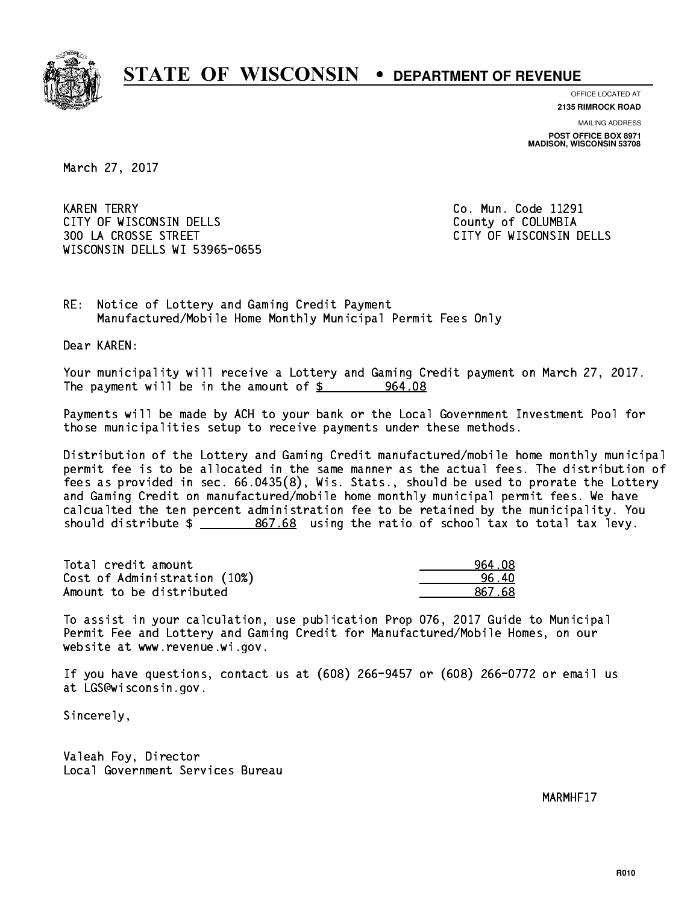# STATE OF WISCONSIN • DEPARTMENT OF REVENUE

OFFICE LOCATED AT
**2135 RIMROCK ROAD**

MAILING ADDRESS
**POST OFFICE BOX 8971**
**MADISON, WISCONSIN 53708**

March 27, 2017

KAREN TERRY
CITY OF WISCONSIN DELLS
300 LA CROSSE STREET
WISCONSIN DELLS WI 53965-0655

Co. Mun. Code 11291
County of COLUMBIA
CITY OF WISCONSIN DELLS

RE: Notice of Lottery and Gaming Credit Payment
Manufactured/Mobile Home Monthly Municipal Permit Fees Only

Dear KAREN:

Your municipality will receive a Lottery and Gaming Credit payment on March 27, 2017. The payment will be in the amount of $ 964.08

Payments will be made by ACH to your bank or the Local Government Investment Pool for those municipalities setup to receive payments under these methods.

Distribution of the Lottery and Gaming Credit manufactured/mobile home monthly municipal permit fee is to be allocated in the same manner as the actual fees. The distribution of fees as provided in sec. 66.0435(8), Wis. Stats., should be used to prorate the Lottery and Gaming Credit on manufactured/mobile home monthly municipal permit fees. We have calcualted the ten percent administration fee to be retained by the municipality. You should distribute $ 867.68 using the ratio of school tax to total tax levy.

| | |
|---|---|
| Total credit amount | 964.08 |
| Cost of Administration (10%) | 96.40 |
| Amount to be distributed | 867.68 |

To assist in your calculation, use publication Prop 076, 2017 Guide to Municipal Permit Fee and Lottery and Gaming Credit for Manufactured/Mobile Homes, on our website at www.revenue.wi.gov.

If you have questions, contact us at (608) 266-9457 or (608) 266-0772 or email us at LGS@wisconsin.gov.

Sincerely,

Valeah Foy, Director
Local Government Services Bureau

MARMHF17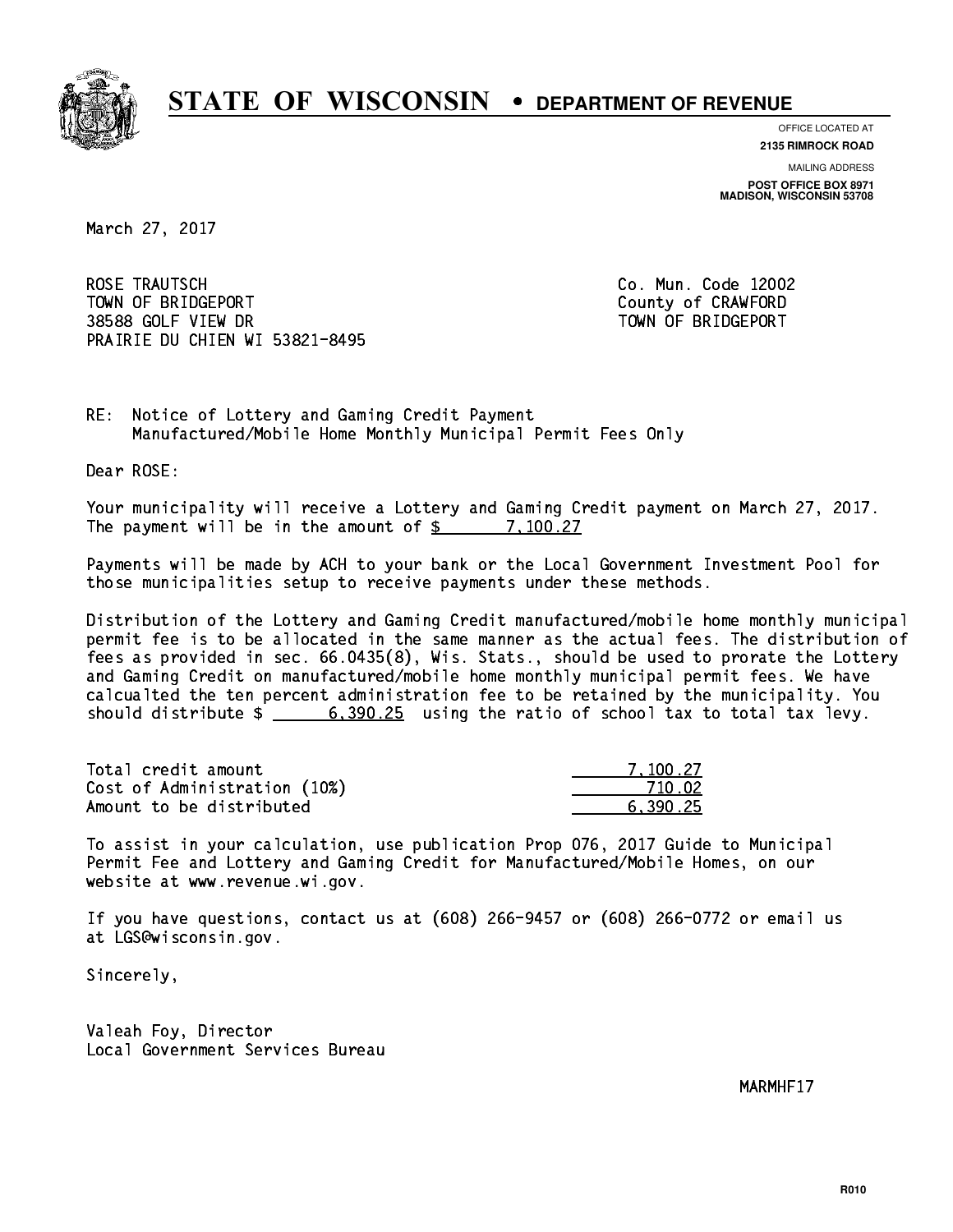# STATE OF WISCONSIN • DEPARTMENT OF REVENUE

OFFICE LOCATED AT
**2135 RIMROCK ROAD**

MAILING ADDRESS
**POST OFFICE BOX 8971**
**MADISON, WISCONSIN 53708**

March 27, 2017

ROSE TRAUTSCH
TOWN OF BRIDGEPORT
38588 GOLF VIEW DR
PRAIRIE DU CHIEN WI 53821-8495

Co. Mun. Code 12002
County of CRAWFORD
TOWN OF BRIDGEPORT

RE: Notice of Lottery and Gaming Credit Payment
Manufactured/Mobile Home Monthly Municipal Permit Fees Only

Dear ROSE:

Your municipality will receive a Lottery and Gaming Credit payment on March 27, 2017. The payment will be in the amount of $ 7,100.27

Payments will be made by ACH to your bank or the Local Government Investment Pool for those municipalities setup to receive payments under these methods.

Distribution of the Lottery and Gaming Credit manufactured/mobile home monthly municipal permit fee is to be allocated in the same manner as the actual fees. The distribution of fees as provided in sec. 66.0435(8), Wis. Stats., should be used to prorate the Lottery and Gaming Credit on manufactured/mobile home monthly municipal permit fees. We have calcualted the ten percent administration fee to be retained by the municipality. You should distribute $ 6,390.25 using the ratio of school tax to total tax levy.

| | |
|---|---|
| Total credit amount | 7,100.27 |
| Cost of Administration (10%) | 710.02 |
| Amount to be distributed | 6,390.25 |

To assist in your calculation, use publication Prop 076, 2017 Guide to Municipal Permit Fee and Lottery and Gaming Credit for Manufactured/Mobile Homes, on our website at www.revenue.wi.gov.

If you have questions, contact us at (608) 266-9457 or (608) 266-0772 or email us at LGS@wisconsin.gov.

Sincerely,

Valeah Foy, Director
Local Government Services Bureau

MARMHF17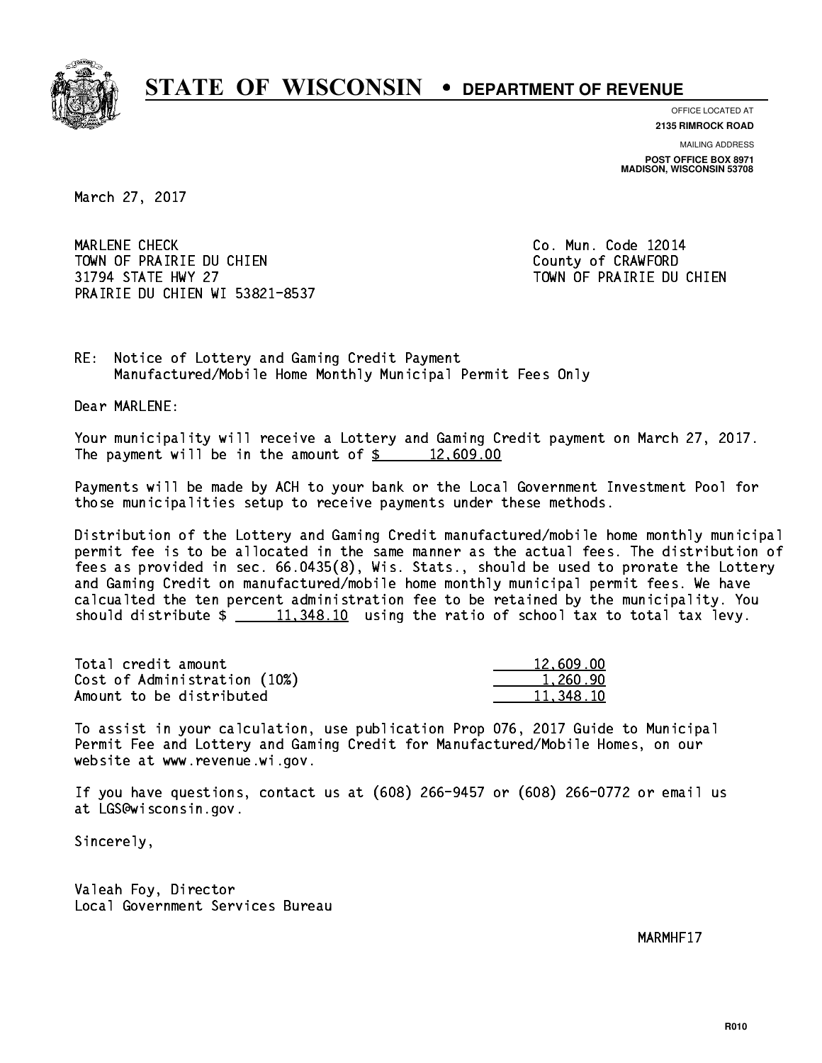# STATE OF WISCONSIN • DEPARTMENT OF REVENUE

OFFICE LOCATED AT
**2135 RIMROCK ROAD**

MAILING ADDRESS
**POST OFFICE BOX 8971**
**MADISON, WISCONSIN 53708**

March 27, 2017

MARLENE CHECK
TOWN OF PRAIRIE DU CHIEN
31794 STATE HWY 27
PRAIRIE DU CHIEN WI 53821-8537

Co. Mun. Code 12014
County of CRAWFORD
TOWN OF PRAIRIE DU CHIEN

RE: Notice of Lottery and Gaming Credit Payment
Manufactured/Mobile Home Monthly Municipal Permit Fees Only

Dear MARLENE:

Your municipality will receive a Lottery and Gaming Credit payment on March 27, 2017. The payment will be in the amount of $ 12,609.00

Payments will be made by ACH to your bank or the Local Government Investment Pool for those municipalities setup to receive payments under these methods.

Distribution of the Lottery and Gaming Credit manufactured/mobile home monthly municipal permit fee is to be allocated in the same manner as the actual fees. The distribution of fees as provided in sec. 66.0435(8), Wis. Stats., should be used to prorate the Lottery and Gaming Credit on manufactured/mobile home monthly municipal permit fees. We have calcualted the ten percent administration fee to be retained by the municipality. You should distribute $ 11,348.10 using the ratio of school tax to total tax levy.

| | |
|---|---|
| Total credit amount | 12,609.00 |
| Cost of Administration (10%) | 1,260.90 |
| Amount to be distributed | 11,348.10 |

To assist in your calculation, use publication Prop 076, 2017 Guide to Municipal Permit Fee and Lottery and Gaming Credit for Manufactured/Mobile Homes, on our website at www.revenue.wi.gov.

If you have questions, contact us at (608) 266-9457 or (608) 266-0772 or email us at LGS@wisconsin.gov.

Sincerely,

Valeah Foy, Director
Local Government Services Bureau

MARMHF17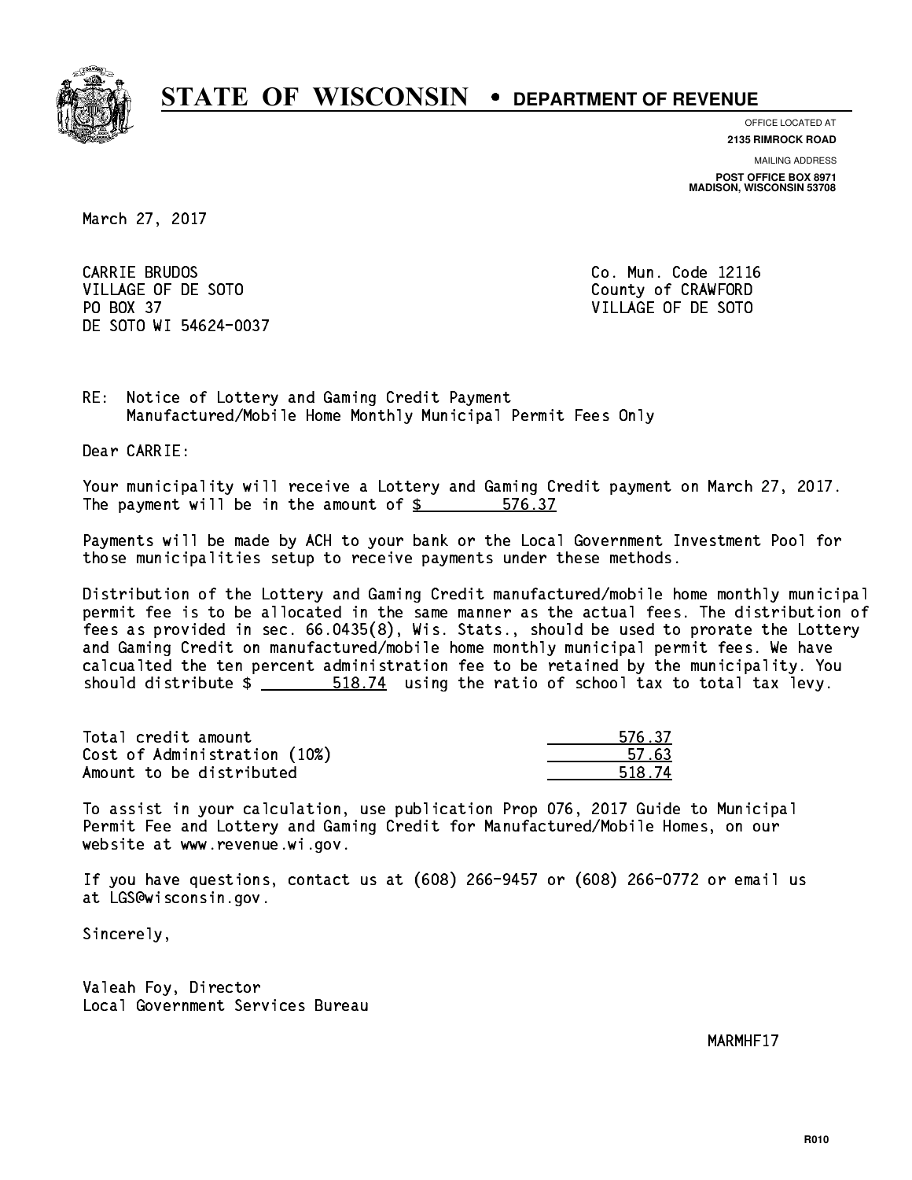# STATE OF WISCONSIN • DEPARTMENT OF REVENUE

OFFICE LOCATED AT
**2135 RIMROCK ROAD**

MAILING ADDRESS
**POST OFFICE BOX 8971**
**MADISON, WISCONSIN 53708**

March 27, 2017

CARRIE BRUDOS
VILLAGE OF DE SOTO
PO BOX 37
DE SOTO WI 54624-0037

Co. Mun. Code 12116
County of CRAWFORD
VILLAGE OF DE SOTO

RE: Notice of Lottery and Gaming Credit Payment
Manufactured/Mobile Home Monthly Municipal Permit Fees Only

Dear CARRIE:

Your municipality will receive a Lottery and Gaming Credit payment on March 27, 2017. The payment will be in the amount of $ 576.37

Payments will be made by ACH to your bank or the Local Government Investment Pool for those municipalities setup to receive payments under these methods.

Distribution of the Lottery and Gaming Credit manufactured/mobile home monthly municipal permit fee is to be allocated in the same manner as the actual fees. The distribution of fees as provided in sec. 66.0435(8), Wis. Stats., should be used to prorate the Lottery and Gaming Credit on manufactured/mobile home monthly municipal permit fees. We have calcualted the ten percent administration fee to be retained by the municipality. You should distribute $ 518.74 using the ratio of school tax to total tax levy.

| | |
|---|---|
| Total credit amount | 576.37 |
| Cost of Administration (10%) | 57.63 |
| Amount to be distributed | 518.74 |

To assist in your calculation, use publication Prop 076, 2017 Guide to Municipal Permit Fee and Lottery and Gaming Credit for Manufactured/Mobile Homes, on our website at www.revenue.wi.gov.

If you have questions, contact us at (608) 266-9457 or (608) 266-0772 or email us at LGS@wisconsin.gov.

Sincerely,

Valeah Foy, Director
Local Government Services Bureau

MARMHF17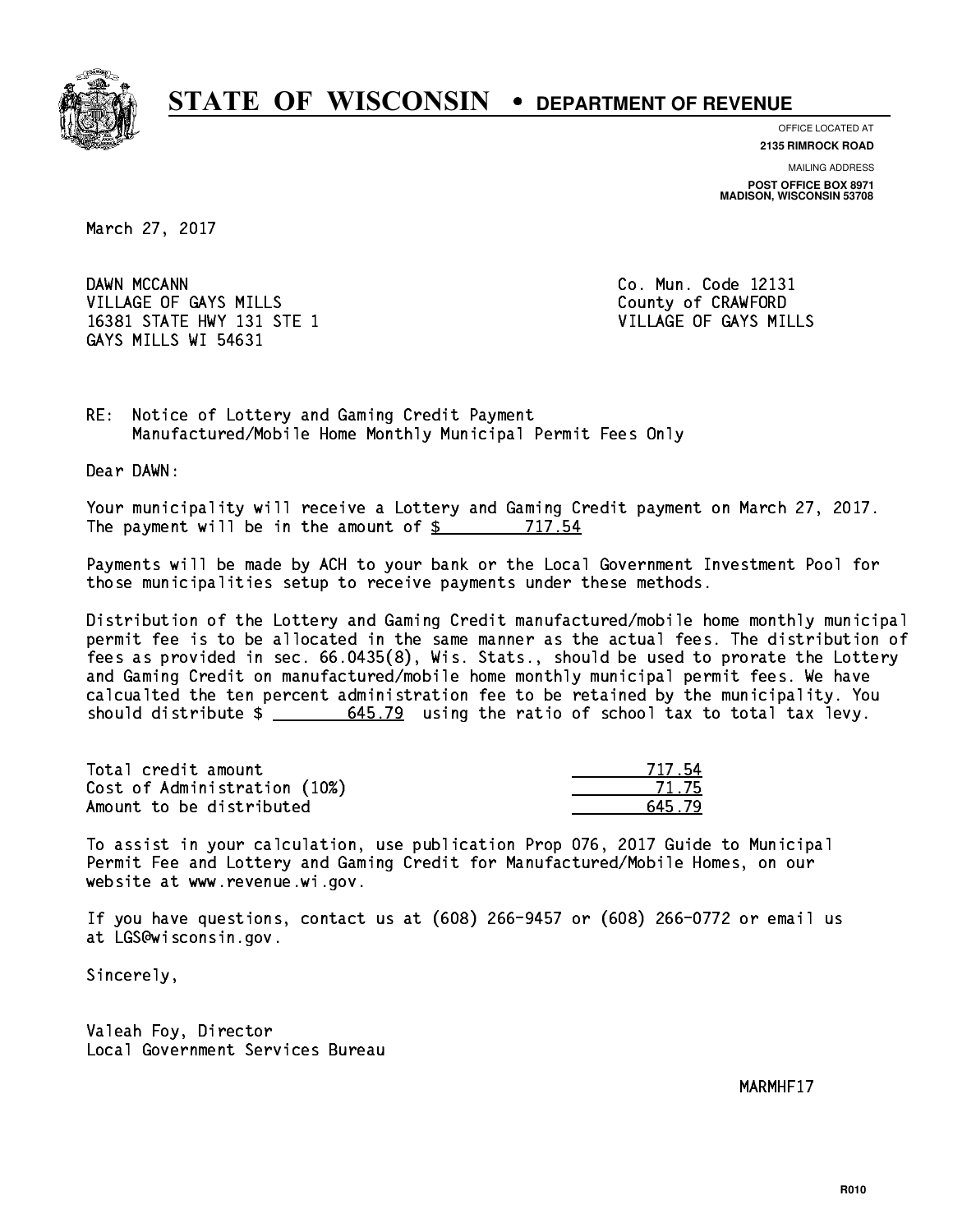# STATE OF WISCONSIN • DEPARTMENT OF REVENUE

OFFICE LOCATED AT
**2135 RIMROCK ROAD**

MAILING ADDRESS
**POST OFFICE BOX 8971**
**MADISON, WISCONSIN 53708**

March 27, 2017

DAWN MCCANN
VILLAGE OF GAYS MILLS
16381 STATE HWY 131 STE 1
GAYS MILLS WI 54631

Co. Mun. Code 12131
County of CRAWFORD
VILLAGE OF GAYS MILLS

RE: Notice of Lottery and Gaming Credit Payment
Manufactured/Mobile Home Monthly Municipal Permit Fees Only

Dear DAWN:

Your municipality will receive a Lottery and Gaming Credit payment on March 27, 2017. The payment will be in the amount of $ 717.54

Payments will be made by ACH to your bank or the Local Government Investment Pool for those municipalities setup to receive payments under these methods.

Distribution of the Lottery and Gaming Credit manufactured/mobile home monthly municipal permit fee is to be allocated in the same manner as the actual fees. The distribution of fees as provided in sec. 66.0435(8), Wis. Stats., should be used to prorate the Lottery and Gaming Credit on manufactured/mobile home monthly municipal permit fees. We have calcualted the ten percent administration fee to be retained by the municipality. You should distribute $ 645.79 using the ratio of school tax to total tax levy.

| | |
|---|---|
| Total credit amount | 717.54 |
| Cost of Administration (10%) | 71.75 |
| Amount to be distributed | 645.79 |

To assist in your calculation, use publication Prop 076, 2017 Guide to Municipal Permit Fee and Lottery and Gaming Credit for Manufactured/Mobile Homes, on our website at www.revenue.wi.gov.

If you have questions, contact us at (608) 266-9457 or (608) 266-0772 or email us at LGS@wisconsin.gov.

Sincerely,

Valeah Foy, Director
Local Government Services Bureau

MARMHF17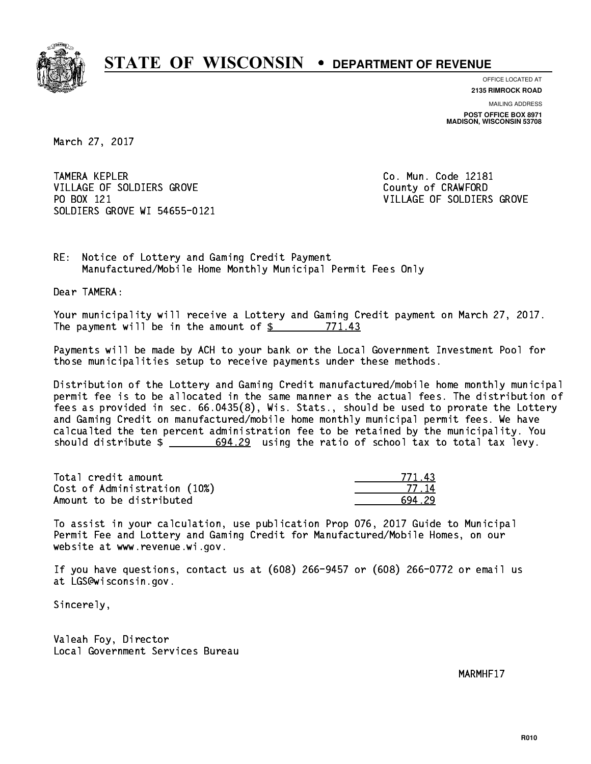# STATE OF WISCONSIN • DEPARTMENT OF REVENUE

OFFICE LOCATED AT
**2135 RIMROCK ROAD**

MAILING ADDRESS
**POST OFFICE BOX 8971**
**MADISON, WISCONSIN 53708**

March 27, 2017

TAMERA KEPLER
VILLAGE OF SOLDIERS GROVE
PO BOX 121
SOLDIERS GROVE WI 54655-0121

Co. Mun. Code 12181
County of CRAWFORD
VILLAGE OF SOLDIERS GROVE

RE: Notice of Lottery and Gaming Credit Payment
Manufactured/Mobile Home Monthly Municipal Permit Fees Only

Dear TAMERA:

Your municipality will receive a Lottery and Gaming Credit payment on March 27, 2017. The payment will be in the amount of $ 771.43

Payments will be made by ACH to your bank or the Local Government Investment Pool for those municipalities setup to receive payments under these methods.

Distribution of the Lottery and Gaming Credit manufactured/mobile home monthly municipal permit fee is to be allocated in the same manner as the actual fees. The distribution of fees as provided in sec. 66.0435(8), Wis. Stats., should be used to prorate the Lottery and Gaming Credit on manufactured/mobile home monthly municipal permit fees. We have calcualted the ten percent administration fee to be retained by the municipality. You should distribute $ 694.29 using the ratio of school tax to total tax levy.

| | |
|---|---|
| Total credit amount | 771.43 |
| Cost of Administration (10%) | 77.14 |
| Amount to be distributed | 694.29 |

To assist in your calculation, use publication Prop 076, 2017 Guide to Municipal Permit Fee and Lottery and Gaming Credit for Manufactured/Mobile Homes, on our website at www.revenue.wi.gov.

If you have questions, contact us at (608) 266-9457 or (608) 266-0772 or email us at LGS@wisconsin.gov.

Sincerely,

Valeah Foy, Director
Local Government Services Bureau

MARMHF17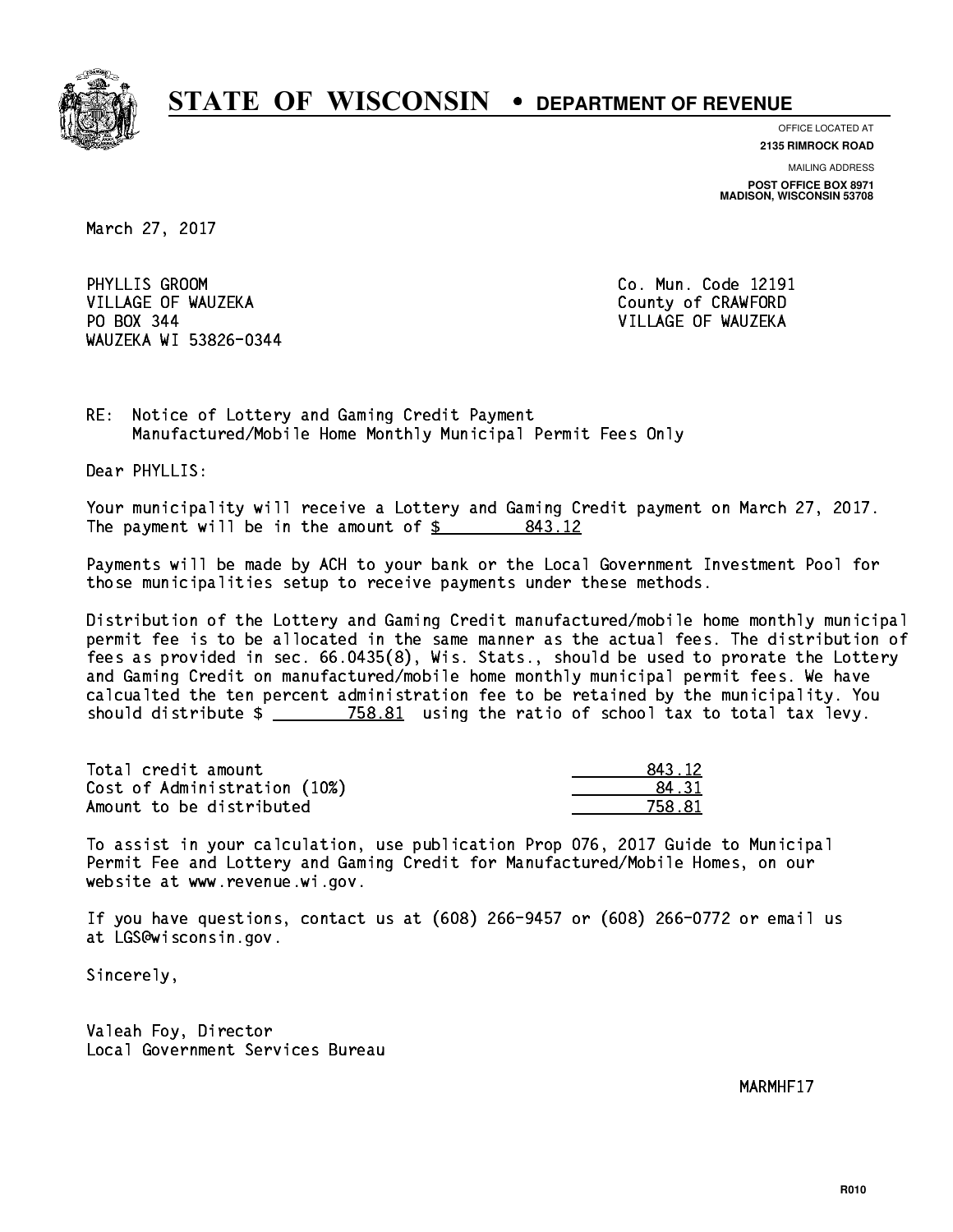# STATE OF WISCONSIN • DEPARTMENT OF REVENUE

OFFICE LOCATED AT
**2135 RIMROCK ROAD**

MAILING ADDRESS
**POST OFFICE BOX 8971**
**MADISON, WISCONSIN 53708**

March 27, 2017

PHYLLIS GROOM
VILLAGE OF WAUZEKA
PO BOX 344
WAUZEKA WI 53826-0344

Co. Mun. Code 12191
County of CRAWFORD
VILLAGE OF WAUZEKA

RE: Notice of Lottery and Gaming Credit Payment
Manufactured/Mobile Home Monthly Municipal Permit Fees Only

Dear PHYLLIS:

Your municipality will receive a Lottery and Gaming Credit payment on March 27, 2017. The payment will be in the amount of $ 843.12

Payments will be made by ACH to your bank or the Local Government Investment Pool for those municipalities setup to receive payments under these methods.

Distribution of the Lottery and Gaming Credit manufactured/mobile home monthly municipal permit fee is to be allocated in the same manner as the actual fees. The distribution of fees as provided in sec. 66.0435(8), Wis. Stats., should be used to prorate the Lottery and Gaming Credit on manufactured/mobile home monthly municipal permit fees. We have calcualted the ten percent administration fee to be retained by the municipality. You should distribute $ 758.81 using the ratio of school tax to total tax levy.

| | |
|---|---|
| Total credit amount | 843.12 |
| Cost of Administration (10%) | 84.31 |
| Amount to be distributed | 758.81 |

To assist in your calculation, use publication Prop 076, 2017 Guide to Municipal Permit Fee and Lottery and Gaming Credit for Manufactured/Mobile Homes, on our website at www.revenue.wi.gov.

If you have questions, contact us at (608) 266-9457 or (608) 266-0772 or email us at LGS@wisconsin.gov.

Sincerely,

Valeah Foy, Director
Local Government Services Bureau

MARMHF17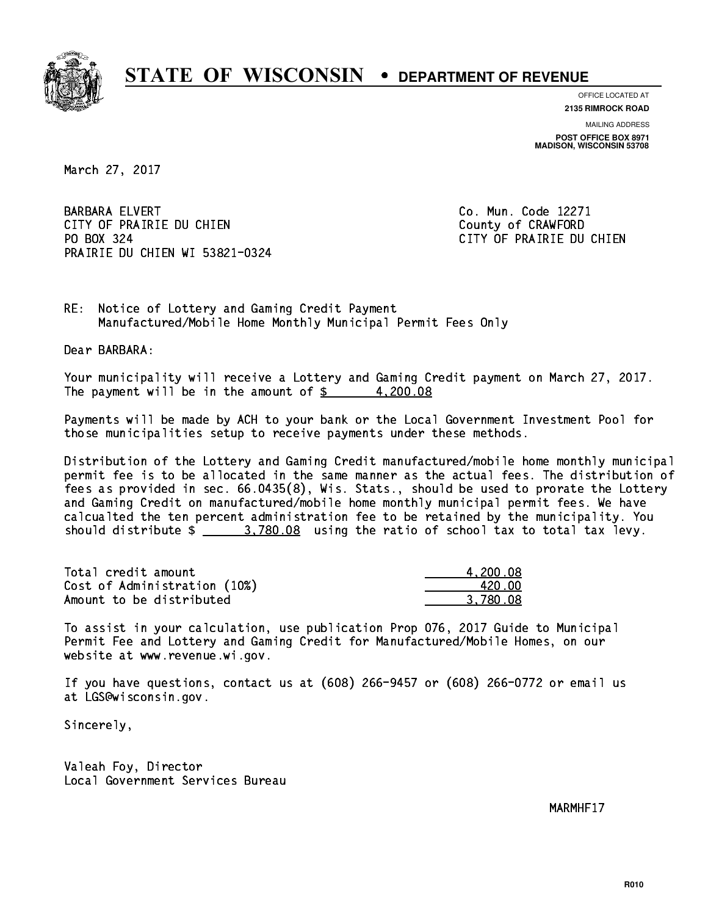# STATE OF WISCONSIN • DEPARTMENT OF REVENUE

OFFICE LOCATED AT
**2135 RIMROCK ROAD**

MAILING ADDRESS
**POST OFFICE BOX 8971**
**MADISON, WISCONSIN 53708**

March 27, 2017

BARBARA ELVERT
CITY OF PRAIRIE DU CHIEN
PO BOX 324
PRAIRIE DU CHIEN WI 53821-0324

Co. Mun. Code 12271
County of CRAWFORD
CITY OF PRAIRIE DU CHIEN

RE: Notice of Lottery and Gaming Credit Payment
Manufactured/Mobile Home Monthly Municipal Permit Fees Only

Dear BARBARA:

Your municipality will receive a Lottery and Gaming Credit payment on March 27, 2017. The payment will be in the amount of $ 4,200.08

Payments will be made by ACH to your bank or the Local Government Investment Pool for those municipalities setup to receive payments under these methods.

Distribution of the Lottery and Gaming Credit manufactured/mobile home monthly municipal permit fee is to be allocated in the same manner as the actual fees. The distribution of fees as provided in sec. 66.0435(8), Wis. Stats., should be used to prorate the Lottery and Gaming Credit on manufactured/mobile home monthly municipal permit fees. We have calcualted the ten percent administration fee to be retained by the municipality. You should distribute $ 3,780.08 using the ratio of school tax to total tax levy.

| | |
|---|---|
| Total credit amount | 4,200.08 |
| Cost of Administration (10%) | 420.00 |
| Amount to be distributed | 3,780.08 |

To assist in your calculation, use publication Prop 076, 2017 Guide to Municipal Permit Fee and Lottery and Gaming Credit for Manufactured/Mobile Homes, on our website at www.revenue.wi.gov.

If you have questions, contact us at (608) 266-9457 or (608) 266-0772 or email us at LGS@wisconsin.gov.

Sincerely,

Valeah Foy, Director
Local Government Services Bureau

MARMHF17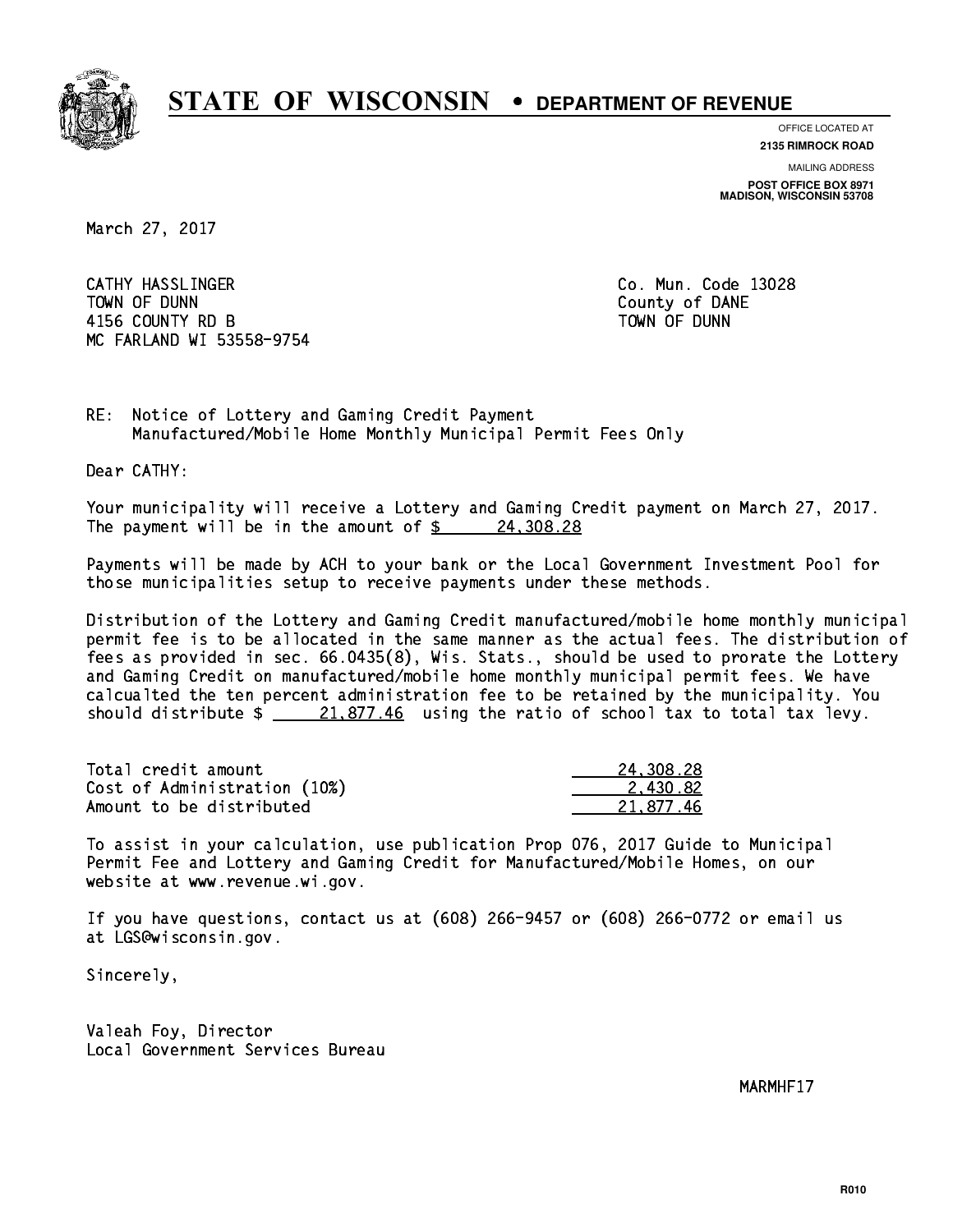# STATE OF WISCONSIN • DEPARTMENT OF REVENUE

OFFICE LOCATED AT
**2135 RIMROCK ROAD**

MAILING ADDRESS
**POST OFFICE BOX 8971**
**MADISON, WISCONSIN 53708**

March 27, 2017

CATHY HASSLINGER
TOWN OF DUNN
4156 COUNTY RD B
MC FARLAND WI 53558-9754

Co. Mun. Code 13028
County of DANE
TOWN OF DUNN

RE: Notice of Lottery and Gaming Credit Payment
Manufactured/Mobile Home Monthly Municipal Permit Fees Only

Dear CATHY:

Your municipality will receive a Lottery and Gaming Credit payment on March 27, 2017. The payment will be in the amount of $ 24,308.28

Payments will be made by ACH to your bank or the Local Government Investment Pool for those municipalities setup to receive payments under these methods.

Distribution of the Lottery and Gaming Credit manufactured/mobile home monthly municipal permit fee is to be allocated in the same manner as the actual fees. The distribution of fees as provided in sec. 66.0435(8), Wis. Stats., should be used to prorate the Lottery and Gaming Credit on manufactured/mobile home monthly municipal permit fees. We have calcualted the ten percent administration fee to be retained by the municipality. You should distribute $ 21,877.46 using the ratio of school tax to total tax levy.

| | |
|---|---|
| Total credit amount | 24,308.28 |
| Cost of Administration (10%) | 2,430.82 |
| Amount to be distributed | 21,877.46 |

To assist in your calculation, use publication Prop 076, 2017 Guide to Municipal Permit Fee and Lottery and Gaming Credit for Manufactured/Mobile Homes, on our website at www.revenue.wi.gov.

If you have questions, contact us at (608) 266-9457 or (608) 266-0772 or email us at LGS@wisconsin.gov.

Sincerely,

Valeah Foy, Director
Local Government Services Bureau

MARMHF17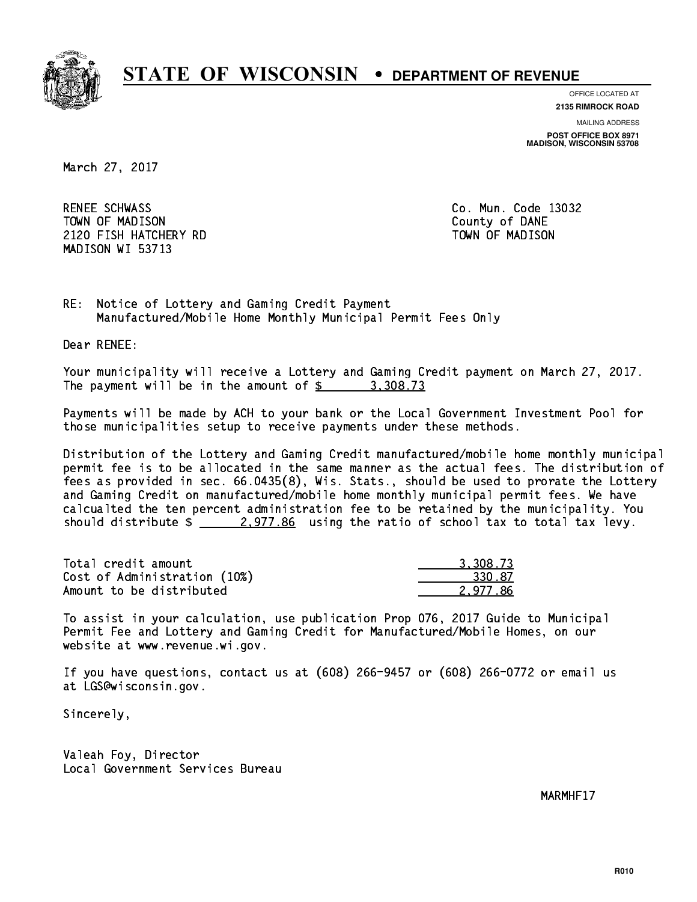# STATE OF WISCONSIN • DEPARTMENT OF REVENUE

OFFICE LOCATED AT
**2135 RIMROCK ROAD**

MAILING ADDRESS
**POST OFFICE BOX 8971**
**MADISON, WISCONSIN 53708**

March 27, 2017

RENEE SCHWASS
TOWN OF MADISON
2120 FISH HATCHERY RD
MADISON WI 53713

Co. Mun. Code 13032
County of DANE
TOWN OF MADISON

RE: Notice of Lottery and Gaming Credit Payment
Manufactured/Mobile Home Monthly Municipal Permit Fees Only

Dear RENEE:

Your municipality will receive a Lottery and Gaming Credit payment on March 27, 2017. The payment will be in the amount of $ 3,308.73

Payments will be made by ACH to your bank or the Local Government Investment Pool for those municipalities setup to receive payments under these methods.

Distribution of the Lottery and Gaming Credit manufactured/mobile home monthly municipal permit fee is to be allocated in the same manner as the actual fees. The distribution of fees as provided in sec. 66.0435(8), Wis. Stats., should be used to prorate the Lottery and Gaming Credit on manufactured/mobile home monthly municipal permit fees. We have calcualted the ten percent administration fee to be retained by the municipality. You should distribute $ 2,977.86 using the ratio of school tax to total tax levy.

| | |
|---|---|
| Total credit amount | 3,308.73 |
| Cost of Administration (10%) | 330.87 |
| Amount to be distributed | 2,977.86 |

To assist in your calculation, use publication Prop 076, 2017 Guide to Municipal Permit Fee and Lottery and Gaming Credit for Manufactured/Mobile Homes, on our website at www.revenue.wi.gov.

If you have questions, contact us at (608) 266-9457 or (608) 266-0772 or email us at LGS@wisconsin.gov.

Sincerely,

Valeah Foy, Director
Local Government Services Bureau

MARMHF17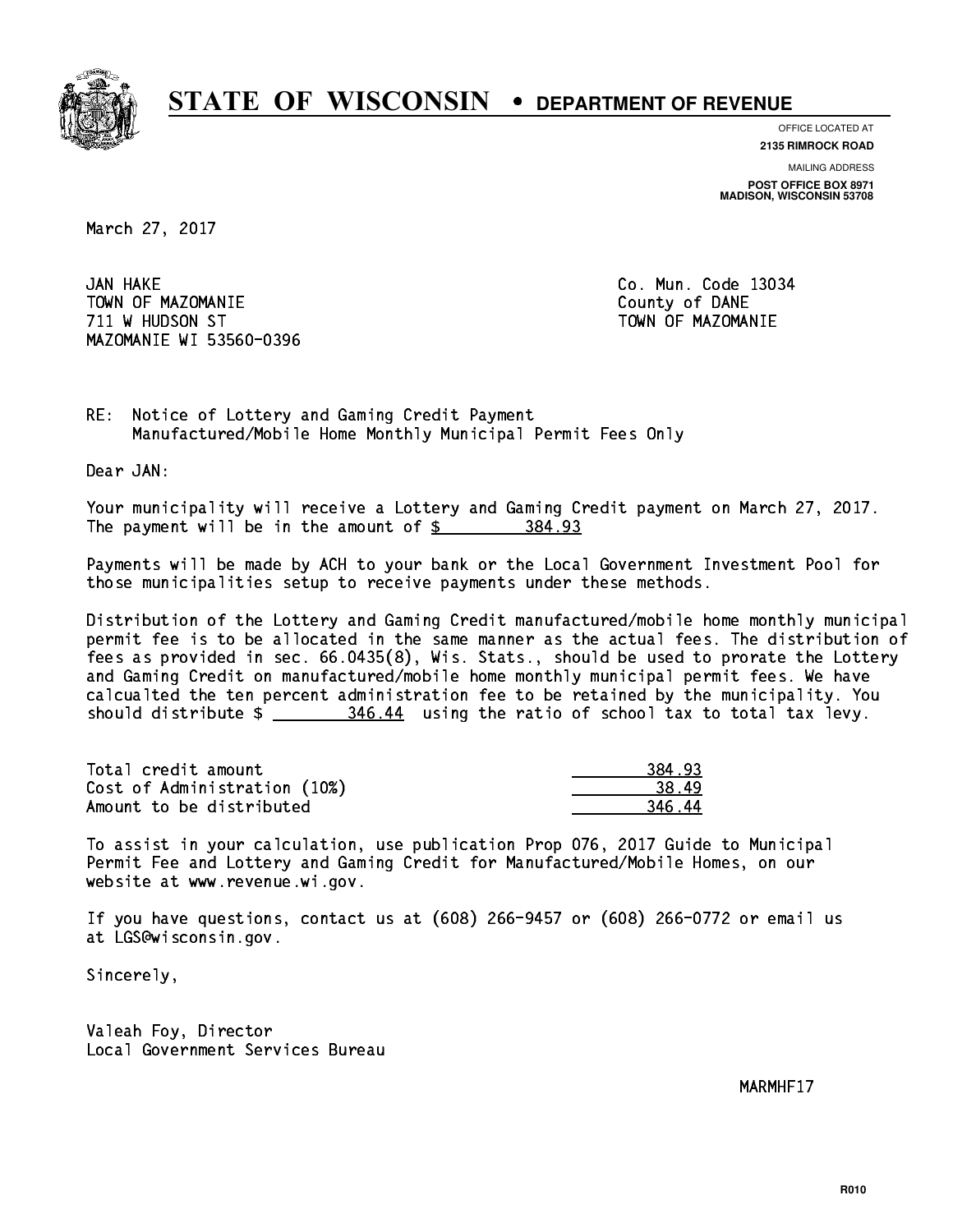# STATE OF WISCONSIN • DEPARTMENT OF REVENUE

OFFICE LOCATED AT
**2135 RIMROCK ROAD**

MAILING ADDRESS
**POST OFFICE BOX 8971**
**MADISON, WISCONSIN 53708**

March 27, 2017

JAN HAKE
TOWN OF MAZOMANIE
711 W HUDSON ST
MAZOMANIE WI 53560-0396

Co. Mun. Code 13034
County of DANE
TOWN OF MAZOMANIE

RE: Notice of Lottery and Gaming Credit Payment
Manufactured/Mobile Home Monthly Municipal Permit Fees Only

Dear JAN:

Your municipality will receive a Lottery and Gaming Credit payment on March 27, 2017. The payment will be in the amount of $ 384.93

Payments will be made by ACH to your bank or the Local Government Investment Pool for those municipalities setup to receive payments under these methods.

Distribution of the Lottery and Gaming Credit manufactured/mobile home monthly municipal permit fee is to be allocated in the same manner as the actual fees. The distribution of fees as provided in sec. 66.0435(8), Wis. Stats., should be used to prorate the Lottery and Gaming Credit on manufactured/mobile home monthly municipal permit fees. We have calcualted the ten percent administration fee to be retained by the municipality. You should distribute $ 346.44 using the ratio of school tax to total tax levy.

| | |
|---|---|
| Total credit amount | 384.93 |
| Cost of Administration (10%) | 38.49 |
| Amount to be distributed | 346.44 |

To assist in your calculation, use publication Prop 076, 2017 Guide to Municipal Permit Fee and Lottery and Gaming Credit for Manufactured/Mobile Homes, on our website at www.revenue.wi.gov.

If you have questions, contact us at (608) 266-9457 or (608) 266-0772 or email us at LGS@wisconsin.gov.

Sincerely,

Valeah Foy, Director
Local Government Services Bureau

MARMHF17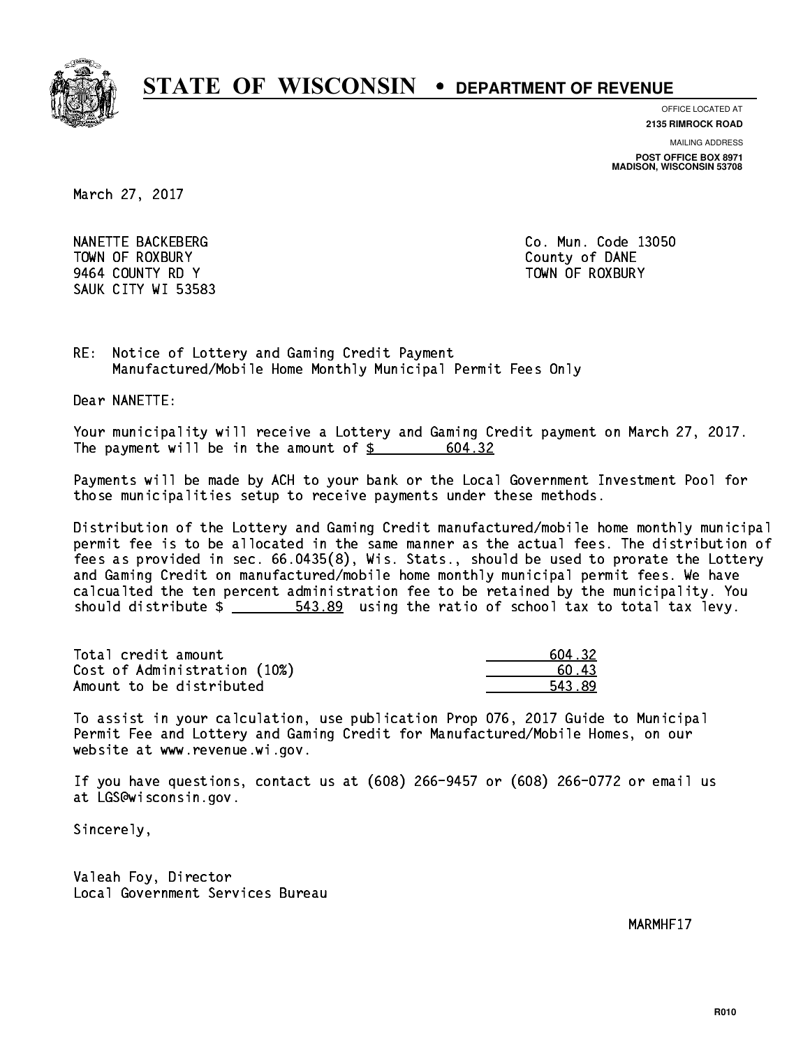# STATE OF WISCONSIN • DEPARTMENT OF REVENUE

OFFICE LOCATED AT
**2135 RIMROCK ROAD**

MAILING ADDRESS
**POST OFFICE BOX 8971**
**MADISON, WISCONSIN 53708**

March 27, 2017

NANETTE BACKEBERG
TOWN OF ROXBURY
9464 COUNTY RD Y
SAUK CITY WI 53583

Co. Mun. Code 13050
County of DANE
TOWN OF ROXBURY

RE: Notice of Lottery and Gaming Credit Payment
Manufactured/Mobile Home Monthly Municipal Permit Fees Only

Dear NANETTE:

Your municipality will receive a Lottery and Gaming Credit payment on March 27, 2017. The payment will be in the amount of $ 604.32

Payments will be made by ACH to your bank or the Local Government Investment Pool for those municipalities setup to receive payments under these methods.

Distribution of the Lottery and Gaming Credit manufactured/mobile home monthly municipal permit fee is to be allocated in the same manner as the actual fees. The distribution of fees as provided in sec. 66.0435(8), Wis. Stats., should be used to prorate the Lottery and Gaming Credit on manufactured/mobile home monthly municipal permit fees. We have calcualted the ten percent administration fee to be retained by the municipality. You should distribute $ 543.89 using the ratio of school tax to total tax levy.

| | |
|---|---|
| Total credit amount | 604.32 |
| Cost of Administration (10%) | 60.43 |
| Amount to be distributed | 543.89 |

To assist in your calculation, use publication Prop 076, 2017 Guide to Municipal Permit Fee and Lottery and Gaming Credit for Manufactured/Mobile Homes, on our website at www.revenue.wi.gov.

If you have questions, contact us at (608) 266-9457 or (608) 266-0772 or email us at LGS@wisconsin.gov.

Sincerely,

Valeah Foy, Director
Local Government Services Bureau

MARMHF17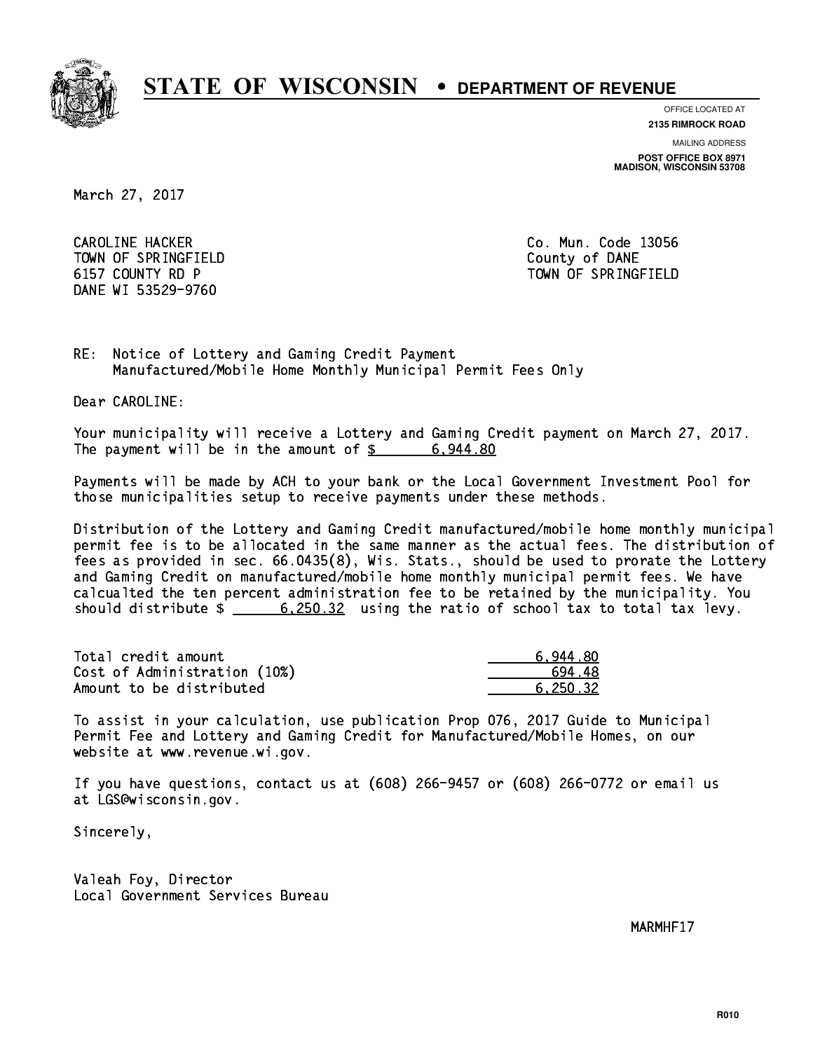# STATE OF WISCONSIN • DEPARTMENT OF REVENUE

OFFICE LOCATED AT
**2135 RIMROCK ROAD**

MAILING ADDRESS
**POST OFFICE BOX 8971**
**MADISON, WISCONSIN 53708**

March 27, 2017

CAROLINE HACKER
TOWN OF SPRINGFIELD
6157 COUNTY RD P
DANE WI 53529-9760

Co. Mun. Code 13056
County of DANE
TOWN OF SPRINGFIELD

RE: Notice of Lottery and Gaming Credit Payment
Manufactured/Mobile Home Monthly Municipal Permit Fees Only

Dear CAROLINE:

Your municipality will receive a Lottery and Gaming Credit payment on March 27, 2017. The payment will be in the amount of $ 6,944.80

Payments will be made by ACH to your bank or the Local Government Investment Pool for those municipalities setup to receive payments under these methods.

Distribution of the Lottery and Gaming Credit manufactured/mobile home monthly municipal permit fee is to be allocated in the same manner as the actual fees. The distribution of fees as provided in sec. 66.0435(8), Wis. Stats., should be used to prorate the Lottery and Gaming Credit on manufactured/mobile home monthly municipal permit fees. We have calcualted the ten percent administration fee to be retained by the municipality. You should distribute $ 6,250.32 using the ratio of school tax to total tax levy.

| | |
|---|---|
| Total credit amount | 6,944.80 |
| Cost of Administration (10%) | 694.48 |
| Amount to be distributed | 6,250.32 |

To assist in your calculation, use publication Prop 076, 2017 Guide to Municipal Permit Fee and Lottery and Gaming Credit for Manufactured/Mobile Homes, on our website at www.revenue.wi.gov.

If you have questions, contact us at (608) 266-9457 or (608) 266-0772 or email us at LGS@wisconsin.gov.

Sincerely,

Valeah Foy, Director
Local Government Services Bureau

MARMHF17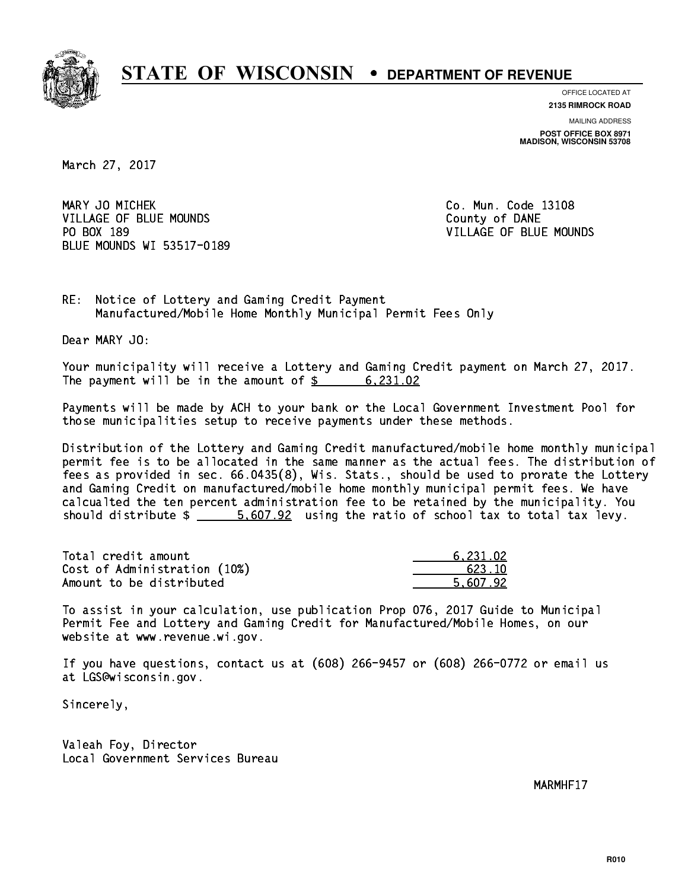# STATE OF WISCONSIN • DEPARTMENT OF REVENUE

OFFICE LOCATED AT
**2135 RIMROCK ROAD**

MAILING ADDRESS
**POST OFFICE BOX 8971**
**MADISON, WISCONSIN 53708**

March 27, 2017

MARY JO MICHEK
VILLAGE OF BLUE MOUNDS
PO BOX 189
BLUE MOUNDS WI 53517-0189

Co. Mun. Code 13108
County of DANE
VILLAGE OF BLUE MOUNDS

RE: Notice of Lottery and Gaming Credit Payment
Manufactured/Mobile Home Monthly Municipal Permit Fees Only

Dear MARY JO:

Your municipality will receive a Lottery and Gaming Credit payment on March 27, 2017. The payment will be in the amount of $ 6,231.02

Payments will be made by ACH to your bank or the Local Government Investment Pool for those municipalities setup to receive payments under these methods.

Distribution of the Lottery and Gaming Credit manufactured/mobile home monthly municipal permit fee is to be allocated in the same manner as the actual fees. The distribution of fees as provided in sec. 66.0435(8), Wis. Stats., should be used to prorate the Lottery and Gaming Credit on manufactured/mobile home monthly municipal permit fees. We have calcualted the ten percent administration fee to be retained by the municipality. You should distribute $ 5,607.92 using the ratio of school tax to total tax levy.

| | |
|---|---|
| Total credit amount | 6,231.02 |
| Cost of Administration (10%) | 623.10 |
| Amount to be distributed | 5,607.92 |

To assist in your calculation, use publication Prop 076, 2017 Guide to Municipal Permit Fee and Lottery and Gaming Credit for Manufactured/Mobile Homes, on our website at www.revenue.wi.gov.

If you have questions, contact us at (608) 266-9457 or (608) 266-0772 or email us at LGS@wisconsin.gov.

Sincerely,

Valeah Foy, Director
Local Government Services Bureau

MARMHF17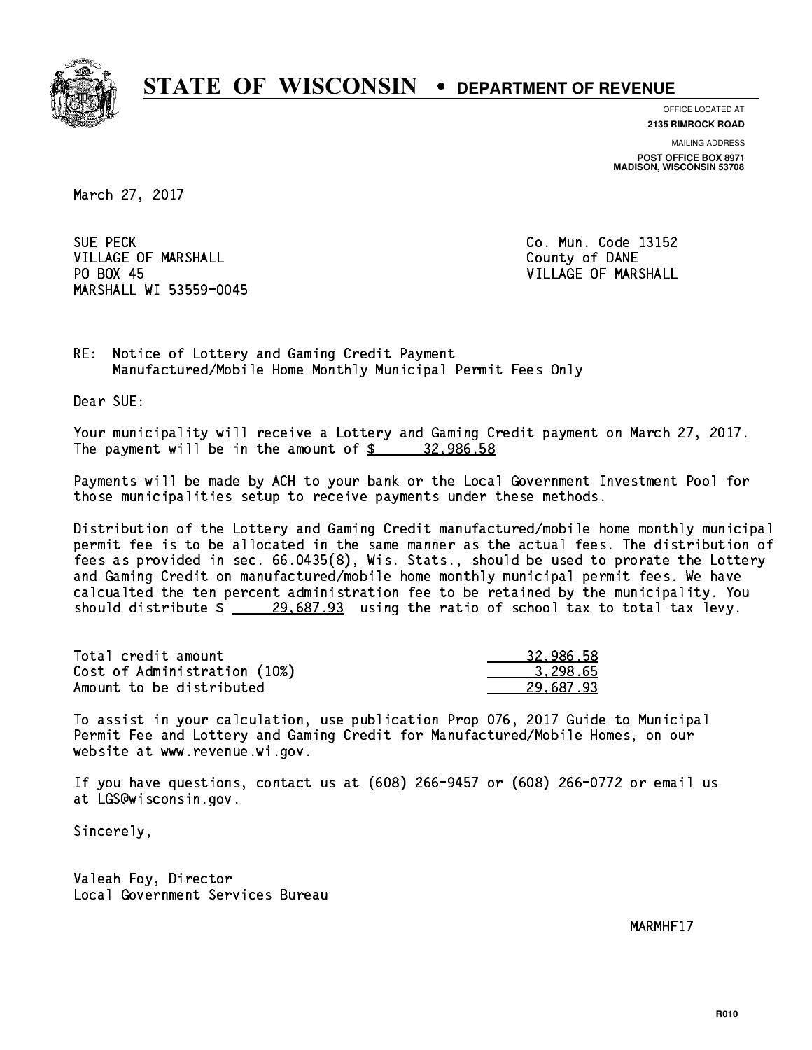# STATE OF WISCONSIN • DEPARTMENT OF REVENUE

OFFICE LOCATED AT
**2135 RIMROCK ROAD**

MAILING ADDRESS
**POST OFFICE BOX 8971**
**MADISON, WISCONSIN 53708**

March 27, 2017

SUE PECK
VILLAGE OF MARSHALL
PO BOX 45
MARSHALL WI 53559-0045

Co. Mun. Code 13152
County of DANE
VILLAGE OF MARSHALL

RE: Notice of Lottery and Gaming Credit Payment
Manufactured/Mobile Home Monthly Municipal Permit Fees Only

Dear SUE:

Your municipality will receive a Lottery and Gaming Credit payment on March 27, 2017. The payment will be in the amount of $ 32,986.58

Payments will be made by ACH to your bank or the Local Government Investment Pool for those municipalities setup to receive payments under these methods.

Distribution of the Lottery and Gaming Credit manufactured/mobile home monthly municipal permit fee is to be allocated in the same manner as the actual fees. The distribution of fees as provided in sec. 66.0435(8), Wis. Stats., should be used to prorate the Lottery and Gaming Credit on manufactured/mobile home monthly municipal permit fees. We have calcualted the ten percent administration fee to be retained by the municipality. You should distribute $ 29,687.93 using the ratio of school tax to total tax levy.

| | |
|---|---|
| Total credit amount | 32,986.58 |
| Cost of Administration (10%) | 3,298.65 |
| Amount to be distributed | 29,687.93 |

To assist in your calculation, use publication Prop 076, 2017 Guide to Municipal Permit Fee and Lottery and Gaming Credit for Manufactured/Mobile Homes, on our website at www.revenue.wi.gov.

If you have questions, contact us at (608) 266-9457 or (608) 266-0772 or email us at LGS@wisconsin.gov.

Sincerely,

Valeah Foy, Director
Local Government Services Bureau

MARMHF17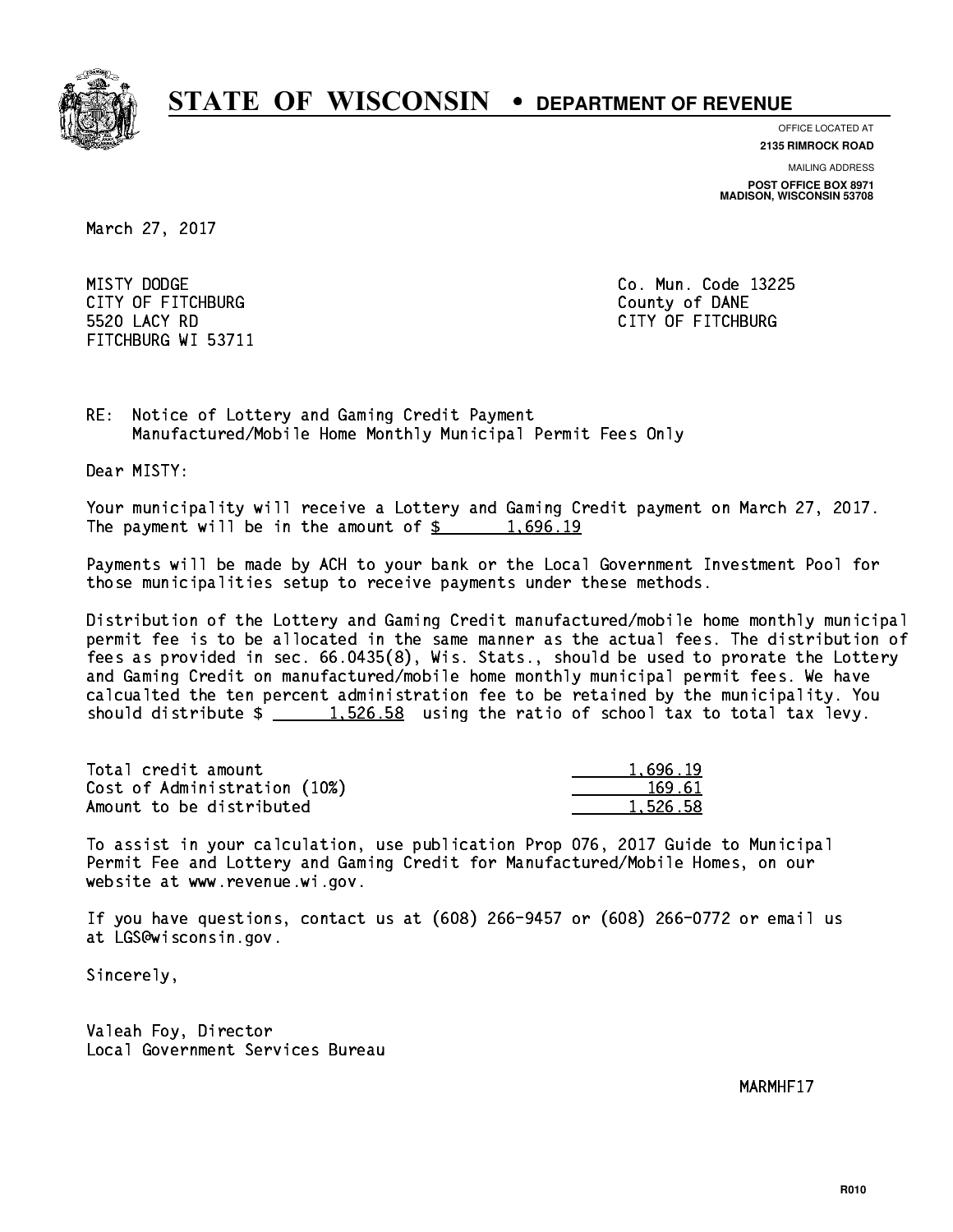# STATE OF WISCONSIN • DEPARTMENT OF REVENUE

OFFICE LOCATED AT
**2135 RIMROCK ROAD**

MAILING ADDRESS
**POST OFFICE BOX 8971**
**MADISON, WISCONSIN 53708**

March 27, 2017

MISTY DODGE
CITY OF FITCHBURG
5520 LACY RD
FITCHBURG WI 53711

Co. Mun. Code 13225
County of DANE
CITY OF FITCHBURG

RE: Notice of Lottery and Gaming Credit Payment
Manufactured/Mobile Home Monthly Municipal Permit Fees Only

Dear MISTY:

Your municipality will receive a Lottery and Gaming Credit payment on March 27, 2017. The payment will be in the amount of $ 1,696.19

Payments will be made by ACH to your bank or the Local Government Investment Pool for those municipalities setup to receive payments under these methods.

Distribution of the Lottery and Gaming Credit manufactured/mobile home monthly municipal permit fee is to be allocated in the same manner as the actual fees. The distribution of fees as provided in sec. 66.0435(8), Wis. Stats., should be used to prorate the Lottery and Gaming Credit on manufactured/mobile home monthly municipal permit fees. We have calcualted the ten percent administration fee to be retained by the municipality. You should distribute $ 1,526.58 using the ratio of school tax to total tax levy.

| | |
|---|---|
| Total credit amount | 1,696.19 |
| Cost of Administration (10%) | 169.61 |
| Amount to be distributed | 1,526.58 |

To assist in your calculation, use publication Prop 076, 2017 Guide to Municipal Permit Fee and Lottery and Gaming Credit for Manufactured/Mobile Homes, on our website at www.revenue.wi.gov.

If you have questions, contact us at (608) 266-9457 or (608) 266-0772 or email us at LGS@wisconsin.gov.

Sincerely,

Valeah Foy, Director
Local Government Services Bureau

MARMHF17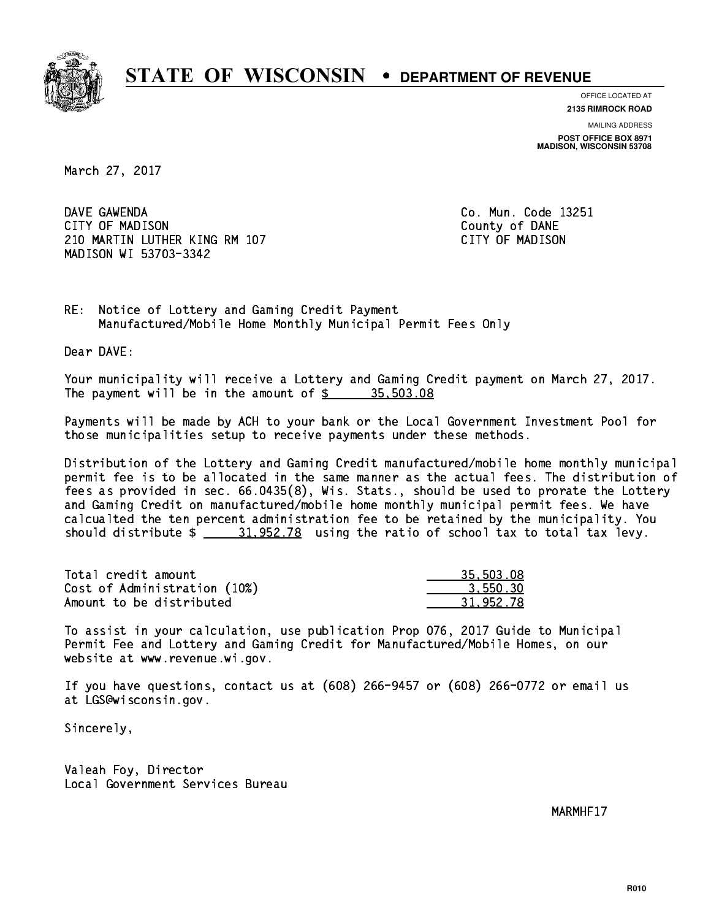# STATE OF WISCONSIN • DEPARTMENT OF REVENUE

OFFICE LOCATED AT
**2135 RIMROCK ROAD**

MAILING ADDRESS
**POST OFFICE BOX 8971**
**MADISON, WISCONSIN 53708**

March 27, 2017

DAVE GAWENDA
CITY OF MADISON
210 MARTIN LUTHER KING RM 107
MADISON WI 53703-3342

Co. Mun. Code 13251
County of DANE
CITY OF MADISON

RE: Notice of Lottery and Gaming Credit Payment
Manufactured/Mobile Home Monthly Municipal Permit Fees Only

Dear DAVE:

Your municipality will receive a Lottery and Gaming Credit payment on March 27, 2017. The payment will be in the amount of $ 35,503.08

Payments will be made by ACH to your bank or the Local Government Investment Pool for those municipalities setup to receive payments under these methods.

Distribution of the Lottery and Gaming Credit manufactured/mobile home monthly municipal permit fee is to be allocated in the same manner as the actual fees. The distribution of fees as provided in sec. 66.0435(8), Wis. Stats., should be used to prorate the Lottery and Gaming Credit on manufactured/mobile home monthly municipal permit fees. We have calcualted the ten percent administration fee to be retained by the municipality. You should distribute $ 31,952.78 using the ratio of school tax to total tax levy.

| | |
|---|---|
| Total credit amount | 35,503.08 |
| Cost of Administration (10%) | 3,550.30 |
| Amount to be distributed | 31,952.78 |

To assist in your calculation, use publication Prop 076, 2017 Guide to Municipal Permit Fee and Lottery and Gaming Credit for Manufactured/Mobile Homes, on our website at www.revenue.wi.gov.

If you have questions, contact us at (608) 266-9457 or (608) 266-0772 or email us at LGS@wisconsin.gov.

Sincerely,

Valeah Foy, Director
Local Government Services Bureau

MARMHF17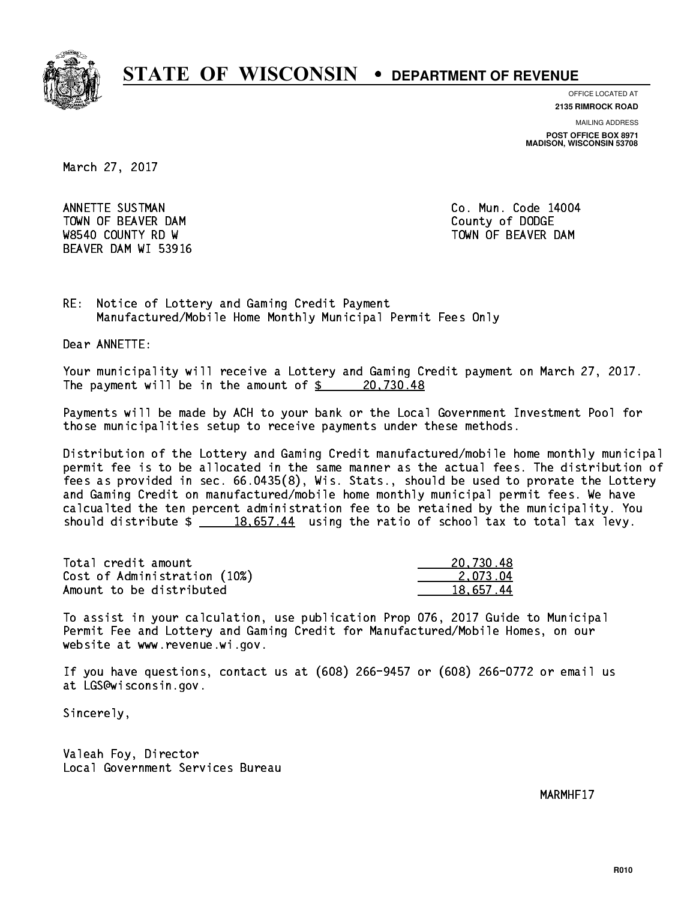# STATE OF WISCONSIN • DEPARTMENT OF REVENUE

OFFICE LOCATED AT
**2135 RIMROCK ROAD**

MAILING ADDRESS
**POST OFFICE BOX 8971**
**MADISON, WISCONSIN 53708**

March 27, 2017

ANNETTE SUSTMAN
TOWN OF BEAVER DAM
W8540 COUNTY RD W
BEAVER DAM WI 53916

Co. Mun. Code 14004
County of DODGE
TOWN OF BEAVER DAM

RE: Notice of Lottery and Gaming Credit Payment
Manufactured/Mobile Home Monthly Municipal Permit Fees Only

Dear ANNETTE:

Your municipality will receive a Lottery and Gaming Credit payment on March 27, 2017. The payment will be in the amount of $ 20,730.48

Payments will be made by ACH to your bank or the Local Government Investment Pool for those municipalities setup to receive payments under these methods.

Distribution of the Lottery and Gaming Credit manufactured/mobile home monthly municipal permit fee is to be allocated in the same manner as the actual fees. The distribution of fees as provided in sec. 66.0435(8), Wis. Stats., should be used to prorate the Lottery and Gaming Credit on manufactured/mobile home monthly municipal permit fees. We have calcualted the ten percent administration fee to be retained by the municipality. You should distribute $ 18,657.44 using the ratio of school tax to total tax levy.

| | |
|---|---|
| Total credit amount | 20,730.48 |
| Cost of Administration (10%) | 2,073.04 |
| Amount to be distributed | 18,657.44 |

To assist in your calculation, use publication Prop 076, 2017 Guide to Municipal Permit Fee and Lottery and Gaming Credit for Manufactured/Mobile Homes, on our website at www.revenue.wi.gov.

If you have questions, contact us at (608) 266-9457 or (608) 266-0772 or email us at LGS@wisconsin.gov.

Sincerely,

Valeah Foy, Director
Local Government Services Bureau

MARMHF17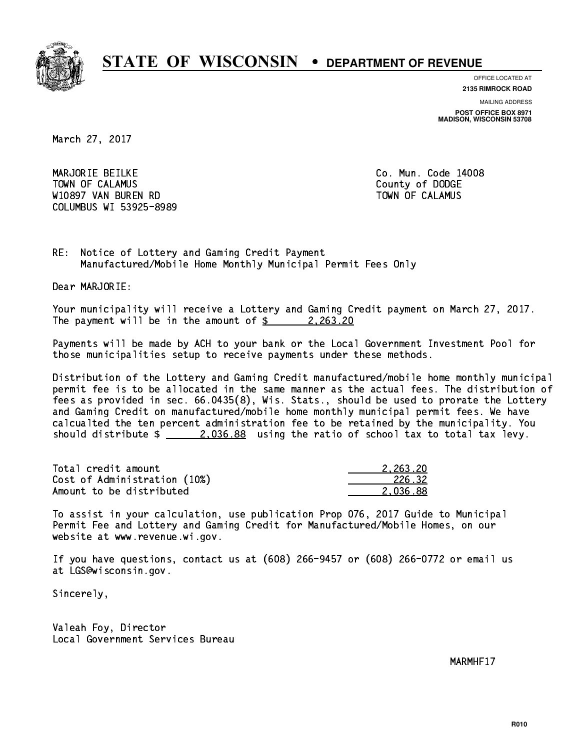# STATE OF WISCONSIN • DEPARTMENT OF REVENUE

OFFICE LOCATED AT
**2135 RIMROCK ROAD**

MAILING ADDRESS
**POST OFFICE BOX 8971**
**MADISON, WISCONSIN 53708**

March 27, 2017

MARJORIE BEILKE
TOWN OF CALAMUS
W10897 VAN BUREN RD
COLUMBUS WI 53925-8989

Co. Mun. Code 14008
County of DODGE
TOWN OF CALAMUS

RE: Notice of Lottery and Gaming Credit Payment
Manufactured/Mobile Home Monthly Municipal Permit Fees Only

Dear MARJORIE:

Your municipality will receive a Lottery and Gaming Credit payment on March 27, 2017. The payment will be in the amount of $ 2,263.20

Payments will be made by ACH to your bank or the Local Government Investment Pool for those municipalities setup to receive payments under these methods.

Distribution of the Lottery and Gaming Credit manufactured/mobile home monthly municipal permit fee is to be allocated in the same manner as the actual fees. The distribution of fees as provided in sec. 66.0435(8), Wis. Stats., should be used to prorate the Lottery and Gaming Credit on manufactured/mobile home monthly municipal permit fees. We have calcualted the ten percent administration fee to be retained by the municipality. You should distribute $ 2,036.88 using the ratio of school tax to total tax levy.

| | |
|---|---|
| Total credit amount | 2,263.20 |
| Cost of Administration (10%) | 226.32 |
| Amount to be distributed | 2,036.88 |

To assist in your calculation, use publication Prop 076, 2017 Guide to Municipal Permit Fee and Lottery and Gaming Credit for Manufactured/Mobile Homes, on our website at www.revenue.wi.gov.

If you have questions, contact us at (608) 266-9457 or (608) 266-0772 or email us at LGS@wisconsin.gov.

Sincerely,

Valeah Foy, Director
Local Government Services Bureau

MARMHF17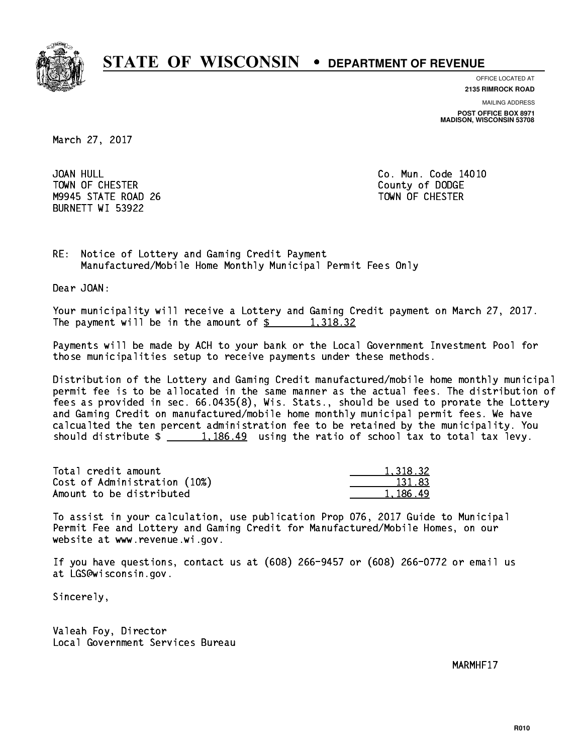# STATE OF WISCONSIN • DEPARTMENT OF REVENUE

OFFICE LOCATED AT
**2135 RIMROCK ROAD**

MAILING ADDRESS
**POST OFFICE BOX 8971**
**MADISON, WISCONSIN 53708**

March 27, 2017

JOAN HULL
TOWN OF CHESTER
M9945 STATE ROAD 26
BURNETT WI 53922

Co. Mun. Code 14010
County of DODGE
TOWN OF CHESTER

RE: Notice of Lottery and Gaming Credit Payment
Manufactured/Mobile Home Monthly Municipal Permit Fees Only

Dear JOAN:

Your municipality will receive a Lottery and Gaming Credit payment on March 27, 2017. The payment will be in the amount of $ 1,318.32

Payments will be made by ACH to your bank or the Local Government Investment Pool for those municipalities setup to receive payments under these methods.

Distribution of the Lottery and Gaming Credit manufactured/mobile home monthly municipal permit fee is to be allocated in the same manner as the actual fees. The distribution of fees as provided in sec. 66.0435(8), Wis. Stats., should be used to prorate the Lottery and Gaming Credit on manufactured/mobile home monthly municipal permit fees. We have calcualted the ten percent administration fee to be retained by the municipality. You should distribute $ 1,186.49 using the ratio of school tax to total tax levy.

| | |
|---|---|
| Total credit amount | 1,318.32 |
| Cost of Administration (10%) | 131.83 |
| Amount to be distributed | 1,186.49 |

To assist in your calculation, use publication Prop 076, 2017 Guide to Municipal Permit Fee and Lottery and Gaming Credit for Manufactured/Mobile Homes, on our website at www.revenue.wi.gov.

If you have questions, contact us at (608) 266-9457 or (608) 266-0772 or email us at LGS@wisconsin.gov.

Sincerely,

Valeah Foy, Director
Local Government Services Bureau

MARMHF17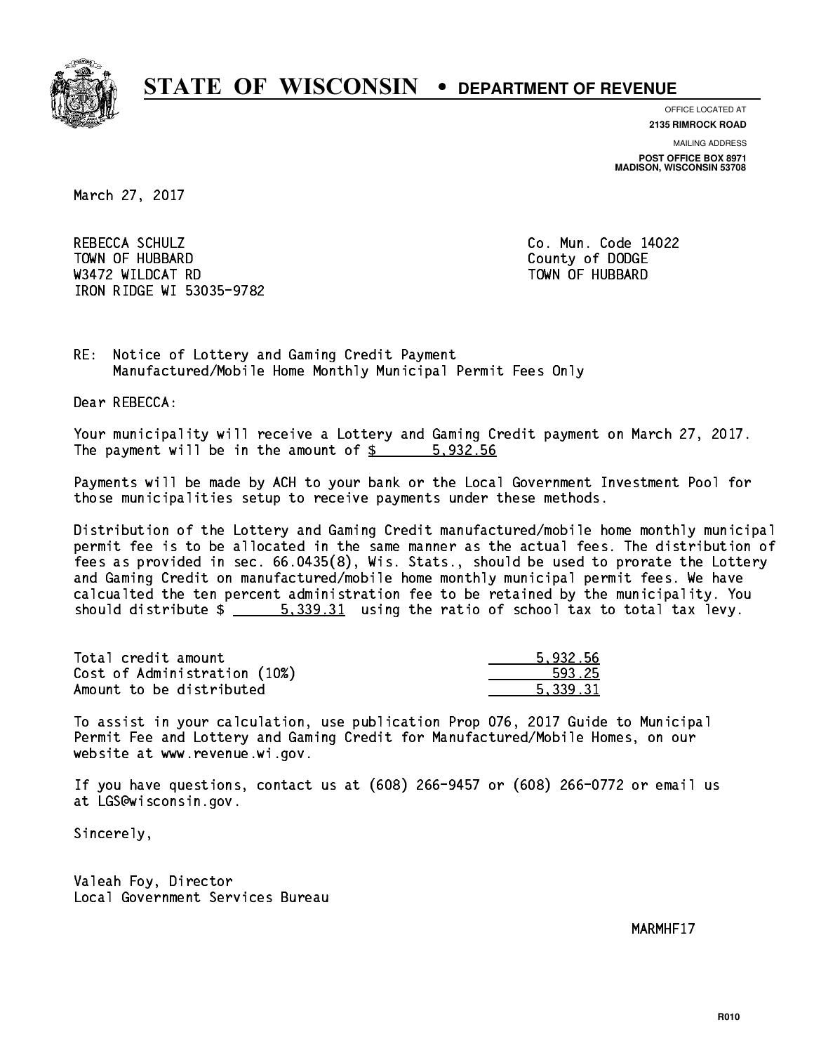# STATE OF WISCONSIN • DEPARTMENT OF REVENUE

OFFICE LOCATED AT
**2135 RIMROCK ROAD**

MAILING ADDRESS
**POST OFFICE BOX 8971**
**MADISON, WISCONSIN 53708**

March 27, 2017

REBECCA SCHULZ
TOWN OF HUBBARD
W3472 WILDCAT RD
IRON RIDGE WI 53035-9782

Co. Mun. Code 14022
County of DODGE
TOWN OF HUBBARD

RE: Notice of Lottery and Gaming Credit Payment
Manufactured/Mobile Home Monthly Municipal Permit Fees Only

Dear REBECCA:

Your municipality will receive a Lottery and Gaming Credit payment on March 27, 2017. The payment will be in the amount of $ 5,932.56

Payments will be made by ACH to your bank or the Local Government Investment Pool for those municipalities setup to receive payments under these methods.

Distribution of the Lottery and Gaming Credit manufactured/mobile home monthly municipal permit fee is to be allocated in the same manner as the actual fees. The distribution of fees as provided in sec. 66.0435(8), Wis. Stats., should be used to prorate the Lottery and Gaming Credit on manufactured/mobile home monthly municipal permit fees. We have calcualted the ten percent administration fee to be retained by the municipality. You should distribute $ 5,339.31 using the ratio of school tax to total tax levy.

| | |
|---|---|
| Total credit amount | 5,932.56 |
| Cost of Administration (10%) | 593.25 |
| Amount to be distributed | 5,339.31 |

To assist in your calculation, use publication Prop 076, 2017 Guide to Municipal Permit Fee and Lottery and Gaming Credit for Manufactured/Mobile Homes, on our website at www.revenue.wi.gov.

If you have questions, contact us at (608) 266-9457 or (608) 266-0772 or email us at LGS@wisconsin.gov.

Sincerely,

Valeah Foy, Director
Local Government Services Bureau

MARMHF17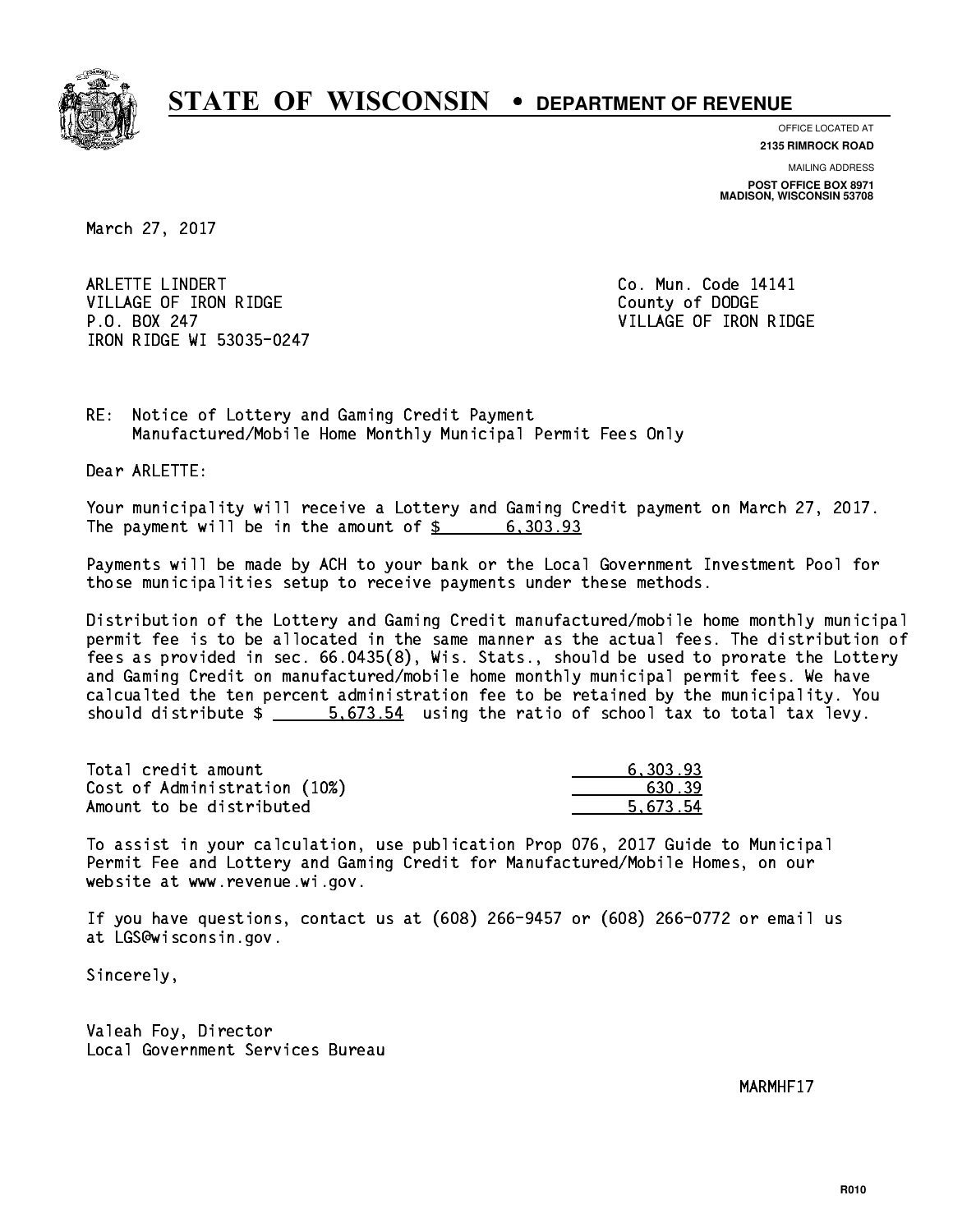# STATE OF WISCONSIN • DEPARTMENT OF REVENUE

OFFICE LOCATED AT
**2135 RIMROCK ROAD**

MAILING ADDRESS
**POST OFFICE BOX 8971**
**MADISON, WISCONSIN 53708**

March 27, 2017

ARLETTE LINDERT
VILLAGE OF IRON RIDGE
P.O. BOX 247
IRON RIDGE WI 53035-0247

Co. Mun. Code 14141
County of DODGE
VILLAGE OF IRON RIDGE

RE: Notice of Lottery and Gaming Credit Payment
Manufactured/Mobile Home Monthly Municipal Permit Fees Only

Dear ARLETTE:

Your municipality will receive a Lottery and Gaming Credit payment on March 27, 2017. The payment will be in the amount of $ 6,303.93

Payments will be made by ACH to your bank or the Local Government Investment Pool for those municipalities setup to receive payments under these methods.

Distribution of the Lottery and Gaming Credit manufactured/mobile home monthly municipal permit fee is to be allocated in the same manner as the actual fees. The distribution of fees as provided in sec. 66.0435(8), Wis. Stats., should be used to prorate the Lottery and Gaming Credit on manufactured/mobile home monthly municipal permit fees. We have calcualted the ten percent administration fee to be retained by the municipality. You should distribute $ 5,673.54 using the ratio of school tax to total tax levy.

| | |
|---|---|
| Total credit amount | 6,303.93 |
| Cost of Administration (10%) | 630.39 |
| Amount to be distributed | 5,673.54 |

To assist in your calculation, use publication Prop 076, 2017 Guide to Municipal Permit Fee and Lottery and Gaming Credit for Manufactured/Mobile Homes, on our website at www.revenue.wi.gov.

If you have questions, contact us at (608) 266-9457 or (608) 266-0772 or email us at LGS@wisconsin.gov.

Sincerely,

Valeah Foy, Director
Local Government Services Bureau

MARMHF17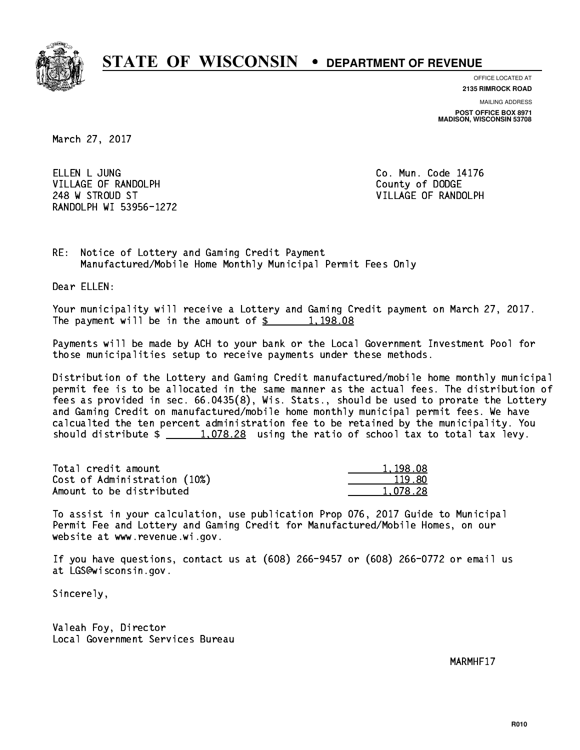# STATE OF WISCONSIN • DEPARTMENT OF REVENUE

OFFICE LOCATED AT
**2135 RIMROCK ROAD**

MAILING ADDRESS
**POST OFFICE BOX 8971**
**MADISON, WISCONSIN 53708**

March 27, 2017

ELLEN L JUNG
VILLAGE OF RANDOLPH
248 W STROUD ST
RANDOLPH WI 53956-1272

Co. Mun. Code 14176
County of DODGE
VILLAGE OF RANDOLPH

RE: Notice of Lottery and Gaming Credit Payment
Manufactured/Mobile Home Monthly Municipal Permit Fees Only

Dear ELLEN:

Your municipality will receive a Lottery and Gaming Credit payment on March 27, 2017. The payment will be in the amount of $ 1,198.08

Payments will be made by ACH to your bank or the Local Government Investment Pool for those municipalities setup to receive payments under these methods.

Distribution of the Lottery and Gaming Credit manufactured/mobile home monthly municipal permit fee is to be allocated in the same manner as the actual fees. The distribution of fees as provided in sec. 66.0435(8), Wis. Stats., should be used to prorate the Lottery and Gaming Credit on manufactured/mobile home monthly municipal permit fees. We have calcualted the ten percent administration fee to be retained by the municipality. You should distribute $ 1,078.28 using the ratio of school tax to total tax levy.

| | |
|---|---|
| Total credit amount | 1,198.08 |
| Cost of Administration (10%) | 119.80 |
| Amount to be distributed | 1,078.28 |

To assist in your calculation, use publication Prop 076, 2017 Guide to Municipal Permit Fee and Lottery and Gaming Credit for Manufactured/Mobile Homes, on our website at www.revenue.wi.gov.

If you have questions, contact us at (608) 266-9457 or (608) 266-0772 or email us at LGS@wisconsin.gov.

Sincerely,

Valeah Foy, Director
Local Government Services Bureau

MARMHF17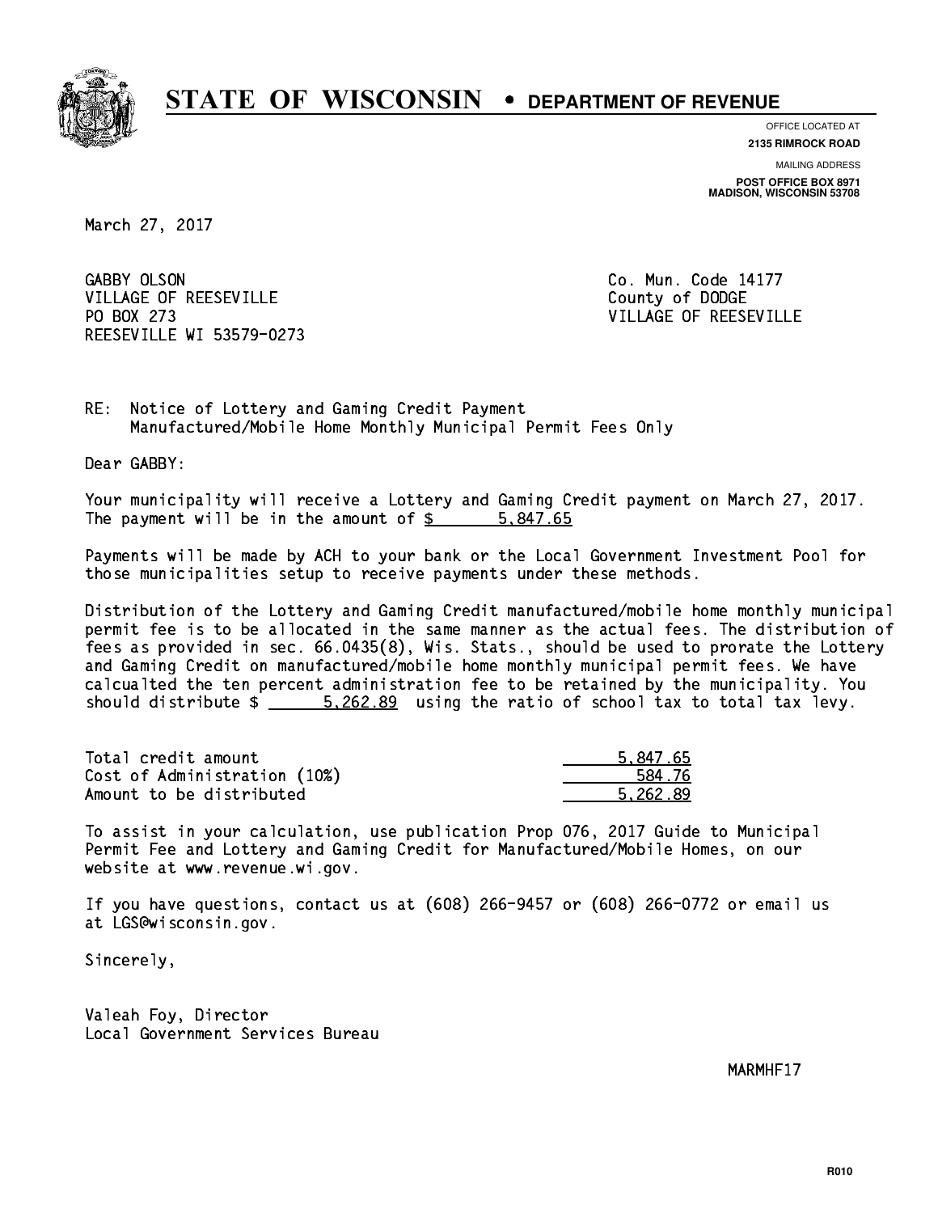# STATE OF WISCONSIN • DEPARTMENT OF REVENUE

OFFICE LOCATED AT
**2135 RIMROCK ROAD**

MAILING ADDRESS
**POST OFFICE BOX 8971**
**MADISON, WISCONSIN 53708**

March 27, 2017

GABBY OLSON
VILLAGE OF REESEVILLE
PO BOX 273
REESEVILLE WI 53579-0273

Co. Mun. Code 14177
County of DODGE
VILLAGE OF REESEVILLE

RE: Notice of Lottery and Gaming Credit Payment
Manufactured/Mobile Home Monthly Municipal Permit Fees Only

Dear GABBY:

Your municipality will receive a Lottery and Gaming Credit payment on March 27, 2017. The payment will be in the amount of $ 5,847.65

Payments will be made by ACH to your bank or the Local Government Investment Pool for those municipalities setup to receive payments under these methods.

Distribution of the Lottery and Gaming Credit manufactured/mobile home monthly municipal permit fee is to be allocated in the same manner as the actual fees. The distribution of fees as provided in sec. 66.0435(8), Wis. Stats., should be used to prorate the Lottery and Gaming Credit on manufactured/mobile home monthly municipal permit fees. We have calcualted the ten percent administration fee to be retained by the municipality. You should distribute $ 5,262.89 using the ratio of school tax to total tax levy.

| | |
|---|---|
| Total credit amount | 5,847.65 |
| Cost of Administration (10%) | 584.76 |
| Amount to be distributed | 5,262.89 |

To assist in your calculation, use publication Prop 076, 2017 Guide to Municipal Permit Fee and Lottery and Gaming Credit for Manufactured/Mobile Homes, on our website at www.revenue.wi.gov.

If you have questions, contact us at (608) 266-9457 or (608) 266-0772 or email us at LGS@wisconsin.gov.

Sincerely,

Valeah Foy, Director
Local Government Services Bureau

MARMHF17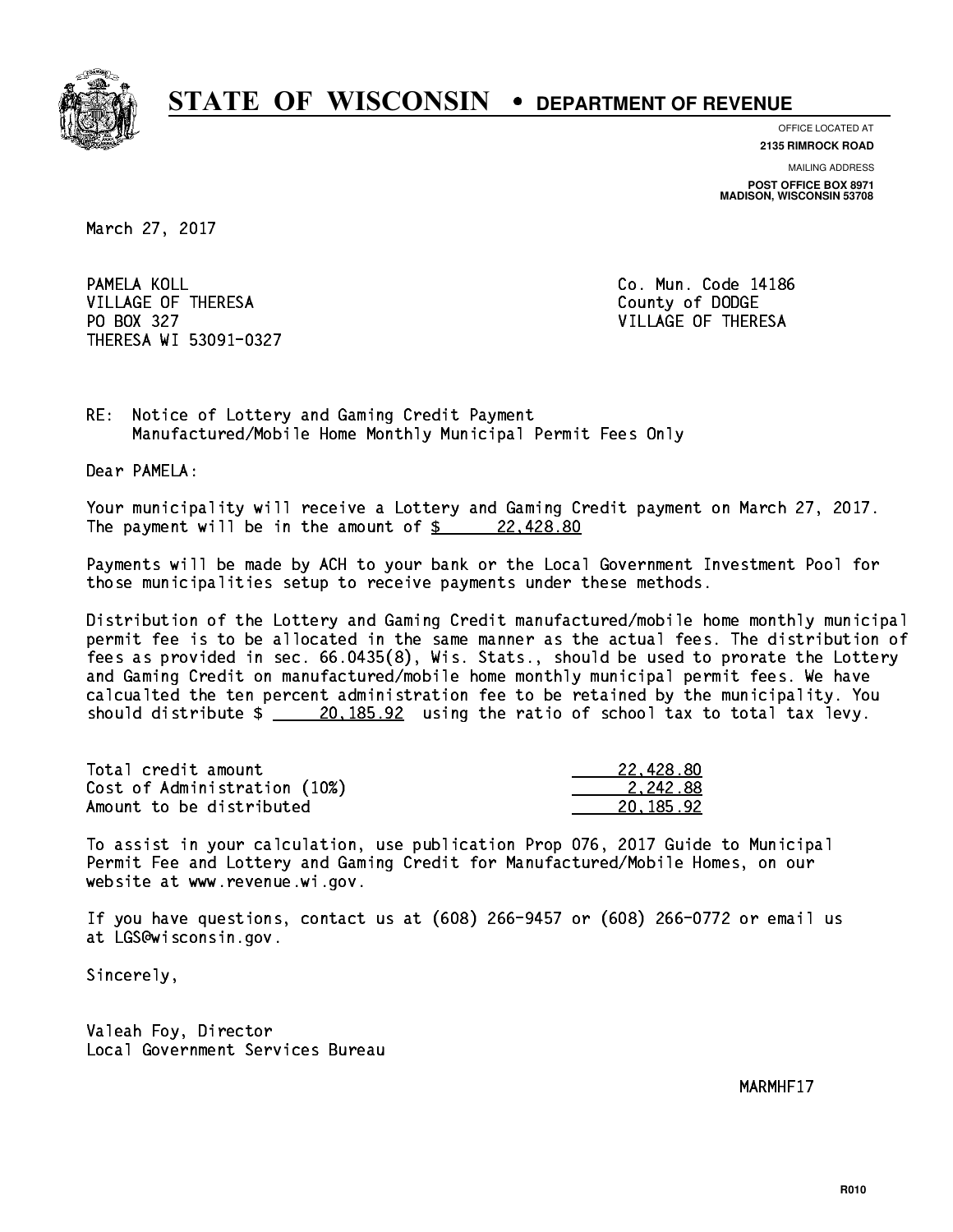# STATE OF WISCONSIN • DEPARTMENT OF REVENUE

OFFICE LOCATED AT
**2135 RIMROCK ROAD**

MAILING ADDRESS
**POST OFFICE BOX 8971
MADISON, WISCONSIN 53708**

March 27, 2017

PAMELA KOLL
VILLAGE OF THERESA
PO BOX 327
THERESA WI 53091-0327

Co. Mun. Code 14186
County of DODGE
VILLAGE OF THERESA

RE: Notice of Lottery and Gaming Credit Payment
Manufactured/Mobile Home Monthly Municipal Permit Fees Only

Dear PAMELA:

Your municipality will receive a Lottery and Gaming Credit payment on March 27, 2017. The payment will be in the amount of $ 22,428.80

Payments will be made by ACH to your bank or the Local Government Investment Pool for those municipalities setup to receive payments under these methods.

Distribution of the Lottery and Gaming Credit manufactured/mobile home monthly municipal permit fee is to be allocated in the same manner as the actual fees. The distribution of fees as provided in sec. 66.0435(8), Wis. Stats., should be used to prorate the Lottery and Gaming Credit on manufactured/mobile home monthly municipal permit fees. We have calcualted the ten percent administration fee to be retained by the municipality. You should distribute $ 20,185.92 using the ratio of school tax to total tax levy.

| | |
|---|---|
| Total credit amount | 22,428.80 |
| Cost of Administration (10%) | 2,242.88 |
| Amount to be distributed | 20,185.92 |

To assist in your calculation, use publication Prop 076, 2017 Guide to Municipal Permit Fee and Lottery and Gaming Credit for Manufactured/Mobile Homes, on our website at www.revenue.wi.gov.

If you have questions, contact us at (608) 266-9457 or (608) 266-0772 or email us at LGS@wisconsin.gov.

Sincerely,

Valeah Foy, Director
Local Government Services Bureau

MARMHF17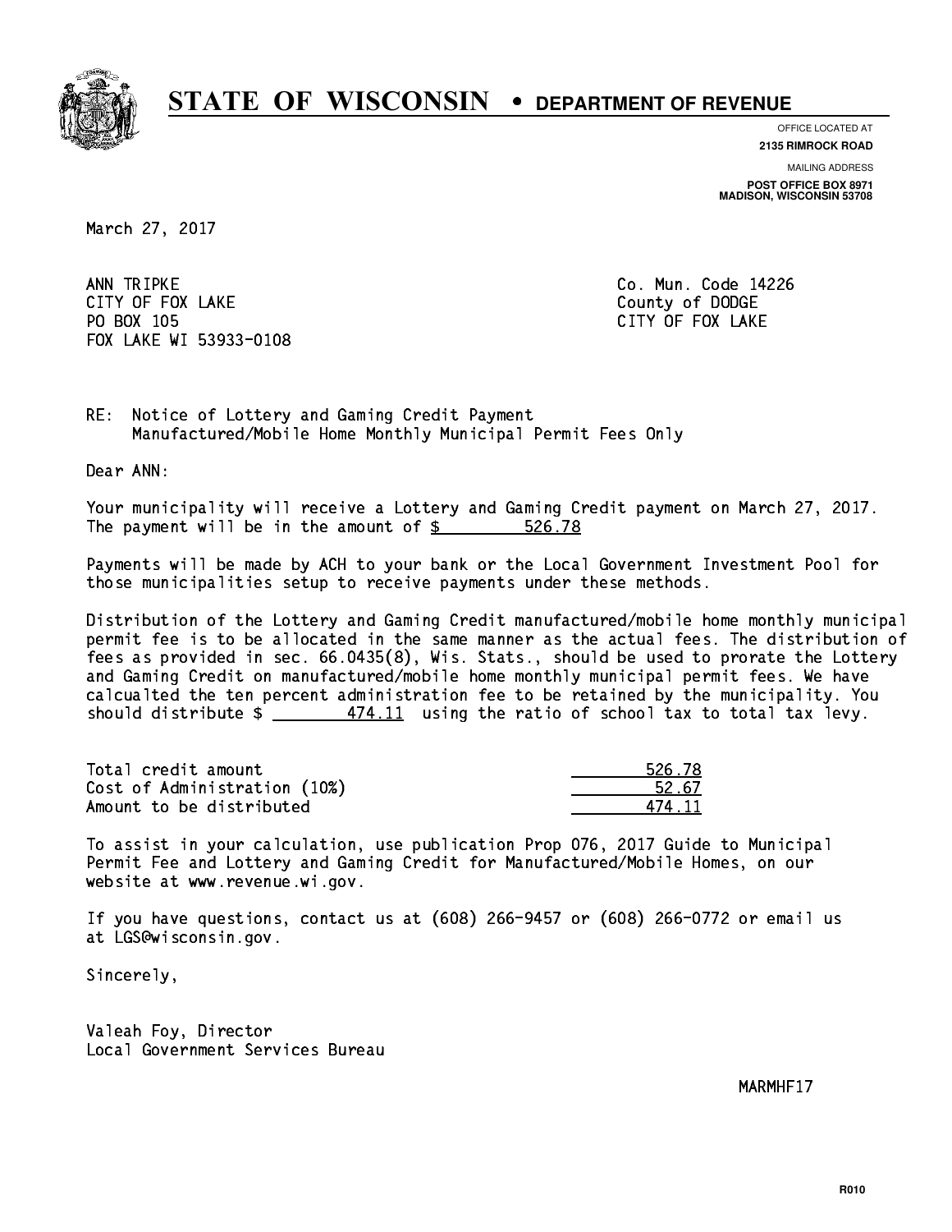# STATE OF WISCONSIN • DEPARTMENT OF REVENUE

OFFICE LOCATED AT
**2135 RIMROCK ROAD**

MAILING ADDRESS
**POST OFFICE BOX 8971**
**MADISON, WISCONSIN 53708**

March 27, 2017

ANN TRIPKE
CITY OF FOX LAKE
PO BOX 105
FOX LAKE WI 53933-0108

Co. Mun. Code 14226
County of DODGE
CITY OF FOX LAKE

RE: Notice of Lottery and Gaming Credit Payment
Manufactured/Mobile Home Monthly Municipal Permit Fees Only

Dear ANN:

Your municipality will receive a Lottery and Gaming Credit payment on March 27, 2017. The payment will be in the amount of $ 526.78

Payments will be made by ACH to your bank or the Local Government Investment Pool for those municipalities setup to receive payments under these methods.

Distribution of the Lottery and Gaming Credit manufactured/mobile home monthly municipal permit fee is to be allocated in the same manner as the actual fees. The distribution of fees as provided in sec. 66.0435(8), Wis. Stats., should be used to prorate the Lottery and Gaming Credit on manufactured/mobile home monthly municipal permit fees. We have calcualted the ten percent administration fee to be retained by the municipality. You should distribute $ 474.11 using the ratio of school tax to total tax levy.

| | |
|---|---|
| Total credit amount | 526.78 |
| Cost of Administration (10%) | 52.67 |
| Amount to be distributed | 474.11 |

To assist in your calculation, use publication Prop 076, 2017 Guide to Municipal Permit Fee and Lottery and Gaming Credit for Manufactured/Mobile Homes, on our website at www.revenue.wi.gov.

If you have questions, contact us at (608) 266-9457 or (608) 266-0772 or email us at LGS@wisconsin.gov.

Sincerely,

Valeah Foy, Director
Local Government Services Bureau

MARMHF17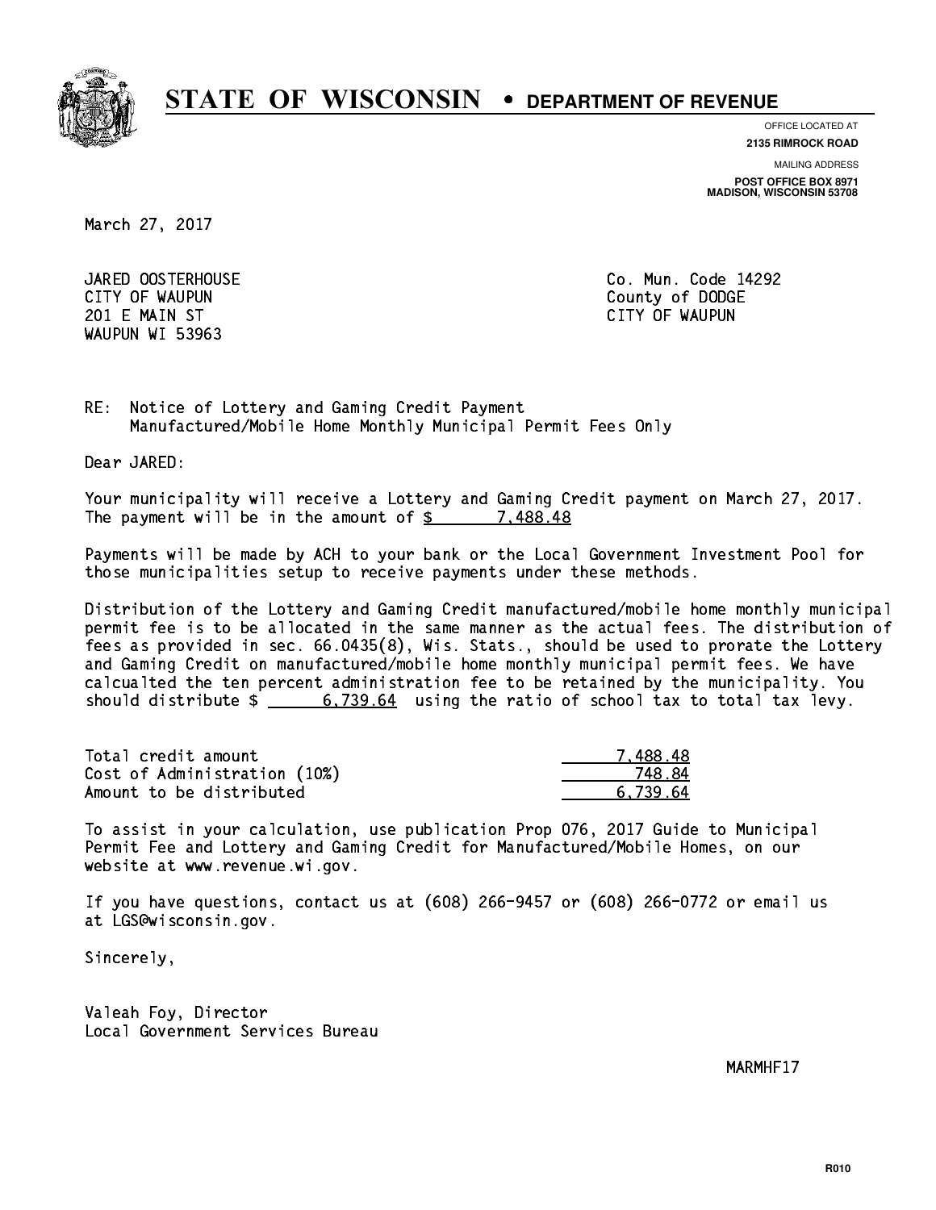# STATE OF WISCONSIN • DEPARTMENT OF REVENUE

OFFICE LOCATED AT
**2135 RIMROCK ROAD**

MAILING ADDRESS
**POST OFFICE BOX 8971**
**MADISON, WISCONSIN 53708**

March 27, 2017

JARED OOSTERHOUSE
CITY OF WAUPUN
201 E MAIN ST
WAUPUN WI 53963

Co. Mun. Code 14292
County of DODGE
CITY OF WAUPUN

RE: Notice of Lottery and Gaming Credit Payment
Manufactured/Mobile Home Monthly Municipal Permit Fees Only

Dear JARED:

Your municipality will receive a Lottery and Gaming Credit payment on March 27, 2017. The payment will be in the amount of $ 7,488.48

Payments will be made by ACH to your bank or the Local Government Investment Pool for those municipalities setup to receive payments under these methods.

Distribution of the Lottery and Gaming Credit manufactured/mobile home monthly municipal permit fee is to be allocated in the same manner as the actual fees. The distribution of fees as provided in sec. 66.0435(8), Wis. Stats., should be used to prorate the Lottery and Gaming Credit on manufactured/mobile home monthly municipal permit fees. We have calcualted the ten percent administration fee to be retained by the municipality. You should distribute $ 6,739.64 using the ratio of school tax to total tax levy.

| | |
|---|---|
| Total credit amount | 7,488.48 |
| Cost of Administration (10%) | 748.84 |
| Amount to be distributed | 6,739.64 |

To assist in your calculation, use publication Prop 076, 2017 Guide to Municipal Permit Fee and Lottery and Gaming Credit for Manufactured/Mobile Homes, on our website at www.revenue.wi.gov.

If you have questions, contact us at (608) 266-9457 or (608) 266-0772 or email us at LGS@wisconsin.gov.

Sincerely,

Valeah Foy, Director
Local Government Services Bureau

MARMHF17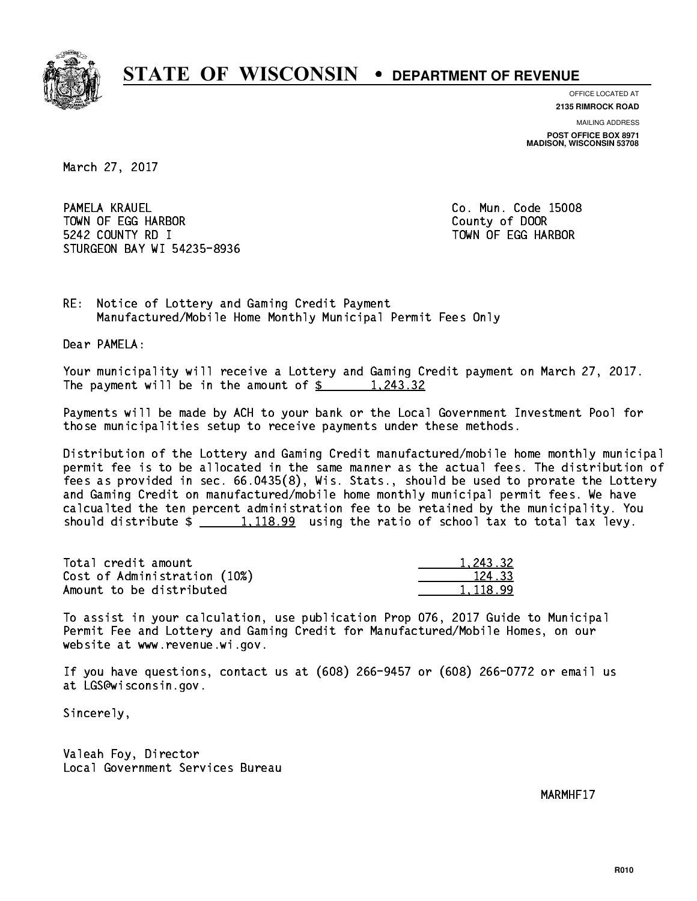# STATE OF WISCONSIN • DEPARTMENT OF REVENUE

OFFICE LOCATED AT
**2135 RIMROCK ROAD**

MAILING ADDRESS
**POST OFFICE BOX 8971**
**MADISON, WISCONSIN 53708**

March 27, 2017

PAMELA KRAUEL
TOWN OF EGG HARBOR
5242 COUNTY RD I
STURGEON BAY WI 54235-8936

Co. Mun. Code 15008
County of DOOR
TOWN OF EGG HARBOR

RE: Notice of Lottery and Gaming Credit Payment
Manufactured/Mobile Home Monthly Municipal Permit Fees Only

Dear PAMELA:

Your municipality will receive a Lottery and Gaming Credit payment on March 27, 2017. The payment will be in the amount of $ 1,243.32

Payments will be made by ACH to your bank or the Local Government Investment Pool for those municipalities setup to receive payments under these methods.

Distribution of the Lottery and Gaming Credit manufactured/mobile home monthly municipal permit fee is to be allocated in the same manner as the actual fees. The distribution of fees as provided in sec. 66.0435(8), Wis. Stats., should be used to prorate the Lottery and Gaming Credit on manufactured/mobile home monthly municipal permit fees. We have calcualted the ten percent administration fee to be retained by the municipality. You should distribute $ 1,118.99 using the ratio of school tax to total tax levy.

| | |
|---|---|
| Total credit amount | 1,243.32 |
| Cost of Administration (10%) | 124.33 |
| Amount to be distributed | 1,118.99 |

To assist in your calculation, use publication Prop 076, 2017 Guide to Municipal Permit Fee and Lottery and Gaming Credit for Manufactured/Mobile Homes, on our website at www.revenue.wi.gov.

If you have questions, contact us at (608) 266-9457 or (608) 266-0772 or email us at LGS@wisconsin.gov.

Sincerely,

Valeah Foy, Director
Local Government Services Bureau

MARMHF17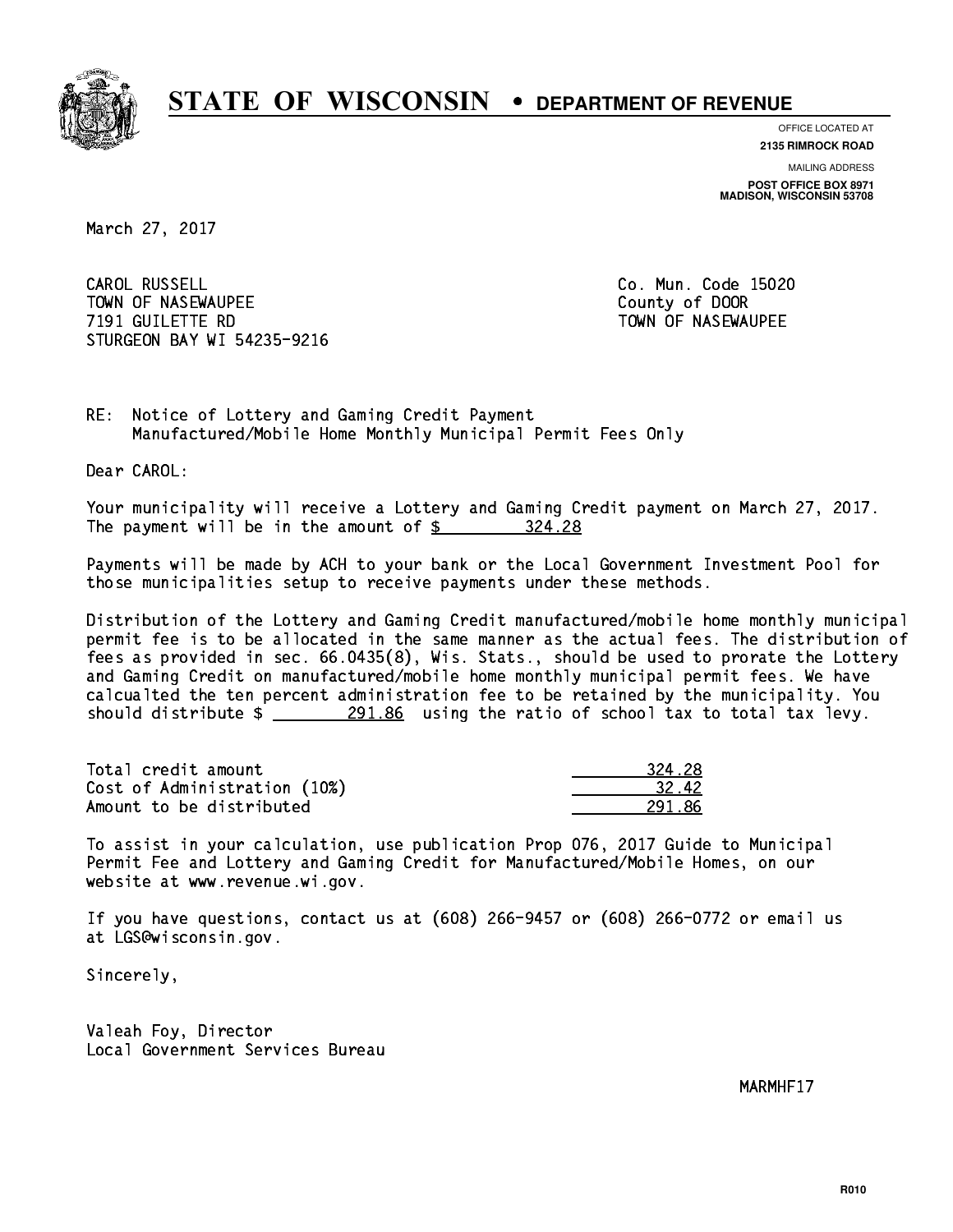# STATE OF WISCONSIN • DEPARTMENT OF REVENUE

OFFICE LOCATED AT
**2135 RIMROCK ROAD**

MAILING ADDRESS
**POST OFFICE BOX 8971**
**MADISON, WISCONSIN 53708**

March 27, 2017

CAROL RUSSELL
TOWN OF NASEWAUPEE
7191 GUILETTE RD
STURGEON BAY WI 54235-9216

Co. Mun. Code 15020
County of DOOR
TOWN OF NASEWAUPEE

RE: Notice of Lottery and Gaming Credit Payment
Manufactured/Mobile Home Monthly Municipal Permit Fees Only

Dear CAROL:

Your municipality will receive a Lottery and Gaming Credit payment on March 27, 2017. The payment will be in the amount of $ 324.28

Payments will be made by ACH to your bank or the Local Government Investment Pool for those municipalities setup to receive payments under these methods.

Distribution of the Lottery and Gaming Credit manufactured/mobile home monthly municipal permit fee is to be allocated in the same manner as the actual fees. The distribution of fees as provided in sec. 66.0435(8), Wis. Stats., should be used to prorate the Lottery and Gaming Credit on manufactured/mobile home monthly municipal permit fees. We have calcualted the ten percent administration fee to be retained by the municipality. You should distribute $ 291.86 using the ratio of school tax to total tax levy.

| | |
|---|---|
| Total credit amount | 324.28 |
| Cost of Administration (10%) | 32.42 |
| Amount to be distributed | 291.86 |

To assist in your calculation, use publication Prop 076, 2017 Guide to Municipal Permit Fee and Lottery and Gaming Credit for Manufactured/Mobile Homes, on our website at www.revenue.wi.gov.

If you have questions, contact us at (608) 266-9457 or (608) 266-0772 or email us at LGS@wisconsin.gov.

Sincerely,

Valeah Foy, Director
Local Government Services Bureau

MARMHF17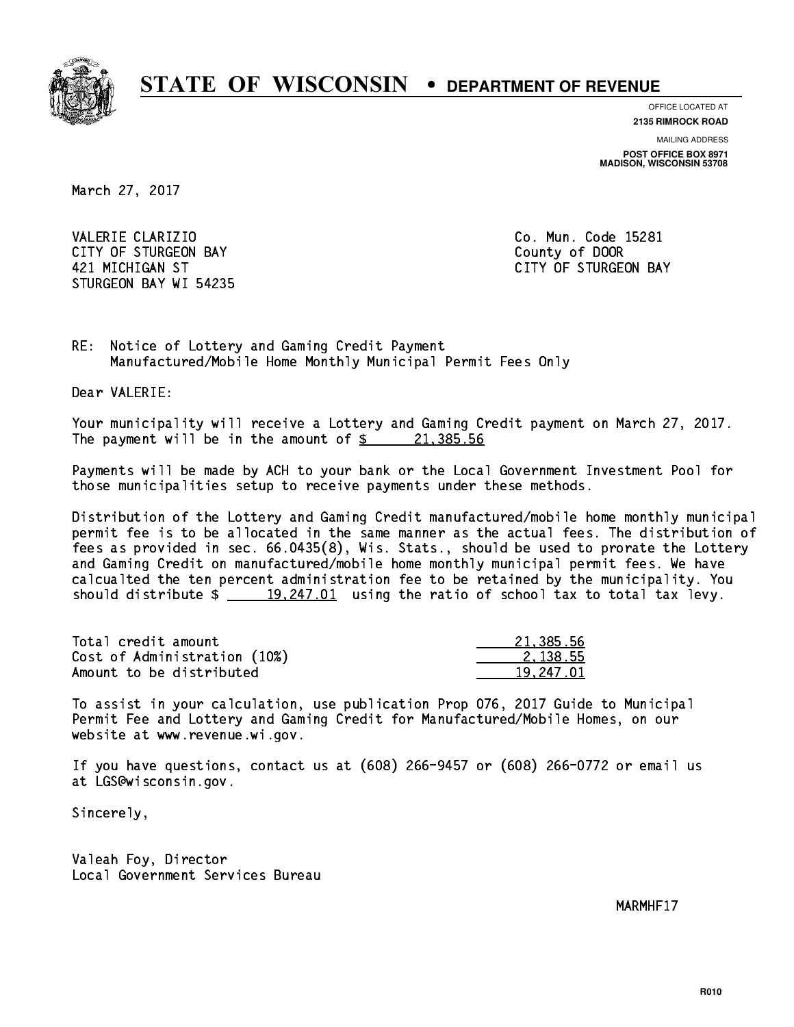# STATE OF WISCONSIN • DEPARTMENT OF REVENUE

OFFICE LOCATED AT
**2135 RIMROCK ROAD**

MAILING ADDRESS
**POST OFFICE BOX 8971**
**MADISON, WISCONSIN 53708**

March 27, 2017

VALERIE CLARIZIO
CITY OF STURGEON BAY
421 MICHIGAN ST
STURGEON BAY WI 54235

Co. Mun. Code 15281
County of DOOR
CITY OF STURGEON BAY

RE: Notice of Lottery and Gaming Credit Payment
Manufactured/Mobile Home Monthly Municipal Permit Fees Only

Dear VALERIE:

Your municipality will receive a Lottery and Gaming Credit payment on March 27, 2017. The payment will be in the amount of $ 21,385.56

Payments will be made by ACH to your bank or the Local Government Investment Pool for those municipalities setup to receive payments under these methods.

Distribution of the Lottery and Gaming Credit manufactured/mobile home monthly municipal permit fee is to be allocated in the same manner as the actual fees. The distribution of fees as provided in sec. 66.0435(8), Wis. Stats., should be used to prorate the Lottery and Gaming Credit on manufactured/mobile home monthly municipal permit fees. We have calcualted the ten percent administration fee to be retained by the municipality. You should distribute $ 19,247.01 using the ratio of school tax to total tax levy.

| | |
|---|---|
| Total credit amount | 21,385.56 |
| Cost of Administration (10%) | 2,138.55 |
| Amount to be distributed | 19,247.01 |

To assist in your calculation, use publication Prop 076, 2017 Guide to Municipal Permit Fee and Lottery and Gaming Credit for Manufactured/Mobile Homes, on our website at www.revenue.wi.gov.

If you have questions, contact us at (608) 266-9457 or (608) 266-0772 or email us at LGS@wisconsin.gov.

Sincerely,

Valeah Foy, Director
Local Government Services Bureau

MARMHF17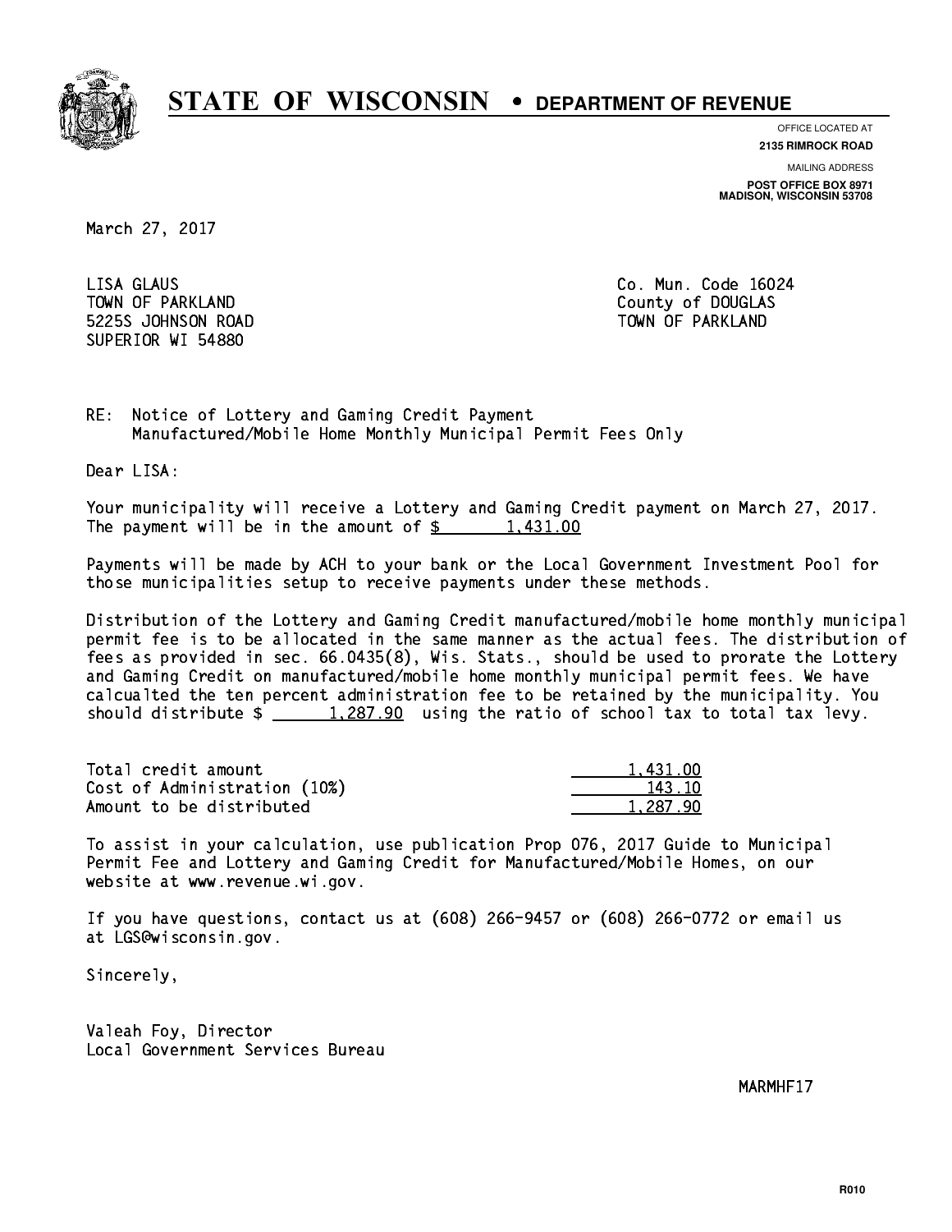# STATE OF WISCONSIN • DEPARTMENT OF REVENUE

OFFICE LOCATED AT
**2135 RIMROCK ROAD**

MAILING ADDRESS
**POST OFFICE BOX 8971**
**MADISON, WISCONSIN 53708**

March 27, 2017

LISA GLAUS
TOWN OF PARKLAND
5225S JOHNSON ROAD
SUPERIOR WI 54880

Co. Mun. Code 16024
County of DOUGLAS
TOWN OF PARKLAND

RE: Notice of Lottery and Gaming Credit Payment
Manufactured/Mobile Home Monthly Municipal Permit Fees Only

Dear LISA:

Your municipality will receive a Lottery and Gaming Credit payment on March 27, 2017. The payment will be in the amount of $ 1,431.00

Payments will be made by ACH to your bank or the Local Government Investment Pool for those municipalities setup to receive payments under these methods.

Distribution of the Lottery and Gaming Credit manufactured/mobile home monthly municipal permit fee is to be allocated in the same manner as the actual fees. The distribution of fees as provided in sec. 66.0435(8), Wis. Stats., should be used to prorate the Lottery and Gaming Credit on manufactured/mobile home monthly municipal permit fees. We have calcualted the ten percent administration fee to be retained by the municipality. You should distribute $ 1,287.90 using the ratio of school tax to total tax levy.

| | |
|---|---|
| Total credit amount | 1,431.00 |
| Cost of Administration (10%) | 143.10 |
| Amount to be distributed | 1,287.90 |

To assist in your calculation, use publication Prop 076, 2017 Guide to Municipal Permit Fee and Lottery and Gaming Credit for Manufactured/Mobile Homes, on our website at www.revenue.wi.gov.

If you have questions, contact us at (608) 266-9457 or (608) 266-0772 or email us at LGS@wisconsin.gov.

Sincerely,

Valeah Foy, Director
Local Government Services Bureau

MARMHF17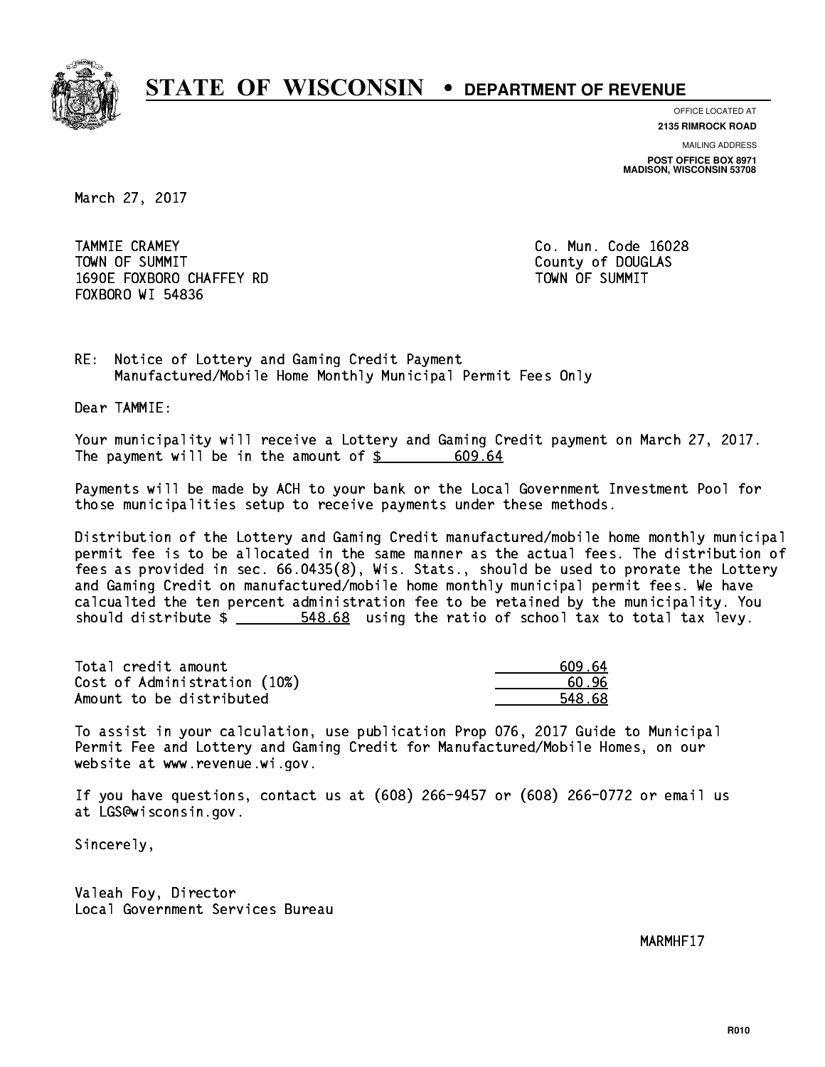# STATE OF WISCONSIN • DEPARTMENT OF REVENUE

OFFICE LOCATED AT
**2135 RIMROCK ROAD**

MAILING ADDRESS
**POST OFFICE BOX 8971**
**MADISON, WISCONSIN 53708**

March 27, 2017

TAMMIE CRAMEY
TOWN OF SUMMIT
1690E FOXBORO CHAFFEY RD
FOXBORO WI 54836

Co. Mun. Code 16028
County of DOUGLAS
TOWN OF SUMMIT

RE: Notice of Lottery and Gaming Credit Payment
Manufactured/Mobile Home Monthly Municipal Permit Fees Only

Dear TAMMIE:

Your municipality will receive a Lottery and Gaming Credit payment on March 27, 2017. The payment will be in the amount of $ 609.64

Payments will be made by ACH to your bank or the Local Government Investment Pool for those municipalities setup to receive payments under these methods.

Distribution of the Lottery and Gaming Credit manufactured/mobile home monthly municipal permit fee is to be allocated in the same manner as the actual fees. The distribution of fees as provided in sec. 66.0435(8), Wis. Stats., should be used to prorate the Lottery and Gaming Credit on manufactured/mobile home monthly municipal permit fees. We have calcualted the ten percent administration fee to be retained by the municipality. You should distribute $ 548.68 using the ratio of school tax to total tax levy.

| | |
|---|---|
| Total credit amount | 609.64 |
| Cost of Administration (10%) | 60.96 |
| Amount to be distributed | 548.68 |

To assist in your calculation, use publication Prop 076, 2017 Guide to Municipal Permit Fee and Lottery and Gaming Credit for Manufactured/Mobile Homes, on our website at www.revenue.wi.gov.

If you have questions, contact us at (608) 266-9457 or (608) 266-0772 or email us at LGS@wisconsin.gov.

Sincerely,

Valeah Foy, Director
Local Government Services Bureau

MARMHF17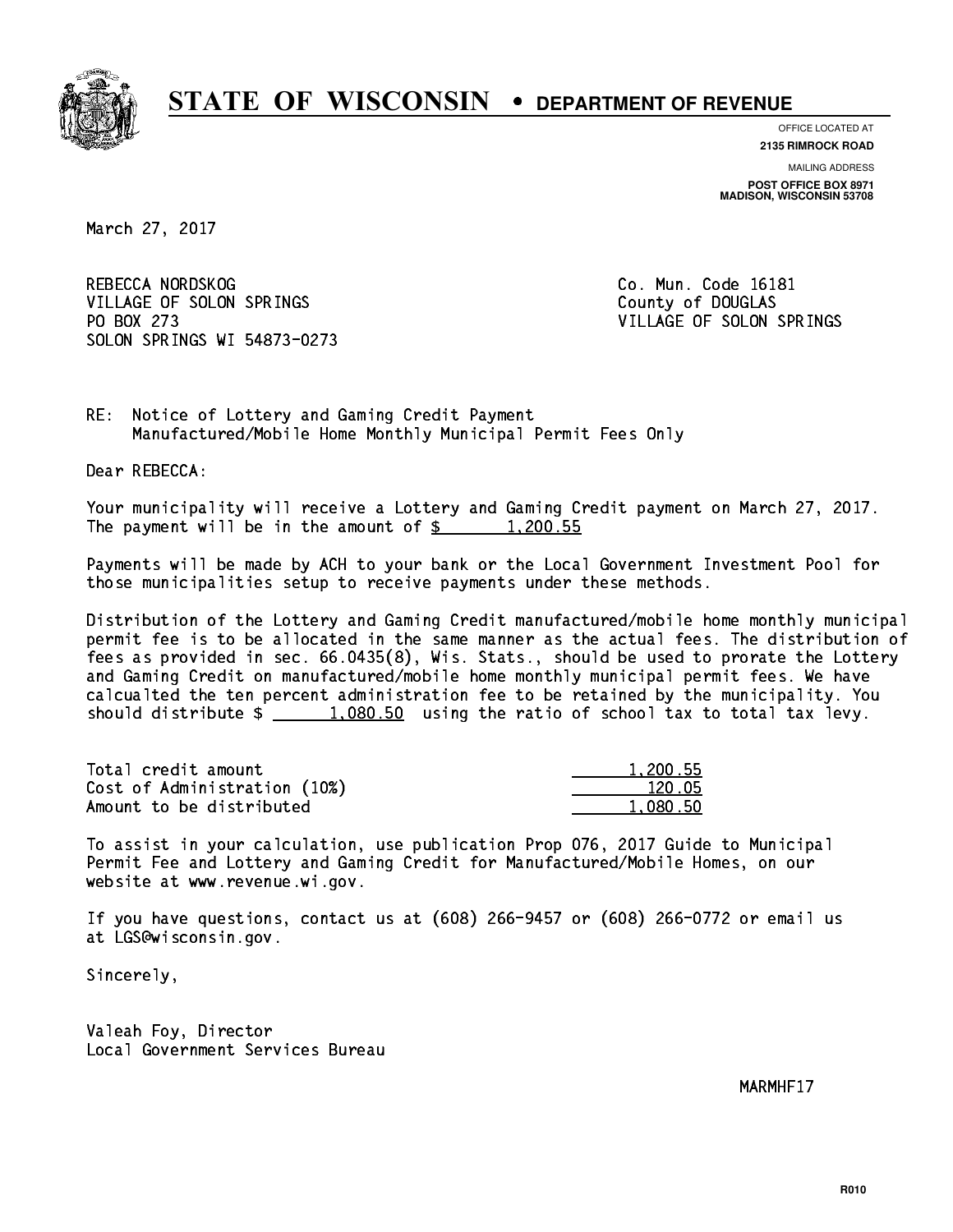# STATE OF WISCONSIN • DEPARTMENT OF REVENUE

OFFICE LOCATED AT
**2135 RIMROCK ROAD**

MAILING ADDRESS
**POST OFFICE BOX 8971**
**MADISON, WISCONSIN 53708**

March 27, 2017

REBECCA NORDSKOG
VILLAGE OF SOLON SPRINGS
PO BOX 273
SOLON SPRINGS WI 54873-0273

Co. Mun. Code 16181
County of DOUGLAS
VILLAGE OF SOLON SPRINGS

RE: Notice of Lottery and Gaming Credit Payment
Manufactured/Mobile Home Monthly Municipal Permit Fees Only

Dear REBECCA:

Your municipality will receive a Lottery and Gaming Credit payment on March 27, 2017. The payment will be in the amount of $ 1,200.55

Payments will be made by ACH to your bank or the Local Government Investment Pool for those municipalities setup to receive payments under these methods.

Distribution of the Lottery and Gaming Credit manufactured/mobile home monthly municipal permit fee is to be allocated in the same manner as the actual fees. The distribution of fees as provided in sec. 66.0435(8), Wis. Stats., should be used to prorate the Lottery and Gaming Credit on manufactured/mobile home monthly municipal permit fees. We have calcualted the ten percent administration fee to be retained by the municipality. You should distribute $ 1,080.50 using the ratio of school tax to total tax levy.

| | |
|---|---|
| Total credit amount | 1,200.55 |
| Cost of Administration (10%) | 120.05 |
| Amount to be distributed | 1,080.50 |

To assist in your calculation, use publication Prop 076, 2017 Guide to Municipal Permit Fee and Lottery and Gaming Credit for Manufactured/Mobile Homes, on our website at www.revenue.wi.gov.

If you have questions, contact us at (608) 266-9457 or (608) 266-0772 or email us at LGS@wisconsin.gov.

Sincerely,

Valeah Foy, Director
Local Government Services Bureau

MARMHF17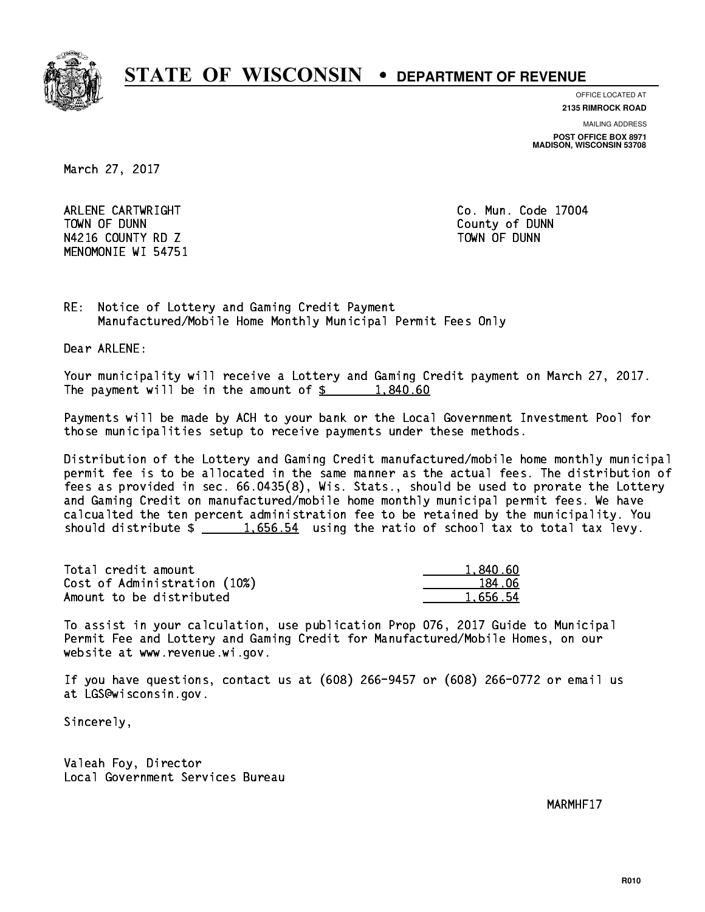# STATE OF WISCONSIN • DEPARTMENT OF REVENUE

OFFICE LOCATED AT
**2135 RIMROCK ROAD**

MAILING ADDRESS
**POST OFFICE BOX 8971**
**MADISON, WISCONSIN 53708**

March 27, 2017

ARLENE CARTWRIGHT
TOWN OF DUNN
N4216 COUNTY RD Z
MENOMONIE WI 54751

Co. Mun. Code 17004
County of DUNN
TOWN OF DUNN

RE: Notice of Lottery and Gaming Credit Payment
Manufactured/Mobile Home Monthly Municipal Permit Fees Only

Dear ARLENE:

Your municipality will receive a Lottery and Gaming Credit payment on March 27, 2017. The payment will be in the amount of $ 1,840.60

Payments will be made by ACH to your bank or the Local Government Investment Pool for those municipalities setup to receive payments under these methods.

Distribution of the Lottery and Gaming Credit manufactured/mobile home monthly municipal permit fee is to be allocated in the same manner as the actual fees. The distribution of fees as provided in sec. 66.0435(8), Wis. Stats., should be used to prorate the Lottery and Gaming Credit on manufactured/mobile home monthly municipal permit fees. We have calcualted the ten percent administration fee to be retained by the municipality. You should distribute $ 1,656.54 using the ratio of school tax to total tax levy.

| | |
|---|---|
| Total credit amount | 1,840.60 |
| Cost of Administration (10%) | 184.06 |
| Amount to be distributed | 1,656.54 |

To assist in your calculation, use publication Prop 076, 2017 Guide to Municipal Permit Fee and Lottery and Gaming Credit for Manufactured/Mobile Homes, on our website at www.revenue.wi.gov.

If you have questions, contact us at (608) 266-9457 or (608) 266-0772 or email us at LGS@wisconsin.gov.

Sincerely,

Valeah Foy, Director
Local Government Services Bureau

MARMHF17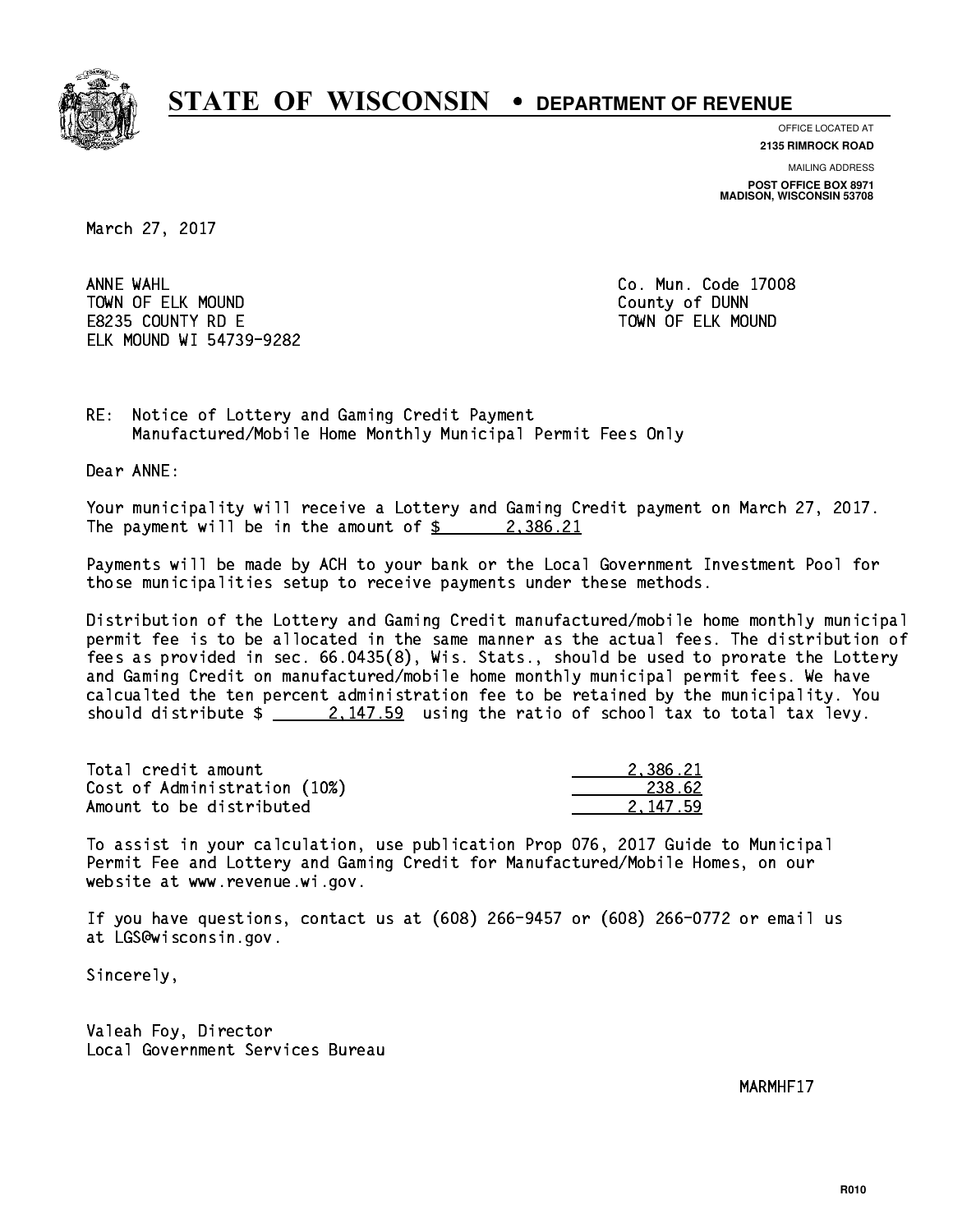# STATE OF WISCONSIN • DEPARTMENT OF REVENUE

OFFICE LOCATED AT
**2135 RIMROCK ROAD**

MAILING ADDRESS
**POST OFFICE BOX 8971**
**MADISON, WISCONSIN 53708**

March 27, 2017

ANNE WAHL
TOWN OF ELK MOUND
E8235 COUNTY RD E
ELK MOUND WI 54739-9282

Co. Mun. Code 17008
County of DUNN
TOWN OF ELK MOUND

RE: Notice of Lottery and Gaming Credit Payment
Manufactured/Mobile Home Monthly Municipal Permit Fees Only

Dear ANNE:

Your municipality will receive a Lottery and Gaming Credit payment on March 27, 2017. The payment will be in the amount of $ 2,386.21

Payments will be made by ACH to your bank or the Local Government Investment Pool for those municipalities setup to receive payments under these methods.

Distribution of the Lottery and Gaming Credit manufactured/mobile home monthly municipal permit fee is to be allocated in the same manner as the actual fees. The distribution of fees as provided in sec. 66.0435(8), Wis. Stats., should be used to prorate the Lottery and Gaming Credit on manufactured/mobile home monthly municipal permit fees. We have calcualted the ten percent administration fee to be retained by the municipality. You should distribute $ 2,147.59 using the ratio of school tax to total tax levy.

| | |
|---|---|
| Total credit amount | 2,386.21 |
| Cost of Administration (10%) | 238.62 |
| Amount to be distributed | 2,147.59 |

To assist in your calculation, use publication Prop 076, 2017 Guide to Municipal Permit Fee and Lottery and Gaming Credit for Manufactured/Mobile Homes, on our website at www.revenue.wi.gov.

If you have questions, contact us at (608) 266-9457 or (608) 266-0772 or email us at LGS@wisconsin.gov.

Sincerely,

Valeah Foy, Director
Local Government Services Bureau

MARMHF17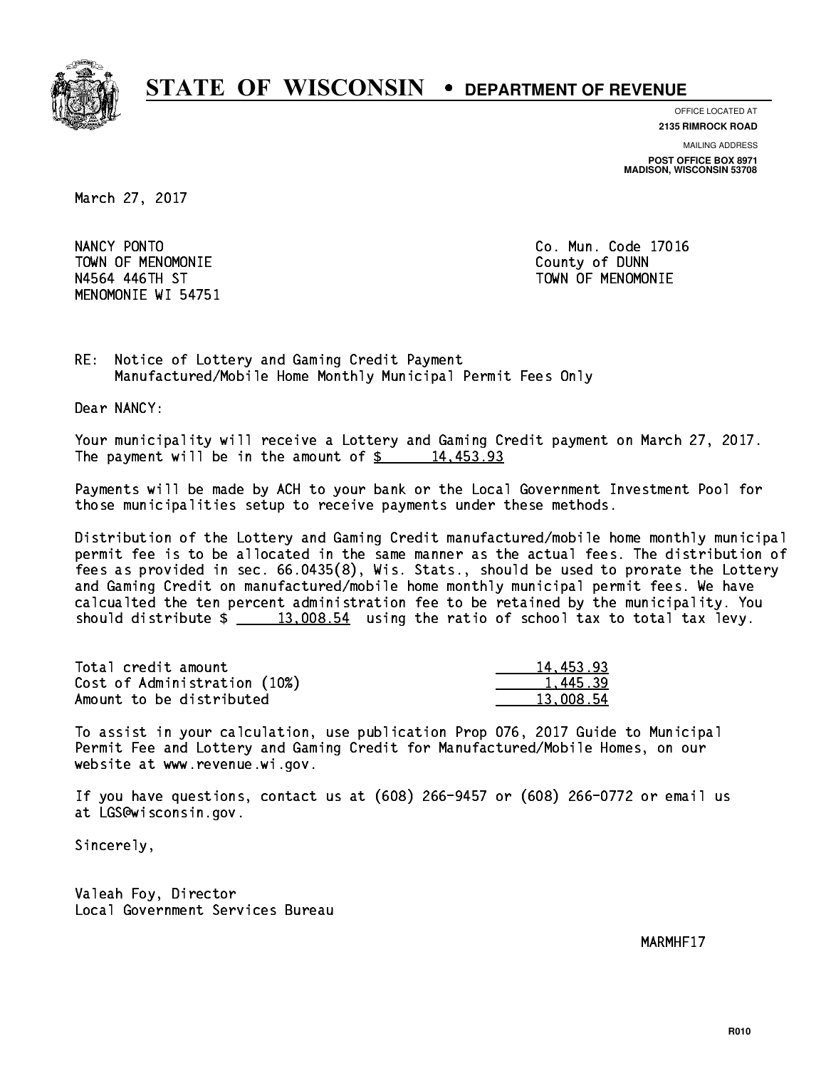# STATE OF WISCONSIN • DEPARTMENT OF REVENUE

OFFICE LOCATED AT
**2135 RIMROCK ROAD**

MAILING ADDRESS
**POST OFFICE BOX 8971**
**MADISON, WISCONSIN 53708**

March 27, 2017

NANCY PONTO
TOWN OF MENOMONIE
N4564 446TH ST
MENOMONIE WI 54751

Co. Mun. Code 17016
County of DUNN
TOWN OF MENOMONIE

RE: Notice of Lottery and Gaming Credit Payment
Manufactured/Mobile Home Monthly Municipal Permit Fees Only

Dear NANCY:

Your municipality will receive a Lottery and Gaming Credit payment on March 27, 2017. The payment will be in the amount of $ 14,453.93

Payments will be made by ACH to your bank or the Local Government Investment Pool for those municipalities setup to receive payments under these methods.

Distribution of the Lottery and Gaming Credit manufactured/mobile home monthly municipal permit fee is to be allocated in the same manner as the actual fees. The distribution of fees as provided in sec. 66.0435(8), Wis. Stats., should be used to prorate the Lottery and Gaming Credit on manufactured/mobile home monthly municipal permit fees. We have calcualted the ten percent administration fee to be retained by the municipality. You should distribute $ 13,008.54 using the ratio of school tax to total tax levy.

| | |
|---|---|
| Total credit amount | 14,453.93 |
| Cost of Administration (10%) | 1,445.39 |
| Amount to be distributed | 13,008.54 |

To assist in your calculation, use publication Prop 076, 2017 Guide to Municipal Permit Fee and Lottery and Gaming Credit for Manufactured/Mobile Homes, on our website at www.revenue.wi.gov.

If you have questions, contact us at (608) 266-9457 or (608) 266-0772 or email us at LGS@wisconsin.gov.

Sincerely,

Valeah Foy, Director
Local Government Services Bureau

MARMHF17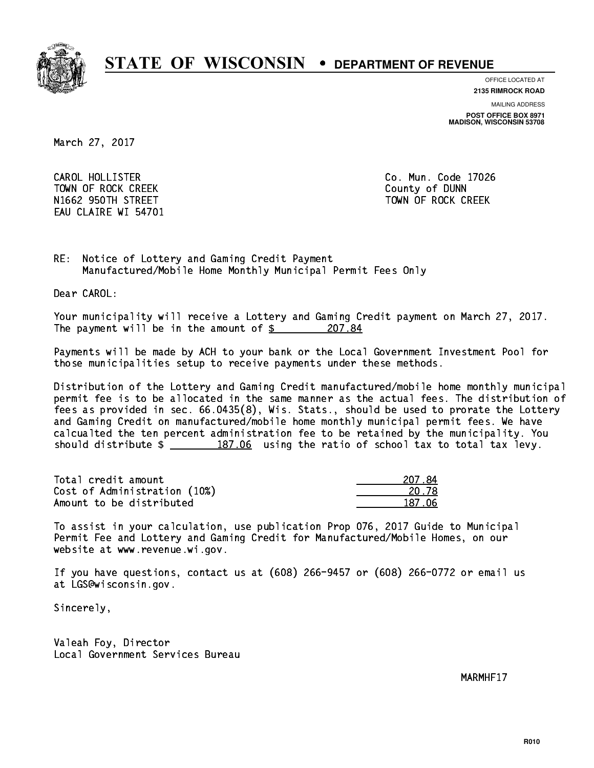# STATE OF WISCONSIN • DEPARTMENT OF REVENUE

OFFICE LOCATED AT
**2135 RIMROCK ROAD**

MAILING ADDRESS
**POST OFFICE BOX 8971**
**MADISON, WISCONSIN 53708**

March 27, 2017

CAROL HOLLISTER
TOWN OF ROCK CREEK
N1662 950TH STREET
EAU CLAIRE WI 54701

Co. Mun. Code 17026
County of DUNN
TOWN OF ROCK CREEK

RE: Notice of Lottery and Gaming Credit Payment
Manufactured/Mobile Home Monthly Municipal Permit Fees Only

Dear CAROL:

Your municipality will receive a Lottery and Gaming Credit payment on March 27, 2017. The payment will be in the amount of $ 207.84

Payments will be made by ACH to your bank or the Local Government Investment Pool for those municipalities setup to receive payments under these methods.

Distribution of the Lottery and Gaming Credit manufactured/mobile home monthly municipal permit fee is to be allocated in the same manner as the actual fees. The distribution of fees as provided in sec. 66.0435(8), Wis. Stats., should be used to prorate the Lottery and Gaming Credit on manufactured/mobile home monthly municipal permit fees. We have calcualted the ten percent administration fee to be retained by the municipality. You should distribute $ 187.06 using the ratio of school tax to total tax levy.

| | |
|---|---|
| Total credit amount | 207.84 |
| Cost of Administration (10%) | 20.78 |
| Amount to be distributed | 187.06 |

To assist in your calculation, use publication Prop 076, 2017 Guide to Municipal Permit Fee and Lottery and Gaming Credit for Manufactured/Mobile Homes, on our website at www.revenue.wi.gov.

If you have questions, contact us at (608) 266-9457 or (608) 266-0772 or email us at LGS@wisconsin.gov.

Sincerely,

Valeah Foy, Director
Local Government Services Bureau

MARMHF17

R010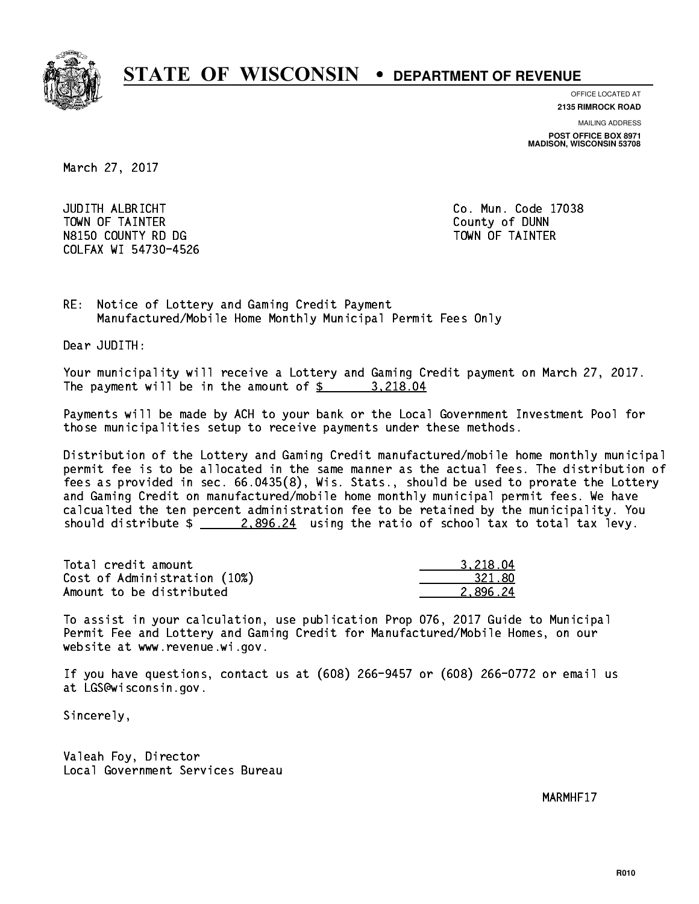# STATE OF WISCONSIN • DEPARTMENT OF REVENUE

OFFICE LOCATED AT
**2135 RIMROCK ROAD**

MAILING ADDRESS
**POST OFFICE BOX 8971**
**MADISON, WISCONSIN 53708**

March 27, 2017

JUDITH ALBRICHT
TOWN OF TAINTER
N8150 COUNTY RD DG
COLFAX WI 54730-4526

Co. Mun. Code 17038
County of DUNN
TOWN OF TAINTER

RE: Notice of Lottery and Gaming Credit Payment
Manufactured/Mobile Home Monthly Municipal Permit Fees Only

Dear JUDITH:

Your municipality will receive a Lottery and Gaming Credit payment on March 27, 2017. The payment will be in the amount of $ 3,218.04

Payments will be made by ACH to your bank or the Local Government Investment Pool for those municipalities setup to receive payments under these methods.

Distribution of the Lottery and Gaming Credit manufactured/mobile home monthly municipal permit fee is to be allocated in the same manner as the actual fees. The distribution of fees as provided in sec. 66.0435(8), Wis. Stats., should be used to prorate the Lottery and Gaming Credit on manufactured/mobile home monthly municipal permit fees. We have calcualted the ten percent administration fee to be retained by the municipality. You should distribute $ 2,896.24 using the ratio of school tax to total tax levy.

| | |
|---|---|
| Total credit amount | 3,218.04 |
| Cost of Administration (10%) | 321.80 |
| Amount to be distributed | 2,896.24 |

To assist in your calculation, use publication Prop 076, 2017 Guide to Municipal Permit Fee and Lottery and Gaming Credit for Manufactured/Mobile Homes, on our website at www.revenue.wi.gov.

If you have questions, contact us at (608) 266-9457 or (608) 266-0772 or email us at LGS@wisconsin.gov.

Sincerely,

Valeah Foy, Director
Local Government Services Bureau

MARMHF17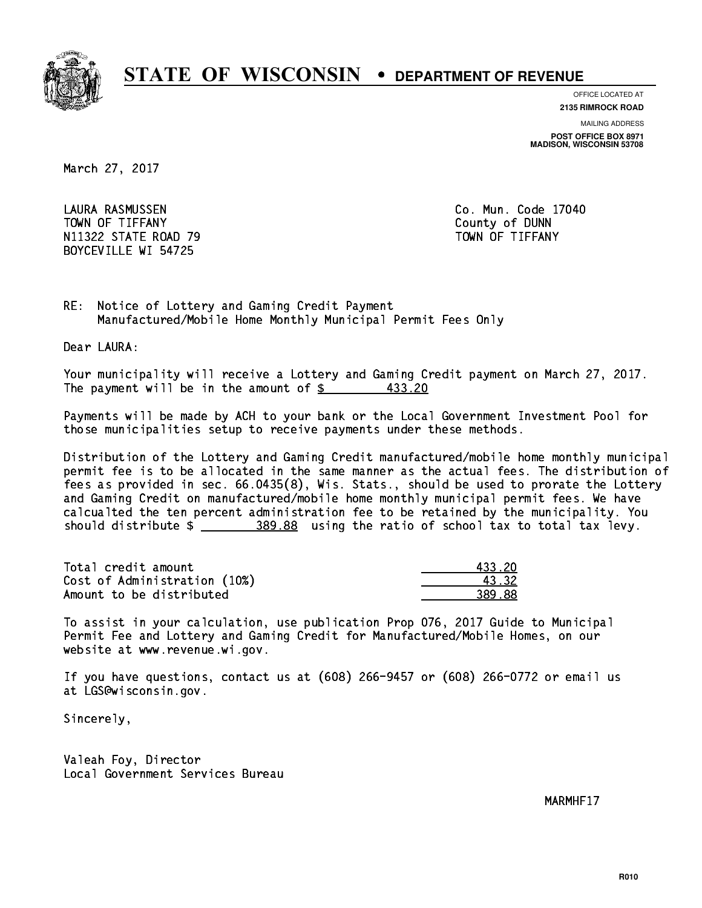# STATE OF WISCONSIN • DEPARTMENT OF REVENUE

OFFICE LOCATED AT
**2135 RIMROCK ROAD**

MAILING ADDRESS
**POST OFFICE BOX 8971**
**MADISON, WISCONSIN 53708**

March 27, 2017

LAURA RASMUSSEN
TOWN OF TIFFANY
N11322 STATE ROAD 79
BOYCEVILLE WI 54725

Co. Mun. Code 17040
County of DUNN
TOWN OF TIFFANY

RE: Notice of Lottery and Gaming Credit Payment
Manufactured/Mobile Home Monthly Municipal Permit Fees Only

Dear LAURA:

Your municipality will receive a Lottery and Gaming Credit payment on March 27, 2017. The payment will be in the amount of $ 433.20

Payments will be made by ACH to your bank or the Local Government Investment Pool for those municipalities setup to receive payments under these methods.

Distribution of the Lottery and Gaming Credit manufactured/mobile home monthly municipal permit fee is to be allocated in the same manner as the actual fees. The distribution of fees as provided in sec. 66.0435(8), Wis. Stats., should be used to prorate the Lottery and Gaming Credit on manufactured/mobile home monthly municipal permit fees. We have calcualted the ten percent administration fee to be retained by the municipality. You should distribute $ 389.88 using the ratio of school tax to total tax levy.

| | |
|---|---|
| Total credit amount | 433.20 |
| Cost of Administration (10%) | 43.32 |
| Amount to be distributed | 389.88 |

To assist in your calculation, use publication Prop 076, 2017 Guide to Municipal Permit Fee and Lottery and Gaming Credit for Manufactured/Mobile Homes, on our website at www.revenue.wi.gov.

If you have questions, contact us at (608) 266-9457 or (608) 266-0772 or email us at LGS@wisconsin.gov.

Sincerely,

Valeah Foy, Director
Local Government Services Bureau

MARMHF17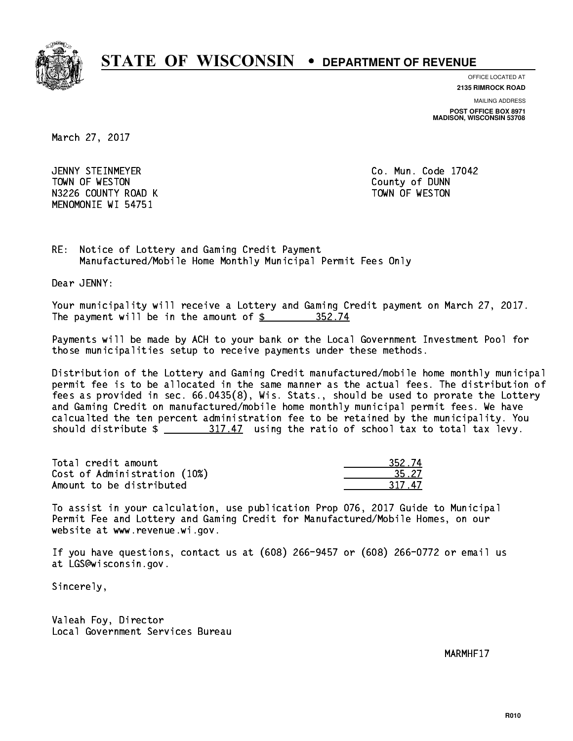# STATE OF WISCONSIN • DEPARTMENT OF REVENUE

OFFICE LOCATED AT
**2135 RIMROCK ROAD**

MAILING ADDRESS
**POST OFFICE BOX 8971**
**MADISON, WISCONSIN 53708**

March 27, 2017

JENNY STEINMEYER
TOWN OF WESTON
N3226 COUNTY ROAD K
MENOMONIE WI 54751

Co. Mun. Code 17042
County of DUNN
TOWN OF WESTON

RE: Notice of Lottery and Gaming Credit Payment
Manufactured/Mobile Home Monthly Municipal Permit Fees Only

Dear JENNY:

Your municipality will receive a Lottery and Gaming Credit payment on March 27, 2017. The payment will be in the amount of $ 352.74

Payments will be made by ACH to your bank or the Local Government Investment Pool for those municipalities setup to receive payments under these methods.

Distribution of the Lottery and Gaming Credit manufactured/mobile home monthly municipal permit fee is to be allocated in the same manner as the actual fees. The distribution of fees as provided in sec. 66.0435(8), Wis. Stats., should be used to prorate the Lottery and Gaming Credit on manufactured/mobile home monthly municipal permit fees. We have calcualted the ten percent administration fee to be retained by the municipality. You should distribute $ 317.47 using the ratio of school tax to total tax levy.

| | |
|---|---|
| Total credit amount | 352.74 |
| Cost of Administration (10%) | 35.27 |
| Amount to be distributed | 317.47 |

To assist in your calculation, use publication Prop 076, 2017 Guide to Municipal Permit Fee and Lottery and Gaming Credit for Manufactured/Mobile Homes, on our website at www.revenue.wi.gov.

If you have questions, contact us at (608) 266-9457 or (608) 266-0772 or email us at LGS@wisconsin.gov.

Sincerely,

Valeah Foy, Director
Local Government Services Bureau

MARMHF17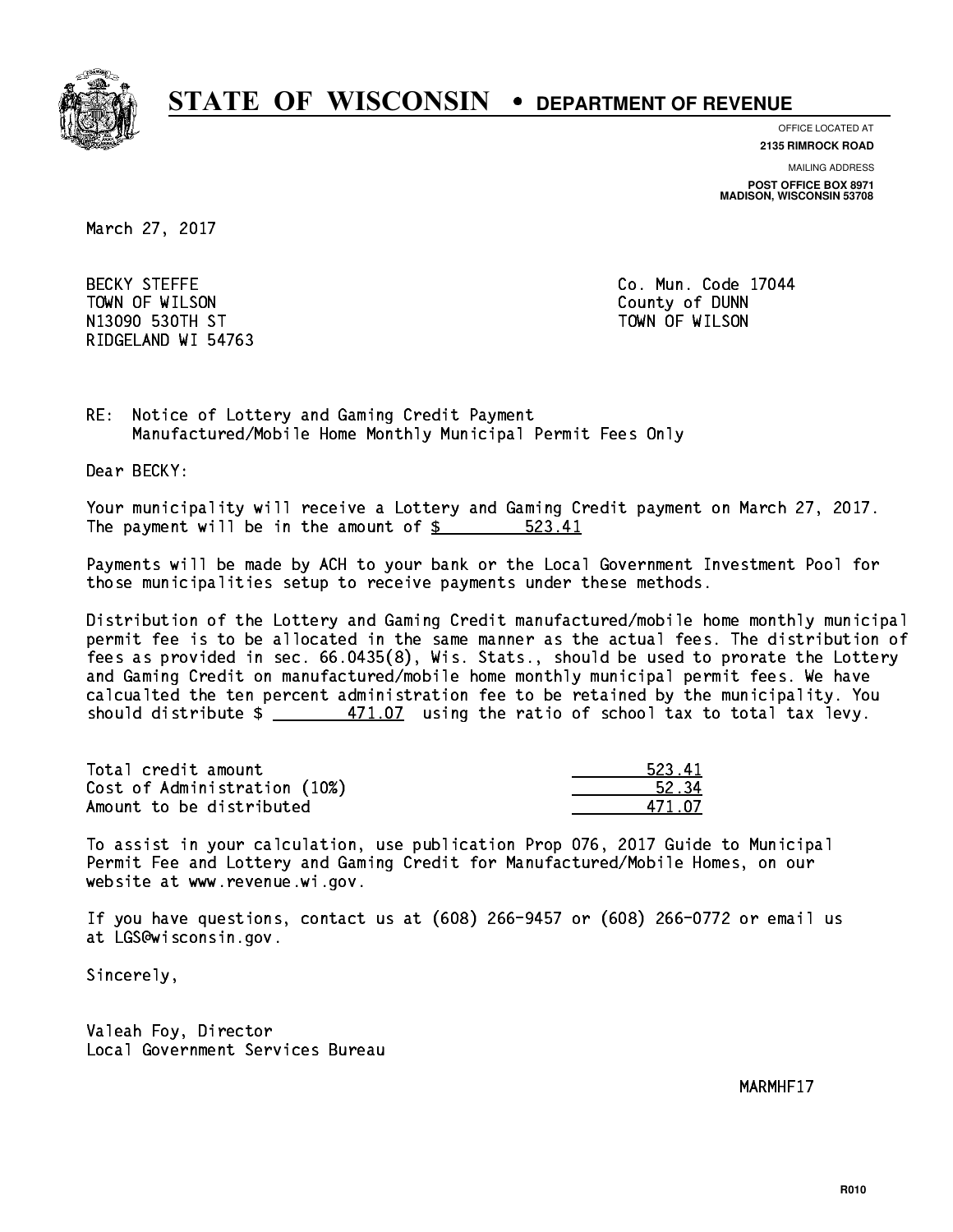# STATE OF WISCONSIN • DEPARTMENT OF REVENUE

OFFICE LOCATED AT
**2135 RIMROCK ROAD**

MAILING ADDRESS
**POST OFFICE BOX 8971**
**MADISON, WISCONSIN 53708**

March 27, 2017

BECKY STEFFE
TOWN OF WILSON
N13090 530TH ST
RIDGELAND WI 54763

Co. Mun. Code 17044
County of DUNN
TOWN OF WILSON

RE: Notice of Lottery and Gaming Credit Payment
Manufactured/Mobile Home Monthly Municipal Permit Fees Only

Dear BECKY:

Your municipality will receive a Lottery and Gaming Credit payment on March 27, 2017. The payment will be in the amount of $ 523.41

Payments will be made by ACH to your bank or the Local Government Investment Pool for those municipalities setup to receive payments under these methods.

Distribution of the Lottery and Gaming Credit manufactured/mobile home monthly municipal permit fee is to be allocated in the same manner as the actual fees. The distribution of fees as provided in sec. 66.0435(8), Wis. Stats., should be used to prorate the Lottery and Gaming Credit on manufactured/mobile home monthly municipal permit fees. We have calcualted the ten percent administration fee to be retained by the municipality. You should distribute $ 471.07 using the ratio of school tax to total tax levy.

| | |
|---|---|
| Total credit amount | 523.41 |
| Cost of Administration (10%) | 52.34 |
| Amount to be distributed | 471.07 |

To assist in your calculation, use publication Prop 076, 2017 Guide to Municipal Permit Fee and Lottery and Gaming Credit for Manufactured/Mobile Homes, on our website at www.revenue.wi.gov.

If you have questions, contact us at (608) 266-9457 or (608) 266-0772 or email us at LGS@wisconsin.gov.

Sincerely,

Valeah Foy, Director
Local Government Services Bureau

MARMHF17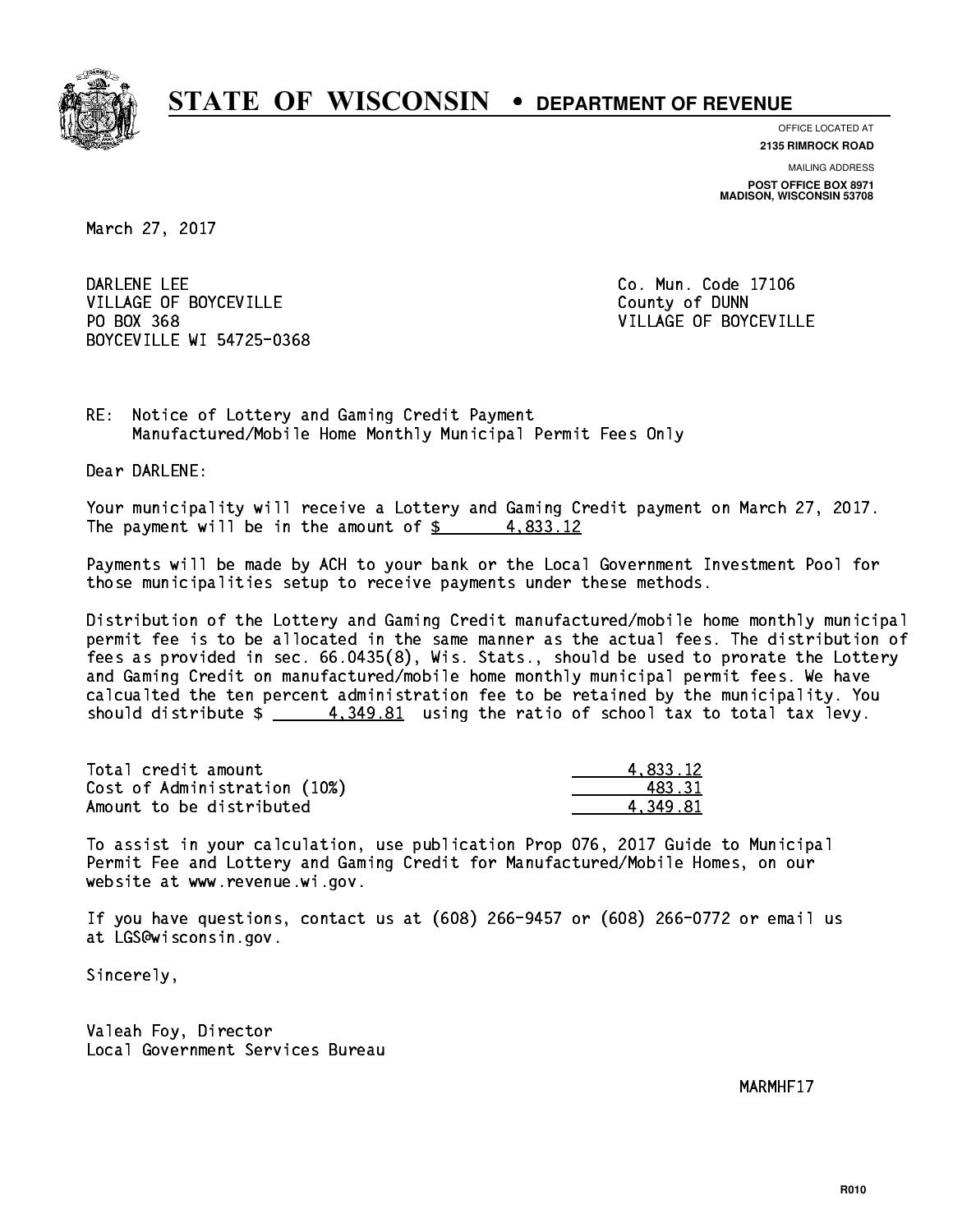# STATE OF WISCONSIN • DEPARTMENT OF REVENUE

OFFICE LOCATED AT
**2135 RIMROCK ROAD**

MAILING ADDRESS
**POST OFFICE BOX 8971**
**MADISON, WISCONSIN 53708**

March 27, 2017

DARLENE LEE
VILLAGE OF BOYCEVILLE
PO BOX 368
BOYCEVILLE WI 54725-0368

Co. Mun. Code 17106
County of DUNN
VILLAGE OF BOYCEVILLE

RE: Notice of Lottery and Gaming Credit Payment
Manufactured/Mobile Home Monthly Municipal Permit Fees Only

Dear DARLENE:

Your municipality will receive a Lottery and Gaming Credit payment on March 27, 2017. The payment will be in the amount of $ 4,833.12

Payments will be made by ACH to your bank or the Local Government Investment Pool for those municipalities setup to receive payments under these methods.

Distribution of the Lottery and Gaming Credit manufactured/mobile home monthly municipal permit fee is to be allocated in the same manner as the actual fees. The distribution of fees as provided in sec. 66.0435(8), Wis. Stats., should be used to prorate the Lottery and Gaming Credit on manufactured/mobile home monthly municipal permit fees. We have calcualted the ten percent administration fee to be retained by the municipality. You should distribute $ 4,349.81 using the ratio of school tax to total tax levy.

| | |
|---|---|
| Total credit amount | 4,833.12 |
| Cost of Administration (10%) | 483.31 |
| Amount to be distributed | 4,349.81 |

To assist in your calculation, use publication Prop 076, 2017 Guide to Municipal Permit Fee and Lottery and Gaming Credit for Manufactured/Mobile Homes, on our website at www.revenue.wi.gov.

If you have questions, contact us at (608) 266-9457 or (608) 266-0772 or email us at LGS@wisconsin.gov.

Sincerely,

Valeah Foy, Director
Local Government Services Bureau

MARMHF17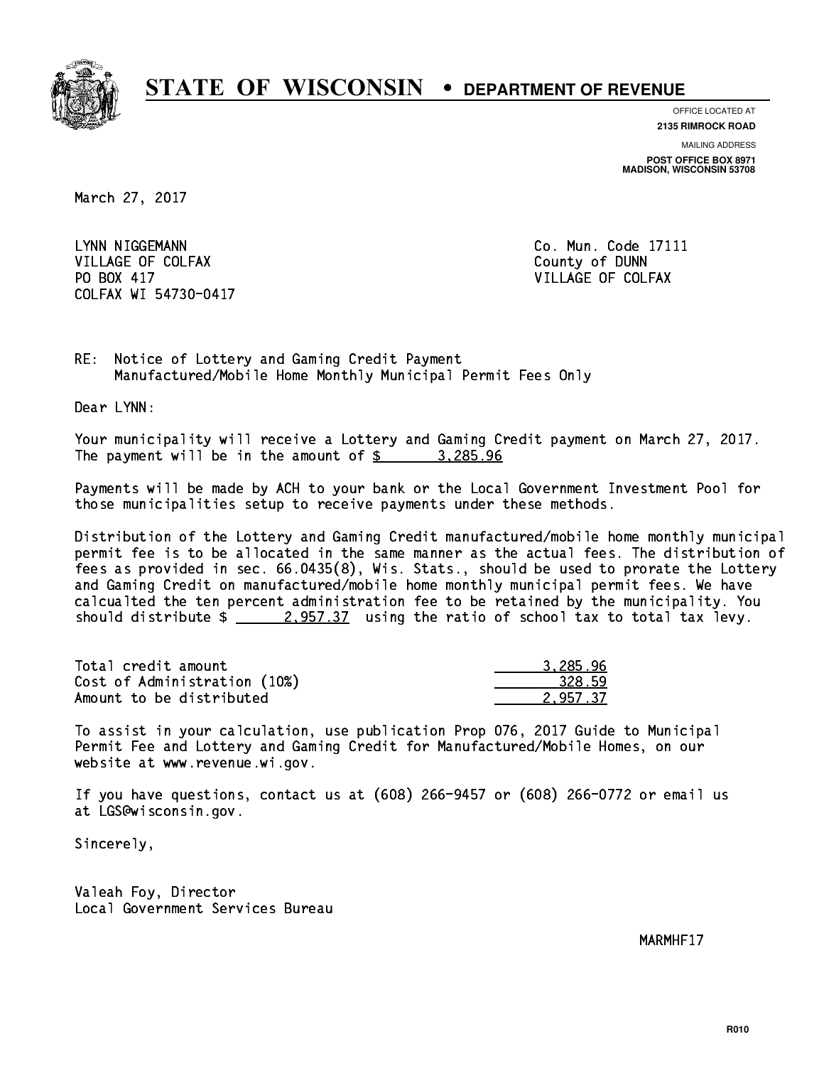# STATE OF WISCONSIN • DEPARTMENT OF REVENUE

OFFICE LOCATED AT
**2135 RIMROCK ROAD**

MAILING ADDRESS
**POST OFFICE BOX 8971**
**MADISON, WISCONSIN 53708**

March 27, 2017

LYNN NIGGEMANN
VILLAGE OF COLFAX
PO BOX 417
COLFAX WI 54730-0417

Co. Mun. Code 17111
County of DUNN
VILLAGE OF COLFAX

RE: Notice of Lottery and Gaming Credit Payment
Manufactured/Mobile Home Monthly Municipal Permit Fees Only

Dear LYNN:

Your municipality will receive a Lottery and Gaming Credit payment on March 27, 2017. The payment will be in the amount of $ 3,285.96

Payments will be made by ACH to your bank or the Local Government Investment Pool for those municipalities setup to receive payments under these methods.

Distribution of the Lottery and Gaming Credit manufactured/mobile home monthly municipal permit fee is to be allocated in the same manner as the actual fees. The distribution of fees as provided in sec. 66.0435(8), Wis. Stats., should be used to prorate the Lottery and Gaming Credit on manufactured/mobile home monthly municipal permit fees. We have calcualted the ten percent administration fee to be retained by the municipality. You should distribute $ 2,957.37 using the ratio of school tax to total tax levy.

| | |
|---|---|
| Total credit amount | 3,285.96 |
| Cost of Administration (10%) | 328.59 |
| Amount to be distributed | 2,957.37 |

To assist in your calculation, use publication Prop 076, 2017 Guide to Municipal Permit Fee and Lottery and Gaming Credit for Manufactured/Mobile Homes, on our website at www.revenue.wi.gov.

If you have questions, contact us at (608) 266-9457 or (608) 266-0772 or email us at LGS@wisconsin.gov.

Sincerely,

Valeah Foy, Director
Local Government Services Bureau

MARMHF17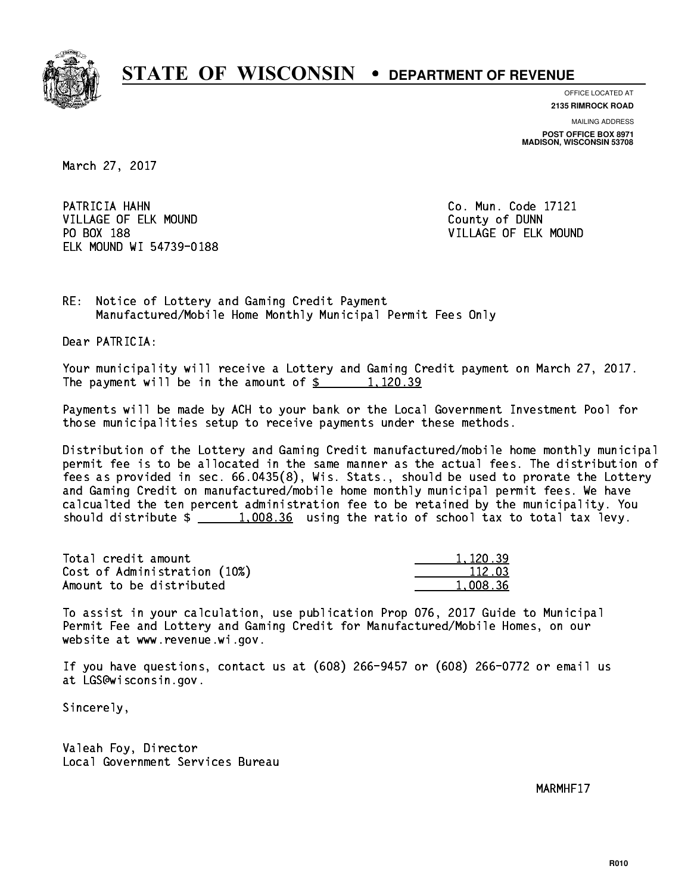# STATE OF WISCONSIN • DEPARTMENT OF REVENUE

OFFICE LOCATED AT
**2135 RIMROCK ROAD**

MAILING ADDRESS
**POST OFFICE BOX 8971**
**MADISON, WISCONSIN 53708**

March 27, 2017

PATRICIA HAHN
VILLAGE OF ELK MOUND
PO BOX 188
ELK MOUND WI 54739-0188

Co. Mun. Code 17121
County of DUNN
VILLAGE OF ELK MOUND

RE: Notice of Lottery and Gaming Credit Payment
Manufactured/Mobile Home Monthly Municipal Permit Fees Only

Dear PATRICIA:

Your municipality will receive a Lottery and Gaming Credit payment on March 27, 2017. The payment will be in the amount of $ 1,120.39

Payments will be made by ACH to your bank or the Local Government Investment Pool for those municipalities setup to receive payments under these methods.

Distribution of the Lottery and Gaming Credit manufactured/mobile home monthly municipal permit fee is to be allocated in the same manner as the actual fees. The distribution of fees as provided in sec. 66.0435(8), Wis. Stats., should be used to prorate the Lottery and Gaming Credit on manufactured/mobile home monthly municipal permit fees. We have calcualted the ten percent administration fee to be retained by the municipality. You should distribute $ 1,008.36 using the ratio of school tax to total tax levy.

| | |
|---|---|
| Total credit amount | 1,120.39 |
| Cost of Administration (10%) | 112.03 |
| Amount to be distributed | 1,008.36 |

To assist in your calculation, use publication Prop 076, 2017 Guide to Municipal Permit Fee and Lottery and Gaming Credit for Manufactured/Mobile Homes, on our website at www.revenue.wi.gov.

If you have questions, contact us at (608) 266-9457 or (608) 266-0772 or email us at LGS@wisconsin.gov.

Sincerely,

Valeah Foy, Director
Local Government Services Bureau

MARMHF17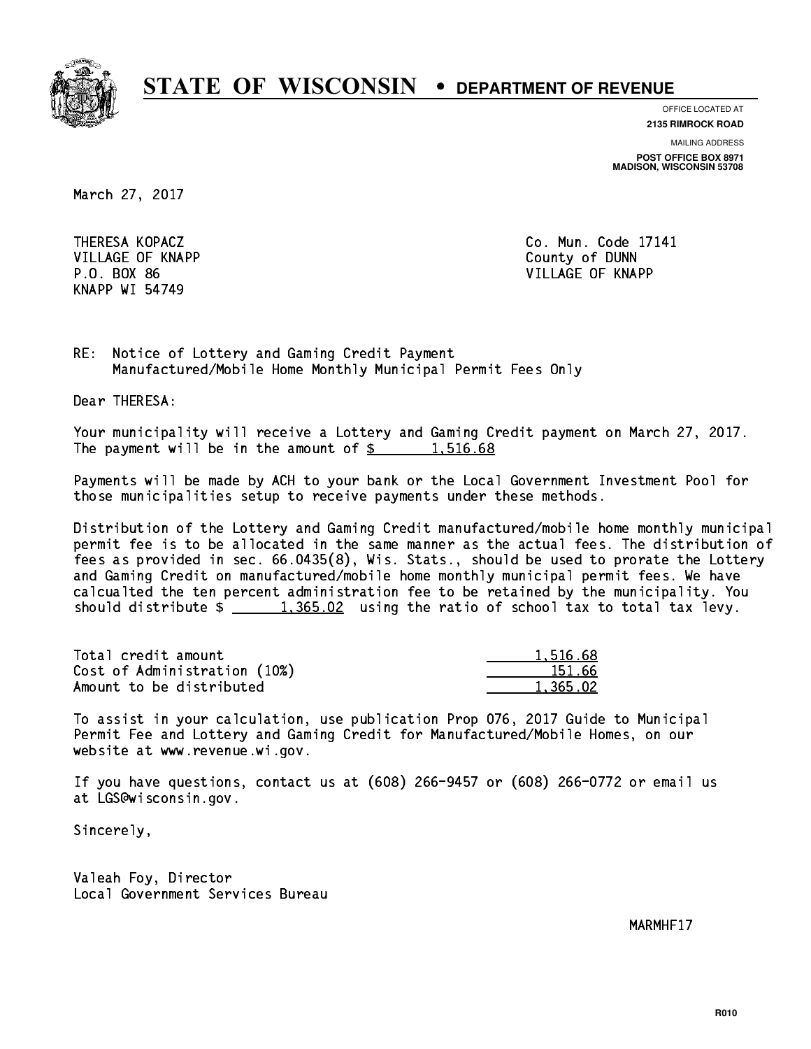# STATE OF WISCONSIN • DEPARTMENT OF REVENUE

OFFICE LOCATED AT
**2135 RIMROCK ROAD**

MAILING ADDRESS
**POST OFFICE BOX 8971**
**MADISON, WISCONSIN 53708**

March 27, 2017

THERESA KOPACZ
VILLAGE OF KNAPP
P.O. BOX 86
KNAPP WI 54749

Co. Mun. Code 17141
County of DUNN
VILLAGE OF KNAPP

RE: Notice of Lottery and Gaming Credit Payment
Manufactured/Mobile Home Monthly Municipal Permit Fees Only

Dear THERESA:

Your municipality will receive a Lottery and Gaming Credit payment on March 27, 2017. The payment will be in the amount of $ 1,516.68

Payments will be made by ACH to your bank or the Local Government Investment Pool for those municipalities setup to receive payments under these methods.

Distribution of the Lottery and Gaming Credit manufactured/mobile home monthly municipal permit fee is to be allocated in the same manner as the actual fees. The distribution of fees as provided in sec. 66.0435(8), Wis. Stats., should be used to prorate the Lottery and Gaming Credit on manufactured/mobile home monthly municipal permit fees. We have calcualted the ten percent administration fee to be retained by the municipality. You should distribute $ 1,365.02 using the ratio of school tax to total tax levy.

| | |
|---|---|
| Total credit amount | 1,516.68 |
| Cost of Administration (10%) | 151.66 |
| Amount to be distributed | 1,365.02 |

To assist in your calculation, use publication Prop 076, 2017 Guide to Municipal Permit Fee and Lottery and Gaming Credit for Manufactured/Mobile Homes, on our website at www.revenue.wi.gov.

If you have questions, contact us at (608) 266-9457 or (608) 266-0772 or email us at LGS@wisconsin.gov.

Sincerely,

Valeah Foy, Director
Local Government Services Bureau

MARMHF17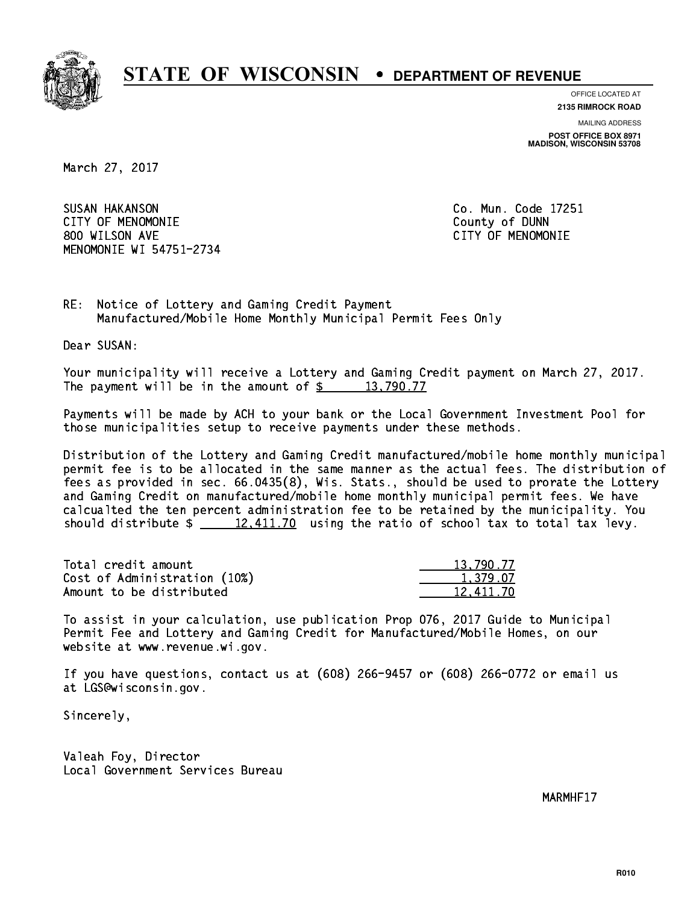# STATE OF WISCONSIN • DEPARTMENT OF REVENUE

OFFICE LOCATED AT
**2135 RIMROCK ROAD**

MAILING ADDRESS
**POST OFFICE BOX 8971**
**MADISON, WISCONSIN 53708**

March 27, 2017

SUSAN HAKANSON
CITY OF MENOMONIE
800 WILSON AVE
MENOMONIE WI 54751-2734

Co. Mun. Code 17251
County of DUNN
CITY OF MENOMONIE

RE: Notice of Lottery and Gaming Credit Payment
Manufactured/Mobile Home Monthly Municipal Permit Fees Only

Dear SUSAN:

Your municipality will receive a Lottery and Gaming Credit payment on March 27, 2017. The payment will be in the amount of $ 13,790.77

Payments will be made by ACH to your bank or the Local Government Investment Pool for those municipalities setup to receive payments under these methods.

Distribution of the Lottery and Gaming Credit manufactured/mobile home monthly municipal permit fee is to be allocated in the same manner as the actual fees. The distribution of fees as provided in sec. 66.0435(8), Wis. Stats., should be used to prorate the Lottery and Gaming Credit on manufactured/mobile home monthly municipal permit fees. We have calcualted the ten percent administration fee to be retained by the municipality. You should distribute $ 12,411.70 using the ratio of school tax to total tax levy.

| | |
|---|---|
| Total credit amount | 13,790.77 |
| Cost of Administration (10%) | 1,379.07 |
| Amount to be distributed | 12,411.70 |

To assist in your calculation, use publication Prop 076, 2017 Guide to Municipal Permit Fee and Lottery and Gaming Credit for Manufactured/Mobile Homes, on our website at www.revenue.wi.gov.

If you have questions, contact us at (608) 266-9457 or (608) 266-0772 or email us at LGS@wisconsin.gov.

Sincerely,

Valeah Foy, Director
Local Government Services Bureau

MARMHF17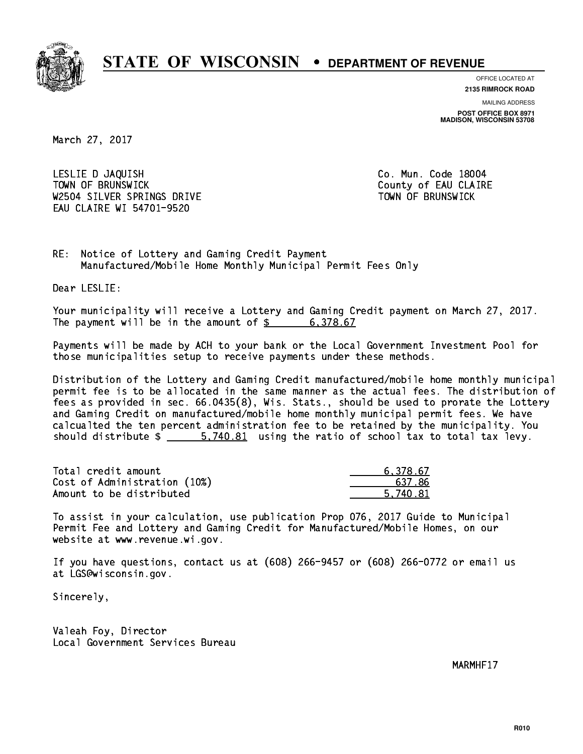# STATE OF WISCONSIN • DEPARTMENT OF REVENUE

OFFICE LOCATED AT
**2135 RIMROCK ROAD**

MAILING ADDRESS
**POST OFFICE BOX 8971**
**MADISON, WISCONSIN 53708**

March 27, 2017

LESLIE D JAQUISH
TOWN OF BRUNSWICK
W2504 SILVER SPRINGS DRIVE
EAU CLAIRE WI 54701-9520

Co. Mun. Code 18004
County of EAU CLAIRE
TOWN OF BRUNSWICK

RE: Notice of Lottery and Gaming Credit Payment
Manufactured/Mobile Home Monthly Municipal Permit Fees Only

Dear LESLIE:

Your municipality will receive a Lottery and Gaming Credit payment on March 27, 2017. The payment will be in the amount of $ 6,378.67

Payments will be made by ACH to your bank or the Local Government Investment Pool for those municipalities setup to receive payments under these methods.

Distribution of the Lottery and Gaming Credit manufactured/mobile home monthly municipal permit fee is to be allocated in the same manner as the actual fees. The distribution of fees as provided in sec. 66.0435(8), Wis. Stats., should be used to prorate the Lottery and Gaming Credit on manufactured/mobile home monthly municipal permit fees. We have calcualted the ten percent administration fee to be retained by the municipality. You should distribute $ 5,740.81 using the ratio of school tax to total tax levy.

| | |
|---|---|
| Total credit amount | 6,378.67 |
| Cost of Administration (10%) | 637.86 |
| Amount to be distributed | 5,740.81 |

To assist in your calculation, use publication Prop 076, 2017 Guide to Municipal Permit Fee and Lottery and Gaming Credit for Manufactured/Mobile Homes, on our website at www.revenue.wi.gov.

If you have questions, contact us at (608) 266-9457 or (608) 266-0772 or email us at LGS@wisconsin.gov.

Sincerely,

Valeah Foy, Director
Local Government Services Bureau

MARMHF17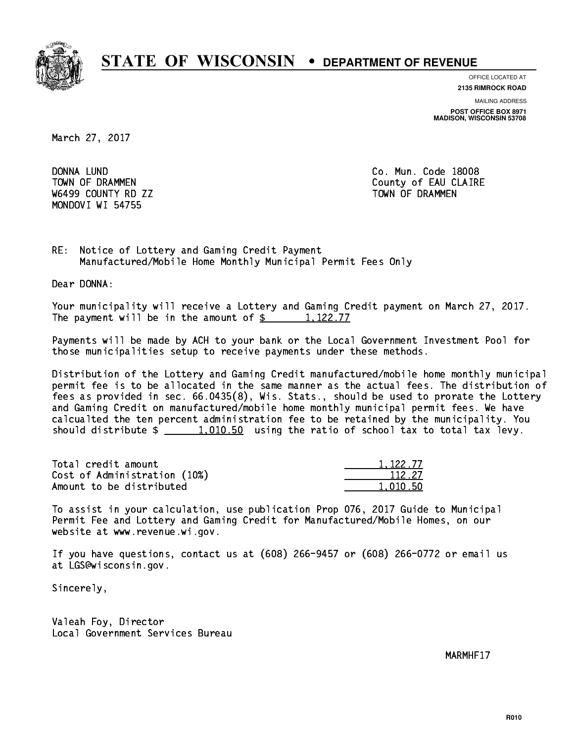# STATE OF WISCONSIN • DEPARTMENT OF REVENUE

OFFICE LOCATED AT
**2135 RIMROCK ROAD**

MAILING ADDRESS
**POST OFFICE BOX 8971**
**MADISON, WISCONSIN 53708**

March 27, 2017

DONNA LUND
TOWN OF DRAMMEN
W6499 COUNTY RD ZZ
MONDOVI WI 54755

Co. Mun. Code 18008
County of EAU CLAIRE
TOWN OF DRAMMEN

RE: Notice of Lottery and Gaming Credit Payment
Manufactured/Mobile Home Monthly Municipal Permit Fees Only

Dear DONNA:

Your municipality will receive a Lottery and Gaming Credit payment on March 27, 2017. The payment will be in the amount of $ 1,122.77

Payments will be made by ACH to your bank or the Local Government Investment Pool for those municipalities setup to receive payments under these methods.

Distribution of the Lottery and Gaming Credit manufactured/mobile home monthly municipal permit fee is to be allocated in the same manner as the actual fees. The distribution of fees as provided in sec. 66.0435(8), Wis. Stats., should be used to prorate the Lottery and Gaming Credit on manufactured/mobile home monthly municipal permit fees. We have calcualted the ten percent administration fee to be retained by the municipality. You should distribute $ 1,010.50 using the ratio of school tax to total tax levy.

| | |
|---|---|
| Total credit amount | 1,122.77 |
| Cost of Administration (10%) | 112.27 |
| Amount to be distributed | 1,010.50 |

To assist in your calculation, use publication Prop 076, 2017 Guide to Municipal Permit Fee and Lottery and Gaming Credit for Manufactured/Mobile Homes, on our website at www.revenue.wi.gov.

If you have questions, contact us at (608) 266-9457 or (608) 266-0772 or email us at LGS@wisconsin.gov.

Sincerely,

Valeah Foy, Director
Local Government Services Bureau

MARMHF17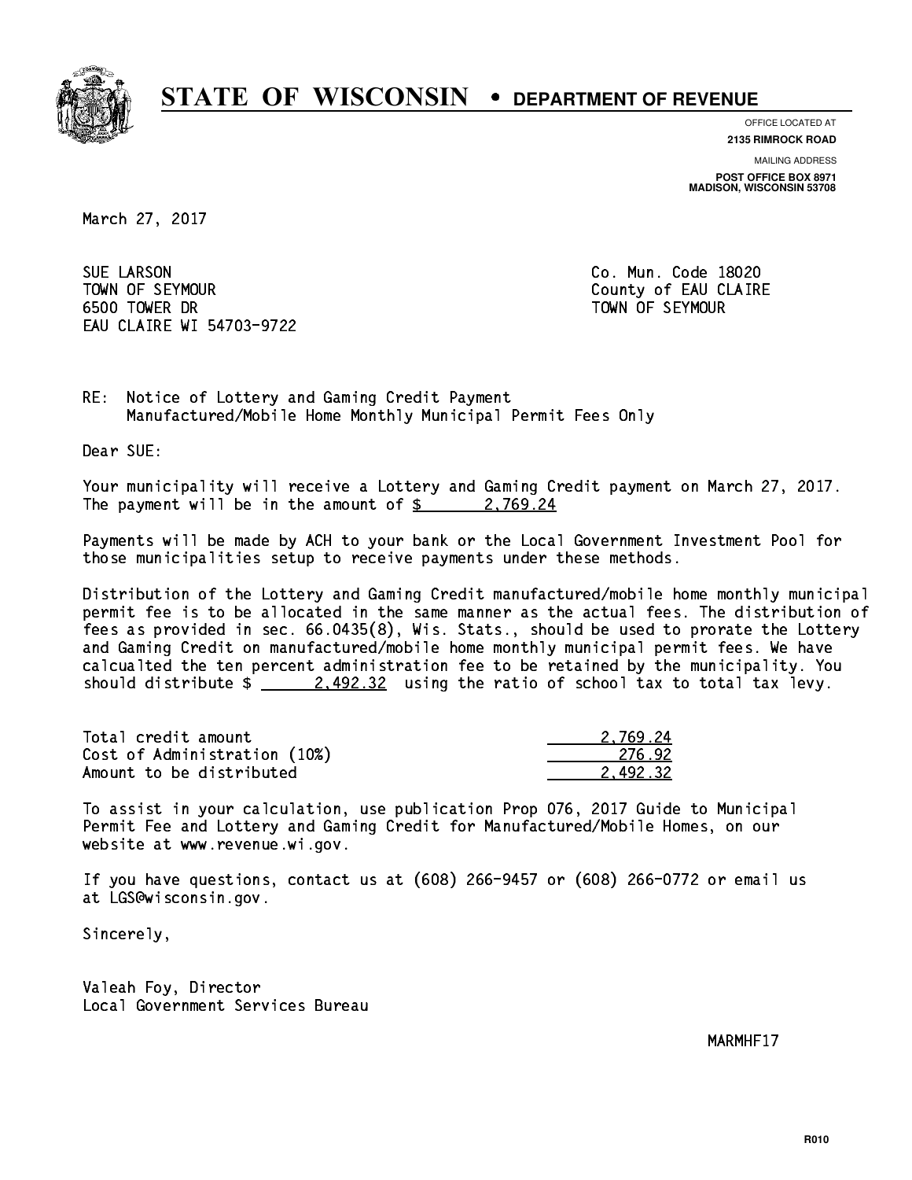# STATE OF WISCONSIN • DEPARTMENT OF REVENUE

OFFICE LOCATED AT
**2135 RIMROCK ROAD**

MAILING ADDRESS
**POST OFFICE BOX 8971**
**MADISON, WISCONSIN 53708**

March 27, 2017

SUE LARSON
TOWN OF SEYMOUR
6500 TOWER DR
EAU CLAIRE WI 54703-9722

Co. Mun. Code 18020
County of EAU CLAIRE
TOWN OF SEYMOUR

RE: Notice of Lottery and Gaming Credit Payment
Manufactured/Mobile Home Monthly Municipal Permit Fees Only

Dear SUE:

Your municipality will receive a Lottery and Gaming Credit payment on March 27, 2017. The payment will be in the amount of $ 2,769.24

Payments will be made by ACH to your bank or the Local Government Investment Pool for those municipalities setup to receive payments under these methods.

Distribution of the Lottery and Gaming Credit manufactured/mobile home monthly municipal permit fee is to be allocated in the same manner as the actual fees. The distribution of fees as provided in sec. 66.0435(8), Wis. Stats., should be used to prorate the Lottery and Gaming Credit on manufactured/mobile home monthly municipal permit fees. We have calcualted the ten percent administration fee to be retained by the municipality. You should distribute $ 2,492.32 using the ratio of school tax to total tax levy.

| | |
|---|---|
| Total credit amount | 2,769.24 |
| Cost of Administration (10%) | 276.92 |
| Amount to be distributed | 2,492.32 |

To assist in your calculation, use publication Prop 076, 2017 Guide to Municipal Permit Fee and Lottery and Gaming Credit for Manufactured/Mobile Homes, on our website at www.revenue.wi.gov.

If you have questions, contact us at (608) 266-9457 or (608) 266-0772 or email us at LGS@wisconsin.gov.

Sincerely,

Valeah Foy, Director
Local Government Services Bureau

MARMHF17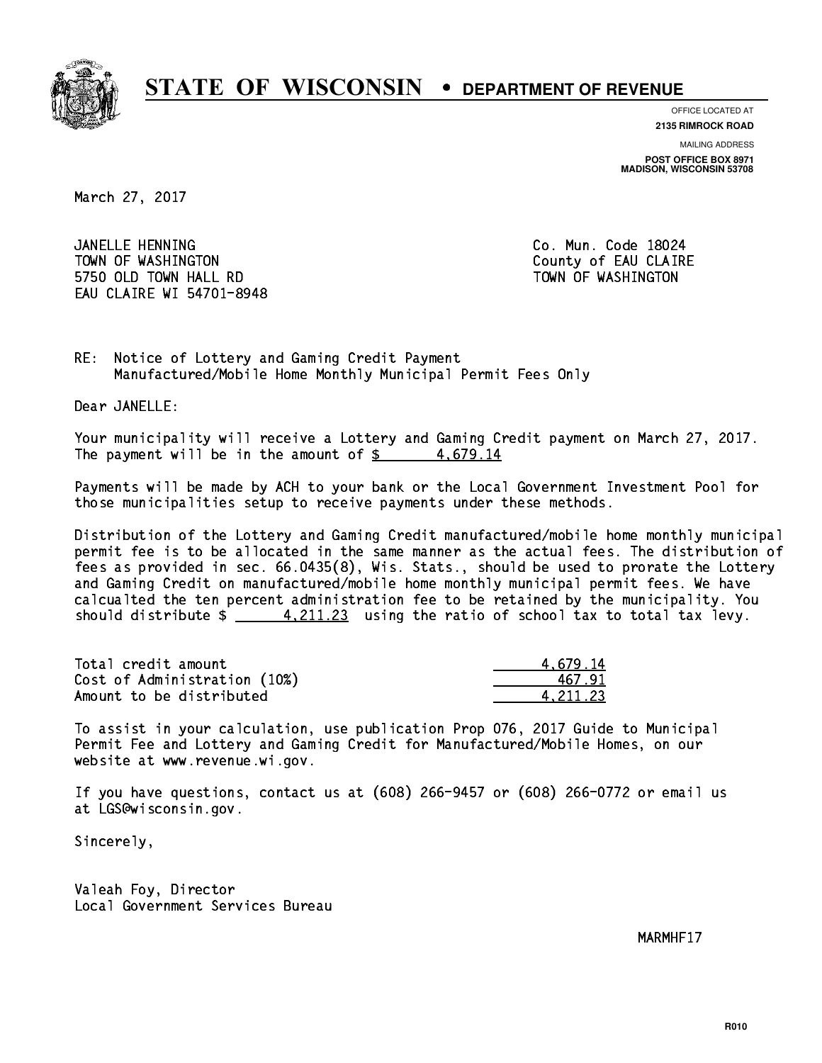# STATE OF WISCONSIN • DEPARTMENT OF REVENUE

OFFICE LOCATED AT
**2135 RIMROCK ROAD**

MAILING ADDRESS
**POST OFFICE BOX 8971**
**MADISON, WISCONSIN 53708**

March 27, 2017

JANELLE HENNING
TOWN OF WASHINGTON
5750 OLD TOWN HALL RD
EAU CLAIRE WI 54701-8948

Co. Mun. Code 18024
County of EAU CLAIRE
TOWN OF WASHINGTON

RE: Notice of Lottery and Gaming Credit Payment
Manufactured/Mobile Home Monthly Municipal Permit Fees Only

Dear JANELLE:

Your municipality will receive a Lottery and Gaming Credit payment on March 27, 2017. The payment will be in the amount of $ 4,679.14

Payments will be made by ACH to your bank or the Local Government Investment Pool for those municipalities setup to receive payments under these methods.

Distribution of the Lottery and Gaming Credit manufactured/mobile home monthly municipal permit fee is to be allocated in the same manner as the actual fees. The distribution of fees as provided in sec. 66.0435(8), Wis. Stats., should be used to prorate the Lottery and Gaming Credit on manufactured/mobile home monthly municipal permit fees. We have calcualted the ten percent administration fee to be retained by the municipality. You should distribute $ 4,211.23 using the ratio of school tax to total tax levy.

| | |
|---|---|
| Total credit amount | 4,679.14 |
| Cost of Administration (10%) | 467.91 |
| Amount to be distributed | 4,211.23 |

To assist in your calculation, use publication Prop 076, 2017 Guide to Municipal Permit Fee and Lottery and Gaming Credit for Manufactured/Mobile Homes, on our website at www.revenue.wi.gov.

If you have questions, contact us at (608) 266-9457 or (608) 266-0772 or email us at LGS@wisconsin.gov.

Sincerely,

Valeah Foy, Director
Local Government Services Bureau

MARMHF17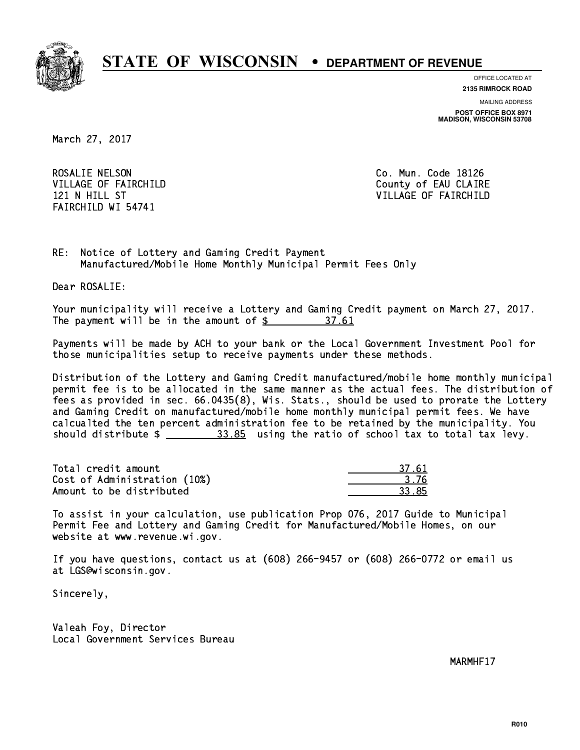# STATE OF WISCONSIN • DEPARTMENT OF REVENUE

OFFICE LOCATED AT
**2135 RIMROCK ROAD**

MAILING ADDRESS
**POST OFFICE BOX 8971**
**MADISON, WISCONSIN 53708**

March 27, 2017

ROSALIE NELSON
VILLAGE OF FAIRCHILD
121 N HILL ST
FAIRCHILD WI 54741

Co. Mun. Code 18126
County of EAU CLAIRE
VILLAGE OF FAIRCHILD

RE: Notice of Lottery and Gaming Credit Payment
Manufactured/Mobile Home Monthly Municipal Permit Fees Only

Dear ROSALIE:

Your municipality will receive a Lottery and Gaming Credit payment on March 27, 2017. The payment will be in the amount of $ 37.61

Payments will be made by ACH to your bank or the Local Government Investment Pool for those municipalities setup to receive payments under these methods.

Distribution of the Lottery and Gaming Credit manufactured/mobile home monthly municipal permit fee is to be allocated in the same manner as the actual fees. The distribution of fees as provided in sec. 66.0435(8), Wis. Stats., should be used to prorate the Lottery and Gaming Credit on manufactured/mobile home monthly municipal permit fees. We have calcualted the ten percent administration fee to be retained by the municipality. You should distribute $ 33.85 using the ratio of school tax to total tax levy.

| | |
|---|---|
| Total credit amount | 37.61 |
| Cost of Administration (10%) | 3.76 |
| Amount to be distributed | 33.85 |

To assist in your calculation, use publication Prop 076, 2017 Guide to Municipal Permit Fee and Lottery and Gaming Credit for Manufactured/Mobile Homes, on our website at www.revenue.wi.gov.

If you have questions, contact us at (608) 266-9457 or (608) 266-0772 or email us at LGS@wisconsin.gov.

Sincerely,

Valeah Foy, Director
Local Government Services Bureau

MARMHF17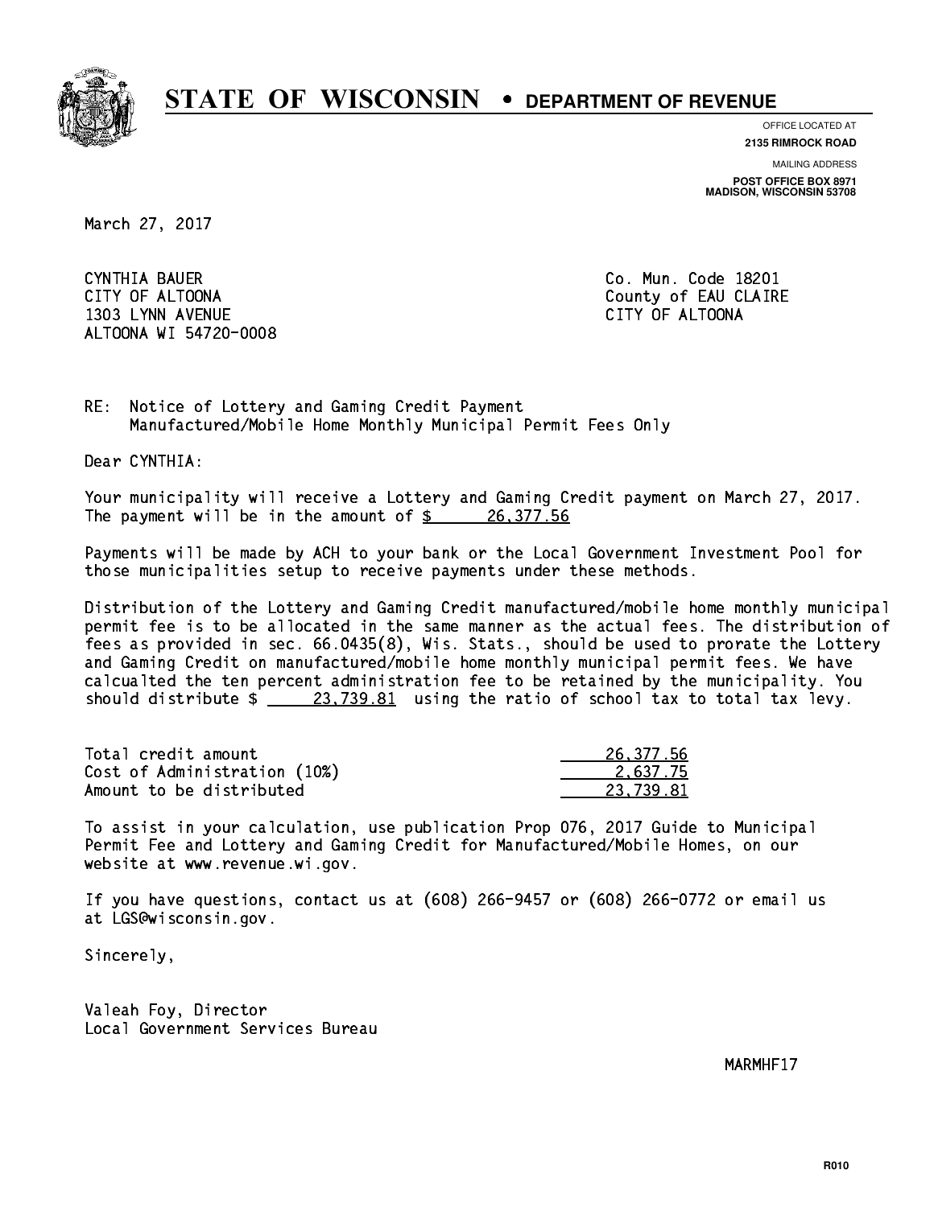# STATE OF WISCONSIN • DEPARTMENT OF REVENUE

OFFICE LOCATED AT
**2135 RIMROCK ROAD**

MAILING ADDRESS
**POST OFFICE BOX 8971**
**MADISON, WISCONSIN 53708**

March 27, 2017

CYNTHIA BAUER
CITY OF ALTOONA
1303 LYNN AVENUE
ALTOONA WI 54720-0008

Co. Mun. Code 18201
County of EAU CLAIRE
CITY OF ALTOONA

RE: Notice of Lottery and Gaming Credit Payment
Manufactured/Mobile Home Monthly Municipal Permit Fees Only

Dear CYNTHIA:

Your municipality will receive a Lottery and Gaming Credit payment on March 27, 2017. The payment will be in the amount of $ 26,377.56

Payments will be made by ACH to your bank or the Local Government Investment Pool for those municipalities setup to receive payments under these methods.

Distribution of the Lottery and Gaming Credit manufactured/mobile home monthly municipal permit fee is to be allocated in the same manner as the actual fees. The distribution of fees as provided in sec. 66.0435(8), Wis. Stats., should be used to prorate the Lottery and Gaming Credit on manufactured/mobile home monthly municipal permit fees. We have calcualted the ten percent administration fee to be retained by the municipality. You should distribute $ 23,739.81 using the ratio of school tax to total tax levy.

| | |
|---|---|
| Total credit amount | 26,377.56 |
| Cost of Administration (10%) | 2,637.75 |
| Amount to be distributed | 23,739.81 |

To assist in your calculation, use publication Prop 076, 2017 Guide to Municipal Permit Fee and Lottery and Gaming Credit for Manufactured/Mobile Homes, on our website at www.revenue.wi.gov.

If you have questions, contact us at (608) 266-9457 or (608) 266-0772 or email us at LGS@wisconsin.gov.

Sincerely,

Valeah Foy, Director
Local Government Services Bureau

MARMHF17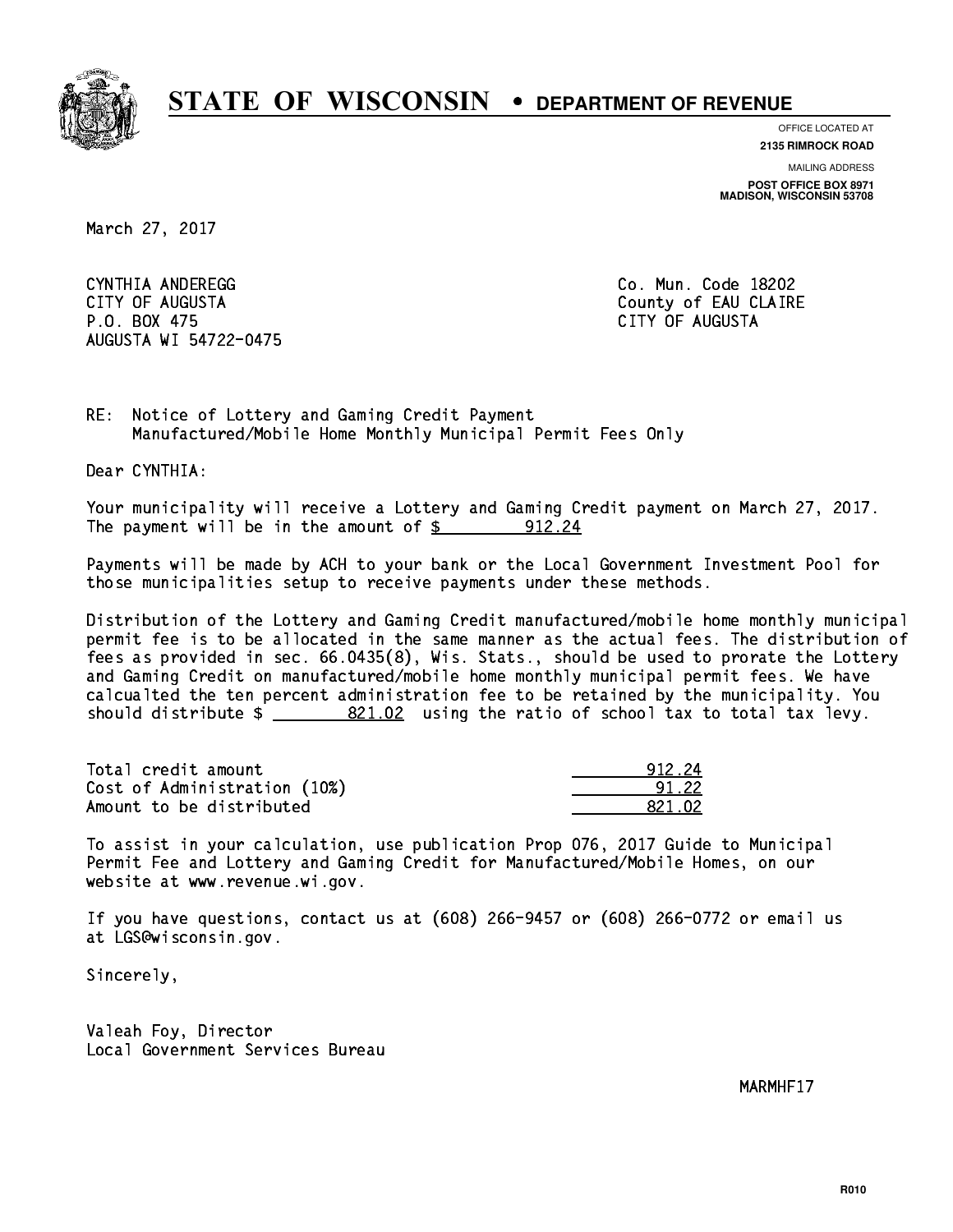# STATE OF WISCONSIN • DEPARTMENT OF REVENUE

OFFICE LOCATED AT
**2135 RIMROCK ROAD**

MAILING ADDRESS
**POST OFFICE BOX 8971**
**MADISON, WISCONSIN 53708**

March 27, 2017

CYNTHIA ANDEREGG
CITY OF AUGUSTA
P.O. BOX 475
AUGUSTA WI 54722-0475

Co. Mun. Code 18202
County of EAU CLAIRE
CITY OF AUGUSTA

RE: Notice of Lottery and Gaming Credit Payment
Manufactured/Mobile Home Monthly Municipal Permit Fees Only

Dear CYNTHIA:

Your municipality will receive a Lottery and Gaming Credit payment on March 27, 2017. The payment will be in the amount of $ 912.24

Payments will be made by ACH to your bank or the Local Government Investment Pool for those municipalities setup to receive payments under these methods.

Distribution of the Lottery and Gaming Credit manufactured/mobile home monthly municipal permit fee is to be allocated in the same manner as the actual fees. The distribution of fees as provided in sec. 66.0435(8), Wis. Stats., should be used to prorate the Lottery and Gaming Credit on manufactured/mobile home monthly municipal permit fees. We have calcualted the ten percent administration fee to be retained by the municipality. You should distribute $ 821.02 using the ratio of school tax to total tax levy.

| | |
|---|---|
| Total credit amount | 912.24 |
| Cost of Administration (10%) | 91.22 |
| Amount to be distributed | 821.02 |

To assist in your calculation, use publication Prop 076, 2017 Guide to Municipal Permit Fee and Lottery and Gaming Credit for Manufactured/Mobile Homes, on our website at www.revenue.wi.gov.

If you have questions, contact us at (608) 266-9457 or (608) 266-0772 or email us at LGS@wisconsin.gov.

Sincerely,

Valeah Foy, Director
Local Government Services Bureau

MARMHF17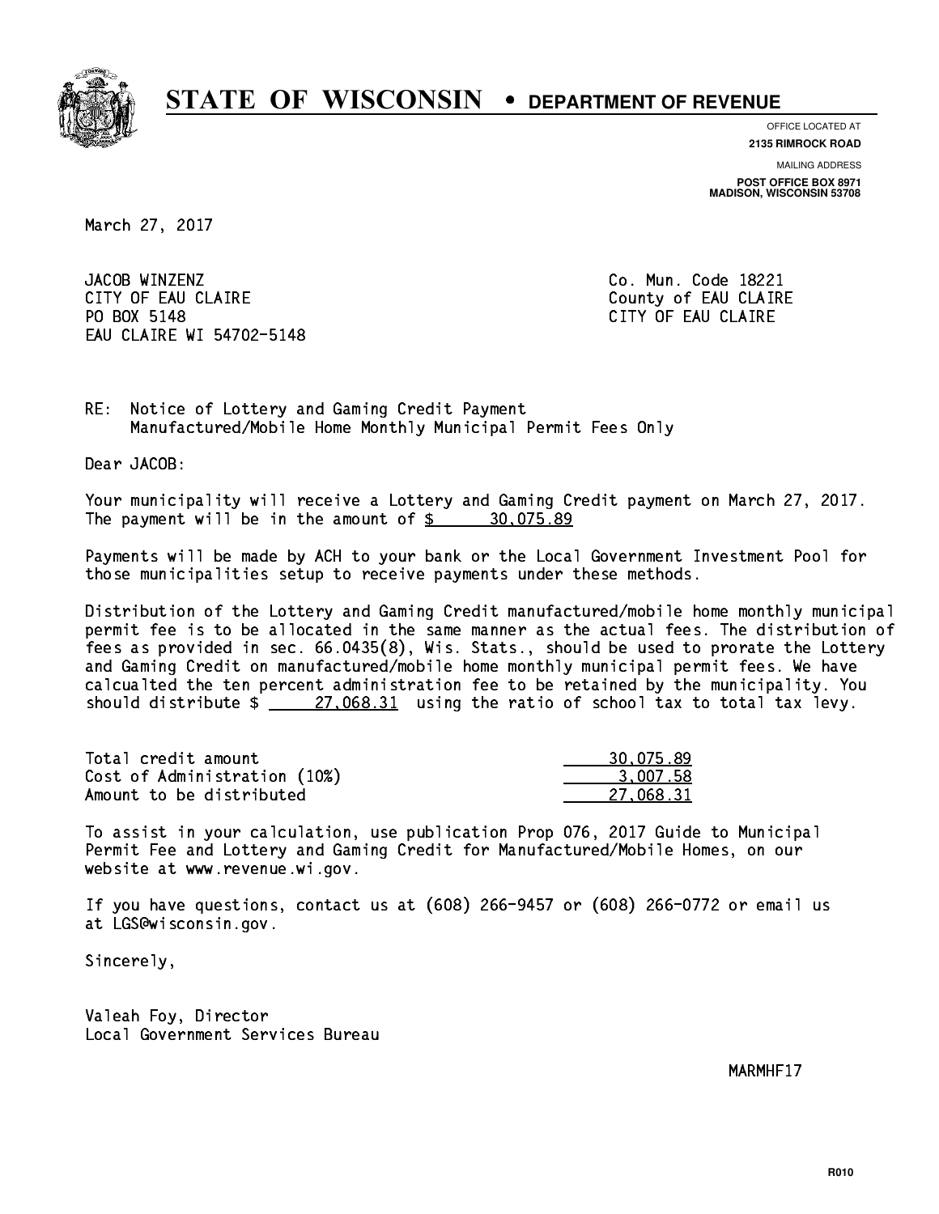# STATE OF WISCONSIN • DEPARTMENT OF REVENUE

OFFICE LOCATED AT
**2135 RIMROCK ROAD**

MAILING ADDRESS
**POST OFFICE BOX 8971**
**MADISON, WISCONSIN 53708**

March 27, 2017

JACOB WINZENZ
CITY OF EAU CLAIRE
PO BOX 5148
EAU CLAIRE WI 54702-5148

Co. Mun. Code 18221
County of EAU CLAIRE
CITY OF EAU CLAIRE

RE: Notice of Lottery and Gaming Credit Payment
Manufactured/Mobile Home Monthly Municipal Permit Fees Only

Dear JACOB:

Your municipality will receive a Lottery and Gaming Credit payment on March 27, 2017. The payment will be in the amount of $ 30,075.89

Payments will be made by ACH to your bank or the Local Government Investment Pool for those municipalities setup to receive payments under these methods.

Distribution of the Lottery and Gaming Credit manufactured/mobile home monthly municipal permit fee is to be allocated in the same manner as the actual fees. The distribution of fees as provided in sec. 66.0435(8), Wis. Stats., should be used to prorate the Lottery and Gaming Credit on manufactured/mobile home monthly municipal permit fees. We have calcualted the ten percent administration fee to be retained by the municipality. You should distribute $ 27,068.31 using the ratio of school tax to total tax levy.

| | |
|---|---|
| Total credit amount | 30,075.89 |
| Cost of Administration (10%) | 3,007.58 |
| Amount to be distributed | 27,068.31 |

To assist in your calculation, use publication Prop 076, 2017 Guide to Municipal Permit Fee and Lottery and Gaming Credit for Manufactured/Mobile Homes, on our website at www.revenue.wi.gov.

If you have questions, contact us at (608) 266-9457 or (608) 266-0772 or email us at LGS@wisconsin.gov.

Sincerely,

Valeah Foy, Director
Local Government Services Bureau

MARMHF17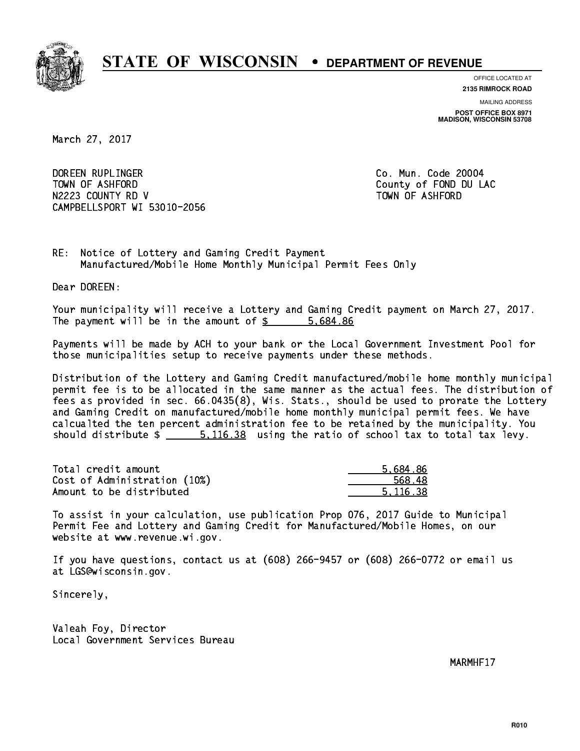# STATE OF WISCONSIN • DEPARTMENT OF REVENUE

OFFICE LOCATED AT
**2135 RIMROCK ROAD**

MAILING ADDRESS
**POST OFFICE BOX 8971**
**MADISON, WISCONSIN 53708**

March 27, 2017

DOREEN RUPLINGER
TOWN OF ASHFORD
N2223 COUNTY RD V
CAMPBELLSPORT WI 53010-2056

Co. Mun. Code 20004
County of FOND DU LAC
TOWN OF ASHFORD

RE: Notice of Lottery and Gaming Credit Payment
Manufactured/Mobile Home Monthly Municipal Permit Fees Only

Dear DOREEN:

Your municipality will receive a Lottery and Gaming Credit payment on March 27, 2017. The payment will be in the amount of $ 5,684.86

Payments will be made by ACH to your bank or the Local Government Investment Pool for those municipalities setup to receive payments under these methods.

Distribution of the Lottery and Gaming Credit manufactured/mobile home monthly municipal permit fee is to be allocated in the same manner as the actual fees. The distribution of fees as provided in sec. 66.0435(8), Wis. Stats., should be used to prorate the Lottery and Gaming Credit on manufactured/mobile home monthly municipal permit fees. We have calcualted the ten percent administration fee to be retained by the municipality. You should distribute $ 5,116.38 using the ratio of school tax to total tax levy.

| | |
|---|---|
| Total credit amount | 5,684.86 |
| Cost of Administration (10%) | 568.48 |
| Amount to be distributed | 5,116.38 |

To assist in your calculation, use publication Prop 076, 2017 Guide to Municipal Permit Fee and Lottery and Gaming Credit for Manufactured/Mobile Homes, on our website at www.revenue.wi.gov.

If you have questions, contact us at (608) 266-9457 or (608) 266-0772 or email us at LGS@wisconsin.gov.

Sincerely,

Valeah Foy, Director
Local Government Services Bureau

MARMHF17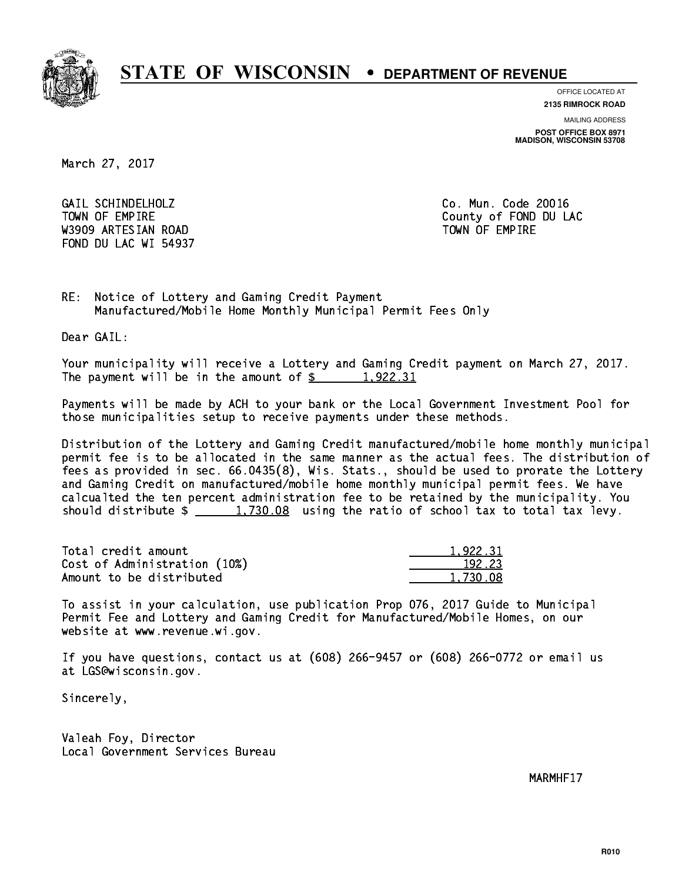# STATE OF WISCONSIN • DEPARTMENT OF REVENUE

OFFICE LOCATED AT
**2135 RIMROCK ROAD**

MAILING ADDRESS
**POST OFFICE BOX 8971**
**MADISON, WISCONSIN 53708**

March 27, 2017

GAIL SCHINDELHOLZ
TOWN OF EMPIRE
W3909 ARTESIAN ROAD
FOND DU LAC WI 54937

Co. Mun. Code 20016
County of FOND DU LAC
TOWN OF EMPIRE

RE: Notice of Lottery and Gaming Credit Payment
Manufactured/Mobile Home Monthly Municipal Permit Fees Only

Dear GAIL:

Your municipality will receive a Lottery and Gaming Credit payment on March 27, 2017. The payment will be in the amount of $ 1,922.31

Payments will be made by ACH to your bank or the Local Government Investment Pool for those municipalities setup to receive payments under these methods.

Distribution of the Lottery and Gaming Credit manufactured/mobile home monthly municipal permit fee is to be allocated in the same manner as the actual fees. The distribution of fees as provided in sec. 66.0435(8), Wis. Stats., should be used to prorate the Lottery and Gaming Credit on manufactured/mobile home monthly municipal permit fees. We have calcualted the ten percent administration fee to be retained by the municipality. You should distribute $ 1,730.08 using the ratio of school tax to total tax levy.

| | |
|---|---|
| Total credit amount | 1,922.31 |
| Cost of Administration (10%) | 192.23 |
| Amount to be distributed | 1,730.08 |

To assist in your calculation, use publication Prop 076, 2017 Guide to Municipal Permit Fee and Lottery and Gaming Credit for Manufactured/Mobile Homes, on our website at www.revenue.wi.gov.

If you have questions, contact us at (608) 266-9457 or (608) 266-0772 or email us at LGS@wisconsin.gov.

Sincerely,

Valeah Foy, Director
Local Government Services Bureau

MARMHF17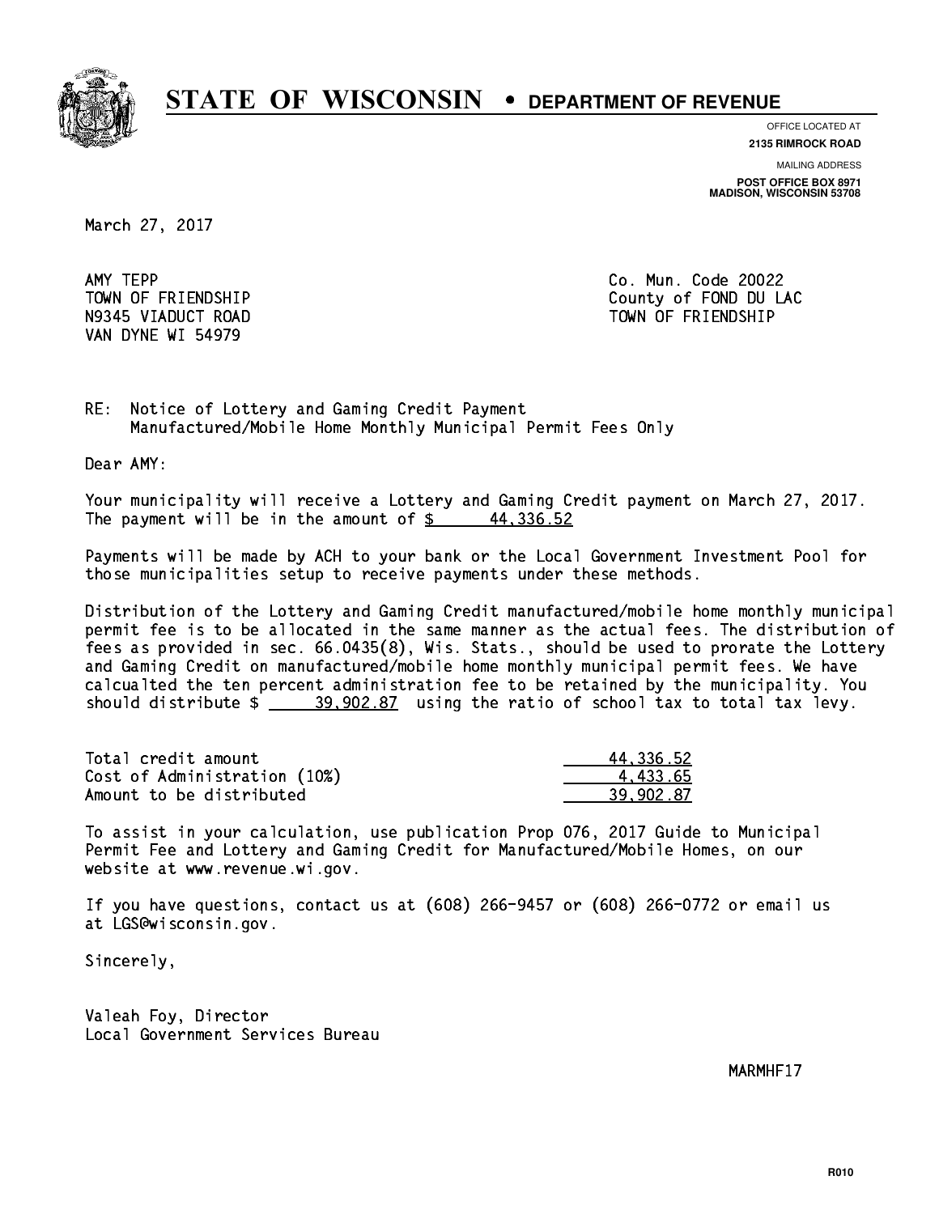# STATE OF WISCONSIN • DEPARTMENT OF REVENUE

OFFICE LOCATED AT
**2135 RIMROCK ROAD**

MAILING ADDRESS
**POST OFFICE BOX 8971**
**MADISON, WISCONSIN 53708**

March 27, 2017

AMY TEPP
TOWN OF FRIENDSHIP
N9345 VIADUCT ROAD
VAN DYNE WI 54979

Co. Mun. Code 20022
County of FOND DU LAC
TOWN OF FRIENDSHIP

RE: Notice of Lottery and Gaming Credit Payment
Manufactured/Mobile Home Monthly Municipal Permit Fees Only

Dear AMY:

Your municipality will receive a Lottery and Gaming Credit payment on March 27, 2017. The payment will be in the amount of $ 44,336.52

Payments will be made by ACH to your bank or the Local Government Investment Pool for those municipalities setup to receive payments under these methods.

Distribution of the Lottery and Gaming Credit manufactured/mobile home monthly municipal permit fee is to be allocated in the same manner as the actual fees. The distribution of fees as provided in sec. 66.0435(8), Wis. Stats., should be used to prorate the Lottery and Gaming Credit on manufactured/mobile home monthly municipal permit fees. We have calcualted the ten percent administration fee to be retained by the municipality. You should distribute $ 39,902.87 using the ratio of school tax to total tax levy.

| | |
|---|---|
| Total credit amount | 44,336.52 |
| Cost of Administration (10%) | 4,433.65 |
| Amount to be distributed | 39,902.87 |

To assist in your calculation, use publication Prop 076, 2017 Guide to Municipal Permit Fee and Lottery and Gaming Credit for Manufactured/Mobile Homes, on our website at www.revenue.wi.gov.

If you have questions, contact us at (608) 266-9457 or (608) 266-0772 or email us at LGS@wisconsin.gov.

Sincerely,

Valeah Foy, Director
Local Government Services Bureau

MARMHF17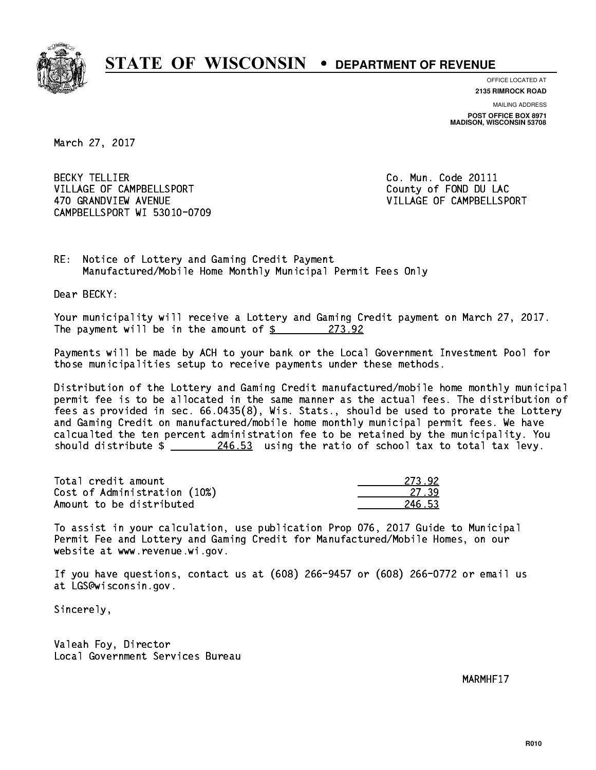# STATE OF WISCONSIN • DEPARTMENT OF REVENUE

OFFICE LOCATED AT
**2135 RIMROCK ROAD**

MAILING ADDRESS
**POST OFFICE BOX 8971**
**MADISON, WISCONSIN 53708**

March 27, 2017

BECKY TELLIER
VILLAGE OF CAMPBELLSPORT
470 GRANDVIEW AVENUE
CAMPBELLSPORT WI 53010-0709

Co. Mun. Code 20111
County of FOND DU LAC
VILLAGE OF CAMPBELLSPORT

RE: Notice of Lottery and Gaming Credit Payment
Manufactured/Mobile Home Monthly Municipal Permit Fees Only

Dear BECKY:

Your municipality will receive a Lottery and Gaming Credit payment on March 27, 2017. The payment will be in the amount of $ 273.92

Payments will be made by ACH to your bank or the Local Government Investment Pool for those municipalities setup to receive payments under these methods.

Distribution of the Lottery and Gaming Credit manufactured/mobile home monthly municipal permit fee is to be allocated in the same manner as the actual fees. The distribution of fees as provided in sec. 66.0435(8), Wis. Stats., should be used to prorate the Lottery and Gaming Credit on manufactured/mobile home monthly municipal permit fees. We have calcualted the ten percent administration fee to be retained by the municipality. You should distribute $ 246.53 using the ratio of school tax to total tax levy.

| | |
|---|---|
| Total credit amount | 273.92 |
| Cost of Administration (10%) | 27.39 |
| Amount to be distributed | 246.53 |

To assist in your calculation, use publication Prop 076, 2017 Guide to Municipal Permit Fee and Lottery and Gaming Credit for Manufactured/Mobile Homes, on our website at www.revenue.wi.gov.

If you have questions, contact us at (608) 266-9457 or (608) 266-0772 or email us at LGS@wisconsin.gov.

Sincerely,

Valeah Foy, Director
Local Government Services Bureau

MARMHF17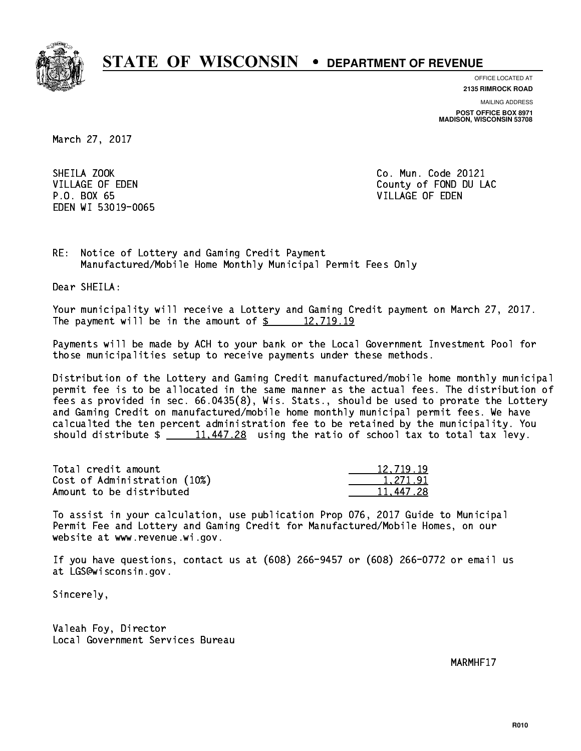# STATE OF WISCONSIN • DEPARTMENT OF REVENUE

OFFICE LOCATED AT
**2135 RIMROCK ROAD**

MAILING ADDRESS
**POST OFFICE BOX 8971**
**MADISON, WISCONSIN 53708**

March 27, 2017

SHEILA ZOOK
VILLAGE OF EDEN
P.O. BOX 65
EDEN WI 53019-0065

Co. Mun. Code 20121
County of FOND DU LAC
VILLAGE OF EDEN

RE: Notice of Lottery and Gaming Credit Payment
Manufactured/Mobile Home Monthly Municipal Permit Fees Only

Dear SHEILA:

Your municipality will receive a Lottery and Gaming Credit payment on March 27, 2017. The payment will be in the amount of $ 12,719.19

Payments will be made by ACH to your bank or the Local Government Investment Pool for those municipalities setup to receive payments under these methods.

Distribution of the Lottery and Gaming Credit manufactured/mobile home monthly municipal permit fee is to be allocated in the same manner as the actual fees. The distribution of fees as provided in sec. 66.0435(8), Wis. Stats., should be used to prorate the Lottery and Gaming Credit on manufactured/mobile home monthly municipal permit fees. We have calcualted the ten percent administration fee to be retained by the municipality. You should distribute $ 11,447.28 using the ratio of school tax to total tax levy.

| | |
|---|---|
| Total credit amount | 12,719.19 |
| Cost of Administration (10%) | 1,271.91 |
| Amount to be distributed | 11,447.28 |

To assist in your calculation, use publication Prop 076, 2017 Guide to Municipal Permit Fee and Lottery and Gaming Credit for Manufactured/Mobile Homes, on our website at www.revenue.wi.gov.

If you have questions, contact us at (608) 266-9457 or (608) 266-0772 or email us at LGS@wisconsin.gov.

Sincerely,

Valeah Foy, Director
Local Government Services Bureau

MARMHF17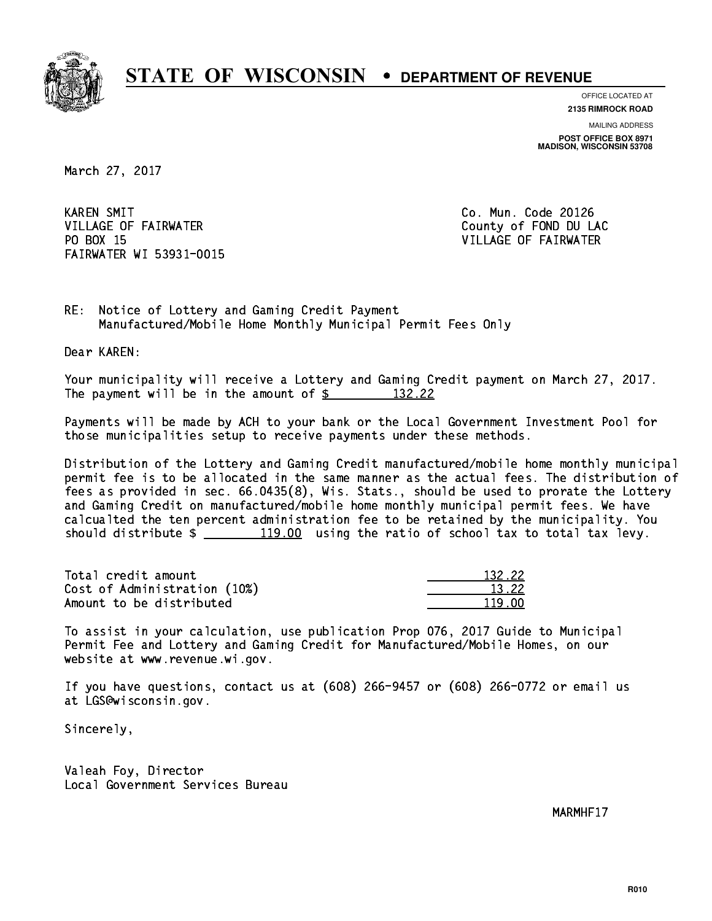# STATE OF WISCONSIN • DEPARTMENT OF REVENUE

OFFICE LOCATED AT
**2135 RIMROCK ROAD**

MAILING ADDRESS
**POST OFFICE BOX 8971**
**MADISON, WISCONSIN 53708**

March 27, 2017

KAREN SMIT
VILLAGE OF FAIRWATER
PO BOX 15
FAIRWATER WI 53931-0015

Co. Mun. Code 20126
County of FOND DU LAC
VILLAGE OF FAIRWATER

RE: Notice of Lottery and Gaming Credit Payment
Manufactured/Mobile Home Monthly Municipal Permit Fees Only

Dear KAREN:

Your municipality will receive a Lottery and Gaming Credit payment on March 27, 2017. The payment will be in the amount of $ 132.22

Payments will be made by ACH to your bank or the Local Government Investment Pool for those municipalities setup to receive payments under these methods.

Distribution of the Lottery and Gaming Credit manufactured/mobile home monthly municipal permit fee is to be allocated in the same manner as the actual fees. The distribution of fees as provided in sec. 66.0435(8), Wis. Stats., should be used to prorate the Lottery and Gaming Credit on manufactured/mobile home monthly municipal permit fees. We have calcualted the ten percent administration fee to be retained by the municipality. You should distribute $ 119.00 using the ratio of school tax to total tax levy.

| | |
|---|---|
| Total credit amount | 132.22 |
| Cost of Administration (10%) | 13.22 |
| Amount to be distributed | 119.00 |

To assist in your calculation, use publication Prop 076, 2017 Guide to Municipal Permit Fee and Lottery and Gaming Credit for Manufactured/Mobile Homes, on our website at www.revenue.wi.gov.

If you have questions, contact us at (608) 266-9457 or (608) 266-0772 or email us at LGS@wisconsin.gov.

Sincerely,

Valeah Foy, Director
Local Government Services Bureau

MARMHF17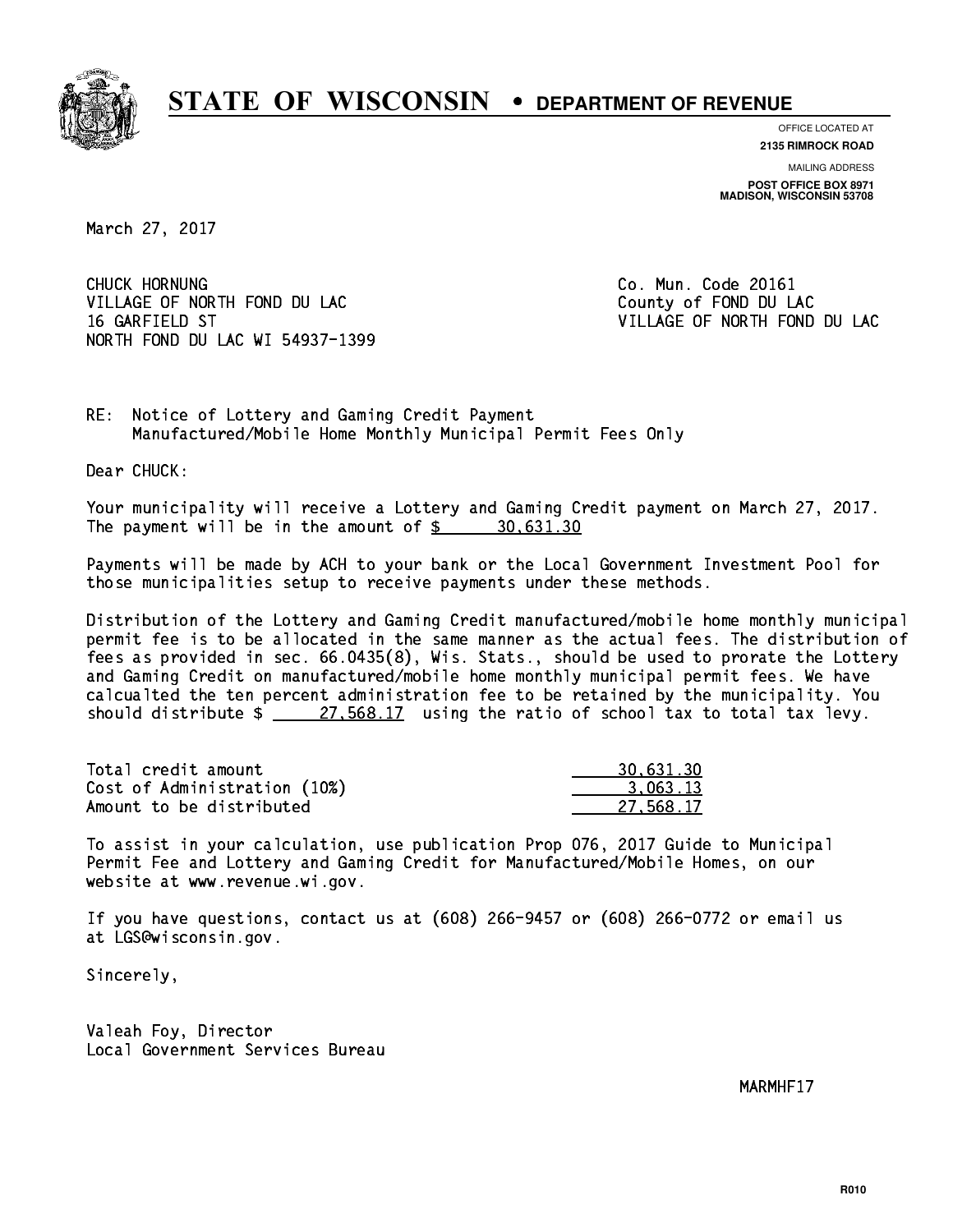# STATE OF WISCONSIN • DEPARTMENT OF REVENUE

OFFICE LOCATED AT
**2135 RIMROCK ROAD**

MAILING ADDRESS
**POST OFFICE BOX 8971**
**MADISON, WISCONSIN 53708**

March 27, 2017

CHUCK HORNUNG
VILLAGE OF NORTH FOND DU LAC
16 GARFIELD ST
NORTH FOND DU LAC WI 54937-1399

Co. Mun. Code 20161
County of FOND DU LAC
VILLAGE OF NORTH FOND DU LAC

RE: Notice of Lottery and Gaming Credit Payment
Manufactured/Mobile Home Monthly Municipal Permit Fees Only

Dear CHUCK:

Your municipality will receive a Lottery and Gaming Credit payment on March 27, 2017. The payment will be in the amount of $ 30,631.30

Payments will be made by ACH to your bank or the Local Government Investment Pool for those municipalities setup to receive payments under these methods.

Distribution of the Lottery and Gaming Credit manufactured/mobile home monthly municipal permit fee is to be allocated in the same manner as the actual fees. The distribution of fees as provided in sec. 66.0435(8), Wis. Stats., should be used to prorate the Lottery and Gaming Credit on manufactured/mobile home monthly municipal permit fees. We have calcualted the ten percent administration fee to be retained by the municipality. You should distribute $ 27,568.17 using the ratio of school tax to total tax levy.

| | |
|---|---|
| Total credit amount | 30,631.30 |
| Cost of Administration (10%) | 3,063.13 |
| Amount to be distributed | 27,568.17 |

To assist in your calculation, use publication Prop 076, 2017 Guide to Municipal Permit Fee and Lottery and Gaming Credit for Manufactured/Mobile Homes, on our website at www.revenue.wi.gov.

If you have questions, contact us at (608) 266-9457 or (608) 266-0772 or email us at LGS@wisconsin.gov.

Sincerely,

Valeah Foy, Director
Local Government Services Bureau

MARMHF17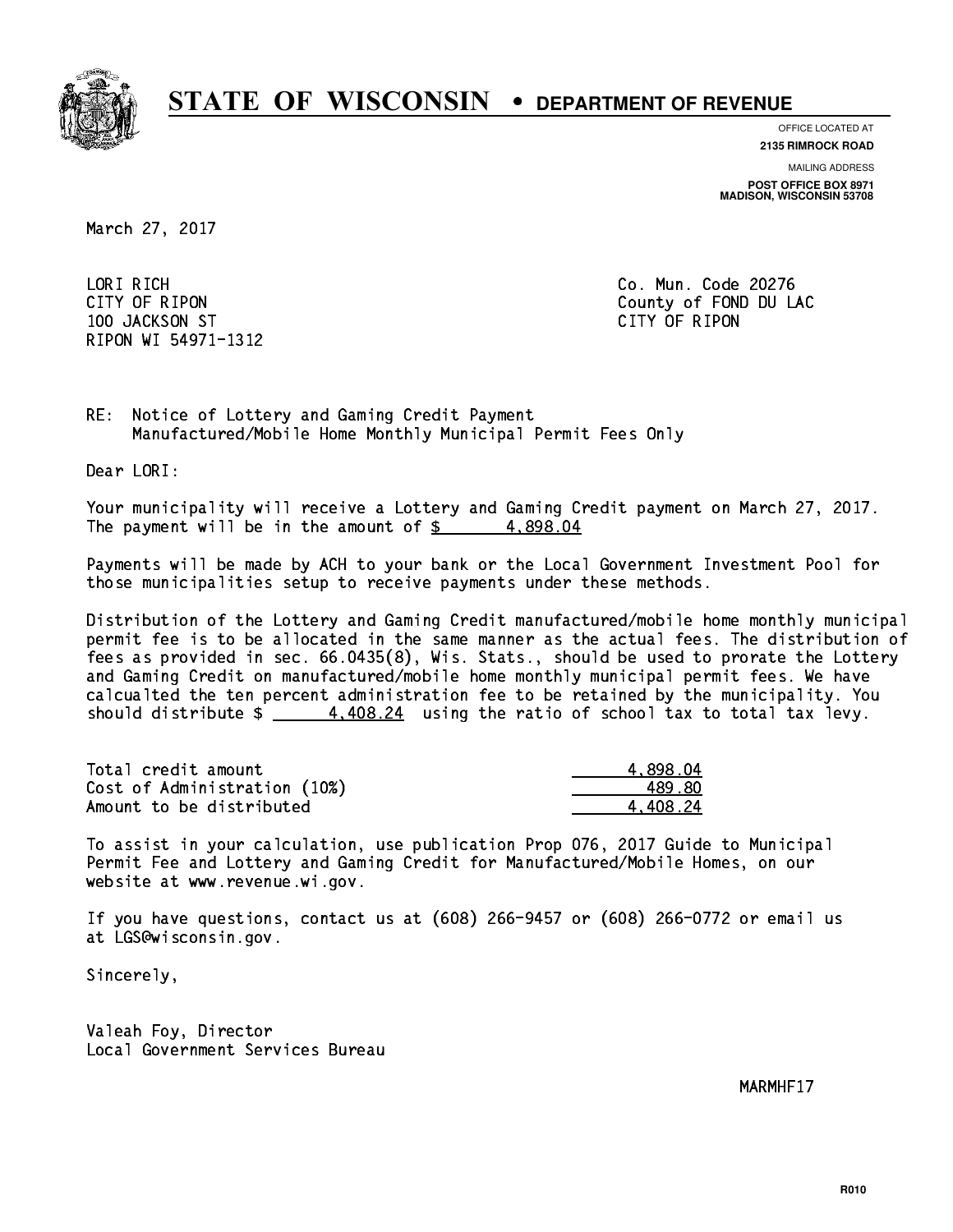# STATE OF WISCONSIN • DEPARTMENT OF REVENUE

OFFICE LOCATED AT
**2135 RIMROCK ROAD**

MAILING ADDRESS
**POST OFFICE BOX 8971**
**MADISON, WISCONSIN 53708**

March 27, 2017

LORI RICH
CITY OF RIPON
100 JACKSON ST
RIPON WI 54971-1312

Co. Mun. Code 20276
County of FOND DU LAC
CITY OF RIPON

RE: Notice of Lottery and Gaming Credit Payment
Manufactured/Mobile Home Monthly Municipal Permit Fees Only

Dear LORI:

Your municipality will receive a Lottery and Gaming Credit payment on March 27, 2017. The payment will be in the amount of $ 4,898.04

Payments will be made by ACH to your bank or the Local Government Investment Pool for those municipalities setup to receive payments under these methods.

Distribution of the Lottery and Gaming Credit manufactured/mobile home monthly municipal permit fee is to be allocated in the same manner as the actual fees. The distribution of fees as provided in sec. 66.0435(8), Wis. Stats., should be used to prorate the Lottery and Gaming Credit on manufactured/mobile home monthly municipal permit fees. We have calcualted the ten percent administration fee to be retained by the municipality. You should distribute $ 4,408.24 using the ratio of school tax to total tax levy.

| | |
|---|---|
| Total credit amount | 4,898.04 |
| Cost of Administration (10%) | 489.80 |
| Amount to be distributed | 4,408.24 |

To assist in your calculation, use publication Prop 076, 2017 Guide to Municipal Permit Fee and Lottery and Gaming Credit for Manufactured/Mobile Homes, on our website at www.revenue.wi.gov.

If you have questions, contact us at (608) 266-9457 or (608) 266-0772 or email us at LGS@wisconsin.gov.

Sincerely,

Valeah Foy, Director
Local Government Services Bureau

MARMHF17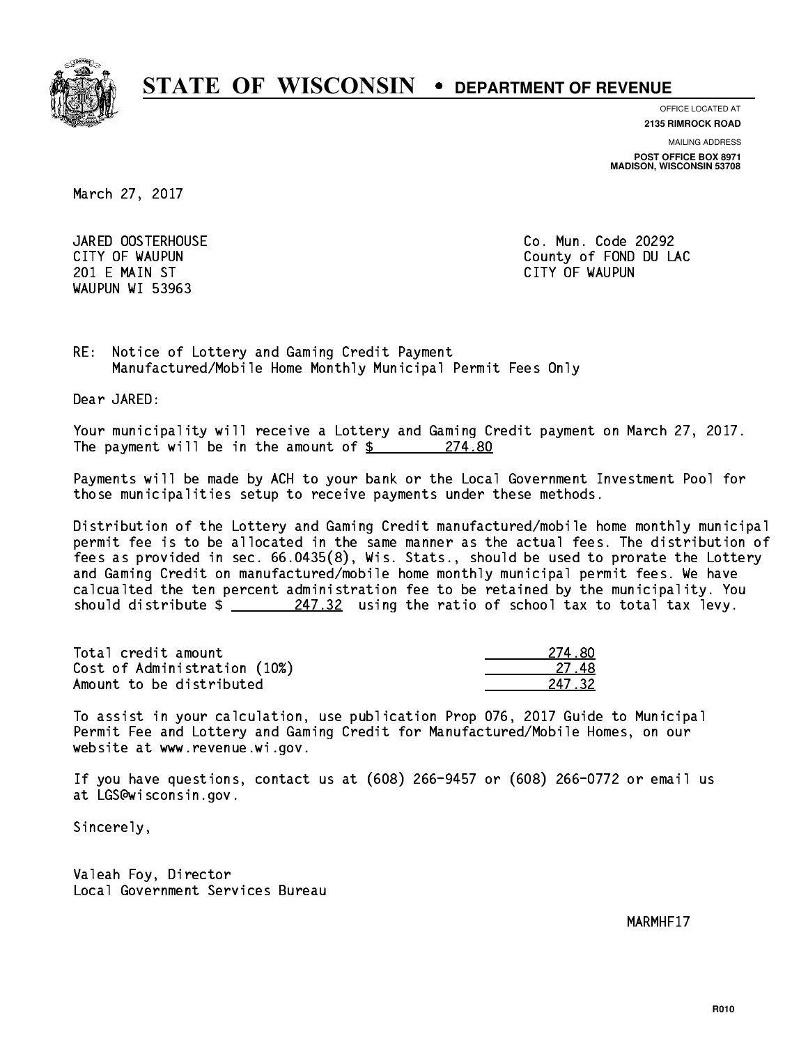# STATE OF WISCONSIN • DEPARTMENT OF REVENUE

OFFICE LOCATED AT
**2135 RIMROCK ROAD**

MAILING ADDRESS
**POST OFFICE BOX 8971**
**MADISON, WISCONSIN 53708**

March 27, 2017

JARED OOSTERHOUSE
CITY OF WAUPUN
201 E MAIN ST
WAUPUN WI 53963

Co. Mun. Code 20292
County of FOND DU LAC
CITY OF WAUPUN

RE: Notice of Lottery and Gaming Credit Payment
Manufactured/Mobile Home Monthly Municipal Permit Fees Only

Dear JARED:

Your municipality will receive a Lottery and Gaming Credit payment on March 27, 2017. The payment will be in the amount of $ 274.80

Payments will be made by ACH to your bank or the Local Government Investment Pool for those municipalities setup to receive payments under these methods.

Distribution of the Lottery and Gaming Credit manufactured/mobile home monthly municipal permit fee is to be allocated in the same manner as the actual fees. The distribution of fees as provided in sec. 66.0435(8), Wis. Stats., should be used to prorate the Lottery and Gaming Credit on manufactured/mobile home monthly municipal permit fees. We have calcualted the ten percent administration fee to be retained by the municipality. You should distribute $ 247.32 using the ratio of school tax to total tax levy.

| | |
|---|---|
| Total credit amount | 274.80 |
| Cost of Administration (10%) | 27.48 |
| Amount to be distributed | 247.32 |

To assist in your calculation, use publication Prop 076, 2017 Guide to Municipal Permit Fee and Lottery and Gaming Credit for Manufactured/Mobile Homes, on our website at www.revenue.wi.gov.

If you have questions, contact us at (608) 266-9457 or (608) 266-0772 or email us at LGS@wisconsin.gov.

Sincerely,

Valeah Foy, Director
Local Government Services Bureau

MARMHF17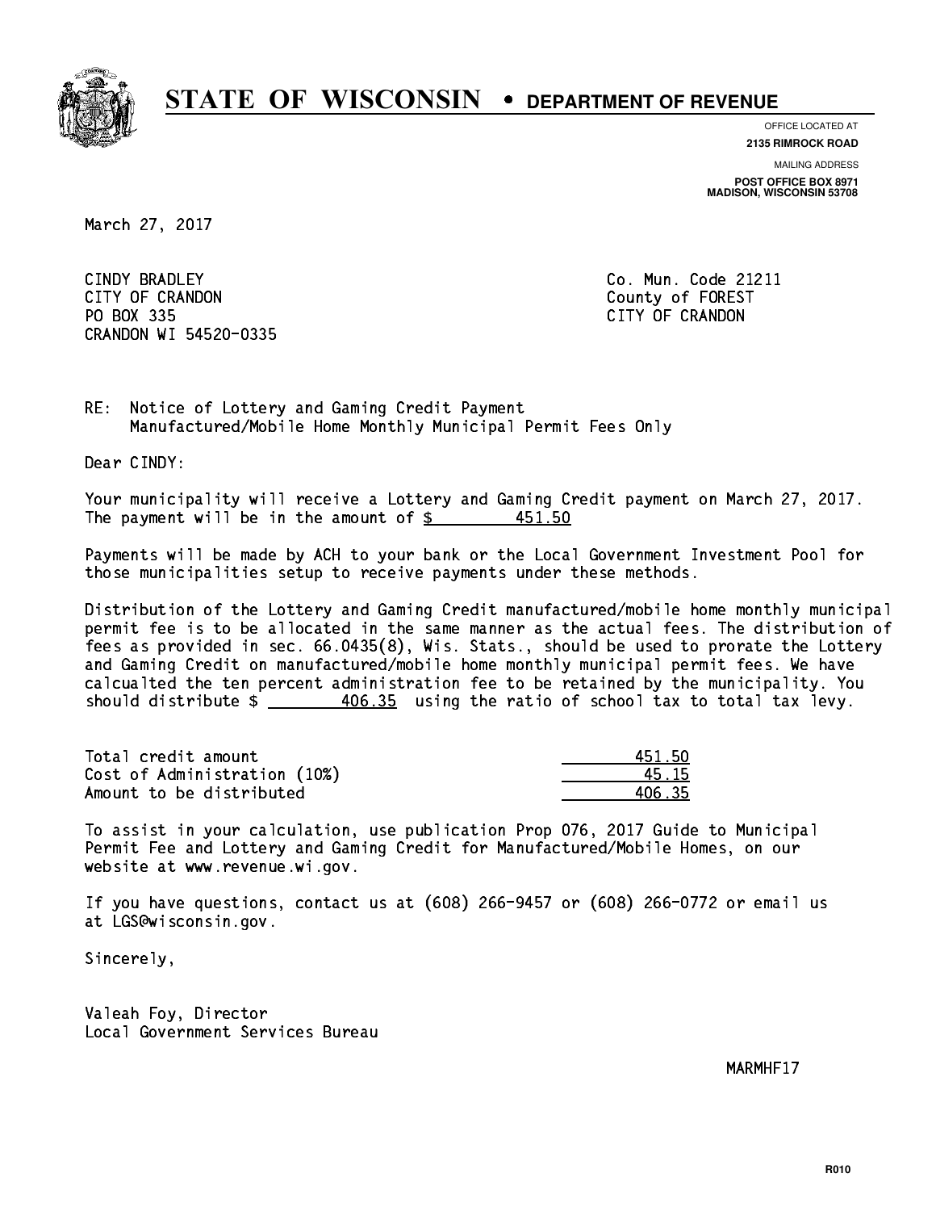# STATE OF WISCONSIN • DEPARTMENT OF REVENUE

OFFICE LOCATED AT
**2135 RIMROCK ROAD**

MAILING ADDRESS
**POST OFFICE BOX 8971**
**MADISON, WISCONSIN 53708**

March 27, 2017

CINDY BRADLEY
CITY OF CRANDON
PO BOX 335
CRANDON WI 54520-0335

Co. Mun. Code 21211
County of FOREST
CITY OF CRANDON

RE: Notice of Lottery and Gaming Credit Payment
Manufactured/Mobile Home Monthly Municipal Permit Fees Only

Dear CINDY:

Your municipality will receive a Lottery and Gaming Credit payment on March 27, 2017. The payment will be in the amount of $ 451.50

Payments will be made by ACH to your bank or the Local Government Investment Pool for those municipalities setup to receive payments under these methods.

Distribution of the Lottery and Gaming Credit manufactured/mobile home monthly municipal permit fee is to be allocated in the same manner as the actual fees. The distribution of fees as provided in sec. 66.0435(8), Wis. Stats., should be used to prorate the Lottery and Gaming Credit on manufactured/mobile home monthly municipal permit fees. We have calcualted the ten percent administration fee to be retained by the municipality. You should distribute $ 406.35 using the ratio of school tax to total tax levy.

| | |
|---|---|
| Total credit amount | 451.50 |
| Cost of Administration (10%) | 45.15 |
| Amount to be distributed | 406.35 |

To assist in your calculation, use publication Prop 076, 2017 Guide to Municipal Permit Fee and Lottery and Gaming Credit for Manufactured/Mobile Homes, on our website at www.revenue.wi.gov.

If you have questions, contact us at (608) 266-9457 or (608) 266-0772 or email us at LGS@wisconsin.gov.

Sincerely,

Valeah Foy, Director
Local Government Services Bureau

MARMHF17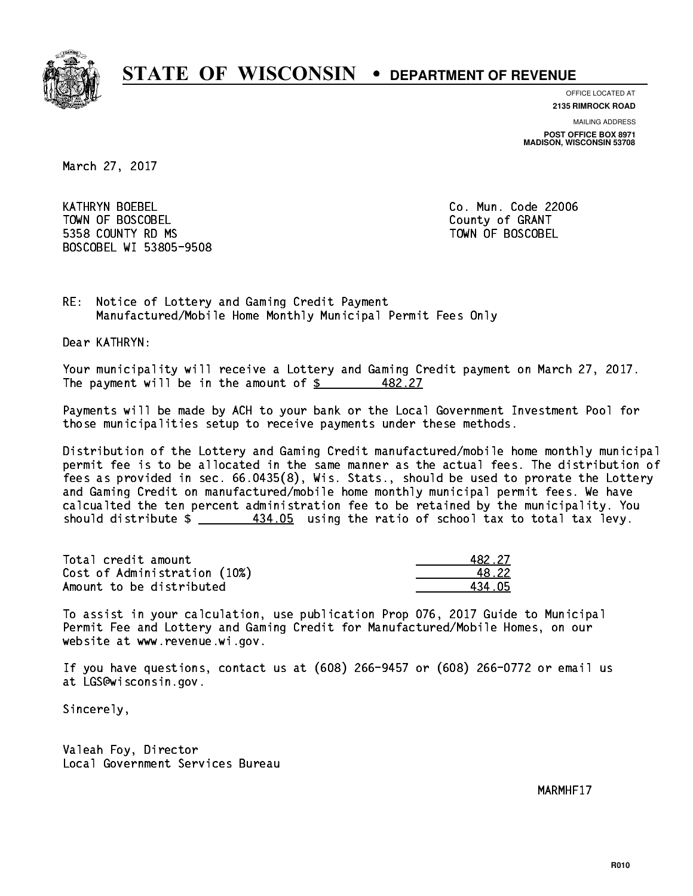# STATE OF WISCONSIN • DEPARTMENT OF REVENUE

OFFICE LOCATED AT
**2135 RIMROCK ROAD**

MAILING ADDRESS
**POST OFFICE BOX 8971**
**MADISON, WISCONSIN 53708**

March 27, 2017

KATHRYN BOEBEL
TOWN OF BOSCOBEL
5358 COUNTY RD MS
BOSCOBEL WI 53805-9508

Co. Mun. Code 22006
County of GRANT
TOWN OF BOSCOBEL

RE: Notice of Lottery and Gaming Credit Payment
Manufactured/Mobile Home Monthly Municipal Permit Fees Only

Dear KATHRYN:

Your municipality will receive a Lottery and Gaming Credit payment on March 27, 2017. The payment will be in the amount of $ 482.27

Payments will be made by ACH to your bank or the Local Government Investment Pool for those municipalities setup to receive payments under these methods.

Distribution of the Lottery and Gaming Credit manufactured/mobile home monthly municipal permit fee is to be allocated in the same manner as the actual fees. The distribution of fees as provided in sec. 66.0435(8), Wis. Stats., should be used to prorate the Lottery and Gaming Credit on manufactured/mobile home monthly municipal permit fees. We have calcualted the ten percent administration fee to be retained by the municipality. You should distribute $ 434.05 using the ratio of school tax to total tax levy.

| | |
|---|---|
| Total credit amount | 482.27 |
| Cost of Administration (10%) | 48.22 |
| Amount to be distributed | 434.05 |

To assist in your calculation, use publication Prop 076, 2017 Guide to Municipal Permit Fee and Lottery and Gaming Credit for Manufactured/Mobile Homes, on our website at www.revenue.wi.gov.

If you have questions, contact us at (608) 266-9457 or (608) 266-0772 or email us at LGS@wisconsin.gov.

Sincerely,

Valeah Foy, Director
Local Government Services Bureau

MARMHF17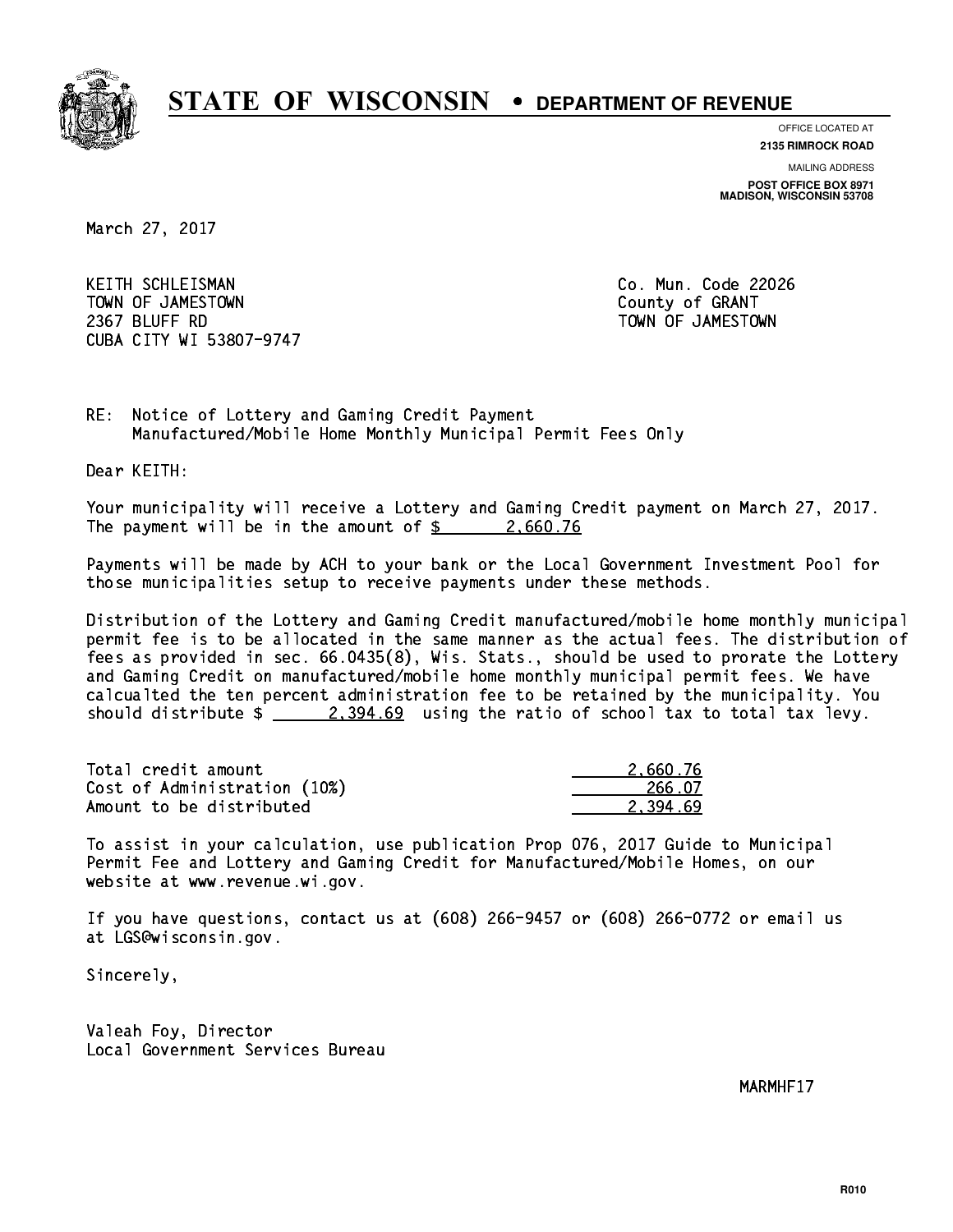# STATE OF WISCONSIN • DEPARTMENT OF REVENUE

OFFICE LOCATED AT
**2135 RIMROCK ROAD**

MAILING ADDRESS
**POST OFFICE BOX 8971**
**MADISON, WISCONSIN 53708**

March 27, 2017

KEITH SCHLEISMAN
TOWN OF JAMESTOWN
2367 BLUFF RD
CUBA CITY WI 53807-9747

Co. Mun. Code 22026
County of GRANT
TOWN OF JAMESTOWN

RE: Notice of Lottery and Gaming Credit Payment
Manufactured/Mobile Home Monthly Municipal Permit Fees Only

Dear KEITH:

Your municipality will receive a Lottery and Gaming Credit payment on March 27, 2017. The payment will be in the amount of $ 2,660.76

Payments will be made by ACH to your bank or the Local Government Investment Pool for those municipalities setup to receive payments under these methods.

Distribution of the Lottery and Gaming Credit manufactured/mobile home monthly municipal permit fee is to be allocated in the same manner as the actual fees. The distribution of fees as provided in sec. 66.0435(8), Wis. Stats., should be used to prorate the Lottery and Gaming Credit on manufactured/mobile home monthly municipal permit fees. We have calcualted the ten percent administration fee to be retained by the municipality. You should distribute $ 2,394.69 using the ratio of school tax to total tax levy.

| | |
|---|---|
| Total credit amount | 2,660.76 |
| Cost of Administration (10%) | 266.07 |
| Amount to be distributed | 2,394.69 |

To assist in your calculation, use publication Prop 076, 2017 Guide to Municipal Permit Fee and Lottery and Gaming Credit for Manufactured/Mobile Homes, on our website at www.revenue.wi.gov.

If you have questions, contact us at (608) 266-9457 or (608) 266-0772 or email us at LGS@wisconsin.gov.

Sincerely,

Valeah Foy, Director
Local Government Services Bureau

MARMHF17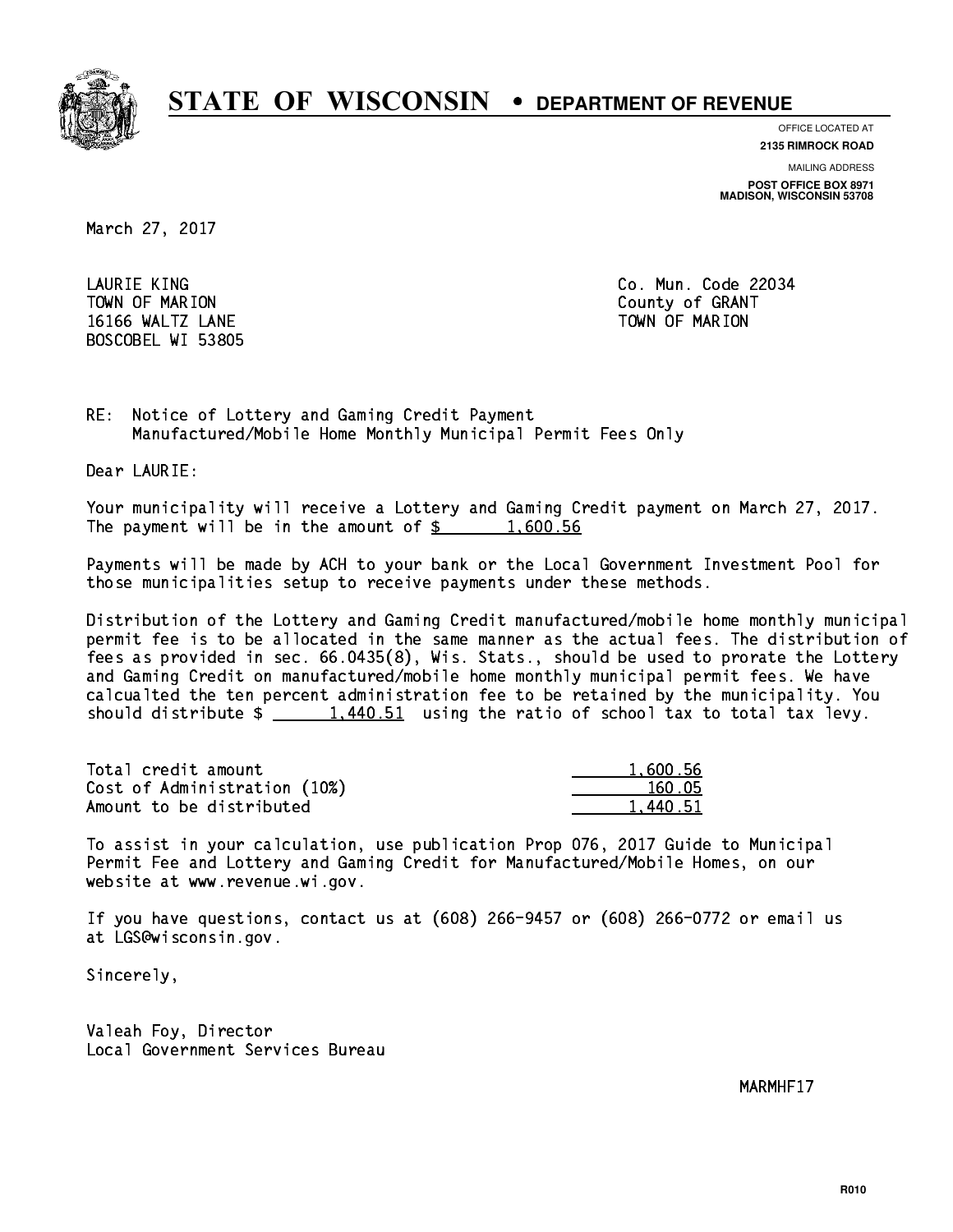# STATE OF WISCONSIN • DEPARTMENT OF REVENUE

OFFICE LOCATED AT
**2135 RIMROCK ROAD**

MAILING ADDRESS
**POST OFFICE BOX 8971**
**MADISON, WISCONSIN 53708**

March 27, 2017

LAURIE KING
TOWN OF MARION
16166 WALTZ LANE
BOSCOBEL WI 53805

Co. Mun. Code 22034
County of GRANT
TOWN OF MARION

RE: Notice of Lottery and Gaming Credit Payment
Manufactured/Mobile Home Monthly Municipal Permit Fees Only

Dear LAURIE:

Your municipality will receive a Lottery and Gaming Credit payment on March 27, 2017. The payment will be in the amount of $ 1,600.56

Payments will be made by ACH to your bank or the Local Government Investment Pool for those municipalities setup to receive payments under these methods.

Distribution of the Lottery and Gaming Credit manufactured/mobile home monthly municipal permit fee is to be allocated in the same manner as the actual fees. The distribution of fees as provided in sec. 66.0435(8), Wis. Stats., should be used to prorate the Lottery and Gaming Credit on manufactured/mobile home monthly municipal permit fees. We have calcualted the ten percent administration fee to be retained by the municipality. You should distribute $ 1,440.51 using the ratio of school tax to total tax levy.

| | |
|---|---|
| Total credit amount | 1,600.56 |
| Cost of Administration (10%) | 160.05 |
| Amount to be distributed | 1,440.51 |

To assist in your calculation, use publication Prop 076, 2017 Guide to Municipal Permit Fee and Lottery and Gaming Credit for Manufactured/Mobile Homes, on our website at www.revenue.wi.gov.

If you have questions, contact us at (608) 266-9457 or (608) 266-0772 or email us at LGS@wisconsin.gov.

Sincerely,

Valeah Foy, Director
Local Government Services Bureau

MARMHF17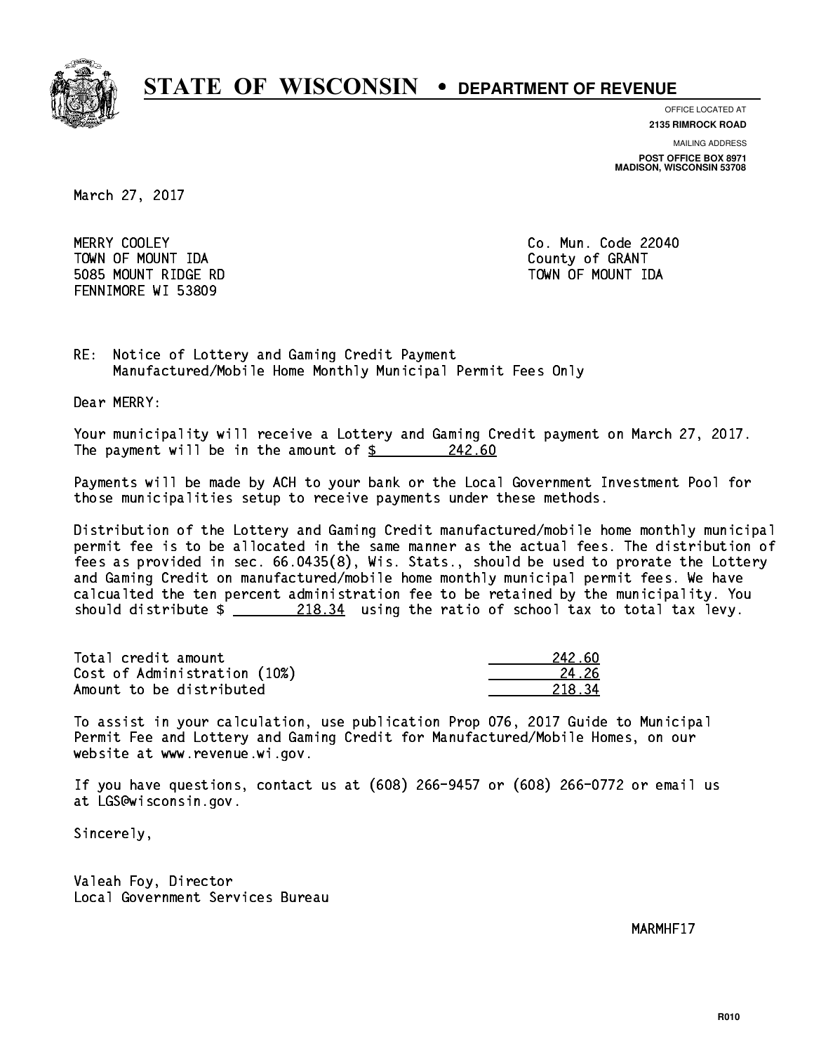# STATE OF WISCONSIN • DEPARTMENT OF REVENUE

OFFICE LOCATED AT
**2135 RIMROCK ROAD**

MAILING ADDRESS
**POST OFFICE BOX 8971**
**MADISON, WISCONSIN 53708**

March 27, 2017

MERRY COOLEY
TOWN OF MOUNT IDA
5085 MOUNT RIDGE RD
FENNIMORE WI 53809

Co. Mun. Code 22040
County of GRANT
TOWN OF MOUNT IDA

RE: Notice of Lottery and Gaming Credit Payment
Manufactured/Mobile Home Monthly Municipal Permit Fees Only

Dear MERRY:

Your municipality will receive a Lottery and Gaming Credit payment on March 27, 2017. The payment will be in the amount of $ 242.60

Payments will be made by ACH to your bank or the Local Government Investment Pool for those municipalities setup to receive payments under these methods.

Distribution of the Lottery and Gaming Credit manufactured/mobile home monthly municipal permit fee is to be allocated in the same manner as the actual fees. The distribution of fees as provided in sec. 66.0435(8), Wis. Stats., should be used to prorate the Lottery and Gaming Credit on manufactured/mobile home monthly municipal permit fees. We have calcualted the ten percent administration fee to be retained by the municipality. You should distribute $ 218.34 using the ratio of school tax to total tax levy.

| | |
|---|---|
| Total credit amount | 242.60 |
| Cost of Administration (10%) | 24.26 |
| Amount to be distributed | 218.34 |

To assist in your calculation, use publication Prop 076, 2017 Guide to Municipal Permit Fee and Lottery and Gaming Credit for Manufactured/Mobile Homes, on our website at www.revenue.wi.gov.

If you have questions, contact us at (608) 266-9457 or (608) 266-0772 or email us at LGS@wisconsin.gov.

Sincerely,

Valeah Foy, Director
Local Government Services Bureau

MARMHF17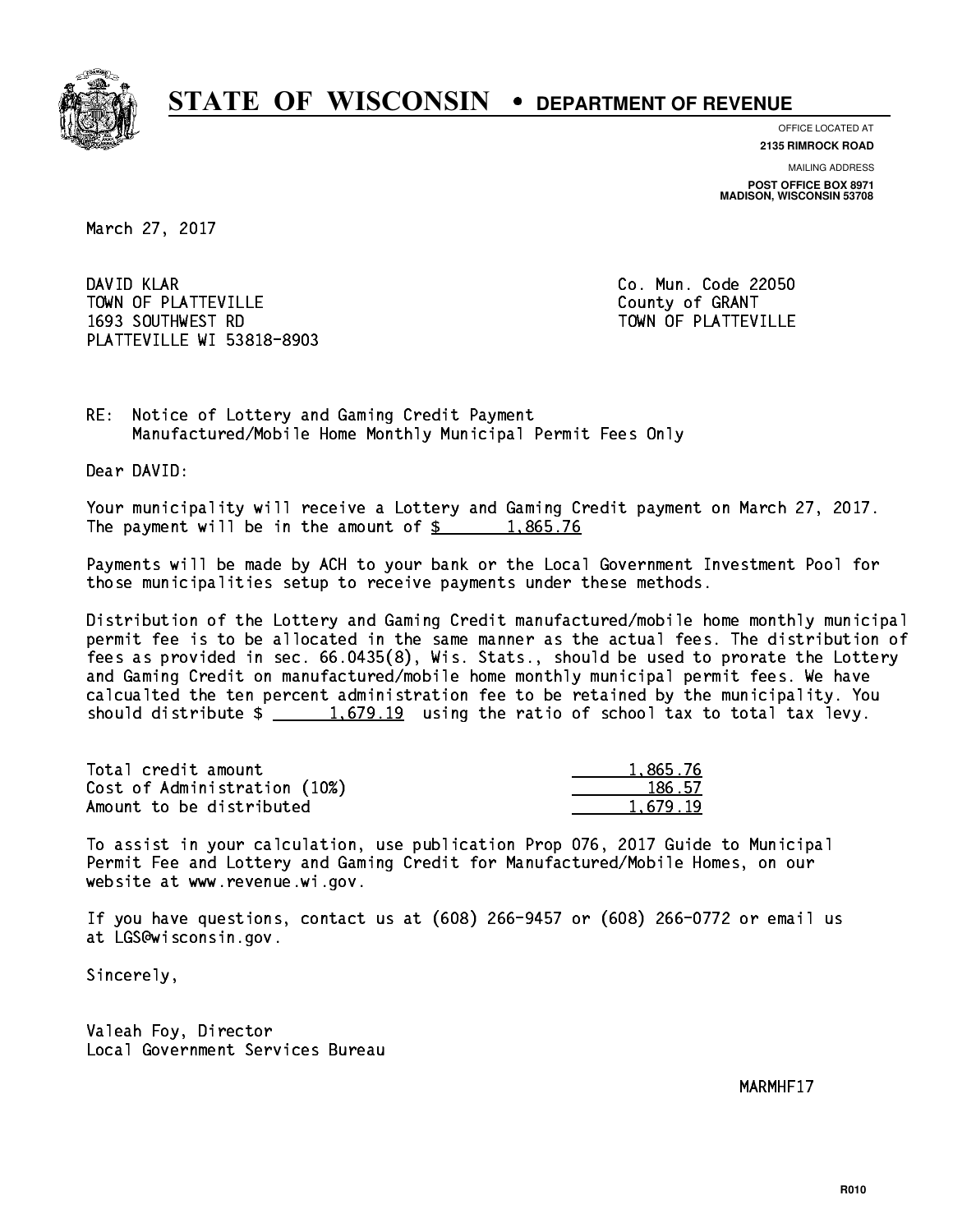# STATE OF WISCONSIN • DEPARTMENT OF REVENUE

OFFICE LOCATED AT
**2135 RIMROCK ROAD**

MAILING ADDRESS
**POST OFFICE BOX 8971**
**MADISON, WISCONSIN 53708**

March 27, 2017

DAVID KLAR
TOWN OF PLATTEVILLE
1693 SOUTHWEST RD
PLATTEVILLE WI 53818-8903

Co. Mun. Code 22050
County of GRANT
TOWN OF PLATTEVILLE

RE: Notice of Lottery and Gaming Credit Payment
Manufactured/Mobile Home Monthly Municipal Permit Fees Only

Dear DAVID:

Your municipality will receive a Lottery and Gaming Credit payment on March 27, 2017. The payment will be in the amount of $ 1,865.76

Payments will be made by ACH to your bank or the Local Government Investment Pool for those municipalities setup to receive payments under these methods.

Distribution of the Lottery and Gaming Credit manufactured/mobile home monthly municipal permit fee is to be allocated in the same manner as the actual fees. The distribution of fees as provided in sec. 66.0435(8), Wis. Stats., should be used to prorate the Lottery and Gaming Credit on manufactured/mobile home monthly municipal permit fees. We have calcualted the ten percent administration fee to be retained by the municipality. You should distribute $ 1,679.19 using the ratio of school tax to total tax levy.

| | |
|---|---|
| Total credit amount | 1,865.76 |
| Cost of Administration (10%) | 186.57 |
| Amount to be distributed | 1,679.19 |

To assist in your calculation, use publication Prop 076, 2017 Guide to Municipal Permit Fee and Lottery and Gaming Credit for Manufactured/Mobile Homes, on our website at www.revenue.wi.gov.

If you have questions, contact us at (608) 266-9457 or (608) 266-0772 or email us at LGS@wisconsin.gov.

Sincerely,

Valeah Foy, Director
Local Government Services Bureau

MARMHF17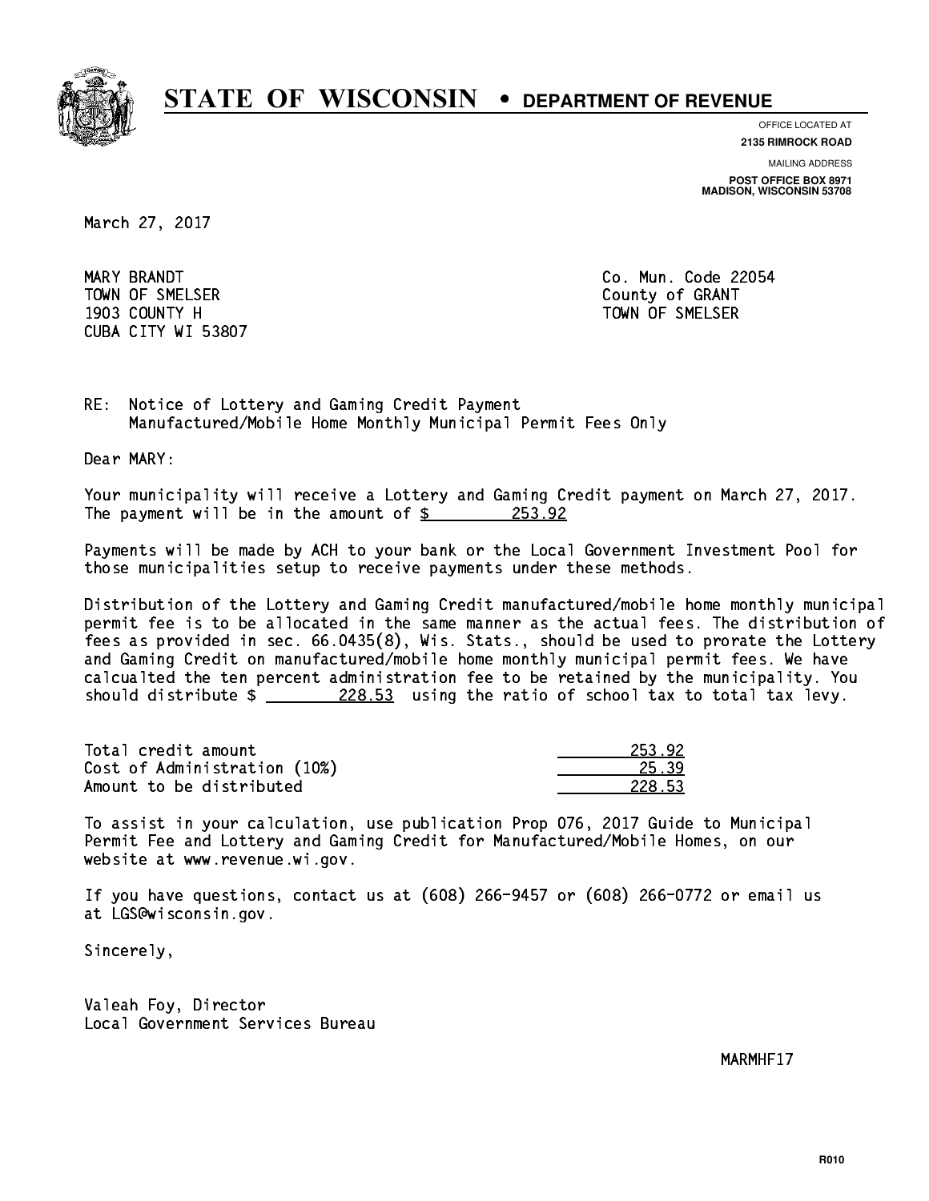# STATE OF WISCONSIN • DEPARTMENT OF REVENUE

OFFICE LOCATED AT
**2135 RIMROCK ROAD**

MAILING ADDRESS
**POST OFFICE BOX 8971**
**MADISON, WISCONSIN 53708**

March 27, 2017

MARY BRANDT
TOWN OF SMELSER
1903 COUNTY H
CUBA CITY WI 53807

Co. Mun. Code 22054
County of GRANT
TOWN OF SMELSER

RE: Notice of Lottery and Gaming Credit Payment
Manufactured/Mobile Home Monthly Municipal Permit Fees Only

Dear MARY:

Your municipality will receive a Lottery and Gaming Credit payment on March 27, 2017. The payment will be in the amount of $ 253.92

Payments will be made by ACH to your bank or the Local Government Investment Pool for those municipalities setup to receive payments under these methods.

Distribution of the Lottery and Gaming Credit manufactured/mobile home monthly municipal permit fee is to be allocated in the same manner as the actual fees. The distribution of fees as provided in sec. 66.0435(8), Wis. Stats., should be used to prorate the Lottery and Gaming Credit on manufactured/mobile home monthly municipal permit fees. We have calcualted the ten percent administration fee to be retained by the municipality. You should distribute $ 228.53 using the ratio of school tax to total tax levy.

| | |
|---|---|
| Total credit amount | 253.92 |
| Cost of Administration (10%) | 25.39 |
| Amount to be distributed | 228.53 |

To assist in your calculation, use publication Prop 076, 2017 Guide to Municipal Permit Fee and Lottery and Gaming Credit for Manufactured/Mobile Homes, on our website at www.revenue.wi.gov.

If you have questions, contact us at (608) 266-9457 or (608) 266-0772 or email us at LGS@wisconsin.gov.

Sincerely,

Valeah Foy, Director
Local Government Services Bureau

MARMHF17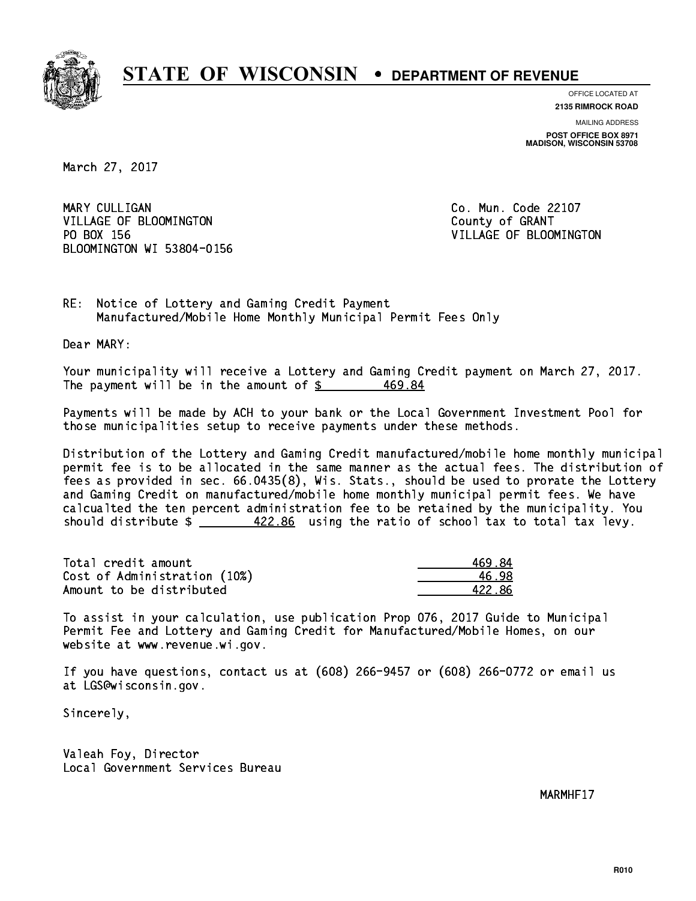# STATE OF WISCONSIN • DEPARTMENT OF REVENUE

OFFICE LOCATED AT
**2135 RIMROCK ROAD**

MAILING ADDRESS
**POST OFFICE BOX 8971**
**MADISON, WISCONSIN 53708**

March 27, 2017

MARY CULLIGAN
VILLAGE OF BLOOMINGTON
PO BOX 156
BLOOMINGTON WI 53804-0156

Co. Mun. Code 22107
County of GRANT
VILLAGE OF BLOOMINGTON

RE: Notice of Lottery and Gaming Credit Payment
Manufactured/Mobile Home Monthly Municipal Permit Fees Only

Dear MARY:

Your municipality will receive a Lottery and Gaming Credit payment on March 27, 2017. The payment will be in the amount of $ 469.84

Payments will be made by ACH to your bank or the Local Government Investment Pool for those municipalities setup to receive payments under these methods.

Distribution of the Lottery and Gaming Credit manufactured/mobile home monthly municipal permit fee is to be allocated in the same manner as the actual fees. The distribution of fees as provided in sec. 66.0435(8), Wis. Stats., should be used to prorate the Lottery and Gaming Credit on manufactured/mobile home monthly municipal permit fees. We have calcualted the ten percent administration fee to be retained by the municipality. You should distribute $ 422.86 using the ratio of school tax to total tax levy.

| | |
|---|---|
| Total credit amount | 469.84 |
| Cost of Administration (10%) | 46.98 |
| Amount to be distributed | 422.86 |

To assist in your calculation, use publication Prop 076, 2017 Guide to Municipal Permit Fee and Lottery and Gaming Credit for Manufactured/Mobile Homes, on our website at www.revenue.wi.gov.

If you have questions, contact us at (608) 266-9457 or (608) 266-0772 or email us at LGS@wisconsin.gov.

Sincerely,

Valeah Foy, Director
Local Government Services Bureau

MARMHF17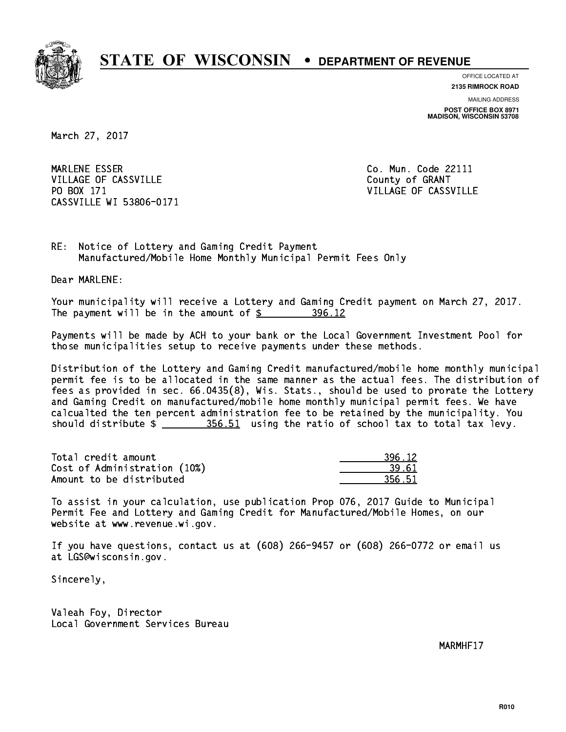# STATE OF WISCONSIN • DEPARTMENT OF REVENUE

OFFICE LOCATED AT
**2135 RIMROCK ROAD**

MAILING ADDRESS
**POST OFFICE BOX 8971**
**MADISON, WISCONSIN 53708**

March 27, 2017

MARLENE ESSER
VILLAGE OF CASSVILLE
PO BOX 171
CASSVILLE WI 53806-0171

Co. Mun. Code 22111
County of GRANT
VILLAGE OF CASSVILLE

RE: Notice of Lottery and Gaming Credit Payment
Manufactured/Mobile Home Monthly Municipal Permit Fees Only

Dear MARLENE:

Your municipality will receive a Lottery and Gaming Credit payment on March 27, 2017. The payment will be in the amount of $ 396.12

Payments will be made by ACH to your bank or the Local Government Investment Pool for those municipalities setup to receive payments under these methods.

Distribution of the Lottery and Gaming Credit manufactured/mobile home monthly municipal permit fee is to be allocated in the same manner as the actual fees. The distribution of fees as provided in sec. 66.0435(8), Wis. Stats., should be used to prorate the Lottery and Gaming Credit on manufactured/mobile home monthly municipal permit fees. We have calcualted the ten percent administration fee to be retained by the municipality. You should distribute $ 356.51 using the ratio of school tax to total tax levy.

| | |
|---|---|
| Total credit amount | 396.12 |
| Cost of Administration (10%) | 39.61 |
| Amount to be distributed | 356.51 |

To assist in your calculation, use publication Prop 076, 2017 Guide to Municipal Permit Fee and Lottery and Gaming Credit for Manufactured/Mobile Homes, on our website at www.revenue.wi.gov.

If you have questions, contact us at (608) 266-9457 or (608) 266-0772 or email us at LGS@wisconsin.gov.

Sincerely,

Valeah Foy, Director
Local Government Services Bureau

MARMHF17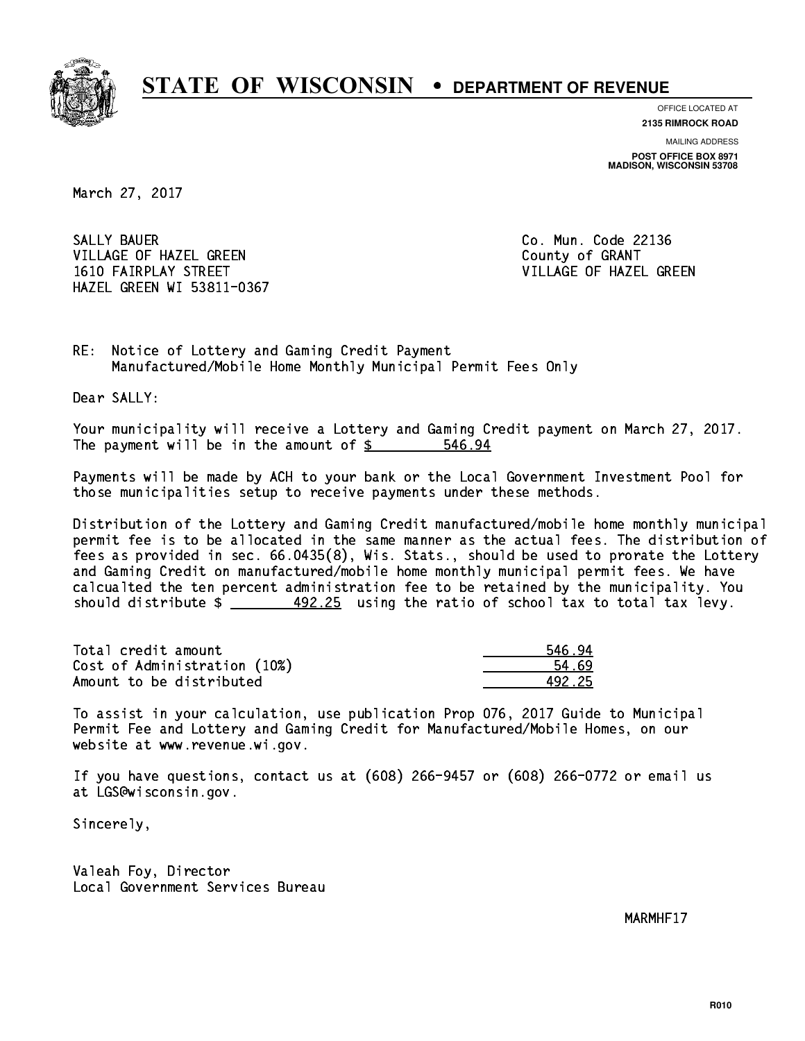# STATE OF WISCONSIN • DEPARTMENT OF REVENUE

OFFICE LOCATED AT
**2135 RIMROCK ROAD**

MAILING ADDRESS
**POST OFFICE BOX 8971**
**MADISON, WISCONSIN 53708**

March 27, 2017

SALLY BAUER
VILLAGE OF HAZEL GREEN
1610 FAIRPLAY STREET
HAZEL GREEN WI 53811-0367

Co. Mun. Code 22136
County of GRANT
VILLAGE OF HAZEL GREEN

RE: Notice of Lottery and Gaming Credit Payment
Manufactured/Mobile Home Monthly Municipal Permit Fees Only

Dear SALLY:

Your municipality will receive a Lottery and Gaming Credit payment on March 27, 2017. The payment will be in the amount of $ 546.94

Payments will be made by ACH to your bank or the Local Government Investment Pool for those municipalities setup to receive payments under these methods.

Distribution of the Lottery and Gaming Credit manufactured/mobile home monthly municipal permit fee is to be allocated in the same manner as the actual fees. The distribution of fees as provided in sec. 66.0435(8), Wis. Stats., should be used to prorate the Lottery and Gaming Credit on manufactured/mobile home monthly municipal permit fees. We have calcualted the ten percent administration fee to be retained by the municipality. You should distribute $ 492.25 using the ratio of school tax to total tax levy.

| | |
|---|---|
| Total credit amount | 546.94 |
| Cost of Administration (10%) | 54.69 |
| Amount to be distributed | 492.25 |

To assist in your calculation, use publication Prop 076, 2017 Guide to Municipal Permit Fee and Lottery and Gaming Credit for Manufactured/Mobile Homes, on our website at www.revenue.wi.gov.

If you have questions, contact us at (608) 266-9457 or (608) 266-0772 or email us at LGS@wisconsin.gov.

Sincerely,

Valeah Foy, Director
Local Government Services Bureau

MARMHF17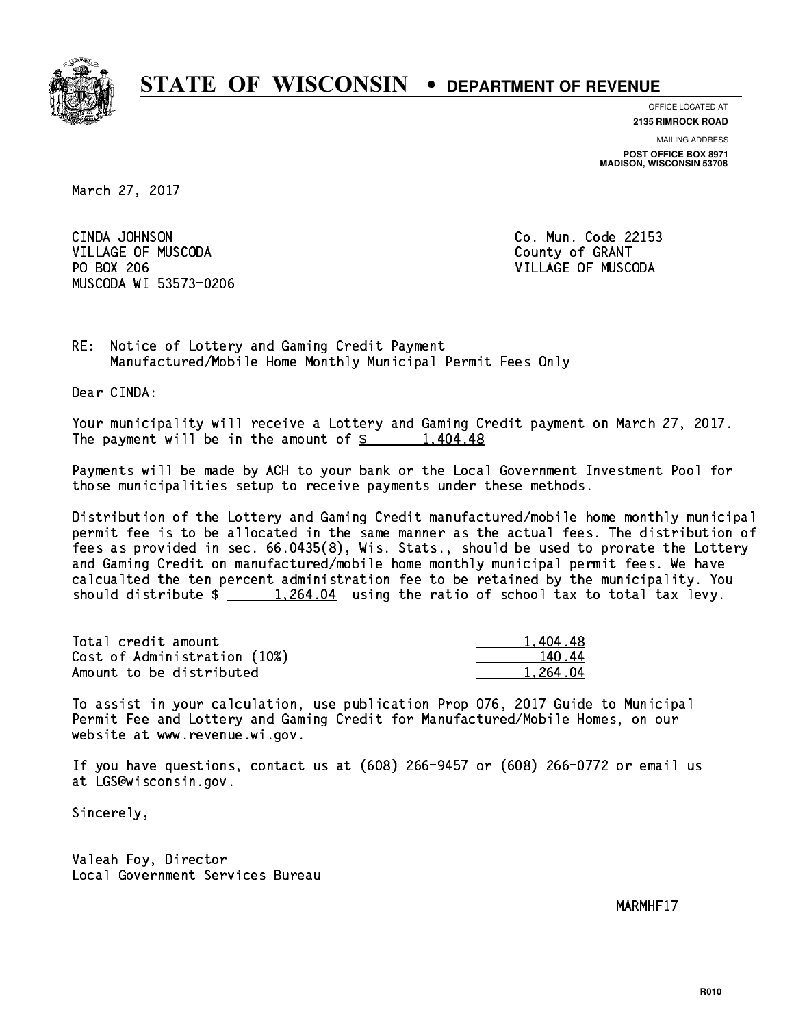# STATE OF WISCONSIN • DEPARTMENT OF REVENUE

OFFICE LOCATED AT
**2135 RIMROCK ROAD**

MAILING ADDRESS
**POST OFFICE BOX 8971**
**MADISON, WISCONSIN 53708**

March 27, 2017

CINDA JOHNSON
VILLAGE OF MUSCODA
PO BOX 206
MUSCODA WI 53573-0206

Co. Mun. Code 22153
County of GRANT
VILLAGE OF MUSCODA

RE: Notice of Lottery and Gaming Credit Payment
Manufactured/Mobile Home Monthly Municipal Permit Fees Only

Dear CINDA:

Your municipality will receive a Lottery and Gaming Credit payment on March 27, 2017. The payment will be in the amount of $ 1,404.48

Payments will be made by ACH to your bank or the Local Government Investment Pool for those municipalities setup to receive payments under these methods.

Distribution of the Lottery and Gaming Credit manufactured/mobile home monthly municipal permit fee is to be allocated in the same manner as the actual fees. The distribution of fees as provided in sec. 66.0435(8), Wis. Stats., should be used to prorate the Lottery and Gaming Credit on manufactured/mobile home monthly municipal permit fees. We have calcualted the ten percent administration fee to be retained by the municipality. You should distribute $ 1,264.04 using the ratio of school tax to total tax levy.

| | |
|---|---|
| Total credit amount | 1,404.48 |
| Cost of Administration (10%) | 140.44 |
| Amount to be distributed | 1,264.04 |

To assist in your calculation, use publication Prop 076, 2017 Guide to Municipal Permit Fee and Lottery and Gaming Credit for Manufactured/Mobile Homes, on our website at www.revenue.wi.gov.

If you have questions, contact us at (608) 266-9457 or (608) 266-0772 or email us at LGS@wisconsin.gov.

Sincerely,

Valeah Foy, Director
Local Government Services Bureau

MARMHF17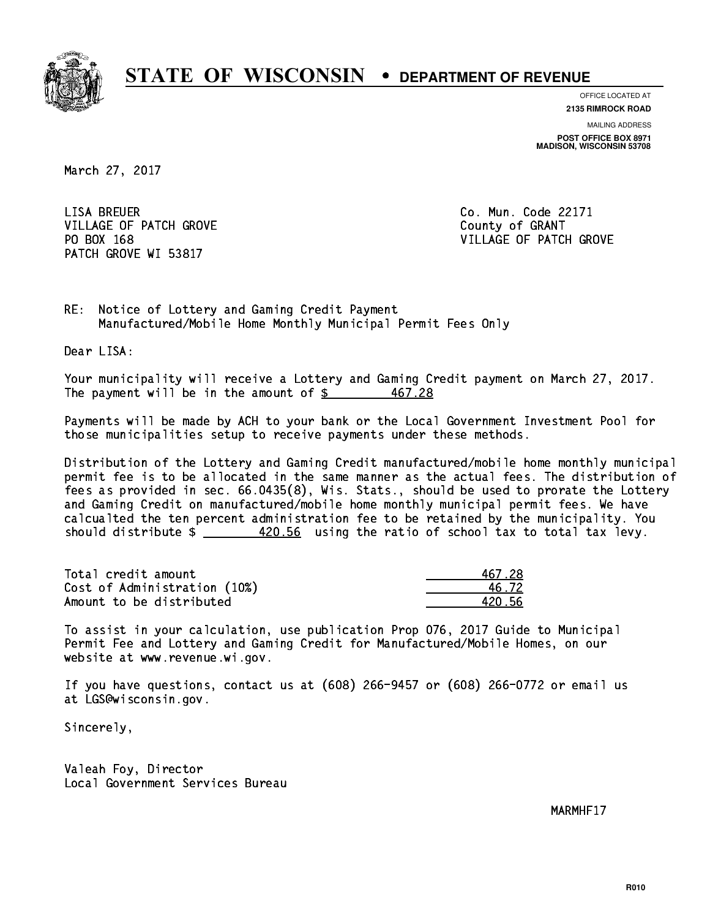# STATE OF WISCONSIN • DEPARTMENT OF REVENUE

OFFICE LOCATED AT
**2135 RIMROCK ROAD**

MAILING ADDRESS
**POST OFFICE BOX 8971**
**MADISON, WISCONSIN 53708**

March 27, 2017

LISA BREUER
VILLAGE OF PATCH GROVE
PO BOX 168
PATCH GROVE WI 53817

Co. Mun. Code 22171
County of GRANT
VILLAGE OF PATCH GROVE

RE: Notice of Lottery and Gaming Credit Payment
Manufactured/Mobile Home Monthly Municipal Permit Fees Only

Dear LISA:

Your municipality will receive a Lottery and Gaming Credit payment on March 27, 2017. The payment will be in the amount of $ 467.28

Payments will be made by ACH to your bank or the Local Government Investment Pool for those municipalities setup to receive payments under these methods.

Distribution of the Lottery and Gaming Credit manufactured/mobile home monthly municipal permit fee is to be allocated in the same manner as the actual fees. The distribution of fees as provided in sec. 66.0435(8), Wis. Stats., should be used to prorate the Lottery and Gaming Credit on manufactured/mobile home monthly municipal permit fees. We have calcualted the ten percent administration fee to be retained by the municipality. You should distribute $ 420.56 using the ratio of school tax to total tax levy.

| | |
|---|---|
| Total credit amount | 467.28 |
| Cost of Administration (10%) | 46.72 |
| Amount to be distributed | 420.56 |

To assist in your calculation, use publication Prop 076, 2017 Guide to Municipal Permit Fee and Lottery and Gaming Credit for Manufactured/Mobile Homes, on our website at www.revenue.wi.gov.

If you have questions, contact us at (608) 266-9457 or (608) 266-0772 or email us at LGS@wisconsin.gov.

Sincerely,

Valeah Foy, Director
Local Government Services Bureau

MARMHF17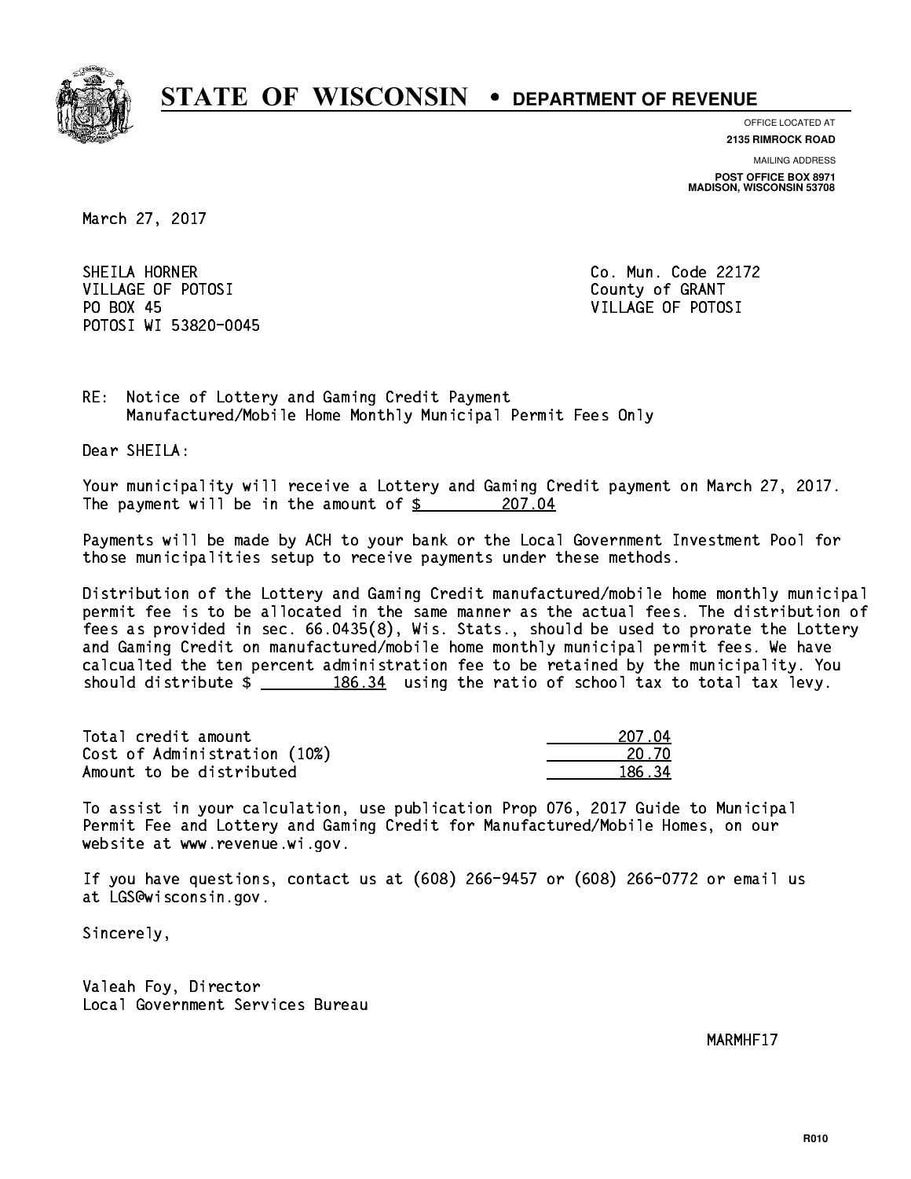# STATE OF WISCONSIN • DEPARTMENT OF REVENUE

OFFICE LOCATED AT
**2135 RIMROCK ROAD**

MAILING ADDRESS
**POST OFFICE BOX 8971**
**MADISON, WISCONSIN 53708**

March 27, 2017

SHEILA HORNER
VILLAGE OF POTOSI
PO BOX 45
POTOSI WI 53820-0045

Co. Mun. Code 22172
County of GRANT
VILLAGE OF POTOSI

RE: Notice of Lottery and Gaming Credit Payment
Manufactured/Mobile Home Monthly Municipal Permit Fees Only

Dear SHEILA:

Your municipality will receive a Lottery and Gaming Credit payment on March 27, 2017. The payment will be in the amount of $ 207.04

Payments will be made by ACH to your bank or the Local Government Investment Pool for those municipalities setup to receive payments under these methods.

Distribution of the Lottery and Gaming Credit manufactured/mobile home monthly municipal permit fee is to be allocated in the same manner as the actual fees. The distribution of fees as provided in sec. 66.0435(8), Wis. Stats., should be used to prorate the Lottery and Gaming Credit on manufactured/mobile home monthly municipal permit fees. We have calcualted the ten percent administration fee to be retained by the municipality. You should distribute $ 186.34 using the ratio of school tax to total tax levy.

| | |
|---|---|
| Total credit amount | 207.04 |
| Cost of Administration (10%) | 20.70 |
| Amount to be distributed | 186.34 |

To assist in your calculation, use publication Prop 076, 2017 Guide to Municipal Permit Fee and Lottery and Gaming Credit for Manufactured/Mobile Homes, on our website at www.revenue.wi.gov.

If you have questions, contact us at (608) 266-9457 or (608) 266-0772 or email us at LGS@wisconsin.gov.

Sincerely,

Valeah Foy, Director
Local Government Services Bureau

MARMHF17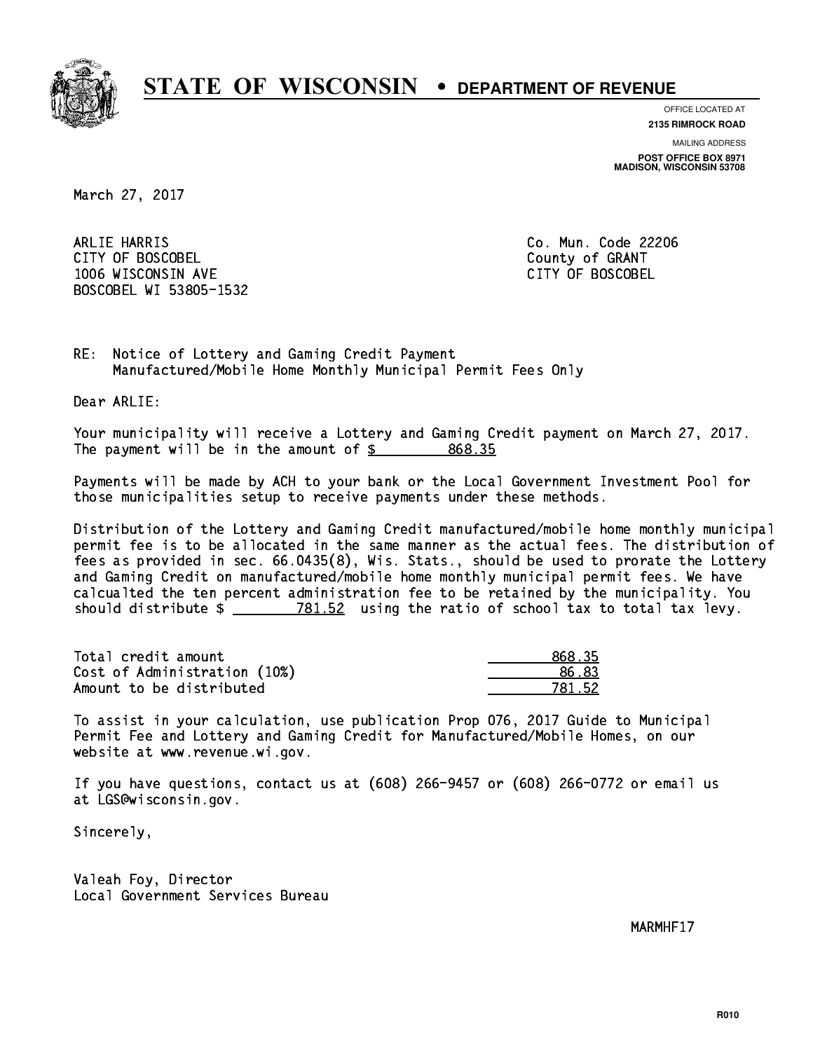# STATE OF WISCONSIN • DEPARTMENT OF REVENUE

OFFICE LOCATED AT
**2135 RIMROCK ROAD**

MAILING ADDRESS
**POST OFFICE BOX 8971**
**MADISON, WISCONSIN 53708**

March 27, 2017

ARLIE HARRIS
CITY OF BOSCOBEL
1006 WISCONSIN AVE
BOSCOBEL WI 53805-1532

Co. Mun. Code 22206
County of GRANT
CITY OF BOSCOBEL

RE: Notice of Lottery and Gaming Credit Payment
Manufactured/Mobile Home Monthly Municipal Permit Fees Only

Dear ARLIE:

Your municipality will receive a Lottery and Gaming Credit payment on March 27, 2017. The payment will be in the amount of $ 868.35

Payments will be made by ACH to your bank or the Local Government Investment Pool for those municipalities setup to receive payments under these methods.

Distribution of the Lottery and Gaming Credit manufactured/mobile home monthly municipal permit fee is to be allocated in the same manner as the actual fees. The distribution of fees as provided in sec. 66.0435(8), Wis. Stats., should be used to prorate the Lottery and Gaming Credit on manufactured/mobile home monthly municipal permit fees. We have calcualted the ten percent administration fee to be retained by the municipality. You should distribute $ 781.52 using the ratio of school tax to total tax levy.

| | |
|---|---|
| Total credit amount | 868.35 |
| Cost of Administration (10%) | 86.83 |
| Amount to be distributed | 781.52 |

To assist in your calculation, use publication Prop 076, 2017 Guide to Municipal Permit Fee and Lottery and Gaming Credit for Manufactured/Mobile Homes, on our website at www.revenue.wi.gov.

If you have questions, contact us at (608) 266-9457 or (608) 266-0772 or email us at LGS@wisconsin.gov.

Sincerely,

Valeah Foy, Director
Local Government Services Bureau

MARMHF17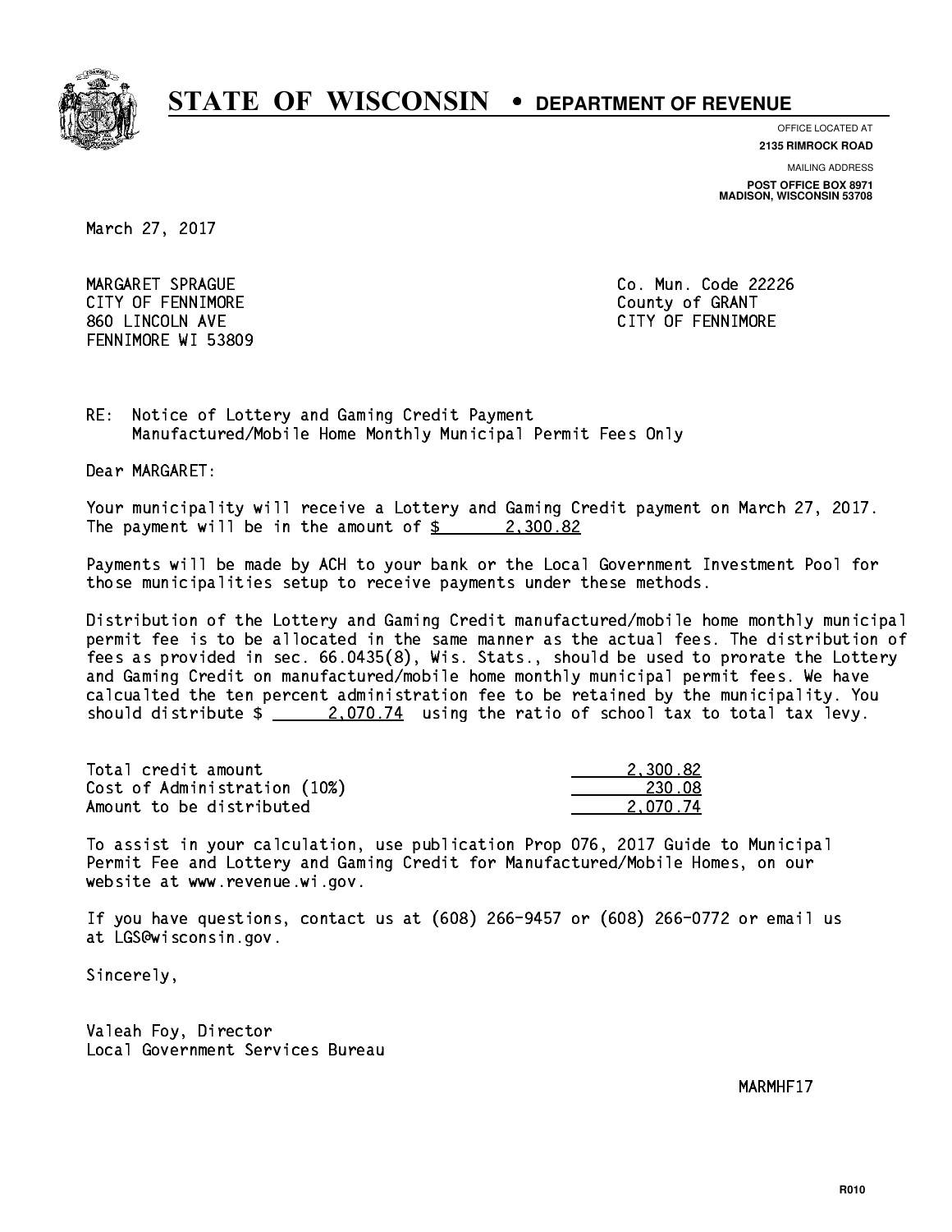# STATE OF WISCONSIN • DEPARTMENT OF REVENUE

OFFICE LOCATED AT
**2135 RIMROCK ROAD**

MAILING ADDRESS
**POST OFFICE BOX 8971**
**MADISON, WISCONSIN 53708**

March 27, 2017

MARGARET SPRAGUE
CITY OF FENNIMORE
860 LINCOLN AVE
FENNIMORE WI 53809

Co. Mun. Code 22226
County of GRANT
CITY OF FENNIMORE

RE: Notice of Lottery and Gaming Credit Payment
Manufactured/Mobile Home Monthly Municipal Permit Fees Only

Dear MARGARET:

Your municipality will receive a Lottery and Gaming Credit payment on March 27, 2017. The payment will be in the amount of $ 2,300.82

Payments will be made by ACH to your bank or the Local Government Investment Pool for those municipalities setup to receive payments under these methods.

Distribution of the Lottery and Gaming Credit manufactured/mobile home monthly municipal permit fee is to be allocated in the same manner as the actual fees. The distribution of fees as provided in sec. 66.0435(8), Wis. Stats., should be used to prorate the Lottery and Gaming Credit on manufactured/mobile home monthly municipal permit fees. We have calcualted the ten percent administration fee to be retained by the municipality. You should distribute $ 2,070.74 using the ratio of school tax to total tax levy.

| | |
|---|---|
| Total credit amount | 2,300.82 |
| Cost of Administration (10%) | 230.08 |
| Amount to be distributed | 2,070.74 |

To assist in your calculation, use publication Prop 076, 2017 Guide to Municipal Permit Fee and Lottery and Gaming Credit for Manufactured/Mobile Homes, on our website at www.revenue.wi.gov.

If you have questions, contact us at (608) 266-9457 or (608) 266-0772 or email us at LGS@wisconsin.gov.

Sincerely,

Valeah Foy, Director
Local Government Services Bureau

MARMHF17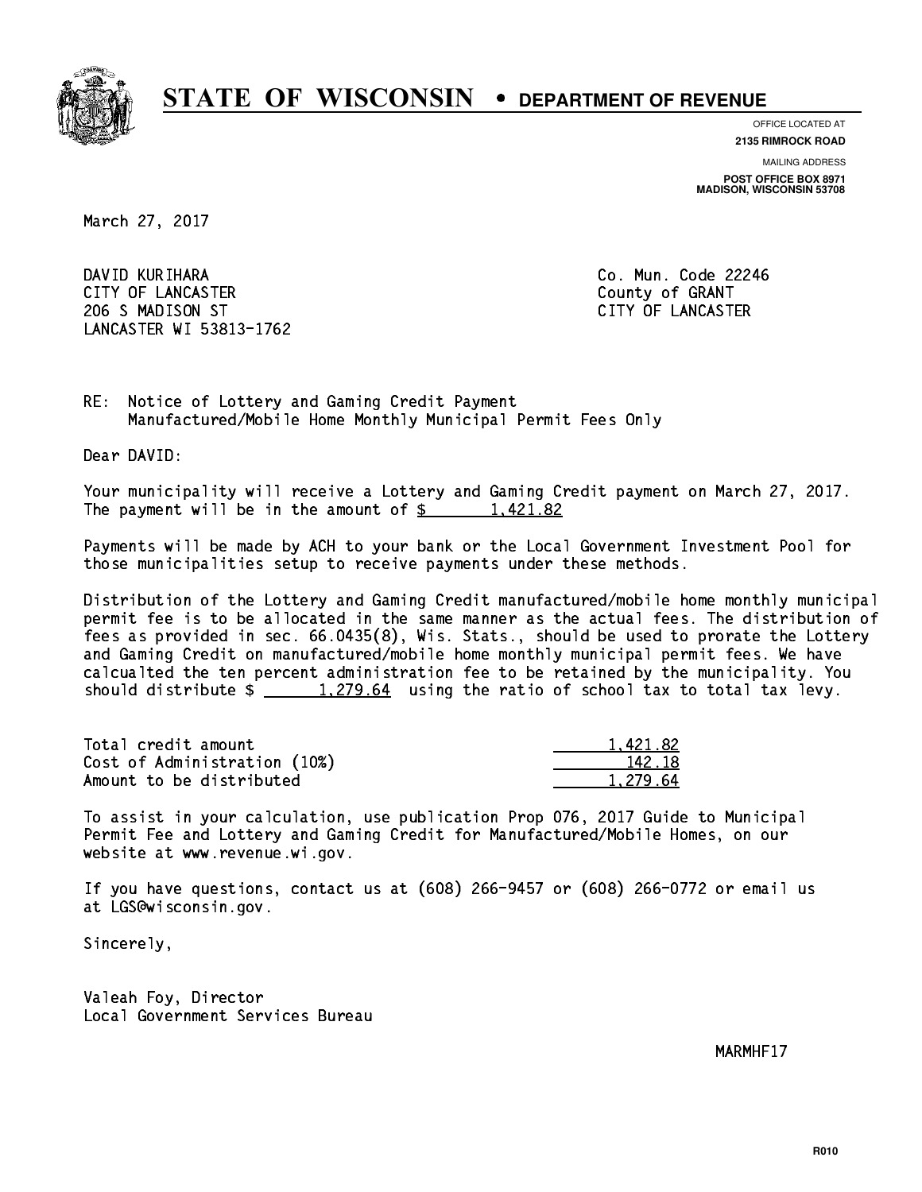# STATE OF WISCONSIN • DEPARTMENT OF REVENUE

OFFICE LOCATED AT
**2135 RIMROCK ROAD**

MAILING ADDRESS
**POST OFFICE BOX 8971**
**MADISON, WISCONSIN 53708**

March 27, 2017

DAVID KURIHARA
CITY OF LANCASTER
206 S MADISON ST
LANCASTER WI 53813-1762

Co. Mun. Code 22246
County of GRANT
CITY OF LANCASTER

RE: Notice of Lottery and Gaming Credit Payment
Manufactured/Mobile Home Monthly Municipal Permit Fees Only

Dear DAVID:

Your municipality will receive a Lottery and Gaming Credit payment on March 27, 2017. The payment will be in the amount of $ 1,421.82

Payments will be made by ACH to your bank or the Local Government Investment Pool for those municipalities setup to receive payments under these methods.

Distribution of the Lottery and Gaming Credit manufactured/mobile home monthly municipal permit fee is to be allocated in the same manner as the actual fees. The distribution of fees as provided in sec. 66.0435(8), Wis. Stats., should be used to prorate the Lottery and Gaming Credit on manufactured/mobile home monthly municipal permit fees. We have calcualted the ten percent administration fee to be retained by the municipality. You should distribute $ 1,279.64 using the ratio of school tax to total tax levy.

| | |
|---|---|
| Total credit amount | 1,421.82 |
| Cost of Administration (10%) | 142.18 |
| Amount to be distributed | 1,279.64 |

To assist in your calculation, use publication Prop 076, 2017 Guide to Municipal Permit Fee and Lottery and Gaming Credit for Manufactured/Mobile Homes, on our website at www.revenue.wi.gov.

If you have questions, contact us at (608) 266-9457 or (608) 266-0772 or email us at LGS@wisconsin.gov.

Sincerely,

Valeah Foy, Director
Local Government Services Bureau

MARMHF17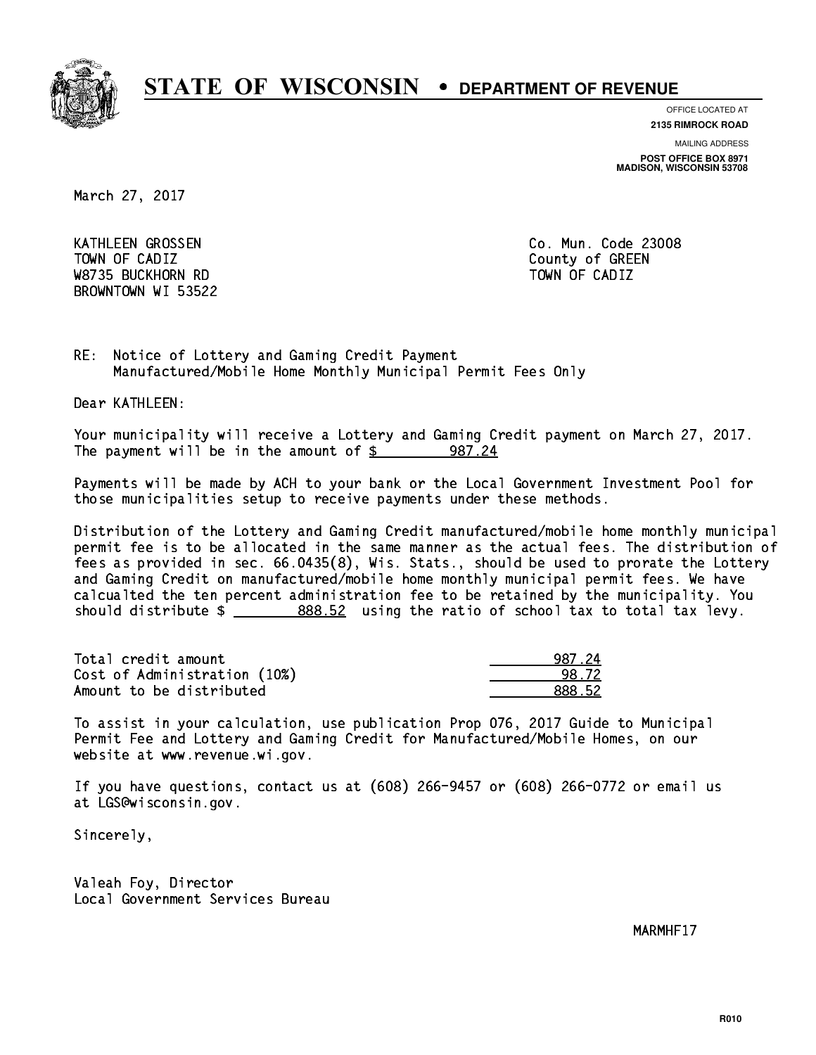# STATE OF WISCONSIN • DEPARTMENT OF REVENUE

OFFICE LOCATED AT
**2135 RIMROCK ROAD**

MAILING ADDRESS
**POST OFFICE BOX 8971**
**MADISON, WISCONSIN 53708**

March 27, 2017

KATHLEEN GROSSEN
TOWN OF CADIZ
W8735 BUCKHORN RD
BROWNTOWN WI 53522

Co. Mun. Code 23008
County of GREEN
TOWN OF CADIZ

RE: Notice of Lottery and Gaming Credit Payment
Manufactured/Mobile Home Monthly Municipal Permit Fees Only

Dear KATHLEEN:

Your municipality will receive a Lottery and Gaming Credit payment on March 27, 2017. The payment will be in the amount of $ 987.24

Payments will be made by ACH to your bank or the Local Government Investment Pool for those municipalities setup to receive payments under these methods.

Distribution of the Lottery and Gaming Credit manufactured/mobile home monthly municipal permit fee is to be allocated in the same manner as the actual fees. The distribution of fees as provided in sec. 66.0435(8), Wis. Stats., should be used to prorate the Lottery and Gaming Credit on manufactured/mobile home monthly municipal permit fees. We have calcualted the ten percent administration fee to be retained by the municipality. You should distribute $ 888.52 using the ratio of school tax to total tax levy.

| | |
|---|---|
| Total credit amount | 987.24 |
| Cost of Administration (10%) | 98.72 |
| Amount to be distributed | 888.52 |

To assist in your calculation, use publication Prop 076, 2017 Guide to Municipal Permit Fee and Lottery and Gaming Credit for Manufactured/Mobile Homes, on our website at www.revenue.wi.gov.

If you have questions, contact us at (608) 266-9457 or (608) 266-0772 or email us at LGS@wisconsin.gov.

Sincerely,

Valeah Foy, Director
Local Government Services Bureau

MARMHF17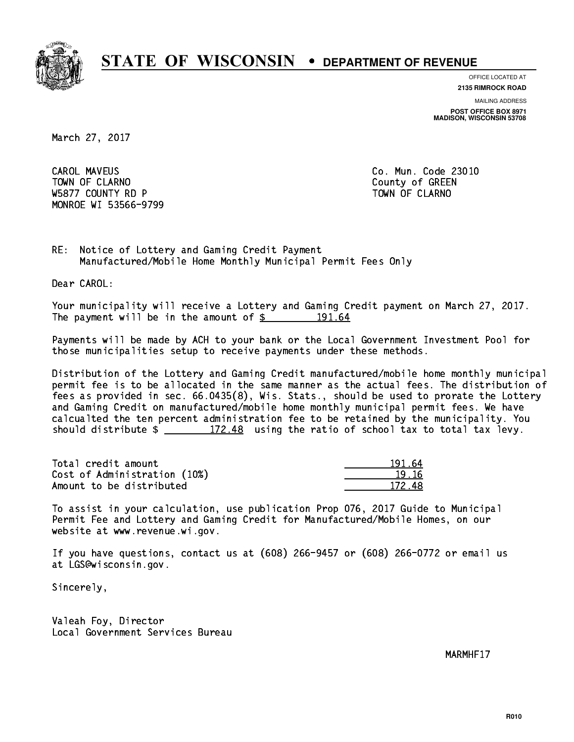# STATE OF WISCONSIN • DEPARTMENT OF REVENUE

OFFICE LOCATED AT
**2135 RIMROCK ROAD**

MAILING ADDRESS
**POST OFFICE BOX 8971**
**MADISON, WISCONSIN 53708**

March 27, 2017

CAROL MAVEUS
TOWN OF CLARNO
W5877 COUNTY RD P
MONROE WI 53566-9799

Co. Mun. Code 23010
County of GREEN
TOWN OF CLARNO

RE: Notice of Lottery and Gaming Credit Payment
Manufactured/Mobile Home Monthly Municipal Permit Fees Only

Dear CAROL:

Your municipality will receive a Lottery and Gaming Credit payment on March 27, 2017. The payment will be in the amount of $ 191.64

Payments will be made by ACH to your bank or the Local Government Investment Pool for those municipalities setup to receive payments under these methods.

Distribution of the Lottery and Gaming Credit manufactured/mobile home monthly municipal permit fee is to be allocated in the same manner as the actual fees. The distribution of fees as provided in sec. 66.0435(8), Wis. Stats., should be used to prorate the Lottery and Gaming Credit on manufactured/mobile home monthly municipal permit fees. We have calcualted the ten percent administration fee to be retained by the municipality. You should distribute $ 172.48 using the ratio of school tax to total tax levy.

| | |
|---|---|
| Total credit amount | 191.64 |
| Cost of Administration (10%) | 19.16 |
| Amount to be distributed | 172.48 |

To assist in your calculation, use publication Prop 076, 2017 Guide to Municipal Permit Fee and Lottery and Gaming Credit for Manufactured/Mobile Homes, on our website at www.revenue.wi.gov.

If you have questions, contact us at (608) 266-9457 or (608) 266-0772 or email us at LGS@wisconsin.gov.

Sincerely,

Valeah Foy, Director
Local Government Services Bureau

MARMHF17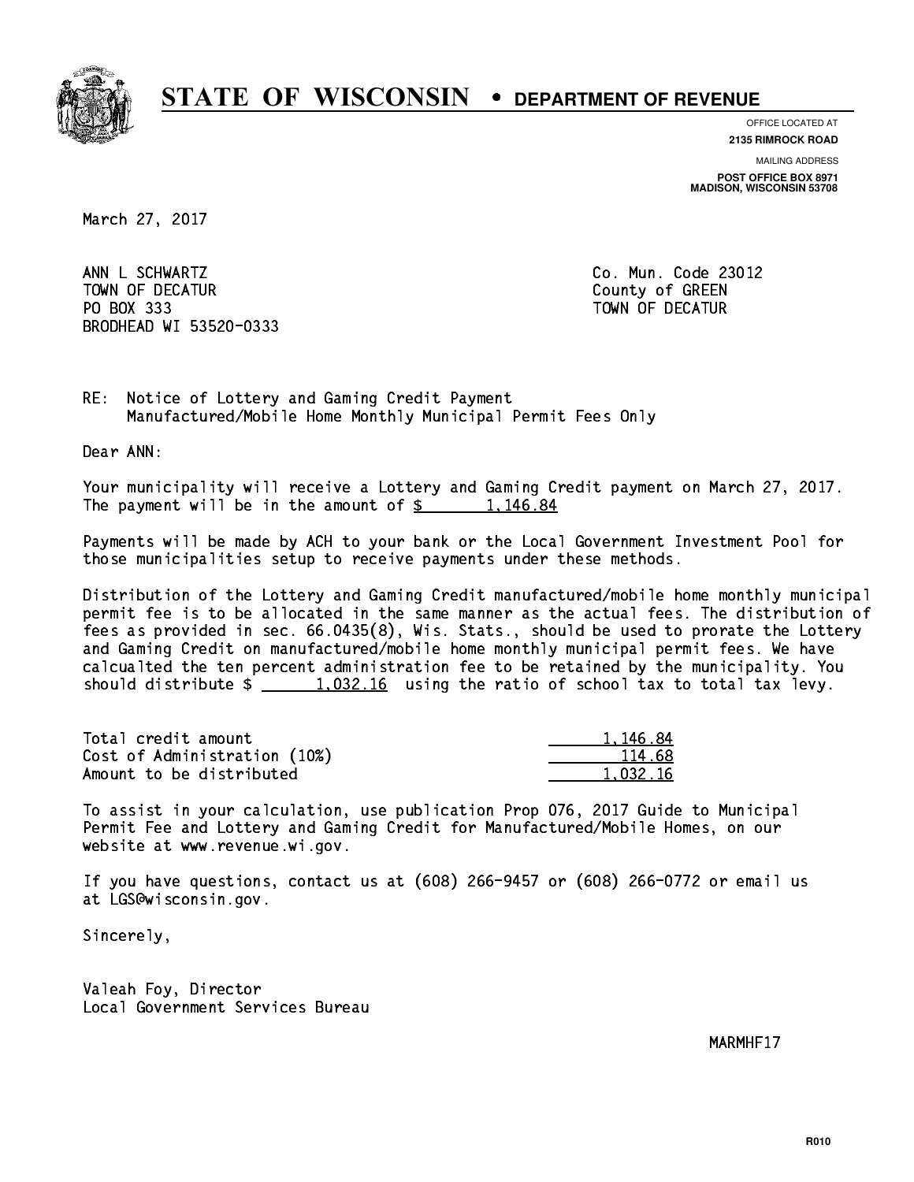**STATE OF WISCONSIN • DEPARTMENT OF REVENUE**

OFFICE LOCATED AT
**2135 RIMROCK ROAD**

MAILING ADDRESS
**POST OFFICE BOX 8971**
**MADISON, WISCONSIN 53708**

March 27, 2017

ANN L SCHWARTZ
TOWN OF DECATUR
PO BOX 333
BRODHEAD WI 53520-0333

Co. Mun. Code 23012
County of GREEN
TOWN OF DECATUR

RE: Notice of Lottery and Gaming Credit Payment
Manufactured/Mobile Home Monthly Municipal Permit Fees Only

Dear ANN:

Your municipality will receive a Lottery and Gaming Credit payment on March 27, 2017. The payment will be in the amount of $ 1,146.84

Payments will be made by ACH to your bank or the Local Government Investment Pool for those municipalities setup to receive payments under these methods.

Distribution of the Lottery and Gaming Credit manufactured/mobile home monthly municipal permit fee is to be allocated in the same manner as the actual fees. The distribution of fees as provided in sec. 66.0435(8), Wis. Stats., should be used to prorate the Lottery and Gaming Credit on manufactured/mobile home monthly municipal permit fees. We have calcualted the ten percent administration fee to be retained by the municipality. You should distribute $ 1,032.16 using the ratio of school tax to total tax levy.

| | |
|---|---|
| Total credit amount | 1,146.84 |
| Cost of Administration (10%) | 114.68 |
| Amount to be distributed | 1,032.16 |

To assist in your calculation, use publication Prop 076, 2017 Guide to Municipal Permit Fee and Lottery and Gaming Credit for Manufactured/Mobile Homes, on our website at www.revenue.wi.gov.

If you have questions, contact us at (608) 266-9457 or (608) 266-0772 or email us at LGS@wisconsin.gov.

Sincerely,

Valeah Foy, Director
Local Government Services Bureau

MARMHF17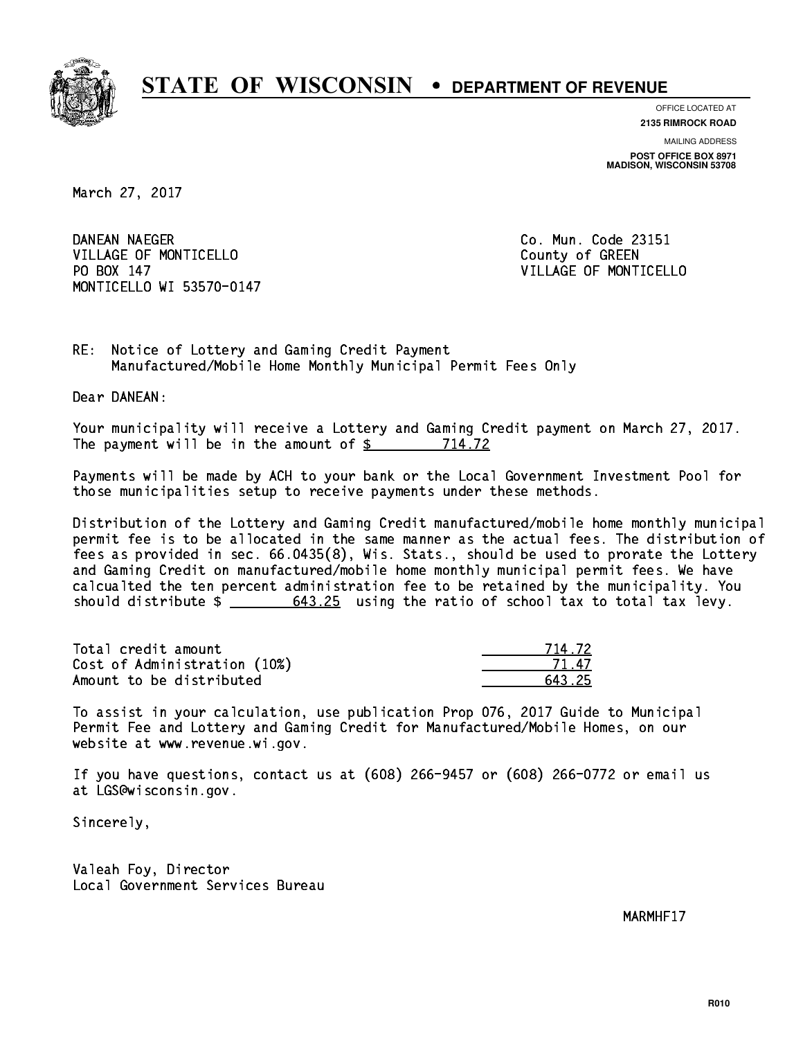# STATE OF WISCONSIN • DEPARTMENT OF REVENUE

OFFICE LOCATED AT
**2135 RIMROCK ROAD**

MAILING ADDRESS
**POST OFFICE BOX 8971**
**MADISON, WISCONSIN 53708**

March 27, 2017

DANEAN NAEGER
VILLAGE OF MONTICELLO
PO BOX 147
MONTICELLO WI 53570-0147

Co. Mun. Code 23151
County of GREEN
VILLAGE OF MONTICELLO

RE: Notice of Lottery and Gaming Credit Payment
Manufactured/Mobile Home Monthly Municipal Permit Fees Only

Dear DANEAN:

Your municipality will receive a Lottery and Gaming Credit payment on March 27, 2017. The payment will be in the amount of $ 714.72

Payments will be made by ACH to your bank or the Local Government Investment Pool for those municipalities setup to receive payments under these methods.

Distribution of the Lottery and Gaming Credit manufactured/mobile home monthly municipal permit fee is to be allocated in the same manner as the actual fees. The distribution of fees as provided in sec. 66.0435(8), Wis. Stats., should be used to prorate the Lottery and Gaming Credit on manufactured/mobile home monthly municipal permit fees. We have calcualted the ten percent administration fee to be retained by the municipality. You should distribute $ 643.25 using the ratio of school tax to total tax levy.

| | |
|---|---|
| Total credit amount | 714.72 |
| Cost of Administration (10%) | 71.47 |
| Amount to be distributed | 643.25 |

To assist in your calculation, use publication Prop 076, 2017 Guide to Municipal Permit Fee and Lottery and Gaming Credit for Manufactured/Mobile Homes, on our website at www.revenue.wi.gov.

If you have questions, contact us at (608) 266-9457 or (608) 266-0772 or email us at LGS@wisconsin.gov.

Sincerely,

Valeah Foy, Director
Local Government Services Bureau

MARMHF17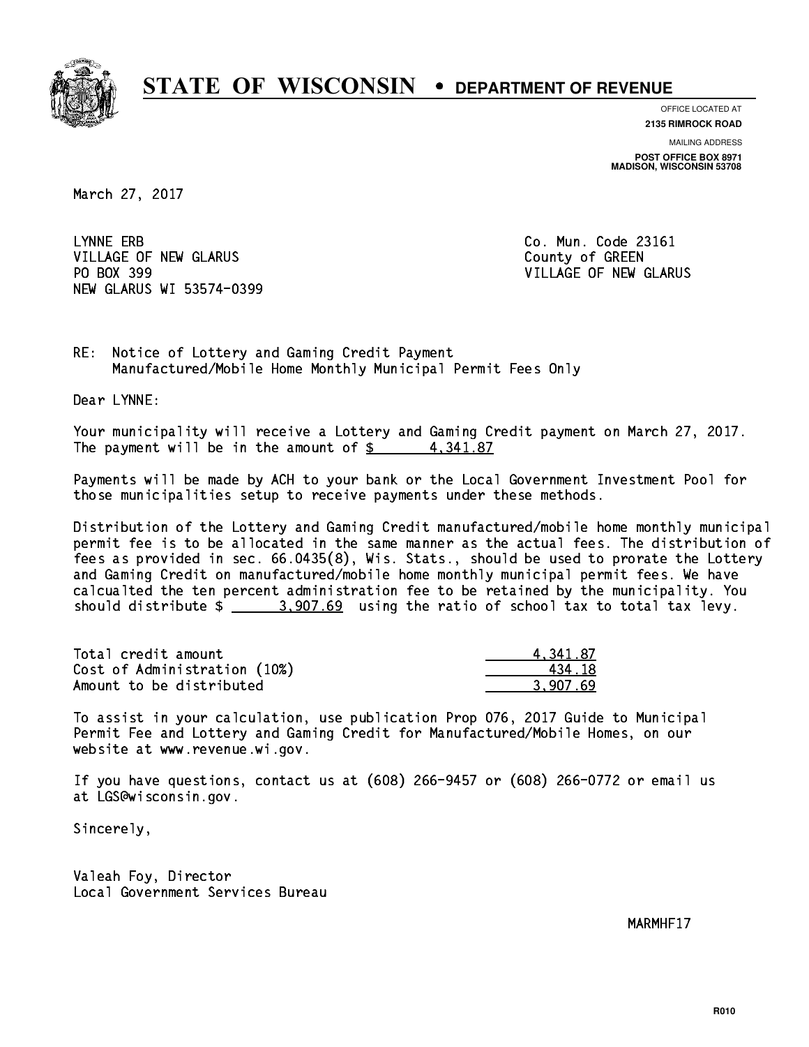# STATE OF WISCONSIN • DEPARTMENT OF REVENUE

OFFICE LOCATED AT
**2135 RIMROCK ROAD**

MAILING ADDRESS
**POST OFFICE BOX 8971**
**MADISON, WISCONSIN 53708**

March 27, 2017

LYNNE ERB
VILLAGE OF NEW GLARUS
PO BOX 399
NEW GLARUS WI 53574-0399

Co. Mun. Code 23161
County of GREEN
VILLAGE OF NEW GLARUS

RE: Notice of Lottery and Gaming Credit Payment
Manufactured/Mobile Home Monthly Municipal Permit Fees Only

Dear LYNNE:

Your municipality will receive a Lottery and Gaming Credit payment on March 27, 2017. The payment will be in the amount of $ 4,341.87

Payments will be made by ACH to your bank or the Local Government Investment Pool for those municipalities setup to receive payments under these methods.

Distribution of the Lottery and Gaming Credit manufactured/mobile home monthly municipal permit fee is to be allocated in the same manner as the actual fees. The distribution of fees as provided in sec. 66.0435(8), Wis. Stats., should be used to prorate the Lottery and Gaming Credit on manufactured/mobile home monthly municipal permit fees. We have calcualted the ten percent administration fee to be retained by the municipality. You should distribute $ 3,907.69 using the ratio of school tax to total tax levy.

| | |
|---|---|
| Total credit amount | 4,341.87 |
| Cost of Administration (10%) | 434.18 |
| Amount to be distributed | 3,907.69 |

To assist in your calculation, use publication Prop 076, 2017 Guide to Municipal Permit Fee and Lottery and Gaming Credit for Manufactured/Mobile Homes, on our website at www.revenue.wi.gov.

If you have questions, contact us at (608) 266-9457 or (608) 266-0772 or email us at LGS@wisconsin.gov.

Sincerely,

Valeah Foy, Director
Local Government Services Bureau

MARMHF17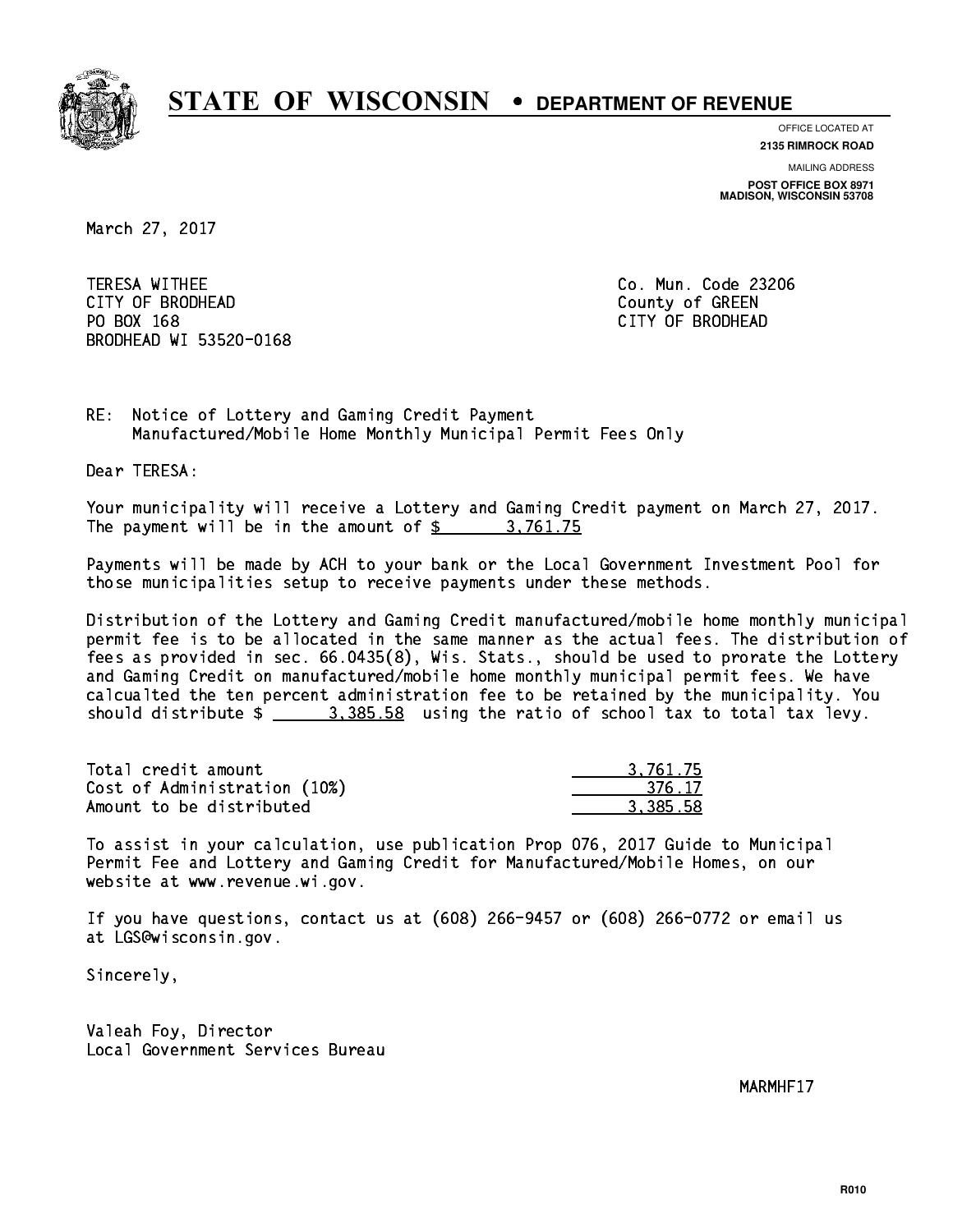# STATE OF WISCONSIN • DEPARTMENT OF REVENUE

OFFICE LOCATED AT
**2135 RIMROCK ROAD**

MAILING ADDRESS
**POST OFFICE BOX 8971**
**MADISON, WISCONSIN 53708**

March 27, 2017

TERESA WITHEE
CITY OF BRODHEAD
PO BOX 168
BRODHEAD WI 53520-0168

Co. Mun. Code 23206
County of GREEN
CITY OF BRODHEAD

RE: Notice of Lottery and Gaming Credit Payment
Manufactured/Mobile Home Monthly Municipal Permit Fees Only

Dear TERESA:

Your municipality will receive a Lottery and Gaming Credit payment on March 27, 2017. The payment will be in the amount of $ 3,761.75

Payments will be made by ACH to your bank or the Local Government Investment Pool for those municipalities setup to receive payments under these methods.

Distribution of the Lottery and Gaming Credit manufactured/mobile home monthly municipal permit fee is to be allocated in the same manner as the actual fees. The distribution of fees as provided in sec. 66.0435(8), Wis. Stats., should be used to prorate the Lottery and Gaming Credit on manufactured/mobile home monthly municipal permit fees. We have calcualted the ten percent administration fee to be retained by the municipality. You should distribute $ 3,385.58 using the ratio of school tax to total tax levy.

| | |
|---|---|
| Total credit amount | 3,761.75 |
| Cost of Administration (10%) | 376.17 |
| Amount to be distributed | 3,385.58 |

To assist in your calculation, use publication Prop 076, 2017 Guide to Municipal Permit Fee and Lottery and Gaming Credit for Manufactured/Mobile Homes, on our website at www.revenue.wi.gov.

If you have questions, contact us at (608) 266-9457 or (608) 266-0772 or email us at LGS@wisconsin.gov.

Sincerely,

Valeah Foy, Director
Local Government Services Bureau

MARMHF17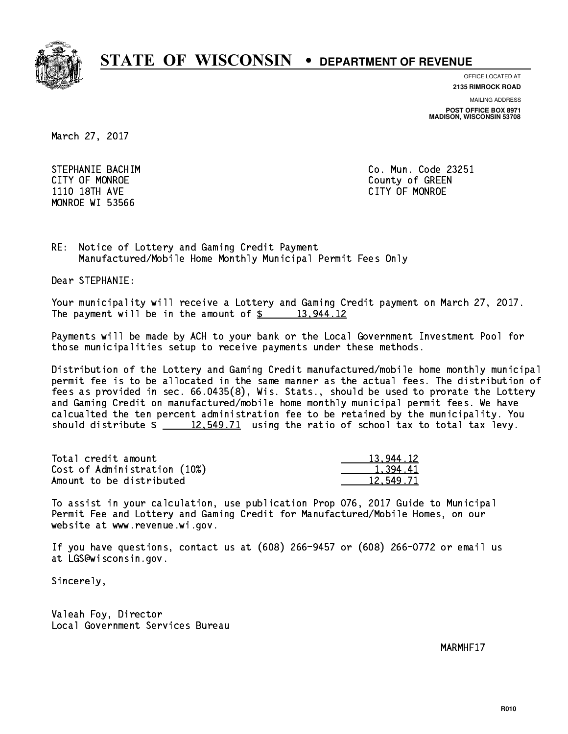# STATE OF WISCONSIN • DEPARTMENT OF REVENUE

OFFICE LOCATED AT
**2135 RIMROCK ROAD**

MAILING ADDRESS
**POST OFFICE BOX 8971**
**MADISON, WISCONSIN 53708**

March 27, 2017

STEPHANIE BACHIM
CITY OF MONROE
1110 18TH AVE
MONROE WI 53566

Co. Mun. Code 23251
County of GREEN
CITY OF MONROE

RE: Notice of Lottery and Gaming Credit Payment
Manufactured/Mobile Home Monthly Municipal Permit Fees Only

Dear STEPHANIE:

Your municipality will receive a Lottery and Gaming Credit payment on March 27, 2017. The payment will be in the amount of $ 13,944.12

Payments will be made by ACH to your bank or the Local Government Investment Pool for those municipalities setup to receive payments under these methods.

Distribution of the Lottery and Gaming Credit manufactured/mobile home monthly municipal permit fee is to be allocated in the same manner as the actual fees. The distribution of fees as provided in sec. 66.0435(8), Wis. Stats., should be used to prorate the Lottery and Gaming Credit on manufactured/mobile home monthly municipal permit fees. We have calcualted the ten percent administration fee to be retained by the municipality. You should distribute $ 12,549.71 using the ratio of school tax to total tax levy.

| | |
|---|---|
| Total credit amount | 13,944.12 |
| Cost of Administration (10%) | 1,394.41 |
| Amount to be distributed | 12,549.71 |

To assist in your calculation, use publication Prop 076, 2017 Guide to Municipal Permit Fee and Lottery and Gaming Credit for Manufactured/Mobile Homes, on our website at www.revenue.wi.gov.

If you have questions, contact us at (608) 266-9457 or (608) 266-0772 or email us at LGS@wisconsin.gov.

Sincerely,

Valeah Foy, Director
Local Government Services Bureau

MARMHF17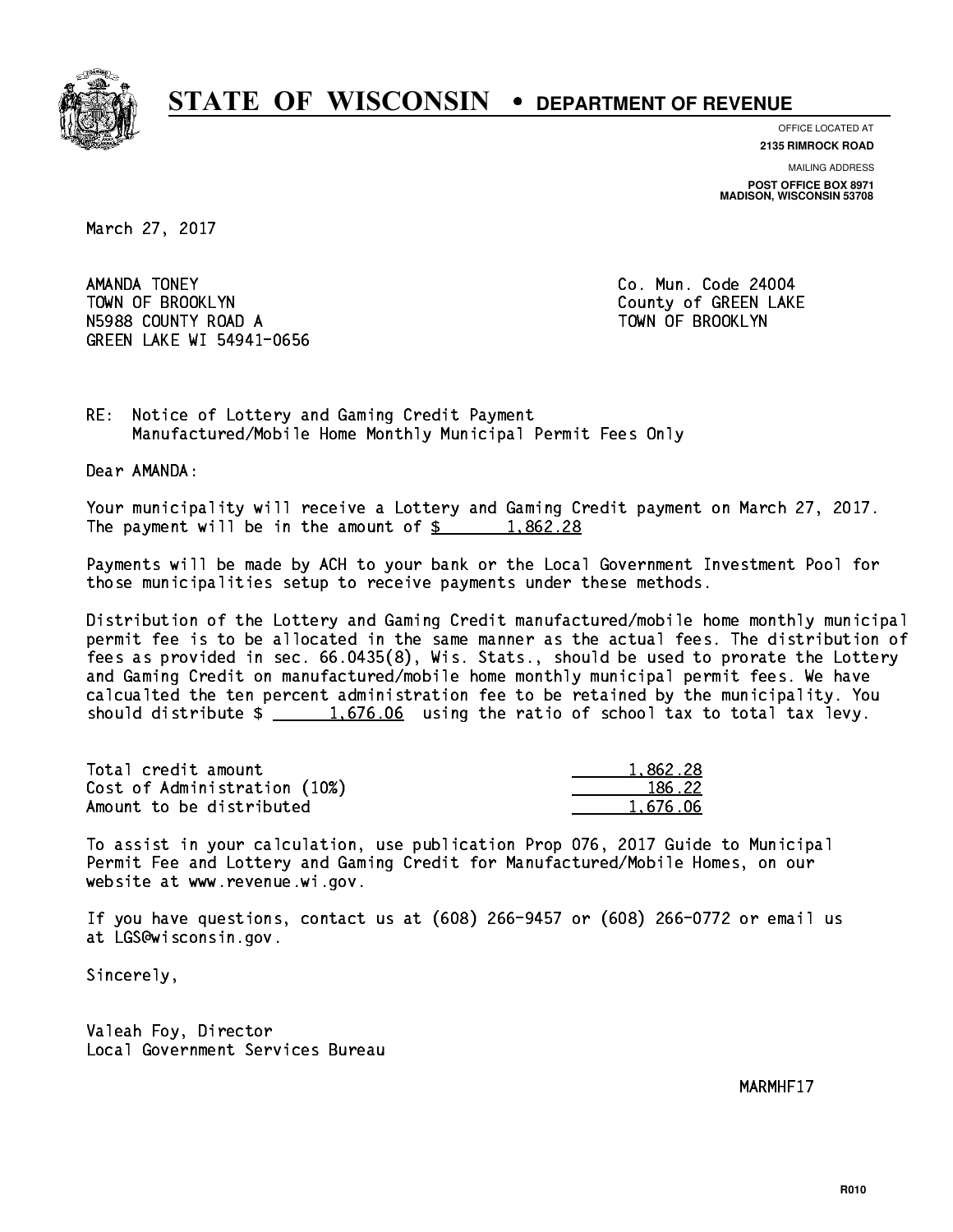# STATE OF WISCONSIN • DEPARTMENT OF REVENUE

OFFICE LOCATED AT
**2135 RIMROCK ROAD**

MAILING ADDRESS
**POST OFFICE BOX 8971**
**MADISON, WISCONSIN 53708**

March 27, 2017

AMANDA TONEY
TOWN OF BROOKLYN
N5988 COUNTY ROAD A
GREEN LAKE WI 54941-0656

Co. Mun. Code 24004
County of GREEN LAKE
TOWN OF BROOKLYN

RE: Notice of Lottery and Gaming Credit Payment
Manufactured/Mobile Home Monthly Municipal Permit Fees Only

Dear AMANDA:

Your municipality will receive a Lottery and Gaming Credit payment on March 27, 2017. The payment will be in the amount of $ 1,862.28

Payments will be made by ACH to your bank or the Local Government Investment Pool for those municipalities setup to receive payments under these methods.

Distribution of the Lottery and Gaming Credit manufactured/mobile home monthly municipal permit fee is to be allocated in the same manner as the actual fees. The distribution of fees as provided in sec. 66.0435(8), Wis. Stats., should be used to prorate the Lottery and Gaming Credit on manufactured/mobile home monthly municipal permit fees. We have calcualted the ten percent administration fee to be retained by the municipality. You should distribute $ 1,676.06 using the ratio of school tax to total tax levy.

| | |
|---|---|
| Total credit amount | 1,862.28 |
| Cost of Administration (10%) | 186.22 |
| Amount to be distributed | 1,676.06 |

To assist in your calculation, use publication Prop 076, 2017 Guide to Municipal Permit Fee and Lottery and Gaming Credit for Manufactured/Mobile Homes, on our website at www.revenue.wi.gov.

If you have questions, contact us at (608) 266-9457 or (608) 266-0772 or email us at LGS@wisconsin.gov.

Sincerely,

Valeah Foy, Director
Local Government Services Bureau

MARMHF17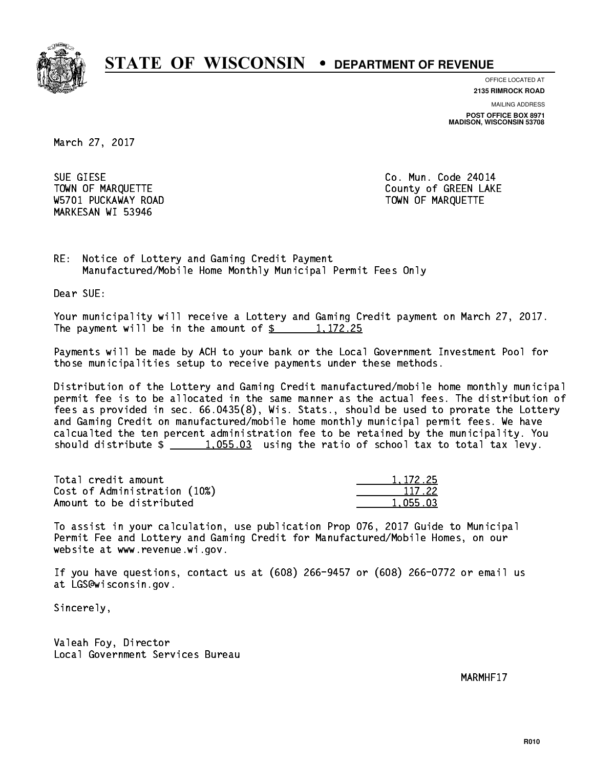# STATE OF WISCONSIN • DEPARTMENT OF REVENUE

OFFICE LOCATED AT
**2135 RIMROCK ROAD**

MAILING ADDRESS
**POST OFFICE BOX 8971**
**MADISON, WISCONSIN 53708**

March 27, 2017

SUE GIESE
TOWN OF MARQUETTE
W5701 PUCKAWAY ROAD
MARKESAN WI 53946

Co. Mun. Code 24014
County of GREEN LAKE
TOWN OF MARQUETTE

RE: Notice of Lottery and Gaming Credit Payment
Manufactured/Mobile Home Monthly Municipal Permit Fees Only

Dear SUE:

Your municipality will receive a Lottery and Gaming Credit payment on March 27, 2017. The payment will be in the amount of $ 1,172.25

Payments will be made by ACH to your bank or the Local Government Investment Pool for those municipalities setup to receive payments under these methods.

Distribution of the Lottery and Gaming Credit manufactured/mobile home monthly municipal permit fee is to be allocated in the same manner as the actual fees. The distribution of fees as provided in sec. 66.0435(8), Wis. Stats., should be used to prorate the Lottery and Gaming Credit on manufactured/mobile home monthly municipal permit fees. We have calcualted the ten percent administration fee to be retained by the municipality. You should distribute $ 1,055.03 using the ratio of school tax to total tax levy.

| | |
|---|---|
| Total credit amount | 1,172.25 |
| Cost of Administration (10%) | 117.22 |
| Amount to be distributed | 1,055.03 |

To assist in your calculation, use publication Prop 076, 2017 Guide to Municipal Permit Fee and Lottery and Gaming Credit for Manufactured/Mobile Homes, on our website at www.revenue.wi.gov.

If you have questions, contact us at (608) 266-9457 or (608) 266-0772 or email us at LGS@wisconsin.gov.

Sincerely,

Valeah Foy, Director
Local Government Services Bureau

MARMHF17

R010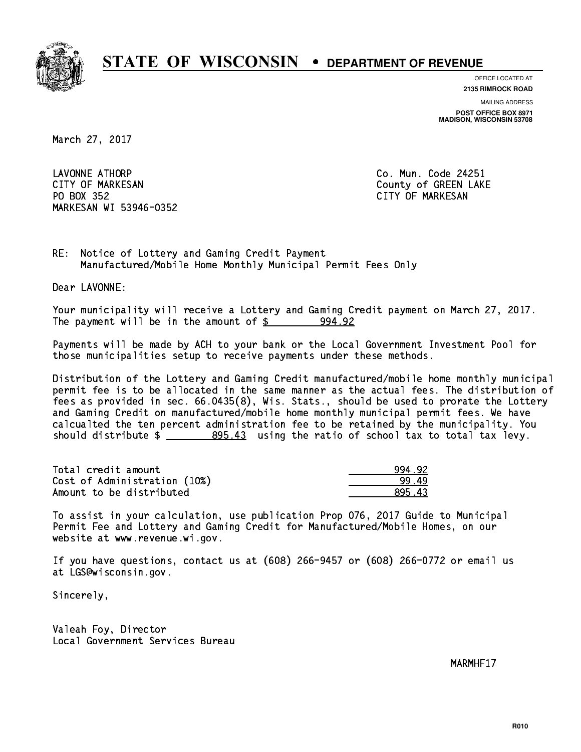# STATE OF WISCONSIN • DEPARTMENT OF REVENUE

OFFICE LOCATED AT
**2135 RIMROCK ROAD**

MAILING ADDRESS
**POST OFFICE BOX 8971**
**MADISON, WISCONSIN 53708**

March 27, 2017

LAVONNE ATHORP
CITY OF MARKESAN
PO BOX 352
MARKESAN WI 53946-0352

Co. Mun. Code 24251
County of GREEN LAKE
CITY OF MARKESAN

RE: Notice of Lottery and Gaming Credit Payment
Manufactured/Mobile Home Monthly Municipal Permit Fees Only

Dear LAVONNE:

Your municipality will receive a Lottery and Gaming Credit payment on March 27, 2017. The payment will be in the amount of $ 994.92

Payments will be made by ACH to your bank or the Local Government Investment Pool for those municipalities setup to receive payments under these methods.

Distribution of the Lottery and Gaming Credit manufactured/mobile home monthly municipal permit fee is to be allocated in the same manner as the actual fees. The distribution of fees as provided in sec. 66.0435(8), Wis. Stats., should be used to prorate the Lottery and Gaming Credit on manufactured/mobile home monthly municipal permit fees. We have calcualted the ten percent administration fee to be retained by the municipality. You should distribute $ 895.43 using the ratio of school tax to total tax levy.

| | |
|---|---|
| Total credit amount | 994.92 |
| Cost of Administration (10%) | 99.49 |
| Amount to be distributed | 895.43 |

To assist in your calculation, use publication Prop 076, 2017 Guide to Municipal Permit Fee and Lottery and Gaming Credit for Manufactured/Mobile Homes, on our website at www.revenue.wi.gov.

If you have questions, contact us at (608) 266-9457 or (608) 266-0772 or email us at LGS@wisconsin.gov.

Sincerely,

Valeah Foy, Director
Local Government Services Bureau

MARMHF17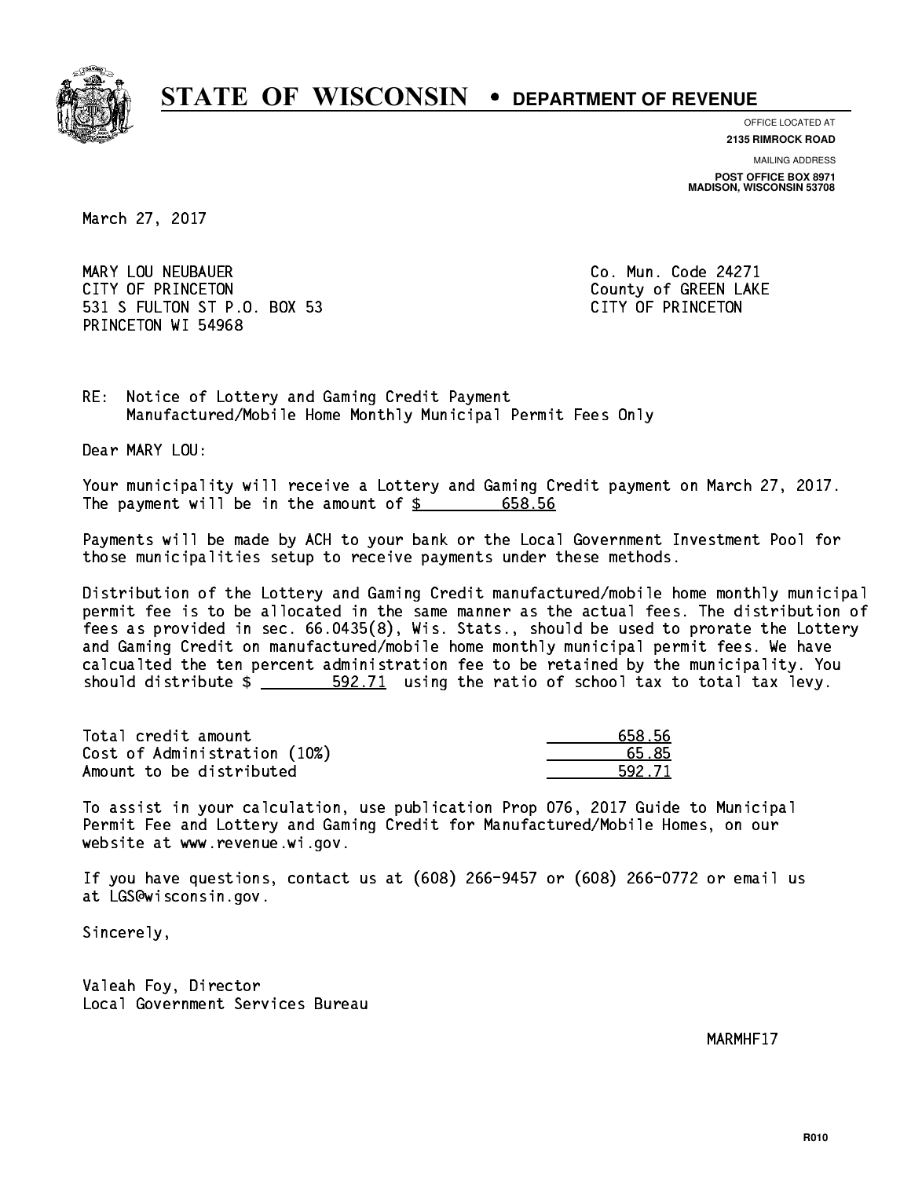# STATE OF WISCONSIN • DEPARTMENT OF REVENUE

OFFICE LOCATED AT
**2135 RIMROCK ROAD**

MAILING ADDRESS
**POST OFFICE BOX 8971**
**MADISON, WISCONSIN 53708**

March 27, 2017

MARY LOU NEUBAUER
CITY OF PRINCETON
531 S FULTON ST P.O. BOX 53
PRINCETON WI 54968

Co. Mun. Code 24271
County of GREEN LAKE
CITY OF PRINCETON

RE: Notice of Lottery and Gaming Credit Payment
Manufactured/Mobile Home Monthly Municipal Permit Fees Only

Dear MARY LOU:

Your municipality will receive a Lottery and Gaming Credit payment on March 27, 2017. The payment will be in the amount of $ 658.56

Payments will be made by ACH to your bank or the Local Government Investment Pool for those municipalities setup to receive payments under these methods.

Distribution of the Lottery and Gaming Credit manufactured/mobile home monthly municipal permit fee is to be allocated in the same manner as the actual fees. The distribution of fees as provided in sec. 66.0435(8), Wis. Stats., should be used to prorate the Lottery and Gaming Credit on manufactured/mobile home monthly municipal permit fees. We have calcualted the ten percent administration fee to be retained by the municipality. You should distribute $ 592.71 using the ratio of school tax to total tax levy.

| | |
|---|---|
| Total credit amount | 658.56 |
| Cost of Administration (10%) | 65.85 |
| Amount to be distributed | 592.71 |

To assist in your calculation, use publication Prop 076, 2017 Guide to Municipal Permit Fee and Lottery and Gaming Credit for Manufactured/Mobile Homes, on our website at www.revenue.wi.gov.

If you have questions, contact us at (608) 266-9457 or (608) 266-0772 or email us at LGS@wisconsin.gov.

Sincerely,

Valeah Foy, Director
Local Government Services Bureau

MARMHF17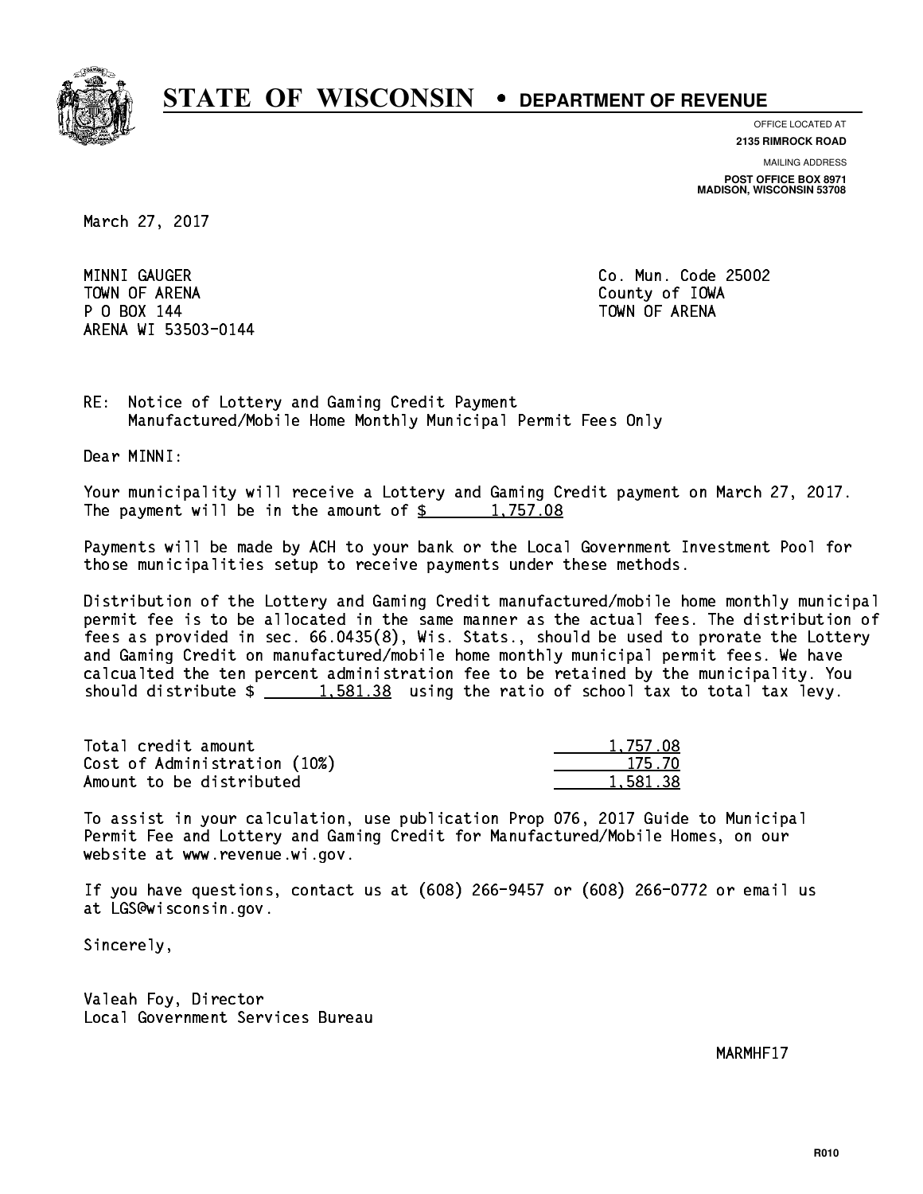# STATE OF WISCONSIN • DEPARTMENT OF REVENUE

OFFICE LOCATED AT
**2135 RIMROCK ROAD**

MAILING ADDRESS
**POST OFFICE BOX 8971**
**MADISON, WISCONSIN 53708**

March 27, 2017

MINNI GAUGER
TOWN OF ARENA
P O BOX 144
ARENA WI 53503-0144

Co. Mun. Code 25002
County of IOWA
TOWN OF ARENA

RE: Notice of Lottery and Gaming Credit Payment
Manufactured/Mobile Home Monthly Municipal Permit Fees Only

Dear MINNI:

Your municipality will receive a Lottery and Gaming Credit payment on March 27, 2017. The payment will be in the amount of $ 1,757.08

Payments will be made by ACH to your bank or the Local Government Investment Pool for those municipalities setup to receive payments under these methods.

Distribution of the Lottery and Gaming Credit manufactured/mobile home monthly municipal permit fee is to be allocated in the same manner as the actual fees. The distribution of fees as provided in sec. 66.0435(8), Wis. Stats., should be used to prorate the Lottery and Gaming Credit on manufactured/mobile home monthly municipal permit fees. We have calcualted the ten percent administration fee to be retained by the municipality. You should distribute $ 1,581.38 using the ratio of school tax to total tax levy.

| | |
|---|---|
| Total credit amount | 1,757.08 |
| Cost of Administration (10%) | 175.70 |
| Amount to be distributed | 1,581.38 |

To assist in your calculation, use publication Prop 076, 2017 Guide to Municipal Permit Fee and Lottery and Gaming Credit for Manufactured/Mobile Homes, on our website at www.revenue.wi.gov.

If you have questions, contact us at (608) 266-9457 or (608) 266-0772 or email us at LGS@wisconsin.gov.

Sincerely,

Valeah Foy, Director
Local Government Services Bureau

MARMHF17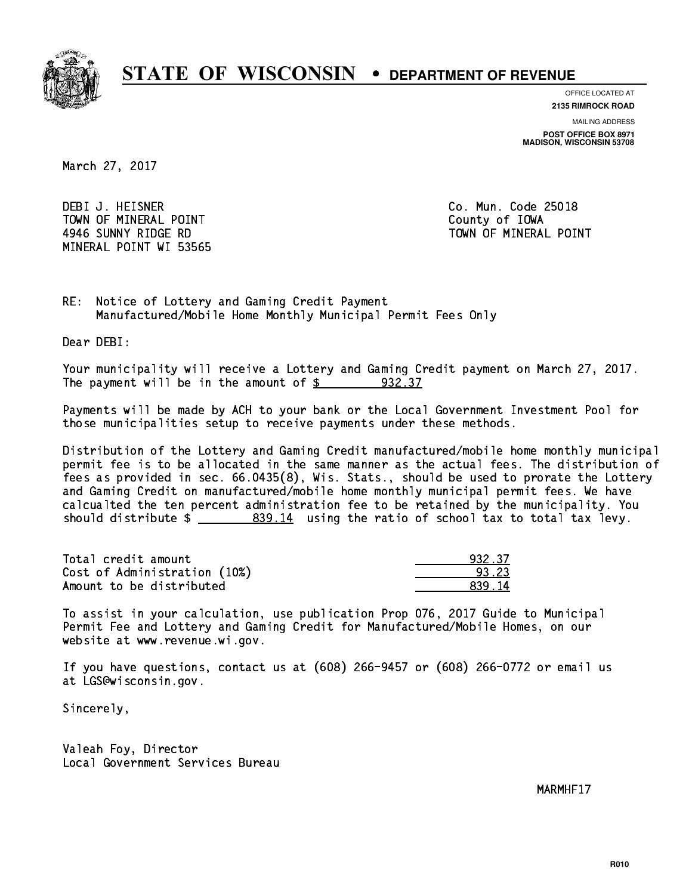# STATE OF WISCONSIN • DEPARTMENT OF REVENUE

OFFICE LOCATED AT
**2135 RIMROCK ROAD**

MAILING ADDRESS
**POST OFFICE BOX 8971**
**MADISON, WISCONSIN 53708**

March 27, 2017

DEBI J. HEISNER
TOWN OF MINERAL POINT
4946 SUNNY RIDGE RD
MINERAL POINT WI 53565

Co. Mun. Code 25018
County of IOWA
TOWN OF MINERAL POINT

RE: Notice of Lottery and Gaming Credit Payment
Manufactured/Mobile Home Monthly Municipal Permit Fees Only

Dear DEBI:

Your municipality will receive a Lottery and Gaming Credit payment on March 27, 2017. The payment will be in the amount of $ 932.37

Payments will be made by ACH to your bank or the Local Government Investment Pool for those municipalities setup to receive payments under these methods.

Distribution of the Lottery and Gaming Credit manufactured/mobile home monthly municipal permit fee is to be allocated in the same manner as the actual fees. The distribution of fees as provided in sec. 66.0435(8), Wis. Stats., should be used to prorate the Lottery and Gaming Credit on manufactured/mobile home monthly municipal permit fees. We have calcualted the ten percent administration fee to be retained by the municipality. You should distribute $ 839.14 using the ratio of school tax to total tax levy.

| | |
|---|---|
| Total credit amount | 932.37 |
| Cost of Administration (10%) | 93.23 |
| Amount to be distributed | 839.14 |

To assist in your calculation, use publication Prop 076, 2017 Guide to Municipal Permit Fee and Lottery and Gaming Credit for Manufactured/Mobile Homes, on our website at www.revenue.wi.gov.

If you have questions, contact us at (608) 266-9457 or (608) 266-0772 or email us at LGS@wisconsin.gov.

Sincerely,

Valeah Foy, Director
Local Government Services Bureau

MARMHF17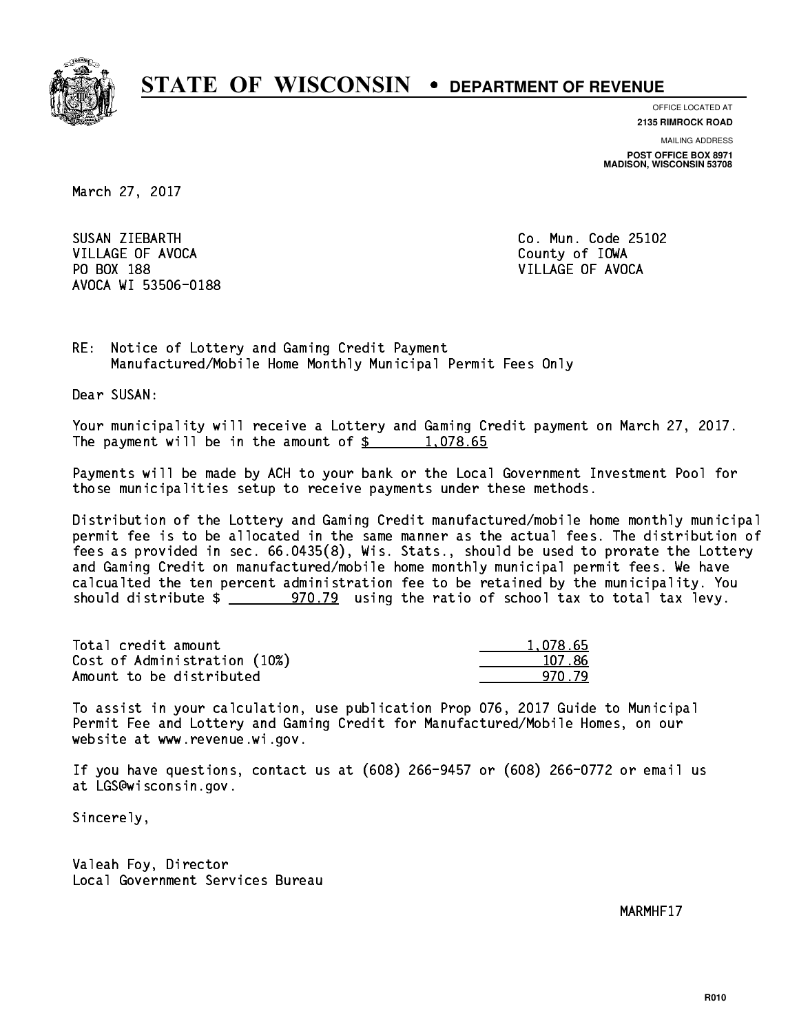# STATE OF WISCONSIN • DEPARTMENT OF REVENUE

OFFICE LOCATED AT
**2135 RIMROCK ROAD**

MAILING ADDRESS
**POST OFFICE BOX 8971**
**MADISON, WISCONSIN 53708**

March 27, 2017

SUSAN ZIEBARTH
VILLAGE OF AVOCA
PO BOX 188
AVOCA WI 53506-0188

Co. Mun. Code 25102
County of IOWA
VILLAGE OF AVOCA

RE: Notice of Lottery and Gaming Credit Payment
Manufactured/Mobile Home Monthly Municipal Permit Fees Only

Dear SUSAN:

Your municipality will receive a Lottery and Gaming Credit payment on March 27, 2017. The payment will be in the amount of $ 1,078.65

Payments will be made by ACH to your bank or the Local Government Investment Pool for those municipalities setup to receive payments under these methods.

Distribution of the Lottery and Gaming Credit manufactured/mobile home monthly municipal permit fee is to be allocated in the same manner as the actual fees. The distribution of fees as provided in sec. 66.0435(8), Wis. Stats., should be used to prorate the Lottery and Gaming Credit on manufactured/mobile home monthly municipal permit fees. We have calcualted the ten percent administration fee to be retained by the municipality. You should distribute $ 970.79 using the ratio of school tax to total tax levy.

| | |
|---|---|
| Total credit amount | 1,078.65 |
| Cost of Administration (10%) | 107.86 |
| Amount to be distributed | 970.79 |

To assist in your calculation, use publication Prop 076, 2017 Guide to Municipal Permit Fee and Lottery and Gaming Credit for Manufactured/Mobile Homes, on our website at www.revenue.wi.gov.

If you have questions, contact us at (608) 266-9457 or (608) 266-0772 or email us at LGS@wisconsin.gov.

Sincerely,

Valeah Foy, Director
Local Government Services Bureau

MARMHF17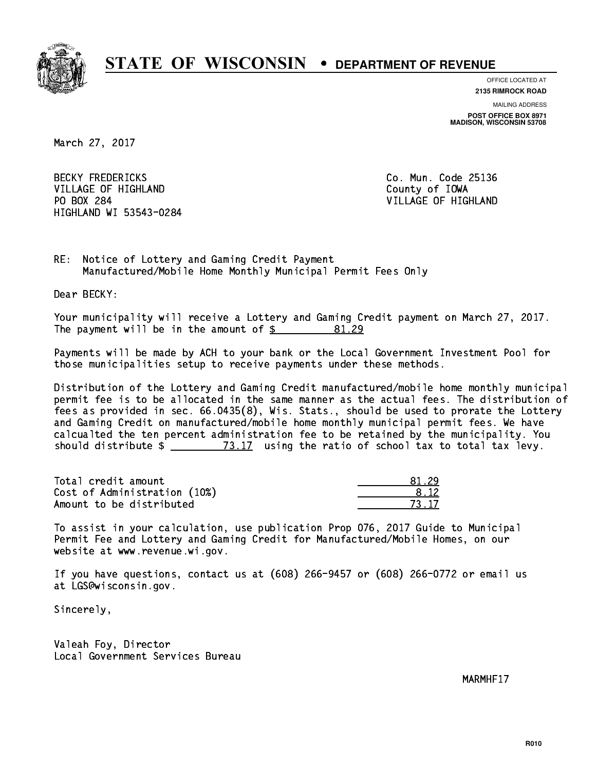# STATE OF WISCONSIN • DEPARTMENT OF REVENUE

OFFICE LOCATED AT
**2135 RIMROCK ROAD**

MAILING ADDRESS
**POST OFFICE BOX 8971**
**MADISON, WISCONSIN 53708**

March 27, 2017

BECKY FREDERICKS
VILLAGE OF HIGHLAND
PO BOX 284
HIGHLAND WI 53543-0284

Co. Mun. Code 25136
County of IOWA
VILLAGE OF HIGHLAND

RE: Notice of Lottery and Gaming Credit Payment
Manufactured/Mobile Home Monthly Municipal Permit Fees Only

Dear BECKY:

Your municipality will receive a Lottery and Gaming Credit payment on March 27, 2017. The payment will be in the amount of $ 81.29

Payments will be made by ACH to your bank or the Local Government Investment Pool for those municipalities setup to receive payments under these methods.

Distribution of the Lottery and Gaming Credit manufactured/mobile home monthly municipal permit fee is to be allocated in the same manner as the actual fees. The distribution of fees as provided in sec. 66.0435(8), Wis. Stats., should be used to prorate the Lottery and Gaming Credit on manufactured/mobile home monthly municipal permit fees. We have calcualted the ten percent administration fee to be retained by the municipality. You should distribute $ 73.17 using the ratio of school tax to total tax levy.

| | |
|---|---|
| Total credit amount | 81.29 |
| Cost of Administration (10%) | 8.12 |
| Amount to be distributed | 73.17 |

To assist in your calculation, use publication Prop 076, 2017 Guide to Municipal Permit Fee and Lottery and Gaming Credit for Manufactured/Mobile Homes, on our website at www.revenue.wi.gov.

If you have questions, contact us at (608) 266-9457 or (608) 266-0772 or email us at LGS@wisconsin.gov.

Sincerely,

Valeah Foy, Director
Local Government Services Bureau

MARMHF17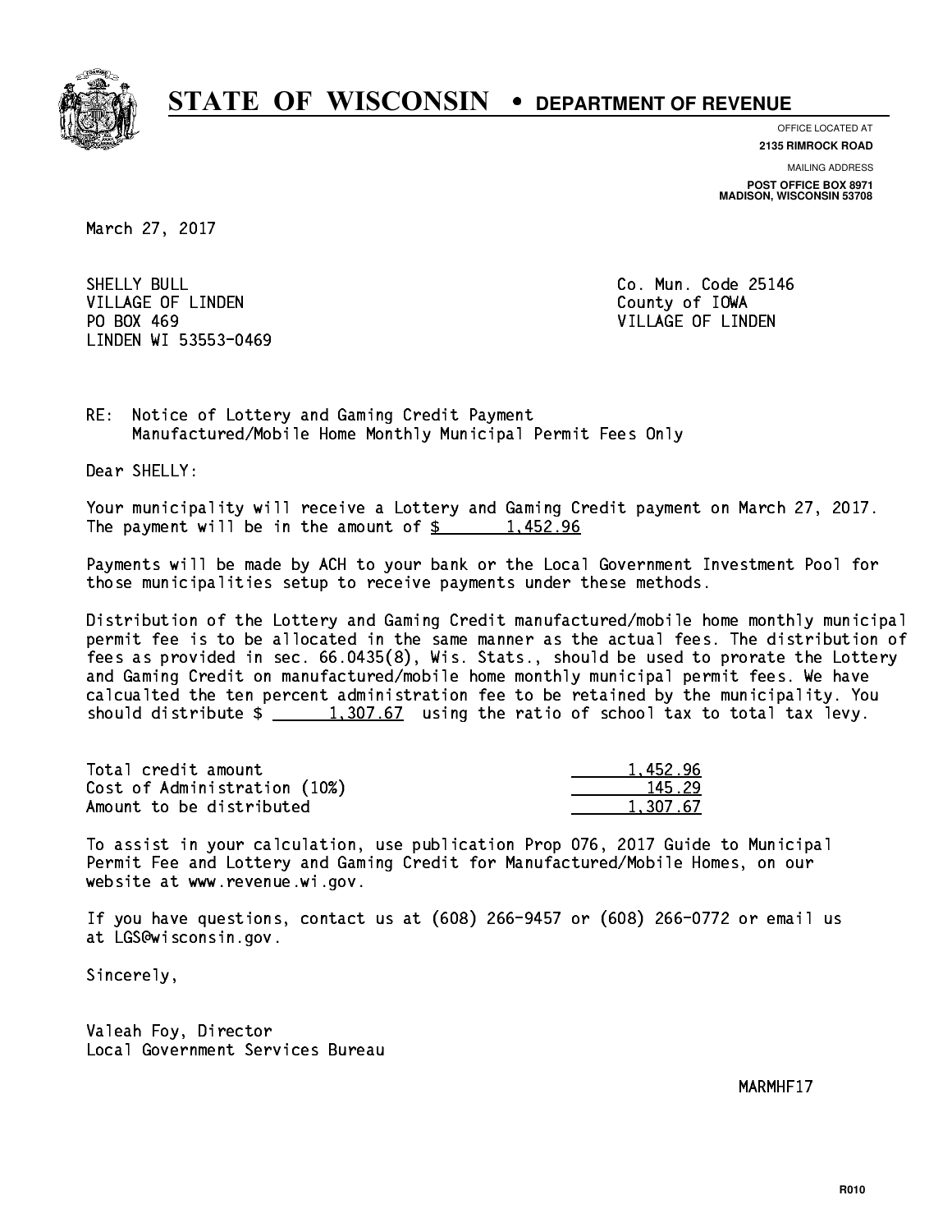# STATE OF WISCONSIN • DEPARTMENT OF REVENUE

OFFICE LOCATED AT
**2135 RIMROCK ROAD**

MAILING ADDRESS
**POST OFFICE BOX 8971**
**MADISON, WISCONSIN 53708**

March 27, 2017

SHELLY BULL
VILLAGE OF LINDEN
PO BOX 469
LINDEN WI 53553-0469

Co. Mun. Code 25146
County of IOWA
VILLAGE OF LINDEN

RE: Notice of Lottery and Gaming Credit Payment
Manufactured/Mobile Home Monthly Municipal Permit Fees Only

Dear SHELLY:

Your municipality will receive a Lottery and Gaming Credit payment on March 27, 2017. The payment will be in the amount of $ 1,452.96

Payments will be made by ACH to your bank or the Local Government Investment Pool for those municipalities setup to receive payments under these methods.

Distribution of the Lottery and Gaming Credit manufactured/mobile home monthly municipal permit fee is to be allocated in the same manner as the actual fees. The distribution of fees as provided in sec. 66.0435(8), Wis. Stats., should be used to prorate the Lottery and Gaming Credit on manufactured/mobile home monthly municipal permit fees. We have calcualted the ten percent administration fee to be retained by the municipality. You should distribute $ 1,307.67 using the ratio of school tax to total tax levy.

| | |
|---|---|
| Total credit amount | 1,452.96 |
| Cost of Administration (10%) | 145.29 |
| Amount to be distributed | 1,307.67 |

To assist in your calculation, use publication Prop 076, 2017 Guide to Municipal Permit Fee and Lottery and Gaming Credit for Manufactured/Mobile Homes, on our website at www.revenue.wi.gov.

If you have questions, contact us at (608) 266-9457 or (608) 266-0772 or email us at LGS@wisconsin.gov.

Sincerely,

Valeah Foy, Director
Local Government Services Bureau

MARMHF17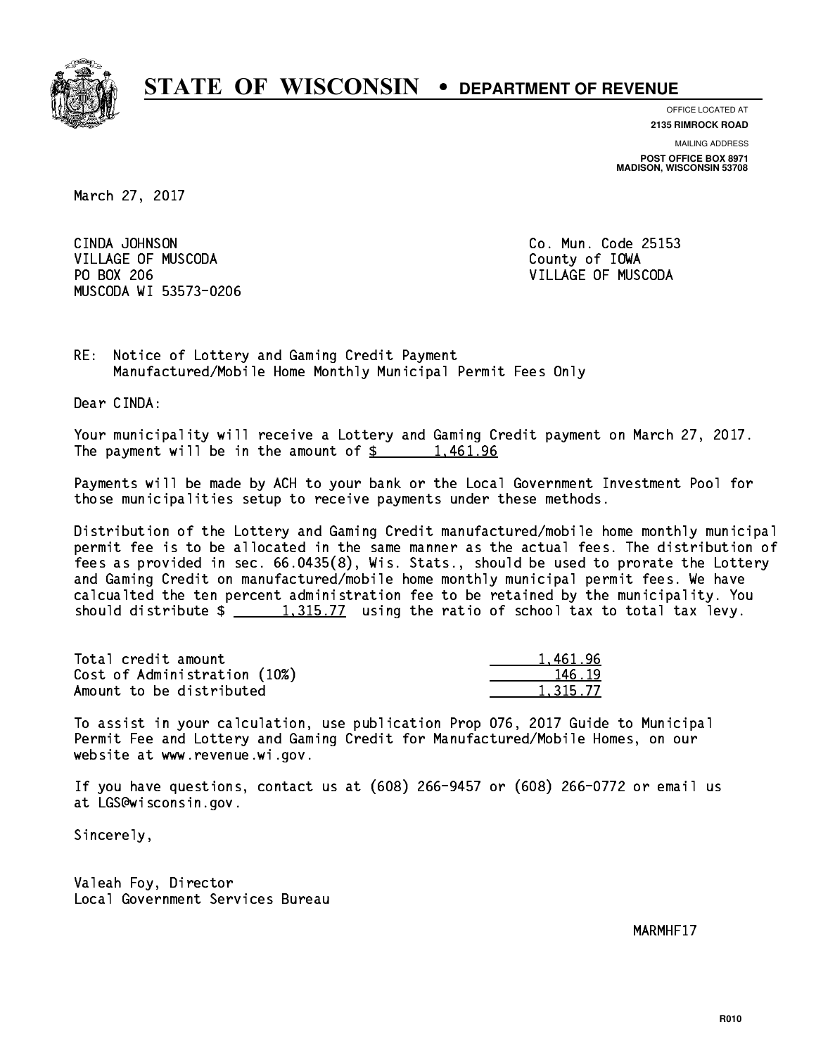# STATE OF WISCONSIN • DEPARTMENT OF REVENUE

OFFICE LOCATED AT
**2135 RIMROCK ROAD**

MAILING ADDRESS
**POST OFFICE BOX 8971**
**MADISON, WISCONSIN 53708**

March 27, 2017

CINDA JOHNSON
VILLAGE OF MUSCODA
PO BOX 206
MUSCODA WI 53573-0206

Co. Mun. Code 25153
County of IOWA
VILLAGE OF MUSCODA

RE: Notice of Lottery and Gaming Credit Payment
Manufactured/Mobile Home Monthly Municipal Permit Fees Only

Dear CINDA:

Your municipality will receive a Lottery and Gaming Credit payment on March 27, 2017. The payment will be in the amount of $ 1,461.96

Payments will be made by ACH to your bank or the Local Government Investment Pool for those municipalities setup to receive payments under these methods.

Distribution of the Lottery and Gaming Credit manufactured/mobile home monthly municipal permit fee is to be allocated in the same manner as the actual fees. The distribution of fees as provided in sec. 66.0435(8), Wis. Stats., should be used to prorate the Lottery and Gaming Credit on manufactured/mobile home monthly municipal permit fees. We have calcualted the ten percent administration fee to be retained by the municipality. You should distribute $ 1,315.77 using the ratio of school tax to total tax levy.

| | |
|---|---|
| Total credit amount | 1,461.96 |
| Cost of Administration (10%) | 146.19 |
| Amount to be distributed | 1,315.77 |

To assist in your calculation, use publication Prop 076, 2017 Guide to Municipal Permit Fee and Lottery and Gaming Credit for Manufactured/Mobile Homes, on our website at www.revenue.wi.gov.

If you have questions, contact us at (608) 266-9457 or (608) 266-0772 or email us at LGS@wisconsin.gov.

Sincerely,

Valeah Foy, Director
Local Government Services Bureau

MARMHF17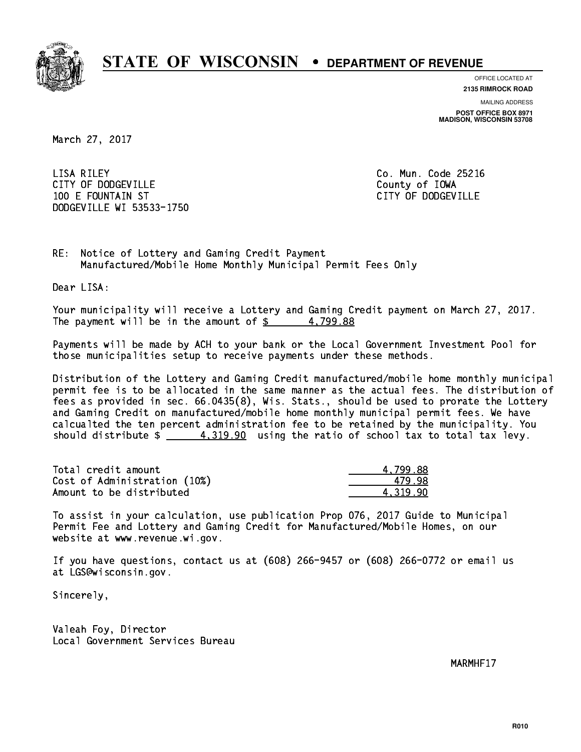# STATE OF WISCONSIN • DEPARTMENT OF REVENUE

OFFICE LOCATED AT
**2135 RIMROCK ROAD**

MAILING ADDRESS
**POST OFFICE BOX 8971**
**MADISON, WISCONSIN 53708**

March 27, 2017

LISA RILEY
CITY OF DODGEVILLE
100 E FOUNTAIN ST
DODGEVILLE WI 53533-1750

Co. Mun. Code 25216
County of IOWA
CITY OF DODGEVILLE

RE: Notice of Lottery and Gaming Credit Payment
Manufactured/Mobile Home Monthly Municipal Permit Fees Only

Dear LISA:

Your municipality will receive a Lottery and Gaming Credit payment on March 27, 2017. The payment will be in the amount of $ 4,799.88

Payments will be made by ACH to your bank or the Local Government Investment Pool for those municipalities setup to receive payments under these methods.

Distribution of the Lottery and Gaming Credit manufactured/mobile home monthly municipal permit fee is to be allocated in the same manner as the actual fees. The distribution of fees as provided in sec. 66.0435(8), Wis. Stats., should be used to prorate the Lottery and Gaming Credit on manufactured/mobile home monthly municipal permit fees. We have calcualted the ten percent administration fee to be retained by the municipality. You should distribute $ 4,319.90 using the ratio of school tax to total tax levy.

| | |
|---|---|
| Total credit amount | 4,799.88 |
| Cost of Administration (10%) | 479.98 |
| Amount to be distributed | 4,319.90 |

To assist in your calculation, use publication Prop 076, 2017 Guide to Municipal Permit Fee and Lottery and Gaming Credit for Manufactured/Mobile Homes, on our website at www.revenue.wi.gov.

If you have questions, contact us at (608) 266-9457 or (608) 266-0772 or email us at LGS@wisconsin.gov.

Sincerely,

Valeah Foy, Director
Local Government Services Bureau

MARMHF17

R010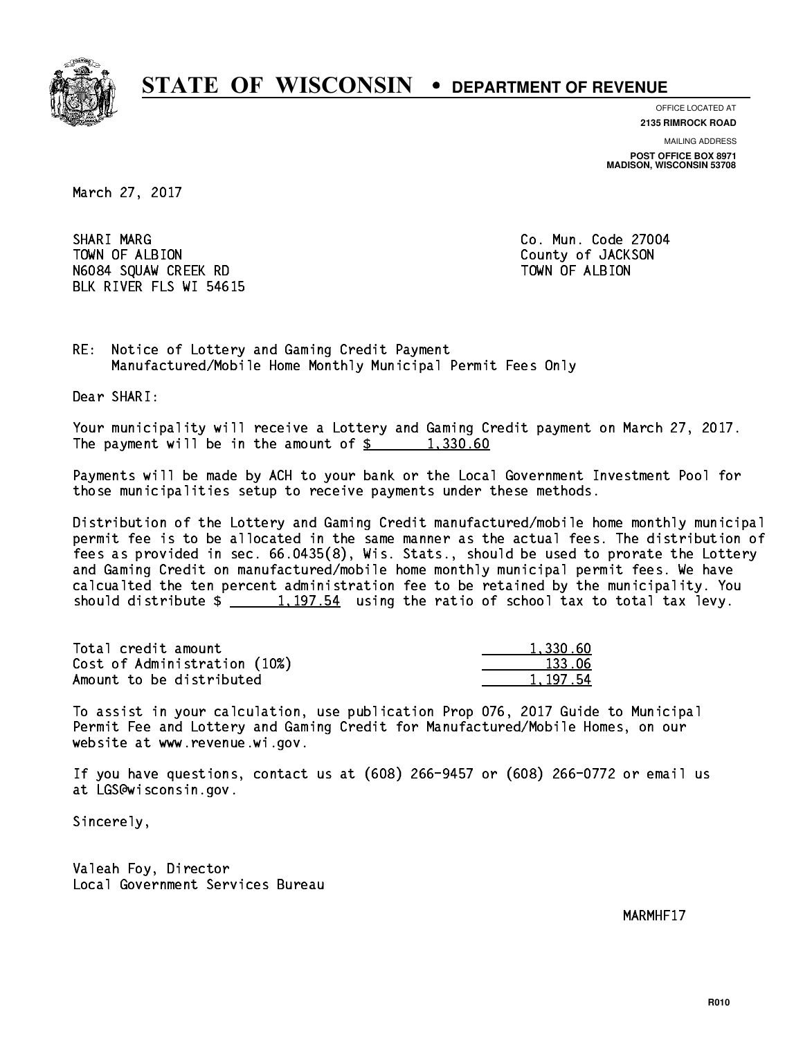# STATE OF WISCONSIN • DEPARTMENT OF REVENUE

OFFICE LOCATED AT
**2135 RIMROCK ROAD**

MAILING ADDRESS
**POST OFFICE BOX 8971**
**MADISON, WISCONSIN 53708**

March 27, 2017

SHARI MARG
TOWN OF ALBION
N6084 SQUAW CREEK RD
BLK RIVER FLS WI 54615

Co. Mun. Code 27004
County of JACKSON
TOWN OF ALBION

RE: Notice of Lottery and Gaming Credit Payment
Manufactured/Mobile Home Monthly Municipal Permit Fees Only

Dear SHARI:

Your municipality will receive a Lottery and Gaming Credit payment on March 27, 2017. The payment will be in the amount of $ 1,330.60

Payments will be made by ACH to your bank or the Local Government Investment Pool for those municipalities setup to receive payments under these methods.

Distribution of the Lottery and Gaming Credit manufactured/mobile home monthly municipal permit fee is to be allocated in the same manner as the actual fees. The distribution of fees as provided in sec. 66.0435(8), Wis. Stats., should be used to prorate the Lottery and Gaming Credit on manufactured/mobile home monthly municipal permit fees. We have calcualted the ten percent administration fee to be retained by the municipality. You should distribute $ 1,197.54 using the ratio of school tax to total tax levy.

| | |
|---|---|
| Total credit amount | 1,330.60 |
| Cost of Administration (10%) | 133.06 |
| Amount to be distributed | 1,197.54 |

To assist in your calculation, use publication Prop 076, 2017 Guide to Municipal Permit Fee and Lottery and Gaming Credit for Manufactured/Mobile Homes, on our website at www.revenue.wi.gov.

If you have questions, contact us at (608) 266-9457 or (608) 266-0772 or email us at LGS@wisconsin.gov.

Sincerely,

Valeah Foy, Director
Local Government Services Bureau

MARMHF17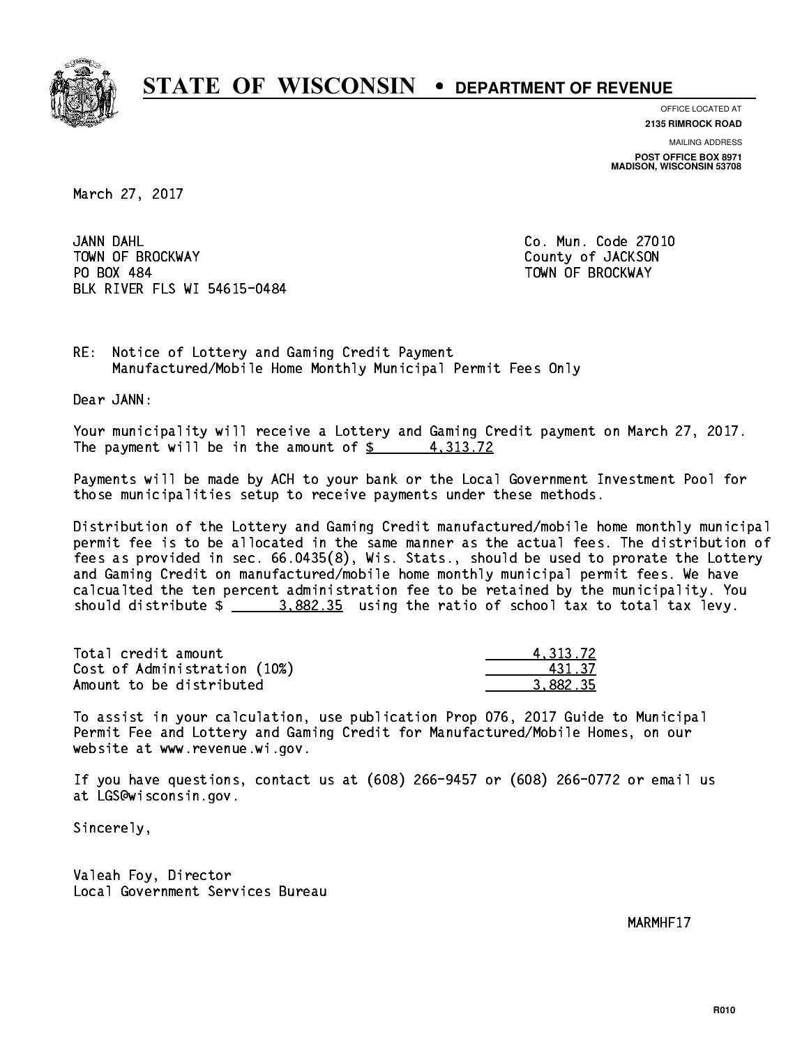# STATE OF WISCONSIN • DEPARTMENT OF REVENUE

OFFICE LOCATED AT
**2135 RIMROCK ROAD**

MAILING ADDRESS
**POST OFFICE BOX 8971**
**MADISON, WISCONSIN 53708**

March 27, 2017

JANN DAHL
TOWN OF BROCKWAY
PO BOX 484
BLK RIVER FLS WI 54615-0484

Co. Mun. Code 27010
County of JACKSON
TOWN OF BROCKWAY

RE: Notice of Lottery and Gaming Credit Payment
Manufactured/Mobile Home Monthly Municipal Permit Fees Only

Dear JANN:

Your municipality will receive a Lottery and Gaming Credit payment on March 27, 2017. The payment will be in the amount of $ 4,313.72

Payments will be made by ACH to your bank or the Local Government Investment Pool for those municipalities setup to receive payments under these methods.

Distribution of the Lottery and Gaming Credit manufactured/mobile home monthly municipal permit fee is to be allocated in the same manner as the actual fees. The distribution of fees as provided in sec. 66.0435(8), Wis. Stats., should be used to prorate the Lottery and Gaming Credit on manufactured/mobile home monthly municipal permit fees. We have calcualted the ten percent administration fee to be retained by the municipality. You should distribute $ 3,882.35 using the ratio of school tax to total tax levy.

| | |
|---|---|
| Total credit amount | 4,313.72 |
| Cost of Administration (10%) | 431.37 |
| Amount to be distributed | 3,882.35 |

To assist in your calculation, use publication Prop 076, 2017 Guide to Municipal Permit Fee and Lottery and Gaming Credit for Manufactured/Mobile Homes, on our website at www.revenue.wi.gov.

If you have questions, contact us at (608) 266-9457 or (608) 266-0772 or email us at LGS@wisconsin.gov.

Sincerely,

Valeah Foy, Director
Local Government Services Bureau

MARMHF17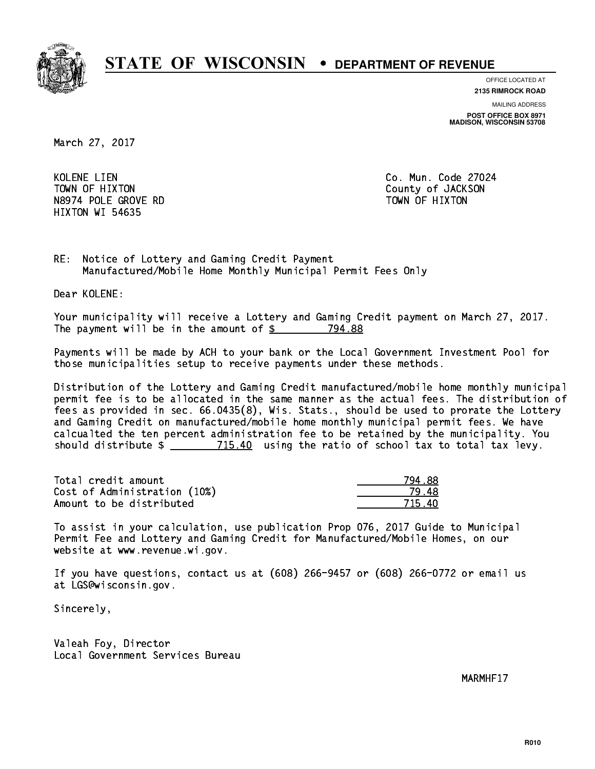# STATE OF WISCONSIN • DEPARTMENT OF REVENUE

OFFICE LOCATED AT
**2135 RIMROCK ROAD**

MAILING ADDRESS
**POST OFFICE BOX 8971**
**MADISON, WISCONSIN 53708**

March 27, 2017

KOLENE LIEN
TOWN OF HIXTON
N8974 POLE GROVE RD
HIXTON WI 54635

Co. Mun. Code 27024
County of JACKSON
TOWN OF HIXTON

RE: Notice of Lottery and Gaming Credit Payment
Manufactured/Mobile Home Monthly Municipal Permit Fees Only

Dear KOLENE:

Your municipality will receive a Lottery and Gaming Credit payment on March 27, 2017. The payment will be in the amount of $ 794.88

Payments will be made by ACH to your bank or the Local Government Investment Pool for those municipalities setup to receive payments under these methods.

Distribution of the Lottery and Gaming Credit manufactured/mobile home monthly municipal permit fee is to be allocated in the same manner as the actual fees. The distribution of fees as provided in sec. 66.0435(8), Wis. Stats., should be used to prorate the Lottery and Gaming Credit on manufactured/mobile home monthly municipal permit fees. We have calcualted the ten percent administration fee to be retained by the municipality. You should distribute $ 715.40 using the ratio of school tax to total tax levy.

| | |
|---|---|
| Total credit amount | 794.88 |
| Cost of Administration (10%) | 79.48 |
| Amount to be distributed | 715.40 |

To assist in your calculation, use publication Prop 076, 2017 Guide to Municipal Permit Fee and Lottery and Gaming Credit for Manufactured/Mobile Homes, on our website at www.revenue.wi.gov.

If you have questions, contact us at (608) 266-9457 or (608) 266-0772 or email us at LGS@wisconsin.gov.

Sincerely,

Valeah Foy, Director
Local Government Services Bureau

MARMHF17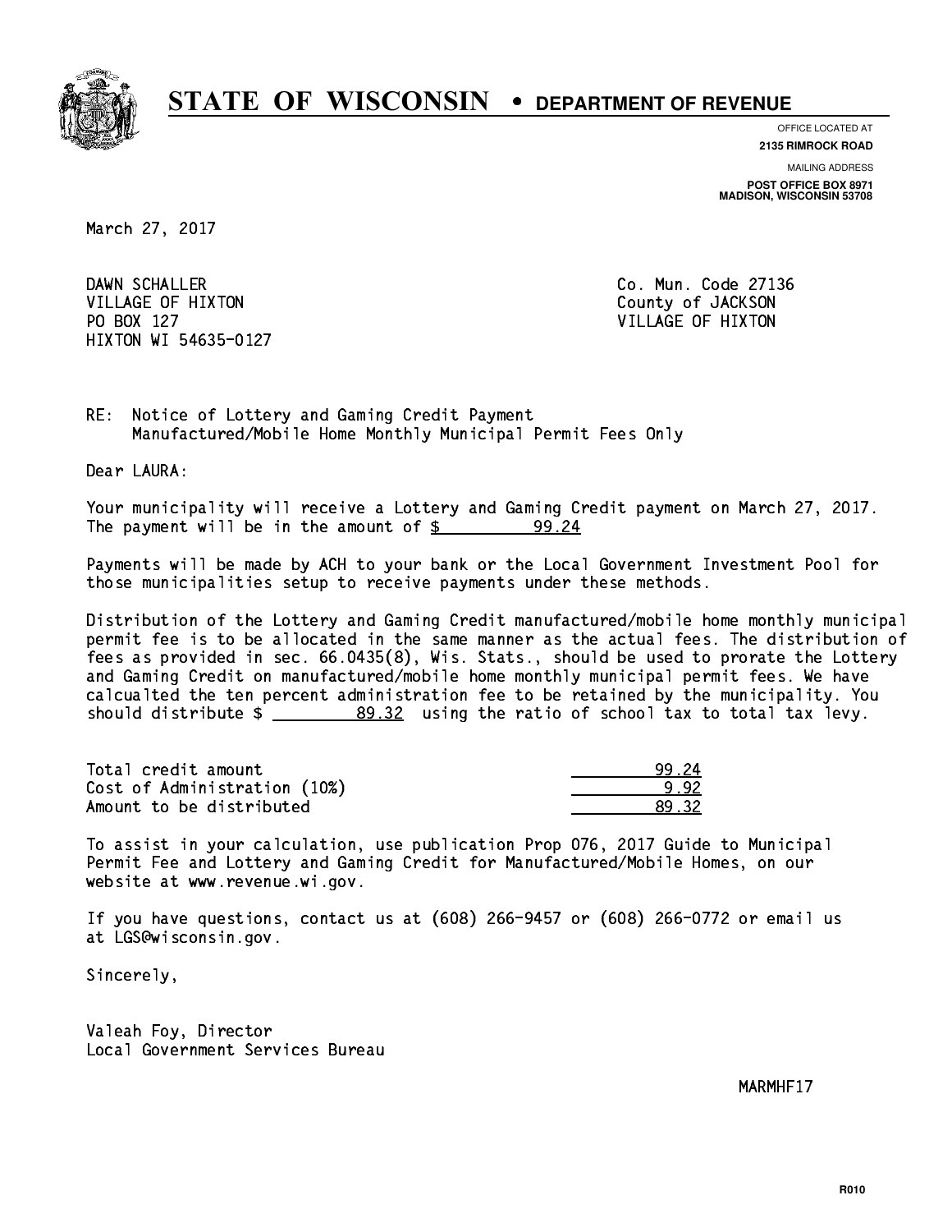# STATE OF WISCONSIN • DEPARTMENT OF REVENUE

OFFICE LOCATED AT
**2135 RIMROCK ROAD**

MAILING ADDRESS
**POST OFFICE BOX 8971**
**MADISON, WISCONSIN 53708**

March 27, 2017

DAWN SCHALLER
VILLAGE OF HIXTON
PO BOX 127
HIXTON WI 54635-0127

Co. Mun. Code 27136
County of JACKSON
VILLAGE OF HIXTON

RE: Notice of Lottery and Gaming Credit Payment
Manufactured/Mobile Home Monthly Municipal Permit Fees Only

Dear LAURA:

Your municipality will receive a Lottery and Gaming Credit payment on March 27, 2017. The payment will be in the amount of $ 99.24

Payments will be made by ACH to your bank or the Local Government Investment Pool for those municipalities setup to receive payments under these methods.

Distribution of the Lottery and Gaming Credit manufactured/mobile home monthly municipal permit fee is to be allocated in the same manner as the actual fees. The distribution of fees as provided in sec. 66.0435(8), Wis. Stats., should be used to prorate the Lottery and Gaming Credit on manufactured/mobile home monthly municipal permit fees. We have calcualted the ten percent administration fee to be retained by the municipality. You should distribute $ 89.32 using the ratio of school tax to total tax levy.

| | |
|---|---|
| Total credit amount | 99.24 |
| Cost of Administration (10%) | 9.92 |
| Amount to be distributed | 89.32 |

To assist in your calculation, use publication Prop 076, 2017 Guide to Municipal Permit Fee and Lottery and Gaming Credit for Manufactured/Mobile Homes, on our website at www.revenue.wi.gov.

If you have questions, contact us at (608) 266-9457 or (608) 266-0772 or email us at LGS@wisconsin.gov.

Sincerely,

Valeah Foy, Director
Local Government Services Bureau

MARMHF17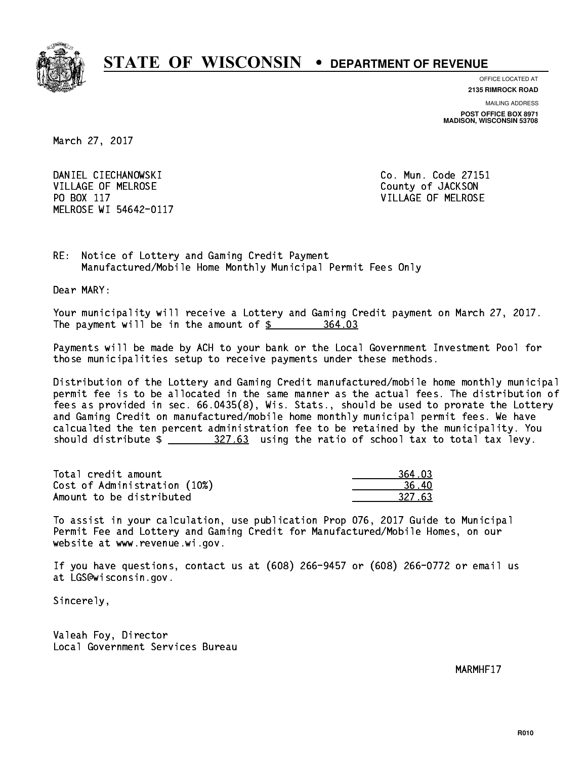# STATE OF WISCONSIN • DEPARTMENT OF REVENUE

OFFICE LOCATED AT
**2135 RIMROCK ROAD**

MAILING ADDRESS
**POST OFFICE BOX 8971**
**MADISON, WISCONSIN 53708**

March 27, 2017

DANIEL CIECHANOWSKI
VILLAGE OF MELROSE
PO BOX 117
MELROSE WI 54642-0117

Co. Mun. Code 27151
County of JACKSON
VILLAGE OF MELROSE

RE: Notice of Lottery and Gaming Credit Payment
Manufactured/Mobile Home Monthly Municipal Permit Fees Only

Dear MARY:

Your municipality will receive a Lottery and Gaming Credit payment on March 27, 2017. The payment will be in the amount of $ 364.03

Payments will be made by ACH to your bank or the Local Government Investment Pool for those municipalities setup to receive payments under these methods.

Distribution of the Lottery and Gaming Credit manufactured/mobile home monthly municipal permit fee is to be allocated in the same manner as the actual fees. The distribution of fees as provided in sec. 66.0435(8), Wis. Stats., should be used to prorate the Lottery and Gaming Credit on manufactured/mobile home monthly municipal permit fees. We have calcualted the ten percent administration fee to be retained by the municipality. You should distribute $ 327.63 using the ratio of school tax to total tax levy.

| | |
|---|---|
| Total credit amount | 364.03 |
| Cost of Administration (10%) | 36.40 |
| Amount to be distributed | 327.63 |

To assist in your calculation, use publication Prop 076, 2017 Guide to Municipal Permit Fee and Lottery and Gaming Credit for Manufactured/Mobile Homes, on our website at www.revenue.wi.gov.

If you have questions, contact us at (608) 266-9457 or (608) 266-0772 or email us at LGS@wisconsin.gov.

Sincerely,

Valeah Foy, Director
Local Government Services Bureau

MARMHF17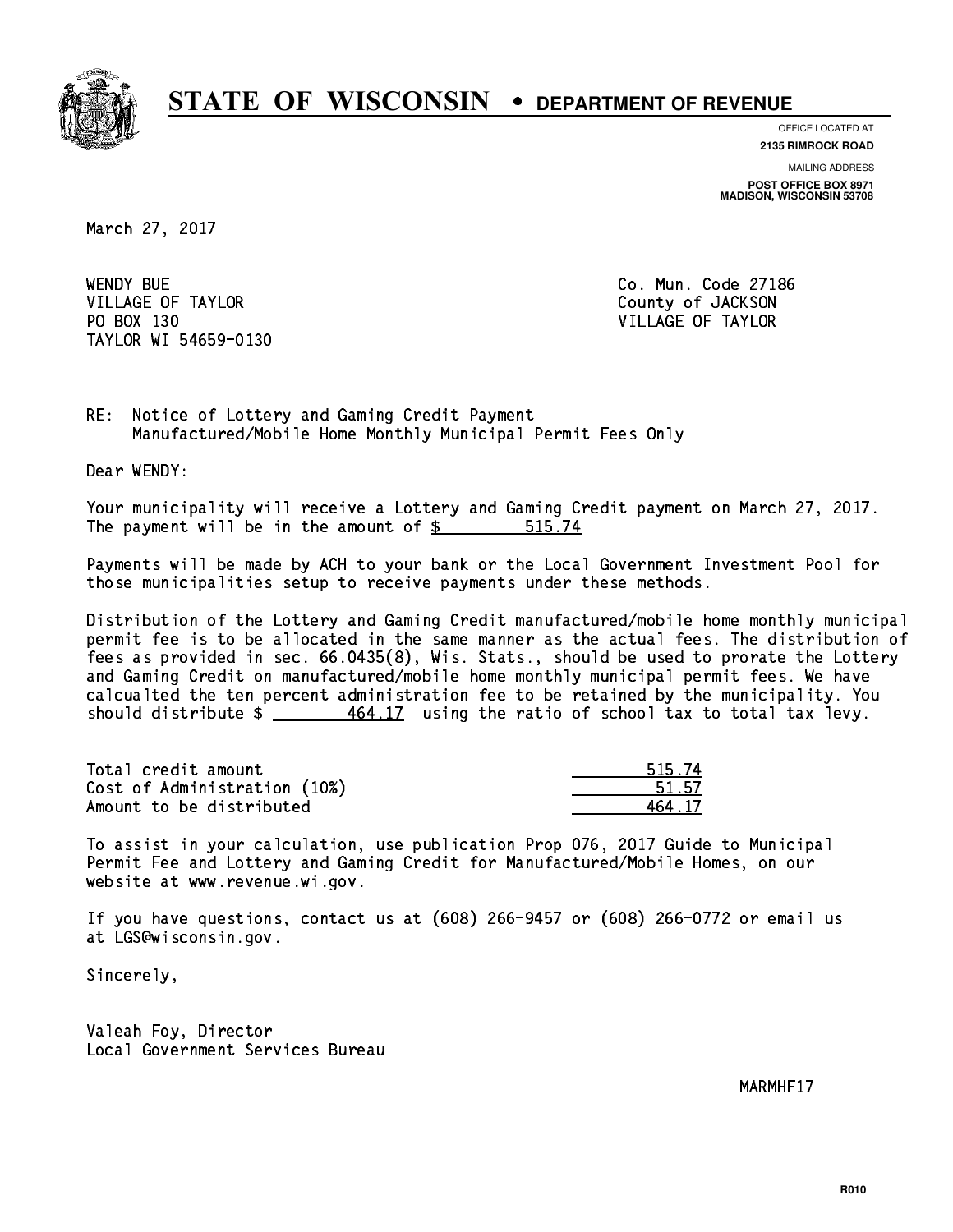# STATE OF WISCONSIN • DEPARTMENT OF REVENUE

OFFICE LOCATED AT
**2135 RIMROCK ROAD**

MAILING ADDRESS
**POST OFFICE BOX 8971**
**MADISON, WISCONSIN 53708**

March 27, 2017

WENDY BUE
VILLAGE OF TAYLOR
PO BOX 130
TAYLOR WI 54659-0130

Co. Mun. Code 27186
County of JACKSON
VILLAGE OF TAYLOR

RE: Notice of Lottery and Gaming Credit Payment
Manufactured/Mobile Home Monthly Municipal Permit Fees Only

Dear WENDY:

Your municipality will receive a Lottery and Gaming Credit payment on March 27, 2017. The payment will be in the amount of $ 515.74

Payments will be made by ACH to your bank or the Local Government Investment Pool for those municipalities setup to receive payments under these methods.

Distribution of the Lottery and Gaming Credit manufactured/mobile home monthly municipal permit fee is to be allocated in the same manner as the actual fees. The distribution of fees as provided in sec. 66.0435(8), Wis. Stats., should be used to prorate the Lottery and Gaming Credit on manufactured/mobile home monthly municipal permit fees. We have calcualted the ten percent administration fee to be retained by the municipality. You should distribute $ 464.17 using the ratio of school tax to total tax levy.

| | |
|---|---|
| Total credit amount | 515.74 |
| Cost of Administration (10%) | 51.57 |
| Amount to be distributed | 464.17 |

To assist in your calculation, use publication Prop 076, 2017 Guide to Municipal Permit Fee and Lottery and Gaming Credit for Manufactured/Mobile Homes, on our website at www.revenue.wi.gov.

If you have questions, contact us at (608) 266-9457 or (608) 266-0772 or email us at LGS@wisconsin.gov.

Sincerely,

Valeah Foy, Director
Local Government Services Bureau

MARMHF17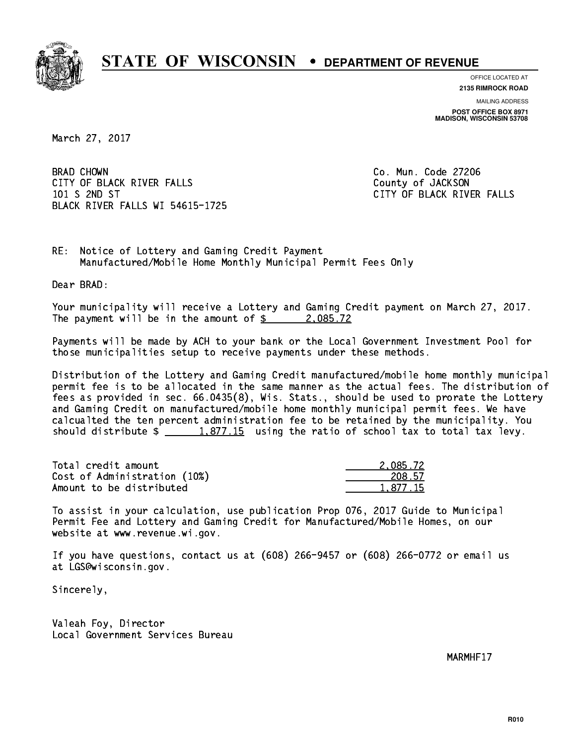# STATE OF WISCONSIN • DEPARTMENT OF REVENUE

OFFICE LOCATED AT
**2135 RIMROCK ROAD**

MAILING ADDRESS
**POST OFFICE BOX 8971**
**MADISON, WISCONSIN 53708**

March 27, 2017

BRAD CHOWN
CITY OF BLACK RIVER FALLS
101 S 2ND ST
BLACK RIVER FALLS WI 54615-1725

Co. Mun. Code 27206
County of JACKSON
CITY OF BLACK RIVER FALLS

RE: Notice of Lottery and Gaming Credit Payment
Manufactured/Mobile Home Monthly Municipal Permit Fees Only

Dear BRAD:

Your municipality will receive a Lottery and Gaming Credit payment on March 27, 2017. The payment will be in the amount of $ 2,085.72

Payments will be made by ACH to your bank or the Local Government Investment Pool for those municipalities setup to receive payments under these methods.

Distribution of the Lottery and Gaming Credit manufactured/mobile home monthly municipal permit fee is to be allocated in the same manner as the actual fees. The distribution of fees as provided in sec. 66.0435(8), Wis. Stats., should be used to prorate the Lottery and Gaming Credit on manufactured/mobile home monthly municipal permit fees. We have calcualted the ten percent administration fee to be retained by the municipality. You should distribute $ 1,877.15 using the ratio of school tax to total tax levy.

| | |
|---|---|
| Total credit amount | 2,085.72 |
| Cost of Administration (10%) | 208.57 |
| Amount to be distributed | 1,877.15 |

To assist in your calculation, use publication Prop 076, 2017 Guide to Municipal Permit Fee and Lottery and Gaming Credit for Manufactured/Mobile Homes, on our website at www.revenue.wi.gov.

If you have questions, contact us at (608) 266-9457 or (608) 266-0772 or email us at LGS@wisconsin.gov.

Sincerely,

Valeah Foy, Director
Local Government Services Bureau

MARMHF17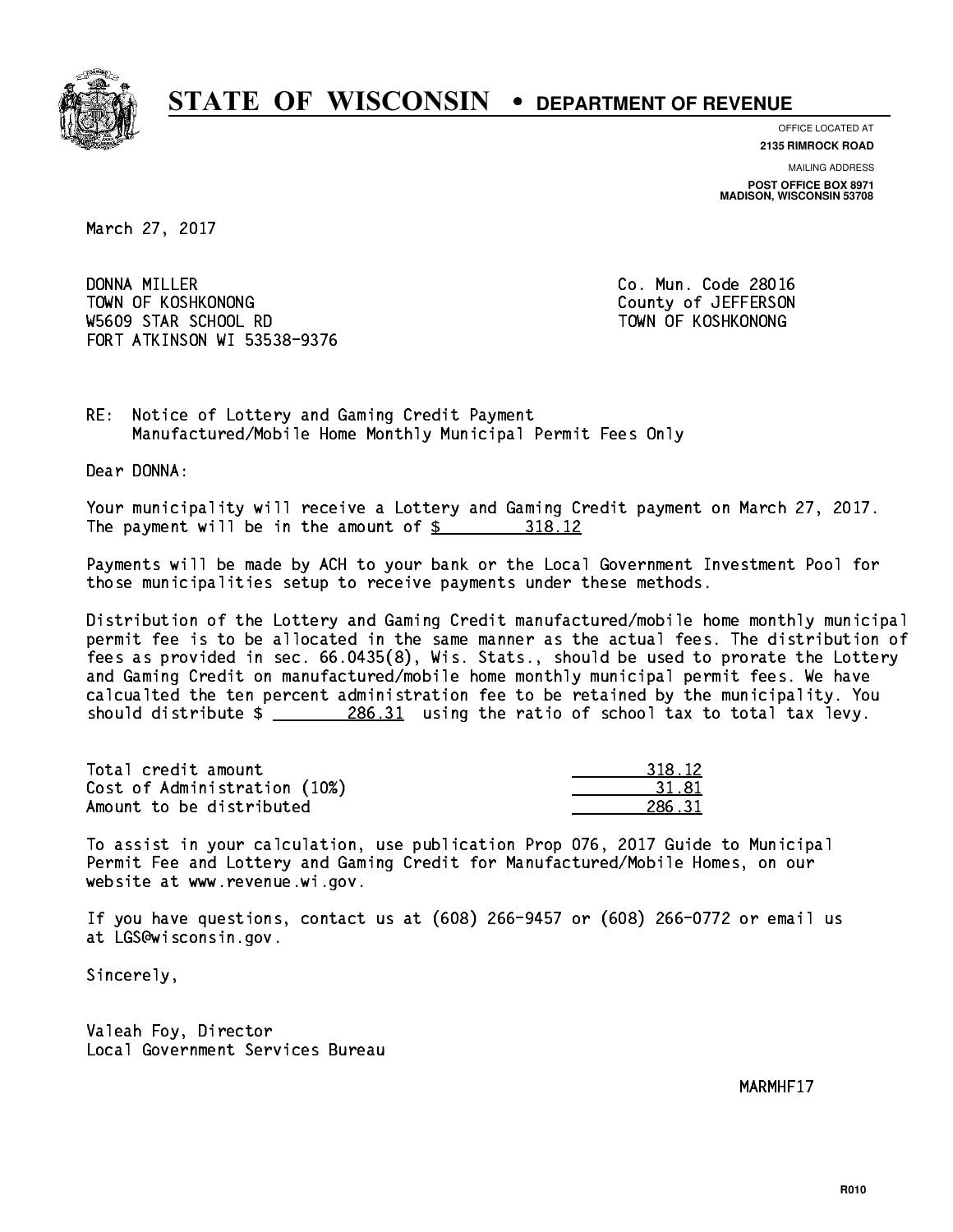# STATE OF WISCONSIN • DEPARTMENT OF REVENUE

OFFICE LOCATED AT
**2135 RIMROCK ROAD**

MAILING ADDRESS
**POST OFFICE BOX 8971**
**MADISON, WISCONSIN 53708**

March 27, 2017

DONNA MILLER
TOWN OF KOSHKONONG
W5609 STAR SCHOOL RD
FORT ATKINSON WI 53538-9376

Co. Mun. Code 28016
County of JEFFERSON
TOWN OF KOSHKONONG

RE: Notice of Lottery and Gaming Credit Payment
Manufactured/Mobile Home Monthly Municipal Permit Fees Only

Dear DONNA:

Your municipality will receive a Lottery and Gaming Credit payment on March 27, 2017. The payment will be in the amount of $ 318.12

Payments will be made by ACH to your bank or the Local Government Investment Pool for those municipalities setup to receive payments under these methods.

Distribution of the Lottery and Gaming Credit manufactured/mobile home monthly municipal permit fee is to be allocated in the same manner as the actual fees. The distribution of fees as provided in sec. 66.0435(8), Wis. Stats., should be used to prorate the Lottery and Gaming Credit on manufactured/mobile home monthly municipal permit fees. We have calcualted the ten percent administration fee to be retained by the municipality. You should distribute $ 286.31 using the ratio of school tax to total tax levy.

| | |
|---|---|
| Total credit amount | 318.12 |
| Cost of Administration (10%) | 31.81 |
| Amount to be distributed | 286.31 |

To assist in your calculation, use publication Prop 076, 2017 Guide to Municipal Permit Fee and Lottery and Gaming Credit for Manufactured/Mobile Homes, on our website at www.revenue.wi.gov.

If you have questions, contact us at (608) 266-9457 or (608) 266-0772 or email us at LGS@wisconsin.gov.

Sincerely,

Valeah Foy, Director
Local Government Services Bureau

MARMHF17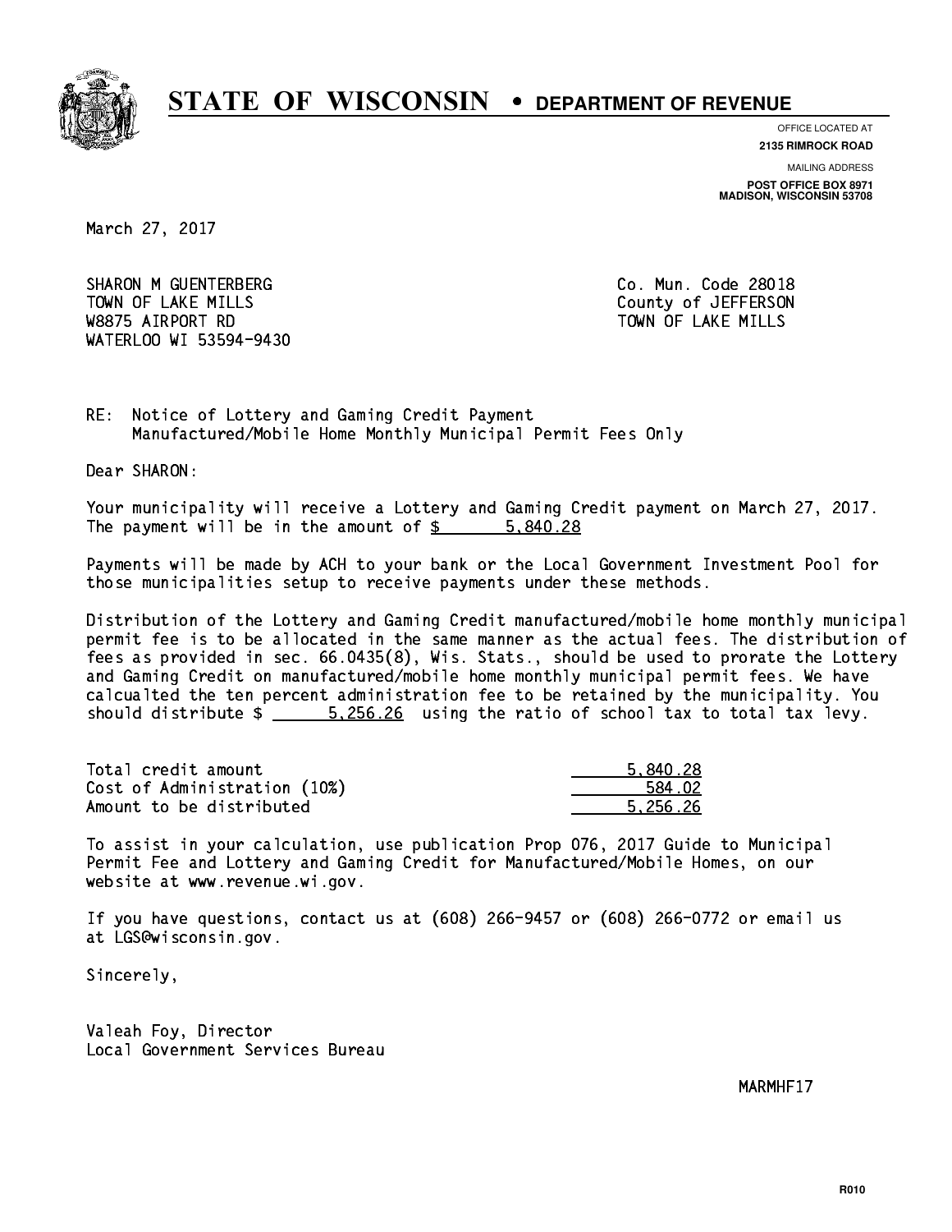# STATE OF WISCONSIN • DEPARTMENT OF REVENUE

OFFICE LOCATED AT
**2135 RIMROCK ROAD**

MAILING ADDRESS
**POST OFFICE BOX 8971**
**MADISON, WISCONSIN 53708**

March 27, 2017

SHARON M GUENTERBERG
TOWN OF LAKE MILLS
W8875 AIRPORT RD
WATERLOO WI 53594-9430

Co. Mun. Code 28018
County of JEFFERSON
TOWN OF LAKE MILLS

RE: Notice of Lottery and Gaming Credit Payment
Manufactured/Mobile Home Monthly Municipal Permit Fees Only

Dear SHARON:

Your municipality will receive a Lottery and Gaming Credit payment on March 27, 2017. The payment will be in the amount of $ 5,840.28

Payments will be made by ACH to your bank or the Local Government Investment Pool for those municipalities setup to receive payments under these methods.

Distribution of the Lottery and Gaming Credit manufactured/mobile home monthly municipal permit fee is to be allocated in the same manner as the actual fees. The distribution of fees as provided in sec. 66.0435(8), Wis. Stats., should be used to prorate the Lottery and Gaming Credit on manufactured/mobile home monthly municipal permit fees. We have calcualted the ten percent administration fee to be retained by the municipality. You should distribute $ 5,256.26 using the ratio of school tax to total tax levy.

| | |
|---|---|
| Total credit amount | 5,840.28 |
| Cost of Administration (10%) | 584.02 |
| Amount to be distributed | 5,256.26 |

To assist in your calculation, use publication Prop 076, 2017 Guide to Municipal Permit Fee and Lottery and Gaming Credit for Manufactured/Mobile Homes, on our website at www.revenue.wi.gov.

If you have questions, contact us at (608) 266-9457 or (608) 266-0772 or email us at LGS@wisconsin.gov.

Sincerely,

Valeah Foy, Director
Local Government Services Bureau

MARMHF17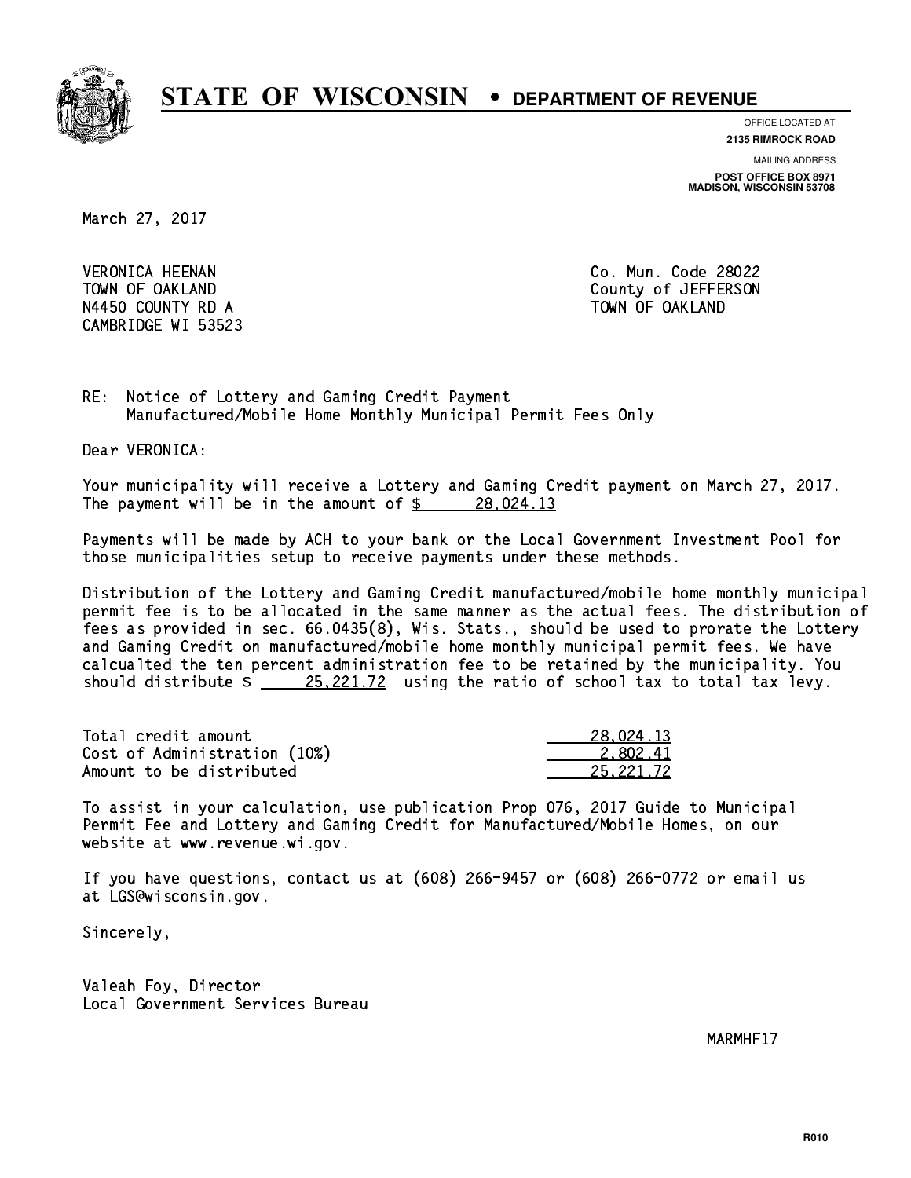# STATE OF WISCONSIN • DEPARTMENT OF REVENUE

OFFICE LOCATED AT
**2135 RIMROCK ROAD**

MAILING ADDRESS
**POST OFFICE BOX 8971**
**MADISON, WISCONSIN 53708**

March 27, 2017

VERONICA HEENAN
TOWN OF OAKLAND
N4450 COUNTY RD A
CAMBRIDGE WI 53523

Co. Mun. Code 28022
County of JEFFERSON
TOWN OF OAKLAND

RE: Notice of Lottery and Gaming Credit Payment
Manufactured/Mobile Home Monthly Municipal Permit Fees Only

Dear VERONICA:

Your municipality will receive a Lottery and Gaming Credit payment on March 27, 2017. The payment will be in the amount of $ 28,024.13

Payments will be made by ACH to your bank or the Local Government Investment Pool for those municipalities setup to receive payments under these methods.

Distribution of the Lottery and Gaming Credit manufactured/mobile home monthly municipal permit fee is to be allocated in the same manner as the actual fees. The distribution of fees as provided in sec. 66.0435(8), Wis. Stats., should be used to prorate the Lottery and Gaming Credit on manufactured/mobile home monthly municipal permit fees. We have calcualted the ten percent administration fee to be retained by the municipality. You should distribute $ 25,221.72 using the ratio of school tax to total tax levy.

| | |
|---|---|
| Total credit amount | 28,024.13 |
| Cost of Administration (10%) | 2,802.41 |
| Amount to be distributed | 25,221.72 |

To assist in your calculation, use publication Prop 076, 2017 Guide to Municipal Permit Fee and Lottery and Gaming Credit for Manufactured/Mobile Homes, on our website at www.revenue.wi.gov.

If you have questions, contact us at (608) 266-9457 or (608) 266-0772 or email us at LGS@wisconsin.gov.

Sincerely,

Valeah Foy, Director
Local Government Services Bureau

MARMHF17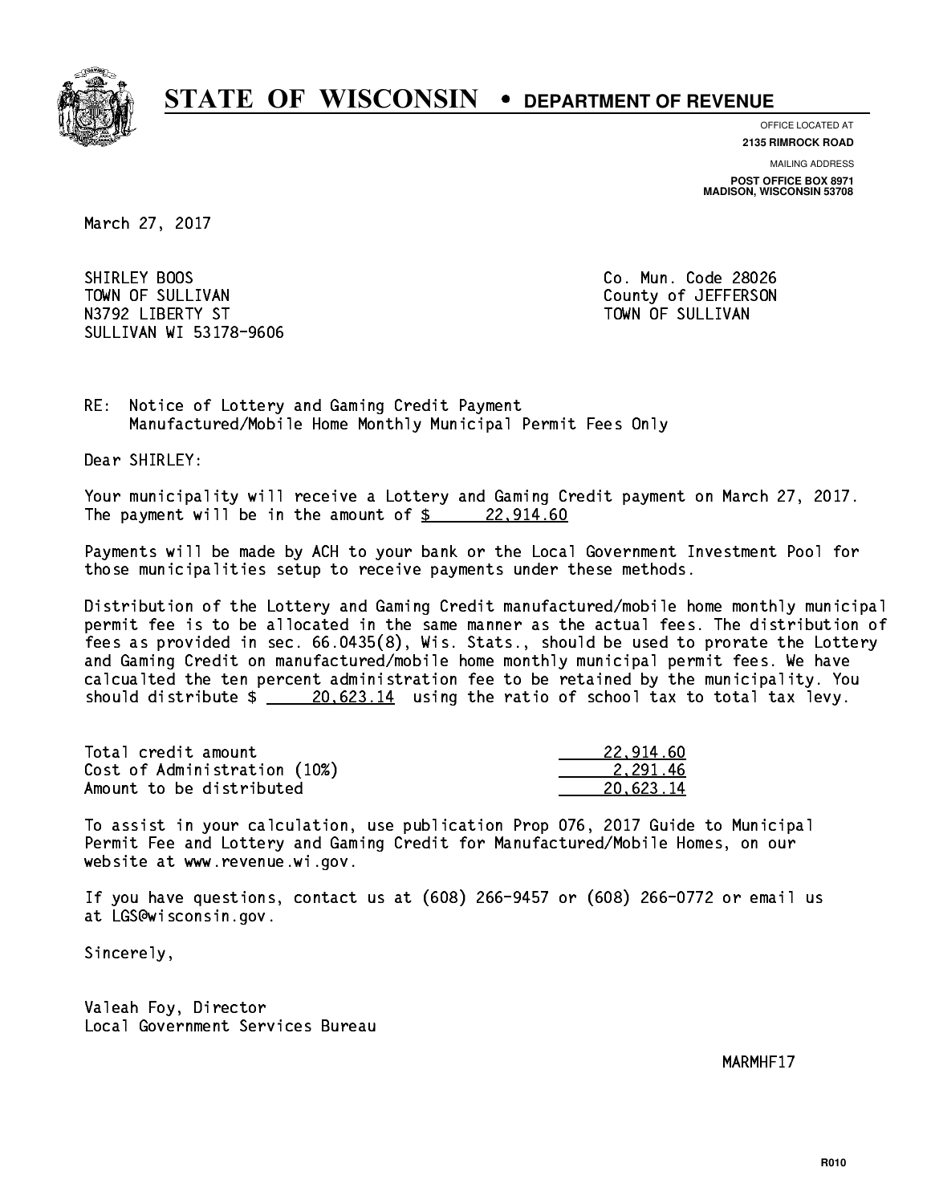# STATE OF WISCONSIN • DEPARTMENT OF REVENUE

OFFICE LOCATED AT
**2135 RIMROCK ROAD**

MAILING ADDRESS
**POST OFFICE BOX 8971**
**MADISON, WISCONSIN 53708**

March 27, 2017

SHIRLEY BOOS
TOWN OF SULLIVAN
N3792 LIBERTY ST
SULLIVAN WI 53178-9606

Co. Mun. Code 28026
County of JEFFERSON
TOWN OF SULLIVAN

RE: Notice of Lottery and Gaming Credit Payment
Manufactured/Mobile Home Monthly Municipal Permit Fees Only

Dear SHIRLEY:

Your municipality will receive a Lottery and Gaming Credit payment on March 27, 2017. The payment will be in the amount of $ 22,914.60

Payments will be made by ACH to your bank or the Local Government Investment Pool for those municipalities setup to receive payments under these methods.

Distribution of the Lottery and Gaming Credit manufactured/mobile home monthly municipal permit fee is to be allocated in the same manner as the actual fees. The distribution of fees as provided in sec. 66.0435(8), Wis. Stats., should be used to prorate the Lottery and Gaming Credit on manufactured/mobile home monthly municipal permit fees. We have calcualted the ten percent administration fee to be retained by the municipality. You should distribute $ 20,623.14 using the ratio of school tax to total tax levy.

| | |
|---|---|
| Total credit amount | 22,914.60 |
| Cost of Administration (10%) | 2,291.46 |
| Amount to be distributed | 20,623.14 |

To assist in your calculation, use publication Prop 076, 2017 Guide to Municipal Permit Fee and Lottery and Gaming Credit for Manufactured/Mobile Homes, on our website at www.revenue.wi.gov.

If you have questions, contact us at (608) 266-9457 or (608) 266-0772 or email us at LGS@wisconsin.gov.

Sincerely,

Valeah Foy, Director
Local Government Services Bureau

MARMHF17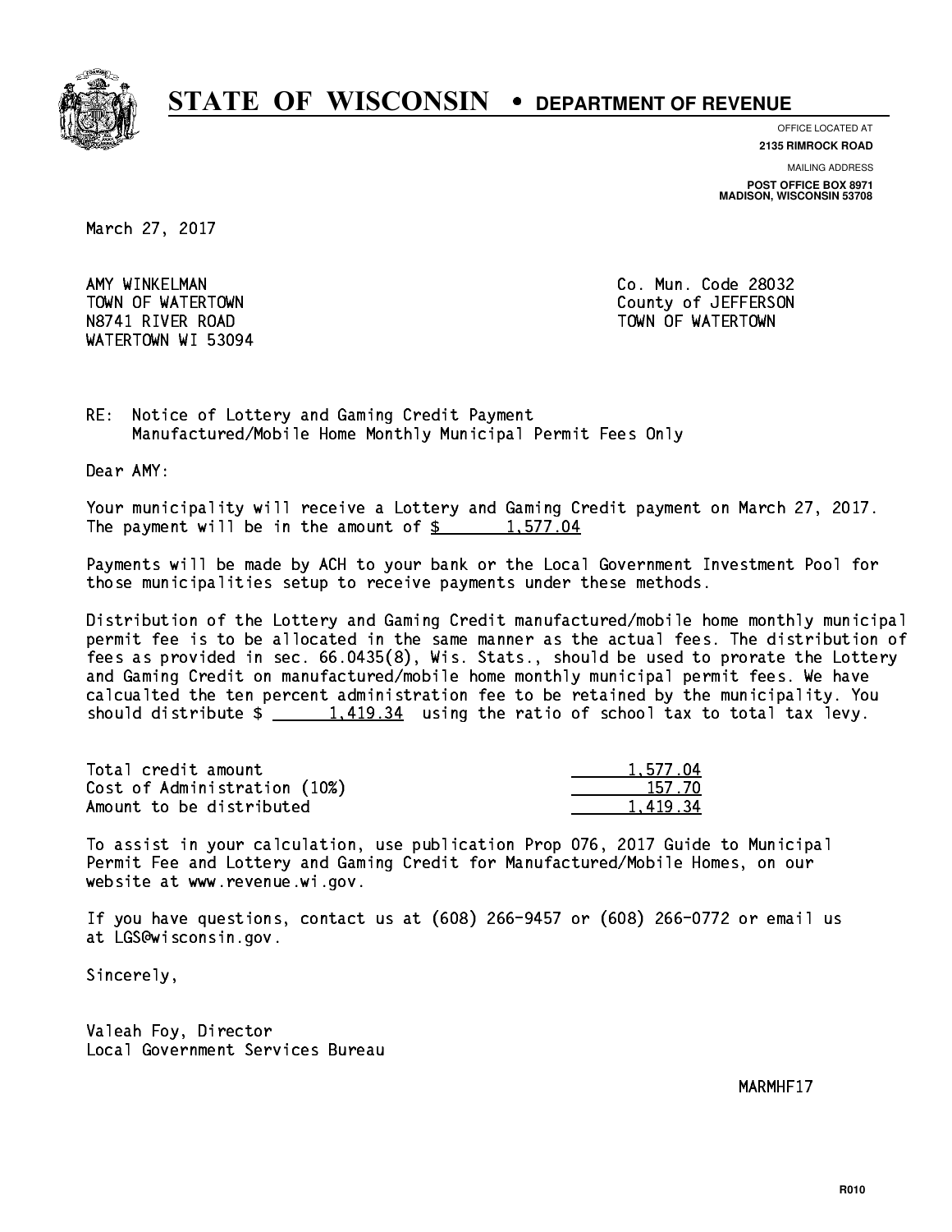# STATE OF WISCONSIN • DEPARTMENT OF REVENUE

OFFICE LOCATED AT
**2135 RIMROCK ROAD**

MAILING ADDRESS
**POST OFFICE BOX 8971**
**MADISON, WISCONSIN 53708**

March 27, 2017

AMY WINKELMAN
TOWN OF WATERTOWN
N8741 RIVER ROAD
WATERTOWN WI 53094

Co. Mun. Code 28032
County of JEFFERSON
TOWN OF WATERTOWN

RE: Notice of Lottery and Gaming Credit Payment
Manufactured/Mobile Home Monthly Municipal Permit Fees Only

Dear AMY:

Your municipality will receive a Lottery and Gaming Credit payment on March 27, 2017. The payment will be in the amount of $ 1,577.04

Payments will be made by ACH to your bank or the Local Government Investment Pool for those municipalities setup to receive payments under these methods.

Distribution of the Lottery and Gaming Credit manufactured/mobile home monthly municipal permit fee is to be allocated in the same manner as the actual fees. The distribution of fees as provided in sec. 66.0435(8), Wis. Stats., should be used to prorate the Lottery and Gaming Credit on manufactured/mobile home monthly municipal permit fees. We have calcualted the ten percent administration fee to be retained by the municipality. You should distribute $ 1,419.34 using the ratio of school tax to total tax levy.

| | |
|---|---|
| Total credit amount | 1,577.04 |
| Cost of Administration (10%) | 157.70 |
| Amount to be distributed | 1,419.34 |

To assist in your calculation, use publication Prop 076, 2017 Guide to Municipal Permit Fee and Lottery and Gaming Credit for Manufactured/Mobile Homes, on our website at www.revenue.wi.gov.

If you have questions, contact us at (608) 266-9457 or (608) 266-0772 or email us at LGS@wisconsin.gov.

Sincerely,

Valeah Foy, Director
Local Government Services Bureau

MARMHF17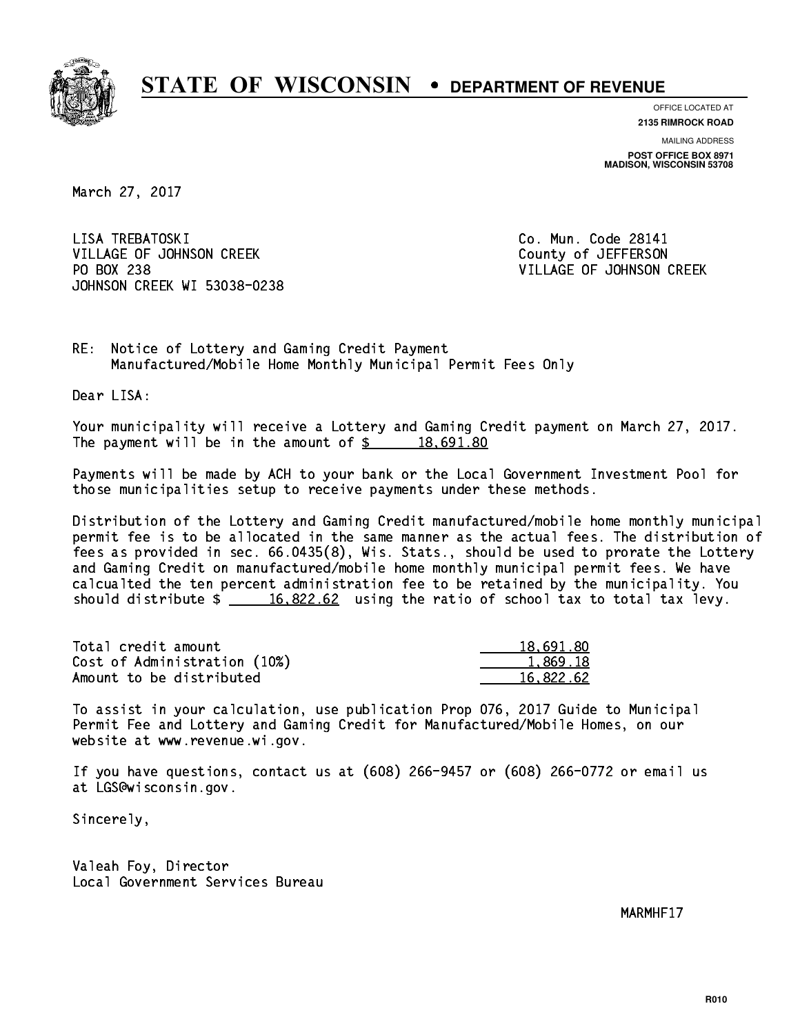# STATE OF WISCONSIN • DEPARTMENT OF REVENUE

OFFICE LOCATED AT
**2135 RIMROCK ROAD**

MAILING ADDRESS
**POST OFFICE BOX 8971**
**MADISON, WISCONSIN 53708**

March 27, 2017

LISA TREBATOSKI
VILLAGE OF JOHNSON CREEK
PO BOX 238
JOHNSON CREEK WI 53038-0238

Co. Mun. Code 28141
County of JEFFERSON
VILLAGE OF JOHNSON CREEK

RE: Notice of Lottery and Gaming Credit Payment
Manufactured/Mobile Home Monthly Municipal Permit Fees Only

Dear LISA:

Your municipality will receive a Lottery and Gaming Credit payment on March 27, 2017. The payment will be in the amount of $ 18,691.80

Payments will be made by ACH to your bank or the Local Government Investment Pool for those municipalities setup to receive payments under these methods.

Distribution of the Lottery and Gaming Credit manufactured/mobile home monthly municipal permit fee is to be allocated in the same manner as the actual fees. The distribution of fees as provided in sec. 66.0435(8), Wis. Stats., should be used to prorate the Lottery and Gaming Credit on manufactured/mobile home monthly municipal permit fees. We have calcualted the ten percent administration fee to be retained by the municipality. You should distribute $ 16,822.62 using the ratio of school tax to total tax levy.

| | |
|---|---|
| Total credit amount | 18,691.80 |
| Cost of Administration (10%) | 1,869.18 |
| Amount to be distributed | 16,822.62 |

To assist in your calculation, use publication Prop 076, 2017 Guide to Municipal Permit Fee and Lottery and Gaming Credit for Manufactured/Mobile Homes, on our website at www.revenue.wi.gov.

If you have questions, contact us at (608) 266-9457 or (608) 266-0772 or email us at LGS@wisconsin.gov.

Sincerely,

Valeah Foy, Director
Local Government Services Bureau

MARMHF17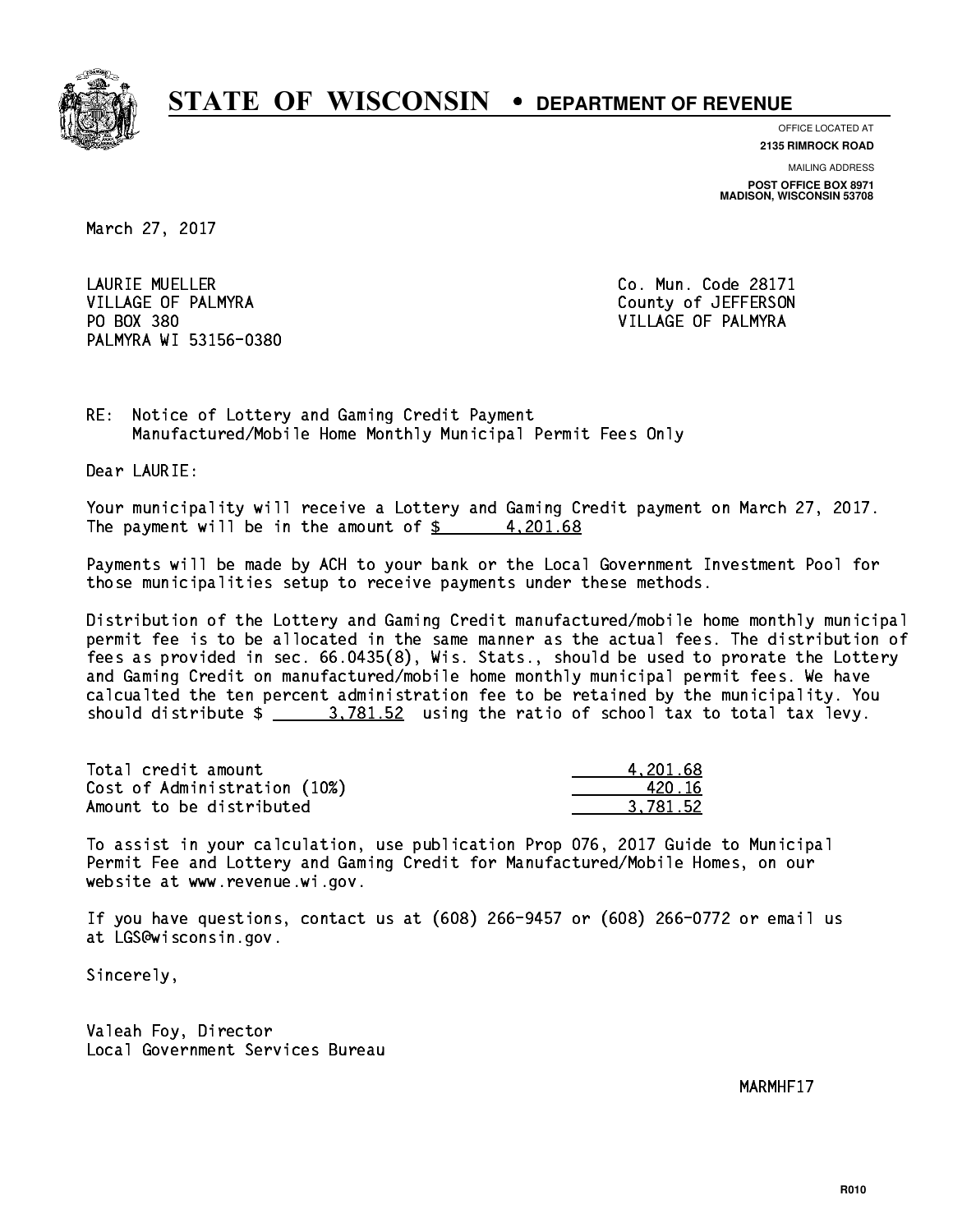# STATE OF WISCONSIN • DEPARTMENT OF REVENUE

OFFICE LOCATED AT
**2135 RIMROCK ROAD**

MAILING ADDRESS
**POST OFFICE BOX 8971**
**MADISON, WISCONSIN 53708**

March 27, 2017

LAURIE MUELLER
VILLAGE OF PALMYRA
PO BOX 380
PALMYRA WI 53156-0380

Co. Mun. Code 28171
County of JEFFERSON
VILLAGE OF PALMYRA

RE: Notice of Lottery and Gaming Credit Payment
Manufactured/Mobile Home Monthly Municipal Permit Fees Only

Dear LAURIE:

Your municipality will receive a Lottery and Gaming Credit payment on March 27, 2017. The payment will be in the amount of $ 4,201.68

Payments will be made by ACH to your bank or the Local Government Investment Pool for those municipalities setup to receive payments under these methods.

Distribution of the Lottery and Gaming Credit manufactured/mobile home monthly municipal permit fee is to be allocated in the same manner as the actual fees. The distribution of fees as provided in sec. 66.0435(8), Wis. Stats., should be used to prorate the Lottery and Gaming Credit on manufactured/mobile home monthly municipal permit fees. We have calcualted the ten percent administration fee to be retained by the municipality. You should distribute $ 3,781.52 using the ratio of school tax to total tax levy.

| | |
|---|---|
| Total credit amount | 4,201.68 |
| Cost of Administration (10%) | 420.16 |
| Amount to be distributed | 3,781.52 |

To assist in your calculation, use publication Prop 076, 2017 Guide to Municipal Permit Fee and Lottery and Gaming Credit for Manufactured/Mobile Homes, on our website at www.revenue.wi.gov.

If you have questions, contact us at (608) 266-9457 or (608) 266-0772 or email us at LGS@wisconsin.gov.

Sincerely,

Valeah Foy, Director
Local Government Services Bureau

MARMHF17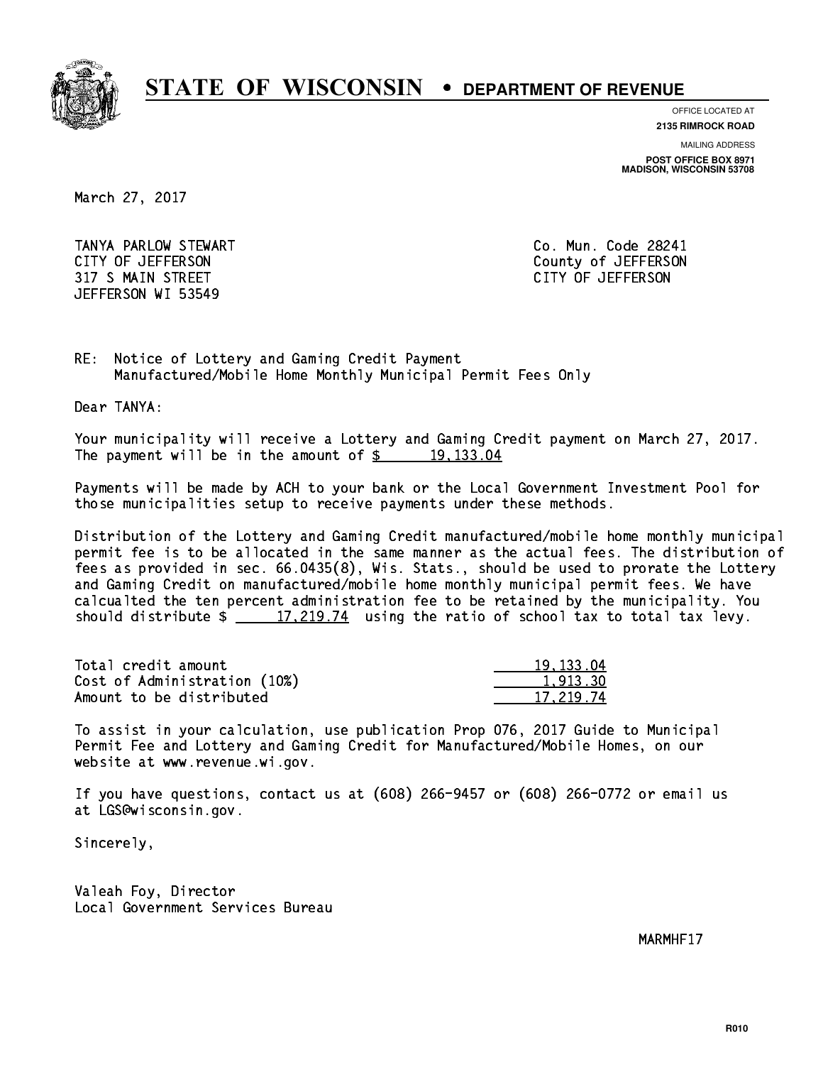# STATE OF WISCONSIN • DEPARTMENT OF REVENUE

OFFICE LOCATED AT
**2135 RIMROCK ROAD**

MAILING ADDRESS
**POST OFFICE BOX 8971**
**MADISON, WISCONSIN 53708**

March 27, 2017

TANYA PARLOW STEWART
CITY OF JEFFERSON
317 S MAIN STREET
JEFFERSON WI 53549

Co. Mun. Code 28241
County of JEFFERSON
CITY OF JEFFERSON

RE: Notice of Lottery and Gaming Credit Payment
Manufactured/Mobile Home Monthly Municipal Permit Fees Only

Dear TANYA:

Your municipality will receive a Lottery and Gaming Credit payment on March 27, 2017. The payment will be in the amount of $ 19,133.04

Payments will be made by ACH to your bank or the Local Government Investment Pool for those municipalities setup to receive payments under these methods.

Distribution of the Lottery and Gaming Credit manufactured/mobile home monthly municipal permit fee is to be allocated in the same manner as the actual fees. The distribution of fees as provided in sec. 66.0435(8), Wis. Stats., should be used to prorate the Lottery and Gaming Credit on manufactured/mobile home monthly municipal permit fees. We have calcualted the ten percent administration fee to be retained by the municipality. You should distribute $ 17,219.74 using the ratio of school tax to total tax levy.

| | |
|---|---|
| Total credit amount | 19,133.04 |
| Cost of Administration (10%) | 1,913.30 |
| Amount to be distributed | 17,219.74 |

To assist in your calculation, use publication Prop 076, 2017 Guide to Municipal Permit Fee and Lottery and Gaming Credit for Manufactured/Mobile Homes, on our website at www.revenue.wi.gov.

If you have questions, contact us at (608) 266-9457 or (608) 266-0772 or email us at LGS@wisconsin.gov.

Sincerely,

Valeah Foy, Director
Local Government Services Bureau

MARMHF17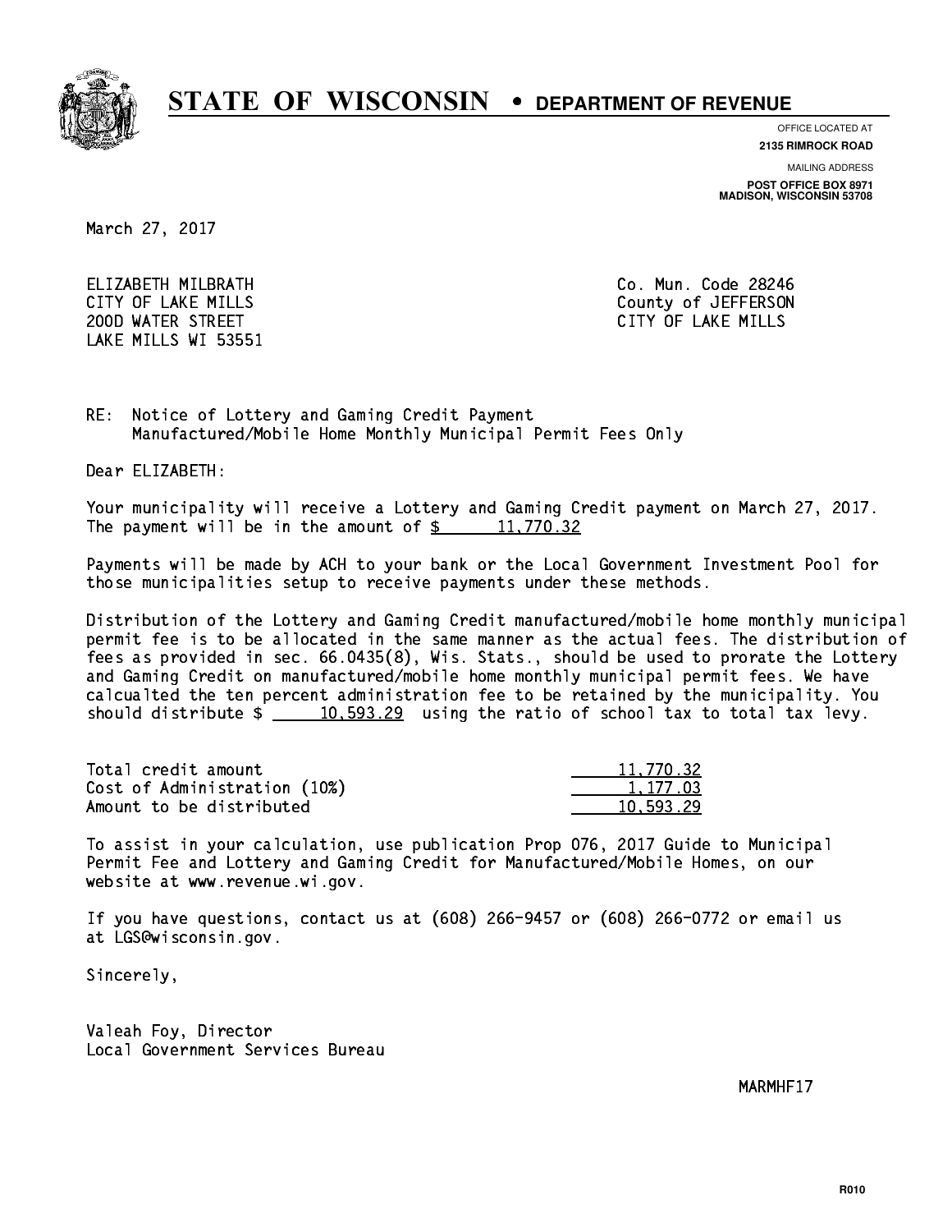# STATE OF WISCONSIN • DEPARTMENT OF REVENUE

OFFICE LOCATED AT
**2135 RIMROCK ROAD**

MAILING ADDRESS
**POST OFFICE BOX 8971**
**MADISON, WISCONSIN 53708**

March 27, 2017

ELIZABETH MILBRATH
CITY OF LAKE MILLS
200D WATER STREET
LAKE MILLS WI 53551

Co. Mun. Code 28246
County of JEFFERSON
CITY OF LAKE MILLS

RE: Notice of Lottery and Gaming Credit Payment
Manufactured/Mobile Home Monthly Municipal Permit Fees Only

Dear ELIZABETH:

Your municipality will receive a Lottery and Gaming Credit payment on March 27, 2017. The payment will be in the amount of $ 11,770.32

Payments will be made by ACH to your bank or the Local Government Investment Pool for those municipalities setup to receive payments under these methods.

Distribution of the Lottery and Gaming Credit manufactured/mobile home monthly municipal permit fee is to be allocated in the same manner as the actual fees. The distribution of fees as provided in sec. 66.0435(8), Wis. Stats., should be used to prorate the Lottery and Gaming Credit on manufactured/mobile home monthly municipal permit fees. We have calcualted the ten percent administration fee to be retained by the municipality. You should distribute $ 10,593.29 using the ratio of school tax to total tax levy.

| | |
|---|---|
| Total credit amount | 11,770.32 |
| Cost of Administration (10%) | 1,177.03 |
| Amount to be distributed | 10,593.29 |

To assist in your calculation, use publication Prop 076, 2017 Guide to Municipal Permit Fee and Lottery and Gaming Credit for Manufactured/Mobile Homes, on our website at www.revenue.wi.gov.

If you have questions, contact us at (608) 266-9457 or (608) 266-0772 or email us at LGS@wisconsin.gov.

Sincerely,

Valeah Foy, Director
Local Government Services Bureau

MARMHF17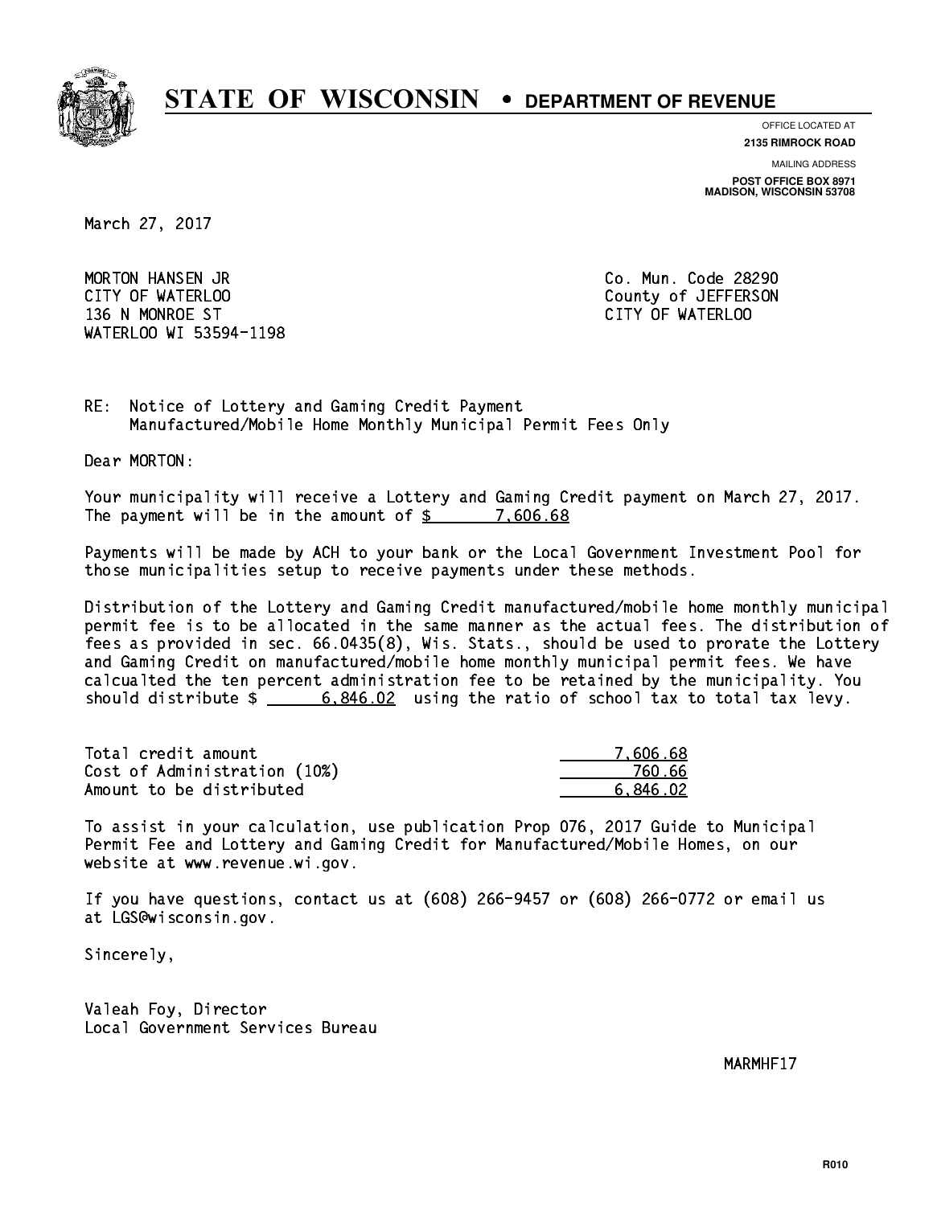# STATE OF WISCONSIN • DEPARTMENT OF REVENUE

OFFICE LOCATED AT
**2135 RIMROCK ROAD**

MAILING ADDRESS
**POST OFFICE BOX 8971**
**MADISON, WISCONSIN 53708**

March 27, 2017

MORTON HANSEN JR
CITY OF WATERLOO
136 N MONROE ST
WATERLOO WI 53594-1198

Co. Mun. Code 28290
County of JEFFERSON
CITY OF WATERLOO

RE: Notice of Lottery and Gaming Credit Payment
Manufactured/Mobile Home Monthly Municipal Permit Fees Only

Dear MORTON:

Your municipality will receive a Lottery and Gaming Credit payment on March 27, 2017. The payment will be in the amount of $ 7,606.68

Payments will be made by ACH to your bank or the Local Government Investment Pool for those municipalities setup to receive payments under these methods.

Distribution of the Lottery and Gaming Credit manufactured/mobile home monthly municipal permit fee is to be allocated in the same manner as the actual fees. The distribution of fees as provided in sec. 66.0435(8), Wis. Stats., should be used to prorate the Lottery and Gaming Credit on manufactured/mobile home monthly municipal permit fees. We have calcualted the ten percent administration fee to be retained by the municipality. You should distribute $ 6,846.02 using the ratio of school tax to total tax levy.

| | |
|---|---|
| Total credit amount | 7,606.68 |
| Cost of Administration (10%) | 760.66 |
| Amount to be distributed | 6,846.02 |

To assist in your calculation, use publication Prop 076, 2017 Guide to Municipal Permit Fee and Lottery and Gaming Credit for Manufactured/Mobile Homes, on our website at www.revenue.wi.gov.

If you have questions, contact us at (608) 266-9457 or (608) 266-0772 or email us at LGS@wisconsin.gov.

Sincerely,

Valeah Foy, Director
Local Government Services Bureau

MARMHF17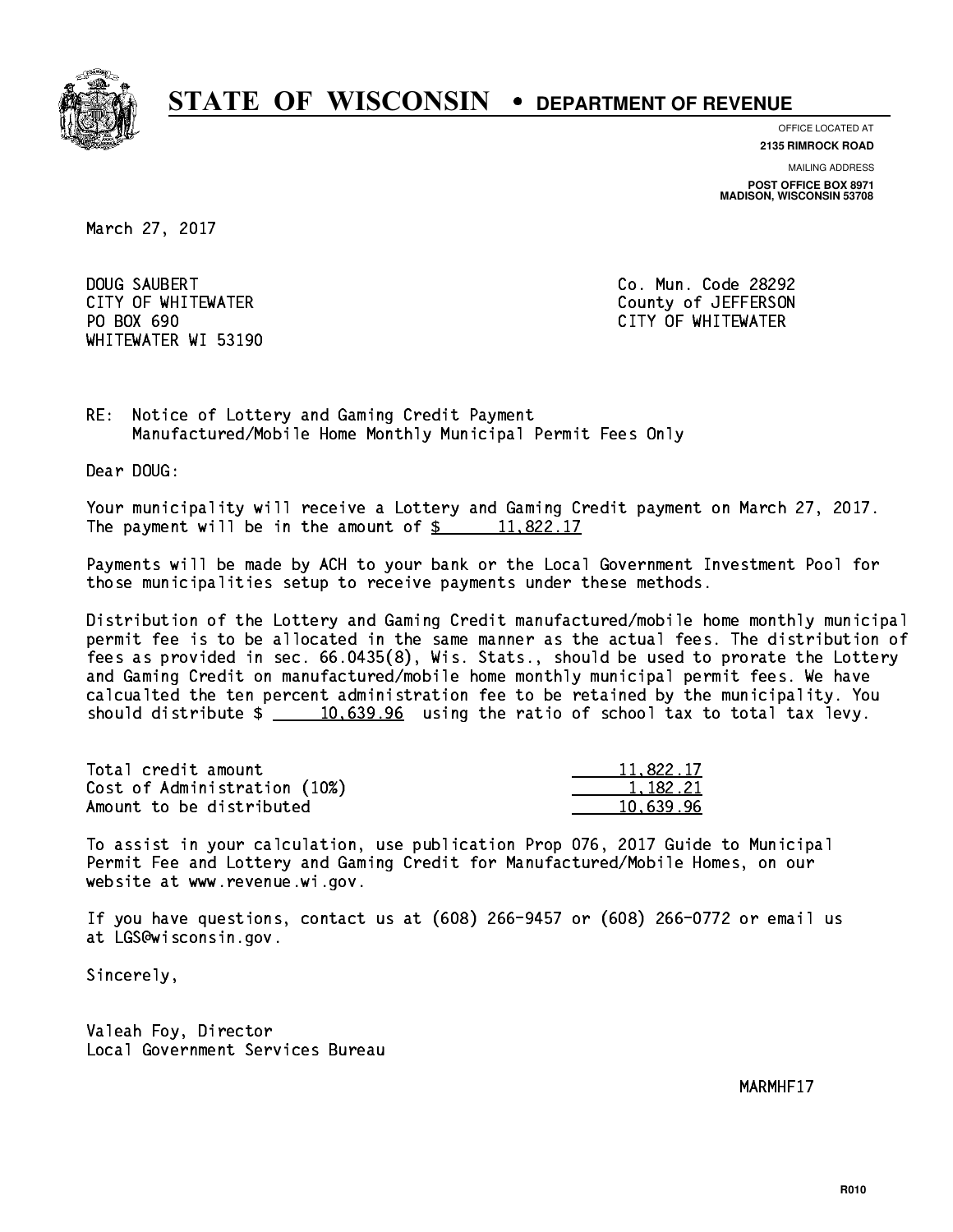# STATE OF WISCONSIN • DEPARTMENT OF REVENUE

OFFICE LOCATED AT
**2135 RIMROCK ROAD**

MAILING ADDRESS
**POST OFFICE BOX 8971**
**MADISON, WISCONSIN 53708**

March 27, 2017

DOUG SAUBERT
CITY OF WHITEWATER
PO BOX 690
WHITEWATER WI 53190

Co. Mun. Code 28292
County of JEFFERSON
CITY OF WHITEWATER

RE: Notice of Lottery and Gaming Credit Payment
Manufactured/Mobile Home Monthly Municipal Permit Fees Only

Dear DOUG:

Your municipality will receive a Lottery and Gaming Credit payment on March 27, 2017. The payment will be in the amount of $ 11,822.17

Payments will be made by ACH to your bank or the Local Government Investment Pool for those municipalities setup to receive payments under these methods.

Distribution of the Lottery and Gaming Credit manufactured/mobile home monthly municipal permit fee is to be allocated in the same manner as the actual fees. The distribution of fees as provided in sec. 66.0435(8), Wis. Stats., should be used to prorate the Lottery and Gaming Credit on manufactured/mobile home monthly municipal permit fees. We have calcualted the ten percent administration fee to be retained by the municipality. You should distribute $ 10,639.96 using the ratio of school tax to total tax levy.

| | |
|---|---|
| Total credit amount | 11,822.17 |
| Cost of Administration (10%) | 1,182.21 |
| Amount to be distributed | 10,639.96 |

To assist in your calculation, use publication Prop 076, 2017 Guide to Municipal Permit Fee and Lottery and Gaming Credit for Manufactured/Mobile Homes, on our website at www.revenue.wi.gov.

If you have questions, contact us at (608) 266-9457 or (608) 266-0772 or email us at LGS@wisconsin.gov.

Sincerely,

Valeah Foy, Director
Local Government Services Bureau

MARMHF17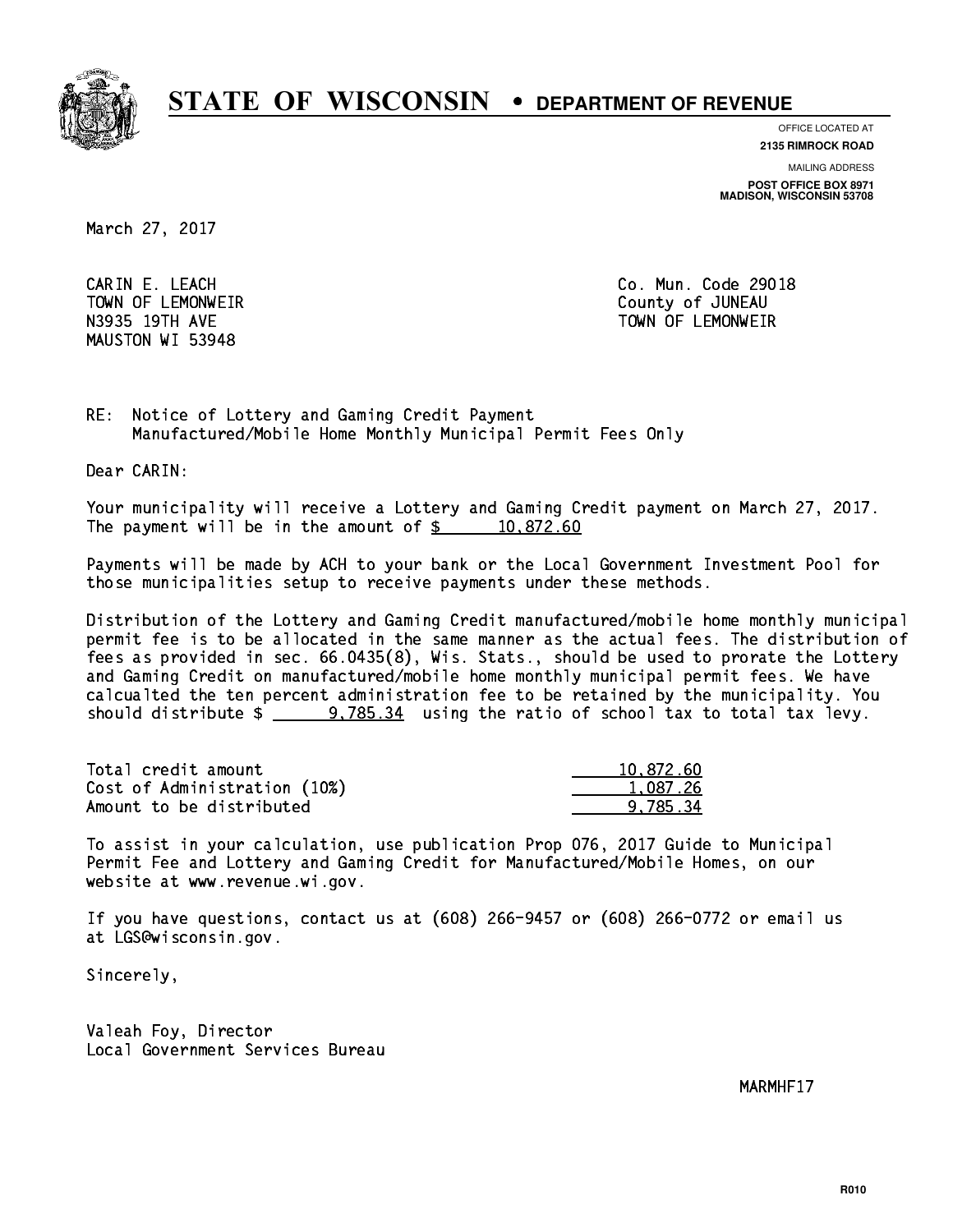# STATE OF WISCONSIN • DEPARTMENT OF REVENUE

OFFICE LOCATED AT
**2135 RIMROCK ROAD**

MAILING ADDRESS
**POST OFFICE BOX 8971**
**MADISON, WISCONSIN 53708**

March 27, 2017

CARIN E. LEACH
TOWN OF LEMONWEIR
N3935 19TH AVE
MAUSTON WI 53948

Co. Mun. Code 29018
County of JUNEAU
TOWN OF LEMONWEIR

RE: Notice of Lottery and Gaming Credit Payment
Manufactured/Mobile Home Monthly Municipal Permit Fees Only

Dear CARIN:

Your municipality will receive a Lottery and Gaming Credit payment on March 27, 2017. The payment will be in the amount of $ 10,872.60

Payments will be made by ACH to your bank or the Local Government Investment Pool for those municipalities setup to receive payments under these methods.

Distribution of the Lottery and Gaming Credit manufactured/mobile home monthly municipal permit fee is to be allocated in the same manner as the actual fees. The distribution of fees as provided in sec. 66.0435(8), Wis. Stats., should be used to prorate the Lottery and Gaming Credit on manufactured/mobile home monthly municipal permit fees. We have calcualted the ten percent administration fee to be retained by the municipality. You should distribute $ 9,785.34 using the ratio of school tax to total tax levy.

| | |
|---|---|
| Total credit amount | 10,872.60 |
| Cost of Administration (10%) | 1,087.26 |
| Amount to be distributed | 9,785.34 |

To assist in your calculation, use publication Prop 076, 2017 Guide to Municipal Permit Fee and Lottery and Gaming Credit for Manufactured/Mobile Homes, on our website at www.revenue.wi.gov.

If you have questions, contact us at (608) 266-9457 or (608) 266-0772 or email us at LGS@wisconsin.gov.

Sincerely,

Valeah Foy, Director
Local Government Services Bureau

MARMHF17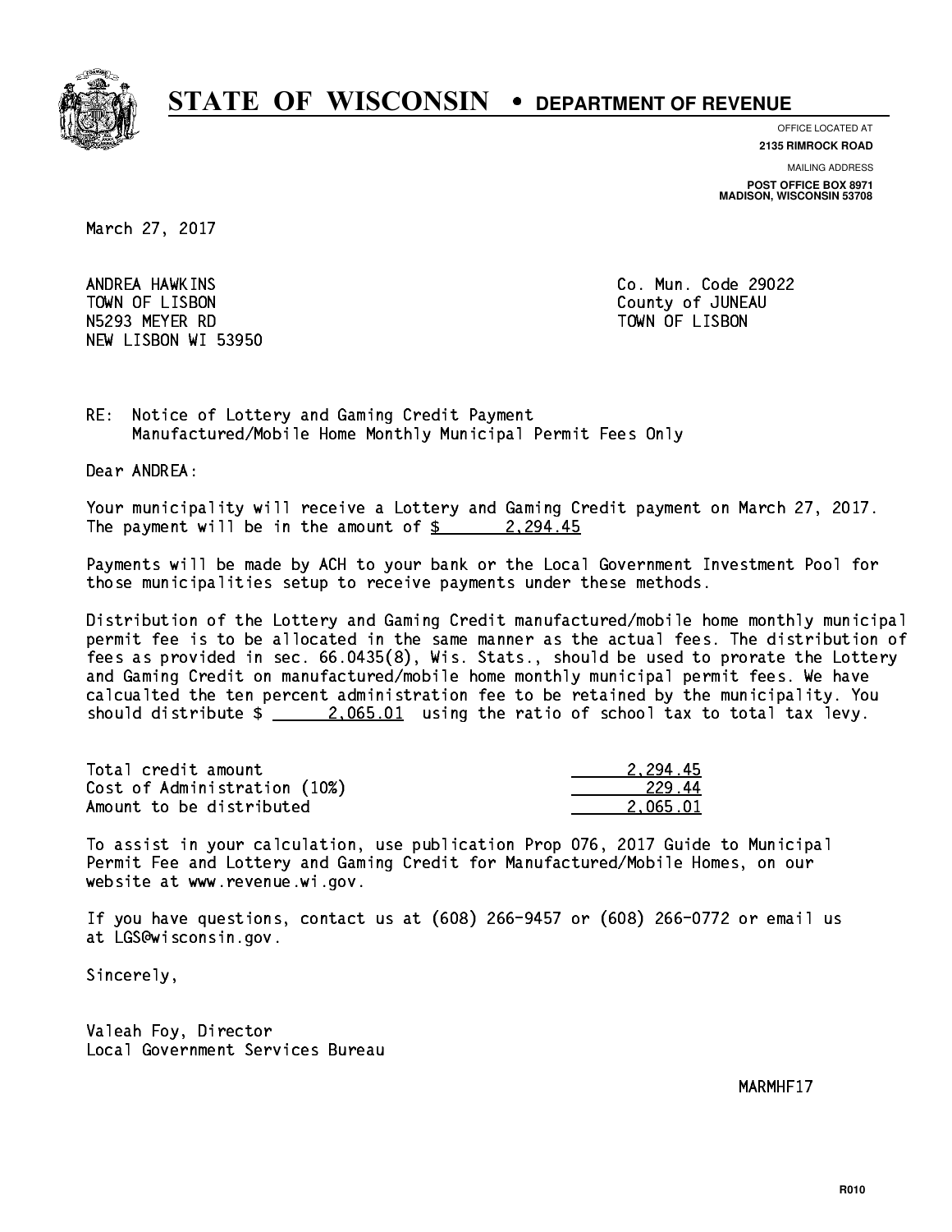# STATE OF WISCONSIN • DEPARTMENT OF REVENUE

OFFICE LOCATED AT
**2135 RIMROCK ROAD**

MAILING ADDRESS
**POST OFFICE BOX 8971**
**MADISON, WISCONSIN 53708**

March 27, 2017

ANDREA HAWKINS
TOWN OF LISBON
N5293 MEYER RD
NEW LISBON WI 53950

Co. Mun. Code 29022
County of JUNEAU
TOWN OF LISBON

RE: Notice of Lottery and Gaming Credit Payment
Manufactured/Mobile Home Monthly Municipal Permit Fees Only

Dear ANDREA:

Your municipality will receive a Lottery and Gaming Credit payment on March 27, 2017. The payment will be in the amount of $ 2,294.45

Payments will be made by ACH to your bank or the Local Government Investment Pool for those municipalities setup to receive payments under these methods.

Distribution of the Lottery and Gaming Credit manufactured/mobile home monthly municipal permit fee is to be allocated in the same manner as the actual fees. The distribution of fees as provided in sec. 66.0435(8), Wis. Stats., should be used to prorate the Lottery and Gaming Credit on manufactured/mobile home monthly municipal permit fees. We have calcualted the ten percent administration fee to be retained by the municipality. You should distribute $ 2,065.01 using the ratio of school tax to total tax levy.

| | |
|---|---|
| Total credit amount | 2,294.45 |
| Cost of Administration (10%) | 229.44 |
| Amount to be distributed | 2,065.01 |

To assist in your calculation, use publication Prop 076, 2017 Guide to Municipal Permit Fee and Lottery and Gaming Credit for Manufactured/Mobile Homes, on our website at www.revenue.wi.gov.

If you have questions, contact us at (608) 266-9457 or (608) 266-0772 or email us at LGS@wisconsin.gov.

Sincerely,

Valeah Foy, Director
Local Government Services Bureau

MARMHF17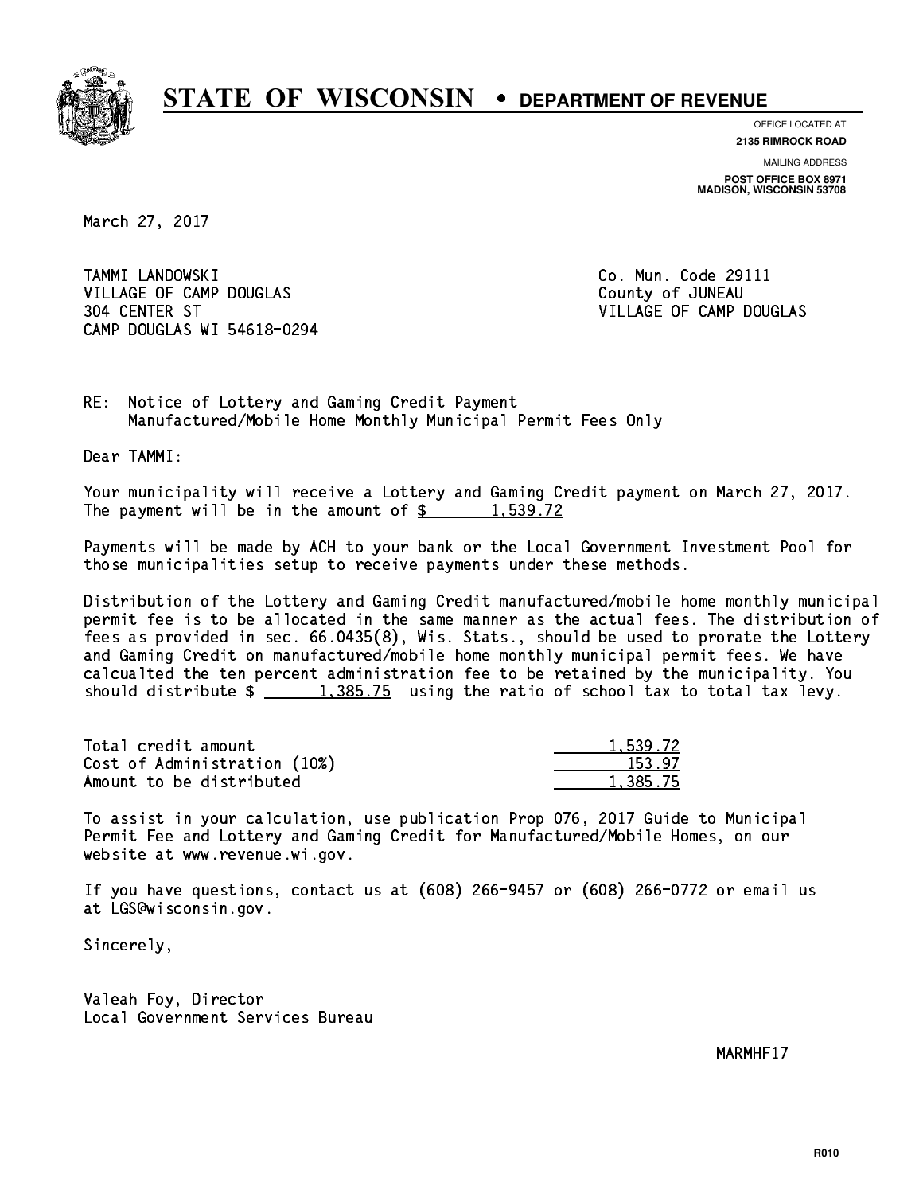# STATE OF WISCONSIN • DEPARTMENT OF REVENUE

OFFICE LOCATED AT
**2135 RIMROCK ROAD**

MAILING ADDRESS
**POST OFFICE BOX 8971**
**MADISON, WISCONSIN 53708**

March 27, 2017

TAMMI LANDOWSKI
VILLAGE OF CAMP DOUGLAS
304 CENTER ST
CAMP DOUGLAS WI 54618-0294

Co. Mun. Code 29111
County of JUNEAU
VILLAGE OF CAMP DOUGLAS

RE: Notice of Lottery and Gaming Credit Payment
Manufactured/Mobile Home Monthly Municipal Permit Fees Only

Dear TAMMI:

Your municipality will receive a Lottery and Gaming Credit payment on March 27, 2017. The payment will be in the amount of $ 1,539.72

Payments will be made by ACH to your bank or the Local Government Investment Pool for those municipalities setup to receive payments under these methods.

Distribution of the Lottery and Gaming Credit manufactured/mobile home monthly municipal permit fee is to be allocated in the same manner as the actual fees. The distribution of fees as provided in sec. 66.0435(8), Wis. Stats., should be used to prorate the Lottery and Gaming Credit on manufactured/mobile home monthly municipal permit fees. We have calcualted the ten percent administration fee to be retained by the municipality. You should distribute $ 1,385.75 using the ratio of school tax to total tax levy.

| | |
|---|---|
| Total credit amount | 1,539.72 |
| Cost of Administration (10%) | 153.97 |
| Amount to be distributed | 1,385.75 |

To assist in your calculation, use publication Prop 076, 2017 Guide to Municipal Permit Fee and Lottery and Gaming Credit for Manufactured/Mobile Homes, on our website at www.revenue.wi.gov.

If you have questions, contact us at (608) 266-9457 or (608) 266-0772 or email us at LGS@wisconsin.gov.

Sincerely,

Valeah Foy, Director
Local Government Services Bureau

MARMHF17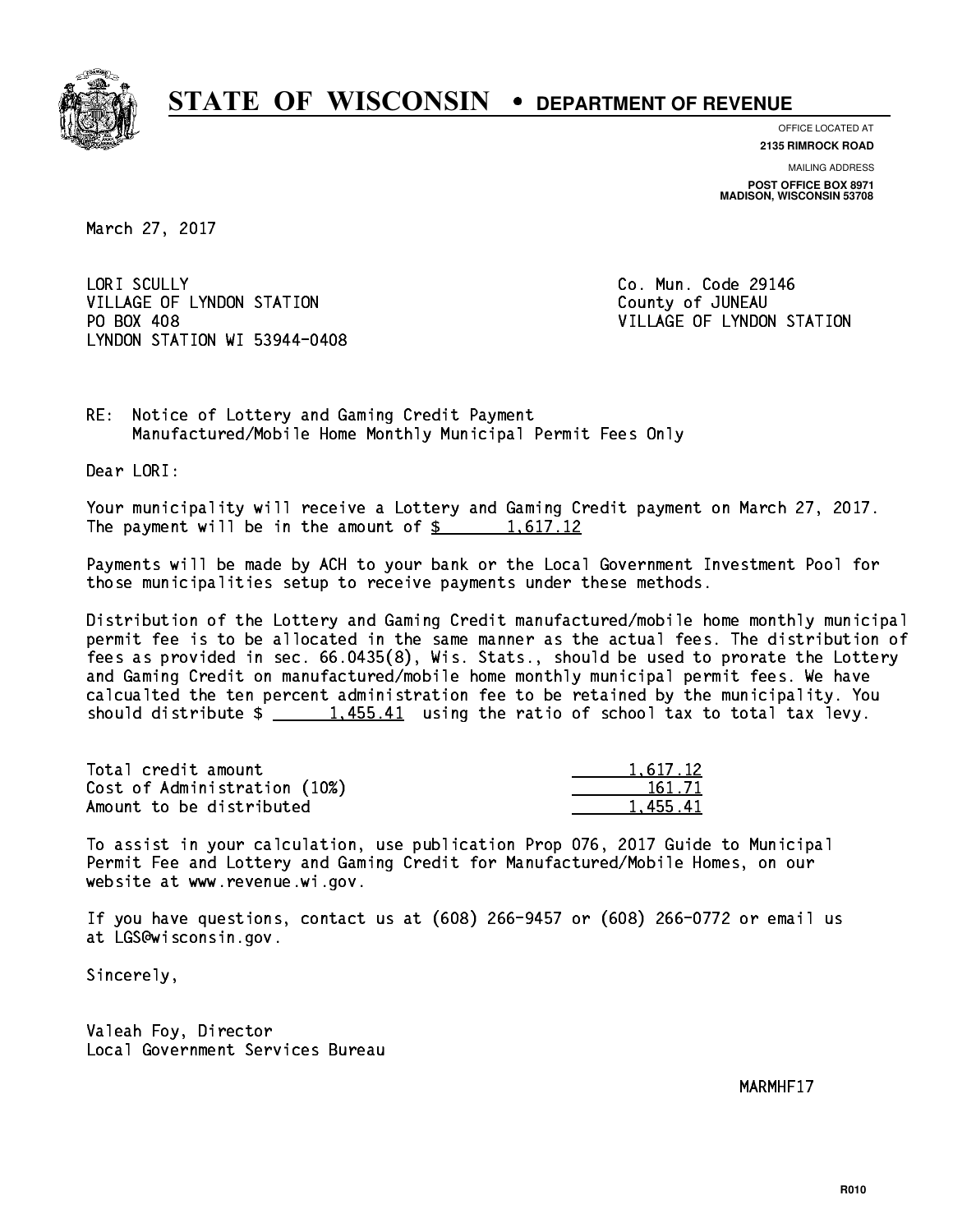# STATE OF WISCONSIN • DEPARTMENT OF REVENUE

OFFICE LOCATED AT
**2135 RIMROCK ROAD**

MAILING ADDRESS
**POST OFFICE BOX 8971**
**MADISON, WISCONSIN 53708**

March 27, 2017

LORI SCULLY
VILLAGE OF LYNDON STATION
PO BOX 408
LYNDON STATION WI 53944-0408

Co. Mun. Code 29146
County of JUNEAU
VILLAGE OF LYNDON STATION

RE: Notice of Lottery and Gaming Credit Payment
Manufactured/Mobile Home Monthly Municipal Permit Fees Only

Dear LORI:

Your municipality will receive a Lottery and Gaming Credit payment on March 27, 2017. The payment will be in the amount of $ 1,617.12

Payments will be made by ACH to your bank or the Local Government Investment Pool for those municipalities setup to receive payments under these methods.

Distribution of the Lottery and Gaming Credit manufactured/mobile home monthly municipal permit fee is to be allocated in the same manner as the actual fees. The distribution of fees as provided in sec. 66.0435(8), Wis. Stats., should be used to prorate the Lottery and Gaming Credit on manufactured/mobile home monthly municipal permit fees. We have calcualted the ten percent administration fee to be retained by the municipality. You should distribute $ 1,455.41 using the ratio of school tax to total tax levy.

| | |
|---|---|
| Total credit amount | 1,617.12 |
| Cost of Administration (10%) | 161.71 |
| Amount to be distributed | 1,455.41 |

To assist in your calculation, use publication Prop 076, 2017 Guide to Municipal Permit Fee and Lottery and Gaming Credit for Manufactured/Mobile Homes, on our website at www.revenue.wi.gov.

If you have questions, contact us at (608) 266-9457 or (608) 266-0772 or email us at LGS@wisconsin.gov.

Sincerely,

Valeah Foy, Director
Local Government Services Bureau

MARMHF17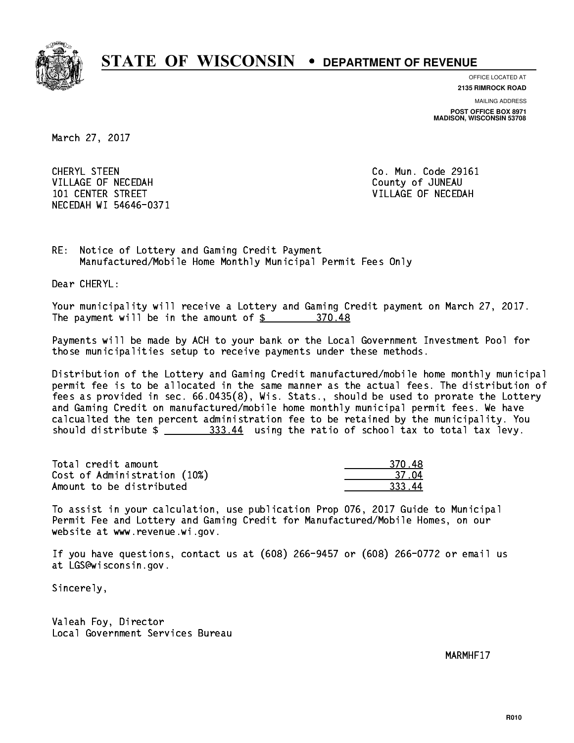# STATE OF WISCONSIN • DEPARTMENT OF REVENUE

OFFICE LOCATED AT
**2135 RIMROCK ROAD**

MAILING ADDRESS
**POST OFFICE BOX 8971**
**MADISON, WISCONSIN 53708**

March 27, 2017

CHERYL STEEN
VILLAGE OF NECEDAH
101 CENTER STREET
NECEDAH WI 54646-0371

Co. Mun. Code 29161
County of JUNEAU
VILLAGE OF NECEDAH

RE: Notice of Lottery and Gaming Credit Payment
Manufactured/Mobile Home Monthly Municipal Permit Fees Only

Dear CHERYL:

Your municipality will receive a Lottery and Gaming Credit payment on March 27, 2017. The payment will be in the amount of $ 370.48

Payments will be made by ACH to your bank or the Local Government Investment Pool for those municipalities setup to receive payments under these methods.

Distribution of the Lottery and Gaming Credit manufactured/mobile home monthly municipal permit fee is to be allocated in the same manner as the actual fees. The distribution of fees as provided in sec. 66.0435(8), Wis. Stats., should be used to prorate the Lottery and Gaming Credit on manufactured/mobile home monthly municipal permit fees. We have calcualted the ten percent administration fee to be retained by the municipality. You should distribute $ 333.44 using the ratio of school tax to total tax levy.

| | |
|---|---|
| Total credit amount | 370.48 |
| Cost of Administration (10%) | 37.04 |
| Amount to be distributed | 333.44 |

To assist in your calculation, use publication Prop 076, 2017 Guide to Municipal Permit Fee and Lottery and Gaming Credit for Manufactured/Mobile Homes, on our website at www.revenue.wi.gov.

If you have questions, contact us at (608) 266-9457 or (608) 266-0772 or email us at LGS@wisconsin.gov.

Sincerely,

Valeah Foy, Director
Local Government Services Bureau

MARMHF17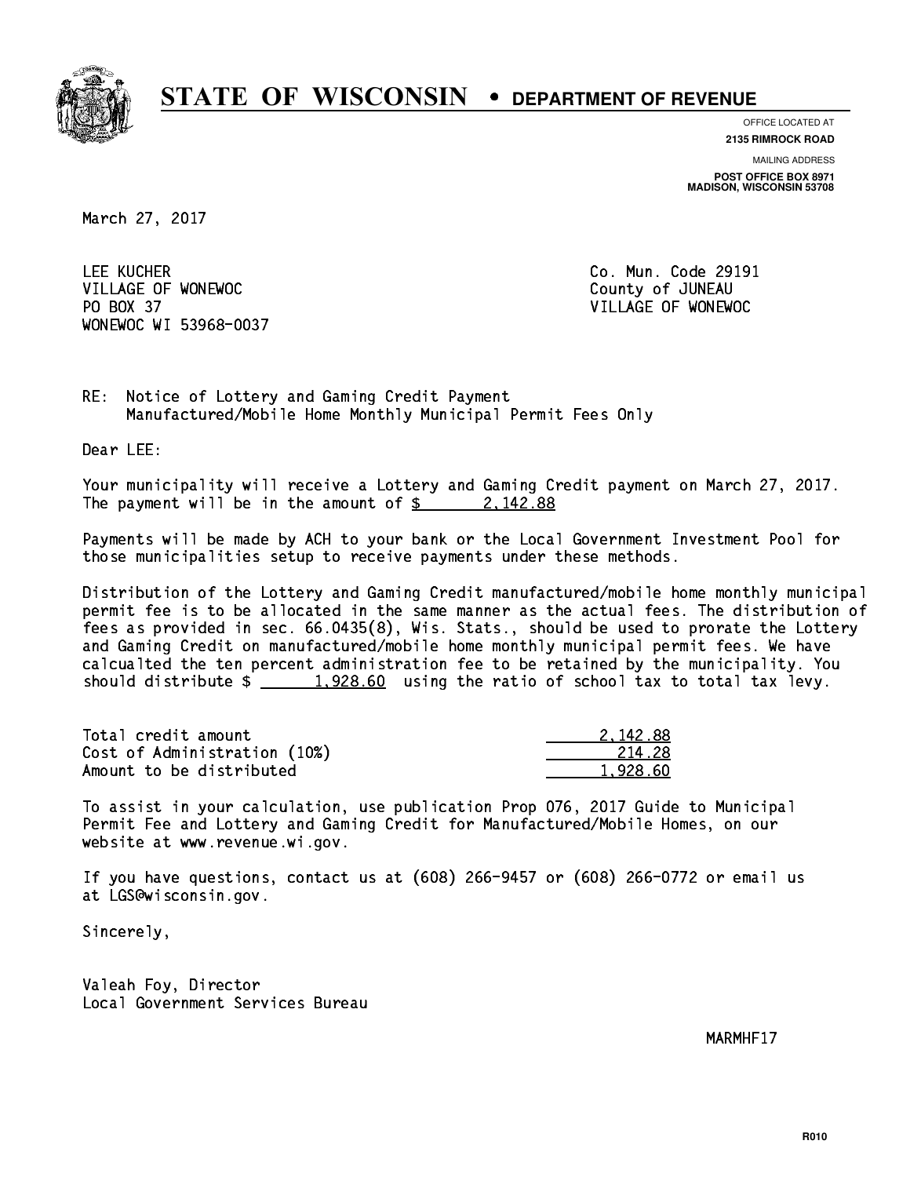# STATE OF WISCONSIN • DEPARTMENT OF REVENUE

OFFICE LOCATED AT
**2135 RIMROCK ROAD**

MAILING ADDRESS
**POST OFFICE BOX 8971**
**MADISON, WISCONSIN 53708**

March 27, 2017

LEE KUCHER
VILLAGE OF WONEWOC
PO BOX 37
WONEWOC WI 53968-0037

Co. Mun. Code 29191
County of JUNEAU
VILLAGE OF WONEWOC

RE: Notice of Lottery and Gaming Credit Payment
Manufactured/Mobile Home Monthly Municipal Permit Fees Only

Dear LEE:

Your municipality will receive a Lottery and Gaming Credit payment on March 27, 2017. The payment will be in the amount of $ 2,142.88

Payments will be made by ACH to your bank or the Local Government Investment Pool for those municipalities setup to receive payments under these methods.

Distribution of the Lottery and Gaming Credit manufactured/mobile home monthly municipal permit fee is to be allocated in the same manner as the actual fees. The distribution of fees as provided in sec. 66.0435(8), Wis. Stats., should be used to prorate the Lottery and Gaming Credit on manufactured/mobile home monthly municipal permit fees. We have calcualted the ten percent administration fee to be retained by the municipality. You should distribute $ 1,928.60 using the ratio of school tax to total tax levy.

| | |
|---|---|
| Total credit amount | 2,142.88 |
| Cost of Administration (10%) | 214.28 |
| Amount to be distributed | 1,928.60 |

To assist in your calculation, use publication Prop 076, 2017 Guide to Municipal Permit Fee and Lottery and Gaming Credit for Manufactured/Mobile Homes, on our website at www.revenue.wi.gov.

If you have questions, contact us at (608) 266-9457 or (608) 266-0772 or email us at LGS@wisconsin.gov.

Sincerely,

Valeah Foy, Director
Local Government Services Bureau

MARMHF17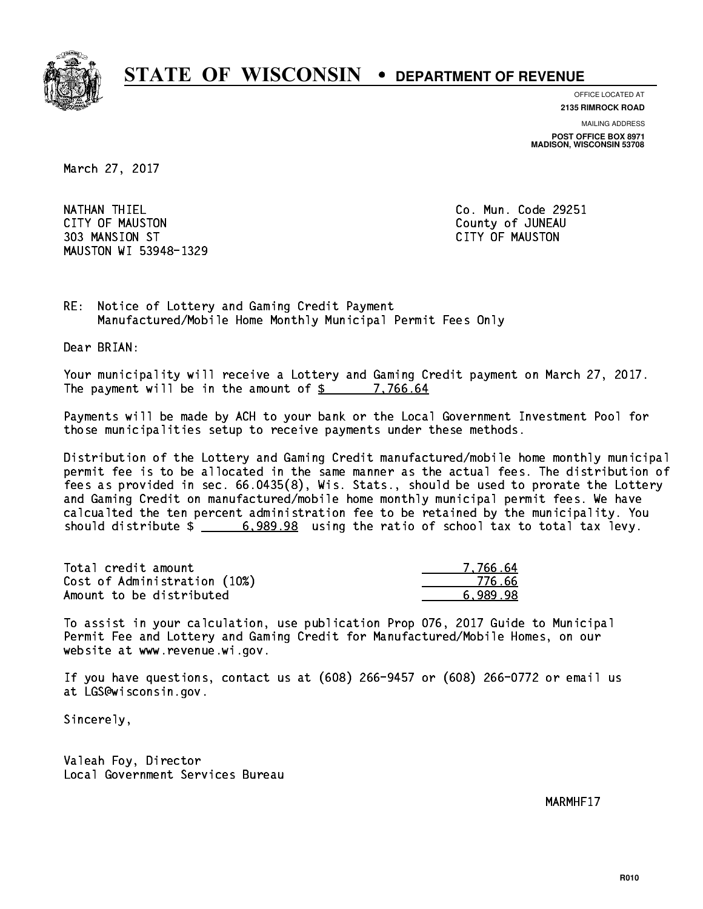# STATE OF WISCONSIN • DEPARTMENT OF REVENUE

OFFICE LOCATED AT
**2135 RIMROCK ROAD**

MAILING ADDRESS
**POST OFFICE BOX 8971**
**MADISON, WISCONSIN 53708**

March 27, 2017

NATHAN THIEL
CITY OF MAUSTON
303 MANSION ST
MAUSTON WI 53948-1329

Co. Mun. Code 29251
County of JUNEAU
CITY OF MAUSTON

RE: Notice of Lottery and Gaming Credit Payment
Manufactured/Mobile Home Monthly Municipal Permit Fees Only

Dear BRIAN:

Your municipality will receive a Lottery and Gaming Credit payment on March 27, 2017. The payment will be in the amount of $ 7,766.64

Payments will be made by ACH to your bank or the Local Government Investment Pool for those municipalities setup to receive payments under these methods.

Distribution of the Lottery and Gaming Credit manufactured/mobile home monthly municipal permit fee is to be allocated in the same manner as the actual fees. The distribution of fees as provided in sec. 66.0435(8), Wis. Stats., should be used to prorate the Lottery and Gaming Credit on manufactured/mobile home monthly municipal permit fees. We have calcualted the ten percent administration fee to be retained by the municipality. You should distribute $ 6,989.98 using the ratio of school tax to total tax levy.

| | |
|---|---|
| Total credit amount | 7,766.64 |
| Cost of Administration (10%) | 776.66 |
| Amount to be distributed | 6,989.98 |

To assist in your calculation, use publication Prop 076, 2017 Guide to Municipal Permit Fee and Lottery and Gaming Credit for Manufactured/Mobile Homes, on our website at www.revenue.wi.gov.

If you have questions, contact us at (608) 266-9457 or (608) 266-0772 or email us at LGS@wisconsin.gov.

Sincerely,

Valeah Foy, Director
Local Government Services Bureau

MARMHF17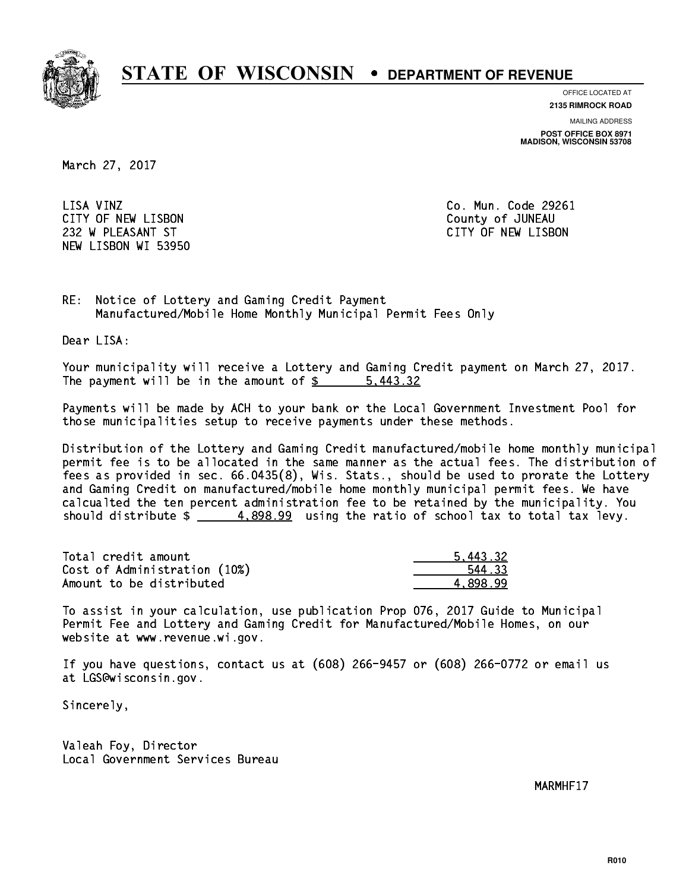# STATE OF WISCONSIN • DEPARTMENT OF REVENUE

OFFICE LOCATED AT
**2135 RIMROCK ROAD**

MAILING ADDRESS
**POST OFFICE BOX 8971**
**MADISON, WISCONSIN 53708**

March 27, 2017

LISA VINZ
CITY OF NEW LISBON
232 W PLEASANT ST
NEW LISBON WI 53950

Co. Mun. Code 29261
County of JUNEAU
CITY OF NEW LISBON

RE: Notice of Lottery and Gaming Credit Payment
Manufactured/Mobile Home Monthly Municipal Permit Fees Only

Dear LISA:

Your municipality will receive a Lottery and Gaming Credit payment on March 27, 2017. The payment will be in the amount of $ 5,443.32

Payments will be made by ACH to your bank or the Local Government Investment Pool for those municipalities setup to receive payments under these methods.

Distribution of the Lottery and Gaming Credit manufactured/mobile home monthly municipal permit fee is to be allocated in the same manner as the actual fees. The distribution of fees as provided in sec. 66.0435(8), Wis. Stats., should be used to prorate the Lottery and Gaming Credit on manufactured/mobile home monthly municipal permit fees. We have calcualted the ten percent administration fee to be retained by the municipality. You should distribute $ 4,898.99 using the ratio of school tax to total tax levy.

| | |
|---|---|
| Total credit amount | 5,443.32 |
| Cost of Administration (10%) | 544.33 |
| Amount to be distributed | 4,898.99 |

To assist in your calculation, use publication Prop 076, 2017 Guide to Municipal Permit Fee and Lottery and Gaming Credit for Manufactured/Mobile Homes, on our website at www.revenue.wi.gov.

If you have questions, contact us at (608) 266-9457 or (608) 266-0772 or email us at LGS@wisconsin.gov.

Sincerely,

Valeah Foy, Director
Local Government Services Bureau

MARMHF17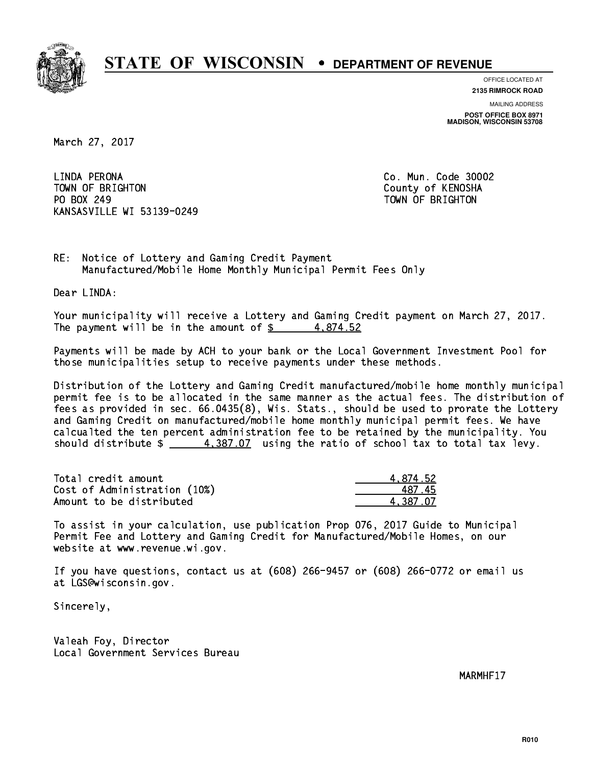# STATE OF WISCONSIN • DEPARTMENT OF REVENUE

OFFICE LOCATED AT
**2135 RIMROCK ROAD**

MAILING ADDRESS
**POST OFFICE BOX 8971**
**MADISON, WISCONSIN 53708**

March 27, 2017

LINDA PERONA
TOWN OF BRIGHTON
PO BOX 249
KANSASVILLE WI 53139-0249

Co. Mun. Code 30002
County of KENOSHA
TOWN OF BRIGHTON

RE: Notice of Lottery and Gaming Credit Payment
Manufactured/Mobile Home Monthly Municipal Permit Fees Only

Dear LINDA:

Your municipality will receive a Lottery and Gaming Credit payment on March 27, 2017. The payment will be in the amount of $ 4,874.52

Payments will be made by ACH to your bank or the Local Government Investment Pool for those municipalities setup to receive payments under these methods.

Distribution of the Lottery and Gaming Credit manufactured/mobile home monthly municipal permit fee is to be allocated in the same manner as the actual fees. The distribution of fees as provided in sec. 66.0435(8), Wis. Stats., should be used to prorate the Lottery and Gaming Credit on manufactured/mobile home monthly municipal permit fees. We have calcualted the ten percent administration fee to be retained by the municipality. You should distribute $ 4,387.07 using the ratio of school tax to total tax levy.

| | |
|---|---|
| Total credit amount | 4,874.52 |
| Cost of Administration (10%) | 487.45 |
| Amount to be distributed | 4,387.07 |

To assist in your calculation, use publication Prop 076, 2017 Guide to Municipal Permit Fee and Lottery and Gaming Credit for Manufactured/Mobile Homes, on our website at www.revenue.wi.gov.

If you have questions, contact us at (608) 266-9457 or (608) 266-0772 or email us at LGS@wisconsin.gov.

Sincerely,

Valeah Foy, Director
Local Government Services Bureau

MARMHF17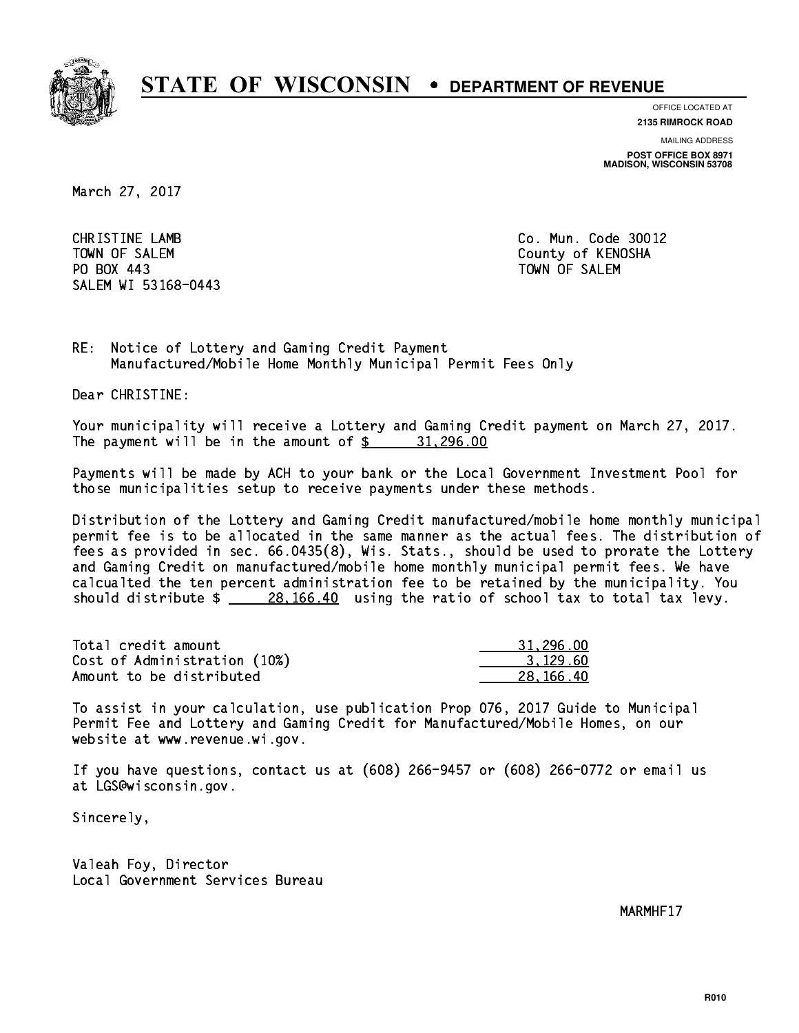# STATE OF WISCONSIN • DEPARTMENT OF REVENUE

OFFICE LOCATED AT
**2135 RIMROCK ROAD**

MAILING ADDRESS
**POST OFFICE BOX 8971**
**MADISON, WISCONSIN 53708**

March 27, 2017

CHRISTINE LAMB
TOWN OF SALEM
PO BOX 443
SALEM WI 53168-0443

Co. Mun. Code 30012
County of KENOSHA
TOWN OF SALEM

RE: Notice of Lottery and Gaming Credit Payment
Manufactured/Mobile Home Monthly Municipal Permit Fees Only

Dear CHRISTINE:

Your municipality will receive a Lottery and Gaming Credit payment on March 27, 2017. The payment will be in the amount of $ 31,296.00

Payments will be made by ACH to your bank or the Local Government Investment Pool for those municipalities setup to receive payments under these methods.

Distribution of the Lottery and Gaming Credit manufactured/mobile home monthly municipal permit fee is to be allocated in the same manner as the actual fees. The distribution of fees as provided in sec. 66.0435(8), Wis. Stats., should be used to prorate the Lottery and Gaming Credit on manufactured/mobile home monthly municipal permit fees. We have calcualted the ten percent administration fee to be retained by the municipality. You should distribute $ 28,166.40 using the ratio of school tax to total tax levy.

| | |
|---|---|
| Total credit amount | 31,296.00 |
| Cost of Administration (10%) | 3,129.60 |
| Amount to be distributed | 28,166.40 |

To assist in your calculation, use publication Prop 076, 2017 Guide to Municipal Permit Fee and Lottery and Gaming Credit for Manufactured/Mobile Homes, on our website at www.revenue.wi.gov.

If you have questions, contact us at (608) 266-9457 or (608) 266-0772 or email us at LGS@wisconsin.gov.

Sincerely,

Valeah Foy, Director
Local Government Services Bureau

MARMHF17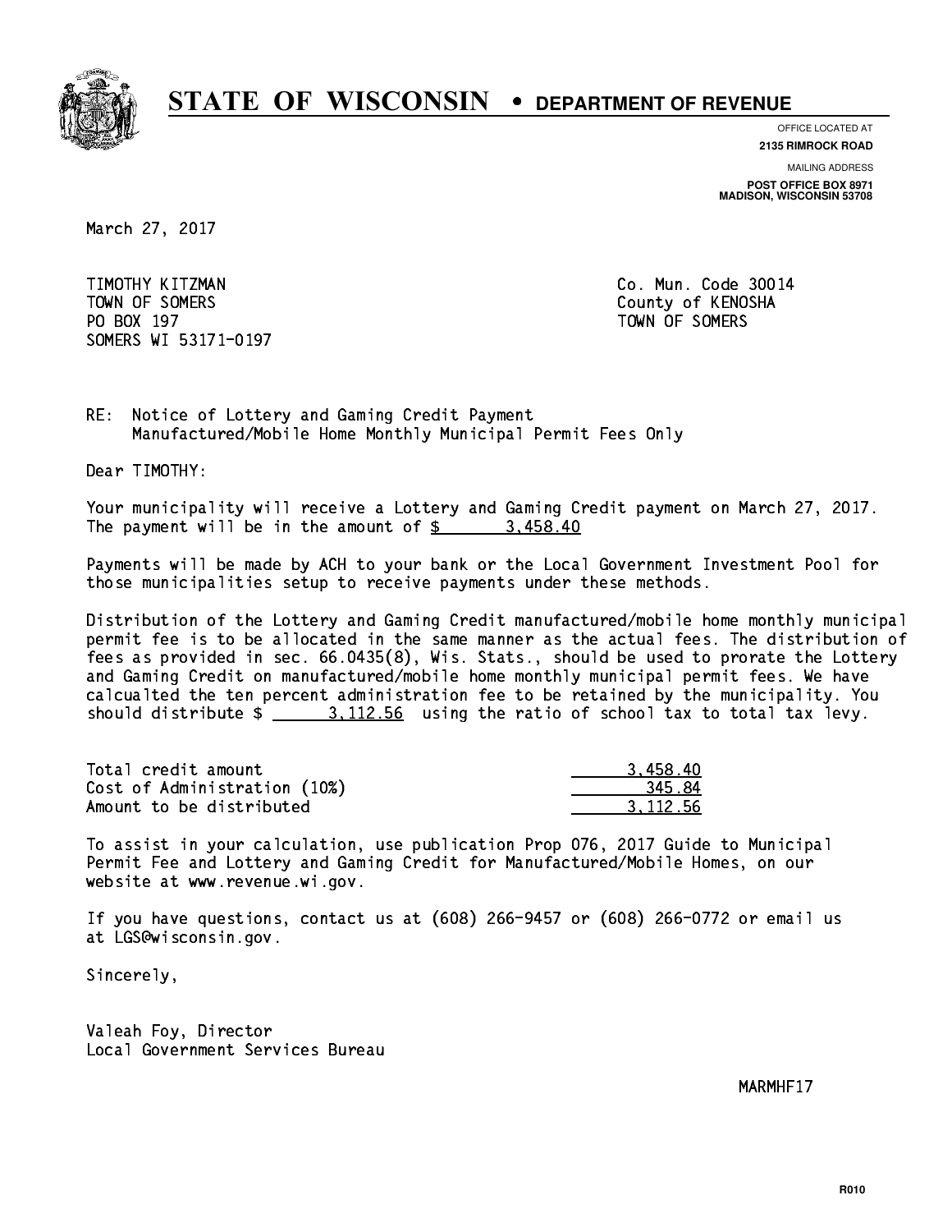# STATE OF WISCONSIN • DEPARTMENT OF REVENUE

OFFICE LOCATED AT
**2135 RIMROCK ROAD**

MAILING ADDRESS
**POST OFFICE BOX 8971**
**MADISON, WISCONSIN 53708**

March 27, 2017

TIMOTHY KITZMAN
TOWN OF SOMERS
PO BOX 197
SOMERS WI 53171-0197

Co. Mun. Code 30014
County of KENOSHA
TOWN OF SOMERS

RE: Notice of Lottery and Gaming Credit Payment
Manufactured/Mobile Home Monthly Municipal Permit Fees Only

Dear TIMOTHY:

Your municipality will receive a Lottery and Gaming Credit payment on March 27, 2017. The payment will be in the amount of $ 3,458.40

Payments will be made by ACH to your bank or the Local Government Investment Pool for those municipalities setup to receive payments under these methods.

Distribution of the Lottery and Gaming Credit manufactured/mobile home monthly municipal permit fee is to be allocated in the same manner as the actual fees. The distribution of fees as provided in sec. 66.0435(8), Wis. Stats., should be used to prorate the Lottery and Gaming Credit on manufactured/mobile home monthly municipal permit fees. We have calcualted the ten percent administration fee to be retained by the municipality. You should distribute $ 3,112.56 using the ratio of school tax to total tax levy.

| | |
|---|---|
| Total credit amount | 3,458.40 |
| Cost of Administration (10%) | 345.84 |
| Amount to be distributed | 3,112.56 |

To assist in your calculation, use publication Prop 076, 2017 Guide to Municipal Permit Fee and Lottery and Gaming Credit for Manufactured/Mobile Homes, on our website at www.revenue.wi.gov.

If you have questions, contact us at (608) 266-9457 or (608) 266-0772 or email us at LGS@wisconsin.gov.

Sincerely,

Valeah Foy, Director
Local Government Services Bureau

MARMHF17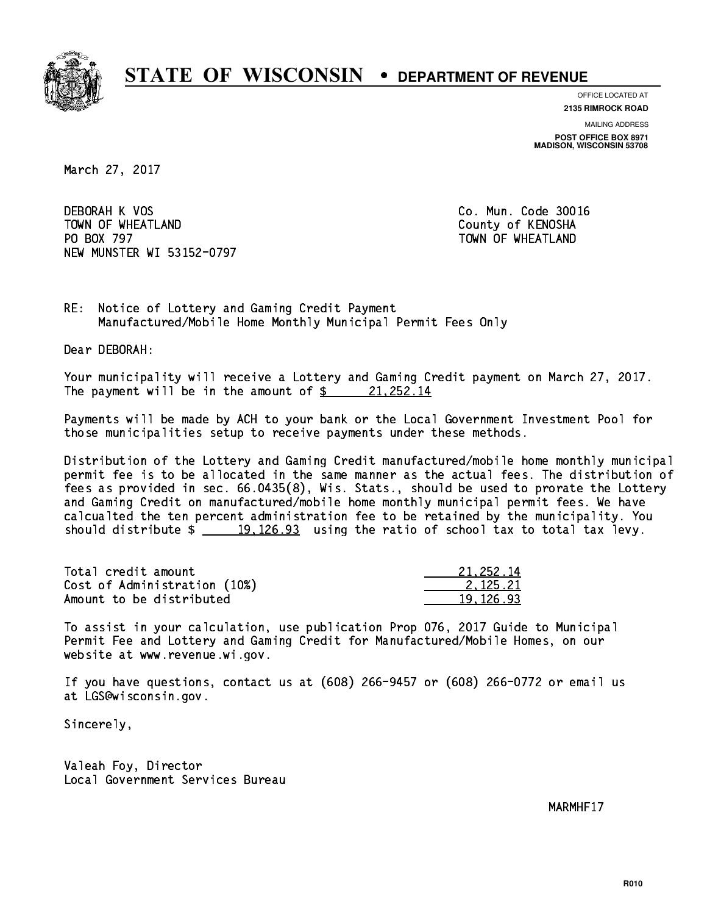# STATE OF WISCONSIN • DEPARTMENT OF REVENUE

OFFICE LOCATED AT
**2135 RIMROCK ROAD**

MAILING ADDRESS
**POST OFFICE BOX 8971**
**MADISON, WISCONSIN 53708**

March 27, 2017

DEBORAH K VOS
TOWN OF WHEATLAND
PO BOX 797
NEW MUNSTER WI 53152-0797

Co. Mun. Code 30016
County of KENOSHA
TOWN OF WHEATLAND

RE: Notice of Lottery and Gaming Credit Payment
Manufactured/Mobile Home Monthly Municipal Permit Fees Only

Dear DEBORAH:

Your municipality will receive a Lottery and Gaming Credit payment on March 27, 2017. The payment will be in the amount of $ 21,252.14

Payments will be made by ACH to your bank or the Local Government Investment Pool for those municipalities setup to receive payments under these methods.

Distribution of the Lottery and Gaming Credit manufactured/mobile home monthly municipal permit fee is to be allocated in the same manner as the actual fees. The distribution of fees as provided in sec. 66.0435(8), Wis. Stats., should be used to prorate the Lottery and Gaming Credit on manufactured/mobile home monthly municipal permit fees. We have calcualted the ten percent administration fee to be retained by the municipality. You should distribute $ 19,126.93 using the ratio of school tax to total tax levy.

| | |
|---|---|
| Total credit amount | 21,252.14 |
| Cost of Administration (10%) | 2,125.21 |
| Amount to be distributed | 19,126.93 |

To assist in your calculation, use publication Prop 076, 2017 Guide to Municipal Permit Fee and Lottery and Gaming Credit for Manufactured/Mobile Homes, on our website at www.revenue.wi.gov.

If you have questions, contact us at (608) 266-9457 or (608) 266-0772 or email us at LGS@wisconsin.gov.

Sincerely,

Valeah Foy, Director
Local Government Services Bureau

MARMHF17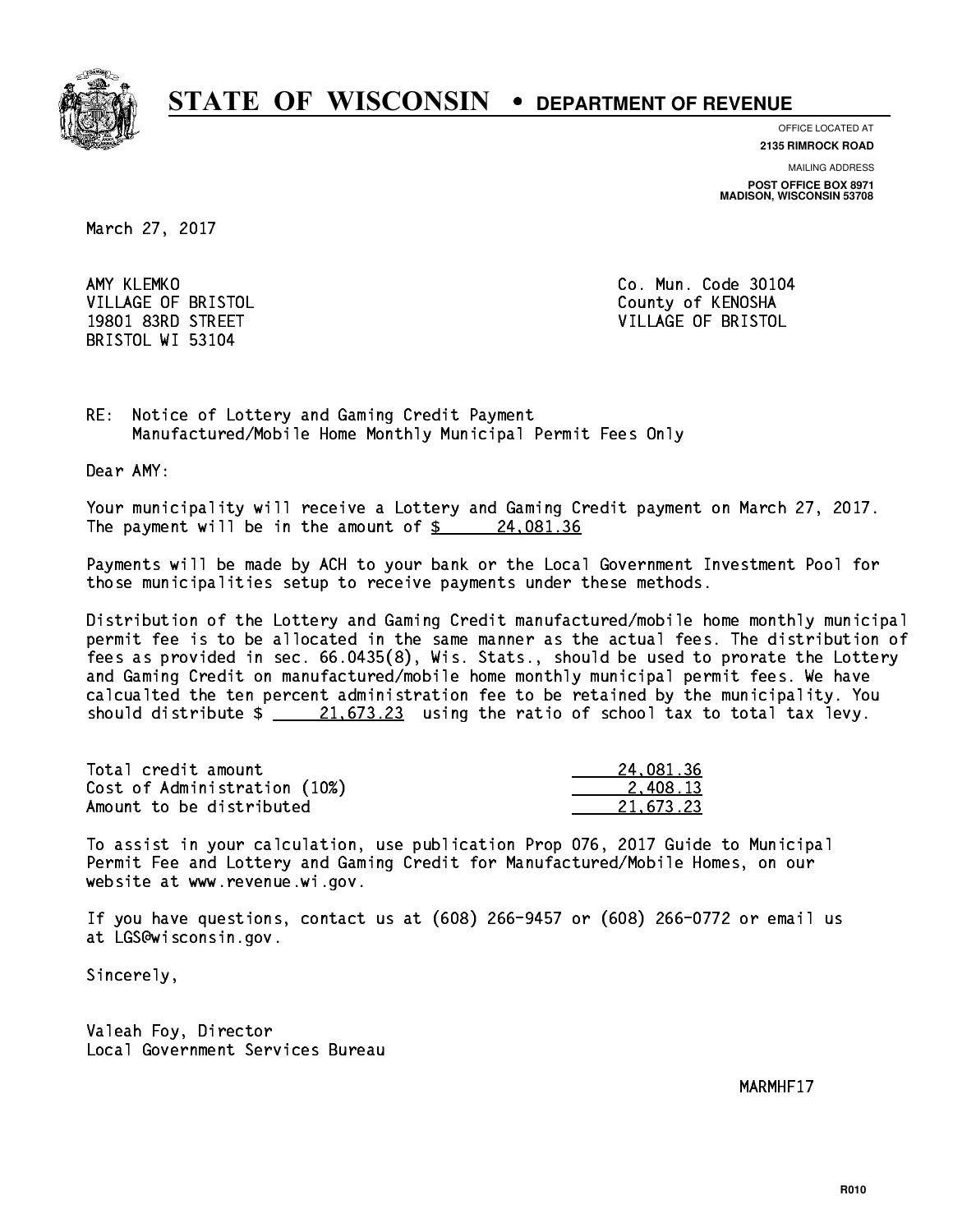# STATE OF WISCONSIN • DEPARTMENT OF REVENUE

OFFICE LOCATED AT
**2135 RIMROCK ROAD**

MAILING ADDRESS
**POST OFFICE BOX 8971**
**MADISON, WISCONSIN 53708**

March 27, 2017

AMY KLEMKO
VILLAGE OF BRISTOL
19801 83RD STREET
BRISTOL WI 53104

Co. Mun. Code 30104
County of KENOSHA
VILLAGE OF BRISTOL

RE: Notice of Lottery and Gaming Credit Payment
Manufactured/Mobile Home Monthly Municipal Permit Fees Only

Dear AMY:

Your municipality will receive a Lottery and Gaming Credit payment on March 27, 2017. The payment will be in the amount of $ 24,081.36

Payments will be made by ACH to your bank or the Local Government Investment Pool for those municipalities setup to receive payments under these methods.

Distribution of the Lottery and Gaming Credit manufactured/mobile home monthly municipal permit fee is to be allocated in the same manner as the actual fees. The distribution of fees as provided in sec. 66.0435(8), Wis. Stats., should be used to prorate the Lottery and Gaming Credit on manufactured/mobile home monthly municipal permit fees. We have calcualted the ten percent administration fee to be retained by the municipality. You should distribute $ 21,673.23 using the ratio of school tax to total tax levy.

| | |
|---|---|
| Total credit amount | 24,081.36 |
| Cost of Administration (10%) | 2,408.13 |
| Amount to be distributed | 21,673.23 |

To assist in your calculation, use publication Prop 076, 2017 Guide to Municipal Permit Fee and Lottery and Gaming Credit for Manufactured/Mobile Homes, on our website at www.revenue.wi.gov.

If you have questions, contact us at (608) 266-9457 or (608) 266-0772 or email us at LGS@wisconsin.gov.

Sincerely,

Valeah Foy, Director
Local Government Services Bureau

MARMHF17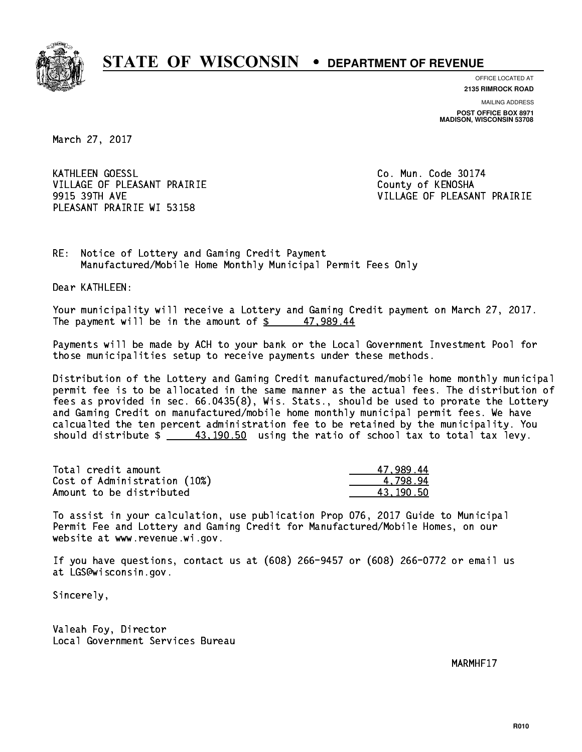# STATE OF WISCONSIN • DEPARTMENT OF REVENUE

OFFICE LOCATED AT
**2135 RIMROCK ROAD**

MAILING ADDRESS
**POST OFFICE BOX 8971**
**MADISON, WISCONSIN 53708**

March 27, 2017

KATHLEEN GOESSL
VILLAGE OF PLEASANT PRAIRIE
9915 39TH AVE
PLEASANT PRAIRIE WI 53158

Co. Mun. Code 30174
County of KENOSHA
VILLAGE OF PLEASANT PRAIRIE

RE: Notice of Lottery and Gaming Credit Payment
Manufactured/Mobile Home Monthly Municipal Permit Fees Only

Dear KATHLEEN:

Your municipality will receive a Lottery and Gaming Credit payment on March 27, 2017. The payment will be in the amount of $ 47,989.44

Payments will be made by ACH to your bank or the Local Government Investment Pool for those municipalities setup to receive payments under these methods.

Distribution of the Lottery and Gaming Credit manufactured/mobile home monthly municipal permit fee is to be allocated in the same manner as the actual fees. The distribution of fees as provided in sec. 66.0435(8), Wis. Stats., should be used to prorate the Lottery and Gaming Credit on manufactured/mobile home monthly municipal permit fees. We have calcualted the ten percent administration fee to be retained by the municipality. You should distribute $ 43,190.50 using the ratio of school tax to total tax levy.

| | |
|---|---|
| Total credit amount | 47,989.44 |
| Cost of Administration (10%) | 4,798.94 |
| Amount to be distributed | 43,190.50 |

To assist in your calculation, use publication Prop 076, 2017 Guide to Municipal Permit Fee and Lottery and Gaming Credit for Manufactured/Mobile Homes, on our website at www.revenue.wi.gov.

If you have questions, contact us at (608) 266-9457 or (608) 266-0772 or email us at LGS@wisconsin.gov.

Sincerely,

Valeah Foy, Director
Local Government Services Bureau

MARMHF17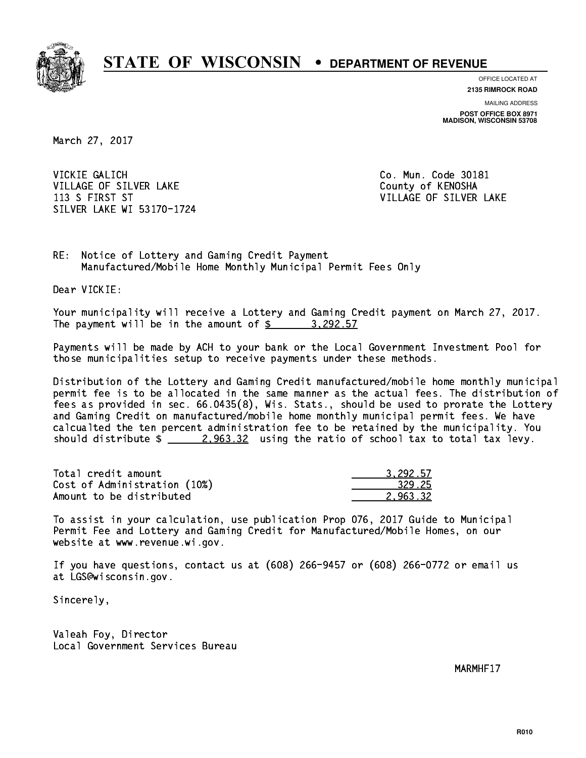# STATE OF WISCONSIN • DEPARTMENT OF REVENUE

OFFICE LOCATED AT
**2135 RIMROCK ROAD**

MAILING ADDRESS
**POST OFFICE BOX 8971**
**MADISON, WISCONSIN 53708**

March 27, 2017

VICKIE GALICH
VILLAGE OF SILVER LAKE
113 S FIRST ST
SILVER LAKE WI 53170-1724

Co. Mun. Code 30181
County of KENOSHA
VILLAGE OF SILVER LAKE

RE: Notice of Lottery and Gaming Credit Payment
Manufactured/Mobile Home Monthly Municipal Permit Fees Only

Dear VICKIE:

Your municipality will receive a Lottery and Gaming Credit payment on March 27, 2017. The payment will be in the amount of $ 3,292.57

Payments will be made by ACH to your bank or the Local Government Investment Pool for those municipalities setup to receive payments under these methods.

Distribution of the Lottery and Gaming Credit manufactured/mobile home monthly municipal permit fee is to be allocated in the same manner as the actual fees. The distribution of fees as provided in sec. 66.0435(8), Wis. Stats., should be used to prorate the Lottery and Gaming Credit on manufactured/mobile home monthly municipal permit fees. We have calcualted the ten percent administration fee to be retained by the municipality. You should distribute $ 2,963.32 using the ratio of school tax to total tax levy.

| | |
|---|---|
| Total credit amount | 3,292.57 |
| Cost of Administration (10%) | 329.25 |
| Amount to be distributed | 2,963.32 |

To assist in your calculation, use publication Prop 076, 2017 Guide to Municipal Permit Fee and Lottery and Gaming Credit for Manufactured/Mobile Homes, on our website at www.revenue.wi.gov.

If you have questions, contact us at (608) 266-9457 or (608) 266-0772 or email us at LGS@wisconsin.gov.

Sincerely,

Valeah Foy, Director
Local Government Services Bureau

MARMHF17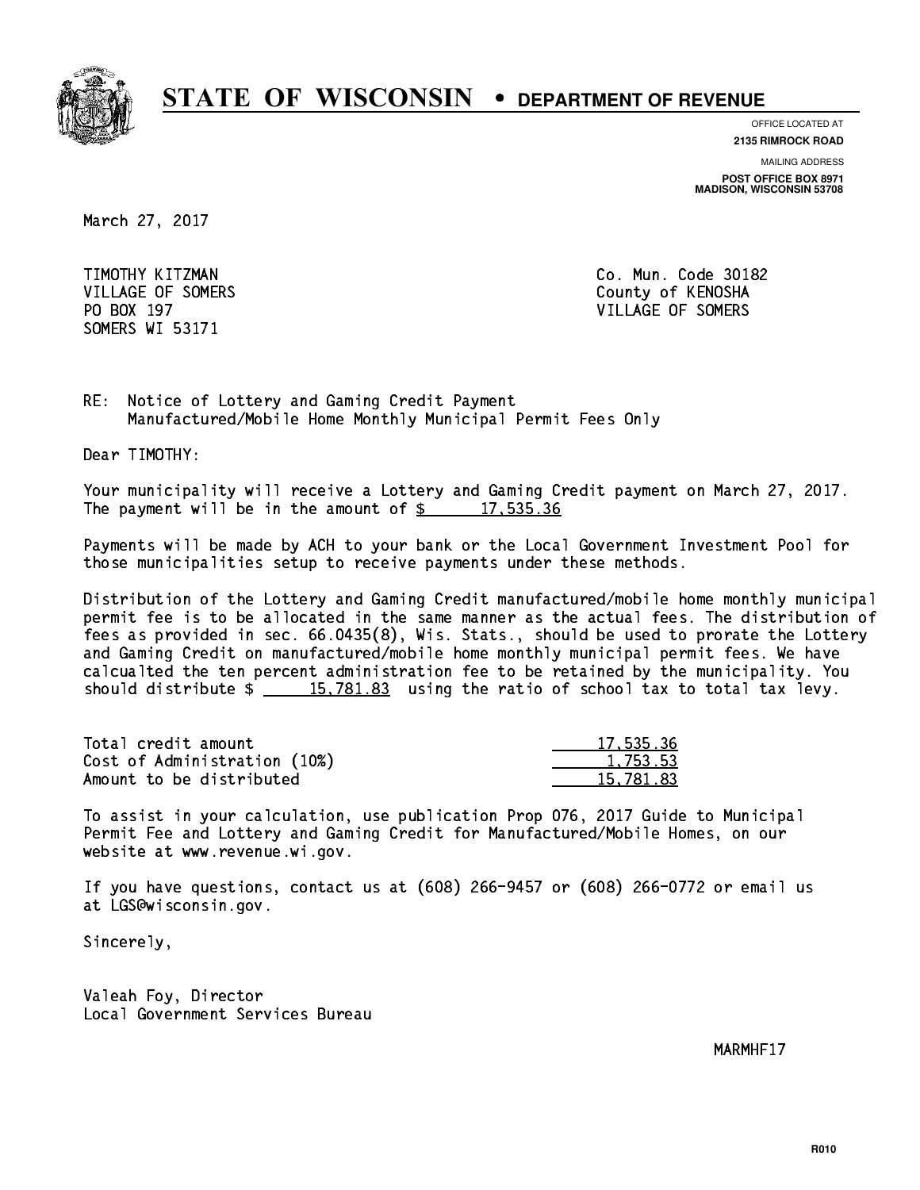# STATE OF WISCONSIN • DEPARTMENT OF REVENUE

OFFICE LOCATED AT
**2135 RIMROCK ROAD**

MAILING ADDRESS
**POST OFFICE BOX 8971**
**MADISON, WISCONSIN 53708**

March 27, 2017

TIMOTHY KITZMAN
VILLAGE OF SOMERS
PO BOX 197
SOMERS WI 53171

Co. Mun. Code 30182
County of KENOSHA
VILLAGE OF SOMERS

RE: Notice of Lottery and Gaming Credit Payment
Manufactured/Mobile Home Monthly Municipal Permit Fees Only

Dear TIMOTHY:

Your municipality will receive a Lottery and Gaming Credit payment on March 27, 2017. The payment will be in the amount of $ 17,535.36

Payments will be made by ACH to your bank or the Local Government Investment Pool for those municipalities setup to receive payments under these methods.

Distribution of the Lottery and Gaming Credit manufactured/mobile home monthly municipal permit fee is to be allocated in the same manner as the actual fees. The distribution of fees as provided in sec. 66.0435(8), Wis. Stats., should be used to prorate the Lottery and Gaming Credit on manufactured/mobile home monthly municipal permit fees. We have calcualted the ten percent administration fee to be retained by the municipality. You should distribute $ 15,781.83 using the ratio of school tax to total tax levy.

| | |
|---|---|
| Total credit amount | 17,535.36 |
| Cost of Administration (10%) | 1,753.53 |
| Amount to be distributed | 15,781.83 |

To assist in your calculation, use publication Prop 076, 2017 Guide to Municipal Permit Fee and Lottery and Gaming Credit for Manufactured/Mobile Homes, on our website at www.revenue.wi.gov.

If you have questions, contact us at (608) 266-9457 or (608) 266-0772 or email us at LGS@wisconsin.gov.

Sincerely,

Valeah Foy, Director
Local Government Services Bureau

MARMHF17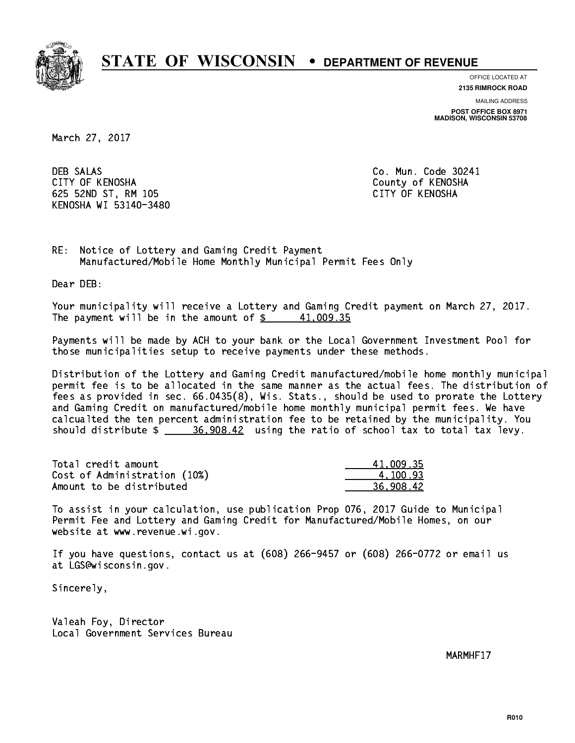# STATE OF WISCONSIN • DEPARTMENT OF REVENUE

OFFICE LOCATED AT
**2135 RIMROCK ROAD**

MAILING ADDRESS
**POST OFFICE BOX 8971**
**MADISON, WISCONSIN 53708**

March 27, 2017

DEB SALAS
CITY OF KENOSHA
625 52ND ST, RM 105
KENOSHA WI 53140-3480

Co. Mun. Code 30241
County of KENOSHA
CITY OF KENOSHA

RE: Notice of Lottery and Gaming Credit Payment
Manufactured/Mobile Home Monthly Municipal Permit Fees Only

Dear DEB:

Your municipality will receive a Lottery and Gaming Credit payment on March 27, 2017. The payment will be in the amount of $ 41,009.35

Payments will be made by ACH to your bank or the Local Government Investment Pool for those municipalities setup to receive payments under these methods.

Distribution of the Lottery and Gaming Credit manufactured/mobile home monthly municipal permit fee is to be allocated in the same manner as the actual fees. The distribution of fees as provided in sec. 66.0435(8), Wis. Stats., should be used to prorate the Lottery and Gaming Credit on manufactured/mobile home monthly municipal permit fees. We have calcualted the ten percent administration fee to be retained by the municipality. You should distribute $ 36,908.42 using the ratio of school tax to total tax levy.

| | |
|---|---|
| Total credit amount | 41,009.35 |
| Cost of Administration (10%) | 4,100.93 |
| Amount to be distributed | 36,908.42 |

To assist in your calculation, use publication Prop 076, 2017 Guide to Municipal Permit Fee and Lottery and Gaming Credit for Manufactured/Mobile Homes, on our website at www.revenue.wi.gov.

If you have questions, contact us at (608) 266-9457 or (608) 266-0772 or email us at LGS@wisconsin.gov.

Sincerely,

Valeah Foy, Director
Local Government Services Bureau

MARMHF17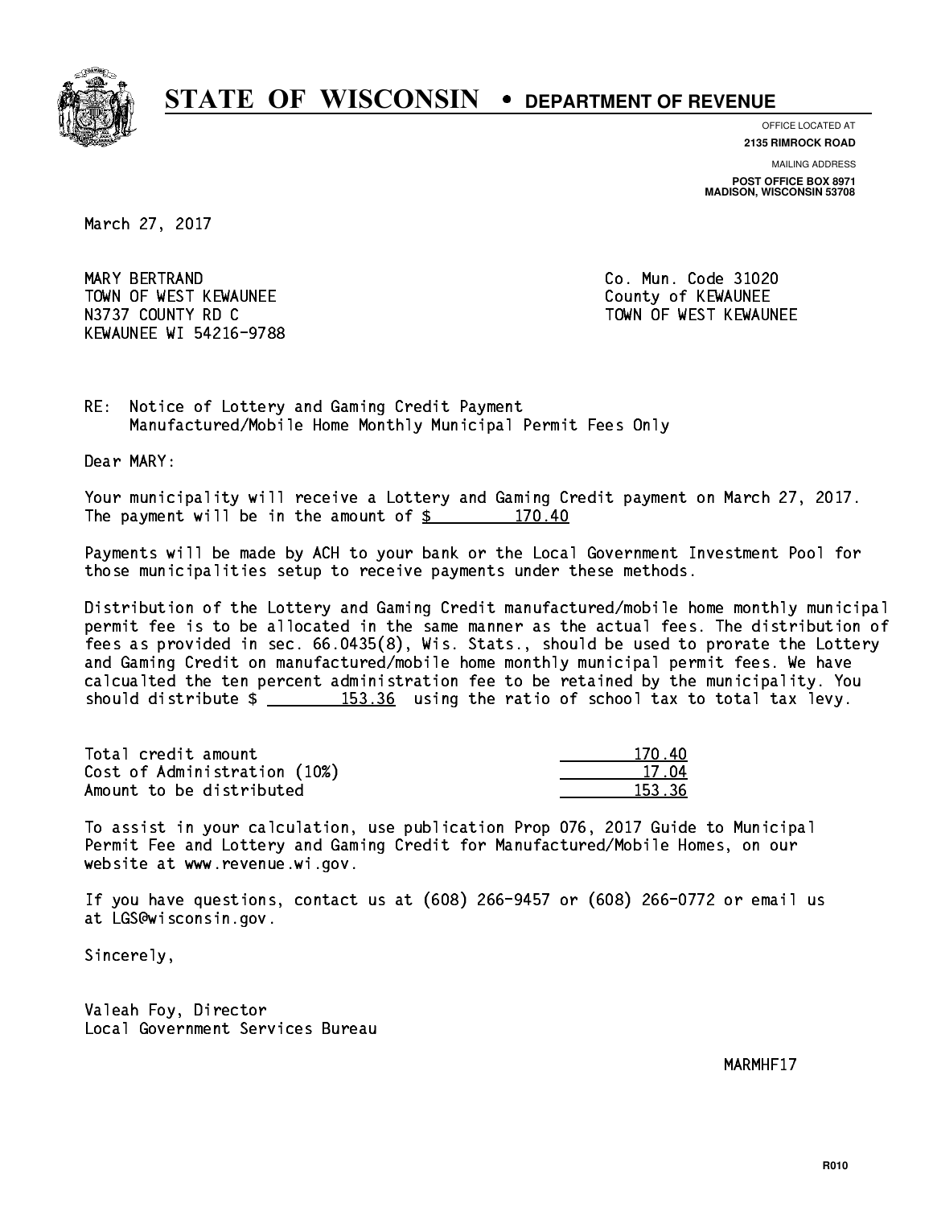# STATE OF WISCONSIN • DEPARTMENT OF REVENUE

OFFICE LOCATED AT
**2135 RIMROCK ROAD**

MAILING ADDRESS
**POST OFFICE BOX 8971**
**MADISON, WISCONSIN 53708**

March 27, 2017

MARY BERTRAND
TOWN OF WEST KEWAUNEE
N3737 COUNTY RD C
KEWAUNEE WI 54216-9788

Co. Mun. Code 31020
County of KEWAUNEE
TOWN OF WEST KEWAUNEE

RE: Notice of Lottery and Gaming Credit Payment
Manufactured/Mobile Home Monthly Municipal Permit Fees Only

Dear MARY:

Your municipality will receive a Lottery and Gaming Credit payment on March 27, 2017. The payment will be in the amount of $ 170.40

Payments will be made by ACH to your bank or the Local Government Investment Pool for those municipalities setup to receive payments under these methods.

Distribution of the Lottery and Gaming Credit manufactured/mobile home monthly municipal permit fee is to be allocated in the same manner as the actual fees. The distribution of fees as provided in sec. 66.0435(8), Wis. Stats., should be used to prorate the Lottery and Gaming Credit on manufactured/mobile home monthly municipal permit fees. We have calcualted the ten percent administration fee to be retained by the municipality. You should distribute $ 153.36 using the ratio of school tax to total tax levy.

| | |
|---|---|
| Total credit amount | 170.40 |
| Cost of Administration (10%) | 17.04 |
| Amount to be distributed | 153.36 |

To assist in your calculation, use publication Prop 076, 2017 Guide to Municipal Permit Fee and Lottery and Gaming Credit for Manufactured/Mobile Homes, on our website at www.revenue.wi.gov.

If you have questions, contact us at (608) 266-9457 or (608) 266-0772 or email us at LGS@wisconsin.gov.

Sincerely,

Valeah Foy, Director
Local Government Services Bureau

MARMHF17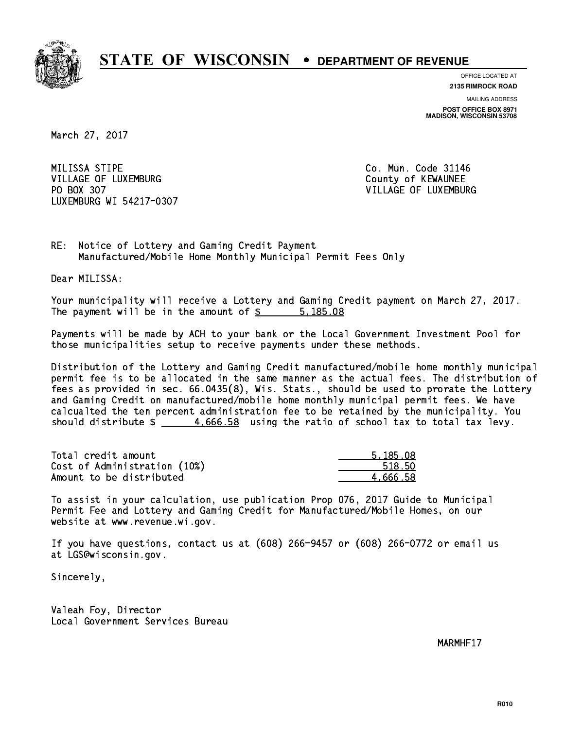# STATE OF WISCONSIN • DEPARTMENT OF REVENUE

OFFICE LOCATED AT
**2135 RIMROCK ROAD**

MAILING ADDRESS
**POST OFFICE BOX 8971**
**MADISON, WISCONSIN 53708**

March 27, 2017

MILISSA STIPE
VILLAGE OF LUXEMBURG
PO BOX 307
LUXEMBURG WI 54217-0307

Co. Mun. Code 31146
County of KEWAUNEE
VILLAGE OF LUXEMBURG

RE: Notice of Lottery and Gaming Credit Payment
Manufactured/Mobile Home Monthly Municipal Permit Fees Only

Dear MILISSA:

Your municipality will receive a Lottery and Gaming Credit payment on March 27, 2017. The payment will be in the amount of $ 5,185.08

Payments will be made by ACH to your bank or the Local Government Investment Pool for those municipalities setup to receive payments under these methods.

Distribution of the Lottery and Gaming Credit manufactured/mobile home monthly municipal permit fee is to be allocated in the same manner as the actual fees. The distribution of fees as provided in sec. 66.0435(8), Wis. Stats., should be used to prorate the Lottery and Gaming Credit on manufactured/mobile home monthly municipal permit fees. We have calcualted the ten percent administration fee to be retained by the municipality. You should distribute $ 4,666.58 using the ratio of school tax to total tax levy.

| | |
|---|---|
| Total credit amount | 5,185.08 |
| Cost of Administration (10%) | 518.50 |
| Amount to be distributed | 4,666.58 |

To assist in your calculation, use publication Prop 076, 2017 Guide to Municipal Permit Fee and Lottery and Gaming Credit for Manufactured/Mobile Homes, on our website at www.revenue.wi.gov.

If you have questions, contact us at (608) 266-9457 or (608) 266-0772 or email us at LGS@wisconsin.gov.

Sincerely,

Valeah Foy, Director
Local Government Services Bureau

MARMHF17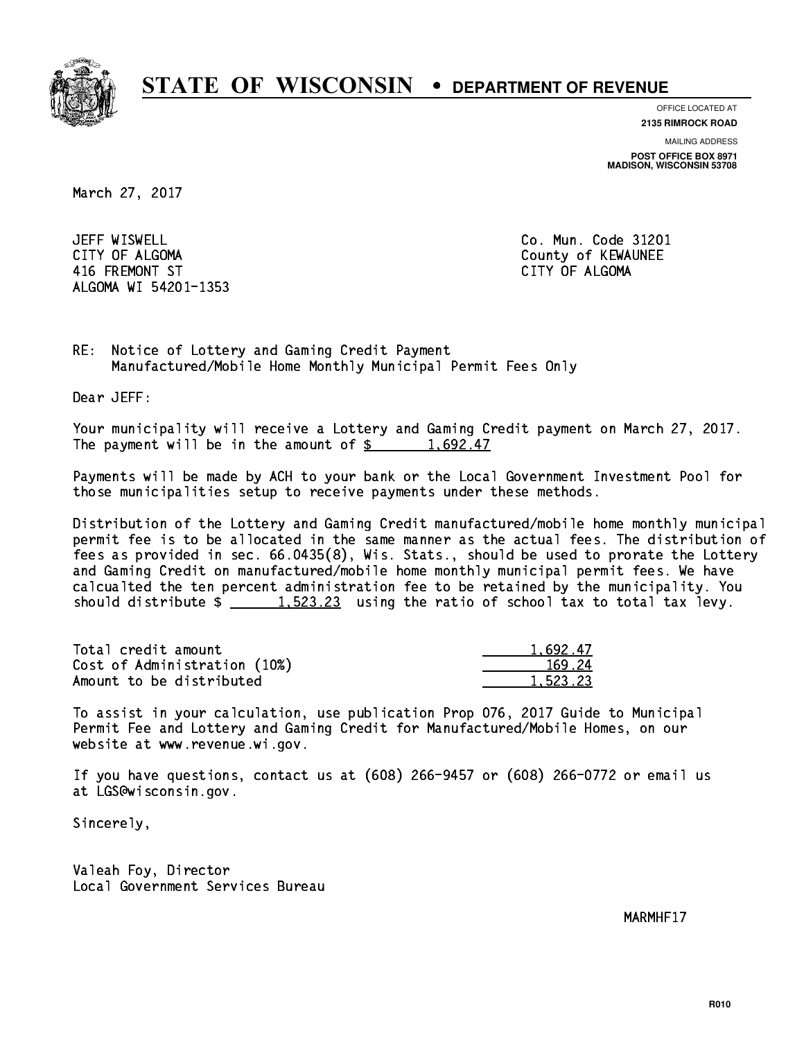# STATE OF WISCONSIN • DEPARTMENT OF REVENUE

OFFICE LOCATED AT
**2135 RIMROCK ROAD**

MAILING ADDRESS
**POST OFFICE BOX 8971**
**MADISON, WISCONSIN 53708**

March 27, 2017

JEFF WISWELL
CITY OF ALGOMA
416 FREMONT ST
ALGOMA WI 54201-1353

Co. Mun. Code 31201
County of KEWAUNEE
CITY OF ALGOMA

RE: Notice of Lottery and Gaming Credit Payment
Manufactured/Mobile Home Monthly Municipal Permit Fees Only

Dear JEFF:

Your municipality will receive a Lottery and Gaming Credit payment on March 27, 2017. The payment will be in the amount of $ 1,692.47

Payments will be made by ACH to your bank or the Local Government Investment Pool for those municipalities setup to receive payments under these methods.

Distribution of the Lottery and Gaming Credit manufactured/mobile home monthly municipal permit fee is to be allocated in the same manner as the actual fees. The distribution of fees as provided in sec. 66.0435(8), Wis. Stats., should be used to prorate the Lottery and Gaming Credit on manufactured/mobile home monthly municipal permit fees. We have calcualted the ten percent administration fee to be retained by the municipality. You should distribute $ 1,523.23 using the ratio of school tax to total tax levy.

| | |
|---|---|
| Total credit amount | 1,692.47 |
| Cost of Administration (10%) | 169.24 |
| Amount to be distributed | 1,523.23 |

To assist in your calculation, use publication Prop 076, 2017 Guide to Municipal Permit Fee and Lottery and Gaming Credit for Manufactured/Mobile Homes, on our website at www.revenue.wi.gov.

If you have questions, contact us at (608) 266-9457 or (608) 266-0772 or email us at LGS@wisconsin.gov.

Sincerely,

Valeah Foy, Director
Local Government Services Bureau

MARMHF17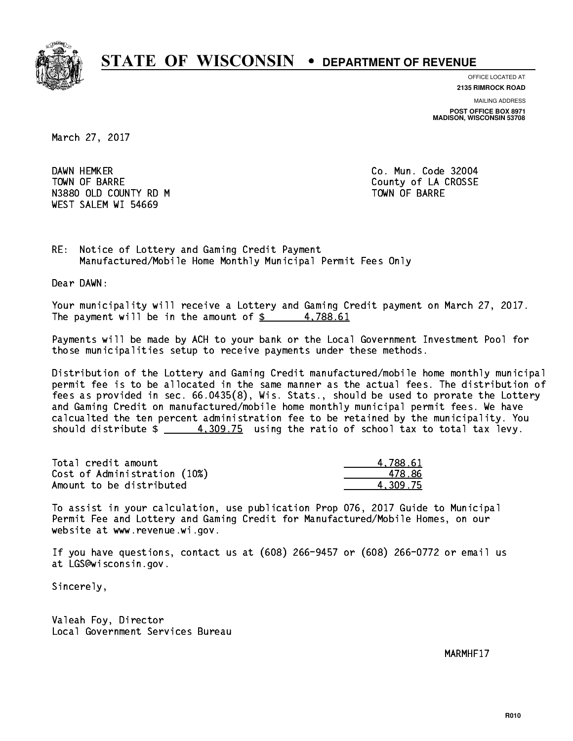# STATE OF WISCONSIN • DEPARTMENT OF REVENUE

OFFICE LOCATED AT
**2135 RIMROCK ROAD**

MAILING ADDRESS
**POST OFFICE BOX 8971**
**MADISON, WISCONSIN 53708**

March 27, 2017

DAWN HEMKER
TOWN OF BARRE
N3880 OLD COUNTY RD M
WEST SALEM WI 54669

Co. Mun. Code 32004
County of LA CROSSE
TOWN OF BARRE

RE: Notice of Lottery and Gaming Credit Payment
Manufactured/Mobile Home Monthly Municipal Permit Fees Only

Dear DAWN:

Your municipality will receive a Lottery and Gaming Credit payment on March 27, 2017. The payment will be in the amount of $ 4,788.61

Payments will be made by ACH to your bank or the Local Government Investment Pool for those municipalities setup to receive payments under these methods.

Distribution of the Lottery and Gaming Credit manufactured/mobile home monthly municipal permit fee is to be allocated in the same manner as the actual fees. The distribution of fees as provided in sec. 66.0435(8), Wis. Stats., should be used to prorate the Lottery and Gaming Credit on manufactured/mobile home monthly municipal permit fees. We have calcualted the ten percent administration fee to be retained by the municipality. You should distribute $ 4,309.75 using the ratio of school tax to total tax levy.

| | |
|---|---|
| Total credit amount | 4,788.61 |
| Cost of Administration (10%) | 478.86 |
| Amount to be distributed | 4,309.75 |

To assist in your calculation, use publication Prop 076, 2017 Guide to Municipal Permit Fee and Lottery and Gaming Credit for Manufactured/Mobile Homes, on our website at www.revenue.wi.gov.

If you have questions, contact us at (608) 266-9457 or (608) 266-0772 or email us at LGS@wisconsin.gov.

Sincerely,

Valeah Foy, Director
Local Government Services Bureau

MARMHF17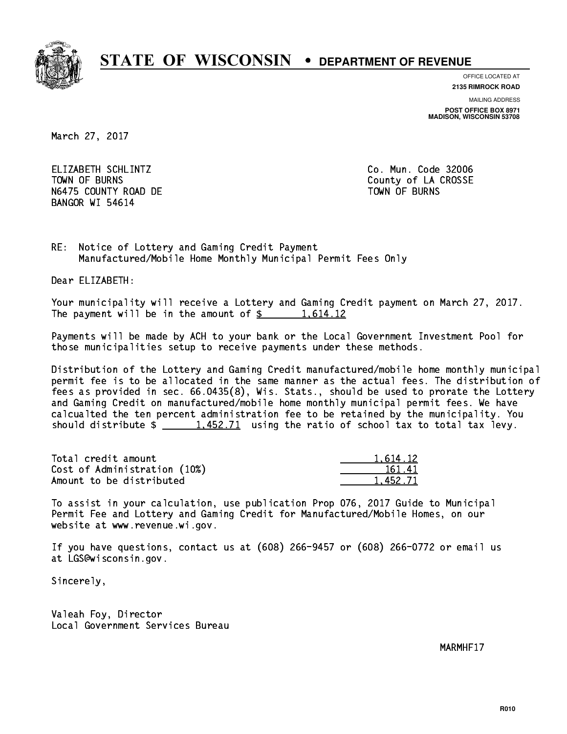# STATE OF WISCONSIN • DEPARTMENT OF REVENUE

OFFICE LOCATED AT
**2135 RIMROCK ROAD**

MAILING ADDRESS
**POST OFFICE BOX 8971**
**MADISON, WISCONSIN 53708**

March 27, 2017

ELIZABETH SCHLINTZ
TOWN OF BURNS
N6475 COUNTY ROAD DE
BANGOR WI 54614

Co. Mun. Code 32006
County of LA CROSSE
TOWN OF BURNS

RE: Notice of Lottery and Gaming Credit Payment
Manufactured/Mobile Home Monthly Municipal Permit Fees Only

Dear ELIZABETH:

Your municipality will receive a Lottery and Gaming Credit payment on March 27, 2017. The payment will be in the amount of $ 1,614.12

Payments will be made by ACH to your bank or the Local Government Investment Pool for those municipalities setup to receive payments under these methods.

Distribution of the Lottery and Gaming Credit manufactured/mobile home monthly municipal permit fee is to be allocated in the same manner as the actual fees. The distribution of fees as provided in sec. 66.0435(8), Wis. Stats., should be used to prorate the Lottery and Gaming Credit on manufactured/mobile home monthly municipal permit fees. We have calcualted the ten percent administration fee to be retained by the municipality. You should distribute $ 1,452.71 using the ratio of school tax to total tax levy.

| | |
|---|---|
| Total credit amount | 1,614.12 |
| Cost of Administration (10%) | 161.41 |
| Amount to be distributed | 1,452.71 |

To assist in your calculation, use publication Prop 076, 2017 Guide to Municipal Permit Fee and Lottery and Gaming Credit for Manufactured/Mobile Homes, on our website at www.revenue.wi.gov.

If you have questions, contact us at (608) 266-9457 or (608) 266-0772 or email us at LGS@wisconsin.gov.

Sincerely,

Valeah Foy, Director
Local Government Services Bureau

MARMHF17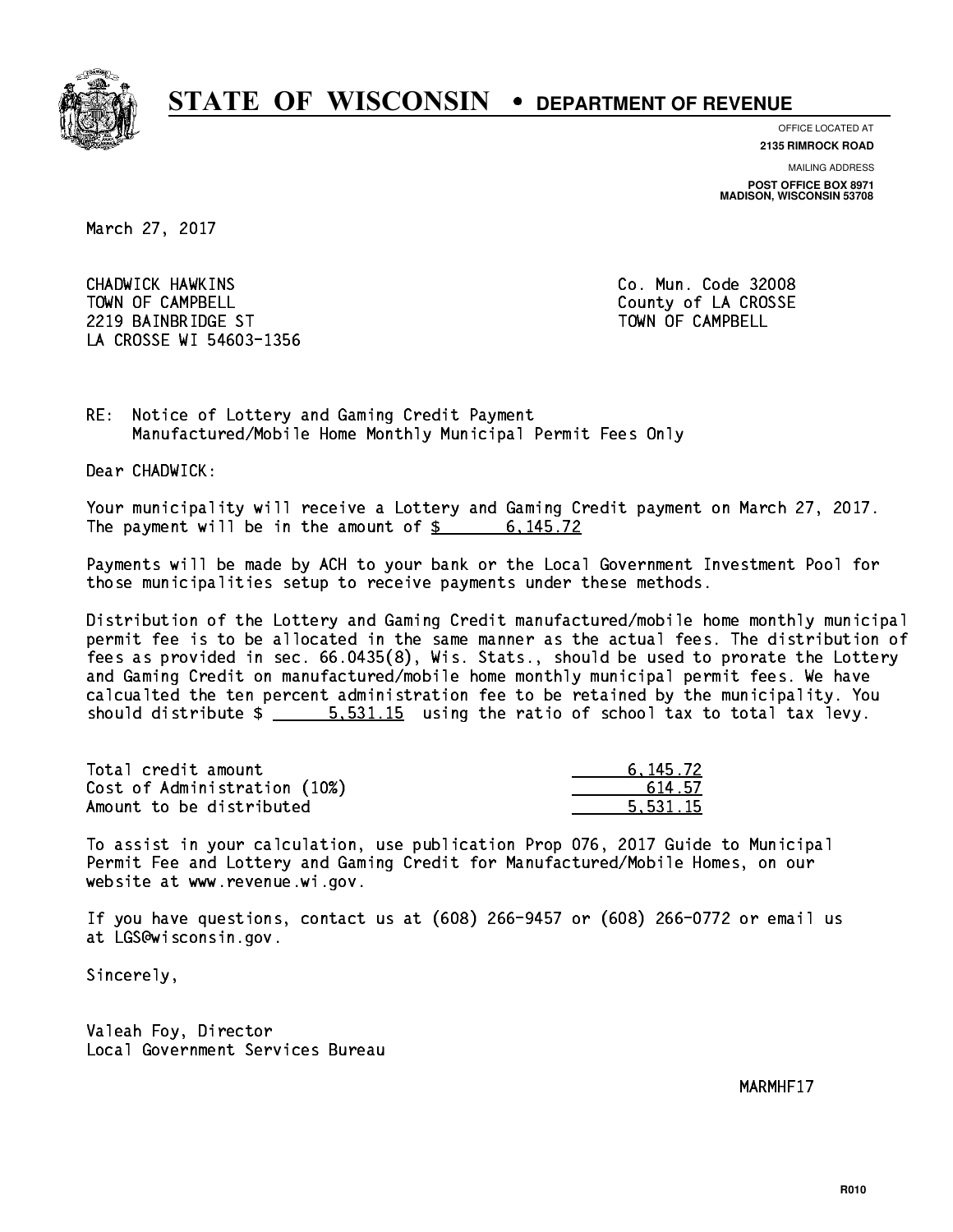# STATE OF WISCONSIN • DEPARTMENT OF REVENUE

OFFICE LOCATED AT
**2135 RIMROCK ROAD**

MAILING ADDRESS
**POST OFFICE BOX 8971**
**MADISON, WISCONSIN 53708**

March 27, 2017

CHADWICK HAWKINS
TOWN OF CAMPBELL
2219 BAINBRIDGE ST
LA CROSSE WI 54603-1356

Co. Mun. Code 32008
County of LA CROSSE
TOWN OF CAMPBELL

RE: Notice of Lottery and Gaming Credit Payment
Manufactured/Mobile Home Monthly Municipal Permit Fees Only

Dear CHADWICK:

Your municipality will receive a Lottery and Gaming Credit payment on March 27, 2017. The payment will be in the amount of $ 6,145.72

Payments will be made by ACH to your bank or the Local Government Investment Pool for those municipalities setup to receive payments under these methods.

Distribution of the Lottery and Gaming Credit manufactured/mobile home monthly municipal permit fee is to be allocated in the same manner as the actual fees. The distribution of fees as provided in sec. 66.0435(8), Wis. Stats., should be used to prorate the Lottery and Gaming Credit on manufactured/mobile home monthly municipal permit fees. We have calcualted the ten percent administration fee to be retained by the municipality. You should distribute $ 5,531.15 using the ratio of school tax to total tax levy.

| | |
|---|---|
| Total credit amount | 6,145.72 |
| Cost of Administration (10%) | 614.57 |
| Amount to be distributed | 5,531.15 |

To assist in your calculation, use publication Prop 076, 2017 Guide to Municipal Permit Fee and Lottery and Gaming Credit for Manufactured/Mobile Homes, on our website at www.revenue.wi.gov.

If you have questions, contact us at (608) 266-9457 or (608) 266-0772 or email us at LGS@wisconsin.gov.

Sincerely,

Valeah Foy, Director
Local Government Services Bureau

MARMHF17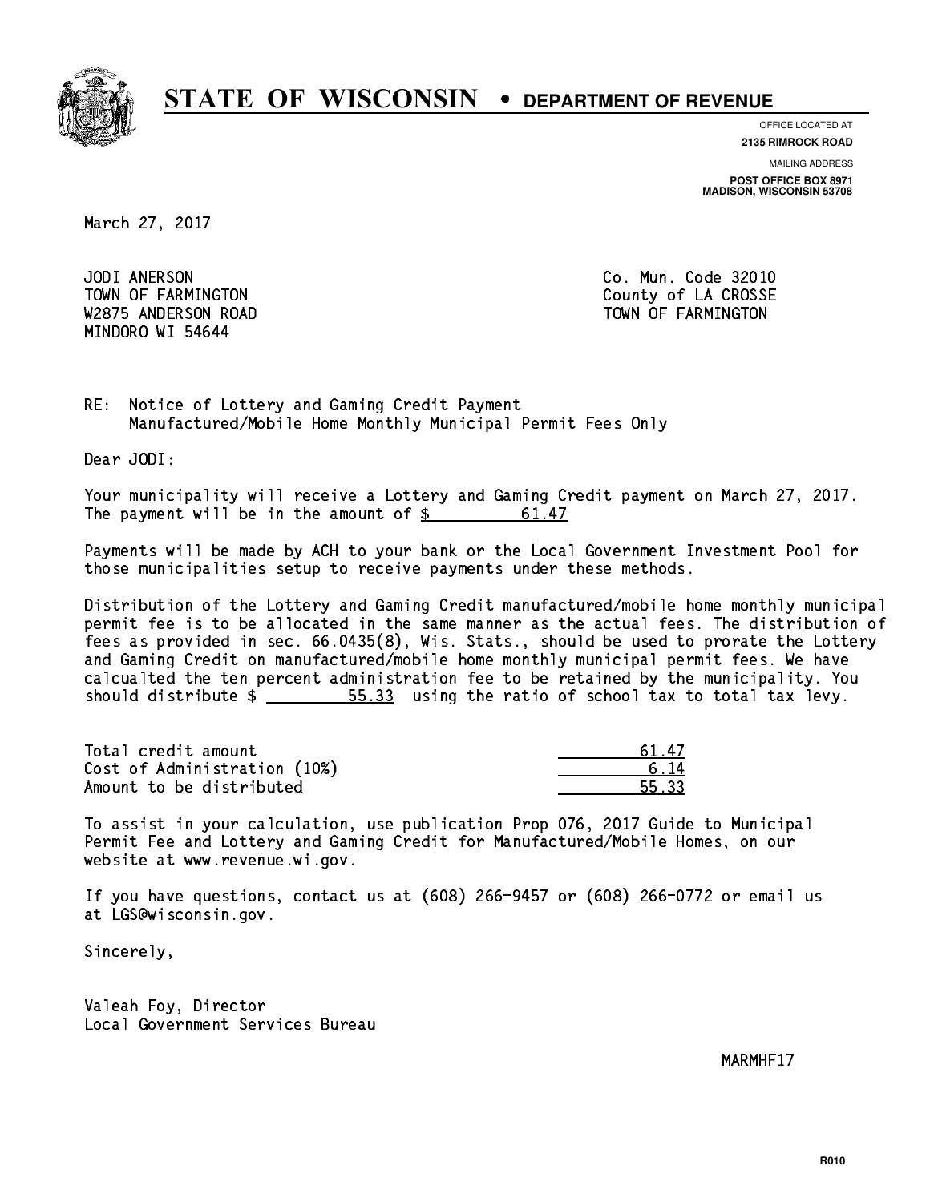# STATE OF WISCONSIN • DEPARTMENT OF REVENUE

OFFICE LOCATED AT
**2135 RIMROCK ROAD**

MAILING ADDRESS
**POST OFFICE BOX 8971**
**MADISON, WISCONSIN 53708**

March 27, 2017

JODI ANERSON
TOWN OF FARMINGTON
W2875 ANDERSON ROAD
MINDORO WI 54644

Co. Mun. Code 32010
County of LA CROSSE
TOWN OF FARMINGTON

RE: Notice of Lottery and Gaming Credit Payment
Manufactured/Mobile Home Monthly Municipal Permit Fees Only

Dear JODI:

Your municipality will receive a Lottery and Gaming Credit payment on March 27, 2017. The payment will be in the amount of $ 61.47

Payments will be made by ACH to your bank or the Local Government Investment Pool for those municipalities setup to receive payments under these methods.

Distribution of the Lottery and Gaming Credit manufactured/mobile home monthly municipal permit fee is to be allocated in the same manner as the actual fees. The distribution of fees as provided in sec. 66.0435(8), Wis. Stats., should be used to prorate the Lottery and Gaming Credit on manufactured/mobile home monthly municipal permit fees. We have calcualted the ten percent administration fee to be retained by the municipality. You should distribute $ 55.33 using the ratio of school tax to total tax levy.

| | |
|---|---|
| Total credit amount | 61.47 |
| Cost of Administration (10%) | 6.14 |
| Amount to be distributed | 55.33 |

To assist in your calculation, use publication Prop 076, 2017 Guide to Municipal Permit Fee and Lottery and Gaming Credit for Manufactured/Mobile Homes, on our website at www.revenue.wi.gov.

If you have questions, contact us at (608) 266-9457 or (608) 266-0772 or email us at LGS@wisconsin.gov.

Sincerely,

Valeah Foy, Director
Local Government Services Bureau

MARMHF17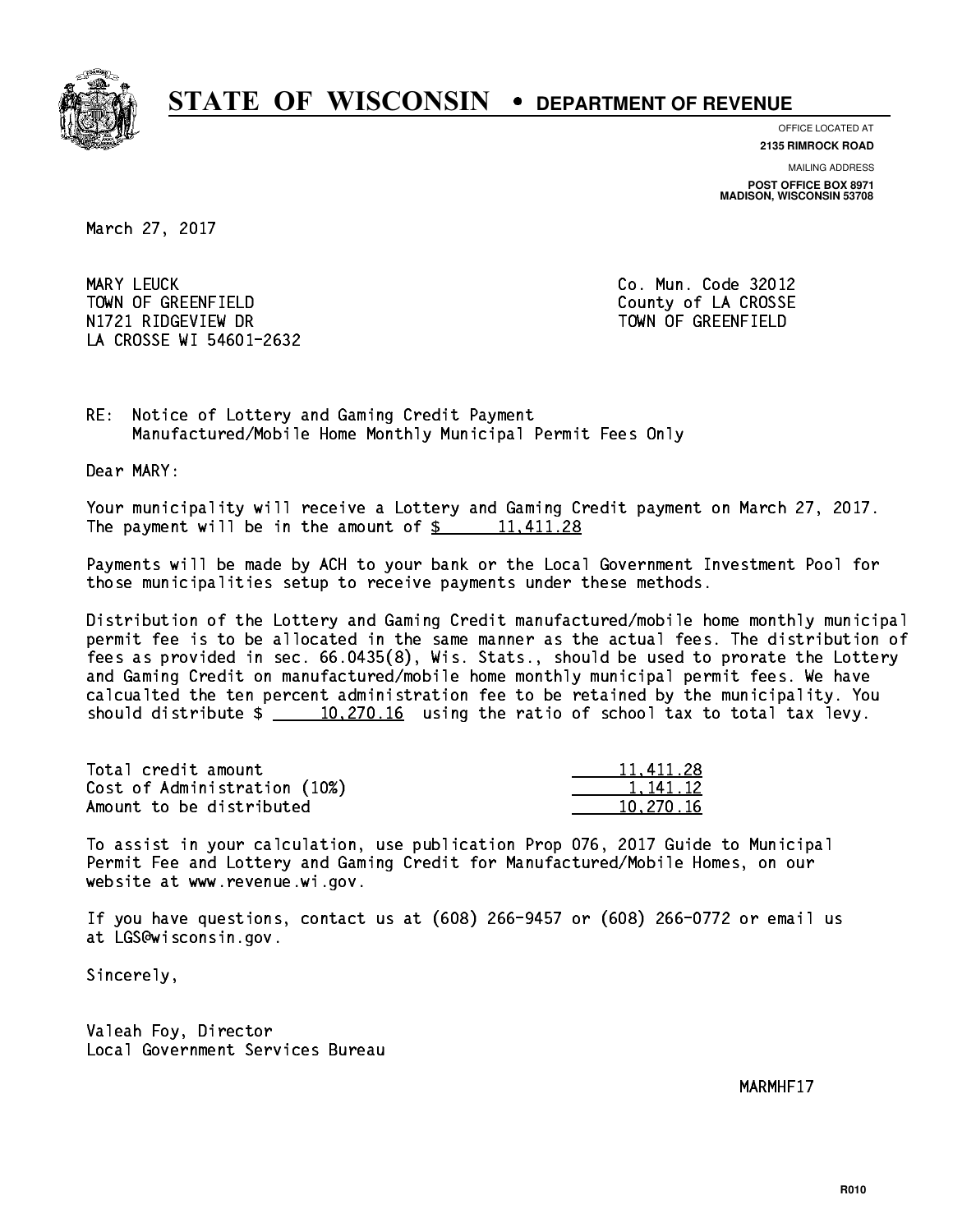# STATE OF WISCONSIN • DEPARTMENT OF REVENUE

OFFICE LOCATED AT
**2135 RIMROCK ROAD**

MAILING ADDRESS
**POST OFFICE BOX 8971**
**MADISON, WISCONSIN 53708**

March 27, 2017

MARY LEUCK
TOWN OF GREENFIELD
N1721 RIDGEVIEW DR
LA CROSSE WI 54601-2632

Co. Mun. Code 32012
County of LA CROSSE
TOWN OF GREENFIELD

RE: Notice of Lottery and Gaming Credit Payment
Manufactured/Mobile Home Monthly Municipal Permit Fees Only

Dear MARY:

Your municipality will receive a Lottery and Gaming Credit payment on March 27, 2017. The payment will be in the amount of $ 11,411.28

Payments will be made by ACH to your bank or the Local Government Investment Pool for those municipalities setup to receive payments under these methods.

Distribution of the Lottery and Gaming Credit manufactured/mobile home monthly municipal permit fee is to be allocated in the same manner as the actual fees. The distribution of fees as provided in sec. 66.0435(8), Wis. Stats., should be used to prorate the Lottery and Gaming Credit on manufactured/mobile home monthly municipal permit fees. We have calcualted the ten percent administration fee to be retained by the municipality. You should distribute $ 10,270.16 using the ratio of school tax to total tax levy.

| | |
|---|---|
| Total credit amount | 11,411.28 |
| Cost of Administration (10%) | 1,141.12 |
| Amount to be distributed | 10,270.16 |

To assist in your calculation, use publication Prop 076, 2017 Guide to Municipal Permit Fee and Lottery and Gaming Credit for Manufactured/Mobile Homes, on our website at www.revenue.wi.gov.

If you have questions, contact us at (608) 266-9457 or (608) 266-0772 or email us at LGS@wisconsin.gov.

Sincerely,

Valeah Foy, Director
Local Government Services Bureau

MARMHF17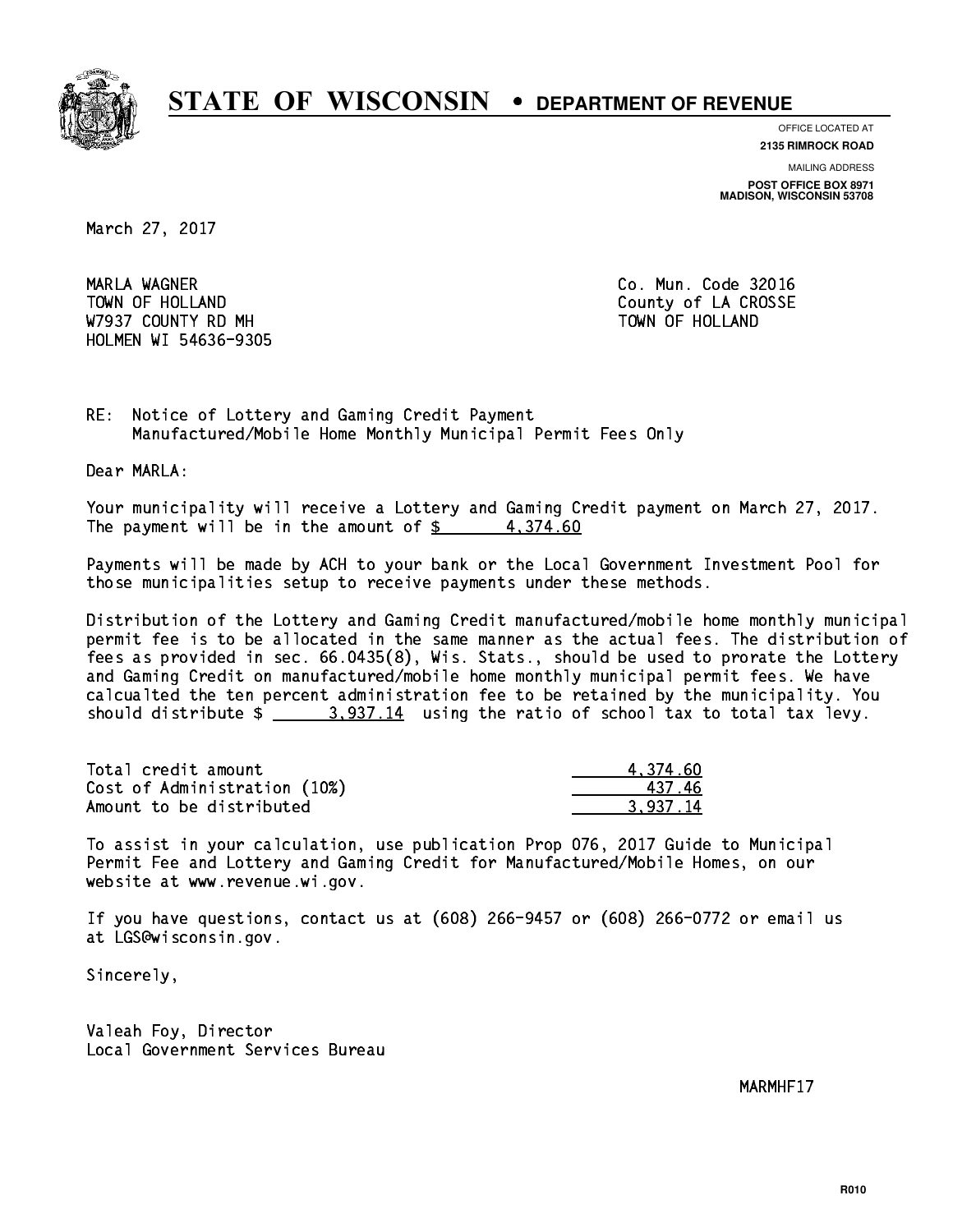# STATE OF WISCONSIN • DEPARTMENT OF REVENUE

OFFICE LOCATED AT
**2135 RIMROCK ROAD**

MAILING ADDRESS
**POST OFFICE BOX 8971**
**MADISON, WISCONSIN 53708**

March 27, 2017

MARLA WAGNER
TOWN OF HOLLAND
W7937 COUNTY RD MH
HOLMEN WI 54636-9305

Co. Mun. Code 32016
County of LA CROSSE
TOWN OF HOLLAND

RE: Notice of Lottery and Gaming Credit Payment
Manufactured/Mobile Home Monthly Municipal Permit Fees Only

Dear MARLA:

Your municipality will receive a Lottery and Gaming Credit payment on March 27, 2017. The payment will be in the amount of $ 4,374.60

Payments will be made by ACH to your bank or the Local Government Investment Pool for those municipalities setup to receive payments under these methods.

Distribution of the Lottery and Gaming Credit manufactured/mobile home monthly municipal permit fee is to be allocated in the same manner as the actual fees. The distribution of fees as provided in sec. 66.0435(8), Wis. Stats., should be used to prorate the Lottery and Gaming Credit on manufactured/mobile home monthly municipal permit fees. We have calcualted the ten percent administration fee to be retained by the municipality. You should distribute $ 3,937.14 using the ratio of school tax to total tax levy.

| | |
|---|---|
| Total credit amount | 4,374.60 |
| Cost of Administration (10%) | 437.46 |
| Amount to be distributed | 3,937.14 |

To assist in your calculation, use publication Prop 076, 2017 Guide to Municipal Permit Fee and Lottery and Gaming Credit for Manufactured/Mobile Homes, on our website at www.revenue.wi.gov.

If you have questions, contact us at (608) 266-9457 or (608) 266-0772 or email us at LGS@wisconsin.gov.

Sincerely,

Valeah Foy, Director
Local Government Services Bureau

MARMHF17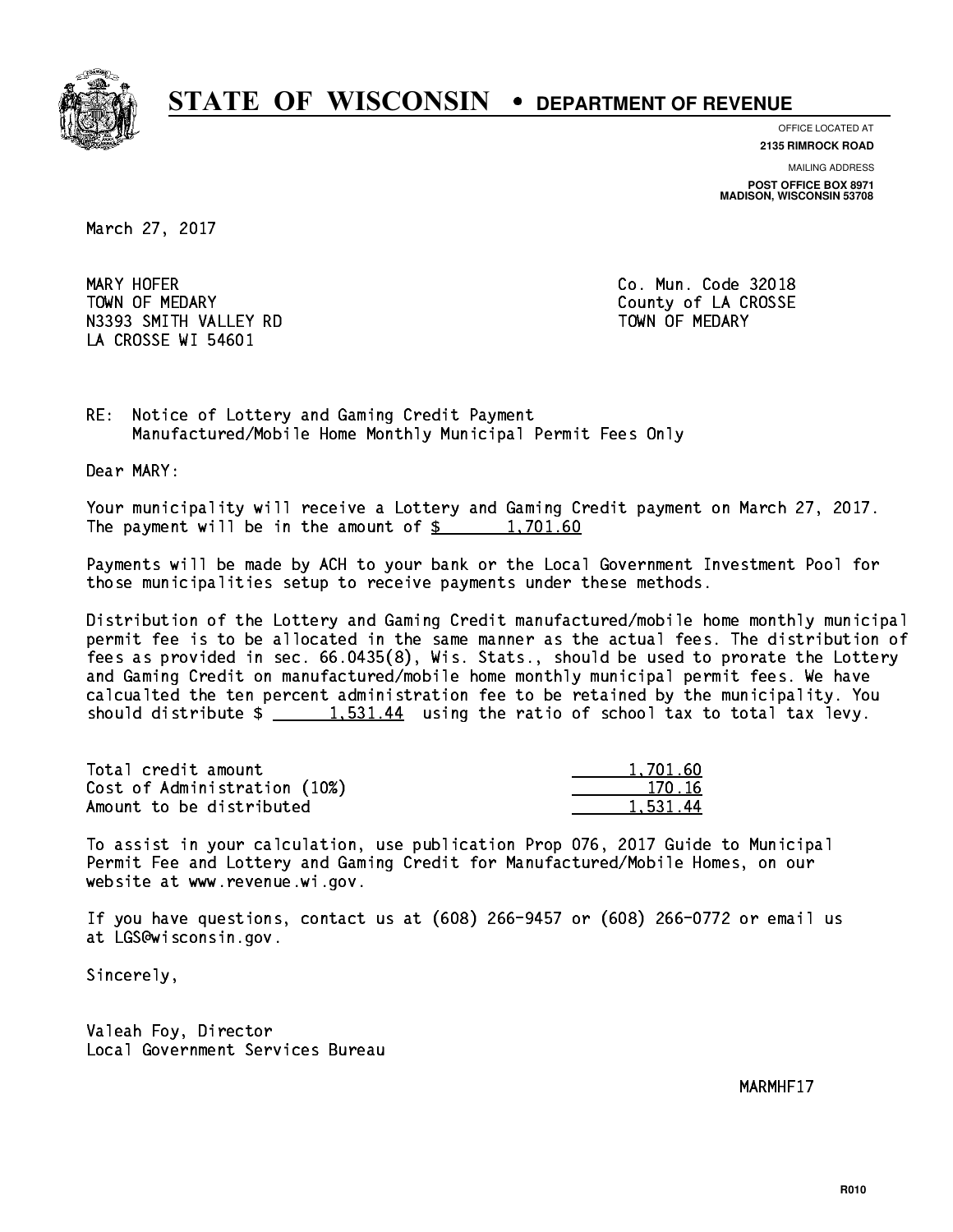# STATE OF WISCONSIN • DEPARTMENT OF REVENUE

OFFICE LOCATED AT
**2135 RIMROCK ROAD**

MAILING ADDRESS
**POST OFFICE BOX 8971**
**MADISON, WISCONSIN 53708**

March 27, 2017

MARY HOFER
TOWN OF MEDARY
N3393 SMITH VALLEY RD
LA CROSSE WI 54601

Co. Mun. Code 32018
County of LA CROSSE
TOWN OF MEDARY

RE: Notice of Lottery and Gaming Credit Payment
Manufactured/Mobile Home Monthly Municipal Permit Fees Only

Dear MARY:

Your municipality will receive a Lottery and Gaming Credit payment on March 27, 2017. The payment will be in the amount of $ 1,701.60

Payments will be made by ACH to your bank or the Local Government Investment Pool for those municipalities setup to receive payments under these methods.

Distribution of the Lottery and Gaming Credit manufactured/mobile home monthly municipal permit fee is to be allocated in the same manner as the actual fees. The distribution of fees as provided in sec. 66.0435(8), Wis. Stats., should be used to prorate the Lottery and Gaming Credit on manufactured/mobile home monthly municipal permit fees. We have calcualted the ten percent administration fee to be retained by the municipality. You should distribute $ 1,531.44 using the ratio of school tax to total tax levy.

| | |
|---|---|
| Total credit amount | 1,701.60 |
| Cost of Administration (10%) | 170.16 |
| Amount to be distributed | 1,531.44 |

To assist in your calculation, use publication Prop 076, 2017 Guide to Municipal Permit Fee and Lottery and Gaming Credit for Manufactured/Mobile Homes, on our website at www.revenue.wi.gov.

If you have questions, contact us at (608) 266-9457 or (608) 266-0772 or email us at LGS@wisconsin.gov.

Sincerely,

Valeah Foy, Director
Local Government Services Bureau

MARMHF17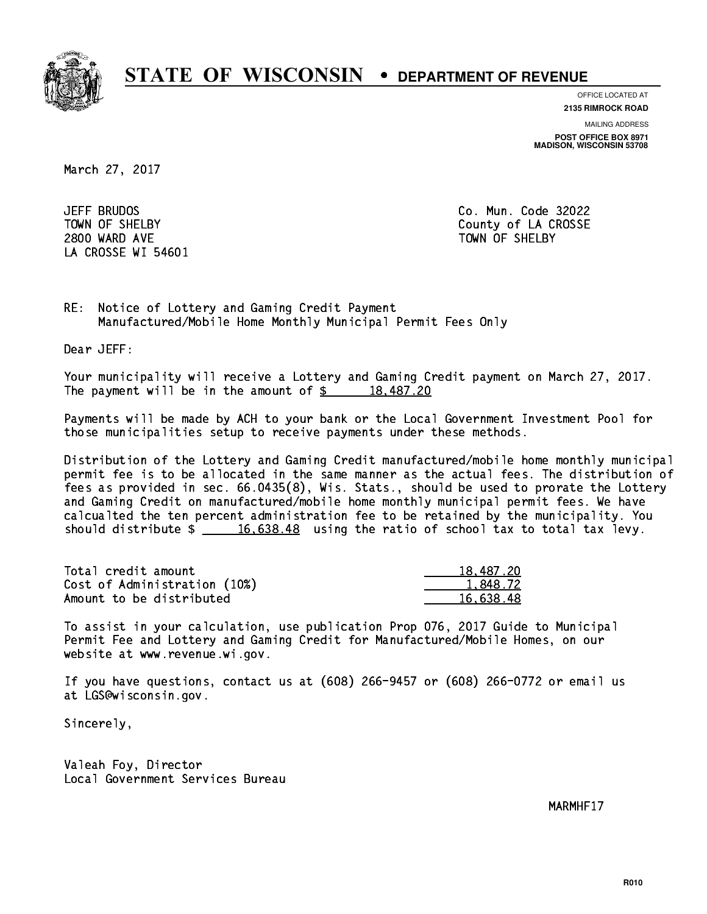# STATE OF WISCONSIN • DEPARTMENT OF REVENUE

OFFICE LOCATED AT
**2135 RIMROCK ROAD**

MAILING ADDRESS
**POST OFFICE BOX 8971**
**MADISON, WISCONSIN 53708**

March 27, 2017

JEFF BRUDOS
TOWN OF SHELBY
2800 WARD AVE
LA CROSSE WI 54601

Co. Mun. Code 32022
County of LA CROSSE
TOWN OF SHELBY

RE: Notice of Lottery and Gaming Credit Payment
Manufactured/Mobile Home Monthly Municipal Permit Fees Only

Dear JEFF:

Your municipality will receive a Lottery and Gaming Credit payment on March 27, 2017. The payment will be in the amount of $ 18,487.20

Payments will be made by ACH to your bank or the Local Government Investment Pool for those municipalities setup to receive payments under these methods.

Distribution of the Lottery and Gaming Credit manufactured/mobile home monthly municipal permit fee is to be allocated in the same manner as the actual fees. The distribution of fees as provided in sec. 66.0435(8), Wis. Stats., should be used to prorate the Lottery and Gaming Credit on manufactured/mobile home monthly municipal permit fees. We have calcualted the ten percent administration fee to be retained by the municipality. You should distribute $ 16,638.48 using the ratio of school tax to total tax levy.

| | |
|---|---|
| Total credit amount | 18,487.20 |
| Cost of Administration (10%) | 1,848.72 |
| Amount to be distributed | 16,638.48 |

To assist in your calculation, use publication Prop 076, 2017 Guide to Municipal Permit Fee and Lottery and Gaming Credit for Manufactured/Mobile Homes, on our website at www.revenue.wi.gov.

If you have questions, contact us at (608) 266-9457 or (608) 266-0772 or email us at LGS@wisconsin.gov.

Sincerely,

Valeah Foy, Director
Local Government Services Bureau

MARMHF17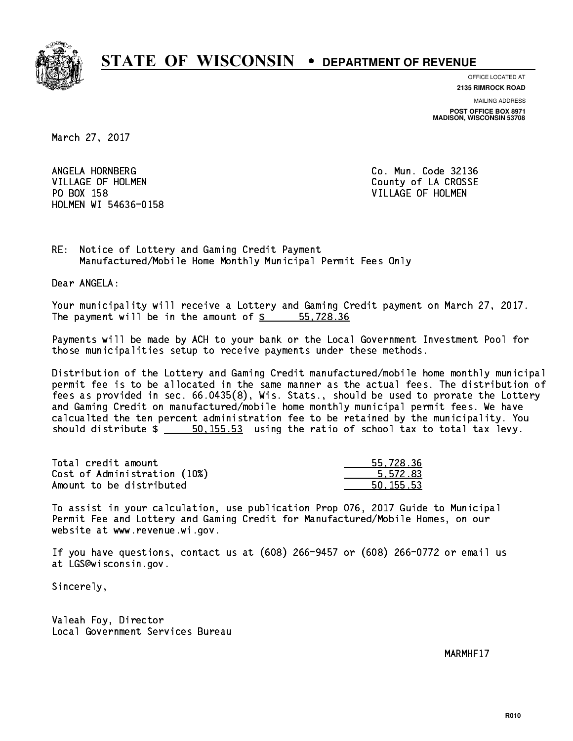# STATE OF WISCONSIN • DEPARTMENT OF REVENUE

OFFICE LOCATED AT
**2135 RIMROCK ROAD**

MAILING ADDRESS
**POST OFFICE BOX 8971**
**MADISON, WISCONSIN 53708**

March 27, 2017

ANGELA HORNBERG
VILLAGE OF HOLMEN
PO BOX 158
HOLMEN WI 54636-0158

Co. Mun. Code 32136
County of LA CROSSE
VILLAGE OF HOLMEN

RE: Notice of Lottery and Gaming Credit Payment
Manufactured/Mobile Home Monthly Municipal Permit Fees Only

Dear ANGELA:

Your municipality will receive a Lottery and Gaming Credit payment on March 27, 2017. The payment will be in the amount of $ 55,728.36

Payments will be made by ACH to your bank or the Local Government Investment Pool for those municipalities setup to receive payments under these methods.

Distribution of the Lottery and Gaming Credit manufactured/mobile home monthly municipal permit fee is to be allocated in the same manner as the actual fees. The distribution of fees as provided in sec. 66.0435(8), Wis. Stats., should be used to prorate the Lottery and Gaming Credit on manufactured/mobile home monthly municipal permit fees. We have calcualted the ten percent administration fee to be retained by the municipality. You should distribute $ 50,155.53 using the ratio of school tax to total tax levy.

| | |
|---|---|
| Total credit amount | 55,728.36 |
| Cost of Administration (10%) | 5,572.83 |
| Amount to be distributed | 50,155.53 |

To assist in your calculation, use publication Prop 076, 2017 Guide to Municipal Permit Fee and Lottery and Gaming Credit for Manufactured/Mobile Homes, on our website at www.revenue.wi.gov.

If you have questions, contact us at (608) 266-9457 or (608) 266-0772 or email us at LGS@wisconsin.gov.

Sincerely,

Valeah Foy, Director
Local Government Services Bureau

MARMHF17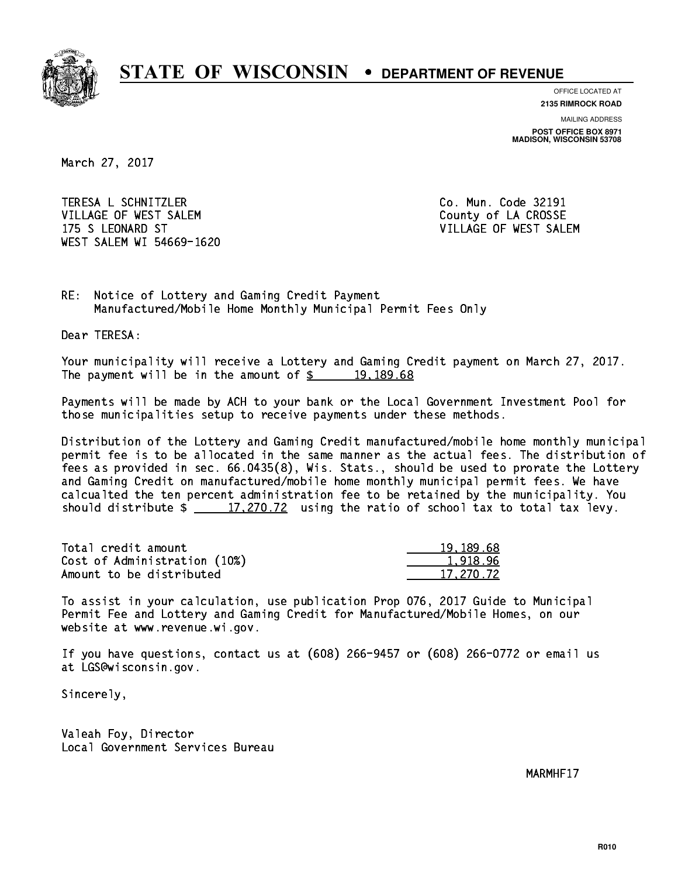# STATE OF WISCONSIN • DEPARTMENT OF REVENUE

OFFICE LOCATED AT
**2135 RIMROCK ROAD**

MAILING ADDRESS
**POST OFFICE BOX 8971**
**MADISON, WISCONSIN 53708**

March 27, 2017

TERESA L SCHNITZLER
VILLAGE OF WEST SALEM
175 S LEONARD ST
WEST SALEM WI 54669-1620

Co. Mun. Code 32191
County of LA CROSSE
VILLAGE OF WEST SALEM

RE: Notice of Lottery and Gaming Credit Payment
Manufactured/Mobile Home Monthly Municipal Permit Fees Only

Dear TERESA:

Your municipality will receive a Lottery and Gaming Credit payment on March 27, 2017. The payment will be in the amount of $ 19,189.68

Payments will be made by ACH to your bank or the Local Government Investment Pool for those municipalities setup to receive payments under these methods.

Distribution of the Lottery and Gaming Credit manufactured/mobile home monthly municipal permit fee is to be allocated in the same manner as the actual fees. The distribution of fees as provided in sec. 66.0435(8), Wis. Stats., should be used to prorate the Lottery and Gaming Credit on manufactured/mobile home monthly municipal permit fees. We have calcualted the ten percent administration fee to be retained by the municipality. You should distribute $ 17,270.72 using the ratio of school tax to total tax levy.

| | |
|---|---|
| Total credit amount | 19,189.68 |
| Cost of Administration (10%) | 1,918.96 |
| Amount to be distributed | 17,270.72 |

To assist in your calculation, use publication Prop 076, 2017 Guide to Municipal Permit Fee and Lottery and Gaming Credit for Manufactured/Mobile Homes, on our website at www.revenue.wi.gov.

If you have questions, contact us at (608) 266-9457 or (608) 266-0772 or email us at LGS@wisconsin.gov.

Sincerely,

Valeah Foy, Director
Local Government Services Bureau

MARMHF17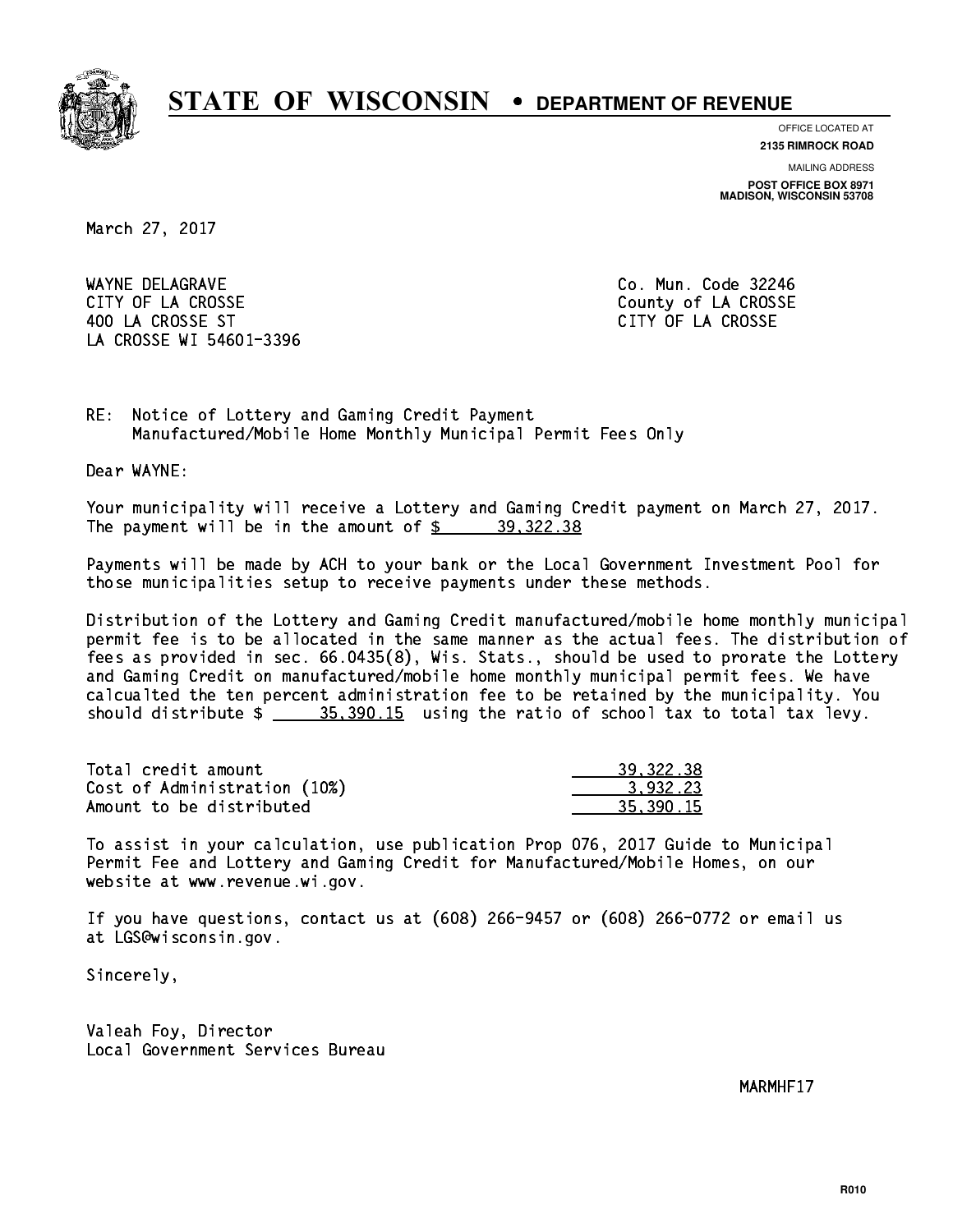# STATE OF WISCONSIN • DEPARTMENT OF REVENUE

OFFICE LOCATED AT
**2135 RIMROCK ROAD**

MAILING ADDRESS
**POST OFFICE BOX 8971**
**MADISON, WISCONSIN 53708**

March 27, 2017

WAYNE DELAGRAVE
CITY OF LA CROSSE
400 LA CROSSE ST
LA CROSSE WI 54601-3396

Co. Mun. Code 32246
County of LA CROSSE
CITY OF LA CROSSE

RE: Notice of Lottery and Gaming Credit Payment
Manufactured/Mobile Home Monthly Municipal Permit Fees Only

Dear WAYNE:

Your municipality will receive a Lottery and Gaming Credit payment on March 27, 2017. The payment will be in the amount of $ 39,322.38

Payments will be made by ACH to your bank or the Local Government Investment Pool for those municipalities setup to receive payments under these methods.

Distribution of the Lottery and Gaming Credit manufactured/mobile home monthly municipal permit fee is to be allocated in the same manner as the actual fees. The distribution of fees as provided in sec. 66.0435(8), Wis. Stats., should be used to prorate the Lottery and Gaming Credit on manufactured/mobile home monthly municipal permit fees. We have calcualted the ten percent administration fee to be retained by the municipality. You should distribute $ 35,390.15 using the ratio of school tax to total tax levy.

| | |
|---|---|
| Total credit amount | 39,322.38 |
| Cost of Administration (10%) | 3,932.23 |
| Amount to be distributed | 35,390.15 |

To assist in your calculation, use publication Prop 076, 2017 Guide to Municipal Permit Fee and Lottery and Gaming Credit for Manufactured/Mobile Homes, on our website at www.revenue.wi.gov.

If you have questions, contact us at (608) 266-9457 or (608) 266-0772 or email us at LGS@wisconsin.gov.

Sincerely,

Valeah Foy, Director
Local Government Services Bureau

MARMHF17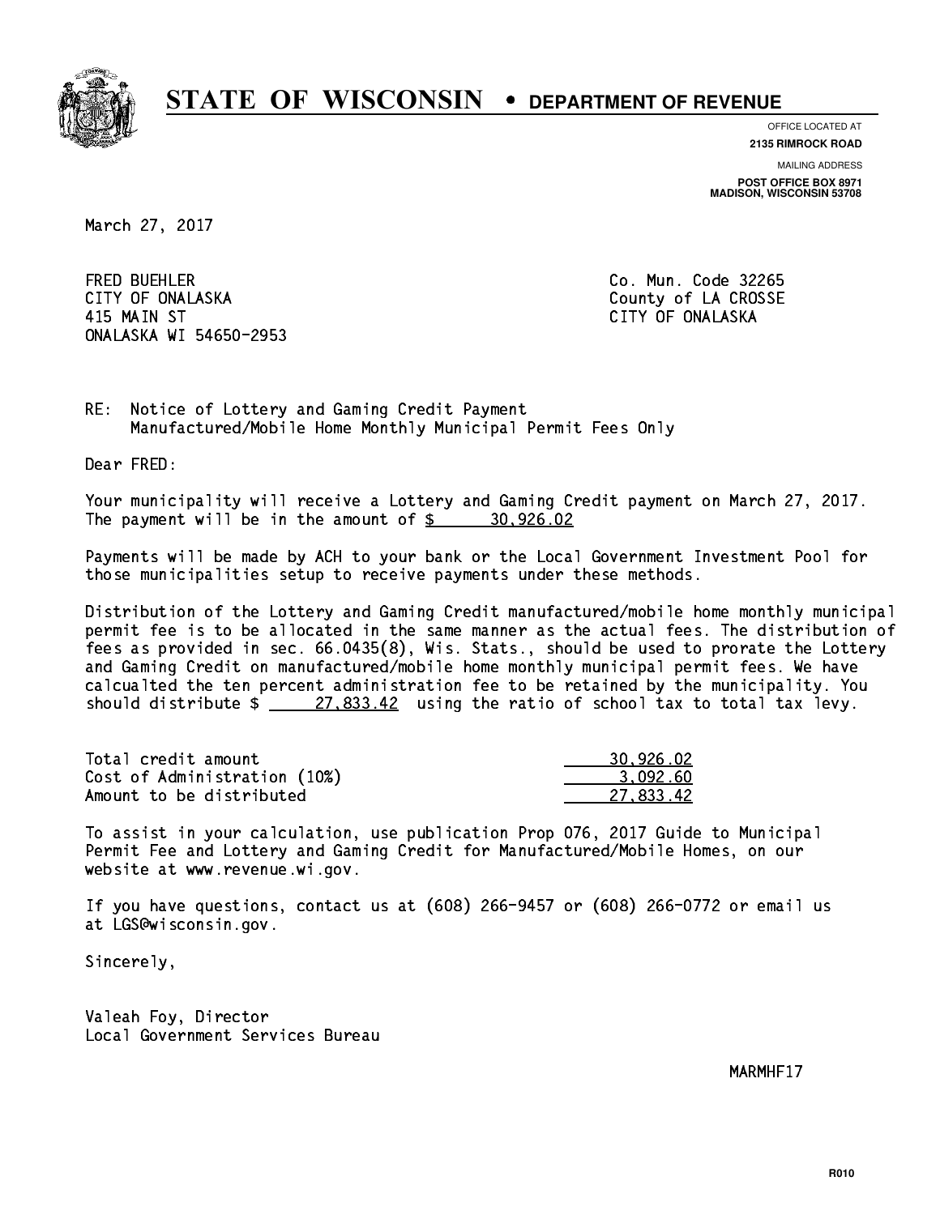# STATE OF WISCONSIN • DEPARTMENT OF REVENUE

OFFICE LOCATED AT
**2135 RIMROCK ROAD**

MAILING ADDRESS
**POST OFFICE BOX 8971**
**MADISON, WISCONSIN 53708**

March 27, 2017

FRED BUEHLER
CITY OF ONALASKA
415 MAIN ST
ONALASKA WI 54650-2953

Co. Mun. Code 32265
County of LA CROSSE
CITY OF ONALASKA

RE: Notice of Lottery and Gaming Credit Payment
Manufactured/Mobile Home Monthly Municipal Permit Fees Only

Dear FRED:

Your municipality will receive a Lottery and Gaming Credit payment on March 27, 2017. The payment will be in the amount of $ 30,926.02

Payments will be made by ACH to your bank or the Local Government Investment Pool for those municipalities setup to receive payments under these methods.

Distribution of the Lottery and Gaming Credit manufactured/mobile home monthly municipal permit fee is to be allocated in the same manner as the actual fees. The distribution of fees as provided in sec. 66.0435(8), Wis. Stats., should be used to prorate the Lottery and Gaming Credit on manufactured/mobile home monthly municipal permit fees. We have calcualted the ten percent administration fee to be retained by the municipality. You should distribute $ 27,833.42 using the ratio of school tax to total tax levy.

| | |
|---|---|
| Total credit amount | 30,926.02 |
| Cost of Administration (10%) | 3,092.60 |
| Amount to be distributed | 27,833.42 |

To assist in your calculation, use publication Prop 076, 2017 Guide to Municipal Permit Fee and Lottery and Gaming Credit for Manufactured/Mobile Homes, on our website at www.revenue.wi.gov.

If you have questions, contact us at (608) 266-9457 or (608) 266-0772 or email us at LGS@wisconsin.gov.

Sincerely,

Valeah Foy, Director
Local Government Services Bureau

MARMHF17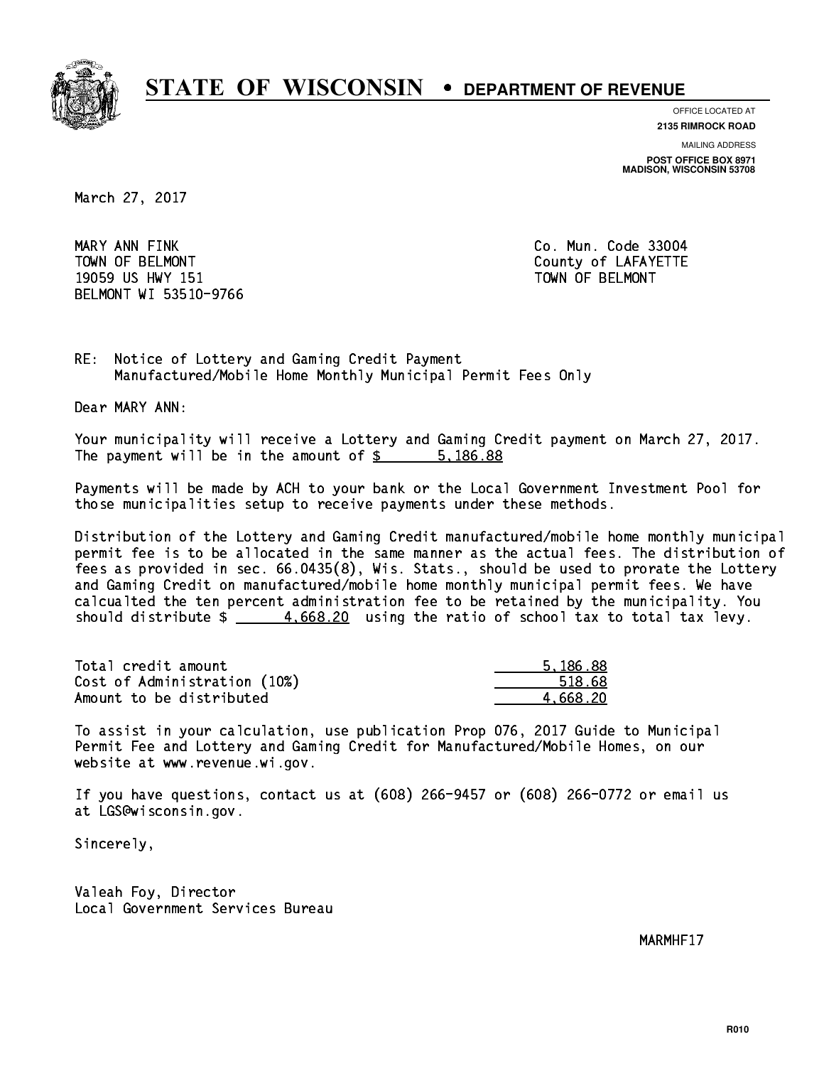# STATE OF WISCONSIN • DEPARTMENT OF REVENUE

OFFICE LOCATED AT
**2135 RIMROCK ROAD**

MAILING ADDRESS
**POST OFFICE BOX 8971**
**MADISON, WISCONSIN 53708**

March 27, 2017

MARY ANN FINK
TOWN OF BELMONT
19059 US HWY 151
BELMONT WI 53510-9766

Co. Mun. Code 33004
County of LAFAYETTE
TOWN OF BELMONT

RE: Notice of Lottery and Gaming Credit Payment
Manufactured/Mobile Home Monthly Municipal Permit Fees Only

Dear MARY ANN:

Your municipality will receive a Lottery and Gaming Credit payment on March 27, 2017. The payment will be in the amount of $ 5,186.88

Payments will be made by ACH to your bank or the Local Government Investment Pool for those municipalities setup to receive payments under these methods.

Distribution of the Lottery and Gaming Credit manufactured/mobile home monthly municipal permit fee is to be allocated in the same manner as the actual fees. The distribution of fees as provided in sec. 66.0435(8), Wis. Stats., should be used to prorate the Lottery and Gaming Credit on manufactured/mobile home monthly municipal permit fees. We have calcualted the ten percent administration fee to be retained by the municipality. You should distribute $ 4,668.20 using the ratio of school tax to total tax levy.

| | |
|---|---|
| Total credit amount | 5,186.88 |
| Cost of Administration (10%) | 518.68 |
| Amount to be distributed | 4,668.20 |

To assist in your calculation, use publication Prop 076, 2017 Guide to Municipal Permit Fee and Lottery and Gaming Credit for Manufactured/Mobile Homes, on our website at www.revenue.wi.gov.

If you have questions, contact us at (608) 266-9457 or (608) 266-0772 or email us at LGS@wisconsin.gov.

Sincerely,

Valeah Foy, Director
Local Government Services Bureau

MARMHF17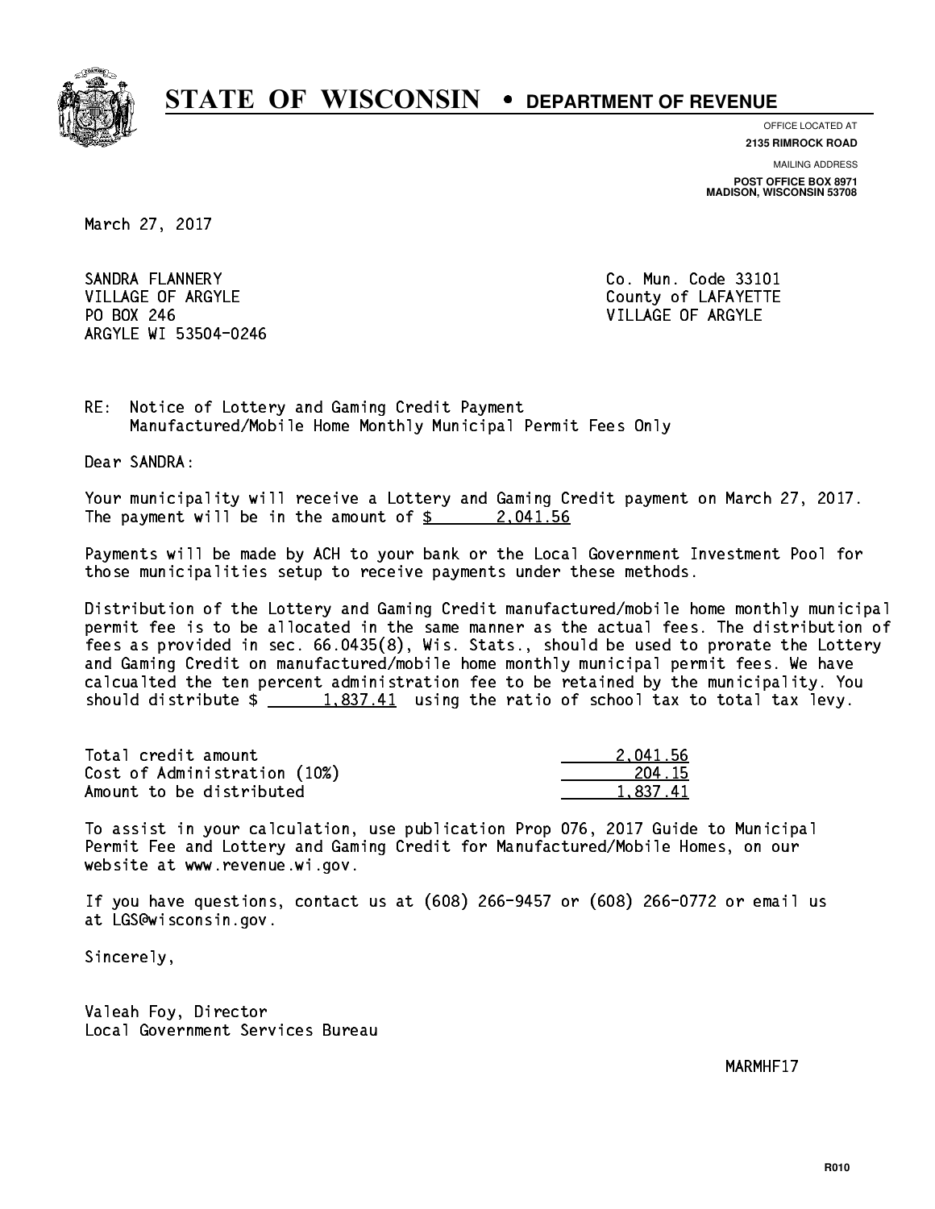# STATE OF WISCONSIN • DEPARTMENT OF REVENUE

OFFICE LOCATED AT
**2135 RIMROCK ROAD**

MAILING ADDRESS
**POST OFFICE BOX 8971**
**MADISON, WISCONSIN 53708**

March 27, 2017

SANDRA FLANNERY
VILLAGE OF ARGYLE
PO BOX 246
ARGYLE WI 53504-0246

Co. Mun. Code 33101
County of LAFAYETTE
VILLAGE OF ARGYLE

RE: Notice of Lottery and Gaming Credit Payment
Manufactured/Mobile Home Monthly Municipal Permit Fees Only

Dear SANDRA:

Your municipality will receive a Lottery and Gaming Credit payment on March 27, 2017. The payment will be in the amount of $ 2,041.56

Payments will be made by ACH to your bank or the Local Government Investment Pool for those municipalities setup to receive payments under these methods.

Distribution of the Lottery and Gaming Credit manufactured/mobile home monthly municipal permit fee is to be allocated in the same manner as the actual fees. The distribution of fees as provided in sec. 66.0435(8), Wis. Stats., should be used to prorate the Lottery and Gaming Credit on manufactured/mobile home monthly municipal permit fees. We have calcualted the ten percent administration fee to be retained by the municipality. You should distribute $ 1,837.41 using the ratio of school tax to total tax levy.

| | |
|---|---|
| Total credit amount | 2,041.56 |
| Cost of Administration (10%) | 204.15 |
| Amount to be distributed | 1,837.41 |

To assist in your calculation, use publication Prop 076, 2017 Guide to Municipal Permit Fee and Lottery and Gaming Credit for Manufactured/Mobile Homes, on our website at www.revenue.wi.gov.

If you have questions, contact us at (608) 266-9457 or (608) 266-0772 or email us at LGS@wisconsin.gov.

Sincerely,

Valeah Foy, Director
Local Government Services Bureau

MARMHF17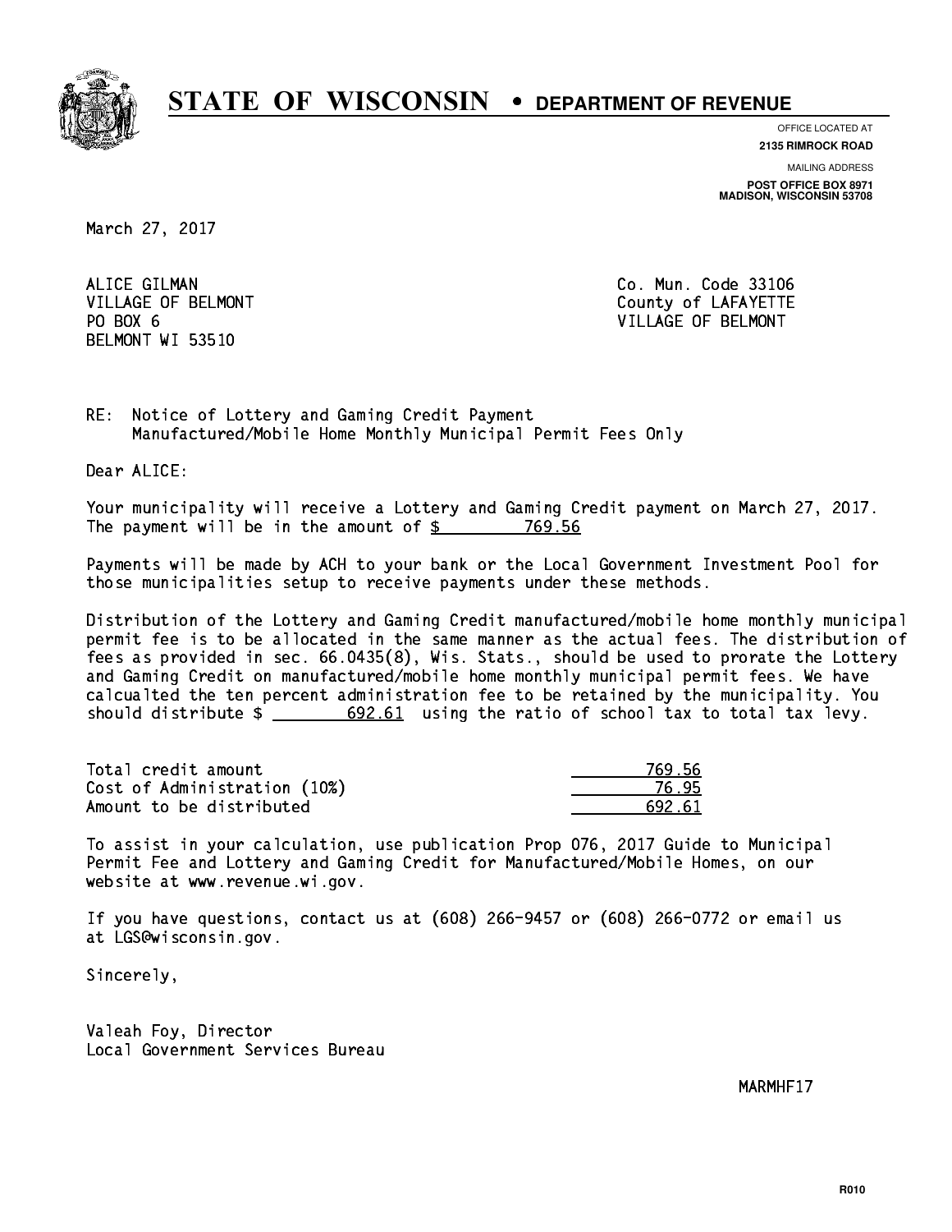# STATE OF WISCONSIN • DEPARTMENT OF REVENUE

OFFICE LOCATED AT
**2135 RIMROCK ROAD**

MAILING ADDRESS
**POST OFFICE BOX 8971**
**MADISON, WISCONSIN 53708**

March 27, 2017

ALICE GILMAN
VILLAGE OF BELMONT
PO BOX 6
BELMONT WI 53510

Co. Mun. Code 33106
County of LAFAYETTE
VILLAGE OF BELMONT

RE: Notice of Lottery and Gaming Credit Payment
Manufactured/Mobile Home Monthly Municipal Permit Fees Only

Dear ALICE:

Your municipality will receive a Lottery and Gaming Credit payment on March 27, 2017. The payment will be in the amount of $ 769.56

Payments will be made by ACH to your bank or the Local Government Investment Pool for those municipalities setup to receive payments under these methods.

Distribution of the Lottery and Gaming Credit manufactured/mobile home monthly municipal permit fee is to be allocated in the same manner as the actual fees. The distribution of fees as provided in sec. 66.0435(8), Wis. Stats., should be used to prorate the Lottery and Gaming Credit on manufactured/mobile home monthly municipal permit fees. We have calcualted the ten percent administration fee to be retained by the municipality. You should distribute $ 692.61 using the ratio of school tax to total tax levy.

| | |
|---|---|
| Total credit amount | 769.56 |
| Cost of Administration (10%) | 76.95 |
| Amount to be distributed | 692.61 |

To assist in your calculation, use publication Prop 076, 2017 Guide to Municipal Permit Fee and Lottery and Gaming Credit for Manufactured/Mobile Homes, on our website at www.revenue.wi.gov.

If you have questions, contact us at (608) 266-9457 or (608) 266-0772 or email us at LGS@wisconsin.gov.

Sincerely,

Valeah Foy, Director
Local Government Services Bureau

MARMHF17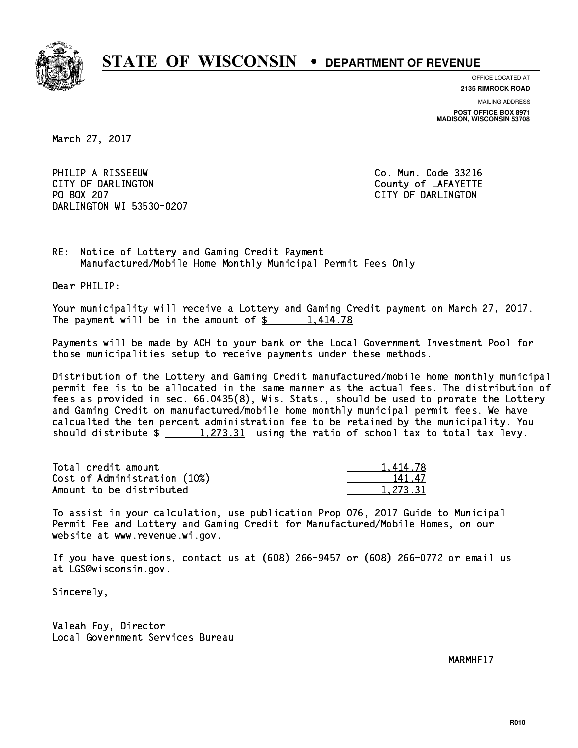# STATE OF WISCONSIN • DEPARTMENT OF REVENUE

OFFICE LOCATED AT
**2135 RIMROCK ROAD**

MAILING ADDRESS
**POST OFFICE BOX 8971**
**MADISON, WISCONSIN 53708**

March 27, 2017

PHILIP A RISSEEUW
CITY OF DARLINGTON
PO BOX 207
DARLINGTON WI 53530-0207

Co. Mun. Code 33216
County of LAFAYETTE
CITY OF DARLINGTON

RE: Notice of Lottery and Gaming Credit Payment
Manufactured/Mobile Home Monthly Municipal Permit Fees Only

Dear PHILIP:

Your municipality will receive a Lottery and Gaming Credit payment on March 27, 2017. The payment will be in the amount of $ 1,414.78

Payments will be made by ACH to your bank or the Local Government Investment Pool for those municipalities setup to receive payments under these methods.

Distribution of the Lottery and Gaming Credit manufactured/mobile home monthly municipal permit fee is to be allocated in the same manner as the actual fees. The distribution of fees as provided in sec. 66.0435(8), Wis. Stats., should be used to prorate the Lottery and Gaming Credit on manufactured/mobile home monthly municipal permit fees. We have calcualted the ten percent administration fee to be retained by the municipality. You should distribute $ 1,273.31 using the ratio of school tax to total tax levy.

| | |
|---|---|
| Total credit amount | 1,414.78 |
| Cost of Administration (10%) | 141.47 |
| Amount to be distributed | 1,273.31 |

To assist in your calculation, use publication Prop 076, 2017 Guide to Municipal Permit Fee and Lottery and Gaming Credit for Manufactured/Mobile Homes, on our website at www.revenue.wi.gov.

If you have questions, contact us at (608) 266-9457 or (608) 266-0772 or email us at LGS@wisconsin.gov.

Sincerely,

Valeah Foy, Director
Local Government Services Bureau

MARMHF17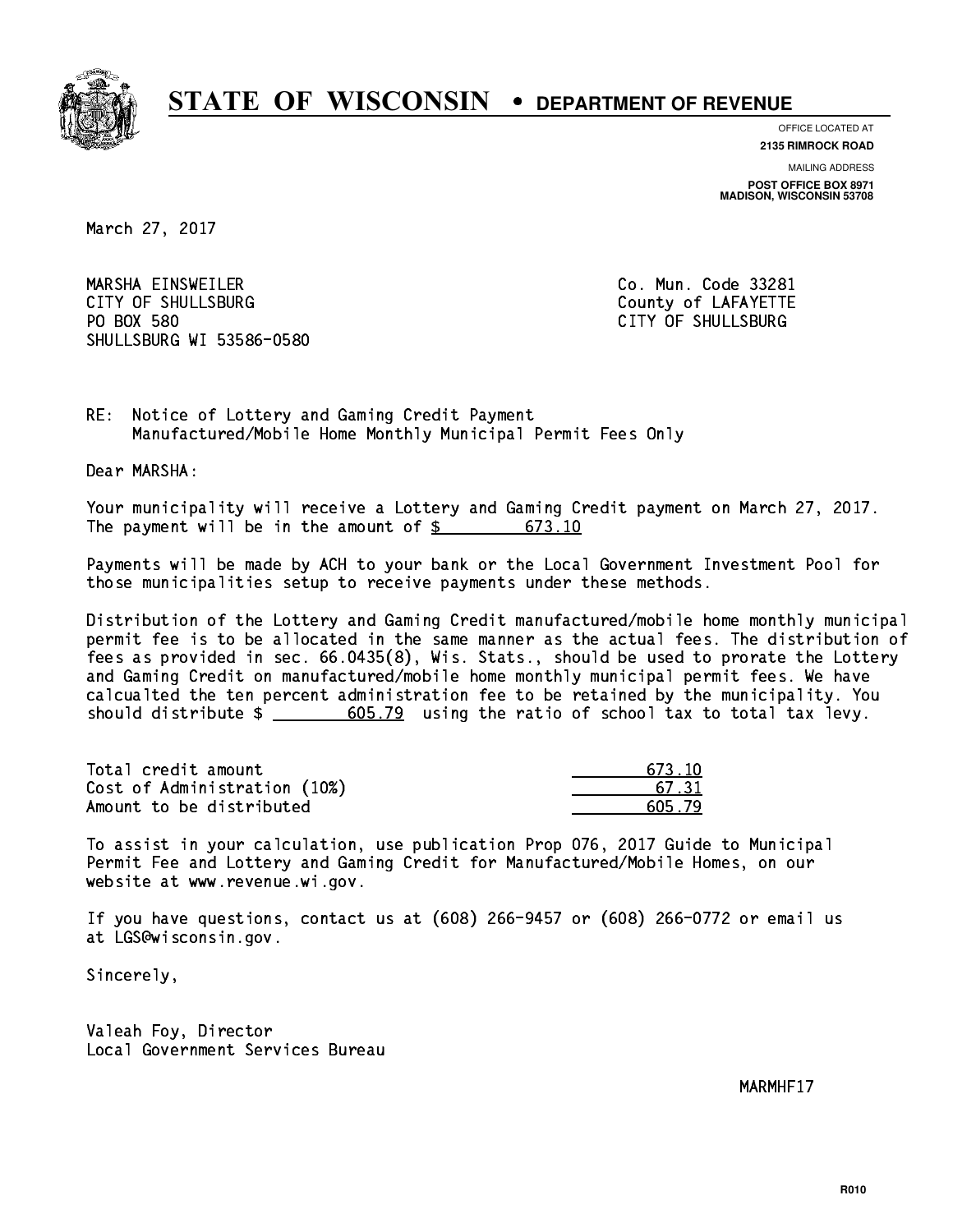# STATE OF WISCONSIN • DEPARTMENT OF REVENUE

OFFICE LOCATED AT
**2135 RIMROCK ROAD**

MAILING ADDRESS
**POST OFFICE BOX 8971**
**MADISON, WISCONSIN 53708**

March 27, 2017

MARSHA EINSWEILER
CITY OF SHULLSBURG
PO BOX 580
SHULLSBURG WI 53586-0580

Co. Mun. Code 33281
County of LAFAYETTE
CITY OF SHULLSBURG

RE: Notice of Lottery and Gaming Credit Payment
Manufactured/Mobile Home Monthly Municipal Permit Fees Only

Dear MARSHA:

Your municipality will receive a Lottery and Gaming Credit payment on March 27, 2017. The payment will be in the amount of $ 673.10

Payments will be made by ACH to your bank or the Local Government Investment Pool for those municipalities setup to receive payments under these methods.

Distribution of the Lottery and Gaming Credit manufactured/mobile home monthly municipal permit fee is to be allocated in the same manner as the actual fees. The distribution of fees as provided in sec. 66.0435(8), Wis. Stats., should be used to prorate the Lottery and Gaming Credit on manufactured/mobile home monthly municipal permit fees. We have calcualted the ten percent administration fee to be retained by the municipality. You should distribute $ 605.79 using the ratio of school tax to total tax levy.

| | |
|---|---|
| Total credit amount | 673.10 |
| Cost of Administration (10%) | 67.31 |
| Amount to be distributed | 605.79 |

To assist in your calculation, use publication Prop 076, 2017 Guide to Municipal Permit Fee and Lottery and Gaming Credit for Manufactured/Mobile Homes, on our website at www.revenue.wi.gov.

If you have questions, contact us at (608) 266-9457 or (608) 266-0772 or email us at LGS@wisconsin.gov.

Sincerely,

Valeah Foy, Director
Local Government Services Bureau

MARMHF17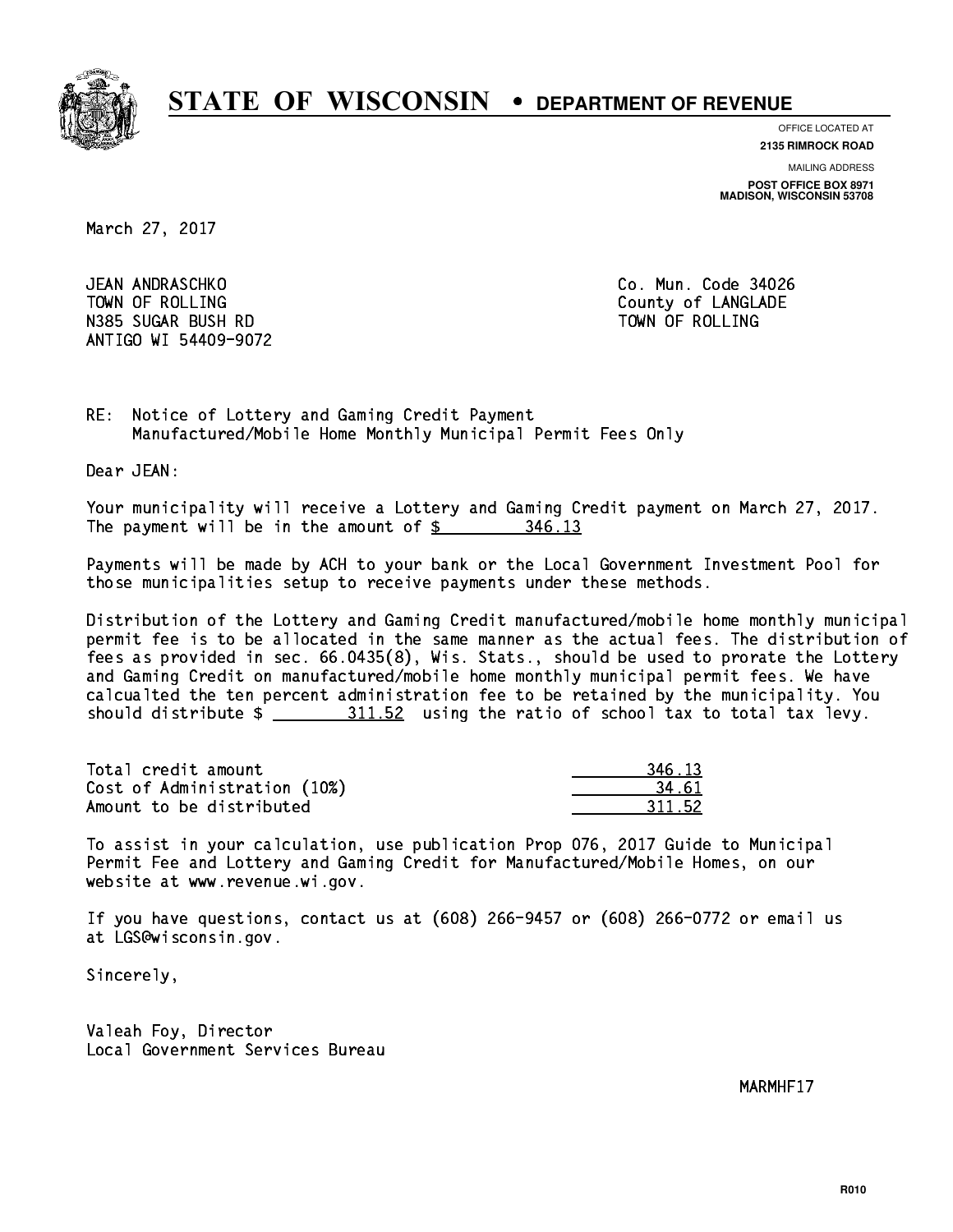# STATE OF WISCONSIN • DEPARTMENT OF REVENUE

OFFICE LOCATED AT
**2135 RIMROCK ROAD**

MAILING ADDRESS
**POST OFFICE BOX 8971**
**MADISON, WISCONSIN 53708**

March 27, 2017

JEAN ANDRASCHKO
TOWN OF ROLLING
N385 SUGAR BUSH RD
ANTIGO WI 54409-9072

Co. Mun. Code 34026
County of LANGLADE
TOWN OF ROLLING

RE: Notice of Lottery and Gaming Credit Payment
Manufactured/Mobile Home Monthly Municipal Permit Fees Only

Dear JEAN:

Your municipality will receive a Lottery and Gaming Credit payment on March 27, 2017. The payment will be in the amount of $ 346.13

Payments will be made by ACH to your bank or the Local Government Investment Pool for those municipalities setup to receive payments under these methods.

Distribution of the Lottery and Gaming Credit manufactured/mobile home monthly municipal permit fee is to be allocated in the same manner as the actual fees. The distribution of fees as provided in sec. 66.0435(8), Wis. Stats., should be used to prorate the Lottery and Gaming Credit on manufactured/mobile home monthly municipal permit fees. We have calcualted the ten percent administration fee to be retained by the municipality. You should distribute $ 311.52 using the ratio of school tax to total tax levy.

| | |
|---|---|
| Total credit amount | 346.13 |
| Cost of Administration (10%) | 34.61 |
| Amount to be distributed | 311.52 |

To assist in your calculation, use publication Prop 076, 2017 Guide to Municipal Permit Fee and Lottery and Gaming Credit for Manufactured/Mobile Homes, on our website at www.revenue.wi.gov.

If you have questions, contact us at (608) 266-9457 or (608) 266-0772 or email us at LGS@wisconsin.gov.

Sincerely,

Valeah Foy, Director
Local Government Services Bureau

MARMHF17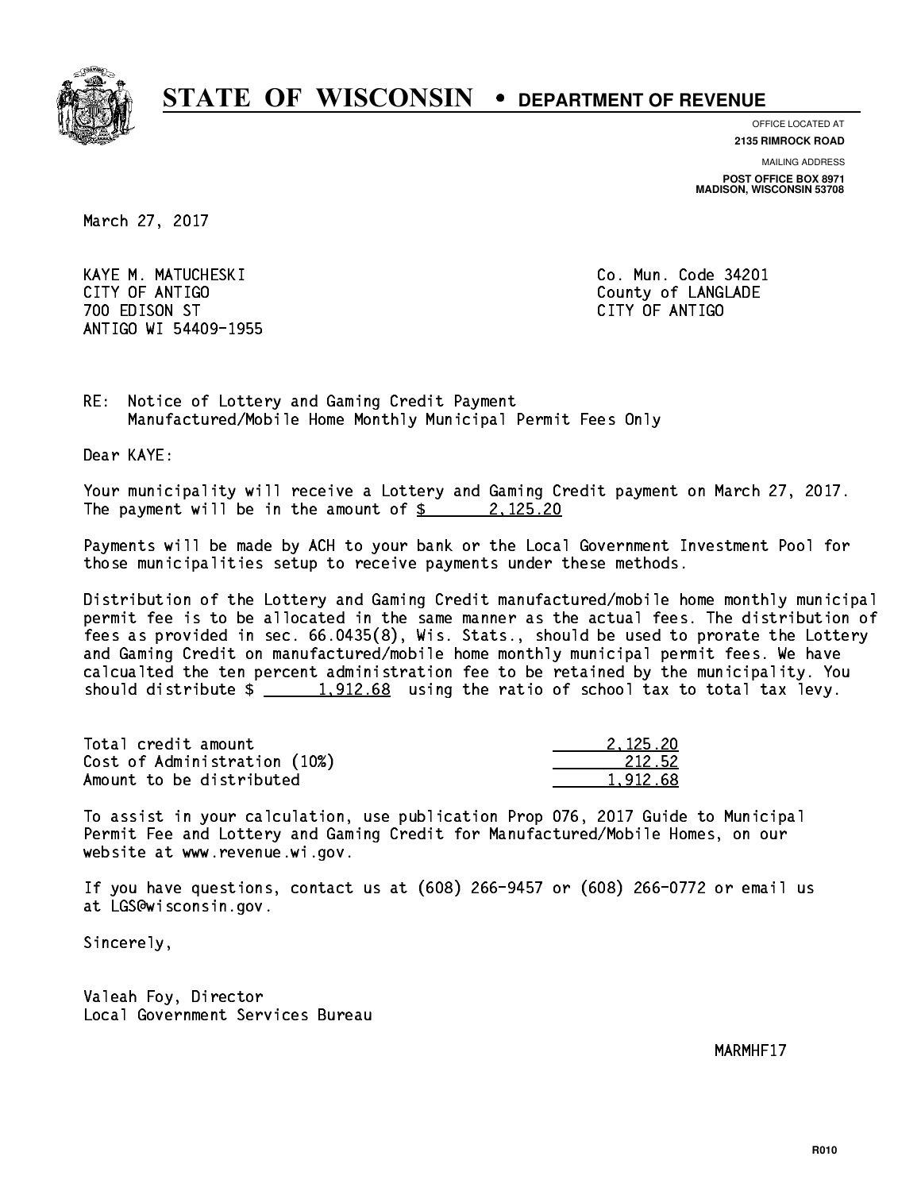# STATE OF WISCONSIN • DEPARTMENT OF REVENUE

OFFICE LOCATED AT
**2135 RIMROCK ROAD**

MAILING ADDRESS
**POST OFFICE BOX 8971**
**MADISON, WISCONSIN 53708**

March 27, 2017

KAYE M. MATUCHESKI
CITY OF ANTIGO
700 EDISON ST
ANTIGO WI 54409-1955

Co. Mun. Code 34201
County of LANGLADE
CITY OF ANTIGO

RE: Notice of Lottery and Gaming Credit Payment
Manufactured/Mobile Home Monthly Municipal Permit Fees Only

Dear KAYE:

Your municipality will receive a Lottery and Gaming Credit payment on March 27, 2017. The payment will be in the amount of $ 2,125.20

Payments will be made by ACH to your bank or the Local Government Investment Pool for those municipalities setup to receive payments under these methods.

Distribution of the Lottery and Gaming Credit manufactured/mobile home monthly municipal permit fee is to be allocated in the same manner as the actual fees. The distribution of fees as provided in sec. 66.0435(8), Wis. Stats., should be used to prorate the Lottery and Gaming Credit on manufactured/mobile home monthly municipal permit fees. We have calcualted the ten percent administration fee to be retained by the municipality. You should distribute $ 1,912.68 using the ratio of school tax to total tax levy.

| | |
|---|---|
| Total credit amount | 2,125.20 |
| Cost of Administration (10%) | 212.52 |
| Amount to be distributed | 1,912.68 |

To assist in your calculation, use publication Prop 076, 2017 Guide to Municipal Permit Fee and Lottery and Gaming Credit for Manufactured/Mobile Homes, on our website at www.revenue.wi.gov.

If you have questions, contact us at (608) 266-9457 or (608) 266-0772 or email us at LGS@wisconsin.gov.

Sincerely,

Valeah Foy, Director
Local Government Services Bureau

MARMHF17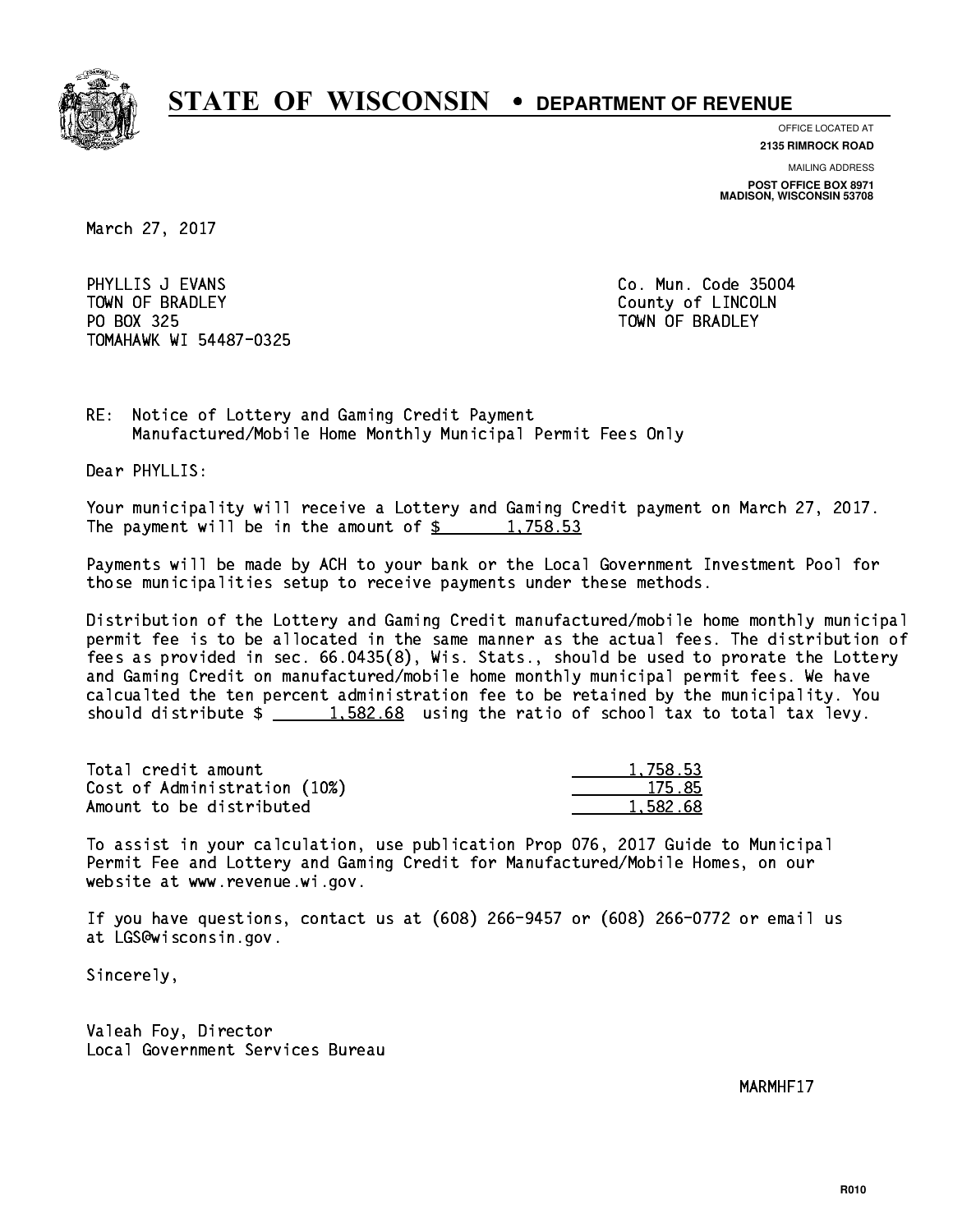# STATE OF WISCONSIN • DEPARTMENT OF REVENUE

OFFICE LOCATED AT
**2135 RIMROCK ROAD**

MAILING ADDRESS
**POST OFFICE BOX 8971**
**MADISON, WISCONSIN 53708**

March 27, 2017

PHYLLIS J EVANS
TOWN OF BRADLEY
PO BOX 325
TOMAHAWK WI 54487-0325

Co. Mun. Code 35004
County of LINCOLN
TOWN OF BRADLEY

RE: Notice of Lottery and Gaming Credit Payment
Manufactured/Mobile Home Monthly Municipal Permit Fees Only

Dear PHYLLIS:

Your municipality will receive a Lottery and Gaming Credit payment on March 27, 2017. The payment will be in the amount of $ 1,758.53

Payments will be made by ACH to your bank or the Local Government Investment Pool for those municipalities setup to receive payments under these methods.

Distribution of the Lottery and Gaming Credit manufactured/mobile home monthly municipal permit fee is to be allocated in the same manner as the actual fees. The distribution of fees as provided in sec. 66.0435(8), Wis. Stats., should be used to prorate the Lottery and Gaming Credit on manufactured/mobile home monthly municipal permit fees. We have calcualted the ten percent administration fee to be retained by the municipality. You should distribute $ 1,582.68 using the ratio of school tax to total tax levy.

| | |
|---|---|
| Total credit amount | 1,758.53 |
| Cost of Administration (10%) | 175.85 |
| Amount to be distributed | 1,582.68 |

To assist in your calculation, use publication Prop 076, 2017 Guide to Municipal Permit Fee and Lottery and Gaming Credit for Manufactured/Mobile Homes, on our website at www.revenue.wi.gov.

If you have questions, contact us at (608) 266-9457 or (608) 266-0772 or email us at LGS@wisconsin.gov.

Sincerely,

Valeah Foy, Director
Local Government Services Bureau

MARMHF17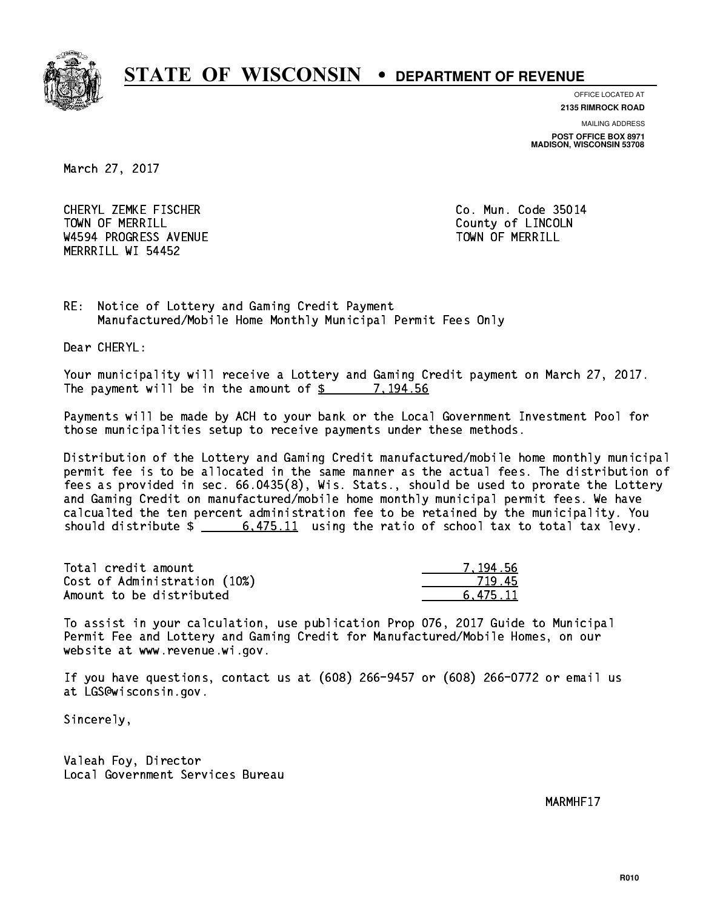# STATE OF WISCONSIN • DEPARTMENT OF REVENUE

OFFICE LOCATED AT
**2135 RIMROCK ROAD**

MAILING ADDRESS
**POST OFFICE BOX 8971**
**MADISON, WISCONSIN 53708**

March 27, 2017

CHERYL ZEMKE FISCHER
TOWN OF MERRILL
W4594 PROGRESS AVENUE
MERRRILL WI 54452

Co. Mun. Code 35014
County of LINCOLN
TOWN OF MERRILL

RE: Notice of Lottery and Gaming Credit Payment
Manufactured/Mobile Home Monthly Municipal Permit Fees Only

Dear CHERYL:

Your municipality will receive a Lottery and Gaming Credit payment on March 27, 2017. The payment will be in the amount of $ 7,194.56

Payments will be made by ACH to your bank or the Local Government Investment Pool for those municipalities setup to receive payments under these methods.

Distribution of the Lottery and Gaming Credit manufactured/mobile home monthly municipal permit fee is to be allocated in the same manner as the actual fees. The distribution of fees as provided in sec. 66.0435(8), Wis. Stats., should be used to prorate the Lottery and Gaming Credit on manufactured/mobile home monthly municipal permit fees. We have calcualted the ten percent administration fee to be retained by the municipality. You should distribute $ 6,475.11 using the ratio of school tax to total tax levy.

| | |
|---|---|
| Total credit amount | 7,194.56 |
| Cost of Administration (10%) | 719.45 |
| Amount to be distributed | 6,475.11 |

To assist in your calculation, use publication Prop 076, 2017 Guide to Municipal Permit Fee and Lottery and Gaming Credit for Manufactured/Mobile Homes, on our website at www.revenue.wi.gov.

If you have questions, contact us at (608) 266-9457 or (608) 266-0772 or email us at LGS@wisconsin.gov.

Sincerely,

Valeah Foy, Director
Local Government Services Bureau

MARMHF17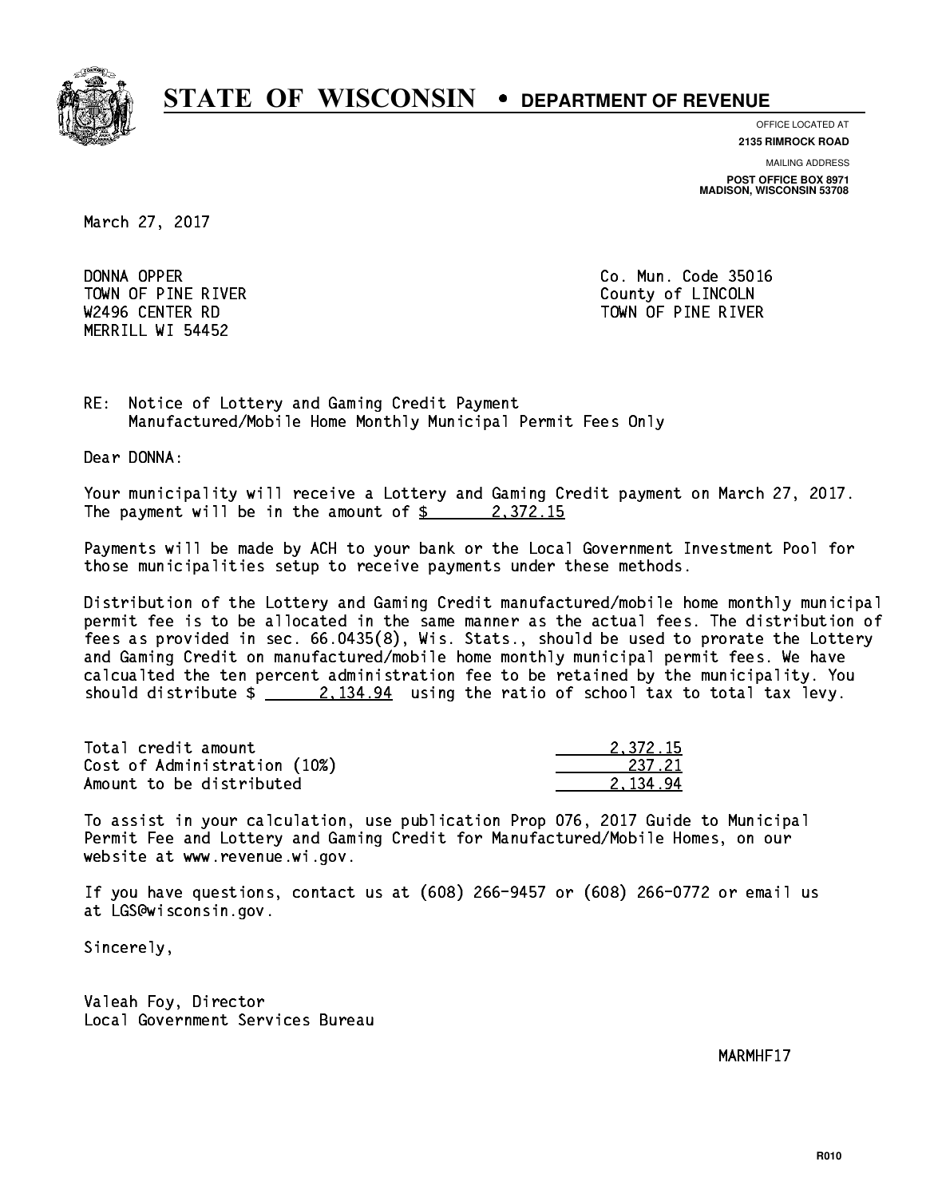# STATE OF WISCONSIN • DEPARTMENT OF REVENUE

OFFICE LOCATED AT
**2135 RIMROCK ROAD**

MAILING ADDRESS
**POST OFFICE BOX 8971**
**MADISON, WISCONSIN 53708**

March 27, 2017

DONNA OPPER
TOWN OF PINE RIVER
W2496 CENTER RD
MERRILL WI 54452

Co. Mun. Code 35016
County of LINCOLN
TOWN OF PINE RIVER

RE: Notice of Lottery and Gaming Credit Payment
Manufactured/Mobile Home Monthly Municipal Permit Fees Only

Dear DONNA:

Your municipality will receive a Lottery and Gaming Credit payment on March 27, 2017. The payment will be in the amount of $ 2,372.15

Payments will be made by ACH to your bank or the Local Government Investment Pool for those municipalities setup to receive payments under these methods.

Distribution of the Lottery and Gaming Credit manufactured/mobile home monthly municipal permit fee is to be allocated in the same manner as the actual fees. The distribution of fees as provided in sec. 66.0435(8), Wis. Stats., should be used to prorate the Lottery and Gaming Credit on manufactured/mobile home monthly municipal permit fees. We have calcualted the ten percent administration fee to be retained by the municipality. You should distribute $ 2,134.94 using the ratio of school tax to total tax levy.

| | |
|---|---|
| Total credit amount | 2,372.15 |
| Cost of Administration (10%) | 237.21 |
| Amount to be distributed | 2,134.94 |

To assist in your calculation, use publication Prop 076, 2017 Guide to Municipal Permit Fee and Lottery and Gaming Credit for Manufactured/Mobile Homes, on our website at www.revenue.wi.gov.

If you have questions, contact us at (608) 266-9457 or (608) 266-0772 or email us at LGS@wisconsin.gov.

Sincerely,

Valeah Foy, Director
Local Government Services Bureau

MARMHF17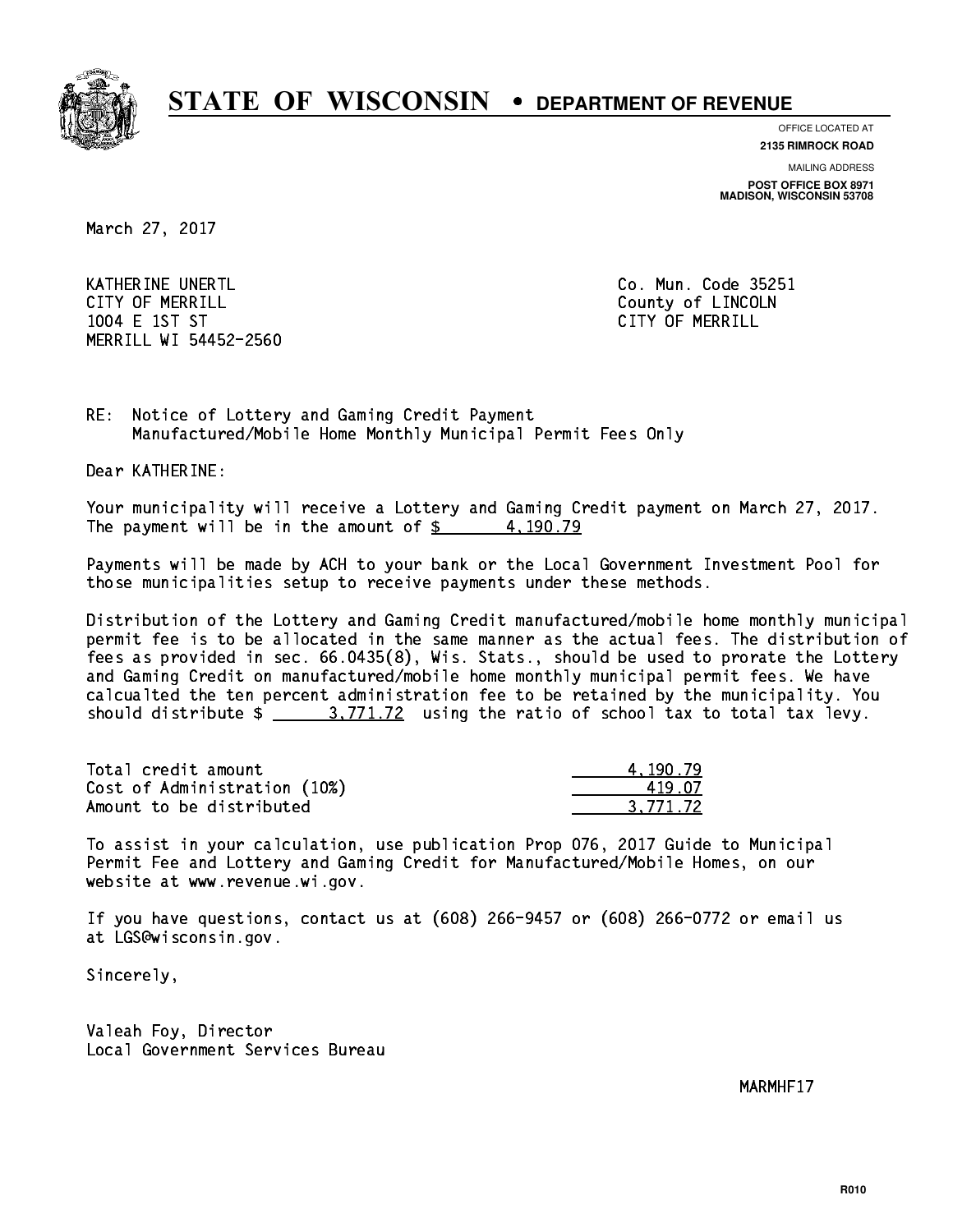# STATE OF WISCONSIN • DEPARTMENT OF REVENUE

OFFICE LOCATED AT
**2135 RIMROCK ROAD**

MAILING ADDRESS
**POST OFFICE BOX 8971**
**MADISON, WISCONSIN 53708**

March 27, 2017

KATHERINE UNERTL
CITY OF MERRILL
1004 E 1ST ST
MERRILL WI 54452-2560

Co. Mun. Code 35251
County of LINCOLN
CITY OF MERRILL

RE: Notice of Lottery and Gaming Credit Payment
Manufactured/Mobile Home Monthly Municipal Permit Fees Only

Dear KATHERINE:

Your municipality will receive a Lottery and Gaming Credit payment on March 27, 2017. The payment will be in the amount of $ 4,190.79

Payments will be made by ACH to your bank or the Local Government Investment Pool for those municipalities setup to receive payments under these methods.

Distribution of the Lottery and Gaming Credit manufactured/mobile home monthly municipal permit fee is to be allocated in the same manner as the actual fees. The distribution of fees as provided in sec. 66.0435(8), Wis. Stats., should be used to prorate the Lottery and Gaming Credit on manufactured/mobile home monthly municipal permit fees. We have calcualted the ten percent administration fee to be retained by the municipality. You should distribute $ 3,771.72 using the ratio of school tax to total tax levy.

| | |
|---|---|
| Total credit amount | 4,190.79 |
| Cost of Administration (10%) | 419.07 |
| Amount to be distributed | 3,771.72 |

To assist in your calculation, use publication Prop 076, 2017 Guide to Municipal Permit Fee and Lottery and Gaming Credit for Manufactured/Mobile Homes, on our website at www.revenue.wi.gov.

If you have questions, contact us at (608) 266-9457 or (608) 266-0772 or email us at LGS@wisconsin.gov.

Sincerely,

Valeah Foy, Director
Local Government Services Bureau

MARMHF17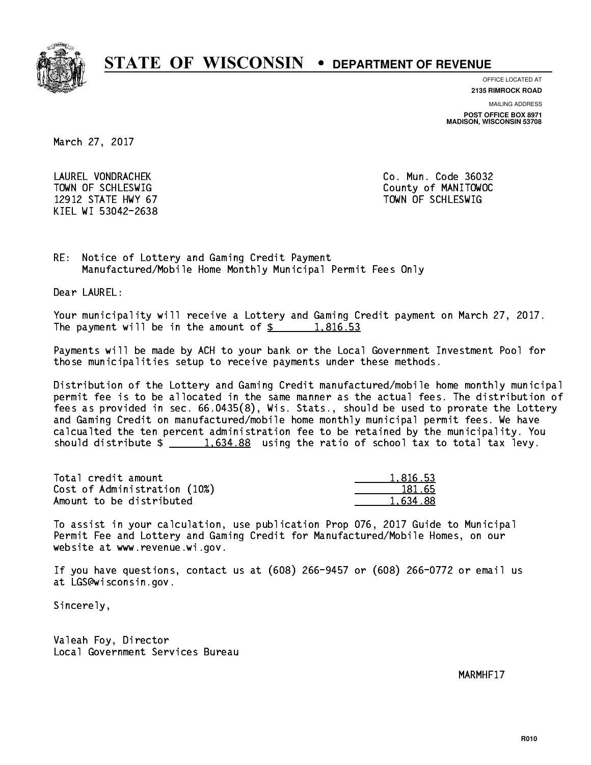# STATE OF WISCONSIN • DEPARTMENT OF REVENUE

OFFICE LOCATED AT
**2135 RIMROCK ROAD**

MAILING ADDRESS
**POST OFFICE BOX 8971**
**MADISON, WISCONSIN 53708**

March 27, 2017

LAUREL VONDRACHEK
TOWN OF SCHLESWIG
12912 STATE HWY 67
KIEL WI 53042-2638

Co. Mun. Code 36032
County of MANITOWOC
TOWN OF SCHLESWIG

RE: Notice of Lottery and Gaming Credit Payment
Manufactured/Mobile Home Monthly Municipal Permit Fees Only

Dear LAUREL:

Your municipality will receive a Lottery and Gaming Credit payment on March 27, 2017. The payment will be in the amount of $ 1,816.53

Payments will be made by ACH to your bank or the Local Government Investment Pool for those municipalities setup to receive payments under these methods.

Distribution of the Lottery and Gaming Credit manufactured/mobile home monthly municipal permit fee is to be allocated in the same manner as the actual fees. The distribution of fees as provided in sec. 66.0435(8), Wis. Stats., should be used to prorate the Lottery and Gaming Credit on manufactured/mobile home monthly municipal permit fees. We have calcualted the ten percent administration fee to be retained by the municipality. You should distribute $ 1,634.88 using the ratio of school tax to total tax levy.

| | |
|---|---|
| Total credit amount | 1,816.53 |
| Cost of Administration (10%) | 181.65 |
| Amount to be distributed | 1,634.88 |

To assist in your calculation, use publication Prop 076, 2017 Guide to Municipal Permit Fee and Lottery and Gaming Credit for Manufactured/Mobile Homes, on our website at www.revenue.wi.gov.

If you have questions, contact us at (608) 266-9457 or (608) 266-0772 or email us at LGS@wisconsin.gov.

Sincerely,

Valeah Foy, Director
Local Government Services Bureau

MARMHF17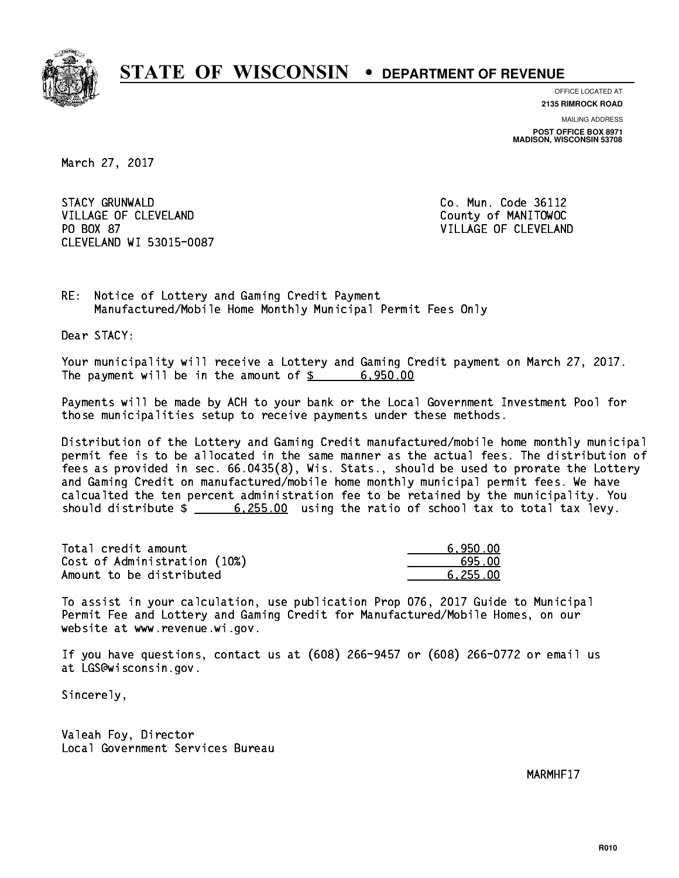# STATE OF WISCONSIN • DEPARTMENT OF REVENUE

OFFICE LOCATED AT
**2135 RIMROCK ROAD**

MAILING ADDRESS
**POST OFFICE BOX 8971**
**MADISON, WISCONSIN 53708**

March 27, 2017

STACY GRUNWALD
VILLAGE OF CLEVELAND
PO BOX 87
CLEVELAND WI 53015-0087

Co. Mun. Code 36112
County of MANITOWOC
VILLAGE OF CLEVELAND

RE: Notice of Lottery and Gaming Credit Payment
Manufactured/Mobile Home Monthly Municipal Permit Fees Only

Dear STACY:

Your municipality will receive a Lottery and Gaming Credit payment on March 27, 2017. The payment will be in the amount of $ 6,950.00

Payments will be made by ACH to your bank or the Local Government Investment Pool for those municipalities setup to receive payments under these methods.

Distribution of the Lottery and Gaming Credit manufactured/mobile home monthly municipal permit fee is to be allocated in the same manner as the actual fees. The distribution of fees as provided in sec. 66.0435(8), Wis. Stats., should be used to prorate the Lottery and Gaming Credit on manufactured/mobile home monthly municipal permit fees. We have calcualted the ten percent administration fee to be retained by the municipality. You should distribute $ 6,255.00 using the ratio of school tax to total tax levy.

| | |
|---|---|
| Total credit amount | 6,950.00 |
| Cost of Administration (10%) | 695.00 |
| Amount to be distributed | 6,255.00 |

To assist in your calculation, use publication Prop 076, 2017 Guide to Municipal Permit Fee and Lottery and Gaming Credit for Manufactured/Mobile Homes, on our website at www.revenue.wi.gov.

If you have questions, contact us at (608) 266-9457 or (608) 266-0772 or email us at LGS@wisconsin.gov.

Sincerely,

Valeah Foy, Director
Local Government Services Bureau

MARMHF17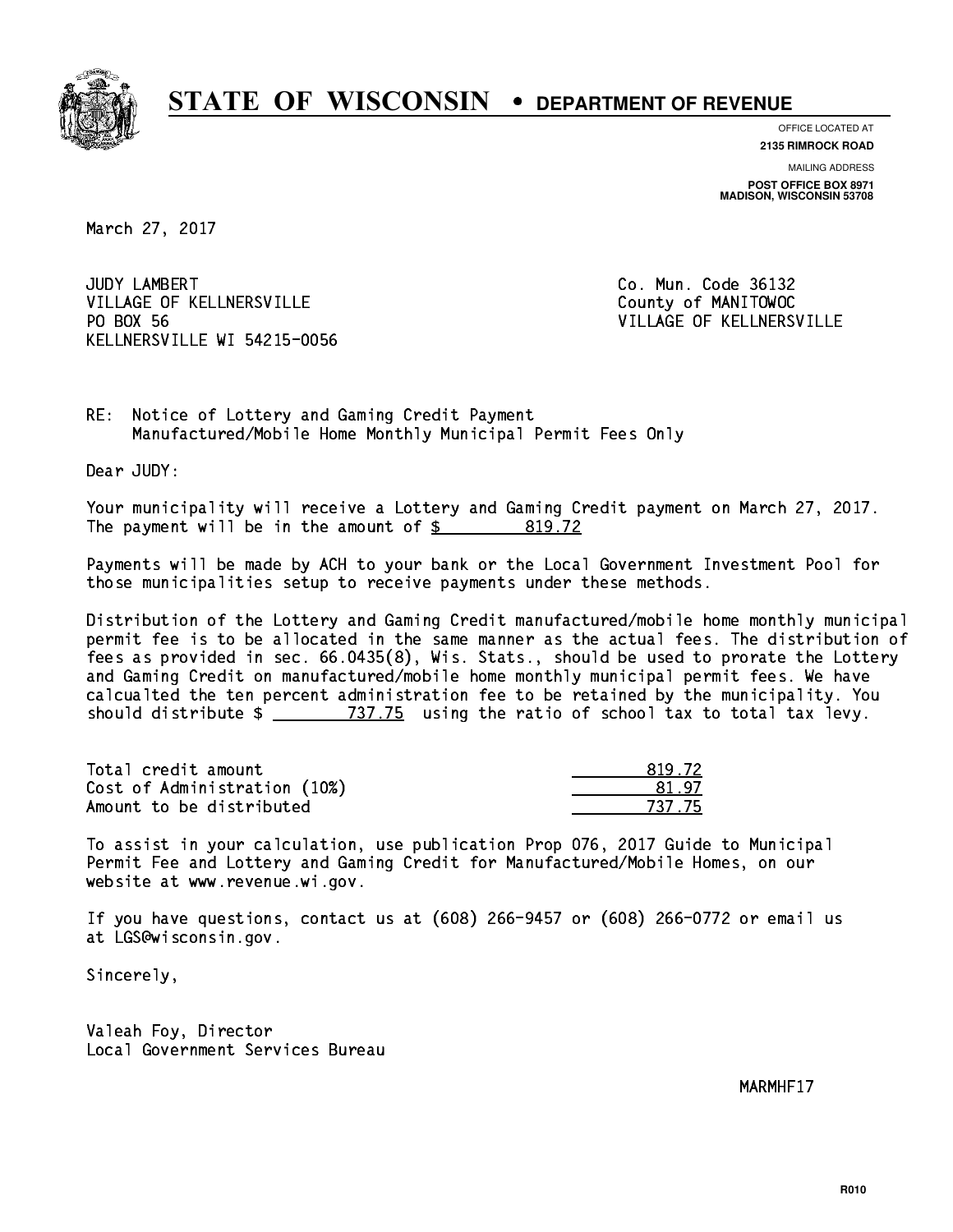# STATE OF WISCONSIN • DEPARTMENT OF REVENUE

OFFICE LOCATED AT
**2135 RIMROCK ROAD**

MAILING ADDRESS
**POST OFFICE BOX 8971**
**MADISON, WISCONSIN 53708**

March 27, 2017

JUDY LAMBERT
VILLAGE OF KELLNERSVILLE
PO BOX 56
KELLNERSVILLE WI 54215-0056

Co. Mun. Code 36132
County of MANITOWOC
VILLAGE OF KELLNERSVILLE

RE: Notice of Lottery and Gaming Credit Payment
Manufactured/Mobile Home Monthly Municipal Permit Fees Only

Dear JUDY:

Your municipality will receive a Lottery and Gaming Credit payment on March 27, 2017. The payment will be in the amount of $ 819.72

Payments will be made by ACH to your bank or the Local Government Investment Pool for those municipalities setup to receive payments under these methods.

Distribution of the Lottery and Gaming Credit manufactured/mobile home monthly municipal permit fee is to be allocated in the same manner as the actual fees. The distribution of fees as provided in sec. 66.0435(8), Wis. Stats., should be used to prorate the Lottery and Gaming Credit on manufactured/mobile home monthly municipal permit fees. We have calcualted the ten percent administration fee to be retained by the municipality. You should distribute $ 737.75 using the ratio of school tax to total tax levy.

| | |
|---|---|
| Total credit amount | 819.72 |
| Cost of Administration (10%) | 81.97 |
| Amount to be distributed | 737.75 |

To assist in your calculation, use publication Prop 076, 2017 Guide to Municipal Permit Fee and Lottery and Gaming Credit for Manufactured/Mobile Homes, on our website at www.revenue.wi.gov.

If you have questions, contact us at (608) 266-9457 or (608) 266-0772 or email us at LGS@wisconsin.gov.

Sincerely,

Valeah Foy, Director
Local Government Services Bureau

MARMHF17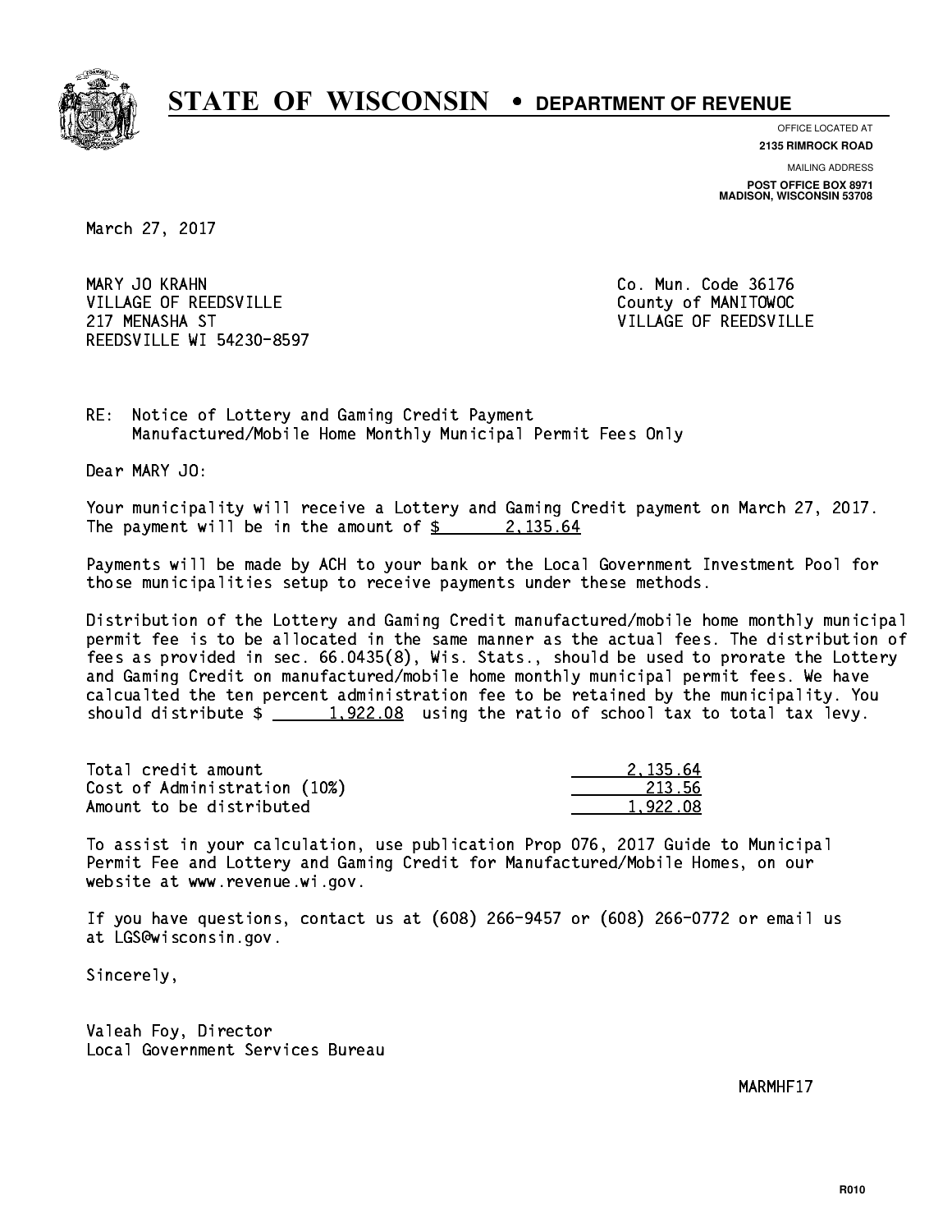# STATE OF WISCONSIN • DEPARTMENT OF REVENUE

OFFICE LOCATED AT
**2135 RIMROCK ROAD**

MAILING ADDRESS
**POST OFFICE BOX 8971**
**MADISON, WISCONSIN 53708**

March 27, 2017

MARY JO KRAHN
VILLAGE OF REEDSVILLE
217 MENASHA ST
REEDSVILLE WI 54230-8597

Co. Mun. Code 36176
County of MANITOWOC
VILLAGE OF REEDSVILLE

RE: Notice of Lottery and Gaming Credit Payment
Manufactured/Mobile Home Monthly Municipal Permit Fees Only

Dear MARY JO:

Your municipality will receive a Lottery and Gaming Credit payment on March 27, 2017. The payment will be in the amount of $ 2,135.64

Payments will be made by ACH to your bank or the Local Government Investment Pool for those municipalities setup to receive payments under these methods.

Distribution of the Lottery and Gaming Credit manufactured/mobile home monthly municipal permit fee is to be allocated in the same manner as the actual fees. The distribution of fees as provided in sec. 66.0435(8), Wis. Stats., should be used to prorate the Lottery and Gaming Credit on manufactured/mobile home monthly municipal permit fees. We have calcualted the ten percent administration fee to be retained by the municipality. You should distribute $ 1,922.08 using the ratio of school tax to total tax levy.

| | |
|---|---|
| Total credit amount | 2,135.64 |
| Cost of Administration (10%) | 213.56 |
| Amount to be distributed | 1,922.08 |

To assist in your calculation, use publication Prop 076, 2017 Guide to Municipal Permit Fee and Lottery and Gaming Credit for Manufactured/Mobile Homes, on our website at www.revenue.wi.gov.

If you have questions, contact us at (608) 266-9457 or (608) 266-0772 or email us at LGS@wisconsin.gov.

Sincerely,

Valeah Foy, Director
Local Government Services Bureau

MARMHF17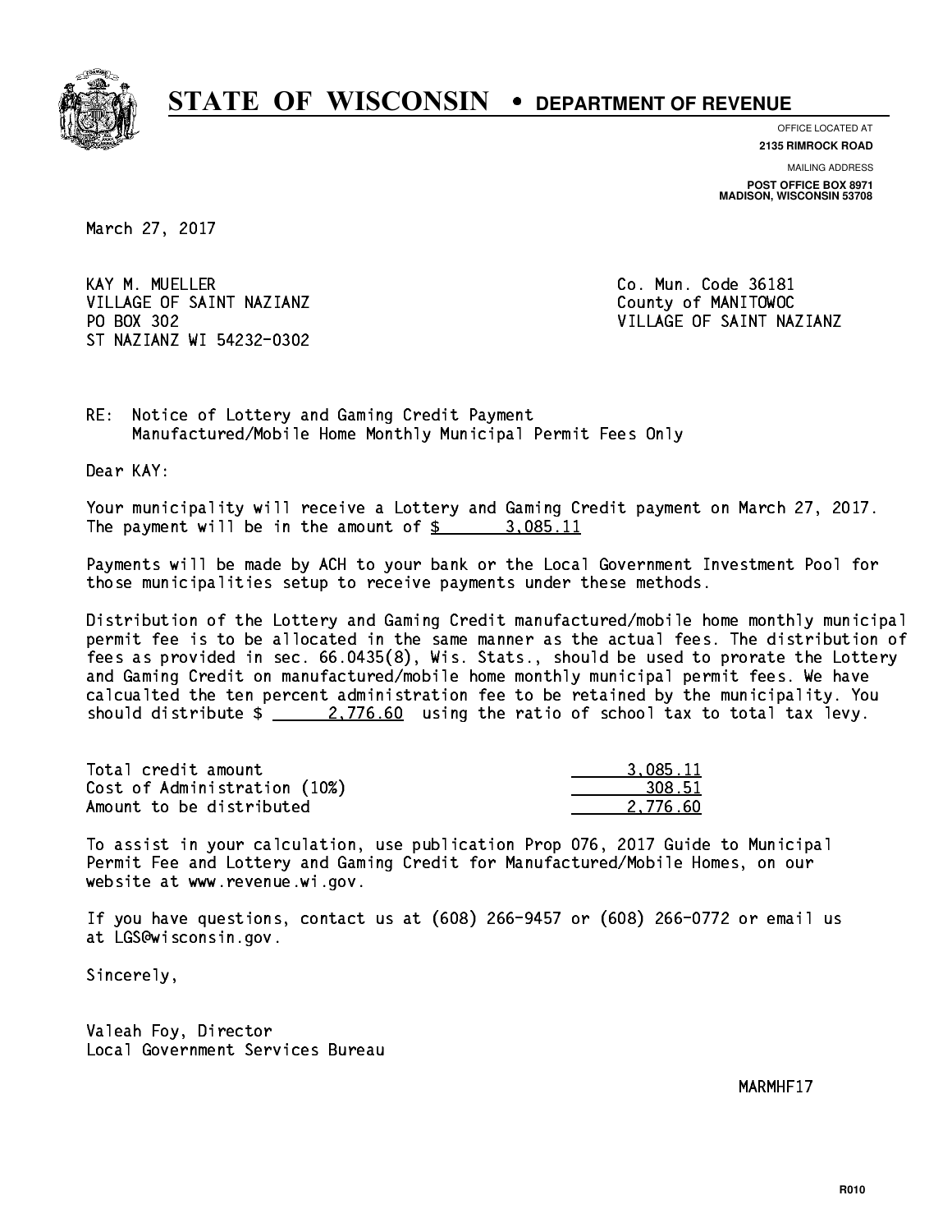# STATE OF WISCONSIN • DEPARTMENT OF REVENUE

OFFICE LOCATED AT
**2135 RIMROCK ROAD**

MAILING ADDRESS
**POST OFFICE BOX 8971**
**MADISON, WISCONSIN 53708**

March 27, 2017

KAY M. MUELLER
VILLAGE OF SAINT NAZIANZ
PO BOX 302
ST NAZIANZ WI 54232-0302

Co. Mun. Code 36181
County of MANITOWOC
VILLAGE OF SAINT NAZIANZ

RE: Notice of Lottery and Gaming Credit Payment
Manufactured/Mobile Home Monthly Municipal Permit Fees Only

Dear KAY:

Your municipality will receive a Lottery and Gaming Credit payment on March 27, 2017. The payment will be in the amount of $ 3,085.11

Payments will be made by ACH to your bank or the Local Government Investment Pool for those municipalities setup to receive payments under these methods.

Distribution of the Lottery and Gaming Credit manufactured/mobile home monthly municipal permit fee is to be allocated in the same manner as the actual fees. The distribution of fees as provided in sec. 66.0435(8), Wis. Stats., should be used to prorate the Lottery and Gaming Credit on manufactured/mobile home monthly municipal permit fees. We have calcualted the ten percent administration fee to be retained by the municipality. You should distribute $ 2,776.60 using the ratio of school tax to total tax levy.

| | |
|---|---|
| Total credit amount | 3,085.11 |
| Cost of Administration (10%) | 308.51 |
| Amount to be distributed | 2,776.60 |

To assist in your calculation, use publication Prop 076, 2017 Guide to Municipal Permit Fee and Lottery and Gaming Credit for Manufactured/Mobile Homes, on our website at www.revenue.wi.gov.

If you have questions, contact us at (608) 266-9457 or (608) 266-0772 or email us at LGS@wisconsin.gov.

Sincerely,

Valeah Foy, Director
Local Government Services Bureau

MARMHF17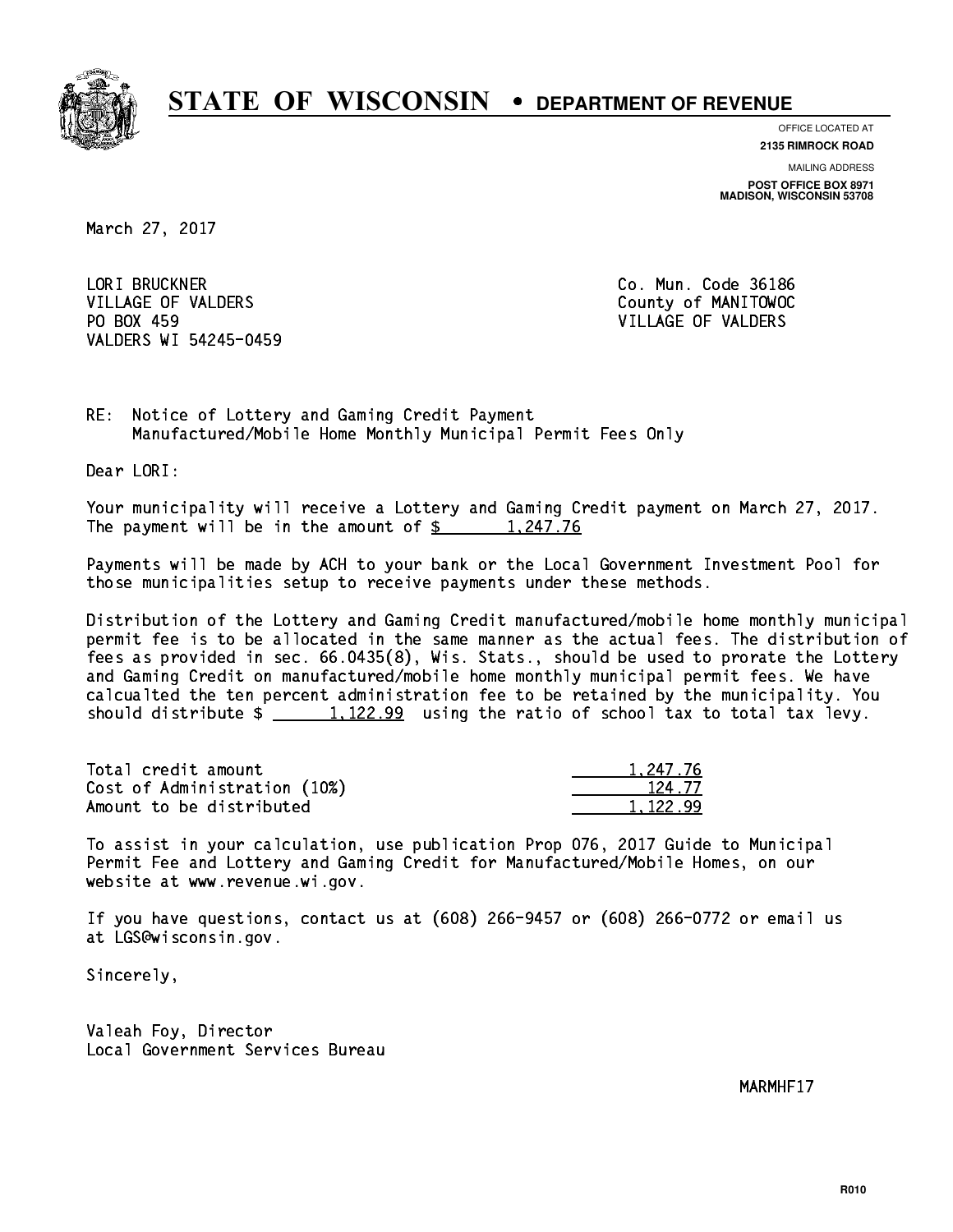# STATE OF WISCONSIN • DEPARTMENT OF REVENUE

OFFICE LOCATED AT
**2135 RIMROCK ROAD**

MAILING ADDRESS
**POST OFFICE BOX 8971**
**MADISON, WISCONSIN 53708**

March 27, 2017

LORI BRUCKNER
VILLAGE OF VALDERS
PO BOX 459
VALDERS WI 54245-0459

Co. Mun. Code 36186
County of MANITOWOC
VILLAGE OF VALDERS

RE: Notice of Lottery and Gaming Credit Payment
Manufactured/Mobile Home Monthly Municipal Permit Fees Only

Dear LORI:

Your municipality will receive a Lottery and Gaming Credit payment on March 27, 2017. The payment will be in the amount of $ 1,247.76

Payments will be made by ACH to your bank or the Local Government Investment Pool for those municipalities setup to receive payments under these methods.

Distribution of the Lottery and Gaming Credit manufactured/mobile home monthly municipal permit fee is to be allocated in the same manner as the actual fees. The distribution of fees as provided in sec. 66.0435(8), Wis. Stats., should be used to prorate the Lottery and Gaming Credit on manufactured/mobile home monthly municipal permit fees. We have calcualted the ten percent administration fee to be retained by the municipality. You should distribute $ 1,122.99 using the ratio of school tax to total tax levy.

| | |
|---|---|
| Total credit amount | 1,247.76 |
| Cost of Administration (10%) | 124.77 |
| Amount to be distributed | 1,122.99 |

To assist in your calculation, use publication Prop 076, 2017 Guide to Municipal Permit Fee and Lottery and Gaming Credit for Manufactured/Mobile Homes, on our website at www.revenue.wi.gov.

If you have questions, contact us at (608) 266-9457 or (608) 266-0772 or email us at LGS@wisconsin.gov.

Sincerely,

Valeah Foy, Director
Local Government Services Bureau

MARMHF17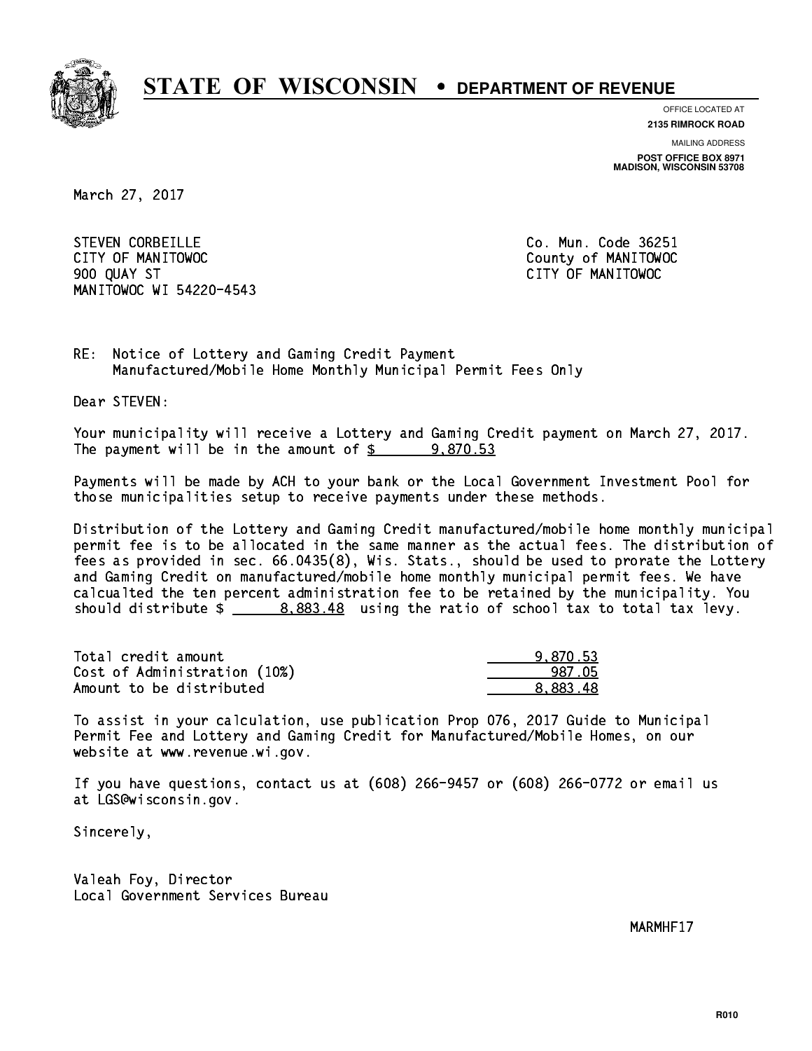# STATE OF WISCONSIN • DEPARTMENT OF REVENUE

OFFICE LOCATED AT
**2135 RIMROCK ROAD**

MAILING ADDRESS
**POST OFFICE BOX 8971**
**MADISON, WISCONSIN 53708**

March 27, 2017

STEVEN CORBEILLE
CITY OF MANITOWOC
900 QUAY ST
MANITOWOC WI 54220-4543

Co. Mun. Code 36251
County of MANITOWOC
CITY OF MANITOWOC

RE: Notice of Lottery and Gaming Credit Payment
Manufactured/Mobile Home Monthly Municipal Permit Fees Only

Dear STEVEN:

Your municipality will receive a Lottery and Gaming Credit payment on March 27, 2017. The payment will be in the amount of $ 9,870.53

Payments will be made by ACH to your bank or the Local Government Investment Pool for those municipalities setup to receive payments under these methods.

Distribution of the Lottery and Gaming Credit manufactured/mobile home monthly municipal permit fee is to be allocated in the same manner as the actual fees. The distribution of fees as provided in sec. 66.0435(8), Wis. Stats., should be used to prorate the Lottery and Gaming Credit on manufactured/mobile home monthly municipal permit fees. We have calcualted the ten percent administration fee to be retained by the municipality. You should distribute $ 8,883.48 using the ratio of school tax to total tax levy.

| | |
|---|---|
| Total credit amount | 9,870.53 |
| Cost of Administration (10%) | 987.05 |
| Amount to be distributed | 8,883.48 |

To assist in your calculation, use publication Prop 076, 2017 Guide to Municipal Permit Fee and Lottery and Gaming Credit for Manufactured/Mobile Homes, on our website at www.revenue.wi.gov.

If you have questions, contact us at (608) 266-9457 or (608) 266-0772 or email us at LGS@wisconsin.gov.

Sincerely,

Valeah Foy, Director
Local Government Services Bureau

MARMHF17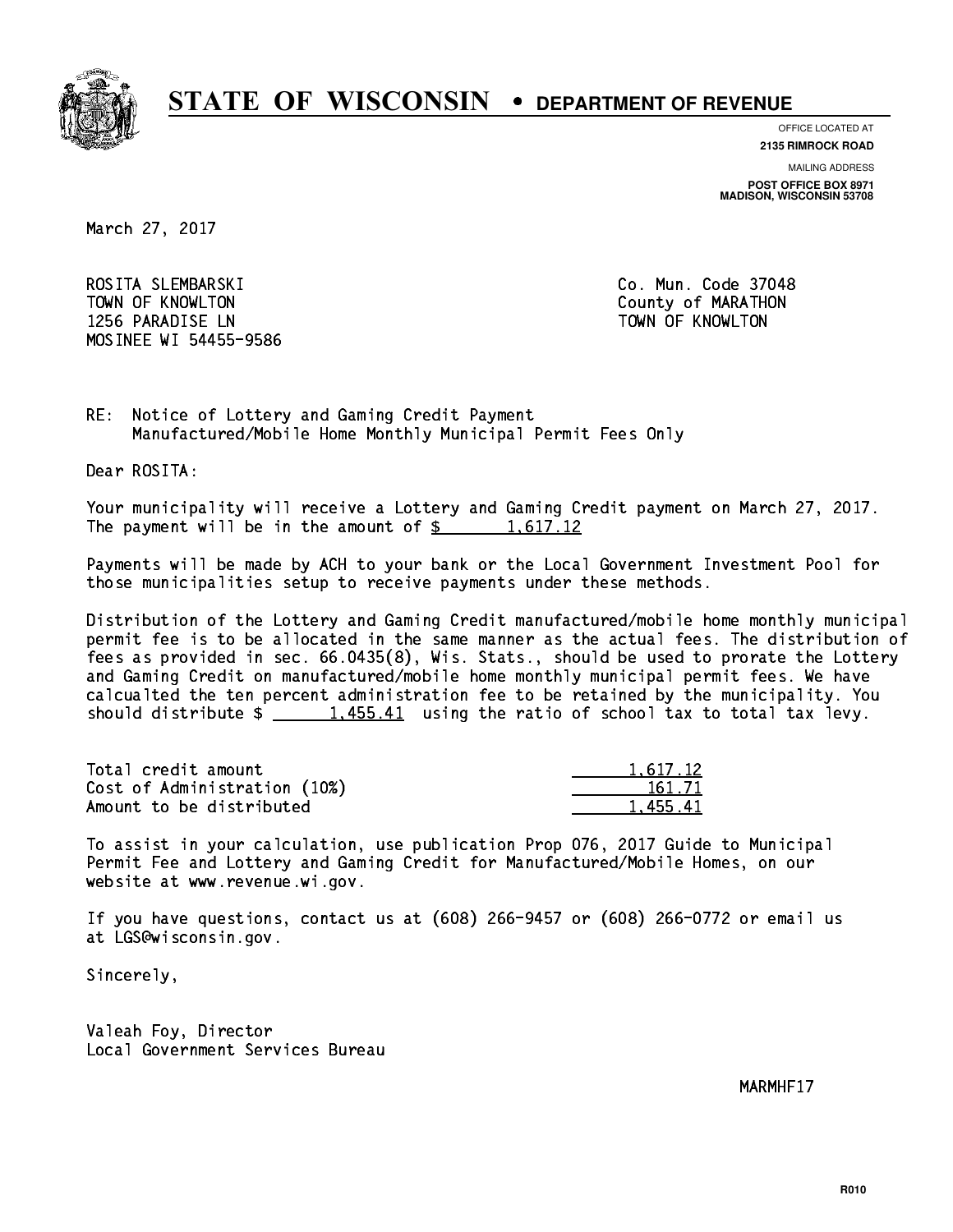# STATE OF WISCONSIN • DEPARTMENT OF REVENUE

OFFICE LOCATED AT
**2135 RIMROCK ROAD**

MAILING ADDRESS
**POST OFFICE BOX 8971**
**MADISON, WISCONSIN 53708**

March 27, 2017

ROSITA SLEMBARSKI
TOWN OF KNOWLTON
1256 PARADISE LN
MOSINEE WI 54455-9586

Co. Mun. Code 37048
County of MARATHON
TOWN OF KNOWLTON

RE: Notice of Lottery and Gaming Credit Payment
Manufactured/Mobile Home Monthly Municipal Permit Fees Only

Dear ROSITA:

Your municipality will receive a Lottery and Gaming Credit payment on March 27, 2017. The payment will be in the amount of $ 1,617.12

Payments will be made by ACH to your bank or the Local Government Investment Pool for those municipalities setup to receive payments under these methods.

Distribution of the Lottery and Gaming Credit manufactured/mobile home monthly municipal permit fee is to be allocated in the same manner as the actual fees. The distribution of fees as provided in sec. 66.0435(8), Wis. Stats., should be used to prorate the Lottery and Gaming Credit on manufactured/mobile home monthly municipal permit fees. We have calcualted the ten percent administration fee to be retained by the municipality. You should distribute $ 1,455.41 using the ratio of school tax to total tax levy.

| | |
|---|---|
| Total credit amount | 1,617.12 |
| Cost of Administration (10%) | 161.71 |
| Amount to be distributed | 1,455.41 |

To assist in your calculation, use publication Prop 076, 2017 Guide to Municipal Permit Fee and Lottery and Gaming Credit for Manufactured/Mobile Homes, on our website at www.revenue.wi.gov.

If you have questions, contact us at (608) 266-9457 or (608) 266-0772 or email us at LGS@wisconsin.gov.

Sincerely,

Valeah Foy, Director
Local Government Services Bureau

MARMHF17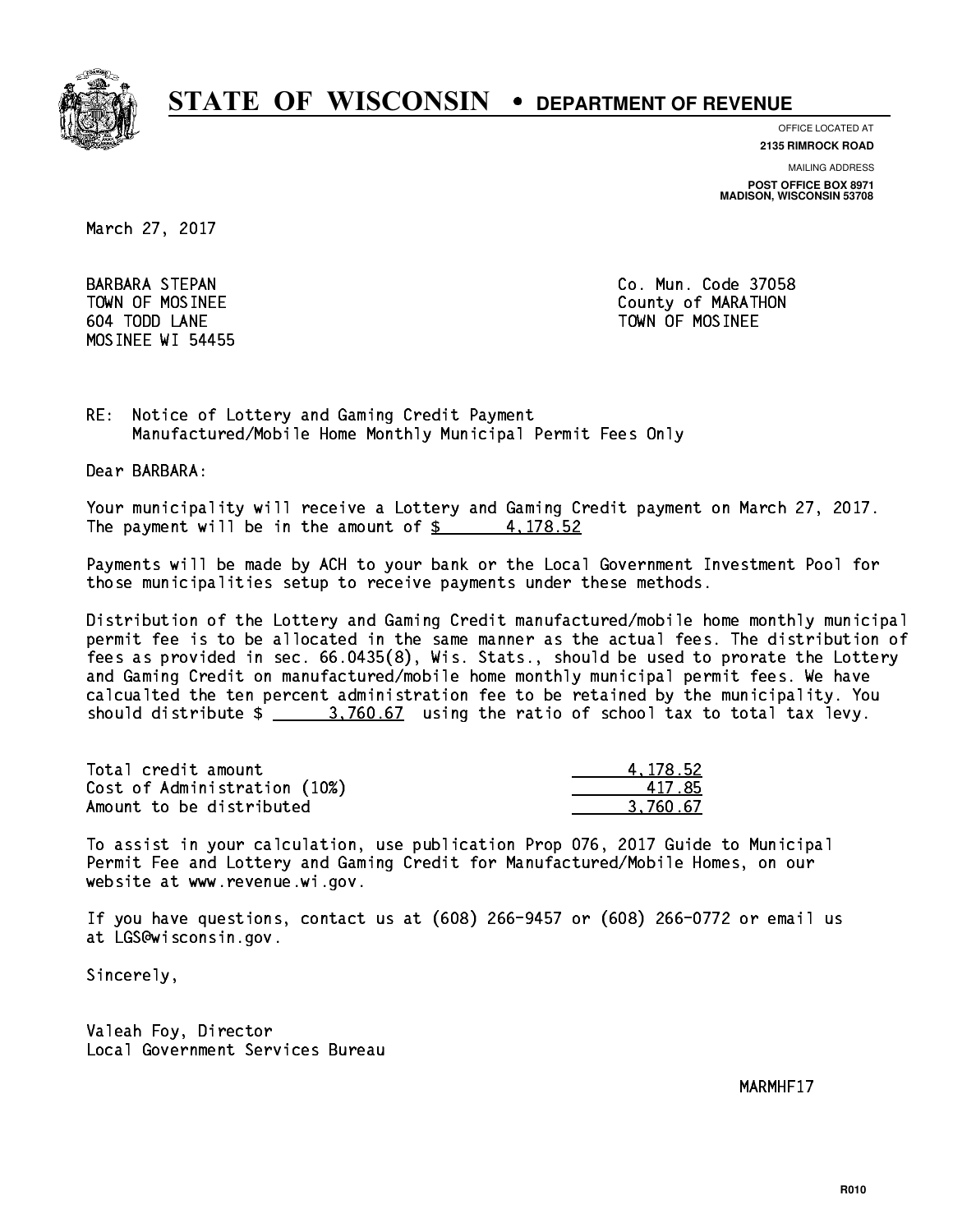# STATE OF WISCONSIN • DEPARTMENT OF REVENUE

OFFICE LOCATED AT
**2135 RIMROCK ROAD**

MAILING ADDRESS
**POST OFFICE BOX 8971**
**MADISON, WISCONSIN 53708**

March 27, 2017

BARBARA STEPAN
TOWN OF MOSINEE
604 TODD LANE
MOSINEE WI 54455

Co. Mun. Code 37058
County of MARATHON
TOWN OF MOSINEE

RE: Notice of Lottery and Gaming Credit Payment
Manufactured/Mobile Home Monthly Municipal Permit Fees Only

Dear BARBARA:

Your municipality will receive a Lottery and Gaming Credit payment on March 27, 2017. The payment will be in the amount of $ 4,178.52

Payments will be made by ACH to your bank or the Local Government Investment Pool for those municipalities setup to receive payments under these methods.

Distribution of the Lottery and Gaming Credit manufactured/mobile home monthly municipal permit fee is to be allocated in the same manner as the actual fees. The distribution of fees as provided in sec. 66.0435(8), Wis. Stats., should be used to prorate the Lottery and Gaming Credit on manufactured/mobile home monthly municipal permit fees. We have calcualted the ten percent administration fee to be retained by the municipality. You should distribute $ 3,760.67 using the ratio of school tax to total tax levy.

| | |
|---|---|
| Total credit amount | 4,178.52 |
| Cost of Administration (10%) | 417.85 |
| Amount to be distributed | 3,760.67 |

To assist in your calculation, use publication Prop 076, 2017 Guide to Municipal Permit Fee and Lottery and Gaming Credit for Manufactured/Mobile Homes, on our website at www.revenue.wi.gov.

If you have questions, contact us at (608) 266-9457 or (608) 266-0772 or email us at LGS@wisconsin.gov.

Sincerely,

Valeah Foy, Director
Local Government Services Bureau

MARMHF17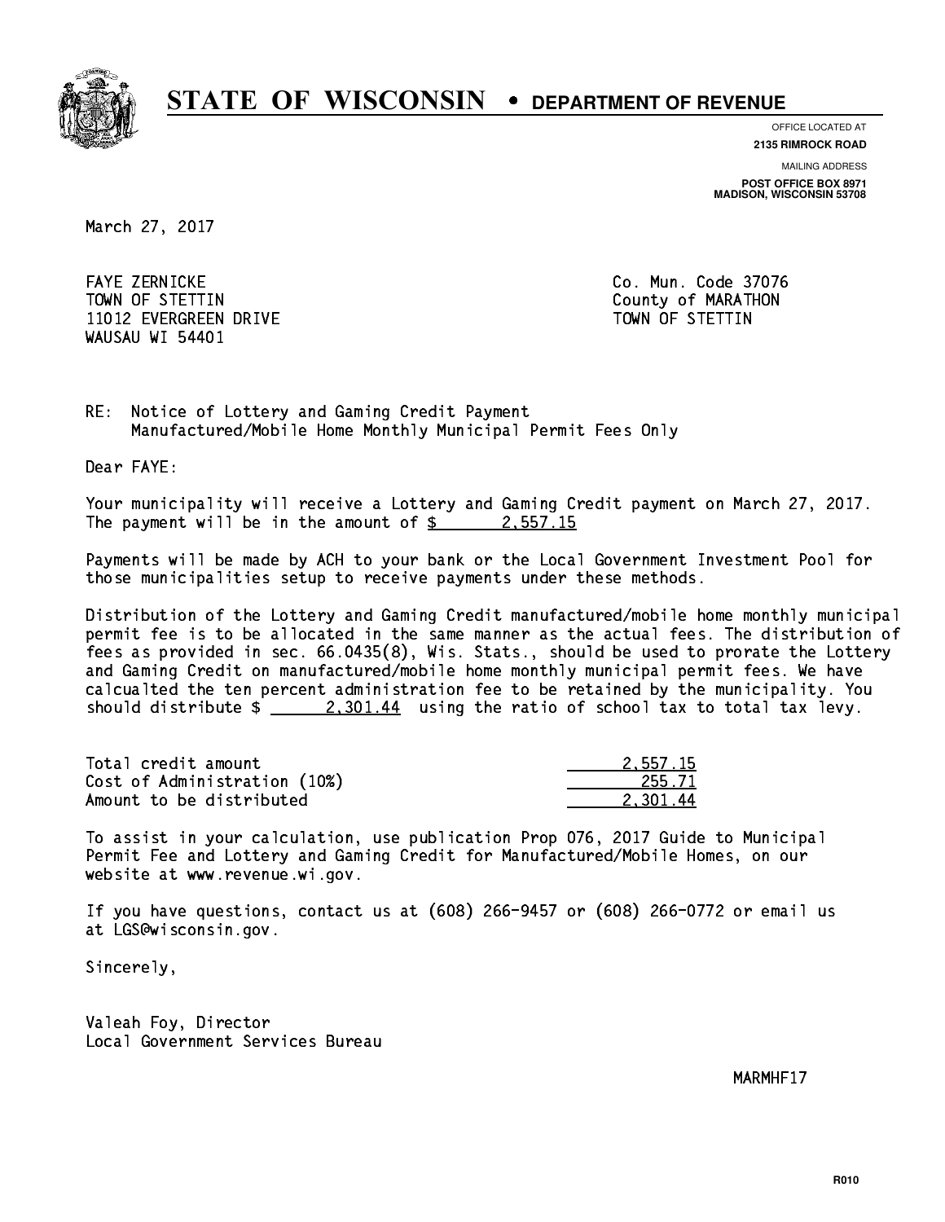# STATE OF WISCONSIN • DEPARTMENT OF REVENUE

OFFICE LOCATED AT
**2135 RIMROCK ROAD**

MAILING ADDRESS
**POST OFFICE BOX 8971**
**MADISON, WISCONSIN 53708**

March 27, 2017

FAYE ZERNICKE
TOWN OF STETTIN
11012 EVERGREEN DRIVE
WAUSAU WI 54401

Co. Mun. Code 37076
County of MARATHON
TOWN OF STETTIN

RE: Notice of Lottery and Gaming Credit Payment
Manufactured/Mobile Home Monthly Municipal Permit Fees Only

Dear FAYE:

Your municipality will receive a Lottery and Gaming Credit payment on March 27, 2017. The payment will be in the amount of $ 2,557.15

Payments will be made by ACH to your bank or the Local Government Investment Pool for those municipalities setup to receive payments under these methods.

Distribution of the Lottery and Gaming Credit manufactured/mobile home monthly municipal permit fee is to be allocated in the same manner as the actual fees. The distribution of fees as provided in sec. 66.0435(8), Wis. Stats., should be used to prorate the Lottery and Gaming Credit on manufactured/mobile home monthly municipal permit fees. We have calcualted the ten percent administration fee to be retained by the municipality. You should distribute $ 2,301.44 using the ratio of school tax to total tax levy.

| | |
|---|---|
| Total credit amount | 2,557.15 |
| Cost of Administration (10%) | 255.71 |
| Amount to be distributed | 2,301.44 |

To assist in your calculation, use publication Prop 076, 2017 Guide to Municipal Permit Fee and Lottery and Gaming Credit for Manufactured/Mobile Homes, on our website at www.revenue.wi.gov.

If you have questions, contact us at (608) 266-9457 or (608) 266-0772 or email us at LGS@wisconsin.gov.

Sincerely,

Valeah Foy, Director
Local Government Services Bureau

MARMHF17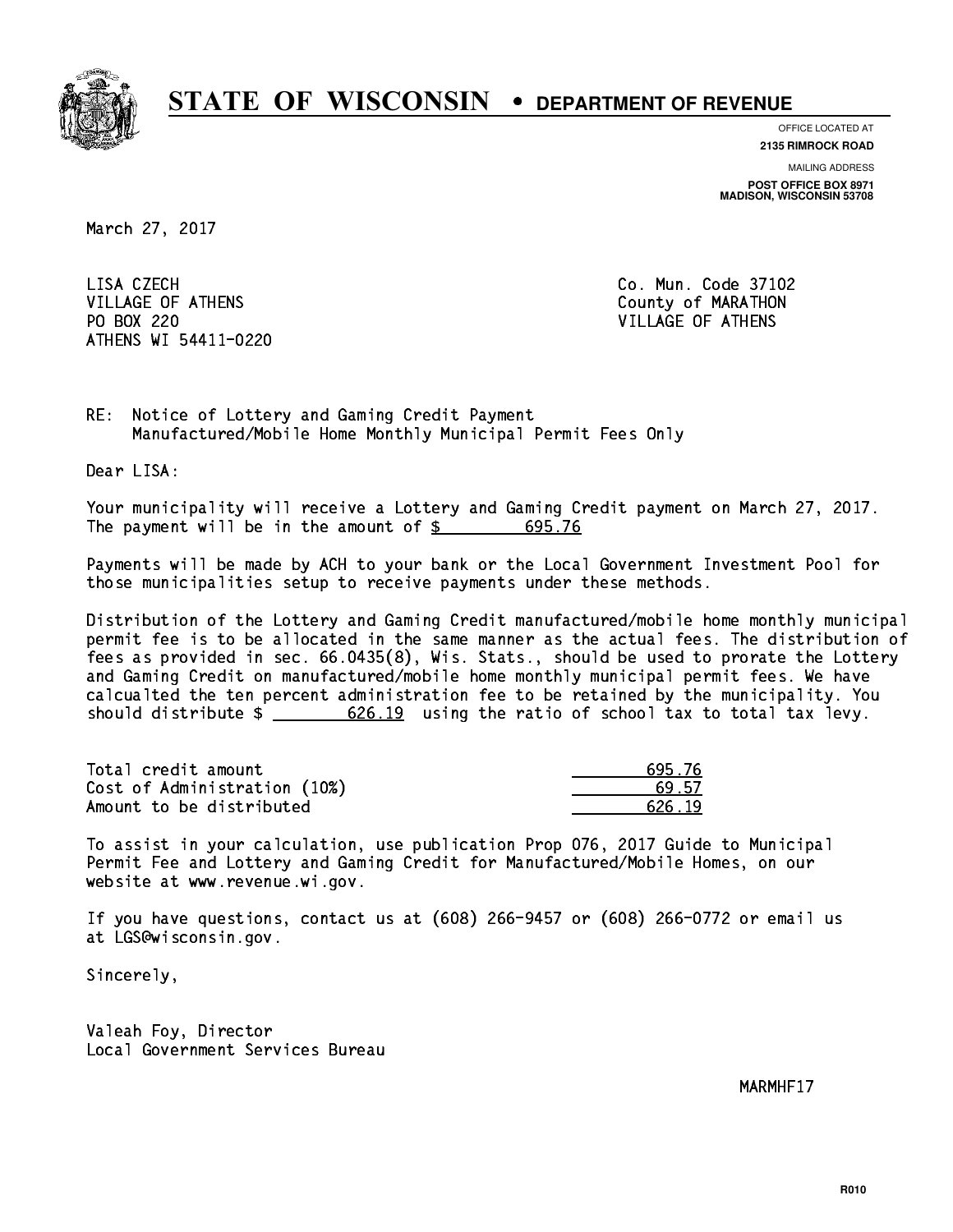# STATE OF WISCONSIN • DEPARTMENT OF REVENUE

OFFICE LOCATED AT
**2135 RIMROCK ROAD**

MAILING ADDRESS
**POST OFFICE BOX 8971**
**MADISON, WISCONSIN 53708**

March 27, 2017

LISA CZECH
VILLAGE OF ATHENS
PO BOX 220
ATHENS WI 54411-0220

Co. Mun. Code 37102
County of MARATHON
VILLAGE OF ATHENS

RE: Notice of Lottery and Gaming Credit Payment
Manufactured/Mobile Home Monthly Municipal Permit Fees Only

Dear LISA:

Your municipality will receive a Lottery and Gaming Credit payment on March 27, 2017. The payment will be in the amount of $ 695.76

Payments will be made by ACH to your bank or the Local Government Investment Pool for those municipalities setup to receive payments under these methods.

Distribution of the Lottery and Gaming Credit manufactured/mobile home monthly municipal permit fee is to be allocated in the same manner as the actual fees. The distribution of fees as provided in sec. 66.0435(8), Wis. Stats., should be used to prorate the Lottery and Gaming Credit on manufactured/mobile home monthly municipal permit fees. We have calcualted the ten percent administration fee to be retained by the municipality. You should distribute $ 626.19 using the ratio of school tax to total tax levy.

| | |
|---|---|
| Total credit amount | 695.76 |
| Cost of Administration (10%) | 69.57 |
| Amount to be distributed | 626.19 |

To assist in your calculation, use publication Prop 076, 2017 Guide to Municipal Permit Fee and Lottery and Gaming Credit for Manufactured/Mobile Homes, on our website at www.revenue.wi.gov.

If you have questions, contact us at (608) 266-9457 or (608) 266-0772 or email us at LGS@wisconsin.gov.

Sincerely,

Valeah Foy, Director
Local Government Services Bureau

MARMHF17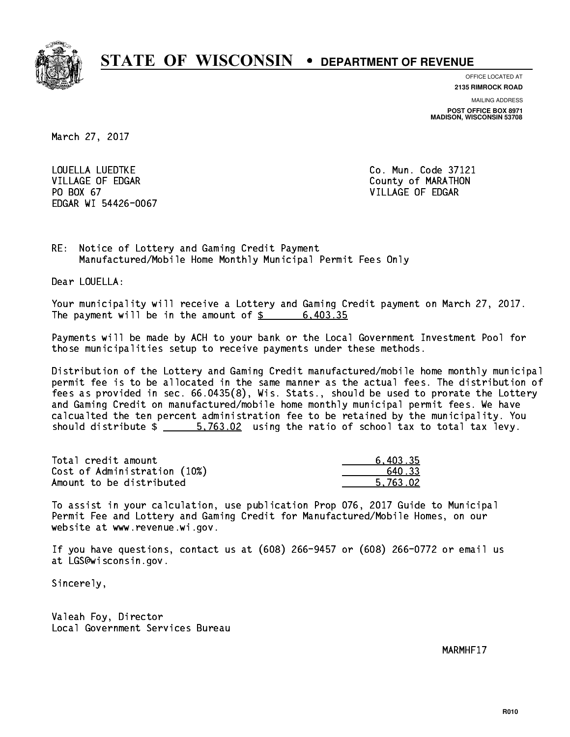# STATE OF WISCONSIN • DEPARTMENT OF REVENUE

OFFICE LOCATED AT
**2135 RIMROCK ROAD**

MAILING ADDRESS
**POST OFFICE BOX 8971**
**MADISON, WISCONSIN 53708**

March 27, 2017

LOUELLA LUEDTKE
VILLAGE OF EDGAR
PO BOX 67
EDGAR WI 54426-0067

Co. Mun. Code 37121
County of MARATHON
VILLAGE OF EDGAR

RE: Notice of Lottery and Gaming Credit Payment
Manufactured/Mobile Home Monthly Municipal Permit Fees Only

Dear LOUELLA:

Your municipality will receive a Lottery and Gaming Credit payment on March 27, 2017. The payment will be in the amount of $ 6,403.35

Payments will be made by ACH to your bank or the Local Government Investment Pool for those municipalities setup to receive payments under these methods.

Distribution of the Lottery and Gaming Credit manufactured/mobile home monthly municipal permit fee is to be allocated in the same manner as the actual fees. The distribution of fees as provided in sec. 66.0435(8), Wis. Stats., should be used to prorate the Lottery and Gaming Credit on manufactured/mobile home monthly municipal permit fees. We have calcualted the ten percent administration fee to be retained by the municipality. You should distribute $ 5,763.02 using the ratio of school tax to total tax levy.

| | |
|---|---|
| Total credit amount | 6,403.35 |
| Cost of Administration (10%) | 640.33 |
| Amount to be distributed | 5,763.02 |

To assist in your calculation, use publication Prop 076, 2017 Guide to Municipal Permit Fee and Lottery and Gaming Credit for Manufactured/Mobile Homes, on our website at www.revenue.wi.gov.

If you have questions, contact us at (608) 266-9457 or (608) 266-0772 or email us at LGS@wisconsin.gov.

Sincerely,

Valeah Foy, Director
Local Government Services Bureau

MARMHF17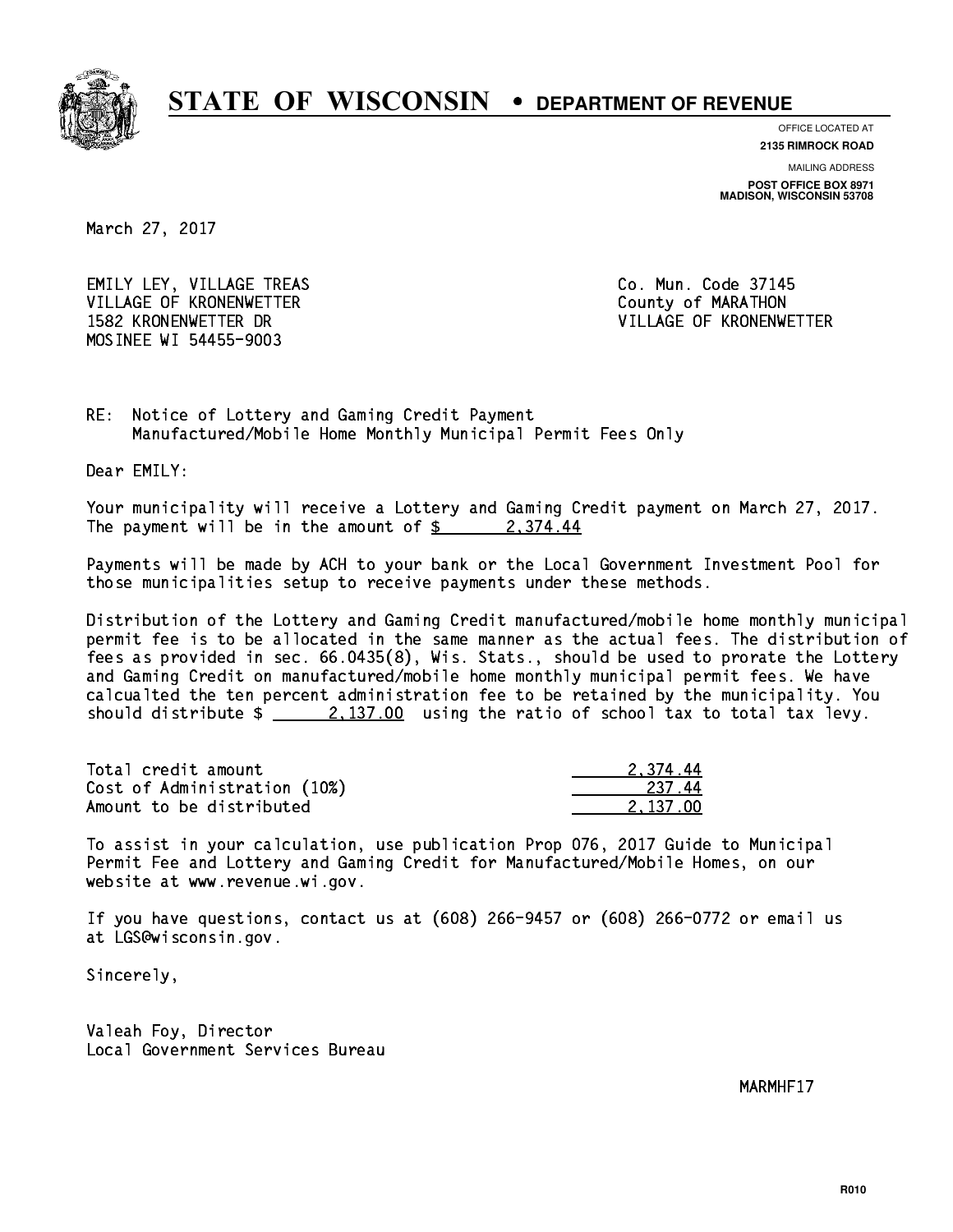# STATE OF WISCONSIN • DEPARTMENT OF REVENUE

OFFICE LOCATED AT
**2135 RIMROCK ROAD**

MAILING ADDRESS
**POST OFFICE BOX 8971**
**MADISON, WISCONSIN 53708**

March 27, 2017

EMILY LEY, VILLAGE TREAS
VILLAGE OF KRONENWETTER
1582 KRONENWETTER DR
MOSINEE WI 54455-9003

Co. Mun. Code 37145
County of MARATHON
VILLAGE OF KRONENWETTER

RE: Notice of Lottery and Gaming Credit Payment
Manufactured/Mobile Home Monthly Municipal Permit Fees Only

Dear EMILY:

Your municipality will receive a Lottery and Gaming Credit payment on March 27, 2017. The payment will be in the amount of $ 2,374.44

Payments will be made by ACH to your bank or the Local Government Investment Pool for those municipalities setup to receive payments under these methods.

Distribution of the Lottery and Gaming Credit manufactured/mobile home monthly municipal permit fee is to be allocated in the same manner as the actual fees. The distribution of fees as provided in sec. 66.0435(8), Wis. Stats., should be used to prorate the Lottery and Gaming Credit on manufactured/mobile home monthly municipal permit fees. We have calcualted the ten percent administration fee to be retained by the municipality. You should distribute $ 2,137.00 using the ratio of school tax to total tax levy.

| | |
|---|---|
| Total credit amount | 2,374.44 |
| Cost of Administration (10%) | 237.44 |
| Amount to be distributed | 2,137.00 |

To assist in your calculation, use publication Prop 076, 2017 Guide to Municipal Permit Fee and Lottery and Gaming Credit for Manufactured/Mobile Homes, on our website at www.revenue.wi.gov.

If you have questions, contact us at (608) 266-9457 or (608) 266-0772 or email us at LGS@wisconsin.gov.

Sincerely,

Valeah Foy, Director
Local Government Services Bureau

MARMHF17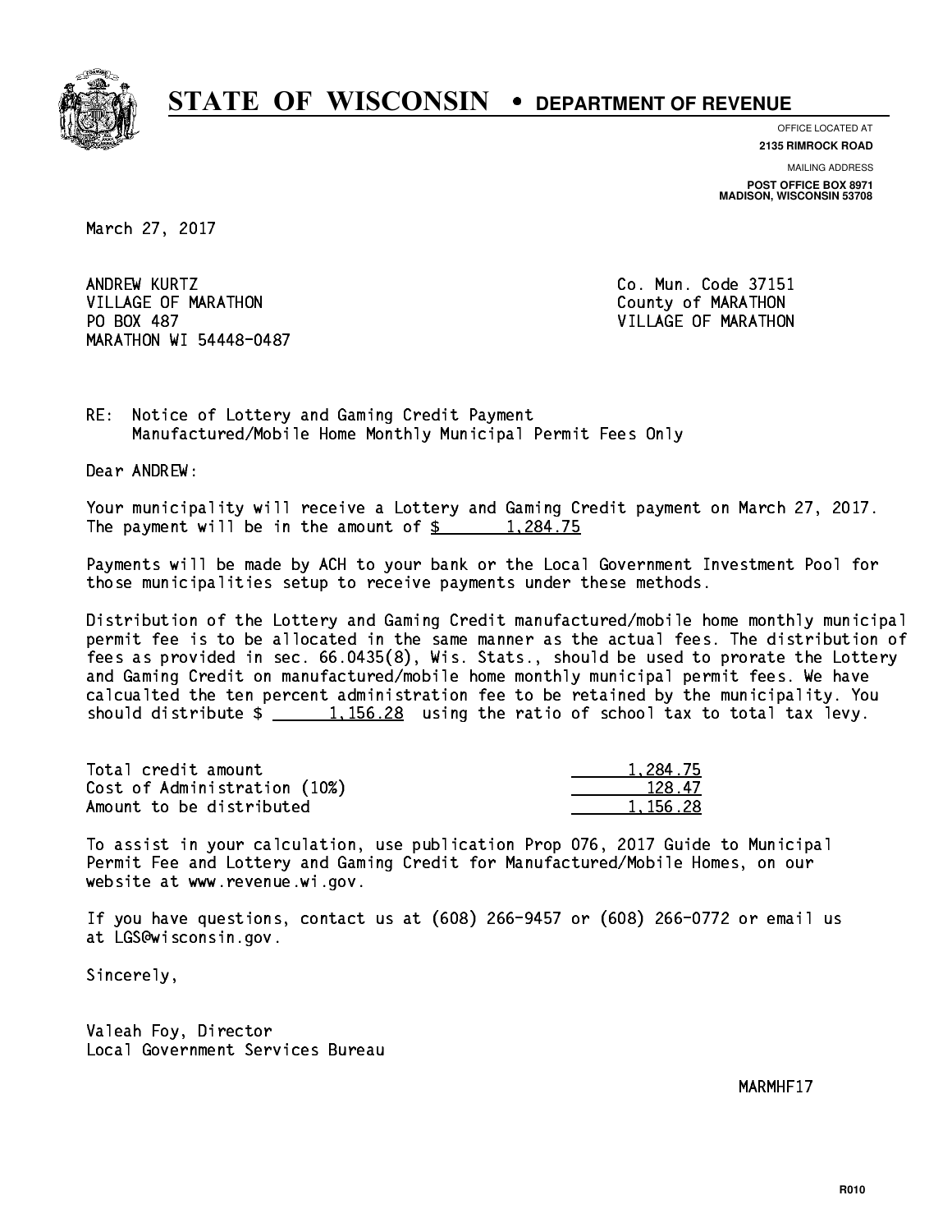# STATE OF WISCONSIN • DEPARTMENT OF REVENUE

OFFICE LOCATED AT
**2135 RIMROCK ROAD**

MAILING ADDRESS
**POST OFFICE BOX 8971**
**MADISON, WISCONSIN 53708**

March 27, 2017

ANDREW KURTZ
VILLAGE OF MARATHON
PO BOX 487
MARATHON WI 54448-0487

Co. Mun. Code 37151
County of MARATHON
VILLAGE OF MARATHON

RE: Notice of Lottery and Gaming Credit Payment
Manufactured/Mobile Home Monthly Municipal Permit Fees Only

Dear ANDREW:

Your municipality will receive a Lottery and Gaming Credit payment on March 27, 2017. The payment will be in the amount of $ 1,284.75

Payments will be made by ACH to your bank or the Local Government Investment Pool for those municipalities setup to receive payments under these methods.

Distribution of the Lottery and Gaming Credit manufactured/mobile home monthly municipal permit fee is to be allocated in the same manner as the actual fees. The distribution of fees as provided in sec. 66.0435(8), Wis. Stats., should be used to prorate the Lottery and Gaming Credit on manufactured/mobile home monthly municipal permit fees. We have calcualted the ten percent administration fee to be retained by the municipality. You should distribute $ 1,156.28 using the ratio of school tax to total tax levy.

| | |
|---|---|
| Total credit amount | 1,284.75 |
| Cost of Administration (10%) | 128.47 |
| Amount to be distributed | 1,156.28 |

To assist in your calculation, use publication Prop 076, 2017 Guide to Municipal Permit Fee and Lottery and Gaming Credit for Manufactured/Mobile Homes, on our website at www.revenue.wi.gov.

If you have questions, contact us at (608) 266-9457 or (608) 266-0772 or email us at LGS@wisconsin.gov.

Sincerely,

Valeah Foy, Director
Local Government Services Bureau

MARMHF17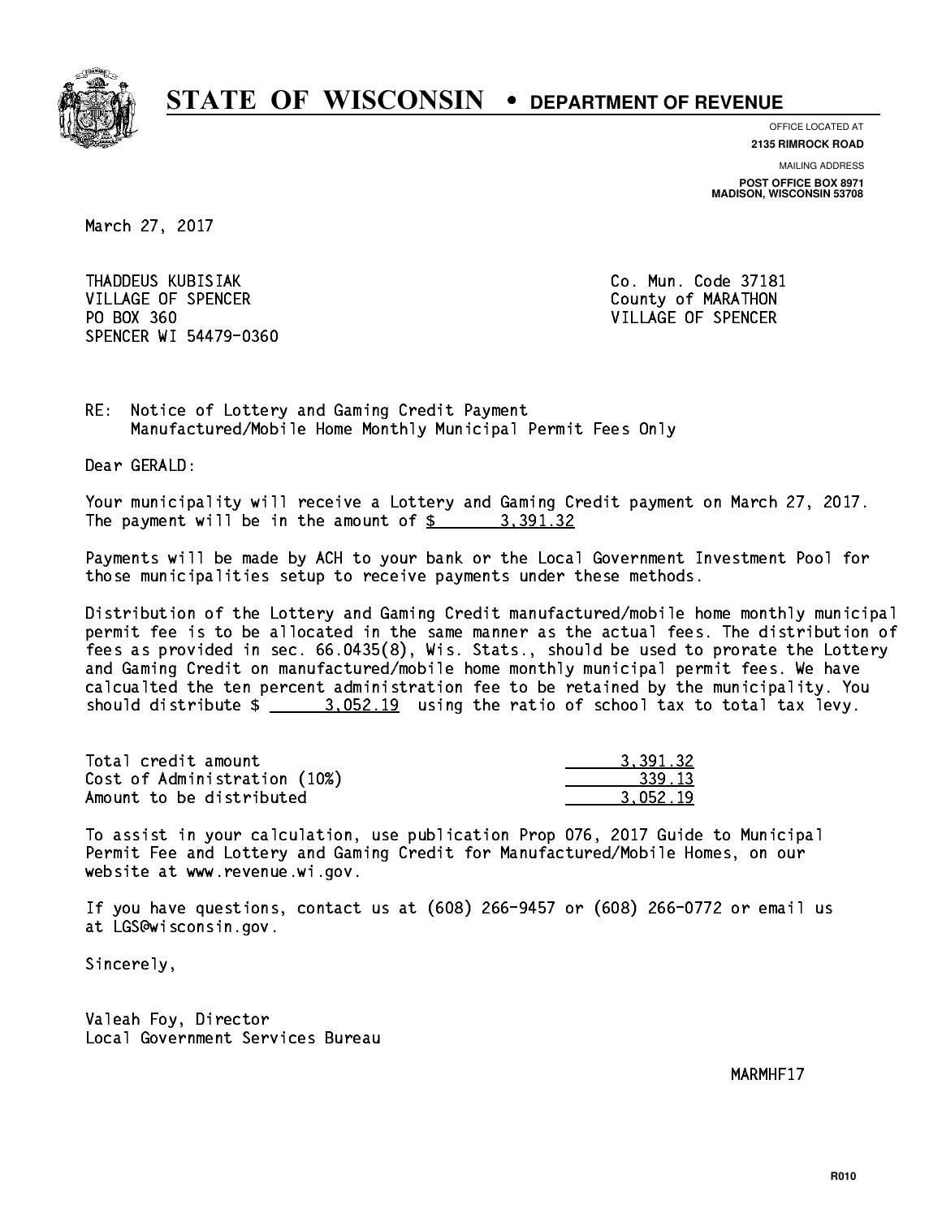# STATE OF WISCONSIN • DEPARTMENT OF REVENUE

OFFICE LOCATED AT
**2135 RIMROCK ROAD**

MAILING ADDRESS
**POST OFFICE BOX 8971**
**MADISON, WISCONSIN 53708**

March 27, 2017

THADDEUS KUBISIAK
VILLAGE OF SPENCER
PO BOX 360
SPENCER WI 54479-0360

Co. Mun. Code 37181
County of MARATHON
VILLAGE OF SPENCER

RE: Notice of Lottery and Gaming Credit Payment
Manufactured/Mobile Home Monthly Municipal Permit Fees Only

Dear GERALD:

Your municipality will receive a Lottery and Gaming Credit payment on March 27, 2017. The payment will be in the amount of $ 3,391.32

Payments will be made by ACH to your bank or the Local Government Investment Pool for those municipalities setup to receive payments under these methods.

Distribution of the Lottery and Gaming Credit manufactured/mobile home monthly municipal permit fee is to be allocated in the same manner as the actual fees. The distribution of fees as provided in sec. 66.0435(8), Wis. Stats., should be used to prorate the Lottery and Gaming Credit on manufactured/mobile home monthly municipal permit fees. We have calcualted the ten percent administration fee to be retained by the municipality. You should distribute $ 3,052.19 using the ratio of school tax to total tax levy.

| | |
|---|---|
| Total credit amount | 3,391.32 |
| Cost of Administration (10%) | 339.13 |
| Amount to be distributed | 3,052.19 |

To assist in your calculation, use publication Prop 076, 2017 Guide to Municipal Permit Fee and Lottery and Gaming Credit for Manufactured/Mobile Homes, on our website at www.revenue.wi.gov.

If you have questions, contact us at (608) 266-9457 or (608) 266-0772 or email us at LGS@wisconsin.gov.

Sincerely,

Valeah Foy, Director
Local Government Services Bureau

MARMHF17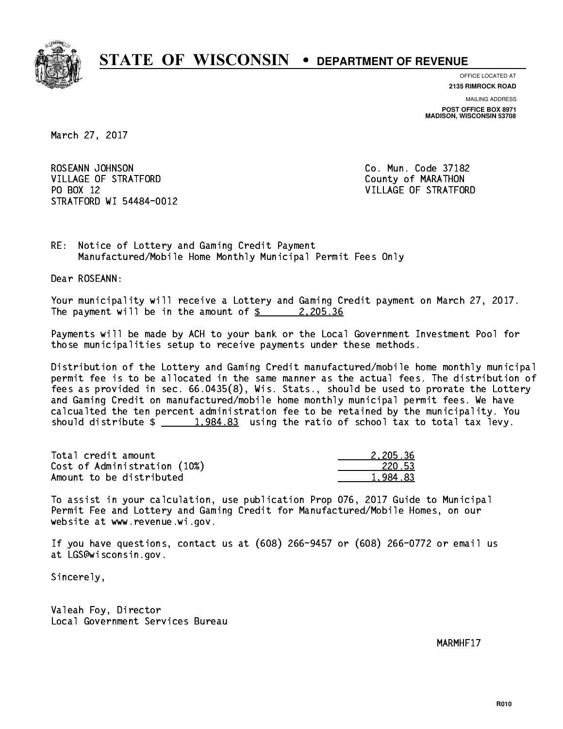# STATE OF WISCONSIN • DEPARTMENT OF REVENUE

OFFICE LOCATED AT
**2135 RIMROCK ROAD**

MAILING ADDRESS
**POST OFFICE BOX 8971**
**MADISON, WISCONSIN 53708**

March 27, 2017

ROSEANN JOHNSON
VILLAGE OF STRATFORD
PO BOX 12
STRATFORD WI 54484-0012

Co. Mun. Code 37182
County of MARATHON
VILLAGE OF STRATFORD

RE: Notice of Lottery and Gaming Credit Payment
Manufactured/Mobile Home Monthly Municipal Permit Fees Only

Dear ROSEANN:

Your municipality will receive a Lottery and Gaming Credit payment on March 27, 2017. The payment will be in the amount of $ 2,205.36

Payments will be made by ACH to your bank or the Local Government Investment Pool for those municipalities setup to receive payments under these methods.

Distribution of the Lottery and Gaming Credit manufactured/mobile home monthly municipal permit fee is to be allocated in the same manner as the actual fees. The distribution of fees as provided in sec. 66.0435(8), Wis. Stats., should be used to prorate the Lottery and Gaming Credit on manufactured/mobile home monthly municipal permit fees. We have calcualted the ten percent administration fee to be retained by the municipality. You should distribute $ 1,984.83 using the ratio of school tax to total tax levy.

| | |
|---|---|
| Total credit amount | 2,205.36 |
| Cost of Administration (10%) | 220.53 |
| Amount to be distributed | 1,984.83 |

To assist in your calculation, use publication Prop 076, 2017 Guide to Municipal Permit Fee and Lottery and Gaming Credit for Manufactured/Mobile Homes, on our website at www.revenue.wi.gov.

If you have questions, contact us at (608) 266-9457 or (608) 266-0772 or email us at LGS@wisconsin.gov.

Sincerely,

Valeah Foy, Director
Local Government Services Bureau

MARMHF17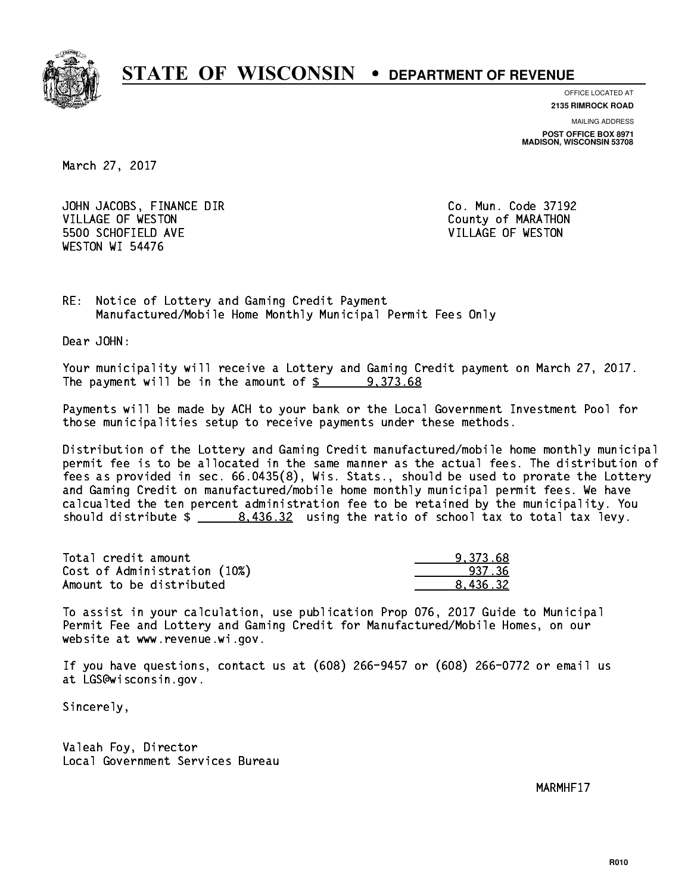# STATE OF WISCONSIN • DEPARTMENT OF REVENUE

OFFICE LOCATED AT
**2135 RIMROCK ROAD**

MAILING ADDRESS
**POST OFFICE BOX 8971**
**MADISON, WISCONSIN 53708**

March 27, 2017

JOHN JACOBS, FINANCE DIR
VILLAGE OF WESTON
5500 SCHOFIELD AVE
WESTON WI 54476

Co. Mun. Code 37192
County of MARATHON
VILLAGE OF WESTON

RE: Notice of Lottery and Gaming Credit Payment
Manufactured/Mobile Home Monthly Municipal Permit Fees Only

Dear JOHN:

Your municipality will receive a Lottery and Gaming Credit payment on March 27, 2017. The payment will be in the amount of $ 9,373.68

Payments will be made by ACH to your bank or the Local Government Investment Pool for those municipalities setup to receive payments under these methods.

Distribution of the Lottery and Gaming Credit manufactured/mobile home monthly municipal permit fee is to be allocated in the same manner as the actual fees. The distribution of fees as provided in sec. 66.0435(8), Wis. Stats., should be used to prorate the Lottery and Gaming Credit on manufactured/mobile home monthly municipal permit fees. We have calcualted the ten percent administration fee to be retained by the municipality. You should distribute $ 8,436.32 using the ratio of school tax to total tax levy.

| | |
|---|---|
| Total credit amount | 9,373.68 |
| Cost of Administration (10%) | 937.36 |
| Amount to be distributed | 8,436.32 |

To assist in your calculation, use publication Prop 076, 2017 Guide to Municipal Permit Fee and Lottery and Gaming Credit for Manufactured/Mobile Homes, on our website at www.revenue.wi.gov.

If you have questions, contact us at (608) 266-9457 or (608) 266-0772 or email us at LGS@wisconsin.gov.

Sincerely,

Valeah Foy, Director
Local Government Services Bureau

MARMHF17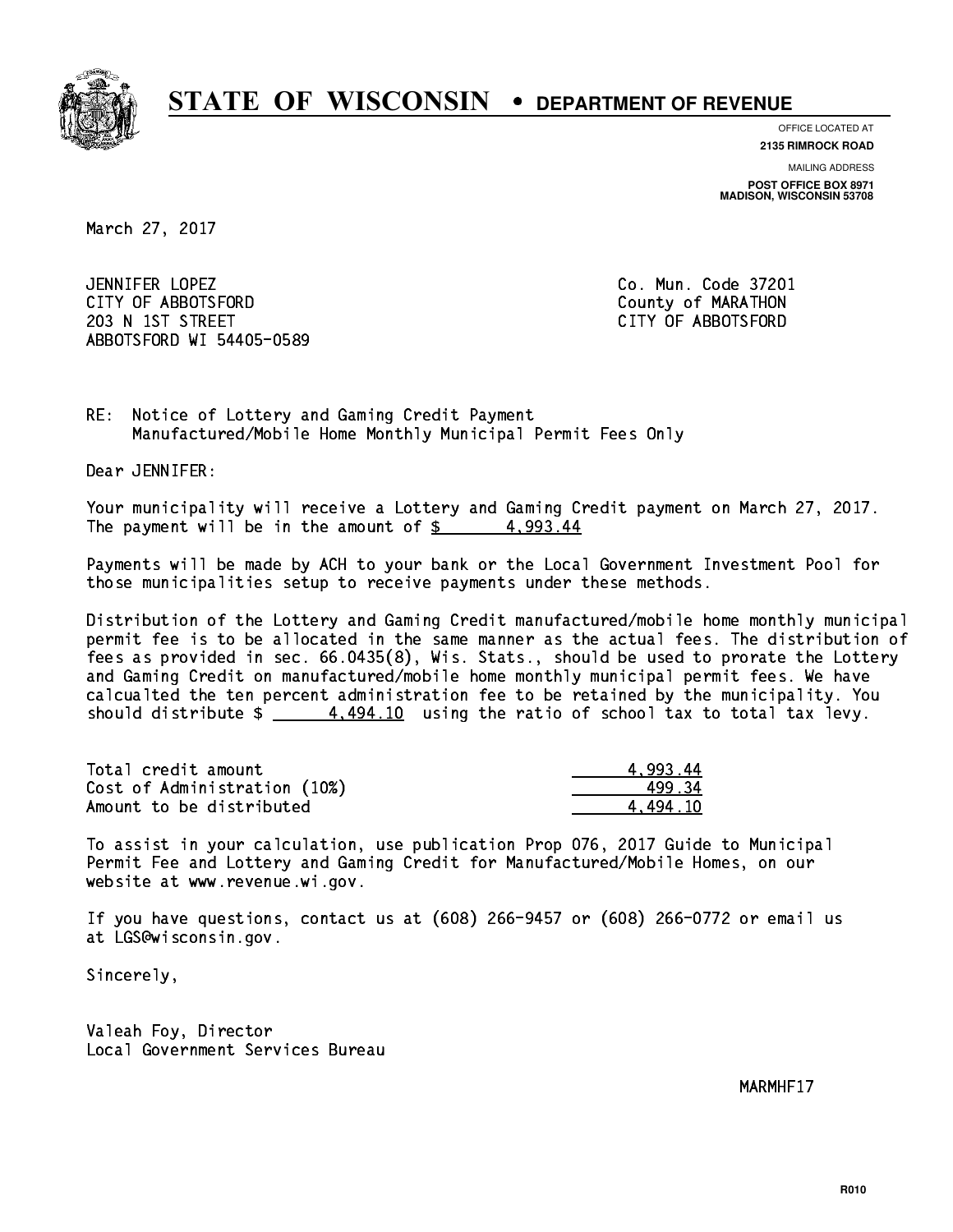# STATE OF WISCONSIN • DEPARTMENT OF REVENUE

OFFICE LOCATED AT
**2135 RIMROCK ROAD**

MAILING ADDRESS
**POST OFFICE BOX 8971**
**MADISON, WISCONSIN 53708**

March 27, 2017

JENNIFER LOPEZ
CITY OF ABBOTSFORD
203 N 1ST STREET
ABBOTSFORD WI 54405-0589

Co. Mun. Code 37201
County of MARATHON
CITY OF ABBOTSFORD

RE: Notice of Lottery and Gaming Credit Payment
Manufactured/Mobile Home Monthly Municipal Permit Fees Only

Dear JENNIFER:

Your municipality will receive a Lottery and Gaming Credit payment on March 27, 2017. The payment will be in the amount of $ 4,993.44

Payments will be made by ACH to your bank or the Local Government Investment Pool for those municipalities setup to receive payments under these methods.

Distribution of the Lottery and Gaming Credit manufactured/mobile home monthly municipal permit fee is to be allocated in the same manner as the actual fees. The distribution of fees as provided in sec. 66.0435(8), Wis. Stats., should be used to prorate the Lottery and Gaming Credit on manufactured/mobile home monthly municipal permit fees. We have calcualted the ten percent administration fee to be retained by the municipality. You should distribute $ 4,494.10 using the ratio of school tax to total tax levy.

| | |
|---|---|
| Total credit amount | 4,993.44 |
| Cost of Administration (10%) | 499.34 |
| Amount to be distributed | 4,494.10 |

To assist in your calculation, use publication Prop 076, 2017 Guide to Municipal Permit Fee and Lottery and Gaming Credit for Manufactured/Mobile Homes, on our website at www.revenue.wi.gov.

If you have questions, contact us at (608) 266-9457 or (608) 266-0772 or email us at LGS@wisconsin.gov.

Sincerely,

Valeah Foy, Director
Local Government Services Bureau

MARMHF17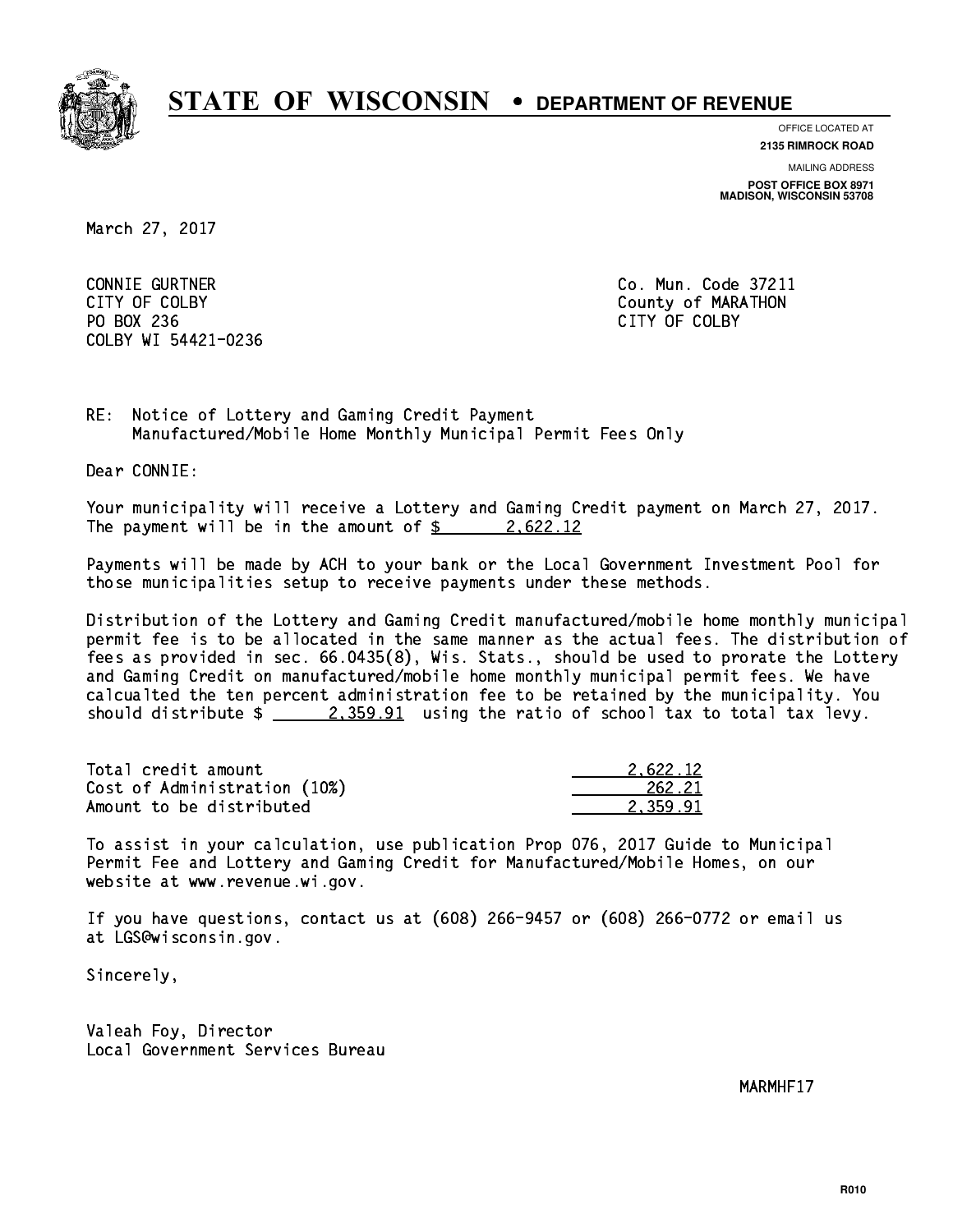# STATE OF WISCONSIN • DEPARTMENT OF REVENUE

OFFICE LOCATED AT
**2135 RIMROCK ROAD**

MAILING ADDRESS
**POST OFFICE BOX 8971**
**MADISON, WISCONSIN 53708**

March 27, 2017

CONNIE GURTNER
CITY OF COLBY
PO BOX 236
COLBY WI 54421-0236

Co. Mun. Code 37211
County of MARATHON
CITY OF COLBY

RE: Notice of Lottery and Gaming Credit Payment
Manufactured/Mobile Home Monthly Municipal Permit Fees Only

Dear CONNIE:

Your municipality will receive a Lottery and Gaming Credit payment on March 27, 2017. The payment will be in the amount of $ 2,622.12

Payments will be made by ACH to your bank or the Local Government Investment Pool for those municipalities setup to receive payments under these methods.

Distribution of the Lottery and Gaming Credit manufactured/mobile home monthly municipal permit fee is to be allocated in the same manner as the actual fees. The distribution of fees as provided in sec. 66.0435(8), Wis. Stats., should be used to prorate the Lottery and Gaming Credit on manufactured/mobile home monthly municipal permit fees. We have calcualted the ten percent administration fee to be retained by the municipality. You should distribute $ 2,359.91 using the ratio of school tax to total tax levy.

| | |
|---|---|
| Total credit amount | 2,622.12 |
| Cost of Administration (10%) | 262.21 |
| Amount to be distributed | 2,359.91 |

To assist in your calculation, use publication Prop 076, 2017 Guide to Municipal Permit Fee and Lottery and Gaming Credit for Manufactured/Mobile Homes, on our website at www.revenue.wi.gov.

If you have questions, contact us at (608) 266-9457 or (608) 266-0772 or email us at LGS@wisconsin.gov.

Sincerely,

Valeah Foy, Director
Local Government Services Bureau

MARMHF17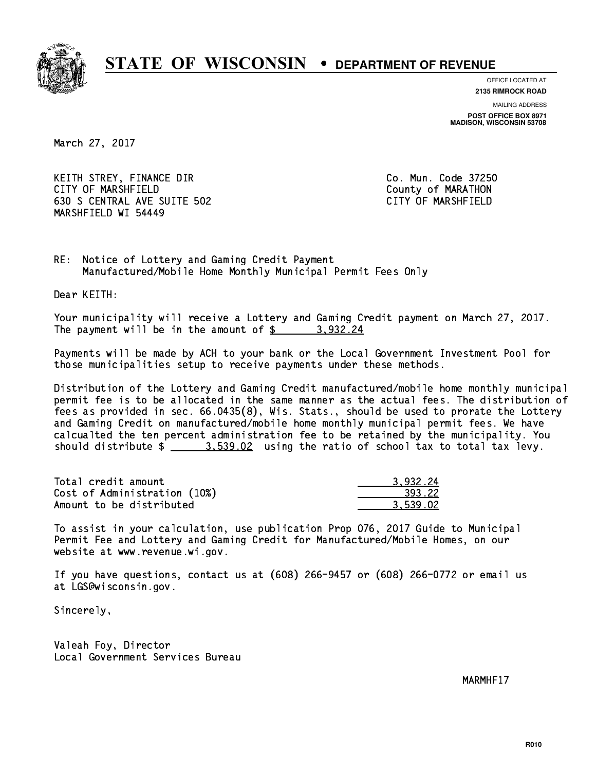# STATE OF WISCONSIN • DEPARTMENT OF REVENUE

OFFICE LOCATED AT
**2135 RIMROCK ROAD**

MAILING ADDRESS
**POST OFFICE BOX 8971**
**MADISON, WISCONSIN 53708**

March 27, 2017

KEITH STREY, FINANCE DIR
CITY OF MARSHFIELD
630 S CENTRAL AVE SUITE 502
MARSHFIELD WI 54449

Co. Mun. Code 37250
County of MARATHON
CITY OF MARSHFIELD

RE: Notice of Lottery and Gaming Credit Payment
Manufactured/Mobile Home Monthly Municipal Permit Fees Only

Dear KEITH:

Your municipality will receive a Lottery and Gaming Credit payment on March 27, 2017. The payment will be in the amount of $ 3,932.24

Payments will be made by ACH to your bank or the Local Government Investment Pool for those municipalities setup to receive payments under these methods.

Distribution of the Lottery and Gaming Credit manufactured/mobile home monthly municipal permit fee is to be allocated in the same manner as the actual fees. The distribution of fees as provided in sec. 66.0435(8), Wis. Stats., should be used to prorate the Lottery and Gaming Credit on manufactured/mobile home monthly municipal permit fees. We have calcualted the ten percent administration fee to be retained by the municipality. You should distribute $ 3,539.02 using the ratio of school tax to total tax levy.

| | |
|---|---|
| Total credit amount | 3,932.24 |
| Cost of Administration (10%) | 393.22 |
| Amount to be distributed | 3,539.02 |

To assist in your calculation, use publication Prop 076, 2017 Guide to Municipal Permit Fee and Lottery and Gaming Credit for Manufactured/Mobile Homes, on our website at www.revenue.wi.gov.

If you have questions, contact us at (608) 266-9457 or (608) 266-0772 or email us at LGS@wisconsin.gov.

Sincerely,

Valeah Foy, Director
Local Government Services Bureau

MARMHF17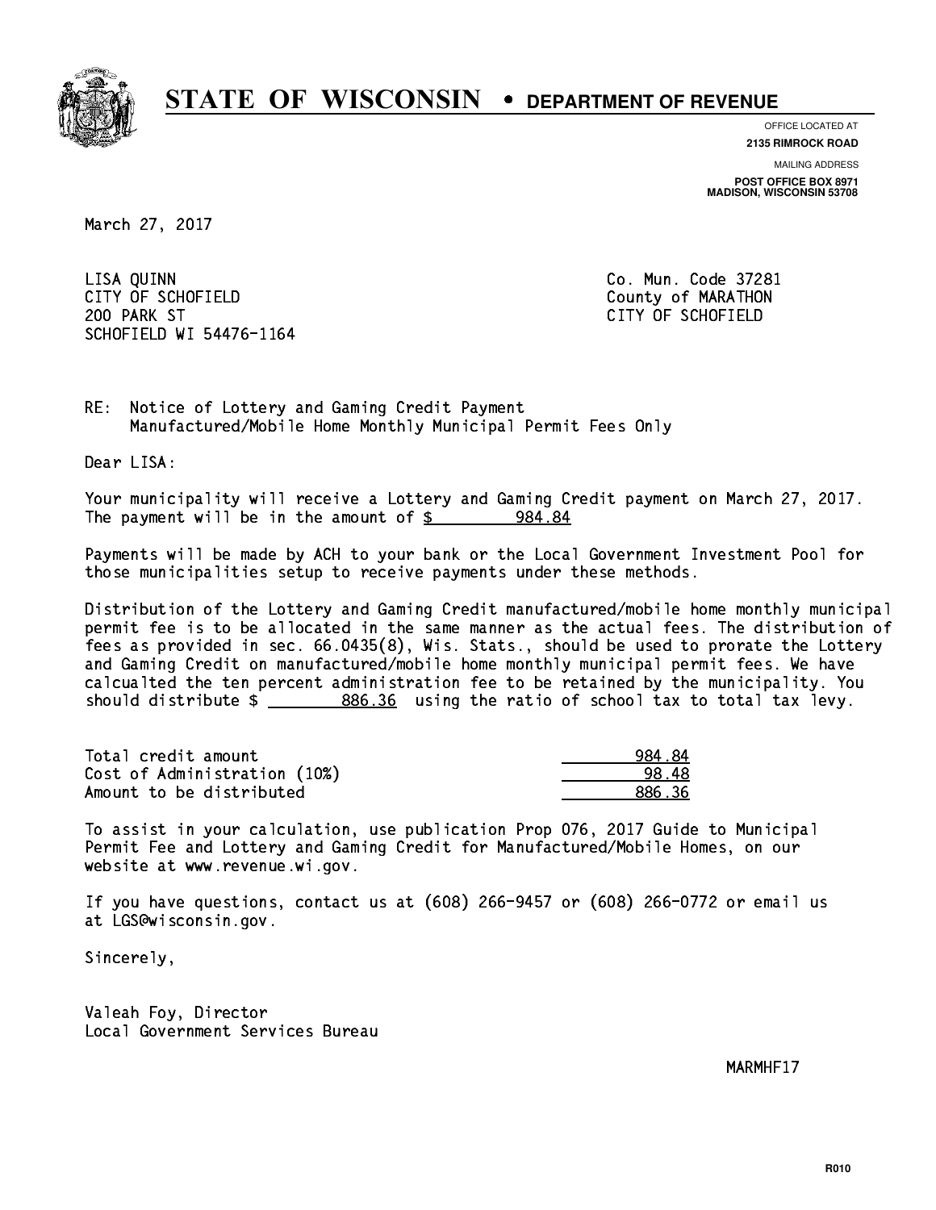# STATE OF WISCONSIN • DEPARTMENT OF REVENUE

OFFICE LOCATED AT
**2135 RIMROCK ROAD**

MAILING ADDRESS
**POST OFFICE BOX 8971**
**MADISON, WISCONSIN 53708**

March 27, 2017

LISA QUINN
CITY OF SCHOFIELD
200 PARK ST
SCHOFIELD WI 54476-1164

Co. Mun. Code 37281
County of MARATHON
CITY OF SCHOFIELD

RE: Notice of Lottery and Gaming Credit Payment
Manufactured/Mobile Home Monthly Municipal Permit Fees Only

Dear LISA:

Your municipality will receive a Lottery and Gaming Credit payment on March 27, 2017. The payment will be in the amount of $ 984.84

Payments will be made by ACH to your bank or the Local Government Investment Pool for those municipalities setup to receive payments under these methods.

Distribution of the Lottery and Gaming Credit manufactured/mobile home monthly municipal permit fee is to be allocated in the same manner as the actual fees. The distribution of fees as provided in sec. 66.0435(8), Wis. Stats., should be used to prorate the Lottery and Gaming Credit on manufactured/mobile home monthly municipal permit fees. We have calcualted the ten percent administration fee to be retained by the municipality. You should distribute $ 886.36 using the ratio of school tax to total tax levy.

| | |
|---|---|
| Total credit amount | 984.84 |
| Cost of Administration (10%) | 98.48 |
| Amount to be distributed | 886.36 |

To assist in your calculation, use publication Prop 076, 2017 Guide to Municipal Permit Fee and Lottery and Gaming Credit for Manufactured/Mobile Homes, on our website at www.revenue.wi.gov.

If you have questions, contact us at (608) 266-9457 or (608) 266-0772 or email us at LGS@wisconsin.gov.

Sincerely,

Valeah Foy, Director
Local Government Services Bureau

MARMHF17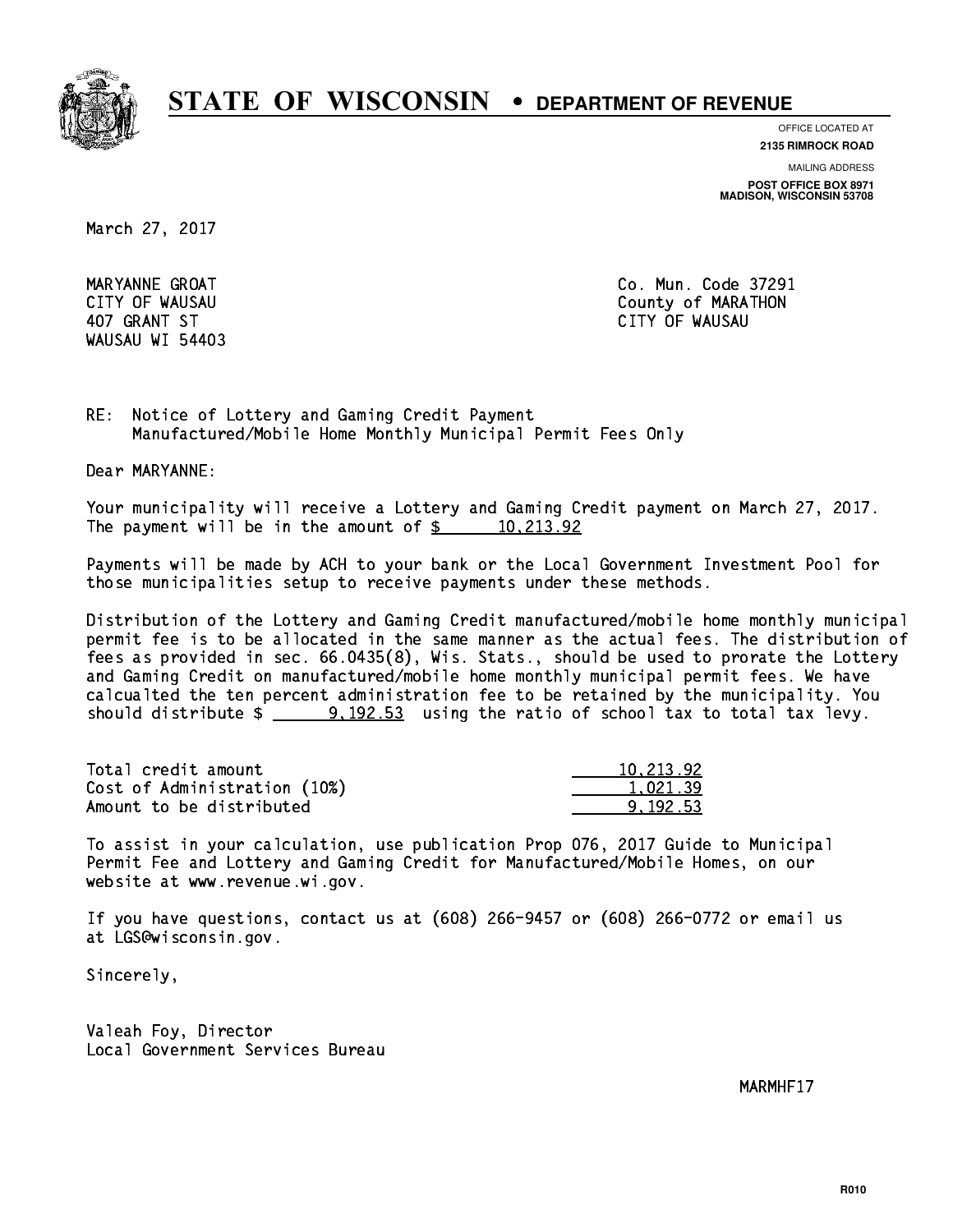# STATE OF WISCONSIN • DEPARTMENT OF REVENUE

OFFICE LOCATED AT
**2135 RIMROCK ROAD**

MAILING ADDRESS
**POST OFFICE BOX 8971**
**MADISON, WISCONSIN 53708**

March 27, 2017

MARYANNE GROAT
CITY OF WAUSAU
407 GRANT ST
WAUSAU WI 54403

Co. Mun. Code 37291
County of MARATHON
CITY OF WAUSAU

RE: Notice of Lottery and Gaming Credit Payment
Manufactured/Mobile Home Monthly Municipal Permit Fees Only

Dear MARYANNE:

Your municipality will receive a Lottery and Gaming Credit payment on March 27, 2017. The payment will be in the amount of $ 10,213.92

Payments will be made by ACH to your bank or the Local Government Investment Pool for those municipalities setup to receive payments under these methods.

Distribution of the Lottery and Gaming Credit manufactured/mobile home monthly municipal permit fee is to be allocated in the same manner as the actual fees. The distribution of fees as provided in sec. 66.0435(8), Wis. Stats., should be used to prorate the Lottery and Gaming Credit on manufactured/mobile home monthly municipal permit fees. We have calcualted the ten percent administration fee to be retained by the municipality. You should distribute $ 9,192.53 using the ratio of school tax to total tax levy.

| | |
|---|---|
| Total credit amount | 10,213.92 |
| Cost of Administration (10%) | 1,021.39 |
| Amount to be distributed | 9,192.53 |

To assist in your calculation, use publication Prop 076, 2017 Guide to Municipal Permit Fee and Lottery and Gaming Credit for Manufactured/Mobile Homes, on our website at www.revenue.wi.gov.

If you have questions, contact us at (608) 266-9457 or (608) 266-0772 or email us at LGS@wisconsin.gov.

Sincerely,

Valeah Foy, Director
Local Government Services Bureau

MARMHF17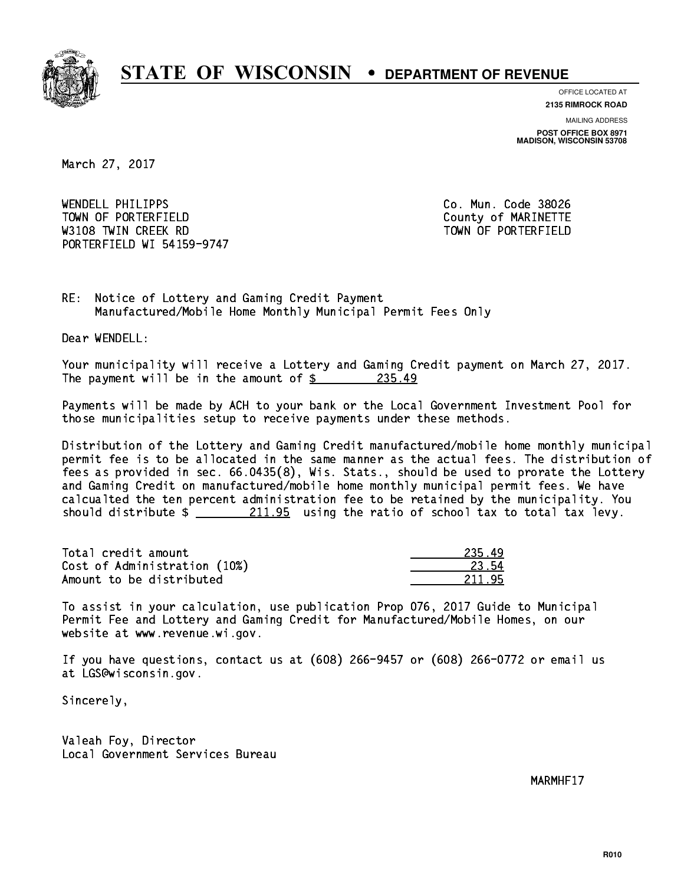# STATE OF WISCONSIN • DEPARTMENT OF REVENUE

OFFICE LOCATED AT
**2135 RIMROCK ROAD**

MAILING ADDRESS
**POST OFFICE BOX 8971**
**MADISON, WISCONSIN 53708**

March 27, 2017

WENDELL PHILIPPS
TOWN OF PORTERFIELD
W3108 TWIN CREEK RD
PORTERFIELD WI 54159-9747

Co. Mun. Code 38026
County of MARINETTE
TOWN OF PORTERFIELD

RE: Notice of Lottery and Gaming Credit Payment
Manufactured/Mobile Home Monthly Municipal Permit Fees Only

Dear WENDELL:

Your municipality will receive a Lottery and Gaming Credit payment on March 27, 2017. The payment will be in the amount of $ 235.49

Payments will be made by ACH to your bank or the Local Government Investment Pool for those municipalities setup to receive payments under these methods.

Distribution of the Lottery and Gaming Credit manufactured/mobile home monthly municipal permit fee is to be allocated in the same manner as the actual fees. The distribution of fees as provided in sec. 66.0435(8), Wis. Stats., should be used to prorate the Lottery and Gaming Credit on manufactured/mobile home monthly municipal permit fees. We have calcualted the ten percent administration fee to be retained by the municipality. You should distribute $ 211.95 using the ratio of school tax to total tax levy.

| | |
|---|---|
| Total credit amount | 235.49 |
| Cost of Administration (10%) | 23.54 |
| Amount to be distributed | 211.95 |

To assist in your calculation, use publication Prop 076, 2017 Guide to Municipal Permit Fee and Lottery and Gaming Credit for Manufactured/Mobile Homes, on our website at www.revenue.wi.gov.

If you have questions, contact us at (608) 266-9457 or (608) 266-0772 or email us at LGS@wisconsin.gov.

Sincerely,

Valeah Foy, Director
Local Government Services Bureau

MARMHF17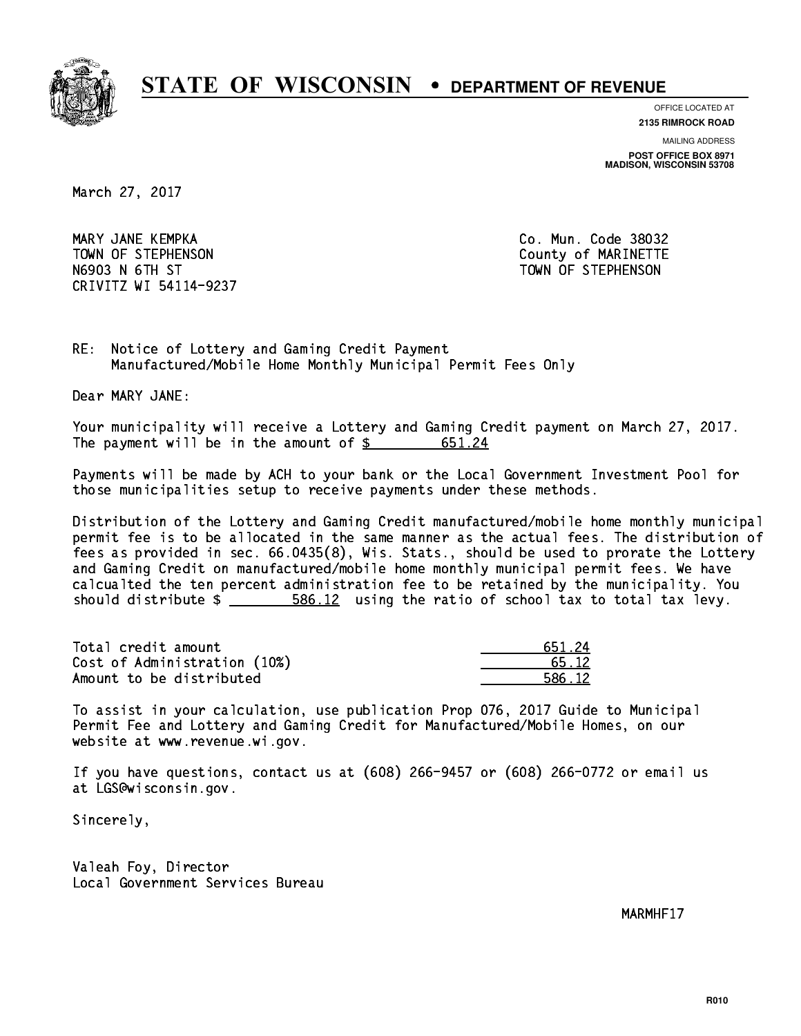# STATE OF WISCONSIN • DEPARTMENT OF REVENUE

OFFICE LOCATED AT
**2135 RIMROCK ROAD**

MAILING ADDRESS
**POST OFFICE BOX 8971**
**MADISON, WISCONSIN 53708**

March 27, 2017

MARY JANE KEMPKA
TOWN OF STEPHENSON
N6903 N 6TH ST
CRIVITZ WI 54114-9237

Co. Mun. Code 38032
County of MARINETTE
TOWN OF STEPHENSON

RE: Notice of Lottery and Gaming Credit Payment
Manufactured/Mobile Home Monthly Municipal Permit Fees Only

Dear MARY JANE:

Your municipality will receive a Lottery and Gaming Credit payment on March 27, 2017. The payment will be in the amount of $ 651.24

Payments will be made by ACH to your bank or the Local Government Investment Pool for those municipalities setup to receive payments under these methods.

Distribution of the Lottery and Gaming Credit manufactured/mobile home monthly municipal permit fee is to be allocated in the same manner as the actual fees. The distribution of fees as provided in sec. 66.0435(8), Wis. Stats., should be used to prorate the Lottery and Gaming Credit on manufactured/mobile home monthly municipal permit fees. We have calcualted the ten percent administration fee to be retained by the municipality. You should distribute $ 586.12 using the ratio of school tax to total tax levy.

| | |
|---|---|
| Total credit amount | 651.24 |
| Cost of Administration (10%) | 65.12 |
| Amount to be distributed | 586.12 |

To assist in your calculation, use publication Prop 076, 2017 Guide to Municipal Permit Fee and Lottery and Gaming Credit for Manufactured/Mobile Homes, on our website at www.revenue.wi.gov.

If you have questions, contact us at (608) 266-9457 or (608) 266-0772 or email us at LGS@wisconsin.gov.

Sincerely,

Valeah Foy, Director
Local Government Services Bureau

MARMHF17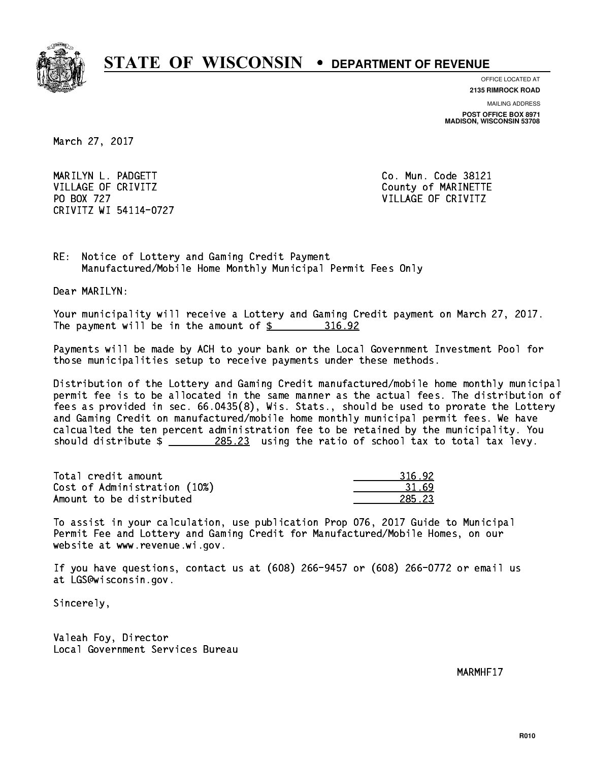# STATE OF WISCONSIN • DEPARTMENT OF REVENUE

OFFICE LOCATED AT
**2135 RIMROCK ROAD**

MAILING ADDRESS
**POST OFFICE BOX 8971**
**MADISON, WISCONSIN 53708**

March 27, 2017

MARILYN L. PADGETT
VILLAGE OF CRIVITZ
PO BOX 727
CRIVITZ WI 54114-0727

Co. Mun. Code 38121
County of MARINETTE
VILLAGE OF CRIVITZ

RE: Notice of Lottery and Gaming Credit Payment
Manufactured/Mobile Home Monthly Municipal Permit Fees Only

Dear MARILYN:

Your municipality will receive a Lottery and Gaming Credit payment on March 27, 2017. The payment will be in the amount of $ 316.92

Payments will be made by ACH to your bank or the Local Government Investment Pool for those municipalities setup to receive payments under these methods.

Distribution of the Lottery and Gaming Credit manufactured/mobile home monthly municipal permit fee is to be allocated in the same manner as the actual fees. The distribution of fees as provided in sec. 66.0435(8), Wis. Stats., should be used to prorate the Lottery and Gaming Credit on manufactured/mobile home monthly municipal permit fees. We have calcualted the ten percent administration fee to be retained by the municipality. You should distribute $ 285.23 using the ratio of school tax to total tax levy.

| | |
|---|---|
| Total credit amount | 316.92 |
| Cost of Administration (10%) | 31.69 |
| Amount to be distributed | 285.23 |

To assist in your calculation, use publication Prop 076, 2017 Guide to Municipal Permit Fee and Lottery and Gaming Credit for Manufactured/Mobile Homes, on our website at www.revenue.wi.gov.

If you have questions, contact us at (608) 266-9457 or (608) 266-0772 or email us at LGS@wisconsin.gov.

Sincerely,

Valeah Foy, Director
Local Government Services Bureau

MARMHF17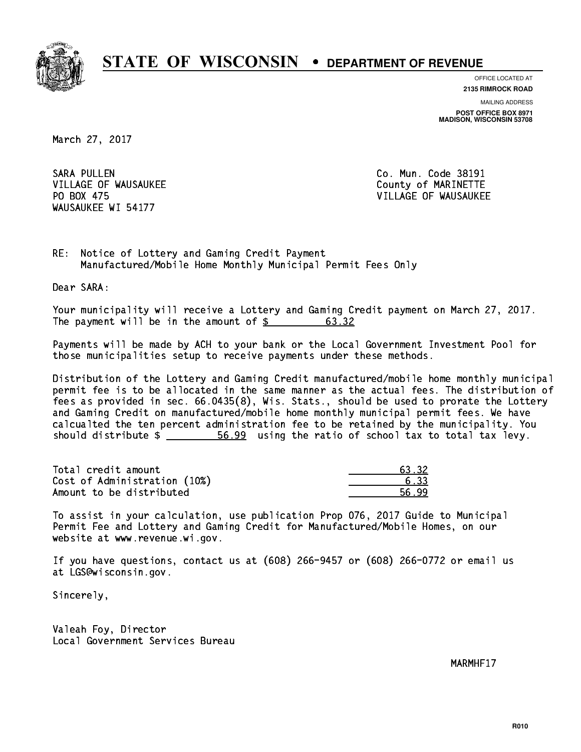# STATE OF WISCONSIN • DEPARTMENT OF REVENUE

OFFICE LOCATED AT
**2135 RIMROCK ROAD**

MAILING ADDRESS
**POST OFFICE BOX 8971**
**MADISON, WISCONSIN 53708**

March 27, 2017

SARA PULLEN
VILLAGE OF WAUSAUKEE
PO BOX 475
WAUSAUKEE WI 54177

Co. Mun. Code 38191
County of MARINETTE
VILLAGE OF WAUSAUKEE

RE: Notice of Lottery and Gaming Credit Payment
Manufactured/Mobile Home Monthly Municipal Permit Fees Only

Dear SARA:

Your municipality will receive a Lottery and Gaming Credit payment on March 27, 2017. The payment will be in the amount of $ 63.32

Payments will be made by ACH to your bank or the Local Government Investment Pool for those municipalities setup to receive payments under these methods.

Distribution of the Lottery and Gaming Credit manufactured/mobile home monthly municipal permit fee is to be allocated in the same manner as the actual fees. The distribution of fees as provided in sec. 66.0435(8), Wis. Stats., should be used to prorate the Lottery and Gaming Credit on manufactured/mobile home monthly municipal permit fees. We have calcualted the ten percent administration fee to be retained by the municipality. You should distribute $ 56.99 using the ratio of school tax to total tax levy.

| | |
|---|---|
| Total credit amount | 63.32 |
| Cost of Administration (10%) | 6.33 |
| Amount to be distributed | 56.99 |

To assist in your calculation, use publication Prop 076, 2017 Guide to Municipal Permit Fee and Lottery and Gaming Credit for Manufactured/Mobile Homes, on our website at www.revenue.wi.gov.

If you have questions, contact us at (608) 266-9457 or (608) 266-0772 or email us at LGS@wisconsin.gov.

Sincerely,

Valeah Foy, Director
Local Government Services Bureau

MARMHF17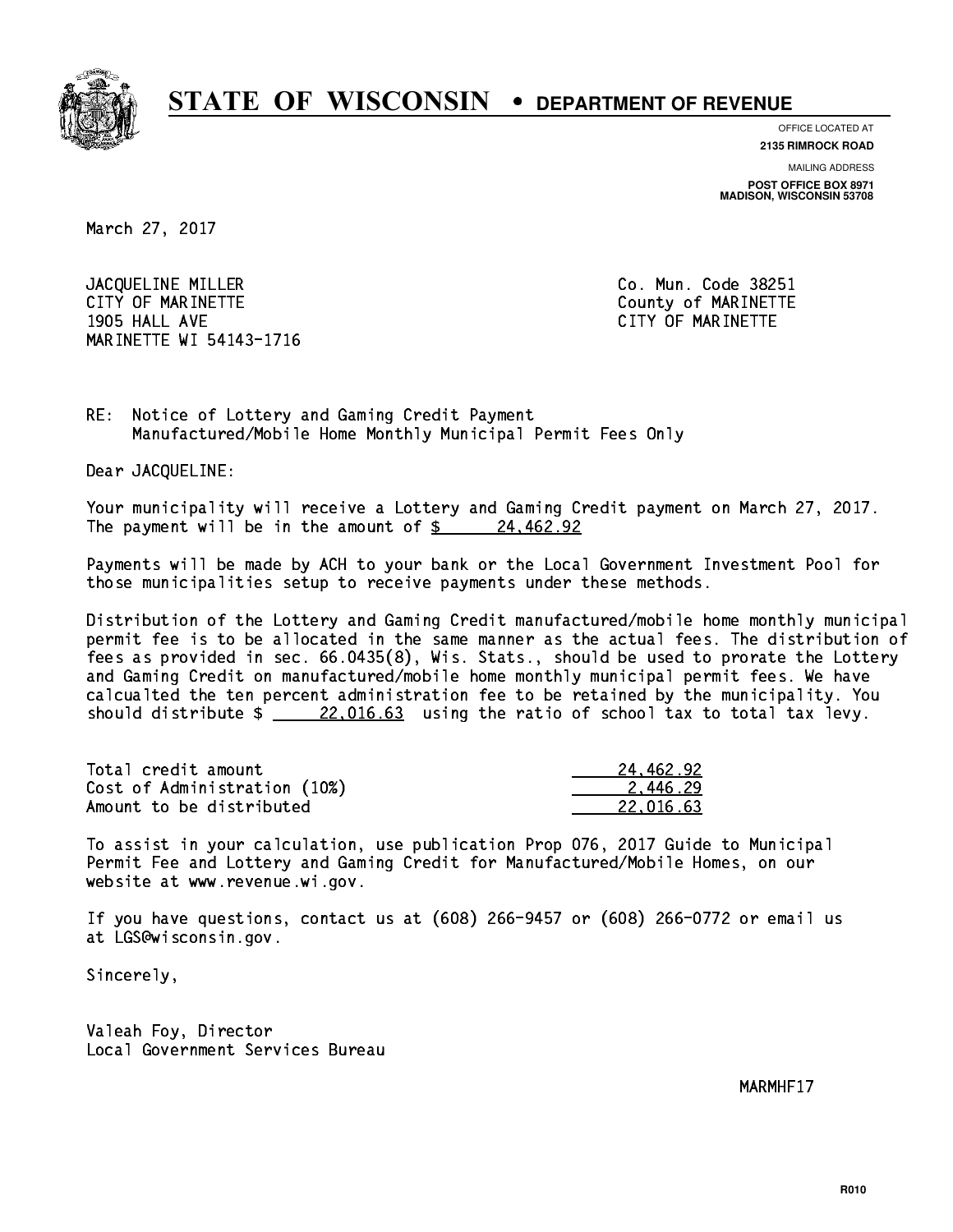# STATE OF WISCONSIN • DEPARTMENT OF REVENUE

OFFICE LOCATED AT
**2135 RIMROCK ROAD**

MAILING ADDRESS
**POST OFFICE BOX 8971**
**MADISON, WISCONSIN 53708**

March 27, 2017

JACQUELINE MILLER
CITY OF MARINETTE
1905 HALL AVE
MARINETTE WI 54143-1716

Co. Mun. Code 38251
County of MARINETTE
CITY OF MARINETTE

RE: Notice of Lottery and Gaming Credit Payment
Manufactured/Mobile Home Monthly Municipal Permit Fees Only

Dear JACQUELINE:

Your municipality will receive a Lottery and Gaming Credit payment on March 27, 2017. The payment will be in the amount of $ 24,462.92

Payments will be made by ACH to your bank or the Local Government Investment Pool for those municipalities setup to receive payments under these methods.

Distribution of the Lottery and Gaming Credit manufactured/mobile home monthly municipal permit fee is to be allocated in the same manner as the actual fees. The distribution of fees as provided in sec. 66.0435(8), Wis. Stats., should be used to prorate the Lottery and Gaming Credit on manufactured/mobile home monthly municipal permit fees. We have calcualted the ten percent administration fee to be retained by the municipality. You should distribute $ 22,016.63 using the ratio of school tax to total tax levy.

| | |
|---|---|
| Total credit amount | 24,462.92 |
| Cost of Administration (10%) | 2,446.29 |
| Amount to be distributed | 22,016.63 |

To assist in your calculation, use publication Prop 076, 2017 Guide to Municipal Permit Fee and Lottery and Gaming Credit for Manufactured/Mobile Homes, on our website at www.revenue.wi.gov.

If you have questions, contact us at (608) 266-9457 or (608) 266-0772 or email us at LGS@wisconsin.gov.

Sincerely,

Valeah Foy, Director
Local Government Services Bureau

MARMHF17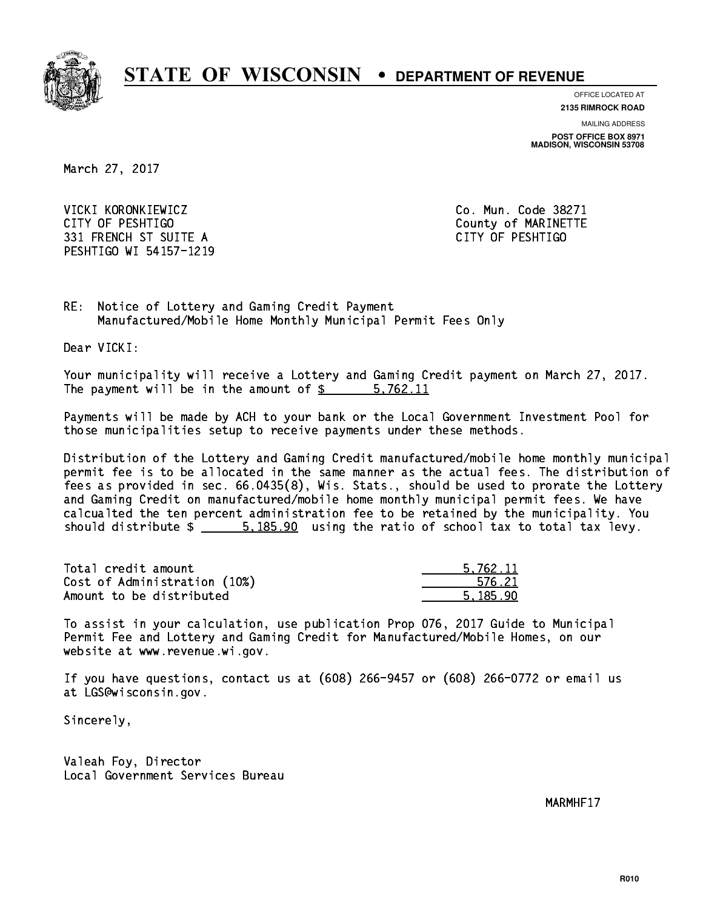# STATE OF WISCONSIN • DEPARTMENT OF REVENUE

OFFICE LOCATED AT
**2135 RIMROCK ROAD**

MAILING ADDRESS
**POST OFFICE BOX 8971**
**MADISON, WISCONSIN 53708**

March 27, 2017

VICKI KORONKIEWICZ
CITY OF PESHTIGO
331 FRENCH ST SUITE A
PESHTIGO WI 54157-1219

Co. Mun. Code 38271
County of MARINETTE
CITY OF PESHTIGO

RE: Notice of Lottery and Gaming Credit Payment
Manufactured/Mobile Home Monthly Municipal Permit Fees Only

Dear VICKI:

Your municipality will receive a Lottery and Gaming Credit payment on March 27, 2017. The payment will be in the amount of $ 5,762.11

Payments will be made by ACH to your bank or the Local Government Investment Pool for those municipalities setup to receive payments under these methods.

Distribution of the Lottery and Gaming Credit manufactured/mobile home monthly municipal permit fee is to be allocated in the same manner as the actual fees. The distribution of fees as provided in sec. 66.0435(8), Wis. Stats., should be used to prorate the Lottery and Gaming Credit on manufactured/mobile home monthly municipal permit fees. We have calcualted the ten percent administration fee to be retained by the municipality. You should distribute $ 5,185.90 using the ratio of school tax to total tax levy.

| | |
|---|---|
| Total credit amount | 5,762.11 |
| Cost of Administration (10%) | 576.21 |
| Amount to be distributed | 5,185.90 |

To assist in your calculation, use publication Prop 076, 2017 Guide to Municipal Permit Fee and Lottery and Gaming Credit for Manufactured/Mobile Homes, on our website at www.revenue.wi.gov.

If you have questions, contact us at (608) 266-9457 or (608) 266-0772 or email us at LGS@wisconsin.gov.

Sincerely,

Valeah Foy, Director
Local Government Services Bureau

MARMHF17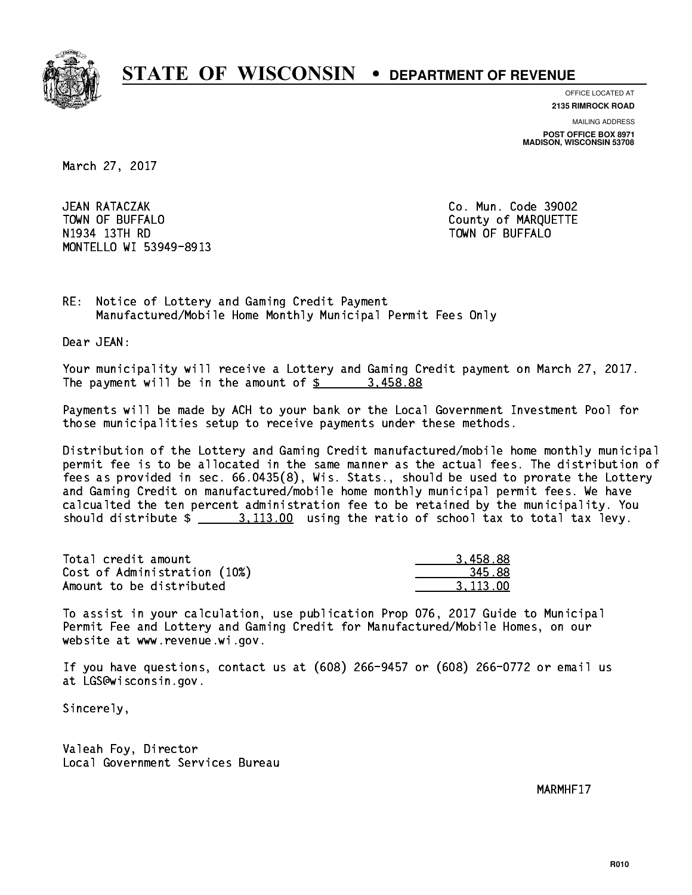# STATE OF WISCONSIN • DEPARTMENT OF REVENUE

OFFICE LOCATED AT
**2135 RIMROCK ROAD**

MAILING ADDRESS
**POST OFFICE BOX 8971**
**MADISON, WISCONSIN 53708**

March 27, 2017

JEAN RATACZAK
TOWN OF BUFFALO
N1934 13TH RD
MONTELLO WI 53949-8913

Co. Mun. Code 39002
County of MARQUETTE
TOWN OF BUFFALO

RE: Notice of Lottery and Gaming Credit Payment
Manufactured/Mobile Home Monthly Municipal Permit Fees Only

Dear JEAN:

Your municipality will receive a Lottery and Gaming Credit payment on March 27, 2017. The payment will be in the amount of $ 3,458.88

Payments will be made by ACH to your bank or the Local Government Investment Pool for those municipalities setup to receive payments under these methods.

Distribution of the Lottery and Gaming Credit manufactured/mobile home monthly municipal permit fee is to be allocated in the same manner as the actual fees. The distribution of fees as provided in sec. 66.0435(8), Wis. Stats., should be used to prorate the Lottery and Gaming Credit on manufactured/mobile home monthly municipal permit fees. We have calcualted the ten percent administration fee to be retained by the municipality. You should distribute $ 3,113.00 using the ratio of school tax to total tax levy.

| | |
|---|---|
| Total credit amount | 3,458.88 |
| Cost of Administration (10%) | 345.88 |
| Amount to be distributed | 3,113.00 |

To assist in your calculation, use publication Prop 076, 2017 Guide to Municipal Permit Fee and Lottery and Gaming Credit for Manufactured/Mobile Homes, on our website at www.revenue.wi.gov.

If you have questions, contact us at (608) 266-9457 or (608) 266-0772 or email us at LGS@wisconsin.gov.

Sincerely,

Valeah Foy, Director
Local Government Services Bureau

MARMHF17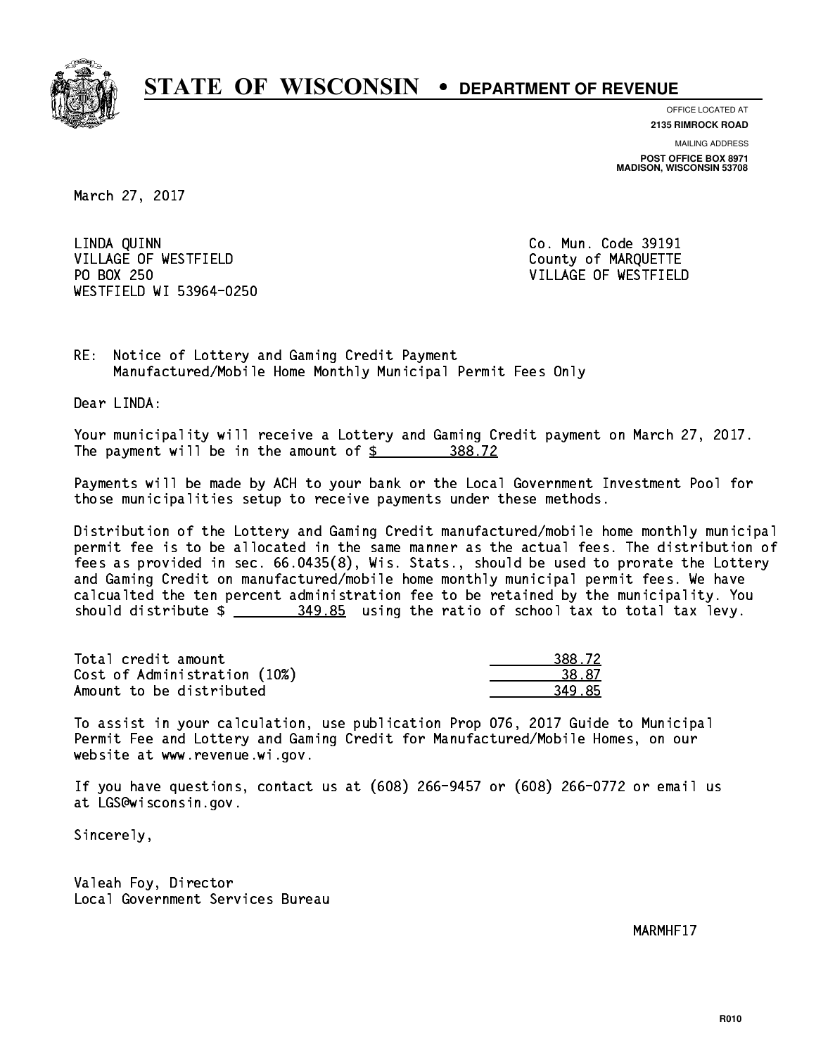# STATE OF WISCONSIN • DEPARTMENT OF REVENUE

OFFICE LOCATED AT
**2135 RIMROCK ROAD**

MAILING ADDRESS
**POST OFFICE BOX 8971**
**MADISON, WISCONSIN 53708**

March 27, 2017

LINDA QUINN
VILLAGE OF WESTFIELD
PO BOX 250
WESTFIELD WI 53964-0250

Co. Mun. Code 39191
County of MARQUETTE
VILLAGE OF WESTFIELD

RE: Notice of Lottery and Gaming Credit Payment
Manufactured/Mobile Home Monthly Municipal Permit Fees Only

Dear LINDA:

Your municipality will receive a Lottery and Gaming Credit payment on March 27, 2017. The payment will be in the amount of $ 388.72

Payments will be made by ACH to your bank or the Local Government Investment Pool for those municipalities setup to receive payments under these methods.

Distribution of the Lottery and Gaming Credit manufactured/mobile home monthly municipal permit fee is to be allocated in the same manner as the actual fees. The distribution of fees as provided in sec. 66.0435(8), Wis. Stats., should be used to prorate the Lottery and Gaming Credit on manufactured/mobile home monthly municipal permit fees. We have calcualted the ten percent administration fee to be retained by the municipality. You should distribute $ 349.85 using the ratio of school tax to total tax levy.

| | |
|---|---|
| Total credit amount | 388.72 |
| Cost of Administration (10%) | 38.87 |
| Amount to be distributed | 349.85 |

To assist in your calculation, use publication Prop 076, 2017 Guide to Municipal Permit Fee and Lottery and Gaming Credit for Manufactured/Mobile Homes, on our website at www.revenue.wi.gov.

If you have questions, contact us at (608) 266-9457 or (608) 266-0772 or email us at LGS@wisconsin.gov.

Sincerely,

Valeah Foy, Director
Local Government Services Bureau

MARMHF17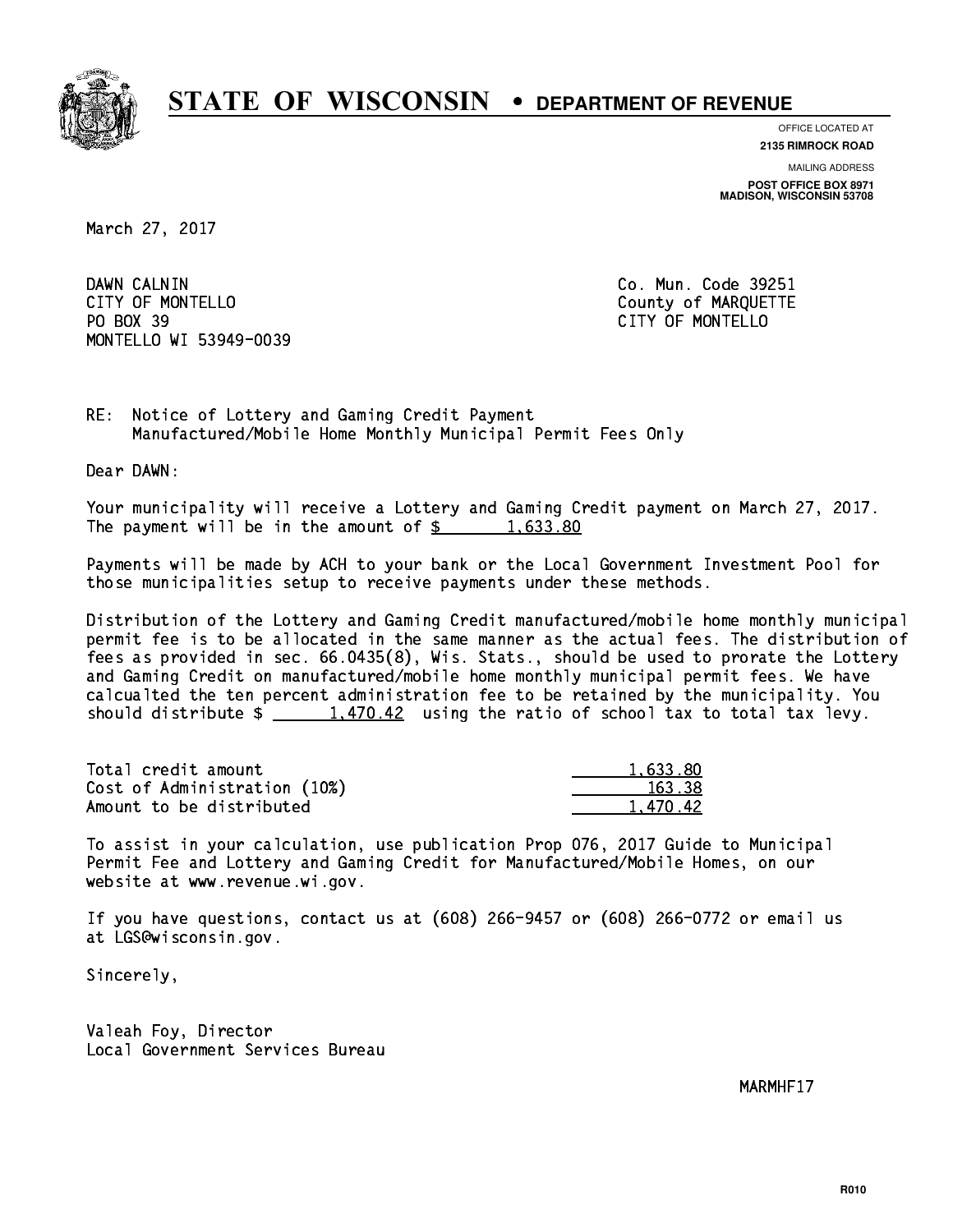# STATE OF WISCONSIN • DEPARTMENT OF REVENUE

OFFICE LOCATED AT
**2135 RIMROCK ROAD**

MAILING ADDRESS
**POST OFFICE BOX 8971**
**MADISON, WISCONSIN 53708**

March 27, 2017

DAWN CALNIN
CITY OF MONTELLO
PO BOX 39
MONTELLO WI 53949-0039

Co. Mun. Code 39251
County of MARQUETTE
CITY OF MONTELLO

RE: Notice of Lottery and Gaming Credit Payment
Manufactured/Mobile Home Monthly Municipal Permit Fees Only

Dear DAWN:

Your municipality will receive a Lottery and Gaming Credit payment on March 27, 2017. The payment will be in the amount of $ 1,633.80

Payments will be made by ACH to your bank or the Local Government Investment Pool for those municipalities setup to receive payments under these methods.

Distribution of the Lottery and Gaming Credit manufactured/mobile home monthly municipal permit fee is to be allocated in the same manner as the actual fees. The distribution of fees as provided in sec. 66.0435(8), Wis. Stats., should be used to prorate the Lottery and Gaming Credit on manufactured/mobile home monthly municipal permit fees. We have calcualted the ten percent administration fee to be retained by the municipality. You should distribute $ 1,470.42 using the ratio of school tax to total tax levy.

| | |
|---|---|
| Total credit amount | 1,633.80 |
| Cost of Administration (10%) | 163.38 |
| Amount to be distributed | 1,470.42 |

To assist in your calculation, use publication Prop 076, 2017 Guide to Municipal Permit Fee and Lottery and Gaming Credit for Manufactured/Mobile Homes, on our website at www.revenue.wi.gov.

If you have questions, contact us at (608) 266-9457 or (608) 266-0772 or email us at LGS@wisconsin.gov.

Sincerely,

Valeah Foy, Director
Local Government Services Bureau

MARMHF17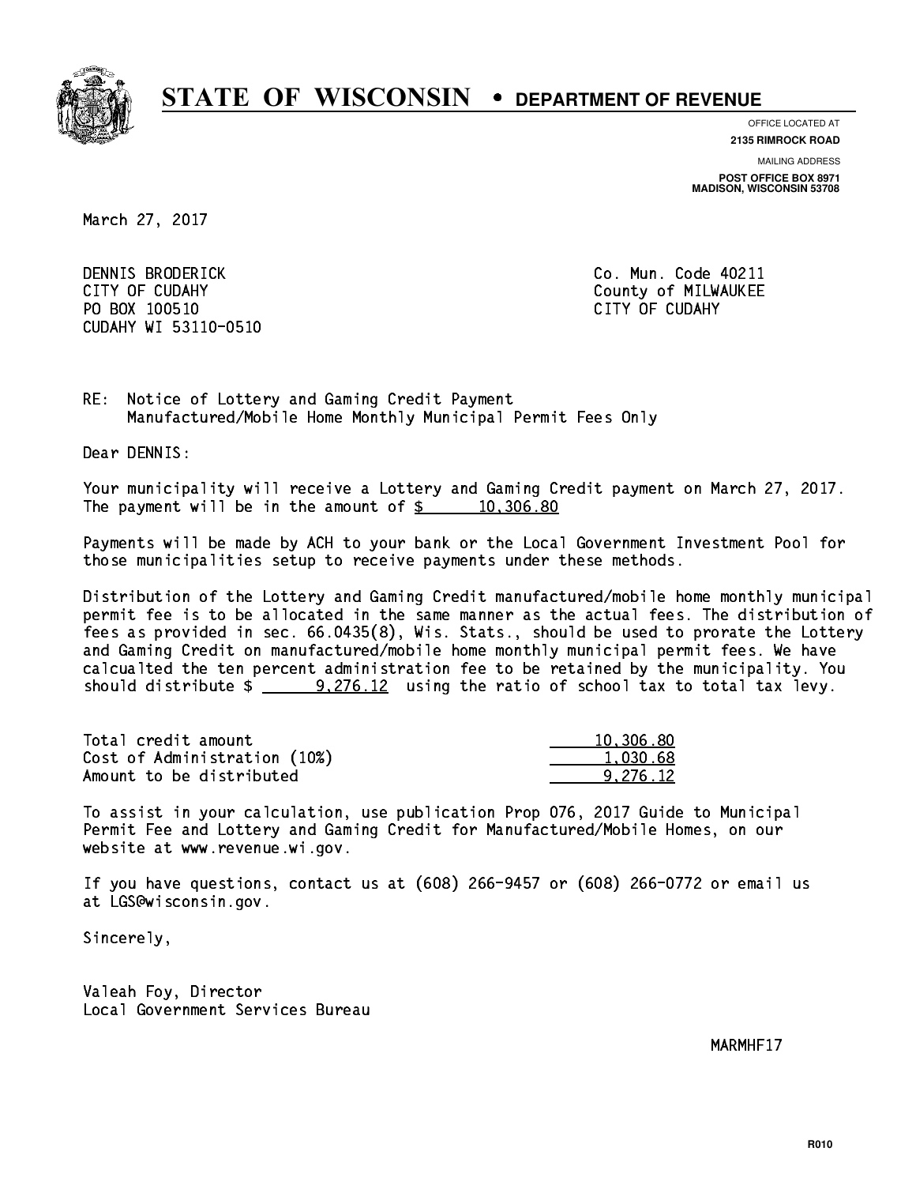# STATE OF WISCONSIN • DEPARTMENT OF REVENUE

OFFICE LOCATED AT
**2135 RIMROCK ROAD**

MAILING ADDRESS
**POST OFFICE BOX 8971**
**MADISON, WISCONSIN 53708**

March 27, 2017

DENNIS BRODERICK
CITY OF CUDAHY
PO BOX 100510
CUDAHY WI 53110-0510

Co. Mun. Code 40211
County of MILWAUKEE
CITY OF CUDAHY

RE: Notice of Lottery and Gaming Credit Payment
Manufactured/Mobile Home Monthly Municipal Permit Fees Only

Dear DENNIS:

Your municipality will receive a Lottery and Gaming Credit payment on March 27, 2017. The payment will be in the amount of $ 10,306.80

Payments will be made by ACH to your bank or the Local Government Investment Pool for those municipalities setup to receive payments under these methods.

Distribution of the Lottery and Gaming Credit manufactured/mobile home monthly municipal permit fee is to be allocated in the same manner as the actual fees. The distribution of fees as provided in sec. 66.0435(8), Wis. Stats., should be used to prorate the Lottery and Gaming Credit on manufactured/mobile home monthly municipal permit fees. We have calcualted the ten percent administration fee to be retained by the municipality. You should distribute $ 9,276.12 using the ratio of school tax to total tax levy.

| | |
|---|---|
| Total credit amount | 10,306.80 |
| Cost of Administration (10%) | 1,030.68 |
| Amount to be distributed | 9,276.12 |

To assist in your calculation, use publication Prop 076, 2017 Guide to Municipal Permit Fee and Lottery and Gaming Credit for Manufactured/Mobile Homes, on our website at www.revenue.wi.gov.

If you have questions, contact us at (608) 266-9457 or (608) 266-0772 or email us at LGS@wisconsin.gov.

Sincerely,

Valeah Foy, Director
Local Government Services Bureau

MARMHF17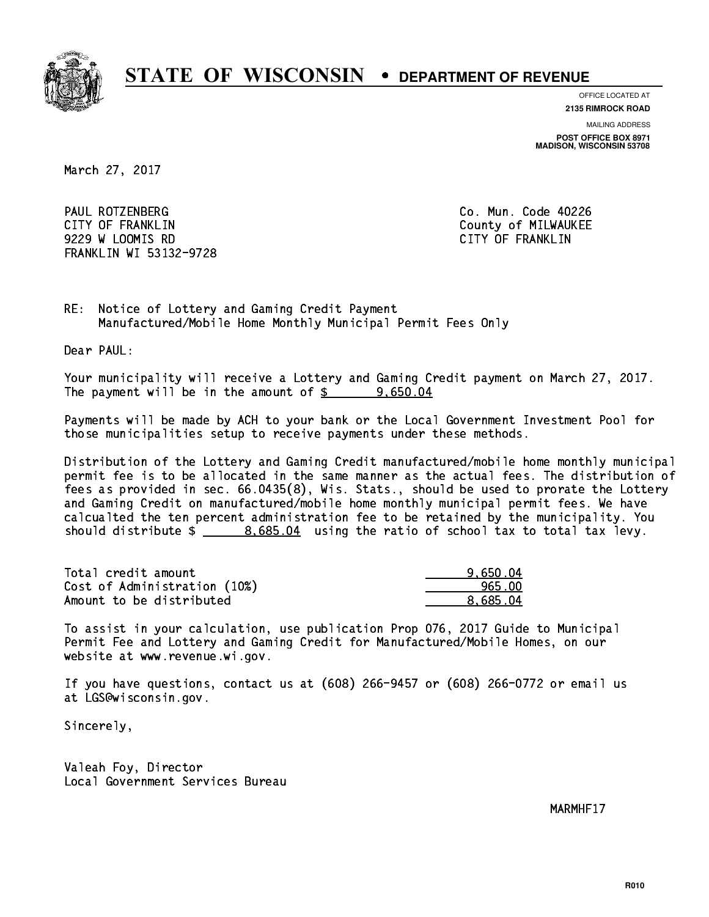# STATE OF WISCONSIN • DEPARTMENT OF REVENUE

OFFICE LOCATED AT
**2135 RIMROCK ROAD**

MAILING ADDRESS
**POST OFFICE BOX 8971**
**MADISON, WISCONSIN 53708**

March 27, 2017

PAUL ROTZENBERG
CITY OF FRANKLIN
9229 W LOOMIS RD
FRANKLIN WI 53132-9728

Co. Mun. Code 40226
County of MILWAUKEE
CITY OF FRANKLIN

RE: Notice of Lottery and Gaming Credit Payment
Manufactured/Mobile Home Monthly Municipal Permit Fees Only

Dear PAUL:

Your municipality will receive a Lottery and Gaming Credit payment on March 27, 2017. The payment will be in the amount of $ 9,650.04

Payments will be made by ACH to your bank or the Local Government Investment Pool for those municipalities setup to receive payments under these methods.

Distribution of the Lottery and Gaming Credit manufactured/mobile home monthly municipal permit fee is to be allocated in the same manner as the actual fees. The distribution of fees as provided in sec. 66.0435(8), Wis. Stats., should be used to prorate the Lottery and Gaming Credit on manufactured/mobile home monthly municipal permit fees. We have calcualted the ten percent administration fee to be retained by the municipality. You should distribute $ 8,685.04 using the ratio of school tax to total tax levy.

| | |
|---|---|
| Total credit amount | 9,650.04 |
| Cost of Administration (10%) | 965.00 |
| Amount to be distributed | 8,685.04 |

To assist in your calculation, use publication Prop 076, 2017 Guide to Municipal Permit Fee and Lottery and Gaming Credit for Manufactured/Mobile Homes, on our website at www.revenue.wi.gov.

If you have questions, contact us at (608) 266-9457 or (608) 266-0772 or email us at LGS@wisconsin.gov.

Sincerely,

Valeah Foy, Director
Local Government Services Bureau

MARMHF17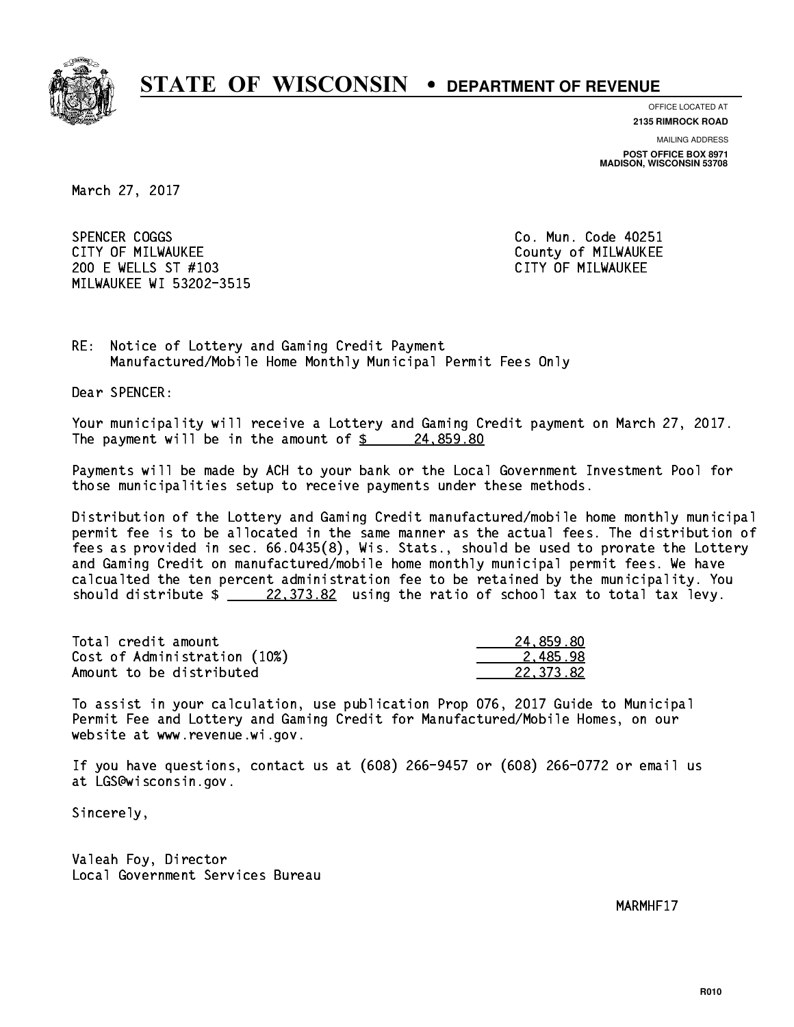# STATE OF WISCONSIN • DEPARTMENT OF REVENUE

OFFICE LOCATED AT
**2135 RIMROCK ROAD**

MAILING ADDRESS
**POST OFFICE BOX 8971**
**MADISON, WISCONSIN 53708**

March 27, 2017

SPENCER COGGS
CITY OF MILWAUKEE
200 E WELLS ST #103
MILWAUKEE WI 53202-3515

Co. Mun. Code 40251
County of MILWAUKEE
CITY OF MILWAUKEE

RE: Notice of Lottery and Gaming Credit Payment
Manufactured/Mobile Home Monthly Municipal Permit Fees Only

Dear SPENCER:

Your municipality will receive a Lottery and Gaming Credit payment on March 27, 2017. The payment will be in the amount of $ 24,859.80

Payments will be made by ACH to your bank or the Local Government Investment Pool for those municipalities setup to receive payments under these methods.

Distribution of the Lottery and Gaming Credit manufactured/mobile home monthly municipal permit fee is to be allocated in the same manner as the actual fees. The distribution of fees as provided in sec. 66.0435(8), Wis. Stats., should be used to prorate the Lottery and Gaming Credit on manufactured/mobile home monthly municipal permit fees. We have calcualted the ten percent administration fee to be retained by the municipality. You should distribute $ 22,373.82 using the ratio of school tax to total tax levy.

| | |
|---|---|
| Total credit amount | 24,859.80 |
| Cost of Administration (10%) | 2,485.98 |
| Amount to be distributed | 22,373.82 |

To assist in your calculation, use publication Prop 076, 2017 Guide to Municipal Permit Fee and Lottery and Gaming Credit for Manufactured/Mobile Homes, on our website at www.revenue.wi.gov.

If you have questions, contact us at (608) 266-9457 or (608) 266-0772 or email us at LGS@wisconsin.gov.

Sincerely,

Valeah Foy, Director
Local Government Services Bureau

MARMHF17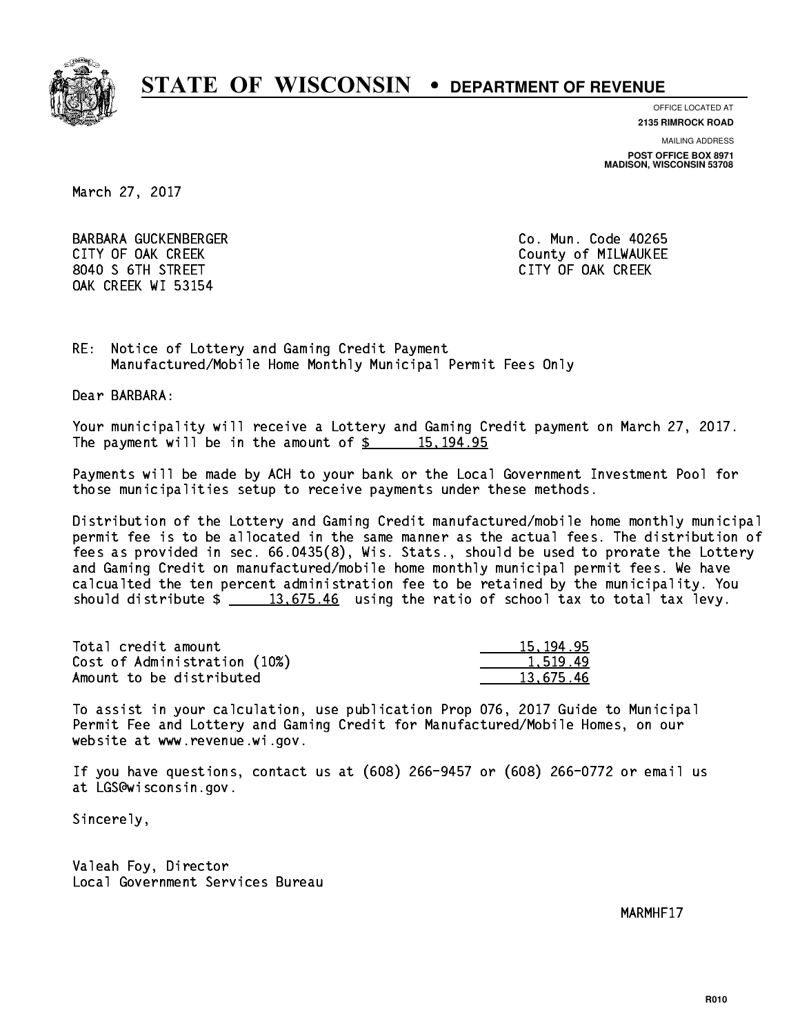# STATE OF WISCONSIN • DEPARTMENT OF REVENUE

OFFICE LOCATED AT
**2135 RIMROCK ROAD**

MAILING ADDRESS
**POST OFFICE BOX 8971**
**MADISON, WISCONSIN 53708**

March 27, 2017

BARBARA GUCKENBERGER
CITY OF OAK CREEK
8040 S 6TH STREET
OAK CREEK WI 53154

Co. Mun. Code 40265
County of MILWAUKEE
CITY OF OAK CREEK

RE: Notice of Lottery and Gaming Credit Payment
Manufactured/Mobile Home Monthly Municipal Permit Fees Only

Dear BARBARA:

Your municipality will receive a Lottery and Gaming Credit payment on March 27, 2017. The payment will be in the amount of $ 15,194.95

Payments will be made by ACH to your bank or the Local Government Investment Pool for those municipalities setup to receive payments under these methods.

Distribution of the Lottery and Gaming Credit manufactured/mobile home monthly municipal permit fee is to be allocated in the same manner as the actual fees. The distribution of fees as provided in sec. 66.0435(8), Wis. Stats., should be used to prorate the Lottery and Gaming Credit on manufactured/mobile home monthly municipal permit fees. We have calcualted the ten percent administration fee to be retained by the municipality. You should distribute $ 13,675.46 using the ratio of school tax to total tax levy.

| | |
|---|---|
| Total credit amount | 15,194.95 |
| Cost of Administration (10%) | 1,519.49 |
| Amount to be distributed | 13,675.46 |

To assist in your calculation, use publication Prop 076, 2017 Guide to Municipal Permit Fee and Lottery and Gaming Credit for Manufactured/Mobile Homes, on our website at www.revenue.wi.gov.

If you have questions, contact us at (608) 266-9457 or (608) 266-0772 or email us at LGS@wisconsin.gov.

Sincerely,

Valeah Foy, Director
Local Government Services Bureau

MARMHF17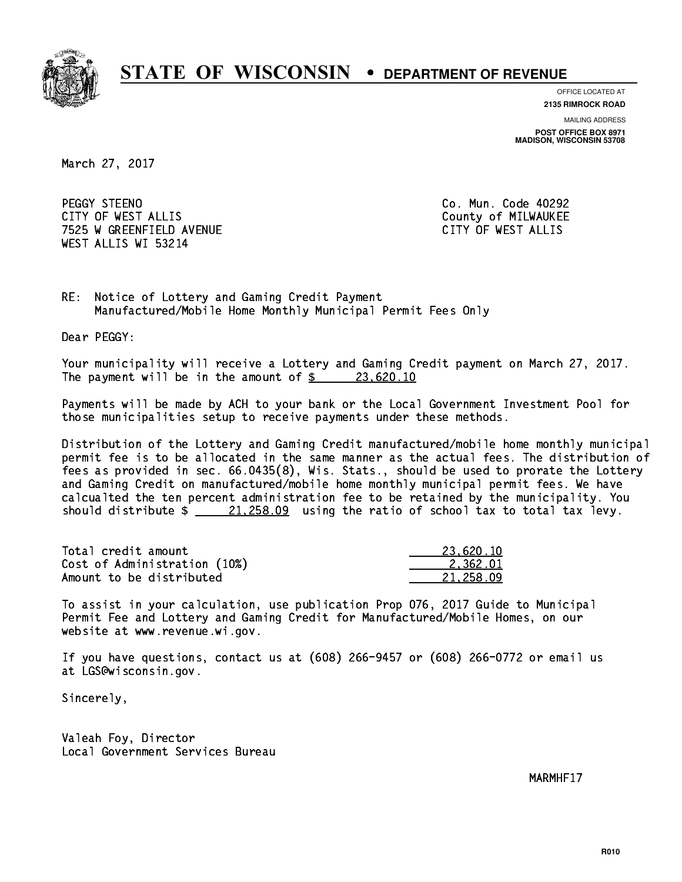# STATE OF WISCONSIN • DEPARTMENT OF REVENUE

OFFICE LOCATED AT
**2135 RIMROCK ROAD**

MAILING ADDRESS
**POST OFFICE BOX 8971**
**MADISON, WISCONSIN 53708**

March 27, 2017

PEGGY STEENO
CITY OF WEST ALLIS
7525 W GREENFIELD AVENUE
WEST ALLIS WI 53214

Co. Mun. Code 40292
County of MILWAUKEE
CITY OF WEST ALLIS

RE: Notice of Lottery and Gaming Credit Payment
Manufactured/Mobile Home Monthly Municipal Permit Fees Only

Dear PEGGY:

Your municipality will receive a Lottery and Gaming Credit payment on March 27, 2017. The payment will be in the amount of $ 23,620.10

Payments will be made by ACH to your bank or the Local Government Investment Pool for those municipalities setup to receive payments under these methods.

Distribution of the Lottery and Gaming Credit manufactured/mobile home monthly municipal permit fee is to be allocated in the same manner as the actual fees. The distribution of fees as provided in sec. 66.0435(8), Wis. Stats., should be used to prorate the Lottery and Gaming Credit on manufactured/mobile home monthly municipal permit fees. We have calcualted the ten percent administration fee to be retained by the municipality. You should distribute $ 21,258.09 using the ratio of school tax to total tax levy.

| | |
|---|---|
| Total credit amount | 23,620.10 |
| Cost of Administration (10%) | 2,362.01 |
| Amount to be distributed | 21,258.09 |

To assist in your calculation, use publication Prop 076, 2017 Guide to Municipal Permit Fee and Lottery and Gaming Credit for Manufactured/Mobile Homes, on our website at www.revenue.wi.gov.

If you have questions, contact us at (608) 266-9457 or (608) 266-0772 or email us at LGS@wisconsin.gov.

Sincerely,

Valeah Foy, Director
Local Government Services Bureau

MARMHF17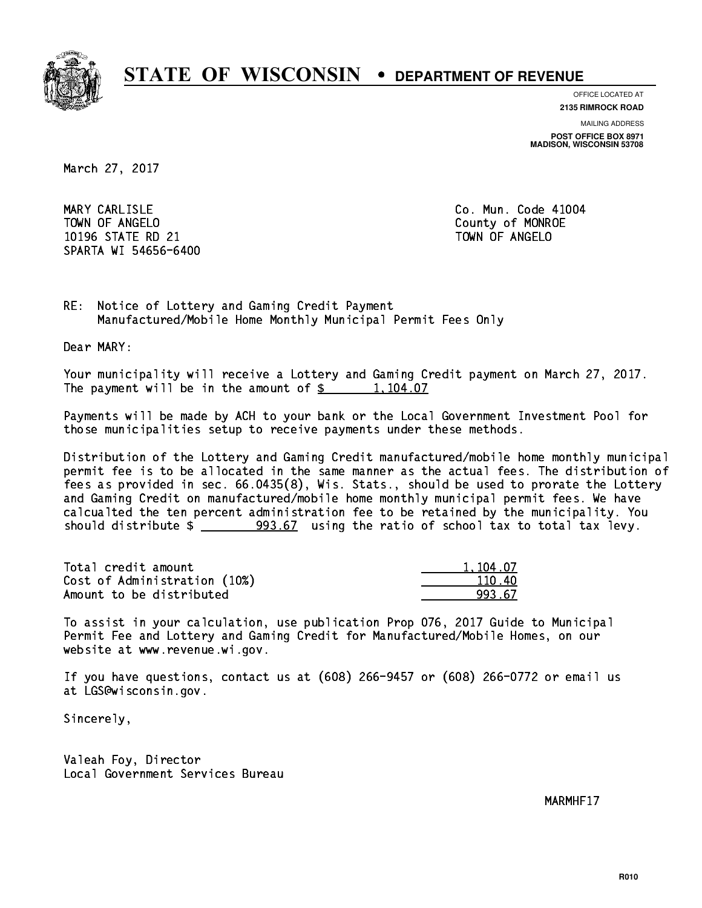# STATE OF WISCONSIN • DEPARTMENT OF REVENUE

OFFICE LOCATED AT
**2135 RIMROCK ROAD**

MAILING ADDRESS
**POST OFFICE BOX 8971**
**MADISON, WISCONSIN 53708**

March 27, 2017

MARY CARLISLE
TOWN OF ANGELO
10196 STATE RD 21
SPARTA WI 54656-6400

Co. Mun. Code 41004
County of MONROE
TOWN OF ANGELO

RE: Notice of Lottery and Gaming Credit Payment
Manufactured/Mobile Home Monthly Municipal Permit Fees Only

Dear MARY:

Your municipality will receive a Lottery and Gaming Credit payment on March 27, 2017. The payment will be in the amount of $ 1,104.07

Payments will be made by ACH to your bank or the Local Government Investment Pool for those municipalities setup to receive payments under these methods.

Distribution of the Lottery and Gaming Credit manufactured/mobile home monthly municipal permit fee is to be allocated in the same manner as the actual fees. The distribution of fees as provided in sec. 66.0435(8), Wis. Stats., should be used to prorate the Lottery and Gaming Credit on manufactured/mobile home monthly municipal permit fees. We have calcualted the ten percent administration fee to be retained by the municipality. You should distribute $ 993.67 using the ratio of school tax to total tax levy.

| | |
|---|---|
| Total credit amount | 1,104.07 |
| Cost of Administration (10%) | 110.40 |
| Amount to be distributed | 993.67 |

To assist in your calculation, use publication Prop 076, 2017 Guide to Municipal Permit Fee and Lottery and Gaming Credit for Manufactured/Mobile Homes, on our website at www.revenue.wi.gov.

If you have questions, contact us at (608) 266-9457 or (608) 266-0772 or email us at LGS@wisconsin.gov.

Sincerely,

Valeah Foy, Director
Local Government Services Bureau

MARMHF17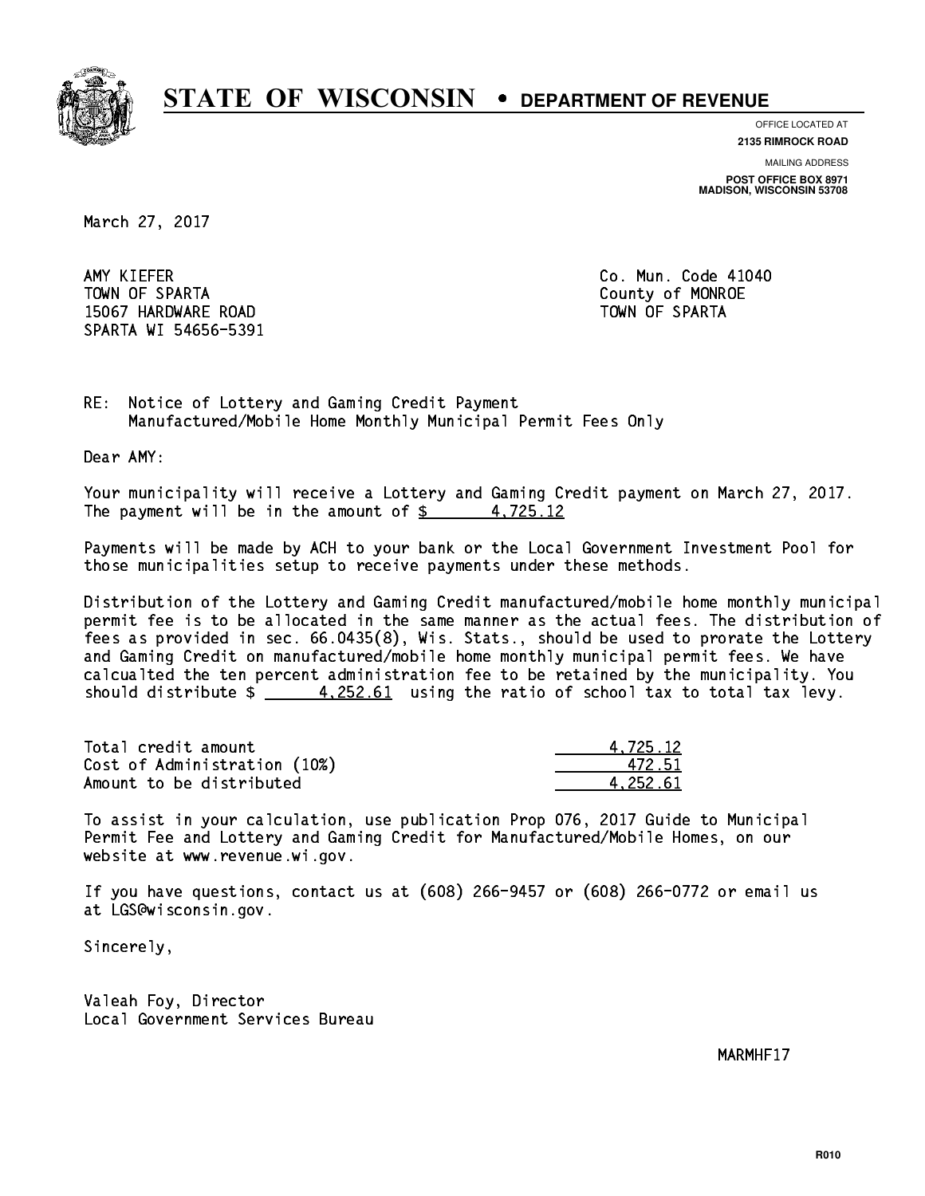# STATE OF WISCONSIN • DEPARTMENT OF REVENUE

OFFICE LOCATED AT
**2135 RIMROCK ROAD**

MAILING ADDRESS
**POST OFFICE BOX 8971**
**MADISON, WISCONSIN 53708**

March 27, 2017

AMY KIEFER
TOWN OF SPARTA
15067 HARDWARE ROAD
SPARTA WI 54656-5391

Co. Mun. Code 41040
County of MONROE
TOWN OF SPARTA

RE: Notice of Lottery and Gaming Credit Payment
Manufactured/Mobile Home Monthly Municipal Permit Fees Only

Dear AMY:

Your municipality will receive a Lottery and Gaming Credit payment on March 27, 2017. The payment will be in the amount of $ 4,725.12

Payments will be made by ACH to your bank or the Local Government Investment Pool for those municipalities setup to receive payments under these methods.

Distribution of the Lottery and Gaming Credit manufactured/mobile home monthly municipal permit fee is to be allocated in the same manner as the actual fees. The distribution of fees as provided in sec. 66.0435(8), Wis. Stats., should be used to prorate the Lottery and Gaming Credit on manufactured/mobile home monthly municipal permit fees. We have calcualted the ten percent administration fee to be retained by the municipality. You should distribute $ 4,252.61 using the ratio of school tax to total tax levy.

| | |
|---|---|
| Total credit amount | 4,725.12 |
| Cost of Administration (10%) | 472.51 |
| Amount to be distributed | 4,252.61 |

To assist in your calculation, use publication Prop 076, 2017 Guide to Municipal Permit Fee and Lottery and Gaming Credit for Manufactured/Mobile Homes, on our website at www.revenue.wi.gov.

If you have questions, contact us at (608) 266-9457 or (608) 266-0772 or email us at LGS@wisconsin.gov.

Sincerely,

Valeah Foy, Director
Local Government Services Bureau

MARMHF17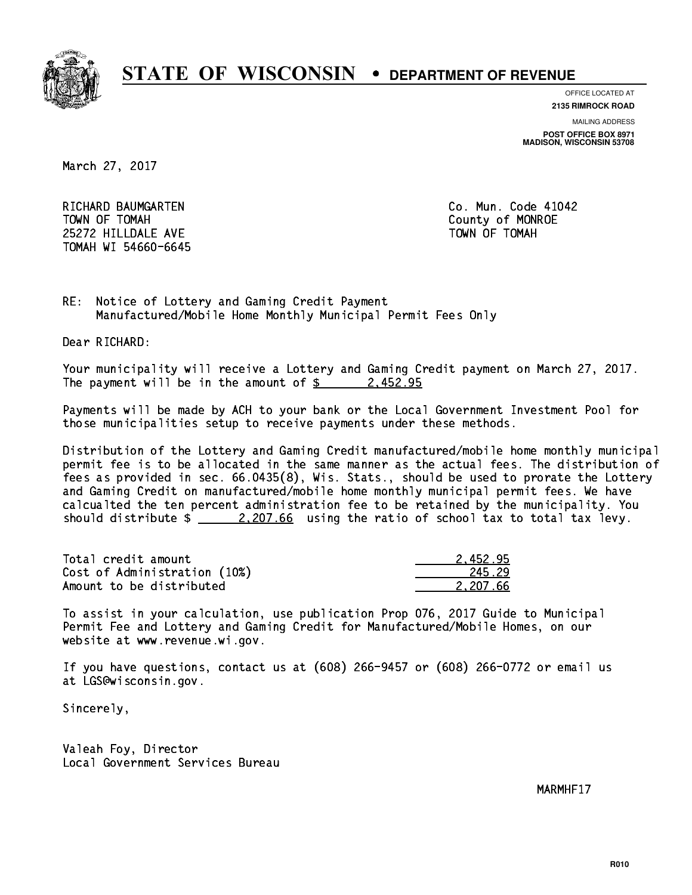# STATE OF WISCONSIN • DEPARTMENT OF REVENUE

OFFICE LOCATED AT
**2135 RIMROCK ROAD**

MAILING ADDRESS
**POST OFFICE BOX 8971**
**MADISON, WISCONSIN 53708**

March 27, 2017

RICHARD BAUMGARTEN
TOWN OF TOMAH
25272 HILLDALE AVE
TOMAH WI 54660-6645

Co. Mun. Code 41042
County of MONROE
TOWN OF TOMAH

RE: Notice of Lottery and Gaming Credit Payment
Manufactured/Mobile Home Monthly Municipal Permit Fees Only

Dear RICHARD:

Your municipality will receive a Lottery and Gaming Credit payment on March 27, 2017. The payment will be in the amount of $ 2,452.95

Payments will be made by ACH to your bank or the Local Government Investment Pool for those municipalities setup to receive payments under these methods.

Distribution of the Lottery and Gaming Credit manufactured/mobile home monthly municipal permit fee is to be allocated in the same manner as the actual fees. The distribution of fees as provided in sec. 66.0435(8), Wis. Stats., should be used to prorate the Lottery and Gaming Credit on manufactured/mobile home monthly municipal permit fees. We have calcualted the ten percent administration fee to be retained by the municipality. You should distribute $ 2,207.66 using the ratio of school tax to total tax levy.

| | |
|---|---|
| Total credit amount | 2,452.95 |
| Cost of Administration (10%) | 245.29 |
| Amount to be distributed | 2,207.66 |

To assist in your calculation, use publication Prop 076, 2017 Guide to Municipal Permit Fee and Lottery and Gaming Credit for Manufactured/Mobile Homes, on our website at www.revenue.wi.gov.

If you have questions, contact us at (608) 266-9457 or (608) 266-0772 or email us at LGS@wisconsin.gov.

Sincerely,

Valeah Foy, Director
Local Government Services Bureau

MARMHF17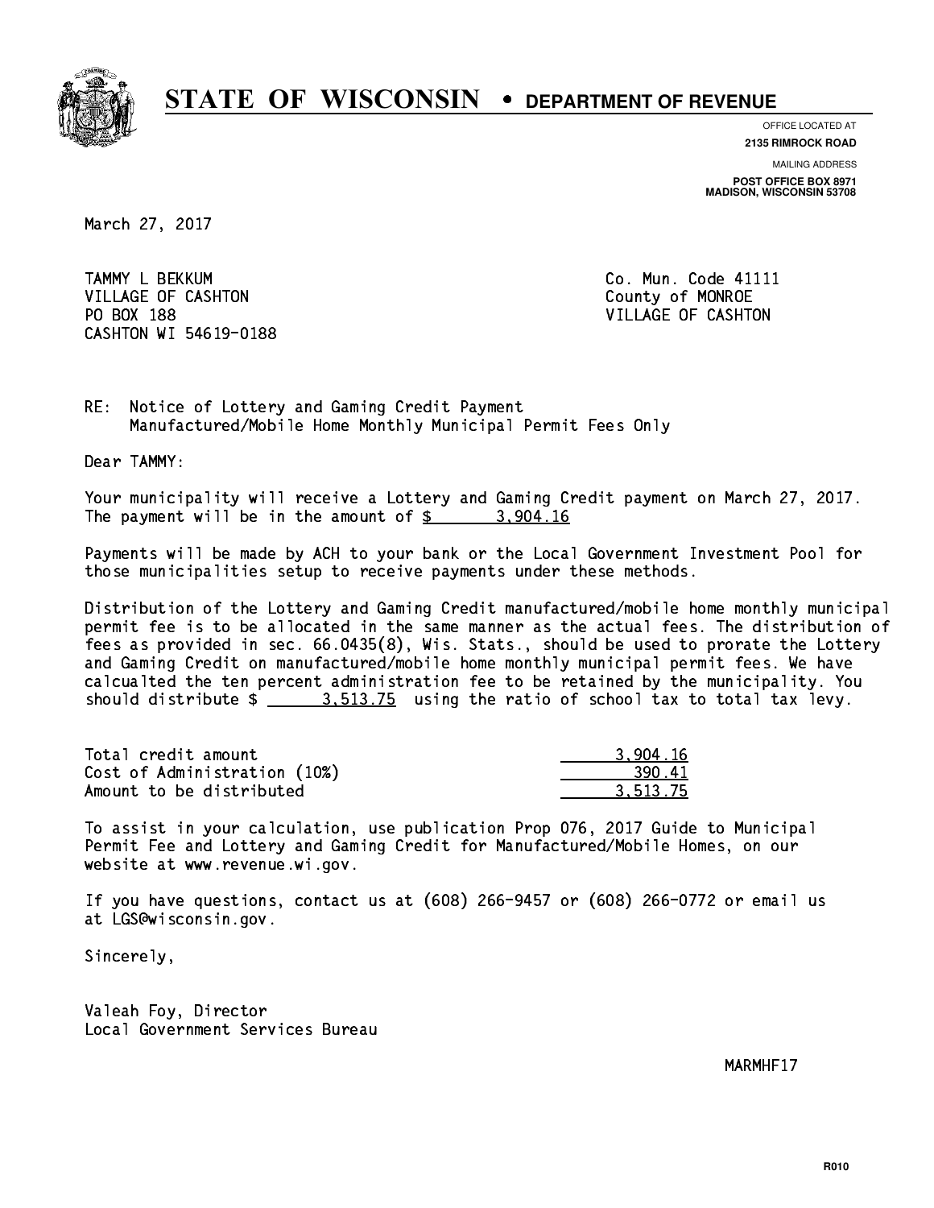# STATE OF WISCONSIN • DEPARTMENT OF REVENUE

OFFICE LOCATED AT
**2135 RIMROCK ROAD**

MAILING ADDRESS
**POST OFFICE BOX 8971**
**MADISON, WISCONSIN 53708**

March 27, 2017

TAMMY L BEKKUM
VILLAGE OF CASHTON
PO BOX 188
CASHTON WI 54619-0188

Co. Mun. Code 41111
County of MONROE
VILLAGE OF CASHTON

RE: Notice of Lottery and Gaming Credit Payment
Manufactured/Mobile Home Monthly Municipal Permit Fees Only

Dear TAMMY:

Your municipality will receive a Lottery and Gaming Credit payment on March 27, 2017. The payment will be in the amount of $ 3,904.16

Payments will be made by ACH to your bank or the Local Government Investment Pool for those municipalities setup to receive payments under these methods.

Distribution of the Lottery and Gaming Credit manufactured/mobile home monthly municipal permit fee is to be allocated in the same manner as the actual fees. The distribution of fees as provided in sec. 66.0435(8), Wis. Stats., should be used to prorate the Lottery and Gaming Credit on manufactured/mobile home monthly municipal permit fees. We have calcualted the ten percent administration fee to be retained by the municipality. You should distribute $ 3,513.75 using the ratio of school tax to total tax levy.

| | |
|---|---|
| Total credit amount | 3,904.16 |
| Cost of Administration (10%) | 390.41 |
| Amount to be distributed | 3,513.75 |

To assist in your calculation, use publication Prop 076, 2017 Guide to Municipal Permit Fee and Lottery and Gaming Credit for Manufactured/Mobile Homes, on our website at www.revenue.wi.gov.

If you have questions, contact us at (608) 266-9457 or (608) 266-0772 or email us at LGS@wisconsin.gov.

Sincerely,

Valeah Foy, Director
Local Government Services Bureau

MARMHF17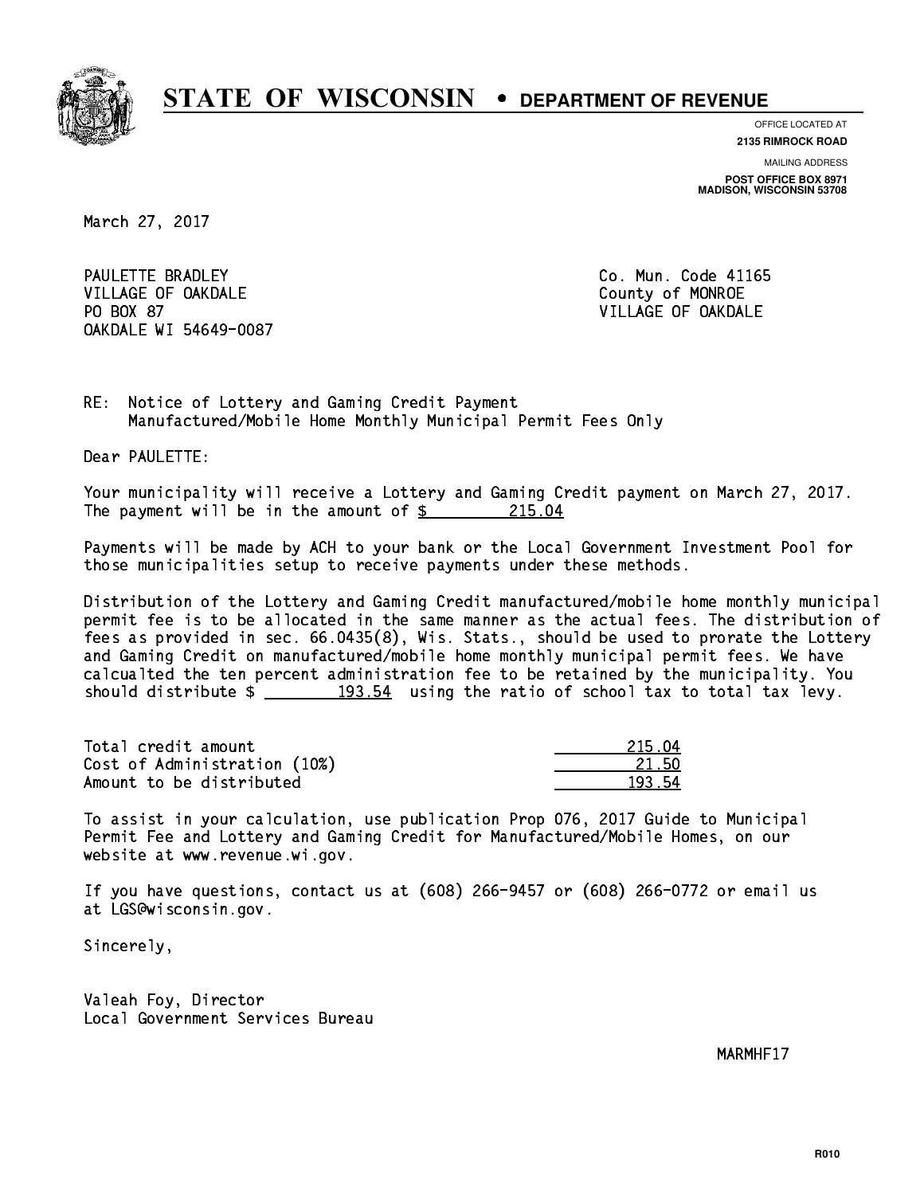# STATE OF WISCONSIN • DEPARTMENT OF REVENUE

OFFICE LOCATED AT
**2135 RIMROCK ROAD**

MAILING ADDRESS
**POST OFFICE BOX 8971**
**MADISON, WISCONSIN 53708**

March 27, 2017

PAULETTE BRADLEY
VILLAGE OF OAKDALE
PO BOX 87
OAKDALE WI 54649-0087

Co. Mun. Code 41165
County of MONROE
VILLAGE OF OAKDALE

RE: Notice of Lottery and Gaming Credit Payment
Manufactured/Mobile Home Monthly Municipal Permit Fees Only

Dear PAULETTE:

Your municipality will receive a Lottery and Gaming Credit payment on March 27, 2017. The payment will be in the amount of $ 215.04

Payments will be made by ACH to your bank or the Local Government Investment Pool for those municipalities setup to receive payments under these methods.

Distribution of the Lottery and Gaming Credit manufactured/mobile home monthly municipal permit fee is to be allocated in the same manner as the actual fees. The distribution of fees as provided in sec. 66.0435(8), Wis. Stats., should be used to prorate the Lottery and Gaming Credit on manufactured/mobile home monthly municipal permit fees. We have calcualted the ten percent administration fee to be retained by the municipality. You should distribute $ 193.54 using the ratio of school tax to total tax levy.

| | |
|---|---|
| Total credit amount | 215.04 |
| Cost of Administration (10%) | 21.50 |
| Amount to be distributed | 193.54 |

To assist in your calculation, use publication Prop 076, 2017 Guide to Municipal Permit Fee and Lottery and Gaming Credit for Manufactured/Mobile Homes, on our website at www.revenue.wi.gov.

If you have questions, contact us at (608) 266-9457 or (608) 266-0772 or email us at LGS@wisconsin.gov.

Sincerely,

Valeah Foy, Director
Local Government Services Bureau

MARMHF17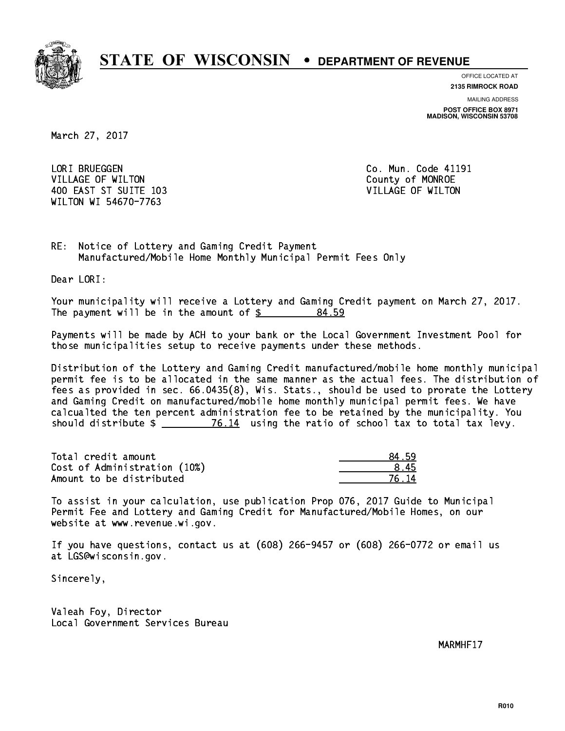# STATE OF WISCONSIN • DEPARTMENT OF REVENUE

OFFICE LOCATED AT
**2135 RIMROCK ROAD**

MAILING ADDRESS
**POST OFFICE BOX 8971**
**MADISON, WISCONSIN 53708**

March 27, 2017

LORI BRUEGGEN
VILLAGE OF WILTON
400 EAST ST SUITE 103
WILTON WI 54670-7763

Co. Mun. Code 41191
County of MONROE
VILLAGE OF WILTON

RE: Notice of Lottery and Gaming Credit Payment
Manufactured/Mobile Home Monthly Municipal Permit Fees Only

Dear LORI:

Your municipality will receive a Lottery and Gaming Credit payment on March 27, 2017. The payment will be in the amount of $ 84.59

Payments will be made by ACH to your bank or the Local Government Investment Pool for those municipalities setup to receive payments under these methods.

Distribution of the Lottery and Gaming Credit manufactured/mobile home monthly municipal permit fee is to be allocated in the same manner as the actual fees. The distribution of fees as provided in sec. 66.0435(8), Wis. Stats., should be used to prorate the Lottery and Gaming Credit on manufactured/mobile home monthly municipal permit fees. We have calcualted the ten percent administration fee to be retained by the municipality. You should distribute $ 76.14 using the ratio of school tax to total tax levy.

| | |
|---|---|
| Total credit amount | 84.59 |
| Cost of Administration (10%) | 8.45 |
| Amount to be distributed | 76.14 |

To assist in your calculation, use publication Prop 076, 2017 Guide to Municipal Permit Fee and Lottery and Gaming Credit for Manufactured/Mobile Homes, on our website at www.revenue.wi.gov.

If you have questions, contact us at (608) 266-9457 or (608) 266-0772 or email us at LGS@wisconsin.gov.

Sincerely,

Valeah Foy, Director
Local Government Services Bureau

MARMHF17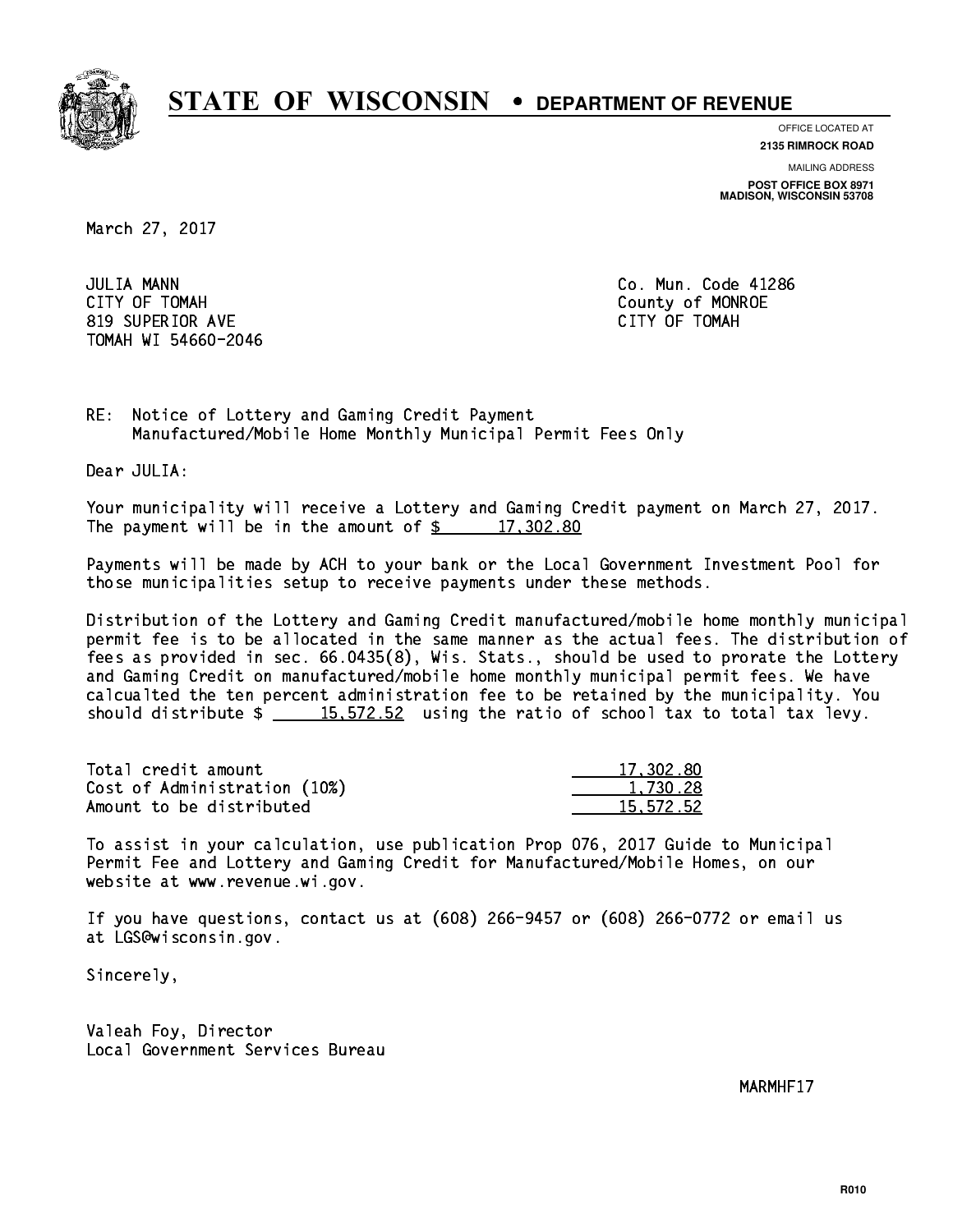# STATE OF WISCONSIN • DEPARTMENT OF REVENUE

OFFICE LOCATED AT
**2135 RIMROCK ROAD**

MAILING ADDRESS
**POST OFFICE BOX 8971**
**MADISON, WISCONSIN 53708**

March 27, 2017

JULIA MANN
CITY OF TOMAH
819 SUPERIOR AVE
TOMAH WI 54660-2046

Co. Mun. Code 41286
County of MONROE
CITY OF TOMAH

RE: Notice of Lottery and Gaming Credit Payment
Manufactured/Mobile Home Monthly Municipal Permit Fees Only

Dear JULIA:

Your municipality will receive a Lottery and Gaming Credit payment on March 27, 2017. The payment will be in the amount of $ 17,302.80

Payments will be made by ACH to your bank or the Local Government Investment Pool for those municipalities setup to receive payments under these methods.

Distribution of the Lottery and Gaming Credit manufactured/mobile home monthly municipal permit fee is to be allocated in the same manner as the actual fees. The distribution of fees as provided in sec. 66.0435(8), Wis. Stats., should be used to prorate the Lottery and Gaming Credit on manufactured/mobile home monthly municipal permit fees. We have calcualted the ten percent administration fee to be retained by the municipality. You should distribute $ 15,572.52 using the ratio of school tax to total tax levy.

| | |
|---|---|
| Total credit amount | 17,302.80 |
| Cost of Administration (10%) | 1,730.28 |
| Amount to be distributed | 15,572.52 |

To assist in your calculation, use publication Prop 076, 2017 Guide to Municipal Permit Fee and Lottery and Gaming Credit for Manufactured/Mobile Homes, on our website at www.revenue.wi.gov.

If you have questions, contact us at (608) 266-9457 or (608) 266-0772 or email us at LGS@wisconsin.gov.

Sincerely,

Valeah Foy, Director
Local Government Services Bureau

MARMHF17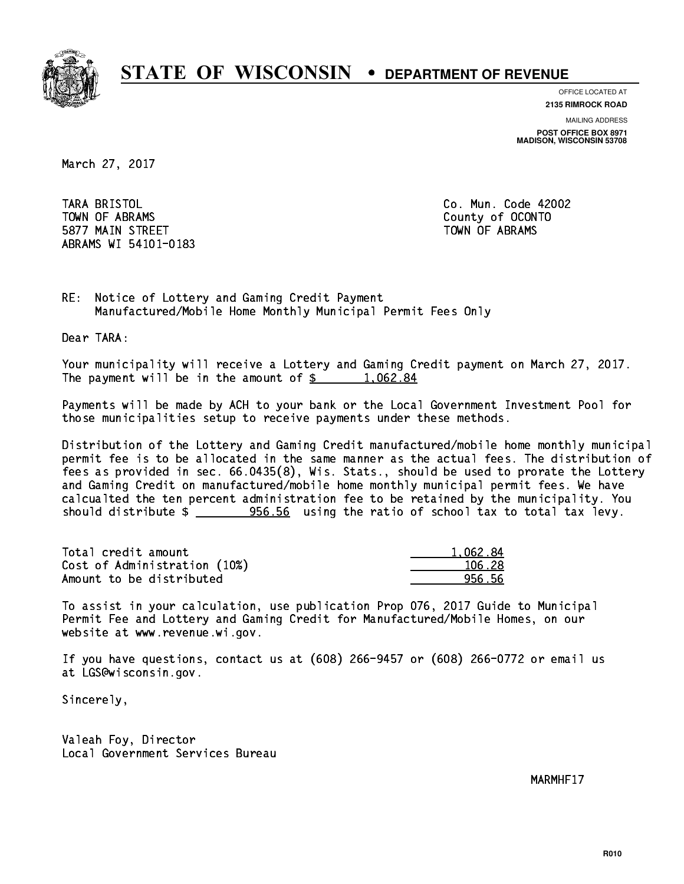# STATE OF WISCONSIN • DEPARTMENT OF REVENUE

OFFICE LOCATED AT
**2135 RIMROCK ROAD**

MAILING ADDRESS
**POST OFFICE BOX 8971**
**MADISON, WISCONSIN 53708**

March 27, 2017

TARA BRISTOL
TOWN OF ABRAMS
5877 MAIN STREET
ABRAMS WI 54101-0183

Co. Mun. Code 42002
County of OCONTO
TOWN OF ABRAMS

RE: Notice of Lottery and Gaming Credit Payment
Manufactured/Mobile Home Monthly Municipal Permit Fees Only

Dear TARA:

Your municipality will receive a Lottery and Gaming Credit payment on March 27, 2017. The payment will be in the amount of $ 1,062.84

Payments will be made by ACH to your bank or the Local Government Investment Pool for those municipalities setup to receive payments under these methods.

Distribution of the Lottery and Gaming Credit manufactured/mobile home monthly municipal permit fee is to be allocated in the same manner as the actual fees. The distribution of fees as provided in sec. 66.0435(8), Wis. Stats., should be used to prorate the Lottery and Gaming Credit on manufactured/mobile home monthly municipal permit fees. We have calcualted the ten percent administration fee to be retained by the municipality. You should distribute $ 956.56 using the ratio of school tax to total tax levy.

| | |
|---|---|
| Total credit amount | 1,062.84 |
| Cost of Administration (10%) | 106.28 |
| Amount to be distributed | 956.56 |

To assist in your calculation, use publication Prop 076, 2017 Guide to Municipal Permit Fee and Lottery and Gaming Credit for Manufactured/Mobile Homes, on our website at www.revenue.wi.gov.

If you have questions, contact us at (608) 266-9457 or (608) 266-0772 or email us at LGS@wisconsin.gov.

Sincerely,

Valeah Foy, Director
Local Government Services Bureau

MARMHF17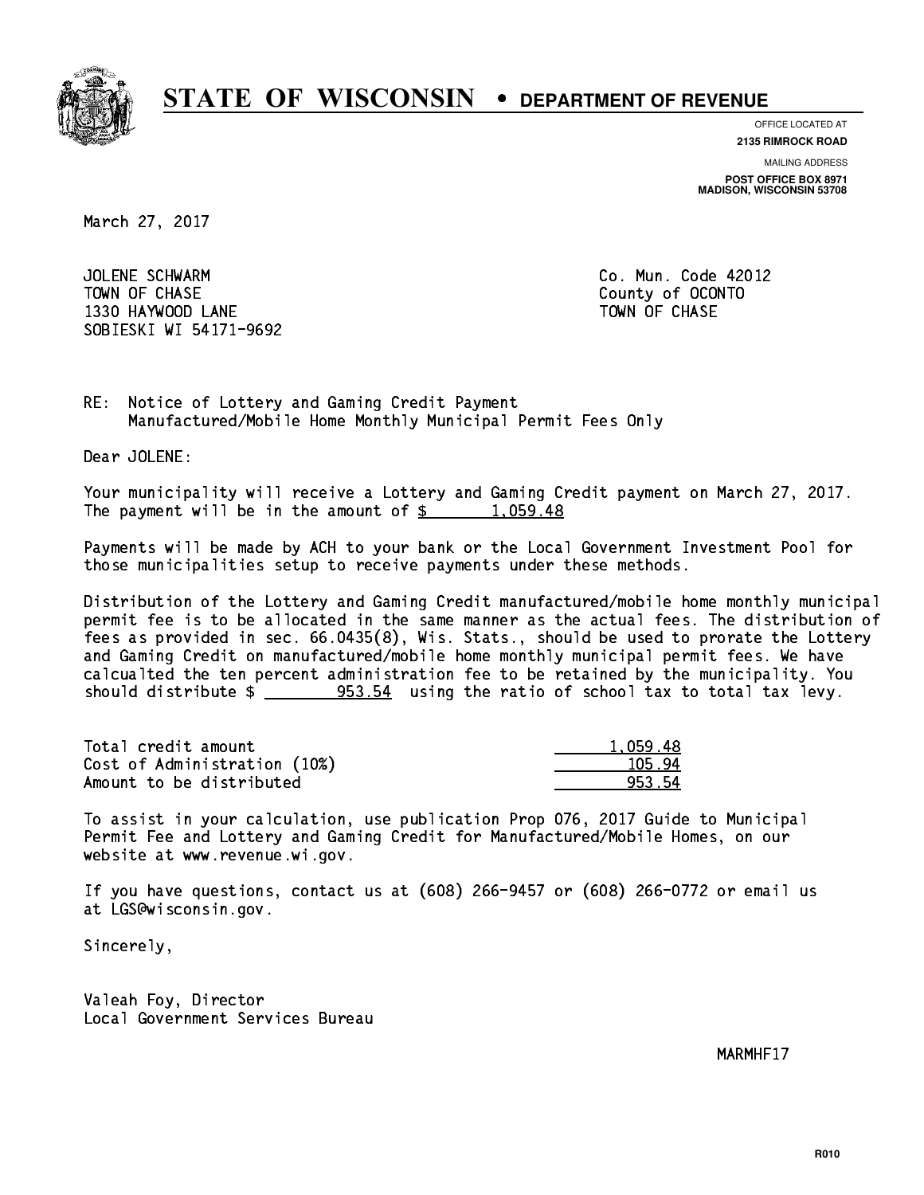# STATE OF WISCONSIN • DEPARTMENT OF REVENUE

OFFICE LOCATED AT
**2135 RIMROCK ROAD**

MAILING ADDRESS
**POST OFFICE BOX 8971**
**MADISON, WISCONSIN 53708**

March 27, 2017

JOLENE SCHWARM
TOWN OF CHASE
1330 HAYWOOD LANE
SOBIESKI WI 54171-9692

Co. Mun. Code 42012
County of OCONTO
TOWN OF CHASE

RE: Notice of Lottery and Gaming Credit Payment
Manufactured/Mobile Home Monthly Municipal Permit Fees Only

Dear JOLENE:

Your municipality will receive a Lottery and Gaming Credit payment on March 27, 2017. The payment will be in the amount of $ 1,059.48

Payments will be made by ACH to your bank or the Local Government Investment Pool for those municipalities setup to receive payments under these methods.

Distribution of the Lottery and Gaming Credit manufactured/mobile home monthly municipal permit fee is to be allocated in the same manner as the actual fees. The distribution of fees as provided in sec. 66.0435(8), Wis. Stats., should be used to prorate the Lottery and Gaming Credit on manufactured/mobile home monthly municipal permit fees. We have calcualted the ten percent administration fee to be retained by the municipality. You should distribute $ 953.54 using the ratio of school tax to total tax levy.

| | |
|---|---|
| Total credit amount | 1,059.48 |
| Cost of Administration (10%) | 105.94 |
| Amount to be distributed | 953.54 |

To assist in your calculation, use publication Prop 076, 2017 Guide to Municipal Permit Fee and Lottery and Gaming Credit for Manufactured/Mobile Homes, on our website at www.revenue.wi.gov.

If you have questions, contact us at (608) 266-9457 or (608) 266-0772 or email us at LGS@wisconsin.gov.

Sincerely,

Valeah Foy, Director
Local Government Services Bureau

MARMHF17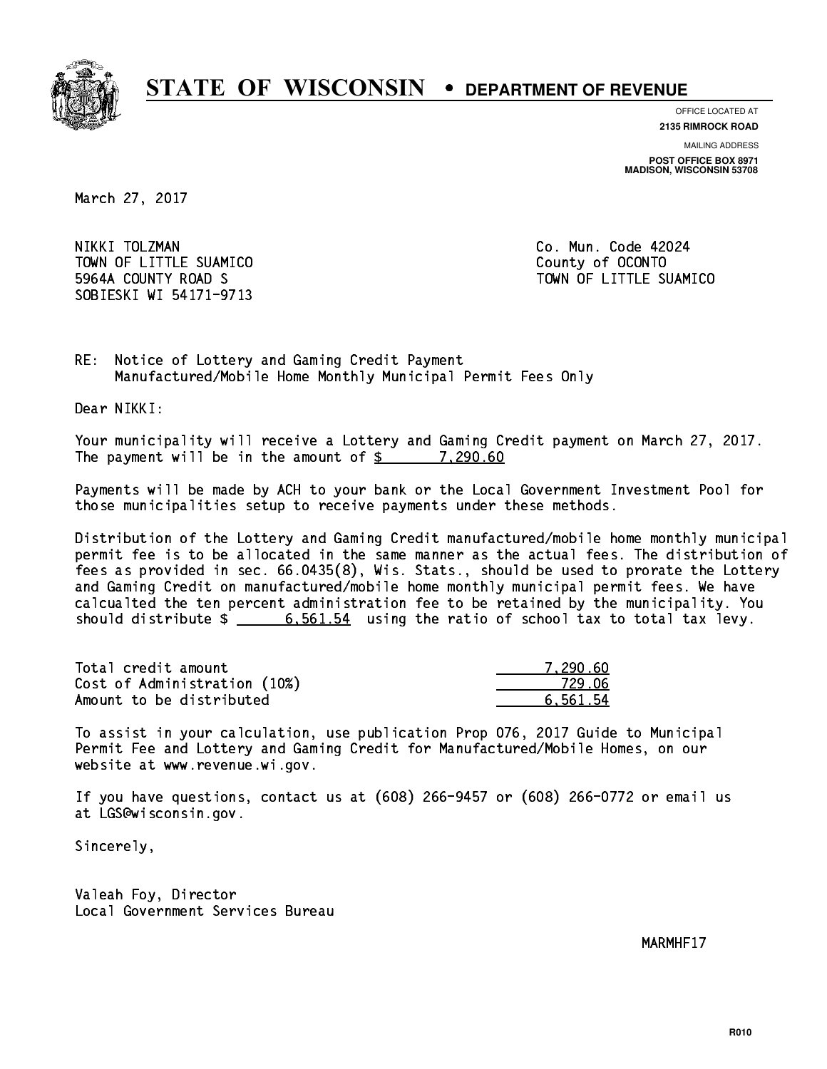# STATE OF WISCONSIN • DEPARTMENT OF REVENUE

OFFICE LOCATED AT
**2135 RIMROCK ROAD**

MAILING ADDRESS
**POST OFFICE BOX 8971**
**MADISON, WISCONSIN 53708**

March 27, 2017

NIKKI TOLZMAN
TOWN OF LITTLE SUAMICO
5964A COUNTY ROAD S
SOBIESKI WI 54171-9713

Co. Mun. Code 42024
County of OCONTO
TOWN OF LITTLE SUAMICO

RE: Notice of Lottery and Gaming Credit Payment
Manufactured/Mobile Home Monthly Municipal Permit Fees Only

Dear NIKKI:

Your municipality will receive a Lottery and Gaming Credit payment on March 27, 2017. The payment will be in the amount of $ 7,290.60

Payments will be made by ACH to your bank or the Local Government Investment Pool for those municipalities setup to receive payments under these methods.

Distribution of the Lottery and Gaming Credit manufactured/mobile home monthly municipal permit fee is to be allocated in the same manner as the actual fees. The distribution of fees as provided in sec. 66.0435(8), Wis. Stats., should be used to prorate the Lottery and Gaming Credit on manufactured/mobile home monthly municipal permit fees. We have calcualted the ten percent administration fee to be retained by the municipality. You should distribute $ 6,561.54 using the ratio of school tax to total tax levy.

| | |
|---|---|
| Total credit amount | 7,290.60 |
| Cost of Administration (10%) | 729.06 |
| Amount to be distributed | 6,561.54 |

To assist in your calculation, use publication Prop 076, 2017 Guide to Municipal Permit Fee and Lottery and Gaming Credit for Manufactured/Mobile Homes, on our website at www.revenue.wi.gov.

If you have questions, contact us at (608) 266-9457 or (608) 266-0772 or email us at LGS@wisconsin.gov.

Sincerely,

Valeah Foy, Director
Local Government Services Bureau

MARMHF17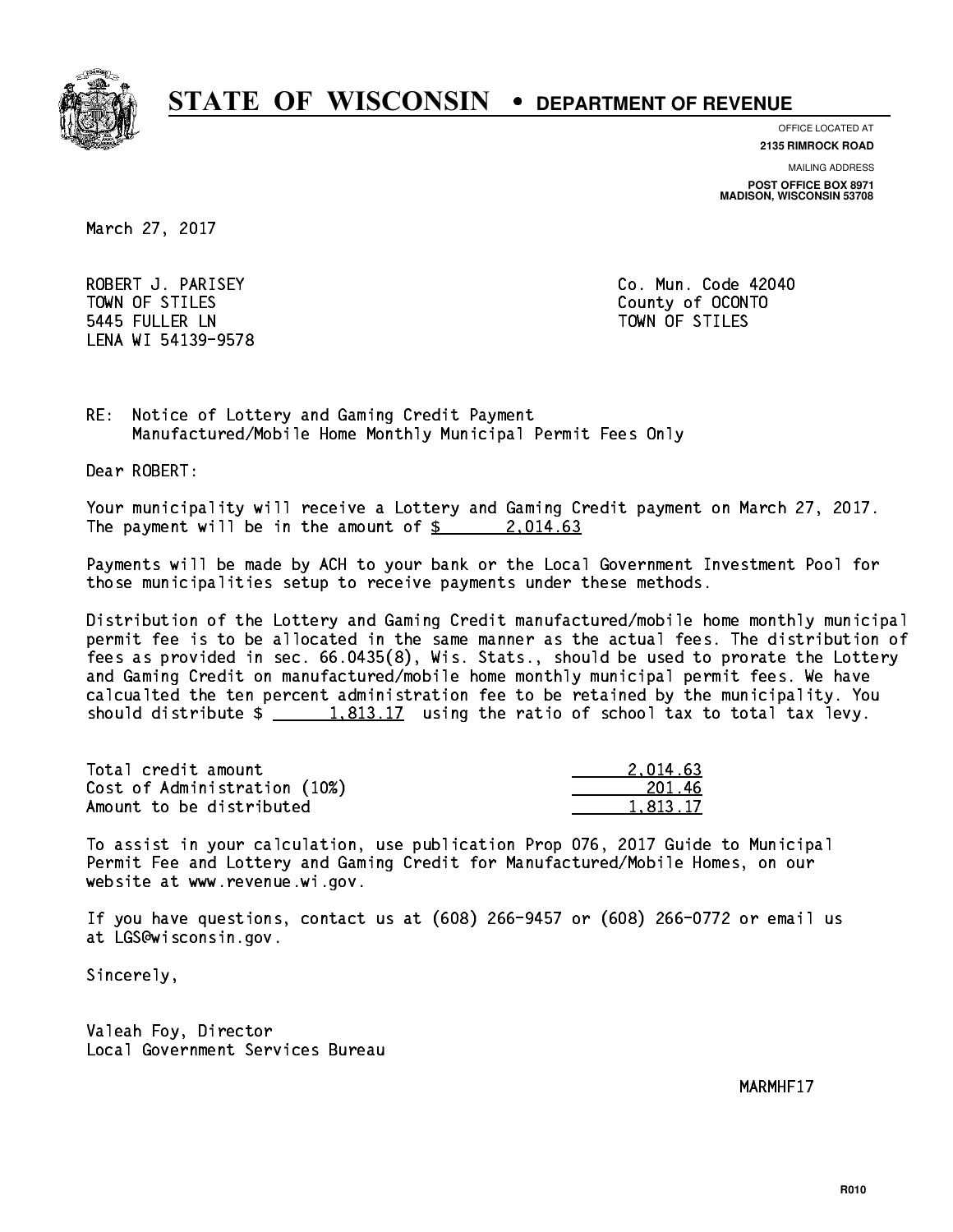# STATE OF WISCONSIN • DEPARTMENT OF REVENUE

OFFICE LOCATED AT
**2135 RIMROCK ROAD**

MAILING ADDRESS
**POST OFFICE BOX 8971**
**MADISON, WISCONSIN 53708**

March 27, 2017

ROBERT J. PARISEY
TOWN OF STILES
5445 FULLER LN
LENA WI 54139-9578

Co. Mun. Code 42040
County of OCONTO
TOWN OF STILES

RE: Notice of Lottery and Gaming Credit Payment
Manufactured/Mobile Home Monthly Municipal Permit Fees Only

Dear ROBERT:

Your municipality will receive a Lottery and Gaming Credit payment on March 27, 2017. The payment will be in the amount of $ 2,014.63

Payments will be made by ACH to your bank or the Local Government Investment Pool for those municipalities setup to receive payments under these methods.

Distribution of the Lottery and Gaming Credit manufactured/mobile home monthly municipal permit fee is to be allocated in the same manner as the actual fees. The distribution of fees as provided in sec. 66.0435(8), Wis. Stats., should be used to prorate the Lottery and Gaming Credit on manufactured/mobile home monthly municipal permit fees. We have calcualted the ten percent administration fee to be retained by the municipality. You should distribute $ 1,813.17 using the ratio of school tax to total tax levy.

| | |
|---|---|
| Total credit amount | 2,014.63 |
| Cost of Administration (10%) | 201.46 |
| Amount to be distributed | 1,813.17 |

To assist in your calculation, use publication Prop 076, 2017 Guide to Municipal Permit Fee and Lottery and Gaming Credit for Manufactured/Mobile Homes, on our website at www.revenue.wi.gov.

If you have questions, contact us at (608) 266-9457 or (608) 266-0772 or email us at LGS@wisconsin.gov.

Sincerely,

Valeah Foy, Director
Local Government Services Bureau

MARMHF17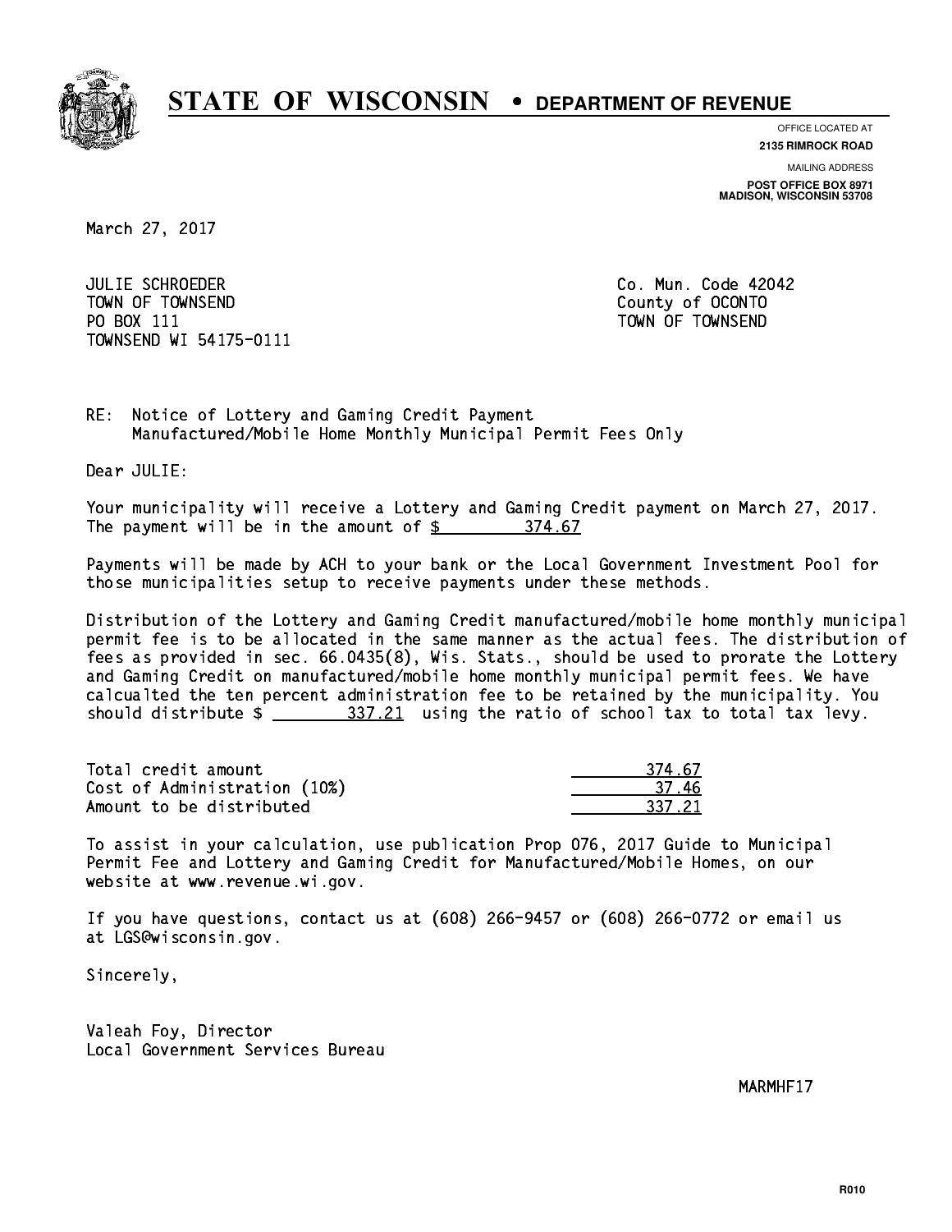# STATE OF WISCONSIN • DEPARTMENT OF REVENUE

OFFICE LOCATED AT
**2135 RIMROCK ROAD**

MAILING ADDRESS
**POST OFFICE BOX 8971**
**MADISON, WISCONSIN 53708**

March 27, 2017

JULIE SCHROEDER
TOWN OF TOWNSEND
PO BOX 111
TOWNSEND WI 54175-0111

Co. Mun. Code 42042
County of OCONTO
TOWN OF TOWNSEND

RE: Notice of Lottery and Gaming Credit Payment
Manufactured/Mobile Home Monthly Municipal Permit Fees Only

Dear JULIE:

Your municipality will receive a Lottery and Gaming Credit payment on March 27, 2017. The payment will be in the amount of $ 374.67

Payments will be made by ACH to your bank or the Local Government Investment Pool for those municipalities setup to receive payments under these methods.

Distribution of the Lottery and Gaming Credit manufactured/mobile home monthly municipal permit fee is to be allocated in the same manner as the actual fees. The distribution of fees as provided in sec. 66.0435(8), Wis. Stats., should be used to prorate the Lottery and Gaming Credit on manufactured/mobile home monthly municipal permit fees. We have calcualted the ten percent administration fee to be retained by the municipality. You should distribute $ 337.21 using the ratio of school tax to total tax levy.

| | |
|---|---|
| Total credit amount | 374.67 |
| Cost of Administration (10%) | 37.46 |
| Amount to be distributed | 337.21 |

To assist in your calculation, use publication Prop 076, 2017 Guide to Municipal Permit Fee and Lottery and Gaming Credit for Manufactured/Mobile Homes, on our website at www.revenue.wi.gov.

If you have questions, contact us at (608) 266-9457 or (608) 266-0772 or email us at LGS@wisconsin.gov.

Sincerely,

Valeah Foy, Director
Local Government Services Bureau

MARMHF17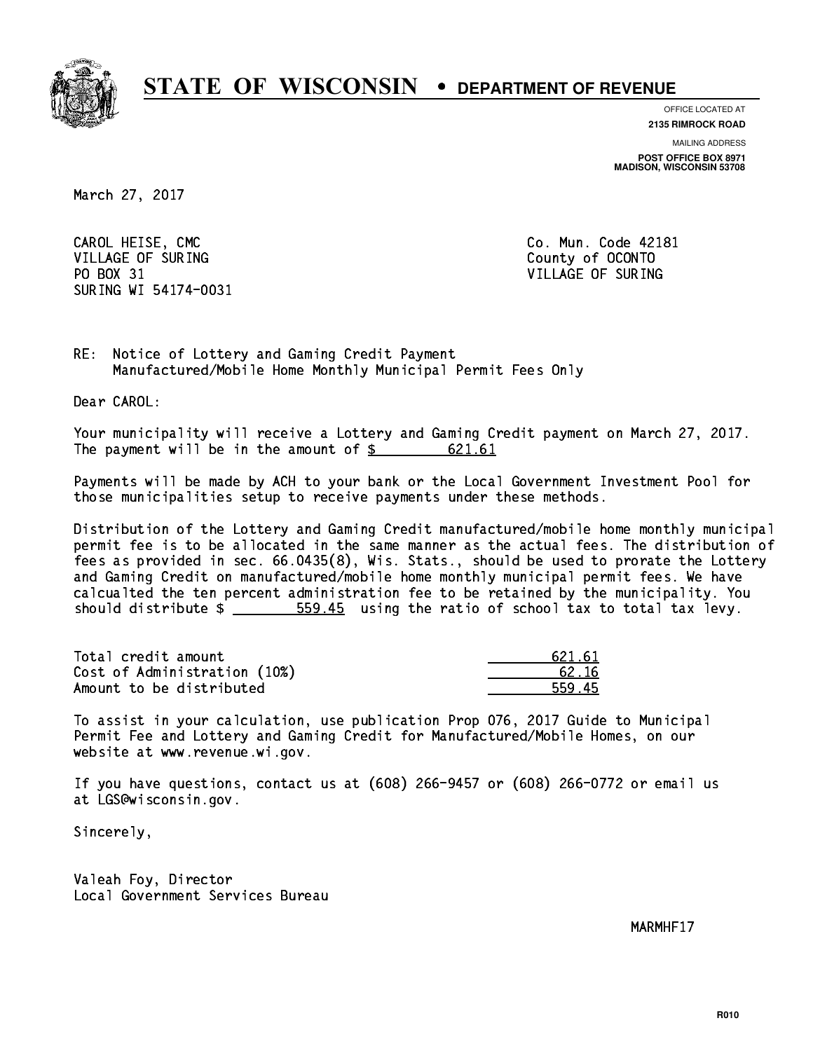# STATE OF WISCONSIN • DEPARTMENT OF REVENUE

OFFICE LOCATED AT
**2135 RIMROCK ROAD**

MAILING ADDRESS
**POST OFFICE BOX 8971**
**MADISON, WISCONSIN 53708**

March 27, 2017

CAROL HEISE, CMC
VILLAGE OF SURING
PO BOX 31
SURING WI 54174-0031

Co. Mun. Code 42181
County of OCONTO
VILLAGE OF SURING

RE: Notice of Lottery and Gaming Credit Payment
Manufactured/Mobile Home Monthly Municipal Permit Fees Only

Dear CAROL:

Your municipality will receive a Lottery and Gaming Credit payment on March 27, 2017. The payment will be in the amount of $ 621.61

Payments will be made by ACH to your bank or the Local Government Investment Pool for those municipalities setup to receive payments under these methods.

Distribution of the Lottery and Gaming Credit manufactured/mobile home monthly municipal permit fee is to be allocated in the same manner as the actual fees. The distribution of fees as provided in sec. 66.0435(8), Wis. Stats., should be used to prorate the Lottery and Gaming Credit on manufactured/mobile home monthly municipal permit fees. We have calcualted the ten percent administration fee to be retained by the municipality. You should distribute $ 559.45 using the ratio of school tax to total tax levy.

| | |
|---|---|
| Total credit amount | 621.61 |
| Cost of Administration (10%) | 62.16 |
| Amount to be distributed | 559.45 |

To assist in your calculation, use publication Prop 076, 2017 Guide to Municipal Permit Fee and Lottery and Gaming Credit for Manufactured/Mobile Homes, on our website at www.revenue.wi.gov.

If you have questions, contact us at (608) 266-9457 or (608) 266-0772 or email us at LGS@wisconsin.gov.

Sincerely,

Valeah Foy, Director
Local Government Services Bureau

MARMHF17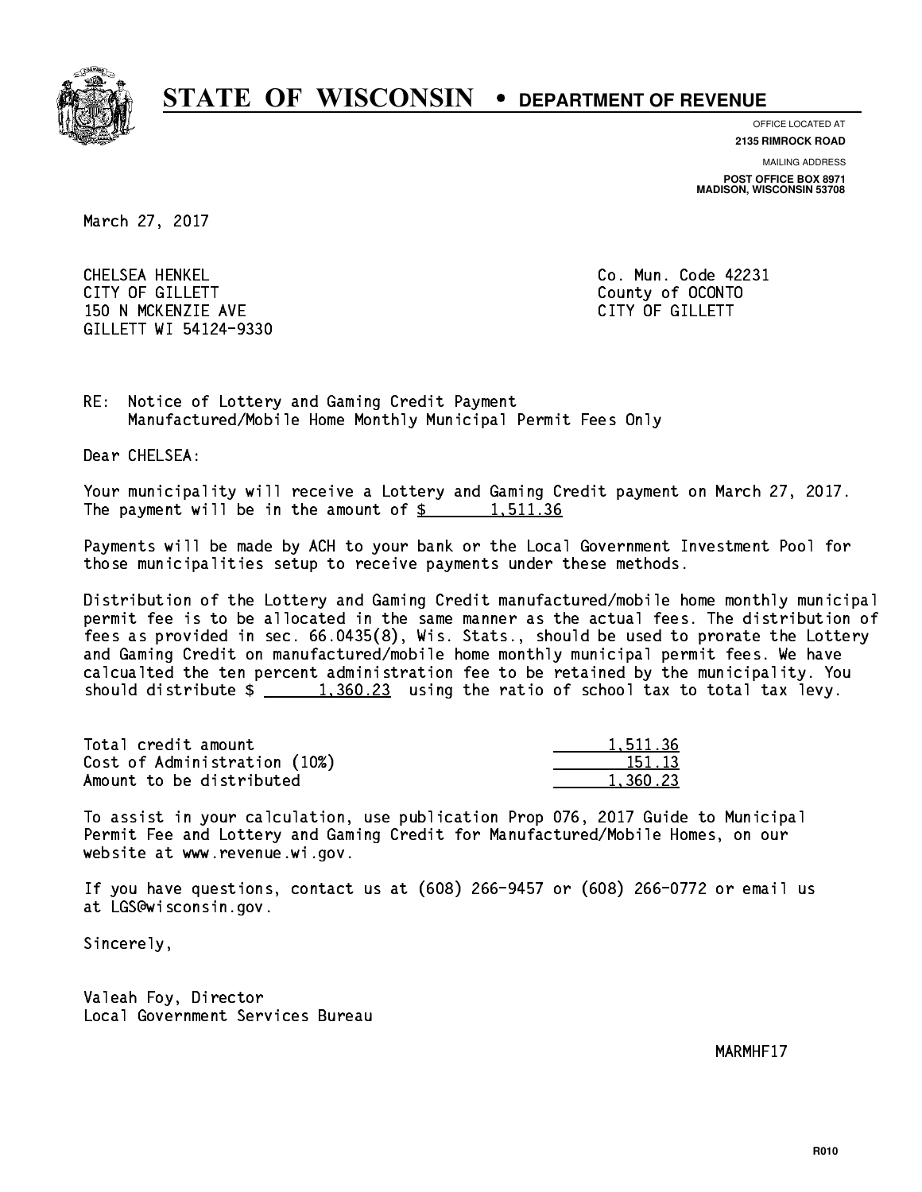# STATE OF WISCONSIN • DEPARTMENT OF REVENUE

OFFICE LOCATED AT
**2135 RIMROCK ROAD**

MAILING ADDRESS
**POST OFFICE BOX 8971**
**MADISON, WISCONSIN 53708**

March 27, 2017

CHELSEA HENKEL
CITY OF GILLETT
150 N MCKENZIE AVE
GILLETT WI 54124-9330

Co. Mun. Code 42231
County of OCONTO
CITY OF GILLETT

RE: Notice of Lottery and Gaming Credit Payment
Manufactured/Mobile Home Monthly Municipal Permit Fees Only

Dear CHELSEA:

Your municipality will receive a Lottery and Gaming Credit payment on March 27, 2017. The payment will be in the amount of $ 1,511.36

Payments will be made by ACH to your bank or the Local Government Investment Pool for those municipalities setup to receive payments under these methods.

Distribution of the Lottery and Gaming Credit manufactured/mobile home monthly municipal permit fee is to be allocated in the same manner as the actual fees. The distribution of fees as provided in sec. 66.0435(8), Wis. Stats., should be used to prorate the Lottery and Gaming Credit on manufactured/mobile home monthly municipal permit fees. We have calcualted the ten percent administration fee to be retained by the municipality. You should distribute $ 1,360.23 using the ratio of school tax to total tax levy.

| | |
|---|---|
| Total credit amount | 1,511.36 |
| Cost of Administration (10%) | 151.13 |
| Amount to be distributed | 1,360.23 |

To assist in your calculation, use publication Prop 076, 2017 Guide to Municipal Permit Fee and Lottery and Gaming Credit for Manufactured/Mobile Homes, on our website at www.revenue.wi.gov.

If you have questions, contact us at (608) 266-9457 or (608) 266-0772 or email us at LGS@wisconsin.gov.

Sincerely,

Valeah Foy, Director
Local Government Services Bureau

MARMHF17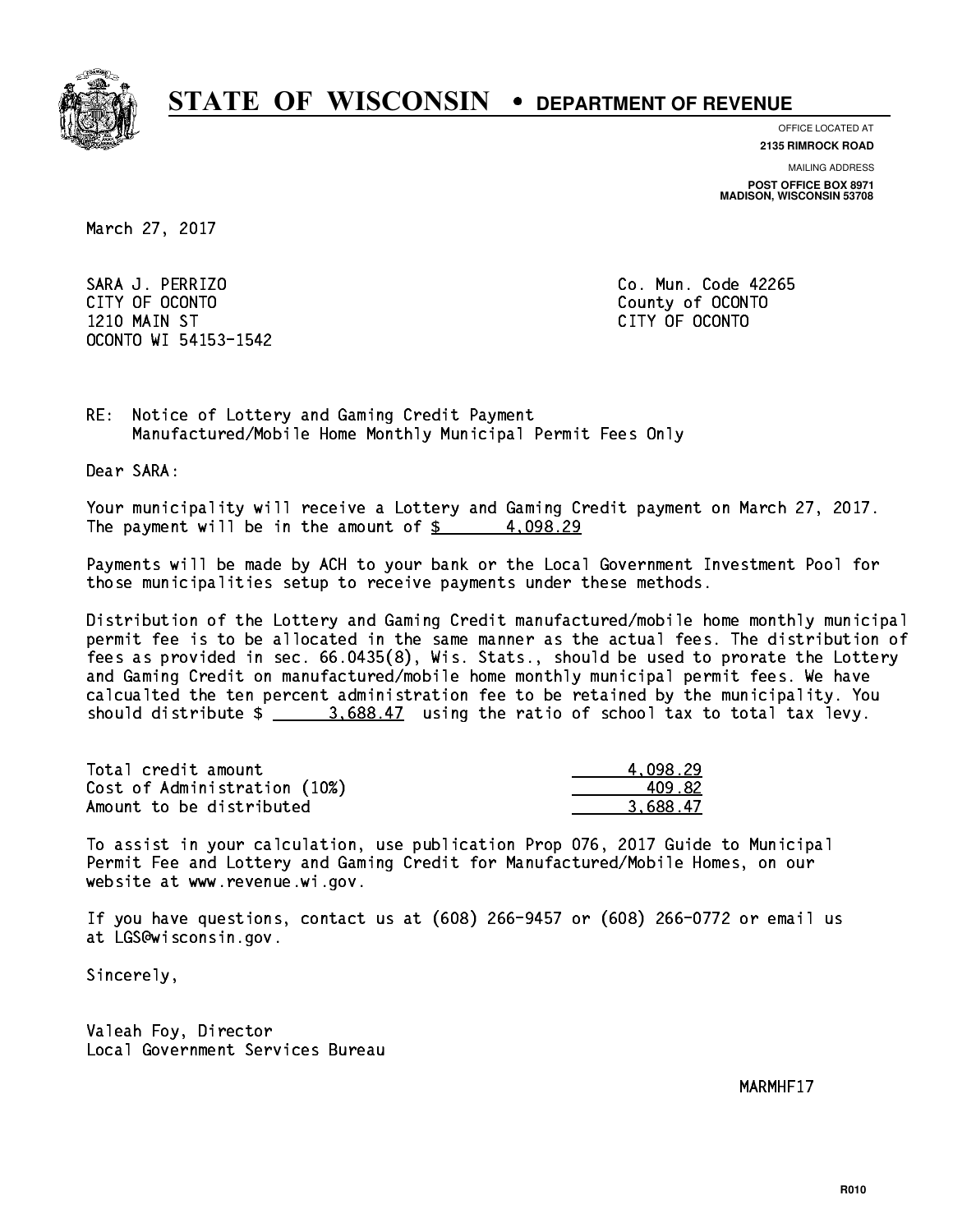# STATE OF WISCONSIN • DEPARTMENT OF REVENUE

OFFICE LOCATED AT
**2135 RIMROCK ROAD**

MAILING ADDRESS
**POST OFFICE BOX 8971**
**MADISON, WISCONSIN 53708**

March 27, 2017

SARA J. PERRIZO
CITY OF OCONTO
1210 MAIN ST
OCONTO WI 54153-1542

Co. Mun. Code 42265
County of OCONTO
CITY OF OCONTO

RE: Notice of Lottery and Gaming Credit Payment
Manufactured/Mobile Home Monthly Municipal Permit Fees Only

Dear SARA:

Your municipality will receive a Lottery and Gaming Credit payment on March 27, 2017. The payment will be in the amount of $ 4,098.29

Payments will be made by ACH to your bank or the Local Government Investment Pool for those municipalities setup to receive payments under these methods.

Distribution of the Lottery and Gaming Credit manufactured/mobile home monthly municipal permit fee is to be allocated in the same manner as the actual fees. The distribution of fees as provided in sec. 66.0435(8), Wis. Stats., should be used to prorate the Lottery and Gaming Credit on manufactured/mobile home monthly municipal permit fees. We have calcualted the ten percent administration fee to be retained by the municipality. You should distribute $ 3,688.47 using the ratio of school tax to total tax levy.

| | |
|---|---|
| Total credit amount | 4,098.29 |
| Cost of Administration (10%) | 409.82 |
| Amount to be distributed | 3,688.47 |

To assist in your calculation, use publication Prop 076, 2017 Guide to Municipal Permit Fee and Lottery and Gaming Credit for Manufactured/Mobile Homes, on our website at www.revenue.wi.gov.

If you have questions, contact us at (608) 266-9457 or (608) 266-0772 or email us at LGS@wisconsin.gov.

Sincerely,

Valeah Foy, Director
Local Government Services Bureau

MARMHF17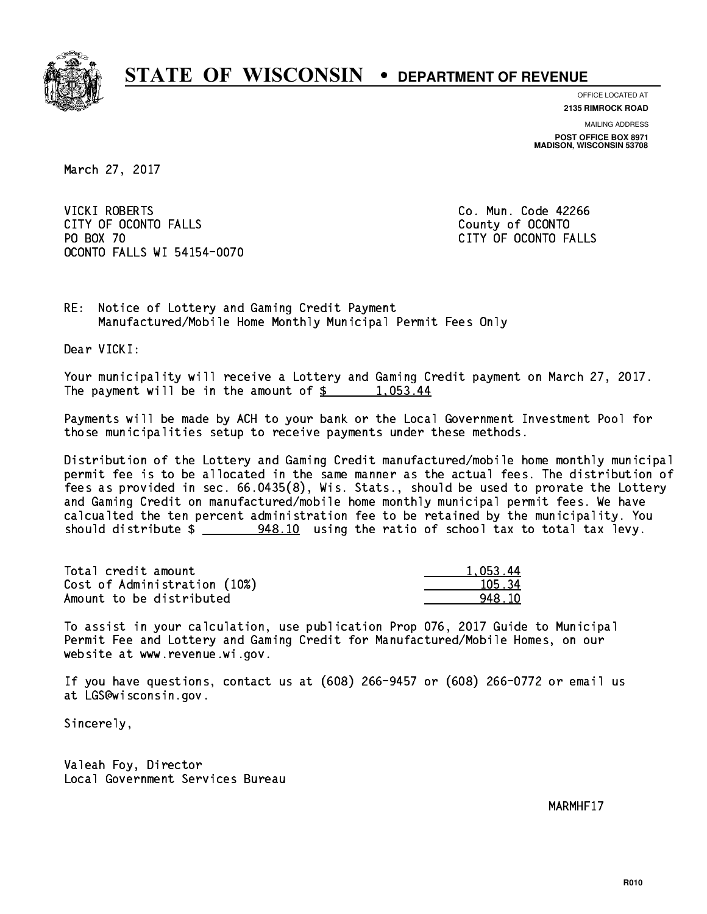# STATE OF WISCONSIN • DEPARTMENT OF REVENUE

OFFICE LOCATED AT
**2135 RIMROCK ROAD**

MAILING ADDRESS
**POST OFFICE BOX 8971**
**MADISON, WISCONSIN 53708**

March 27, 2017

VICKI ROBERTS
CITY OF OCONTO FALLS
PO BOX 70
OCONTO FALLS WI 54154-0070

Co. Mun. Code 42266
County of OCONTO
CITY OF OCONTO FALLS

RE: Notice of Lottery and Gaming Credit Payment
Manufactured/Mobile Home Monthly Municipal Permit Fees Only

Dear VICKI:

Your municipality will receive a Lottery and Gaming Credit payment on March 27, 2017. The payment will be in the amount of $ 1,053.44

Payments will be made by ACH to your bank or the Local Government Investment Pool for those municipalities setup to receive payments under these methods.

Distribution of the Lottery and Gaming Credit manufactured/mobile home monthly municipal permit fee is to be allocated in the same manner as the actual fees. The distribution of fees as provided in sec. 66.0435(8), Wis. Stats., should be used to prorate the Lottery and Gaming Credit on manufactured/mobile home monthly municipal permit fees. We have calcualted the ten percent administration fee to be retained by the municipality. You should distribute $ 948.10 using the ratio of school tax to total tax levy.

| | |
|---|---|
| Total credit amount | 1,053.44 |
| Cost of Administration (10%) | 105.34 |
| Amount to be distributed | 948.10 |

To assist in your calculation, use publication Prop 076, 2017 Guide to Municipal Permit Fee and Lottery and Gaming Credit for Manufactured/Mobile Homes, on our website at www.revenue.wi.gov.

If you have questions, contact us at (608) 266-9457 or (608) 266-0772 or email us at LGS@wisconsin.gov.

Sincerely,

Valeah Foy, Director
Local Government Services Bureau

MARMHF17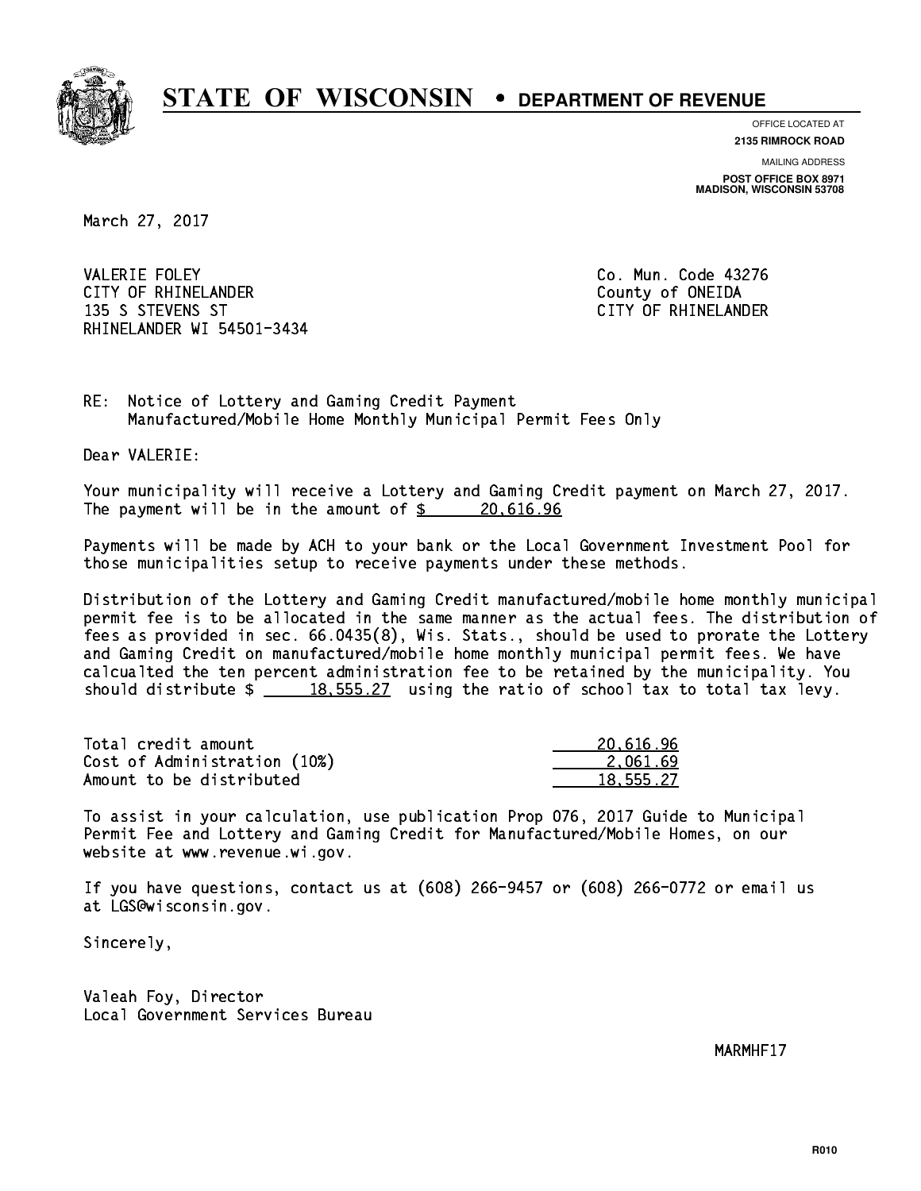# STATE OF WISCONSIN • DEPARTMENT OF REVENUE

OFFICE LOCATED AT
**2135 RIMROCK ROAD**

MAILING ADDRESS
**POST OFFICE BOX 8971**
**MADISON, WISCONSIN 53708**

March 27, 2017

VALERIE FOLEY
CITY OF RHINELANDER
135 S STEVENS ST
RHINELANDER WI 54501-3434

Co. Mun. Code 43276
County of ONEIDA
CITY OF RHINELANDER

RE: Notice of Lottery and Gaming Credit Payment
Manufactured/Mobile Home Monthly Municipal Permit Fees Only

Dear VALERIE:

Your municipality will receive a Lottery and Gaming Credit payment on March 27, 2017. The payment will be in the amount of $ 20,616.96

Payments will be made by ACH to your bank or the Local Government Investment Pool for those municipalities setup to receive payments under these methods.

Distribution of the Lottery and Gaming Credit manufactured/mobile home monthly municipal permit fee is to be allocated in the same manner as the actual fees. The distribution of fees as provided in sec. 66.0435(8), Wis. Stats., should be used to prorate the Lottery and Gaming Credit on manufactured/mobile home monthly municipal permit fees. We have calcualted the ten percent administration fee to be retained by the municipality. You should distribute $ 18,555.27 using the ratio of school tax to total tax levy.

| | |
|---|---|
| Total credit amount | 20,616.96 |
| Cost of Administration (10%) | 2,061.69 |
| Amount to be distributed | 18,555.27 |

To assist in your calculation, use publication Prop 076, 2017 Guide to Municipal Permit Fee and Lottery and Gaming Credit for Manufactured/Mobile Homes, on our website at www.revenue.wi.gov.

If you have questions, contact us at (608) 266-9457 or (608) 266-0772 or email us at LGS@wisconsin.gov.

Sincerely,

Valeah Foy, Director
Local Government Services Bureau

MARMHF17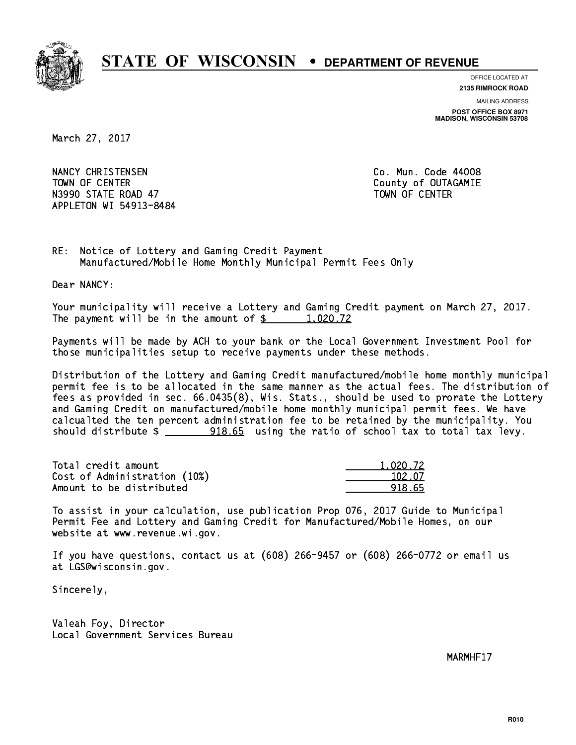# STATE OF WISCONSIN • DEPARTMENT OF REVENUE

OFFICE LOCATED AT
**2135 RIMROCK ROAD**

MAILING ADDRESS
**POST OFFICE BOX 8971**
**MADISON, WISCONSIN 53708**

March 27, 2017

NANCY CHRISTENSEN
TOWN OF CENTER
N3990 STATE ROAD 47
APPLETON WI 54913-8484

Co. Mun. Code 44008
County of OUTAGAMIE
TOWN OF CENTER

RE: Notice of Lottery and Gaming Credit Payment
Manufactured/Mobile Home Monthly Municipal Permit Fees Only

Dear NANCY:

Your municipality will receive a Lottery and Gaming Credit payment on March 27, 2017. The payment will be in the amount of $ 1,020.72

Payments will be made by ACH to your bank or the Local Government Investment Pool for those municipalities setup to receive payments under these methods.

Distribution of the Lottery and Gaming Credit manufactured/mobile home monthly municipal permit fee is to be allocated in the same manner as the actual fees. The distribution of fees as provided in sec. 66.0435(8), Wis. Stats., should be used to prorate the Lottery and Gaming Credit on manufactured/mobile home monthly municipal permit fees. We have calcualted the ten percent administration fee to be retained by the municipality. You should distribute $ 918.65 using the ratio of school tax to total tax levy.

| | |
|---|---|
| Total credit amount | 1,020.72 |
| Cost of Administration (10%) | 102.07 |
| Amount to be distributed | 918.65 |

To assist in your calculation, use publication Prop 076, 2017 Guide to Municipal Permit Fee and Lottery and Gaming Credit for Manufactured/Mobile Homes, on our website at www.revenue.wi.gov.

If you have questions, contact us at (608) 266-9457 or (608) 266-0772 or email us at LGS@wisconsin.gov.

Sincerely,

Valeah Foy, Director
Local Government Services Bureau

MARMHF17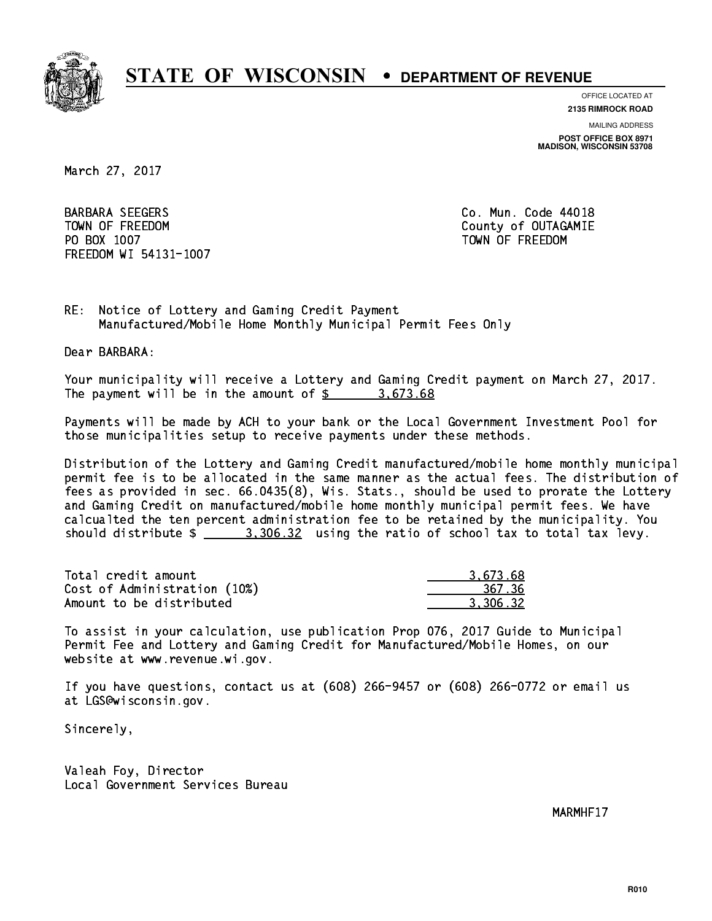# STATE OF WISCONSIN • DEPARTMENT OF REVENUE

OFFICE LOCATED AT
**2135 RIMROCK ROAD**

MAILING ADDRESS
**POST OFFICE BOX 8971**
**MADISON, WISCONSIN 53708**

March 27, 2017

BARBARA SEEGERS
TOWN OF FREEDOM
PO BOX 1007
FREEDOM WI 54131-1007

Co. Mun. Code 44018
County of OUTAGAMIE
TOWN OF FREEDOM

RE: Notice of Lottery and Gaming Credit Payment
Manufactured/Mobile Home Monthly Municipal Permit Fees Only

Dear BARBARA:

Your municipality will receive a Lottery and Gaming Credit payment on March 27, 2017. The payment will be in the amount of $ 3,673.68

Payments will be made by ACH to your bank or the Local Government Investment Pool for those municipalities setup to receive payments under these methods.

Distribution of the Lottery and Gaming Credit manufactured/mobile home monthly municipal permit fee is to be allocated in the same manner as the actual fees. The distribution of fees as provided in sec. 66.0435(8), Wis. Stats., should be used to prorate the Lottery and Gaming Credit on manufactured/mobile home monthly municipal permit fees. We have calcualted the ten percent administration fee to be retained by the municipality. You should distribute $ 3,306.32 using the ratio of school tax to total tax levy.

| | |
|---|---|
| Total credit amount | 3,673.68 |
| Cost of Administration (10%) | 367.36 |
| Amount to be distributed | 3,306.32 |

To assist in your calculation, use publication Prop 076, 2017 Guide to Municipal Permit Fee and Lottery and Gaming Credit for Manufactured/Mobile Homes, on our website at www.revenue.wi.gov.

If you have questions, contact us at (608) 266-9457 or (608) 266-0772 or email us at LGS@wisconsin.gov.

Sincerely,

Valeah Foy, Director
Local Government Services Bureau

MARMHF17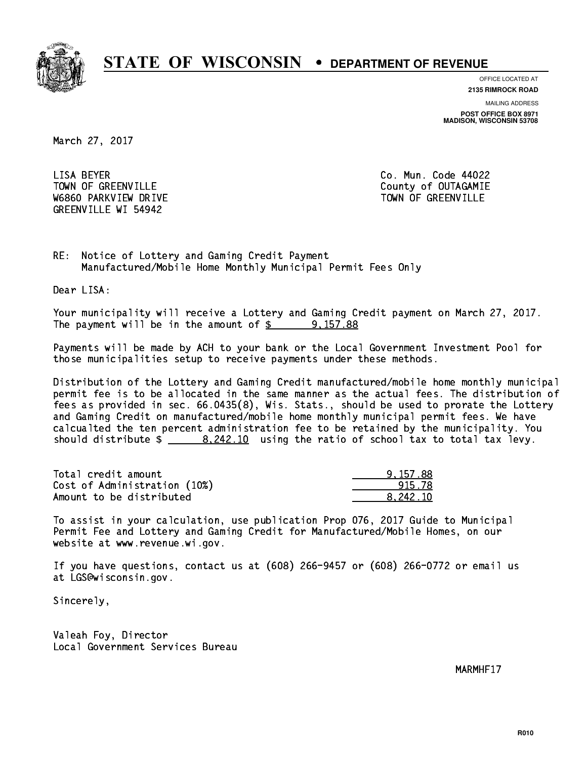# STATE OF WISCONSIN • DEPARTMENT OF REVENUE

OFFICE LOCATED AT
**2135 RIMROCK ROAD**

MAILING ADDRESS
**POST OFFICE BOX 8971**
**MADISON, WISCONSIN 53708**

March 27, 2017

LISA BEYER
TOWN OF GREENVILLE
W6860 PARKVIEW DRIVE
GREENVILLE WI 54942

Co. Mun. Code 44022
County of OUTAGAMIE
TOWN OF GREENVILLE

RE: Notice of Lottery and Gaming Credit Payment
Manufactured/Mobile Home Monthly Municipal Permit Fees Only

Dear LISA:

Your municipality will receive a Lottery and Gaming Credit payment on March 27, 2017. The payment will be in the amount of $ 9,157.88

Payments will be made by ACH to your bank or the Local Government Investment Pool for those municipalities setup to receive payments under these methods.

Distribution of the Lottery and Gaming Credit manufactured/mobile home monthly municipal permit fee is to be allocated in the same manner as the actual fees. The distribution of fees as provided in sec. 66.0435(8), Wis. Stats., should be used to prorate the Lottery and Gaming Credit on manufactured/mobile home monthly municipal permit fees. We have calcualted the ten percent administration fee to be retained by the municipality. You should distribute $ 8,242.10 using the ratio of school tax to total tax levy.

| | |
|---|---|
| Total credit amount | 9,157.88 |
| Cost of Administration (10%) | 915.78 |
| Amount to be distributed | 8,242.10 |

To assist in your calculation, use publication Prop 076, 2017 Guide to Municipal Permit Fee and Lottery and Gaming Credit for Manufactured/Mobile Homes, on our website at www.revenue.wi.gov.

If you have questions, contact us at (608) 266-9457 or (608) 266-0772 or email us at LGS@wisconsin.gov.

Sincerely,

Valeah Foy, Director
Local Government Services Bureau

MARMHF17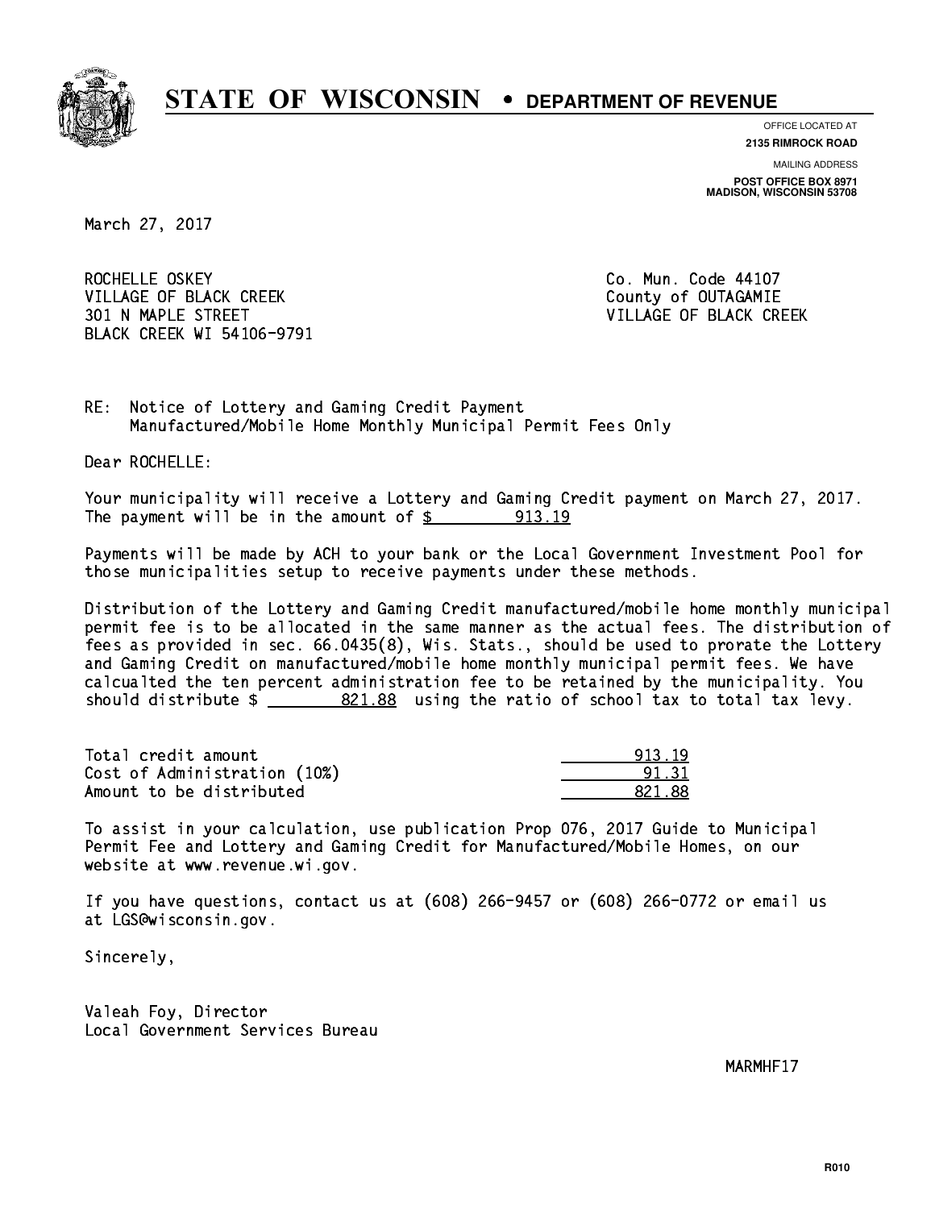# STATE OF WISCONSIN • DEPARTMENT OF REVENUE

OFFICE LOCATED AT
**2135 RIMROCK ROAD**

MAILING ADDRESS
**POST OFFICE BOX 8971**
**MADISON, WISCONSIN 53708**

March 27, 2017

ROCHELLE OSKEY
VILLAGE OF BLACK CREEK
301 N MAPLE STREET
BLACK CREEK WI 54106-9791

Co. Mun. Code 44107
County of OUTAGAMIE
VILLAGE OF BLACK CREEK

RE: Notice of Lottery and Gaming Credit Payment
Manufactured/Mobile Home Monthly Municipal Permit Fees Only

Dear ROCHELLE:

Your municipality will receive a Lottery and Gaming Credit payment on March 27, 2017. The payment will be in the amount of $ 913.19

Payments will be made by ACH to your bank or the Local Government Investment Pool for those municipalities setup to receive payments under these methods.

Distribution of the Lottery and Gaming Credit manufactured/mobile home monthly municipal permit fee is to be allocated in the same manner as the actual fees. The distribution of fees as provided in sec. 66.0435(8), Wis. Stats., should be used to prorate the Lottery and Gaming Credit on manufactured/mobile home monthly municipal permit fees. We have calcualted the ten percent administration fee to be retained by the municipality. You should distribute $ 821.88 using the ratio of school tax to total tax levy.

| | |
|---|---:|
| Total credit amount | 913.19 |
| Cost of Administration (10%) | 91.31 |
| Amount to be distributed | 821.88 |

To assist in your calculation, use publication Prop 076, 2017 Guide to Municipal Permit Fee and Lottery and Gaming Credit for Manufactured/Mobile Homes, on our website at www.revenue.wi.gov.

If you have questions, contact us at (608) 266-9457 or (608) 266-0772 or email us at LGS@wisconsin.gov.

Sincerely,

Valeah Foy, Director
Local Government Services Bureau

MARMHF17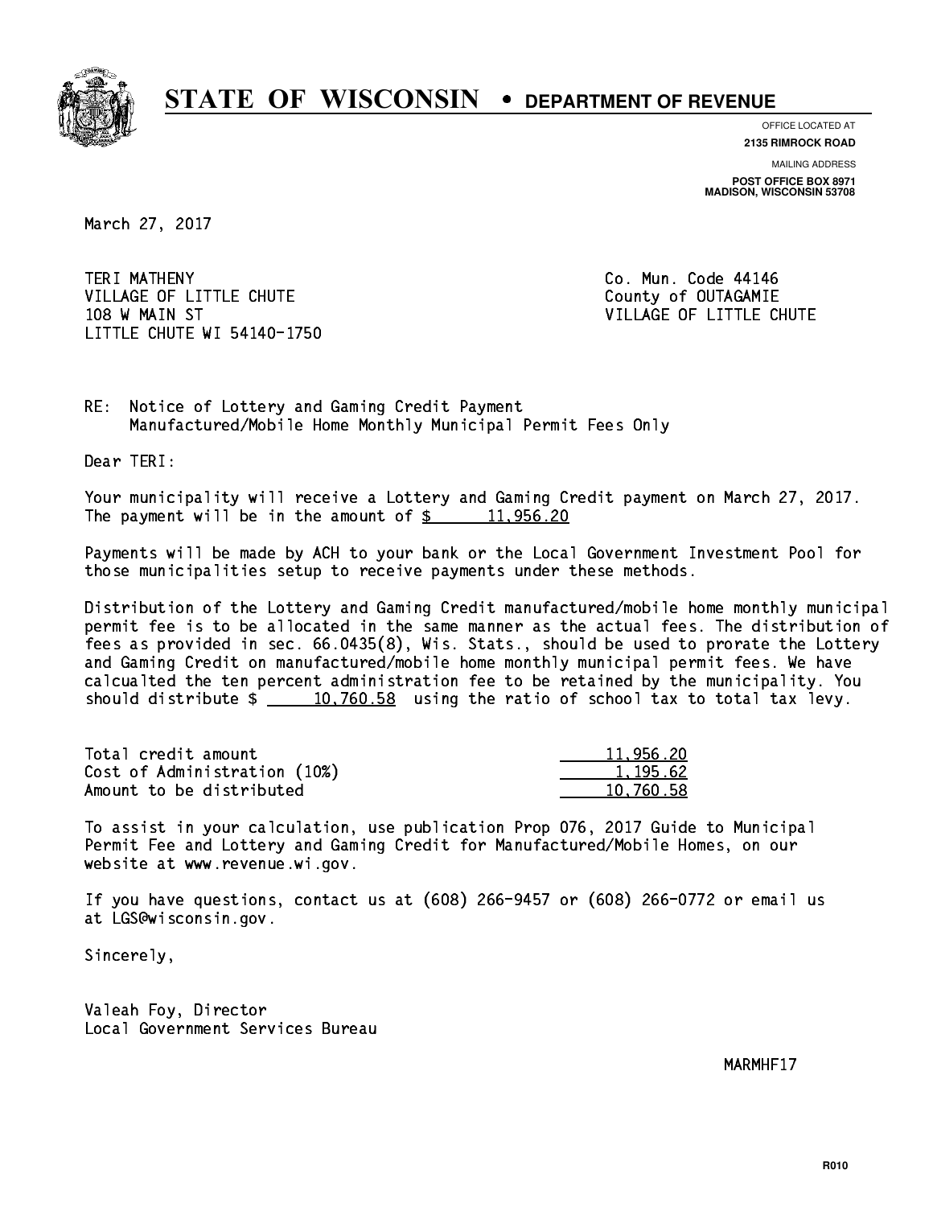# STATE OF WISCONSIN • DEPARTMENT OF REVENUE

OFFICE LOCATED AT
**2135 RIMROCK ROAD**

MAILING ADDRESS
**POST OFFICE BOX 8971**
**MADISON, WISCONSIN 53708**

March 27, 2017

TERI MATHENY
VILLAGE OF LITTLE CHUTE
108 W MAIN ST
LITTLE CHUTE WI 54140-1750

Co. Mun. Code 44146
County of OUTAGAMIE
VILLAGE OF LITTLE CHUTE

RE: Notice of Lottery and Gaming Credit Payment
Manufactured/Mobile Home Monthly Municipal Permit Fees Only

Dear TERI:

Your municipality will receive a Lottery and Gaming Credit payment on March 27, 2017. The payment will be in the amount of $ 11,956.20

Payments will be made by ACH to your bank or the Local Government Investment Pool for those municipalities setup to receive payments under these methods.

Distribution of the Lottery and Gaming Credit manufactured/mobile home monthly municipal permit fee is to be allocated in the same manner as the actual fees. The distribution of fees as provided in sec. 66.0435(8), Wis. Stats., should be used to prorate the Lottery and Gaming Credit on manufactured/mobile home monthly municipal permit fees. We have calcualted the ten percent administration fee to be retained by the municipality. You should distribute $ 10,760.58 using the ratio of school tax to total tax levy.

| | |
|---|---|
| Total credit amount | 11,956.20 |
| Cost of Administration (10%) | 1,195.62 |
| Amount to be distributed | 10,760.58 |

To assist in your calculation, use publication Prop 076, 2017 Guide to Municipal Permit Fee and Lottery and Gaming Credit for Manufactured/Mobile Homes, on our website at www.revenue.wi.gov.

If you have questions, contact us at (608) 266-9457 or (608) 266-0772 or email us at LGS@wisconsin.gov.

Sincerely,

Valeah Foy, Director
Local Government Services Bureau

MARMHF17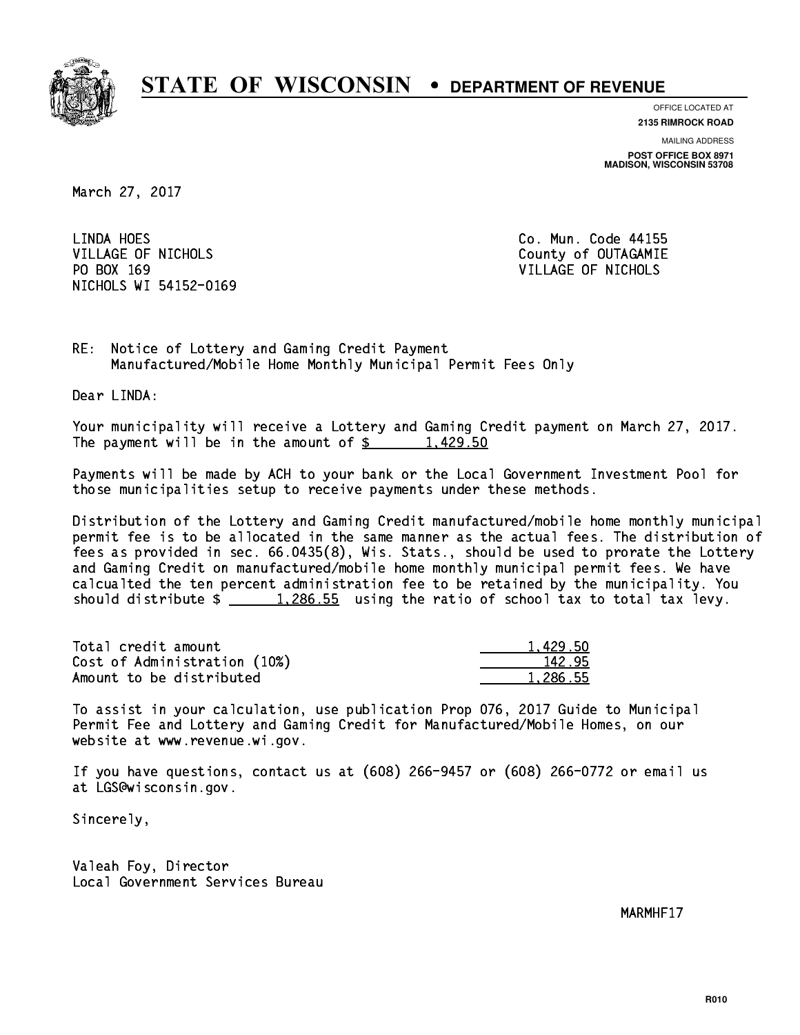# STATE OF WISCONSIN • DEPARTMENT OF REVENUE

OFFICE LOCATED AT
**2135 RIMROCK ROAD**

MAILING ADDRESS
**POST OFFICE BOX 8971**
**MADISON, WISCONSIN 53708**

March 27, 2017

LINDA HOES
VILLAGE OF NICHOLS
PO BOX 169
NICHOLS WI 54152-0169

Co. Mun. Code 44155
County of OUTAGAMIE
VILLAGE OF NICHOLS

RE: Notice of Lottery and Gaming Credit Payment
Manufactured/Mobile Home Monthly Municipal Permit Fees Only

Dear LINDA:

Your municipality will receive a Lottery and Gaming Credit payment on March 27, 2017. The payment will be in the amount of $ 1,429.50

Payments will be made by ACH to your bank or the Local Government Investment Pool for those municipalities setup to receive payments under these methods.

Distribution of the Lottery and Gaming Credit manufactured/mobile home monthly municipal permit fee is to be allocated in the same manner as the actual fees. The distribution of fees as provided in sec. 66.0435(8), Wis. Stats., should be used to prorate the Lottery and Gaming Credit on manufactured/mobile home monthly municipal permit fees. We have calcualted the ten percent administration fee to be retained by the municipality. You should distribute $ 1,286.55 using the ratio of school tax to total tax levy.

| | |
|---|---|
| Total credit amount | 1,429.50 |
| Cost of Administration (10%) | 142.95 |
| Amount to be distributed | 1,286.55 |

To assist in your calculation, use publication Prop 076, 2017 Guide to Municipal Permit Fee and Lottery and Gaming Credit for Manufactured/Mobile Homes, on our website at www.revenue.wi.gov.

If you have questions, contact us at (608) 266-9457 or (608) 266-0772 or email us at LGS@wisconsin.gov.

Sincerely,

Valeah Foy, Director
Local Government Services Bureau

MARMHF17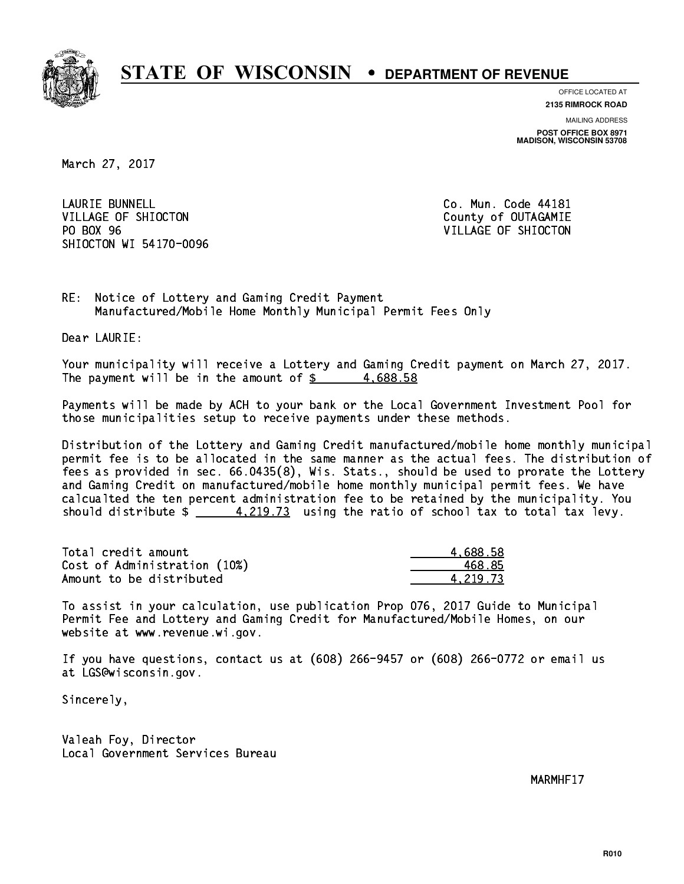# STATE OF WISCONSIN • DEPARTMENT OF REVENUE

OFFICE LOCATED AT
**2135 RIMROCK ROAD**

MAILING ADDRESS
**POST OFFICE BOX 8971**
**MADISON, WISCONSIN 53708**

March 27, 2017

LAURIE BUNNELL
VILLAGE OF SHIOCTON
PO BOX 96
SHIOCTON WI 54170-0096

Co. Mun. Code 44181
County of OUTAGAMIE
VILLAGE OF SHIOCTON

RE: Notice of Lottery and Gaming Credit Payment
Manufactured/Mobile Home Monthly Municipal Permit Fees Only

Dear LAURIE:

Your municipality will receive a Lottery and Gaming Credit payment on March 27, 2017. The payment will be in the amount of $ 4,688.58

Payments will be made by ACH to your bank or the Local Government Investment Pool for those municipalities setup to receive payments under these methods.

Distribution of the Lottery and Gaming Credit manufactured/mobile home monthly municipal permit fee is to be allocated in the same manner as the actual fees. The distribution of fees as provided in sec. 66.0435(8), Wis. Stats., should be used to prorate the Lottery and Gaming Credit on manufactured/mobile home monthly municipal permit fees. We have calcualted the ten percent administration fee to be retained by the municipality. You should distribute $ 4,219.73 using the ratio of school tax to total tax levy.

| | |
|---|---|
| Total credit amount | 4,688.58 |
| Cost of Administration (10%) | 468.85 |
| Amount to be distributed | 4,219.73 |

To assist in your calculation, use publication Prop 076, 2017 Guide to Municipal Permit Fee and Lottery and Gaming Credit for Manufactured/Mobile Homes, on our website at www.revenue.wi.gov.

If you have questions, contact us at (608) 266-9457 or (608) 266-0772 or email us at LGS@wisconsin.gov.

Sincerely,

Valeah Foy, Director
Local Government Services Bureau

MARMHF17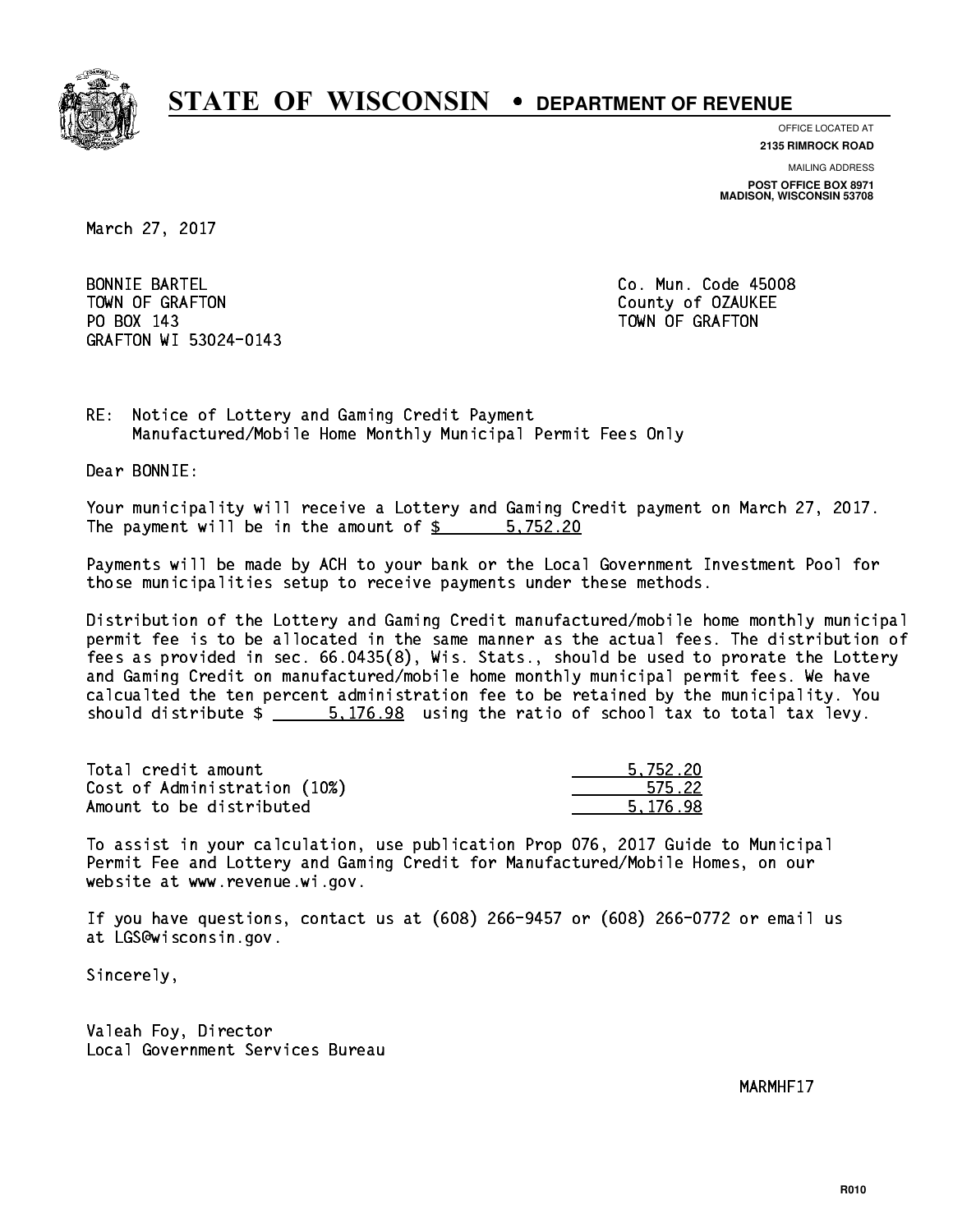# STATE OF WISCONSIN • DEPARTMENT OF REVENUE

OFFICE LOCATED AT
**2135 RIMROCK ROAD**

MAILING ADDRESS
**POST OFFICE BOX 8971**
**MADISON, WISCONSIN 53708**

March 27, 2017

BONNIE BARTEL
TOWN OF GRAFTON
PO BOX 143
GRAFTON WI 53024-0143

Co. Mun. Code 45008
County of OZAUKEE
TOWN OF GRAFTON

RE: Notice of Lottery and Gaming Credit Payment
Manufactured/Mobile Home Monthly Municipal Permit Fees Only

Dear BONNIE:

Your municipality will receive a Lottery and Gaming Credit payment on March 27, 2017. The payment will be in the amount of $ 5,752.20

Payments will be made by ACH to your bank or the Local Government Investment Pool for those municipalities setup to receive payments under these methods.

Distribution of the Lottery and Gaming Credit manufactured/mobile home monthly municipal permit fee is to be allocated in the same manner as the actual fees. The distribution of fees as provided in sec. 66.0435(8), Wis. Stats., should be used to prorate the Lottery and Gaming Credit on manufactured/mobile home monthly municipal permit fees. We have calcualted the ten percent administration fee to be retained by the municipality. You should distribute $ 5,176.98 using the ratio of school tax to total tax levy.

| | |
|---|---|
| Total credit amount | 5,752.20 |
| Cost of Administration (10%) | 575.22 |
| Amount to be distributed | 5,176.98 |

To assist in your calculation, use publication Prop 076, 2017 Guide to Municipal Permit Fee and Lottery and Gaming Credit for Manufactured/Mobile Homes, on our website at www.revenue.wi.gov.

If you have questions, contact us at (608) 266-9457 or (608) 266-0772 or email us at LGS@wisconsin.gov.

Sincerely,

Valeah Foy, Director
Local Government Services Bureau

MARMHF17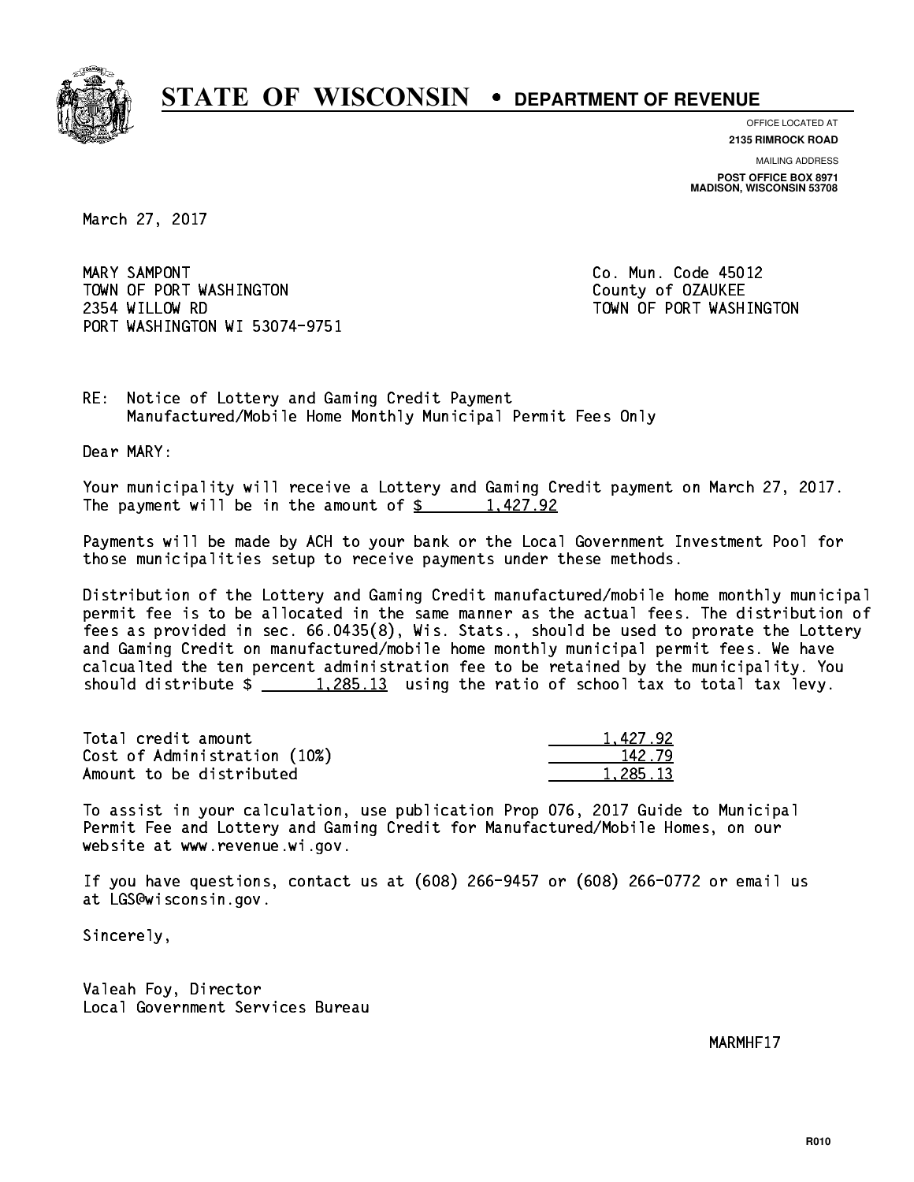# STATE OF WISCONSIN • DEPARTMENT OF REVENUE

OFFICE LOCATED AT
**2135 RIMROCK ROAD**

MAILING ADDRESS
**POST OFFICE BOX 8971**
**MADISON, WISCONSIN 53708**

March 27, 2017

MARY SAMPONT
TOWN OF PORT WASHINGTON
2354 WILLOW RD
PORT WASHINGTON WI 53074-9751

Co. Mun. Code 45012
County of OZAUKEE
TOWN OF PORT WASHINGTON

RE: Notice of Lottery and Gaming Credit Payment
Manufactured/Mobile Home Monthly Municipal Permit Fees Only

Dear MARY:

Your municipality will receive a Lottery and Gaming Credit payment on March 27, 2017. The payment will be in the amount of $ 1,427.92

Payments will be made by ACH to your bank or the Local Government Investment Pool for those municipalities setup to receive payments under these methods.

Distribution of the Lottery and Gaming Credit manufactured/mobile home monthly municipal permit fee is to be allocated in the same manner as the actual fees. The distribution of fees as provided in sec. 66.0435(8), Wis. Stats., should be used to prorate the Lottery and Gaming Credit on manufactured/mobile home monthly municipal permit fees. We have calcualted the ten percent administration fee to be retained by the municipality. You should distribute $ 1,285.13 using the ratio of school tax to total tax levy.

| | |
|---|---|
| Total credit amount | 1,427.92 |
| Cost of Administration (10%) | 142.79 |
| Amount to be distributed | 1,285.13 |

To assist in your calculation, use publication Prop 076, 2017 Guide to Municipal Permit Fee and Lottery and Gaming Credit for Manufactured/Mobile Homes, on our website at www.revenue.wi.gov.

If you have questions, contact us at (608) 266-9457 or (608) 266-0772 or email us at LGS@wisconsin.gov.

Sincerely,

Valeah Foy, Director
Local Government Services Bureau

MARMHF17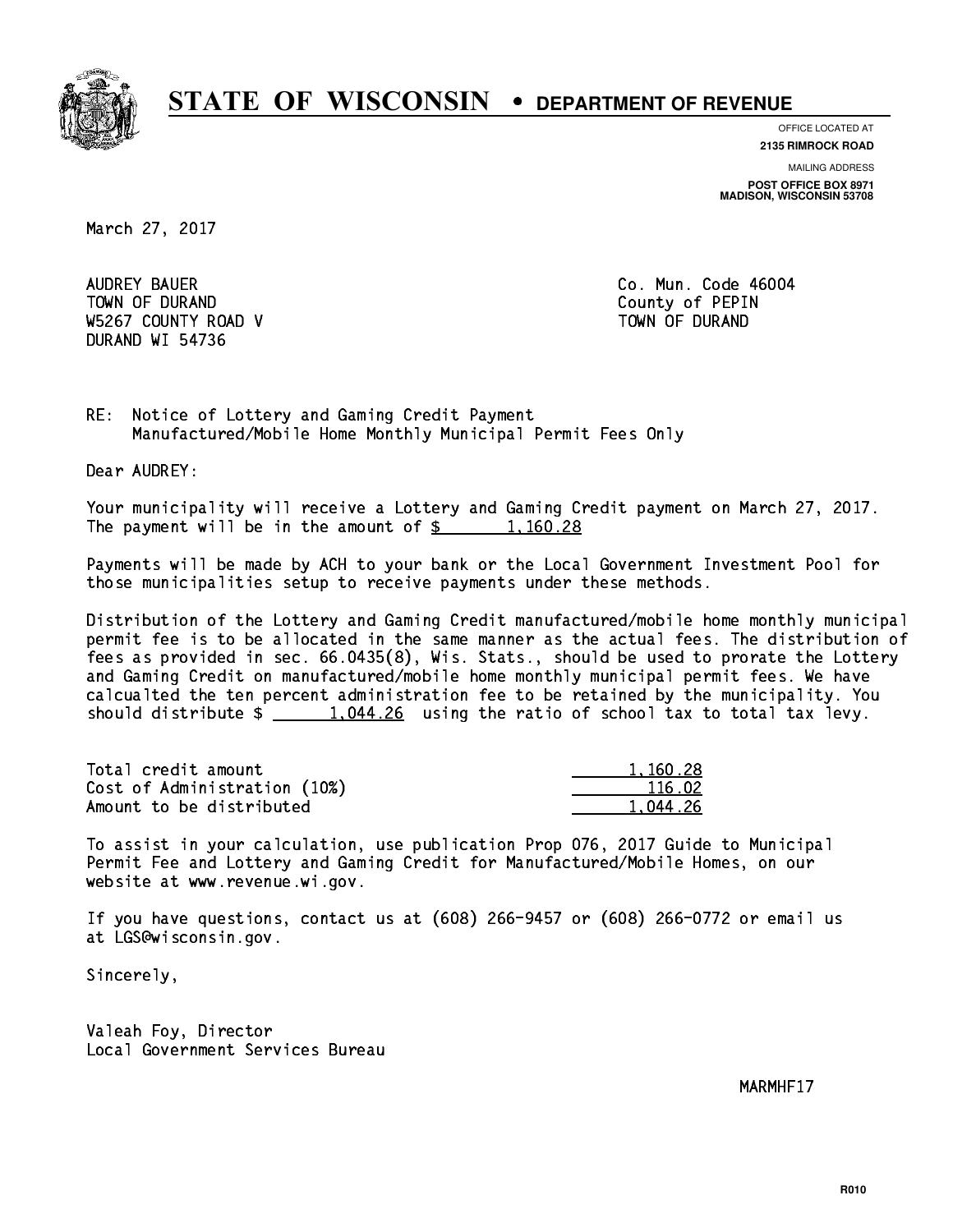# STATE OF WISCONSIN • DEPARTMENT OF REVENUE

OFFICE LOCATED AT
**2135 RIMROCK ROAD**

MAILING ADDRESS
**POST OFFICE BOX 8971**
**MADISON, WISCONSIN 53708**

March 27, 2017

AUDREY BAUER
TOWN OF DURAND
W5267 COUNTY ROAD V
DURAND WI 54736

Co. Mun. Code 46004
County of PEPIN
TOWN OF DURAND

RE: Notice of Lottery and Gaming Credit Payment
Manufactured/Mobile Home Monthly Municipal Permit Fees Only

Dear AUDREY:

Your municipality will receive a Lottery and Gaming Credit payment on March 27, 2017. The payment will be in the amount of $ 1,160.28

Payments will be made by ACH to your bank or the Local Government Investment Pool for those municipalities setup to receive payments under these methods.

Distribution of the Lottery and Gaming Credit manufactured/mobile home monthly municipal permit fee is to be allocated in the same manner as the actual fees. The distribution of fees as provided in sec. 66.0435(8), Wis. Stats., should be used to prorate the Lottery and Gaming Credit on manufactured/mobile home monthly municipal permit fees. We have calcualted the ten percent administration fee to be retained by the municipality. You should distribute $ 1,044.26 using the ratio of school tax to total tax levy.

| | |
|---|---|
| Total credit amount | 1,160.28 |
| Cost of Administration (10%) | 116.02 |
| Amount to be distributed | 1,044.26 |

To assist in your calculation, use publication Prop 076, 2017 Guide to Municipal Permit Fee and Lottery and Gaming Credit for Manufactured/Mobile Homes, on our website at www.revenue.wi.gov.

If you have questions, contact us at (608) 266-9457 or (608) 266-0772 or email us at LGS@wisconsin.gov.

Sincerely,

Valeah Foy, Director
Local Government Services Bureau

MARMHF17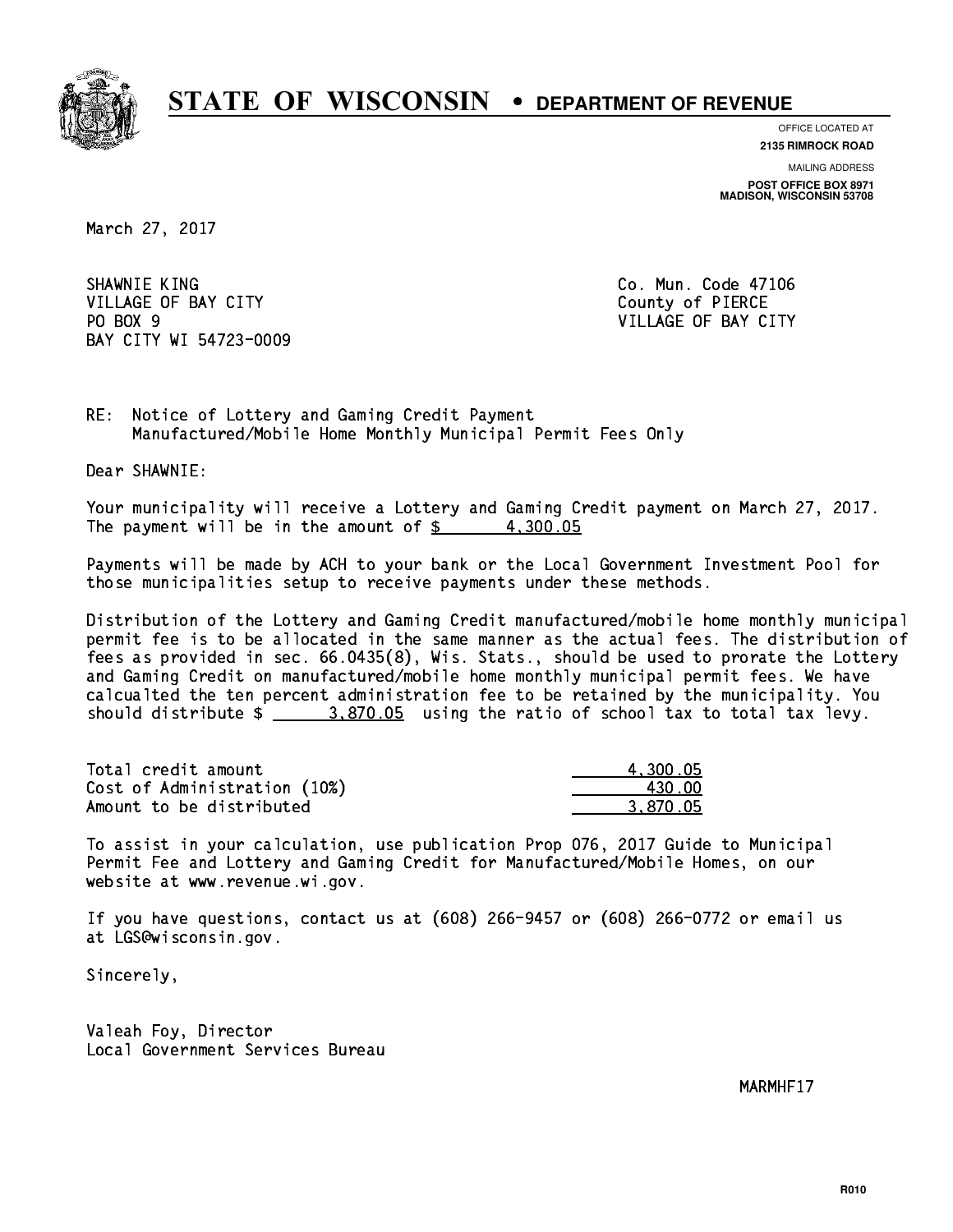# STATE OF WISCONSIN • DEPARTMENT OF REVENUE

OFFICE LOCATED AT
**2135 RIMROCK ROAD**

MAILING ADDRESS
**POST OFFICE BOX 8971**
**MADISON, WISCONSIN 53708**

March 27, 2017

SHAWNIE KING
VILLAGE OF BAY CITY
PO BOX 9
BAY CITY WI 54723-0009

Co. Mun. Code 47106
County of PIERCE
VILLAGE OF BAY CITY

RE: Notice of Lottery and Gaming Credit Payment
Manufactured/Mobile Home Monthly Municipal Permit Fees Only

Dear SHAWNIE:

Your municipality will receive a Lottery and Gaming Credit payment on March 27, 2017. The payment will be in the amount of $ 4,300.05

Payments will be made by ACH to your bank or the Local Government Investment Pool for those municipalities setup to receive payments under these methods.

Distribution of the Lottery and Gaming Credit manufactured/mobile home monthly municipal permit fee is to be allocated in the same manner as the actual fees. The distribution of fees as provided in sec. 66.0435(8), Wis. Stats., should be used to prorate the Lottery and Gaming Credit on manufactured/mobile home monthly municipal permit fees. We have calcualted the ten percent administration fee to be retained by the municipality. You should distribute $ 3,870.05 using the ratio of school tax to total tax levy.

| | |
|---|---|
| Total credit amount | 4,300.05 |
| Cost of Administration (10%) | 430.00 |
| Amount to be distributed | 3,870.05 |

To assist in your calculation, use publication Prop 076, 2017 Guide to Municipal Permit Fee and Lottery and Gaming Credit for Manufactured/Mobile Homes, on our website at www.revenue.wi.gov.

If you have questions, contact us at (608) 266-9457 or (608) 266-0772 or email us at LGS@wisconsin.gov.

Sincerely,

Valeah Foy, Director
Local Government Services Bureau

MARMHF17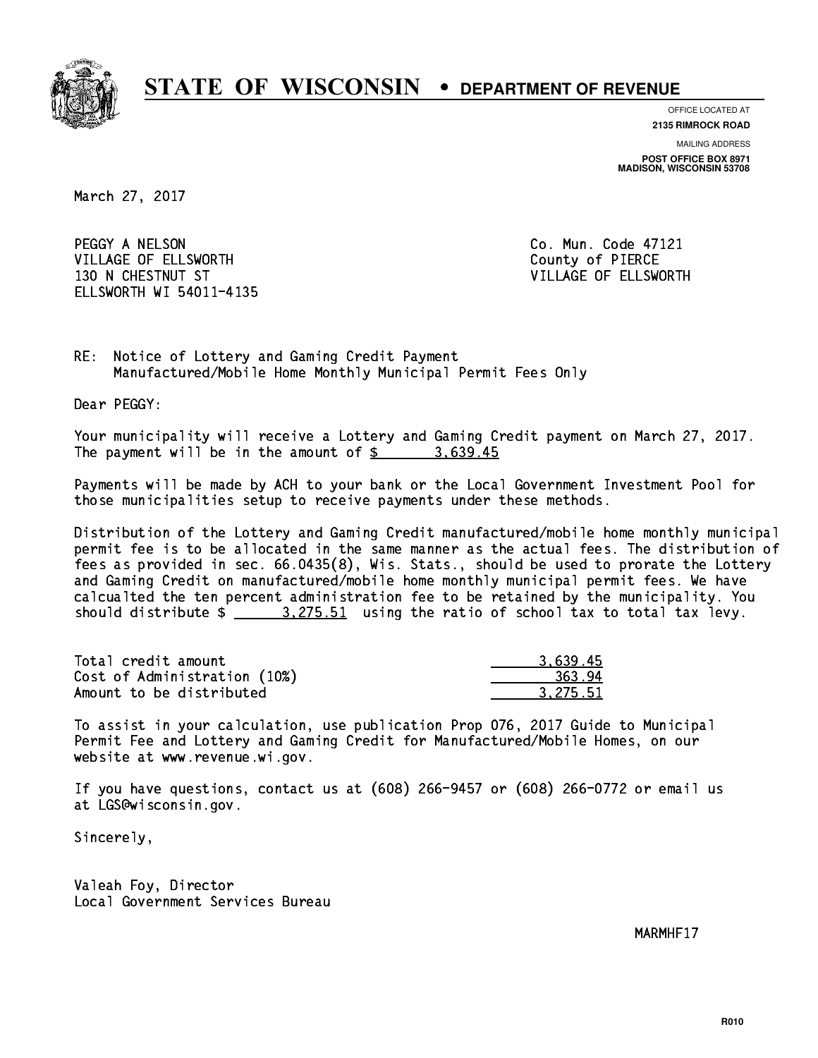# STATE OF WISCONSIN • DEPARTMENT OF REVENUE

OFFICE LOCATED AT
**2135 RIMROCK ROAD**

MAILING ADDRESS
**POST OFFICE BOX 8971**
**MADISON, WISCONSIN 53708**

March 27, 2017

PEGGY A NELSON
VILLAGE OF ELLSWORTH
130 N CHESTNUT ST
ELLSWORTH WI 54011-4135

Co. Mun. Code 47121
County of PIERCE
VILLAGE OF ELLSWORTH

RE: Notice of Lottery and Gaming Credit Payment
Manufactured/Mobile Home Monthly Municipal Permit Fees Only

Dear PEGGY:

Your municipality will receive a Lottery and Gaming Credit payment on March 27, 2017. The payment will be in the amount of $ 3,639.45

Payments will be made by ACH to your bank or the Local Government Investment Pool for those municipalities setup to receive payments under these methods.

Distribution of the Lottery and Gaming Credit manufactured/mobile home monthly municipal permit fee is to be allocated in the same manner as the actual fees. The distribution of fees as provided in sec. 66.0435(8), Wis. Stats., should be used to prorate the Lottery and Gaming Credit on manufactured/mobile home monthly municipal permit fees. We have calcualted the ten percent administration fee to be retained by the municipality. You should distribute $ 3,275.51 using the ratio of school tax to total tax levy.

| | |
|---|---|
| Total credit amount | 3,639.45 |
| Cost of Administration (10%) | 363.94 |
| Amount to be distributed | 3,275.51 |

To assist in your calculation, use publication Prop 076, 2017 Guide to Municipal Permit Fee and Lottery and Gaming Credit for Manufactured/Mobile Homes, on our website at www.revenue.wi.gov.

If you have questions, contact us at (608) 266-9457 or (608) 266-0772 or email us at LGS@wisconsin.gov.

Sincerely,

Valeah Foy, Director
Local Government Services Bureau

MARMHF17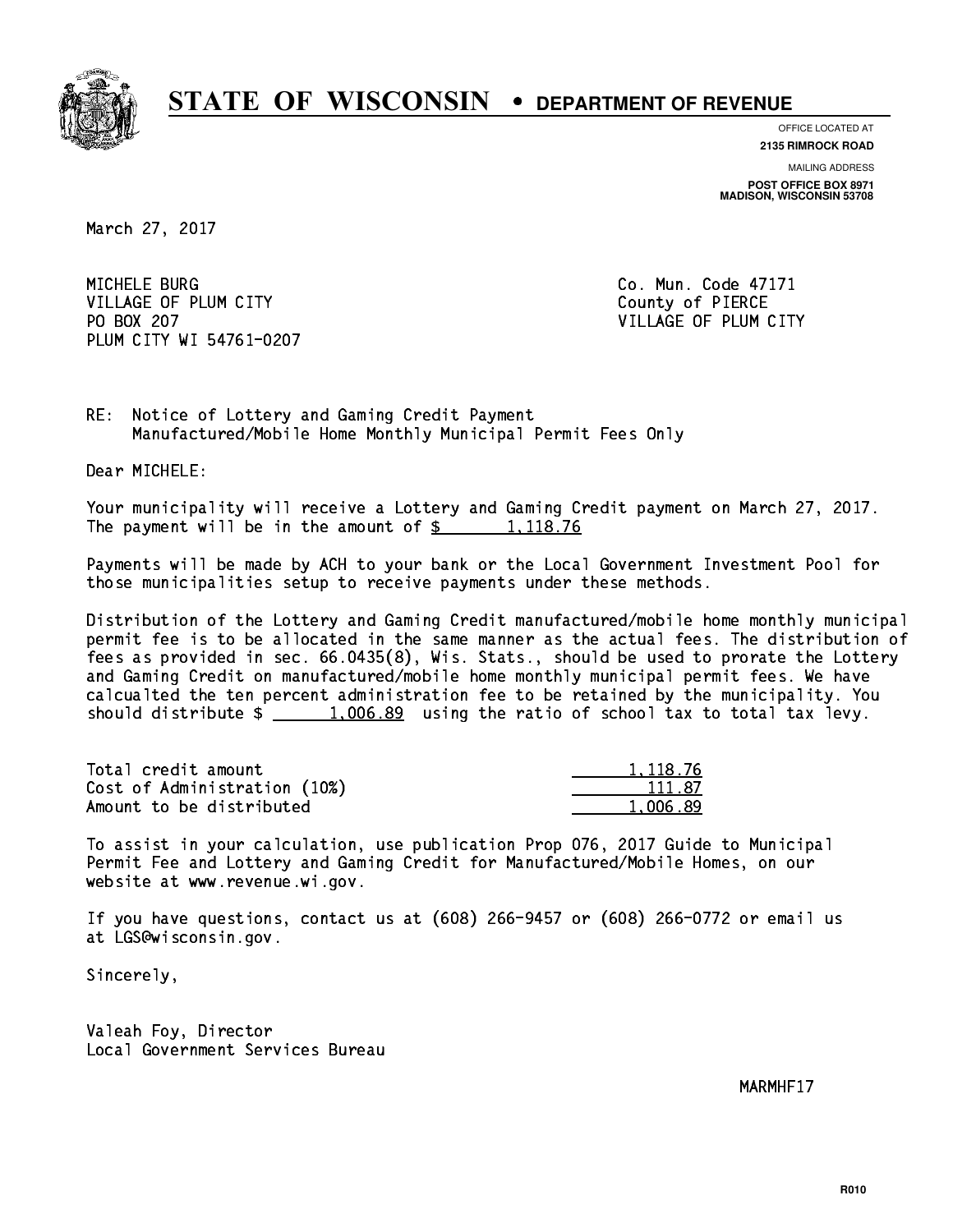# STATE OF WISCONSIN • DEPARTMENT OF REVENUE

OFFICE LOCATED AT
**2135 RIMROCK ROAD**

MAILING ADDRESS
**POST OFFICE BOX 8971**
**MADISON, WISCONSIN 53708**

March 27, 2017

MICHELE BURG
VILLAGE OF PLUM CITY
PO BOX 207
PLUM CITY WI 54761-0207

Co. Mun. Code 47171
County of PIERCE
VILLAGE OF PLUM CITY

RE: Notice of Lottery and Gaming Credit Payment
Manufactured/Mobile Home Monthly Municipal Permit Fees Only

Dear MICHELE:

Your municipality will receive a Lottery and Gaming Credit payment on March 27, 2017. The payment will be in the amount of $ 1,118.76

Payments will be made by ACH to your bank or the Local Government Investment Pool for those municipalities setup to receive payments under these methods.

Distribution of the Lottery and Gaming Credit manufactured/mobile home monthly municipal permit fee is to be allocated in the same manner as the actual fees. The distribution of fees as provided in sec. 66.0435(8), Wis. Stats., should be used to prorate the Lottery and Gaming Credit on manufactured/mobile home monthly municipal permit fees. We have calcualted the ten percent administration fee to be retained by the municipality. You should distribute $ 1,006.89 using the ratio of school tax to total tax levy.

| | |
|---|---|
| Total credit amount | 1,118.76 |
| Cost of Administration (10%) | 111.87 |
| Amount to be distributed | 1,006.89 |

To assist in your calculation, use publication Prop 076, 2017 Guide to Municipal Permit Fee and Lottery and Gaming Credit for Manufactured/Mobile Homes, on our website at www.revenue.wi.gov.

If you have questions, contact us at (608) 266-9457 or (608) 266-0772 or email us at LGS@wisconsin.gov.

Sincerely,

Valeah Foy, Director
Local Government Services Bureau

MARMHF17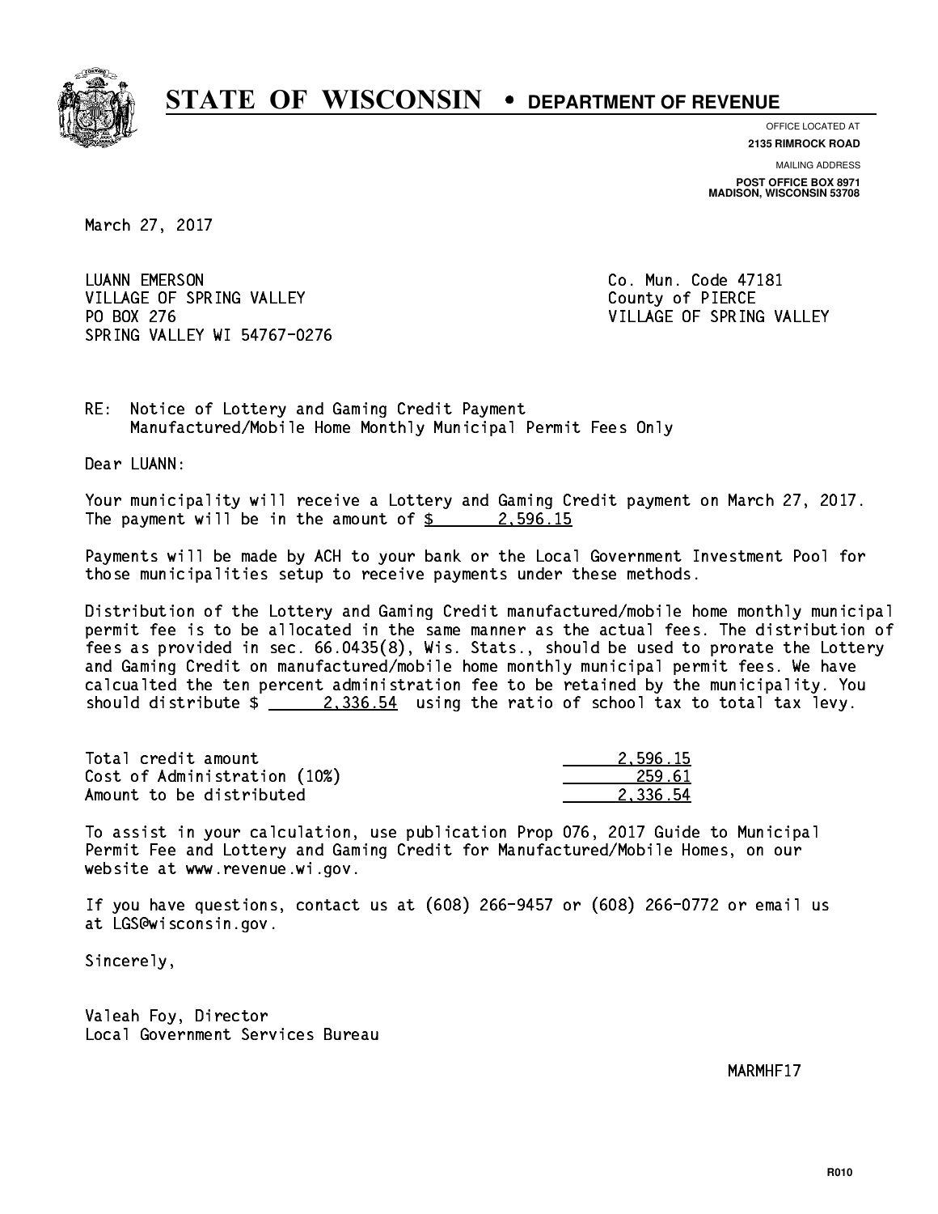# STATE OF WISCONSIN • DEPARTMENT OF REVENUE

OFFICE LOCATED AT
**2135 RIMROCK ROAD**

MAILING ADDRESS
**POST OFFICE BOX 8971**
**MADISON, WISCONSIN 53708**

March 27, 2017

LUANN EMERSON
VILLAGE OF SPRING VALLEY
PO BOX 276
SPRING VALLEY WI 54767-0276

Co. Mun. Code 47181
County of PIERCE
VILLAGE OF SPRING VALLEY

RE: Notice of Lottery and Gaming Credit Payment
Manufactured/Mobile Home Monthly Municipal Permit Fees Only

Dear LUANN:

Your municipality will receive a Lottery and Gaming Credit payment on March 27, 2017. The payment will be in the amount of $ 2,596.15

Payments will be made by ACH to your bank or the Local Government Investment Pool for those municipalities setup to receive payments under these methods.

Distribution of the Lottery and Gaming Credit manufactured/mobile home monthly municipal permit fee is to be allocated in the same manner as the actual fees. The distribution of fees as provided in sec. 66.0435(8), Wis. Stats., should be used to prorate the Lottery and Gaming Credit on manufactured/mobile home monthly municipal permit fees. We have calcualted the ten percent administration fee to be retained by the municipality. You should distribute $ 2,336.54 using the ratio of school tax to total tax levy.

| | |
|---|---|
| Total credit amount | 2,596.15 |
| Cost of Administration (10%) | 259.61 |
| Amount to be distributed | 2,336.54 |

To assist in your calculation, use publication Prop 076, 2017 Guide to Municipal Permit Fee and Lottery and Gaming Credit for Manufactured/Mobile Homes, on our website at www.revenue.wi.gov.

If you have questions, contact us at (608) 266-9457 or (608) 266-0772 or email us at LGS@wisconsin.gov.

Sincerely,

Valeah Foy, Director
Local Government Services Bureau

MARMHF17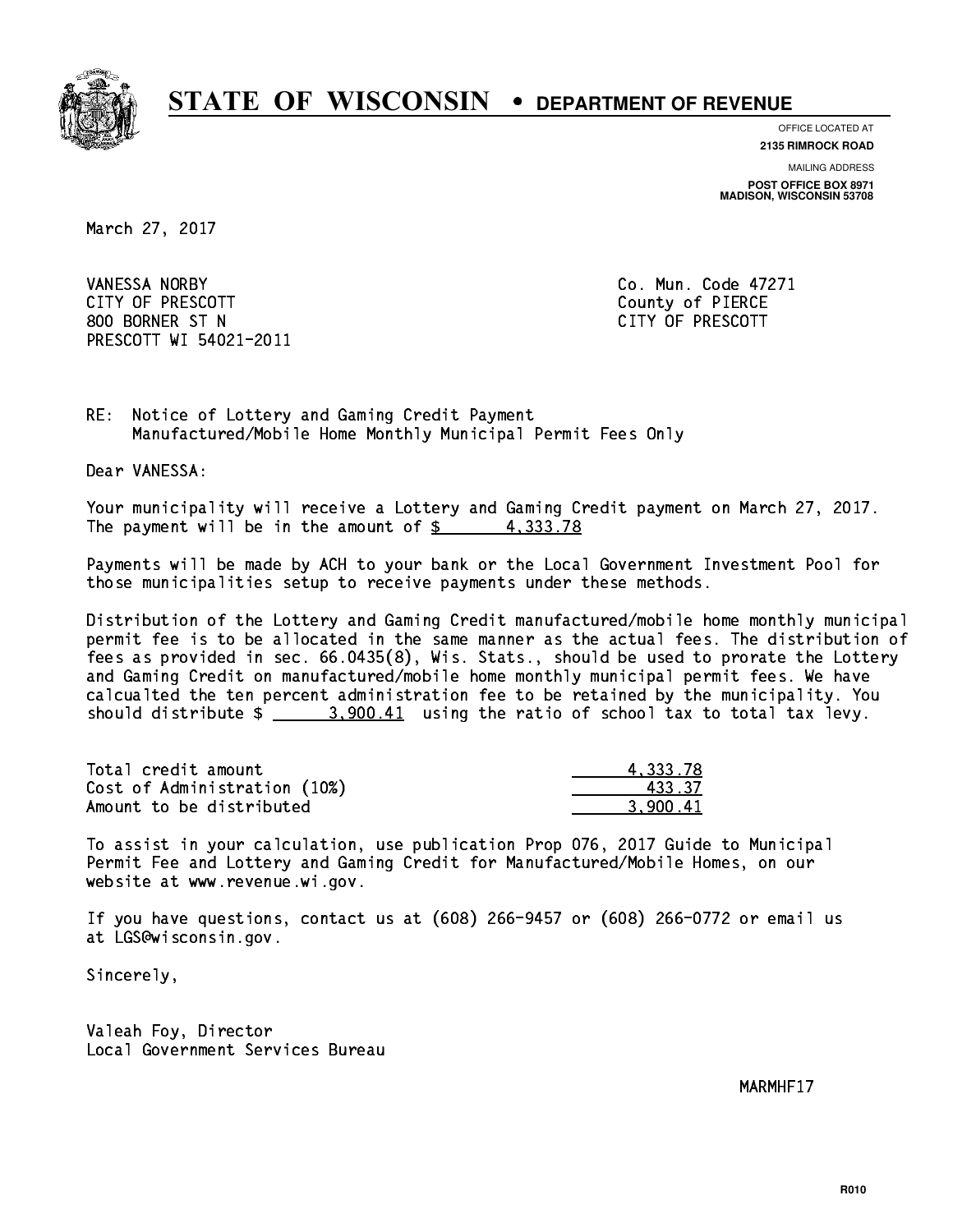# STATE OF WISCONSIN • DEPARTMENT OF REVENUE

OFFICE LOCATED AT
**2135 RIMROCK ROAD**

MAILING ADDRESS
**POST OFFICE BOX 8971**
**MADISON, WISCONSIN 53708**

March 27, 2017

VANESSA NORBY
CITY OF PRESCOTT
800 BORNER ST N
PRESCOTT WI 54021-2011

Co. Mun. Code 47271
County of PIERCE
CITY OF PRESCOTT

RE: Notice of Lottery and Gaming Credit Payment
Manufactured/Mobile Home Monthly Municipal Permit Fees Only

Dear VANESSA:

Your municipality will receive a Lottery and Gaming Credit payment on March 27, 2017. The payment will be in the amount of $ 4,333.78

Payments will be made by ACH to your bank or the Local Government Investment Pool for those municipalities setup to receive payments under these methods.

Distribution of the Lottery and Gaming Credit manufactured/mobile home monthly municipal permit fee is to be allocated in the same manner as the actual fees. The distribution of fees as provided in sec. 66.0435(8), Wis. Stats., should be used to prorate the Lottery and Gaming Credit on manufactured/mobile home monthly municipal permit fees. We have calcualted the ten percent administration fee to be retained by the municipality. You should distribute $ 3,900.41 using the ratio of school tax to total tax levy.

| | |
|---|---|
| Total credit amount | 4,333.78 |
| Cost of Administration (10%) | 433.37 |
| Amount to be distributed | 3,900.41 |

To assist in your calculation, use publication Prop 076, 2017 Guide to Municipal Permit Fee and Lottery and Gaming Credit for Manufactured/Mobile Homes, on our website at www.revenue.wi.gov.

If you have questions, contact us at (608) 266-9457 or (608) 266-0772 or email us at LGS@wisconsin.gov.

Sincerely,

Valeah Foy, Director
Local Government Services Bureau

MARMHF17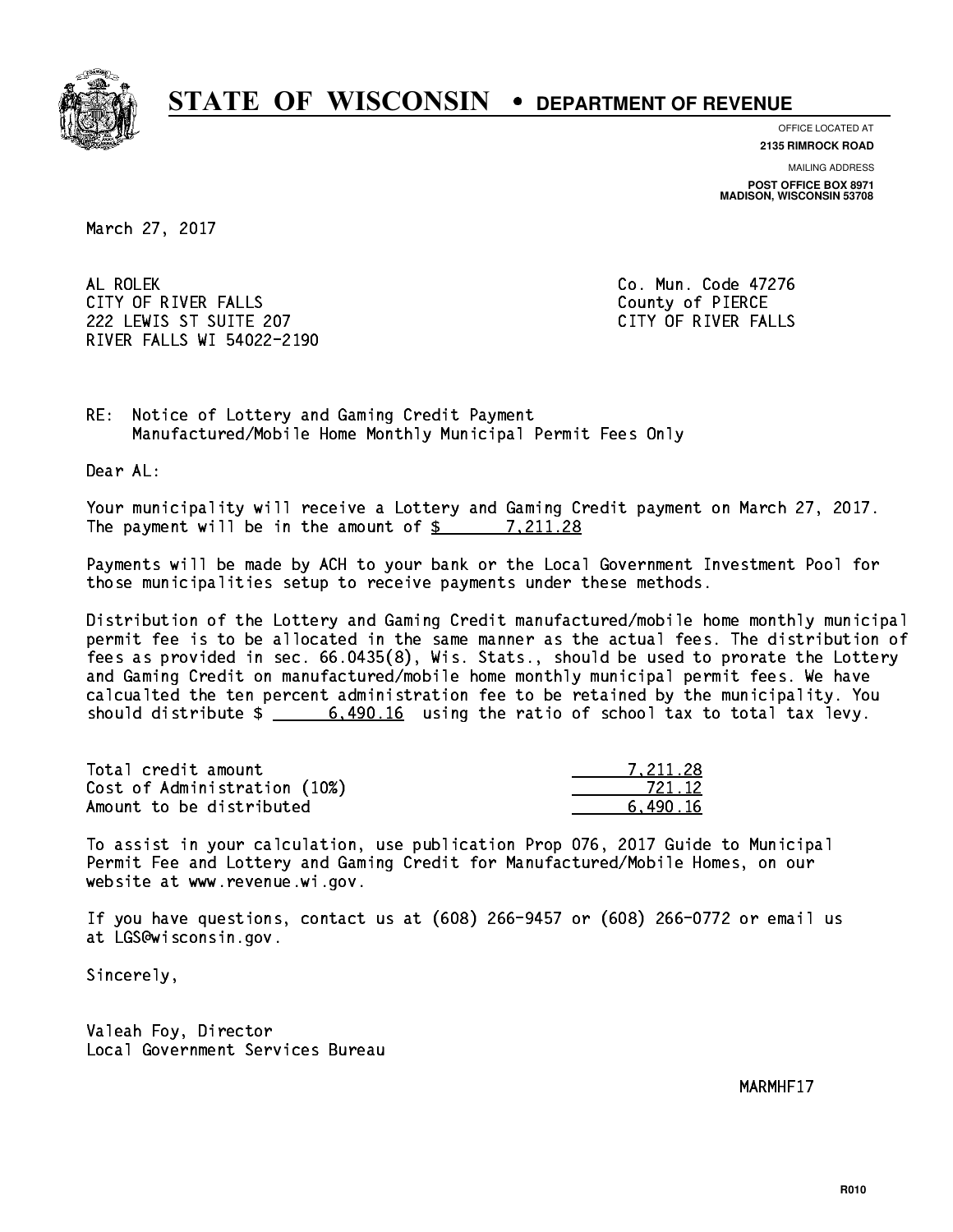# STATE OF WISCONSIN • DEPARTMENT OF REVENUE

OFFICE LOCATED AT
**2135 RIMROCK ROAD**

MAILING ADDRESS
**POST OFFICE BOX 8971**
**MADISON, WISCONSIN 53708**

March 27, 2017

AL ROLEK
CITY OF RIVER FALLS
222 LEWIS ST SUITE 207
RIVER FALLS WI 54022-2190

Co. Mun. Code 47276
County of PIERCE
CITY OF RIVER FALLS

RE: Notice of Lottery and Gaming Credit Payment
Manufactured/Mobile Home Monthly Municipal Permit Fees Only

Dear AL:

Your municipality will receive a Lottery and Gaming Credit payment on March 27, 2017. The payment will be in the amount of $ 7,211.28

Payments will be made by ACH to your bank or the Local Government Investment Pool for those municipalities setup to receive payments under these methods.

Distribution of the Lottery and Gaming Credit manufactured/mobile home monthly municipal permit fee is to be allocated in the same manner as the actual fees. The distribution of fees as provided in sec. 66.0435(8), Wis. Stats., should be used to prorate the Lottery and Gaming Credit on manufactured/mobile home monthly municipal permit fees. We have calcualted the ten percent administration fee to be retained by the municipality. You should distribute $ 6,490.16 using the ratio of school tax to total tax levy.

| | |
|---|---|
| Total credit amount | 7,211.28 |
| Cost of Administration (10%) | 721.12 |
| Amount to be distributed | 6,490.16 |

To assist in your calculation, use publication Prop 076, 2017 Guide to Municipal Permit Fee and Lottery and Gaming Credit for Manufactured/Mobile Homes, on our website at www.revenue.wi.gov.

If you have questions, contact us at (608) 266-9457 or (608) 266-0772 or email us at LGS@wisconsin.gov.

Sincerely,

Valeah Foy, Director
Local Government Services Bureau

MARMHF17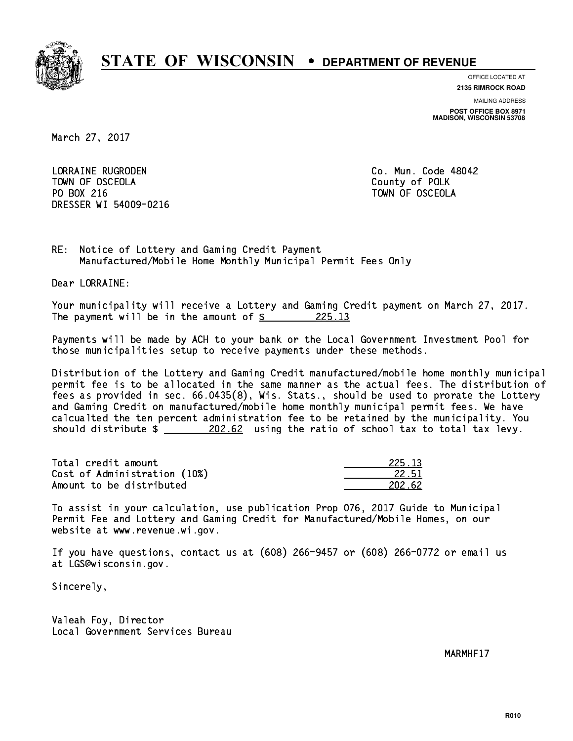# STATE OF WISCONSIN • DEPARTMENT OF REVENUE

OFFICE LOCATED AT
**2135 RIMROCK ROAD**

MAILING ADDRESS
**POST OFFICE BOX 8971**
**MADISON, WISCONSIN 53708**

March 27, 2017

LORRAINE RUGRODEN
TOWN OF OSCEOLA
PO BOX 216
DRESSER WI 54009-0216

Co. Mun. Code 48042
County of POLK
TOWN OF OSCEOLA

RE: Notice of Lottery and Gaming Credit Payment
Manufactured/Mobile Home Monthly Municipal Permit Fees Only

Dear LORRAINE:

Your municipality will receive a Lottery and Gaming Credit payment on March 27, 2017. The payment will be in the amount of $ 225.13

Payments will be made by ACH to your bank or the Local Government Investment Pool for those municipalities setup to receive payments under these methods.

Distribution of the Lottery and Gaming Credit manufactured/mobile home monthly municipal permit fee is to be allocated in the same manner as the actual fees. The distribution of fees as provided in sec. 66.0435(8), Wis. Stats., should be used to prorate the Lottery and Gaming Credit on manufactured/mobile home monthly municipal permit fees. We have calcualted the ten percent administration fee to be retained by the municipality. You should distribute $ 202.62 using the ratio of school tax to total tax levy.

| | |
|---|---|
| Total credit amount | 225.13 |
| Cost of Administration (10%) | 22.51 |
| Amount to be distributed | 202.62 |

To assist in your calculation, use publication Prop 076, 2017 Guide to Municipal Permit Fee and Lottery and Gaming Credit for Manufactured/Mobile Homes, on our website at www.revenue.wi.gov.

If you have questions, contact us at (608) 266-9457 or (608) 266-0772 or email us at LGS@wisconsin.gov.

Sincerely,

Valeah Foy, Director
Local Government Services Bureau

MARMHF17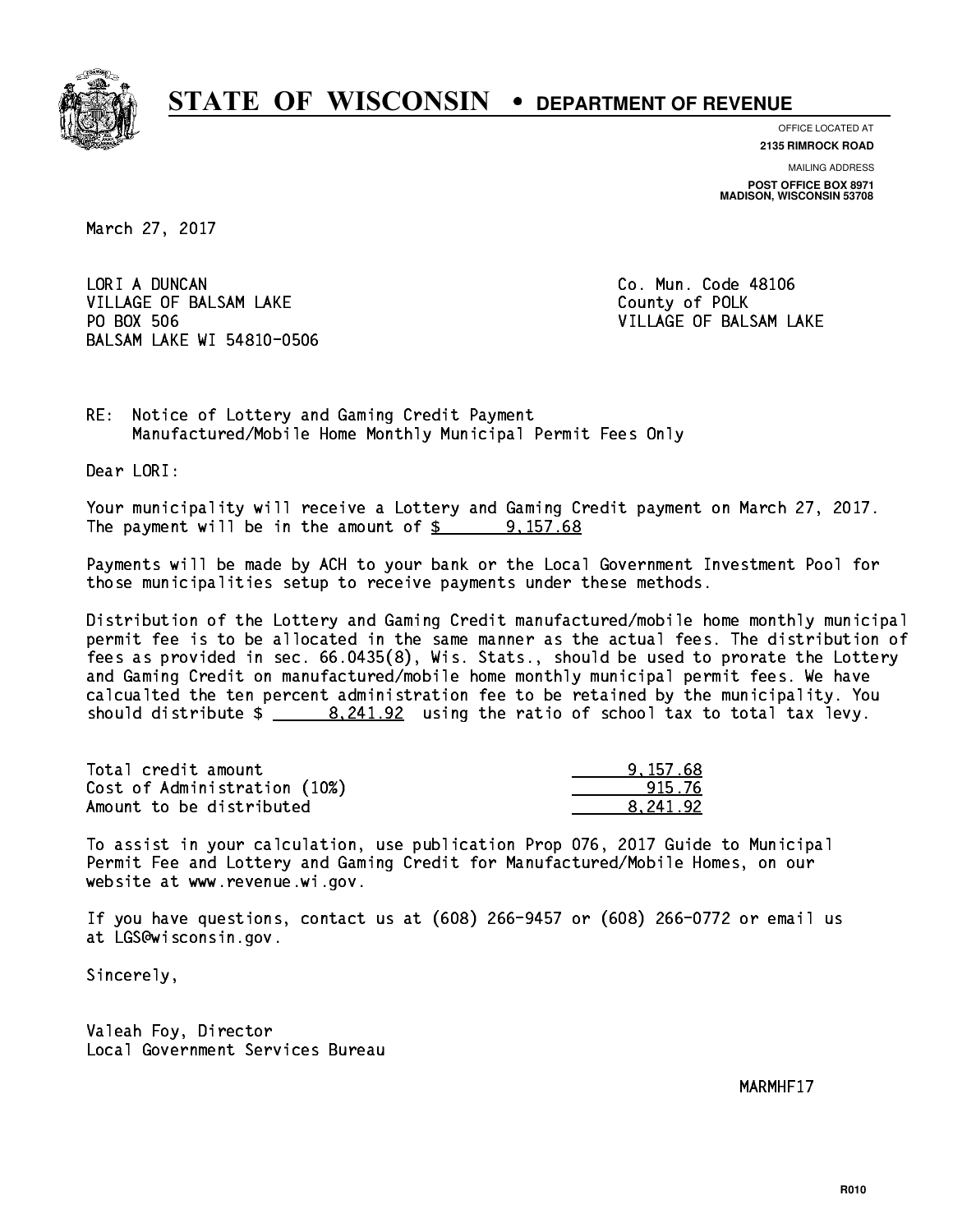# STATE OF WISCONSIN • DEPARTMENT OF REVENUE

OFFICE LOCATED AT
**2135 RIMROCK ROAD**

MAILING ADDRESS
**POST OFFICE BOX 8971**
**MADISON, WISCONSIN 53708**

March 27, 2017

LORI A DUNCAN
VILLAGE OF BALSAM LAKE
PO BOX 506
BALSAM LAKE WI 54810-0506

Co. Mun. Code 48106
County of POLK
VILLAGE OF BALSAM LAKE

RE: Notice of Lottery and Gaming Credit Payment
Manufactured/Mobile Home Monthly Municipal Permit Fees Only

Dear LORI:

Your municipality will receive a Lottery and Gaming Credit payment on March 27, 2017. The payment will be in the amount of $ 9,157.68

Payments will be made by ACH to your bank or the Local Government Investment Pool for those municipalities setup to receive payments under these methods.

Distribution of the Lottery and Gaming Credit manufactured/mobile home monthly municipal permit fee is to be allocated in the same manner as the actual fees. The distribution of fees as provided in sec. 66.0435(8), Wis. Stats., should be used to prorate the Lottery and Gaming Credit on manufactured/mobile home monthly municipal permit fees. We have calcualted the ten percent administration fee to be retained by the municipality. You should distribute $ 8,241.92 using the ratio of school tax to total tax levy.

| | |
|---|---|
| Total credit amount | 9,157.68 |
| Cost of Administration (10%) | 915.76 |
| Amount to be distributed | 8,241.92 |

To assist in your calculation, use publication Prop 076, 2017 Guide to Municipal Permit Fee and Lottery and Gaming Credit for Manufactured/Mobile Homes, on our website at www.revenue.wi.gov.

If you have questions, contact us at (608) 266-9457 or (608) 266-0772 or email us at LGS@wisconsin.gov.

Sincerely,

Valeah Foy, Director
Local Government Services Bureau

MARMHF17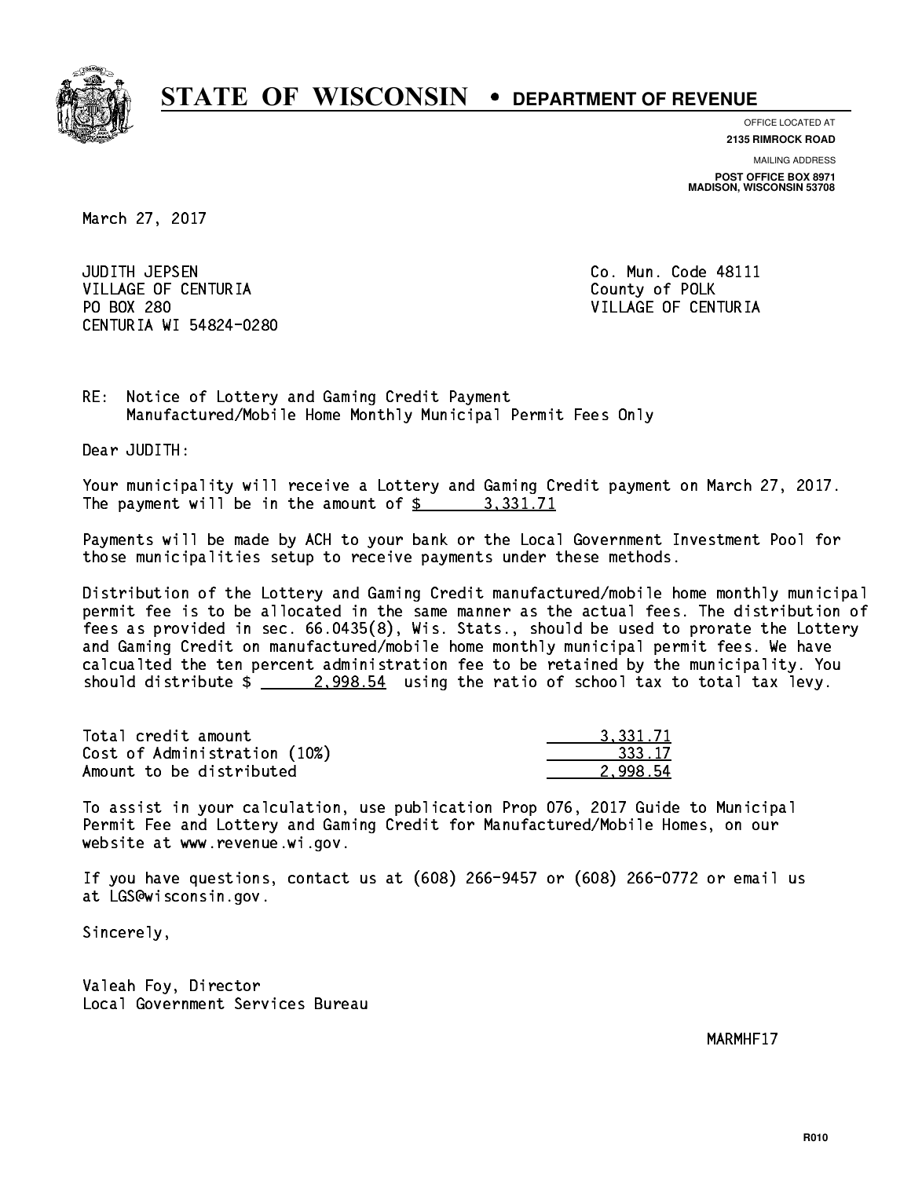# STATE OF WISCONSIN • DEPARTMENT OF REVENUE

OFFICE LOCATED AT
**2135 RIMROCK ROAD**

MAILING ADDRESS
**POST OFFICE BOX 8971**
**MADISON, WISCONSIN 53708**

March 27, 2017

JUDITH JEPSEN
VILLAGE OF CENTURIA
PO BOX 280
CENTURIA WI 54824-0280

Co. Mun. Code 48111
County of POLK
VILLAGE OF CENTURIA

RE: Notice of Lottery and Gaming Credit Payment
Manufactured/Mobile Home Monthly Municipal Permit Fees Only

Dear JUDITH:

Your municipality will receive a Lottery and Gaming Credit payment on March 27, 2017. The payment will be in the amount of $ 3,331.71

Payments will be made by ACH to your bank or the Local Government Investment Pool for those municipalities setup to receive payments under these methods.

Distribution of the Lottery and Gaming Credit manufactured/mobile home monthly municipal permit fee is to be allocated in the same manner as the actual fees. The distribution of fees as provided in sec. 66.0435(8), Wis. Stats., should be used to prorate the Lottery and Gaming Credit on manufactured/mobile home monthly municipal permit fees. We have calcualted the ten percent administration fee to be retained by the municipality. You should distribute $ 2,998.54 using the ratio of school tax to total tax levy.

| | |
|---|---|
| Total credit amount | 3,331.71 |
| Cost of Administration (10%) | 333.17 |
| Amount to be distributed | 2,998.54 |

To assist in your calculation, use publication Prop 076, 2017 Guide to Municipal Permit Fee and Lottery and Gaming Credit for Manufactured/Mobile Homes, on our website at www.revenue.wi.gov.

If you have questions, contact us at (608) 266-9457 or (608) 266-0772 or email us at LGS@wisconsin.gov.

Sincerely,

Valeah Foy, Director
Local Government Services Bureau

MARMHF17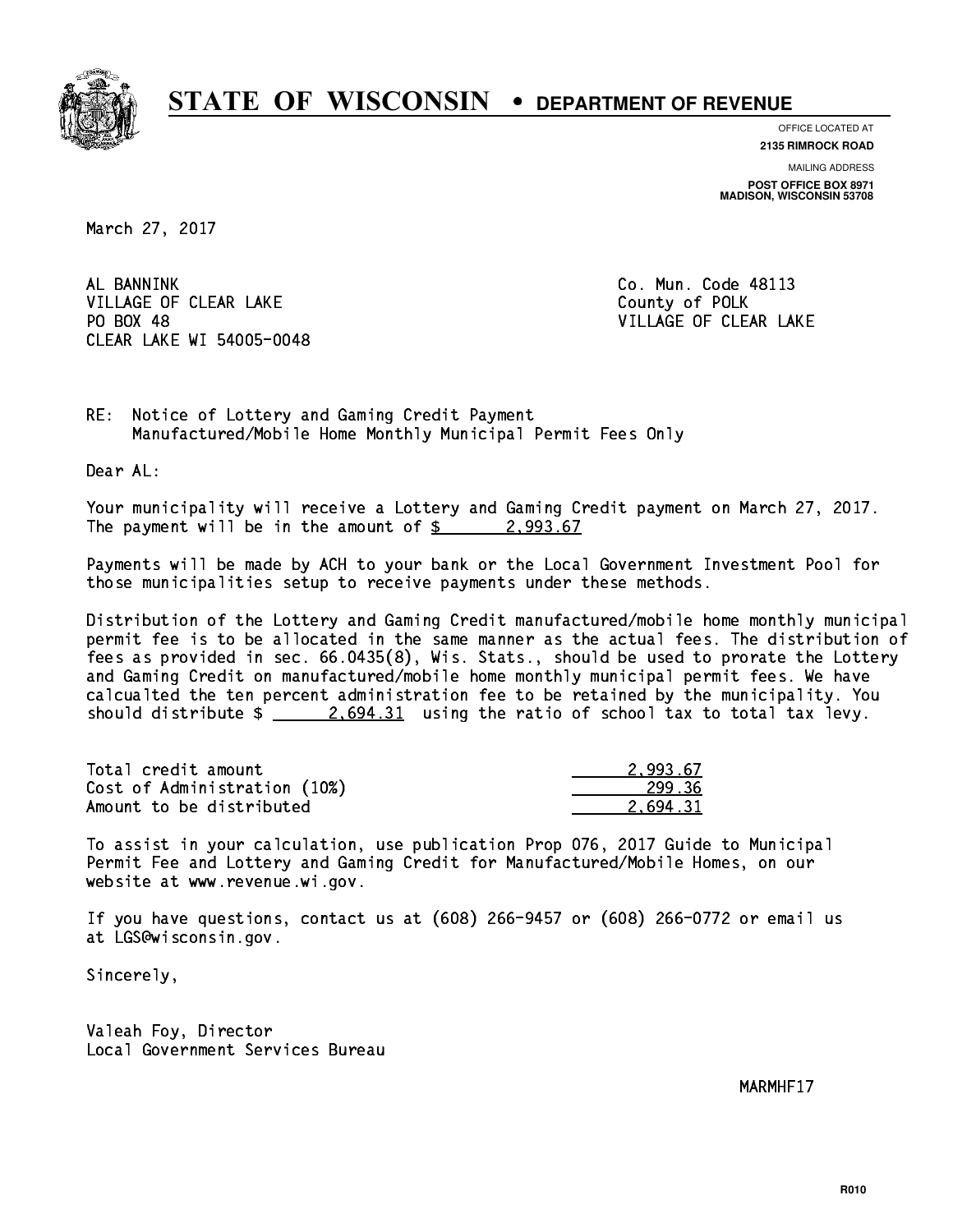# STATE OF WISCONSIN • DEPARTMENT OF REVENUE

OFFICE LOCATED AT
**2135 RIMROCK ROAD**

MAILING ADDRESS
**POST OFFICE BOX 8971**
**MADISON, WISCONSIN 53708**

March 27, 2017

AL BANNINK
VILLAGE OF CLEAR LAKE
PO BOX 48
CLEAR LAKE WI 54005-0048

Co. Mun. Code 48113
County of POLK
VILLAGE OF CLEAR LAKE

RE: Notice of Lottery and Gaming Credit Payment
Manufactured/Mobile Home Monthly Municipal Permit Fees Only

Dear AL:

Your municipality will receive a Lottery and Gaming Credit payment on March 27, 2017. The payment will be in the amount of $ 2,993.67

Payments will be made by ACH to your bank or the Local Government Investment Pool for those municipalities setup to receive payments under these methods.

Distribution of the Lottery and Gaming Credit manufactured/mobile home monthly municipal permit fee is to be allocated in the same manner as the actual fees. The distribution of fees as provided in sec. 66.0435(8), Wis. Stats., should be used to prorate the Lottery and Gaming Credit on manufactured/mobile home monthly municipal permit fees. We have calcualted the ten percent administration fee to be retained by the municipality. You should distribute $ 2,694.31 using the ratio of school tax to total tax levy.

| | |
|---|---|
| Total credit amount | 2,993.67 |
| Cost of Administration (10%) | 299.36 |
| Amount to be distributed | 2,694.31 |

To assist in your calculation, use publication Prop 076, 2017 Guide to Municipal Permit Fee and Lottery and Gaming Credit for Manufactured/Mobile Homes, on our website at www.revenue.wi.gov.

If you have questions, contact us at (608) 266-9457 or (608) 266-0772 or email us at LGS@wisconsin.gov.

Sincerely,

Valeah Foy, Director
Local Government Services Bureau

MARMHF17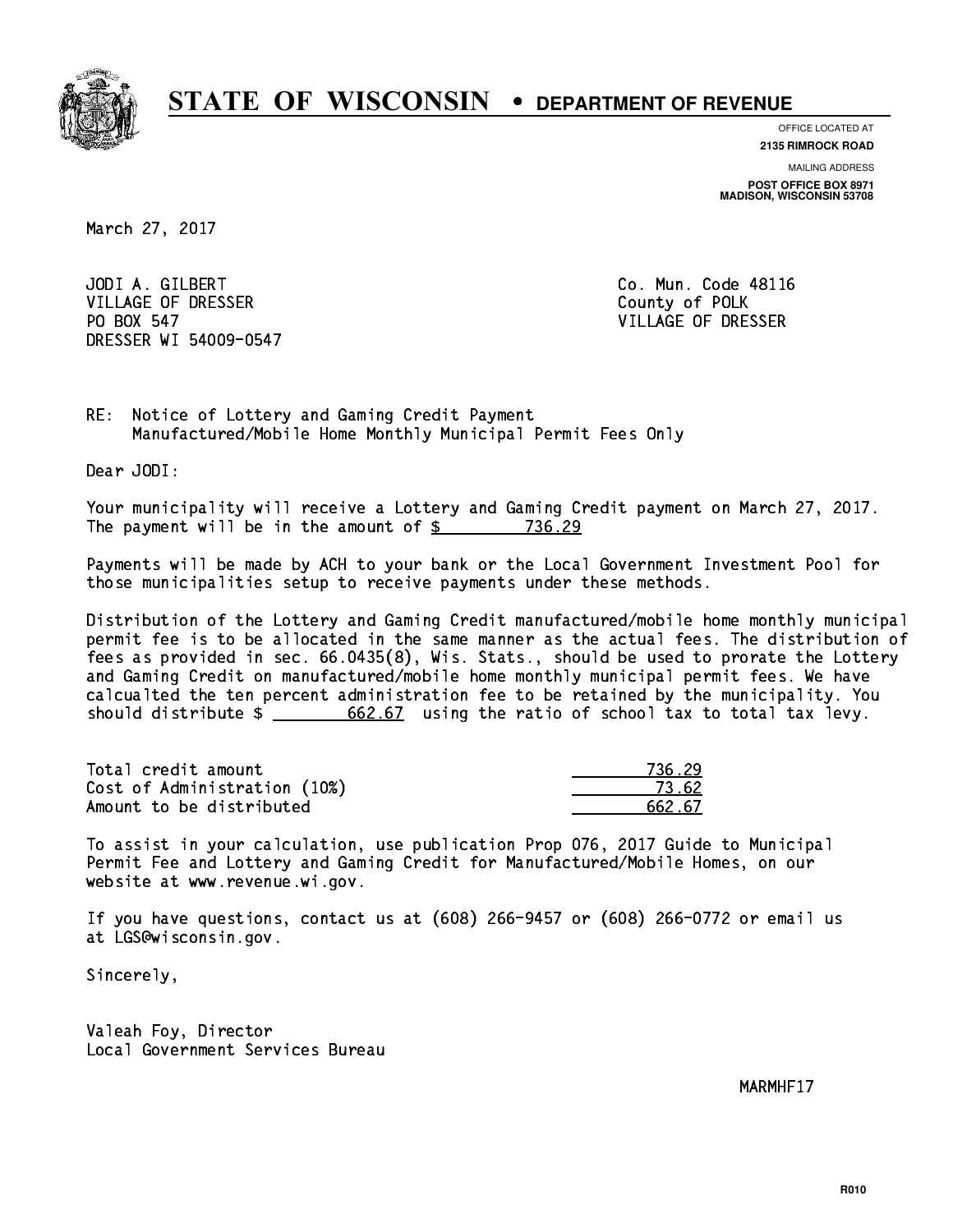# STATE OF WISCONSIN • DEPARTMENT OF REVENUE

OFFICE LOCATED AT
**2135 RIMROCK ROAD**

MAILING ADDRESS
**POST OFFICE BOX 8971**
**MADISON, WISCONSIN 53708**

March 27, 2017

JODI A. GILBERT
VILLAGE OF DRESSER
PO BOX 547
DRESSER WI 54009-0547

Co. Mun. Code 48116
County of POLK
VILLAGE OF DRESSER

RE: Notice of Lottery and Gaming Credit Payment
Manufactured/Mobile Home Monthly Municipal Permit Fees Only

Dear JODI:

Your municipality will receive a Lottery and Gaming Credit payment on March 27, 2017. The payment will be in the amount of $ 736.29

Payments will be made by ACH to your bank or the Local Government Investment Pool for those municipalities setup to receive payments under these methods.

Distribution of the Lottery and Gaming Credit manufactured/mobile home monthly municipal permit fee is to be allocated in the same manner as the actual fees. The distribution of fees as provided in sec. 66.0435(8), Wis. Stats., should be used to prorate the Lottery and Gaming Credit on manufactured/mobile home monthly municipal permit fees. We have calcualted the ten percent administration fee to be retained by the municipality. You should distribute $ 662.67 using the ratio of school tax to total tax levy.

| | |
|---|---|
| Total credit amount | 736.29 |
| Cost of Administration (10%) | 73.62 |
| Amount to be distributed | 662.67 |

To assist in your calculation, use publication Prop 076, 2017 Guide to Municipal Permit Fee and Lottery and Gaming Credit for Manufactured/Mobile Homes, on our website at www.revenue.wi.gov.

If you have questions, contact us at (608) 266-9457 or (608) 266-0772 or email us at LGS@wisconsin.gov.

Sincerely,

Valeah Foy, Director
Local Government Services Bureau

MARMHF17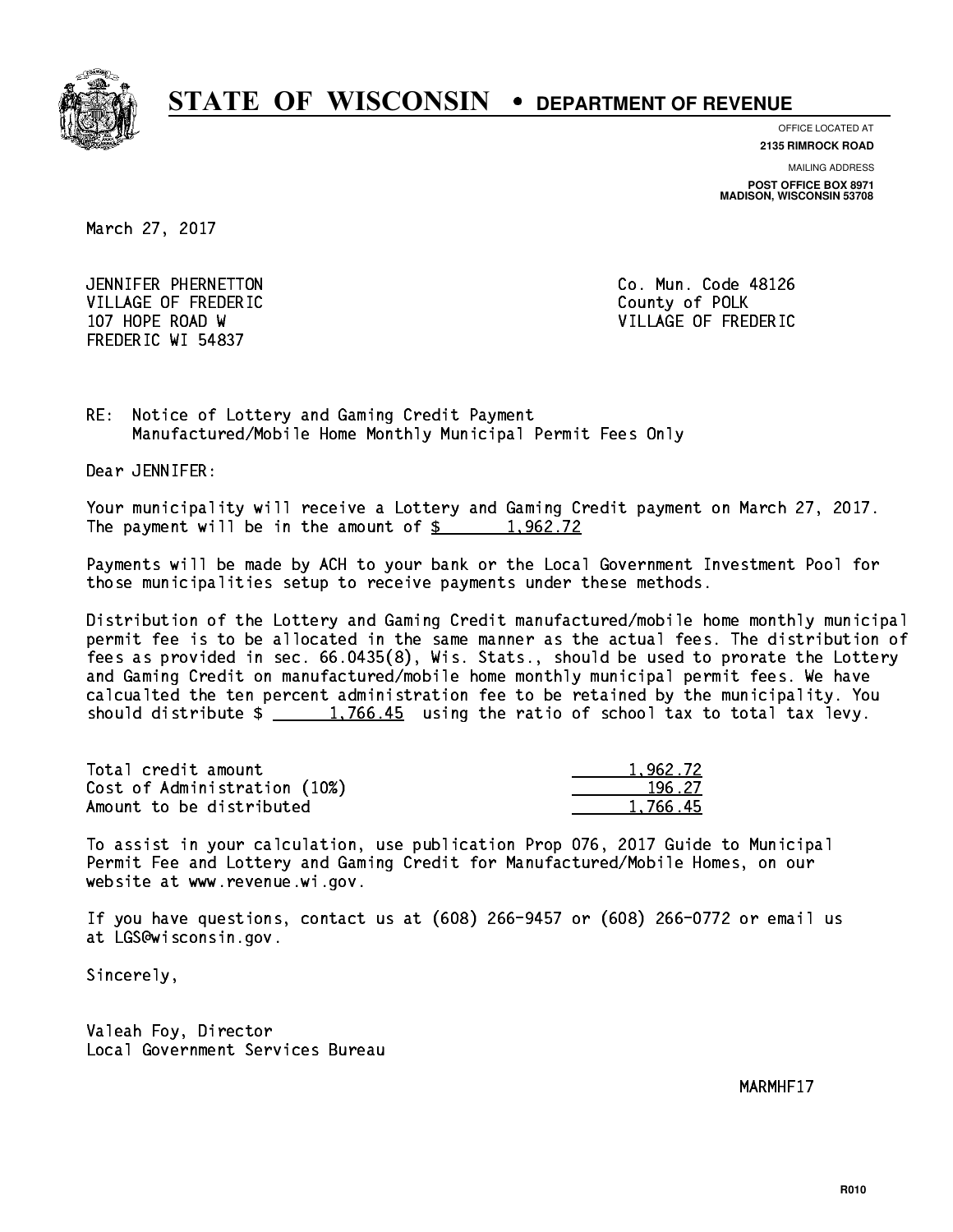# STATE OF WISCONSIN • DEPARTMENT OF REVENUE

OFFICE LOCATED AT
**2135 RIMROCK ROAD**

MAILING ADDRESS
**POST OFFICE BOX 8971**
**MADISON, WISCONSIN 53708**

March 27, 2017

JENNIFER PHERNETTON
VILLAGE OF FREDERIC
107 HOPE ROAD W
FREDERIC WI 54837

Co. Mun. Code 48126
County of POLK
VILLAGE OF FREDERIC

RE: Notice of Lottery and Gaming Credit Payment
Manufactured/Mobile Home Monthly Municipal Permit Fees Only

Dear JENNIFER:

Your municipality will receive a Lottery and Gaming Credit payment on March 27, 2017. The payment will be in the amount of $ 1,962.72

Payments will be made by ACH to your bank or the Local Government Investment Pool for those municipalities setup to receive payments under these methods.

Distribution of the Lottery and Gaming Credit manufactured/mobile home monthly municipal permit fee is to be allocated in the same manner as the actual fees. The distribution of fees as provided in sec. 66.0435(8), Wis. Stats., should be used to prorate the Lottery and Gaming Credit on manufactured/mobile home monthly municipal permit fees. We have calcualted the ten percent administration fee to be retained by the municipality. You should distribute $ 1,766.45 using the ratio of school tax to total tax levy.

| | |
|---|---|
| Total credit amount | 1,962.72 |
| Cost of Administration (10%) | 196.27 |
| Amount to be distributed | 1,766.45 |

To assist in your calculation, use publication Prop 076, 2017 Guide to Municipal Permit Fee and Lottery and Gaming Credit for Manufactured/Mobile Homes, on our website at www.revenue.wi.gov.

If you have questions, contact us at (608) 266-9457 or (608) 266-0772 or email us at LGS@wisconsin.gov.

Sincerely,

Valeah Foy, Director
Local Government Services Bureau

MARMHF17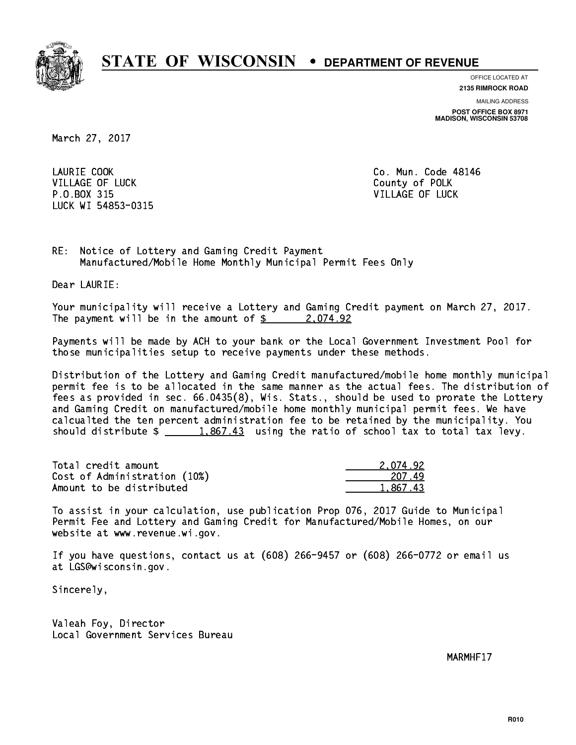# STATE OF WISCONSIN • DEPARTMENT OF REVENUE

OFFICE LOCATED AT
**2135 RIMROCK ROAD**

MAILING ADDRESS
**POST OFFICE BOX 8971**
**MADISON, WISCONSIN 53708**

March 27, 2017

LAURIE COOK
VILLAGE OF LUCK
P.O.BOX 315
LUCK WI 54853-0315

Co. Mun. Code 48146
County of POLK
VILLAGE OF LUCK

RE: Notice of Lottery and Gaming Credit Payment
Manufactured/Mobile Home Monthly Municipal Permit Fees Only

Dear LAURIE:

Your municipality will receive a Lottery and Gaming Credit payment on March 27, 2017. The payment will be in the amount of $ 2,074.92

Payments will be made by ACH to your bank or the Local Government Investment Pool for those municipalities setup to receive payments under these methods.

Distribution of the Lottery and Gaming Credit manufactured/mobile home monthly municipal permit fee is to be allocated in the same manner as the actual fees. The distribution of fees as provided in sec. 66.0435(8), Wis. Stats., should be used to prorate the Lottery and Gaming Credit on manufactured/mobile home monthly municipal permit fees. We have calcualted the ten percent administration fee to be retained by the municipality. You should distribute $ 1,867.43 using the ratio of school tax to total tax levy.

| | |
|---|---|
| Total credit amount | 2,074.92 |
| Cost of Administration (10%) | 207.49 |
| Amount to be distributed | 1,867.43 |

To assist in your calculation, use publication Prop 076, 2017 Guide to Municipal Permit Fee and Lottery and Gaming Credit for Manufactured/Mobile Homes, on our website at www.revenue.wi.gov.

If you have questions, contact us at (608) 266-9457 or (608) 266-0772 or email us at LGS@wisconsin.gov.

Sincerely,

Valeah Foy, Director
Local Government Services Bureau

MARMHF17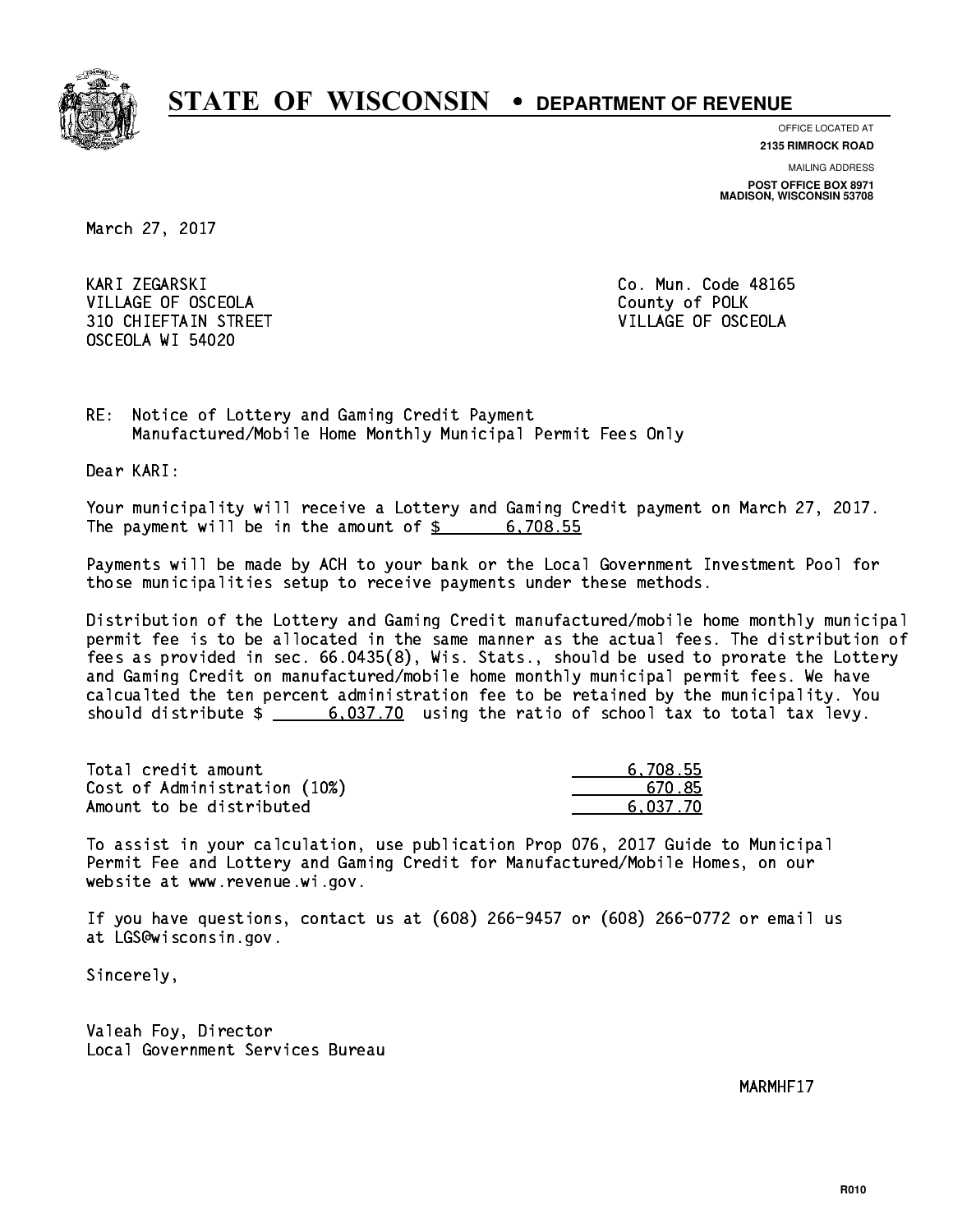# STATE OF WISCONSIN • DEPARTMENT OF REVENUE

OFFICE LOCATED AT
**2135 RIMROCK ROAD**

MAILING ADDRESS
**POST OFFICE BOX 8971**
**MADISON, WISCONSIN 53708**

March 27, 2017

KARI ZEGARSKI
VILLAGE OF OSCEOLA
310 CHIEFTAIN STREET
OSCEOLA WI 54020

Co. Mun. Code 48165
County of POLK
VILLAGE OF OSCEOLA

RE: Notice of Lottery and Gaming Credit Payment
Manufactured/Mobile Home Monthly Municipal Permit Fees Only

Dear KARI:

Your municipality will receive a Lottery and Gaming Credit payment on March 27, 2017. The payment will be in the amount of $ 6,708.55

Payments will be made by ACH to your bank or the Local Government Investment Pool for those municipalities setup to receive payments under these methods.

Distribution of the Lottery and Gaming Credit manufactured/mobile home monthly municipal permit fee is to be allocated in the same manner as the actual fees. The distribution of fees as provided in sec. 66.0435(8), Wis. Stats., should be used to prorate the Lottery and Gaming Credit on manufactured/mobile home monthly municipal permit fees. We have calcualted the ten percent administration fee to be retained by the municipality. You should distribute $ 6,037.70 using the ratio of school tax to total tax levy.

| | |
|---|---|
| Total credit amount | 6,708.55 |
| Cost of Administration (10%) | 670.85 |
| Amount to be distributed | 6,037.70 |

To assist in your calculation, use publication Prop 076, 2017 Guide to Municipal Permit Fee and Lottery and Gaming Credit for Manufactured/Mobile Homes, on our website at www.revenue.wi.gov.

If you have questions, contact us at (608) 266-9457 or (608) 266-0772 or email us at LGS@wisconsin.gov.

Sincerely,

Valeah Foy, Director
Local Government Services Bureau

MARMHF17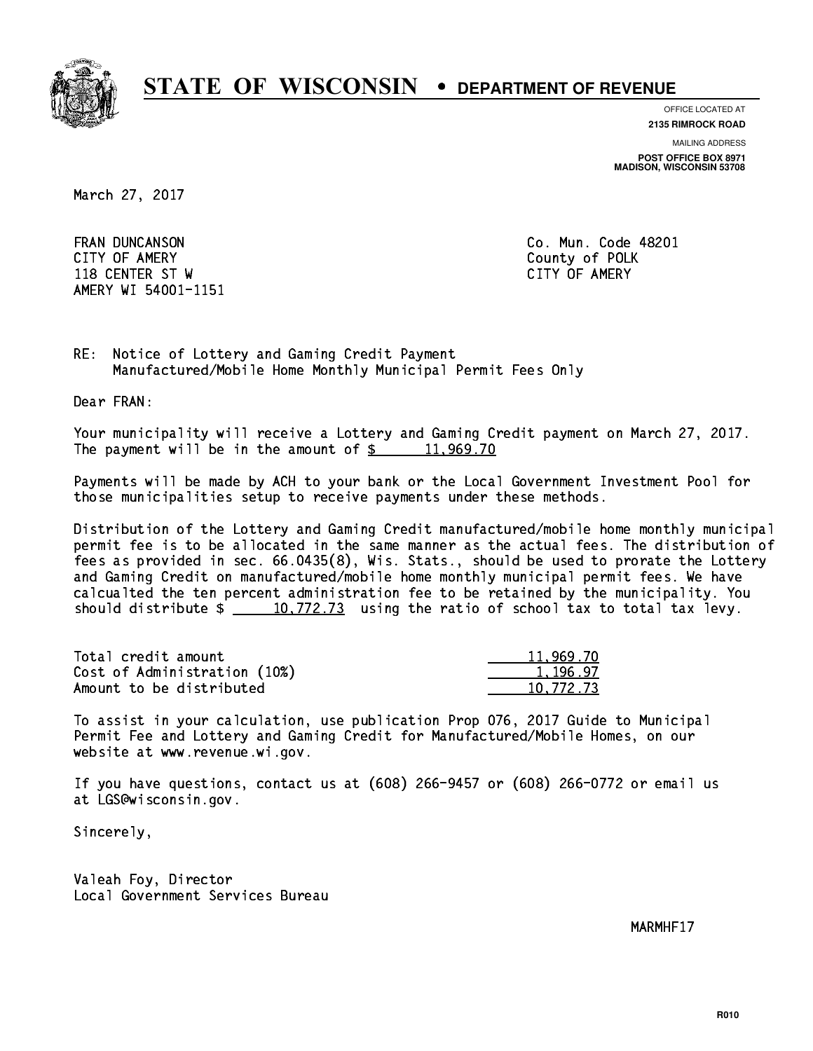# STATE OF WISCONSIN • DEPARTMENT OF REVENUE

OFFICE LOCATED AT
**2135 RIMROCK ROAD**

MAILING ADDRESS
**POST OFFICE BOX 8971**
**MADISON, WISCONSIN 53708**

March 27, 2017

FRAN DUNCANSON
CITY OF AMERY
118 CENTER ST W
AMERY WI 54001-1151

Co. Mun. Code 48201
County of POLK
CITY OF AMERY

RE: Notice of Lottery and Gaming Credit Payment
Manufactured/Mobile Home Monthly Municipal Permit Fees Only

Dear FRAN:

Your municipality will receive a Lottery and Gaming Credit payment on March 27, 2017. The payment will be in the amount of $ 11,969.70

Payments will be made by ACH to your bank or the Local Government Investment Pool for those municipalities setup to receive payments under these methods.

Distribution of the Lottery and Gaming Credit manufactured/mobile home monthly municipal permit fee is to be allocated in the same manner as the actual fees. The distribution of fees as provided in sec. 66.0435(8), Wis. Stats., should be used to prorate the Lottery and Gaming Credit on manufactured/mobile home monthly municipal permit fees. We have calcualted the ten percent administration fee to be retained by the municipality. You should distribute $ 10,772.73 using the ratio of school tax to total tax levy.

| | |
|---|---|
| Total credit amount | 11,969.70 |
| Cost of Administration (10%) | 1,196.97 |
| Amount to be distributed | 10,772.73 |

To assist in your calculation, use publication Prop 076, 2017 Guide to Municipal Permit Fee and Lottery and Gaming Credit for Manufactured/Mobile Homes, on our website at www.revenue.wi.gov.

If you have questions, contact us at (608) 266-9457 or (608) 266-0772 or email us at LGS@wisconsin.gov.

Sincerely,

Valeah Foy, Director
Local Government Services Bureau

MARMHF17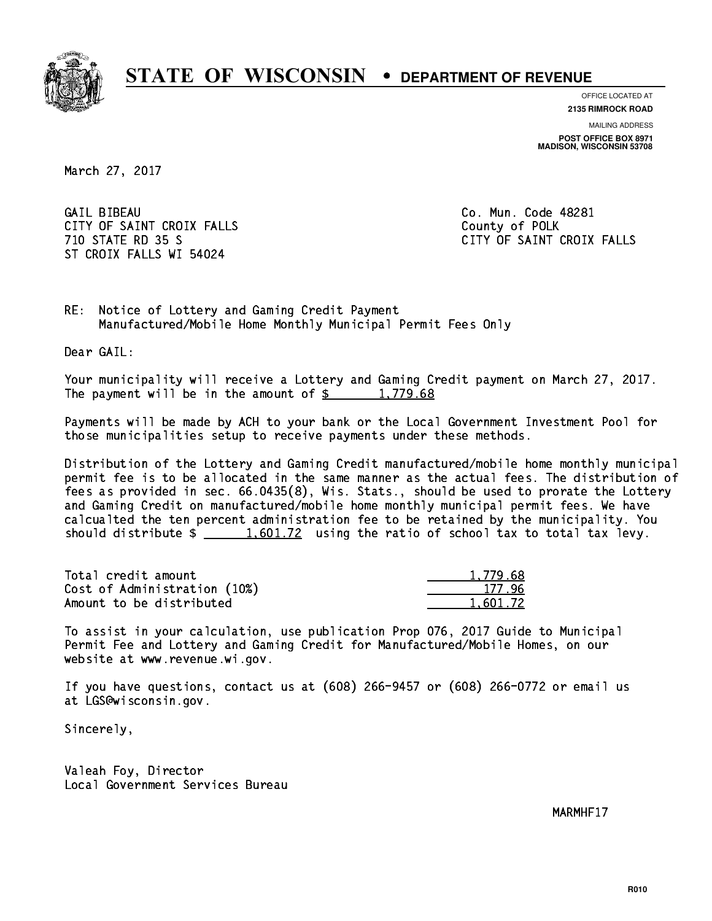# STATE OF WISCONSIN • DEPARTMENT OF REVENUE

OFFICE LOCATED AT
**2135 RIMROCK ROAD**

MAILING ADDRESS
**POST OFFICE BOX 8971**
**MADISON, WISCONSIN 53708**

March 27, 2017

GAIL BIBEAU
CITY OF SAINT CROIX FALLS
710 STATE RD 35 S
ST CROIX FALLS WI 54024

Co. Mun. Code 48281
County of POLK
CITY OF SAINT CROIX FALLS

RE: Notice of Lottery and Gaming Credit Payment
Manufactured/Mobile Home Monthly Municipal Permit Fees Only

Dear GAIL:

Your municipality will receive a Lottery and Gaming Credit payment on March 27, 2017. The payment will be in the amount of $ 1,779.68

Payments will be made by ACH to your bank or the Local Government Investment Pool for those municipalities setup to receive payments under these methods.

Distribution of the Lottery and Gaming Credit manufactured/mobile home monthly municipal permit fee is to be allocated in the same manner as the actual fees. The distribution of fees as provided in sec. 66.0435(8), Wis. Stats., should be used to prorate the Lottery and Gaming Credit on manufactured/mobile home monthly municipal permit fees. We have calcualted the ten percent administration fee to be retained by the municipality. You should distribute $ 1,601.72 using the ratio of school tax to total tax levy.

| | |
|---|---|
| Total credit amount | 1,779.68 |
| Cost of Administration (10%) | 177.96 |
| Amount to be distributed | 1,601.72 |

To assist in your calculation, use publication Prop 076, 2017 Guide to Municipal Permit Fee and Lottery and Gaming Credit for Manufactured/Mobile Homes, on our website at www.revenue.wi.gov.

If you have questions, contact us at (608) 266-9457 or (608) 266-0772 or email us at LGS@wisconsin.gov.

Sincerely,

Valeah Foy, Director
Local Government Services Bureau

MARMHF17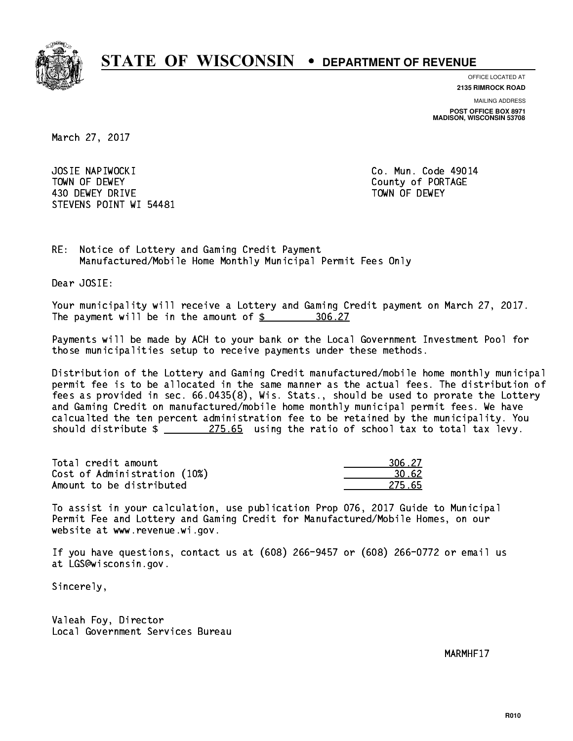# STATE OF WISCONSIN • DEPARTMENT OF REVENUE

OFFICE LOCATED AT
**2135 RIMROCK ROAD**

MAILING ADDRESS
**POST OFFICE BOX 8971**
**MADISON, WISCONSIN 53708**

March 27, 2017

JOSIE NAPIWOCKI
TOWN OF DEWEY
430 DEWEY DRIVE
STEVENS POINT WI 54481

Co. Mun. Code 49014
County of PORTAGE
TOWN OF DEWEY

RE: Notice of Lottery and Gaming Credit Payment
Manufactured/Mobile Home Monthly Municipal Permit Fees Only

Dear JOSIE:

Your municipality will receive a Lottery and Gaming Credit payment on March 27, 2017. The payment will be in the amount of $ 306.27

Payments will be made by ACH to your bank or the Local Government Investment Pool for those municipalities setup to receive payments under these methods.

Distribution of the Lottery and Gaming Credit manufactured/mobile home monthly municipal permit fee is to be allocated in the same manner as the actual fees. The distribution of fees as provided in sec. 66.0435(8), Wis. Stats., should be used to prorate the Lottery and Gaming Credit on manufactured/mobile home monthly municipal permit fees. We have calcualted the ten percent administration fee to be retained by the municipality. You should distribute $ 275.65 using the ratio of school tax to total tax levy.

| | |
|---|---|
| Total credit amount | 306.27 |
| Cost of Administration (10%) | 30.62 |
| Amount to be distributed | 275.65 |

To assist in your calculation, use publication Prop 076, 2017 Guide to Municipal Permit Fee and Lottery and Gaming Credit for Manufactured/Mobile Homes, on our website at www.revenue.wi.gov.

If you have questions, contact us at (608) 266-9457 or (608) 266-0772 or email us at LGS@wisconsin.gov.

Sincerely,

Valeah Foy, Director
Local Government Services Bureau

MARMHF17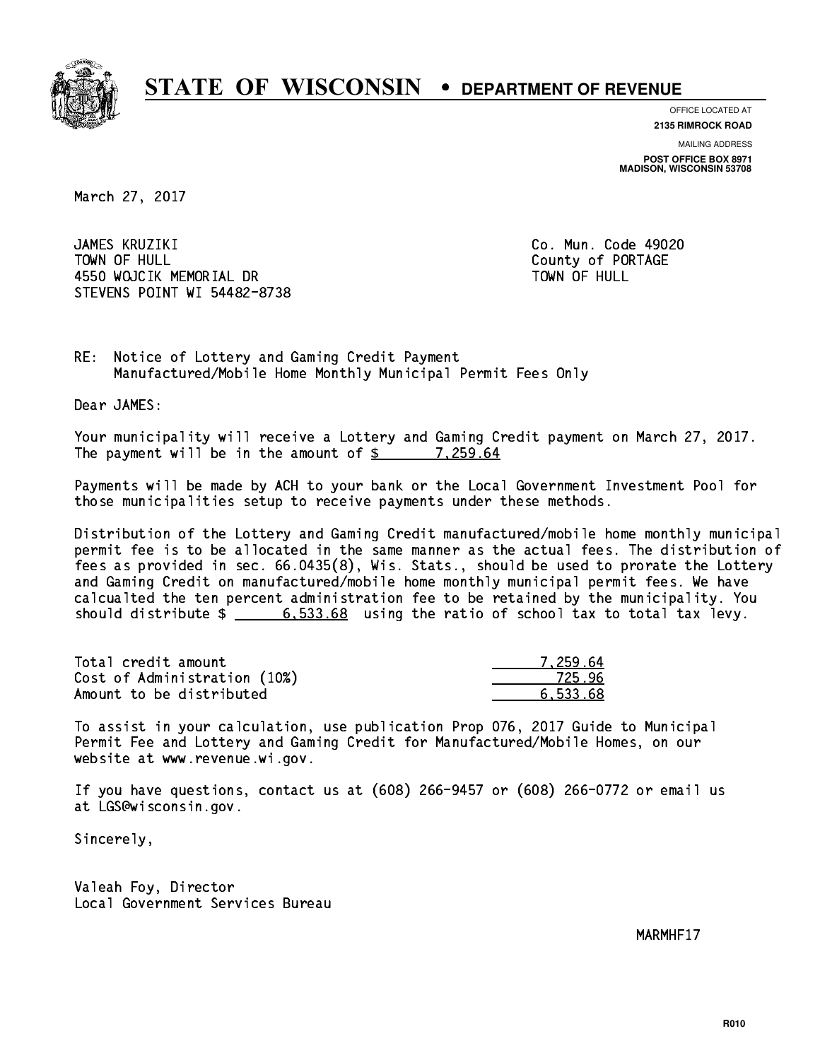# STATE OF WISCONSIN • DEPARTMENT OF REVENUE

OFFICE LOCATED AT
**2135 RIMROCK ROAD**

MAILING ADDRESS
**POST OFFICE BOX 8971**
**MADISON, WISCONSIN 53708**

March 27, 2017

JAMES KRUZIKI
TOWN OF HULL
4550 WOJCIK MEMORIAL DR
STEVENS POINT WI 54482-8738

Co. Mun. Code 49020
County of PORTAGE
TOWN OF HULL

RE: Notice of Lottery and Gaming Credit Payment
Manufactured/Mobile Home Monthly Municipal Permit Fees Only

Dear JAMES:

Your municipality will receive a Lottery and Gaming Credit payment on March 27, 2017. The payment will be in the amount of $ 7,259.64

Payments will be made by ACH to your bank or the Local Government Investment Pool for those municipalities setup to receive payments under these methods.

Distribution of the Lottery and Gaming Credit manufactured/mobile home monthly municipal permit fee is to be allocated in the same manner as the actual fees. The distribution of fees as provided in sec. 66.0435(8), Wis. Stats., should be used to prorate the Lottery and Gaming Credit on manufactured/mobile home monthly municipal permit fees. We have calcualted the ten percent administration fee to be retained by the municipality. You should distribute $ 6,533.68 using the ratio of school tax to total tax levy.

| | |
|---|---|
| Total credit amount | 7,259.64 |
| Cost of Administration (10%) | 725.96 |
| Amount to be distributed | 6,533.68 |

To assist in your calculation, use publication Prop 076, 2017 Guide to Municipal Permit Fee and Lottery and Gaming Credit for Manufactured/Mobile Homes, on our website at www.revenue.wi.gov.

If you have questions, contact us at (608) 266-9457 or (608) 266-0772 or email us at LGS@wisconsin.gov.

Sincerely,

Valeah Foy, Director
Local Government Services Bureau

MARMHF17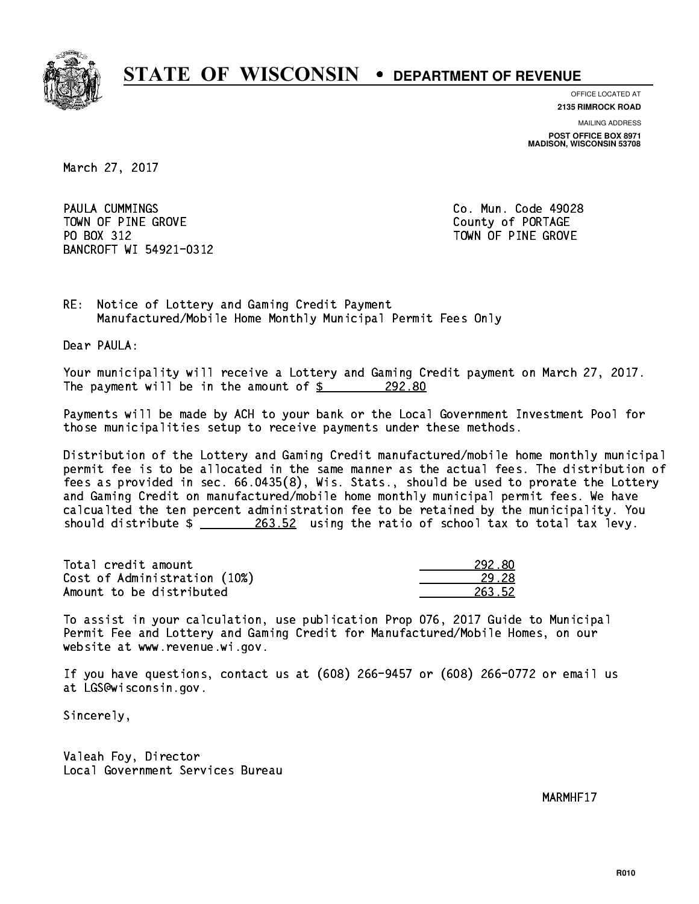# STATE OF WISCONSIN • DEPARTMENT OF REVENUE

OFFICE LOCATED AT
**2135 RIMROCK ROAD**

MAILING ADDRESS
**POST OFFICE BOX 8971**
**MADISON, WISCONSIN 53708**

March 27, 2017

PAULA CUMMINGS
TOWN OF PINE GROVE
PO BOX 312
BANCROFT WI 54921-0312

Co. Mun. Code 49028
County of PORTAGE
TOWN OF PINE GROVE

RE: Notice of Lottery and Gaming Credit Payment
Manufactured/Mobile Home Monthly Municipal Permit Fees Only

Dear PAULA:

Your municipality will receive a Lottery and Gaming Credit payment on March 27, 2017. The payment will be in the amount of $ 292.80

Payments will be made by ACH to your bank or the Local Government Investment Pool for those municipalities setup to receive payments under these methods.

Distribution of the Lottery and Gaming Credit manufactured/mobile home monthly municipal permit fee is to be allocated in the same manner as the actual fees. The distribution of fees as provided in sec. 66.0435(8), Wis. Stats., should be used to prorate the Lottery and Gaming Credit on manufactured/mobile home monthly municipal permit fees. We have calcualted the ten percent administration fee to be retained by the municipality. You should distribute $ 263.52 using the ratio of school tax to total tax levy.

| | |
|---|---|
| Total credit amount | 292.80 |
| Cost of Administration (10%) | 29.28 |
| Amount to be distributed | 263.52 |

To assist in your calculation, use publication Prop 076, 2017 Guide to Municipal Permit Fee and Lottery and Gaming Credit for Manufactured/Mobile Homes, on our website at www.revenue.wi.gov.

If you have questions, contact us at (608) 266-9457 or (608) 266-0772 or email us at LGS@wisconsin.gov.

Sincerely,

Valeah Foy, Director
Local Government Services Bureau

MARMHF17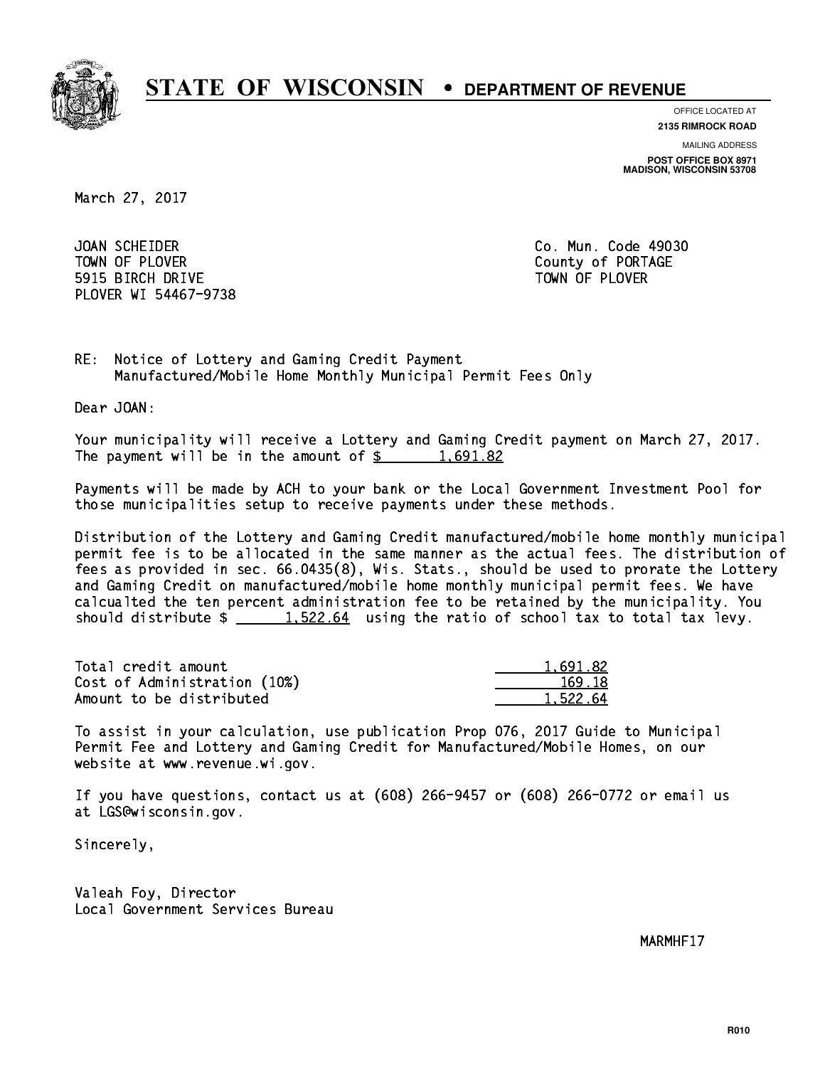# STATE OF WISCONSIN • DEPARTMENT OF REVENUE

OFFICE LOCATED AT
**2135 RIMROCK ROAD**

MAILING ADDRESS
**POST OFFICE BOX 8971**
**MADISON, WISCONSIN 53708**

March 27, 2017

JOAN SCHEIDER
TOWN OF PLOVER
5915 BIRCH DRIVE
PLOVER WI 54467-9738

Co. Mun. Code 49030
County of PORTAGE
TOWN OF PLOVER

RE: Notice of Lottery and Gaming Credit Payment
Manufactured/Mobile Home Monthly Municipal Permit Fees Only

Dear JOAN:

Your municipality will receive a Lottery and Gaming Credit payment on March 27, 2017. The payment will be in the amount of $ 1,691.82

Payments will be made by ACH to your bank or the Local Government Investment Pool for those municipalities setup to receive payments under these methods.

Distribution of the Lottery and Gaming Credit manufactured/mobile home monthly municipal permit fee is to be allocated in the same manner as the actual fees. The distribution of fees as provided in sec. 66.0435(8), Wis. Stats., should be used to prorate the Lottery and Gaming Credit on manufactured/mobile home monthly municipal permit fees. We have calcualted the ten percent administration fee to be retained by the municipality. You should distribute $ 1,522.64 using the ratio of school tax to total tax levy.

| | |
|---|---|
| Total credit amount | 1,691.82 |
| Cost of Administration (10%) | 169.18 |
| Amount to be distributed | 1,522.64 |

To assist in your calculation, use publication Prop 076, 2017 Guide to Municipal Permit Fee and Lottery and Gaming Credit for Manufactured/Mobile Homes, on our website at www.revenue.wi.gov.

If you have questions, contact us at (608) 266-9457 or (608) 266-0772 or email us at LGS@wisconsin.gov.

Sincerely,

Valeah Foy, Director
Local Government Services Bureau

MARMHF17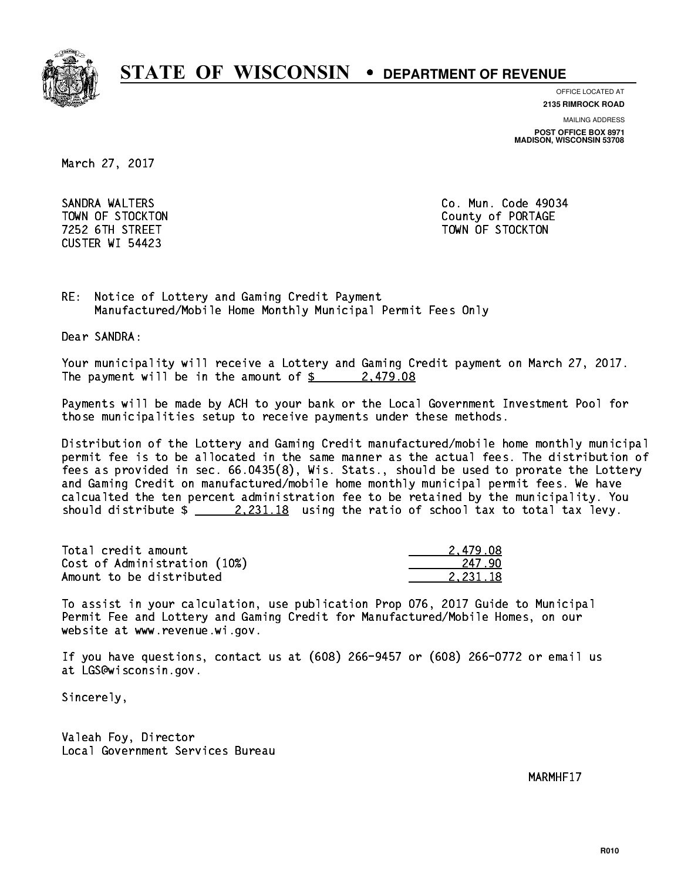# STATE OF WISCONSIN • DEPARTMENT OF REVENUE

OFFICE LOCATED AT
**2135 RIMROCK ROAD**

MAILING ADDRESS
**POST OFFICE BOX 8971**
**MADISON, WISCONSIN 53708**

March 27, 2017

SANDRA WALTERS
TOWN OF STOCKTON
7252 6TH STREET
CUSTER WI 54423

Co. Mun. Code 49034
County of PORTAGE
TOWN OF STOCKTON

RE: Notice of Lottery and Gaming Credit Payment
Manufactured/Mobile Home Monthly Municipal Permit Fees Only

Dear SANDRA:

Your municipality will receive a Lottery and Gaming Credit payment on March 27, 2017. The payment will be in the amount of $ 2,479.08

Payments will be made by ACH to your bank or the Local Government Investment Pool for those municipalities setup to receive payments under these methods.

Distribution of the Lottery and Gaming Credit manufactured/mobile home monthly municipal permit fee is to be allocated in the same manner as the actual fees. The distribution of fees as provided in sec. 66.0435(8), Wis. Stats., should be used to prorate the Lottery and Gaming Credit on manufactured/mobile home monthly municipal permit fees. We have calcualted the ten percent administration fee to be retained by the municipality. You should distribute $ 2,231.18 using the ratio of school tax to total tax levy.

| | |
|---|---|
| Total credit amount | 2,479.08 |
| Cost of Administration (10%) | 247.90 |
| Amount to be distributed | 2,231.18 |

To assist in your calculation, use publication Prop 076, 2017 Guide to Municipal Permit Fee and Lottery and Gaming Credit for Manufactured/Mobile Homes, on our website at www.revenue.wi.gov.

If you have questions, contact us at (608) 266-9457 or (608) 266-0772 or email us at LGS@wisconsin.gov.

Sincerely,

Valeah Foy, Director
Local Government Services Bureau

MARMHF17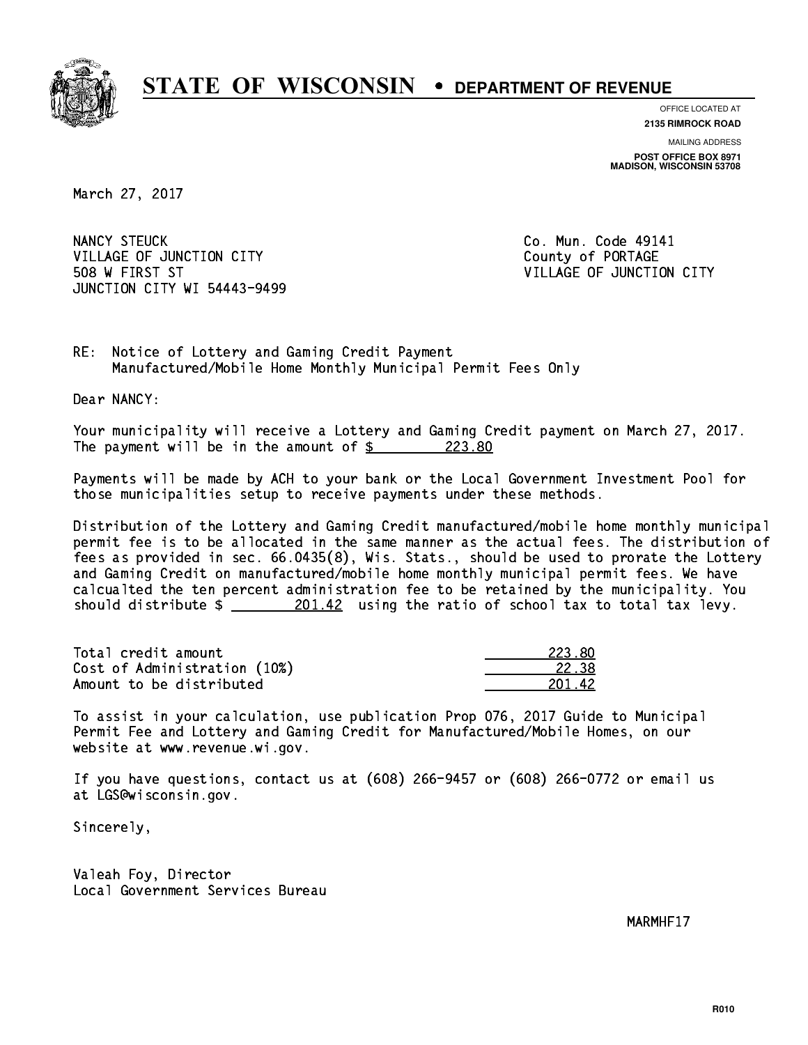# STATE OF WISCONSIN • DEPARTMENT OF REVENUE

OFFICE LOCATED AT
**2135 RIMROCK ROAD**

MAILING ADDRESS
**POST OFFICE BOX 8971**
**MADISON, WISCONSIN 53708**

March 27, 2017

NANCY STEUCK
VILLAGE OF JUNCTION CITY
508 W FIRST ST
JUNCTION CITY WI 54443-9499

Co. Mun. Code 49141
County of PORTAGE
VILLAGE OF JUNCTION CITY

RE: Notice of Lottery and Gaming Credit Payment
Manufactured/Mobile Home Monthly Municipal Permit Fees Only

Dear NANCY:

Your municipality will receive a Lottery and Gaming Credit payment on March 27, 2017. The payment will be in the amount of $ 223.80

Payments will be made by ACH to your bank or the Local Government Investment Pool for those municipalities setup to receive payments under these methods.

Distribution of the Lottery and Gaming Credit manufactured/mobile home monthly municipal permit fee is to be allocated in the same manner as the actual fees. The distribution of fees as provided in sec. 66.0435(8), Wis. Stats., should be used to prorate the Lottery and Gaming Credit on manufactured/mobile home monthly municipal permit fees. We have calcualted the ten percent administration fee to be retained by the municipality. You should distribute $ 201.42 using the ratio of school tax to total tax levy.

| | |
|---|---|
| Total credit amount | 223.80 |
| Cost of Administration (10%) | 22.38 |
| Amount to be distributed | 201.42 |

To assist in your calculation, use publication Prop 076, 2017 Guide to Municipal Permit Fee and Lottery and Gaming Credit for Manufactured/Mobile Homes, on our website at www.revenue.wi.gov.

If you have questions, contact us at (608) 266-9457 or (608) 266-0772 or email us at LGS@wisconsin.gov.

Sincerely,

Valeah Foy, Director
Local Government Services Bureau

MARMHF17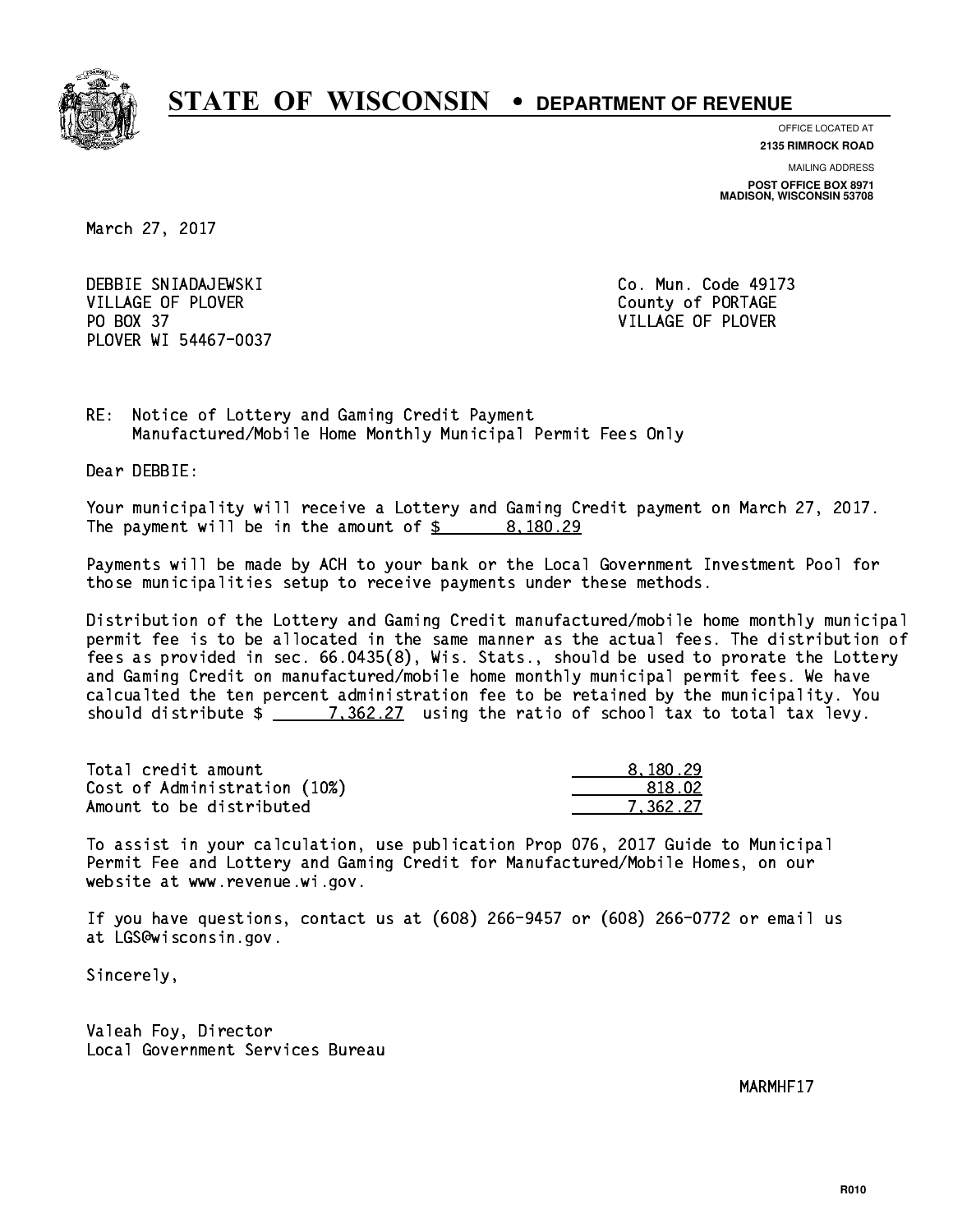# STATE OF WISCONSIN • DEPARTMENT OF REVENUE

OFFICE LOCATED AT
**2135 RIMROCK ROAD**

MAILING ADDRESS
**POST OFFICE BOX 8971**
**MADISON, WISCONSIN 53708**

March 27, 2017

DEBBIE SNIADAJEWSKI
VILLAGE OF PLOVER
PO BOX 37
PLOVER WI 54467-0037

Co. Mun. Code 49173
County of PORTAGE
VILLAGE OF PLOVER

RE: Notice of Lottery and Gaming Credit Payment
Manufactured/Mobile Home Monthly Municipal Permit Fees Only

Dear DEBBIE:

Your municipality will receive a Lottery and Gaming Credit payment on March 27, 2017. The payment will be in the amount of $ 8,180.29

Payments will be made by ACH to your bank or the Local Government Investment Pool for those municipalities setup to receive payments under these methods.

Distribution of the Lottery and Gaming Credit manufactured/mobile home monthly municipal permit fee is to be allocated in the same manner as the actual fees. The distribution of fees as provided in sec. 66.0435(8), Wis. Stats., should be used to prorate the Lottery and Gaming Credit on manufactured/mobile home monthly municipal permit fees. We have calcualted the ten percent administration fee to be retained by the municipality. You should distribute $ 7,362.27 using the ratio of school tax to total tax levy.

| | |
|---|---|
| Total credit amount | 8,180.29 |
| Cost of Administration (10%) | 818.02 |
| Amount to be distributed | 7,362.27 |

To assist in your calculation, use publication Prop 076, 2017 Guide to Municipal Permit Fee and Lottery and Gaming Credit for Manufactured/Mobile Homes, on our website at www.revenue.wi.gov.

If you have questions, contact us at (608) 266-9457 or (608) 266-0772 or email us at LGS@wisconsin.gov.

Sincerely,

Valeah Foy, Director
Local Government Services Bureau

MARMHF17

R010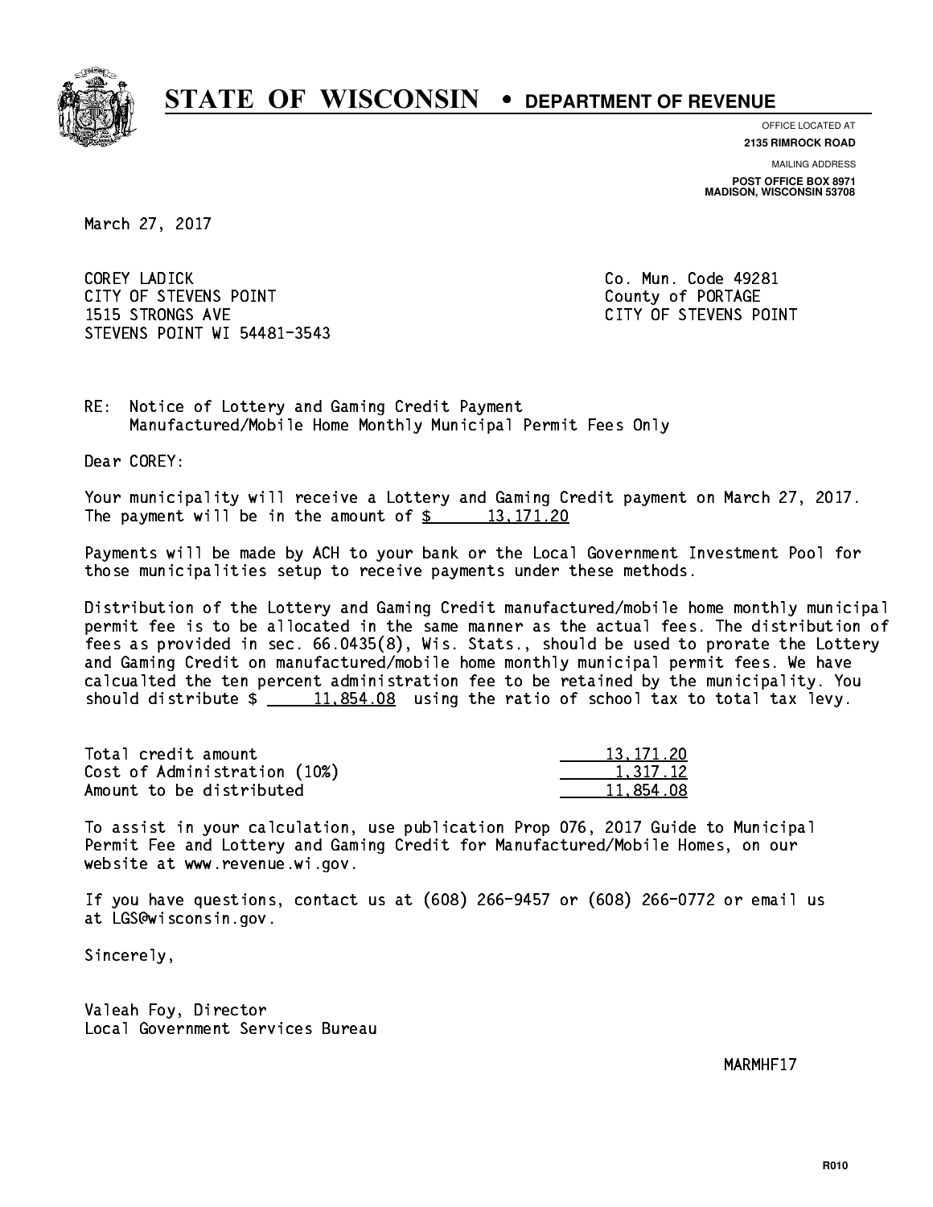# STATE OF WISCONSIN • DEPARTMENT OF REVENUE

OFFICE LOCATED AT
**2135 RIMROCK ROAD**

MAILING ADDRESS
**POST OFFICE BOX 8971**
**MADISON, WISCONSIN 53708**

March 27, 2017

COREY LADICK
CITY OF STEVENS POINT
1515 STRONGS AVE
STEVENS POINT WI 54481-3543

Co. Mun. Code 49281
County of PORTAGE
CITY OF STEVENS POINT

RE: Notice of Lottery and Gaming Credit Payment
Manufactured/Mobile Home Monthly Municipal Permit Fees Only

Dear COREY:

Your municipality will receive a Lottery and Gaming Credit payment on March 27, 2017. The payment will be in the amount of $ 13,171.20

Payments will be made by ACH to your bank or the Local Government Investment Pool for those municipalities setup to receive payments under these methods.

Distribution of the Lottery and Gaming Credit manufactured/mobile home monthly municipal permit fee is to be allocated in the same manner as the actual fees. The distribution of fees as provided in sec. 66.0435(8), Wis. Stats., should be used to prorate the Lottery and Gaming Credit on manufactured/mobile home monthly municipal permit fees. We have calcualted the ten percent administration fee to be retained by the municipality. You should distribute $ 11,854.08 using the ratio of school tax to total tax levy.

| | |
|---|---|
| Total credit amount | 13,171.20 |
| Cost of Administration (10%) | 1,317.12 |
| Amount to be distributed | 11,854.08 |

To assist in your calculation, use publication Prop 076, 2017 Guide to Municipal Permit Fee and Lottery and Gaming Credit for Manufactured/Mobile Homes, on our website at www.revenue.wi.gov.

If you have questions, contact us at (608) 266-9457 or (608) 266-0772 or email us at LGS@wisconsin.gov.

Sincerely,

Valeah Foy, Director
Local Government Services Bureau

MARMHF17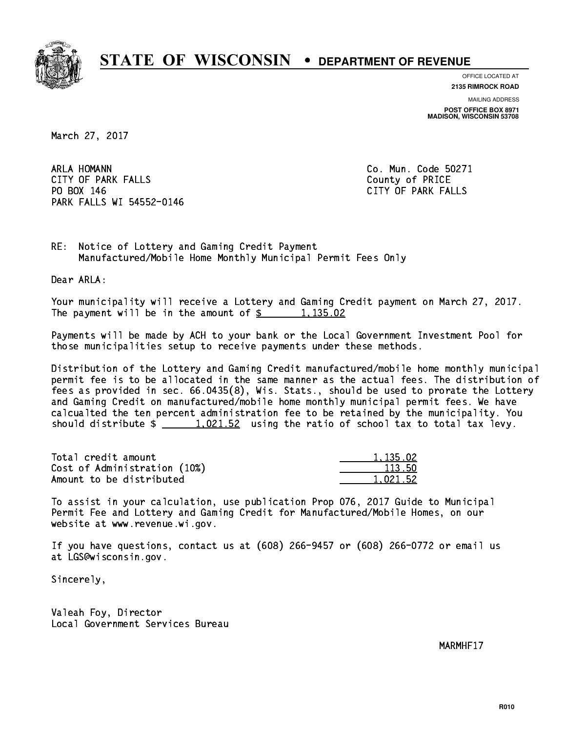# STATE OF WISCONSIN • DEPARTMENT OF REVENUE

OFFICE LOCATED AT
**2135 RIMROCK ROAD**

MAILING ADDRESS
**POST OFFICE BOX 8971**
**MADISON, WISCONSIN 53708**

March 27, 2017

ARLA HOMANN
CITY OF PARK FALLS
PO BOX 146
PARK FALLS WI 54552-0146

Co. Mun. Code 50271
County of PRICE
CITY OF PARK FALLS

RE: Notice of Lottery and Gaming Credit Payment
Manufactured/Mobile Home Monthly Municipal Permit Fees Only

Dear ARLA:

Your municipality will receive a Lottery and Gaming Credit payment on March 27, 2017. The payment will be in the amount of $ 1,135.02

Payments will be made by ACH to your bank or the Local Government Investment Pool for those municipalities setup to receive payments under these methods.

Distribution of the Lottery and Gaming Credit manufactured/mobile home monthly municipal permit fee is to be allocated in the same manner as the actual fees. The distribution of fees as provided in sec. 66.0435(8), Wis. Stats., should be used to prorate the Lottery and Gaming Credit on manufactured/mobile home monthly municipal permit fees. We have calcualted the ten percent administration fee to be retained by the municipality. You should distribute $ 1,021.52 using the ratio of school tax to total tax levy.

| | |
|---|---|
| Total credit amount | 1,135.02 |
| Cost of Administration (10%) | 113.50 |
| Amount to be distributed | 1,021.52 |

To assist in your calculation, use publication Prop 076, 2017 Guide to Municipal Permit Fee and Lottery and Gaming Credit for Manufactured/Mobile Homes, on our website at www.revenue.wi.gov.

If you have questions, contact us at (608) 266-9457 or (608) 266-0772 or email us at LGS@wisconsin.gov.

Sincerely,

Valeah Foy, Director
Local Government Services Bureau

MARMHF17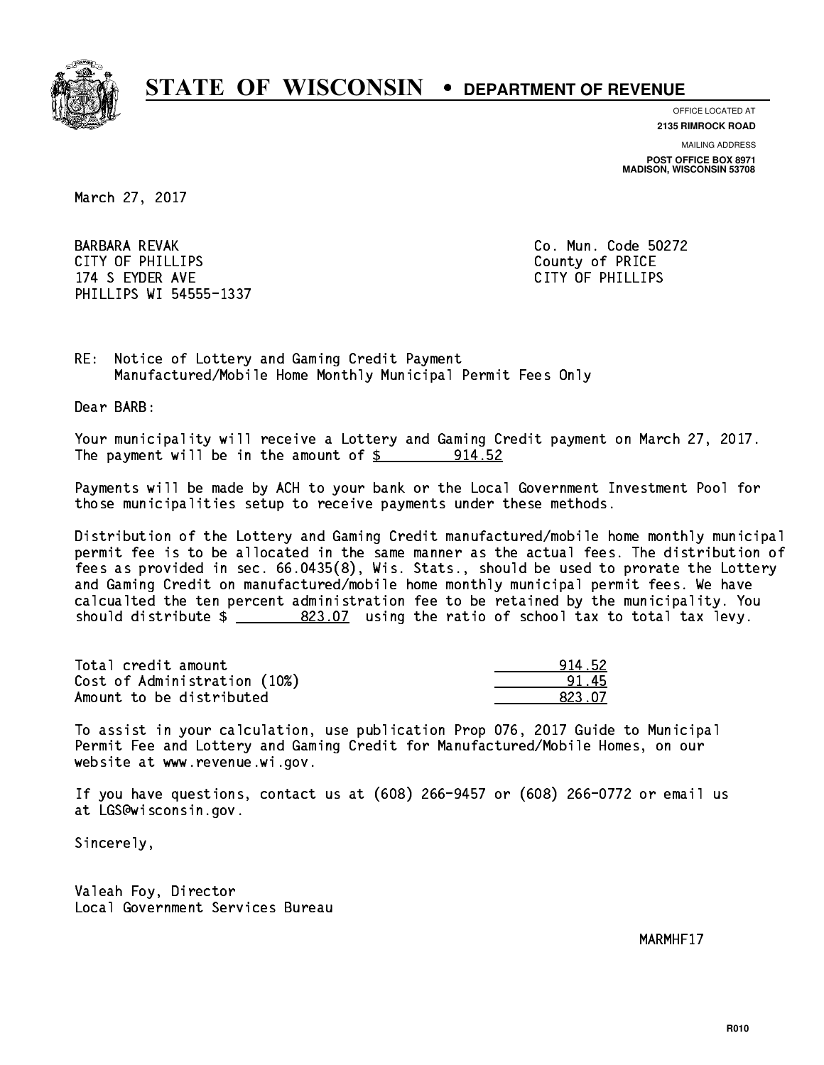# STATE OF WISCONSIN • DEPARTMENT OF REVENUE

OFFICE LOCATED AT
**2135 RIMROCK ROAD**

MAILING ADDRESS
**POST OFFICE BOX 8971**
**MADISON, WISCONSIN 53708**

March 27, 2017

BARBARA REVAK
CITY OF PHILLIPS
174 S EYDER AVE
PHILLIPS WI 54555-1337

Co. Mun. Code 50272
County of PRICE
CITY OF PHILLIPS

RE: Notice of Lottery and Gaming Credit Payment
Manufactured/Mobile Home Monthly Municipal Permit Fees Only

Dear BARB:

Your municipality will receive a Lottery and Gaming Credit payment on March 27, 2017. The payment will be in the amount of $ 914.52

Payments will be made by ACH to your bank or the Local Government Investment Pool for those municipalities setup to receive payments under these methods.

Distribution of the Lottery and Gaming Credit manufactured/mobile home monthly municipal permit fee is to be allocated in the same manner as the actual fees. The distribution of fees as provided in sec. 66.0435(8), Wis. Stats., should be used to prorate the Lottery and Gaming Credit on manufactured/mobile home monthly municipal permit fees. We have calcualted the ten percent administration fee to be retained by the municipality. You should distribute $ 823.07 using the ratio of school tax to total tax levy.

| | |
|---|---|
| Total credit amount | 914.52 |
| Cost of Administration (10%) | 91.45 |
| Amount to be distributed | 823.07 |

To assist in your calculation, use publication Prop 076, 2017 Guide to Municipal Permit Fee and Lottery and Gaming Credit for Manufactured/Mobile Homes, on our website at www.revenue.wi.gov.

If you have questions, contact us at (608) 266-9457 or (608) 266-0772 or email us at LGS@wisconsin.gov.

Sincerely,

Valeah Foy, Director
Local Government Services Bureau

MARMHF17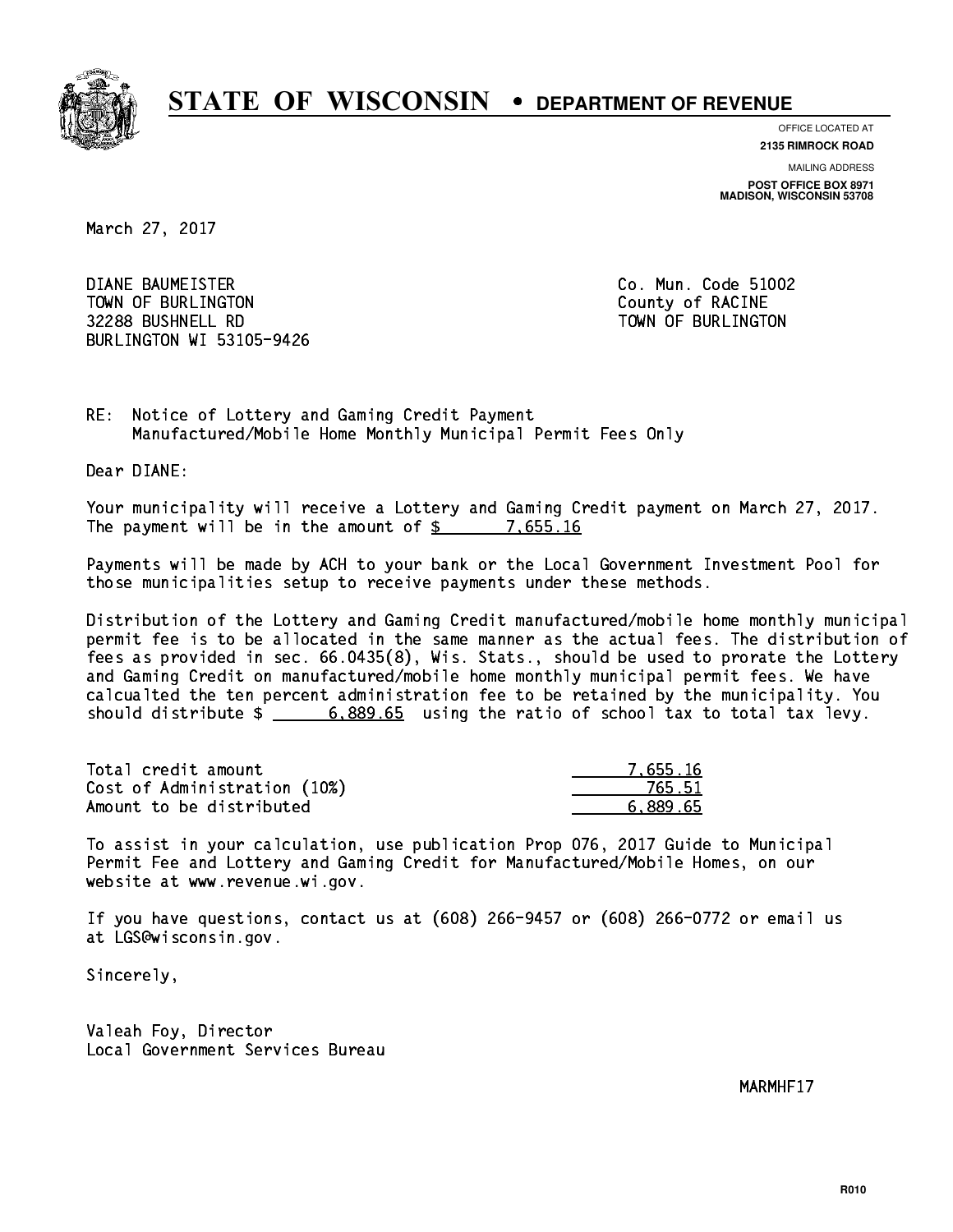# STATE OF WISCONSIN • DEPARTMENT OF REVENUE

OFFICE LOCATED AT
**2135 RIMROCK ROAD**

MAILING ADDRESS
**POST OFFICE BOX 8971**
**MADISON, WISCONSIN 53708**

March 27, 2017

DIANE BAUMEISTER
TOWN OF BURLINGTON
32288 BUSHNELL RD
BURLINGTON WI 53105-9426

Co. Mun. Code 51002
County of RACINE
TOWN OF BURLINGTON

RE: Notice of Lottery and Gaming Credit Payment
Manufactured/Mobile Home Monthly Municipal Permit Fees Only

Dear DIANE:

Your municipality will receive a Lottery and Gaming Credit payment on March 27, 2017. The payment will be in the amount of $ 7,655.16

Payments will be made by ACH to your bank or the Local Government Investment Pool for those municipalities setup to receive payments under these methods.

Distribution of the Lottery and Gaming Credit manufactured/mobile home monthly municipal permit fee is to be allocated in the same manner as the actual fees. The distribution of fees as provided in sec. 66.0435(8), Wis. Stats., should be used to prorate the Lottery and Gaming Credit on manufactured/mobile home monthly municipal permit fees. We have calcualted the ten percent administration fee to be retained by the municipality. You should distribute $ 6,889.65 using the ratio of school tax to total tax levy.

| | |
|---|---|
| Total credit amount | 7,655.16 |
| Cost of Administration (10%) | 765.51 |
| Amount to be distributed | 6,889.65 |

To assist in your calculation, use publication Prop 076, 2017 Guide to Municipal Permit Fee and Lottery and Gaming Credit for Manufactured/Mobile Homes, on our website at www.revenue.wi.gov.

If you have questions, contact us at (608) 266-9457 or (608) 266-0772 or email us at LGS@wisconsin.gov.

Sincerely,

Valeah Foy, Director
Local Government Services Bureau

MARMHF17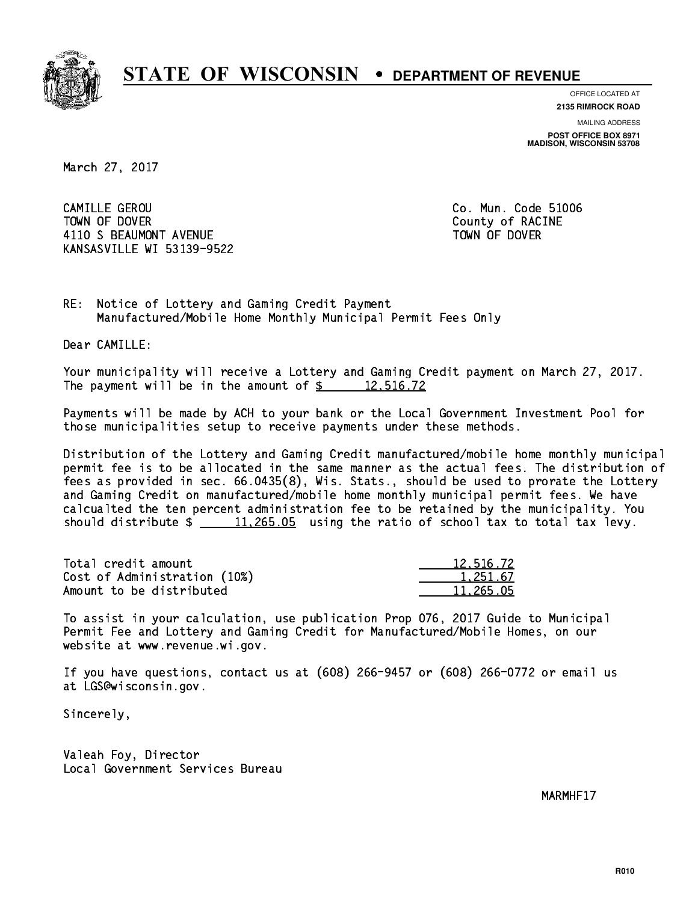# STATE OF WISCONSIN • DEPARTMENT OF REVENUE

OFFICE LOCATED AT
**2135 RIMROCK ROAD**

MAILING ADDRESS
**POST OFFICE BOX 8971**
**MADISON, WISCONSIN 53708**

March 27, 2017

CAMILLE GEROU
TOWN OF DOVER
4110 S BEAUMONT AVENUE
KANSASVILLE WI 53139-9522

Co. Mun. Code 51006
County of RACINE
TOWN OF DOVER

RE: Notice of Lottery and Gaming Credit Payment
Manufactured/Mobile Home Monthly Municipal Permit Fees Only

Dear CAMILLE:

Your municipality will receive a Lottery and Gaming Credit payment on March 27, 2017. The payment will be in the amount of $ 12,516.72

Payments will be made by ACH to your bank or the Local Government Investment Pool for those municipalities setup to receive payments under these methods.

Distribution of the Lottery and Gaming Credit manufactured/mobile home monthly municipal permit fee is to be allocated in the same manner as the actual fees. The distribution of fees as provided in sec. 66.0435(8), Wis. Stats., should be used to prorate the Lottery and Gaming Credit on manufactured/mobile home monthly municipal permit fees. We have calcualted the ten percent administration fee to be retained by the municipality. You should distribute $ 11,265.05 using the ratio of school tax to total tax levy.

| | |
|---|---|
| Total credit amount | 12,516.72 |
| Cost of Administration (10%) | 1,251.67 |
| Amount to be distributed | 11,265.05 |

To assist in your calculation, use publication Prop 076, 2017 Guide to Municipal Permit Fee and Lottery and Gaming Credit for Manufactured/Mobile Homes, on our website at www.revenue.wi.gov.

If you have questions, contact us at (608) 266-9457 or (608) 266-0772 or email us at LGS@wisconsin.gov.

Sincerely,

Valeah Foy, Director
Local Government Services Bureau

MARMHF17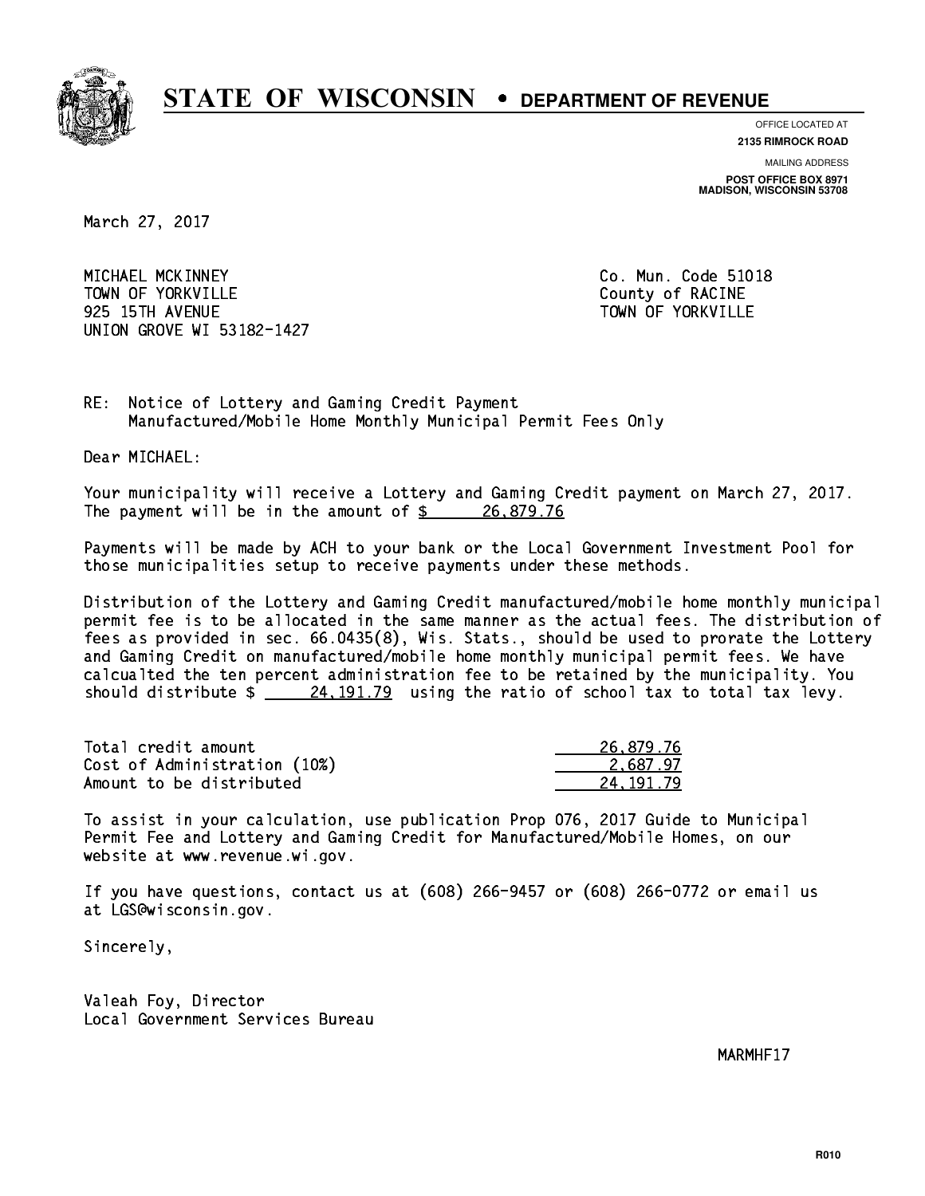# STATE OF WISCONSIN • DEPARTMENT OF REVENUE

OFFICE LOCATED AT
**2135 RIMROCK ROAD**

MAILING ADDRESS
**POST OFFICE BOX 8971**
**MADISON, WISCONSIN 53708**

March 27, 2017

MICHAEL MCKINNEY
TOWN OF YORKVILLE
925 15TH AVENUE
UNION GROVE WI 53182-1427

Co. Mun. Code 51018
County of RACINE
TOWN OF YORKVILLE

RE: Notice of Lottery and Gaming Credit Payment
Manufactured/Mobile Home Monthly Municipal Permit Fees Only

Dear MICHAEL:

Your municipality will receive a Lottery and Gaming Credit payment on March 27, 2017. The payment will be in the amount of $ 26,879.76

Payments will be made by ACH to your bank or the Local Government Investment Pool for those municipalities setup to receive payments under these methods.

Distribution of the Lottery and Gaming Credit manufactured/mobile home monthly municipal permit fee is to be allocated in the same manner as the actual fees. The distribution of fees as provided in sec. 66.0435(8), Wis. Stats., should be used to prorate the Lottery and Gaming Credit on manufactured/mobile home monthly municipal permit fees. We have calcualted the ten percent administration fee to be retained by the municipality. You should distribute $ 24,191.79 using the ratio of school tax to total tax levy.

| | |
|---|---|
| Total credit amount | 26,879.76 |
| Cost of Administration (10%) | 2,687.97 |
| Amount to be distributed | 24,191.79 |

To assist in your calculation, use publication Prop 076, 2017 Guide to Municipal Permit Fee and Lottery and Gaming Credit for Manufactured/Mobile Homes, on our website at www.revenue.wi.gov.

If you have questions, contact us at (608) 266-9457 or (608) 266-0772 or email us at LGS@wisconsin.gov.

Sincerely,

Valeah Foy, Director
Local Government Services Bureau

MARMHF17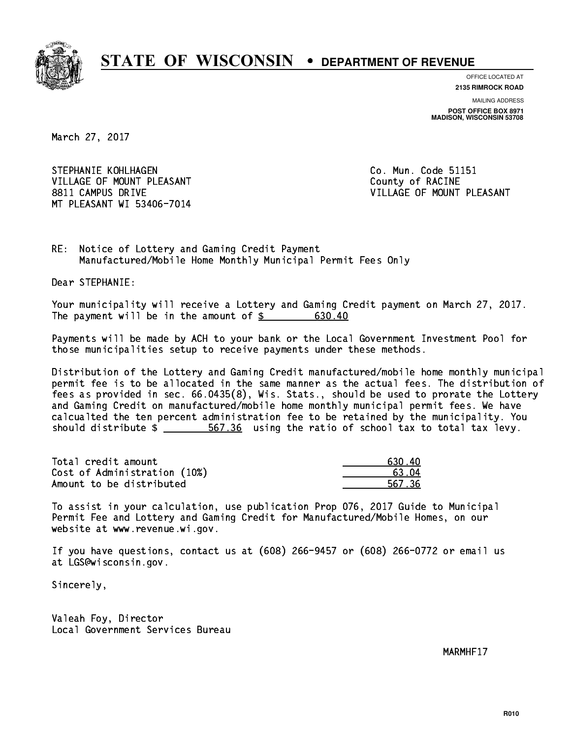# STATE OF WISCONSIN • DEPARTMENT OF REVENUE

OFFICE LOCATED AT
**2135 RIMROCK ROAD**

MAILING ADDRESS
**POST OFFICE BOX 8971**
**MADISON, WISCONSIN 53708**

March 27, 2017

STEPHANIE KOHLHAGEN
VILLAGE OF MOUNT PLEASANT
8811 CAMPUS DRIVE
MT PLEASANT WI 53406-7014

Co. Mun. Code 51151
County of RACINE
VILLAGE OF MOUNT PLEASANT

RE: Notice of Lottery and Gaming Credit Payment
Manufactured/Mobile Home Monthly Municipal Permit Fees Only

Dear STEPHANIE:

Your municipality will receive a Lottery and Gaming Credit payment on March 27, 2017. The payment will be in the amount of $ 630.40

Payments will be made by ACH to your bank or the Local Government Investment Pool for those municipalities setup to receive payments under these methods.

Distribution of the Lottery and Gaming Credit manufactured/mobile home monthly municipal permit fee is to be allocated in the same manner as the actual fees. The distribution of fees as provided in sec. 66.0435(8), Wis. Stats., should be used to prorate the Lottery and Gaming Credit on manufactured/mobile home monthly municipal permit fees. We have calcualted the ten percent administration fee to be retained by the municipality. You should distribute $ 567.36 using the ratio of school tax to total tax levy.

| | |
|---|---|
| Total credit amount | 630.40 |
| Cost of Administration (10%) | 63.04 |
| Amount to be distributed | 567.36 |

To assist in your calculation, use publication Prop 076, 2017 Guide to Municipal Permit Fee and Lottery and Gaming Credit for Manufactured/Mobile Homes, on our website at www.revenue.wi.gov.

If you have questions, contact us at (608) 266-9457 or (608) 266-0772 or email us at LGS@wisconsin.gov.

Sincerely,

Valeah Foy, Director
Local Government Services Bureau

MARMHF17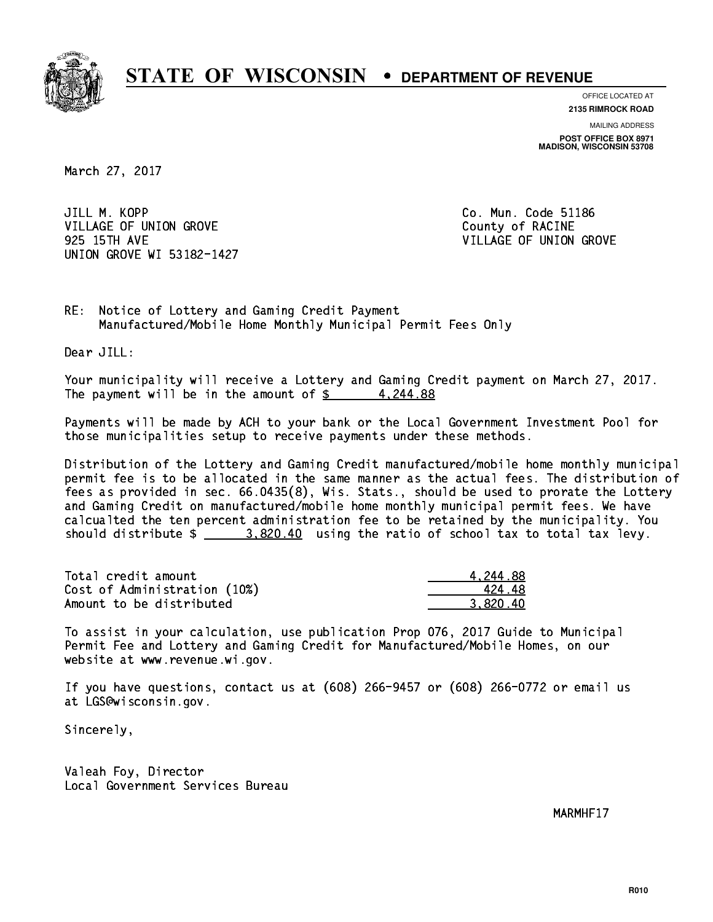# STATE OF WISCONSIN • DEPARTMENT OF REVENUE

OFFICE LOCATED AT
**2135 RIMROCK ROAD**

MAILING ADDRESS
**POST OFFICE BOX 8971**
**MADISON, WISCONSIN 53708**

March 27, 2017

JILL M. KOPP
VILLAGE OF UNION GROVE
925 15TH AVE
UNION GROVE WI 53182-1427

Co. Mun. Code 51186
County of RACINE
VILLAGE OF UNION GROVE

RE: Notice of Lottery and Gaming Credit Payment
Manufactured/Mobile Home Monthly Municipal Permit Fees Only

Dear JILL:

Your municipality will receive a Lottery and Gaming Credit payment on March 27, 2017. The payment will be in the amount of $ 4,244.88

Payments will be made by ACH to your bank or the Local Government Investment Pool for those municipalities setup to receive payments under these methods.

Distribution of the Lottery and Gaming Credit manufactured/mobile home monthly municipal permit fee is to be allocated in the same manner as the actual fees. The distribution of fees as provided in sec. 66.0435(8), Wis. Stats., should be used to prorate the Lottery and Gaming Credit on manufactured/mobile home monthly municipal permit fees. We have calcualted the ten percent administration fee to be retained by the municipality. You should distribute $ 3,820.40 using the ratio of school tax to total tax levy.

| | |
|---|---|
| Total credit amount | 4,244.88 |
| Cost of Administration (10%) | 424.48 |
| Amount to be distributed | 3,820.40 |

To assist in your calculation, use publication Prop 076, 2017 Guide to Municipal Permit Fee and Lottery and Gaming Credit for Manufactured/Mobile Homes, on our website at www.revenue.wi.gov.

If you have questions, contact us at (608) 266-9457 or (608) 266-0772 or email us at LGS@wisconsin.gov.

Sincerely,

Valeah Foy, Director
Local Government Services Bureau

MARMHF17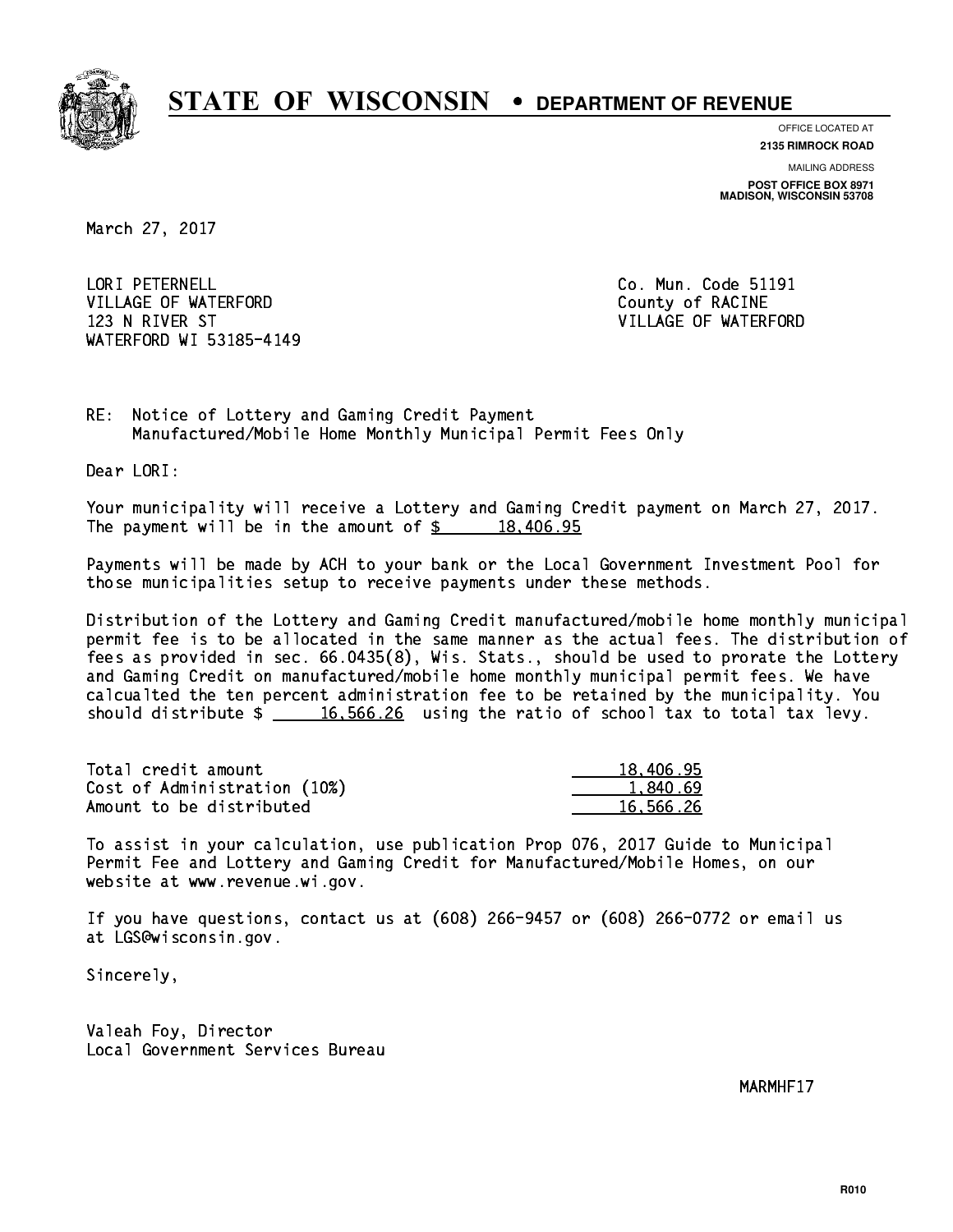# STATE OF WISCONSIN • DEPARTMENT OF REVENUE

OFFICE LOCATED AT
**2135 RIMROCK ROAD**

MAILING ADDRESS
**POST OFFICE BOX 8971**
**MADISON, WISCONSIN 53708**

March 27, 2017

LORI PETERNELL
VILLAGE OF WATERFORD
123 N RIVER ST
WATERFORD WI 53185-4149

Co. Mun. Code 51191
County of RACINE
VILLAGE OF WATERFORD

RE: Notice of Lottery and Gaming Credit Payment
Manufactured/Mobile Home Monthly Municipal Permit Fees Only

Dear LORI:

Your municipality will receive a Lottery and Gaming Credit payment on March 27, 2017. The payment will be in the amount of $ 18,406.95

Payments will be made by ACH to your bank or the Local Government Investment Pool for those municipalities setup to receive payments under these methods.

Distribution of the Lottery and Gaming Credit manufactured/mobile home monthly municipal permit fee is to be allocated in the same manner as the actual fees. The distribution of fees as provided in sec. 66.0435(8), Wis. Stats., should be used to prorate the Lottery and Gaming Credit on manufactured/mobile home monthly municipal permit fees. We have calcualted the ten percent administration fee to be retained by the municipality. You should distribute $ 16,566.26 using the ratio of school tax to total tax levy.

| | |
|---|---|
| Total credit amount | 18,406.95 |
| Cost of Administration (10%) | 1,840.69 |
| Amount to be distributed | 16,566.26 |

To assist in your calculation, use publication Prop 076, 2017 Guide to Municipal Permit Fee and Lottery and Gaming Credit for Manufactured/Mobile Homes, on our website at www.revenue.wi.gov.

If you have questions, contact us at (608) 266-9457 or (608) 266-0772 or email us at LGS@wisconsin.gov.

Sincerely,

Valeah Foy, Director
Local Government Services Bureau

MARMHF17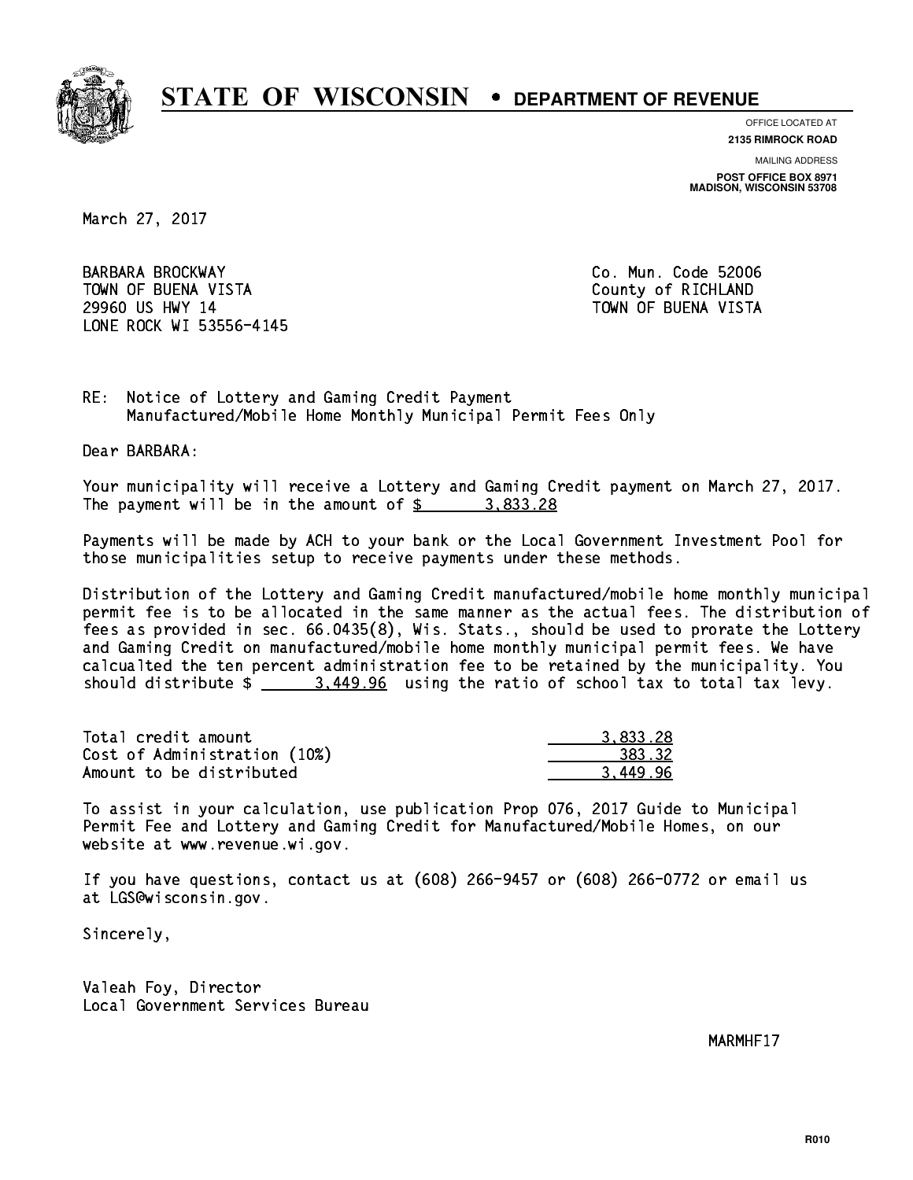# STATE OF WISCONSIN • DEPARTMENT OF REVENUE

OFFICE LOCATED AT
**2135 RIMROCK ROAD**

MAILING ADDRESS
**POST OFFICE BOX 8971**
**MADISON, WISCONSIN 53708**

March 27, 2017

BARBARA BROCKWAY
TOWN OF BUENA VISTA
29960 US HWY 14
LONE ROCK WI 53556-4145

Co. Mun. Code 52006
County of RICHLAND
TOWN OF BUENA VISTA

RE: Notice of Lottery and Gaming Credit Payment
Manufactured/Mobile Home Monthly Municipal Permit Fees Only

Dear BARBARA:

Your municipality will receive a Lottery and Gaming Credit payment on March 27, 2017. The payment will be in the amount of $ 3,833.28

Payments will be made by ACH to your bank or the Local Government Investment Pool for those municipalities setup to receive payments under these methods.

Distribution of the Lottery and Gaming Credit manufactured/mobile home monthly municipal permit fee is to be allocated in the same manner as the actual fees. The distribution of fees as provided in sec. 66.0435(8), Wis. Stats., should be used to prorate the Lottery and Gaming Credit on manufactured/mobile home monthly municipal permit fees. We have calcualted the ten percent administration fee to be retained by the municipality. You should distribute $ 3,449.96 using the ratio of school tax to total tax levy.

| | |
|---|---|
| Total credit amount | 3,833.28 |
| Cost of Administration (10%) | 383.32 |
| Amount to be distributed | 3,449.96 |

To assist in your calculation, use publication Prop 076, 2017 Guide to Municipal Permit Fee and Lottery and Gaming Credit for Manufactured/Mobile Homes, on our website at www.revenue.wi.gov.

If you have questions, contact us at (608) 266-9457 or (608) 266-0772 or email us at LGS@wisconsin.gov.

Sincerely,

Valeah Foy, Director
Local Government Services Bureau

MARMHF17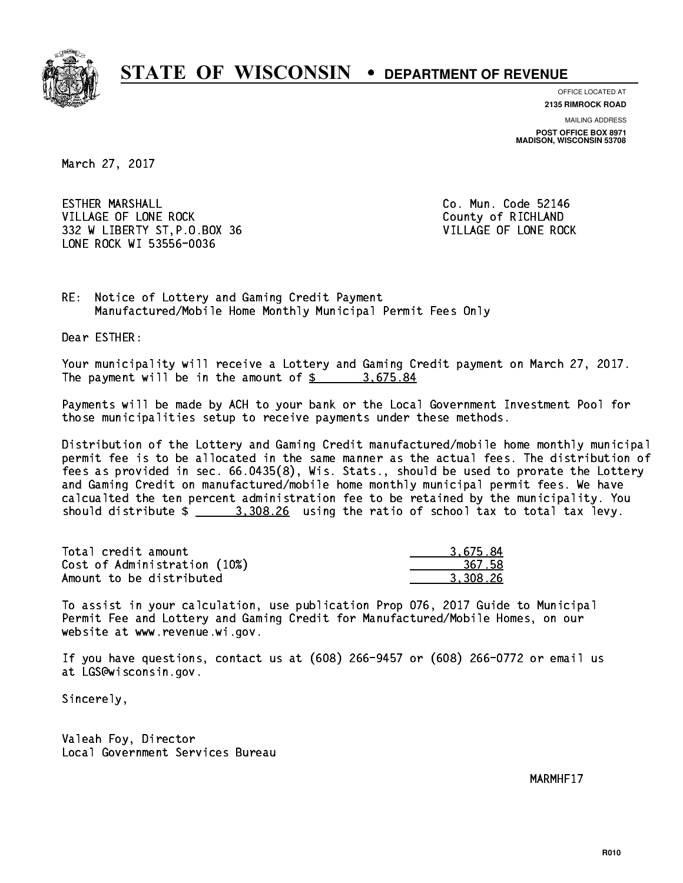# STATE OF WISCONSIN • DEPARTMENT OF REVENUE

OFFICE LOCATED AT
**2135 RIMROCK ROAD**

MAILING ADDRESS
**POST OFFICE BOX 8971**
**MADISON, WISCONSIN 53708**

March 27, 2017

ESTHER MARSHALL
VILLAGE OF LONE ROCK
332 W LIBERTY ST,P.O.BOX 36
LONE ROCK WI 53556-0036

Co. Mun. Code 52146
County of RICHLAND
VILLAGE OF LONE ROCK

RE: Notice of Lottery and Gaming Credit Payment
Manufactured/Mobile Home Monthly Municipal Permit Fees Only

Dear ESTHER:

Your municipality will receive a Lottery and Gaming Credit payment on March 27, 2017. The payment will be in the amount of $ 3,675.84

Payments will be made by ACH to your bank or the Local Government Investment Pool for those municipalities setup to receive payments under these methods.

Distribution of the Lottery and Gaming Credit manufactured/mobile home monthly municipal permit fee is to be allocated in the same manner as the actual fees. The distribution of fees as provided in sec. 66.0435(8), Wis. Stats., should be used to prorate the Lottery and Gaming Credit on manufactured/mobile home monthly municipal permit fees. We have calcualted the ten percent administration fee to be retained by the municipality. You should distribute $ 3,308.26 using the ratio of school tax to total tax levy.

| | |
|---|---|
| Total credit amount | 3,675.84 |
| Cost of Administration (10%) | 367.58 |
| Amount to be distributed | 3,308.26 |

To assist in your calculation, use publication Prop 076, 2017 Guide to Municipal Permit Fee and Lottery and Gaming Credit for Manufactured/Mobile Homes, on our website at www.revenue.wi.gov.

If you have questions, contact us at (608) 266-9457 or (608) 266-0772 or email us at LGS@wisconsin.gov.

Sincerely,

Valeah Foy, Director
Local Government Services Bureau

MARMHF17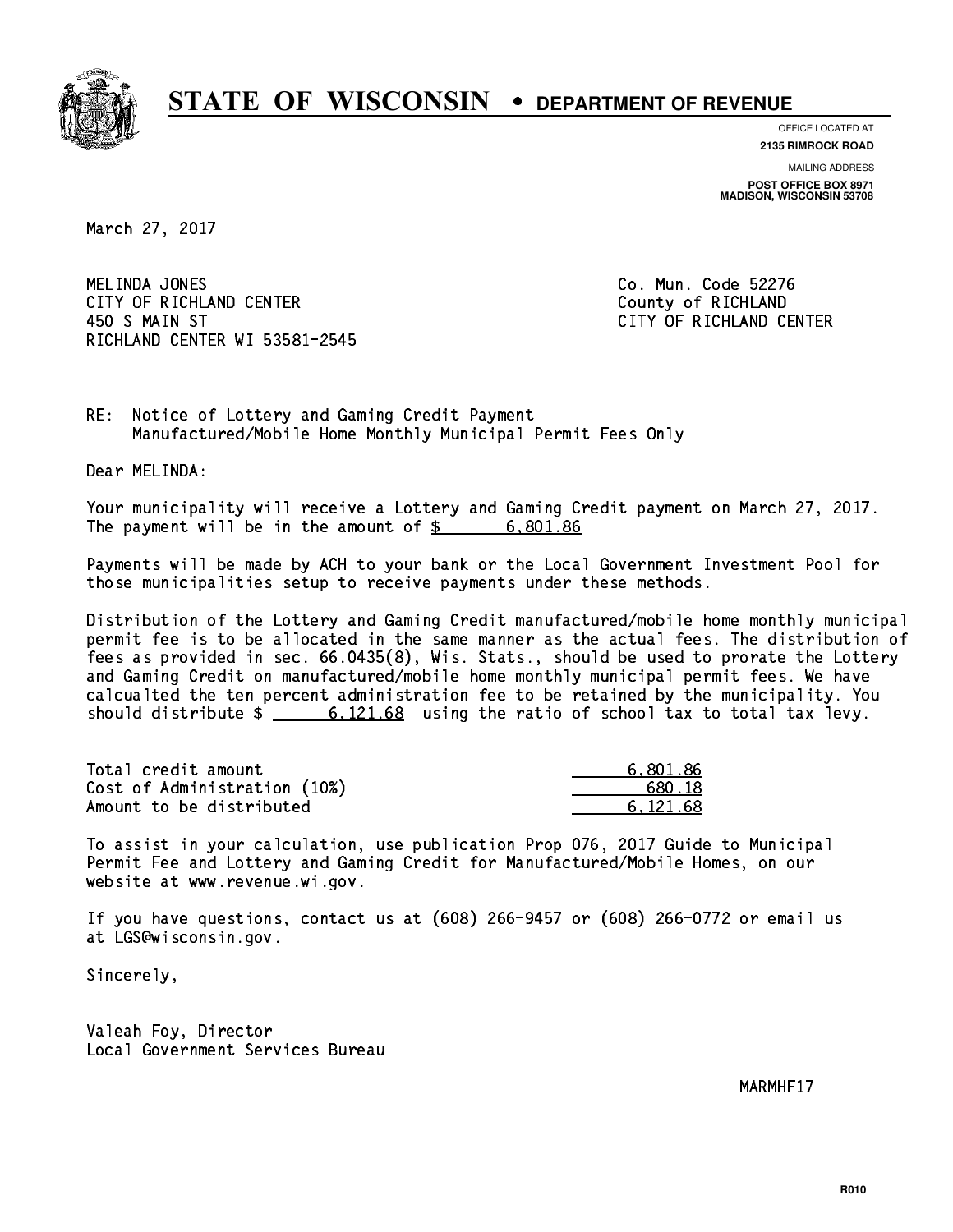# STATE OF WISCONSIN • DEPARTMENT OF REVENUE

OFFICE LOCATED AT
**2135 RIMROCK ROAD**

MAILING ADDRESS
**POST OFFICE BOX 8971**
**MADISON, WISCONSIN 53708**

March 27, 2017

MELINDA JONES
CITY OF RICHLAND CENTER
450 S MAIN ST
RICHLAND CENTER WI 53581-2545

Co. Mun. Code 52276
County of RICHLAND
CITY OF RICHLAND CENTER

RE: Notice of Lottery and Gaming Credit Payment
Manufactured/Mobile Home Monthly Municipal Permit Fees Only

Dear MELINDA:

Your municipality will receive a Lottery and Gaming Credit payment on March 27, 2017. The payment will be in the amount of $ 6,801.86

Payments will be made by ACH to your bank or the Local Government Investment Pool for those municipalities setup to receive payments under these methods.

Distribution of the Lottery and Gaming Credit manufactured/mobile home monthly municipal permit fee is to be allocated in the same manner as the actual fees. The distribution of fees as provided in sec. 66.0435(8), Wis. Stats., should be used to prorate the Lottery and Gaming Credit on manufactured/mobile home monthly municipal permit fees. We have calcualted the ten percent administration fee to be retained by the municipality. You should distribute $ 6,121.68 using the ratio of school tax to total tax levy.

| | |
|---|---|
| Total credit amount | 6,801.86 |
| Cost of Administration (10%) | 680.18 |
| Amount to be distributed | 6,121.68 |

To assist in your calculation, use publication Prop 076, 2017 Guide to Municipal Permit Fee and Lottery and Gaming Credit for Manufactured/Mobile Homes, on our website at www.revenue.wi.gov.

If you have questions, contact us at (608) 266-9457 or (608) 266-0772 or email us at LGS@wisconsin.gov.

Sincerely,

Valeah Foy, Director
Local Government Services Bureau

MARMHF17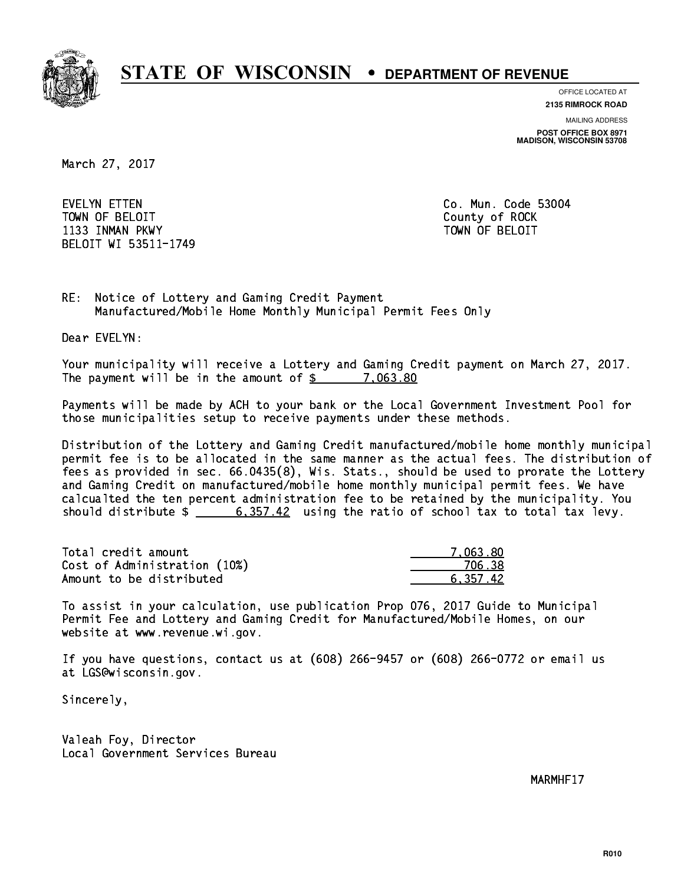# STATE OF WISCONSIN • DEPARTMENT OF REVENUE

OFFICE LOCATED AT
**2135 RIMROCK ROAD**

MAILING ADDRESS
**POST OFFICE BOX 8971**
**MADISON, WISCONSIN 53708**

March 27, 2017

EVELYN ETTEN
TOWN OF BELOIT
1133 INMAN PKWY
BELOIT WI 53511-1749

Co. Mun. Code 53004
County of ROCK
TOWN OF BELOIT

RE: Notice of Lottery and Gaming Credit Payment
Manufactured/Mobile Home Monthly Municipal Permit Fees Only

Dear EVELYN:

Your municipality will receive a Lottery and Gaming Credit payment on March 27, 2017. The payment will be in the amount of $ 7,063.80

Payments will be made by ACH to your bank or the Local Government Investment Pool for those municipalities setup to receive payments under these methods.

Distribution of the Lottery and Gaming Credit manufactured/mobile home monthly municipal permit fee is to be allocated in the same manner as the actual fees. The distribution of fees as provided in sec. 66.0435(8), Wis. Stats., should be used to prorate the Lottery and Gaming Credit on manufactured/mobile home monthly municipal permit fees. We have calcualted the ten percent administration fee to be retained by the municipality. You should distribute $ 6,357.42 using the ratio of school tax to total tax levy.

| | |
|---|---|
| Total credit amount | 7,063.80 |
| Cost of Administration (10%) | 706.38 |
| Amount to be distributed | 6,357.42 |

To assist in your calculation, use publication Prop 076, 2017 Guide to Municipal Permit Fee and Lottery and Gaming Credit for Manufactured/Mobile Homes, on our website at www.revenue.wi.gov.

If you have questions, contact us at (608) 266-9457 or (608) 266-0772 or email us at LGS@wisconsin.gov.

Sincerely,

Valeah Foy, Director
Local Government Services Bureau

MARMHF17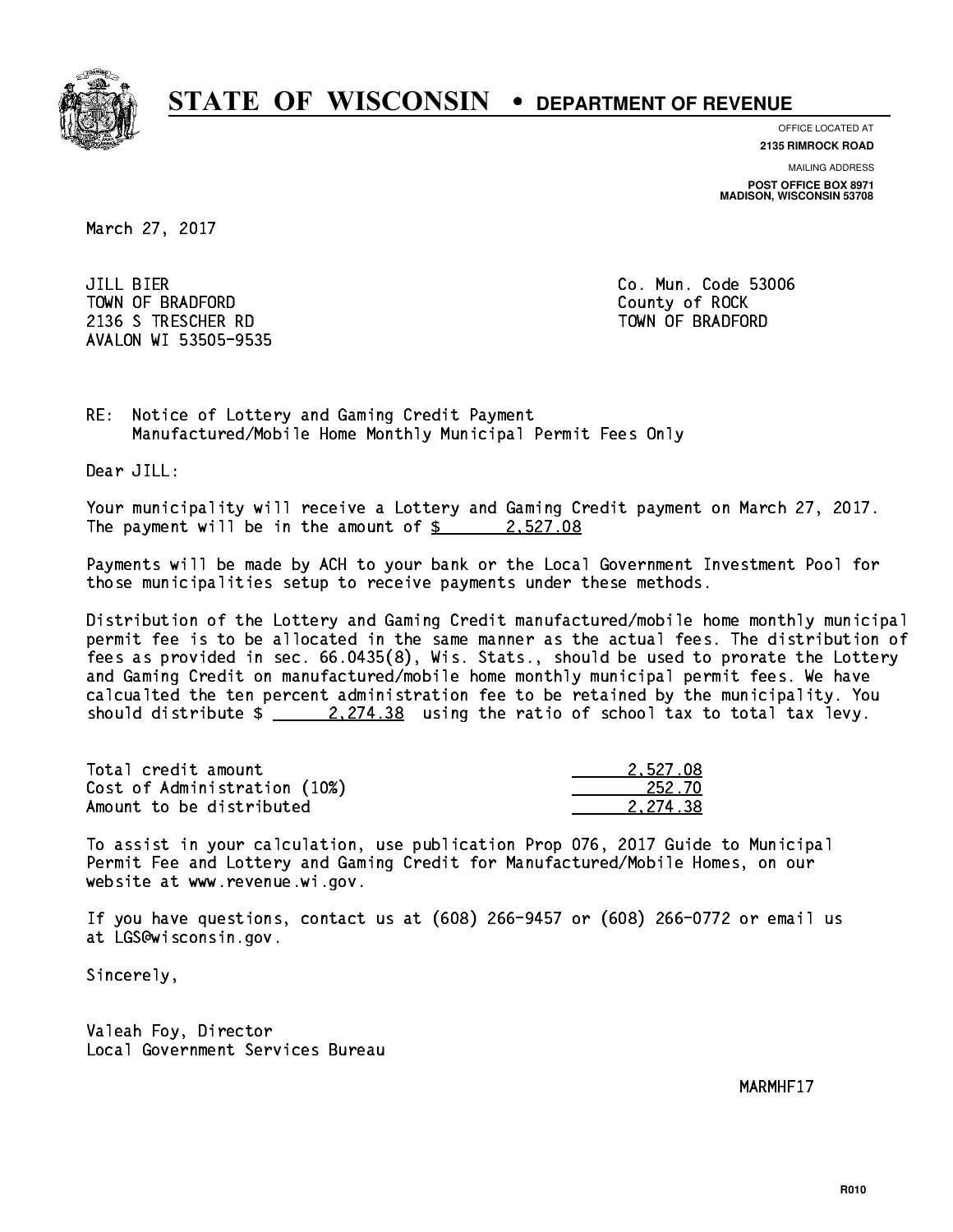**STATE OF WISCONSIN • DEPARTMENT OF REVENUE**

OFFICE LOCATED AT
**2135 RIMROCK ROAD**

MAILING ADDRESS
**POST OFFICE BOX 8971**
**MADISON, WISCONSIN 53708**

March 27, 2017

JILL BIER
TOWN OF BRADFORD
2136 S TRESCHER RD
AVALON WI 53505-9535

Co. Mun. Code 53006
County of ROCK
TOWN OF BRADFORD

RE: Notice of Lottery and Gaming Credit Payment
Manufactured/Mobile Home Monthly Municipal Permit Fees Only

Dear JILL:

Your municipality will receive a Lottery and Gaming Credit payment on March 27, 2017. The payment will be in the amount of $ 2,527.08

Payments will be made by ACH to your bank or the Local Government Investment Pool for those municipalities setup to receive payments under these methods.

Distribution of the Lottery and Gaming Credit manufactured/mobile home monthly municipal permit fee is to be allocated in the same manner as the actual fees. The distribution of fees as provided in sec. 66.0435(8), Wis. Stats., should be used to prorate the Lottery and Gaming Credit on manufactured/mobile home monthly municipal permit fees. We have calcualted the ten percent administration fee to be retained by the municipality. You should distribute $ 2,274.38 using the ratio of school tax to total tax levy.

| | |
|---|---|
| Total credit amount | 2,527.08 |
| Cost of Administration (10%) | 252.70 |
| Amount to be distributed | 2,274.38 |

To assist in your calculation, use publication Prop 076, 2017 Guide to Municipal Permit Fee and Lottery and Gaming Credit for Manufactured/Mobile Homes, on our website at www.revenue.wi.gov.

If you have questions, contact us at (608) 266-9457 or (608) 266-0772 or email us at LGS@wisconsin.gov.

Sincerely,

Valeah Foy, Director
Local Government Services Bureau

MARMHF17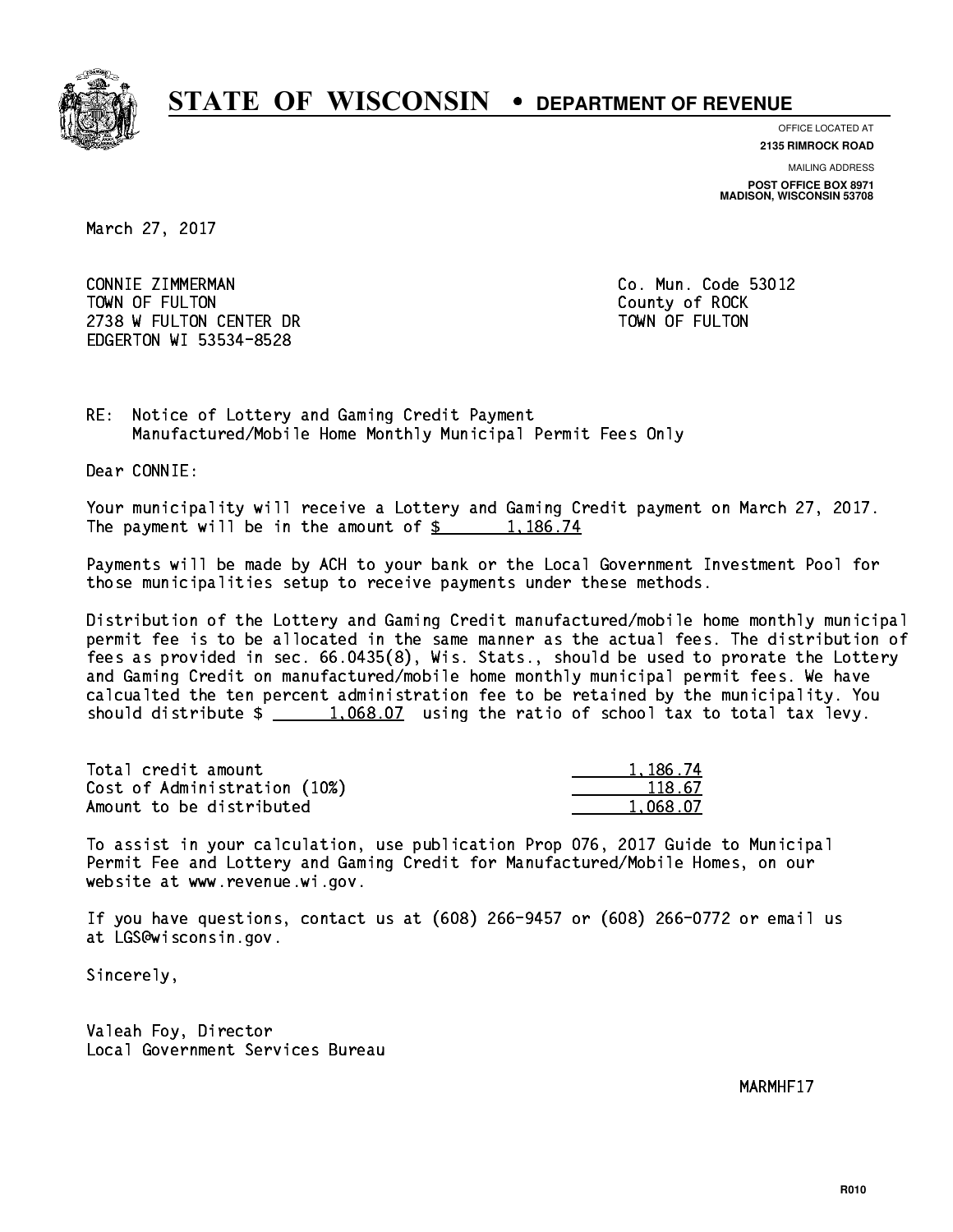# STATE OF WISCONSIN • DEPARTMENT OF REVENUE

OFFICE LOCATED AT
**2135 RIMROCK ROAD**

MAILING ADDRESS
**POST OFFICE BOX 8971**
**MADISON, WISCONSIN 53708**

March 27, 2017

CONNIE ZIMMERMAN
TOWN OF FULTON
2738 W FULTON CENTER DR
EDGERTON WI 53534-8528

Co. Mun. Code 53012
County of ROCK
TOWN OF FULTON

RE: Notice of Lottery and Gaming Credit Payment
Manufactured/Mobile Home Monthly Municipal Permit Fees Only

Dear CONNIE:

Your municipality will receive a Lottery and Gaming Credit payment on March 27, 2017. The payment will be in the amount of $ 1,186.74

Payments will be made by ACH to your bank or the Local Government Investment Pool for those municipalities setup to receive payments under these methods.

Distribution of the Lottery and Gaming Credit manufactured/mobile home monthly municipal permit fee is to be allocated in the same manner as the actual fees. The distribution of fees as provided in sec. 66.0435(8), Wis. Stats., should be used to prorate the Lottery and Gaming Credit on manufactured/mobile home monthly municipal permit fees. We have calcualted the ten percent administration fee to be retained by the municipality. You should distribute $ 1,068.07 using the ratio of school tax to total tax levy.

| | |
|---|---|
| Total credit amount | 1,186.74 |
| Cost of Administration (10%) | 118.67 |
| Amount to be distributed | 1,068.07 |

To assist in your calculation, use publication Prop 076, 2017 Guide to Municipal Permit Fee and Lottery and Gaming Credit for Manufactured/Mobile Homes, on our website at www.revenue.wi.gov.

If you have questions, contact us at (608) 266-9457 or (608) 266-0772 or email us at LGS@wisconsin.gov.

Sincerely,

Valeah Foy, Director
Local Government Services Bureau

MARMHF17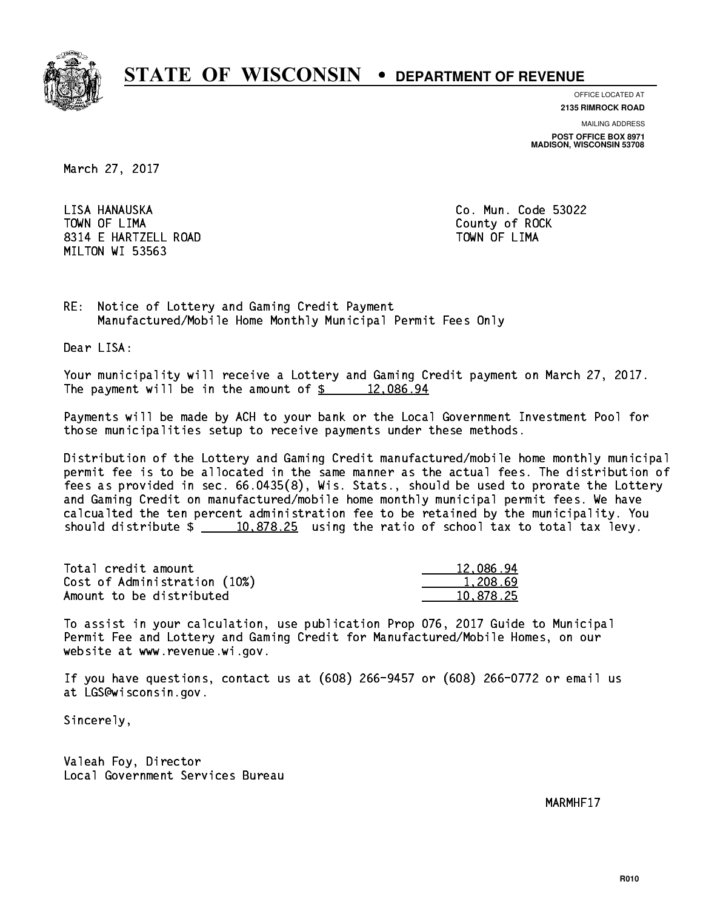# STATE OF WISCONSIN • DEPARTMENT OF REVENUE

OFFICE LOCATED AT
**2135 RIMROCK ROAD**

MAILING ADDRESS
**POST OFFICE BOX 8971**
**MADISON, WISCONSIN 53708**

March 27, 2017

LISA HANAUSKA
TOWN OF LIMA
8314 E HARTZELL ROAD
MILTON WI 53563

Co. Mun. Code 53022
County of ROCK
TOWN OF LIMA

RE: Notice of Lottery and Gaming Credit Payment
Manufactured/Mobile Home Monthly Municipal Permit Fees Only

Dear LISA:

Your municipality will receive a Lottery and Gaming Credit payment on March 27, 2017. The payment will be in the amount of $ 12,086.94

Payments will be made by ACH to your bank or the Local Government Investment Pool for those municipalities setup to receive payments under these methods.

Distribution of the Lottery and Gaming Credit manufactured/mobile home monthly municipal permit fee is to be allocated in the same manner as the actual fees. The distribution of fees as provided in sec. 66.0435(8), Wis. Stats., should be used to prorate the Lottery and Gaming Credit on manufactured/mobile home monthly municipal permit fees. We have calcualted the ten percent administration fee to be retained by the municipality. You should distribute $ 10,878.25 using the ratio of school tax to total tax levy.

| | |
|---|---|
| Total credit amount | 12,086.94 |
| Cost of Administration (10%) | 1,208.69 |
| Amount to be distributed | 10,878.25 |

To assist in your calculation, use publication Prop 076, 2017 Guide to Municipal Permit Fee and Lottery and Gaming Credit for Manufactured/Mobile Homes, on our website at www.revenue.wi.gov.

If you have questions, contact us at (608) 266-9457 or (608) 266-0772 or email us at LGS@wisconsin.gov.

Sincerely,

Valeah Foy, Director
Local Government Services Bureau

MARMHF17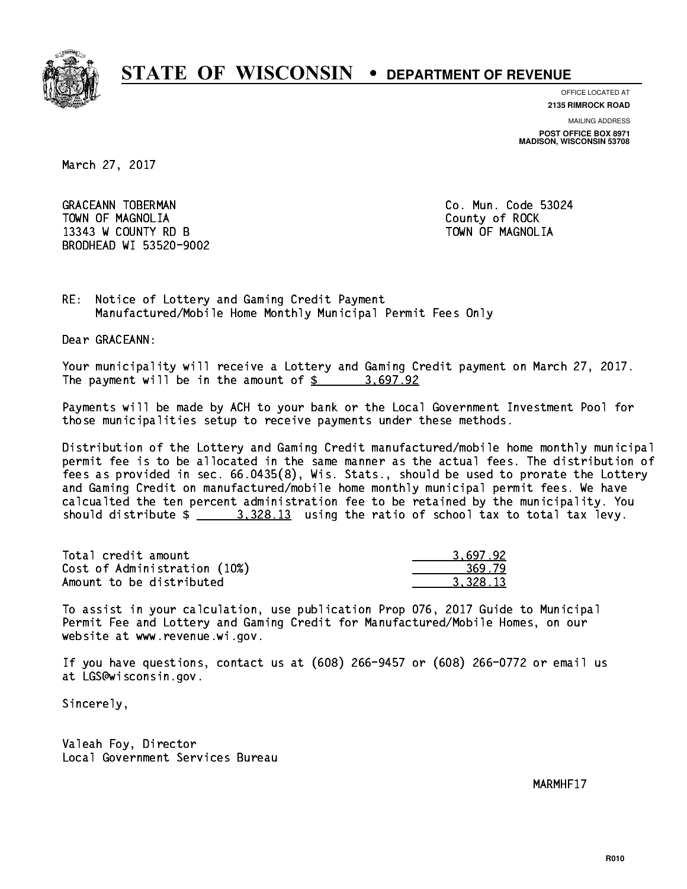# STATE OF WISCONSIN • DEPARTMENT OF REVENUE

OFFICE LOCATED AT
**2135 RIMROCK ROAD**

MAILING ADDRESS
**POST OFFICE BOX 8971**
**MADISON, WISCONSIN 53708**

March 27, 2017

GRACEANN TOBERMAN
TOWN OF MAGNOLIA
13343 W COUNTY RD B
BRODHEAD WI 53520-9002

Co. Mun. Code 53024
County of ROCK
TOWN OF MAGNOLIA

RE: Notice of Lottery and Gaming Credit Payment
Manufactured/Mobile Home Monthly Municipal Permit Fees Only

Dear GRACEANN:

Your municipality will receive a Lottery and Gaming Credit payment on March 27, 2017. The payment will be in the amount of $ 3,697.92

Payments will be made by ACH to your bank or the Local Government Investment Pool for those municipalities setup to receive payments under these methods.

Distribution of the Lottery and Gaming Credit manufactured/mobile home monthly municipal permit fee is to be allocated in the same manner as the actual fees. The distribution of fees as provided in sec. 66.0435(8), Wis. Stats., should be used to prorate the Lottery and Gaming Credit on manufactured/mobile home monthly municipal permit fees. We have calcualted the ten percent administration fee to be retained by the municipality. You should distribute $ 3,328.13 using the ratio of school tax to total tax levy.

| | |
|---|---|
| Total credit amount | 3,697.92 |
| Cost of Administration (10%) | 369.79 |
| Amount to be distributed | 3,328.13 |

To assist in your calculation, use publication Prop 076, 2017 Guide to Municipal Permit Fee and Lottery and Gaming Credit for Manufactured/Mobile Homes, on our website at www.revenue.wi.gov.

If you have questions, contact us at (608) 266-9457 or (608) 266-0772 or email us at LGS@wisconsin.gov.

Sincerely,

Valeah Foy, Director
Local Government Services Bureau

MARMHF17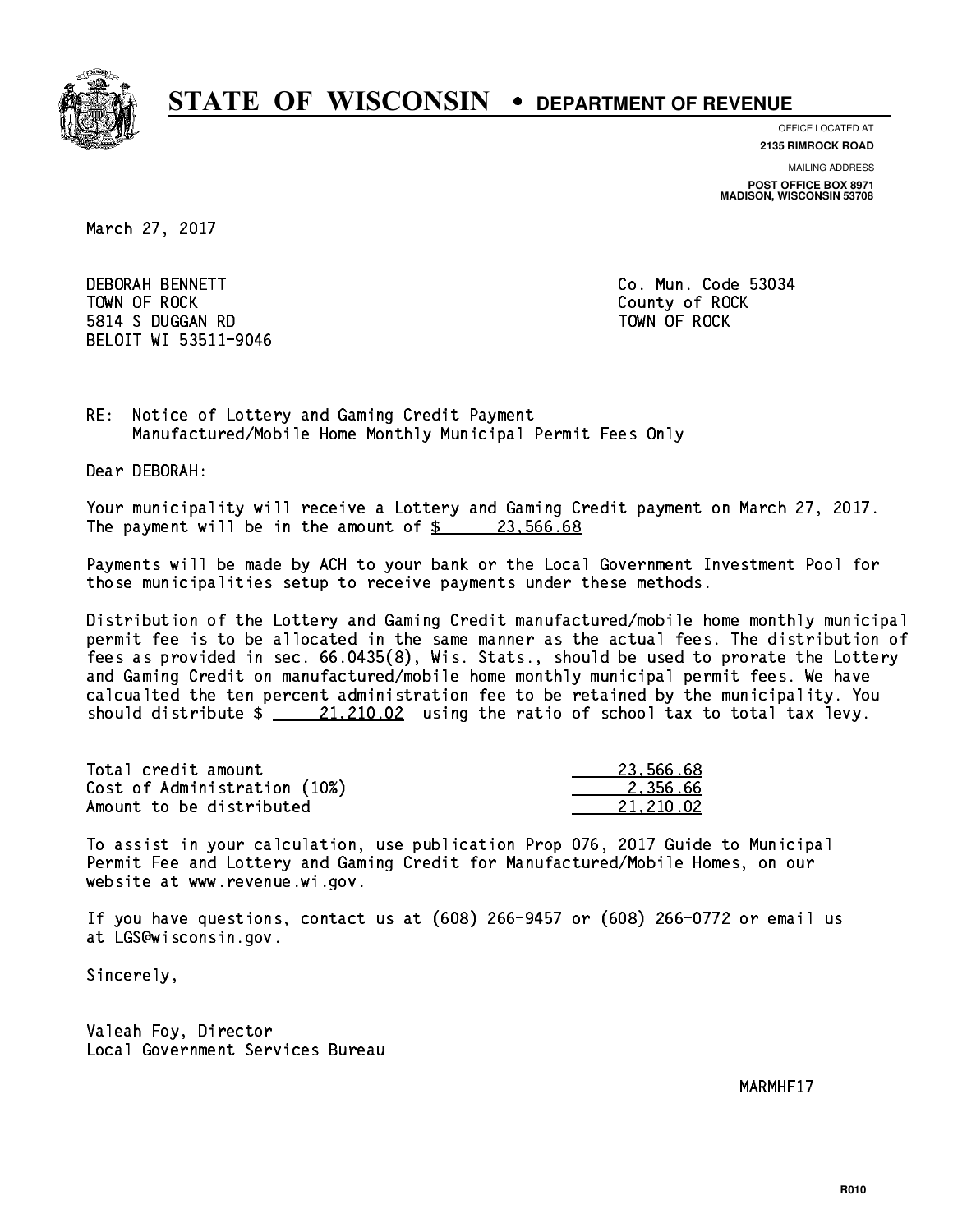# STATE OF WISCONSIN • DEPARTMENT OF REVENUE

OFFICE LOCATED AT
**2135 RIMROCK ROAD**

MAILING ADDRESS
**POST OFFICE BOX 8971**
**MADISON, WISCONSIN 53708**

March 27, 2017

DEBORAH BENNETT
TOWN OF ROCK
5814 S DUGGAN RD
BELOIT WI 53511-9046

Co. Mun. Code 53034
County of ROCK
TOWN OF ROCK

RE: Notice of Lottery and Gaming Credit Payment
Manufactured/Mobile Home Monthly Municipal Permit Fees Only

Dear DEBORAH:

Your municipality will receive a Lottery and Gaming Credit payment on March 27, 2017. The payment will be in the amount of $ 23,566.68

Payments will be made by ACH to your bank or the Local Government Investment Pool for those municipalities setup to receive payments under these methods.

Distribution of the Lottery and Gaming Credit manufactured/mobile home monthly municipal permit fee is to be allocated in the same manner as the actual fees. The distribution of fees as provided in sec. 66.0435(8), Wis. Stats., should be used to prorate the Lottery and Gaming Credit on manufactured/mobile home monthly municipal permit fees. We have calcualted the ten percent administration fee to be retained by the municipality. You should distribute $ 21,210.02 using the ratio of school tax to total tax levy.

| | |
|---|---|
| Total credit amount | 23,566.68 |
| Cost of Administration (10%) | 2,356.66 |
| Amount to be distributed | 21,210.02 |

To assist in your calculation, use publication Prop 076, 2017 Guide to Municipal Permit Fee and Lottery and Gaming Credit for Manufactured/Mobile Homes, on our website at www.revenue.wi.gov.

If you have questions, contact us at (608) 266-9457 or (608) 266-0772 or email us at LGS@wisconsin.gov.

Sincerely,

Valeah Foy, Director
Local Government Services Bureau

MARMHF17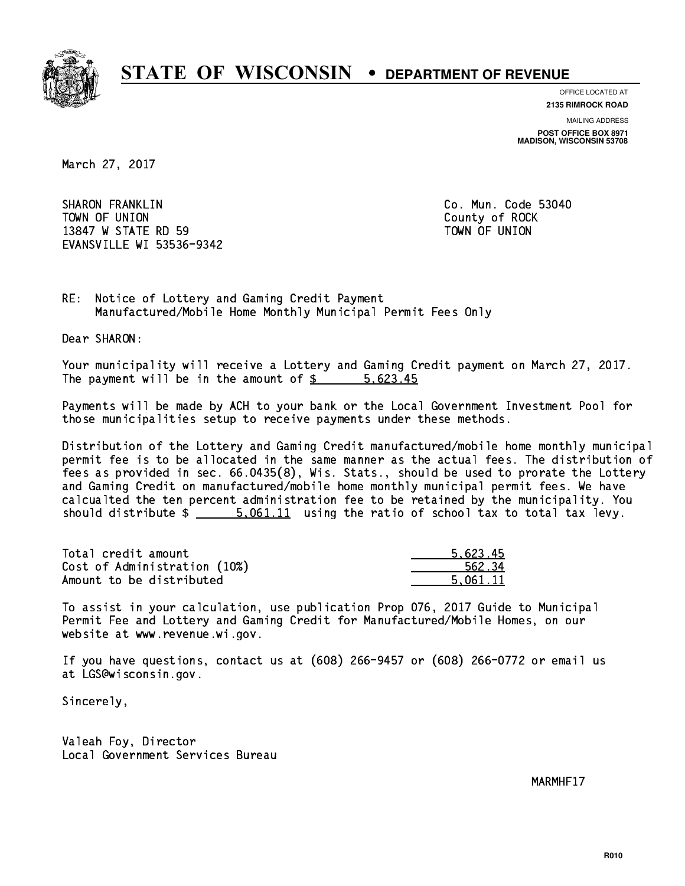# STATE OF WISCONSIN • DEPARTMENT OF REVENUE

OFFICE LOCATED AT
**2135 RIMROCK ROAD**

MAILING ADDRESS
**POST OFFICE BOX 8971**
**MADISON, WISCONSIN 53708**

March 27, 2017

SHARON FRANKLIN
TOWN OF UNION
13847 W STATE RD 59
EVANSVILLE WI 53536-9342

Co. Mun. Code 53040
County of ROCK
TOWN OF UNION

RE: Notice of Lottery and Gaming Credit Payment
Manufactured/Mobile Home Monthly Municipal Permit Fees Only

Dear SHARON:

Your municipality will receive a Lottery and Gaming Credit payment on March 27, 2017. The payment will be in the amount of $ 5,623.45

Payments will be made by ACH to your bank or the Local Government Investment Pool for those municipalities setup to receive payments under these methods.

Distribution of the Lottery and Gaming Credit manufactured/mobile home monthly municipal permit fee is to be allocated in the same manner as the actual fees. The distribution of fees as provided in sec. 66.0435(8), Wis. Stats., should be used to prorate the Lottery and Gaming Credit on manufactured/mobile home monthly municipal permit fees. We have calcualted the ten percent administration fee to be retained by the municipality. You should distribute $ 5,061.11 using the ratio of school tax to total tax levy.

| | |
|---|---|
| Total credit amount | 5,623.45 |
| Cost of Administration (10%) | 562.34 |
| Amount to be distributed | 5,061.11 |

To assist in your calculation, use publication Prop 076, 2017 Guide to Municipal Permit Fee and Lottery and Gaming Credit for Manufactured/Mobile Homes, on our website at www.revenue.wi.gov.

If you have questions, contact us at (608) 266-9457 or (608) 266-0772 or email us at LGS@wisconsin.gov.

Sincerely,

Valeah Foy, Director
Local Government Services Bureau

MARMHF17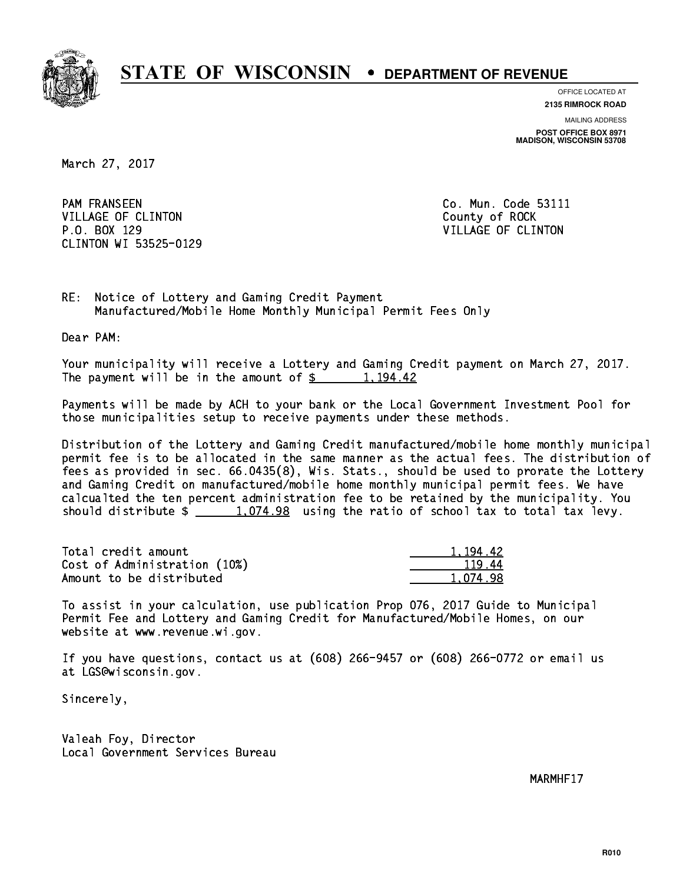# STATE OF WISCONSIN • DEPARTMENT OF REVENUE

OFFICE LOCATED AT
**2135 RIMROCK ROAD**

MAILING ADDRESS
**POST OFFICE BOX 8971**
**MADISON, WISCONSIN 53708**

March 27, 2017

PAM FRANSEEN
VILLAGE OF CLINTON
P.O. BOX 129
CLINTON WI 53525-0129

Co. Mun. Code 53111
County of ROCK
VILLAGE OF CLINTON

RE: Notice of Lottery and Gaming Credit Payment
Manufactured/Mobile Home Monthly Municipal Permit Fees Only

Dear PAM:

Your municipality will receive a Lottery and Gaming Credit payment on March 27, 2017. The payment will be in the amount of $ 1,194.42

Payments will be made by ACH to your bank or the Local Government Investment Pool for those municipalities setup to receive payments under these methods.

Distribution of the Lottery and Gaming Credit manufactured/mobile home monthly municipal permit fee is to be allocated in the same manner as the actual fees. The distribution of fees as provided in sec. 66.0435(8), Wis. Stats., should be used to prorate the Lottery and Gaming Credit on manufactured/mobile home monthly municipal permit fees. We have calcualted the ten percent administration fee to be retained by the municipality. You should distribute $ 1,074.98 using the ratio of school tax to total tax levy.

| | |
|---|---|
| Total credit amount | 1,194.42 |
| Cost of Administration (10%) | 119.44 |
| Amount to be distributed | 1,074.98 |

To assist in your calculation, use publication Prop 076, 2017 Guide to Municipal Permit Fee and Lottery and Gaming Credit for Manufactured/Mobile Homes, on our website at www.revenue.wi.gov.

If you have questions, contact us at (608) 266-9457 or (608) 266-0772 or email us at LGS@wisconsin.gov.

Sincerely,

Valeah Foy, Director
Local Government Services Bureau

MARMHF17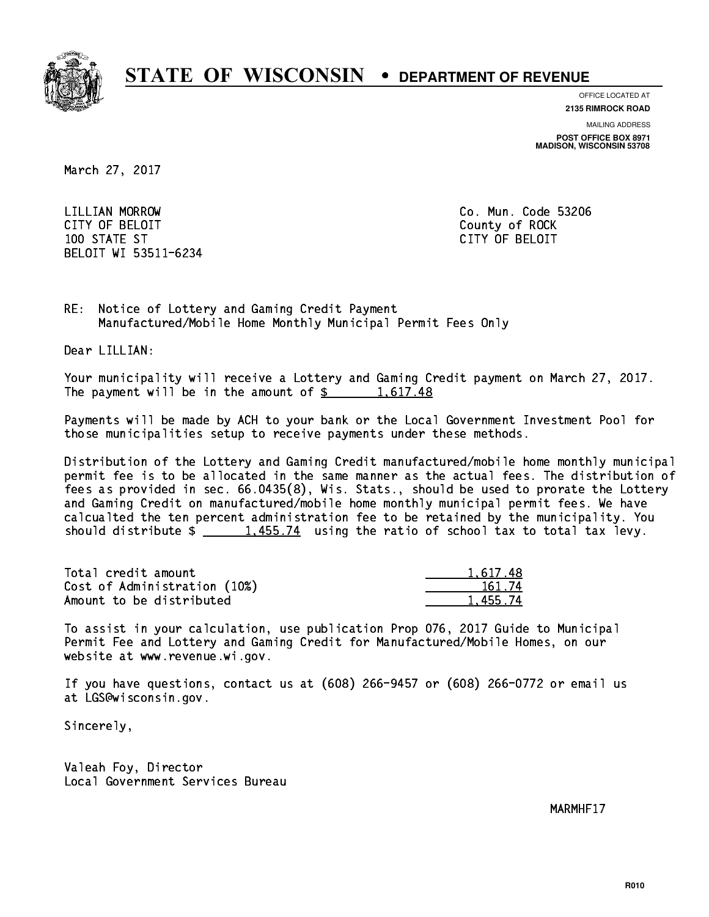# STATE OF WISCONSIN • DEPARTMENT OF REVENUE

OFFICE LOCATED AT
**2135 RIMROCK ROAD**

MAILING ADDRESS
**POST OFFICE BOX 8971**
**MADISON, WISCONSIN 53708**

March 27, 2017

LILLIAN MORROW
CITY OF BELOIT
100 STATE ST
BELOIT WI 53511-6234

Co. Mun. Code 53206
County of ROCK
CITY OF BELOIT

RE: Notice of Lottery and Gaming Credit Payment
Manufactured/Mobile Home Monthly Municipal Permit Fees Only

Dear LILLIAN:

Your municipality will receive a Lottery and Gaming Credit payment on March 27, 2017. The payment will be in the amount of $ 1,617.48

Payments will be made by ACH to your bank or the Local Government Investment Pool for those municipalities setup to receive payments under these methods.

Distribution of the Lottery and Gaming Credit manufactured/mobile home monthly municipal permit fee is to be allocated in the same manner as the actual fees. The distribution of fees as provided in sec. 66.0435(8), Wis. Stats., should be used to prorate the Lottery and Gaming Credit on manufactured/mobile home monthly municipal permit fees. We have calcualted the ten percent administration fee to be retained by the municipality. You should distribute $ 1,455.74 using the ratio of school tax to total tax levy.

| | |
|---|---|
| Total credit amount | 1,617.48 |
| Cost of Administration (10%) | 161.74 |
| Amount to be distributed | 1,455.74 |

To assist in your calculation, use publication Prop 076, 2017 Guide to Municipal Permit Fee and Lottery and Gaming Credit for Manufactured/Mobile Homes, on our website at www.revenue.wi.gov.

If you have questions, contact us at (608) 266-9457 or (608) 266-0772 or email us at LGS@wisconsin.gov.

Sincerely,

Valeah Foy, Director
Local Government Services Bureau

MARMHF17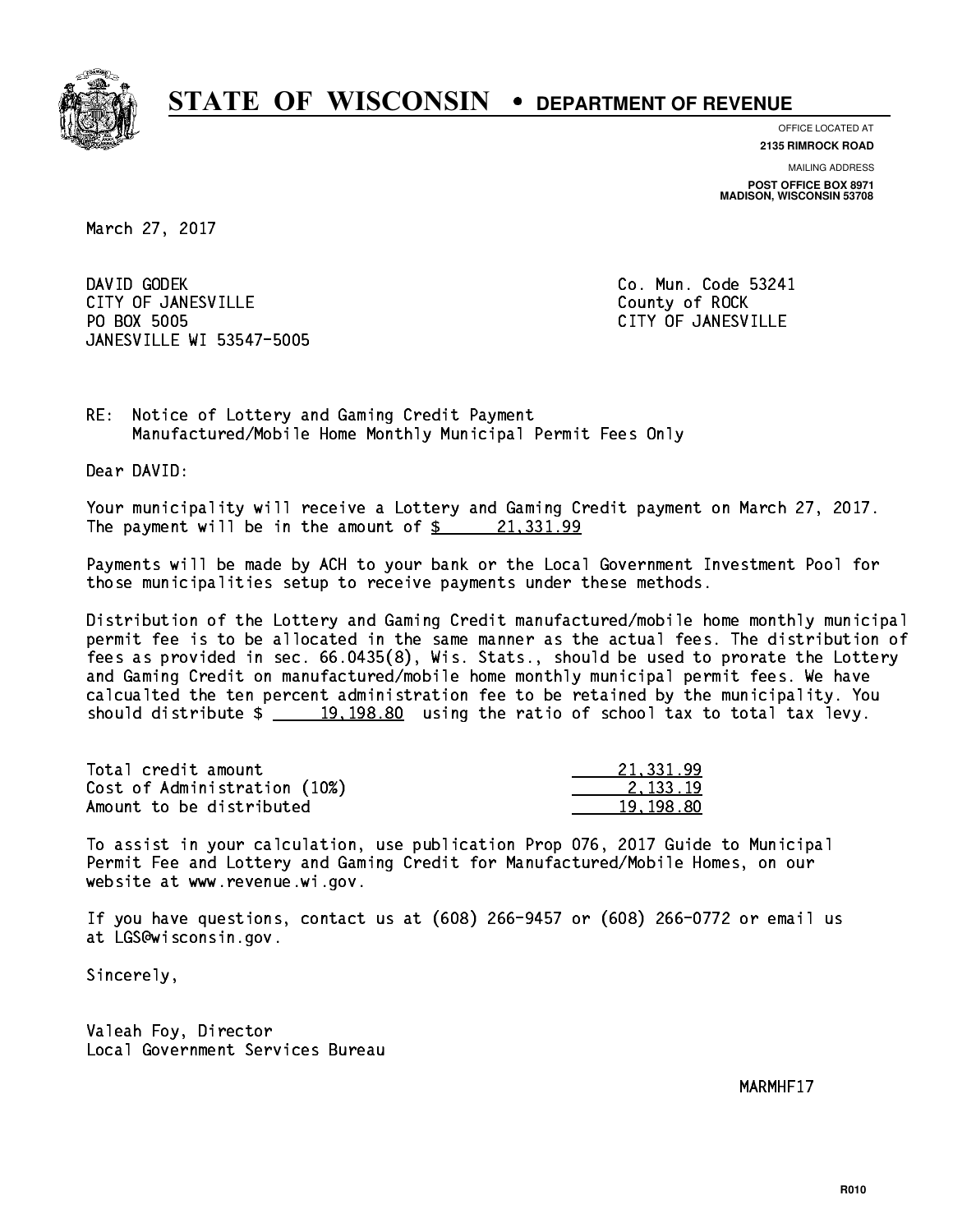# STATE OF WISCONSIN • DEPARTMENT OF REVENUE

OFFICE LOCATED AT
**2135 RIMROCK ROAD**

MAILING ADDRESS
**POST OFFICE BOX 8971**
**MADISON, WISCONSIN 53708**

March 27, 2017

DAVID GODEK
CITY OF JANESVILLE
PO BOX 5005
JANESVILLE WI 53547-5005

Co. Mun. Code 53241
County of ROCK
CITY OF JANESVILLE

RE: Notice of Lottery and Gaming Credit Payment
Manufactured/Mobile Home Monthly Municipal Permit Fees Only

Dear DAVID:

Your municipality will receive a Lottery and Gaming Credit payment on March 27, 2017. The payment will be in the amount of $ 21,331.99

Payments will be made by ACH to your bank or the Local Government Investment Pool for those municipalities setup to receive payments under these methods.

Distribution of the Lottery and Gaming Credit manufactured/mobile home monthly municipal permit fee is to be allocated in the same manner as the actual fees. The distribution of fees as provided in sec. 66.0435(8), Wis. Stats., should be used to prorate the Lottery and Gaming Credit on manufactured/mobile home monthly municipal permit fees. We have calcualted the ten percent administration fee to be retained by the municipality. You should distribute $ 19,198.80 using the ratio of school tax to total tax levy.

| | |
|---|---|
| Total credit amount | 21,331.99 |
| Cost of Administration (10%) | 2,133.19 |
| Amount to be distributed | 19,198.80 |

To assist in your calculation, use publication Prop 076, 2017 Guide to Municipal Permit Fee and Lottery and Gaming Credit for Manufactured/Mobile Homes, on our website at www.revenue.wi.gov.

If you have questions, contact us at (608) 266-9457 or (608) 266-0772 or email us at LGS@wisconsin.gov.

Sincerely,

Valeah Foy, Director
Local Government Services Bureau

MARMHF17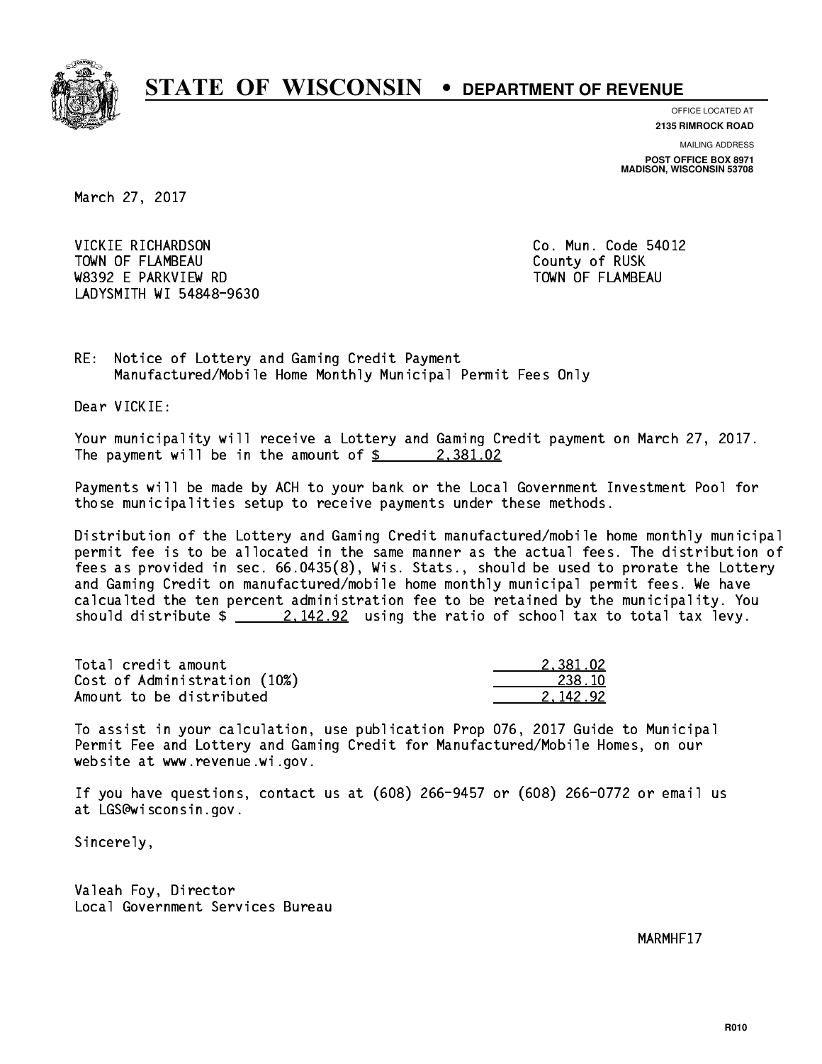# STATE OF WISCONSIN • DEPARTMENT OF REVENUE

OFFICE LOCATED AT
**2135 RIMROCK ROAD**

MAILING ADDRESS
**POST OFFICE BOX 8971**
**MADISON, WISCONSIN 53708**

March 27, 2017

VICKIE RICHARDSON
TOWN OF FLAMBEAU
W8392 E PARKVIEW RD
LADYSMITH WI 54848-9630

Co. Mun. Code 54012
County of RUSK
TOWN OF FLAMBEAU

RE: Notice of Lottery and Gaming Credit Payment
Manufactured/Mobile Home Monthly Municipal Permit Fees Only

Dear VICKIE:

Your municipality will receive a Lottery and Gaming Credit payment on March 27, 2017. The payment will be in the amount of $ 2,381.02

Payments will be made by ACH to your bank or the Local Government Investment Pool for those municipalities setup to receive payments under these methods.

Distribution of the Lottery and Gaming Credit manufactured/mobile home monthly municipal permit fee is to be allocated in the same manner as the actual fees. The distribution of fees as provided in sec. 66.0435(8), Wis. Stats., should be used to prorate the Lottery and Gaming Credit on manufactured/mobile home monthly municipal permit fees. We have calcualted the ten percent administration fee to be retained by the municipality. You should distribute $ 2,142.92 using the ratio of school tax to total tax levy.

| | |
|---|---|
| Total credit amount | 2,381.02 |
| Cost of Administration (10%) | 238.10 |
| Amount to be distributed | 2,142.92 |

To assist in your calculation, use publication Prop 076, 2017 Guide to Municipal Permit Fee and Lottery and Gaming Credit for Manufactured/Mobile Homes, on our website at www.revenue.wi.gov.

If you have questions, contact us at (608) 266-9457 or (608) 266-0772 or email us at LGS@wisconsin.gov.

Sincerely,

Valeah Foy, Director
Local Government Services Bureau

MARMHF17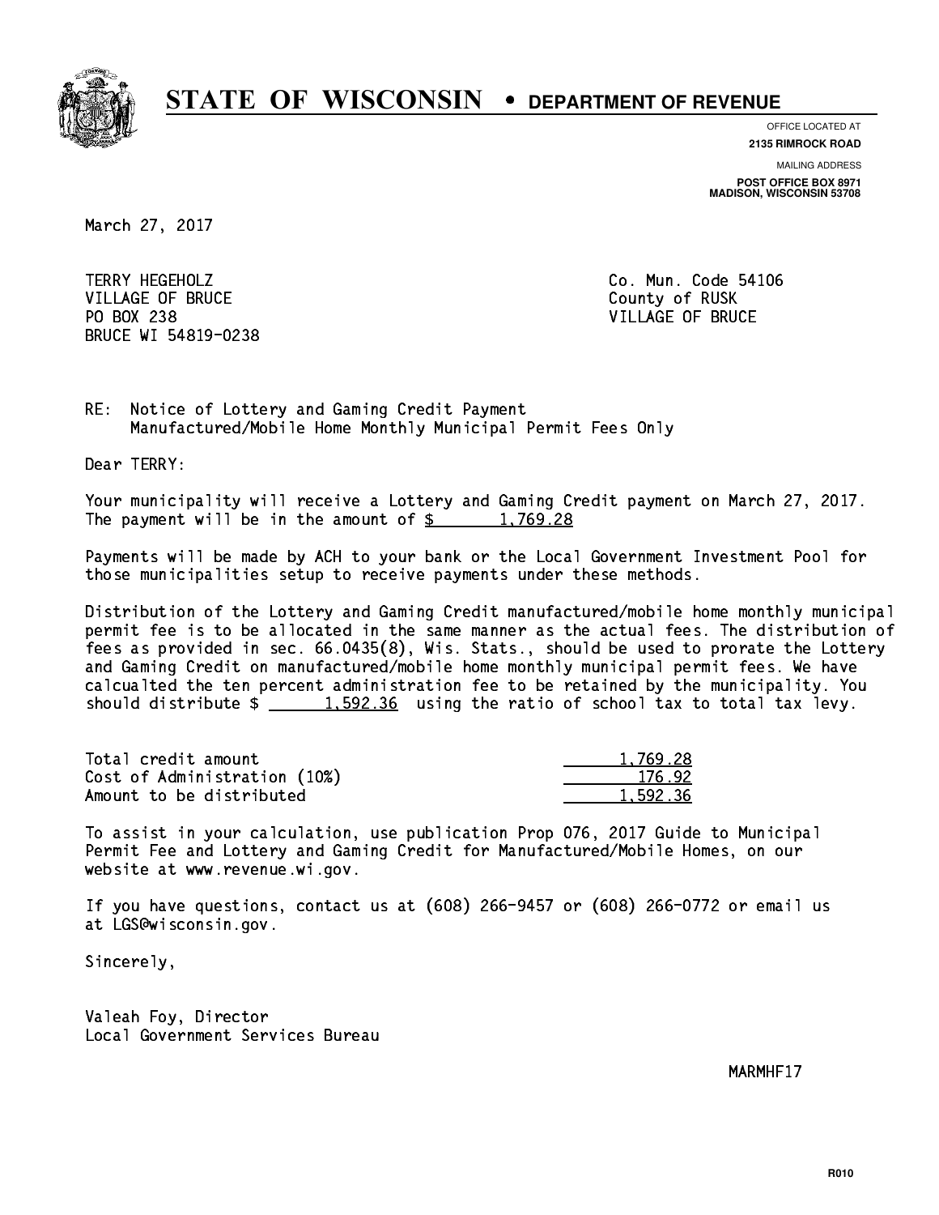# STATE OF WISCONSIN • DEPARTMENT OF REVENUE

OFFICE LOCATED AT
**2135 RIMROCK ROAD**

MAILING ADDRESS
**POST OFFICE BOX 8971**
**MADISON, WISCONSIN 53708**

March 27, 2017

TERRY HEGEHOLZ
VILLAGE OF BRUCE
PO BOX 238
BRUCE WI 54819-0238

Co. Mun. Code 54106
County of RUSK
VILLAGE OF BRUCE

RE: Notice of Lottery and Gaming Credit Payment
Manufactured/Mobile Home Monthly Municipal Permit Fees Only

Dear TERRY:

Your municipality will receive a Lottery and Gaming Credit payment on March 27, 2017. The payment will be in the amount of $ 1,769.28

Payments will be made by ACH to your bank or the Local Government Investment Pool for those municipalities setup to receive payments under these methods.

Distribution of the Lottery and Gaming Credit manufactured/mobile home monthly municipal permit fee is to be allocated in the same manner as the actual fees. The distribution of fees as provided in sec. 66.0435(8), Wis. Stats., should be used to prorate the Lottery and Gaming Credit on manufactured/mobile home monthly municipal permit fees. We have calcualted the ten percent administration fee to be retained by the municipality. You should distribute $ 1,592.36 using the ratio of school tax to total tax levy.

| | |
|---|---|
| Total credit amount | 1,769.28 |
| Cost of Administration (10%) | 176.92 |
| Amount to be distributed | 1,592.36 |

To assist in your calculation, use publication Prop 076, 2017 Guide to Municipal Permit Fee and Lottery and Gaming Credit for Manufactured/Mobile Homes, on our website at www.revenue.wi.gov.

If you have questions, contact us at (608) 266-9457 or (608) 266-0772 or email us at LGS@wisconsin.gov.

Sincerely,

Valeah Foy, Director
Local Government Services Bureau

MARMHF17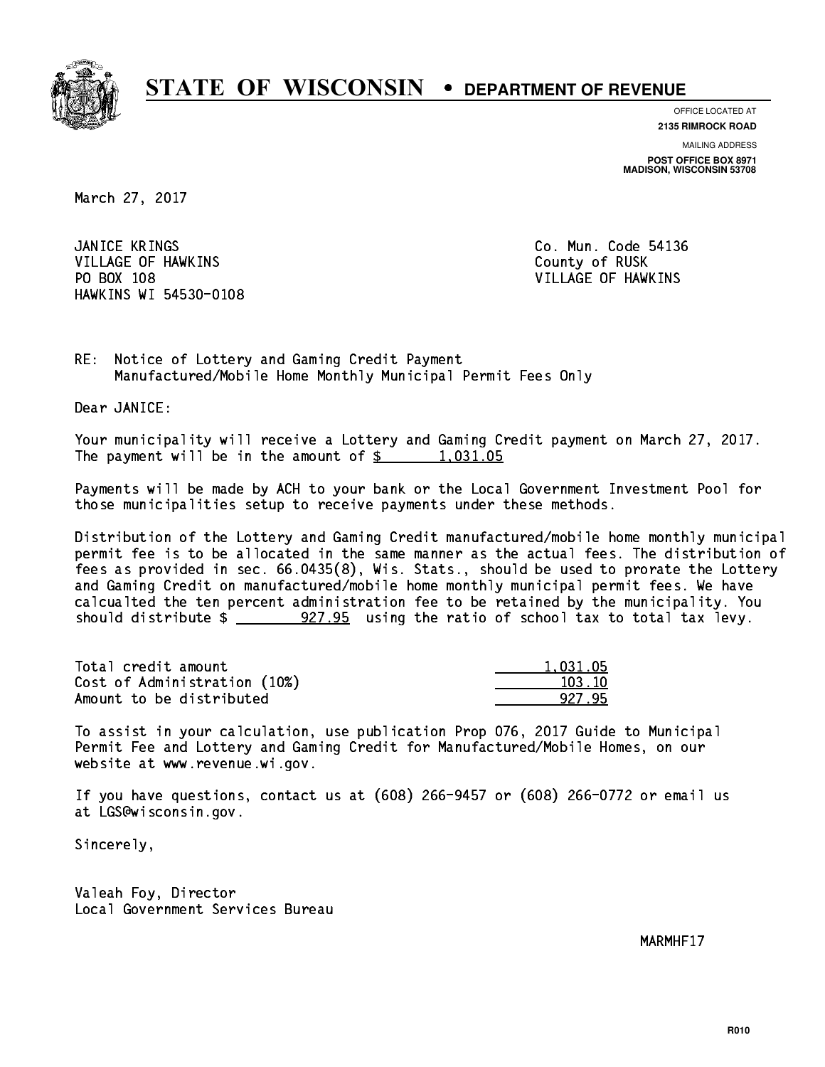**STATE OF WISCONSIN • DEPARTMENT OF REVENUE**

OFFICE LOCATED AT
**2135 RIMROCK ROAD**

MAILING ADDRESS
**POST OFFICE BOX 8971**
**MADISON, WISCONSIN 53708**

March 27, 2017

JANICE KRINGS
VILLAGE OF HAWKINS
PO BOX 108
HAWKINS WI 54530-0108

Co. Mun. Code 54136
County of RUSK
VILLAGE OF HAWKINS

RE: Notice of Lottery and Gaming Credit Payment
Manufactured/Mobile Home Monthly Municipal Permit Fees Only

Dear JANICE:

Your municipality will receive a Lottery and Gaming Credit payment on March 27, 2017. The payment will be in the amount of $ 1,031.05

Payments will be made by ACH to your bank or the Local Government Investment Pool for those municipalities setup to receive payments under these methods.

Distribution of the Lottery and Gaming Credit manufactured/mobile home monthly municipal permit fee is to be allocated in the same manner as the actual fees. The distribution of fees as provided in sec. 66.0435(8), Wis. Stats., should be used to prorate the Lottery and Gaming Credit on manufactured/mobile home monthly municipal permit fees. We have calcualted the ten percent administration fee to be retained by the municipality. You should distribute $ 927.95 using the ratio of school tax to total tax levy.

| | |
|---|---|
| Total credit amount | 1,031.05 |
| Cost of Administration (10%) | 103.10 |
| Amount to be distributed | 927.95 |

To assist in your calculation, use publication Prop 076, 2017 Guide to Municipal Permit Fee and Lottery and Gaming Credit for Manufactured/Mobile Homes, on our website at www.revenue.wi.gov.

If you have questions, contact us at (608) 266-9457 or (608) 266-0772 or email us at LGS@wisconsin.gov.

Sincerely,

Valeah Foy, Director
Local Government Services Bureau

MARMHF17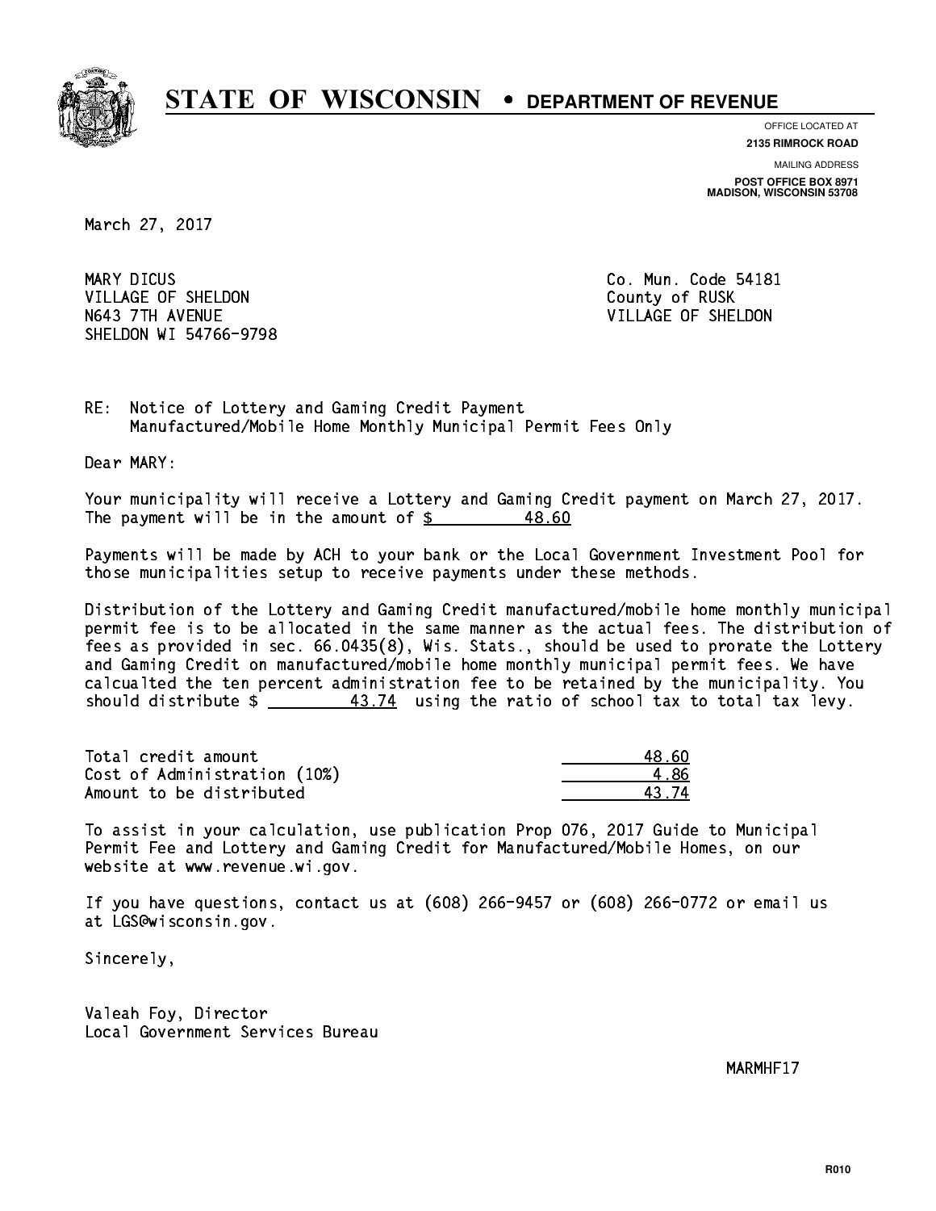# STATE OF WISCONSIN • DEPARTMENT OF REVENUE

OFFICE LOCATED AT
**2135 RIMROCK ROAD**

MAILING ADDRESS
**POST OFFICE BOX 8971**
**MADISON, WISCONSIN 53708**

March 27, 2017

MARY DICUS
VILLAGE OF SHELDON
N643 7TH AVENUE
SHELDON WI 54766-9798

Co. Mun. Code 54181
County of RUSK
VILLAGE OF SHELDON

RE: Notice of Lottery and Gaming Credit Payment
Manufactured/Mobile Home Monthly Municipal Permit Fees Only

Dear MARY:

Your municipality will receive a Lottery and Gaming Credit payment on March 27, 2017. The payment will be in the amount of $ 48.60

Payments will be made by ACH to your bank or the Local Government Investment Pool for those municipalities setup to receive payments under these methods.

Distribution of the Lottery and Gaming Credit manufactured/mobile home monthly municipal permit fee is to be allocated in the same manner as the actual fees. The distribution of fees as provided in sec. 66.0435(8), Wis. Stats., should be used to prorate the Lottery and Gaming Credit on manufactured/mobile home monthly municipal permit fees. We have calcualted the ten percent administration fee to be retained by the municipality. You should distribute $ 43.74 using the ratio of school tax to total tax levy.

| | |
|---|---|
| Total credit amount | 48.60 |
| Cost of Administration (10%) | 4.86 |
| Amount to be distributed | 43.74 |

To assist in your calculation, use publication Prop 076, 2017 Guide to Municipal Permit Fee and Lottery and Gaming Credit for Manufactured/Mobile Homes, on our website at www.revenue.wi.gov.

If you have questions, contact us at (608) 266-9457 or (608) 266-0772 or email us at LGS@wisconsin.gov.

Sincerely,

Valeah Foy, Director
Local Government Services Bureau

MARMHF17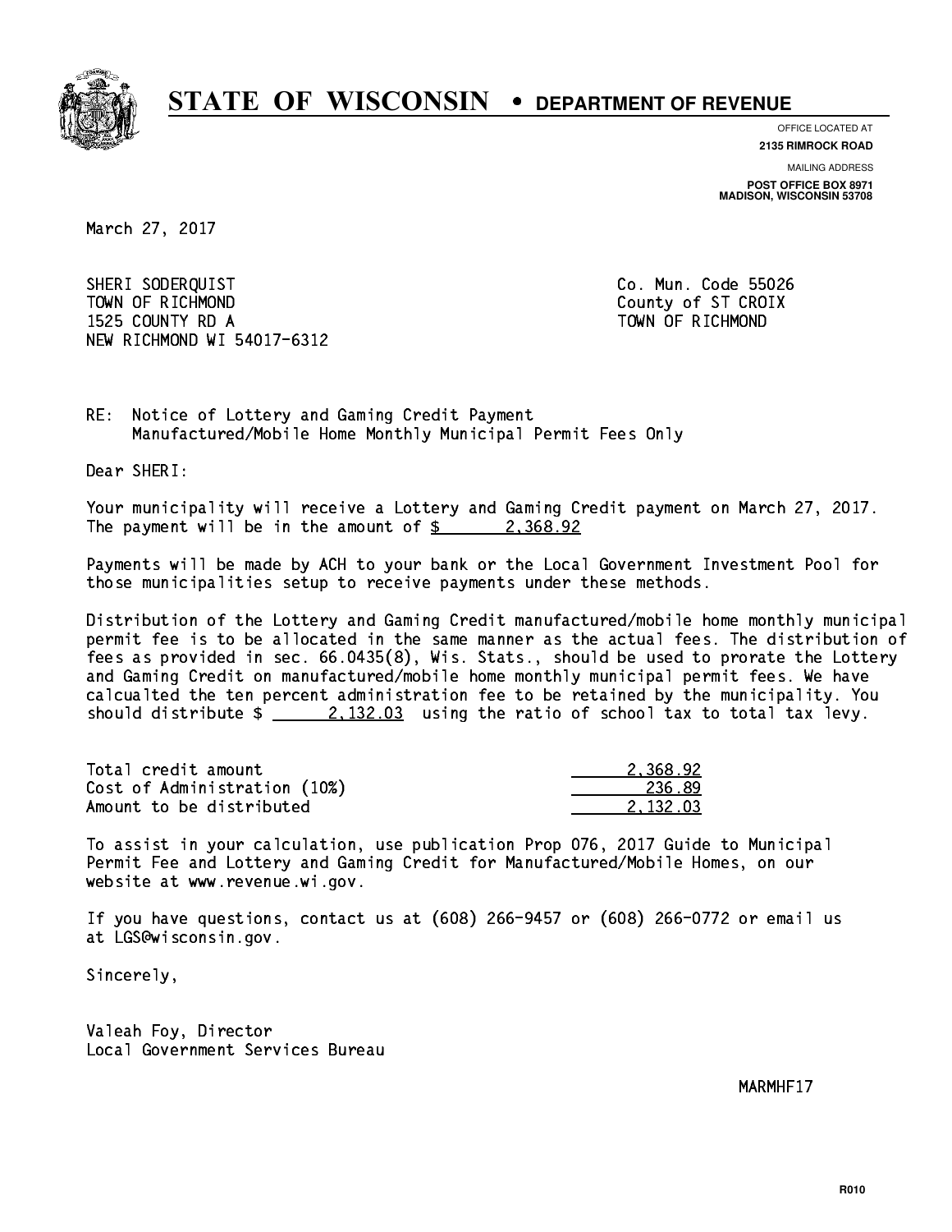# STATE OF WISCONSIN • DEPARTMENT OF REVENUE

OFFICE LOCATED AT
**2135 RIMROCK ROAD**

MAILING ADDRESS
**POST OFFICE BOX 8971**
**MADISON, WISCONSIN 53708**

March 27, 2017

SHERI SODERQUIST
TOWN OF RICHMOND
1525 COUNTY RD A
NEW RICHMOND WI 54017-6312

Co. Mun. Code 55026
County of ST CROIX
TOWN OF RICHMOND

RE: Notice of Lottery and Gaming Credit Payment
Manufactured/Mobile Home Monthly Municipal Permit Fees Only

Dear SHERI:

Your municipality will receive a Lottery and Gaming Credit payment on March 27, 2017. The payment will be in the amount of $ 2,368.92

Payments will be made by ACH to your bank or the Local Government Investment Pool for those municipalities setup to receive payments under these methods.

Distribution of the Lottery and Gaming Credit manufactured/mobile home monthly municipal permit fee is to be allocated in the same manner as the actual fees. The distribution of fees as provided in sec. 66.0435(8), Wis. Stats., should be used to prorate the Lottery and Gaming Credit on manufactured/mobile home monthly municipal permit fees. We have calcualted the ten percent administration fee to be retained by the municipality. You should distribute $ 2,132.03 using the ratio of school tax to total tax levy.

| | |
|---|---|
| Total credit amount | 2,368.92 |
| Cost of Administration (10%) | 236.89 |
| Amount to be distributed | 2,132.03 |

To assist in your calculation, use publication Prop 076, 2017 Guide to Municipal Permit Fee and Lottery and Gaming Credit for Manufactured/Mobile Homes, on our website at www.revenue.wi.gov.

If you have questions, contact us at (608) 266-9457 or (608) 266-0772 or email us at LGS@wisconsin.gov.

Sincerely,

Valeah Foy, Director
Local Government Services Bureau

MARMHF17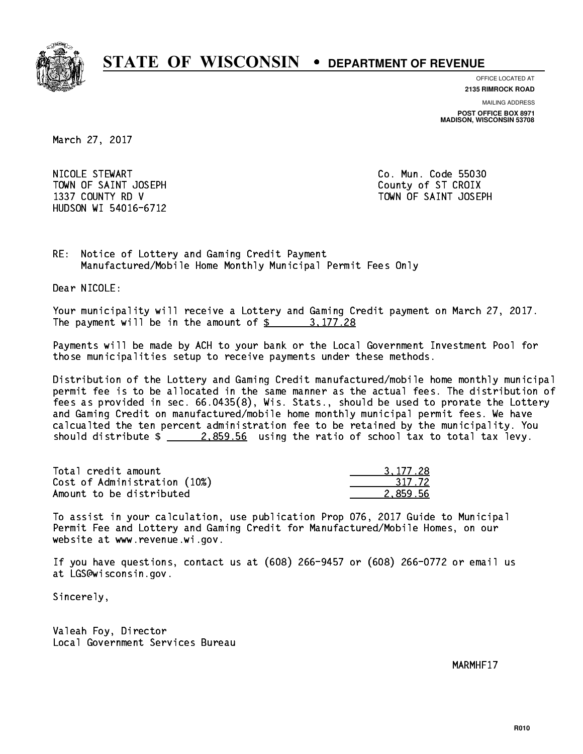# STATE OF WISCONSIN • DEPARTMENT OF REVENUE

OFFICE LOCATED AT
**2135 RIMROCK ROAD**

MAILING ADDRESS
**POST OFFICE BOX 8971**
**MADISON, WISCONSIN 53708**

March 27, 2017

NICOLE STEWART
TOWN OF SAINT JOSEPH
1337 COUNTY RD V
HUDSON WI 54016-6712

Co. Mun. Code 55030
County of ST CROIX
TOWN OF SAINT JOSEPH

RE: Notice of Lottery and Gaming Credit Payment
Manufactured/Mobile Home Monthly Municipal Permit Fees Only

Dear NICOLE:

Your municipality will receive a Lottery and Gaming Credit payment on March 27, 2017. The payment will be in the amount of $ 3,177.28

Payments will be made by ACH to your bank or the Local Government Investment Pool for those municipalities setup to receive payments under these methods.

Distribution of the Lottery and Gaming Credit manufactured/mobile home monthly municipal permit fee is to be allocated in the same manner as the actual fees. The distribution of fees as provided in sec. 66.0435(8), Wis. Stats., should be used to prorate the Lottery and Gaming Credit on manufactured/mobile home monthly municipal permit fees. We have calcualted the ten percent administration fee to be retained by the municipality. You should distribute $ 2,859.56 using the ratio of school tax to total tax levy.

| | |
|---|---|
| Total credit amount | 3,177.28 |
| Cost of Administration (10%) | 317.72 |
| Amount to be distributed | 2,859.56 |

To assist in your calculation, use publication Prop 076, 2017 Guide to Municipal Permit Fee and Lottery and Gaming Credit for Manufactured/Mobile Homes, on our website at www.revenue.wi.gov.

If you have questions, contact us at (608) 266-9457 or (608) 266-0772 or email us at LGS@wisconsin.gov.

Sincerely,

Valeah Foy, Director
Local Government Services Bureau

MARMHF17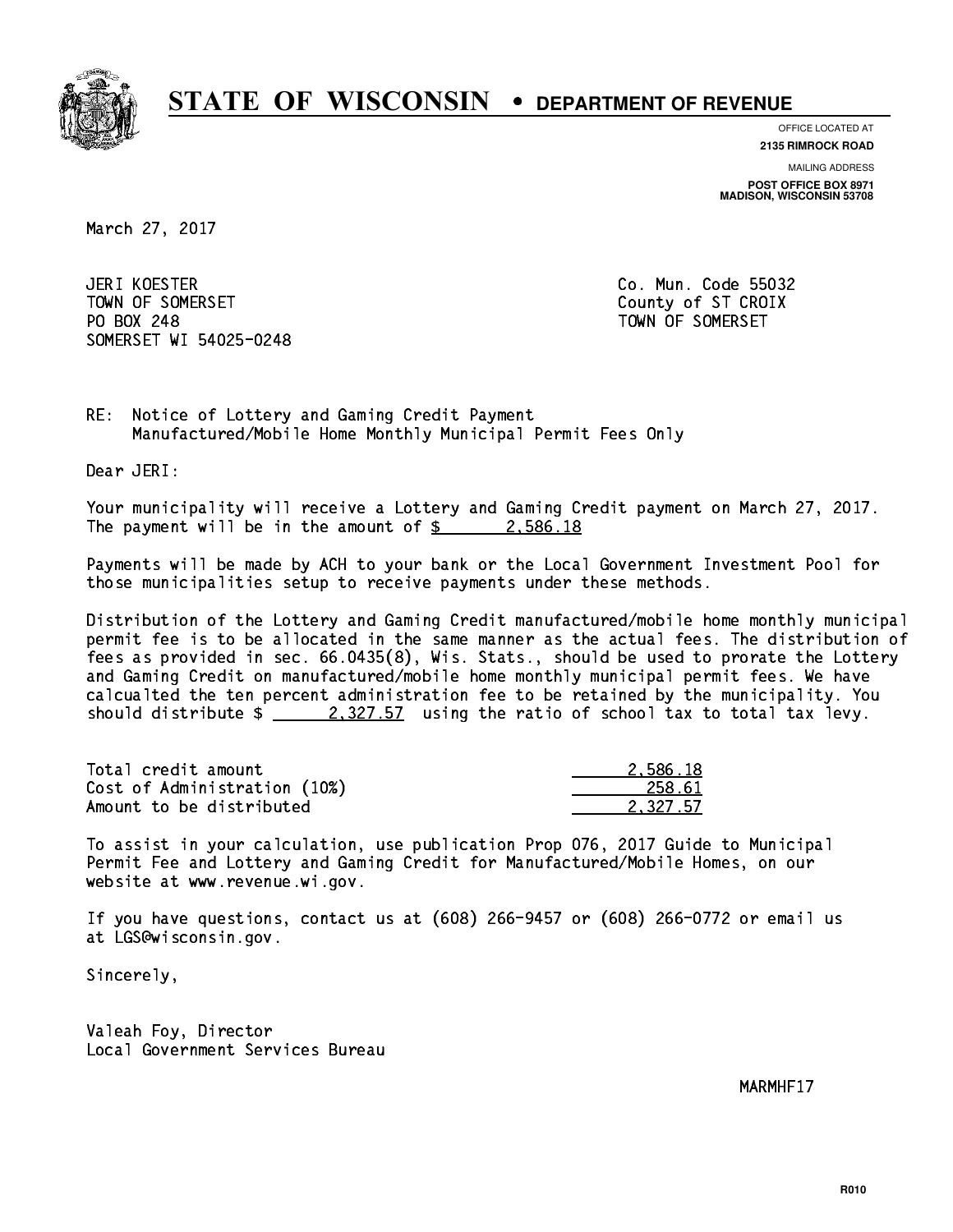# STATE OF WISCONSIN • DEPARTMENT OF REVENUE

OFFICE LOCATED AT
**2135 RIMROCK ROAD**

MAILING ADDRESS
**POST OFFICE BOX 8971**
**MADISON, WISCONSIN 53708**

March 27, 2017

JERI KOESTER
TOWN OF SOMERSET
PO BOX 248
SOMERSET WI 54025-0248

Co. Mun. Code 55032
County of ST CROIX
TOWN OF SOMERSET

RE: Notice of Lottery and Gaming Credit Payment
Manufactured/Mobile Home Monthly Municipal Permit Fees Only

Dear JERI:

Your municipality will receive a Lottery and Gaming Credit payment on March 27, 2017. The payment will be in the amount of $ 2,586.18

Payments will be made by ACH to your bank or the Local Government Investment Pool for those municipalities setup to receive payments under these methods.

Distribution of the Lottery and Gaming Credit manufactured/mobile home monthly municipal permit fee is to be allocated in the same manner as the actual fees. The distribution of fees as provided in sec. 66.0435(8), Wis. Stats., should be used to prorate the Lottery and Gaming Credit on manufactured/mobile home monthly municipal permit fees. We have calcualted the ten percent administration fee to be retained by the municipality. You should distribute $ 2,327.57 using the ratio of school tax to total tax levy.

| | |
|---|---|
| Total credit amount | 2,586.18 |
| Cost of Administration (10%) | 258.61 |
| Amount to be distributed | 2,327.57 |

To assist in your calculation, use publication Prop 076, 2017 Guide to Municipal Permit Fee and Lottery and Gaming Credit for Manufactured/Mobile Homes, on our website at www.revenue.wi.gov.

If you have questions, contact us at (608) 266-9457 or (608) 266-0772 or email us at LGS@wisconsin.gov.

Sincerely,

Valeah Foy, Director
Local Government Services Bureau

MARMHF17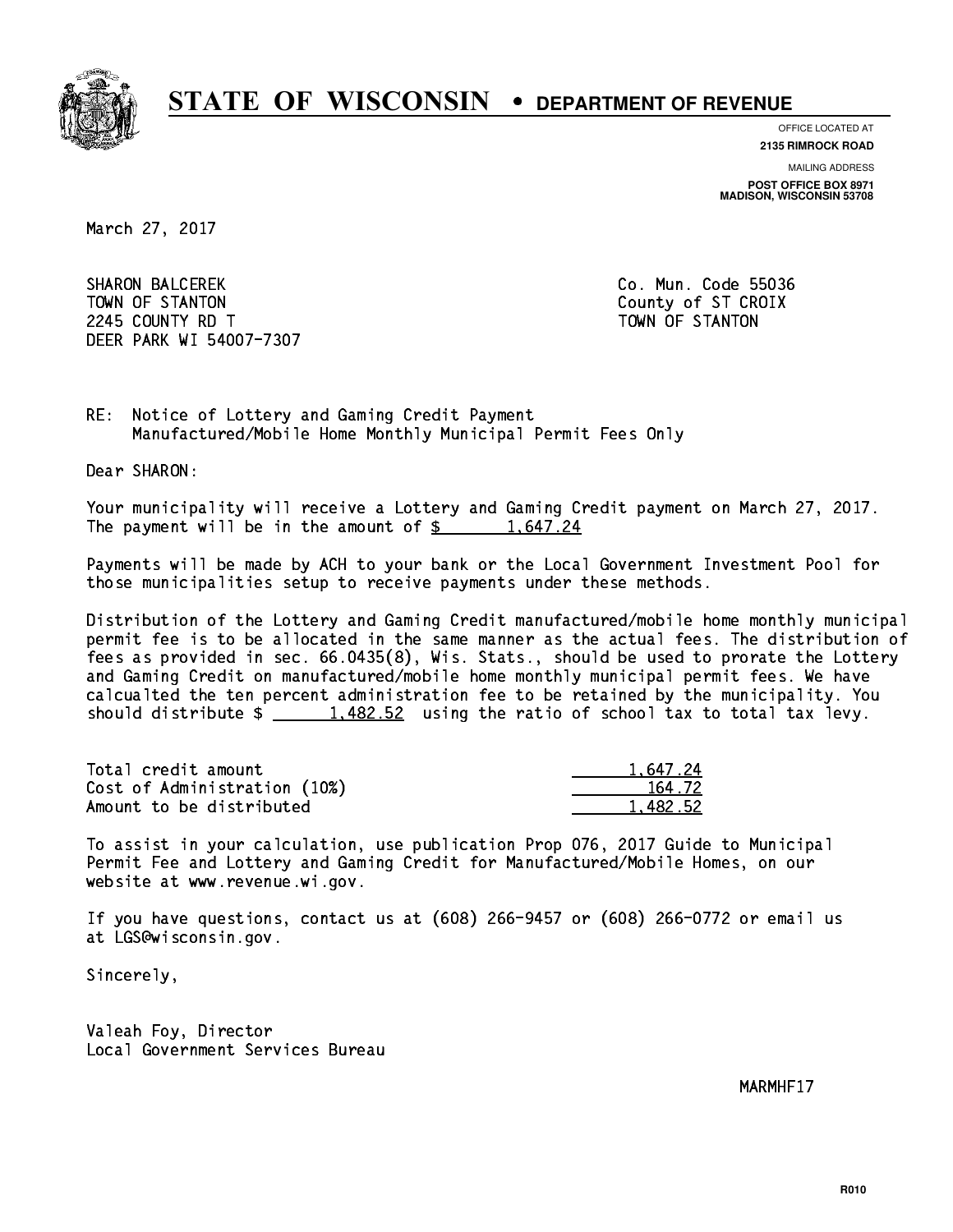**STATE OF WISCONSIN • DEPARTMENT OF REVENUE**

OFFICE LOCATED AT
**2135 RIMROCK ROAD**

MAILING ADDRESS
**POST OFFICE BOX 8971**
**MADISON, WISCONSIN 53708**

March 27, 2017

SHARON BALCEREK
TOWN OF STANTON
2245 COUNTY RD T
DEER PARK WI 54007-7307

Co. Mun. Code 55036
County of ST CROIX
TOWN OF STANTON

RE: Notice of Lottery and Gaming Credit Payment
Manufactured/Mobile Home Monthly Municipal Permit Fees Only

Dear SHARON:

Your municipality will receive a Lottery and Gaming Credit payment on March 27, 2017. The payment will be in the amount of $ 1,647.24

Payments will be made by ACH to your bank or the Local Government Investment Pool for those municipalities setup to receive payments under these methods.

Distribution of the Lottery and Gaming Credit manufactured/mobile home monthly municipal permit fee is to be allocated in the same manner as the actual fees. The distribution of fees as provided in sec. 66.0435(8), Wis. Stats., should be used to prorate the Lottery and Gaming Credit on manufactured/mobile home monthly municipal permit fees. We have calcualted the ten percent administration fee to be retained by the municipality. You should distribute $ 1,482.52 using the ratio of school tax to total tax levy.

| | |
|---|---|
| Total credit amount | 1,647.24 |
| Cost of Administration (10%) | 164.72 |
| Amount to be distributed | 1,482.52 |

To assist in your calculation, use publication Prop 076, 2017 Guide to Municipal Permit Fee and Lottery and Gaming Credit for Manufactured/Mobile Homes, on our website at www.revenue.wi.gov.

If you have questions, contact us at (608) 266-9457 or (608) 266-0772 or email us at LGS@wisconsin.gov.

Sincerely,

Valeah Foy, Director
Local Government Services Bureau

MARMHF17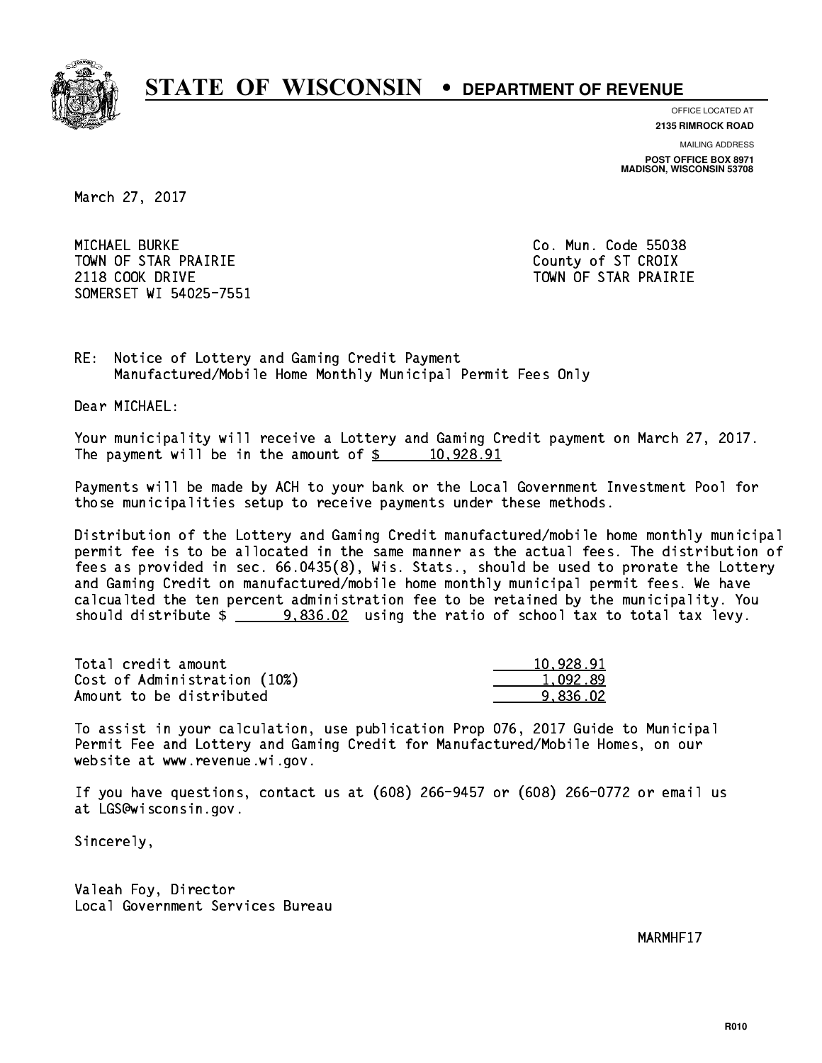**STATE OF WISCONSIN • DEPARTMENT OF REVENUE**

OFFICE LOCATED AT
**2135 RIMROCK ROAD**

MAILING ADDRESS
**POST OFFICE BOX 8971**
**MADISON, WISCONSIN 53708**

March 27, 2017

MICHAEL BURKE
TOWN OF STAR PRAIRIE
2118 COOK DRIVE
SOMERSET WI 54025-7551

Co. Mun. Code 55038
County of ST CROIX
TOWN OF STAR PRAIRIE

RE: Notice of Lottery and Gaming Credit Payment
Manufactured/Mobile Home Monthly Municipal Permit Fees Only

Dear MICHAEL:

Your municipality will receive a Lottery and Gaming Credit payment on March 27, 2017. The payment will be in the amount of $ 10,928.91

Payments will be made by ACH to your bank or the Local Government Investment Pool for those municipalities setup to receive payments under these methods.

Distribution of the Lottery and Gaming Credit manufactured/mobile home monthly municipal permit fee is to be allocated in the same manner as the actual fees. The distribution of fees as provided in sec. 66.0435(8), Wis. Stats., should be used to prorate the Lottery and Gaming Credit on manufactured/mobile home monthly municipal permit fees. We have calcualted the ten percent administration fee to be retained by the municipality. You should distribute $ 9,836.02 using the ratio of school tax to total tax levy.

| | |
|---|---|
| Total credit amount | 10,928.91 |
| Cost of Administration (10%) | 1,092.89 |
| Amount to be distributed | 9,836.02 |

To assist in your calculation, use publication Prop 076, 2017 Guide to Municipal Permit Fee and Lottery and Gaming Credit for Manufactured/Mobile Homes, on our website at www.revenue.wi.gov.

If you have questions, contact us at (608) 266-9457 or (608) 266-0772 or email us at LGS@wisconsin.gov.

Sincerely,

Valeah Foy, Director
Local Government Services Bureau

MARMHF17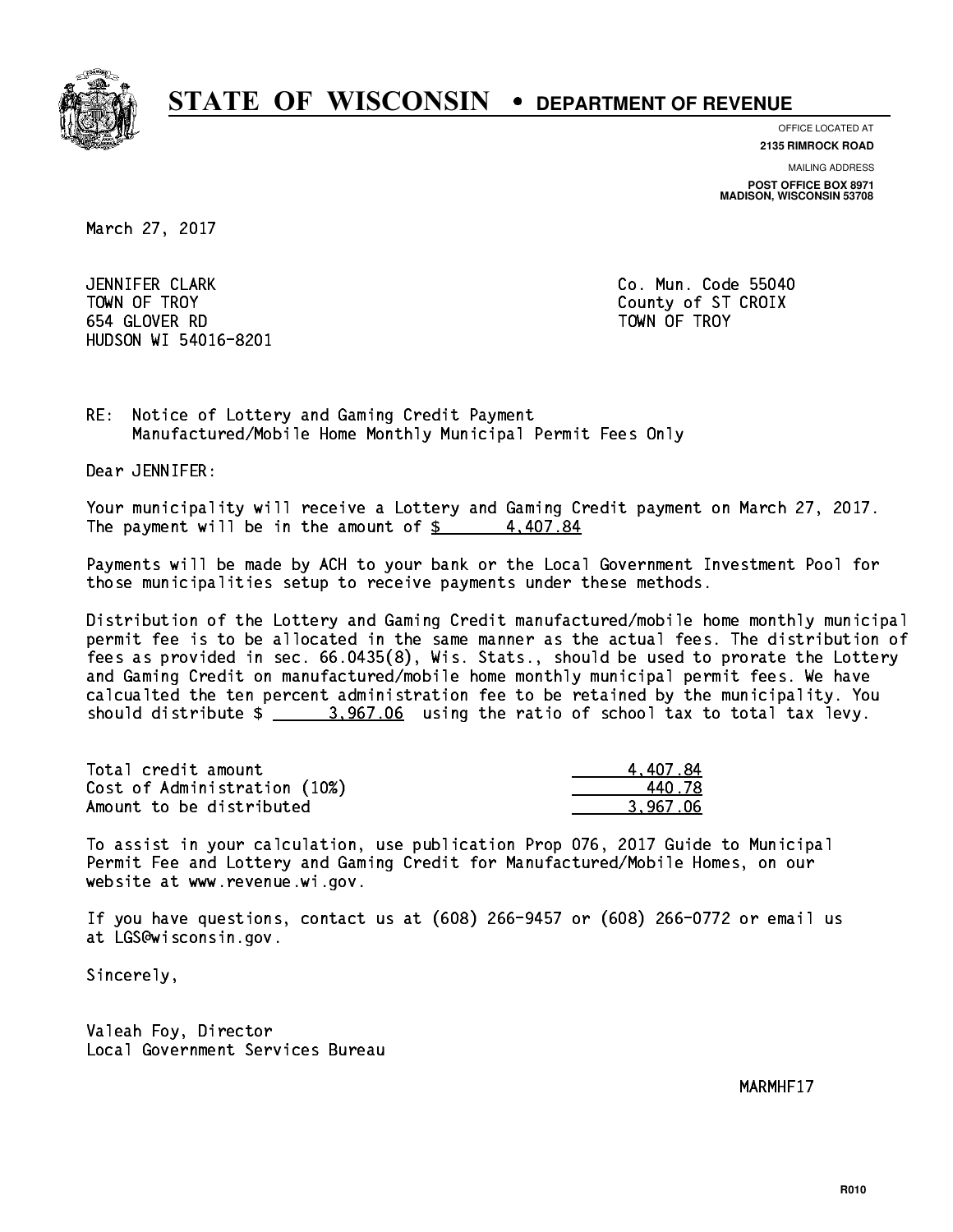# STATE OF WISCONSIN • DEPARTMENT OF REVENUE

OFFICE LOCATED AT
**2135 RIMROCK ROAD**

MAILING ADDRESS
**POST OFFICE BOX 8971**
**MADISON, WISCONSIN 53708**

March 27, 2017

JENNIFER CLARK
TOWN OF TROY
654 GLOVER RD
HUDSON WI 54016-8201

Co. Mun. Code 55040
County of ST CROIX
TOWN OF TROY

RE: Notice of Lottery and Gaming Credit Payment
Manufactured/Mobile Home Monthly Municipal Permit Fees Only

Dear JENNIFER:

Your municipality will receive a Lottery and Gaming Credit payment on March 27, 2017. The payment will be in the amount of $ 4,407.84

Payments will be made by ACH to your bank or the Local Government Investment Pool for those municipalities setup to receive payments under these methods.

Distribution of the Lottery and Gaming Credit manufactured/mobile home monthly municipal permit fee is to be allocated in the same manner as the actual fees. The distribution of fees as provided in sec. 66.0435(8), Wis. Stats., should be used to prorate the Lottery and Gaming Credit on manufactured/mobile home monthly municipal permit fees. We have calcualted the ten percent administration fee to be retained by the municipality. You should distribute $ 3,967.06 using the ratio of school tax to total tax levy.

| | |
|---|---|
| Total credit amount | 4,407.84 |
| Cost of Administration (10%) | 440.78 |
| Amount to be distributed | 3,967.06 |

To assist in your calculation, use publication Prop 076, 2017 Guide to Municipal Permit Fee and Lottery and Gaming Credit for Manufactured/Mobile Homes, on our website at www.revenue.wi.gov.

If you have questions, contact us at (608) 266-9457 or (608) 266-0772 or email us at LGS@wisconsin.gov.

Sincerely,

Valeah Foy, Director
Local Government Services Bureau

MARMHF17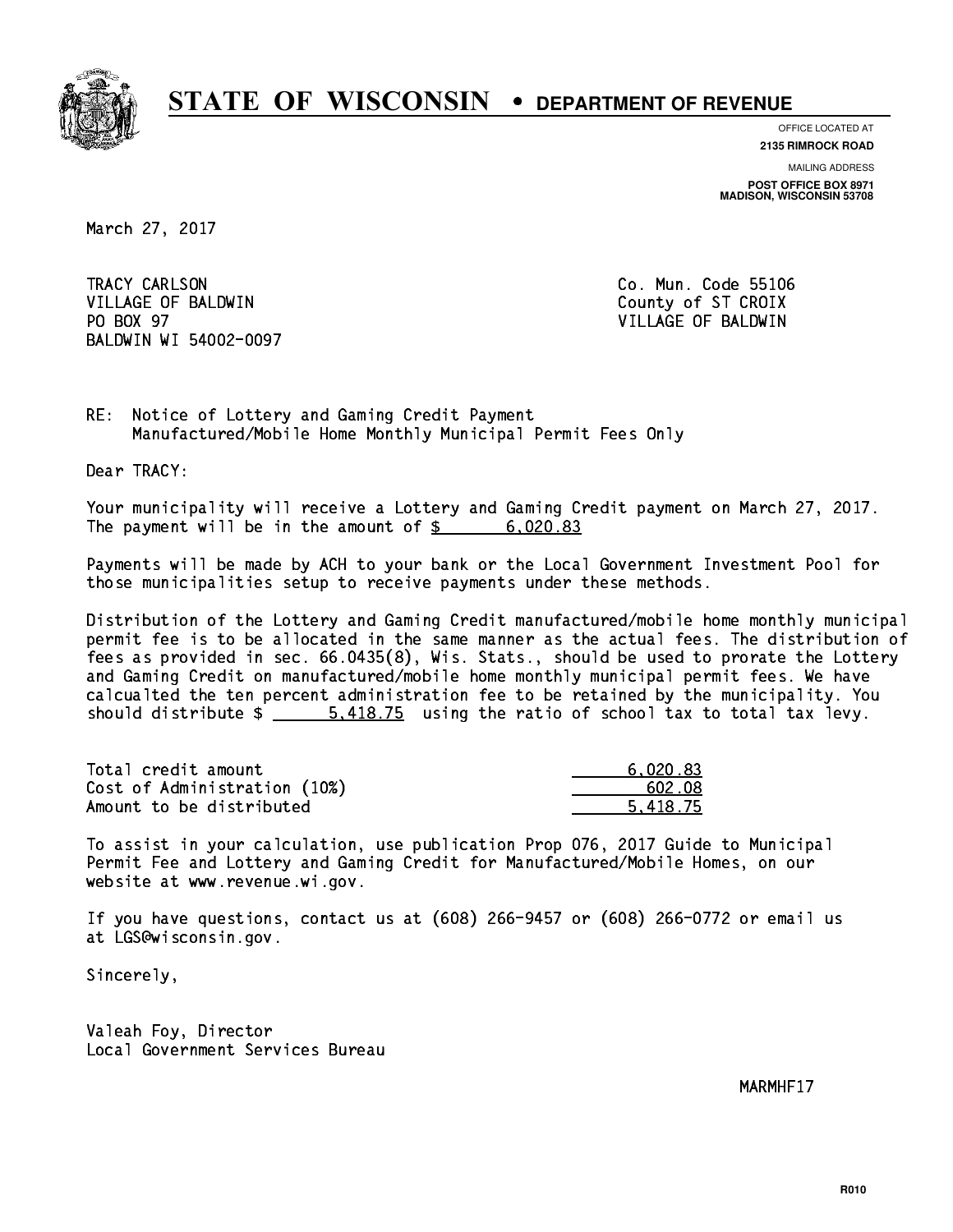# STATE OF WISCONSIN • DEPARTMENT OF REVENUE

OFFICE LOCATED AT
**2135 RIMROCK ROAD**

MAILING ADDRESS
**POST OFFICE BOX 8971**
**MADISON, WISCONSIN 53708**

March 27, 2017

TRACY CARLSON
VILLAGE OF BALDWIN
PO BOX 97
BALDWIN WI 54002-0097

Co. Mun. Code 55106
County of ST CROIX
VILLAGE OF BALDWIN

RE: Notice of Lottery and Gaming Credit Payment
Manufactured/Mobile Home Monthly Municipal Permit Fees Only

Dear TRACY:

Your municipality will receive a Lottery and Gaming Credit payment on March 27, 2017. The payment will be in the amount of $ 6,020.83

Payments will be made by ACH to your bank or the Local Government Investment Pool for those municipalities setup to receive payments under these methods.

Distribution of the Lottery and Gaming Credit manufactured/mobile home monthly municipal permit fee is to be allocated in the same manner as the actual fees. The distribution of fees as provided in sec. 66.0435(8), Wis. Stats., should be used to prorate the Lottery and Gaming Credit on manufactured/mobile home monthly municipal permit fees. We have calcualted the ten percent administration fee to be retained by the municipality. You should distribute $ 5,418.75 using the ratio of school tax to total tax levy.

| | |
|---|---|
| Total credit amount | 6,020.83 |
| Cost of Administration (10%) | 602.08 |
| Amount to be distributed | 5,418.75 |

To assist in your calculation, use publication Prop 076, 2017 Guide to Municipal Permit Fee and Lottery and Gaming Credit for Manufactured/Mobile Homes, on our website at www.revenue.wi.gov.

If you have questions, contact us at (608) 266-9457 or (608) 266-0772 or email us at LGS@wisconsin.gov.

Sincerely,

Valeah Foy, Director
Local Government Services Bureau

MARMHF17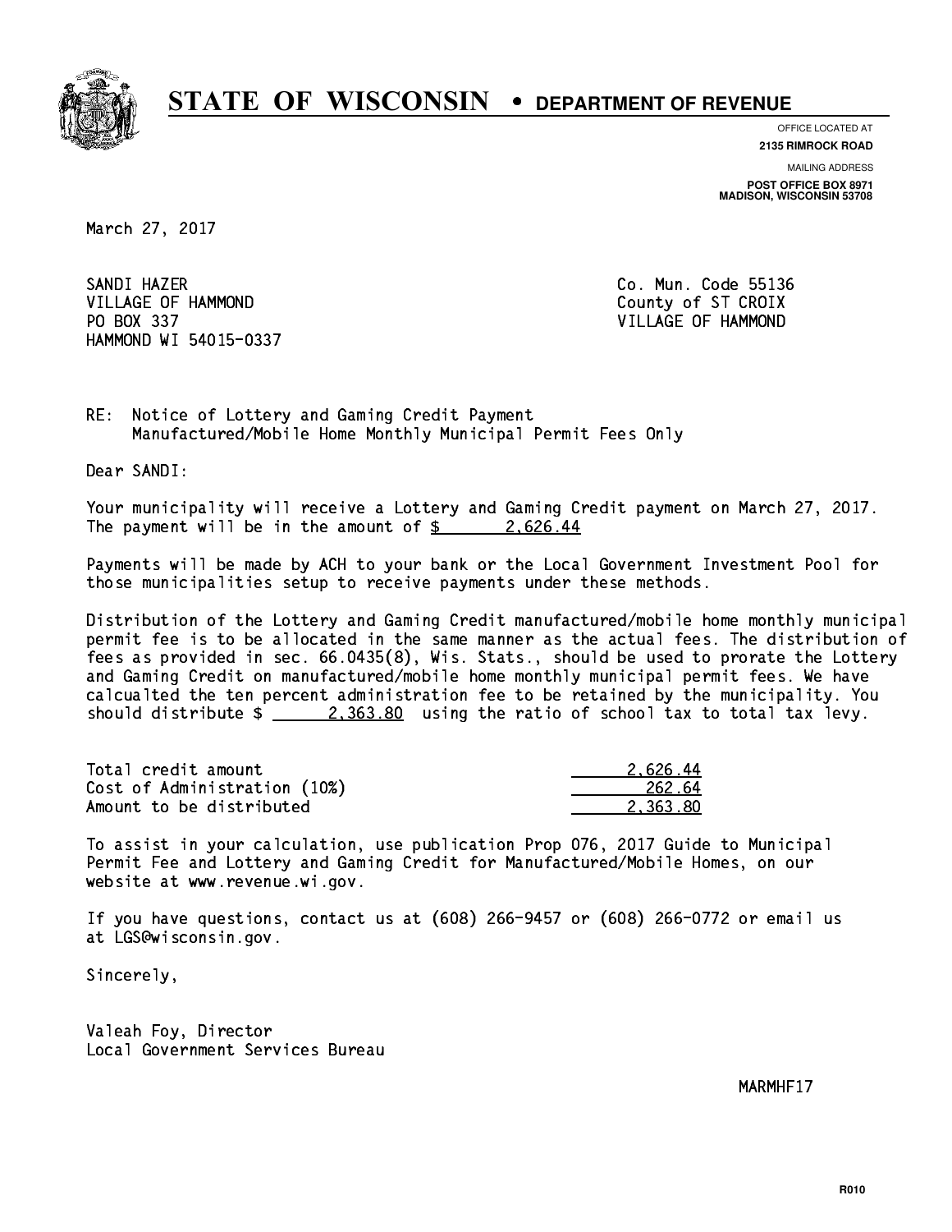# STATE OF WISCONSIN • DEPARTMENT OF REVENUE

OFFICE LOCATED AT
**2135 RIMROCK ROAD**

MAILING ADDRESS
**POST OFFICE BOX 8971**
**MADISON, WISCONSIN 53708**

March 27, 2017

SANDI HAZER
VILLAGE OF HAMMOND
PO BOX 337
HAMMOND WI 54015-0337

Co. Mun. Code 55136
County of ST CROIX
VILLAGE OF HAMMOND

RE: Notice of Lottery and Gaming Credit Payment
Manufactured/Mobile Home Monthly Municipal Permit Fees Only

Dear SANDI:

Your municipality will receive a Lottery and Gaming Credit payment on March 27, 2017. The payment will be in the amount of $ 2,626.44

Payments will be made by ACH to your bank or the Local Government Investment Pool for those municipalities setup to receive payments under these methods.

Distribution of the Lottery and Gaming Credit manufactured/mobile home monthly municipal permit fee is to be allocated in the same manner as the actual fees. The distribution of fees as provided in sec. 66.0435(8), Wis. Stats., should be used to prorate the Lottery and Gaming Credit on manufactured/mobile home monthly municipal permit fees. We have calcualted the ten percent administration fee to be retained by the municipality. You should distribute $ 2,363.80 using the ratio of school tax to total tax levy.

| | |
|---|---|
| Total credit amount | 2,626.44 |
| Cost of Administration (10%) | 262.64 |
| Amount to be distributed | 2,363.80 |

To assist in your calculation, use publication Prop 076, 2017 Guide to Municipal Permit Fee and Lottery and Gaming Credit for Manufactured/Mobile Homes, on our website at www.revenue.wi.gov.

If you have questions, contact us at (608) 266-9457 or (608) 266-0772 or email us at LGS@wisconsin.gov.

Sincerely,

Valeah Foy, Director
Local Government Services Bureau

MARMHF17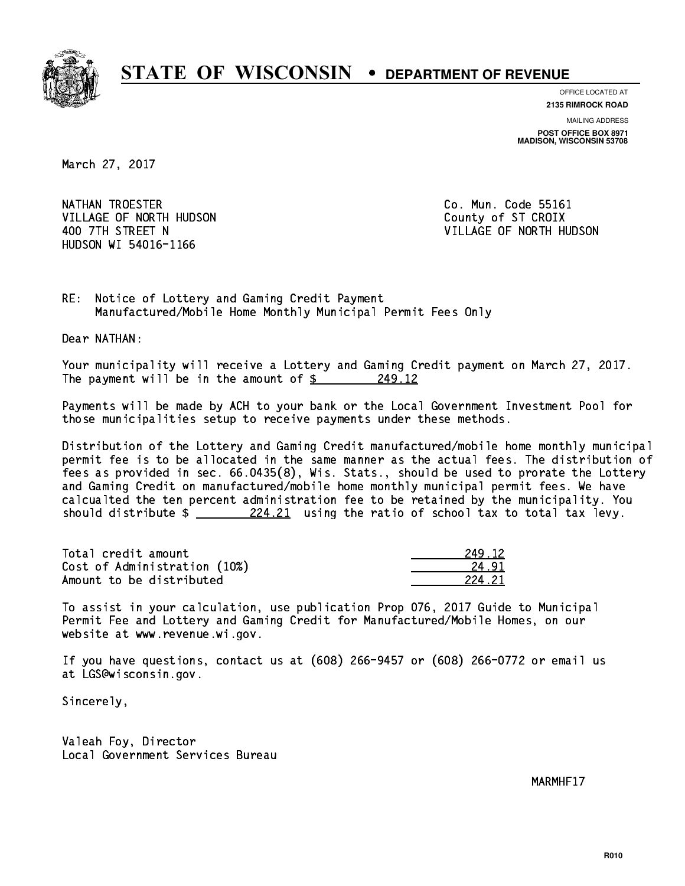# STATE OF WISCONSIN • DEPARTMENT OF REVENUE

OFFICE LOCATED AT
**2135 RIMROCK ROAD**

MAILING ADDRESS
**POST OFFICE BOX 8971**
**MADISON, WISCONSIN 53708**

March 27, 2017

NATHAN TROESTER
VILLAGE OF NORTH HUDSON
400 7TH STREET N
HUDSON WI 54016-1166

Co. Mun. Code 55161
County of ST CROIX
VILLAGE OF NORTH HUDSON

RE: Notice of Lottery and Gaming Credit Payment
Manufactured/Mobile Home Monthly Municipal Permit Fees Only

Dear NATHAN:

Your municipality will receive a Lottery and Gaming Credit payment on March 27, 2017. The payment will be in the amount of $ 249.12

Payments will be made by ACH to your bank or the Local Government Investment Pool for those municipalities setup to receive payments under these methods.

Distribution of the Lottery and Gaming Credit manufactured/mobile home monthly municipal permit fee is to be allocated in the same manner as the actual fees. The distribution of fees as provided in sec. 66.0435(8), Wis. Stats., should be used to prorate the Lottery and Gaming Credit on manufactured/mobile home monthly municipal permit fees. We have calcualted the ten percent administration fee to be retained by the municipality. You should distribute $ 224.21 using the ratio of school tax to total tax levy.

| | |
|---|---|
| Total credit amount | 249.12 |
| Cost of Administration (10%) | 24.91 |
| Amount to be distributed | 224.21 |

To assist in your calculation, use publication Prop 076, 2017 Guide to Municipal Permit Fee and Lottery and Gaming Credit for Manufactured/Mobile Homes, on our website at www.revenue.wi.gov.

If you have questions, contact us at (608) 266-9457 or (608) 266-0772 or email us at LGS@wisconsin.gov.

Sincerely,

Valeah Foy, Director
Local Government Services Bureau

MARMHF17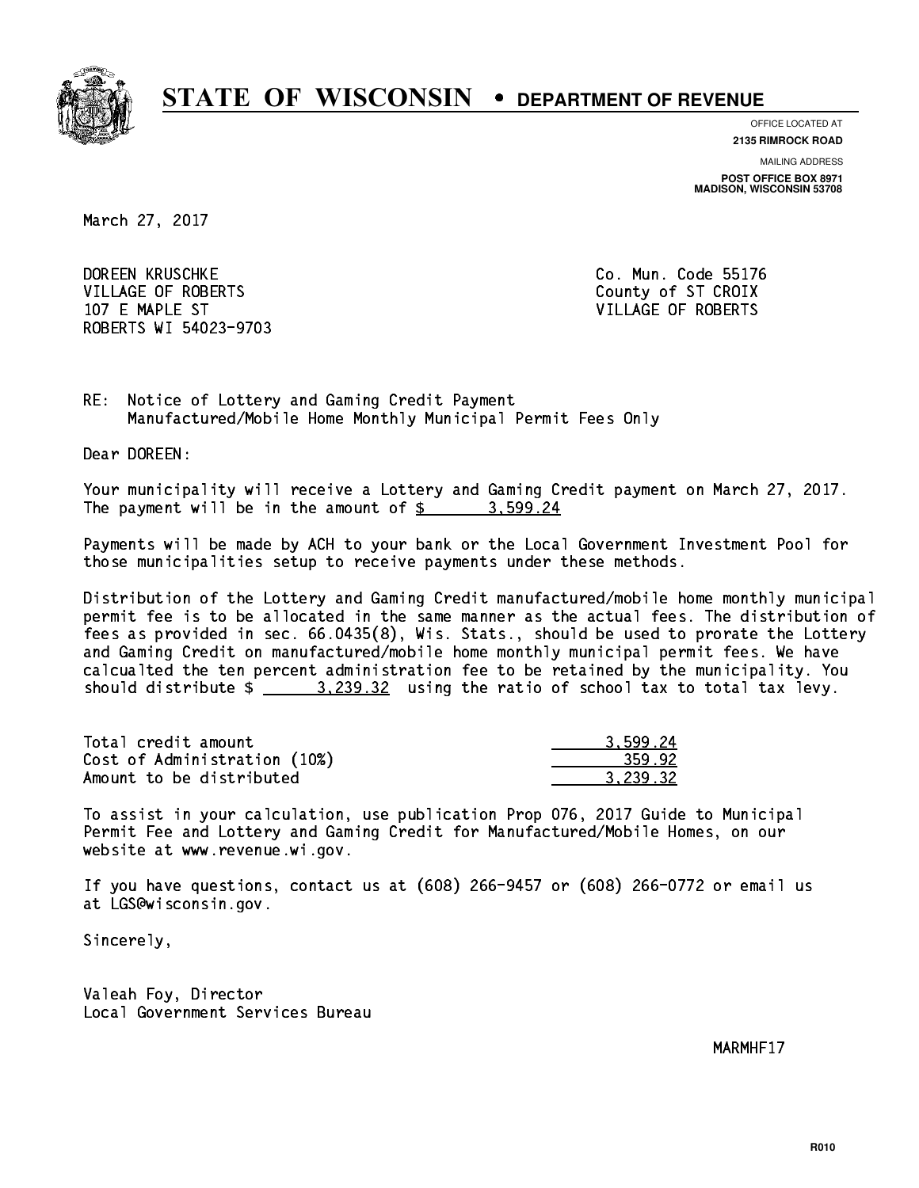# STATE OF WISCONSIN • DEPARTMENT OF REVENUE

OFFICE LOCATED AT
**2135 RIMROCK ROAD**

MAILING ADDRESS
**POST OFFICE BOX 8971**
**MADISON, WISCONSIN 53708**

March 27, 2017

DOREEN KRUSCHKE
VILLAGE OF ROBERTS
107 E MAPLE ST
ROBERTS WI 54023-9703

Co. Mun. Code 55176
County of ST CROIX
VILLAGE OF ROBERTS

RE: Notice of Lottery and Gaming Credit Payment
Manufactured/Mobile Home Monthly Municipal Permit Fees Only

Dear DOREEN:

Your municipality will receive a Lottery and Gaming Credit payment on March 27, 2017. The payment will be in the amount of $ 3,599.24

Payments will be made by ACH to your bank or the Local Government Investment Pool for those municipalities setup to receive payments under these methods.

Distribution of the Lottery and Gaming Credit manufactured/mobile home monthly municipal permit fee is to be allocated in the same manner as the actual fees. The distribution of fees as provided in sec. 66.0435(8), Wis. Stats., should be used to prorate the Lottery and Gaming Credit on manufactured/mobile home monthly municipal permit fees. We have calcualted the ten percent administration fee to be retained by the municipality. You should distribute $ 3,239.32 using the ratio of school tax to total tax levy.

| | |
|---|---|
| Total credit amount | 3,599.24 |
| Cost of Administration (10%) | 359.92 |
| Amount to be distributed | 3,239.32 |

To assist in your calculation, use publication Prop 076, 2017 Guide to Municipal Permit Fee and Lottery and Gaming Credit for Manufactured/Mobile Homes, on our website at www.revenue.wi.gov.

If you have questions, contact us at (608) 266-9457 or (608) 266-0772 or email us at LGS@wisconsin.gov.

Sincerely,

Valeah Foy, Director
Local Government Services Bureau

MARMHF17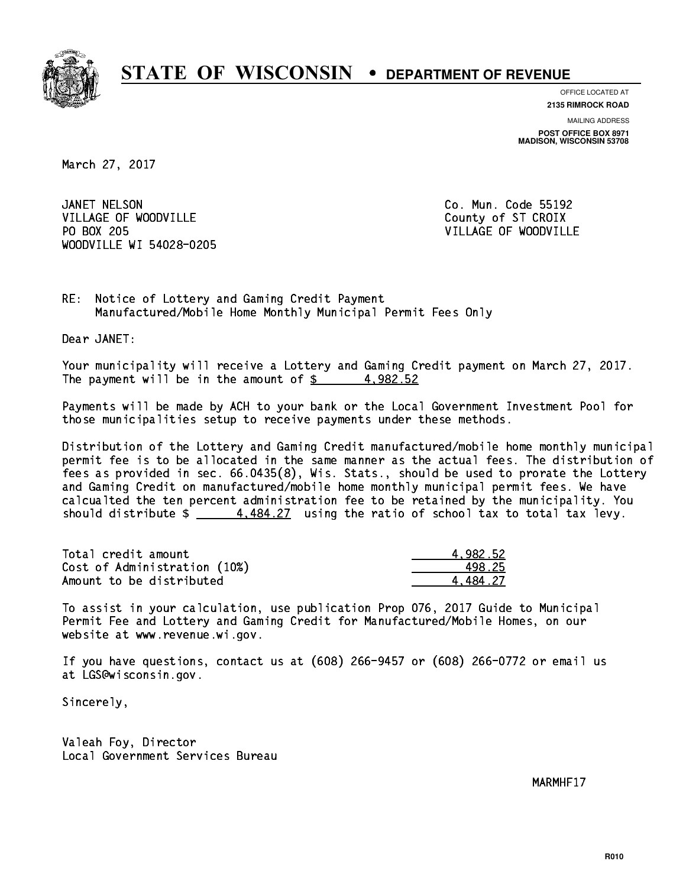# STATE OF WISCONSIN • DEPARTMENT OF REVENUE

OFFICE LOCATED AT
**2135 RIMROCK ROAD**

MAILING ADDRESS
**POST OFFICE BOX 8971**
**MADISON, WISCONSIN 53708**

March 27, 2017

JANET NELSON
VILLAGE OF WOODVILLE
PO BOX 205
WOODVILLE WI 54028-0205

Co. Mun. Code 55192
County of ST CROIX
VILLAGE OF WOODVILLE

RE: Notice of Lottery and Gaming Credit Payment
Manufactured/Mobile Home Monthly Municipal Permit Fees Only

Dear JANET:

Your municipality will receive a Lottery and Gaming Credit payment on March 27, 2017. The payment will be in the amount of $ 4,982.52

Payments will be made by ACH to your bank or the Local Government Investment Pool for those municipalities setup to receive payments under these methods.

Distribution of the Lottery and Gaming Credit manufactured/mobile home monthly municipal permit fee is to be allocated in the same manner as the actual fees. The distribution of fees as provided in sec. 66.0435(8), Wis. Stats., should be used to prorate the Lottery and Gaming Credit on manufactured/mobile home monthly municipal permit fees. We have calcualted the ten percent administration fee to be retained by the municipality. You should distribute $ 4,484.27 using the ratio of school tax to total tax levy.

| | |
|---|---|
| Total credit amount | 4,982.52 |
| Cost of Administration (10%) | 498.25 |
| Amount to be distributed | 4,484.27 |

To assist in your calculation, use publication Prop 076, 2017 Guide to Municipal Permit Fee and Lottery and Gaming Credit for Manufactured/Mobile Homes, on our website at www.revenue.wi.gov.

If you have questions, contact us at (608) 266-9457 or (608) 266-0772 or email us at LGS@wisconsin.gov.

Sincerely,

Valeah Foy, Director
Local Government Services Bureau

MARMHF17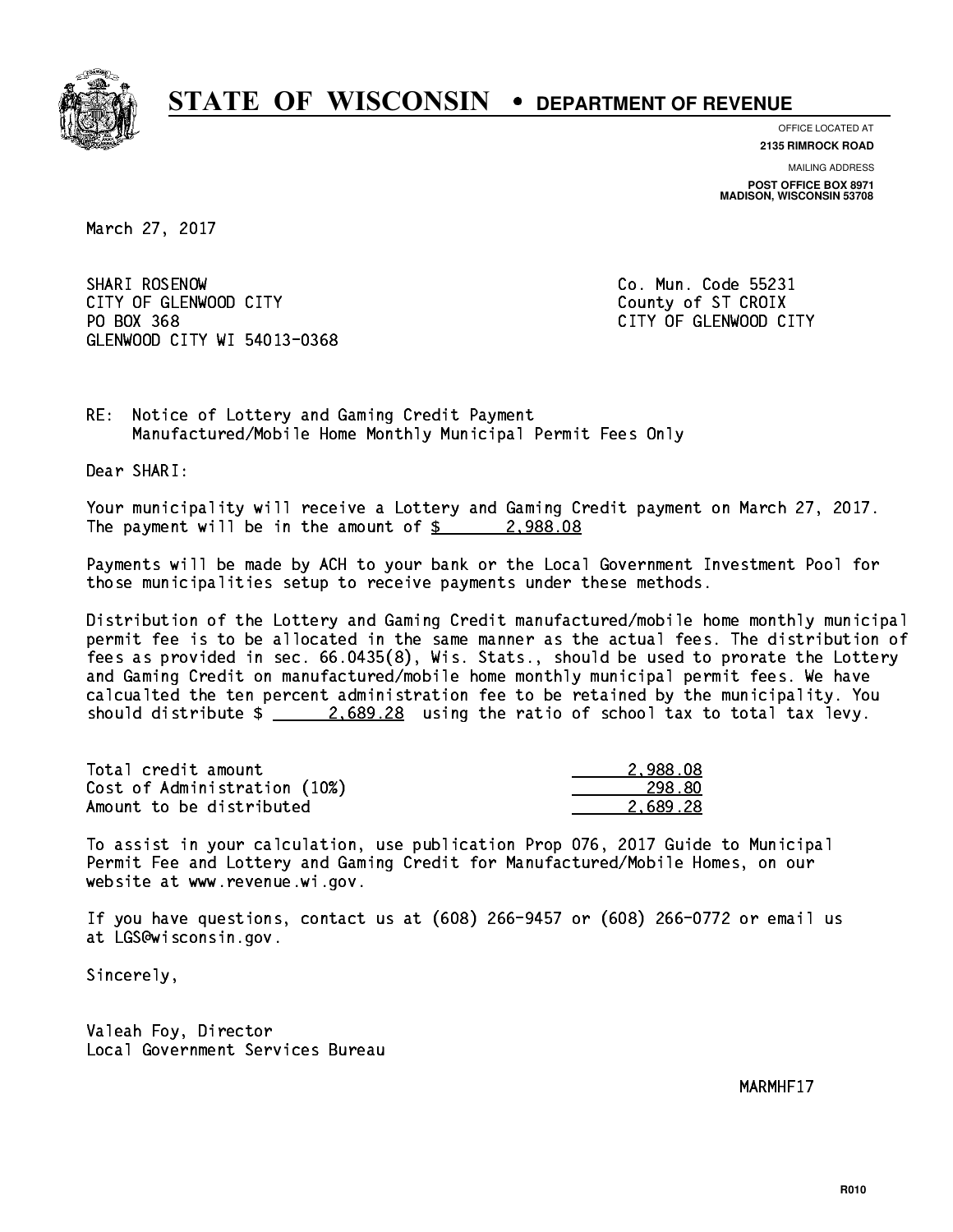# STATE OF WISCONSIN • DEPARTMENT OF REVENUE

OFFICE LOCATED AT
**2135 RIMROCK ROAD**

MAILING ADDRESS
**POST OFFICE BOX 8971**
**MADISON, WISCONSIN 53708**

March 27, 2017

SHARI ROSENOW
CITY OF GLENWOOD CITY
PO BOX 368
GLENWOOD CITY WI 54013-0368

Co. Mun. Code 55231
County of ST CROIX
CITY OF GLENWOOD CITY

RE: Notice of Lottery and Gaming Credit Payment
Manufactured/Mobile Home Monthly Municipal Permit Fees Only

Dear SHARI:

Your municipality will receive a Lottery and Gaming Credit payment on March 27, 2017. The payment will be in the amount of $ 2,988.08

Payments will be made by ACH to your bank or the Local Government Investment Pool for those municipalities setup to receive payments under these methods.

Distribution of the Lottery and Gaming Credit manufactured/mobile home monthly municipal permit fee is to be allocated in the same manner as the actual fees. The distribution of fees as provided in sec. 66.0435(8), Wis. Stats., should be used to prorate the Lottery and Gaming Credit on manufactured/mobile home monthly municipal permit fees. We have calcualted the ten percent administration fee to be retained by the municipality. You should distribute $ 2,689.28 using the ratio of school tax to total tax levy.

| | |
|---|---|
| Total credit amount | 2,988.08 |
| Cost of Administration (10%) | 298.80 |
| Amount to be distributed | 2,689.28 |

To assist in your calculation, use publication Prop 076, 2017 Guide to Municipal Permit Fee and Lottery and Gaming Credit for Manufactured/Mobile Homes, on our website at www.revenue.wi.gov.

If you have questions, contact us at (608) 266-9457 or (608) 266-0772 or email us at LGS@wisconsin.gov.

Sincerely,

Valeah Foy, Director
Local Government Services Bureau

MARMHF17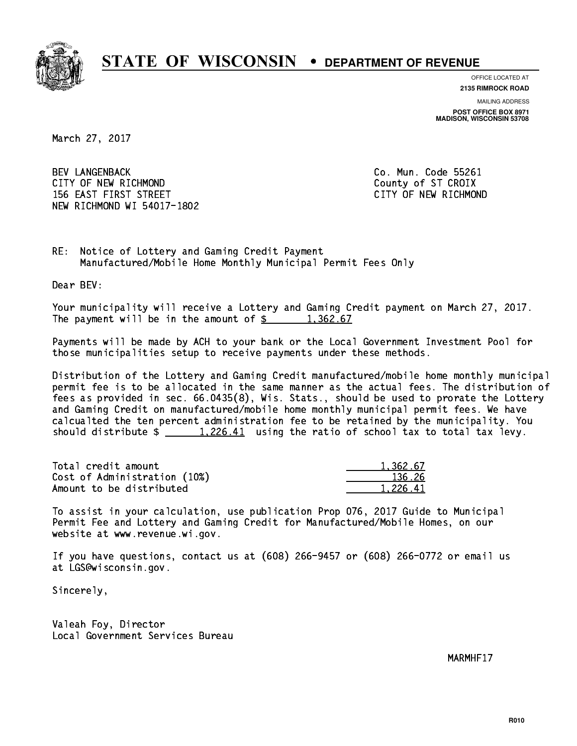# STATE OF WISCONSIN • DEPARTMENT OF REVENUE

OFFICE LOCATED AT
**2135 RIMROCK ROAD**

MAILING ADDRESS
**POST OFFICE BOX 8971**
**MADISON, WISCONSIN 53708**

March 27, 2017

BEV LANGENBACK
CITY OF NEW RICHMOND
156 EAST FIRST STREET
NEW RICHMOND WI 54017-1802

Co. Mun. Code 55261
County of ST CROIX
CITY OF NEW RICHMOND

RE: Notice of Lottery and Gaming Credit Payment
Manufactured/Mobile Home Monthly Municipal Permit Fees Only

Dear BEV:

Your municipality will receive a Lottery and Gaming Credit payment on March 27, 2017. The payment will be in the amount of $ 1,362.67

Payments will be made by ACH to your bank or the Local Government Investment Pool for those municipalities setup to receive payments under these methods.

Distribution of the Lottery and Gaming Credit manufactured/mobile home monthly municipal permit fee is to be allocated in the same manner as the actual fees. The distribution of fees as provided in sec. 66.0435(8), Wis. Stats., should be used to prorate the Lottery and Gaming Credit on manufactured/mobile home monthly municipal permit fees. We have calcualted the ten percent administration fee to be retained by the municipality. You should distribute $ 1,226.41 using the ratio of school tax to total tax levy.

| | |
|---|---|
| Total credit amount | 1,362.67 |
| Cost of Administration (10%) | 136.26 |
| Amount to be distributed | 1,226.41 |

To assist in your calculation, use publication Prop 076, 2017 Guide to Municipal Permit Fee and Lottery and Gaming Credit for Manufactured/Mobile Homes, on our website at www.revenue.wi.gov.

If you have questions, contact us at (608) 266-9457 or (608) 266-0772 or email us at LGS@wisconsin.gov.

Sincerely,

Valeah Foy, Director
Local Government Services Bureau

MARMHF17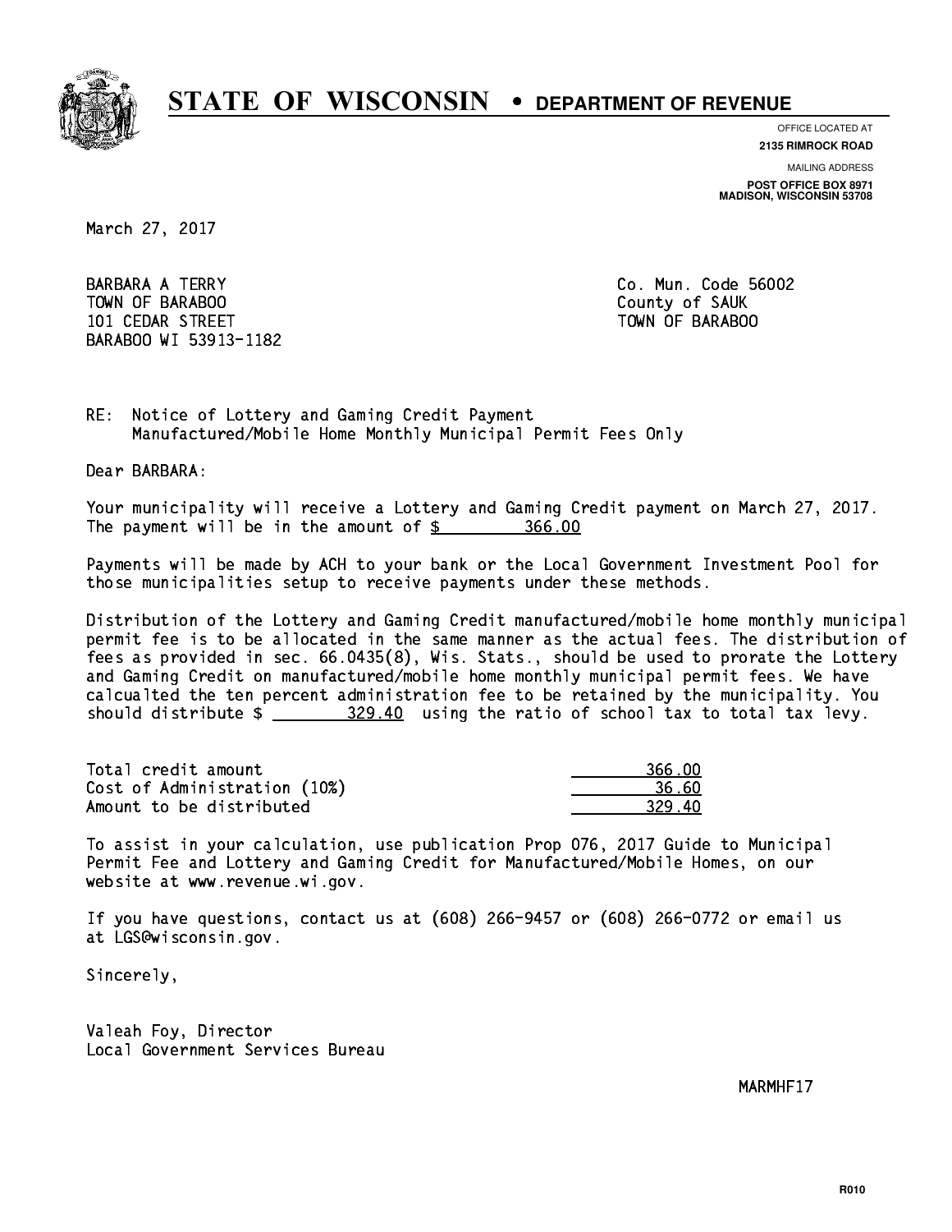# STATE OF WISCONSIN • DEPARTMENT OF REVENUE

OFFICE LOCATED AT
**2135 RIMROCK ROAD**

MAILING ADDRESS
**POST OFFICE BOX 8971**
**MADISON, WISCONSIN 53708**

March 27, 2017

BARBARA A TERRY
TOWN OF BARABOO
101 CEDAR STREET
BARABOO WI 53913-1182

Co. Mun. Code 56002
County of SAUK
TOWN OF BARABOO

RE: Notice of Lottery and Gaming Credit Payment
Manufactured/Mobile Home Monthly Municipal Permit Fees Only

Dear BARBARA:

Your municipality will receive a Lottery and Gaming Credit payment on March 27, 2017. The payment will be in the amount of $ 366.00

Payments will be made by ACH to your bank or the Local Government Investment Pool for those municipalities setup to receive payments under these methods.

Distribution of the Lottery and Gaming Credit manufactured/mobile home monthly municipal permit fee is to be allocated in the same manner as the actual fees. The distribution of fees as provided in sec. 66.0435(8), Wis. Stats., should be used to prorate the Lottery and Gaming Credit on manufactured/mobile home monthly municipal permit fees. We have calcualted the ten percent administration fee to be retained by the municipality. You should distribute $ 329.40 using the ratio of school tax to total tax levy.

| | |
|---|---|
| Total credit amount | 366.00 |
| Cost of Administration (10%) | 36.60 |
| Amount to be distributed | 329.40 |

To assist in your calculation, use publication Prop 076, 2017 Guide to Municipal Permit Fee and Lottery and Gaming Credit for Manufactured/Mobile Homes, on our website at www.revenue.wi.gov.

If you have questions, contact us at (608) 266-9457 or (608) 266-0772 or email us at LGS@wisconsin.gov.

Sincerely,

Valeah Foy, Director
Local Government Services Bureau

MARMHF17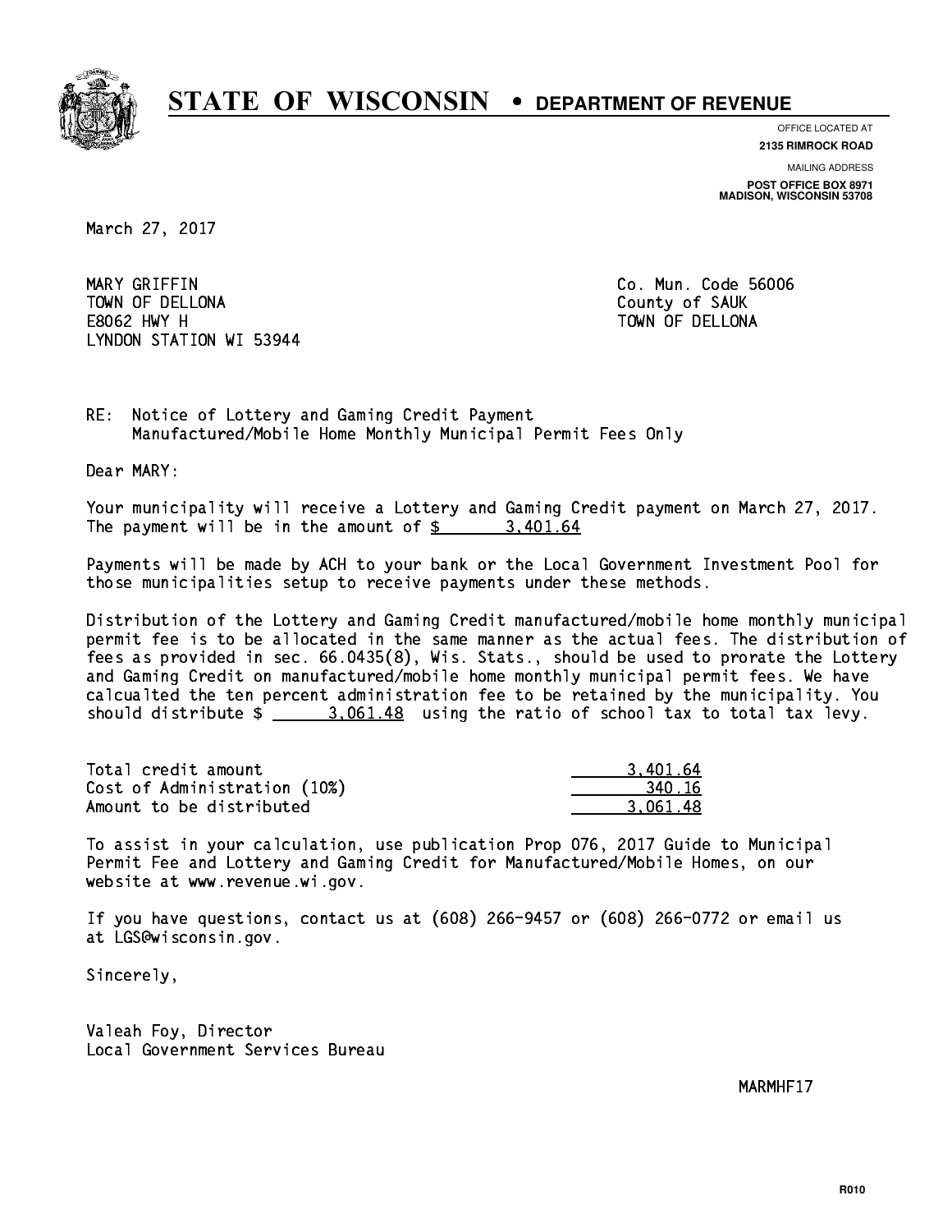# STATE OF WISCONSIN • DEPARTMENT OF REVENUE

OFFICE LOCATED AT
**2135 RIMROCK ROAD**

MAILING ADDRESS
**POST OFFICE BOX 8971**
**MADISON, WISCONSIN 53708**

March 27, 2017

MARY GRIFFIN
TOWN OF DELLONA
E8062 HWY H
LYNDON STATION WI 53944

Co. Mun. Code 56006
County of SAUK
TOWN OF DELLONA

RE: Notice of Lottery and Gaming Credit Payment
Manufactured/Mobile Home Monthly Municipal Permit Fees Only

Dear MARY:

Your municipality will receive a Lottery and Gaming Credit payment on March 27, 2017. The payment will be in the amount of $ 3,401.64

Payments will be made by ACH to your bank or the Local Government Investment Pool for those municipalities setup to receive payments under these methods.

Distribution of the Lottery and Gaming Credit manufactured/mobile home monthly municipal permit fee is to be allocated in the same manner as the actual fees. The distribution of fees as provided in sec. 66.0435(8), Wis. Stats., should be used to prorate the Lottery and Gaming Credit on manufactured/mobile home monthly municipal permit fees. We have calcualted the ten percent administration fee to be retained by the municipality. You should distribute $ 3,061.48 using the ratio of school tax to total tax levy.

| | |
|---|---|
| Total credit amount | 3,401.64 |
| Cost of Administration (10%) | 340.16 |
| Amount to be distributed | 3,061.48 |

To assist in your calculation, use publication Prop 076, 2017 Guide to Municipal Permit Fee and Lottery and Gaming Credit for Manufactured/Mobile Homes, on our website at www.revenue.wi.gov.

If you have questions, contact us at (608) 266-9457 or (608) 266-0772 or email us at LGS@wisconsin.gov.

Sincerely,

Valeah Foy, Director
Local Government Services Bureau

MARMHF17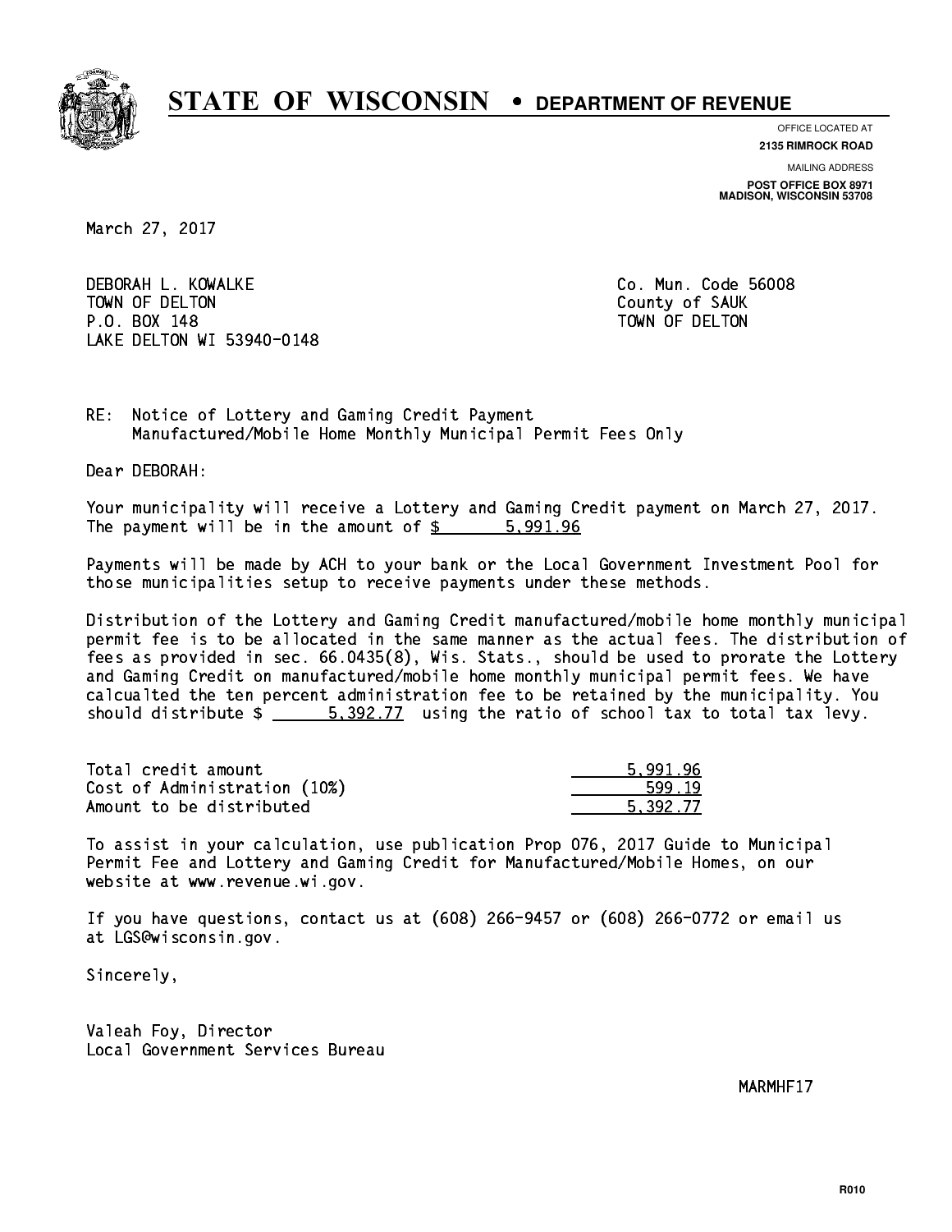# STATE OF WISCONSIN • DEPARTMENT OF REVENUE

OFFICE LOCATED AT
**2135 RIMROCK ROAD**

MAILING ADDRESS
**POST OFFICE BOX 8971**
**MADISON, WISCONSIN 53708**

March 27, 2017

DEBORAH L. KOWALKE
TOWN OF DELTON
P.O. BOX 148
LAKE DELTON WI 53940-0148

Co. Mun. Code 56008
County of SAUK
TOWN OF DELTON

RE: Notice of Lottery and Gaming Credit Payment
Manufactured/Mobile Home Monthly Municipal Permit Fees Only

Dear DEBORAH:

Your municipality will receive a Lottery and Gaming Credit payment on March 27, 2017. The payment will be in the amount of $ 5,991.96

Payments will be made by ACH to your bank or the Local Government Investment Pool for those municipalities setup to receive payments under these methods.

Distribution of the Lottery and Gaming Credit manufactured/mobile home monthly municipal permit fee is to be allocated in the same manner as the actual fees. The distribution of fees as provided in sec. 66.0435(8), Wis. Stats., should be used to prorate the Lottery and Gaming Credit on manufactured/mobile home monthly municipal permit fees. We have calcualted the ten percent administration fee to be retained by the municipality. You should distribute $ 5,392.77 using the ratio of school tax to total tax levy.

| | |
|---|---|
| Total credit amount | 5,991.96 |
| Cost of Administration (10%) | 599.19 |
| Amount to be distributed | 5,392.77 |

To assist in your calculation, use publication Prop 076, 2017 Guide to Municipal Permit Fee and Lottery and Gaming Credit for Manufactured/Mobile Homes, on our website at www.revenue.wi.gov.

If you have questions, contact us at (608) 266-9457 or (608) 266-0772 or email us at LGS@wisconsin.gov.

Sincerely,

Valeah Foy, Director
Local Government Services Bureau

MARMHF17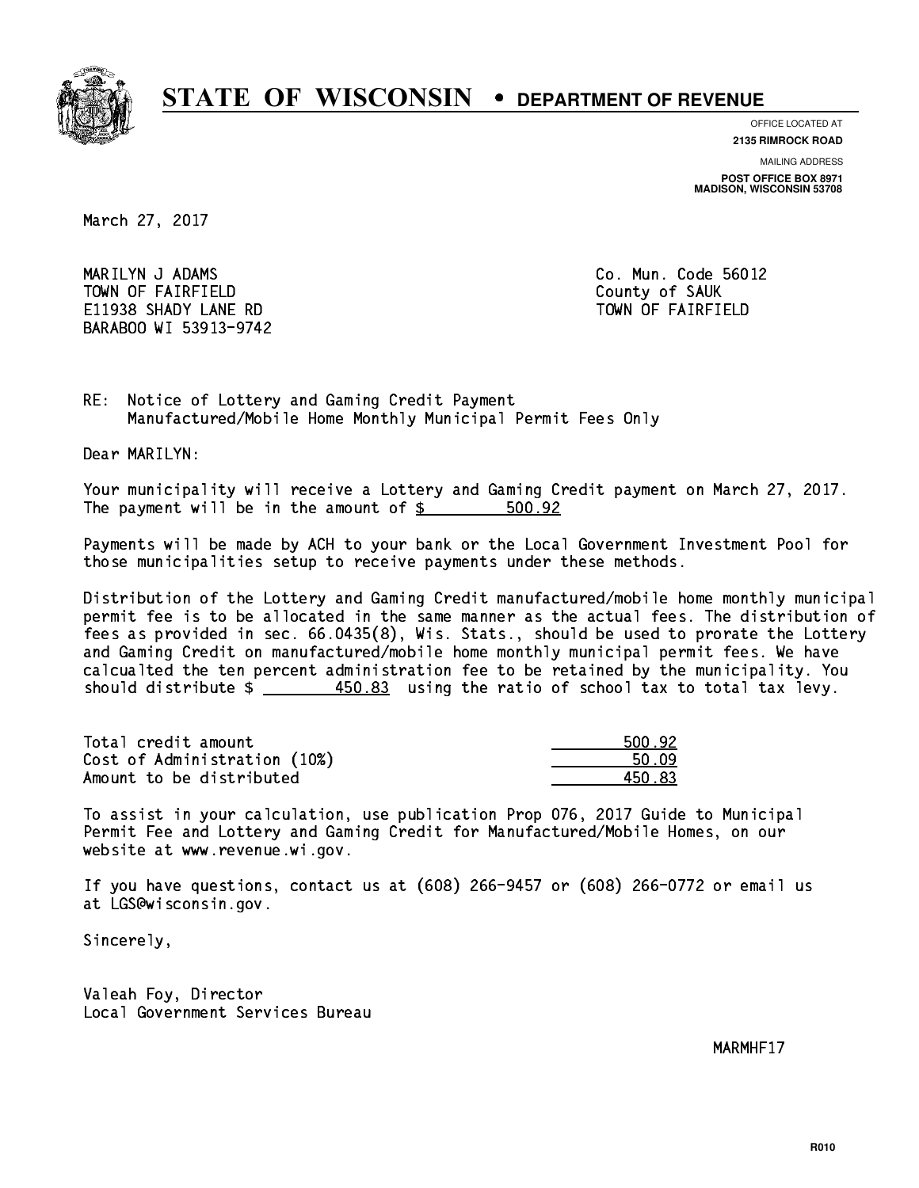# STATE OF WISCONSIN • DEPARTMENT OF REVENUE

OFFICE LOCATED AT
**2135 RIMROCK ROAD**

MAILING ADDRESS
**POST OFFICE BOX 8971**
**MADISON, WISCONSIN 53708**

March 27, 2017

MARILYN J ADAMS
TOWN OF FAIRFIELD
E11938 SHADY LANE RD
BARABOO WI 53913-9742

Co. Mun. Code 56012
County of SAUK
TOWN OF FAIRFIELD

RE: Notice of Lottery and Gaming Credit Payment
Manufactured/Mobile Home Monthly Municipal Permit Fees Only

Dear MARILYN:

Your municipality will receive a Lottery and Gaming Credit payment on March 27, 2017. The payment will be in the amount of $ 500.92

Payments will be made by ACH to your bank or the Local Government Investment Pool for those municipalities setup to receive payments under these methods.

Distribution of the Lottery and Gaming Credit manufactured/mobile home monthly municipal permit fee is to be allocated in the same manner as the actual fees. The distribution of fees as provided in sec. 66.0435(8), Wis. Stats., should be used to prorate the Lottery and Gaming Credit on manufactured/mobile home monthly municipal permit fees. We have calcualted the ten percent administration fee to be retained by the municipality. You should distribute $ 450.83 using the ratio of school tax to total tax levy.

| | |
|---|---|
| Total credit amount | 500.92 |
| Cost of Administration (10%) | 50.09 |
| Amount to be distributed | 450.83 |

To assist in your calculation, use publication Prop 076, 2017 Guide to Municipal Permit Fee and Lottery and Gaming Credit for Manufactured/Mobile Homes, on our website at www.revenue.wi.gov.

If you have questions, contact us at (608) 266-9457 or (608) 266-0772 or email us at LGS@wisconsin.gov.

Sincerely,

Valeah Foy, Director
Local Government Services Bureau

MARMHF17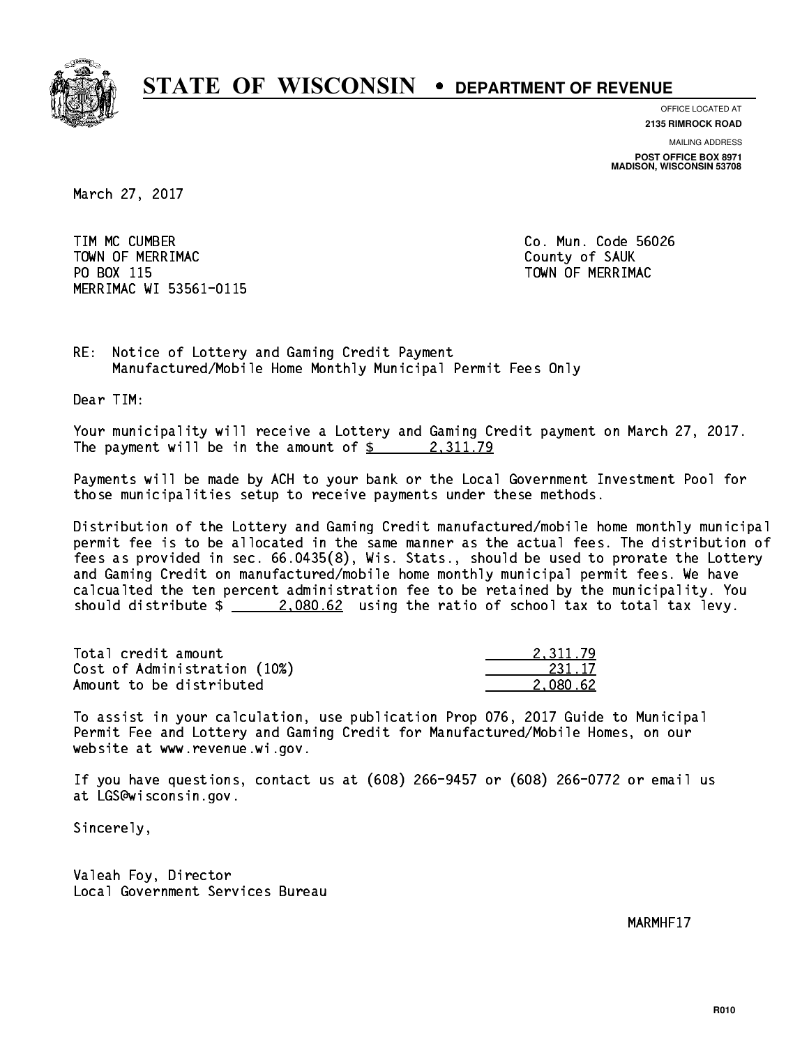# STATE OF WISCONSIN • DEPARTMENT OF REVENUE

OFFICE LOCATED AT
**2135 RIMROCK ROAD**

MAILING ADDRESS
**POST OFFICE BOX 8971**
**MADISON, WISCONSIN 53708**

March 27, 2017

TIM MC CUMBER
TOWN OF MERRIMAC
PO BOX 115
MERRIMAC WI 53561-0115

Co. Mun. Code 56026
County of SAUK
TOWN OF MERRIMAC

RE: Notice of Lottery and Gaming Credit Payment
Manufactured/Mobile Home Monthly Municipal Permit Fees Only

Dear TIM:

Your municipality will receive a Lottery and Gaming Credit payment on March 27, 2017. The payment will be in the amount of $ 2,311.79

Payments will be made by ACH to your bank or the Local Government Investment Pool for those municipalities setup to receive payments under these methods.

Distribution of the Lottery and Gaming Credit manufactured/mobile home monthly municipal permit fee is to be allocated in the same manner as the actual fees. The distribution of fees as provided in sec. 66.0435(8), Wis. Stats., should be used to prorate the Lottery and Gaming Credit on manufactured/mobile home monthly municipal permit fees. We have calcualted the ten percent administration fee to be retained by the municipality. You should distribute $ 2,080.62 using the ratio of school tax to total tax levy.

| | |
|---|---|
| Total credit amount | 2,311.79 |
| Cost of Administration (10%) | 231.17 |
| Amount to be distributed | 2,080.62 |

To assist in your calculation, use publication Prop 076, 2017 Guide to Municipal Permit Fee and Lottery and Gaming Credit for Manufactured/Mobile Homes, on our website at www.revenue.wi.gov.

If you have questions, contact us at (608) 266-9457 or (608) 266-0772 or email us at LGS@wisconsin.gov.

Sincerely,

Valeah Foy, Director
Local Government Services Bureau

MARMHF17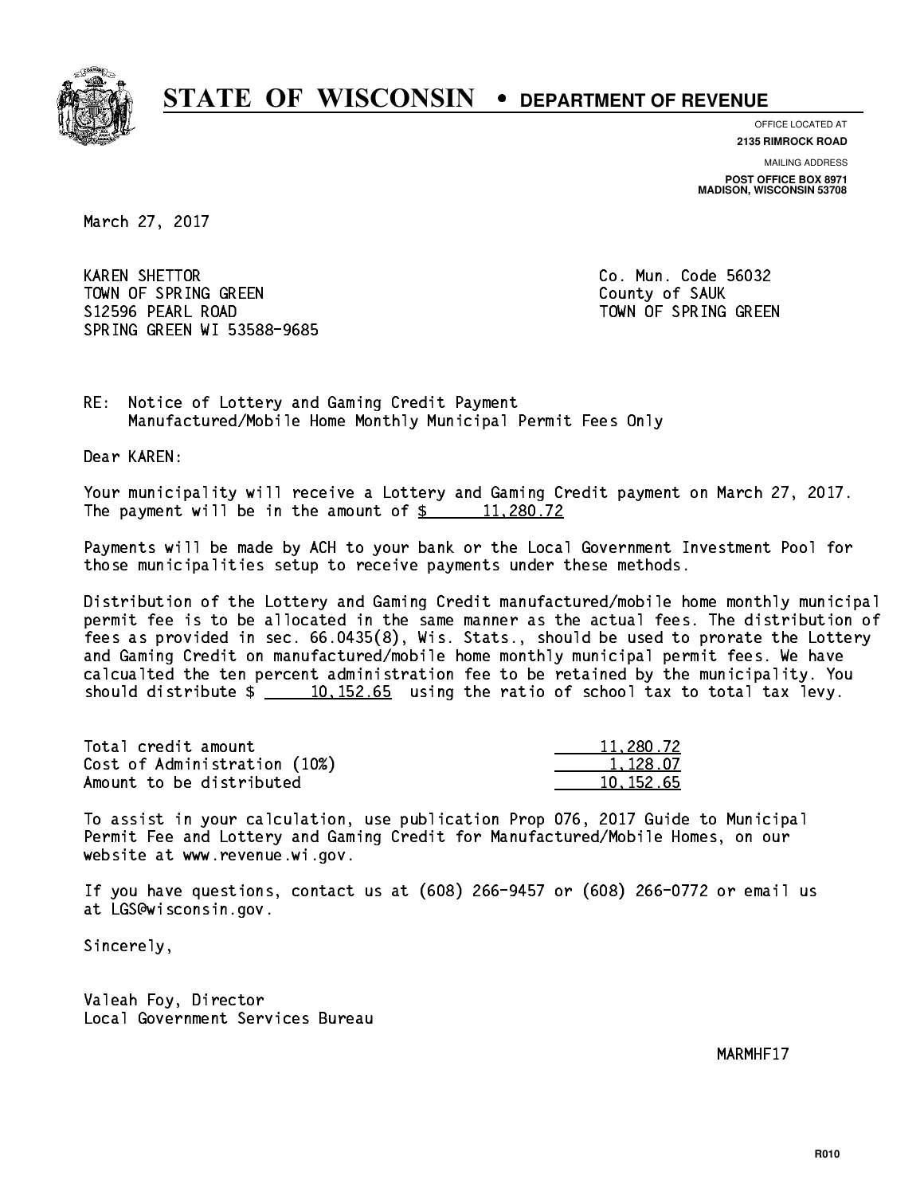# STATE OF WISCONSIN • DEPARTMENT OF REVENUE

OFFICE LOCATED AT
**2135 RIMROCK ROAD**

MAILING ADDRESS
**POST OFFICE BOX 8971**
**MADISON, WISCONSIN 53708**

March 27, 2017

KAREN SHETTOR
TOWN OF SPRING GREEN
S12596 PEARL ROAD
SPRING GREEN WI 53588-9685

Co. Mun. Code 56032
County of SAUK
TOWN OF SPRING GREEN

RE: Notice of Lottery and Gaming Credit Payment
Manufactured/Mobile Home Monthly Municipal Permit Fees Only

Dear KAREN:

Your municipality will receive a Lottery and Gaming Credit payment on March 27, 2017. The payment will be in the amount of $ 11,280.72

Payments will be made by ACH to your bank or the Local Government Investment Pool for those municipalities setup to receive payments under these methods.

Distribution of the Lottery and Gaming Credit manufactured/mobile home monthly municipal permit fee is to be allocated in the same manner as the actual fees. The distribution of fees as provided in sec. 66.0435(8), Wis. Stats., should be used to prorate the Lottery and Gaming Credit on manufactured/mobile home monthly municipal permit fees. We have calcualted the ten percent administration fee to be retained by the municipality. You should distribute $ 10,152.65 using the ratio of school tax to total tax levy.

| | |
|---|---|
| Total credit amount | 11,280.72 |
| Cost of Administration (10%) | 1,128.07 |
| Amount to be distributed | 10,152.65 |

To assist in your calculation, use publication Prop 076, 2017 Guide to Municipal Permit Fee and Lottery and Gaming Credit for Manufactured/Mobile Homes, on our website at www.revenue.wi.gov.

If you have questions, contact us at (608) 266-9457 or (608) 266-0772 or email us at LGS@wisconsin.gov.

Sincerely,

Valeah Foy, Director
Local Government Services Bureau

MARMHF17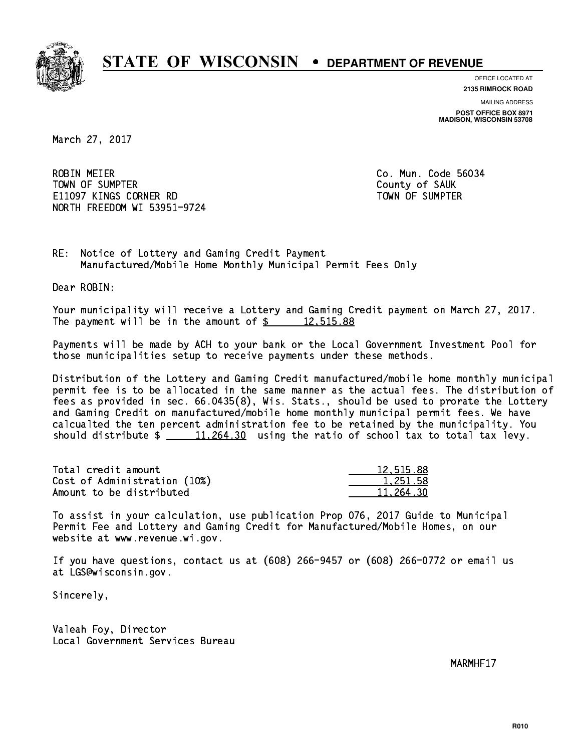# STATE OF WISCONSIN • DEPARTMENT OF REVENUE

OFFICE LOCATED AT
**2135 RIMROCK ROAD**

MAILING ADDRESS
**POST OFFICE BOX 8971**
**MADISON, WISCONSIN 53708**

March 27, 2017

ROBIN MEIER
TOWN OF SUMPTER
E11097 KINGS CORNER RD
NORTH FREEDOM WI 53951-9724

Co. Mun. Code 56034
County of SAUK
TOWN OF SUMPTER

RE: Notice of Lottery and Gaming Credit Payment
Manufactured/Mobile Home Monthly Municipal Permit Fees Only

Dear ROBIN:

Your municipality will receive a Lottery and Gaming Credit payment on March 27, 2017. The payment will be in the amount of $ 12,515.88

Payments will be made by ACH to your bank or the Local Government Investment Pool for those municipalities setup to receive payments under these methods.

Distribution of the Lottery and Gaming Credit manufactured/mobile home monthly municipal permit fee is to be allocated in the same manner as the actual fees. The distribution of fees as provided in sec. 66.0435(8), Wis. Stats., should be used to prorate the Lottery and Gaming Credit on manufactured/mobile home monthly municipal permit fees. We have calcualted the ten percent administration fee to be retained by the municipality. You should distribute $ 11,264.30 using the ratio of school tax to total tax levy.

| | |
|---|---|
| Total credit amount | 12,515.88 |
| Cost of Administration (10%) | 1,251.58 |
| Amount to be distributed | 11,264.30 |

To assist in your calculation, use publication Prop 076, 2017 Guide to Municipal Permit Fee and Lottery and Gaming Credit for Manufactured/Mobile Homes, on our website at www.revenue.wi.gov.

If you have questions, contact us at (608) 266-9457 or (608) 266-0772 or email us at LGS@wisconsin.gov.

Sincerely,

Valeah Foy, Director
Local Government Services Bureau

MARMHF17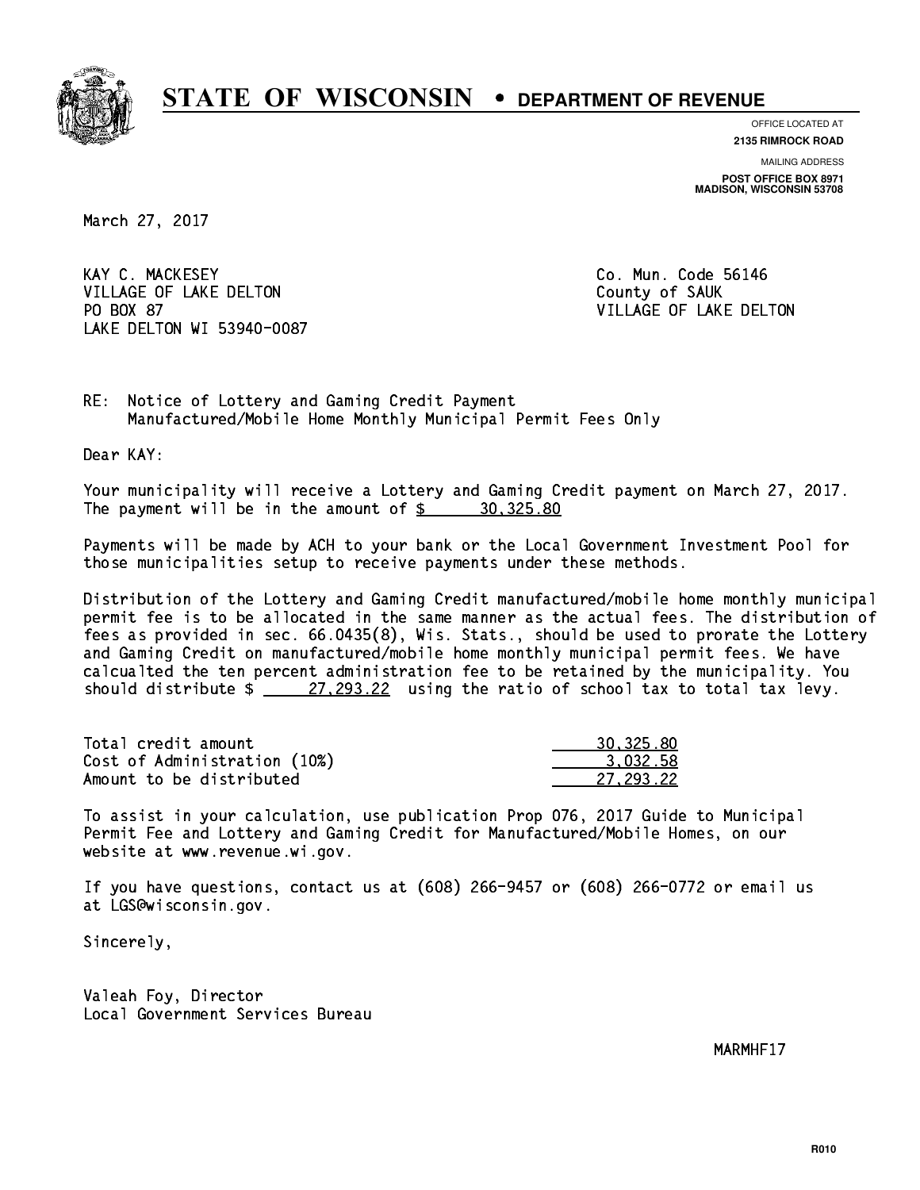# STATE OF WISCONSIN • DEPARTMENT OF REVENUE

OFFICE LOCATED AT
**2135 RIMROCK ROAD**

MAILING ADDRESS
**POST OFFICE BOX 8971**
**MADISON, WISCONSIN 53708**

March 27, 2017

KAY C. MACKESEY
VILLAGE OF LAKE DELTON
PO BOX 87
LAKE DELTON WI 53940-0087

Co. Mun. Code 56146
County of SAUK
VILLAGE OF LAKE DELTON

RE: Notice of Lottery and Gaming Credit Payment
Manufactured/Mobile Home Monthly Municipal Permit Fees Only

Dear KAY:

Your municipality will receive a Lottery and Gaming Credit payment on March 27, 2017. The payment will be in the amount of $ 30,325.80

Payments will be made by ACH to your bank or the Local Government Investment Pool for those municipalities setup to receive payments under these methods.

Distribution of the Lottery and Gaming Credit manufactured/mobile home monthly municipal permit fee is to be allocated in the same manner as the actual fees. The distribution of fees as provided in sec. 66.0435(8), Wis. Stats., should be used to prorate the Lottery and Gaming Credit on manufactured/mobile home monthly municipal permit fees. We have calcualted the ten percent administration fee to be retained by the municipality. You should distribute $ 27,293.22 using the ratio of school tax to total tax levy.

| | |
|---|---|
| Total credit amount | 30,325.80 |
| Cost of Administration (10%) | 3,032.58 |
| Amount to be distributed | 27,293.22 |

To assist in your calculation, use publication Prop 076, 2017 Guide to Municipal Permit Fee and Lottery and Gaming Credit for Manufactured/Mobile Homes, on our website at www.revenue.wi.gov.

If you have questions, contact us at (608) 266-9457 or (608) 266-0772 or email us at LGS@wisconsin.gov.

Sincerely,

Valeah Foy, Director
Local Government Services Bureau

MARMHF17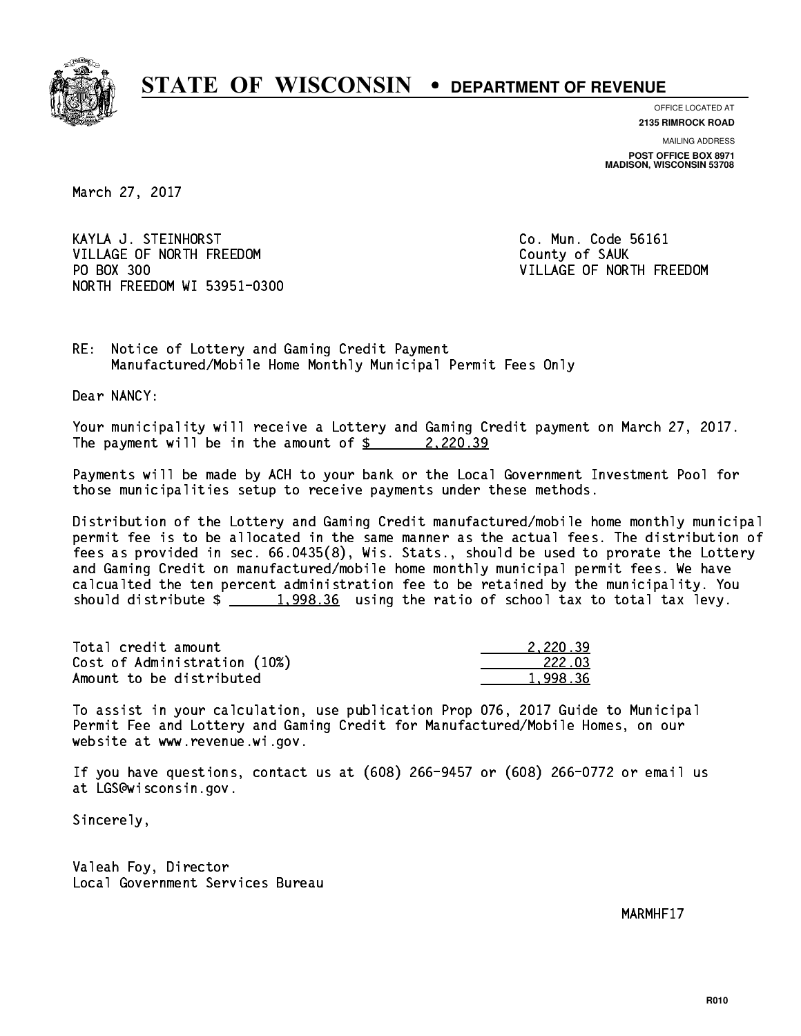# STATE OF WISCONSIN • DEPARTMENT OF REVENUE

OFFICE LOCATED AT
**2135 RIMROCK ROAD**

MAILING ADDRESS
**POST OFFICE BOX 8971**
**MADISON, WISCONSIN 53708**

March 27, 2017

KAYLA J. STEINHORST
VILLAGE OF NORTH FREEDOM
PO BOX 300
NORTH FREEDOM WI 53951-0300

Co. Mun. Code 56161
County of SAUK
VILLAGE OF NORTH FREEDOM

RE: Notice of Lottery and Gaming Credit Payment
Manufactured/Mobile Home Monthly Municipal Permit Fees Only

Dear NANCY:

Your municipality will receive a Lottery and Gaming Credit payment on March 27, 2017. The payment will be in the amount of $ 2,220.39

Payments will be made by ACH to your bank or the Local Government Investment Pool for those municipalities setup to receive payments under these methods.

Distribution of the Lottery and Gaming Credit manufactured/mobile home monthly municipal permit fee is to be allocated in the same manner as the actual fees. The distribution of fees as provided in sec. 66.0435(8), Wis. Stats., should be used to prorate the Lottery and Gaming Credit on manufactured/mobile home monthly municipal permit fees. We have calcualted the ten percent administration fee to be retained by the municipality. You should distribute $ 1,998.36 using the ratio of school tax to total tax levy.

| | |
|---|---|
| Total credit amount | 2,220.39 |
| Cost of Administration (10%) | 222.03 |
| Amount to be distributed | 1,998.36 |

To assist in your calculation, use publication Prop 076, 2017 Guide to Municipal Permit Fee and Lottery and Gaming Credit for Manufactured/Mobile Homes, on our website at www.revenue.wi.gov.

If you have questions, contact us at (608) 266-9457 or (608) 266-0772 or email us at LGS@wisconsin.gov.

Sincerely,

Valeah Foy, Director
Local Government Services Bureau

MARMHF17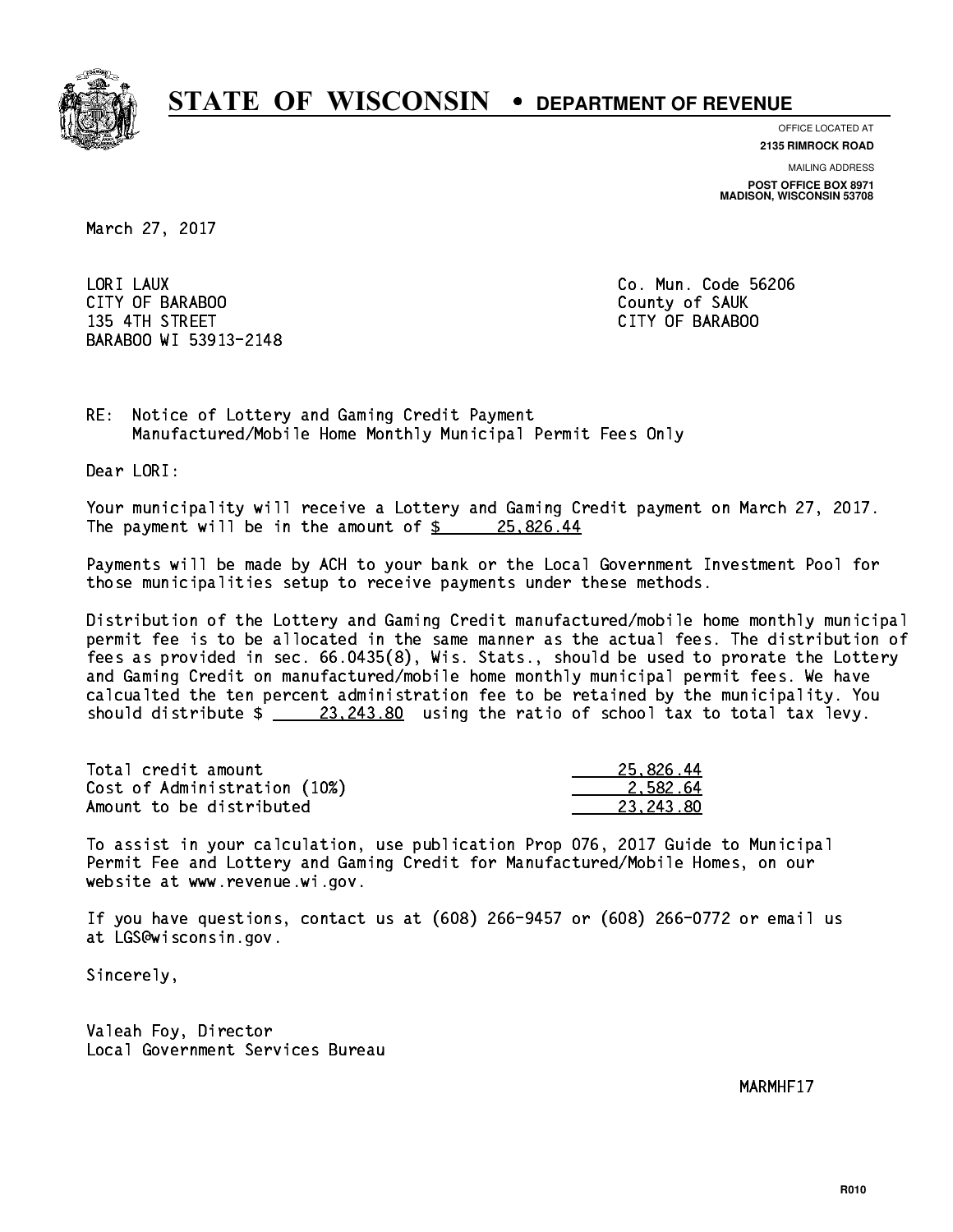# STATE OF WISCONSIN • DEPARTMENT OF REVENUE

OFFICE LOCATED AT
**2135 RIMROCK ROAD**

MAILING ADDRESS
**POST OFFICE BOX 8971**
**MADISON, WISCONSIN 53708**

March 27, 2017

LORI LAUX
CITY OF BARABOO
135 4TH STREET
BARABOO WI 53913-2148

Co. Mun. Code 56206
County of SAUK
CITY OF BARABOO

RE: Notice of Lottery and Gaming Credit Payment
Manufactured/Mobile Home Monthly Municipal Permit Fees Only

Dear LORI:

Your municipality will receive a Lottery and Gaming Credit payment on March 27, 2017. The payment will be in the amount of $ 25,826.44

Payments will be made by ACH to your bank or the Local Government Investment Pool for those municipalities setup to receive payments under these methods.

Distribution of the Lottery and Gaming Credit manufactured/mobile home monthly municipal permit fee is to be allocated in the same manner as the actual fees. The distribution of fees as provided in sec. 66.0435(8), Wis. Stats., should be used to prorate the Lottery and Gaming Credit on manufactured/mobile home monthly municipal permit fees. We have calcualted the ten percent administration fee to be retained by the municipality. You should distribute $ 23,243.80 using the ratio of school tax to total tax levy.

| | |
|---|---|
| Total credit amount | 25,826.44 |
| Cost of Administration (10%) | 2,582.64 |
| Amount to be distributed | 23,243.80 |

To assist in your calculation, use publication Prop 076, 2017 Guide to Municipal Permit Fee and Lottery and Gaming Credit for Manufactured/Mobile Homes, on our website at www.revenue.wi.gov.

If you have questions, contact us at (608) 266-9457 or (608) 266-0772 or email us at LGS@wisconsin.gov.

Sincerely,

Valeah Foy, Director
Local Government Services Bureau

MARMHF17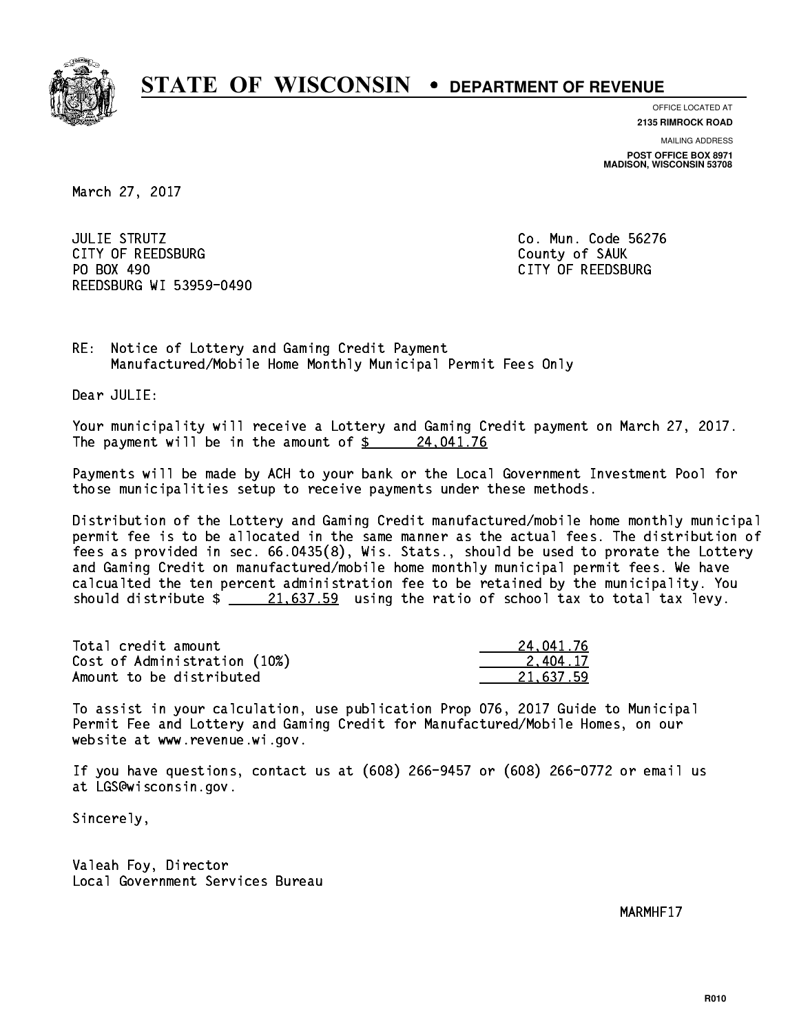# STATE OF WISCONSIN • DEPARTMENT OF REVENUE

OFFICE LOCATED AT
**2135 RIMROCK ROAD**

MAILING ADDRESS
**POST OFFICE BOX 8971**
**MADISON, WISCONSIN 53708**

March 27, 2017

JULIE STRUTZ
CITY OF REEDSBURG
PO BOX 490
REEDSBURG WI 53959-0490

Co. Mun. Code 56276
County of SAUK
CITY OF REEDSBURG

RE: Notice of Lottery and Gaming Credit Payment
Manufactured/Mobile Home Monthly Municipal Permit Fees Only

Dear JULIE:

Your municipality will receive a Lottery and Gaming Credit payment on March 27, 2017. The payment will be in the amount of $ 24,041.76

Payments will be made by ACH to your bank or the Local Government Investment Pool for those municipalities setup to receive payments under these methods.

Distribution of the Lottery and Gaming Credit manufactured/mobile home monthly municipal permit fee is to be allocated in the same manner as the actual fees. The distribution of fees as provided in sec. 66.0435(8), Wis. Stats., should be used to prorate the Lottery and Gaming Credit on manufactured/mobile home monthly municipal permit fees. We have calcualted the ten percent administration fee to be retained by the municipality. You should distribute $ 21,637.59 using the ratio of school tax to total tax levy.

| | |
|---|---|
| Total credit amount | 24,041.76 |
| Cost of Administration (10%) | 2,404.17 |
| Amount to be distributed | 21,637.59 |

To assist in your calculation, use publication Prop 076, 2017 Guide to Municipal Permit Fee and Lottery and Gaming Credit for Manufactured/Mobile Homes, on our website at www.revenue.wi.gov.

If you have questions, contact us at (608) 266-9457 or (608) 266-0772 or email us at LGS@wisconsin.gov.

Sincerely,

Valeah Foy, Director
Local Government Services Bureau

MARMHF17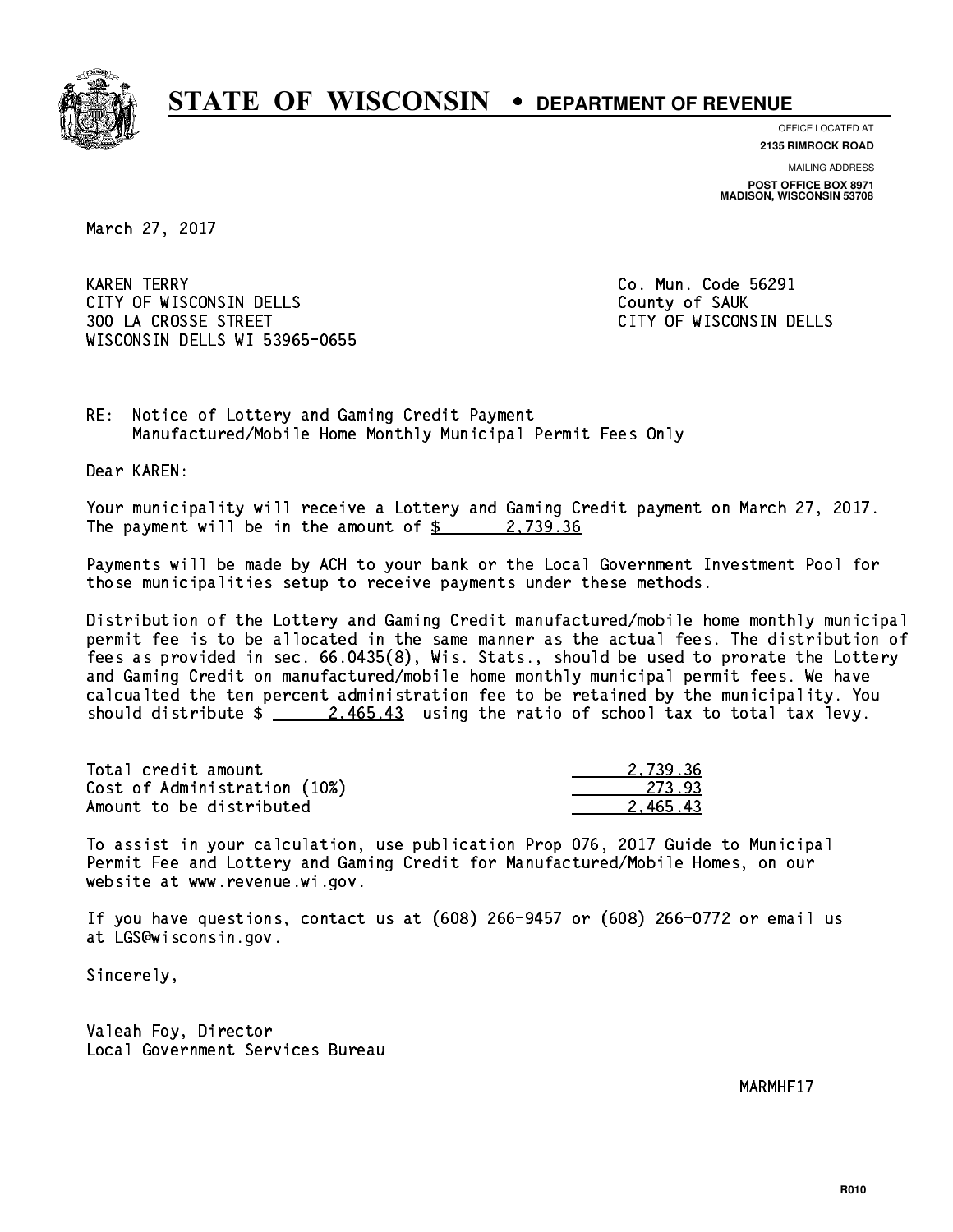# STATE OF WISCONSIN • DEPARTMENT OF REVENUE

OFFICE LOCATED AT
**2135 RIMROCK ROAD**

MAILING ADDRESS
**POST OFFICE BOX 8971**
**MADISON, WISCONSIN 53708**

March 27, 2017

KAREN TERRY
CITY OF WISCONSIN DELLS
300 LA CROSSE STREET
WISCONSIN DELLS WI 53965-0655

Co. Mun. Code 56291
County of SAUK
CITY OF WISCONSIN DELLS

RE: Notice of Lottery and Gaming Credit Payment
Manufactured/Mobile Home Monthly Municipal Permit Fees Only

Dear KAREN:

Your municipality will receive a Lottery and Gaming Credit payment on March 27, 2017. The payment will be in the amount of $ 2,739.36

Payments will be made by ACH to your bank or the Local Government Investment Pool for those municipalities setup to receive payments under these methods.

Distribution of the Lottery and Gaming Credit manufactured/mobile home monthly municipal permit fee is to be allocated in the same manner as the actual fees. The distribution of fees as provided in sec. 66.0435(8), Wis. Stats., should be used to prorate the Lottery and Gaming Credit on manufactured/mobile home monthly municipal permit fees. We have calcualted the ten percent administration fee to be retained by the municipality. You should distribute $ 2,465.43 using the ratio of school tax to total tax levy.

| | |
|---|---|
| Total credit amount | 2,739.36 |
| Cost of Administration (10%) | 273.93 |
| Amount to be distributed | 2,465.43 |

To assist in your calculation, use publication Prop 076, 2017 Guide to Municipal Permit Fee and Lottery and Gaming Credit for Manufactured/Mobile Homes, on our website at www.revenue.wi.gov.

If you have questions, contact us at (608) 266-9457 or (608) 266-0772 or email us at LGS@wisconsin.gov.

Sincerely,

Valeah Foy, Director
Local Government Services Bureau

MARMHF17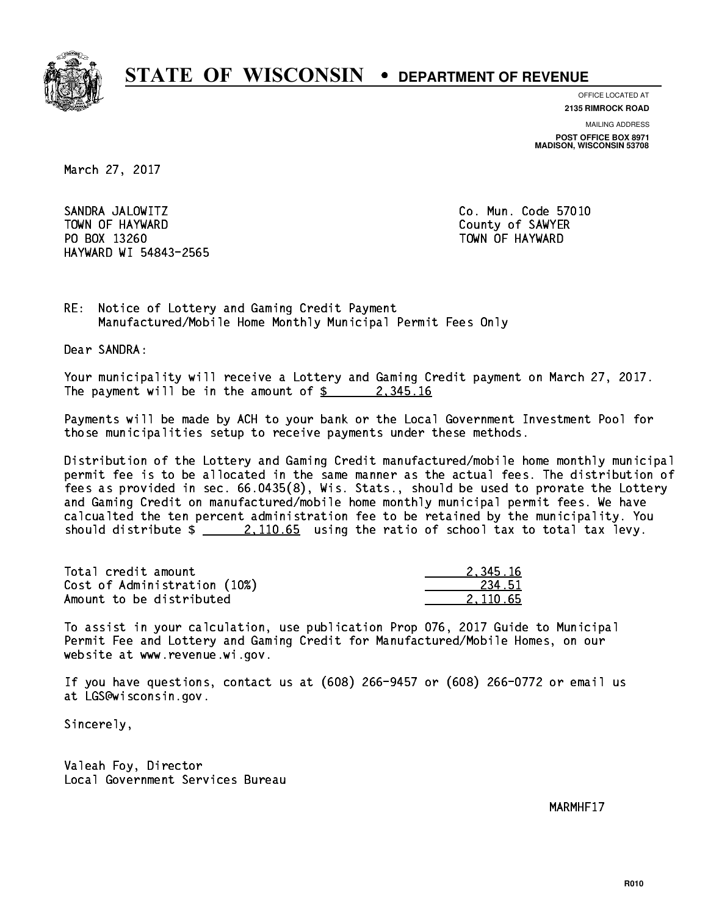# STATE OF WISCONSIN • DEPARTMENT OF REVENUE

OFFICE LOCATED AT
**2135 RIMROCK ROAD**

MAILING ADDRESS
**POST OFFICE BOX 8971**
**MADISON, WISCONSIN 53708**

March 27, 2017

SANDRA JALOWITZ
TOWN OF HAYWARD
PO BOX 13260
HAYWARD WI 54843-2565

Co. Mun. Code 57010
County of SAWYER
TOWN OF HAYWARD

RE: Notice of Lottery and Gaming Credit Payment
Manufactured/Mobile Home Monthly Municipal Permit Fees Only

Dear SANDRA:

Your municipality will receive a Lottery and Gaming Credit payment on March 27, 2017. The payment will be in the amount of $ 2,345.16

Payments will be made by ACH to your bank or the Local Government Investment Pool for those municipalities setup to receive payments under these methods.

Distribution of the Lottery and Gaming Credit manufactured/mobile home monthly municipal permit fee is to be allocated in the same manner as the actual fees. The distribution of fees as provided in sec. 66.0435(8), Wis. Stats., should be used to prorate the Lottery and Gaming Credit on manufactured/mobile home monthly municipal permit fees. We have calcualted the ten percent administration fee to be retained by the municipality. You should distribute $ 2,110.65 using the ratio of school tax to total tax levy.

| | |
|---|---|
| Total credit amount | 2,345.16 |
| Cost of Administration (10%) | 234.51 |
| Amount to be distributed | 2,110.65 |

To assist in your calculation, use publication Prop 076, 2017 Guide to Municipal Permit Fee and Lottery and Gaming Credit for Manufactured/Mobile Homes, on our website at www.revenue.wi.gov.

If you have questions, contact us at (608) 266-9457 or (608) 266-0772 or email us at LGS@wisconsin.gov.

Sincerely,

Valeah Foy, Director
Local Government Services Bureau

MARMHF17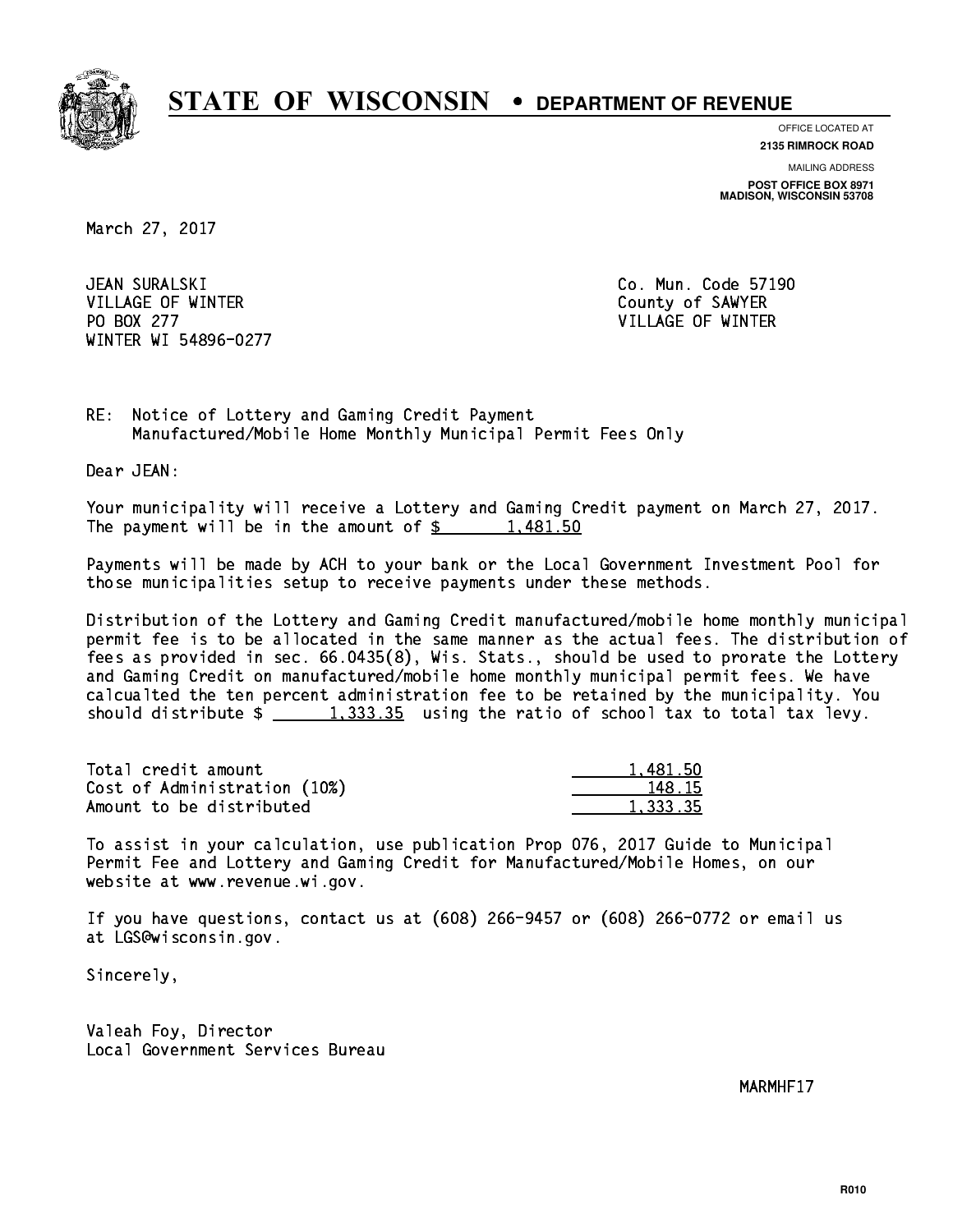# STATE OF WISCONSIN • DEPARTMENT OF REVENUE

OFFICE LOCATED AT
**2135 RIMROCK ROAD**

MAILING ADDRESS
**POST OFFICE BOX 8971**
**MADISON, WISCONSIN 53708**

March 27, 2017

JEAN SURALSKI
VILLAGE OF WINTER
PO BOX 277
WINTER WI 54896-0277

Co. Mun. Code 57190
County of SAWYER
VILLAGE OF WINTER

RE: Notice of Lottery and Gaming Credit Payment
Manufactured/Mobile Home Monthly Municipal Permit Fees Only

Dear JEAN:

Your municipality will receive a Lottery and Gaming Credit payment on March 27, 2017. The payment will be in the amount of $ 1,481.50

Payments will be made by ACH to your bank or the Local Government Investment Pool for those municipalities setup to receive payments under these methods.

Distribution of the Lottery and Gaming Credit manufactured/mobile home monthly municipal permit fee is to be allocated in the same manner as the actual fees. The distribution of fees as provided in sec. 66.0435(8), Wis. Stats., should be used to prorate the Lottery and Gaming Credit on manufactured/mobile home monthly municipal permit fees. We have calcualted the ten percent administration fee to be retained by the municipality. You should distribute $ 1,333.35 using the ratio of school tax to total tax levy.

| | |
|---|---|
| Total credit amount | 1,481.50 |
| Cost of Administration (10%) | 148.15 |
| Amount to be distributed | 1,333.35 |

To assist in your calculation, use publication Prop 076, 2017 Guide to Municipal Permit Fee and Lottery and Gaming Credit for Manufactured/Mobile Homes, on our website at www.revenue.wi.gov.

If you have questions, contact us at (608) 266-9457 or (608) 266-0772 or email us at LGS@wisconsin.gov.

Sincerely,

Valeah Foy, Director
Local Government Services Bureau

MARMHF17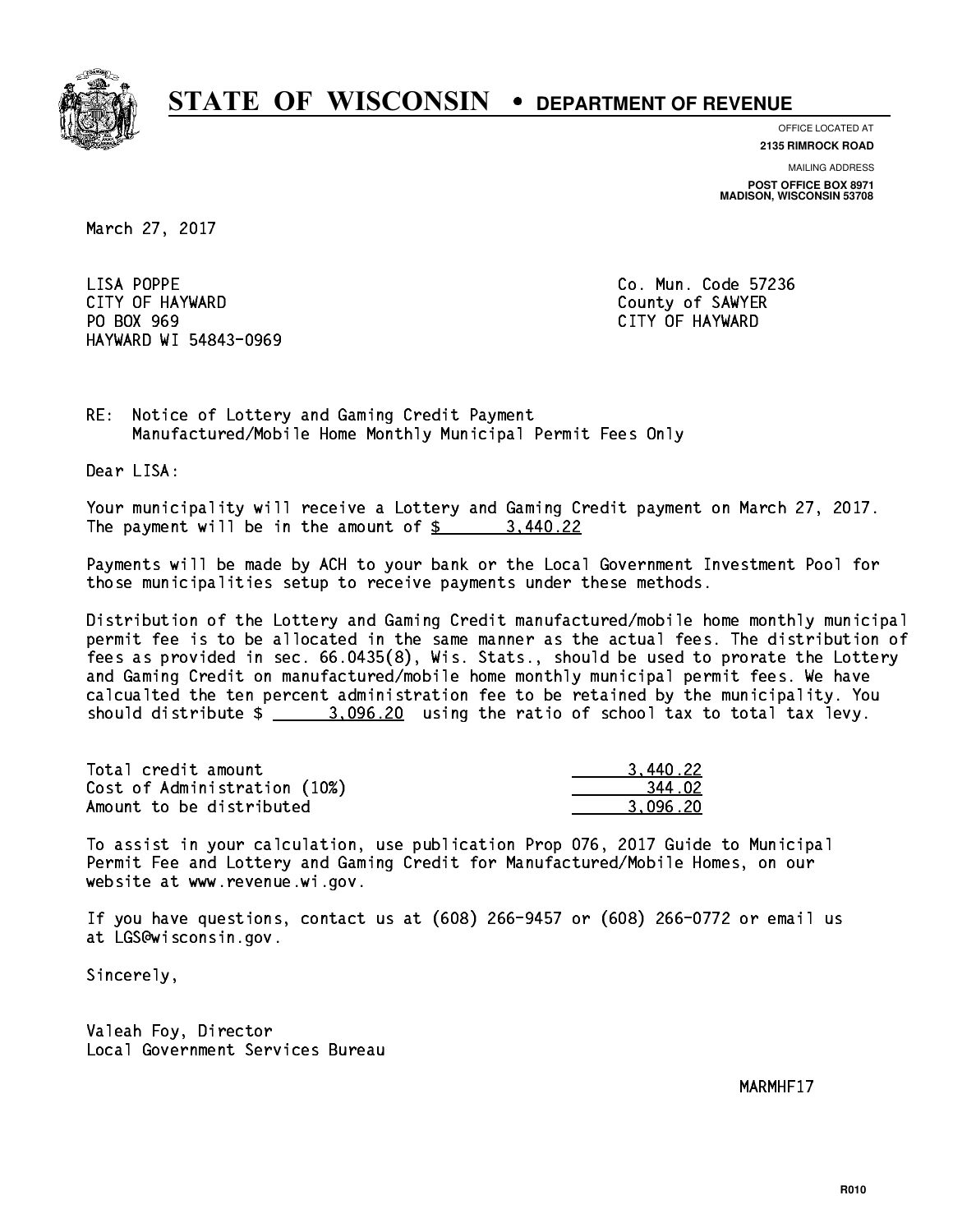# STATE OF WISCONSIN • DEPARTMENT OF REVENUE

OFFICE LOCATED AT
**2135 RIMROCK ROAD**

MAILING ADDRESS
**POST OFFICE BOX 8971**
**MADISON, WISCONSIN 53708**

March 27, 2017

LISA POPPE
CITY OF HAYWARD
PO BOX 969
HAYWARD WI 54843-0969

Co. Mun. Code 57236
County of SAWYER
CITY OF HAYWARD

RE: Notice of Lottery and Gaming Credit Payment
Manufactured/Mobile Home Monthly Municipal Permit Fees Only

Dear LISA:

Your municipality will receive a Lottery and Gaming Credit payment on March 27, 2017. The payment will be in the amount of $ 3,440.22

Payments will be made by ACH to your bank or the Local Government Investment Pool for those municipalities setup to receive payments under these methods.

Distribution of the Lottery and Gaming Credit manufactured/mobile home monthly municipal permit fee is to be allocated in the same manner as the actual fees. The distribution of fees as provided in sec. 66.0435(8), Wis. Stats., should be used to prorate the Lottery and Gaming Credit on manufactured/mobile home monthly municipal permit fees. We have calcualted the ten percent administration fee to be retained by the municipality. You should distribute $ 3,096.20 using the ratio of school tax to total tax levy.

| | |
|---|---|
| Total credit amount | 3,440.22 |
| Cost of Administration (10%) | 344.02 |
| Amount to be distributed | 3,096.20 |

To assist in your calculation, use publication Prop 076, 2017 Guide to Municipal Permit Fee and Lottery and Gaming Credit for Manufactured/Mobile Homes, on our website at www.revenue.wi.gov.

If you have questions, contact us at (608) 266-9457 or (608) 266-0772 or email us at LGS@wisconsin.gov.

Sincerely,

Valeah Foy, Director
Local Government Services Bureau

MARMHF17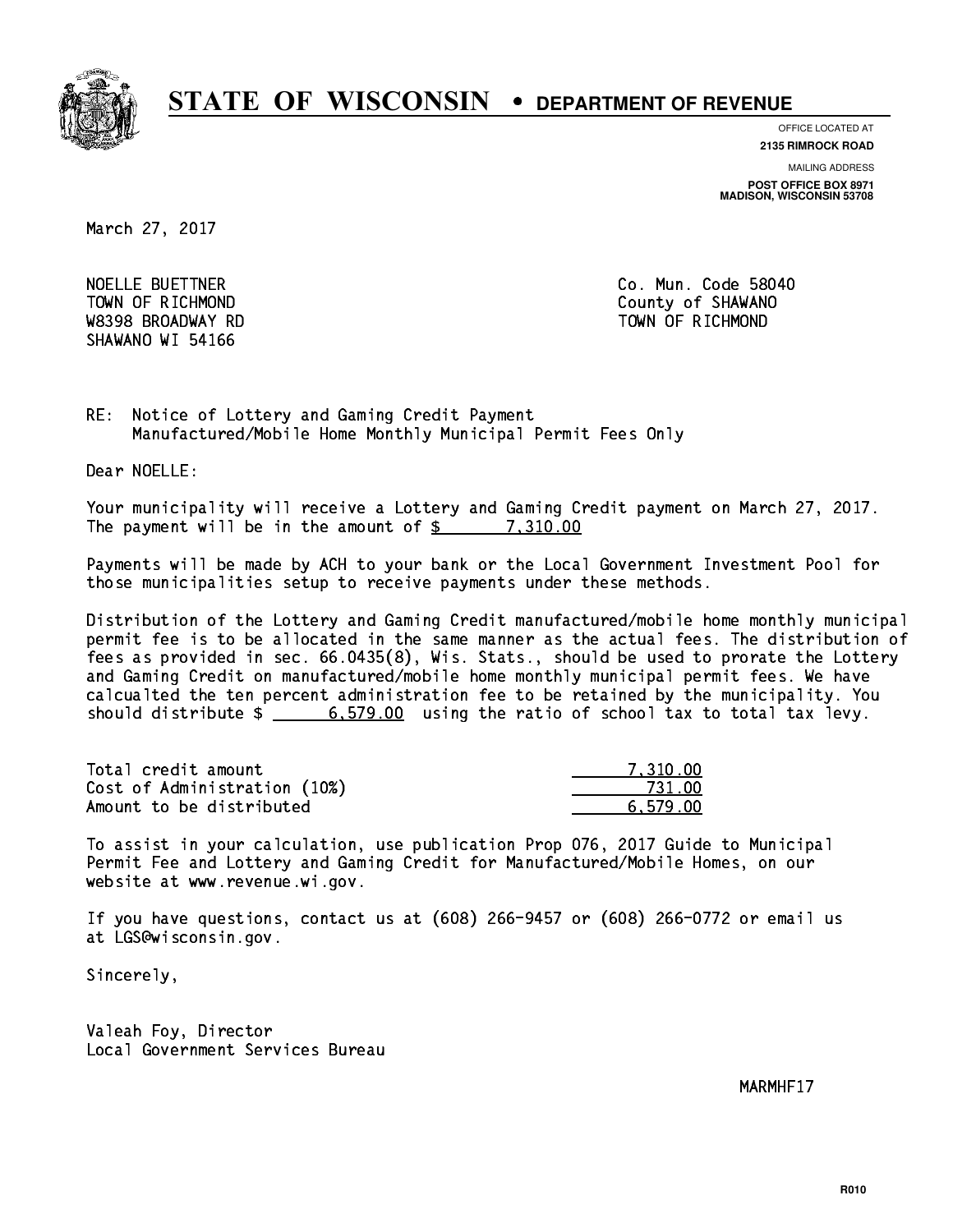# STATE OF WISCONSIN • DEPARTMENT OF REVENUE

OFFICE LOCATED AT
**2135 RIMROCK ROAD**

MAILING ADDRESS
**POST OFFICE BOX 8971**
**MADISON, WISCONSIN 53708**

March 27, 2017

NOELLE BUETTNER
TOWN OF RICHMOND
W8398 BROADWAY RD
SHAWANO WI 54166

Co. Mun. Code 58040
County of SHAWANO
TOWN OF RICHMOND

RE: Notice of Lottery and Gaming Credit Payment
Manufactured/Mobile Home Monthly Municipal Permit Fees Only

Dear NOELLE:

Your municipality will receive a Lottery and Gaming Credit payment on March 27, 2017. The payment will be in the amount of $ 7,310.00

Payments will be made by ACH to your bank or the Local Government Investment Pool for those municipalities setup to receive payments under these methods.

Distribution of the Lottery and Gaming Credit manufactured/mobile home monthly municipal permit fee is to be allocated in the same manner as the actual fees. The distribution of fees as provided in sec. 66.0435(8), Wis. Stats., should be used to prorate the Lottery and Gaming Credit on manufactured/mobile home monthly municipal permit fees. We have calcualted the ten percent administration fee to be retained by the municipality. You should distribute $ 6,579.00 using the ratio of school tax to total tax levy.

| | |
|---|---|
| Total credit amount | 7,310.00 |
| Cost of Administration (10%) | 731.00 |
| Amount to be distributed | 6,579.00 |

To assist in your calculation, use publication Prop 076, 2017 Guide to Municipal Permit Fee and Lottery and Gaming Credit for Manufactured/Mobile Homes, on our website at www.revenue.wi.gov.

If you have questions, contact us at (608) 266-9457 or (608) 266-0772 or email us at LGS@wisconsin.gov.

Sincerely,

Valeah Foy, Director
Local Government Services Bureau

MARMHF17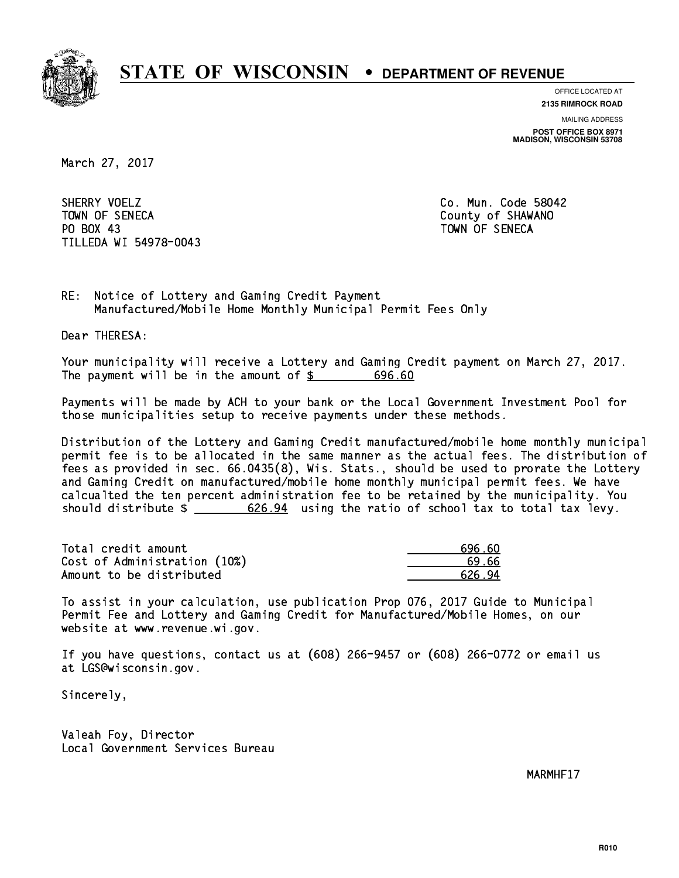# STATE OF WISCONSIN • DEPARTMENT OF REVENUE

OFFICE LOCATED AT
**2135 RIMROCK ROAD**

MAILING ADDRESS
**POST OFFICE BOX 8971**
**MADISON, WISCONSIN 53708**

March 27, 2017

SHERRY VOELZ
TOWN OF SENECA
PO BOX 43
TILLEDA WI 54978-0043

Co. Mun. Code 58042
County of SHAWANO
TOWN OF SENECA

RE: Notice of Lottery and Gaming Credit Payment
Manufactured/Mobile Home Monthly Municipal Permit Fees Only

Dear THERESA:

Your municipality will receive a Lottery and Gaming Credit payment on March 27, 2017. The payment will be in the amount of $ 696.60

Payments will be made by ACH to your bank or the Local Government Investment Pool for those municipalities setup to receive payments under these methods.

Distribution of the Lottery and Gaming Credit manufactured/mobile home monthly municipal permit fee is to be allocated in the same manner as the actual fees. The distribution of fees as provided in sec. 66.0435(8), Wis. Stats., should be used to prorate the Lottery and Gaming Credit on manufactured/mobile home monthly municipal permit fees. We have calcualted the ten percent administration fee to be retained by the municipality. You should distribute $ 626.94 using the ratio of school tax to total tax levy.

| | |
|---|---|
| Total credit amount | 696.60 |
| Cost of Administration (10%) | 69.66 |
| Amount to be distributed | 626.94 |

To assist in your calculation, use publication Prop 076, 2017 Guide to Municipal Permit Fee and Lottery and Gaming Credit for Manufactured/Mobile Homes, on our website at www.revenue.wi.gov.

If you have questions, contact us at (608) 266-9457 or (608) 266-0772 or email us at LGS@wisconsin.gov.

Sincerely,

Valeah Foy, Director
Local Government Services Bureau

MARMHF17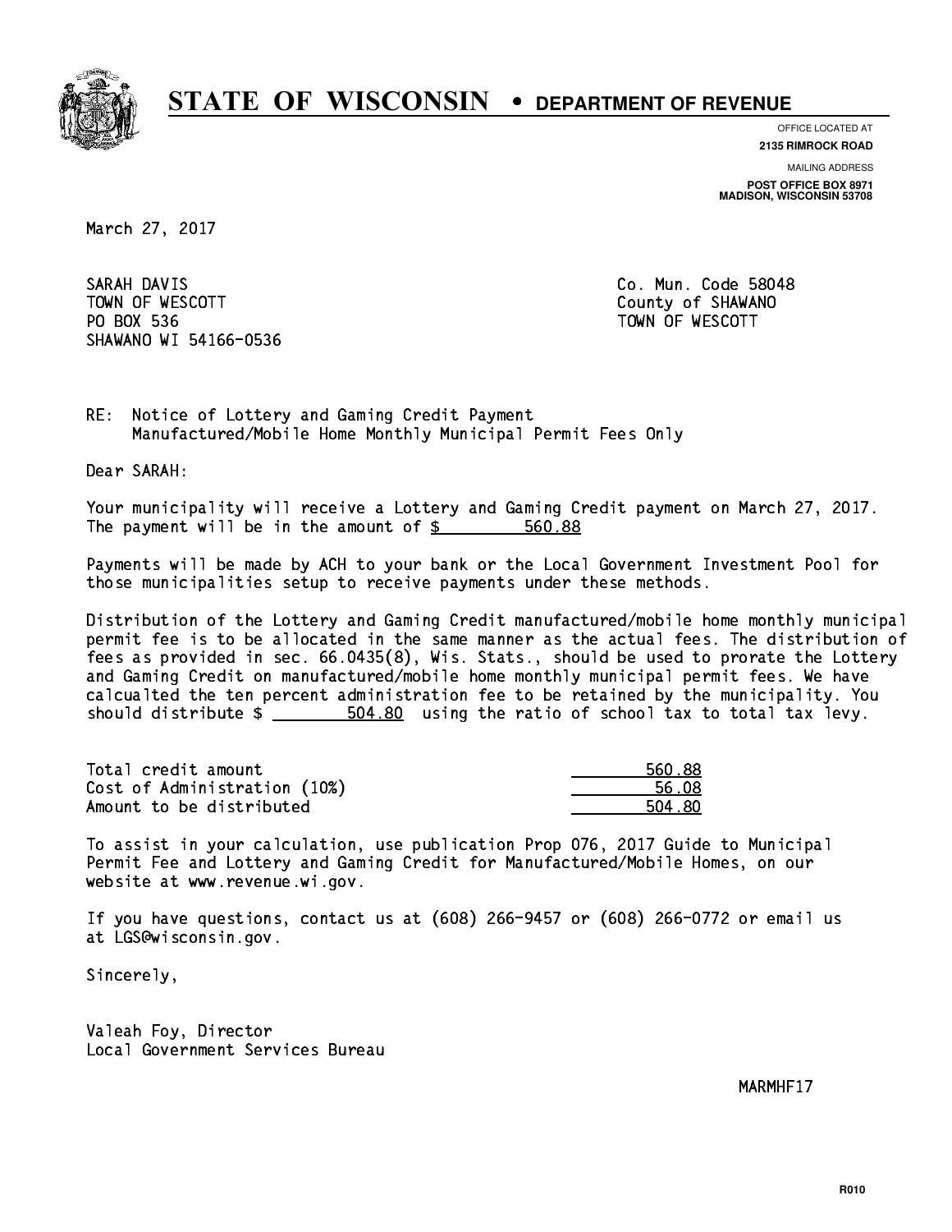# STATE OF WISCONSIN • DEPARTMENT OF REVENUE

OFFICE LOCATED AT
**2135 RIMROCK ROAD**

MAILING ADDRESS
**POST OFFICE BOX 8971**
**MADISON, WISCONSIN 53708**

March 27, 2017

SARAH DAVIS
TOWN OF WESCOTT
PO BOX 536
SHAWANO WI 54166-0536

Co. Mun. Code 58048
County of SHAWANO
TOWN OF WESCOTT

RE: Notice of Lottery and Gaming Credit Payment
Manufactured/Mobile Home Monthly Municipal Permit Fees Only

Dear SARAH:

Your municipality will receive a Lottery and Gaming Credit payment on March 27, 2017. The payment will be in the amount of $ 560.88

Payments will be made by ACH to your bank or the Local Government Investment Pool for those municipalities setup to receive payments under these methods.

Distribution of the Lottery and Gaming Credit manufactured/mobile home monthly municipal permit fee is to be allocated in the same manner as the actual fees. The distribution of fees as provided in sec. 66.0435(8), Wis. Stats., should be used to prorate the Lottery and Gaming Credit on manufactured/mobile home monthly municipal permit fees. We have calcualted the ten percent administration fee to be retained by the municipality. You should distribute $ 504.80 using the ratio of school tax to total tax levy.

| | |
|---|---|
| Total credit amount | 560.88 |
| Cost of Administration (10%) | 56.08 |
| Amount to be distributed | 504.80 |

To assist in your calculation, use publication Prop 076, 2017 Guide to Municipal Permit Fee and Lottery and Gaming Credit for Manufactured/Mobile Homes, on our website at www.revenue.wi.gov.

If you have questions, contact us at (608) 266-9457 or (608) 266-0772 or email us at LGS@wisconsin.gov.

Sincerely,

Valeah Foy, Director
Local Government Services Bureau

MARMHF17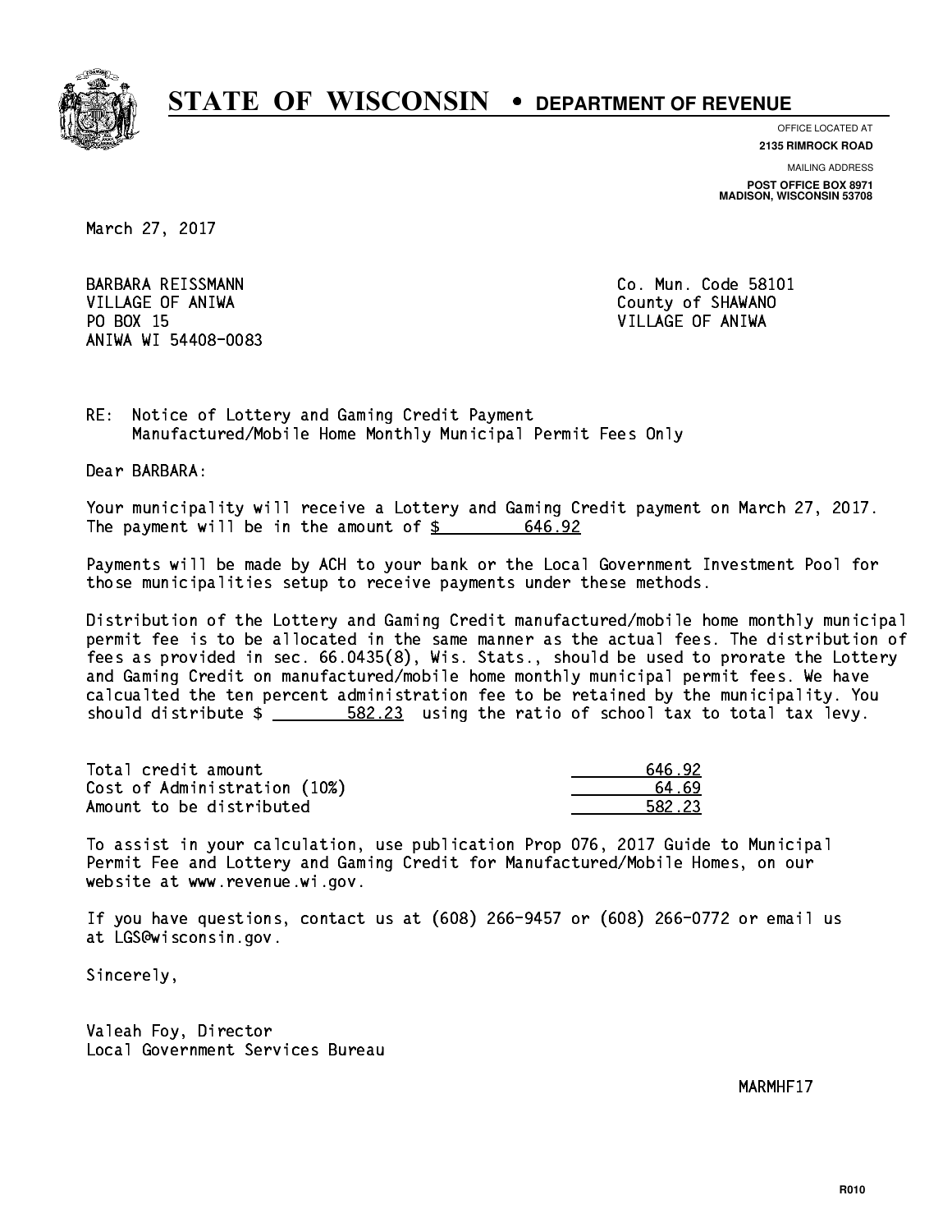# STATE OF WISCONSIN • DEPARTMENT OF REVENUE

OFFICE LOCATED AT
**2135 RIMROCK ROAD**

MAILING ADDRESS
**POST OFFICE BOX 8971**
**MADISON, WISCONSIN 53708**

March 27, 2017

BARBARA REISSMANN
VILLAGE OF ANIWA
PO BOX 15
ANIWA WI 54408-0083

Co. Mun. Code 58101
County of SHAWANO
VILLAGE OF ANIWA

RE: Notice of Lottery and Gaming Credit Payment
Manufactured/Mobile Home Monthly Municipal Permit Fees Only

Dear BARBARA:

Your municipality will receive a Lottery and Gaming Credit payment on March 27, 2017. The payment will be in the amount of $ 646.92

Payments will be made by ACH to your bank or the Local Government Investment Pool for those municipalities setup to receive payments under these methods.

Distribution of the Lottery and Gaming Credit manufactured/mobile home monthly municipal permit fee is to be allocated in the same manner as the actual fees. The distribution of fees as provided in sec. 66.0435(8), Wis. Stats., should be used to prorate the Lottery and Gaming Credit on manufactured/mobile home monthly municipal permit fees. We have calcualted the ten percent administration fee to be retained by the municipality. You should distribute $ 582.23 using the ratio of school tax to total tax levy.

| | |
|---|---|
| Total credit amount | 646.92 |
| Cost of Administration (10%) | 64.69 |
| Amount to be distributed | 582.23 |

To assist in your calculation, use publication Prop 076, 2017 Guide to Municipal Permit Fee and Lottery and Gaming Credit for Manufactured/Mobile Homes, on our website at www.revenue.wi.gov.

If you have questions, contact us at (608) 266-9457 or (608) 266-0772 or email us at LGS@wisconsin.gov.

Sincerely,

Valeah Foy, Director
Local Government Services Bureau

MARMHF17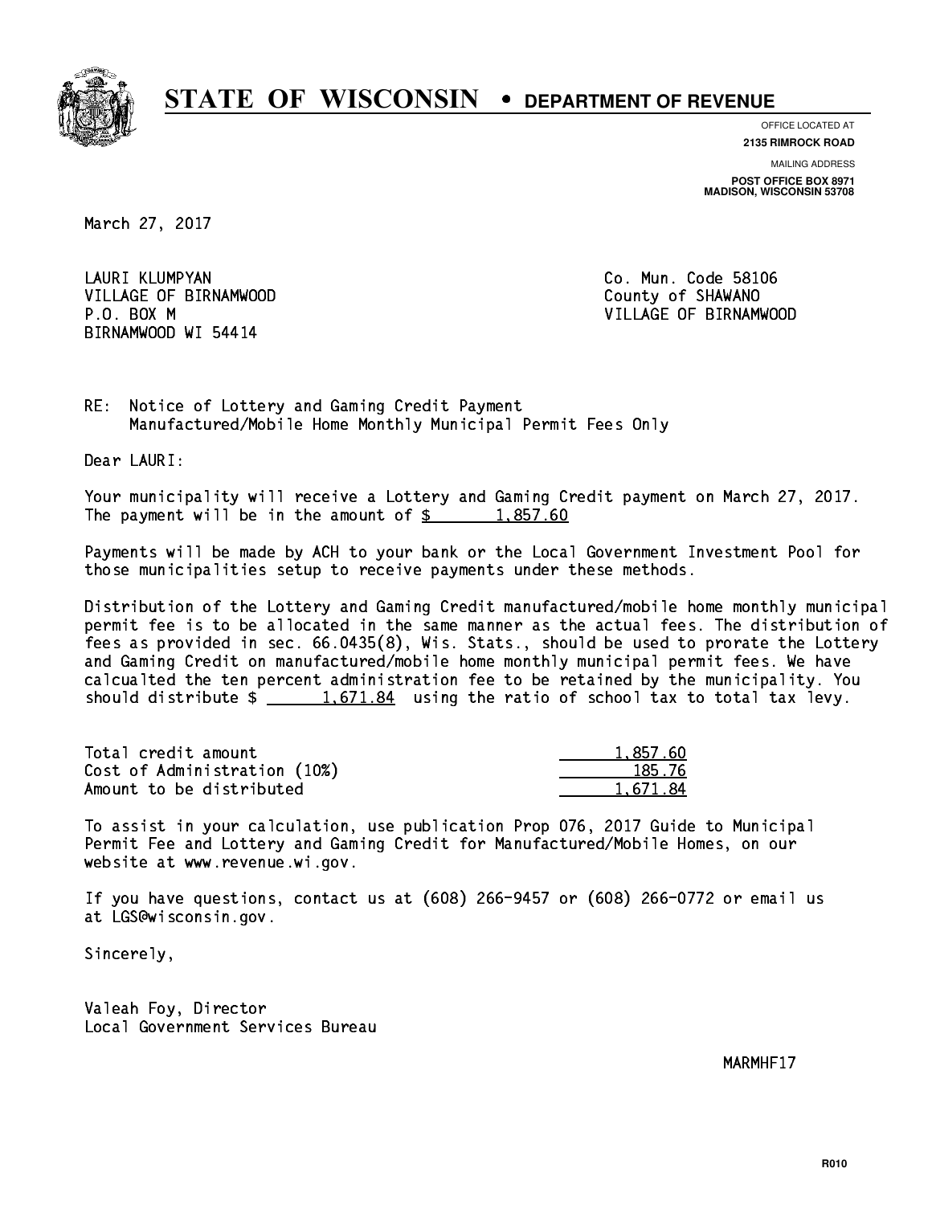# STATE OF WISCONSIN • DEPARTMENT OF REVENUE

OFFICE LOCATED AT
**2135 RIMROCK ROAD**

MAILING ADDRESS
**POST OFFICE BOX 8971**
**MADISON, WISCONSIN 53708**

March 27, 2017

LAURI KLUMPYAN
VILLAGE OF BIRNAMWOOD
P.O. BOX M
BIRNAMWOOD WI 54414

Co. Mun. Code 58106
County of SHAWANO
VILLAGE OF BIRNAMWOOD

RE: Notice of Lottery and Gaming Credit Payment
Manufactured/Mobile Home Monthly Municipal Permit Fees Only

Dear LAURI:

Your municipality will receive a Lottery and Gaming Credit payment on March 27, 2017. The payment will be in the amount of $ 1,857.60

Payments will be made by ACH to your bank or the Local Government Investment Pool for those municipalities setup to receive payments under these methods.

Distribution of the Lottery and Gaming Credit manufactured/mobile home monthly municipal permit fee is to be allocated in the same manner as the actual fees. The distribution of fees as provided in sec. 66.0435(8), Wis. Stats., should be used to prorate the Lottery and Gaming Credit on manufactured/mobile home monthly municipal permit fees. We have calcualted the ten percent administration fee to be retained by the municipality. You should distribute $ 1,671.84 using the ratio of school tax to total tax levy.

| | |
|---|---|
| Total credit amount | 1,857.60 |
| Cost of Administration (10%) | 185.76 |
| Amount to be distributed | 1,671.84 |

To assist in your calculation, use publication Prop 076, 2017 Guide to Municipal Permit Fee and Lottery and Gaming Credit for Manufactured/Mobile Homes, on our website at www.revenue.wi.gov.

If you have questions, contact us at (608) 266-9457 or (608) 266-0772 or email us at LGS@wisconsin.gov.

Sincerely,

Valeah Foy, Director
Local Government Services Bureau

MARMHF17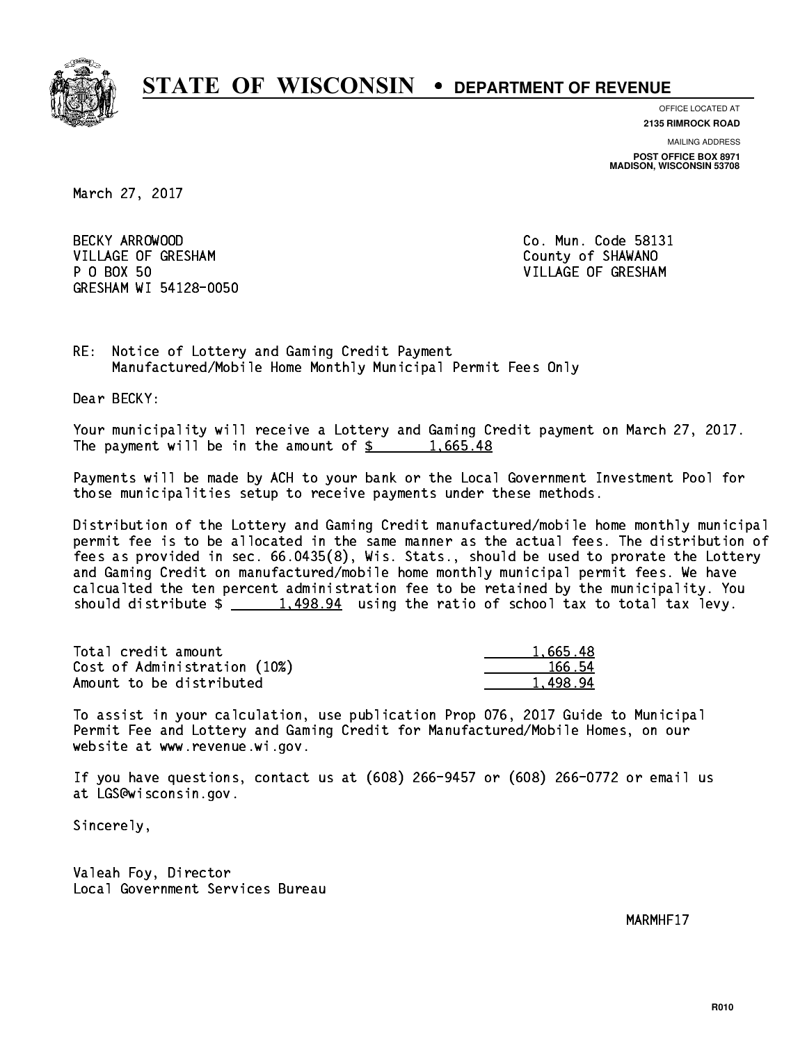# STATE OF WISCONSIN • DEPARTMENT OF REVENUE

OFFICE LOCATED AT
**2135 RIMROCK ROAD**

MAILING ADDRESS
**POST OFFICE BOX 8971**
**MADISON, WISCONSIN 53708**

March 27, 2017

BECKY ARROWOOD
VILLAGE OF GRESHAM
P O BOX 50
GRESHAM WI 54128-0050

Co. Mun. Code 58131
County of SHAWANO
VILLAGE OF GRESHAM

RE: Notice of Lottery and Gaming Credit Payment
Manufactured/Mobile Home Monthly Municipal Permit Fees Only

Dear BECKY:

Your municipality will receive a Lottery and Gaming Credit payment on March 27, 2017. The payment will be in the amount of $ 1,665.48

Payments will be made by ACH to your bank or the Local Government Investment Pool for those municipalities setup to receive payments under these methods.

Distribution of the Lottery and Gaming Credit manufactured/mobile home monthly municipal permit fee is to be allocated in the same manner as the actual fees. The distribution of fees as provided in sec. 66.0435(8), Wis. Stats., should be used to prorate the Lottery and Gaming Credit on manufactured/mobile home monthly municipal permit fees. We have calcualted the ten percent administration fee to be retained by the municipality. You should distribute $ 1,498.94 using the ratio of school tax to total tax levy.

| | |
|---|---|
| Total credit amount | 1,665.48 |
| Cost of Administration (10%) | 166.54 |
| Amount to be distributed | 1,498.94 |

To assist in your calculation, use publication Prop 076, 2017 Guide to Municipal Permit Fee and Lottery and Gaming Credit for Manufactured/Mobile Homes, on our website at www.revenue.wi.gov.

If you have questions, contact us at (608) 266-9457 or (608) 266-0772 or email us at LGS@wisconsin.gov.

Sincerely,

Valeah Foy, Director
Local Government Services Bureau

MARMHF17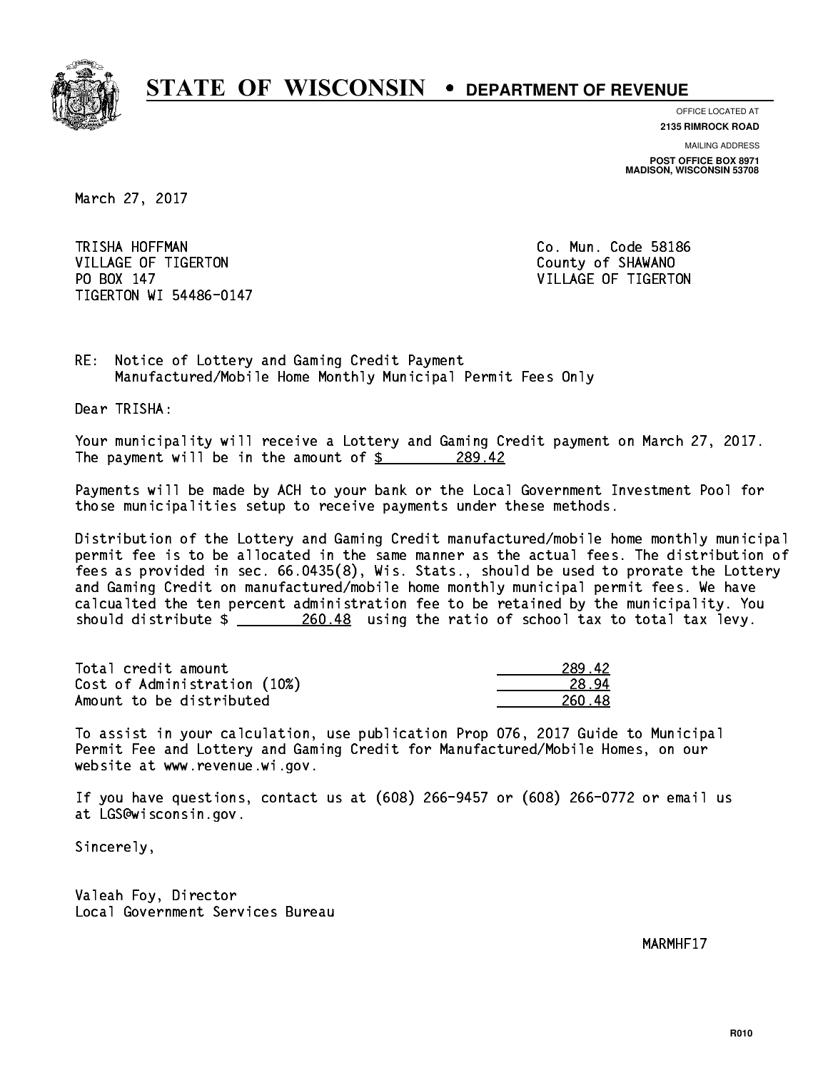# STATE OF WISCONSIN • DEPARTMENT OF REVENUE

OFFICE LOCATED AT
**2135 RIMROCK ROAD**

MAILING ADDRESS
**POST OFFICE BOX 8971**
**MADISON, WISCONSIN 53708**

March 27, 2017

TRISHA HOFFMAN
VILLAGE OF TIGERTON
PO BOX 147
TIGERTON WI 54486-0147

Co. Mun. Code 58186
County of SHAWANO
VILLAGE OF TIGERTON

RE: Notice of Lottery and Gaming Credit Payment
Manufactured/Mobile Home Monthly Municipal Permit Fees Only

Dear TRISHA:

Your municipality will receive a Lottery and Gaming Credit payment on March 27, 2017. The payment will be in the amount of $ 289.42

Payments will be made by ACH to your bank or the Local Government Investment Pool for those municipalities setup to receive payments under these methods.

Distribution of the Lottery and Gaming Credit manufactured/mobile home monthly municipal permit fee is to be allocated in the same manner as the actual fees. The distribution of fees as provided in sec. 66.0435(8), Wis. Stats., should be used to prorate the Lottery and Gaming Credit on manufactured/mobile home monthly municipal permit fees. We have calcualted the ten percent administration fee to be retained by the municipality. You should distribute $ 260.48 using the ratio of school tax to total tax levy.

| | |
|---|---|
| Total credit amount | 289.42 |
| Cost of Administration (10%) | 28.94 |
| Amount to be distributed | 260.48 |

To assist in your calculation, use publication Prop 076, 2017 Guide to Municipal Permit Fee and Lottery and Gaming Credit for Manufactured/Mobile Homes, on our website at www.revenue.wi.gov.

If you have questions, contact us at (608) 266-9457 or (608) 266-0772 or email us at LGS@wisconsin.gov.

Sincerely,

Valeah Foy, Director
Local Government Services Bureau

MARMHF17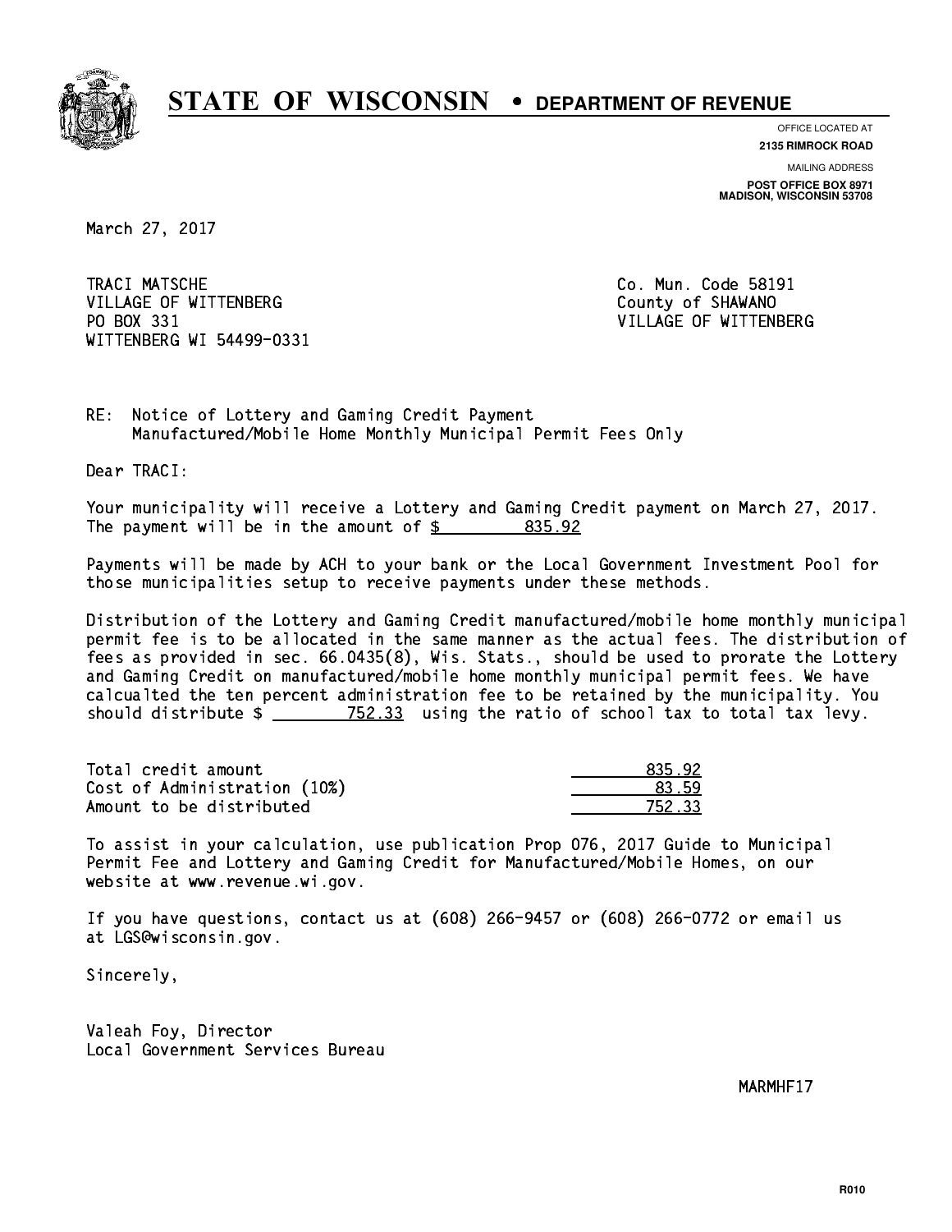# STATE OF WISCONSIN • DEPARTMENT OF REVENUE

OFFICE LOCATED AT
**2135 RIMROCK ROAD**

MAILING ADDRESS
**POST OFFICE BOX 8971**
**MADISON, WISCONSIN 53708**

March 27, 2017

TRACI MATSCHE
VILLAGE OF WITTENBERG
PO BOX 331
WITTENBERG WI 54499-0331

Co. Mun. Code 58191
County of SHAWANO
VILLAGE OF WITTENBERG

RE: Notice of Lottery and Gaming Credit Payment
Manufactured/Mobile Home Monthly Municipal Permit Fees Only

Dear TRACI:

Your municipality will receive a Lottery and Gaming Credit payment on March 27, 2017. The payment will be in the amount of $ 835.92

Payments will be made by ACH to your bank or the Local Government Investment Pool for those municipalities setup to receive payments under these methods.

Distribution of the Lottery and Gaming Credit manufactured/mobile home monthly municipal permit fee is to be allocated in the same manner as the actual fees. The distribution of fees as provided in sec. 66.0435(8), Wis. Stats., should be used to prorate the Lottery and Gaming Credit on manufactured/mobile home monthly municipal permit fees. We have calcualted the ten percent administration fee to be retained by the municipality. You should distribute $ 752.33 using the ratio of school tax to total tax levy.

| | |
|---|---|
| Total credit amount | 835.92 |
| Cost of Administration (10%) | 83.59 |
| Amount to be distributed | 752.33 |

To assist in your calculation, use publication Prop 076, 2017 Guide to Municipal Permit Fee and Lottery and Gaming Credit for Manufactured/Mobile Homes, on our website at www.revenue.wi.gov.

If you have questions, contact us at (608) 266-9457 or (608) 266-0772 or email us at LGS@wisconsin.gov.

Sincerely,

Valeah Foy, Director
Local Government Services Bureau

MARMHF17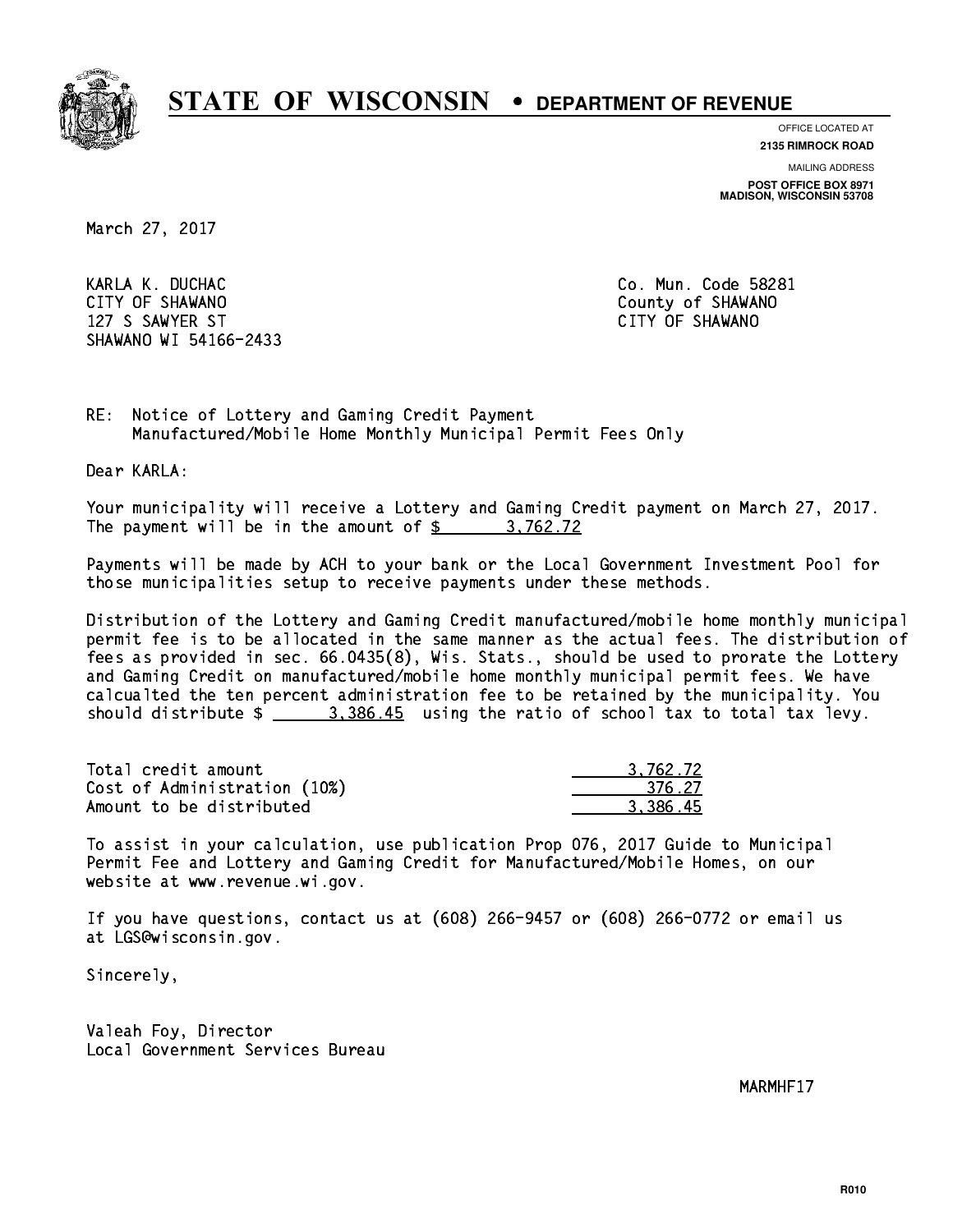# STATE OF WISCONSIN • DEPARTMENT OF REVENUE

OFFICE LOCATED AT
**2135 RIMROCK ROAD**

MAILING ADDRESS
**POST OFFICE BOX 8971**
**MADISON, WISCONSIN 53708**

March 27, 2017

KARLA K. DUCHAC
CITY OF SHAWANO
127 S SAWYER ST
SHAWANO WI 54166-2433

Co. Mun. Code 58281
County of SHAWANO
CITY OF SHAWANO

RE: Notice of Lottery and Gaming Credit Payment
Manufactured/Mobile Home Monthly Municipal Permit Fees Only

Dear KARLA:

Your municipality will receive a Lottery and Gaming Credit payment on March 27, 2017.
The payment will be in the amount of $ 3,762.72

Payments will be made by ACH to your bank or the Local Government Investment Pool for those municipalities setup to receive payments under these methods.

Distribution of the Lottery and Gaming Credit manufactured/mobile home monthly municipal permit fee is to be allocated in the same manner as the actual fees. The distribution of fees as provided in sec. 66.0435(8), Wis. Stats., should be used to prorate the Lottery and Gaming Credit on manufactured/mobile home monthly municipal permit fees. We have calcualted the ten percent administration fee to be retained by the municipality. You should distribute $ 3,386.45 using the ratio of school tax to total tax levy.

| | |
|---|---|
| Total credit amount | 3,762.72 |
| Cost of Administration (10%) | 376.27 |
| Amount to be distributed | 3,386.45 |

To assist in your calculation, use publication Prop 076, 2017 Guide to Municipal Permit Fee and Lottery and Gaming Credit for Manufactured/Mobile Homes, on our website at www.revenue.wi.gov.

If you have questions, contact us at (608) 266-9457 or (608) 266-0772 or email us at LGS@wisconsin.gov.

Sincerely,

Valeah Foy, Director
Local Government Services Bureau

MARMHF17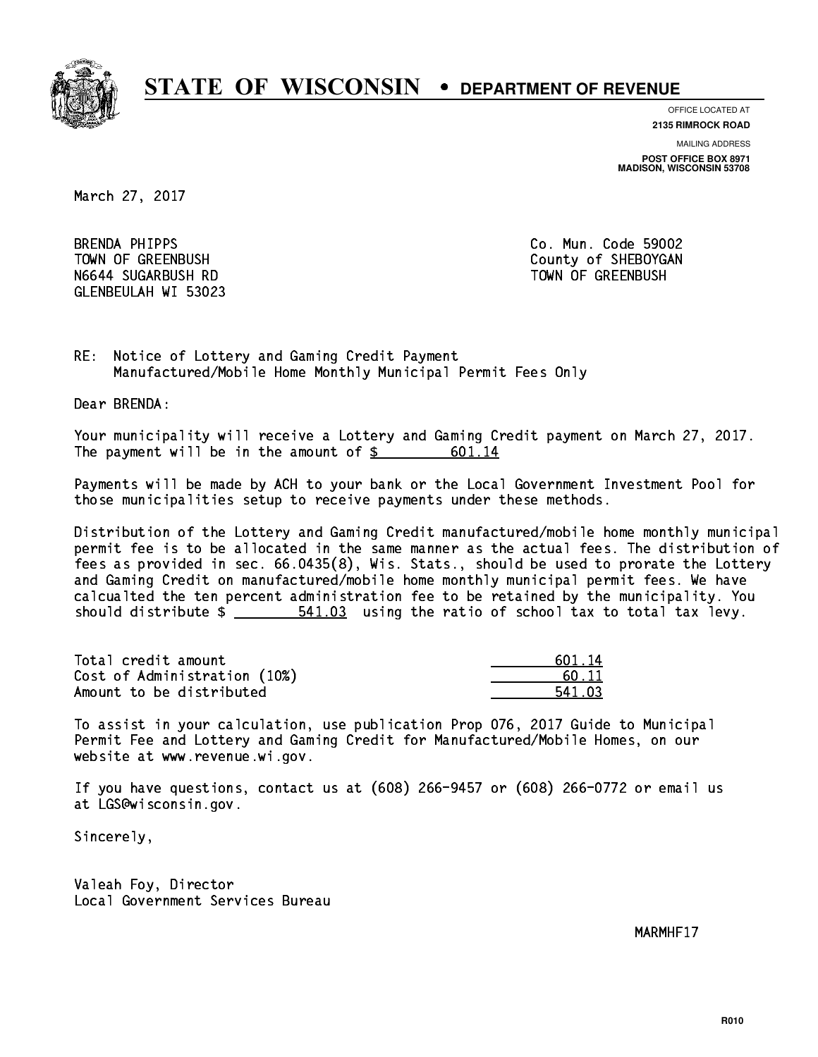# STATE OF WISCONSIN • DEPARTMENT OF REVENUE

OFFICE LOCATED AT
**2135 RIMROCK ROAD**

MAILING ADDRESS
**POST OFFICE BOX 8971**
**MADISON, WISCONSIN 53708**

March 27, 2017

BRENDA PHIPPS
TOWN OF GREENBUSH
N6644 SUGARBUSH RD
GLENBEULAH WI 53023

Co. Mun. Code 59002
County of SHEBOYGAN
TOWN OF GREENBUSH

RE: Notice of Lottery and Gaming Credit Payment
Manufactured/Mobile Home Monthly Municipal Permit Fees Only

Dear BRENDA:

Your municipality will receive a Lottery and Gaming Credit payment on March 27, 2017. The payment will be in the amount of $ 601.14

Payments will be made by ACH to your bank or the Local Government Investment Pool for those municipalities setup to receive payments under these methods.

Distribution of the Lottery and Gaming Credit manufactured/mobile home monthly municipal permit fee is to be allocated in the same manner as the actual fees. The distribution of fees as provided in sec. 66.0435(8), Wis. Stats., should be used to prorate the Lottery and Gaming Credit on manufactured/mobile home monthly municipal permit fees. We have calcualted the ten percent administration fee to be retained by the municipality. You should distribute $ 541.03 using the ratio of school tax to total tax levy.

| | |
|---|---|
| Total credit amount | 601.14 |
| Cost of Administration (10%) | 60.11 |
| Amount to be distributed | 541.03 |

To assist in your calculation, use publication Prop 076, 2017 Guide to Municipal Permit Fee and Lottery and Gaming Credit for Manufactured/Mobile Homes, on our website at www.revenue.wi.gov.

If you have questions, contact us at (608) 266-9457 or (608) 266-0772 or email us at LGS@wisconsin.gov.

Sincerely,

Valeah Foy, Director
Local Government Services Bureau

MARMHF17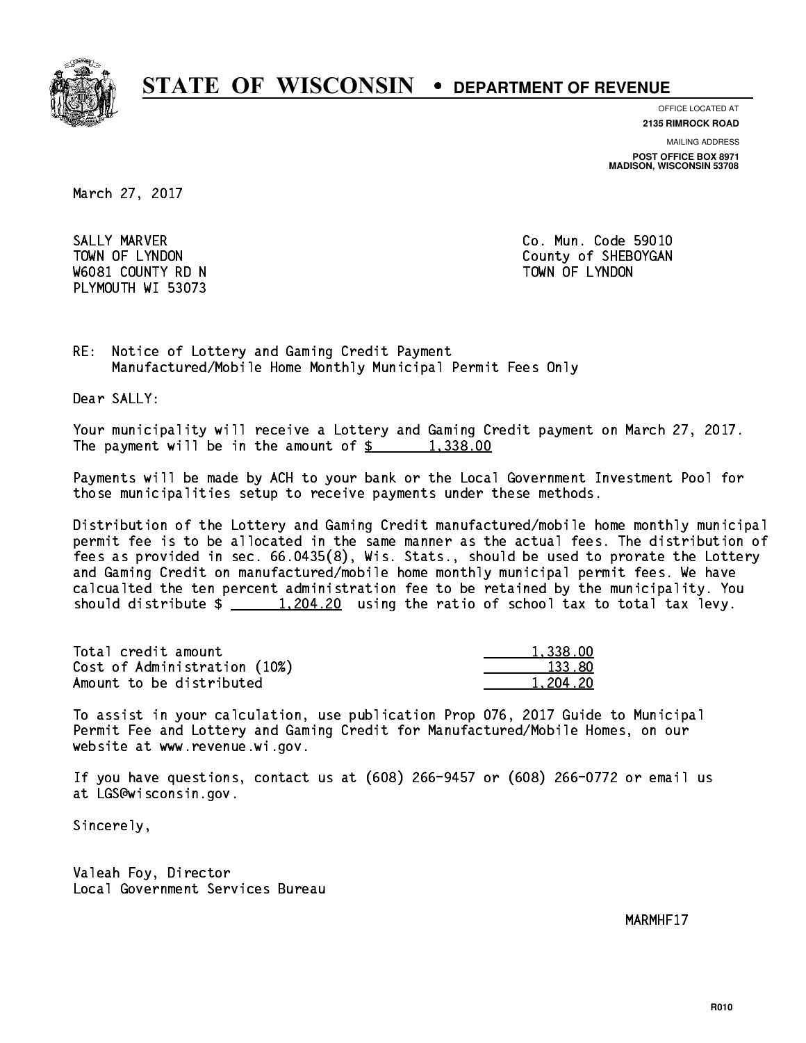# STATE OF WISCONSIN • DEPARTMENT OF REVENUE

OFFICE LOCATED AT
**2135 RIMROCK ROAD**

MAILING ADDRESS
**POST OFFICE BOX 8971**
**MADISON, WISCONSIN 53708**

March 27, 2017

SALLY MARVER
TOWN OF LYNDON
W6081 COUNTY RD N
PLYMOUTH WI 53073

Co. Mun. Code 59010
County of SHEBOYGAN
TOWN OF LYNDON

RE: Notice of Lottery and Gaming Credit Payment
Manufactured/Mobile Home Monthly Municipal Permit Fees Only

Dear SALLY:

Your municipality will receive a Lottery and Gaming Credit payment on March 27, 2017. The payment will be in the amount of $ 1,338.00

Payments will be made by ACH to your bank or the Local Government Investment Pool for those municipalities setup to receive payments under these methods.

Distribution of the Lottery and Gaming Credit manufactured/mobile home monthly municipal permit fee is to be allocated in the same manner as the actual fees. The distribution of fees as provided in sec. 66.0435(8), Wis. Stats., should be used to prorate the Lottery and Gaming Credit on manufactured/mobile home monthly municipal permit fees. We have calcualted the ten percent administration fee to be retained by the municipality. You should distribute $ 1,204.20 using the ratio of school tax to total tax levy.

| | |
|---|---|
| Total credit amount | 1,338.00 |
| Cost of Administration (10%) | 133.80 |
| Amount to be distributed | 1,204.20 |

To assist in your calculation, use publication Prop 076, 2017 Guide to Municipal Permit Fee and Lottery and Gaming Credit for Manufactured/Mobile Homes, on our website at www.revenue.wi.gov.

If you have questions, contact us at (608) 266-9457 or (608) 266-0772 or email us at LGS@wisconsin.gov.

Sincerely,

Valeah Foy, Director
Local Government Services Bureau

MARMHF17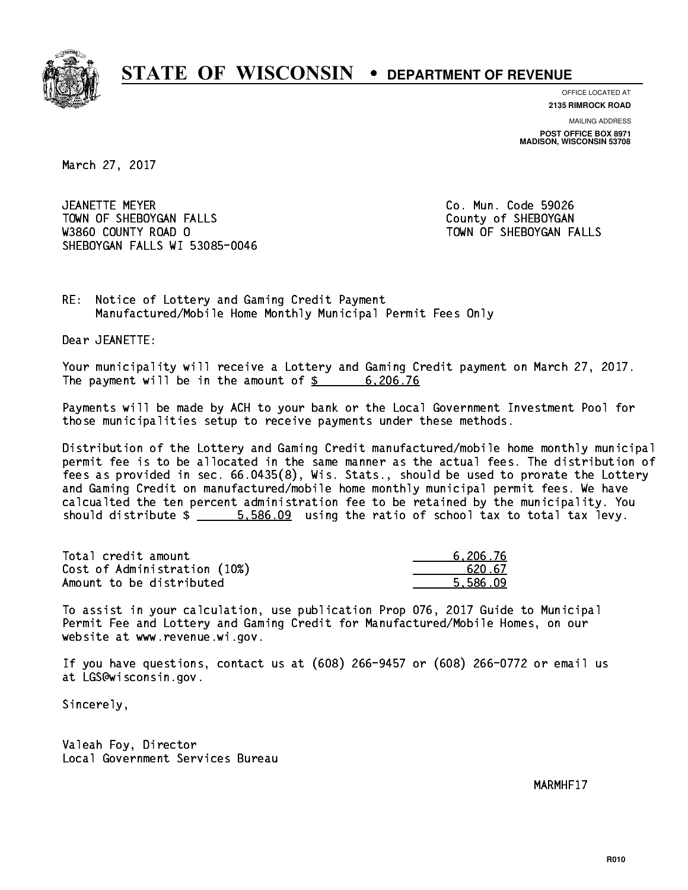# STATE OF WISCONSIN • DEPARTMENT OF REVENUE

OFFICE LOCATED AT
**2135 RIMROCK ROAD**

MAILING ADDRESS
**POST OFFICE BOX 8971**
**MADISON, WISCONSIN 53708**

March 27, 2017

JEANETTE MEYER
TOWN OF SHEBOYGAN FALLS
W3860 COUNTY ROAD O
SHEBOYGAN FALLS WI 53085-0046

Co. Mun. Code 59026
County of SHEBOYGAN
TOWN OF SHEBOYGAN FALLS

RE: Notice of Lottery and Gaming Credit Payment
Manufactured/Mobile Home Monthly Municipal Permit Fees Only

Dear JEANETTE:

Your municipality will receive a Lottery and Gaming Credit payment on March 27, 2017. The payment will be in the amount of $ 6,206.76

Payments will be made by ACH to your bank or the Local Government Investment Pool for those municipalities setup to receive payments under these methods.

Distribution of the Lottery and Gaming Credit manufactured/mobile home monthly municipal permit fee is to be allocated in the same manner as the actual fees. The distribution of fees as provided in sec. 66.0435(8), Wis. Stats., should be used to prorate the Lottery and Gaming Credit on manufactured/mobile home monthly municipal permit fees. We have calcualted the ten percent administration fee to be retained by the municipality. You should distribute $ 5,586.09 using the ratio of school tax to total tax levy.

| | |
|---|---|
| Total credit amount | 6,206.76 |
| Cost of Administration (10%) | 620.67 |
| Amount to be distributed | 5,586.09 |

To assist in your calculation, use publication Prop 076, 2017 Guide to Municipal Permit Fee and Lottery and Gaming Credit for Manufactured/Mobile Homes, on our website at www.revenue.wi.gov.

If you have questions, contact us at (608) 266-9457 or (608) 266-0772 or email us at LGS@wisconsin.gov.

Sincerely,

Valeah Foy, Director
Local Government Services Bureau

MARMHF17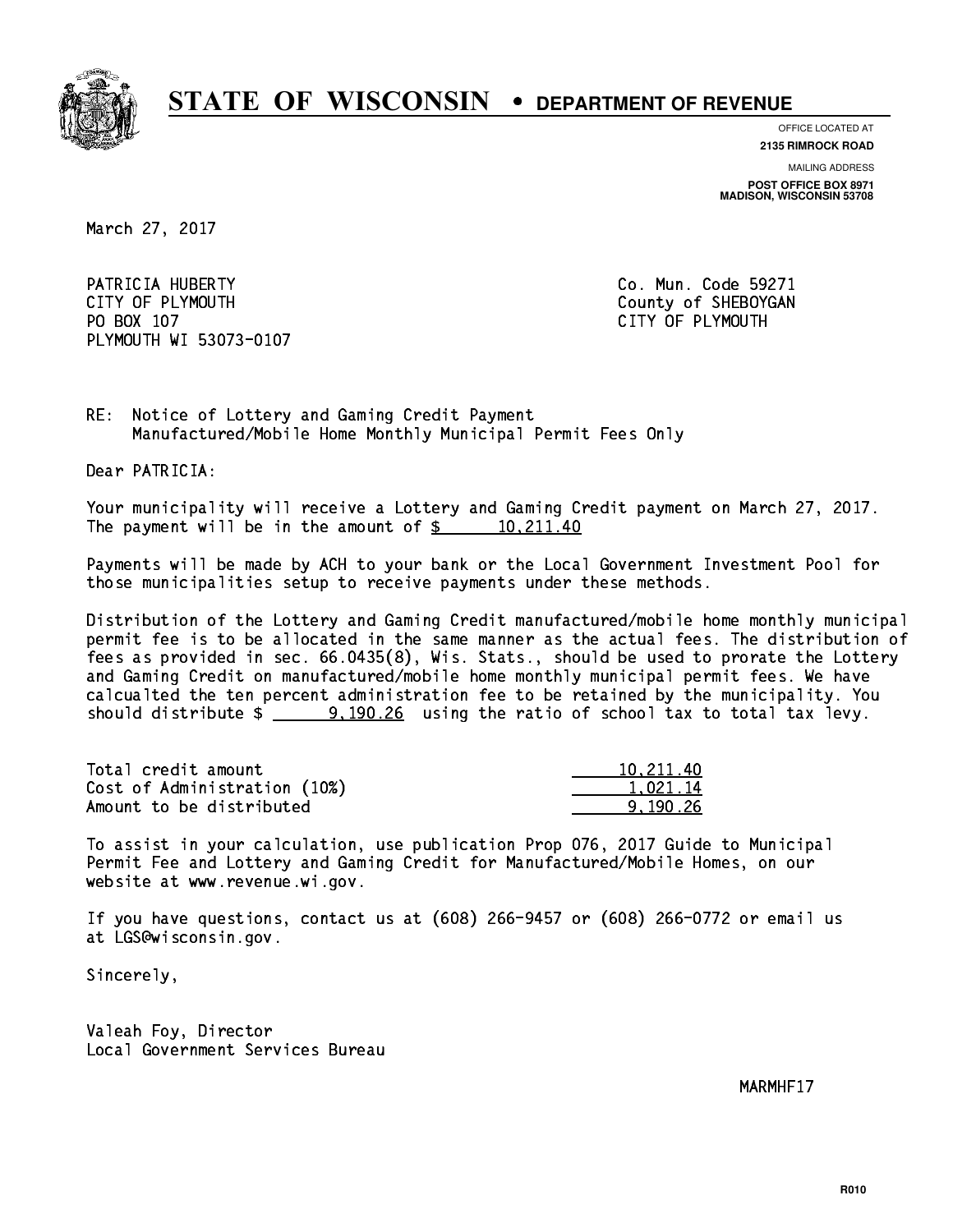# STATE OF WISCONSIN • DEPARTMENT OF REVENUE

OFFICE LOCATED AT
**2135 RIMROCK ROAD**

MAILING ADDRESS
**POST OFFICE BOX 8971**
**MADISON, WISCONSIN 53708**

March 27, 2017

PATRICIA HUBERTY
CITY OF PLYMOUTH
PO BOX 107
PLYMOUTH WI 53073-0107

Co. Mun. Code 59271
County of SHEBOYGAN
CITY OF PLYMOUTH

RE: Notice of Lottery and Gaming Credit Payment
Manufactured/Mobile Home Monthly Municipal Permit Fees Only

Dear PATRICIA:

Your municipality will receive a Lottery and Gaming Credit payment on March 27, 2017. The payment will be in the amount of $ 10,211.40

Payments will be made by ACH to your bank or the Local Government Investment Pool for those municipalities setup to receive payments under these methods.

Distribution of the Lottery and Gaming Credit manufactured/mobile home monthly municipal permit fee is to be allocated in the same manner as the actual fees. The distribution of fees as provided in sec. 66.0435(8), Wis. Stats., should be used to prorate the Lottery and Gaming Credit on manufactured/mobile home monthly municipal permit fees. We have calcualted the ten percent administration fee to be retained by the municipality. You should distribute $ 9,190.26 using the ratio of school tax to total tax levy.

| | |
|---|---|
| Total credit amount | 10,211.40 |
| Cost of Administration (10%) | 1,021.14 |
| Amount to be distributed | 9,190.26 |

To assist in your calculation, use publication Prop 076, 2017 Guide to Municipal Permit Fee and Lottery and Gaming Credit for Manufactured/Mobile Homes, on our website at www.revenue.wi.gov.

If you have questions, contact us at (608) 266-9457 or (608) 266-0772 or email us at LGS@wisconsin.gov.

Sincerely,

Valeah Foy, Director
Local Government Services Bureau

MARMHF17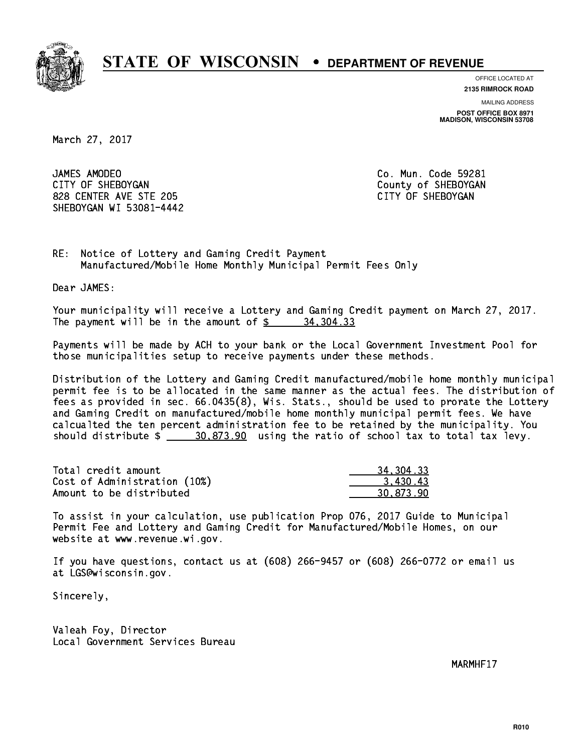# STATE OF WISCONSIN • DEPARTMENT OF REVENUE

OFFICE LOCATED AT
**2135 RIMROCK ROAD**

MAILING ADDRESS
**POST OFFICE BOX 8971**
**MADISON, WISCONSIN 53708**

March 27, 2017

JAMES AMODEO
CITY OF SHEBOYGAN
828 CENTER AVE STE 205
SHEBOYGAN WI 53081-4442

Co. Mun. Code 59281
County of SHEBOYGAN
CITY OF SHEBOYGAN

RE: Notice of Lottery and Gaming Credit Payment
Manufactured/Mobile Home Monthly Municipal Permit Fees Only

Dear JAMES:

Your municipality will receive a Lottery and Gaming Credit payment on March 27, 2017. The payment will be in the amount of $ 34,304.33

Payments will be made by ACH to your bank or the Local Government Investment Pool for those municipalities setup to receive payments under these methods.

Distribution of the Lottery and Gaming Credit manufactured/mobile home monthly municipal permit fee is to be allocated in the same manner as the actual fees. The distribution of fees as provided in sec. 66.0435(8), Wis. Stats., should be used to prorate the Lottery and Gaming Credit on manufactured/mobile home monthly municipal permit fees. We have calcualted the ten percent administration fee to be retained by the municipality. You should distribute $ 30,873.90 using the ratio of school tax to total tax levy.

| | |
|---|---|
| Total credit amount | 34,304.33 |
| Cost of Administration (10%) | 3,430.43 |
| Amount to be distributed | 30,873.90 |

To assist in your calculation, use publication Prop 076, 2017 Guide to Municipal Permit Fee and Lottery and Gaming Credit for Manufactured/Mobile Homes, on our website at www.revenue.wi.gov.

If you have questions, contact us at (608) 266-9457 or (608) 266-0772 or email us at LGS@wisconsin.gov.

Sincerely,

Valeah Foy, Director
Local Government Services Bureau

MARMHF17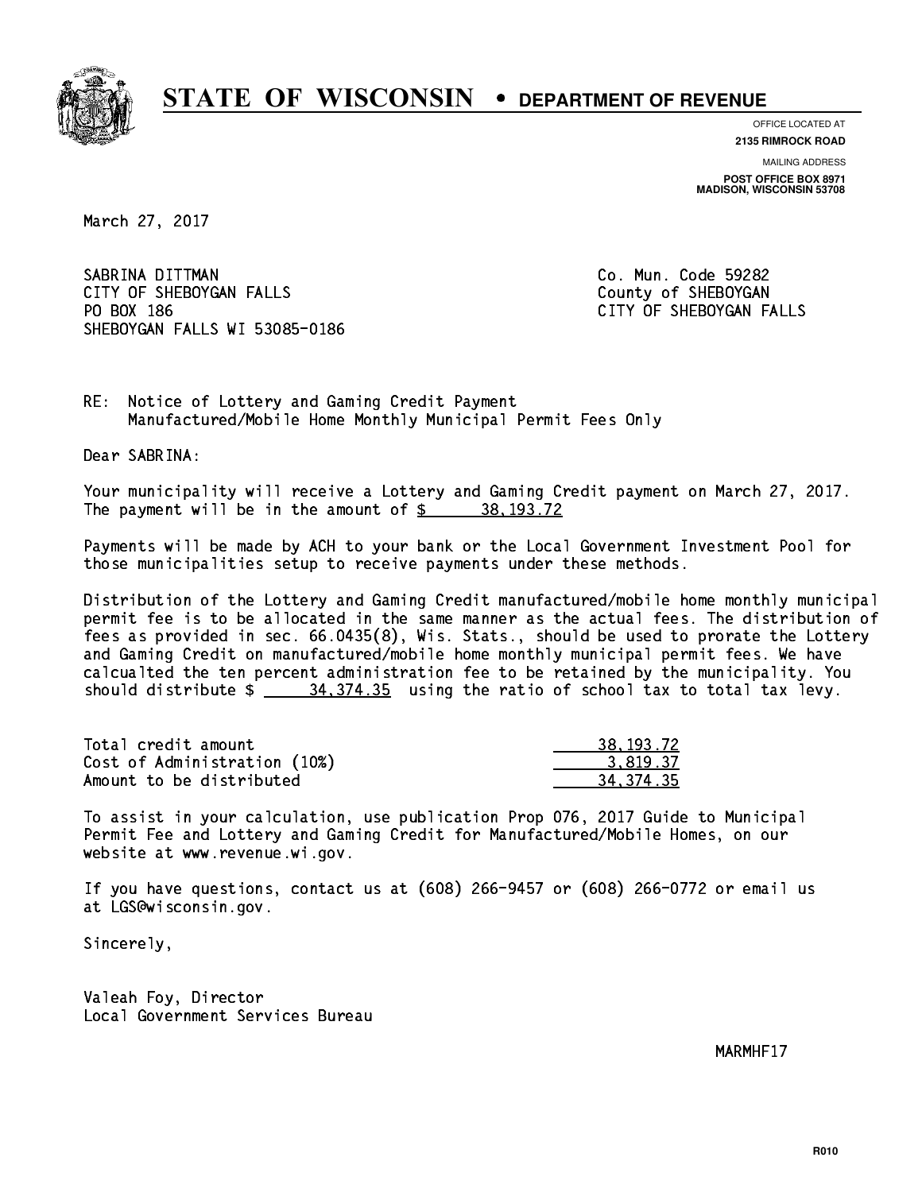# STATE OF WISCONSIN • DEPARTMENT OF REVENUE

OFFICE LOCATED AT
**2135 RIMROCK ROAD**

MAILING ADDRESS
**POST OFFICE BOX 8971**
**MADISON, WISCONSIN 53708**

March 27, 2017

SABRINA DITTMAN
CITY OF SHEBOYGAN FALLS
PO BOX 186
SHEBOYGAN FALLS WI 53085-0186

Co. Mun. Code 59282
County of SHEBOYGAN
CITY OF SHEBOYGAN FALLS

RE: Notice of Lottery and Gaming Credit Payment
Manufactured/Mobile Home Monthly Municipal Permit Fees Only

Dear SABRINA:

Your municipality will receive a Lottery and Gaming Credit payment on March 27, 2017. The payment will be in the amount of $ 38,193.72

Payments will be made by ACH to your bank or the Local Government Investment Pool for those municipalities setup to receive payments under these methods.

Distribution of the Lottery and Gaming Credit manufactured/mobile home monthly municipal permit fee is to be allocated in the same manner as the actual fees. The distribution of fees as provided in sec. 66.0435(8), Wis. Stats., should be used to prorate the Lottery and Gaming Credit on manufactured/mobile home monthly municipal permit fees. We have calcualted the ten percent administration fee to be retained by the municipality. You should distribute $ 34,374.35 using the ratio of school tax to total tax levy.

| | |
|---|---|
| Total credit amount | 38,193.72 |
| Cost of Administration (10%) | 3,819.37 |
| Amount to be distributed | 34,374.35 |

To assist in your calculation, use publication Prop 076, 2017 Guide to Municipal Permit Fee and Lottery and Gaming Credit for Manufactured/Mobile Homes, on our website at www.revenue.wi.gov.

If you have questions, contact us at (608) 266-9457 or (608) 266-0772 or email us at LGS@wisconsin.gov.

Sincerely,

Valeah Foy, Director
Local Government Services Bureau

MARMHF17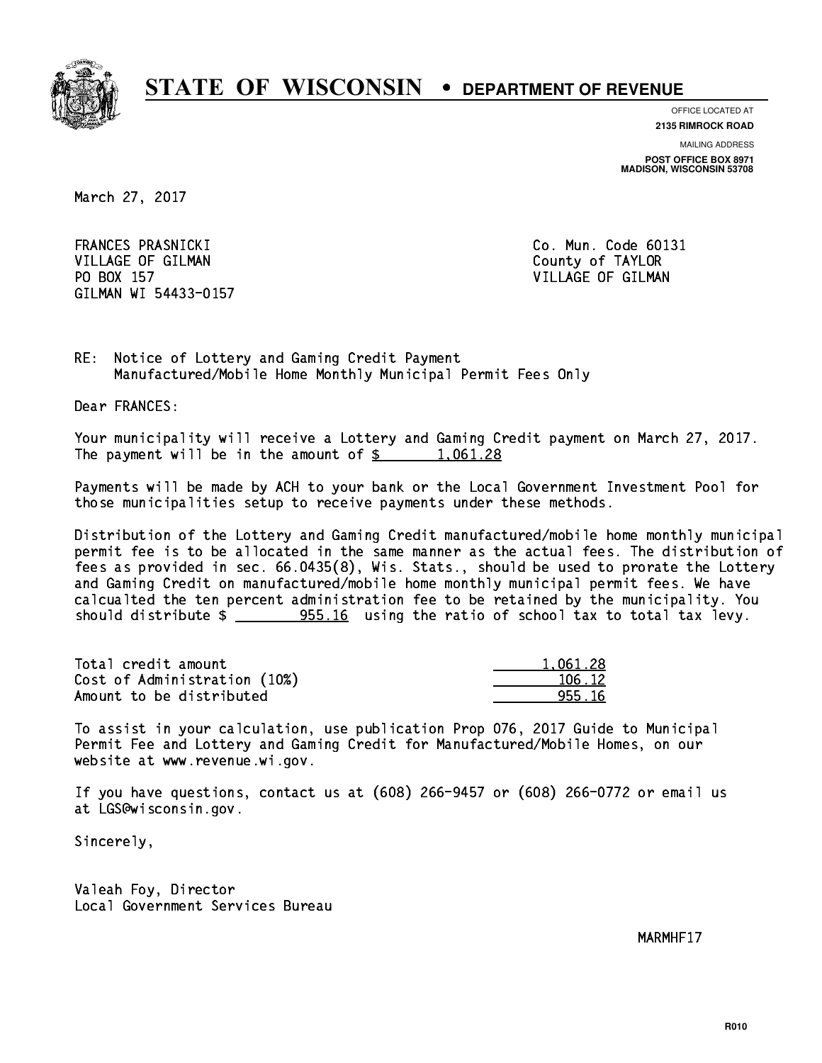# STATE OF WISCONSIN • DEPARTMENT OF REVENUE

OFFICE LOCATED AT
**2135 RIMROCK ROAD**

MAILING ADDRESS
**POST OFFICE BOX 8971**
**MADISON, WISCONSIN 53708**

March 27, 2017

FRANCES PRASNICKI
VILLAGE OF GILMAN
PO BOX 157
GILMAN WI 54433-0157

Co. Mun. Code 60131
County of TAYLOR
VILLAGE OF GILMAN

RE: Notice of Lottery and Gaming Credit Payment
Manufactured/Mobile Home Monthly Municipal Permit Fees Only

Dear FRANCES:

Your municipality will receive a Lottery and Gaming Credit payment on March 27, 2017. The payment will be in the amount of $ 1,061.28

Payments will be made by ACH to your bank or the Local Government Investment Pool for those municipalities setup to receive payments under these methods.

Distribution of the Lottery and Gaming Credit manufactured/mobile home monthly municipal permit fee is to be allocated in the same manner as the actual fees. The distribution of fees as provided in sec. 66.0435(8), Wis. Stats., should be used to prorate the Lottery and Gaming Credit on manufactured/mobile home monthly municipal permit fees. We have calcualted the ten percent administration fee to be retained by the municipality. You should distribute $ 955.16 using the ratio of school tax to total tax levy.

| | |
|---|---|
| Total credit amount | 1,061.28 |
| Cost of Administration (10%) | 106.12 |
| Amount to be distributed | 955.16 |

To assist in your calculation, use publication Prop 076, 2017 Guide to Municipal Permit Fee and Lottery and Gaming Credit for Manufactured/Mobile Homes, on our website at www.revenue.wi.gov.

If you have questions, contact us at (608) 266-9457 or (608) 266-0772 or email us at LGS@wisconsin.gov.

Sincerely,

Valeah Foy, Director
Local Government Services Bureau

MARMHF17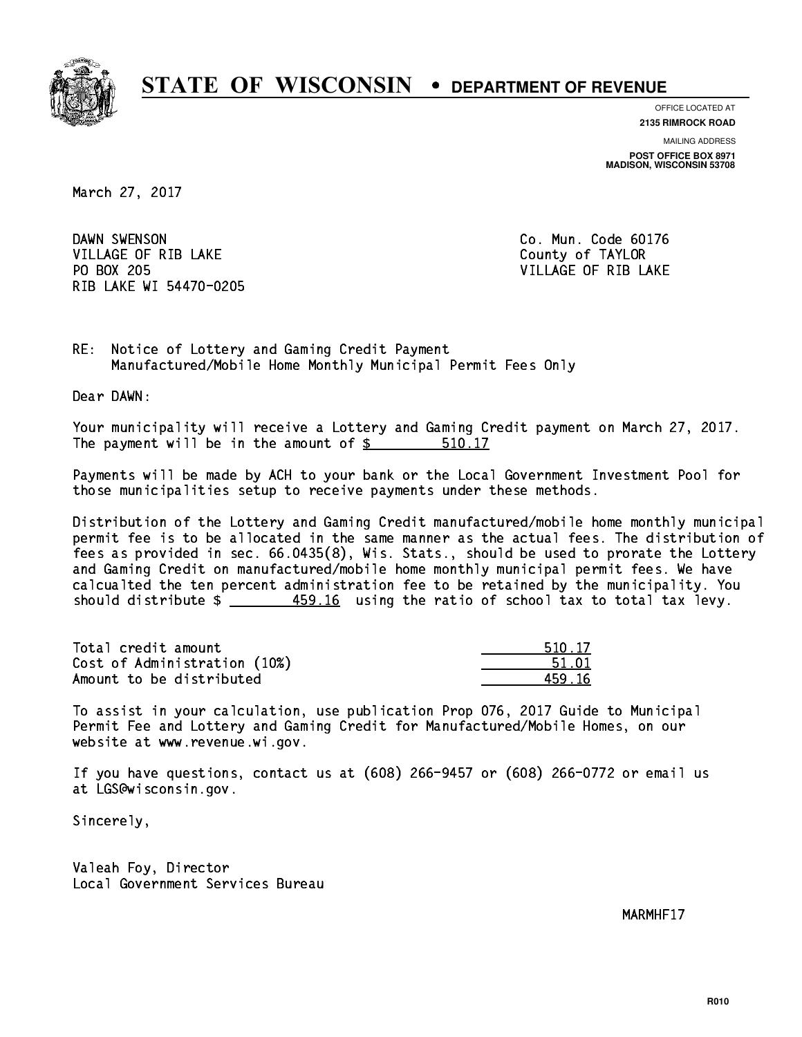# STATE OF WISCONSIN • DEPARTMENT OF REVENUE

OFFICE LOCATED AT
**2135 RIMROCK ROAD**

MAILING ADDRESS
**POST OFFICE BOX 8971**
**MADISON, WISCONSIN 53708**

March 27, 2017

DAWN SWENSON
VILLAGE OF RIB LAKE
PO BOX 205
RIB LAKE WI 54470-0205

Co. Mun. Code 60176
County of TAYLOR
VILLAGE OF RIB LAKE

RE: Notice of Lottery and Gaming Credit Payment
Manufactured/Mobile Home Monthly Municipal Permit Fees Only

Dear DAWN:

Your municipality will receive a Lottery and Gaming Credit payment on March 27, 2017. The payment will be in the amount of $ 510.17

Payments will be made by ACH to your bank or the Local Government Investment Pool for those municipalities setup to receive payments under these methods.

Distribution of the Lottery and Gaming Credit manufactured/mobile home monthly municipal permit fee is to be allocated in the same manner as the actual fees. The distribution of fees as provided in sec. 66.0435(8), Wis. Stats., should be used to prorate the Lottery and Gaming Credit on manufactured/mobile home monthly municipal permit fees. We have calcualted the ten percent administration fee to be retained by the municipality. You should distribute $ 459.16 using the ratio of school tax to total tax levy.

| | |
|---|---|
| Total credit amount | 510.17 |
| Cost of Administration (10%) | 51.01 |
| Amount to be distributed | 459.16 |

To assist in your calculation, use publication Prop 076, 2017 Guide to Municipal Permit Fee and Lottery and Gaming Credit for Manufactured/Mobile Homes, on our website at www.revenue.wi.gov.

If you have questions, contact us at (608) 266-9457 or (608) 266-0772 or email us at LGS@wisconsin.gov.

Sincerely,

Valeah Foy, Director
Local Government Services Bureau

MARMHF17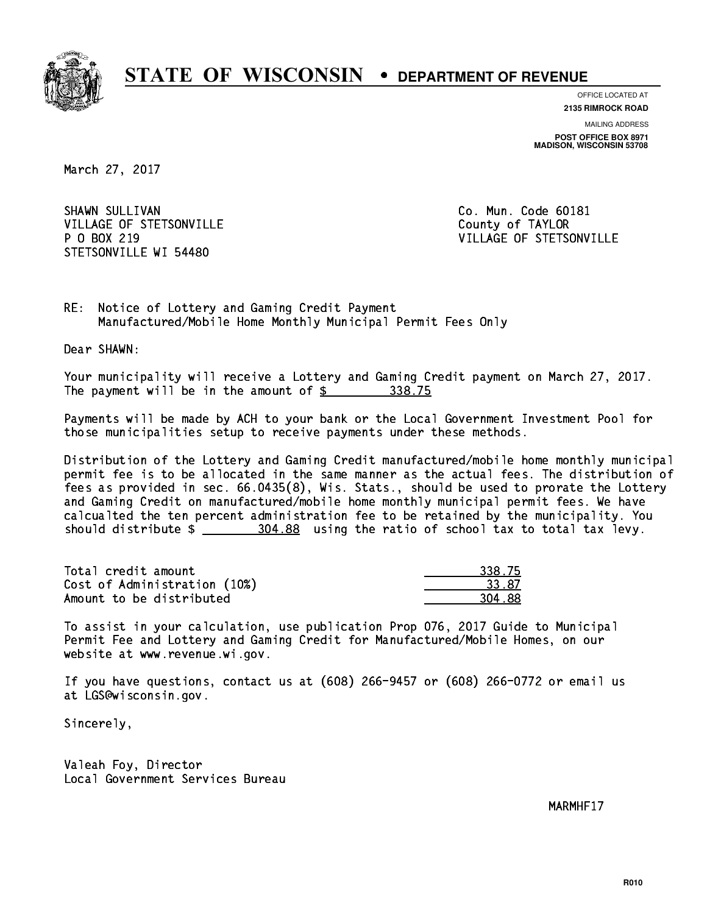# STATE OF WISCONSIN • DEPARTMENT OF REVENUE

OFFICE LOCATED AT
**2135 RIMROCK ROAD**

MAILING ADDRESS
**POST OFFICE BOX 8971**
**MADISON, WISCONSIN 53708**

March 27, 2017

SHAWN SULLIVAN
VILLAGE OF STETSONVILLE
P O BOX 219
STETSONVILLE WI 54480

Co. Mun. Code 60181
County of TAYLOR
VILLAGE OF STETSONVILLE

RE: Notice of Lottery and Gaming Credit Payment
Manufactured/Mobile Home Monthly Municipal Permit Fees Only

Dear SHAWN:

Your municipality will receive a Lottery and Gaming Credit payment on March 27, 2017. The payment will be in the amount of $ 338.75

Payments will be made by ACH to your bank or the Local Government Investment Pool for those municipalities setup to receive payments under these methods.

Distribution of the Lottery and Gaming Credit manufactured/mobile home monthly municipal permit fee is to be allocated in the same manner as the actual fees. The distribution of fees as provided in sec. 66.0435(8), Wis. Stats., should be used to prorate the Lottery and Gaming Credit on manufactured/mobile home monthly municipal permit fees. We have calcualted the ten percent administration fee to be retained by the municipality. You should distribute $ 304.88 using the ratio of school tax to total tax levy.

| | |
|---|---|
| Total credit amount | 338.75 |
| Cost of Administration (10%) | 33.87 |
| Amount to be distributed | 304.88 |

To assist in your calculation, use publication Prop 076, 2017 Guide to Municipal Permit Fee and Lottery and Gaming Credit for Manufactured/Mobile Homes, on our website at www.revenue.wi.gov.

If you have questions, contact us at (608) 266-9457 or (608) 266-0772 or email us at LGS@wisconsin.gov.

Sincerely,

Valeah Foy, Director
Local Government Services Bureau

MARMHF17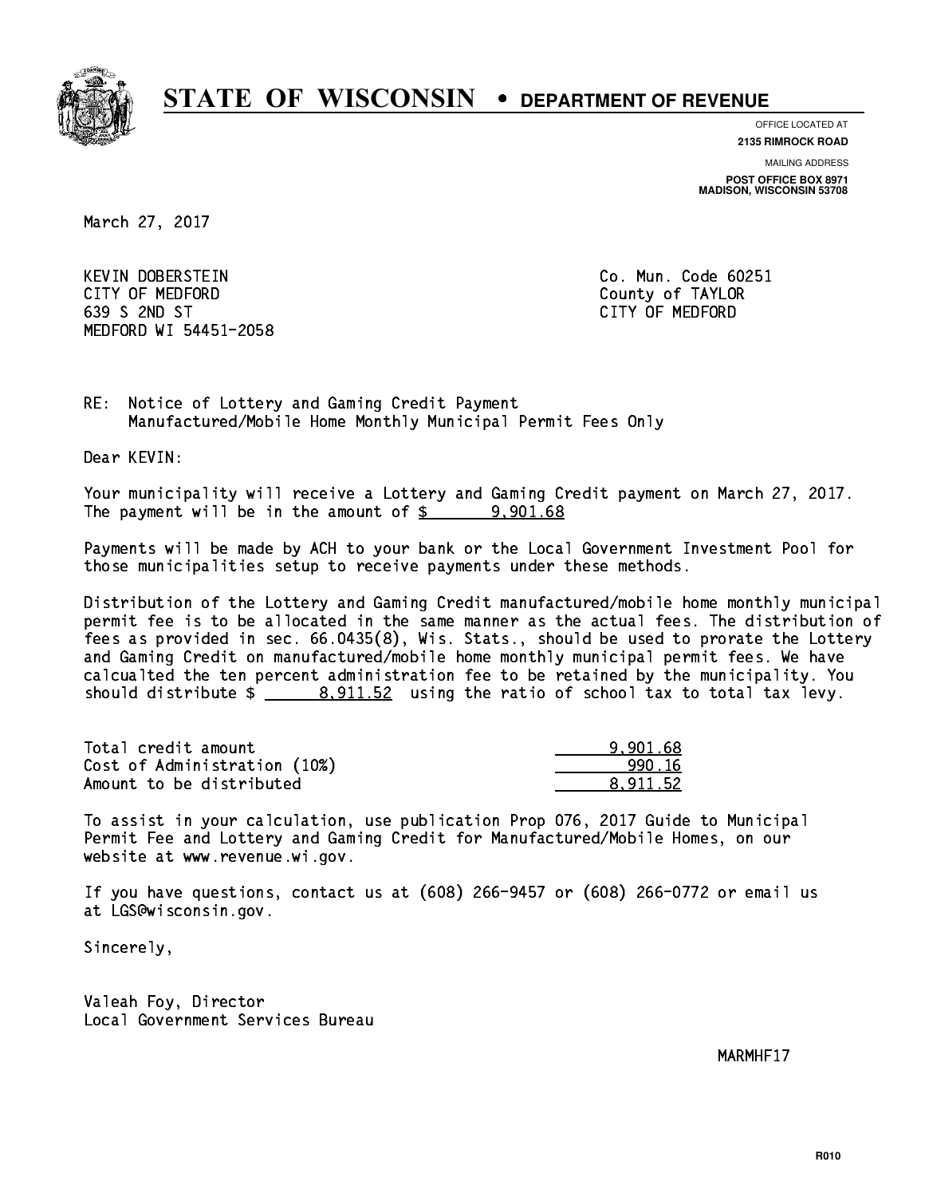# STATE OF WISCONSIN • DEPARTMENT OF REVENUE

OFFICE LOCATED AT
**2135 RIMROCK ROAD**

MAILING ADDRESS
**POST OFFICE BOX 8971**
**MADISON, WISCONSIN 53708**

March 27, 2017

KEVIN DOBERSTEIN
CITY OF MEDFORD
639 S 2ND ST
MEDFORD WI 54451-2058

Co. Mun. Code 60251
County of TAYLOR
CITY OF MEDFORD

RE: Notice of Lottery and Gaming Credit Payment
Manufactured/Mobile Home Monthly Municipal Permit Fees Only

Dear KEVIN:

Your municipality will receive a Lottery and Gaming Credit payment on March 27, 2017. The payment will be in the amount of $ 9,901.68

Payments will be made by ACH to your bank or the Local Government Investment Pool for those municipalities setup to receive payments under these methods.

Distribution of the Lottery and Gaming Credit manufactured/mobile home monthly municipal permit fee is to be allocated in the same manner as the actual fees. The distribution of fees as provided in sec. 66.0435(8), Wis. Stats., should be used to prorate the Lottery and Gaming Credit on manufactured/mobile home monthly municipal permit fees. We have calcualted the ten percent administration fee to be retained by the municipality. You should distribute $ 8,911.52 using the ratio of school tax to total tax levy.

| | |
|---|---|
| Total credit amount | 9,901.68 |
| Cost of Administration (10%) | 990.16 |
| Amount to be distributed | 8,911.52 |

To assist in your calculation, use publication Prop 076, 2017 Guide to Municipal Permit Fee and Lottery and Gaming Credit for Manufactured/Mobile Homes, on our website at www.revenue.wi.gov.

If you have questions, contact us at (608) 266-9457 or (608) 266-0772 or email us at LGS@wisconsin.gov.

Sincerely,

Valeah Foy, Director
Local Government Services Bureau

MARMHF17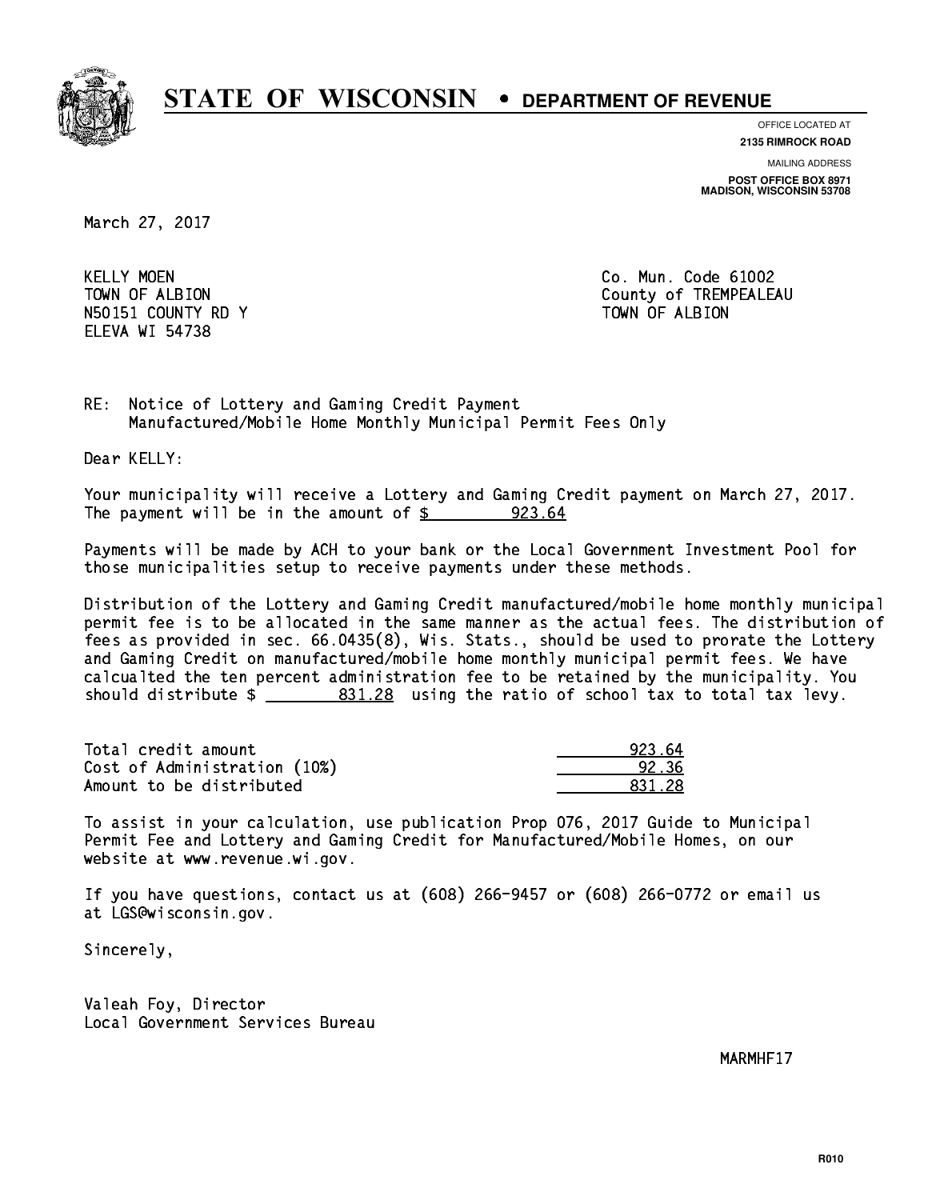# STATE OF WISCONSIN • DEPARTMENT OF REVENUE

OFFICE LOCATED AT
**2135 RIMROCK ROAD**

MAILING ADDRESS
**POST OFFICE BOX 8971**
**MADISON, WISCONSIN 53708**

March 27, 2017

KELLY MOEN
TOWN OF ALBION
N50151 COUNTY RD Y
ELEVA WI 54738

Co. Mun. Code 61002
County of TREMPEALEAU
TOWN OF ALBION

RE: Notice of Lottery and Gaming Credit Payment
Manufactured/Mobile Home Monthly Municipal Permit Fees Only

Dear KELLY:

Your municipality will receive a Lottery and Gaming Credit payment on March 27, 2017. The payment will be in the amount of $ 923.64

Payments will be made by ACH to your bank or the Local Government Investment Pool for those municipalities setup to receive payments under these methods.

Distribution of the Lottery and Gaming Credit manufactured/mobile home monthly municipal permit fee is to be allocated in the same manner as the actual fees. The distribution of fees as provided in sec. 66.0435(8), Wis. Stats., should be used to prorate the Lottery and Gaming Credit on manufactured/mobile home monthly municipal permit fees. We have calcualted the ten percent administration fee to be retained by the municipality. You should distribute $ 831.28 using the ratio of school tax to total tax levy.

| | |
|---|---|
| Total credit amount | 923.64 |
| Cost of Administration (10%) | 92.36 |
| Amount to be distributed | 831.28 |

To assist in your calculation, use publication Prop 076, 2017 Guide to Municipal Permit Fee and Lottery and Gaming Credit for Manufactured/Mobile Homes, on our website at www.revenue.wi.gov.

If you have questions, contact us at (608) 266-9457 or (608) 266-0772 or email us at LGS@wisconsin.gov.

Sincerely,

Valeah Foy, Director
Local Government Services Bureau

MARMHF17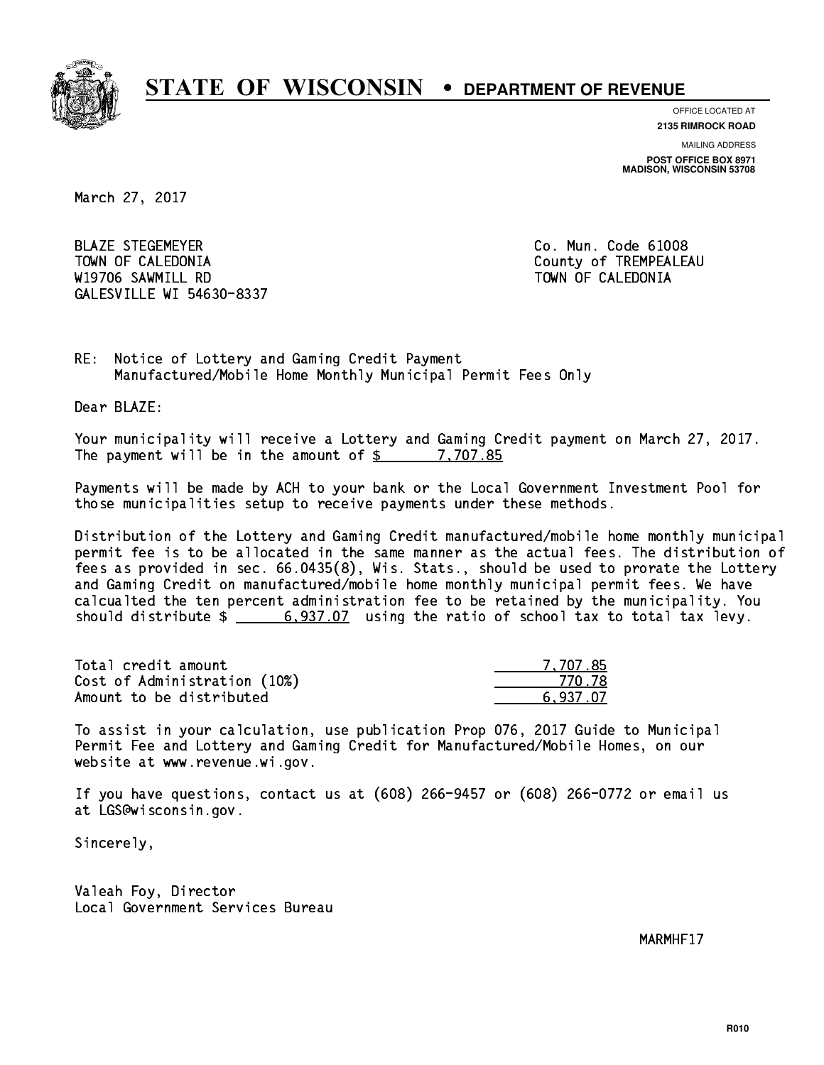# STATE OF WISCONSIN • DEPARTMENT OF REVENUE

OFFICE LOCATED AT
**2135 RIMROCK ROAD**

MAILING ADDRESS
**POST OFFICE BOX 8971**
**MADISON, WISCONSIN 53708**

March 27, 2017

BLAZE STEGEMEYER
TOWN OF CALEDONIA
W19706 SAWMILL RD
GALESVILLE WI 54630-8337

Co. Mun. Code 61008
County of TREMPEALEAU
TOWN OF CALEDONIA

RE: Notice of Lottery and Gaming Credit Payment
Manufactured/Mobile Home Monthly Municipal Permit Fees Only

Dear BLAZE:

Your municipality will receive a Lottery and Gaming Credit payment on March 27, 2017. The payment will be in the amount of $ 7,707.85

Payments will be made by ACH to your bank or the Local Government Investment Pool for those municipalities setup to receive payments under these methods.

Distribution of the Lottery and Gaming Credit manufactured/mobile home monthly municipal permit fee is to be allocated in the same manner as the actual fees. The distribution of fees as provided in sec. 66.0435(8), Wis. Stats., should be used to prorate the Lottery and Gaming Credit on manufactured/mobile home monthly municipal permit fees. We have calcualted the ten percent administration fee to be retained by the municipality. You should distribute $ 6,937.07 using the ratio of school tax to total tax levy.

| | |
|---|---|
| Total credit amount | 7,707.85 |
| Cost of Administration (10%) | 770.78 |
| Amount to be distributed | 6,937.07 |

To assist in your calculation, use publication Prop 076, 2017 Guide to Municipal Permit Fee and Lottery and Gaming Credit for Manufactured/Mobile Homes, on our website at www.revenue.wi.gov.

If you have questions, contact us at (608) 266-9457 or (608) 266-0772 or email us at LGS@wisconsin.gov.

Sincerely,

Valeah Foy, Director
Local Government Services Bureau

MARMHF17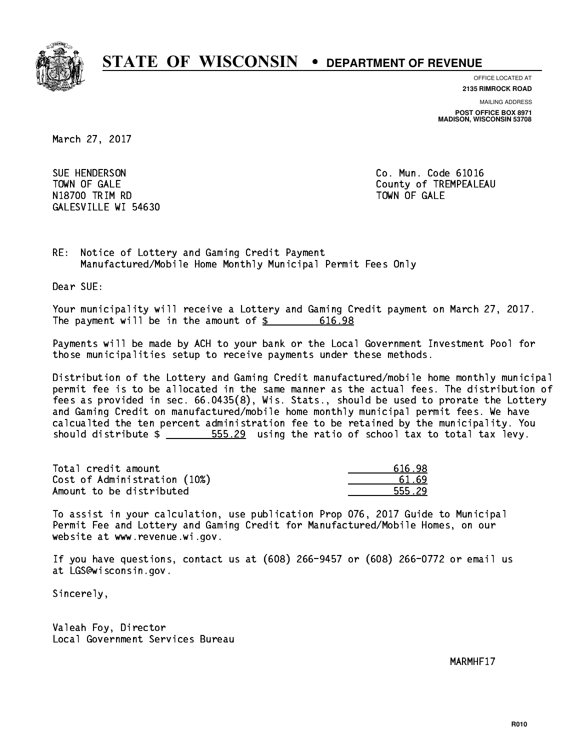# STATE OF WISCONSIN • DEPARTMENT OF REVENUE

OFFICE LOCATED AT
**2135 RIMROCK ROAD**

MAILING ADDRESS
**POST OFFICE BOX 8971**
**MADISON, WISCONSIN 53708**

March 27, 2017

SUE HENDERSON
TOWN OF GALE
N18700 TRIM RD
GALESVILLE WI 54630

Co. Mun. Code 61016
County of TREMPEALEAU
TOWN OF GALE

RE: Notice of Lottery and Gaming Credit Payment
Manufactured/Mobile Home Monthly Municipal Permit Fees Only

Dear SUE:

Your municipality will receive a Lottery and Gaming Credit payment on March 27, 2017. The payment will be in the amount of $ 616.98

Payments will be made by ACH to your bank or the Local Government Investment Pool for those municipalities setup to receive payments under these methods.

Distribution of the Lottery and Gaming Credit manufactured/mobile home monthly municipal permit fee is to be allocated in the same manner as the actual fees. The distribution of fees as provided in sec. 66.0435(8), Wis. Stats., should be used to prorate the Lottery and Gaming Credit on manufactured/mobile home monthly municipal permit fees. We have calcualted the ten percent administration fee to be retained by the municipality. You should distribute $ 555.29 using the ratio of school tax to total tax levy.

| | |
|---|---|
| Total credit amount | 616.98 |
| Cost of Administration (10%) | 61.69 |
| Amount to be distributed | 555.29 |

To assist in your calculation, use publication Prop 076, 2017 Guide to Municipal Permit Fee and Lottery and Gaming Credit for Manufactured/Mobile Homes, on our website at www.revenue.wi.gov.

If you have questions, contact us at (608) 266-9457 or (608) 266-0772 or email us at LGS@wisconsin.gov.

Sincerely,

Valeah Foy, Director
Local Government Services Bureau

MARMHF17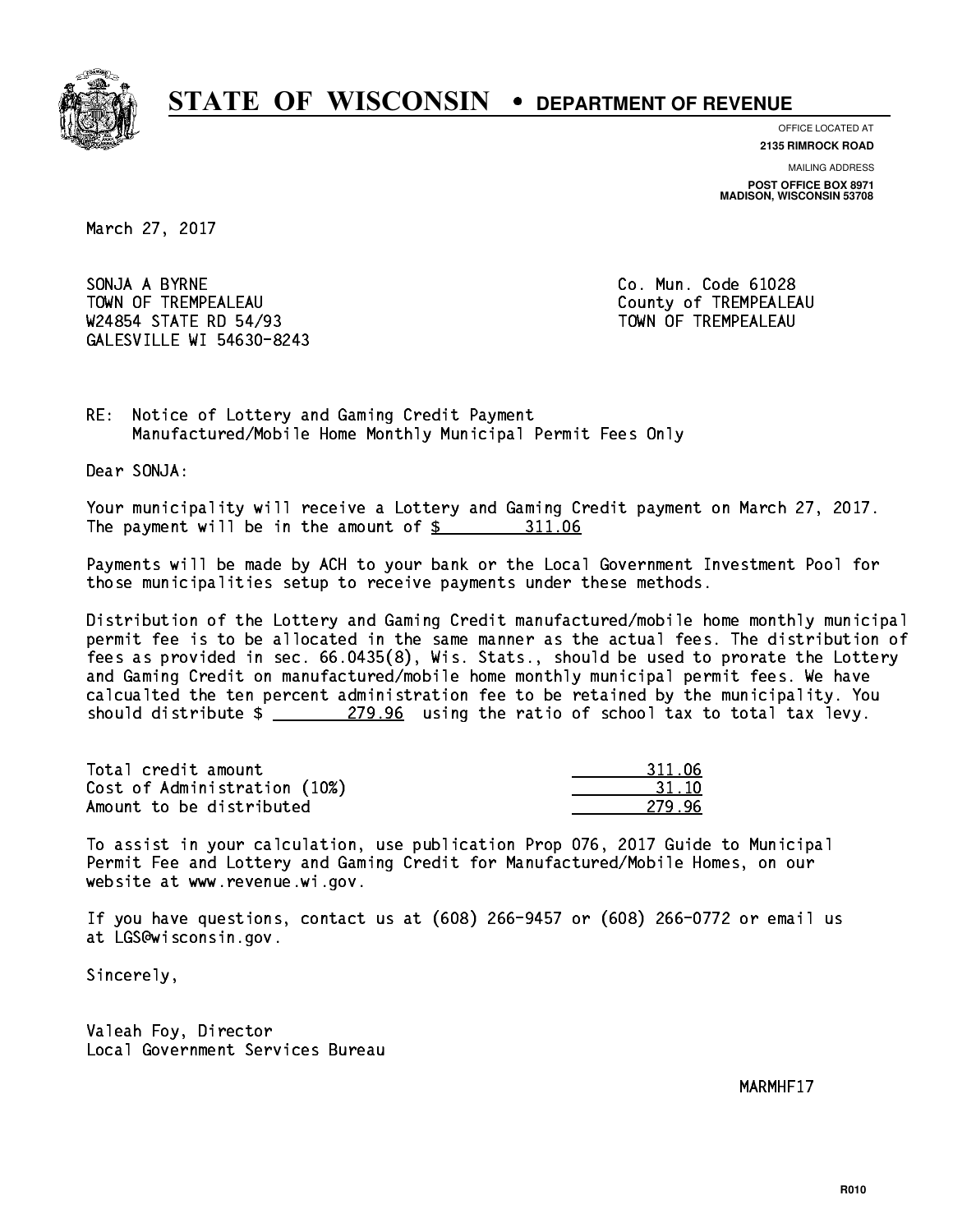# STATE OF WISCONSIN • DEPARTMENT OF REVENUE

OFFICE LOCATED AT
**2135 RIMROCK ROAD**

MAILING ADDRESS
**POST OFFICE BOX 8971**
**MADISON, WISCONSIN 53708**

March 27, 2017

SONJA A BYRNE
TOWN OF TREMPEALEAU
W24854 STATE RD 54/93
GALESVILLE WI 54630-8243

Co. Mun. Code 61028
County of TREMPEALEAU
TOWN OF TREMPEALEAU

RE: Notice of Lottery and Gaming Credit Payment
Manufactured/Mobile Home Monthly Municipal Permit Fees Only

Dear SONJA:

Your municipality will receive a Lottery and Gaming Credit payment on March 27, 2017. The payment will be in the amount of $ 311.06

Payments will be made by ACH to your bank or the Local Government Investment Pool for those municipalities setup to receive payments under these methods.

Distribution of the Lottery and Gaming Credit manufactured/mobile home monthly municipal permit fee is to be allocated in the same manner as the actual fees. The distribution of fees as provided in sec. 66.0435(8), Wis. Stats., should be used to prorate the Lottery and Gaming Credit on manufactured/mobile home monthly municipal permit fees. We have calcualted the ten percent administration fee to be retained by the municipality. You should distribute $ 279.96 using the ratio of school tax to total tax levy.

| | |
|---|---|
| Total credit amount | 311.06 |
| Cost of Administration (10%) | 31.10 |
| Amount to be distributed | 279.96 |

To assist in your calculation, use publication Prop 076, 2017 Guide to Municipal Permit Fee and Lottery and Gaming Credit for Manufactured/Mobile Homes, on our website at www.revenue.wi.gov.

If you have questions, contact us at (608) 266-9457 or (608) 266-0772 or email us at LGS@wisconsin.gov.

Sincerely,

Valeah Foy, Director
Local Government Services Bureau

MARMHF17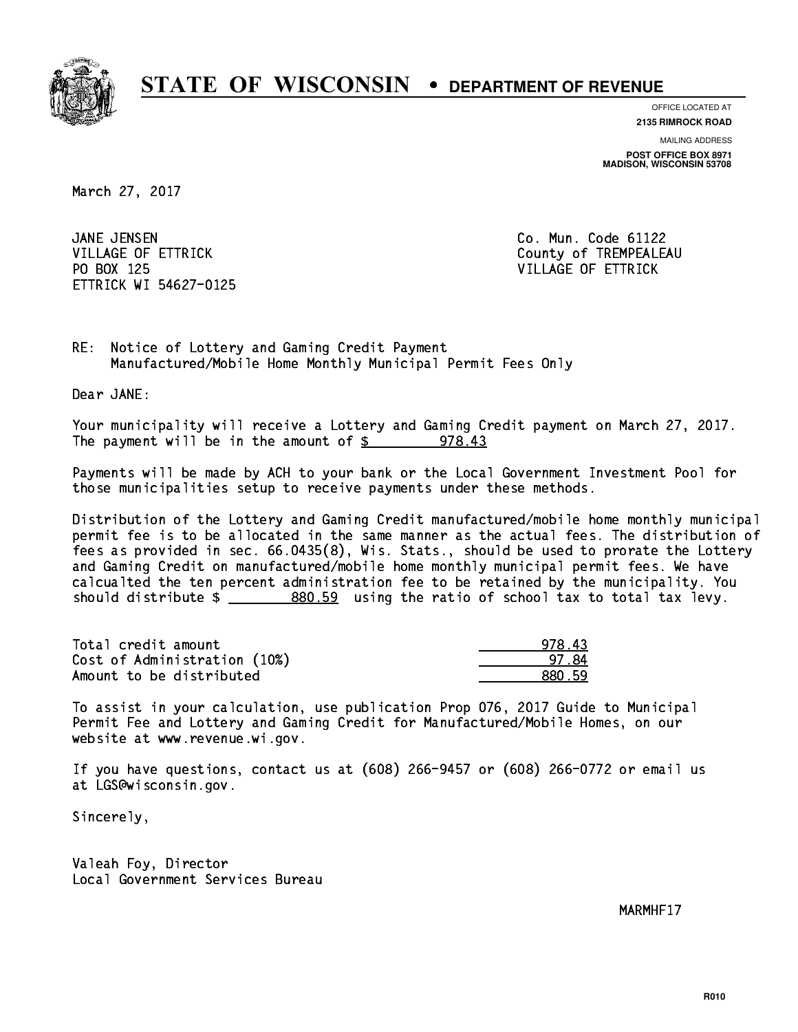# STATE OF WISCONSIN • DEPARTMENT OF REVENUE

OFFICE LOCATED AT
**2135 RIMROCK ROAD**

MAILING ADDRESS
**POST OFFICE BOX 8971**
**MADISON, WISCONSIN 53708**

March 27, 2017

JANE JENSEN
VILLAGE OF ETTRICK
PO BOX 125
ETTRICK WI 54627-0125

Co. Mun. Code 61122
County of TREMPEALEAU
VILLAGE OF ETTRICK

RE: Notice of Lottery and Gaming Credit Payment
Manufactured/Mobile Home Monthly Municipal Permit Fees Only

Dear JANE:

Your municipality will receive a Lottery and Gaming Credit payment on March 27, 2017. The payment will be in the amount of $ 978.43

Payments will be made by ACH to your bank or the Local Government Investment Pool for those municipalities setup to receive payments under these methods.

Distribution of the Lottery and Gaming Credit manufactured/mobile home monthly municipal permit fee is to be allocated in the same manner as the actual fees. The distribution of fees as provided in sec. 66.0435(8), Wis. Stats., should be used to prorate the Lottery and Gaming Credit on manufactured/mobile home monthly municipal permit fees. We have calcualted the ten percent administration fee to be retained by the municipality. You should distribute $ 880.59 using the ratio of school tax to total tax levy.

| | |
|---|---|
| Total credit amount | 978.43 |
| Cost of Administration (10%) | 97.84 |
| Amount to be distributed | 880.59 |

To assist in your calculation, use publication Prop 076, 2017 Guide to Municipal Permit Fee and Lottery and Gaming Credit for Manufactured/Mobile Homes, on our website at www.revenue.wi.gov.

If you have questions, contact us at (608) 266-9457 or (608) 266-0772 or email us at LGS@wisconsin.gov.

Sincerely,

Valeah Foy, Director
Local Government Services Bureau

MARMHF17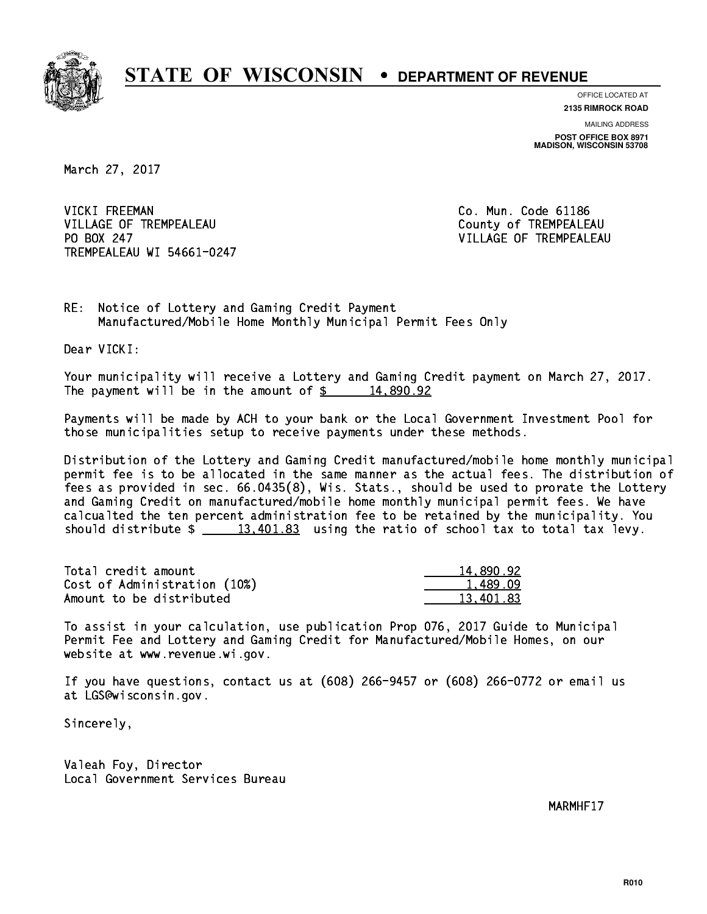# STATE OF WISCONSIN • DEPARTMENT OF REVENUE

OFFICE LOCATED AT
**2135 RIMROCK ROAD**

MAILING ADDRESS
**POST OFFICE BOX 8971**
**MADISON, WISCONSIN 53708**

March 27, 2017

VICKI FREEMAN
VILLAGE OF TREMPEALEAU
PO BOX 247
TREMPEALEAU WI 54661-0247

Co. Mun. Code 61186
County of TREMPEALEAU
VILLAGE OF TREMPEALEAU

RE: Notice of Lottery and Gaming Credit Payment
Manufactured/Mobile Home Monthly Municipal Permit Fees Only

Dear VICKI:

Your municipality will receive a Lottery and Gaming Credit payment on March 27, 2017. The payment will be in the amount of $ 14,890.92

Payments will be made by ACH to your bank or the Local Government Investment Pool for those municipalities setup to receive payments under these methods.

Distribution of the Lottery and Gaming Credit manufactured/mobile home monthly municipal permit fee is to be allocated in the same manner as the actual fees. The distribution of fees as provided in sec. 66.0435(8), Wis. Stats., should be used to prorate the Lottery and Gaming Credit on manufactured/mobile home monthly municipal permit fees. We have calcualted the ten percent administration fee to be retained by the municipality. You should distribute $ 13,401.83 using the ratio of school tax to total tax levy.

| | |
|---|---|
| Total credit amount | 14,890.92 |
| Cost of Administration (10%) | 1,489.09 |
| Amount to be distributed | 13,401.83 |

To assist in your calculation, use publication Prop 076, 2017 Guide to Municipal Permit Fee and Lottery and Gaming Credit for Manufactured/Mobile Homes, on our website at www.revenue.wi.gov.

If you have questions, contact us at (608) 266-9457 or (608) 266-0772 or email us at LGS@wisconsin.gov.

Sincerely,

Valeah Foy, Director
Local Government Services Bureau

MARMHF17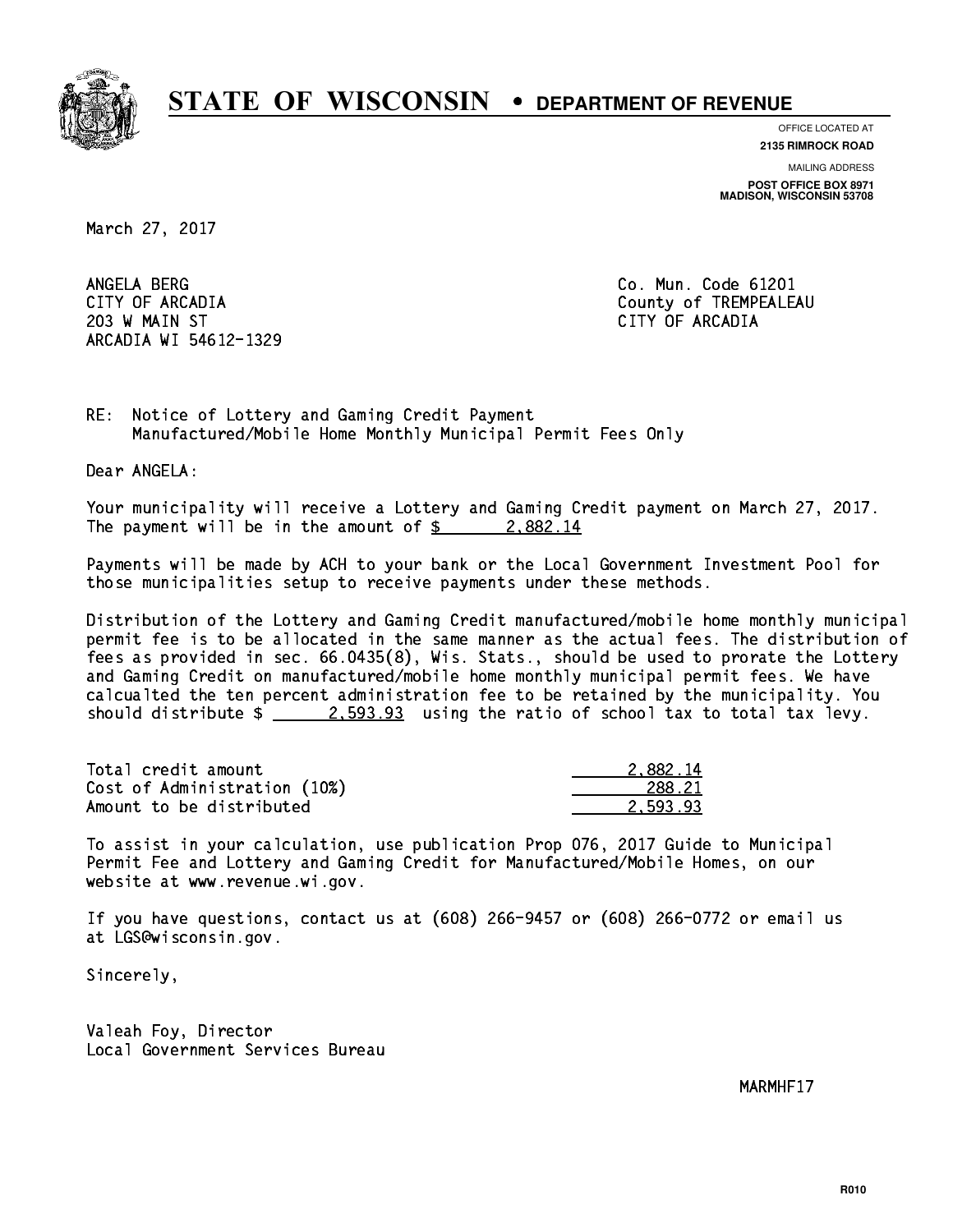# STATE OF WISCONSIN • DEPARTMENT OF REVENUE

OFFICE LOCATED AT
**2135 RIMROCK ROAD**

MAILING ADDRESS
**POST OFFICE BOX 8971**
**MADISON, WISCONSIN 53708**

March 27, 2017

ANGELA BERG
CITY OF ARCADIA
203 W MAIN ST
ARCADIA WI 54612-1329

Co. Mun. Code 61201
County of TREMPEALEAU
CITY OF ARCADIA

RE: Notice of Lottery and Gaming Credit Payment
Manufactured/Mobile Home Monthly Municipal Permit Fees Only

Dear ANGELA:

Your municipality will receive a Lottery and Gaming Credit payment on March 27, 2017. The payment will be in the amount of $ 2,882.14

Payments will be made by ACH to your bank or the Local Government Investment Pool for those municipalities setup to receive payments under these methods.

Distribution of the Lottery and Gaming Credit manufactured/mobile home monthly municipal permit fee is to be allocated in the same manner as the actual fees. The distribution of fees as provided in sec. 66.0435(8), Wis. Stats., should be used to prorate the Lottery and Gaming Credit on manufactured/mobile home monthly municipal permit fees. We have calcualted the ten percent administration fee to be retained by the municipality. You should distribute $ 2,593.93 using the ratio of school tax to total tax levy.

| | |
|---|---|
| Total credit amount | 2,882.14 |
| Cost of Administration (10%) | 288.21 |
| Amount to be distributed | 2,593.93 |

To assist in your calculation, use publication Prop 076, 2017 Guide to Municipal Permit Fee and Lottery and Gaming Credit for Manufactured/Mobile Homes, on our website at www.revenue.wi.gov.

If you have questions, contact us at (608) 266-9457 or (608) 266-0772 or email us at LGS@wisconsin.gov.

Sincerely,

Valeah Foy, Director
Local Government Services Bureau

MARMHF17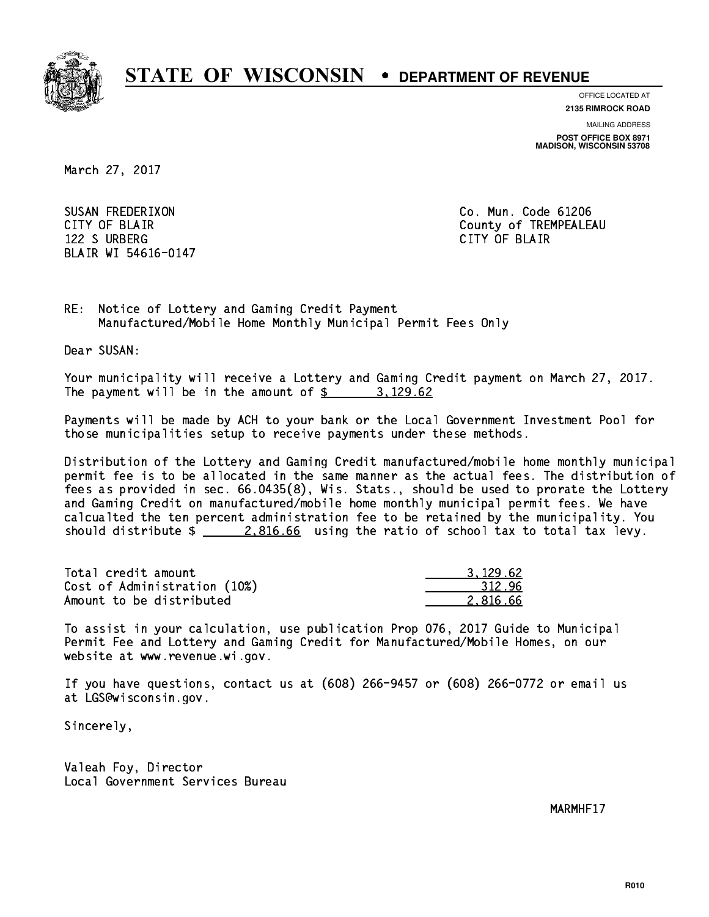# STATE OF WISCONSIN • DEPARTMENT OF REVENUE

OFFICE LOCATED AT
**2135 RIMROCK ROAD**

MAILING ADDRESS
**POST OFFICE BOX 8971**
**MADISON, WISCONSIN 53708**

March 27, 2017

SUSAN FREDERIXON
CITY OF BLAIR
122 S URBERG
BLAIR WI 54616-0147

Co. Mun. Code 61206
County of TREMPEALEAU
CITY OF BLAIR

RE: Notice of Lottery and Gaming Credit Payment
Manufactured/Mobile Home Monthly Municipal Permit Fees Only

Dear SUSAN:

Your municipality will receive a Lottery and Gaming Credit payment on March 27, 2017. The payment will be in the amount of $ 3,129.62

Payments will be made by ACH to your bank or the Local Government Investment Pool for those municipalities setup to receive payments under these methods.

Distribution of the Lottery and Gaming Credit manufactured/mobile home monthly municipal permit fee is to be allocated in the same manner as the actual fees. The distribution of fees as provided in sec. 66.0435(8), Wis. Stats., should be used to prorate the Lottery and Gaming Credit on manufactured/mobile home monthly municipal permit fees. We have calcualted the ten percent administration fee to be retained by the municipality. You should distribute $ 2,816.66 using the ratio of school tax to total tax levy.

| | |
|---|---|
| Total credit amount | 3,129.62 |
| Cost of Administration (10%) | 312.96 |
| Amount to be distributed | 2,816.66 |

To assist in your calculation, use publication Prop 076, 2017 Guide to Municipal Permit Fee and Lottery and Gaming Credit for Manufactured/Mobile Homes, on our website at www.revenue.wi.gov.

If you have questions, contact us at (608) 266-9457 or (608) 266-0772 or email us at LGS@wisconsin.gov.

Sincerely,

Valeah Foy, Director
Local Government Services Bureau

MARMHF17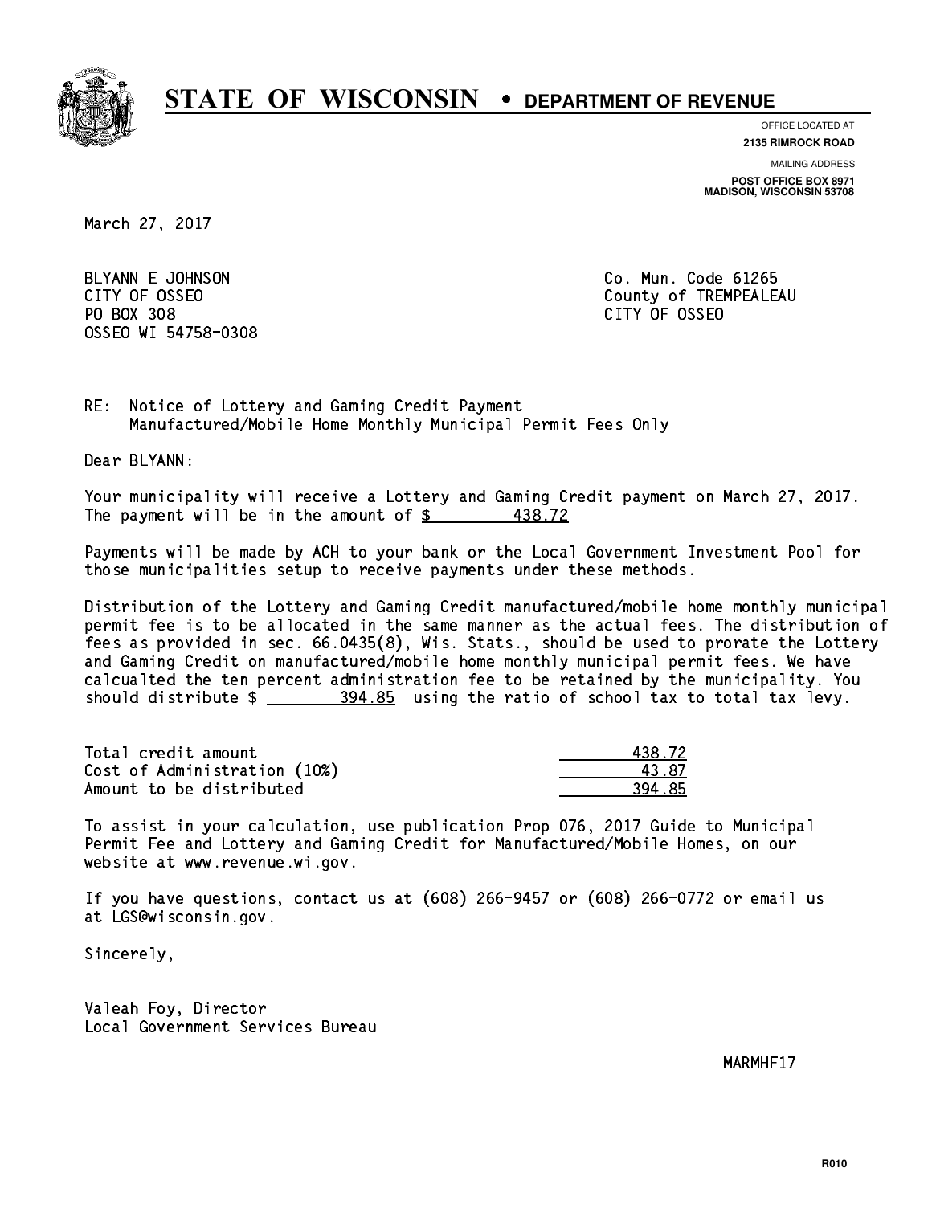# STATE OF WISCONSIN • DEPARTMENT OF REVENUE

OFFICE LOCATED AT
**2135 RIMROCK ROAD**

MAILING ADDRESS
**POST OFFICE BOX 8971**
**MADISON, WISCONSIN 53708**

March 27, 2017

BLYANN E JOHNSON
CITY OF OSSEO
PO BOX 308
OSSEO WI 54758-0308

Co. Mun. Code 61265
County of TREMPEALEAU
CITY OF OSSEO

RE: Notice of Lottery and Gaming Credit Payment
Manufactured/Mobile Home Monthly Municipal Permit Fees Only

Dear BLYANN:

Your municipality will receive a Lottery and Gaming Credit payment on March 27, 2017. The payment will be in the amount of $ 438.72

Payments will be made by ACH to your bank or the Local Government Investment Pool for those municipalities setup to receive payments under these methods.

Distribution of the Lottery and Gaming Credit manufactured/mobile home monthly municipal permit fee is to be allocated in the same manner as the actual fees. The distribution of fees as provided in sec. 66.0435(8), Wis. Stats., should be used to prorate the Lottery and Gaming Credit on manufactured/mobile home monthly municipal permit fees. We have calcualted the ten percent administration fee to be retained by the municipality. You should distribute $ 394.85 using the ratio of school tax to total tax levy.

| | |
|---|---|
| Total credit amount | 438.72 |
| Cost of Administration (10%) | 43.87 |
| Amount to be distributed | 394.85 |

To assist in your calculation, use publication Prop 076, 2017 Guide to Municipal Permit Fee and Lottery and Gaming Credit for Manufactured/Mobile Homes, on our website at www.revenue.wi.gov.

If you have questions, contact us at (608) 266-9457 or (608) 266-0772 or email us at LGS@wisconsin.gov.

Sincerely,

Valeah Foy, Director
Local Government Services Bureau

MARMHF17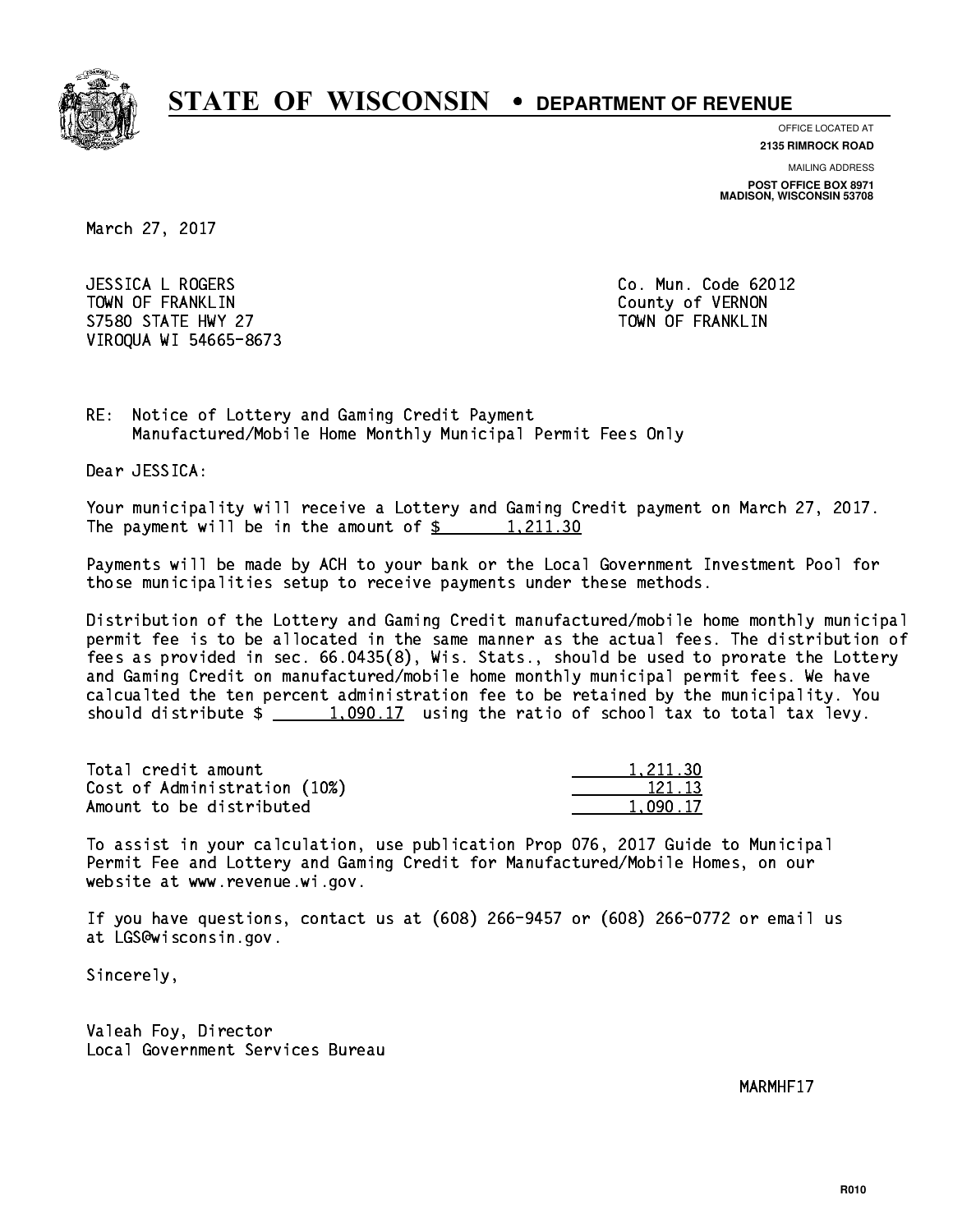# STATE OF WISCONSIN • DEPARTMENT OF REVENUE

OFFICE LOCATED AT
**2135 RIMROCK ROAD**

MAILING ADDRESS
**POST OFFICE BOX 8971**
**MADISON, WISCONSIN 53708**

March 27, 2017

JESSICA L ROGERS
TOWN OF FRANKLIN
S7580 STATE HWY 27
VIROQUA WI 54665-8673

Co. Mun. Code 62012
County of VERNON
TOWN OF FRANKLIN

RE: Notice of Lottery and Gaming Credit Payment
Manufactured/Mobile Home Monthly Municipal Permit Fees Only

Dear JESSICA:

Your municipality will receive a Lottery and Gaming Credit payment on March 27, 2017.
The payment will be in the amount of $ 1,211.30

Payments will be made by ACH to your bank or the Local Government Investment Pool for those municipalities setup to receive payments under these methods.

Distribution of the Lottery and Gaming Credit manufactured/mobile home monthly municipal permit fee is to be allocated in the same manner as the actual fees. The distribution of fees as provided in sec. 66.0435(8), Wis. Stats., should be used to prorate the Lottery and Gaming Credit on manufactured/mobile home monthly municipal permit fees. We have calcualted the ten percent administration fee to be retained by the municipality. You should distribute $ 1,090.17 using the ratio of school tax to total tax levy.

| | |
|---|---|
| Total credit amount | 1,211.30 |
| Cost of Administration (10%) | 121.13 |
| Amount to be distributed | 1,090.17 |

To assist in your calculation, use publication Prop 076, 2017 Guide to Municipal Permit Fee and Lottery and Gaming Credit for Manufactured/Mobile Homes, on our website at www.revenue.wi.gov.

If you have questions, contact us at (608) 266-9457 or (608) 266-0772 or email us at LGS@wisconsin.gov.

Sincerely,

Valeah Foy, Director
Local Government Services Bureau

MARMHF17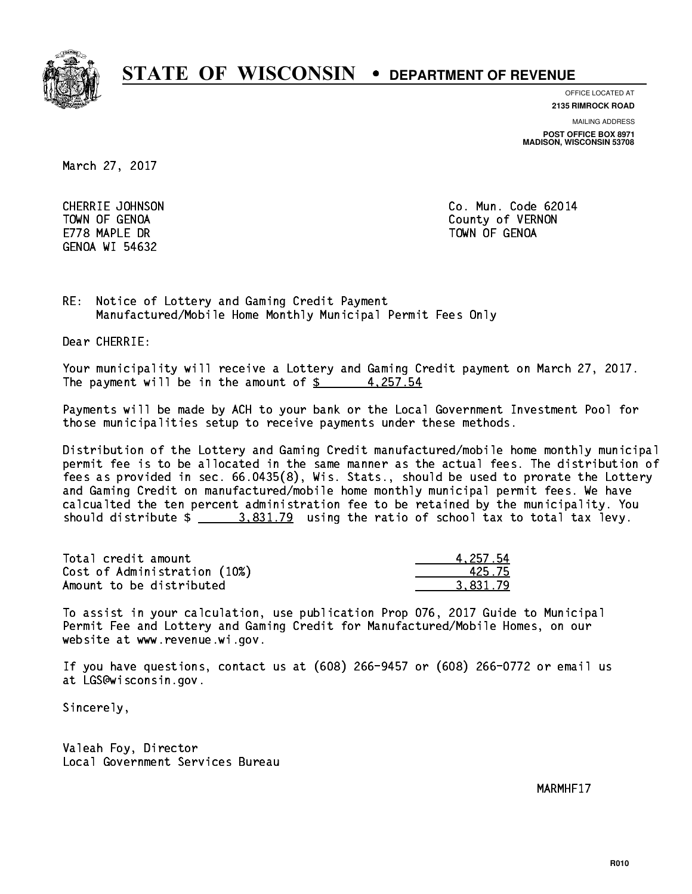# STATE OF WISCONSIN • DEPARTMENT OF REVENUE

OFFICE LOCATED AT
**2135 RIMROCK ROAD**

MAILING ADDRESS
**POST OFFICE BOX 8971**
**MADISON, WISCONSIN 53708**

March 27, 2017

CHERRIE JOHNSON
TOWN OF GENOA
E778 MAPLE DR
GENOA WI 54632

Co. Mun. Code 62014
County of VERNON
TOWN OF GENOA

RE: Notice of Lottery and Gaming Credit Payment
Manufactured/Mobile Home Monthly Municipal Permit Fees Only

Dear CHERRIE:

Your municipality will receive a Lottery and Gaming Credit payment on March 27, 2017. The payment will be in the amount of $ 4,257.54

Payments will be made by ACH to your bank or the Local Government Investment Pool for those municipalities setup to receive payments under these methods.

Distribution of the Lottery and Gaming Credit manufactured/mobile home monthly municipal permit fee is to be allocated in the same manner as the actual fees. The distribution of fees as provided in sec. 66.0435(8), Wis. Stats., should be used to prorate the Lottery and Gaming Credit on manufactured/mobile home monthly municipal permit fees. We have calcualted the ten percent administration fee to be retained by the municipality. You should distribute $ 3,831.79 using the ratio of school tax to total tax levy.

| | |
|---|---|
| Total credit amount | 4,257.54 |
| Cost of Administration (10%) | 425.75 |
| Amount to be distributed | 3,831.79 |

To assist in your calculation, use publication Prop 076, 2017 Guide to Municipal Permit Fee and Lottery and Gaming Credit for Manufactured/Mobile Homes, on our website at www.revenue.wi.gov.

If you have questions, contact us at (608) 266-9457 or (608) 266-0772 or email us at LGS@wisconsin.gov.

Sincerely,

Valeah Foy, Director
Local Government Services Bureau

MARMHF17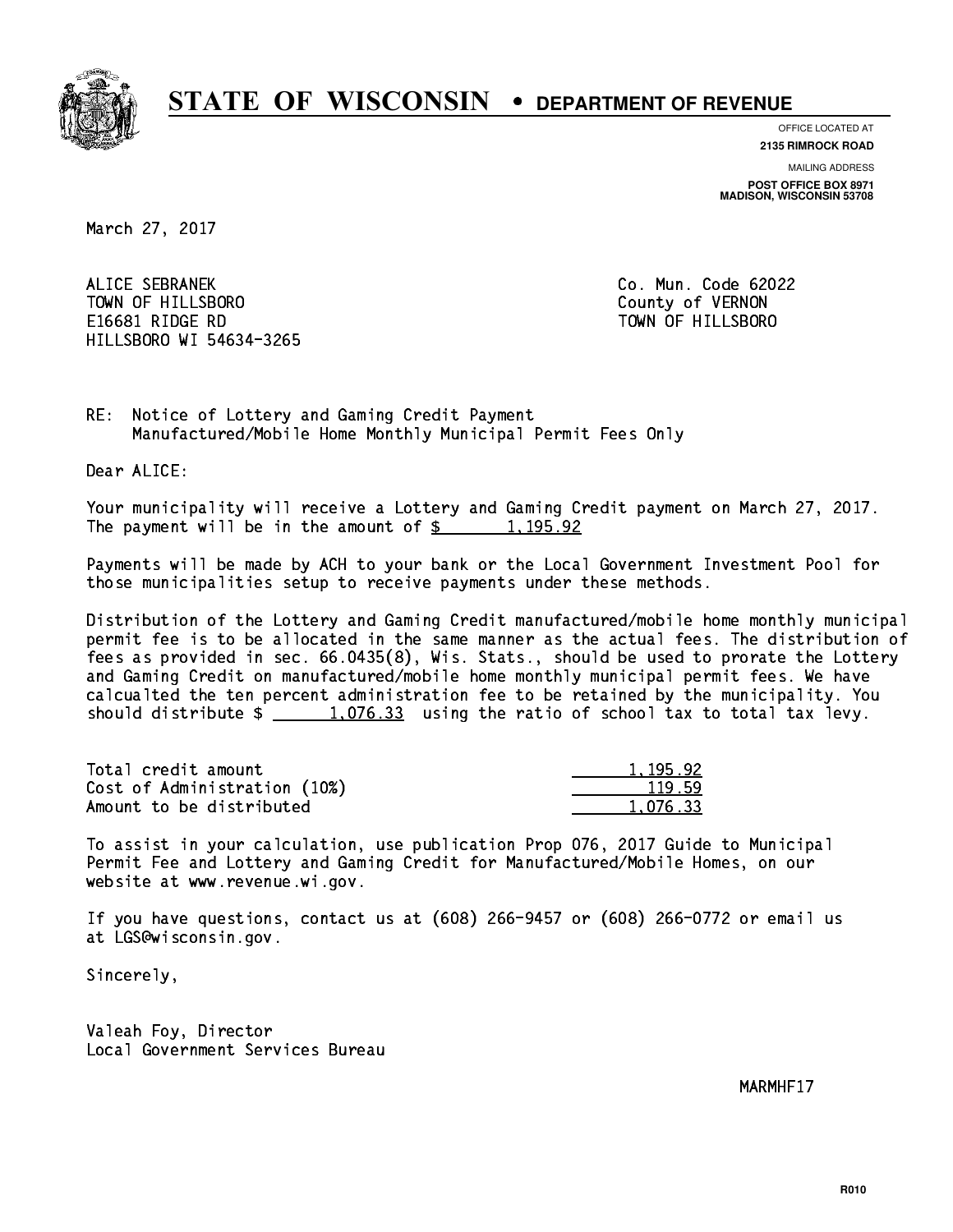# STATE OF WISCONSIN • DEPARTMENT OF REVENUE

OFFICE LOCATED AT
**2135 RIMROCK ROAD**

MAILING ADDRESS
**POST OFFICE BOX 8971**
**MADISON, WISCONSIN 53708**

March 27, 2017

ALICE SEBRANEK
TOWN OF HILLSBORO
E16681 RIDGE RD
HILLSBORO WI 54634-3265

Co. Mun. Code 62022
County of VERNON
TOWN OF HILLSBORO

RE: Notice of Lottery and Gaming Credit Payment
Manufactured/Mobile Home Monthly Municipal Permit Fees Only

Dear ALICE:

Your municipality will receive a Lottery and Gaming Credit payment on March 27, 2017. The payment will be in the amount of $ 1,195.92

Payments will be made by ACH to your bank or the Local Government Investment Pool for those municipalities setup to receive payments under these methods.

Distribution of the Lottery and Gaming Credit manufactured/mobile home monthly municipal permit fee is to be allocated in the same manner as the actual fees. The distribution of fees as provided in sec. 66.0435(8), Wis. Stats., should be used to prorate the Lottery and Gaming Credit on manufactured/mobile home monthly municipal permit fees. We have calcualted the ten percent administration fee to be retained by the municipality. You should distribute $ 1,076.33 using the ratio of school tax to total tax levy.

| | |
|---|---|
| Total credit amount | 1,195.92 |
| Cost of Administration (10%) | 119.59 |
| Amount to be distributed | 1,076.33 |

To assist in your calculation, use publication Prop 076, 2017 Guide to Municipal Permit Fee and Lottery and Gaming Credit for Manufactured/Mobile Homes, on our website at www.revenue.wi.gov.

If you have questions, contact us at (608) 266-9457 or (608) 266-0772 or email us at LGS@wisconsin.gov.

Sincerely,

Valeah Foy, Director
Local Government Services Bureau

MARMHF17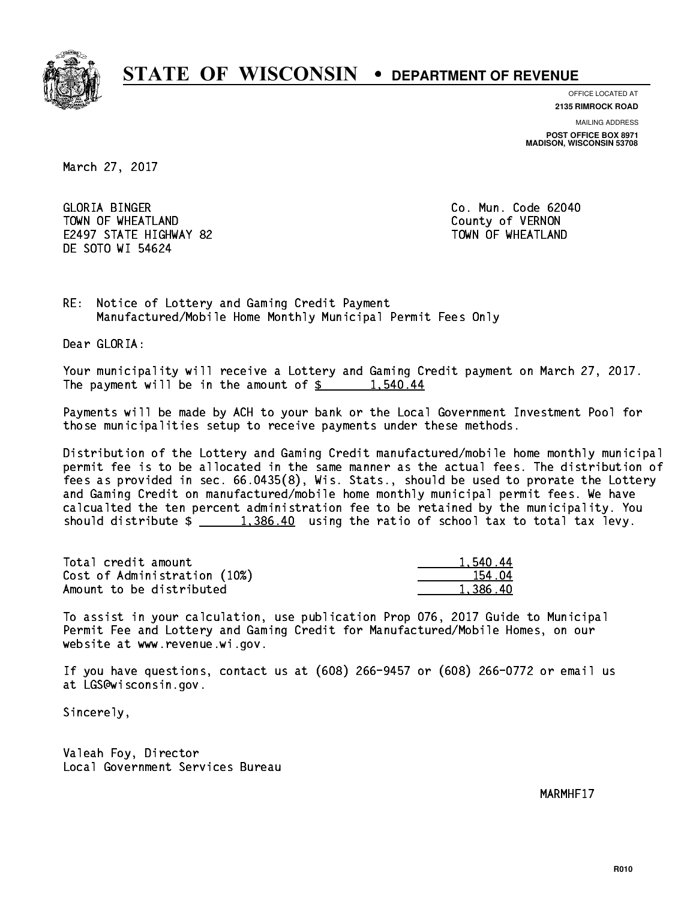# STATE OF WISCONSIN • DEPARTMENT OF REVENUE

OFFICE LOCATED AT
**2135 RIMROCK ROAD**

MAILING ADDRESS
**POST OFFICE BOX 8971**
**MADISON, WISCONSIN 53708**

March 27, 2017

GLORIA BINGER
TOWN OF WHEATLAND
E2497 STATE HIGHWAY 82
DE SOTO WI 54624

Co. Mun. Code 62040
County of VERNON
TOWN OF WHEATLAND

RE: Notice of Lottery and Gaming Credit Payment
Manufactured/Mobile Home Monthly Municipal Permit Fees Only

Dear GLORIA:

Your municipality will receive a Lottery and Gaming Credit payment on March 27, 2017. The payment will be in the amount of $ 1,540.44

Payments will be made by ACH to your bank or the Local Government Investment Pool for those municipalities setup to receive payments under these methods.

Distribution of the Lottery and Gaming Credit manufactured/mobile home monthly municipal permit fee is to be allocated in the same manner as the actual fees. The distribution of fees as provided in sec. 66.0435(8), Wis. Stats., should be used to prorate the Lottery and Gaming Credit on manufactured/mobile home monthly municipal permit fees. We have calcualted the ten percent administration fee to be retained by the municipality. You should distribute $ 1,386.40 using the ratio of school tax to total tax levy.

| | |
|---|---|
| Total credit amount | 1,540.44 |
| Cost of Administration (10%) | 154.04 |
| Amount to be distributed | 1,386.40 |

To assist in your calculation, use publication Prop 076, 2017 Guide to Municipal Permit Fee and Lottery and Gaming Credit for Manufactured/Mobile Homes, on our website at www.revenue.wi.gov.

If you have questions, contact us at (608) 266-9457 or (608) 266-0772 or email us at LGS@wisconsin.gov.

Sincerely,

Valeah Foy, Director
Local Government Services Bureau

MARMHF17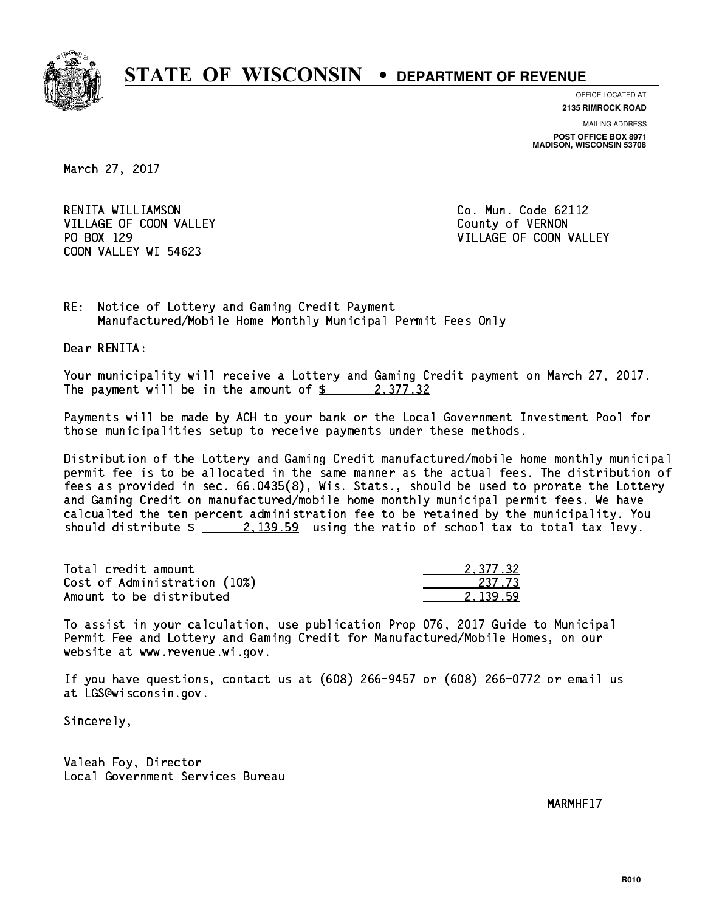# STATE OF WISCONSIN • DEPARTMENT OF REVENUE

OFFICE LOCATED AT
**2135 RIMROCK ROAD**

MAILING ADDRESS
**POST OFFICE BOX 8971**
**MADISON, WISCONSIN 53708**

March 27, 2017

RENITA WILLIAMSON
VILLAGE OF COON VALLEY
PO BOX 129
COON VALLEY WI 54623

Co. Mun. Code 62112
County of VERNON
VILLAGE OF COON VALLEY

RE: Notice of Lottery and Gaming Credit Payment
Manufactured/Mobile Home Monthly Municipal Permit Fees Only

Dear RENITA:

Your municipality will receive a Lottery and Gaming Credit payment on March 27, 2017. The payment will be in the amount of $ 2,377.32

Payments will be made by ACH to your bank or the Local Government Investment Pool for those municipalities setup to receive payments under these methods.

Distribution of the Lottery and Gaming Credit manufactured/mobile home monthly municipal permit fee is to be allocated in the same manner as the actual fees. The distribution of fees as provided in sec. 66.0435(8), Wis. Stats., should be used to prorate the Lottery and Gaming Credit on manufactured/mobile home monthly municipal permit fees. We have calcualted the ten percent administration fee to be retained by the municipality. You should distribute $ 2,139.59 using the ratio of school tax to total tax levy.

| | |
|---|---|
| Total credit amount | 2,377.32 |
| Cost of Administration (10%) | 237.73 |
| Amount to be distributed | 2,139.59 |

To assist in your calculation, use publication Prop 076, 2017 Guide to Municipal Permit Fee and Lottery and Gaming Credit for Manufactured/Mobile Homes, on our website at www.revenue.wi.gov.

If you have questions, contact us at (608) 266-9457 or (608) 266-0772 or email us at LGS@wisconsin.gov.

Sincerely,

Valeah Foy, Director
Local Government Services Bureau

MARMHF17

R010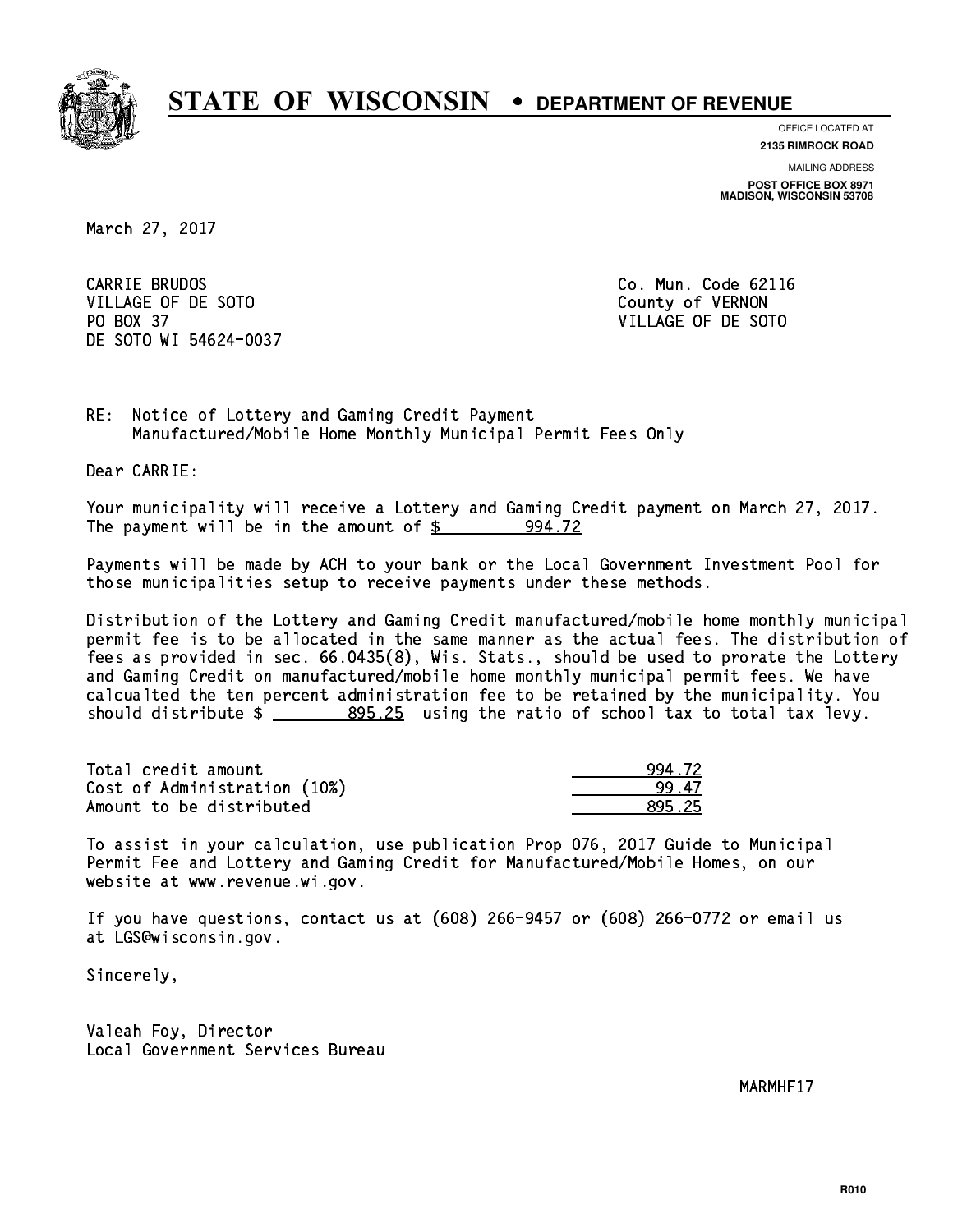# STATE OF WISCONSIN • DEPARTMENT OF REVENUE

OFFICE LOCATED AT
**2135 RIMROCK ROAD**

MAILING ADDRESS
**POST OFFICE BOX 8971**
**MADISON, WISCONSIN 53708**

March 27, 2017

CARRIE BRUDOS
VILLAGE OF DE SOTO
PO BOX 37
DE SOTO WI 54624-0037

Co. Mun. Code 62116
County of VERNON
VILLAGE OF DE SOTO

RE: Notice of Lottery and Gaming Credit Payment
Manufactured/Mobile Home Monthly Municipal Permit Fees Only

Dear CARRIE:

Your municipality will receive a Lottery and Gaming Credit payment on March 27, 2017. The payment will be in the amount of $ 994.72

Payments will be made by ACH to your bank or the Local Government Investment Pool for those municipalities setup to receive payments under these methods.

Distribution of the Lottery and Gaming Credit manufactured/mobile home monthly municipal permit fee is to be allocated in the same manner as the actual fees. The distribution of fees as provided in sec. 66.0435(8), Wis. Stats., should be used to prorate the Lottery and Gaming Credit on manufactured/mobile home monthly municipal permit fees. We have calcualted the ten percent administration fee to be retained by the municipality. You should distribute $ 895.25 using the ratio of school tax to total tax levy.

| | |
|---|---|
| Total credit amount | 994.72 |
| Cost of Administration (10%) | 99.47 |
| Amount to be distributed | 895.25 |

To assist in your calculation, use publication Prop 076, 2017 Guide to Municipal Permit Fee and Lottery and Gaming Credit for Manufactured/Mobile Homes, on our website at www.revenue.wi.gov.

If you have questions, contact us at (608) 266-9457 or (608) 266-0772 or email us at LGS@wisconsin.gov.

Sincerely,

Valeah Foy, Director
Local Government Services Bureau

MARMHF17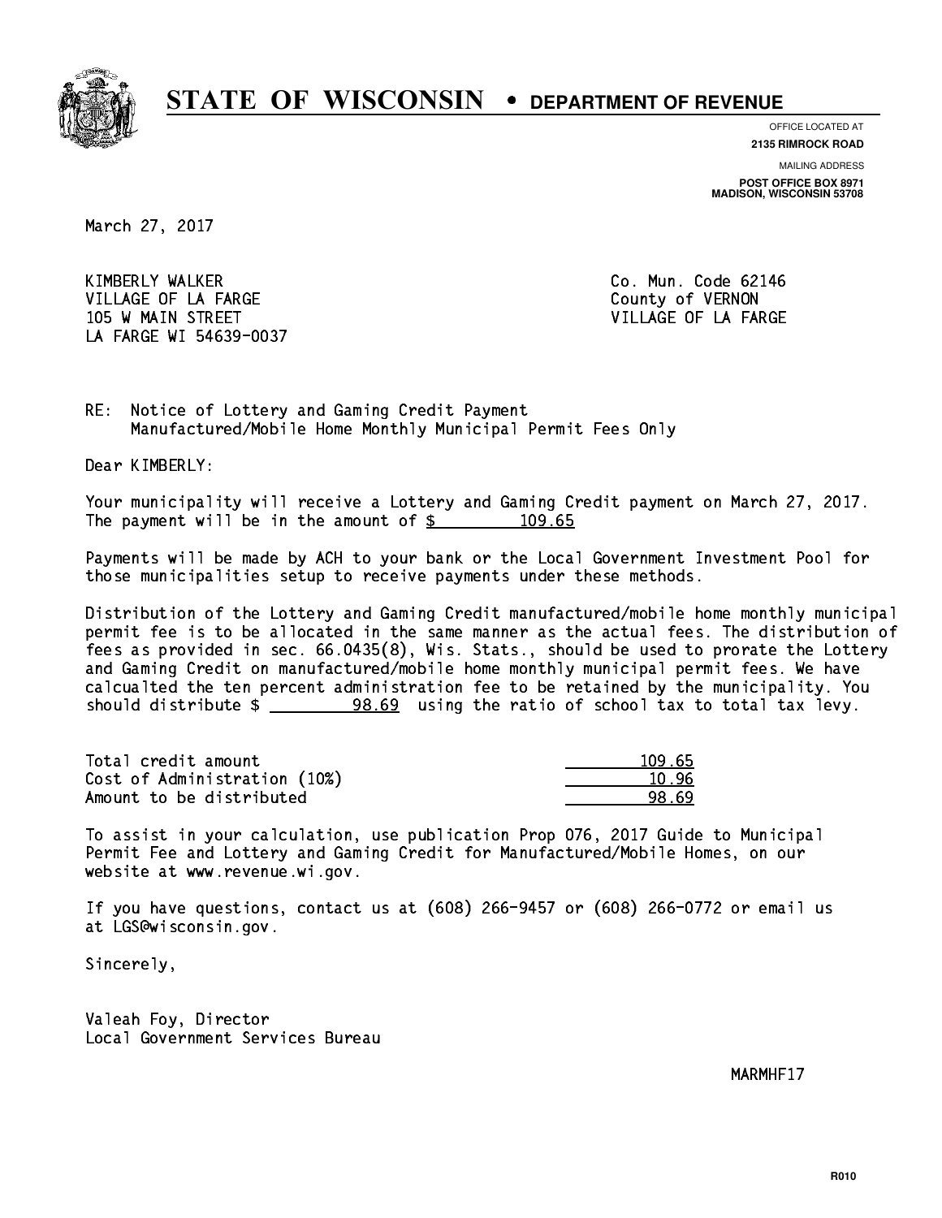# STATE OF WISCONSIN • DEPARTMENT OF REVENUE

OFFICE LOCATED AT
**2135 RIMROCK ROAD**

MAILING ADDRESS
**POST OFFICE BOX 8971**
**MADISON, WISCONSIN 53708**

March 27, 2017

KIMBERLY WALKER
VILLAGE OF LA FARGE
105 W MAIN STREET
LA FARGE WI 54639-0037

Co. Mun. Code 62146
County of VERNON
VILLAGE OF LA FARGE

RE: Notice of Lottery and Gaming Credit Payment
Manufactured/Mobile Home Monthly Municipal Permit Fees Only

Dear KIMBERLY:

Your municipality will receive a Lottery and Gaming Credit payment on March 27, 2017. The payment will be in the amount of $ 109.65

Payments will be made by ACH to your bank or the Local Government Investment Pool for those municipalities setup to receive payments under these methods.

Distribution of the Lottery and Gaming Credit manufactured/mobile home monthly municipal permit fee is to be allocated in the same manner as the actual fees. The distribution of fees as provided in sec. 66.0435(8), Wis. Stats., should be used to prorate the Lottery and Gaming Credit on manufactured/mobile home monthly municipal permit fees. We have calcualted the ten percent administration fee to be retained by the municipality. You should distribute $ 98.69 using the ratio of school tax to total tax levy.

| | |
|---|---|
| Total credit amount | 109.65 |
| Cost of Administration (10%) | 10.96 |
| Amount to be distributed | 98.69 |

To assist in your calculation, use publication Prop 076, 2017 Guide to Municipal Permit Fee and Lottery and Gaming Credit for Manufactured/Mobile Homes, on our website at www.revenue.wi.gov.

If you have questions, contact us at (608) 266-9457 or (608) 266-0772 or email us at LGS@wisconsin.gov.

Sincerely,

Valeah Foy, Director
Local Government Services Bureau

MARMHF17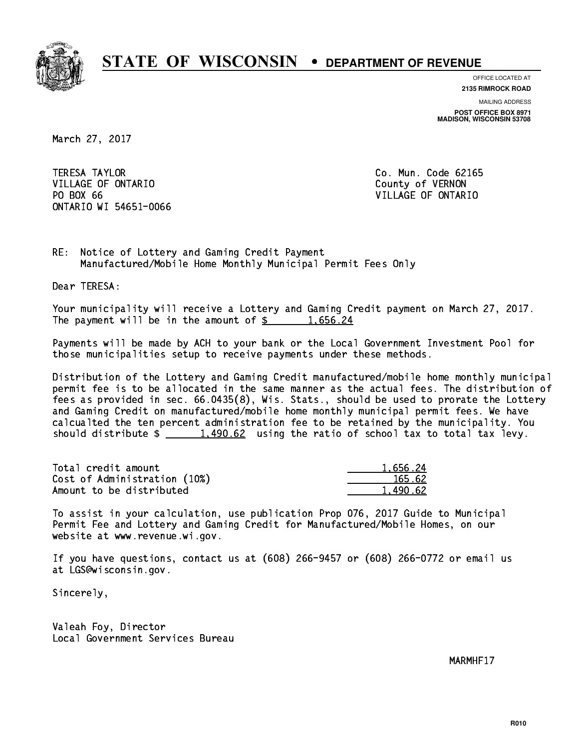# STATE OF WISCONSIN • DEPARTMENT OF REVENUE

OFFICE LOCATED AT
**2135 RIMROCK ROAD**

MAILING ADDRESS
**POST OFFICE BOX 8971**
**MADISON, WISCONSIN 53708**

March 27, 2017

TERESA TAYLOR
VILLAGE OF ONTARIO
PO BOX 66
ONTARIO WI 54651-0066

Co. Mun. Code 62165
County of VERNON
VILLAGE OF ONTARIO

RE: Notice of Lottery and Gaming Credit Payment
Manufactured/Mobile Home Monthly Municipal Permit Fees Only

Dear TERESA:

Your municipality will receive a Lottery and Gaming Credit payment on March 27, 2017. The payment will be in the amount of $ 1,656.24

Payments will be made by ACH to your bank or the Local Government Investment Pool for those municipalities setup to receive payments under these methods.

Distribution of the Lottery and Gaming Credit manufactured/mobile home monthly municipal permit fee is to be allocated in the same manner as the actual fees. The distribution of fees as provided in sec. 66.0435(8), Wis. Stats., should be used to prorate the Lottery and Gaming Credit on manufactured/mobile home monthly municipal permit fees. We have calcualted the ten percent administration fee to be retained by the municipality. You should distribute $ 1,490.62 using the ratio of school tax to total tax levy.

| | |
|---|---|
| Total credit amount | 1,656.24 |
| Cost of Administration (10%) | 165.62 |
| Amount to be distributed | 1,490.62 |

To assist in your calculation, use publication Prop 076, 2017 Guide to Municipal Permit Fee and Lottery and Gaming Credit for Manufactured/Mobile Homes, on our website at www.revenue.wi.gov.

If you have questions, contact us at (608) 266-9457 or (608) 266-0772 or email us at LGS@wisconsin.gov.

Sincerely,

Valeah Foy, Director
Local Government Services Bureau

MARMHF17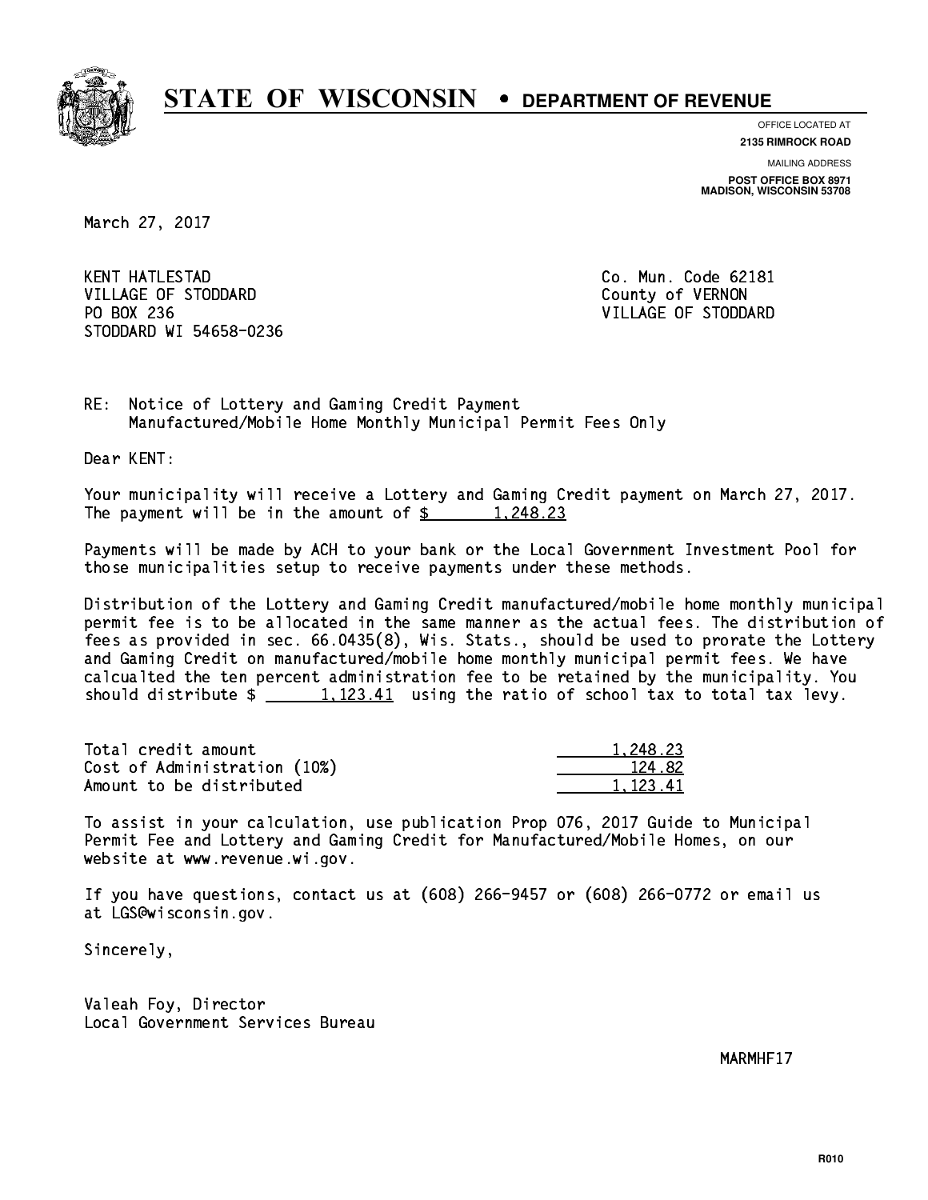# STATE OF WISCONSIN • DEPARTMENT OF REVENUE

OFFICE LOCATED AT
**2135 RIMROCK ROAD**

MAILING ADDRESS
**POST OFFICE BOX 8971**
**MADISON, WISCONSIN 53708**

March 27, 2017

KENT HATLESTAD
VILLAGE OF STODDARD
PO BOX 236
STODDARD WI 54658-0236

Co. Mun. Code 62181
County of VERNON
VILLAGE OF STODDARD

RE: Notice of Lottery and Gaming Credit Payment
Manufactured/Mobile Home Monthly Municipal Permit Fees Only

Dear KENT:

Your municipality will receive a Lottery and Gaming Credit payment on March 27, 2017. The payment will be in the amount of $ 1,248.23

Payments will be made by ACH to your bank or the Local Government Investment Pool for those municipalities setup to receive payments under these methods.

Distribution of the Lottery and Gaming Credit manufactured/mobile home monthly municipal permit fee is to be allocated in the same manner as the actual fees. The distribution of fees as provided in sec. 66.0435(8), Wis. Stats., should be used to prorate the Lottery and Gaming Credit on manufactured/mobile home monthly municipal permit fees. We have calcualted the ten percent administration fee to be retained by the municipality. You should distribute $ 1,123.41 using the ratio of school tax to total tax levy.

| | |
|---|---|
| Total credit amount | 1,248.23 |
| Cost of Administration (10%) | 124.82 |
| Amount to be distributed | 1,123.41 |

To assist in your calculation, use publication Prop 076, 2017 Guide to Municipal Permit Fee and Lottery and Gaming Credit for Manufactured/Mobile Homes, on our website at www.revenue.wi.gov.

If you have questions, contact us at (608) 266-9457 or (608) 266-0772 or email us at LGS@wisconsin.gov.

Sincerely,

Valeah Foy, Director
Local Government Services Bureau

MARMHF17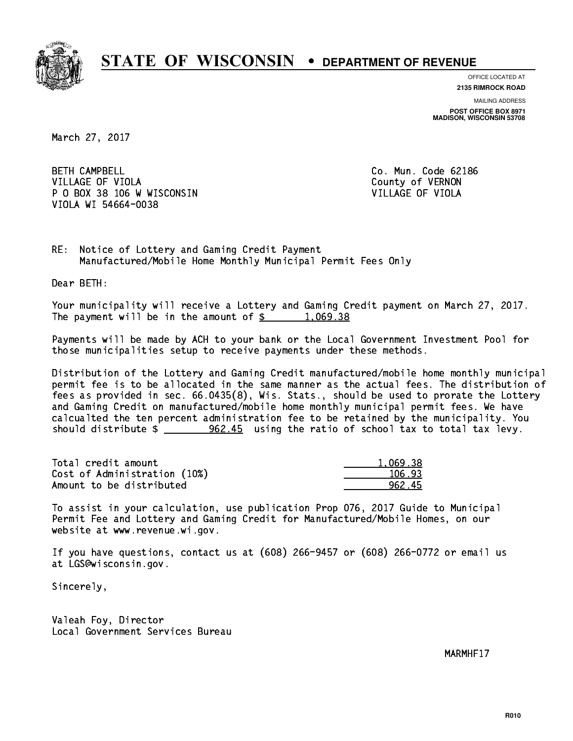# STATE OF WISCONSIN • DEPARTMENT OF REVENUE

OFFICE LOCATED AT
**2135 RIMROCK ROAD**

MAILING ADDRESS
**POST OFFICE BOX 8971**
**MADISON, WISCONSIN 53708**

March 27, 2017

BETH CAMPBELL
VILLAGE OF VIOLA
P O BOX 38 106 W WISCONSIN
VIOLA WI 54664-0038

Co. Mun. Code 62186
County of VERNON
VILLAGE OF VIOLA

RE: Notice of Lottery and Gaming Credit Payment
Manufactured/Mobile Home Monthly Municipal Permit Fees Only

Dear BETH:

Your municipality will receive a Lottery and Gaming Credit payment on March 27, 2017. The payment will be in the amount of $ 1,069.38

Payments will be made by ACH to your bank or the Local Government Investment Pool for those municipalities setup to receive payments under these methods.

Distribution of the Lottery and Gaming Credit manufactured/mobile home monthly municipal permit fee is to be allocated in the same manner as the actual fees. The distribution of fees as provided in sec. 66.0435(8), Wis. Stats., should be used to prorate the Lottery and Gaming Credit on manufactured/mobile home monthly municipal permit fees. We have calcualted the ten percent administration fee to be retained by the municipality. You should distribute $ 962.45 using the ratio of school tax to total tax levy.

| | |
|---|---|
| Total credit amount | 1,069.38 |
| Cost of Administration (10%) | 106.93 |
| Amount to be distributed | 962.45 |

To assist in your calculation, use publication Prop 076, 2017 Guide to Municipal Permit Fee and Lottery and Gaming Credit for Manufactured/Mobile Homes, on our website at www.revenue.wi.gov.

If you have questions, contact us at (608) 266-9457 or (608) 266-0772 or email us at LGS@wisconsin.gov.

Sincerely,

Valeah Foy, Director
Local Government Services Bureau

MARMHF17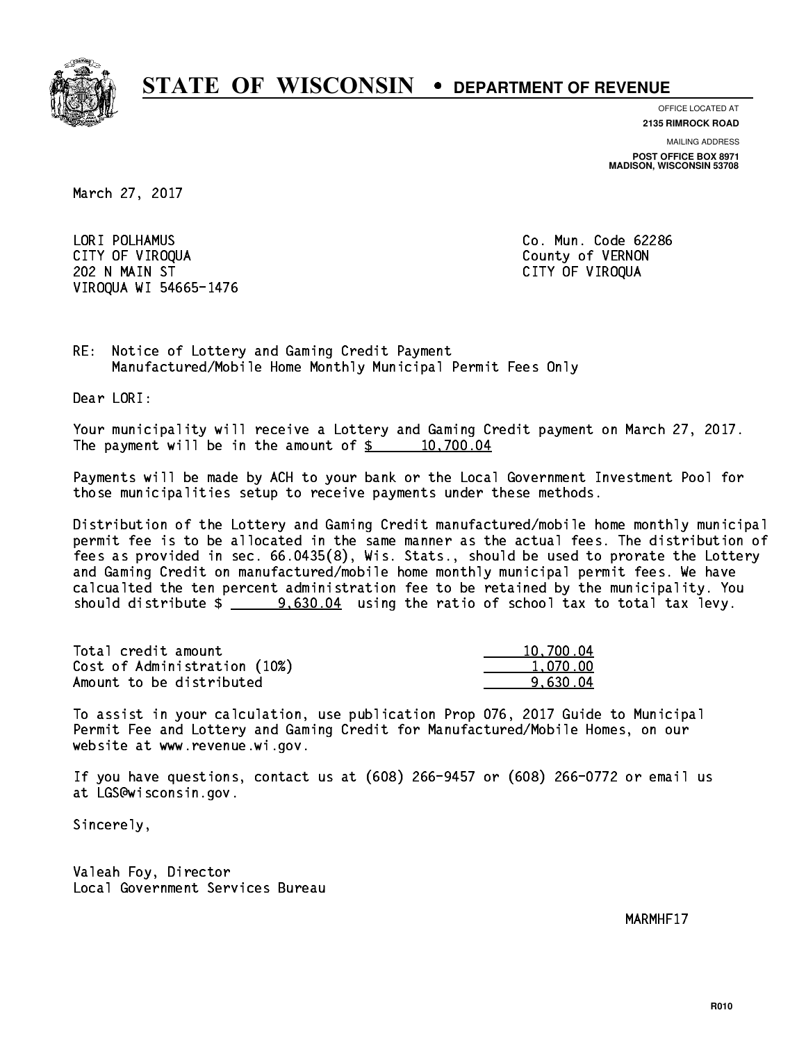# STATE OF WISCONSIN • DEPARTMENT OF REVENUE

OFFICE LOCATED AT
**2135 RIMROCK ROAD**

MAILING ADDRESS
**POST OFFICE BOX 8971**
**MADISON, WISCONSIN 53708**

March 27, 2017

LORI POLHAMUS
CITY OF VIROQUA
202 N MAIN ST
VIROQUA WI 54665-1476

Co. Mun. Code 62286
County of VERNON
CITY OF VIROQUA

RE: Notice of Lottery and Gaming Credit Payment
Manufactured/Mobile Home Monthly Municipal Permit Fees Only

Dear LORI:

Your municipality will receive a Lottery and Gaming Credit payment on March 27, 2017. The payment will be in the amount of $ 10,700.04

Payments will be made by ACH to your bank or the Local Government Investment Pool for those municipalities setup to receive payments under these methods.

Distribution of the Lottery and Gaming Credit manufactured/mobile home monthly municipal permit fee is to be allocated in the same manner as the actual fees. The distribution of fees as provided in sec. 66.0435(8), Wis. Stats., should be used to prorate the Lottery and Gaming Credit on manufactured/mobile home monthly municipal permit fees. We have calcualted the ten percent administration fee to be retained by the municipality. You should distribute $ 9,630.04 using the ratio of school tax to total tax levy.

| | |
|---|---|
| Total credit amount | 10,700.04 |
| Cost of Administration (10%) | 1,070.00 |
| Amount to be distributed | 9,630.04 |

To assist in your calculation, use publication Prop 076, 2017 Guide to Municipal Permit Fee and Lottery and Gaming Credit for Manufactured/Mobile Homes, on our website at www.revenue.wi.gov.

If you have questions, contact us at (608) 266-9457 or (608) 266-0772 or email us at LGS@wisconsin.gov.

Sincerely,

Valeah Foy, Director
Local Government Services Bureau

MARMHF17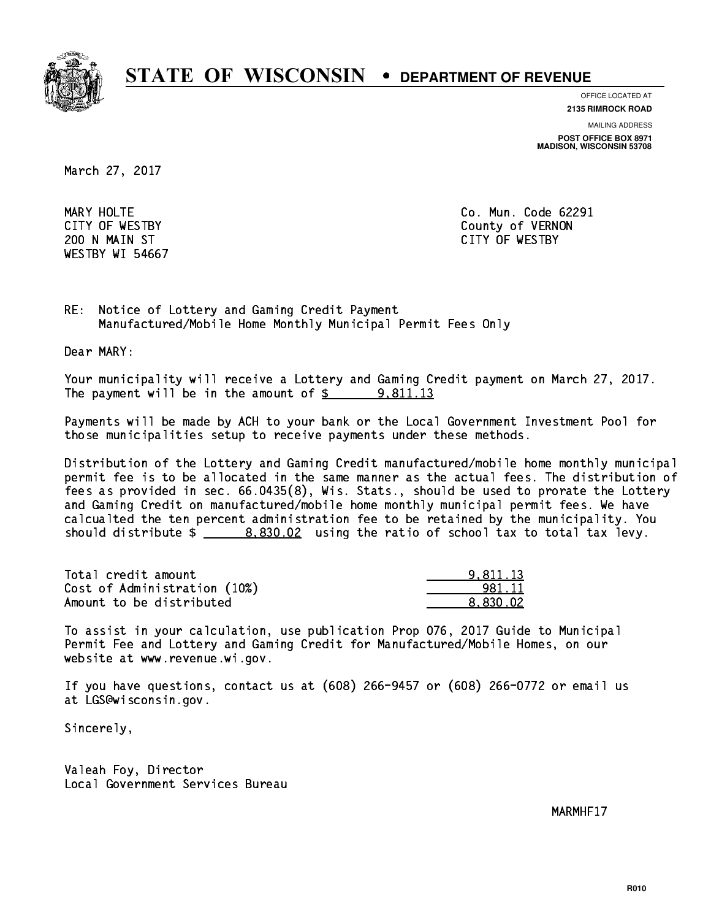# STATE OF WISCONSIN • DEPARTMENT OF REVENUE

OFFICE LOCATED AT
**2135 RIMROCK ROAD**

MAILING ADDRESS
**POST OFFICE BOX 8971**
**MADISON, WISCONSIN 53708**

March 27, 2017

MARY HOLTE
CITY OF WESTBY
200 N MAIN ST
WESTBY WI 54667

Co. Mun. Code 62291
County of VERNON
CITY OF WESTBY

RE: Notice of Lottery and Gaming Credit Payment
Manufactured/Mobile Home Monthly Municipal Permit Fees Only

Dear MARY:

Your municipality will receive a Lottery and Gaming Credit payment on March 27, 2017. The payment will be in the amount of $ 9,811.13

Payments will be made by ACH to your bank or the Local Government Investment Pool for those municipalities setup to receive payments under these methods.

Distribution of the Lottery and Gaming Credit manufactured/mobile home monthly municipal permit fee is to be allocated in the same manner as the actual fees. The distribution of fees as provided in sec. 66.0435(8), Wis. Stats., should be used to prorate the Lottery and Gaming Credit on manufactured/mobile home monthly municipal permit fees. We have calcualted the ten percent administration fee to be retained by the municipality. You should distribute $ 8,830.02 using the ratio of school tax to total tax levy.

| | |
|---|---|
| Total credit amount | 9,811.13 |
| Cost of Administration (10%) | 981.11 |
| Amount to be distributed | 8,830.02 |

To assist in your calculation, use publication Prop 076, 2017 Guide to Municipal Permit Fee and Lottery and Gaming Credit for Manufactured/Mobile Homes, on our website at www.revenue.wi.gov.

If you have questions, contact us at (608) 266-9457 or (608) 266-0772 or email us at LGS@wisconsin.gov.

Sincerely,

Valeah Foy, Director
Local Government Services Bureau

MARMHF17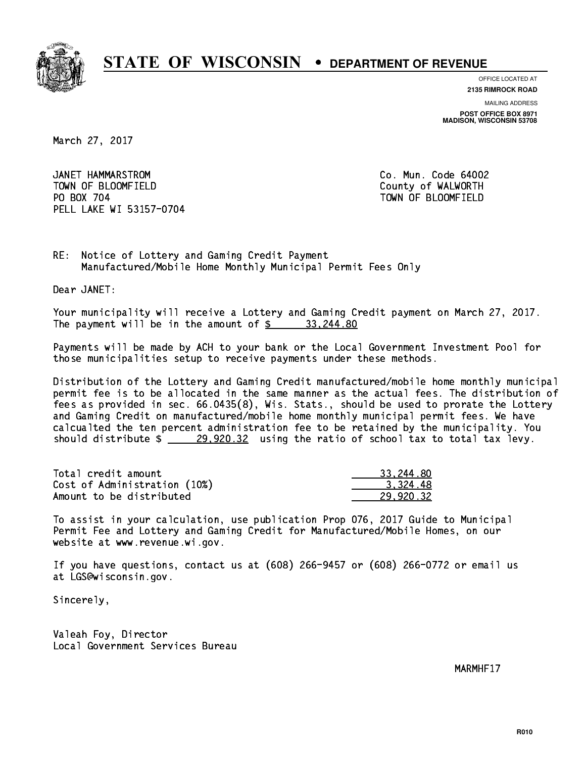# STATE OF WISCONSIN • DEPARTMENT OF REVENUE

OFFICE LOCATED AT
**2135 RIMROCK ROAD**

MAILING ADDRESS
**POST OFFICE BOX 8971**
**MADISON, WISCONSIN 53708**

March 27, 2017

JANET HAMMARSTROM
TOWN OF BLOOMFIELD
PO BOX 704
PELL LAKE WI 53157-0704

Co. Mun. Code 64002
County of WALWORTH
TOWN OF BLOOMFIELD

RE: Notice of Lottery and Gaming Credit Payment
Manufactured/Mobile Home Monthly Municipal Permit Fees Only

Dear JANET:

Your municipality will receive a Lottery and Gaming Credit payment on March 27, 2017. The payment will be in the amount of $ 33,244.80

Payments will be made by ACH to your bank or the Local Government Investment Pool for those municipalities setup to receive payments under these methods.

Distribution of the Lottery and Gaming Credit manufactured/mobile home monthly municipal permit fee is to be allocated in the same manner as the actual fees. The distribution of fees as provided in sec. 66.0435(8), Wis. Stats., should be used to prorate the Lottery and Gaming Credit on manufactured/mobile home monthly municipal permit fees. We have calcualted the ten percent administration fee to be retained by the municipality. You should distribute $ 29,920.32 using the ratio of school tax to total tax levy.

| | |
|---|---|
| Total credit amount | 33,244.80 |
| Cost of Administration (10%) | 3,324.48 |
| Amount to be distributed | 29,920.32 |

To assist in your calculation, use publication Prop 076, 2017 Guide to Municipal Permit Fee and Lottery and Gaming Credit for Manufactured/Mobile Homes, on our website at www.revenue.wi.gov.

If you have questions, contact us at (608) 266-9457 or (608) 266-0772 or email us at LGS@wisconsin.gov.

Sincerely,

Valeah Foy, Director
Local Government Services Bureau

MARMHF17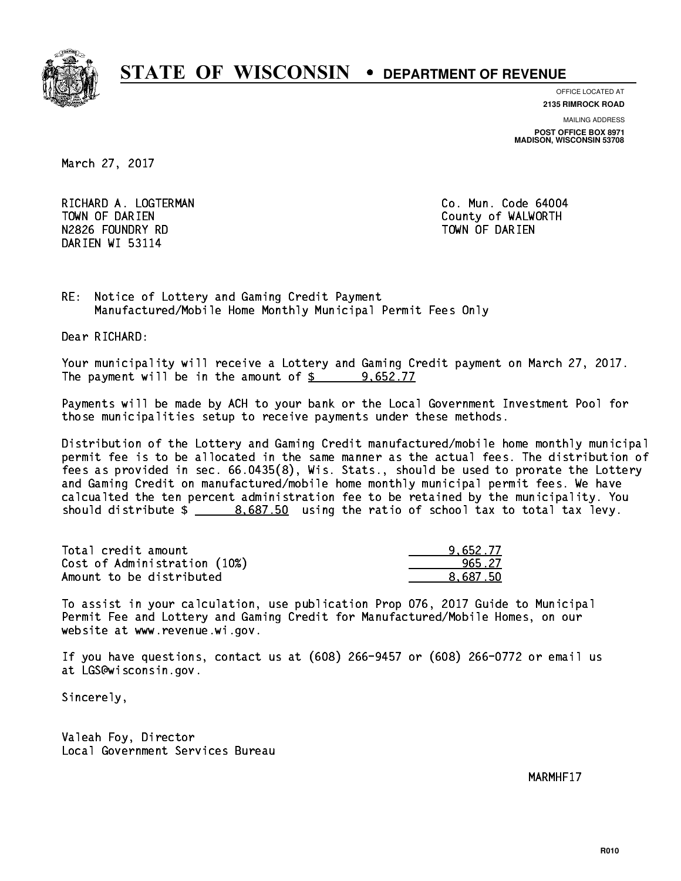# STATE OF WISCONSIN • DEPARTMENT OF REVENUE

OFFICE LOCATED AT
**2135 RIMROCK ROAD**

MAILING ADDRESS
**POST OFFICE BOX 8971**
**MADISON, WISCONSIN 53708**

March 27, 2017

RICHARD A. LOGTERMAN
TOWN OF DARIEN
N2826 FOUNDRY RD
DARIEN WI 53114

Co. Mun. Code 64004
County of WALWORTH
TOWN OF DARIEN

RE: Notice of Lottery and Gaming Credit Payment
Manufactured/Mobile Home Monthly Municipal Permit Fees Only

Dear RICHARD:

Your municipality will receive a Lottery and Gaming Credit payment on March 27, 2017. The payment will be in the amount of $ 9,652.77

Payments will be made by ACH to your bank or the Local Government Investment Pool for those municipalities setup to receive payments under these methods.

Distribution of the Lottery and Gaming Credit manufactured/mobile home monthly municipal permit fee is to be allocated in the same manner as the actual fees. The distribution of fees as provided in sec. 66.0435(8), Wis. Stats., should be used to prorate the Lottery and Gaming Credit on manufactured/mobile home monthly municipal permit fees. We have calcualted the ten percent administration fee to be retained by the municipality. You should distribute $ 8,687.50 using the ratio of school tax to total tax levy.

| | |
|---|---|
| Total credit amount | 9,652.77 |
| Cost of Administration (10%) | 965.27 |
| Amount to be distributed | 8,687.50 |

To assist in your calculation, use publication Prop 076, 2017 Guide to Municipal Permit Fee and Lottery and Gaming Credit for Manufactured/Mobile Homes, on our website at www.revenue.wi.gov.

If you have questions, contact us at (608) 266-9457 or (608) 266-0772 or email us at LGS@wisconsin.gov.

Sincerely,

Valeah Foy, Director
Local Government Services Bureau

MARMHF17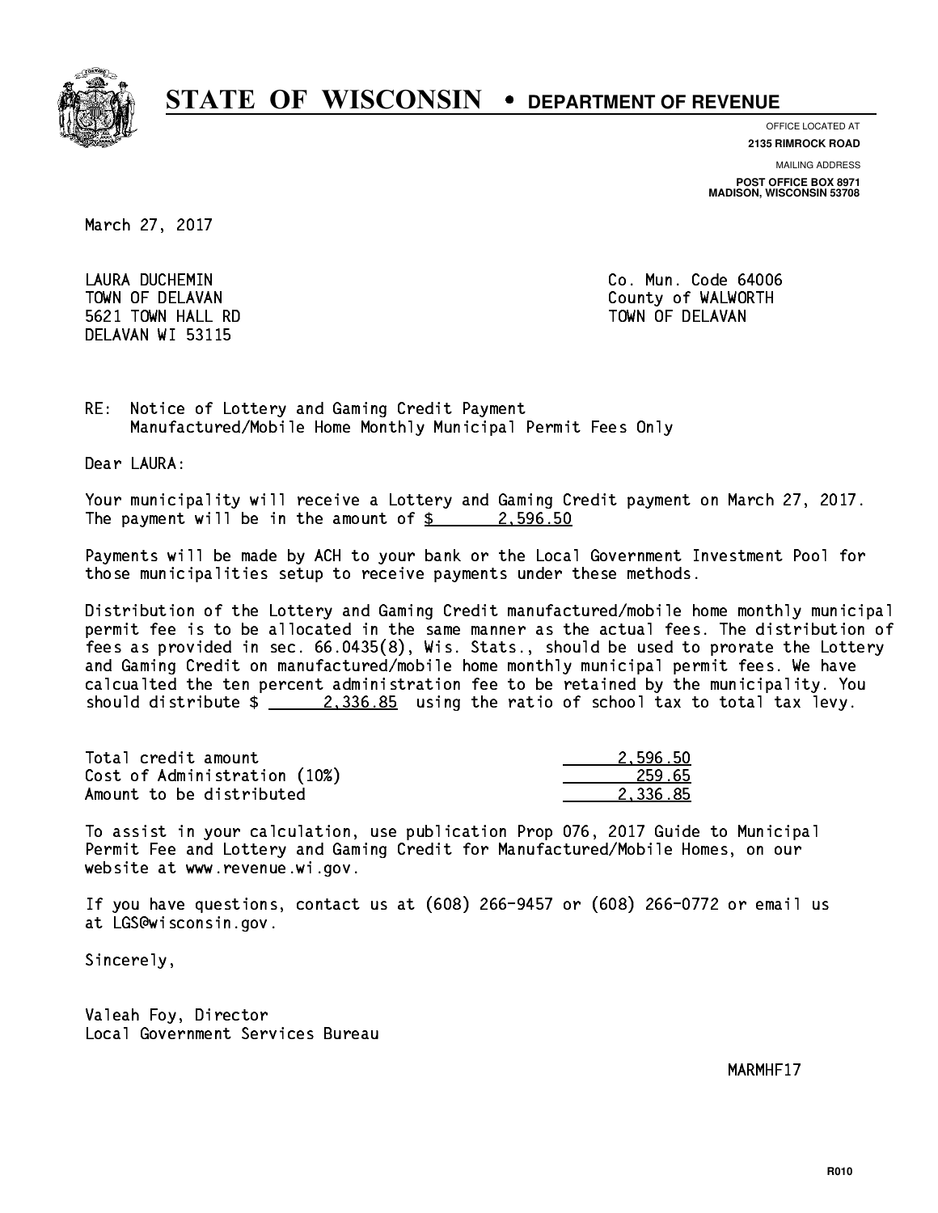# STATE OF WISCONSIN • DEPARTMENT OF REVENUE

OFFICE LOCATED AT
**2135 RIMROCK ROAD**

MAILING ADDRESS
**POST OFFICE BOX 8971**
**MADISON, WISCONSIN 53708**

March 27, 2017

LAURA DUCHEMIN
TOWN OF DELAVAN
5621 TOWN HALL RD
DELAVAN WI 53115

Co. Mun. Code 64006
County of WALWORTH
TOWN OF DELAVAN

RE: Notice of Lottery and Gaming Credit Payment
Manufactured/Mobile Home Monthly Municipal Permit Fees Only

Dear LAURA:

Your municipality will receive a Lottery and Gaming Credit payment on March 27, 2017. The payment will be in the amount of $ 2,596.50

Payments will be made by ACH to your bank or the Local Government Investment Pool for those municipalities setup to receive payments under these methods.

Distribution of the Lottery and Gaming Credit manufactured/mobile home monthly municipal permit fee is to be allocated in the same manner as the actual fees. The distribution of fees as provided in sec. 66.0435(8), Wis. Stats., should be used to prorate the Lottery and Gaming Credit on manufactured/mobile home monthly municipal permit fees. We have calcualted the ten percent administration fee to be retained by the municipality. You should distribute $ 2,336.85 using the ratio of school tax to total tax levy.

| | |
|---|---|
| Total credit amount | 2,596.50 |
| Cost of Administration (10%) | 259.65 |
| Amount to be distributed | 2,336.85 |

To assist in your calculation, use publication Prop 076, 2017 Guide to Municipal Permit Fee and Lottery and Gaming Credit for Manufactured/Mobile Homes, on our website at www.revenue.wi.gov.

If you have questions, contact us at (608) 266-9457 or (608) 266-0772 or email us at LGS@wisconsin.gov.

Sincerely,

Valeah Foy, Director
Local Government Services Bureau

MARMHF17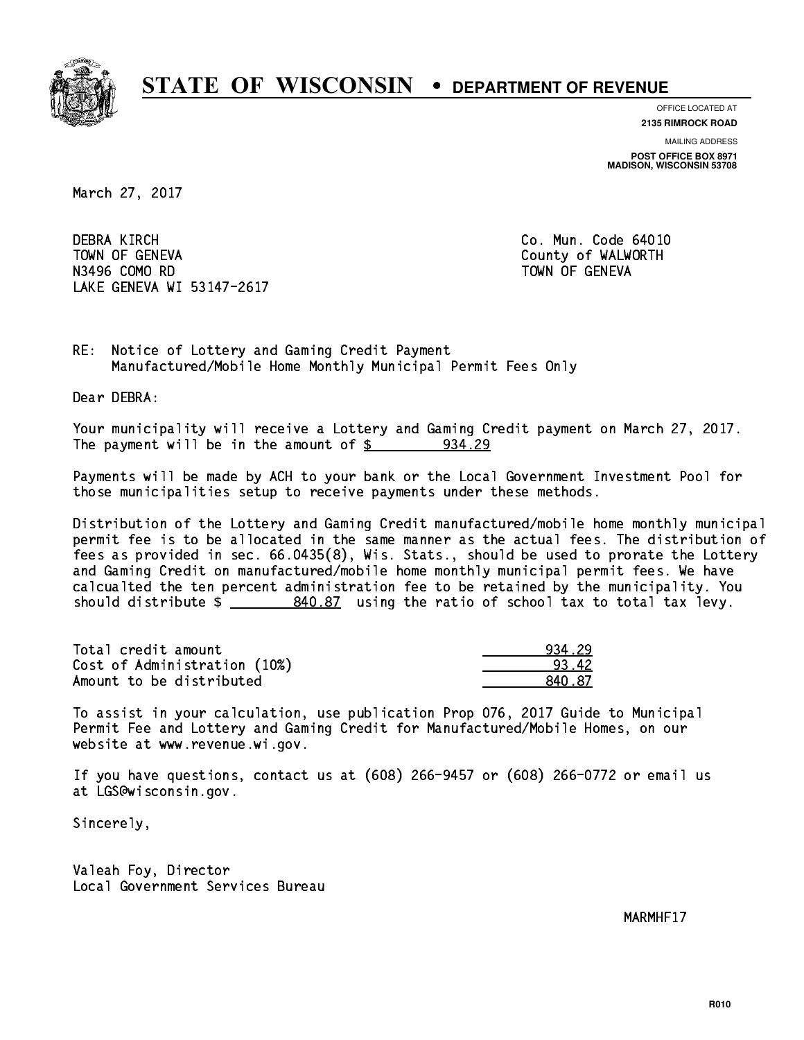# STATE OF WISCONSIN • DEPARTMENT OF REVENUE

OFFICE LOCATED AT
**2135 RIMROCK ROAD**

MAILING ADDRESS
**POST OFFICE BOX 8971**
**MADISON, WISCONSIN 53708**

March 27, 2017

DEBRA KIRCH
TOWN OF GENEVA
N3496 COMO RD
LAKE GENEVA WI 53147-2617

Co. Mun. Code 64010
County of WALWORTH
TOWN OF GENEVA

RE: Notice of Lottery and Gaming Credit Payment
Manufactured/Mobile Home Monthly Municipal Permit Fees Only

Dear DEBRA:

Your municipality will receive a Lottery and Gaming Credit payment on March 27, 2017. The payment will be in the amount of $ 934.29

Payments will be made by ACH to your bank or the Local Government Investment Pool for those municipalities setup to receive payments under these methods.

Distribution of the Lottery and Gaming Credit manufactured/mobile home monthly municipal permit fee is to be allocated in the same manner as the actual fees. The distribution of fees as provided in sec. 66.0435(8), Wis. Stats., should be used to prorate the Lottery and Gaming Credit on manufactured/mobile home monthly municipal permit fees. We have calcualted the ten percent administration fee to be retained by the municipality. You should distribute $ 840.87 using the ratio of school tax to total tax levy.

| | |
|---|---|
| Total credit amount | 934.29 |
| Cost of Administration (10%) | 93.42 |
| Amount to be distributed | 840.87 |

To assist in your calculation, use publication Prop 076, 2017 Guide to Municipal Permit Fee and Lottery and Gaming Credit for Manufactured/Mobile Homes, on our website at www.revenue.wi.gov.

If you have questions, contact us at (608) 266-9457 or (608) 266-0772 or email us at LGS@wisconsin.gov.

Sincerely,

Valeah Foy, Director
Local Government Services Bureau

MARMHF17

R010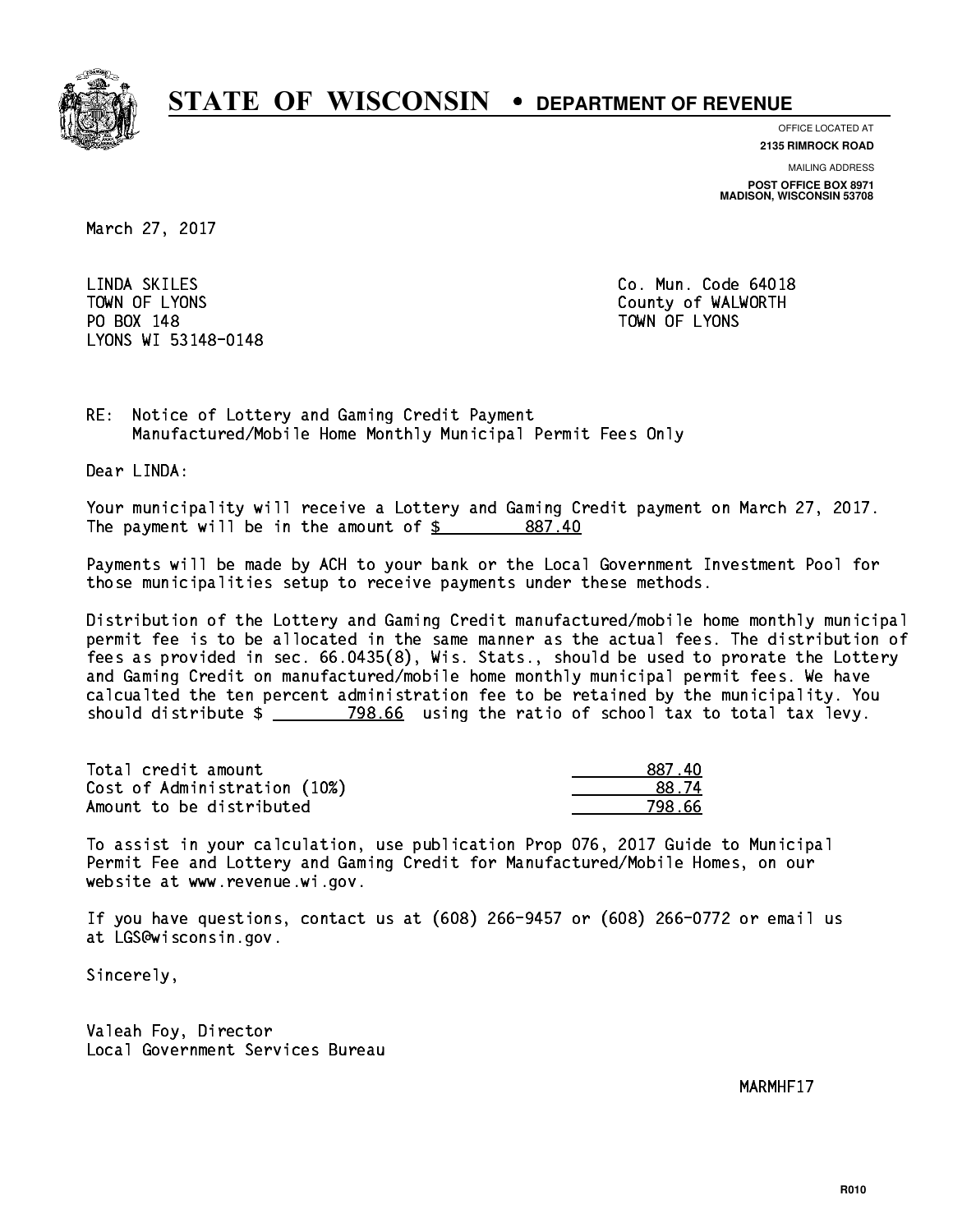# STATE OF WISCONSIN • DEPARTMENT OF REVENUE

OFFICE LOCATED AT
**2135 RIMROCK ROAD**

MAILING ADDRESS
**POST OFFICE BOX 8971**
**MADISON, WISCONSIN 53708**

March 27, 2017

LINDA SKILES
TOWN OF LYONS
PO BOX 148
LYONS WI 53148-0148

Co. Mun. Code 64018
County of WALWORTH
TOWN OF LYONS

RE: Notice of Lottery and Gaming Credit Payment
Manufactured/Mobile Home Monthly Municipal Permit Fees Only

Dear LINDA:

Your municipality will receive a Lottery and Gaming Credit payment on March 27, 2017. The payment will be in the amount of $ 887.40

Payments will be made by ACH to your bank or the Local Government Investment Pool for those municipalities setup to receive payments under these methods.

Distribution of the Lottery and Gaming Credit manufactured/mobile home monthly municipal permit fee is to be allocated in the same manner as the actual fees. The distribution of fees as provided in sec. 66.0435(8), Wis. Stats., should be used to prorate the Lottery and Gaming Credit on manufactured/mobile home monthly municipal permit fees. We have calcualted the ten percent administration fee to be retained by the municipality. You should distribute $ 798.66 using the ratio of school tax to total tax levy.

| | |
|---|---|
| Total credit amount | 887.40 |
| Cost of Administration (10%) | 88.74 |
| Amount to be distributed | 798.66 |

To assist in your calculation, use publication Prop 076, 2017 Guide to Municipal Permit Fee and Lottery and Gaming Credit for Manufactured/Mobile Homes, on our website at www.revenue.wi.gov.

If you have questions, contact us at (608) 266-9457 or (608) 266-0772 or email us at LGS@wisconsin.gov.

Sincerely,

Valeah Foy, Director
Local Government Services Bureau

MARMHF17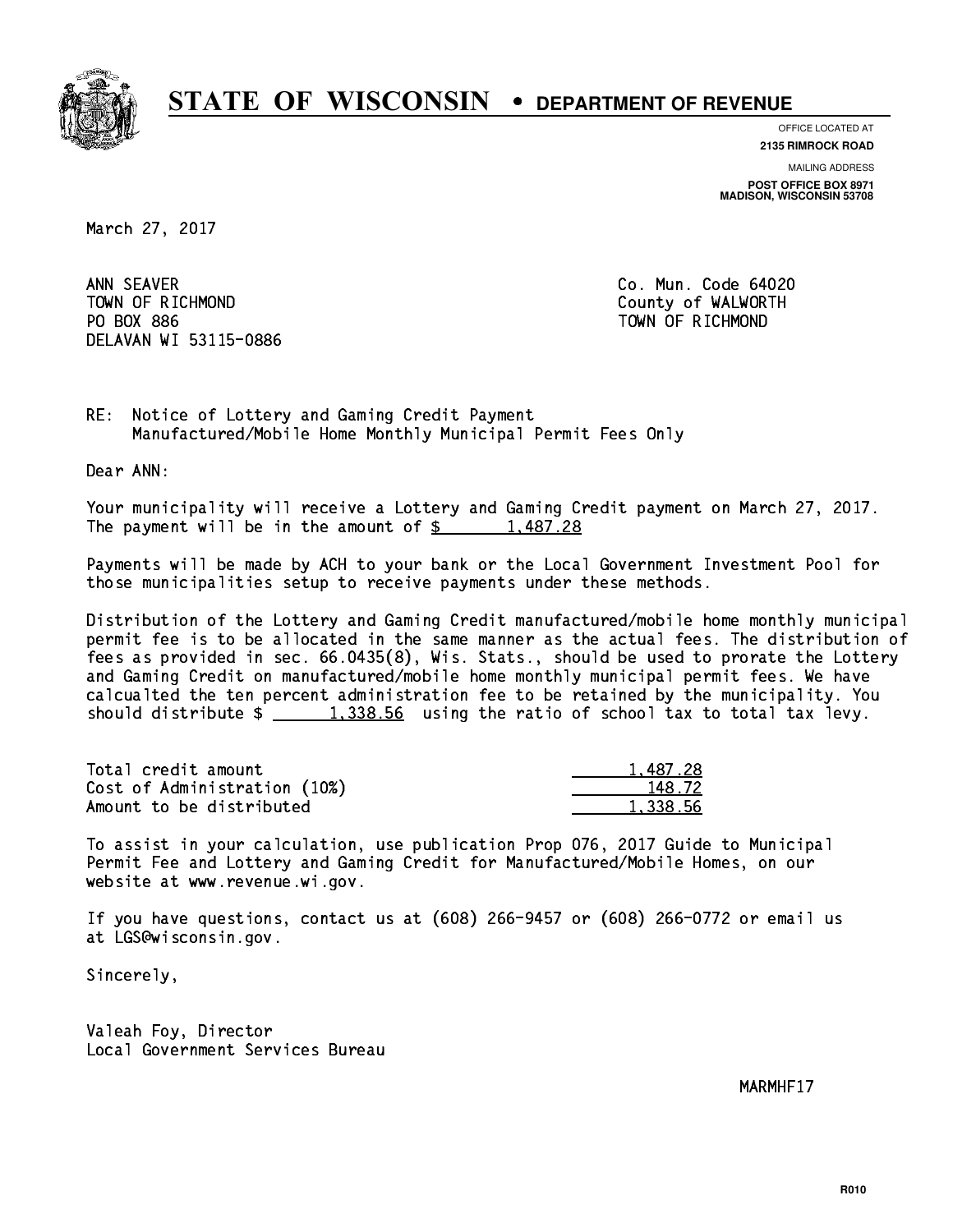# STATE OF WISCONSIN • DEPARTMENT OF REVENUE

OFFICE LOCATED AT
**2135 RIMROCK ROAD**

MAILING ADDRESS
**POST OFFICE BOX 8971**
**MADISON, WISCONSIN 53708**

March 27, 2017

ANN SEAVER
TOWN OF RICHMOND
PO BOX 886
DELAVAN WI 53115-0886

Co. Mun. Code 64020
County of WALWORTH
TOWN OF RICHMOND

RE: Notice of Lottery and Gaming Credit Payment
Manufactured/Mobile Home Monthly Municipal Permit Fees Only

Dear ANN:

Your municipality will receive a Lottery and Gaming Credit payment on March 27, 2017. The payment will be in the amount of $ 1,487.28

Payments will be made by ACH to your bank or the Local Government Investment Pool for those municipalities setup to receive payments under these methods.

Distribution of the Lottery and Gaming Credit manufactured/mobile home monthly municipal permit fee is to be allocated in the same manner as the actual fees. The distribution of fees as provided in sec. 66.0435(8), Wis. Stats., should be used to prorate the Lottery and Gaming Credit on manufactured/mobile home monthly municipal permit fees. We have calcualted the ten percent administration fee to be retained by the municipality. You should distribute $ 1,338.56 using the ratio of school tax to total tax levy.

| | |
|---|---|
| Total credit amount | 1,487.28 |
| Cost of Administration (10%) | 148.72 |
| Amount to be distributed | 1,338.56 |

To assist in your calculation, use publication Prop 076, 2017 Guide to Municipal Permit Fee and Lottery and Gaming Credit for Manufactured/Mobile Homes, on our website at www.revenue.wi.gov.

If you have questions, contact us at (608) 266-9457 or (608) 266-0772 or email us at LGS@wisconsin.gov.

Sincerely,

Valeah Foy, Director
Local Government Services Bureau

MARMHF17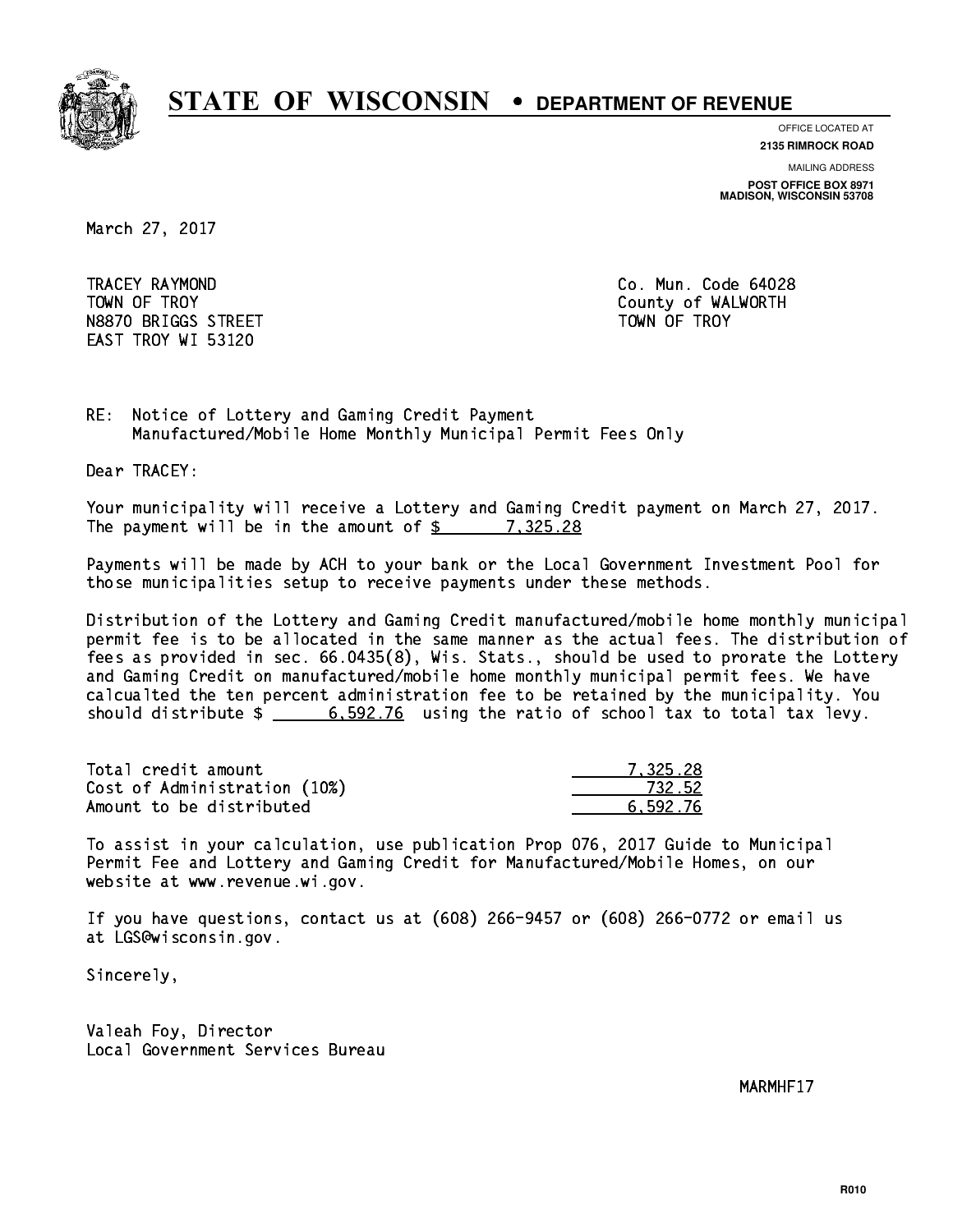# STATE OF WISCONSIN • DEPARTMENT OF REVENUE

OFFICE LOCATED AT
**2135 RIMROCK ROAD**

MAILING ADDRESS
**POST OFFICE BOX 8971**
**MADISON, WISCONSIN 53708**

March 27, 2017

TRACEY RAYMOND
TOWN OF TROY
N8870 BRIGGS STREET
EAST TROY WI 53120

Co. Mun. Code 64028
County of WALWORTH
TOWN OF TROY

RE: Notice of Lottery and Gaming Credit Payment
Manufactured/Mobile Home Monthly Municipal Permit Fees Only

Dear TRACEY:

Your municipality will receive a Lottery and Gaming Credit payment on March 27, 2017. The payment will be in the amount of $ 7,325.28

Payments will be made by ACH to your bank or the Local Government Investment Pool for those municipalities setup to receive payments under these methods.

Distribution of the Lottery and Gaming Credit manufactured/mobile home monthly municipal permit fee is to be allocated in the same manner as the actual fees. The distribution of fees as provided in sec. 66.0435(8), Wis. Stats., should be used to prorate the Lottery and Gaming Credit on manufactured/mobile home monthly municipal permit fees. We have calcualted the ten percent administration fee to be retained by the municipality. You should distribute $ 6,592.76 using the ratio of school tax to total tax levy.

| | |
|---|---|
| Total credit amount | 7,325.28 |
| Cost of Administration (10%) | 732.52 |
| Amount to be distributed | 6,592.76 |

To assist in your calculation, use publication Prop 076, 2017 Guide to Municipal Permit Fee and Lottery and Gaming Credit for Manufactured/Mobile Homes, on our website at www.revenue.wi.gov.

If you have questions, contact us at (608) 266-9457 or (608) 266-0772 or email us at LGS@wisconsin.gov.

Sincerely,

Valeah Foy, Director
Local Government Services Bureau

MARMHF17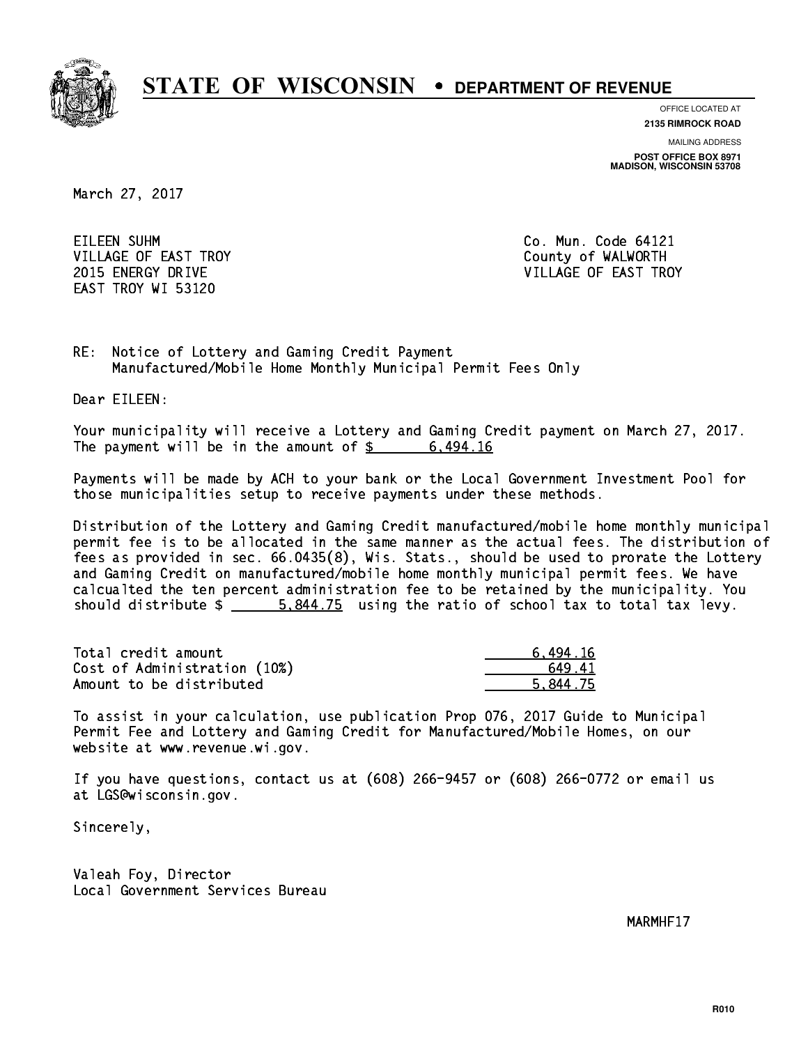# STATE OF WISCONSIN • DEPARTMENT OF REVENUE

OFFICE LOCATED AT
**2135 RIMROCK ROAD**

MAILING ADDRESS
**POST OFFICE BOX 8971**
**MADISON, WISCONSIN 53708**

March 27, 2017

EILEEN SUHM
VILLAGE OF EAST TROY
2015 ENERGY DRIVE
EAST TROY WI 53120

Co. Mun. Code 64121
County of WALWORTH
VILLAGE OF EAST TROY

RE: Notice of Lottery and Gaming Credit Payment
Manufactured/Mobile Home Monthly Municipal Permit Fees Only

Dear EILEEN:

Your municipality will receive a Lottery and Gaming Credit payment on March 27, 2017. The payment will be in the amount of $ 6,494.16

Payments will be made by ACH to your bank or the Local Government Investment Pool for those municipalities setup to receive payments under these methods.

Distribution of the Lottery and Gaming Credit manufactured/mobile home monthly municipal permit fee is to be allocated in the same manner as the actual fees. The distribution of fees as provided in sec. 66.0435(8), Wis. Stats., should be used to prorate the Lottery and Gaming Credit on manufactured/mobile home monthly municipal permit fees. We have calcualted the ten percent administration fee to be retained by the municipality. You should distribute $ 5,844.75 using the ratio of school tax to total tax levy.

| | |
|---|---|
| Total credit amount | 6,494.16 |
| Cost of Administration (10%) | 649.41 |
| Amount to be distributed | 5,844.75 |

To assist in your calculation, use publication Prop 076, 2017 Guide to Municipal Permit Fee and Lottery and Gaming Credit for Manufactured/Mobile Homes, on our website at www.revenue.wi.gov.

If you have questions, contact us at (608) 266-9457 or (608) 266-0772 or email us at LGS@wisconsin.gov.

Sincerely,

Valeah Foy, Director
Local Government Services Bureau

MARMHF17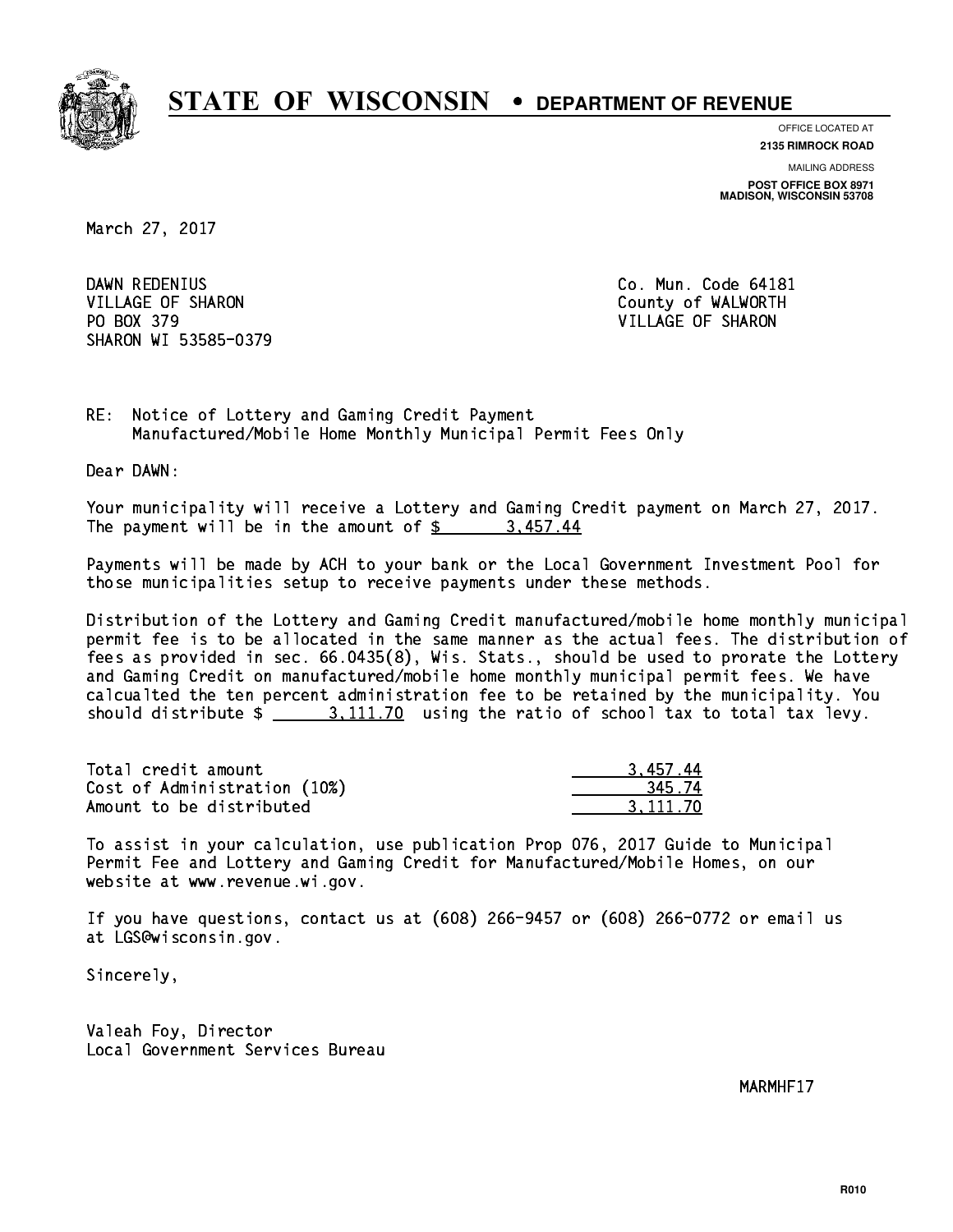# STATE OF WISCONSIN • DEPARTMENT OF REVENUE

OFFICE LOCATED AT
**2135 RIMROCK ROAD**

MAILING ADDRESS
**POST OFFICE BOX 8971**
**MADISON, WISCONSIN 53708**

March 27, 2017

DAWN REDENIUS
VILLAGE OF SHARON
PO BOX 379
SHARON WI 53585-0379

Co. Mun. Code 64181
County of WALWORTH
VILLAGE OF SHARON

RE: Notice of Lottery and Gaming Credit Payment
Manufactured/Mobile Home Monthly Municipal Permit Fees Only

Dear DAWN:

Your municipality will receive a Lottery and Gaming Credit payment on March 27, 2017. The payment will be in the amount of $ 3,457.44

Payments will be made by ACH to your bank or the Local Government Investment Pool for those municipalities setup to receive payments under these methods.

Distribution of the Lottery and Gaming Credit manufactured/mobile home monthly municipal permit fee is to be allocated in the same manner as the actual fees. The distribution of fees as provided in sec. 66.0435(8), Wis. Stats., should be used to prorate the Lottery and Gaming Credit on manufactured/mobile home monthly municipal permit fees. We have calcualted the ten percent administration fee to be retained by the municipality. You should distribute $ 3,111.70 using the ratio of school tax to total tax levy.

| | |
|---|---|
| Total credit amount | 3,457.44 |
| Cost of Administration (10%) | 345.74 |
| Amount to be distributed | 3,111.70 |

To assist in your calculation, use publication Prop 076, 2017 Guide to Municipal Permit Fee and Lottery and Gaming Credit for Manufactured/Mobile Homes, on our website at www.revenue.wi.gov.

If you have questions, contact us at (608) 266-9457 or (608) 266-0772 or email us at LGS@wisconsin.gov.

Sincerely,

Valeah Foy, Director
Local Government Services Bureau

MARMHF17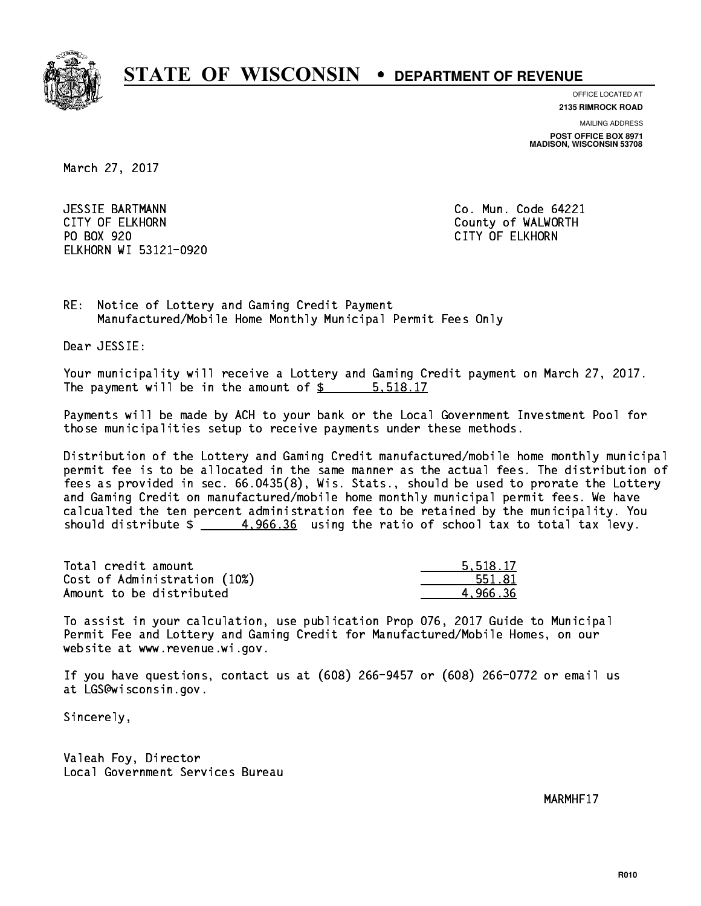# STATE OF WISCONSIN • DEPARTMENT OF REVENUE

OFFICE LOCATED AT
**2135 RIMROCK ROAD**

MAILING ADDRESS
**POST OFFICE BOX 8971**
**MADISON, WISCONSIN 53708**

March 27, 2017

JESSIE BARTMANN
CITY OF ELKHORN
PO BOX 920
ELKHORN WI 53121-0920

Co. Mun. Code 64221
County of WALWORTH
CITY OF ELKHORN

RE: Notice of Lottery and Gaming Credit Payment
Manufactured/Mobile Home Monthly Municipal Permit Fees Only

Dear JESSIE:

Your municipality will receive a Lottery and Gaming Credit payment on March 27, 2017. The payment will be in the amount of $ 5,518.17

Payments will be made by ACH to your bank or the Local Government Investment Pool for those municipalities setup to receive payments under these methods.

Distribution of the Lottery and Gaming Credit manufactured/mobile home monthly municipal permit fee is to be allocated in the same manner as the actual fees. The distribution of fees as provided in sec. 66.0435(8), Wis. Stats., should be used to prorate the Lottery and Gaming Credit on manufactured/mobile home monthly municipal permit fees. We have calcualted the ten percent administration fee to be retained by the municipality. You should distribute $ 4,966.36 using the ratio of school tax to total tax levy.

| | |
|---|---|
| Total credit amount | 5,518.17 |
| Cost of Administration (10%) | 551.81 |
| Amount to be distributed | 4,966.36 |

To assist in your calculation, use publication Prop 076, 2017 Guide to Municipal Permit Fee and Lottery and Gaming Credit for Manufactured/Mobile Homes, on our website at www.revenue.wi.gov.

If you have questions, contact us at (608) 266-9457 or (608) 266-0772 or email us at LGS@wisconsin.gov.

Sincerely,

Valeah Foy, Director
Local Government Services Bureau

MARMHF17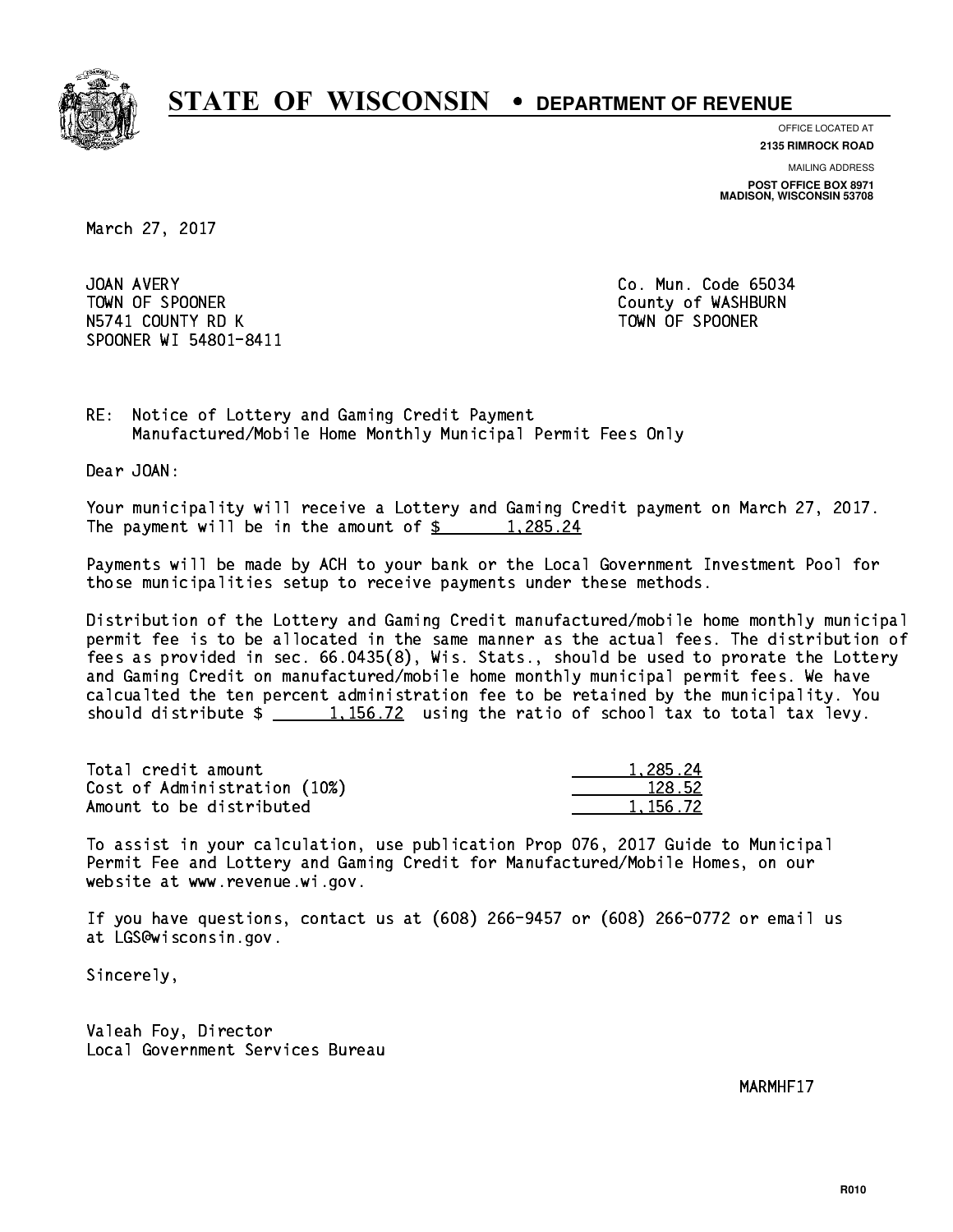# STATE OF WISCONSIN • DEPARTMENT OF REVENUE

OFFICE LOCATED AT
**2135 RIMROCK ROAD**

MAILING ADDRESS
**POST OFFICE BOX 8971**
**MADISON, WISCONSIN 53708**

March 27, 2017

JOAN AVERY
TOWN OF SPOONER
N5741 COUNTY RD K
SPOONER WI 54801-8411

Co. Mun. Code 65034
County of WASHBURN
TOWN OF SPOONER

RE: Notice of Lottery and Gaming Credit Payment
Manufactured/Mobile Home Monthly Municipal Permit Fees Only

Dear JOAN:

Your municipality will receive a Lottery and Gaming Credit payment on March 27, 2017. The payment will be in the amount of $ 1,285.24

Payments will be made by ACH to your bank or the Local Government Investment Pool for those municipalities setup to receive payments under these methods.

Distribution of the Lottery and Gaming Credit manufactured/mobile home monthly municipal permit fee is to be allocated in the same manner as the actual fees. The distribution of fees as provided in sec. 66.0435(8), Wis. Stats., should be used to prorate the Lottery and Gaming Credit on manufactured/mobile home monthly municipal permit fees. We have calcualted the ten percent administration fee to be retained by the municipality. You should distribute $ 1,156.72 using the ratio of school tax to total tax levy.

| | |
|---|---|
| Total credit amount | 1,285.24 |
| Cost of Administration (10%) | 128.52 |
| Amount to be distributed | 1,156.72 |

To assist in your calculation, use publication Prop 076, 2017 Guide to Municipal Permit Fee and Lottery and Gaming Credit for Manufactured/Mobile Homes, on our website at www.revenue.wi.gov.

If you have questions, contact us at (608) 266-9457 or (608) 266-0772 or email us at LGS@wisconsin.gov.

Sincerely,

Valeah Foy, Director
Local Government Services Bureau

MARMHF17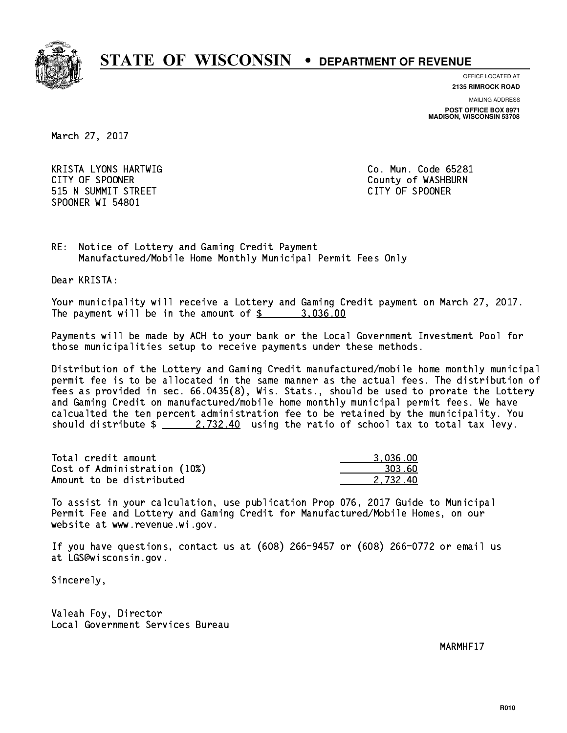# STATE OF WISCONSIN • DEPARTMENT OF REVENUE

OFFICE LOCATED AT
**2135 RIMROCK ROAD**

MAILING ADDRESS
**POST OFFICE BOX 8971**
**MADISON, WISCONSIN 53708**

March 27, 2017

KRISTA LYONS HARTWIG
CITY OF SPOONER
515 N SUMMIT STREET
SPOONER WI 54801

Co. Mun. Code 65281
County of WASHBURN
CITY OF SPOONER

RE: Notice of Lottery and Gaming Credit Payment
Manufactured/Mobile Home Monthly Municipal Permit Fees Only

Dear KRISTA:

Your municipality will receive a Lottery and Gaming Credit payment on March 27, 2017. The payment will be in the amount of $ 3,036.00

Payments will be made by ACH to your bank or the Local Government Investment Pool for those municipalities setup to receive payments under these methods.

Distribution of the Lottery and Gaming Credit manufactured/mobile home monthly municipal permit fee is to be allocated in the same manner as the actual fees. The distribution of fees as provided in sec. 66.0435(8), Wis. Stats., should be used to prorate the Lottery and Gaming Credit on manufactured/mobile home monthly municipal permit fees. We have calcualted the ten percent administration fee to be retained by the municipality. You should distribute $ 2,732.40 using the ratio of school tax to total tax levy.

| | |
|---|---|
| Total credit amount | 3,036.00 |
| Cost of Administration (10%) | 303.60 |
| Amount to be distributed | 2,732.40 |

To assist in your calculation, use publication Prop 076, 2017 Guide to Municipal Permit Fee and Lottery and Gaming Credit for Manufactured/Mobile Homes, on our website at www.revenue.wi.gov.

If you have questions, contact us at (608) 266-9457 or (608) 266-0772 or email us at LGS@wisconsin.gov.

Sincerely,

Valeah Foy, Director
Local Government Services Bureau

MARMHF17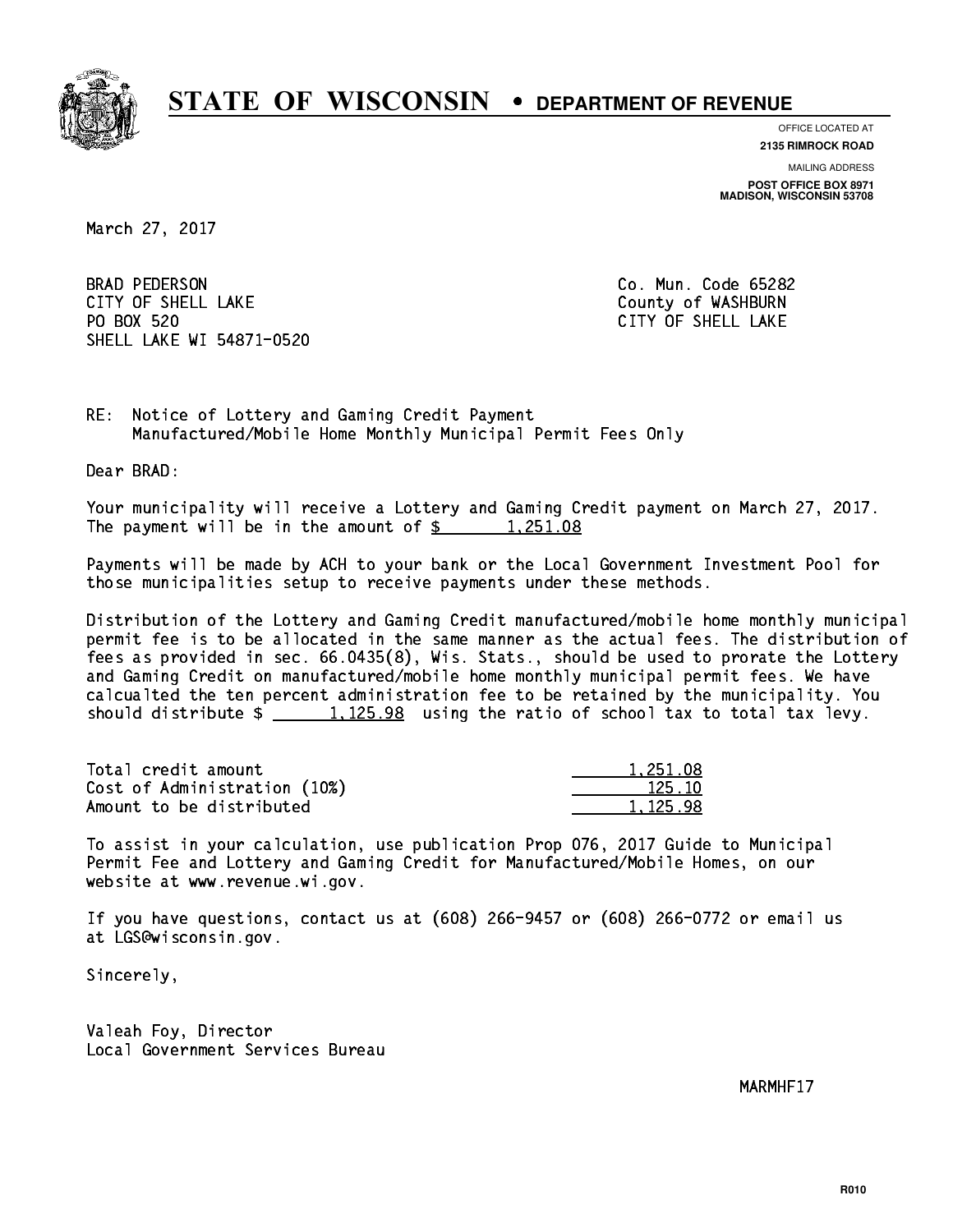# STATE OF WISCONSIN • DEPARTMENT OF REVENUE

OFFICE LOCATED AT
**2135 RIMROCK ROAD**

MAILING ADDRESS
**POST OFFICE BOX 8971**
**MADISON, WISCONSIN 53708**

March 27, 2017

BRAD PEDERSON
CITY OF SHELL LAKE
PO BOX 520
SHELL LAKE WI 54871-0520

Co. Mun. Code 65282
County of WASHBURN
CITY OF SHELL LAKE

RE: Notice of Lottery and Gaming Credit Payment
Manufactured/Mobile Home Monthly Municipal Permit Fees Only

Dear BRAD:

Your municipality will receive a Lottery and Gaming Credit payment on March 27, 2017. The payment will be in the amount of $ 1,251.08

Payments will be made by ACH to your bank or the Local Government Investment Pool for those municipalities setup to receive payments under these methods.

Distribution of the Lottery and Gaming Credit manufactured/mobile home monthly municipal permit fee is to be allocated in the same manner as the actual fees. The distribution of fees as provided in sec. 66.0435(8), Wis. Stats., should be used to prorate the Lottery and Gaming Credit on manufactured/mobile home monthly municipal permit fees. We have calcualted the ten percent administration fee to be retained by the municipality. You should distribute $ 1,125.98 using the ratio of school tax to total tax levy.

| | |
|---|---:|
| Total credit amount | 1,251.08 |
| Cost of Administration (10%) | 125.10 |
| Amount to be distributed | 1,125.98 |

To assist in your calculation, use publication Prop 076, 2017 Guide to Municipal Permit Fee and Lottery and Gaming Credit for Manufactured/Mobile Homes, on our website at www.revenue.wi.gov.

If you have questions, contact us at (608) 266-9457 or (608) 266-0772 or email us at LGS@wisconsin.gov.

Sincerely,

Valeah Foy, Director
Local Government Services Bureau

MARMHF17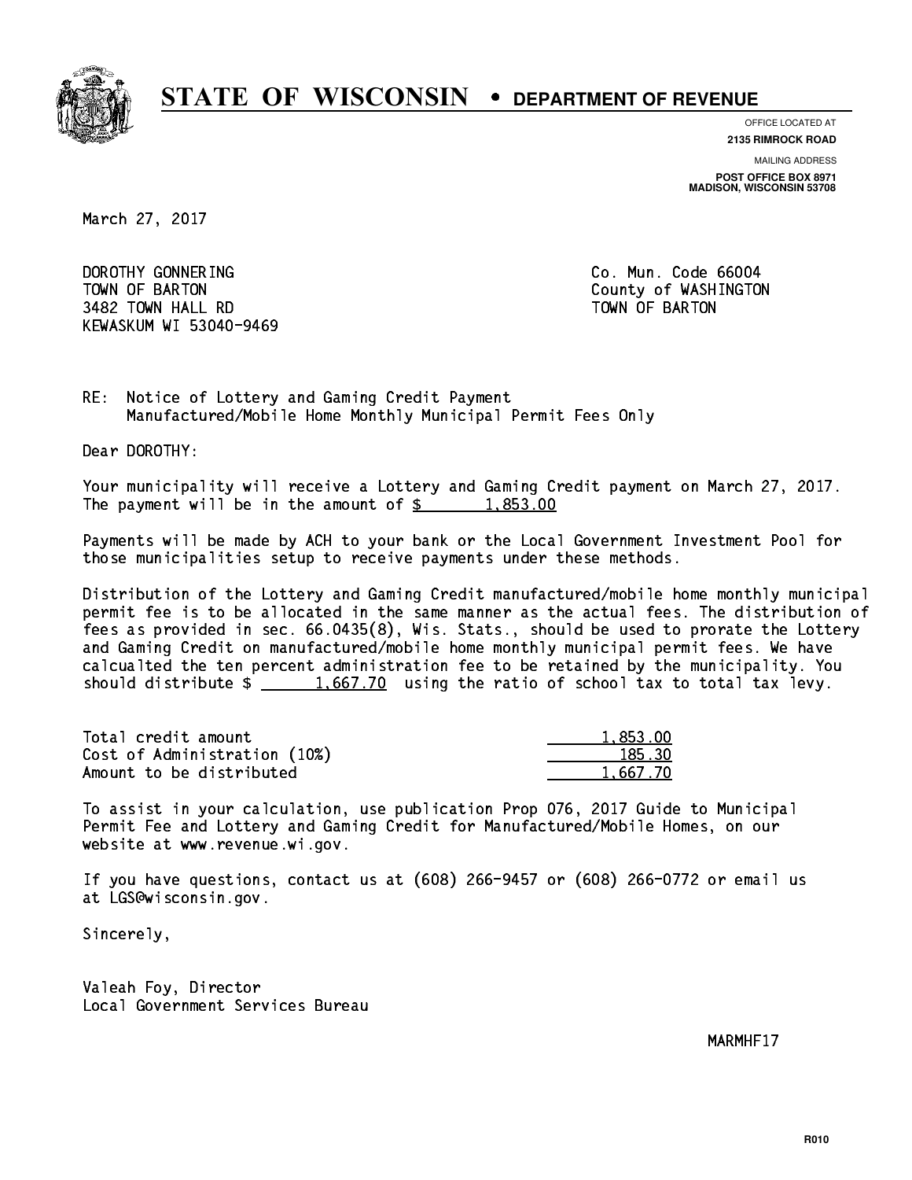# STATE OF WISCONSIN • DEPARTMENT OF REVENUE

OFFICE LOCATED AT
**2135 RIMROCK ROAD**

MAILING ADDRESS
**POST OFFICE BOX 8971**
**MADISON, WISCONSIN 53708**

March 27, 2017

DOROTHY GONNERING
TOWN OF BARTON
3482 TOWN HALL RD
KEWASKUM WI 53040-9469

Co. Mun. Code 66004
County of WASHINGTON
TOWN OF BARTON

RE: Notice of Lottery and Gaming Credit Payment
Manufactured/Mobile Home Monthly Municipal Permit Fees Only

Dear DOROTHY:

Your municipality will receive a Lottery and Gaming Credit payment on March 27, 2017. The payment will be in the amount of $ 1,853.00

Payments will be made by ACH to your bank or the Local Government Investment Pool for those municipalities setup to receive payments under these methods.

Distribution of the Lottery and Gaming Credit manufactured/mobile home monthly municipal permit fee is to be allocated in the same manner as the actual fees. The distribution of fees as provided in sec. 66.0435(8), Wis. Stats., should be used to prorate the Lottery and Gaming Credit on manufactured/mobile home monthly municipal permit fees. We have calcualted the ten percent administration fee to be retained by the municipality. You should distribute $ 1,667.70 using the ratio of school tax to total tax levy.

| | |
|---|---|
| Total credit amount | 1,853.00 |
| Cost of Administration (10%) | 185.30 |
| Amount to be distributed | 1,667.70 |

To assist in your calculation, use publication Prop 076, 2017 Guide to Municipal Permit Fee and Lottery and Gaming Credit for Manufactured/Mobile Homes, on our website at www.revenue.wi.gov.

If you have questions, contact us at (608) 266-9457 or (608) 266-0772 or email us at LGS@wisconsin.gov.

Sincerely,

Valeah Foy, Director
Local Government Services Bureau

MARMHF17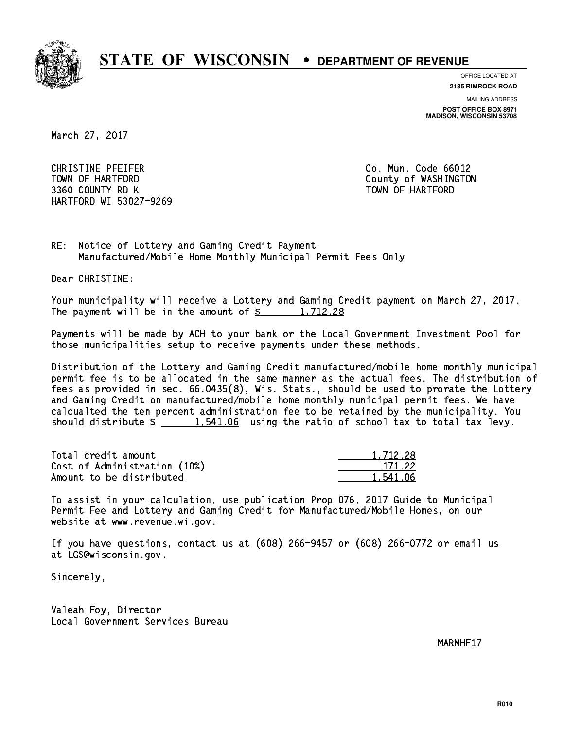# STATE OF WISCONSIN • DEPARTMENT OF REVENUE

OFFICE LOCATED AT
**2135 RIMROCK ROAD**

MAILING ADDRESS
**POST OFFICE BOX 8971**
**MADISON, WISCONSIN 53708**

March 27, 2017

CHRISTINE PFEIFER
TOWN OF HARTFORD
3360 COUNTY RD K
HARTFORD WI 53027-9269

Co. Mun. Code 66012
County of WASHINGTON
TOWN OF HARTFORD

RE: Notice of Lottery and Gaming Credit Payment
Manufactured/Mobile Home Monthly Municipal Permit Fees Only

Dear CHRISTINE:

Your municipality will receive a Lottery and Gaming Credit payment on March 27, 2017. The payment will be in the amount of $ 1,712.28

Payments will be made by ACH to your bank or the Local Government Investment Pool for those municipalities setup to receive payments under these methods.

Distribution of the Lottery and Gaming Credit manufactured/mobile home monthly municipal permit fee is to be allocated in the same manner as the actual fees. The distribution of fees as provided in sec. 66.0435(8), Wis. Stats., should be used to prorate the Lottery and Gaming Credit on manufactured/mobile home monthly municipal permit fees. We have calcualted the ten percent administration fee to be retained by the municipality. You should distribute $ 1,541.06 using the ratio of school tax to total tax levy.

| | |
|---|---|
| Total credit amount | 1,712.28 |
| Cost of Administration (10%) | 171.22 |
| Amount to be distributed | 1,541.06 |

To assist in your calculation, use publication Prop 076, 2017 Guide to Municipal Permit Fee and Lottery and Gaming Credit for Manufactured/Mobile Homes, on our website at www.revenue.wi.gov.

If you have questions, contact us at (608) 266-9457 or (608) 266-0772 or email us at LGS@wisconsin.gov.

Sincerely,

Valeah Foy, Director
Local Government Services Bureau

MARMHF17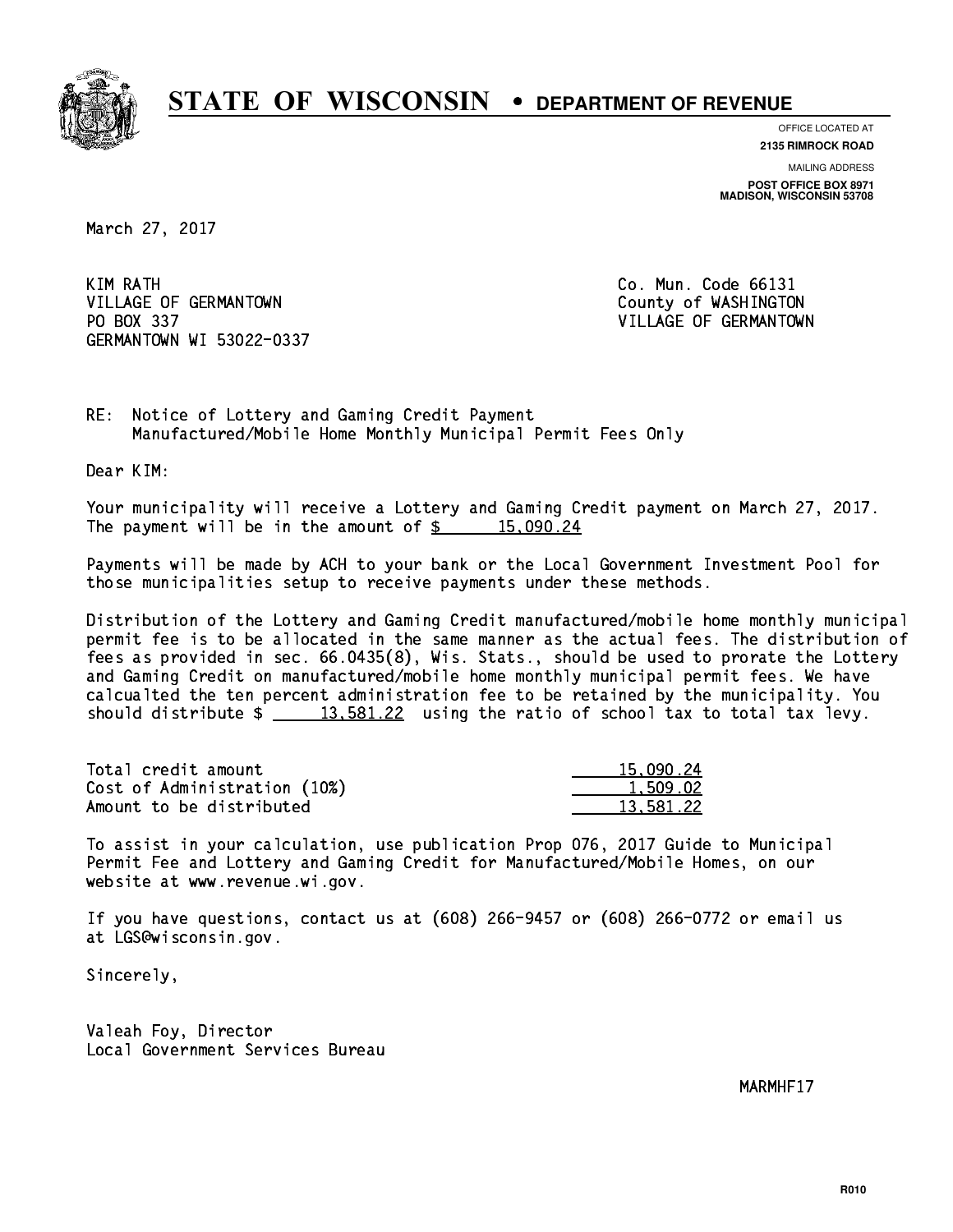# STATE OF WISCONSIN • DEPARTMENT OF REVENUE

OFFICE LOCATED AT
**2135 RIMROCK ROAD**

MAILING ADDRESS
**POST OFFICE BOX 8971**
**MADISON, WISCONSIN 53708**

March 27, 2017

KIM RATH
VILLAGE OF GERMANTOWN
PO BOX 337
GERMANTOWN WI 53022-0337

Co. Mun. Code 66131
County of WASHINGTON
VILLAGE OF GERMANTOWN

RE: Notice of Lottery and Gaming Credit Payment
Manufactured/Mobile Home Monthly Municipal Permit Fees Only

Dear KIM:

Your municipality will receive a Lottery and Gaming Credit payment on March 27, 2017. The payment will be in the amount of $ 15,090.24

Payments will be made by ACH to your bank or the Local Government Investment Pool for those municipalities setup to receive payments under these methods.

Distribution of the Lottery and Gaming Credit manufactured/mobile home monthly municipal permit fee is to be allocated in the same manner as the actual fees. The distribution of fees as provided in sec. 66.0435(8), Wis. Stats., should be used to prorate the Lottery and Gaming Credit on manufactured/mobile home monthly municipal permit fees. We have calcualted the ten percent administration fee to be retained by the municipality. You should distribute $ 13,581.22 using the ratio of school tax to total tax levy.

| | |
|---|---|
| Total credit amount | 15,090.24 |
| Cost of Administration (10%) | 1,509.02 |
| Amount to be distributed | 13,581.22 |

To assist in your calculation, use publication Prop 076, 2017 Guide to Municipal Permit Fee and Lottery and Gaming Credit for Manufactured/Mobile Homes, on our website at www.revenue.wi.gov.

If you have questions, contact us at (608) 266-9457 or (608) 266-0772 or email us at LGS@wisconsin.gov.

Sincerely,

Valeah Foy, Director
Local Government Services Bureau

MARMHF17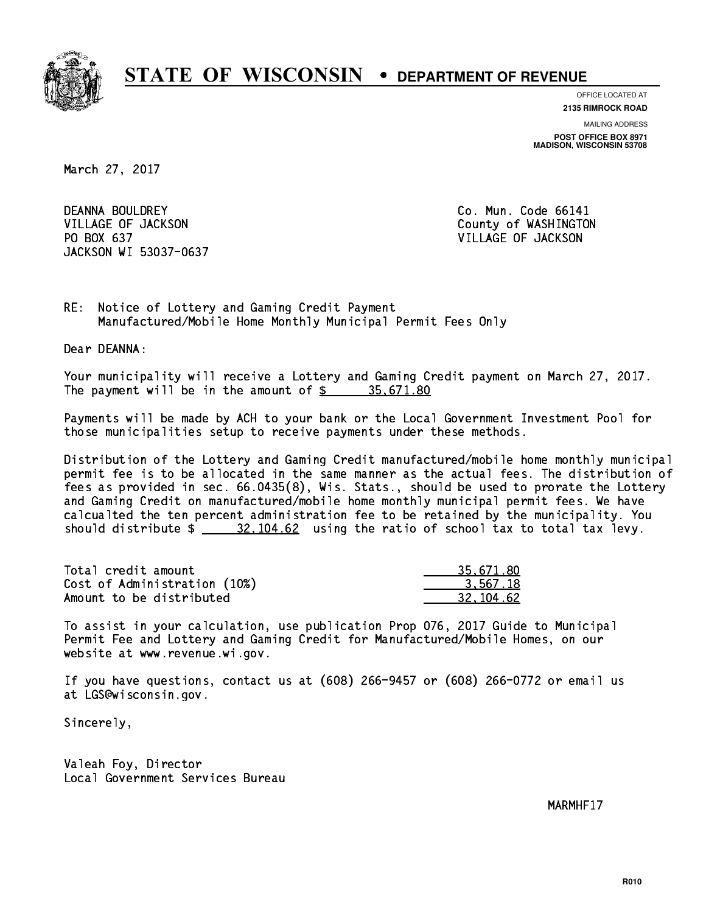# STATE OF WISCONSIN • DEPARTMENT OF REVENUE

OFFICE LOCATED AT
**2135 RIMROCK ROAD**

MAILING ADDRESS
**POST OFFICE BOX 8971**
**MADISON, WISCONSIN 53708**

March 27, 2017

DEANNA BOULDREY
VILLAGE OF JACKSON
PO BOX 637
JACKSON WI 53037-0637

Co. Mun. Code 66141
County of WASHINGTON
VILLAGE OF JACKSON

RE: Notice of Lottery and Gaming Credit Payment
Manufactured/Mobile Home Monthly Municipal Permit Fees Only

Dear DEANNA:

Your municipality will receive a Lottery and Gaming Credit payment on March 27, 2017. The payment will be in the amount of $ 35,671.80

Payments will be made by ACH to your bank or the Local Government Investment Pool for those municipalities setup to receive payments under these methods.

Distribution of the Lottery and Gaming Credit manufactured/mobile home monthly municipal permit fee is to be allocated in the same manner as the actual fees. The distribution of fees as provided in sec. 66.0435(8), Wis. Stats., should be used to prorate the Lottery and Gaming Credit on manufactured/mobile home monthly municipal permit fees. We have calcualted the ten percent administration fee to be retained by the municipality. You should distribute $ 32,104.62 using the ratio of school tax to total tax levy.

| | |
|---|---|
| Total credit amount | 35,671.80 |
| Cost of Administration (10%) | 3,567.18 |
| Amount to be distributed | 32,104.62 |

To assist in your calculation, use publication Prop 076, 2017 Guide to Municipal Permit Fee and Lottery and Gaming Credit for Manufactured/Mobile Homes, on our website at www.revenue.wi.gov.

If you have questions, contact us at (608) 266-9457 or (608) 266-0772 or email us at LGS@wisconsin.gov.

Sincerely,

Valeah Foy, Director
Local Government Services Bureau

MARMHF17

R010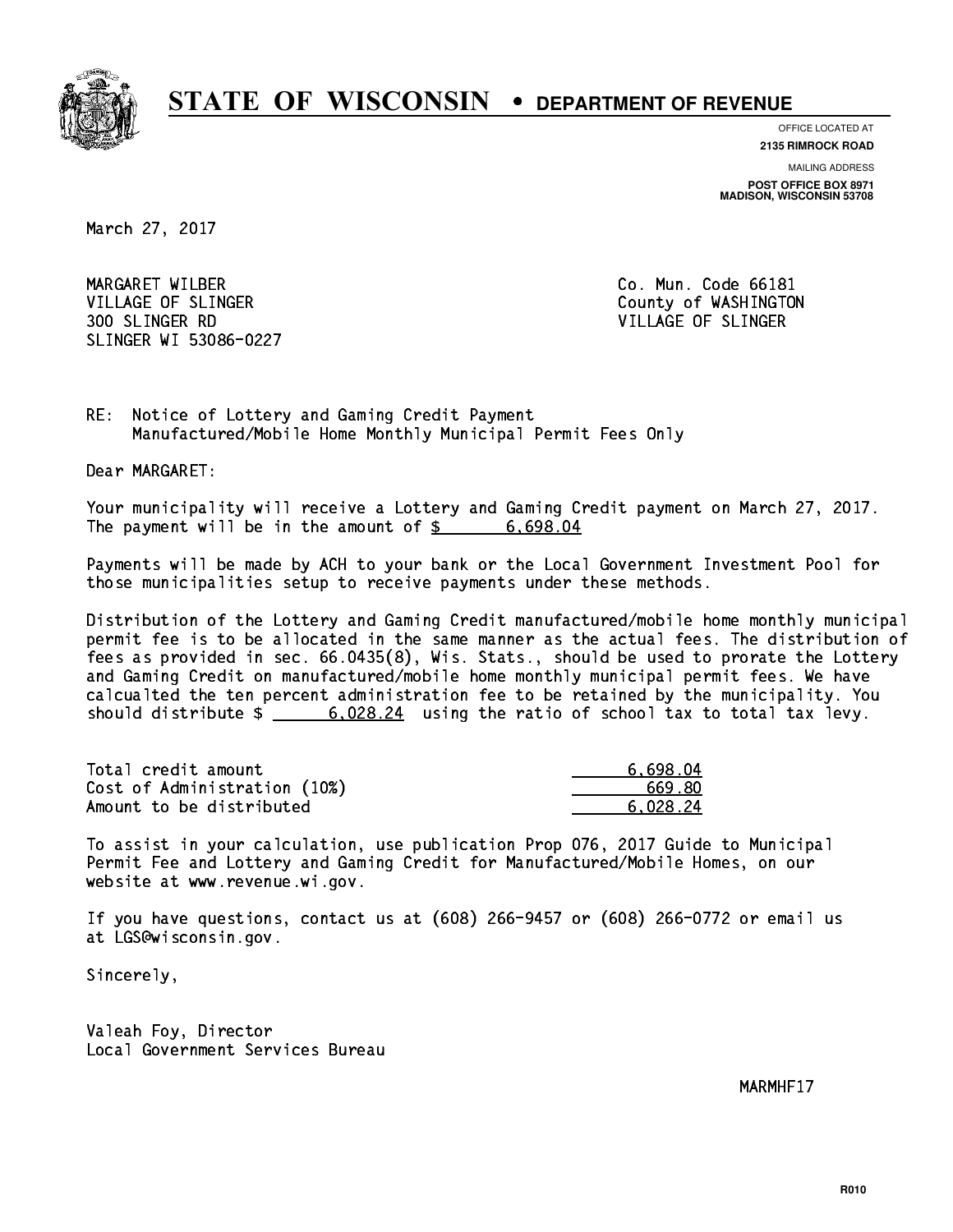# STATE OF WISCONSIN • DEPARTMENT OF REVENUE

OFFICE LOCATED AT
**2135 RIMROCK ROAD**

MAILING ADDRESS
**POST OFFICE BOX 8971**
**MADISON, WISCONSIN 53708**

March 27, 2017

MARGARET WILBER
VILLAGE OF SLINGER
300 SLINGER RD
SLINGER WI 53086-0227

Co. Mun. Code 66181
County of WASHINGTON
VILLAGE OF SLINGER

RE: Notice of Lottery and Gaming Credit Payment
Manufactured/Mobile Home Monthly Municipal Permit Fees Only

Dear MARGARET:

Your municipality will receive a Lottery and Gaming Credit payment on March 27, 2017. The payment will be in the amount of $ 6,698.04

Payments will be made by ACH to your bank or the Local Government Investment Pool for those municipalities setup to receive payments under these methods.

Distribution of the Lottery and Gaming Credit manufactured/mobile home monthly municipal permit fee is to be allocated in the same manner as the actual fees. The distribution of fees as provided in sec. 66.0435(8), Wis. Stats., should be used to prorate the Lottery and Gaming Credit on manufactured/mobile home monthly municipal permit fees. We have calcualted the ten percent administration fee to be retained by the municipality. You should distribute $ 6,028.24 using the ratio of school tax to total tax levy.

| | |
|---|---|
| Total credit amount | 6,698.04 |
| Cost of Administration (10%) | 669.80 |
| Amount to be distributed | 6,028.24 |

To assist in your calculation, use publication Prop 076, 2017 Guide to Municipal Permit Fee and Lottery and Gaming Credit for Manufactured/Mobile Homes, on our website at www.revenue.wi.gov.

If you have questions, contact us at (608) 266-9457 or (608) 266-0772 or email us at LGS@wisconsin.gov.

Sincerely,

Valeah Foy, Director
Local Government Services Bureau

MARMHF17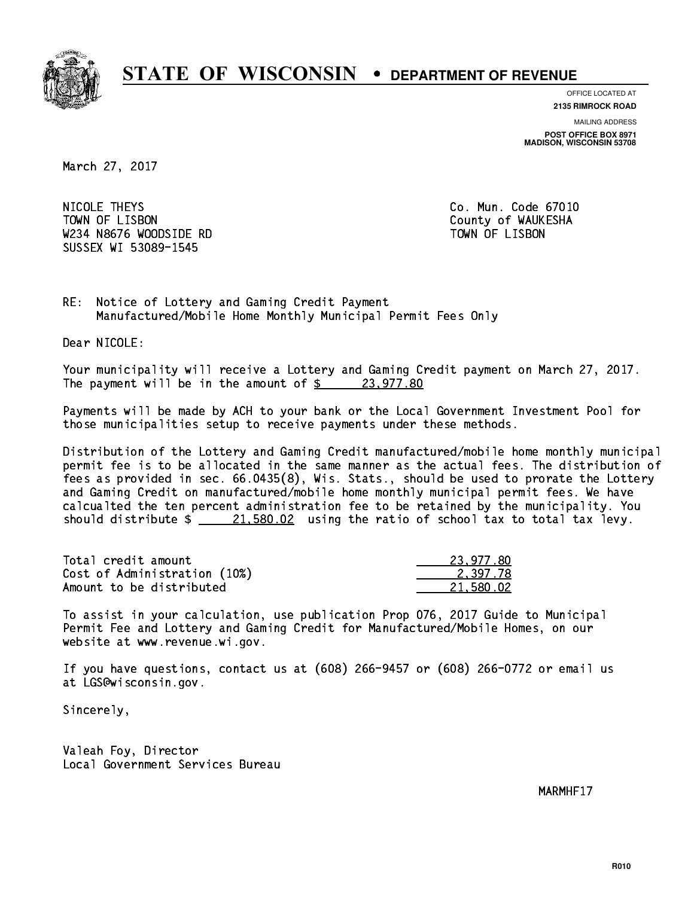# STATE OF WISCONSIN • DEPARTMENT OF REVENUE

OFFICE LOCATED AT
**2135 RIMROCK ROAD**

MAILING ADDRESS
**POST OFFICE BOX 8971**
**MADISON, WISCONSIN 53708**

March 27, 2017

NICOLE THEYS
TOWN OF LISBON
W234 N8676 WOODSIDE RD
SUSSEX WI 53089-1545

Co. Mun. Code 67010
County of WAUKESHA
TOWN OF LISBON

RE: Notice of Lottery and Gaming Credit Payment
Manufactured/Mobile Home Monthly Municipal Permit Fees Only

Dear NICOLE:

Your municipality will receive a Lottery and Gaming Credit payment on March 27, 2017. The payment will be in the amount of $ 23,977.80

Payments will be made by ACH to your bank or the Local Government Investment Pool for those municipalities setup to receive payments under these methods.

Distribution of the Lottery and Gaming Credit manufactured/mobile home monthly municipal permit fee is to be allocated in the same manner as the actual fees. The distribution of fees as provided in sec. 66.0435(8), Wis. Stats., should be used to prorate the Lottery and Gaming Credit on manufactured/mobile home monthly municipal permit fees. We have calcualted the ten percent administration fee to be retained by the municipality. You should distribute $ 21,580.02 using the ratio of school tax to total tax levy.

| | |
|---|---|
| Total credit amount | 23,977.80 |
| Cost of Administration (10%) | 2,397.78 |
| Amount to be distributed | 21,580.02 |

To assist in your calculation, use publication Prop 076, 2017 Guide to Municipal Permit Fee and Lottery and Gaming Credit for Manufactured/Mobile Homes, on our website at www.revenue.wi.gov.

If you have questions, contact us at (608) 266-9457 or (608) 266-0772 or email us at LGS@wisconsin.gov.

Sincerely,

Valeah Foy, Director
Local Government Services Bureau

MARMHF17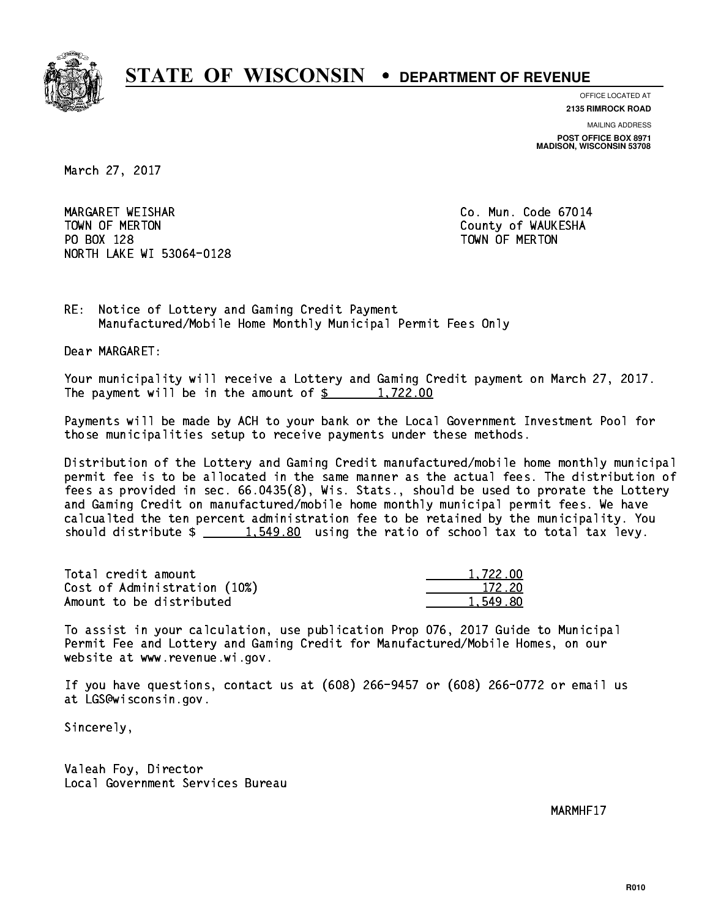# STATE OF WISCONSIN • DEPARTMENT OF REVENUE

OFFICE LOCATED AT
**2135 RIMROCK ROAD**

MAILING ADDRESS
**POST OFFICE BOX 8971**
**MADISON, WISCONSIN 53708**

March 27, 2017

MARGARET WEISHAR
TOWN OF MERTON
PO BOX 128
NORTH LAKE WI 53064-0128

Co. Mun. Code 67014
County of WAUKESHA
TOWN OF MERTON

RE: Notice of Lottery and Gaming Credit Payment
Manufactured/Mobile Home Monthly Municipal Permit Fees Only

Dear MARGARET:

Your municipality will receive a Lottery and Gaming Credit payment on March 27, 2017. The payment will be in the amount of $ 1,722.00

Payments will be made by ACH to your bank or the Local Government Investment Pool for those municipalities setup to receive payments under these methods.

Distribution of the Lottery and Gaming Credit manufactured/mobile home monthly municipal permit fee is to be allocated in the same manner as the actual fees. The distribution of fees as provided in sec. 66.0435(8), Wis. Stats., should be used to prorate the Lottery and Gaming Credit on manufactured/mobile home monthly municipal permit fees. We have calcualted the ten percent administration fee to be retained by the municipality. You should distribute $ 1,549.80 using the ratio of school tax to total tax levy.

| | |
|---|---|
| Total credit amount | 1,722.00 |
| Cost of Administration (10%) | 172.20 |
| Amount to be distributed | 1,549.80 |

To assist in your calculation, use publication Prop 076, 2017 Guide to Municipal Permit Fee and Lottery and Gaming Credit for Manufactured/Mobile Homes, on our website at www.revenue.wi.gov.

If you have questions, contact us at (608) 266-9457 or (608) 266-0772 or email us at LGS@wisconsin.gov.

Sincerely,

Valeah Foy, Director
Local Government Services Bureau

MARMHF17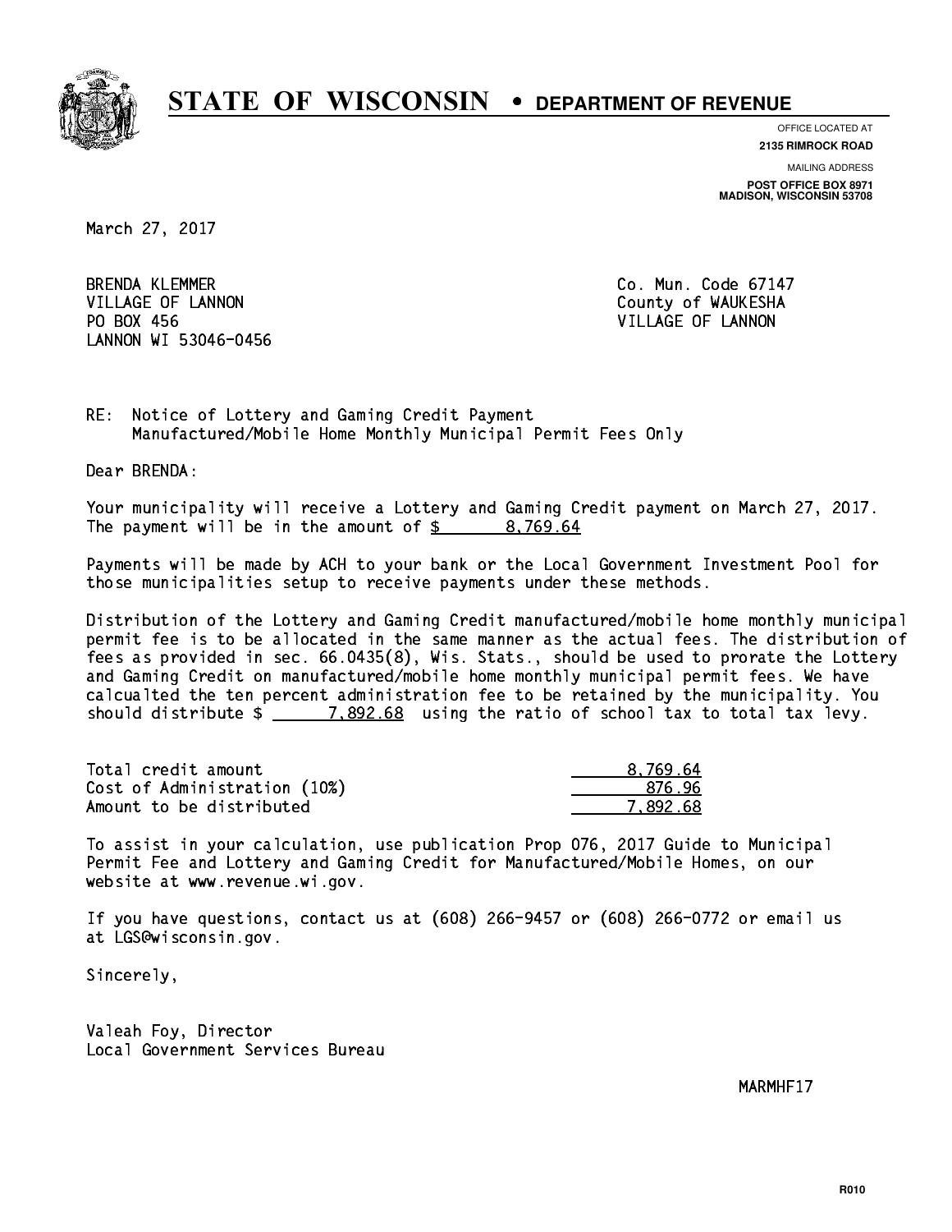# STATE OF WISCONSIN • DEPARTMENT OF REVENUE

OFFICE LOCATED AT
**2135 RIMROCK ROAD**

MAILING ADDRESS
**POST OFFICE BOX 8971**
**MADISON, WISCONSIN 53708**

March 27, 2017

BRENDA KLEMMER
VILLAGE OF LANNON
PO BOX 456
LANNON WI 53046-0456

Co. Mun. Code 67147
County of WAUKESHA
VILLAGE OF LANNON

RE: Notice of Lottery and Gaming Credit Payment
Manufactured/Mobile Home Monthly Municipal Permit Fees Only

Dear BRENDA:

Your municipality will receive a Lottery and Gaming Credit payment on March 27, 2017. The payment will be in the amount of $ 8,769.64

Payments will be made by ACH to your bank or the Local Government Investment Pool for those municipalities setup to receive payments under these methods.

Distribution of the Lottery and Gaming Credit manufactured/mobile home monthly municipal permit fee is to be allocated in the same manner as the actual fees. The distribution of fees as provided in sec. 66.0435(8), Wis. Stats., should be used to prorate the Lottery and Gaming Credit on manufactured/mobile home monthly municipal permit fees. We have calcualted the ten percent administration fee to be retained by the municipality. You should distribute $ 7,892.68 using the ratio of school tax to total tax levy.

| | |
|---|---|
| Total credit amount | 8,769.64 |
| Cost of Administration (10%) | 876.96 |
| Amount to be distributed | 7,892.68 |

To assist in your calculation, use publication Prop 076, 2017 Guide to Municipal Permit Fee and Lottery and Gaming Credit for Manufactured/Mobile Homes, on our website at www.revenue.wi.gov.

If you have questions, contact us at (608) 266-9457 or (608) 266-0772 or email us at LGS@wisconsin.gov.

Sincerely,

Valeah Foy, Director
Local Government Services Bureau

MARMHF17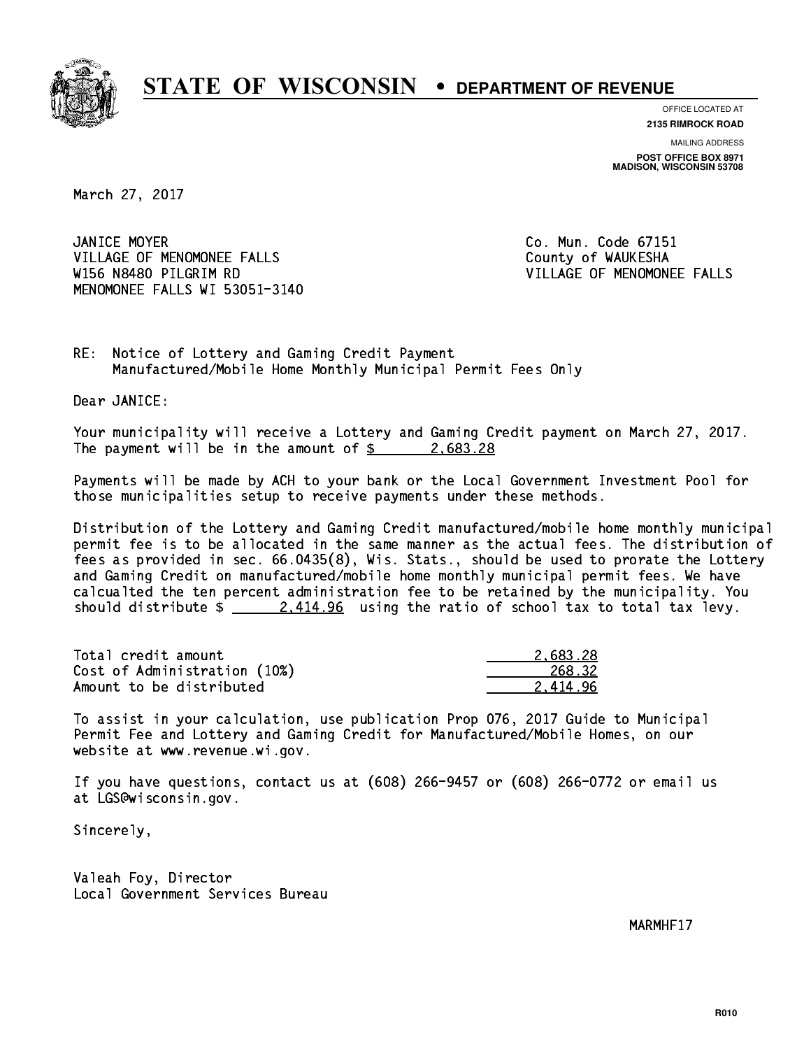# STATE OF WISCONSIN • DEPARTMENT OF REVENUE

OFFICE LOCATED AT
**2135 RIMROCK ROAD**

MAILING ADDRESS
**POST OFFICE BOX 8971**
**MADISON, WISCONSIN 53708**

March 27, 2017

JANICE MOYER
VILLAGE OF MENOMONEE FALLS
W156 N8480 PILGRIM RD
MENOMONEE FALLS WI 53051-3140

Co. Mun. Code 67151
County of WAUKESHA
VILLAGE OF MENOMONEE FALLS

RE: Notice of Lottery and Gaming Credit Payment
Manufactured/Mobile Home Monthly Municipal Permit Fees Only

Dear JANICE:

Your municipality will receive a Lottery and Gaming Credit payment on March 27, 2017. The payment will be in the amount of $ 2,683.28

Payments will be made by ACH to your bank or the Local Government Investment Pool for those municipalities setup to receive payments under these methods.

Distribution of the Lottery and Gaming Credit manufactured/mobile home monthly municipal permit fee is to be allocated in the same manner as the actual fees. The distribution of fees as provided in sec. 66.0435(8), Wis. Stats., should be used to prorate the Lottery and Gaming Credit on manufactured/mobile home monthly municipal permit fees. We have calcualted the ten percent administration fee to be retained by the municipality. You should distribute $ 2,414.96 using the ratio of school tax to total tax levy.

| | |
|---|---|
| Total credit amount | 2,683.28 |
| Cost of Administration (10%) | 268.32 |
| Amount to be distributed | 2,414.96 |

To assist in your calculation, use publication Prop 076, 2017 Guide to Municipal Permit Fee and Lottery and Gaming Credit for Manufactured/Mobile Homes, on our website at www.revenue.wi.gov.

If you have questions, contact us at (608) 266-9457 or (608) 266-0772 or email us at LGS@wisconsin.gov.

Sincerely,

Valeah Foy, Director
Local Government Services Bureau

MARMHF17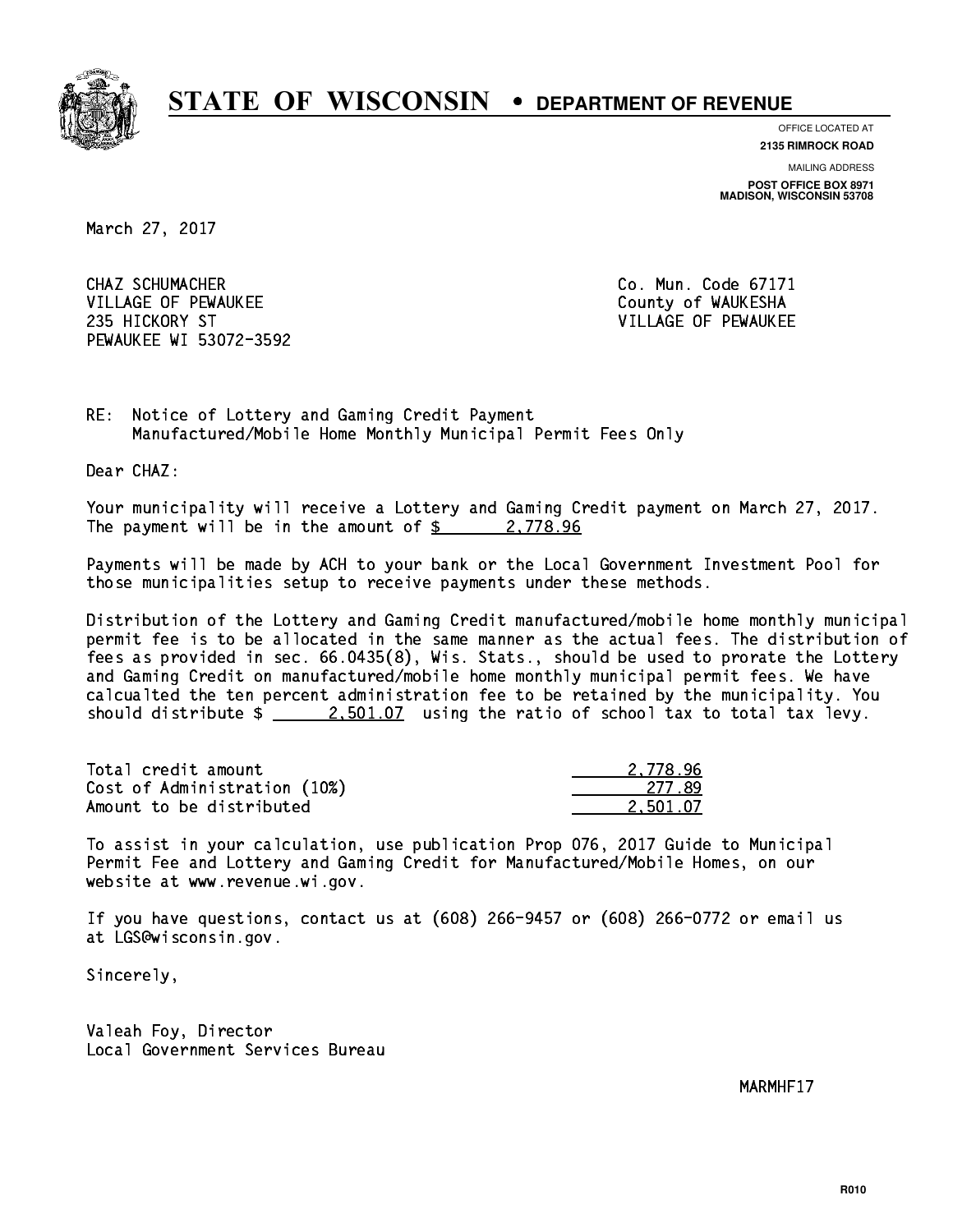# STATE OF WISCONSIN • DEPARTMENT OF REVENUE

OFFICE LOCATED AT
**2135 RIMROCK ROAD**

MAILING ADDRESS
**POST OFFICE BOX 8971**
**MADISON, WISCONSIN 53708**

March 27, 2017

CHAZ SCHUMACHER
VILLAGE OF PEWAUKEE
235 HICKORY ST
PEWAUKEE WI 53072-3592

Co. Mun. Code 67171
County of WAUKESHA
VILLAGE OF PEWAUKEE

RE: Notice of Lottery and Gaming Credit Payment
Manufactured/Mobile Home Monthly Municipal Permit Fees Only

Dear CHAZ:

Your municipality will receive a Lottery and Gaming Credit payment on March 27, 2017. The payment will be in the amount of $ 2,778.96

Payments will be made by ACH to your bank or the Local Government Investment Pool for those municipalities setup to receive payments under these methods.

Distribution of the Lottery and Gaming Credit manufactured/mobile home monthly municipal permit fee is to be allocated in the same manner as the actual fees. The distribution of fees as provided in sec. 66.0435(8), Wis. Stats., should be used to prorate the Lottery and Gaming Credit on manufactured/mobile home monthly municipal permit fees. We have calcualted the ten percent administration fee to be retained by the municipality. You should distribute $ 2,501.07 using the ratio of school tax to total tax levy.

| | |
|---|---|
| Total credit amount | 2,778.96 |
| Cost of Administration (10%) | 277.89 |
| Amount to be distributed | 2,501.07 |

To assist in your calculation, use publication Prop 076, 2017 Guide to Municipal Permit Fee and Lottery and Gaming Credit for Manufactured/Mobile Homes, on our website at www.revenue.wi.gov.

If you have questions, contact us at (608) 266-9457 or (608) 266-0772 or email us at LGS@wisconsin.gov.

Sincerely,

Valeah Foy, Director
Local Government Services Bureau

MARMHF17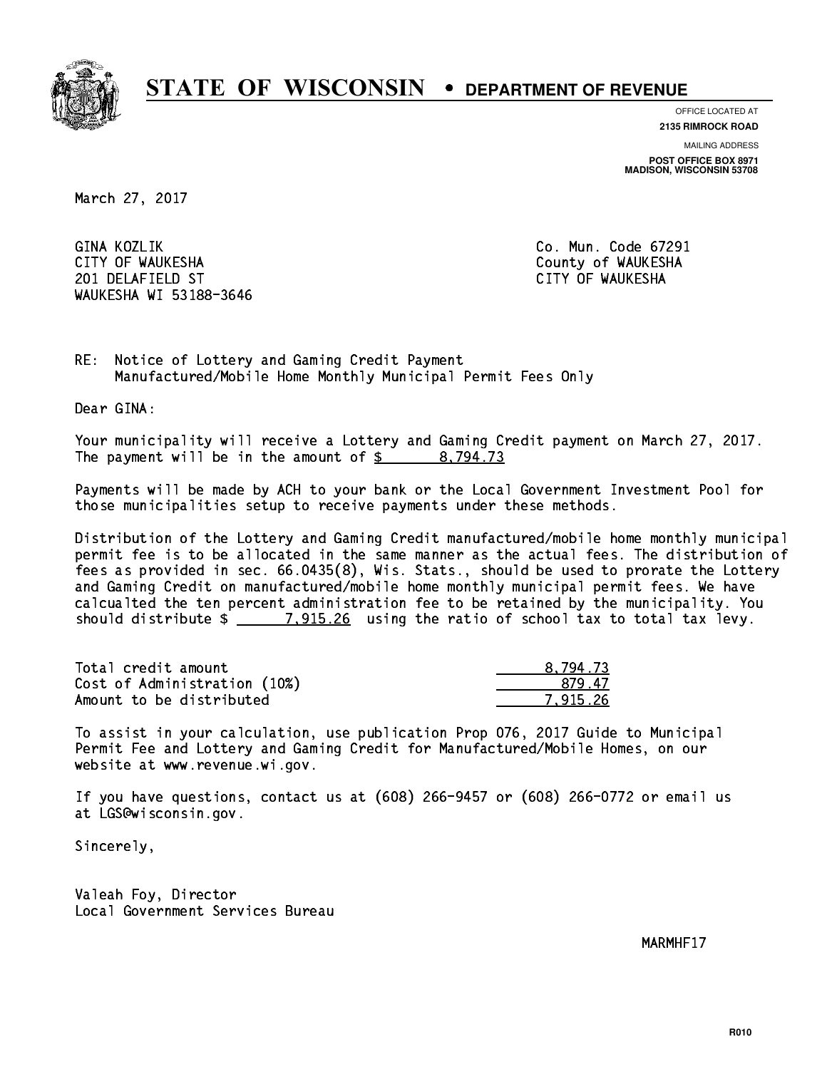# STATE OF WISCONSIN • DEPARTMENT OF REVENUE

OFFICE LOCATED AT
**2135 RIMROCK ROAD**

MAILING ADDRESS
**POST OFFICE BOX 8971**
**MADISON, WISCONSIN 53708**

March 27, 2017

GINA KOZLIK
CITY OF WAUKESHA
201 DELAFIELD ST
WAUKESHA WI 53188-3646

Co. Mun. Code 67291
County of WAUKESHA
CITY OF WAUKESHA

RE: Notice of Lottery and Gaming Credit Payment
Manufactured/Mobile Home Monthly Municipal Permit Fees Only

Dear GINA:

Your municipality will receive a Lottery and Gaming Credit payment on March 27, 2017. The payment will be in the amount of $ 8,794.73

Payments will be made by ACH to your bank or the Local Government Investment Pool for those municipalities setup to receive payments under these methods.

Distribution of the Lottery and Gaming Credit manufactured/mobile home monthly municipal permit fee is to be allocated in the same manner as the actual fees. The distribution of fees as provided in sec. 66.0435(8), Wis. Stats., should be used to prorate the Lottery and Gaming Credit on manufactured/mobile home monthly municipal permit fees. We have calcualted the ten percent administration fee to be retained by the municipality. You should distribute $ 7,915.26 using the ratio of school tax to total tax levy.

| | |
|---|---|
| Total credit amount | 8,794.73 |
| Cost of Administration (10%) | 879.47 |
| Amount to be distributed | 7,915.26 |

To assist in your calculation, use publication Prop 076, 2017 Guide to Municipal Permit Fee and Lottery and Gaming Credit for Manufactured/Mobile Homes, on our website at www.revenue.wi.gov.

If you have questions, contact us at (608) 266-9457 or (608) 266-0772 or email us at LGS@wisconsin.gov.

Sincerely,

Valeah Foy, Director
Local Government Services Bureau

MARMHF17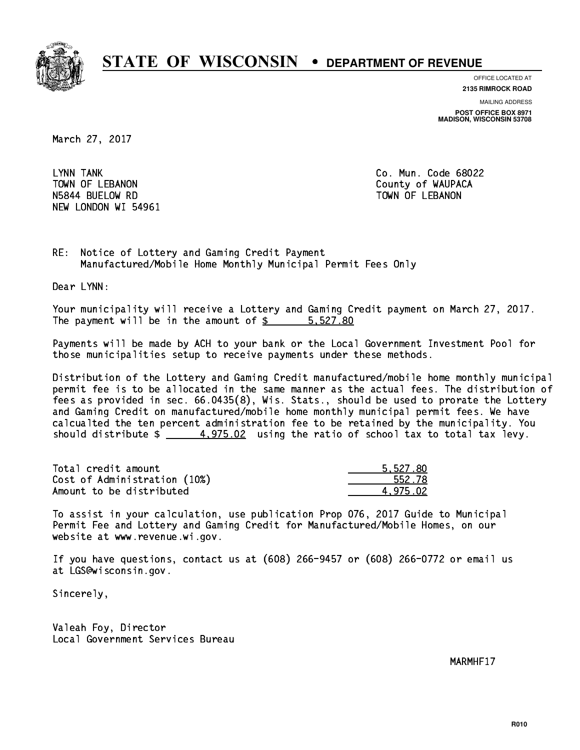# STATE OF WISCONSIN • DEPARTMENT OF REVENUE

OFFICE LOCATED AT
**2135 RIMROCK ROAD**

MAILING ADDRESS
**POST OFFICE BOX 8971**
**MADISON, WISCONSIN 53708**

March 27, 2017

LYNN TANK
TOWN OF LEBANON
N5844 BUELOW RD
NEW LONDON WI 54961

Co. Mun. Code 68022
County of WAUPACA
TOWN OF LEBANON

RE: Notice of Lottery and Gaming Credit Payment
Manufactured/Mobile Home Monthly Municipal Permit Fees Only

Dear LYNN:

Your municipality will receive a Lottery and Gaming Credit payment on March 27, 2017.
The payment will be in the amount of $ 5,527.80

Payments will be made by ACH to your bank or the Local Government Investment Pool for those municipalities setup to receive payments under these methods.

Distribution of the Lottery and Gaming Credit manufactured/mobile home monthly municipal permit fee is to be allocated in the same manner as the actual fees. The distribution of fees as provided in sec. 66.0435(8), Wis. Stats., should be used to prorate the Lottery and Gaming Credit on manufactured/mobile home monthly municipal permit fees. We have calcualted the ten percent administration fee to be retained by the municipality. You should distribute $ 4,975.02 using the ratio of school tax to total tax levy.

| | |
|---|---|
| Total credit amount | 5,527.80 |
| Cost of Administration (10%) | 552.78 |
| Amount to be distributed | 4,975.02 |

To assist in your calculation, use publication Prop 076, 2017 Guide to Municipal Permit Fee and Lottery and Gaming Credit for Manufactured/Mobile Homes, on our website at www.revenue.wi.gov.

If you have questions, contact us at (608) 266-9457 or (608) 266-0772 or email us at LGS@wisconsin.gov.

Sincerely,

Valeah Foy, Director
Local Government Services Bureau

MARMHF17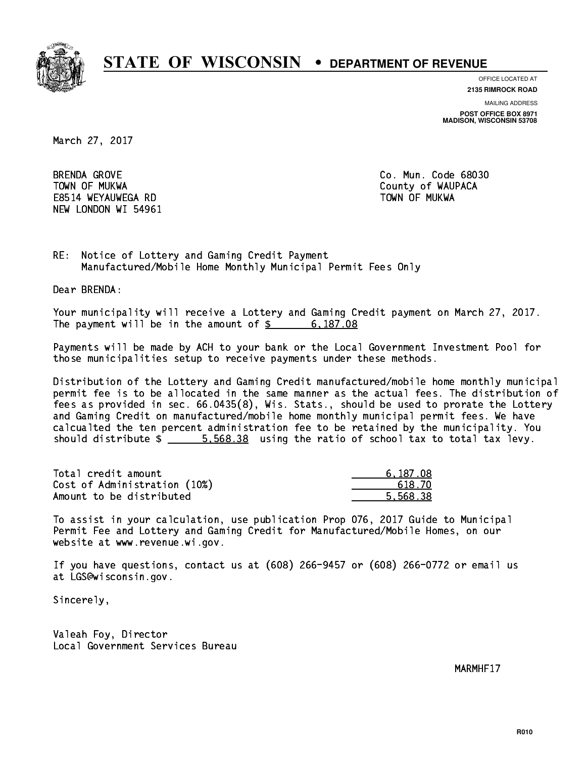# STATE OF WISCONSIN • DEPARTMENT OF REVENUE

OFFICE LOCATED AT
**2135 RIMROCK ROAD**

MAILING ADDRESS
**POST OFFICE BOX 8971**
**MADISON, WISCONSIN 53708**

March 27, 2017

BRENDA GROVE
TOWN OF MUKWA
E8514 WEYAUWEGA RD
NEW LONDON WI 54961

Co. Mun. Code 68030
County of WAUPACA
TOWN OF MUKWA

RE: Notice of Lottery and Gaming Credit Payment
Manufactured/Mobile Home Monthly Municipal Permit Fees Only

Dear BRENDA:

Your municipality will receive a Lottery and Gaming Credit payment on March 27, 2017. The payment will be in the amount of $ 6,187.08

Payments will be made by ACH to your bank or the Local Government Investment Pool for those municipalities setup to receive payments under these methods.

Distribution of the Lottery and Gaming Credit manufactured/mobile home monthly municipal permit fee is to be allocated in the same manner as the actual fees. The distribution of fees as provided in sec. 66.0435(8), Wis. Stats., should be used to prorate the Lottery and Gaming Credit on manufactured/mobile home monthly municipal permit fees. We have calcualted the ten percent administration fee to be retained by the municipality. You should distribute $ 5,568.38 using the ratio of school tax to total tax levy.

| | |
|---|---|
| Total credit amount | 6,187.08 |
| Cost of Administration (10%) | 618.70 |
| Amount to be distributed | 5,568.38 |

To assist in your calculation, use publication Prop 076, 2017 Guide to Municipal Permit Fee and Lottery and Gaming Credit for Manufactured/Mobile Homes, on our website at www.revenue.wi.gov.

If you have questions, contact us at (608) 266-9457 or (608) 266-0772 or email us at LGS@wisconsin.gov.

Sincerely,

Valeah Foy, Director
Local Government Services Bureau

MARMHF17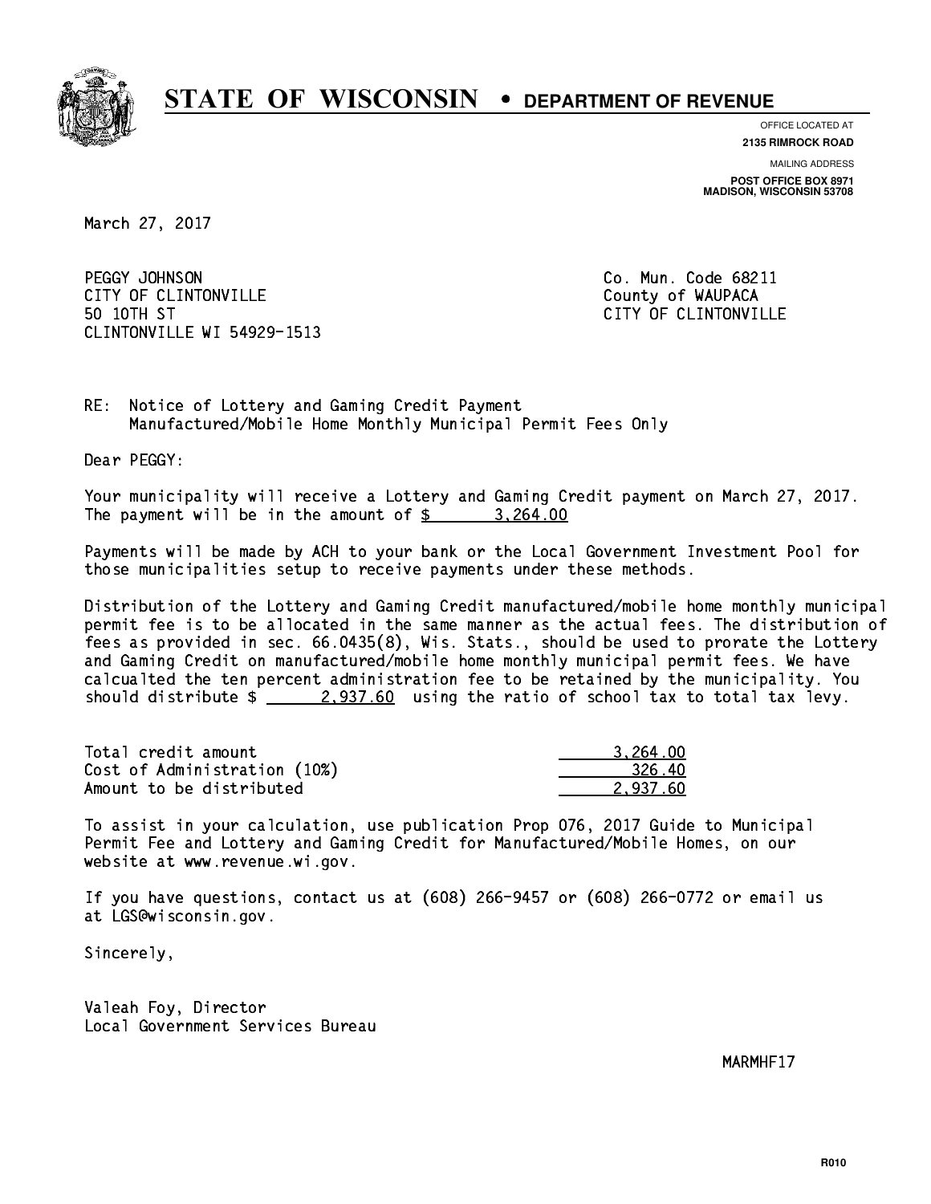# STATE OF WISCONSIN • DEPARTMENT OF REVENUE

OFFICE LOCATED AT
**2135 RIMROCK ROAD**

MAILING ADDRESS
**POST OFFICE BOX 8971**
**MADISON, WISCONSIN 53708**

March 27, 2017

PEGGY JOHNSON
CITY OF CLINTONVILLE
50 10TH ST
CLINTONVILLE WI 54929-1513

Co. Mun. Code 68211
County of WAUPACA
CITY OF CLINTONVILLE

RE: Notice of Lottery and Gaming Credit Payment
Manufactured/Mobile Home Monthly Municipal Permit Fees Only

Dear PEGGY:

Your municipality will receive a Lottery and Gaming Credit payment on March 27, 2017. The payment will be in the amount of $ 3,264.00

Payments will be made by ACH to your bank or the Local Government Investment Pool for those municipalities setup to receive payments under these methods.

Distribution of the Lottery and Gaming Credit manufactured/mobile home monthly municipal permit fee is to be allocated in the same manner as the actual fees. The distribution of fees as provided in sec. 66.0435(8), Wis. Stats., should be used to prorate the Lottery and Gaming Credit on manufactured/mobile home monthly municipal permit fees. We have calcualted the ten percent administration fee to be retained by the municipality. You should distribute $ 2,937.60 using the ratio of school tax to total tax levy.

| | |
|---|---|
| Total credit amount | 3,264.00 |
| Cost of Administration (10%) | 326.40 |
| Amount to be distributed | 2,937.60 |

To assist in your calculation, use publication Prop 076, 2017 Guide to Municipal Permit Fee and Lottery and Gaming Credit for Manufactured/Mobile Homes, on our website at www.revenue.wi.gov.

If you have questions, contact us at (608) 266-9457 or (608) 266-0772 or email us at LGS@wisconsin.gov.

Sincerely,

Valeah Foy, Director
Local Government Services Bureau

MARMHF17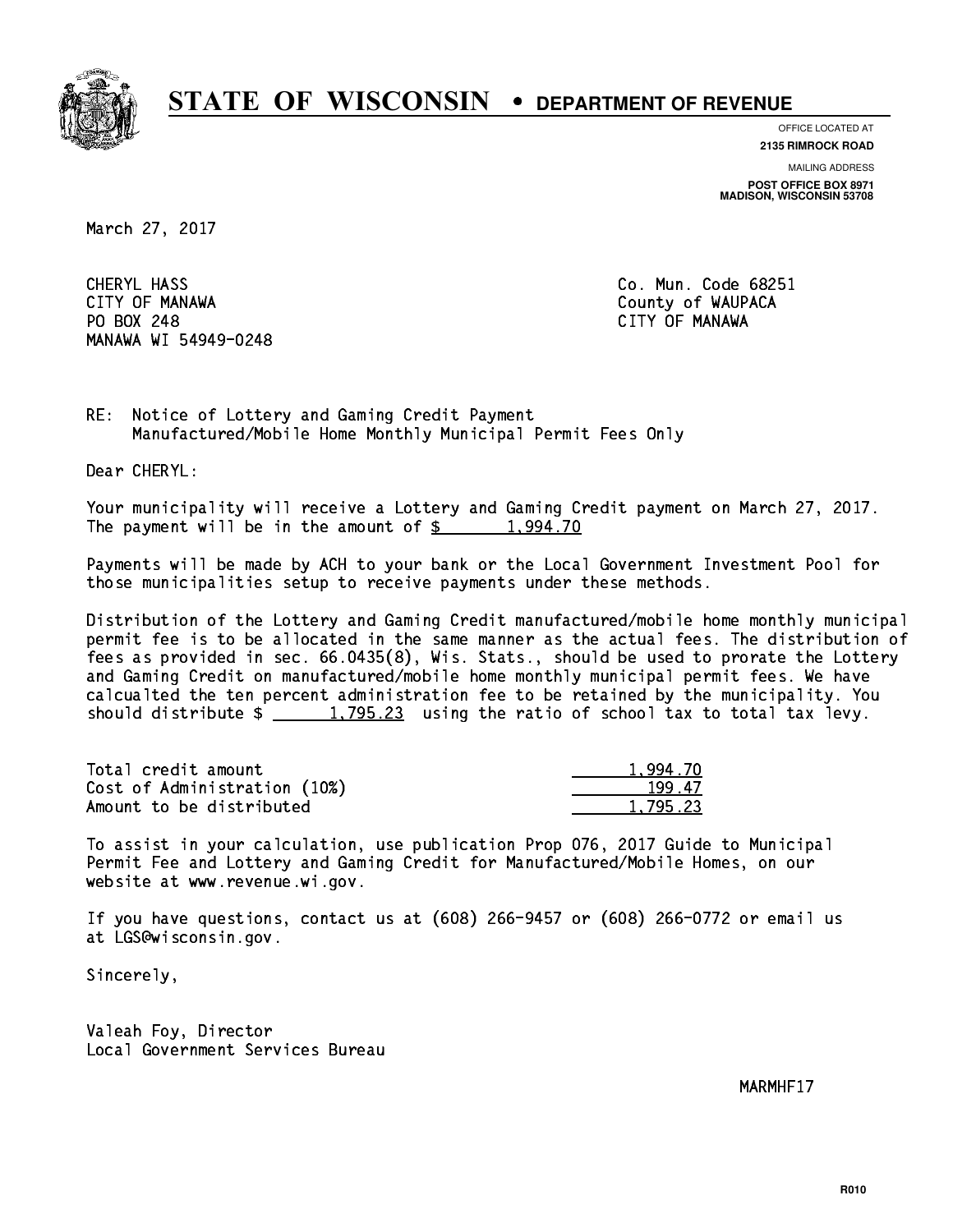# STATE OF WISCONSIN • DEPARTMENT OF REVENUE

OFFICE LOCATED AT
**2135 RIMROCK ROAD**

MAILING ADDRESS
**POST OFFICE BOX 8971**
**MADISON, WISCONSIN 53708**

March 27, 2017

CHERYL HASS
CITY OF MANAWA
PO BOX 248
MANAWA WI 54949-0248

Co. Mun. Code 68251
County of WAUPACA
CITY OF MANAWA

RE: Notice of Lottery and Gaming Credit Payment
Manufactured/Mobile Home Monthly Municipal Permit Fees Only

Dear CHERYL:

Your municipality will receive a Lottery and Gaming Credit payment on March 27, 2017. The payment will be in the amount of $ 1,994.70

Payments will be made by ACH to your bank or the Local Government Investment Pool for those municipalities setup to receive payments under these methods.

Distribution of the Lottery and Gaming Credit manufactured/mobile home monthly municipal permit fee is to be allocated in the same manner as the actual fees. The distribution of fees as provided in sec. 66.0435(8), Wis. Stats., should be used to prorate the Lottery and Gaming Credit on manufactured/mobile home monthly municipal permit fees. We have calcualted the ten percent administration fee to be retained by the municipality. You should distribute $ 1,795.23 using the ratio of school tax to total tax levy.

| | |
|---|---:|
| Total credit amount | 1,994.70 |
| Cost of Administration (10%) | 199.47 |
| Amount to be distributed | 1,795.23 |

To assist in your calculation, use publication Prop 076, 2017 Guide to Municipal Permit Fee and Lottery and Gaming Credit for Manufactured/Mobile Homes, on our website at www.revenue.wi.gov.

If you have questions, contact us at (608) 266-9457 or (608) 266-0772 or email us at LGS@wisconsin.gov.

Sincerely,

Valeah Foy, Director
Local Government Services Bureau

MARMHF17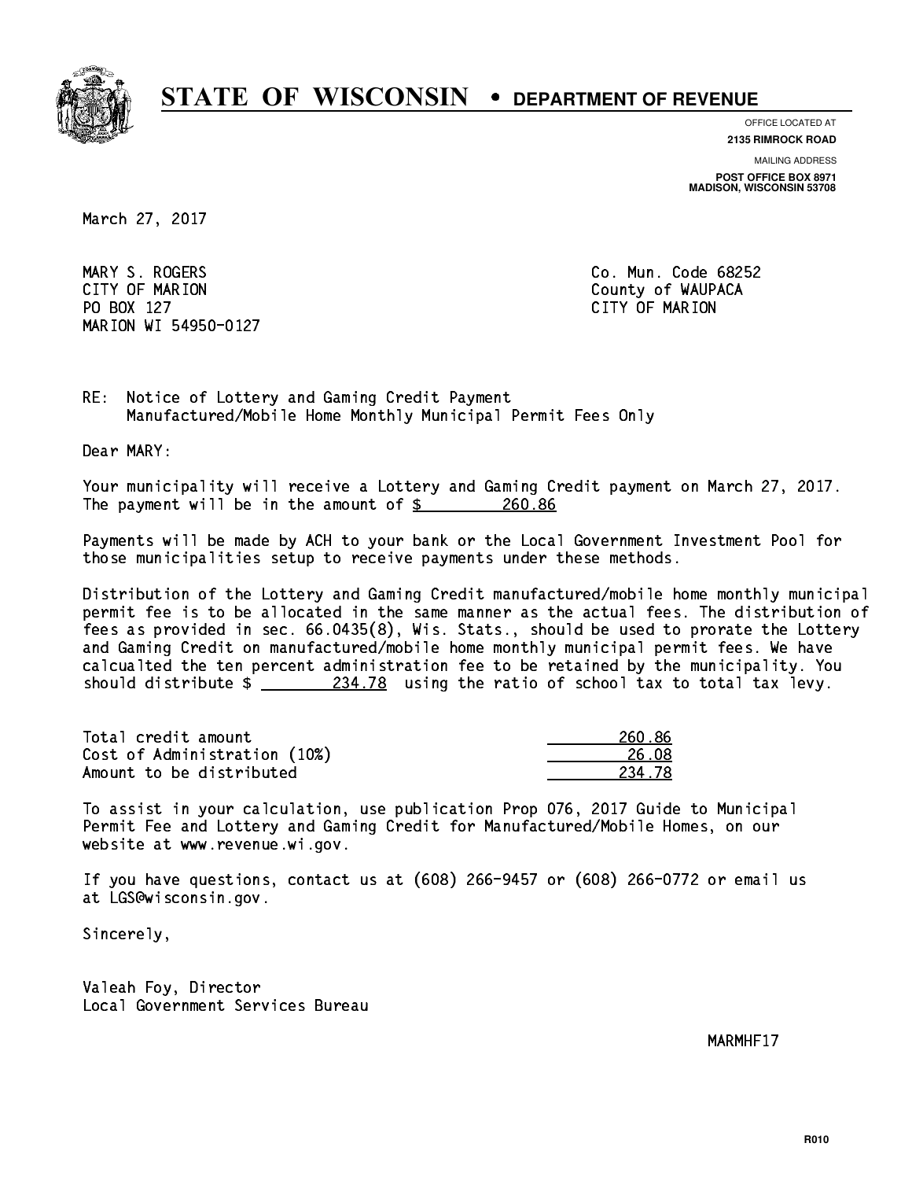# STATE OF WISCONSIN • DEPARTMENT OF REVENUE

OFFICE LOCATED AT
**2135 RIMROCK ROAD**

MAILING ADDRESS
**POST OFFICE BOX 8971**
**MADISON, WISCONSIN 53708**

March 27, 2017

MARY S. ROGERS
CITY OF MARION
PO BOX 127
MARION WI 54950-0127

Co. Mun. Code 68252
County of WAUPACA
CITY OF MARION

RE: Notice of Lottery and Gaming Credit Payment
Manufactured/Mobile Home Monthly Municipal Permit Fees Only

Dear MARY:

Your municipality will receive a Lottery and Gaming Credit payment on March 27, 2017. The payment will be in the amount of $ 260.86

Payments will be made by ACH to your bank or the Local Government Investment Pool for those municipalities setup to receive payments under these methods.

Distribution of the Lottery and Gaming Credit manufactured/mobile home monthly municipal permit fee is to be allocated in the same manner as the actual fees. The distribution of fees as provided in sec. 66.0435(8), Wis. Stats., should be used to prorate the Lottery and Gaming Credit on manufactured/mobile home monthly municipal permit fees. We have calcualted the ten percent administration fee to be retained by the municipality. You should distribute $ 234.78 using the ratio of school tax to total tax levy.

| | |
|---|---|
| Total credit amount | 260.86 |
| Cost of Administration (10%) | 26.08 |
| Amount to be distributed | 234.78 |

To assist in your calculation, use publication Prop 076, 2017 Guide to Municipal Permit Fee and Lottery and Gaming Credit for Manufactured/Mobile Homes, on our website at www.revenue.wi.gov.

If you have questions, contact us at (608) 266-9457 or (608) 266-0772 or email us at LGS@wisconsin.gov.

Sincerely,

Valeah Foy, Director
Local Government Services Bureau

MARMHF17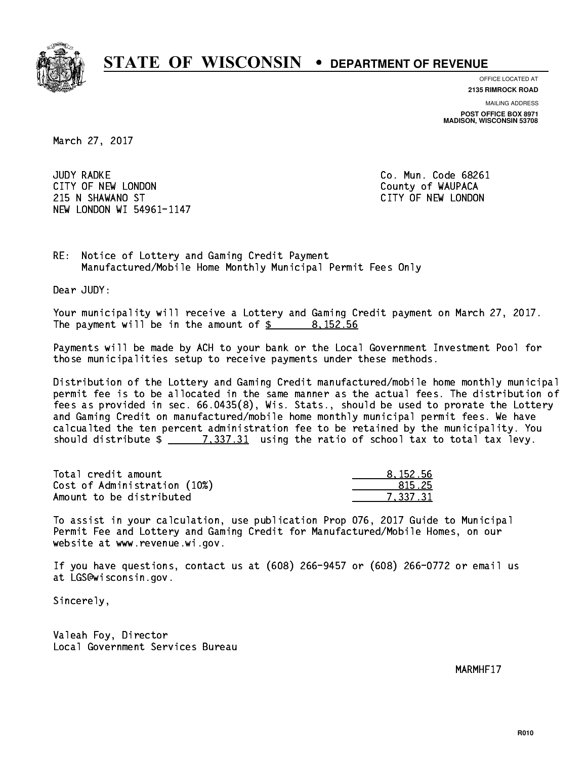# STATE OF WISCONSIN • DEPARTMENT OF REVENUE

OFFICE LOCATED AT
**2135 RIMROCK ROAD**

MAILING ADDRESS
**POST OFFICE BOX 8971**
**MADISON, WISCONSIN 53708**

March 27, 2017

JUDY RADKE
CITY OF NEW LONDON
215 N SHAWANO ST
NEW LONDON WI 54961-1147

Co. Mun. Code 68261
County of WAUPACA
CITY OF NEW LONDON

RE: Notice of Lottery and Gaming Credit Payment
Manufactured/Mobile Home Monthly Municipal Permit Fees Only

Dear JUDY:

Your municipality will receive a Lottery and Gaming Credit payment on March 27, 2017. The payment will be in the amount of $ 8,152.56

Payments will be made by ACH to your bank or the Local Government Investment Pool for those municipalities setup to receive payments under these methods.

Distribution of the Lottery and Gaming Credit manufactured/mobile home monthly municipal permit fee is to be allocated in the same manner as the actual fees. The distribution of fees as provided in sec. 66.0435(8), Wis. Stats., should be used to prorate the Lottery and Gaming Credit on manufactured/mobile home monthly municipal permit fees. We have calcualted the ten percent administration fee to be retained by the municipality. You should distribute $ 7,337.31 using the ratio of school tax to total tax levy.

| | |
|---|---|
| Total credit amount | 8,152.56 |
| Cost of Administration (10%) | 815.25 |
| Amount to be distributed | 7,337.31 |

To assist in your calculation, use publication Prop 076, 2017 Guide to Municipal Permit Fee and Lottery and Gaming Credit for Manufactured/Mobile Homes, on our website at www.revenue.wi.gov.

If you have questions, contact us at (608) 266-9457 or (608) 266-0772 or email us at LGS@wisconsin.gov.

Sincerely,

Valeah Foy, Director
Local Government Services Bureau

MARMHF17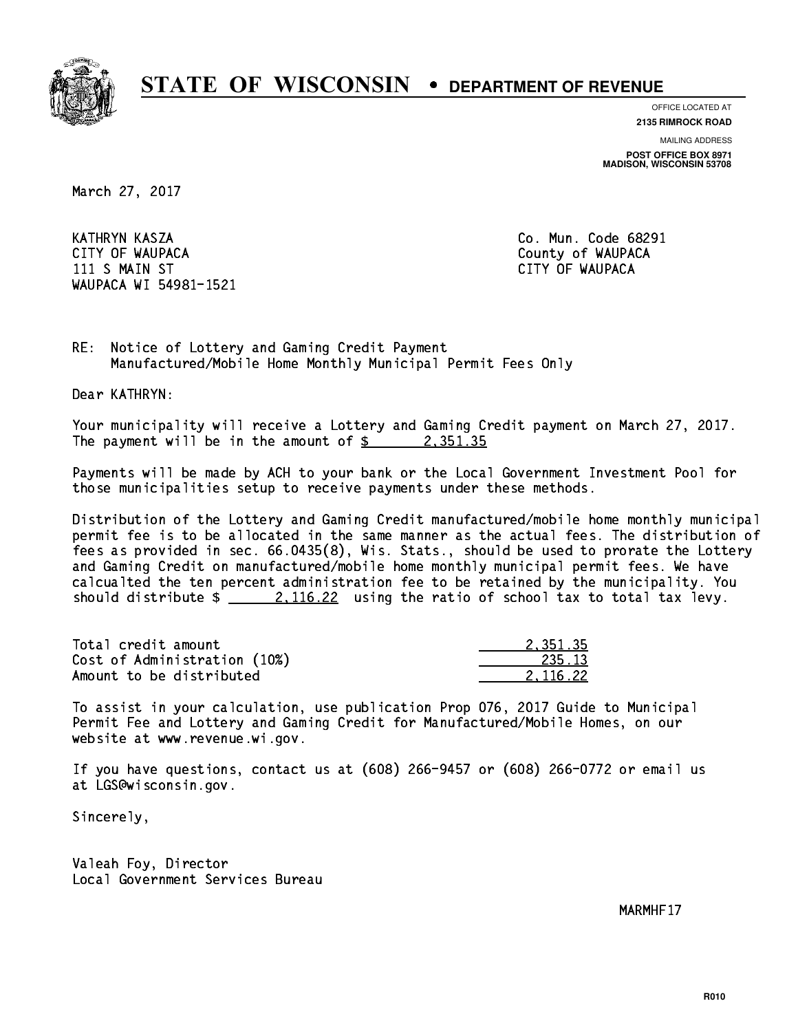# STATE OF WISCONSIN • DEPARTMENT OF REVENUE

OFFICE LOCATED AT
**2135 RIMROCK ROAD**

MAILING ADDRESS
**POST OFFICE BOX 8971**
**MADISON, WISCONSIN 53708**

March 27, 2017

KATHRYN KASZA
CITY OF WAUPACA
111 S MAIN ST
WAUPACA WI 54981-1521

Co. Mun. Code 68291
County of WAUPACA
CITY OF WAUPACA

RE: Notice of Lottery and Gaming Credit Payment
Manufactured/Mobile Home Monthly Municipal Permit Fees Only

Dear KATHRYN:

Your municipality will receive a Lottery and Gaming Credit payment on March 27, 2017. The payment will be in the amount of $ 2,351.35

Payments will be made by ACH to your bank or the Local Government Investment Pool for those municipalities setup to receive payments under these methods.

Distribution of the Lottery and Gaming Credit manufactured/mobile home monthly municipal permit fee is to be allocated in the same manner as the actual fees. The distribution of fees as provided in sec. 66.0435(8), Wis. Stats., should be used to prorate the Lottery and Gaming Credit on manufactured/mobile home monthly municipal permit fees. We have calcualted the ten percent administration fee to be retained by the municipality. You should distribute $ 2,116.22 using the ratio of school tax to total tax levy.

| | |
|---|---|
| Total credit amount | 2,351.35 |
| Cost of Administration (10%) | 235.13 |
| Amount to be distributed | 2,116.22 |

To assist in your calculation, use publication Prop 076, 2017 Guide to Municipal Permit Fee and Lottery and Gaming Credit for Manufactured/Mobile Homes, on our website at www.revenue.wi.gov.

If you have questions, contact us at (608) 266-9457 or (608) 266-0772 or email us at LGS@wisconsin.gov.

Sincerely,

Valeah Foy, Director
Local Government Services Bureau

MARMHF17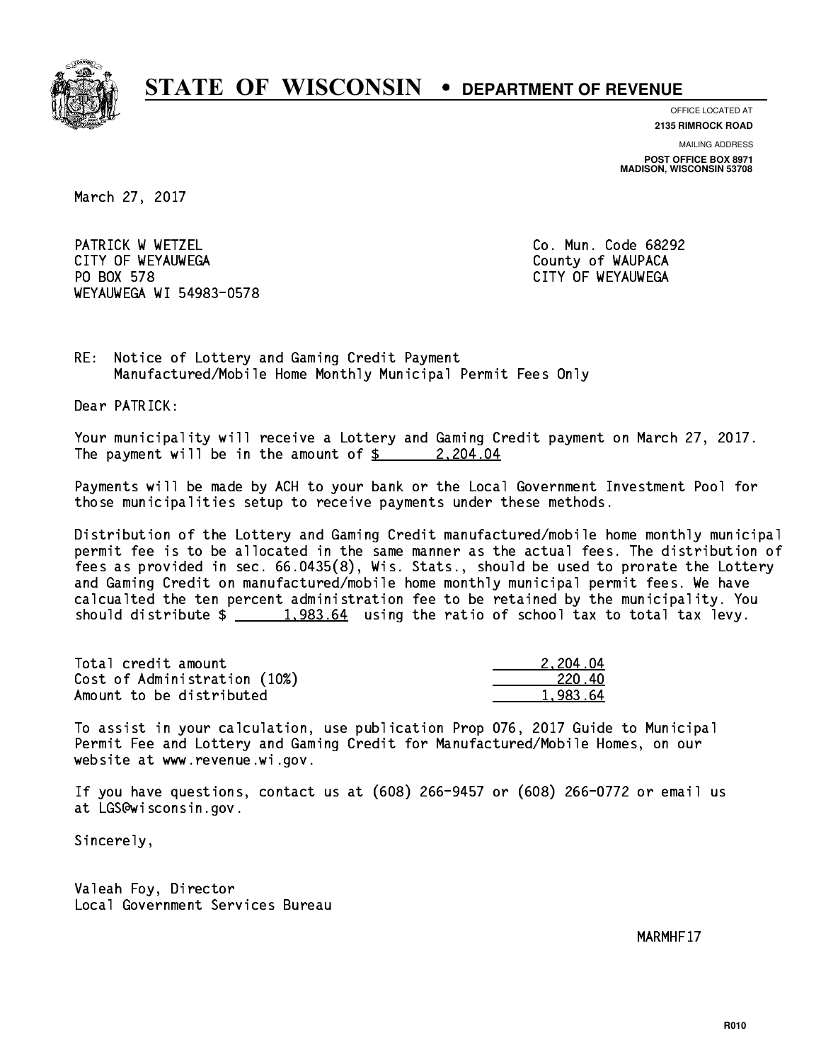# STATE OF WISCONSIN • DEPARTMENT OF REVENUE

OFFICE LOCATED AT
**2135 RIMROCK ROAD**

MAILING ADDRESS
**POST OFFICE BOX 8971**
**MADISON, WISCONSIN 53708**

March 27, 2017

PATRICK W WETZEL
CITY OF WEYAUWEGA
PO BOX 578
WEYAUWEGA WI 54983-0578

Co. Mun. Code 68292
County of WAUPACA
CITY OF WEYAUWEGA

RE: Notice of Lottery and Gaming Credit Payment
Manufactured/Mobile Home Monthly Municipal Permit Fees Only

Dear PATRICK:

Your municipality will receive a Lottery and Gaming Credit payment on March 27, 2017. The payment will be in the amount of $ 2,204.04

Payments will be made by ACH to your bank or the Local Government Investment Pool for those municipalities setup to receive payments under these methods.

Distribution of the Lottery and Gaming Credit manufactured/mobile home monthly municipal permit fee is to be allocated in the same manner as the actual fees. The distribution of fees as provided in sec. 66.0435(8), Wis. Stats., should be used to prorate the Lottery and Gaming Credit on manufactured/mobile home monthly municipal permit fees. We have calcualted the ten percent administration fee to be retained by the municipality. You should distribute $ 1,983.64 using the ratio of school tax to total tax levy.

| | |
|---|---|
| Total credit amount | 2,204.04 |
| Cost of Administration (10%) | 220.40 |
| Amount to be distributed | 1,983.64 |

To assist in your calculation, use publication Prop 076, 2017 Guide to Municipal Permit Fee and Lottery and Gaming Credit for Manufactured/Mobile Homes, on our website at www.revenue.wi.gov.

If you have questions, contact us at (608) 266-9457 or (608) 266-0772 or email us at LGS@wisconsin.gov.

Sincerely,

Valeah Foy, Director
Local Government Services Bureau

MARMHF17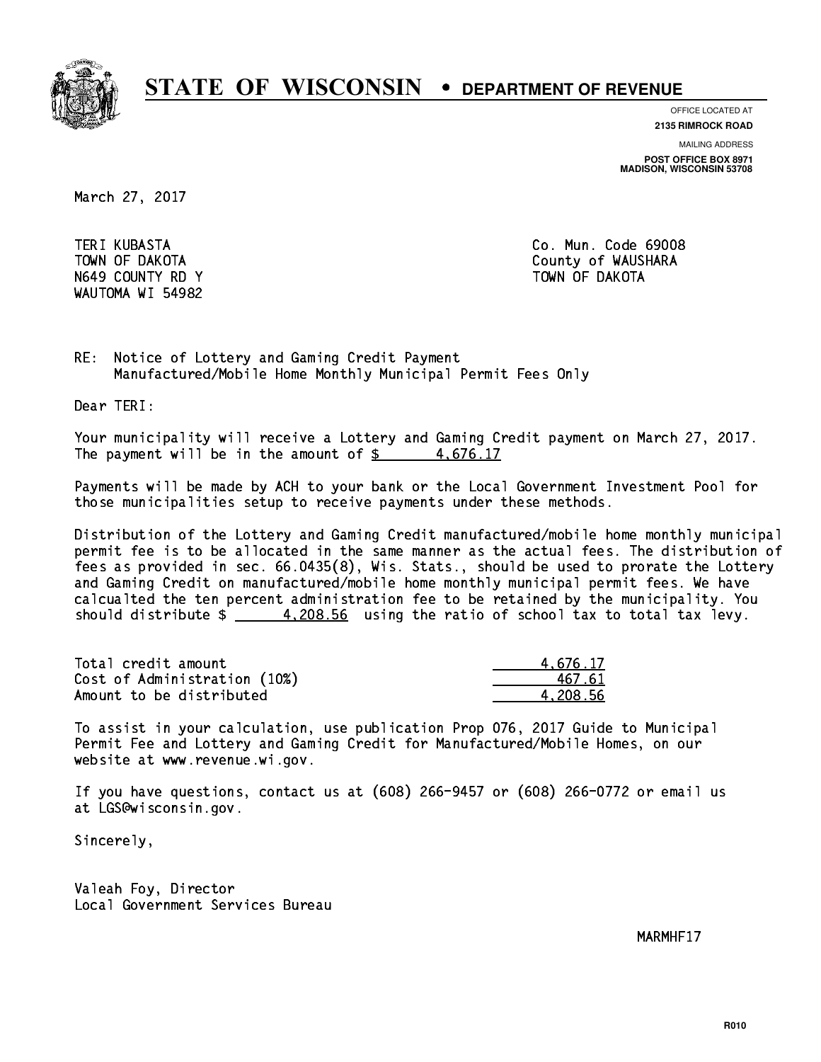# STATE OF WISCONSIN • DEPARTMENT OF REVENUE

OFFICE LOCATED AT
**2135 RIMROCK ROAD**

MAILING ADDRESS
**POST OFFICE BOX 8971**
**MADISON, WISCONSIN 53708**

March 27, 2017

TERI KUBASTA
TOWN OF DAKOTA
N649 COUNTY RD Y
WAUTOMA WI 54982

Co. Mun. Code 69008
County of WAUSHARA
TOWN OF DAKOTA

RE: Notice of Lottery and Gaming Credit Payment
Manufactured/Mobile Home Monthly Municipal Permit Fees Only

Dear TERI:

Your municipality will receive a Lottery and Gaming Credit payment on March 27, 2017. The payment will be in the amount of $ 4,676.17

Payments will be made by ACH to your bank or the Local Government Investment Pool for those municipalities setup to receive payments under these methods.

Distribution of the Lottery and Gaming Credit manufactured/mobile home monthly municipal permit fee is to be allocated in the same manner as the actual fees. The distribution of fees as provided in sec. 66.0435(8), Wis. Stats., should be used to prorate the Lottery and Gaming Credit on manufactured/mobile home monthly municipal permit fees. We have calcualted the ten percent administration fee to be retained by the municipality. You should distribute $ 4,208.56 using the ratio of school tax to total tax levy.

| | |
|---|---|
| Total credit amount | 4,676.17 |
| Cost of Administration (10%) | 467.61 |
| Amount to be distributed | 4,208.56 |

To assist in your calculation, use publication Prop 076, 2017 Guide to Municipal Permit Fee and Lottery and Gaming Credit for Manufactured/Mobile Homes, on our website at www.revenue.wi.gov.

If you have questions, contact us at (608) 266-9457 or (608) 266-0772 or email us at LGS@wisconsin.gov.

Sincerely,

Valeah Foy, Director
Local Government Services Bureau

MARMHF17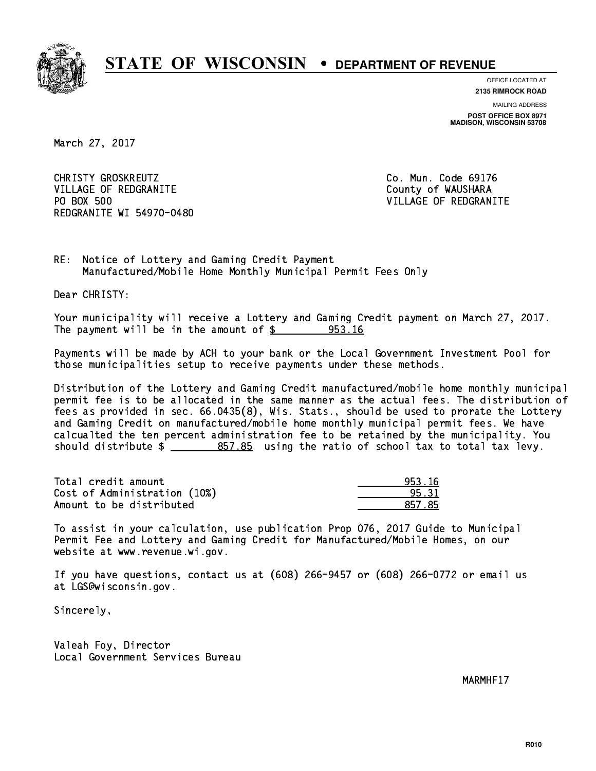# STATE OF WISCONSIN • DEPARTMENT OF REVENUE

OFFICE LOCATED AT
**2135 RIMROCK ROAD**

MAILING ADDRESS
**POST OFFICE BOX 8971**
**MADISON, WISCONSIN 53708**

March 27, 2017

CHRISTY GROSKREUTZ
VILLAGE OF REDGRANITE
PO BOX 500
REDGRANITE WI 54970-0480

Co. Mun. Code 69176
County of WAUSHARA
VILLAGE OF REDGRANITE

RE: Notice of Lottery and Gaming Credit Payment
Manufactured/Mobile Home Monthly Municipal Permit Fees Only

Dear CHRISTY:

Your municipality will receive a Lottery and Gaming Credit payment on March 27, 2017. The payment will be in the amount of $ 953.16

Payments will be made by ACH to your bank or the Local Government Investment Pool for those municipalities setup to receive payments under these methods.

Distribution of the Lottery and Gaming Credit manufactured/mobile home monthly municipal permit fee is to be allocated in the same manner as the actual fees. The distribution of fees as provided in sec. 66.0435(8), Wis. Stats., should be used to prorate the Lottery and Gaming Credit on manufactured/mobile home monthly municipal permit fees. We have calcualted the ten percent administration fee to be retained by the municipality. You should distribute $ 857.85 using the ratio of school tax to total tax levy.

| | |
|---|---|
| Total credit amount | 953.16 |
| Cost of Administration (10%) | 95.31 |
| Amount to be distributed | 857.85 |

To assist in your calculation, use publication Prop 076, 2017 Guide to Municipal Permit Fee and Lottery and Gaming Credit for Manufactured/Mobile Homes, on our website at www.revenue.wi.gov.

If you have questions, contact us at (608) 266-9457 or (608) 266-0772 or email us at LGS@wisconsin.gov.

Sincerely,

Valeah Foy, Director
Local Government Services Bureau

MARMHF17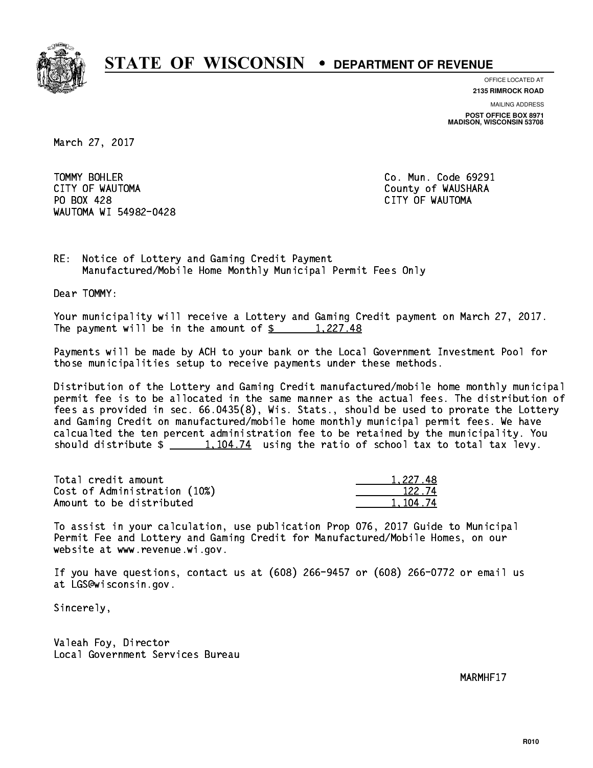# STATE OF WISCONSIN • DEPARTMENT OF REVENUE

OFFICE LOCATED AT
**2135 RIMROCK ROAD**

MAILING ADDRESS
**POST OFFICE BOX 8971**
**MADISON, WISCONSIN 53708**

March 27, 2017

TOMMY BOHLER
CITY OF WAUTOMA
PO BOX 428
WAUTOMA WI 54982-0428

Co. Mun. Code 69291
County of WAUSHARA
CITY OF WAUTOMA

RE: Notice of Lottery and Gaming Credit Payment
Manufactured/Mobile Home Monthly Municipal Permit Fees Only

Dear TOMMY:

Your municipality will receive a Lottery and Gaming Credit payment on March 27, 2017. The payment will be in the amount of $ 1,227.48

Payments will be made by ACH to your bank or the Local Government Investment Pool for those municipalities setup to receive payments under these methods.

Distribution of the Lottery and Gaming Credit manufactured/mobile home monthly municipal permit fee is to be allocated in the same manner as the actual fees. The distribution of fees as provided in sec. 66.0435(8), Wis. Stats., should be used to prorate the Lottery and Gaming Credit on manufactured/mobile home monthly municipal permit fees. We have calcualted the ten percent administration fee to be retained by the municipality. You should distribute $ 1,104.74 using the ratio of school tax to total tax levy.

| | |
|---|---|
| Total credit amount | 1,227.48 |
| Cost of Administration (10%) | 122.74 |
| Amount to be distributed | 1,104.74 |

To assist in your calculation, use publication Prop 076, 2017 Guide to Municipal Permit Fee and Lottery and Gaming Credit for Manufactured/Mobile Homes, on our website at www.revenue.wi.gov.

If you have questions, contact us at (608) 266-9457 or (608) 266-0772 or email us at LGS@wisconsin.gov.

Sincerely,

Valeah Foy, Director
Local Government Services Bureau

MARMHF17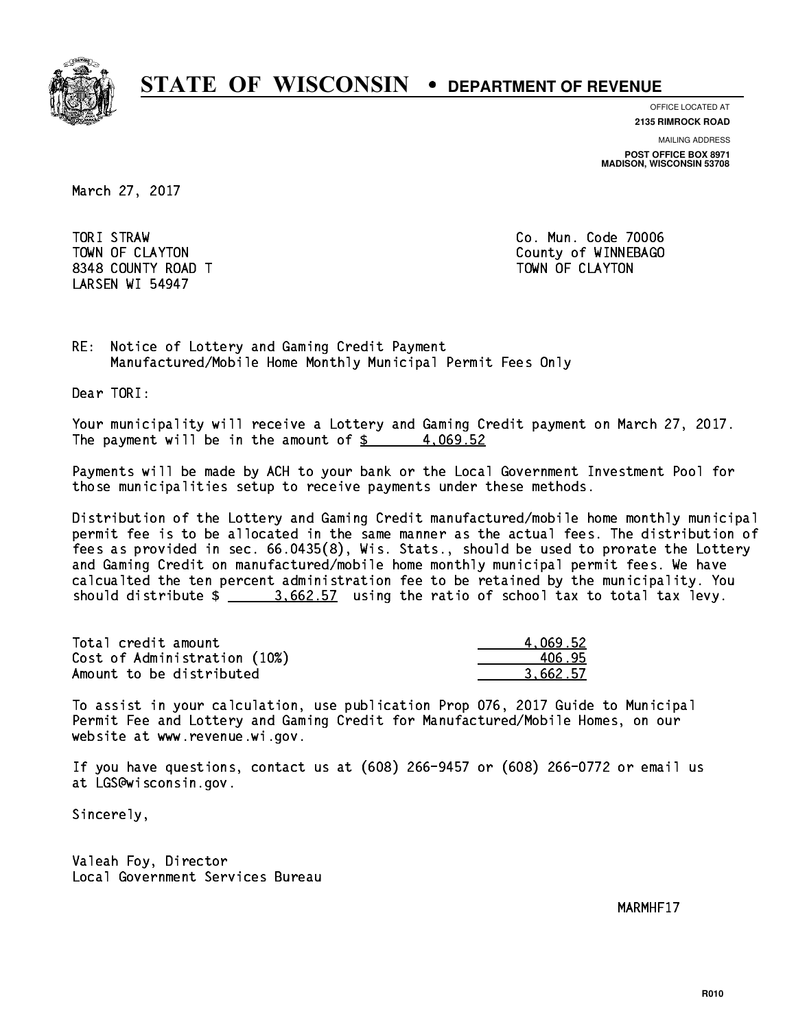# STATE OF WISCONSIN • DEPARTMENT OF REVENUE

OFFICE LOCATED AT
**2135 RIMROCK ROAD**

MAILING ADDRESS
**POST OFFICE BOX 8971**
**MADISON, WISCONSIN 53708**

March 27, 2017

TORI STRAW
TOWN OF CLAYTON
8348 COUNTY ROAD T
LARSEN WI 54947

Co. Mun. Code 70006
County of WINNEBAGO
TOWN OF CLAYTON

RE: Notice of Lottery and Gaming Credit Payment
Manufactured/Mobile Home Monthly Municipal Permit Fees Only

Dear TORI:

Your municipality will receive a Lottery and Gaming Credit payment on March 27, 2017. The payment will be in the amount of $ 4,069.52

Payments will be made by ACH to your bank or the Local Government Investment Pool for those municipalities setup to receive payments under these methods.

Distribution of the Lottery and Gaming Credit manufactured/mobile home monthly municipal permit fee is to be allocated in the same manner as the actual fees. The distribution of fees as provided in sec. 66.0435(8), Wis. Stats., should be used to prorate the Lottery and Gaming Credit on manufactured/mobile home monthly municipal permit fees. We have calcualted the ten percent administration fee to be retained by the municipality. You should distribute $ 3,662.57 using the ratio of school tax to total tax levy.

| | |
|---|---|
| Total credit amount | 4,069.52 |
| Cost of Administration (10%) | 406.95 |
| Amount to be distributed | 3,662.57 |

To assist in your calculation, use publication Prop 076, 2017 Guide to Municipal Permit Fee and Lottery and Gaming Credit for Manufactured/Mobile Homes, on our website at www.revenue.wi.gov.

If you have questions, contact us at (608) 266-9457 or (608) 266-0772 or email us at LGS@wisconsin.gov.

Sincerely,

Valeah Foy, Director
Local Government Services Bureau

MARMHF17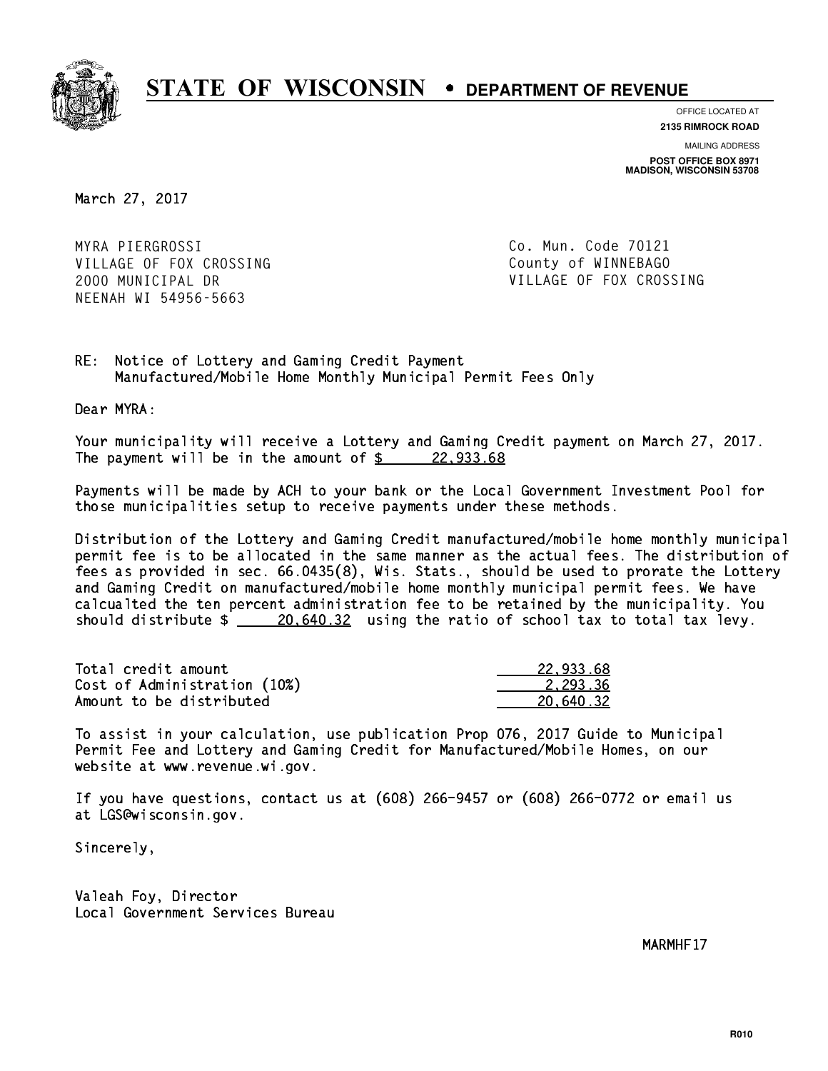# STATE OF WISCONSIN • DEPARTMENT OF REVENUE

OFFICE LOCATED AT
**2135 RIMROCK ROAD**

MAILING ADDRESS
**POST OFFICE BOX 8971**
**MADISON, WISCONSIN 53708**

March 27, 2017

MYRA PIERGROSSI
VILLAGE OF FOX CROSSING
2000 MUNICIPAL DR
NEENAH WI 54956-5663

Co. Mun. Code 70121
County of WINNEBAGO
VILLAGE OF FOX CROSSING

RE: Notice of Lottery and Gaming Credit Payment
Manufactured/Mobile Home Monthly Municipal Permit Fees Only

Dear MYRA:

Your municipality will receive a Lottery and Gaming Credit payment on March 27, 2017. The payment will be in the amount of $ 22,933.68

Payments will be made by ACH to your bank or the Local Government Investment Pool for those municipalities setup to receive payments under these methods.

Distribution of the Lottery and Gaming Credit manufactured/mobile home monthly municipal permit fee is to be allocated in the same manner as the actual fees. The distribution of fees as provided in sec. 66.0435(8), Wis. Stats., should be used to prorate the Lottery and Gaming Credit on manufactured/mobile home monthly municipal permit fees. We have calcualted the ten percent administration fee to be retained by the municipality. You should distribute $ 20,640.32 using the ratio of school tax to total tax levy.

| | |
|---|---|
| Total credit amount | 22,933.68 |
| Cost of Administration (10%) | 2,293.36 |
| Amount to be distributed | 20,640.32 |

To assist in your calculation, use publication Prop 076, 2017 Guide to Municipal Permit Fee and Lottery and Gaming Credit for Manufactured/Mobile Homes, on our website at www.revenue.wi.gov.

If you have questions, contact us at (608) 266-9457 or (608) 266-0772 or email us at LGS@wisconsin.gov.

Sincerely,

Valeah Foy, Director
Local Government Services Bureau

MARMHF17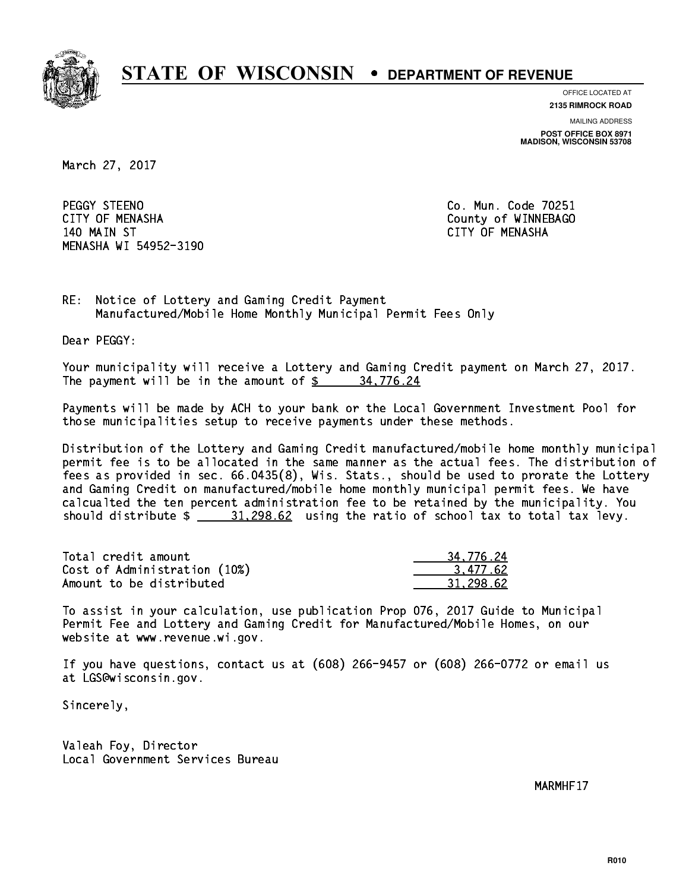# STATE OF WISCONSIN • DEPARTMENT OF REVENUE

OFFICE LOCATED AT
**2135 RIMROCK ROAD**

MAILING ADDRESS
**POST OFFICE BOX 8971**
**MADISON, WISCONSIN 53708**

March 27, 2017

PEGGY STEENO
CITY OF MENASHA
140 MAIN ST
MENASHA WI 54952-3190

Co. Mun. Code 70251
County of WINNEBAGO
CITY OF MENASHA

RE: Notice of Lottery and Gaming Credit Payment
Manufactured/Mobile Home Monthly Municipal Permit Fees Only

Dear PEGGY:

Your municipality will receive a Lottery and Gaming Credit payment on March 27, 2017. The payment will be in the amount of $ 34,776.24

Payments will be made by ACH to your bank or the Local Government Investment Pool for those municipalities setup to receive payments under these methods.

Distribution of the Lottery and Gaming Credit manufactured/mobile home monthly municipal permit fee is to be allocated in the same manner as the actual fees. The distribution of fees as provided in sec. 66.0435(8), Wis. Stats., should be used to prorate the Lottery and Gaming Credit on manufactured/mobile home monthly municipal permit fees. We have calcualted the ten percent administration fee to be retained by the municipality. You should distribute $ 31,298.62 using the ratio of school tax to total tax levy.

| | |
|---|---:|
| Total credit amount | 34,776.24 |
| Cost of Administration (10%) | 3,477.62 |
| Amount to be distributed | 31,298.62 |

To assist in your calculation, use publication Prop 076, 2017 Guide to Municipal Permit Fee and Lottery and Gaming Credit for Manufactured/Mobile Homes, on our website at www.revenue.wi.gov.

If you have questions, contact us at (608) 266-9457 or (608) 266-0772 or email us at LGS@wisconsin.gov.

Sincerely,

Valeah Foy, Director
Local Government Services Bureau

MARMHF17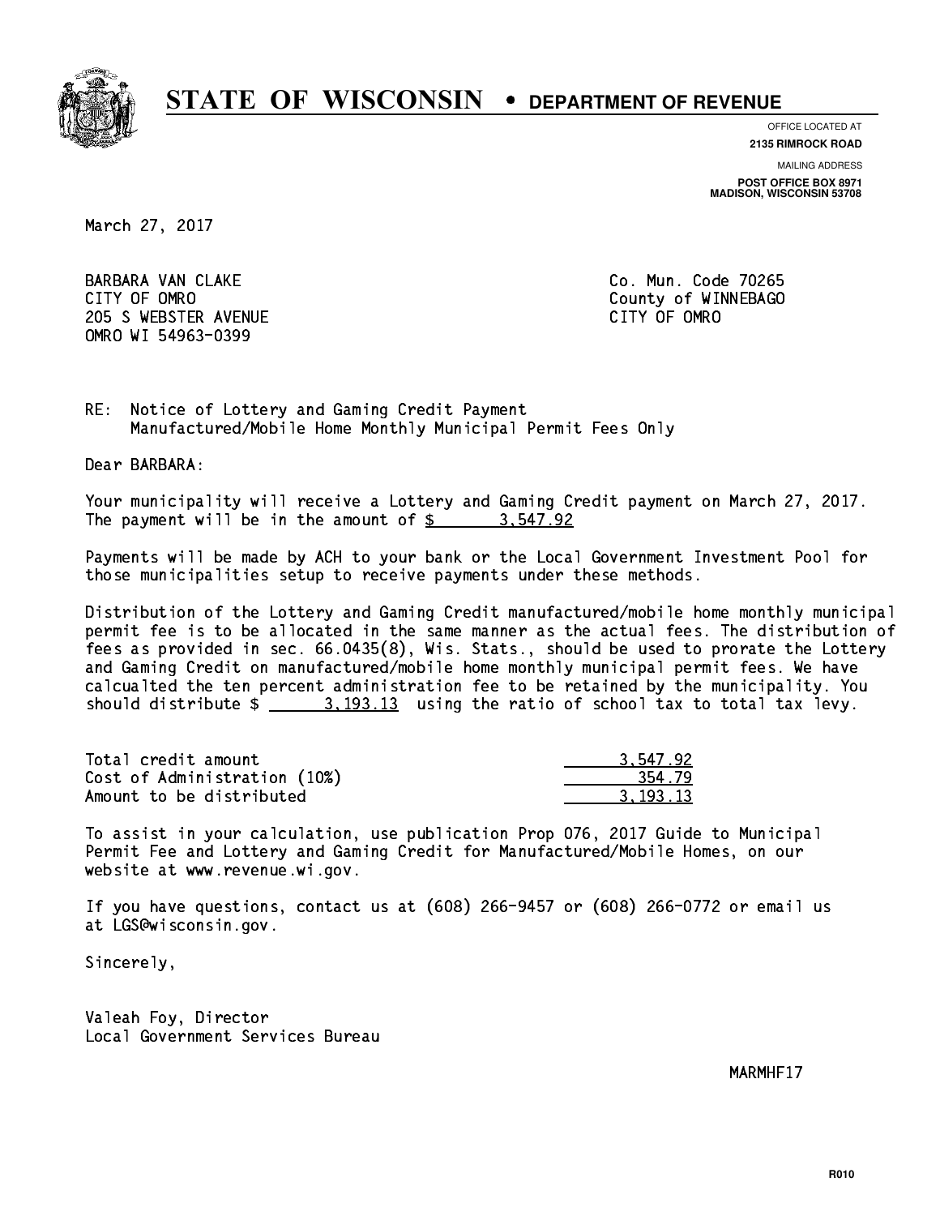# STATE OF WISCONSIN • DEPARTMENT OF REVENUE

OFFICE LOCATED AT
**2135 RIMROCK ROAD**

MAILING ADDRESS
**POST OFFICE BOX 8971**
**MADISON, WISCONSIN 53708**

March 27, 2017

BARBARA VAN CLAKE
CITY OF OMRO
205 S WEBSTER AVENUE
OMRO WI 54963-0399

Co. Mun. Code 70265
County of WINNEBAGO
CITY OF OMRO

RE: Notice of Lottery and Gaming Credit Payment
Manufactured/Mobile Home Monthly Municipal Permit Fees Only

Dear BARBARA:

Your municipality will receive a Lottery and Gaming Credit payment on March 27, 2017. The payment will be in the amount of $ 3,547.92

Payments will be made by ACH to your bank or the Local Government Investment Pool for those municipalities setup to receive payments under these methods.

Distribution of the Lottery and Gaming Credit manufactured/mobile home monthly municipal permit fee is to be allocated in the same manner as the actual fees. The distribution of fees as provided in sec. 66.0435(8), Wis. Stats., should be used to prorate the Lottery and Gaming Credit on manufactured/mobile home monthly municipal permit fees. We have calcualted the ten percent administration fee to be retained by the municipality. You should distribute $ 3,193.13 using the ratio of school tax to total tax levy.

| | |
|---|---|
| Total credit amount | 3,547.92 |
| Cost of Administration (10%) | 354.79 |
| Amount to be distributed | 3,193.13 |

To assist in your calculation, use publication Prop 076, 2017 Guide to Municipal Permit Fee and Lottery and Gaming Credit for Manufactured/Mobile Homes, on our website at www.revenue.wi.gov.

If you have questions, contact us at (608) 266-9457 or (608) 266-0772 or email us at LGS@wisconsin.gov.

Sincerely,

Valeah Foy, Director
Local Government Services Bureau

MARMHF17

R010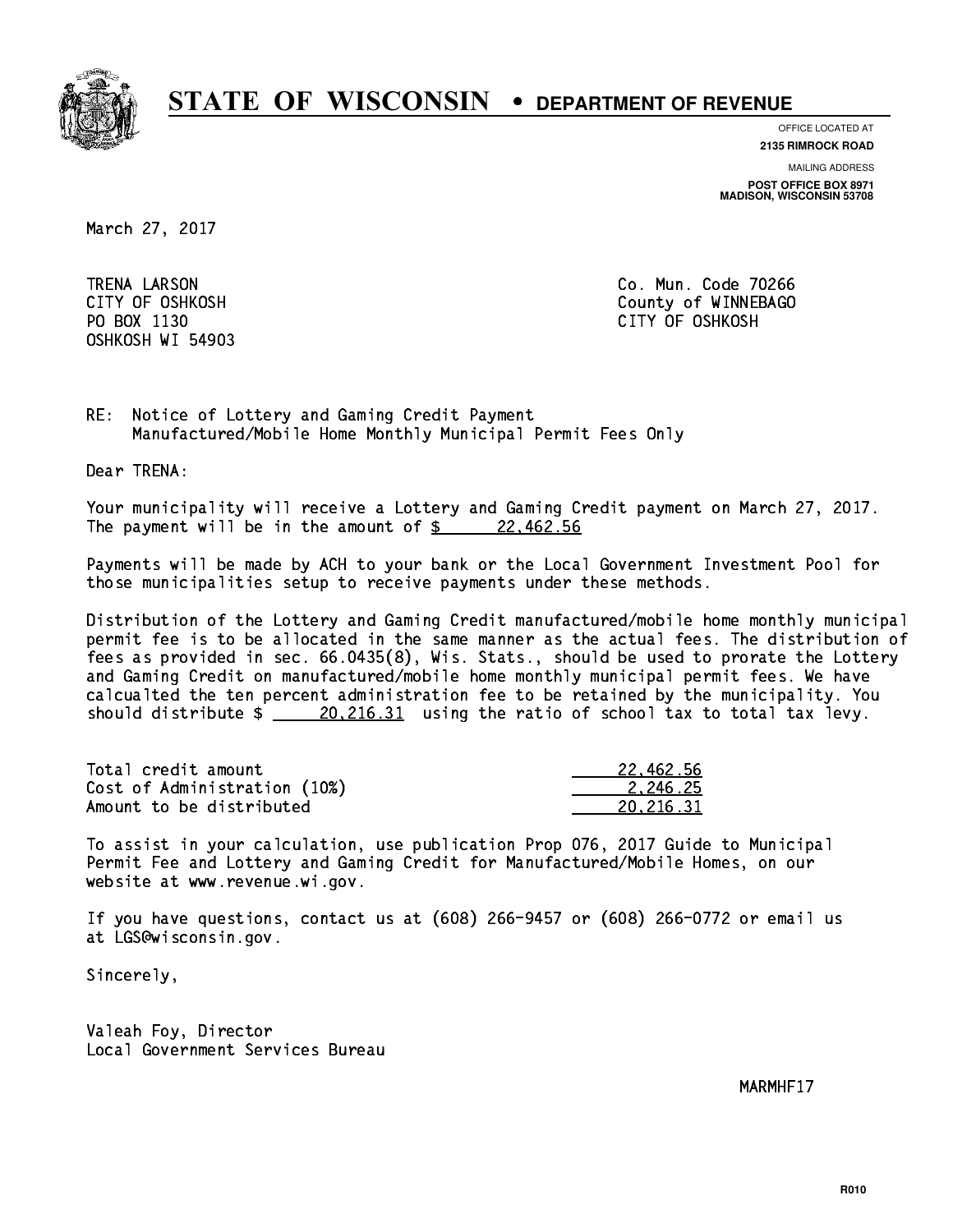# STATE OF WISCONSIN • DEPARTMENT OF REVENUE

OFFICE LOCATED AT
**2135 RIMROCK ROAD**

MAILING ADDRESS
**POST OFFICE BOX 8971**
**MADISON, WISCONSIN 53708**

March 27, 2017

TRENA LARSON
CITY OF OSHKOSH
PO BOX 1130
OSHKOSH WI 54903

Co. Mun. Code 70266
County of WINNEBAGO
CITY OF OSHKOSH

RE: Notice of Lottery and Gaming Credit Payment
Manufactured/Mobile Home Monthly Municipal Permit Fees Only

Dear TRENA:

Your municipality will receive a Lottery and Gaming Credit payment on March 27, 2017. The payment will be in the amount of $ 22,462.56

Payments will be made by ACH to your bank or the Local Government Investment Pool for those municipalities setup to receive payments under these methods.

Distribution of the Lottery and Gaming Credit manufactured/mobile home monthly municipal permit fee is to be allocated in the same manner as the actual fees. The distribution of fees as provided in sec. 66.0435(8), Wis. Stats., should be used to prorate the Lottery and Gaming Credit on manufactured/mobile home monthly municipal permit fees. We have calcualted the ten percent administration fee to be retained by the municipality. You should distribute $ 20,216.31 using the ratio of school tax to total tax levy.

| | |
|---|---|
| Total credit amount | 22,462.56 |
| Cost of Administration (10%) | 2,246.25 |
| Amount to be distributed | 20,216.31 |

To assist in your calculation, use publication Prop 076, 2017 Guide to Municipal Permit Fee and Lottery and Gaming Credit for Manufactured/Mobile Homes, on our website at www.revenue.wi.gov.

If you have questions, contact us at (608) 266-9457 or (608) 266-0772 or email us at LGS@wisconsin.gov.

Sincerely,

Valeah Foy, Director
Local Government Services Bureau

MARMHF17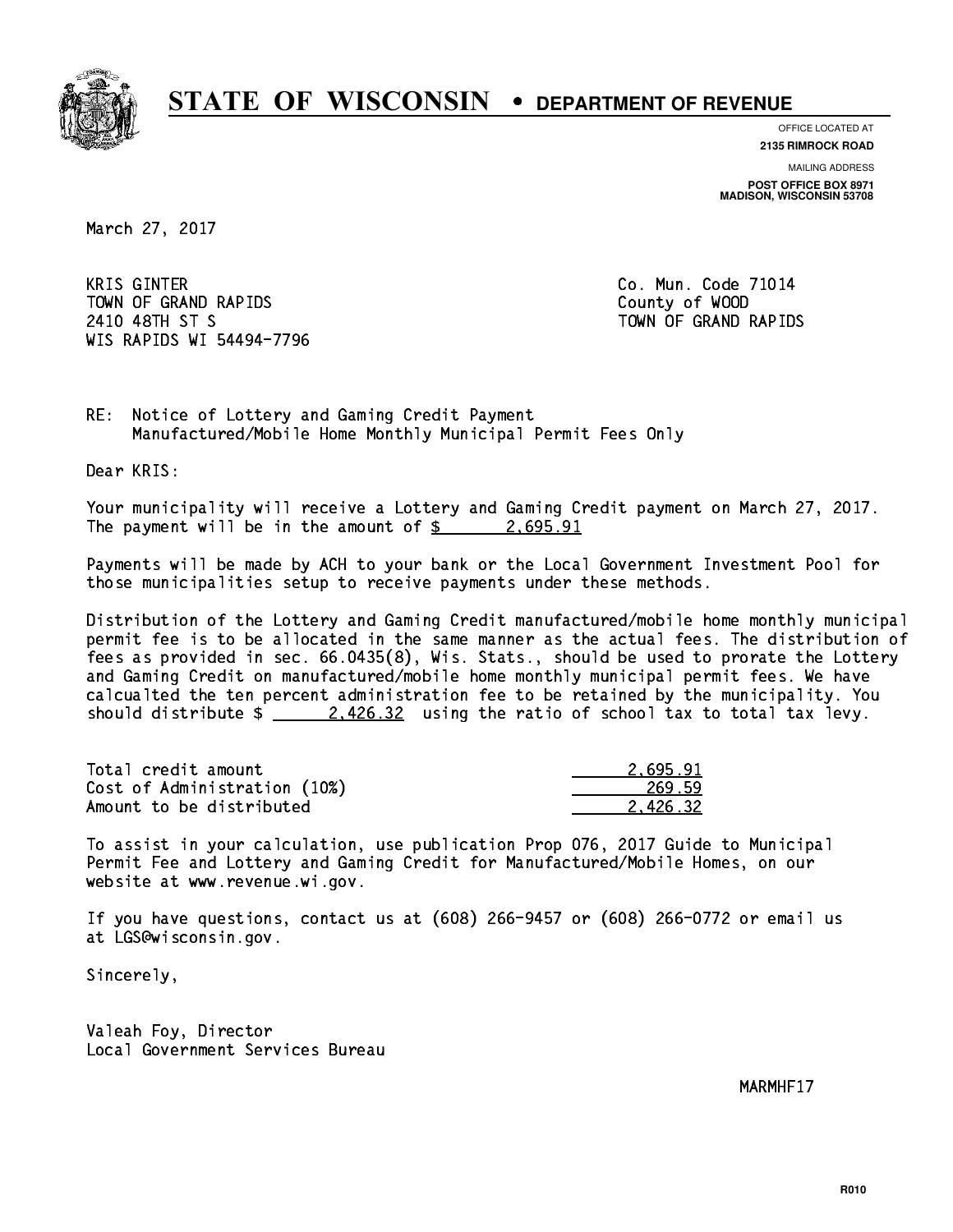# STATE OF WISCONSIN • DEPARTMENT OF REVENUE

OFFICE LOCATED AT
**2135 RIMROCK ROAD**

MAILING ADDRESS
**POST OFFICE BOX 8971**
**MADISON, WISCONSIN 53708**

March 27, 2017

KRIS GINTER
TOWN OF GRAND RAPIDS
2410 48TH ST S
WIS RAPIDS WI 54494-7796

Co. Mun. Code 71014
County of WOOD
TOWN OF GRAND RAPIDS

RE: Notice of Lottery and Gaming Credit Payment
Manufactured/Mobile Home Monthly Municipal Permit Fees Only

Dear KRIS:

Your municipality will receive a Lottery and Gaming Credit payment on March 27, 2017. The payment will be in the amount of $ 2,695.91

Payments will be made by ACH to your bank or the Local Government Investment Pool for those municipalities setup to receive payments under these methods.

Distribution of the Lottery and Gaming Credit manufactured/mobile home monthly municipal permit fee is to be allocated in the same manner as the actual fees. The distribution of fees as provided in sec. 66.0435(8), Wis. Stats., should be used to prorate the Lottery and Gaming Credit on manufactured/mobile home monthly municipal permit fees. We have calcualted the ten percent administration fee to be retained by the municipality. You should distribute $ 2,426.32 using the ratio of school tax to total tax levy.

| | |
|---|---|
| Total credit amount | 2,695.91 |
| Cost of Administration (10%) | 269.59 |
| Amount to be distributed | 2,426.32 |

To assist in your calculation, use publication Prop 076, 2017 Guide to Municipal Permit Fee and Lottery and Gaming Credit for Manufactured/Mobile Homes, on our website at www.revenue.wi.gov.

If you have questions, contact us at (608) 266-9457 or (608) 266-0772 or email us at LGS@wisconsin.gov.

Sincerely,

Valeah Foy, Director
Local Government Services Bureau

MARMHF17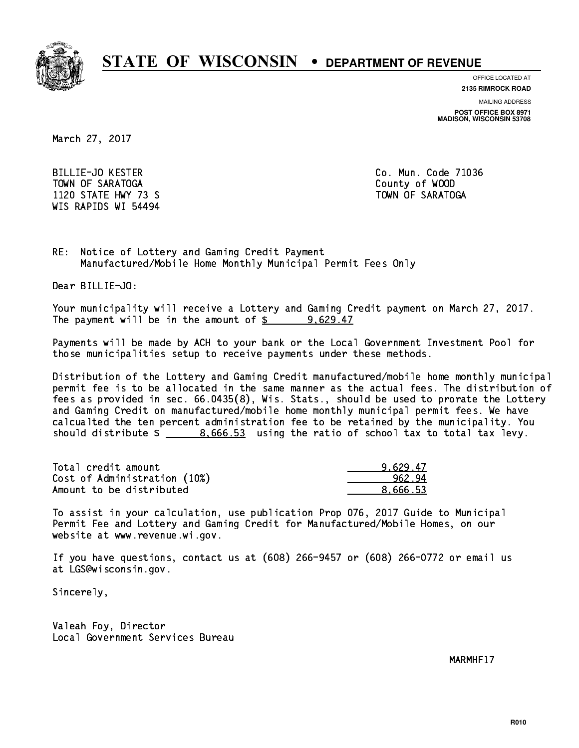# STATE OF WISCONSIN • DEPARTMENT OF REVENUE

OFFICE LOCATED AT
**2135 RIMROCK ROAD**

MAILING ADDRESS
**POST OFFICE BOX 8971**
**MADISON, WISCONSIN 53708**

March 27, 2017

BILLIE-JO KESTER
TOWN OF SARATOGA
1120 STATE HWY 73 S
WIS RAPIDS WI 54494

Co. Mun. Code 71036
County of WOOD
TOWN OF SARATOGA

RE: Notice of Lottery and Gaming Credit Payment
Manufactured/Mobile Home Monthly Municipal Permit Fees Only

Dear BILLIE-JO:

Your municipality will receive a Lottery and Gaming Credit payment on March 27, 2017. The payment will be in the amount of $ 9,629.47

Payments will be made by ACH to your bank or the Local Government Investment Pool for those municipalities setup to receive payments under these methods.

Distribution of the Lottery and Gaming Credit manufactured/mobile home monthly municipal permit fee is to be allocated in the same manner as the actual fees. The distribution of fees as provided in sec. 66.0435(8), Wis. Stats., should be used to prorate the Lottery and Gaming Credit on manufactured/mobile home monthly municipal permit fees. We have calcualted the ten percent administration fee to be retained by the municipality. You should distribute $ 8,666.53 using the ratio of school tax to total tax levy.

| | |
|---|---|
| Total credit amount | 9,629.47 |
| Cost of Administration (10%) | 962.94 |
| Amount to be distributed | 8,666.53 |

To assist in your calculation, use publication Prop 076, 2017 Guide to Municipal Permit Fee and Lottery and Gaming Credit for Manufactured/Mobile Homes, on our website at www.revenue.wi.gov.

If you have questions, contact us at (608) 266-9457 or (608) 266-0772 or email us at LGS@wisconsin.gov.

Sincerely,

Valeah Foy, Director
Local Government Services Bureau

MARMHF17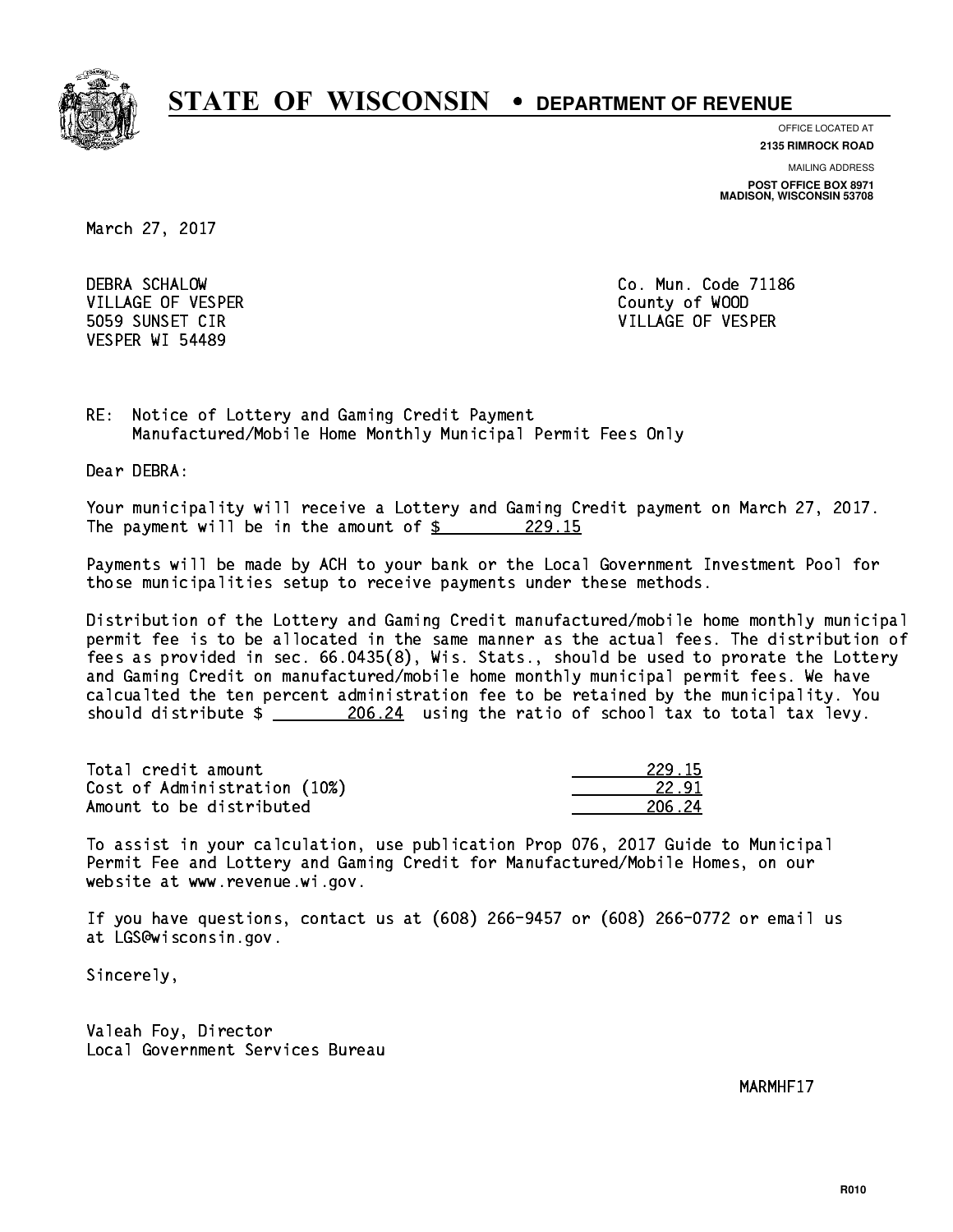# STATE OF WISCONSIN • DEPARTMENT OF REVENUE

OFFICE LOCATED AT
**2135 RIMROCK ROAD**

MAILING ADDRESS
**POST OFFICE BOX 8971**
**MADISON, WISCONSIN 53708**

March 27, 2017

DEBRA SCHALOW
VILLAGE OF VESPER
5059 SUNSET CIR
VESPER WI 54489

Co. Mun. Code 71186
County of WOOD
VILLAGE OF VESPER

RE: Notice of Lottery and Gaming Credit Payment
Manufactured/Mobile Home Monthly Municipal Permit Fees Only

Dear DEBRA:

Your municipality will receive a Lottery and Gaming Credit payment on March 27, 2017. The payment will be in the amount of $ 229.15

Payments will be made by ACH to your bank or the Local Government Investment Pool for those municipalities setup to receive payments under these methods.

Distribution of the Lottery and Gaming Credit manufactured/mobile home monthly municipal permit fee is to be allocated in the same manner as the actual fees. The distribution of fees as provided in sec. 66.0435(8), Wis. Stats., should be used to prorate the Lottery and Gaming Credit on manufactured/mobile home monthly municipal permit fees. We have calcualted the ten percent administration fee to be retained by the municipality. You should distribute $ 206.24 using the ratio of school tax to total tax levy.

| | |
|---|---|
| Total credit amount | 229.15 |
| Cost of Administration (10%) | 22.91 |
| Amount to be distributed | 206.24 |

To assist in your calculation, use publication Prop 076, 2017 Guide to Municipal Permit Fee and Lottery and Gaming Credit for Manufactured/Mobile Homes, on our website at www.revenue.wi.gov.

If you have questions, contact us at (608) 266-9457 or (608) 266-0772 or email us at LGS@wisconsin.gov.

Sincerely,

Valeah Foy, Director
Local Government Services Bureau

MARMHF17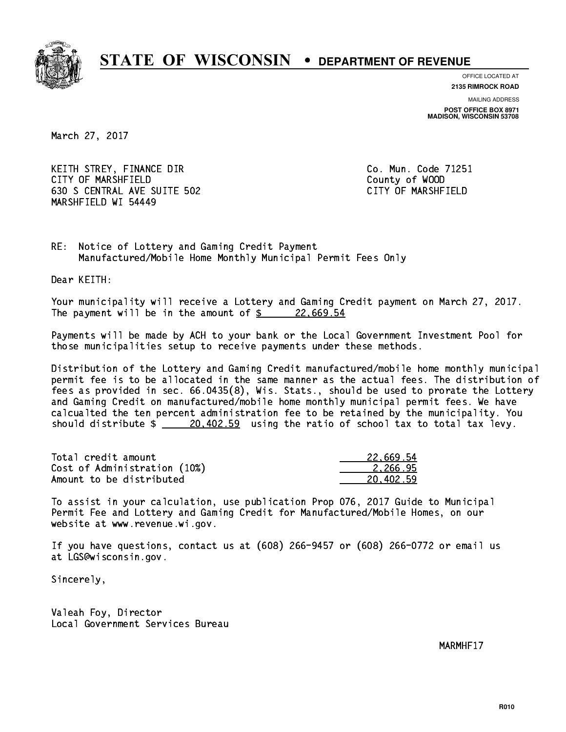# STATE OF WISCONSIN • DEPARTMENT OF REVENUE

OFFICE LOCATED AT
**2135 RIMROCK ROAD**

MAILING ADDRESS
**POST OFFICE BOX 8971**
**MADISON, WISCONSIN 53708**

March 27, 2017

KEITH STREY, FINANCE DIR
CITY OF MARSHFIELD
630 S CENTRAL AVE SUITE 502
MARSHFIELD WI 54449

Co. Mun. Code 71251
County of WOOD
CITY OF MARSHFIELD

RE: Notice of Lottery and Gaming Credit Payment
Manufactured/Mobile Home Monthly Municipal Permit Fees Only

Dear KEITH:

Your municipality will receive a Lottery and Gaming Credit payment on March 27, 2017. The payment will be in the amount of $ 22,669.54

Payments will be made by ACH to your bank or the Local Government Investment Pool for those municipalities setup to receive payments under these methods.

Distribution of the Lottery and Gaming Credit manufactured/mobile home monthly municipal permit fee is to be allocated in the same manner as the actual fees. The distribution of fees as provided in sec. 66.0435(8), Wis. Stats., should be used to prorate the Lottery and Gaming Credit on manufactured/mobile home monthly municipal permit fees. We have calcualted the ten percent administration fee to be retained by the municipality. You should distribute $ 20,402.59 using the ratio of school tax to total tax levy.

| | |
|---|---|
| Total credit amount | 22,669.54 |
| Cost of Administration (10%) | 2,266.95 |
| Amount to be distributed | 20,402.59 |

To assist in your calculation, use publication Prop 076, 2017 Guide to Municipal Permit Fee and Lottery and Gaming Credit for Manufactured/Mobile Homes, on our website at www.revenue.wi.gov.

If you have questions, contact us at (608) 266-9457 or (608) 266-0772 or email us at LGS@wisconsin.gov.

Sincerely,

Valeah Foy, Director
Local Government Services Bureau

MARMHF17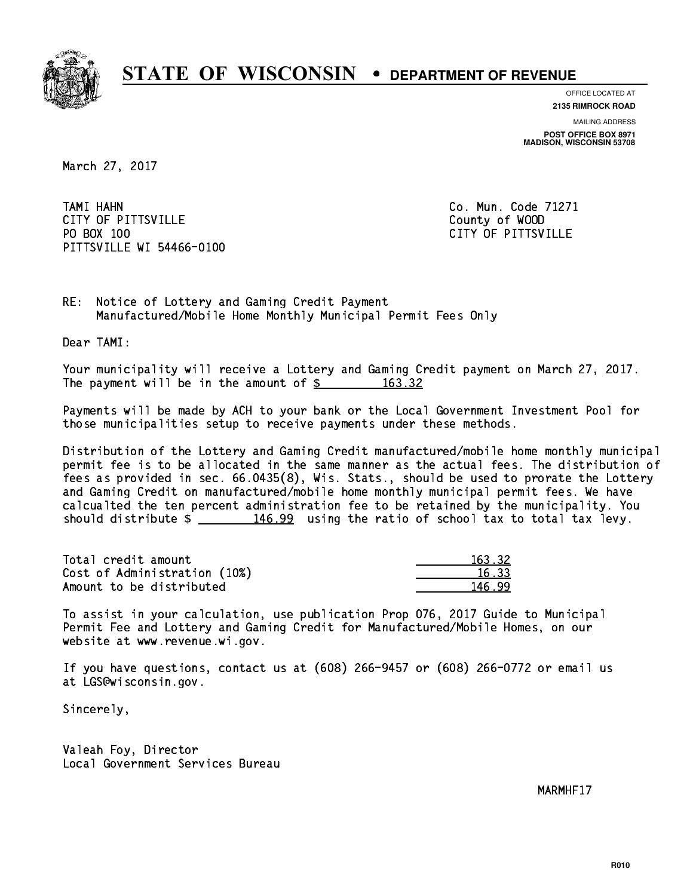# STATE OF WISCONSIN • DEPARTMENT OF REVENUE

OFFICE LOCATED AT
**2135 RIMROCK ROAD**

MAILING ADDRESS
**POST OFFICE BOX 8971**
**MADISON, WISCONSIN 53708**

March 27, 2017

TAMI HAHN
CITY OF PITTSVILLE
PO BOX 100
PITTSVILLE WI 54466-0100

Co. Mun. Code 71271
County of WOOD
CITY OF PITTSVILLE

RE: Notice of Lottery and Gaming Credit Payment
Manufactured/Mobile Home Monthly Municipal Permit Fees Only

Dear TAMI:

Your municipality will receive a Lottery and Gaming Credit payment on March 27, 2017. The payment will be in the amount of $ 163.32

Payments will be made by ACH to your bank or the Local Government Investment Pool for those municipalities setup to receive payments under these methods.

Distribution of the Lottery and Gaming Credit manufactured/mobile home monthly municipal permit fee is to be allocated in the same manner as the actual fees. The distribution of fees as provided in sec. 66.0435(8), Wis. Stats., should be used to prorate the Lottery and Gaming Credit on manufactured/mobile home monthly municipal permit fees. We have calcualted the ten percent administration fee to be retained by the municipality. You should distribute $ 146.99 using the ratio of school tax to total tax levy.

| | |
|---|---|
| Total credit amount | 163.32 |
| Cost of Administration (10%) | 16.33 |
| Amount to be distributed | 146.99 |

To assist in your calculation, use publication Prop 076, 2017 Guide to Municipal Permit Fee and Lottery and Gaming Credit for Manufactured/Mobile Homes, on our website at www.revenue.wi.gov.

If you have questions, contact us at (608) 266-9457 or (608) 266-0772 or email us at LGS@wisconsin.gov.

Sincerely,

Valeah Foy, Director
Local Government Services Bureau

MARMHF17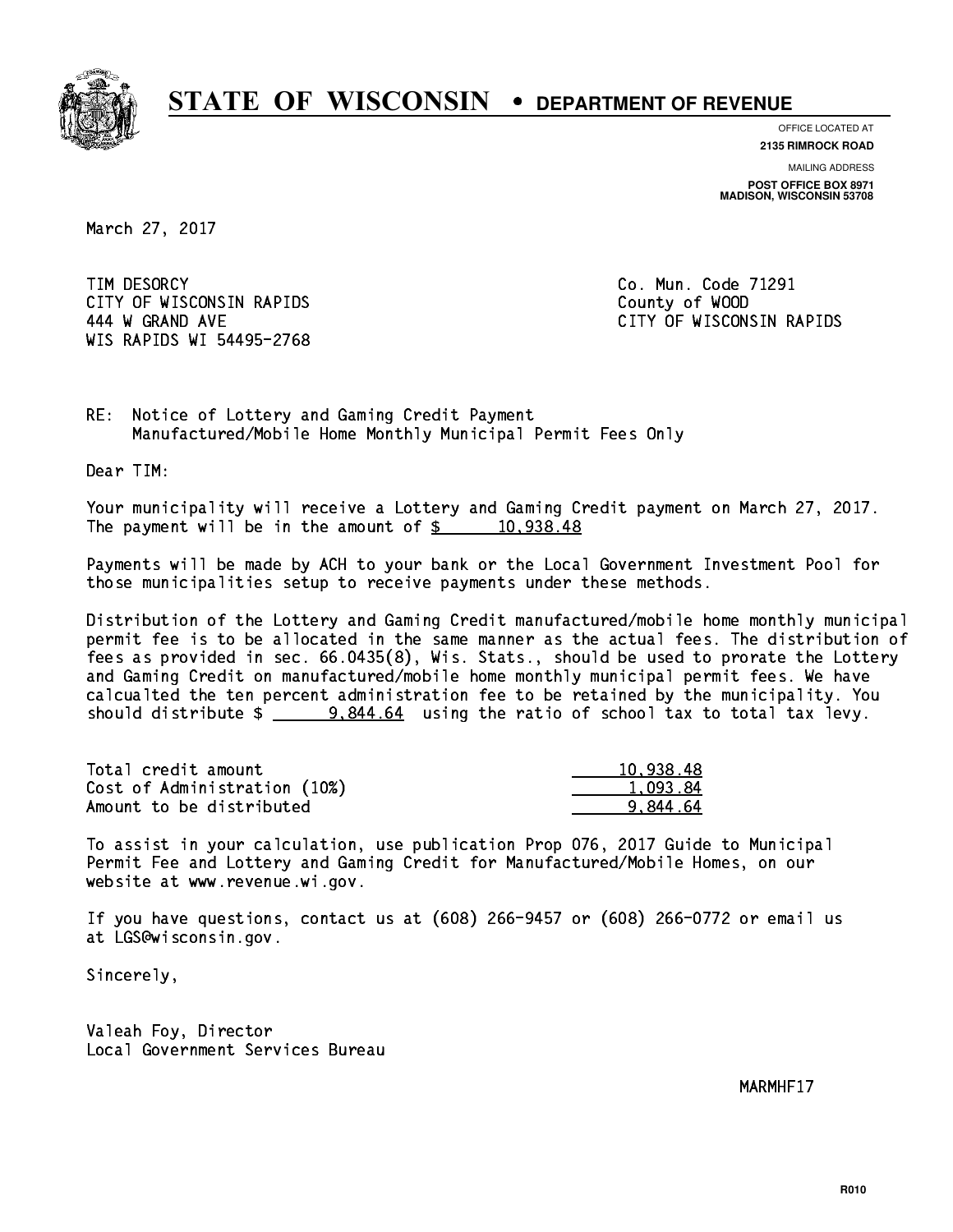# STATE OF WISCONSIN • DEPARTMENT OF REVENUE

OFFICE LOCATED AT
**2135 RIMROCK ROAD**

MAILING ADDRESS
**POST OFFICE BOX 8971**
**MADISON, WISCONSIN 53708**

March 27, 2017

TIM DESORCY
CITY OF WISCONSIN RAPIDS
444 W GRAND AVE
WIS RAPIDS WI 54495-2768

Co. Mun. Code 71291
County of WOOD
CITY OF WISCONSIN RAPIDS

RE: Notice of Lottery and Gaming Credit Payment
Manufactured/Mobile Home Monthly Municipal Permit Fees Only

Dear TIM:

Your municipality will receive a Lottery and Gaming Credit payment on March 27, 2017. The payment will be in the amount of $ 10,938.48

Payments will be made by ACH to your bank or the Local Government Investment Pool for those municipalities setup to receive payments under these methods.

Distribution of the Lottery and Gaming Credit manufactured/mobile home monthly municipal permit fee is to be allocated in the same manner as the actual fees. The distribution of fees as provided in sec. 66.0435(8), Wis. Stats., should be used to prorate the Lottery and Gaming Credit on manufactured/mobile home monthly municipal permit fees. We have calcualted the ten percent administration fee to be retained by the municipality. You should distribute $ 9,844.64 using the ratio of school tax to total tax levy.

| | |
|---|---|
| Total credit amount | 10,938.48 |
| Cost of Administration (10%) | 1,093.84 |
| Amount to be distributed | 9,844.64 |

To assist in your calculation, use publication Prop 076, 2017 Guide to Municipal Permit Fee and Lottery and Gaming Credit for Manufactured/Mobile Homes, on our website at www.revenue.wi.gov.

If you have questions, contact us at (608) 266-9457 or (608) 266-0772 or email us at LGS@wisconsin.gov.

Sincerely,

Valeah Foy, Director
Local Government Services Bureau

MARMHF17